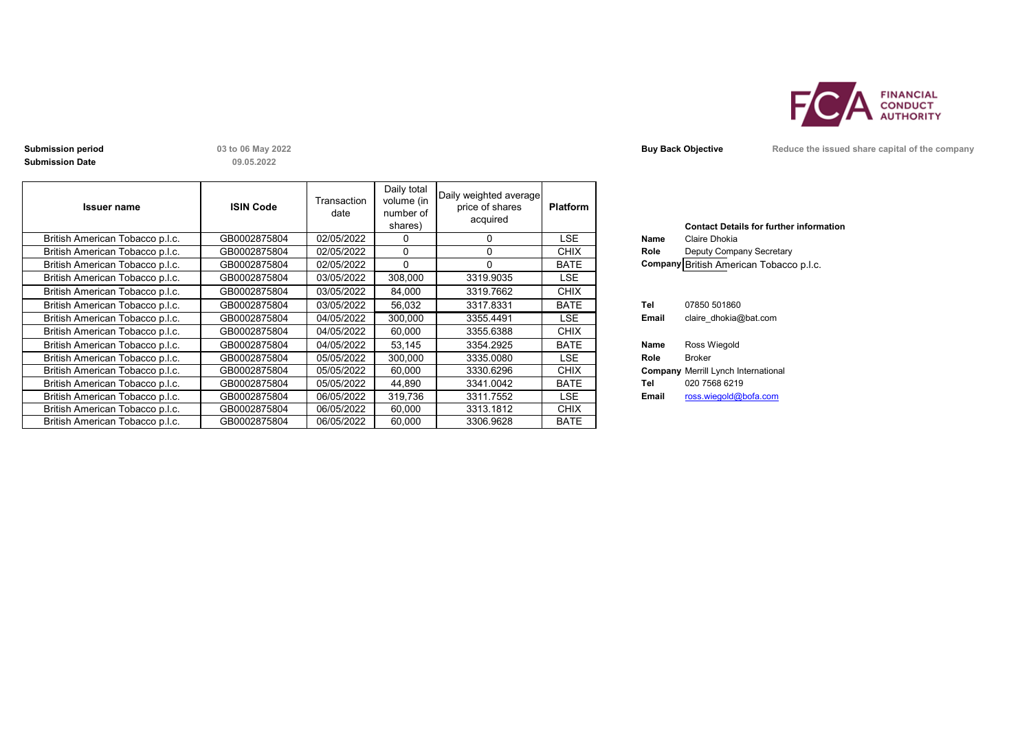FINANCIAL CONDUCT AUTHORITY

**Submission period** 03 to 06 May 2022
**Submission Date** 09.05.2022

**Buy Back Objective** Reduce the issued share capital of the company

| Issuer name | ISIN Code | Transaction date | Daily total volume (in number of shares) | Daily weighted average price of shares acquired | Platform |
|---|---|---|---|---|---|
| British American Tobacco p.l.c. | GB0002875804 | 02/05/2022 | 0 | 0 | LSE |
| British American Tobacco p.l.c. | GB0002875804 | 02/05/2022 | 0 | 0 | CHIX |
| British American Tobacco p.l.c. | GB0002875804 | 02/05/2022 | 0 | 0 | BATE |
| British American Tobacco p.l.c. | GB0002875804 | 03/05/2022 | 308,000 | 3319.9035 | LSE |
| British American Tobacco p.l.c. | GB0002875804 | 03/05/2022 | 84,000 | 3319.7662 | CHIX |
| British American Tobacco p.l.c. | GB0002875804 | 03/05/2022 | 56,032 | 3317.8331 | BATE |
| British American Tobacco p.l.c. | GB0002875804 | 04/05/2022 | 300,000 | 3355.4491 | LSE |
| British American Tobacco p.l.c. | GB0002875804 | 04/05/2022 | 60,000 | 3355.6388 | CHIX |
| British American Tobacco p.l.c. | GB0002875804 | 04/05/2022 | 53,145 | 3354.2925 | BATE |
| British American Tobacco p.l.c. | GB0002875804 | 05/05/2022 | 300,000 | 3335.0080 | LSE |
| British American Tobacco p.l.c. | GB0002875804 | 05/05/2022 | 60,000 | 3330.6296 | CHIX |
| British American Tobacco p.l.c. | GB0002875804 | 05/05/2022 | 44,890 | 3341.0042 | BATE |
| British American Tobacco p.l.c. | GB0002875804 | 06/05/2022 | 319,736 | 3311.7552 | LSE |
| British American Tobacco p.l.c. | GB0002875804 | 06/05/2022 | 60,000 | 3313.1812 | CHIX |
| British American Tobacco p.l.c. | GB0002875804 | 06/05/2022 | 60,000 | 3306.9628 | BATE |

**Contact Details for further information**

**Name** Claire Dhokia
**Role** Deputy Company Secretary
**Company** British American Tobacco p.l.c.

**Tel** 07850 501860
**Email** claire_dhokia@bat.com

**Name** Ross Wiegold
**Role** Broker
**Company** Merrill Lynch International
**Tel** 020 7568 6219
**Email** ross.wiegold@bofa.com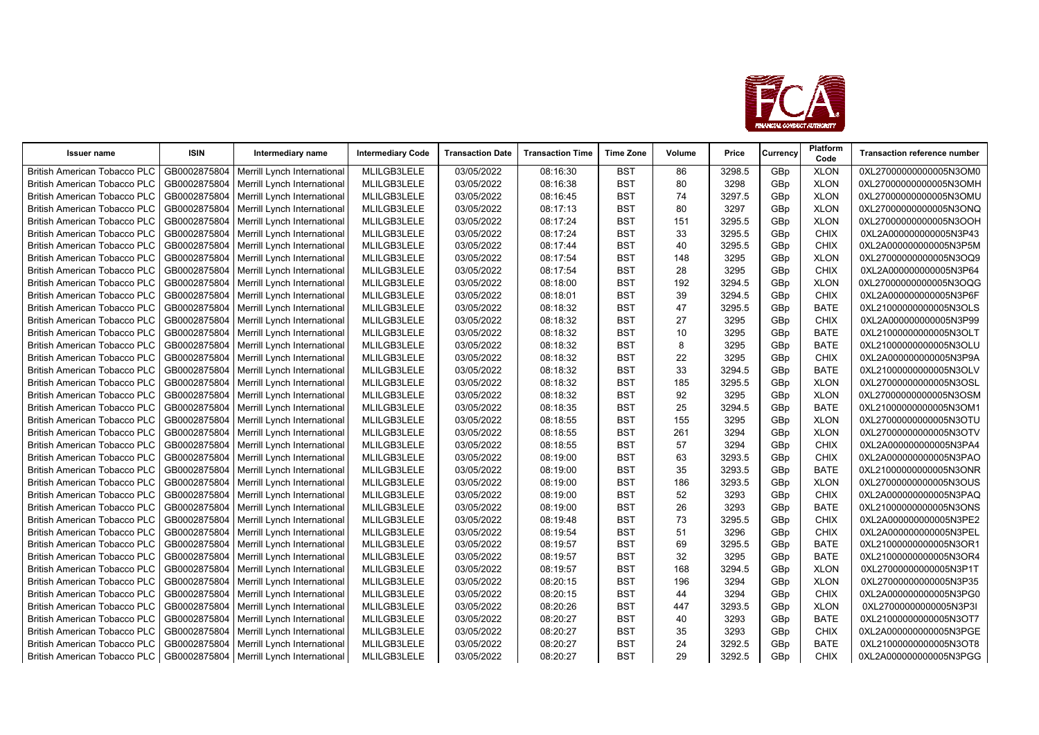| Issuer name | ISIN | Intermediary name | Intermediary Code | Transaction Date | Transaction Time | Time Zone | Volume | Price | Currency | Platform Code | Transaction reference number |
|---|---|---|---|---|---|---|---|---|---|---|---|
| British American Tobacco PLC | GB0002875804 | Merrill Lynch International | MLILGB3LELE | 03/05/2022 | 08:16:30 | BST | 86 | 3298.5 | GBp | XLON | 0XL27000000000005N3OM0 |
| British American Tobacco PLC | GB0002875804 | Merrill Lynch International | MLILGB3LELE | 03/05/2022 | 08:16:38 | BST | 80 | 3298 | GBp | XLON | 0XL27000000000005N3OMH |
| British American Tobacco PLC | GB0002875804 | Merrill Lynch International | MLILGB3LELE | 03/05/2022 | 08:16:45 | BST | 74 | 3297.5 | GBp | XLON | 0XL27000000000005N3OMU |
| British American Tobacco PLC | GB0002875804 | Merrill Lynch International | MLILGB3LELE | 03/05/2022 | 08:17:13 | BST | 80 | 3297 | GBp | XLON | 0XL27000000000005N3ONQ |
| British American Tobacco PLC | GB0002875804 | Merrill Lynch International | MLILGB3LELE | 03/05/2022 | 08:17:24 | BST | 151 | 3295.5 | GBp | XLON | 0XL27000000000005N3OOH |
| British American Tobacco PLC | GB0002875804 | Merrill Lynch International | MLILGB3LELE | 03/05/2022 | 08:17:24 | BST | 33 | 3295.5 | GBp | CHIX | 0XL2A000000000005N3P43 |
| British American Tobacco PLC | GB0002875804 | Merrill Lynch International | MLILGB3LELE | 03/05/2022 | 08:17:44 | BST | 40 | 3295.5 | GBp | CHIX | 0XL2A000000000005N3P5M |
| British American Tobacco PLC | GB0002875804 | Merrill Lynch International | MLILGB3LELE | 03/05/2022 | 08:17:54 | BST | 148 | 3295 | GBp | XLON | 0XL27000000000005N3OQ9 |
| British American Tobacco PLC | GB0002875804 | Merrill Lynch International | MLILGB3LELE | 03/05/2022 | 08:17:54 | BST | 28 | 3295 | GBp | CHIX | 0XL2A000000000005N3P64 |
| British American Tobacco PLC | GB0002875804 | Merrill Lynch International | MLILGB3LELE | 03/05/2022 | 08:18:00 | BST | 192 | 3294.5 | GBp | XLON | 0XL27000000000005N3OQG |
| British American Tobacco PLC | GB0002875804 | Merrill Lynch International | MLILGB3LELE | 03/05/2022 | 08:18:01 | BST | 39 | 3294.5 | GBp | CHIX | 0XL2A000000000005N3P6F |
| British American Tobacco PLC | GB0002875804 | Merrill Lynch International | MLILGB3LELE | 03/05/2022 | 08:18:32 | BST | 47 | 3295.5 | GBp | BATE | 0XL21000000000005N3OLS |
| British American Tobacco PLC | GB0002875804 | Merrill Lynch International | MLILGB3LELE | 03/05/2022 | 08:18:32 | BST | 27 | 3295 | GBp | CHIX | 0XL2A000000000005N3P99 |
| British American Tobacco PLC | GB0002875804 | Merrill Lynch International | MLILGB3LELE | 03/05/2022 | 08:18:32 | BST | 10 | 3295 | GBp | BATE | 0XL21000000000005N3OLT |
| British American Tobacco PLC | GB0002875804 | Merrill Lynch International | MLILGB3LELE | 03/05/2022 | 08:18:32 | BST | 8 | 3295 | GBp | BATE | 0XL21000000000005N3OLU |
| British American Tobacco PLC | GB0002875804 | Merrill Lynch International | MLILGB3LELE | 03/05/2022 | 08:18:32 | BST | 22 | 3295 | GBp | CHIX | 0XL2A000000000005N3P9A |
| British American Tobacco PLC | GB0002875804 | Merrill Lynch International | MLILGB3LELE | 03/05/2022 | 08:18:32 | BST | 33 | 3294.5 | GBp | BATE | 0XL21000000000005N3OLV |
| British American Tobacco PLC | GB0002875804 | Merrill Lynch International | MLILGB3LELE | 03/05/2022 | 08:18:32 | BST | 185 | 3295.5 | GBp | XLON | 0XL27000000000005N3OSL |
| British American Tobacco PLC | GB0002875804 | Merrill Lynch International | MLILGB3LELE | 03/05/2022 | 08:18:32 | BST | 92 | 3295 | GBp | XLON | 0XL27000000000005N3OSM |
| British American Tobacco PLC | GB0002875804 | Merrill Lynch International | MLILGB3LELE | 03/05/2022 | 08:18:35 | BST | 25 | 3294.5 | GBp | BATE | 0XL21000000000005N3OM1 |
| British American Tobacco PLC | GB0002875804 | Merrill Lynch International | MLILGB3LELE | 03/05/2022 | 08:18:55 | BST | 155 | 3295 | GBp | XLON | 0XL27000000000005N3OTU |
| British American Tobacco PLC | GB0002875804 | Merrill Lynch International | MLILGB3LELE | 03/05/2022 | 08:18:55 | BST | 261 | 3294 | GBp | XLON | 0XL27000000000005N3OTV |
| British American Tobacco PLC | GB0002875804 | Merrill Lynch International | MLILGB3LELE | 03/05/2022 | 08:18:55 | BST | 57 | 3294 | GBp | CHIX | 0XL2A000000000005N3PA4 |
| British American Tobacco PLC | GB0002875804 | Merrill Lynch International | MLILGB3LELE | 03/05/2022 | 08:19:00 | BST | 63 | 3293.5 | GBp | CHIX | 0XL2A000000000005N3PAO |
| British American Tobacco PLC | GB0002875804 | Merrill Lynch International | MLILGB3LELE | 03/05/2022 | 08:19:00 | BST | 35 | 3293.5 | GBp | BATE | 0XL21000000000005N3ONR |
| British American Tobacco PLC | GB0002875804 | Merrill Lynch International | MLILGB3LELE | 03/05/2022 | 08:19:00 | BST | 186 | 3293.5 | GBp | XLON | 0XL27000000000005N3OUS |
| British American Tobacco PLC | GB0002875804 | Merrill Lynch International | MLILGB3LELE | 03/05/2022 | 08:19:00 | BST | 52 | 3293 | GBp | CHIX | 0XL2A000000000005N3PAQ |
| British American Tobacco PLC | GB0002875804 | Merrill Lynch International | MLILGB3LELE | 03/05/2022 | 08:19:00 | BST | 26 | 3293 | GBp | BATE | 0XL21000000000005N3ONS |
| British American Tobacco PLC | GB0002875804 | Merrill Lynch International | MLILGB3LELE | 03/05/2022 | 08:19:48 | BST | 73 | 3295.5 | GBp | CHIX | 0XL2A000000000005N3PE2 |
| British American Tobacco PLC | GB0002875804 | Merrill Lynch International | MLILGB3LELE | 03/05/2022 | 08:19:54 | BST | 51 | 3296 | GBp | CHIX | 0XL2A000000000005N3PEL |
| British American Tobacco PLC | GB0002875804 | Merrill Lynch International | MLILGB3LELE | 03/05/2022 | 08:19:57 | BST | 69 | 3295.5 | GBp | BATE | 0XL21000000000005N3OR1 |
| British American Tobacco PLC | GB0002875804 | Merrill Lynch International | MLILGB3LELE | 03/05/2022 | 08:19:57 | BST | 32 | 3295 | GBp | BATE | 0XL21000000000005N3OR4 |
| British American Tobacco PLC | GB0002875804 | Merrill Lynch International | MLILGB3LELE | 03/05/2022 | 08:19:57 | BST | 168 | 3294.5 | GBp | XLON | 0XL27000000000005N3P1T |
| British American Tobacco PLC | GB0002875804 | Merrill Lynch International | MLILGB3LELE | 03/05/2022 | 08:20:15 | BST | 196 | 3294 | GBp | XLON | 0XL27000000000005N3P35 |
| British American Tobacco PLC | GB0002875804 | Merrill Lynch International | MLILGB3LELE | 03/05/2022 | 08:20:15 | BST | 44 | 3294 | GBp | CHIX | 0XL2A000000000005N3PG0 |
| British American Tobacco PLC | GB0002875804 | Merrill Lynch International | MLILGB3LELE | 03/05/2022 | 08:20:26 | BST | 447 | 3293.5 | GBp | XLON | 0XL27000000000005N3P3I |
| British American Tobacco PLC | GB0002875804 | Merrill Lynch International | MLILGB3LELE | 03/05/2022 | 08:20:27 | BST | 40 | 3293 | GBp | BATE | 0XL21000000000005N3OT7 |
| British American Tobacco PLC | GB0002875804 | Merrill Lynch International | MLILGB3LELE | 03/05/2022 | 08:20:27 | BST | 35 | 3293 | GBp | CHIX | 0XL2A000000000005N3PGE |
| British American Tobacco PLC | GB0002875804 | Merrill Lynch International | MLILGB3LELE | 03/05/2022 | 08:20:27 | BST | 24 | 3292.5 | GBp | BATE | 0XL21000000000005N3OT8 |
| British American Tobacco PLC | GB0002875804 | Merrill Lynch International | MLILGB3LELE | 03/05/2022 | 08:20:27 | BST | 29 | 3292.5 | GBp | CHIX | 0XL2A000000000005N3PGG |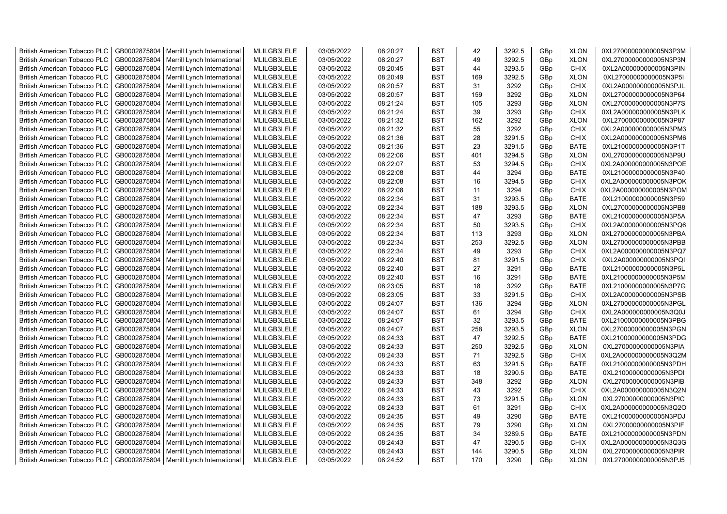| British American Tobacco PLC | GB0002875804 | Merrill Lynch International | MLILGB3LELE | 03/05/2022 | 08:20:27 | BST | 42 | 3292.5 | GBp | XLON | 0XL27000000000005N3P3M |
|---|---|---|---|---|---|---|---|---|---|---|---|
| British American Tobacco PLC | GB0002875804 | Merrill Lynch International | MLILGB3LELE | 03/05/2022 | 08:20:27 | BST | 49 | 3292.5 | GBp | XLON | 0XL27000000000005N3P3N |
| British American Tobacco PLC | GB0002875804 | Merrill Lynch International | MLILGB3LELE | 03/05/2022 | 08:20:45 | BST | 44 | 3293.5 | GBp | CHIX | 0XL2A000000000005N3PIN |
| British American Tobacco PLC | GB0002875804 | Merrill Lynch International | MLILGB3LELE | 03/05/2022 | 08:20:49 | BST | 169 | 3292.5 | GBp | XLON | 0XL27000000000005N3P5I |
| British American Tobacco PLC | GB0002875804 | Merrill Lynch International | MLILGB3LELE | 03/05/2022 | 08:20:57 | BST | 31 | 3292 | GBp | CHIX | 0XL2A000000000005N3PJL |
| British American Tobacco PLC | GB0002875804 | Merrill Lynch International | MLILGB3LELE | 03/05/2022 | 08:20:57 | BST | 159 | 3292 | GBp | XLON | 0XL27000000000005N3P64 |
| British American Tobacco PLC | GB0002875804 | Merrill Lynch International | MLILGB3LELE | 03/05/2022 | 08:21:24 | BST | 105 | 3293 | GBp | XLON | 0XL27000000000005N3P7S |
| British American Tobacco PLC | GB0002875804 | Merrill Lynch International | MLILGB3LELE | 03/05/2022 | 08:21:24 | BST | 39 | 3293 | GBp | CHIX | 0XL2A000000000005N3PLK |
| British American Tobacco PLC | GB0002875804 | Merrill Lynch International | MLILGB3LELE | 03/05/2022 | 08:21:32 | BST | 162 | 3292 | GBp | XLON | 0XL27000000000005N3P87 |
| British American Tobacco PLC | GB0002875804 | Merrill Lynch International | MLILGB3LELE | 03/05/2022 | 08:21:32 | BST | 55 | 3292 | GBp | CHIX | 0XL2A000000000005N3PM3 |
| British American Tobacco PLC | GB0002875804 | Merrill Lynch International | MLILGB3LELE | 03/05/2022 | 08:21:36 | BST | 28 | 3291.5 | GBp | CHIX | 0XL2A000000000005N3PM6 |
| British American Tobacco PLC | GB0002875804 | Merrill Lynch International | MLILGB3LELE | 03/05/2022 | 08:21:36 | BST | 23 | 3291.5 | GBp | BATE | 0XL21000000000005N3P1T |
| British American Tobacco PLC | GB0002875804 | Merrill Lynch International | MLILGB3LELE | 03/05/2022 | 08:22:06 | BST | 401 | 3294.5 | GBp | XLON | 0XL27000000000005N3P9U |
| British American Tobacco PLC | GB0002875804 | Merrill Lynch International | MLILGB3LELE | 03/05/2022 | 08:22:07 | BST | 53 | 3294.5 | GBp | CHIX | 0XL2A000000000005N3POE |
| British American Tobacco PLC | GB0002875804 | Merrill Lynch International | MLILGB3LELE | 03/05/2022 | 08:22:08 | BST | 44 | 3294 | GBp | BATE | 0XL21000000000005N3P40 |
| British American Tobacco PLC | GB0002875804 | Merrill Lynch International | MLILGB3LELE | 03/05/2022 | 08:22:08 | BST | 16 | 3294.5 | GBp | CHIX | 0XL2A000000000005N3POK |
| British American Tobacco PLC | GB0002875804 | Merrill Lynch International | MLILGB3LELE | 03/05/2022 | 08:22:08 | BST | 11 | 3294 | GBp | CHIX | 0XL2A000000000005N3POM |
| British American Tobacco PLC | GB0002875804 | Merrill Lynch International | MLILGB3LELE | 03/05/2022 | 08:22:34 | BST | 31 | 3293.5 | GBp | BATE | 0XL21000000000005N3P59 |
| British American Tobacco PLC | GB0002875804 | Merrill Lynch International | MLILGB3LELE | 03/05/2022 | 08:22:34 | BST | 188 | 3293.5 | GBp | XLON | 0XL27000000000005N3PB8 |
| British American Tobacco PLC | GB0002875804 | Merrill Lynch International | MLILGB3LELE | 03/05/2022 | 08:22:34 | BST | 47 | 3293 | GBp | BATE | 0XL21000000000005N3P5A |
| British American Tobacco PLC | GB0002875804 | Merrill Lynch International | MLILGB3LELE | 03/05/2022 | 08:22:34 | BST | 50 | 3293.5 | GBp | CHIX | 0XL2A000000000005N3PQ6 |
| British American Tobacco PLC | GB0002875804 | Merrill Lynch International | MLILGB3LELE | 03/05/2022 | 08:22:34 | BST | 113 | 3293 | GBp | XLON | 0XL27000000000005N3PBA |
| British American Tobacco PLC | GB0002875804 | Merrill Lynch International | MLILGB3LELE | 03/05/2022 | 08:22:34 | BST | 253 | 3292.5 | GBp | XLON | 0XL27000000000005N3PBB |
| British American Tobacco PLC | GB0002875804 | Merrill Lynch International | MLILGB3LELE | 03/05/2022 | 08:22:34 | BST | 49 | 3293 | GBp | CHIX | 0XL2A000000000005N3PQ7 |
| British American Tobacco PLC | GB0002875804 | Merrill Lynch International | MLILGB3LELE | 03/05/2022 | 08:22:40 | BST | 81 | 3291.5 | GBp | CHIX | 0XL2A000000000005N3PQI |
| British American Tobacco PLC | GB0002875804 | Merrill Lynch International | MLILGB3LELE | 03/05/2022 | 08:22:40 | BST | 27 | 3291 | GBp | BATE | 0XL21000000000005N3P5L |
| British American Tobacco PLC | GB0002875804 | Merrill Lynch International | MLILGB3LELE | 03/05/2022 | 08:22:40 | BST | 16 | 3291 | GBp | BATE | 0XL21000000000005N3P5M |
| British American Tobacco PLC | GB0002875804 | Merrill Lynch International | MLILGB3LELE | 03/05/2022 | 08:23:05 | BST | 18 | 3292 | GBp | BATE | 0XL21000000000005N3P7G |
| British American Tobacco PLC | GB0002875804 | Merrill Lynch International | MLILGB3LELE | 03/05/2022 | 08:23:05 | BST | 33 | 3291.5 | GBp | CHIX | 0XL2A000000000005N3PSB |
| British American Tobacco PLC | GB0002875804 | Merrill Lynch International | MLILGB3LELE | 03/05/2022 | 08:24:07 | BST | 136 | 3294 | GBp | XLON | 0XL27000000000005N3PGL |
| British American Tobacco PLC | GB0002875804 | Merrill Lynch International | MLILGB3LELE | 03/05/2022 | 08:24:07 | BST | 61 | 3294 | GBp | CHIX | 0XL2A000000000005N3Q0J |
| British American Tobacco PLC | GB0002875804 | Merrill Lynch International | MLILGB3LELE | 03/05/2022 | 08:24:07 | BST | 32 | 3293.5 | GBp | BATE | 0XL21000000000005N3PBG |
| British American Tobacco PLC | GB0002875804 | Merrill Lynch International | MLILGB3LELE | 03/05/2022 | 08:24:07 | BST | 258 | 3293.5 | GBp | XLON | 0XL27000000000005N3PGN |
| British American Tobacco PLC | GB0002875804 | Merrill Lynch International | MLILGB3LELE | 03/05/2022 | 08:24:33 | BST | 47 | 3292.5 | GBp | BATE | 0XL21000000000005N3PDG |
| British American Tobacco PLC | GB0002875804 | Merrill Lynch International | MLILGB3LELE | 03/05/2022 | 08:24:33 | BST | 250 | 3292.5 | GBp | XLON | 0XL27000000000005N3PIA |
| British American Tobacco PLC | GB0002875804 | Merrill Lynch International | MLILGB3LELE | 03/05/2022 | 08:24:33 | BST | 71 | 3292.5 | GBp | CHIX | 0XL2A000000000005N3Q2M |
| British American Tobacco PLC | GB0002875804 | Merrill Lynch International | MLILGB3LELE | 03/05/2022 | 08:24:33 | BST | 63 | 3291.5 | GBp | BATE | 0XL21000000000005N3PDH |
| British American Tobacco PLC | GB0002875804 | Merrill Lynch International | MLILGB3LELE | 03/05/2022 | 08:24:33 | BST | 18 | 3290.5 | GBp | BATE | 0XL21000000000005N3PDI |
| British American Tobacco PLC | GB0002875804 | Merrill Lynch International | MLILGB3LELE | 03/05/2022 | 08:24:33 | BST | 348 | 3292 | GBp | XLON | 0XL27000000000005N3PIB |
| British American Tobacco PLC | GB0002875804 | Merrill Lynch International | MLILGB3LELE | 03/05/2022 | 08:24:33 | BST | 43 | 3292 | GBp | CHIX | 0XL2A000000000005N3Q2N |
| British American Tobacco PLC | GB0002875804 | Merrill Lynch International | MLILGB3LELE | 03/05/2022 | 08:24:33 | BST | 73 | 3291.5 | GBp | XLON | 0XL27000000000005N3PIC |
| British American Tobacco PLC | GB0002875804 | Merrill Lynch International | MLILGB3LELE | 03/05/2022 | 08:24:33 | BST | 61 | 3291 | GBp | CHIX | 0XL2A000000000005N3Q2O |
| British American Tobacco PLC | GB0002875804 | Merrill Lynch International | MLILGB3LELE | 03/05/2022 | 08:24:35 | BST | 49 | 3290 | GBp | BATE | 0XL21000000000005N3PDJ |
| British American Tobacco PLC | GB0002875804 | Merrill Lynch International | MLILGB3LELE | 03/05/2022 | 08:24:35 | BST | 79 | 3290 | GBp | XLON | 0XL27000000000005N3PIF |
| British American Tobacco PLC | GB0002875804 | Merrill Lynch International | MLILGB3LELE | 03/05/2022 | 08:24:35 | BST | 34 | 3289.5 | GBp | BATE | 0XL21000000000005N3PDN |
| British American Tobacco PLC | GB0002875804 | Merrill Lynch International | MLILGB3LELE | 03/05/2022 | 08:24:43 | BST | 47 | 3290.5 | GBp | CHIX | 0XL2A000000000005N3Q3G |
| British American Tobacco PLC | GB0002875804 | Merrill Lynch International | MLILGB3LELE | 03/05/2022 | 08:24:43 | BST | 144 | 3290.5 | GBp | XLON | 0XL27000000000005N3PIR |
| British American Tobacco PLC | GB0002875804 | Merrill Lynch International | MLILGB3LELE | 03/05/2022 | 08:24:52 | BST | 170 | 3290 | GBp | XLON | 0XL27000000000005N3PJ5 |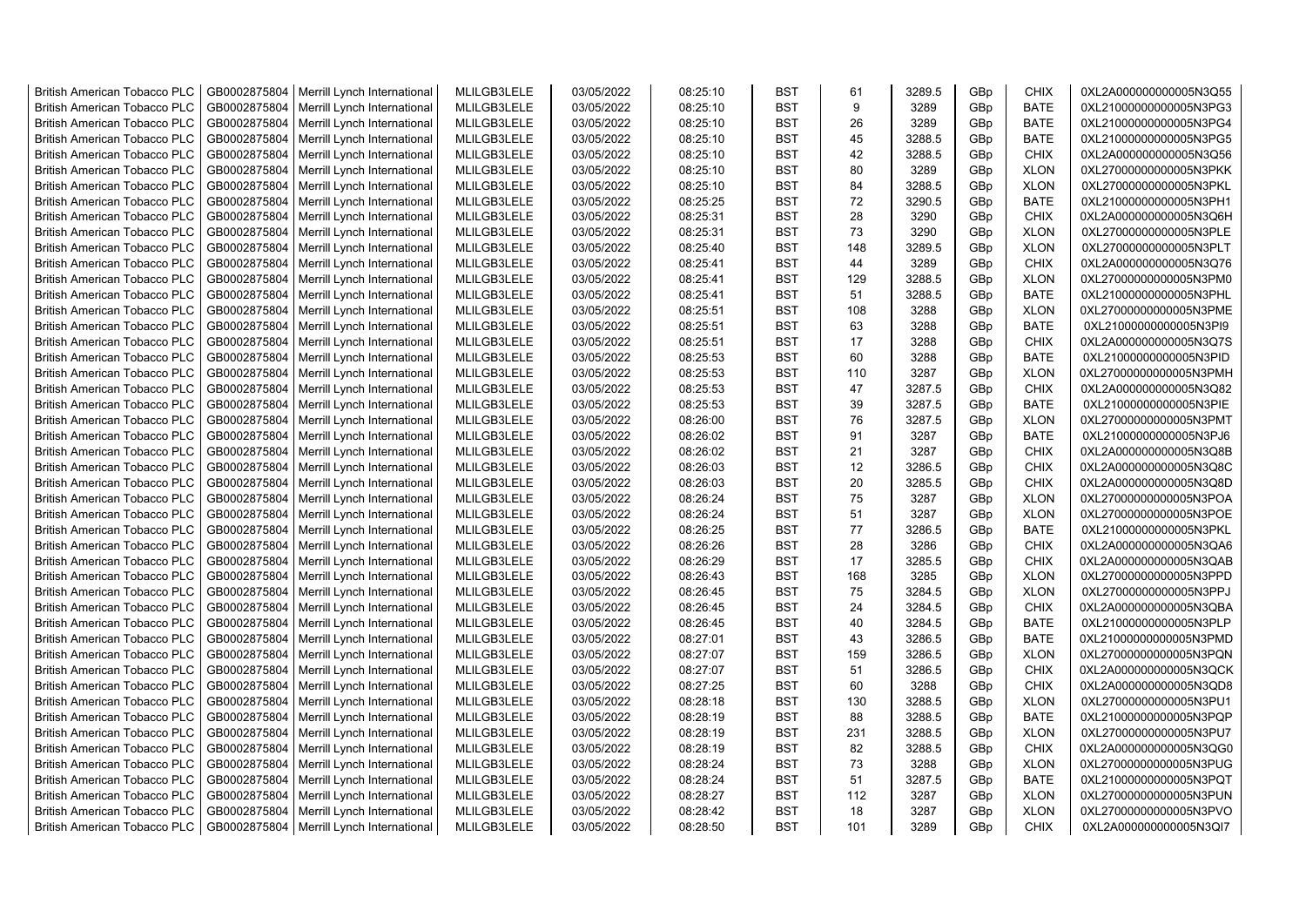| British American Tobacco PLC | GB0002875804 | Merrill Lynch International | MLILGB3LELE | 03/05/2022 | 08:25:10 | BST | 61 | 3289.5 | GBp | CHIX | 0XL2A000000000005N3Q55 |
|---|---|---|---|---|---|---|---|---|---|---|---|
| British American Tobacco PLC | GB0002875804 | Merrill Lynch International | MLILGB3LELE | 03/05/2022 | 08:25:10 | BST | 9 | 3289 | GBp | BATE | 0XL21000000000005N3PG3 |
| British American Tobacco PLC | GB0002875804 | Merrill Lynch International | MLILGB3LELE | 03/05/2022 | 08:25:10 | BST | 26 | 3289 | GBp | BATE | 0XL21000000000005N3PG4 |
| British American Tobacco PLC | GB0002875804 | Merrill Lynch International | MLILGB3LELE | 03/05/2022 | 08:25:10 | BST | 45 | 3288.5 | GBp | BATE | 0XL21000000000005N3PG5 |
| British American Tobacco PLC | GB0002875804 | Merrill Lynch International | MLILGB3LELE | 03/05/2022 | 08:25:10 | BST | 42 | 3288.5 | GBp | CHIX | 0XL2A000000000005N3Q56 |
| British American Tobacco PLC | GB0002875804 | Merrill Lynch International | MLILGB3LELE | 03/05/2022 | 08:25:10 | BST | 80 | 3289 | GBp | XLON | 0XL27000000000005N3PKK |
| British American Tobacco PLC | GB0002875804 | Merrill Lynch International | MLILGB3LELE | 03/05/2022 | 08:25:10 | BST | 84 | 3288.5 | GBp | XLON | 0XL27000000000005N3PKL |
| British American Tobacco PLC | GB0002875804 | Merrill Lynch International | MLILGB3LELE | 03/05/2022 | 08:25:25 | BST | 72 | 3290.5 | GBp | BATE | 0XL21000000000005N3PH1 |
| British American Tobacco PLC | GB0002875804 | Merrill Lynch International | MLILGB3LELE | 03/05/2022 | 08:25:31 | BST | 28 | 3290 | GBp | CHIX | 0XL2A000000000005N3Q6H |
| British American Tobacco PLC | GB0002875804 | Merrill Lynch International | MLILGB3LELE | 03/05/2022 | 08:25:31 | BST | 73 | 3290 | GBp | XLON | 0XL27000000000005N3PLE |
| British American Tobacco PLC | GB0002875804 | Merrill Lynch International | MLILGB3LELE | 03/05/2022 | 08:25:40 | BST | 148 | 3289.5 | GBp | XLON | 0XL27000000000005N3PLT |
| British American Tobacco PLC | GB0002875804 | Merrill Lynch International | MLILGB3LELE | 03/05/2022 | 08:25:41 | BST | 44 | 3289 | GBp | CHIX | 0XL2A000000000005N3Q76 |
| British American Tobacco PLC | GB0002875804 | Merrill Lynch International | MLILGB3LELE | 03/05/2022 | 08:25:41 | BST | 129 | 3288.5 | GBp | XLON | 0XL27000000000005N3PM0 |
| British American Tobacco PLC | GB0002875804 | Merrill Lynch International | MLILGB3LELE | 03/05/2022 | 08:25:41 | BST | 51 | 3288.5 | GBp | BATE | 0XL21000000000005N3PHL |
| British American Tobacco PLC | GB0002875804 | Merrill Lynch International | MLILGB3LELE | 03/05/2022 | 08:25:51 | BST | 108 | 3288 | GBp | XLON | 0XL27000000000005N3PME |
| British American Tobacco PLC | GB0002875804 | Merrill Lynch International | MLILGB3LELE | 03/05/2022 | 08:25:51 | BST | 63 | 3288 | GBp | BATE | 0XL21000000000005N3PI9 |
| British American Tobacco PLC | GB0002875804 | Merrill Lynch International | MLILGB3LELE | 03/05/2022 | 08:25:51 | BST | 17 | 3288 | GBp | CHIX | 0XL2A000000000005N3Q7S |
| British American Tobacco PLC | GB0002875804 | Merrill Lynch International | MLILGB3LELE | 03/05/2022 | 08:25:53 | BST | 60 | 3288 | GBp | BATE | 0XL21000000000005N3PID |
| British American Tobacco PLC | GB0002875804 | Merrill Lynch International | MLILGB3LELE | 03/05/2022 | 08:25:53 | BST | 110 | 3287 | GBp | XLON | 0XL27000000000005N3PMH |
| British American Tobacco PLC | GB0002875804 | Merrill Lynch International | MLILGB3LELE | 03/05/2022 | 08:25:53 | BST | 47 | 3287.5 | GBp | CHIX | 0XL2A000000000005N3Q82 |
| British American Tobacco PLC | GB0002875804 | Merrill Lynch International | MLILGB3LELE | 03/05/2022 | 08:25:53 | BST | 39 | 3287.5 | GBp | BATE | 0XL21000000000005N3PIE |
| British American Tobacco PLC | GB0002875804 | Merrill Lynch International | MLILGB3LELE | 03/05/2022 | 08:26:00 | BST | 76 | 3287.5 | GBp | XLON | 0XL27000000000005N3PMT |
| British American Tobacco PLC | GB0002875804 | Merrill Lynch International | MLILGB3LELE | 03/05/2022 | 08:26:02 | BST | 91 | 3287 | GBp | BATE | 0XL21000000000005N3PJ6 |
| British American Tobacco PLC | GB0002875804 | Merrill Lynch International | MLILGB3LELE | 03/05/2022 | 08:26:02 | BST | 21 | 3287 | GBp | CHIX | 0XL2A000000000005N3Q8B |
| British American Tobacco PLC | GB0002875804 | Merrill Lynch International | MLILGB3LELE | 03/05/2022 | 08:26:03 | BST | 12 | 3286.5 | GBp | CHIX | 0XL2A000000000005N3Q8C |
| British American Tobacco PLC | GB0002875804 | Merrill Lynch International | MLILGB3LELE | 03/05/2022 | 08:26:03 | BST | 20 | 3285.5 | GBp | CHIX | 0XL2A000000000005N3Q8D |
| British American Tobacco PLC | GB0002875804 | Merrill Lynch International | MLILGB3LELE | 03/05/2022 | 08:26:24 | BST | 75 | 3287 | GBp | XLON | 0XL27000000000005N3POA |
| British American Tobacco PLC | GB0002875804 | Merrill Lynch International | MLILGB3LELE | 03/05/2022 | 08:26:24 | BST | 51 | 3287 | GBp | XLON | 0XL27000000000005N3POE |
| British American Tobacco PLC | GB0002875804 | Merrill Lynch International | MLILGB3LELE | 03/05/2022 | 08:26:25 | BST | 77 | 3286.5 | GBp | BATE | 0XL21000000000005N3PKL |
| British American Tobacco PLC | GB0002875804 | Merrill Lynch International | MLILGB3LELE | 03/05/2022 | 08:26:26 | BST | 28 | 3286 | GBp | CHIX | 0XL2A000000000005N3QA6 |
| British American Tobacco PLC | GB0002875804 | Merrill Lynch International | MLILGB3LELE | 03/05/2022 | 08:26:29 | BST | 17 | 3285.5 | GBp | CHIX | 0XL2A000000000005N3QAB |
| British American Tobacco PLC | GB0002875804 | Merrill Lynch International | MLILGB3LELE | 03/05/2022 | 08:26:43 | BST | 168 | 3285 | GBp | XLON | 0XL27000000000005N3PPD |
| British American Tobacco PLC | GB0002875804 | Merrill Lynch International | MLILGB3LELE | 03/05/2022 | 08:26:45 | BST | 75 | 3284.5 | GBp | XLON | 0XL27000000000005N3PPJ |
| British American Tobacco PLC | GB0002875804 | Merrill Lynch International | MLILGB3LELE | 03/05/2022 | 08:26:45 | BST | 24 | 3284.5 | GBp | CHIX | 0XL2A000000000005N3QBA |
| British American Tobacco PLC | GB0002875804 | Merrill Lynch International | MLILGB3LELE | 03/05/2022 | 08:26:45 | BST | 40 | 3284.5 | GBp | BATE | 0XL21000000000005N3PLP |
| British American Tobacco PLC | GB0002875804 | Merrill Lynch International | MLILGB3LELE | 03/05/2022 | 08:27:01 | BST | 43 | 3286.5 | GBp | BATE | 0XL21000000000005N3PMD |
| British American Tobacco PLC | GB0002875804 | Merrill Lynch International | MLILGB3LELE | 03/05/2022 | 08:27:07 | BST | 159 | 3286.5 | GBp | XLON | 0XL27000000000005N3PQN |
| British American Tobacco PLC | GB0002875804 | Merrill Lynch International | MLILGB3LELE | 03/05/2022 | 08:27:07 | BST | 51 | 3286.5 | GBp | CHIX | 0XL2A000000000005N3QCK |
| British American Tobacco PLC | GB0002875804 | Merrill Lynch International | MLILGB3LELE | 03/05/2022 | 08:27:25 | BST | 60 | 3288 | GBp | CHIX | 0XL2A000000000005N3QD8 |
| British American Tobacco PLC | GB0002875804 | Merrill Lynch International | MLILGB3LELE | 03/05/2022 | 08:28:18 | BST | 130 | 3288.5 | GBp | XLON | 0XL27000000000005N3PU1 |
| British American Tobacco PLC | GB0002875804 | Merrill Lynch International | MLILGB3LELE | 03/05/2022 | 08:28:19 | BST | 88 | 3288.5 | GBp | BATE | 0XL21000000000005N3PQP |
| British American Tobacco PLC | GB0002875804 | Merrill Lynch International | MLILGB3LELE | 03/05/2022 | 08:28:19 | BST | 231 | 3288.5 | GBp | XLON | 0XL27000000000005N3PU7 |
| British American Tobacco PLC | GB0002875804 | Merrill Lynch International | MLILGB3LELE | 03/05/2022 | 08:28:19 | BST | 82 | 3288.5 | GBp | CHIX | 0XL2A000000000005N3QG0 |
| British American Tobacco PLC | GB0002875804 | Merrill Lynch International | MLILGB3LELE | 03/05/2022 | 08:28:24 | BST | 73 | 3288 | GBp | XLON | 0XL27000000000005N3PUG |
| British American Tobacco PLC | GB0002875804 | Merrill Lynch International | MLILGB3LELE | 03/05/2022 | 08:28:24 | BST | 51 | 3287.5 | GBp | BATE | 0XL21000000000005N3PQT |
| British American Tobacco PLC | GB0002875804 | Merrill Lynch International | MLILGB3LELE | 03/05/2022 | 08:28:27 | BST | 112 | 3287 | GBp | XLON | 0XL27000000000005N3PUN |
| British American Tobacco PLC | GB0002875804 | Merrill Lynch International | MLILGB3LELE | 03/05/2022 | 08:28:42 | BST | 18 | 3287 | GBp | XLON | 0XL27000000000005N3PVO |
| British American Tobacco PLC | GB0002875804 | Merrill Lynch International | MLILGB3LELE | 03/05/2022 | 08:28:50 | BST | 101 | 3289 | GBp | CHIX | 0XL2A000000000005N3QI7 |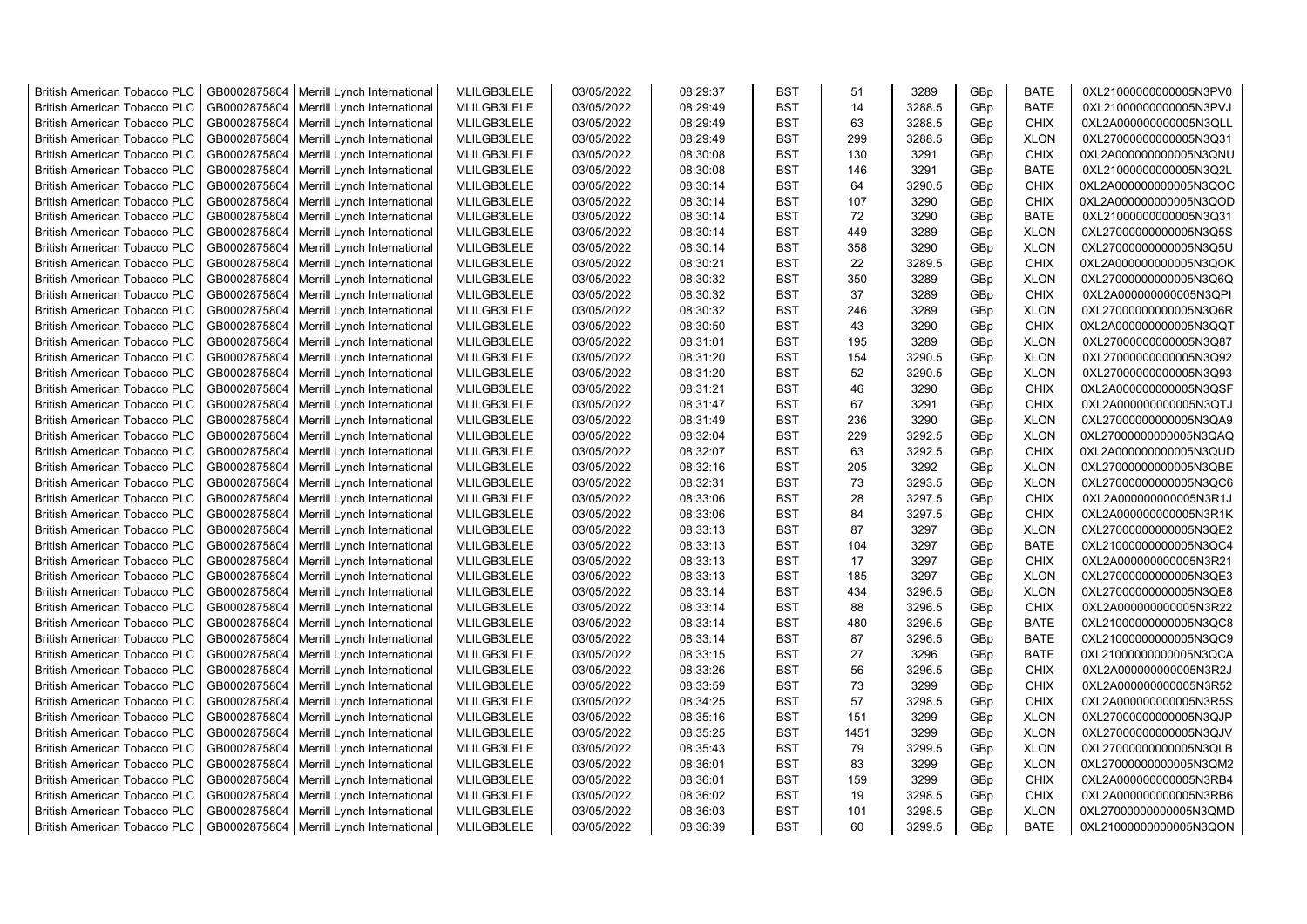| | | | | | | | | | | | |
|---|---|---|---|---|---|---|---|---|---|---|---|
| British American Tobacco PLC | GB0002875804 | Merrill Lynch International | MLILGB3LELE | 03/05/2022 | 08:29:37 | BST | 51 | 3289 | GBp | BATE | 0XL21000000000005N3PV0 |
| British American Tobacco PLC | GB0002875804 | Merrill Lynch International | MLILGB3LELE | 03/05/2022 | 08:29:49 | BST | 14 | 3288.5 | GBp | BATE | 0XL21000000000005N3PVJ |
| British American Tobacco PLC | GB0002875804 | Merrill Lynch International | MLILGB3LELE | 03/05/2022 | 08:29:49 | BST | 63 | 3288.5 | GBp | CHIX | 0XL2A000000000005N3QLL |
| British American Tobacco PLC | GB0002875804 | Merrill Lynch International | MLILGB3LELE | 03/05/2022 | 08:29:49 | BST | 299 | 3288.5 | GBp | XLON | 0XL27000000000005N3Q31 |
| British American Tobacco PLC | GB0002875804 | Merrill Lynch International | MLILGB3LELE | 03/05/2022 | 08:30:08 | BST | 130 | 3291 | GBp | CHIX | 0XL2A000000000005N3QNU |
| British American Tobacco PLC | GB0002875804 | Merrill Lynch International | MLILGB3LELE | 03/05/2022 | 08:30:08 | BST | 146 | 3291 | GBp | BATE | 0XL21000000000005N3Q2L |
| British American Tobacco PLC | GB0002875804 | Merrill Lynch International | MLILGB3LELE | 03/05/2022 | 08:30:14 | BST | 64 | 3290.5 | GBp | CHIX | 0XL2A000000000005N3QOC |
| British American Tobacco PLC | GB0002875804 | Merrill Lynch International | MLILGB3LELE | 03/05/2022 | 08:30:14 | BST | 107 | 3290 | GBp | CHIX | 0XL2A000000000005N3QOD |
| British American Tobacco PLC | GB0002875804 | Merrill Lynch International | MLILGB3LELE | 03/05/2022 | 08:30:14 | BST | 72 | 3290 | GBp | BATE | 0XL21000000000005N3Q31 |
| British American Tobacco PLC | GB0002875804 | Merrill Lynch International | MLILGB3LELE | 03/05/2022 | 08:30:14 | BST | 449 | 3289 | GBp | XLON | 0XL27000000000005N3Q5S |
| British American Tobacco PLC | GB0002875804 | Merrill Lynch International | MLILGB3LELE | 03/05/2022 | 08:30:14 | BST | 358 | 3290 | GBp | XLON | 0XL27000000000005N3Q5U |
| British American Tobacco PLC | GB0002875804 | Merrill Lynch International | MLILGB3LELE | 03/05/2022 | 08:30:21 | BST | 22 | 3289.5 | GBp | CHIX | 0XL2A000000000005N3QOK |
| British American Tobacco PLC | GB0002875804 | Merrill Lynch International | MLILGB3LELE | 03/05/2022 | 08:30:32 | BST | 350 | 3289 | GBp | XLON | 0XL27000000000005N3Q6Q |
| British American Tobacco PLC | GB0002875804 | Merrill Lynch International | MLILGB3LELE | 03/05/2022 | 08:30:32 | BST | 37 | 3289 | GBp | CHIX | 0XL2A000000000005N3QPI |
| British American Tobacco PLC | GB0002875804 | Merrill Lynch International | MLILGB3LELE | 03/05/2022 | 08:30:32 | BST | 246 | 3289 | GBp | XLON | 0XL27000000000005N3Q6R |
| British American Tobacco PLC | GB0002875804 | Merrill Lynch International | MLILGB3LELE | 03/05/2022 | 08:30:50 | BST | 43 | 3290 | GBp | CHIX | 0XL2A000000000005N3QQT |
| British American Tobacco PLC | GB0002875804 | Merrill Lynch International | MLILGB3LELE | 03/05/2022 | 08:31:01 | BST | 195 | 3289 | GBp | XLON | 0XL27000000000005N3Q87 |
| British American Tobacco PLC | GB0002875804 | Merrill Lynch International | MLILGB3LELE | 03/05/2022 | 08:31:20 | BST | 154 | 3290.5 | GBp | XLON | 0XL27000000000005N3Q92 |
| British American Tobacco PLC | GB0002875804 | Merrill Lynch International | MLILGB3LELE | 03/05/2022 | 08:31:20 | BST | 52 | 3290.5 | GBp | XLON | 0XL27000000000005N3Q93 |
| British American Tobacco PLC | GB0002875804 | Merrill Lynch International | MLILGB3LELE | 03/05/2022 | 08:31:21 | BST | 46 | 3290 | GBp | CHIX | 0XL2A000000000005N3QSF |
| British American Tobacco PLC | GB0002875804 | Merrill Lynch International | MLILGB3LELE | 03/05/2022 | 08:31:47 | BST | 67 | 3291 | GBp | CHIX | 0XL2A000000000005N3QTJ |
| British American Tobacco PLC | GB0002875804 | Merrill Lynch International | MLILGB3LELE | 03/05/2022 | 08:31:49 | BST | 236 | 3290 | GBp | XLON | 0XL27000000000005N3QA9 |
| British American Tobacco PLC | GB0002875804 | Merrill Lynch International | MLILGB3LELE | 03/05/2022 | 08:32:04 | BST | 229 | 3292.5 | GBp | XLON | 0XL27000000000005N3QAQ |
| British American Tobacco PLC | GB0002875804 | Merrill Lynch International | MLILGB3LELE | 03/05/2022 | 08:32:07 | BST | 63 | 3292.5 | GBp | CHIX | 0XL2A000000000005N3QUD |
| British American Tobacco PLC | GB0002875804 | Merrill Lynch International | MLILGB3LELE | 03/05/2022 | 08:32:16 | BST | 205 | 3292 | GBp | XLON | 0XL27000000000005N3QBE |
| British American Tobacco PLC | GB0002875804 | Merrill Lynch International | MLILGB3LELE | 03/05/2022 | 08:32:31 | BST | 73 | 3293.5 | GBp | XLON | 0XL27000000000005N3QC6 |
| British American Tobacco PLC | GB0002875804 | Merrill Lynch International | MLILGB3LELE | 03/05/2022 | 08:33:06 | BST | 28 | 3297.5 | GBp | CHIX | 0XL2A000000000005N3R1J |
| British American Tobacco PLC | GB0002875804 | Merrill Lynch International | MLILGB3LELE | 03/05/2022 | 08:33:06 | BST | 84 | 3297.5 | GBp | CHIX | 0XL2A000000000005N3R1K |
| British American Tobacco PLC | GB0002875804 | Merrill Lynch International | MLILGB3LELE | 03/05/2022 | 08:33:13 | BST | 87 | 3297 | GBp | XLON | 0XL27000000000005N3QE2 |
| British American Tobacco PLC | GB0002875804 | Merrill Lynch International | MLILGB3LELE | 03/05/2022 | 08:33:13 | BST | 104 | 3297 | GBp | BATE | 0XL21000000000005N3QC4 |
| British American Tobacco PLC | GB0002875804 | Merrill Lynch International | MLILGB3LELE | 03/05/2022 | 08:33:13 | BST | 17 | 3297 | GBp | CHIX | 0XL2A000000000005N3R21 |
| British American Tobacco PLC | GB0002875804 | Merrill Lynch International | MLILGB3LELE | 03/05/2022 | 08:33:13 | BST | 185 | 3297 | GBp | XLON | 0XL27000000000005N3QE3 |
| British American Tobacco PLC | GB0002875804 | Merrill Lynch International | MLILGB3LELE | 03/05/2022 | 08:33:14 | BST | 434 | 3296.5 | GBp | XLON | 0XL27000000000005N3QE8 |
| British American Tobacco PLC | GB0002875804 | Merrill Lynch International | MLILGB3LELE | 03/05/2022 | 08:33:14 | BST | 88 | 3296.5 | GBp | CHIX | 0XL2A000000000005N3R22 |
| British American Tobacco PLC | GB0002875804 | Merrill Lynch International | MLILGB3LELE | 03/05/2022 | 08:33:14 | BST | 480 | 3296.5 | GBp | BATE | 0XL21000000000005N3QC8 |
| British American Tobacco PLC | GB0002875804 | Merrill Lynch International | MLILGB3LELE | 03/05/2022 | 08:33:14 | BST | 87 | 3296.5 | GBp | BATE | 0XL21000000000005N3QC9 |
| British American Tobacco PLC | GB0002875804 | Merrill Lynch International | MLILGB3LELE | 03/05/2022 | 08:33:15 | BST | 27 | 3296 | GBp | BATE | 0XL21000000000005N3QCA |
| British American Tobacco PLC | GB0002875804 | Merrill Lynch International | MLILGB3LELE | 03/05/2022 | 08:33:26 | BST | 56 | 3296.5 | GBp | CHIX | 0XL2A000000000005N3R2J |
| British American Tobacco PLC | GB0002875804 | Merrill Lynch International | MLILGB3LELE | 03/05/2022 | 08:33:59 | BST | 73 | 3299 | GBp | CHIX | 0XL2A000000000005N3R52 |
| British American Tobacco PLC | GB0002875804 | Merrill Lynch International | MLILGB3LELE | 03/05/2022 | 08:34:25 | BST | 57 | 3298.5 | GBp | CHIX | 0XL2A000000000005N3R5S |
| British American Tobacco PLC | GB0002875804 | Merrill Lynch International | MLILGB3LELE | 03/05/2022 | 08:35:16 | BST | 151 | 3299 | GBp | XLON | 0XL27000000000005N3QJP |
| British American Tobacco PLC | GB0002875804 | Merrill Lynch International | MLILGB3LELE | 03/05/2022 | 08:35:25 | BST | 1451 | 3299 | GBp | XLON | 0XL27000000000005N3QJV |
| British American Tobacco PLC | GB0002875804 | Merrill Lynch International | MLILGB3LELE | 03/05/2022 | 08:35:43 | BST | 79 | 3299.5 | GBp | XLON | 0XL27000000000005N3QLB |
| British American Tobacco PLC | GB0002875804 | Merrill Lynch International | MLILGB3LELE | 03/05/2022 | 08:36:01 | BST | 83 | 3299 | GBp | XLON | 0XL27000000000005N3QM2 |
| British American Tobacco PLC | GB0002875804 | Merrill Lynch International | MLILGB3LELE | 03/05/2022 | 08:36:01 | BST | 159 | 3299 | GBp | CHIX | 0XL2A000000000005N3RB4 |
| British American Tobacco PLC | GB0002875804 | Merrill Lynch International | MLILGB3LELE | 03/05/2022 | 08:36:02 | BST | 19 | 3298.5 | GBp | CHIX | 0XL2A000000000005N3RB6 |
| British American Tobacco PLC | GB0002875804 | Merrill Lynch International | MLILGB3LELE | 03/05/2022 | 08:36:03 | BST | 101 | 3298.5 | GBp | XLON | 0XL27000000000005N3QMD |
| British American Tobacco PLC | GB0002875804 | Merrill Lynch International | MLILGB3LELE | 03/05/2022 | 08:36:39 | BST | 60 | 3299.5 | GBp | BATE | 0XL21000000000005N3QON |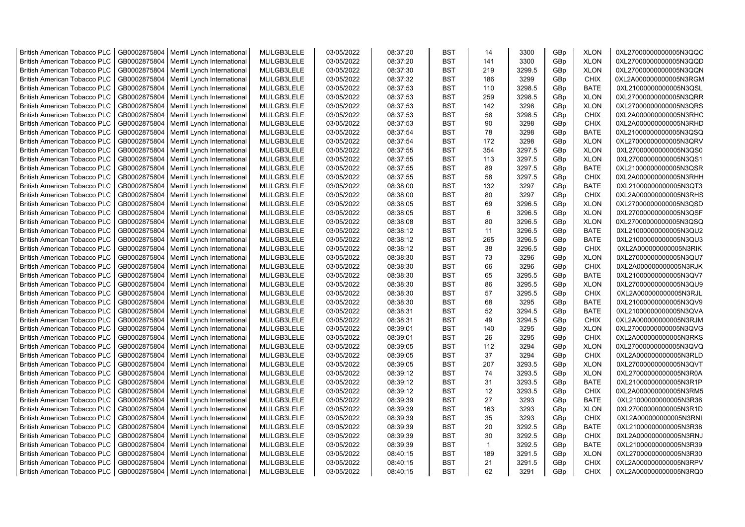| British American Tobacco PLC | GB0002875804 | Merrill Lynch International | MLILGB3LELE | 03/05/2022 | 08:37:20 | BST | 14 | 3300 | GBp | XLON | 0XL27000000000005N3QQC |
|---|---|---|---|---|---|---|---|---|---|---|---|
| British American Tobacco PLC | GB0002875804 | Merrill Lynch International | MLILGB3LELE | 03/05/2022 | 08:37:20 | BST | 141 | 3300 | GBp | XLON | 0XL27000000000005N3QQD |
| British American Tobacco PLC | GB0002875804 | Merrill Lynch International | MLILGB3LELE | 03/05/2022 | 08:37:30 | BST | 219 | 3299.5 | GBp | XLON | 0XL27000000000005N3QQN |
| British American Tobacco PLC | GB0002875804 | Merrill Lynch International | MLILGB3LELE | 03/05/2022 | 08:37:32 | BST | 186 | 3299 | GBp | CHIX | 0XL2A000000000005N3RGM |
| British American Tobacco PLC | GB0002875804 | Merrill Lynch International | MLILGB3LELE | 03/05/2022 | 08:37:53 | BST | 110 | 3298.5 | GBp | BATE | 0XL21000000000005N3QSL |
| British American Tobacco PLC | GB0002875804 | Merrill Lynch International | MLILGB3LELE | 03/05/2022 | 08:37:53 | BST | 259 | 3298.5 | GBp | XLON | 0XL27000000000005N3QRR |
| British American Tobacco PLC | GB0002875804 | Merrill Lynch International | MLILGB3LELE | 03/05/2022 | 08:37:53 | BST | 142 | 3298 | GBp | XLON | 0XL27000000000005N3QRS |
| British American Tobacco PLC | GB0002875804 | Merrill Lynch International | MLILGB3LELE | 03/05/2022 | 08:37:53 | BST | 58 | 3298.5 | GBp | CHIX | 0XL2A000000000005N3RHC |
| British American Tobacco PLC | GB0002875804 | Merrill Lynch International | MLILGB3LELE | 03/05/2022 | 08:37:53 | BST | 90 | 3298 | GBp | CHIX | 0XL2A000000000005N3RHD |
| British American Tobacco PLC | GB0002875804 | Merrill Lynch International | MLILGB3LELE | 03/05/2022 | 08:37:54 | BST | 78 | 3298 | GBp | BATE | 0XL21000000000005N3QSQ |
| British American Tobacco PLC | GB0002875804 | Merrill Lynch International | MLILGB3LELE | 03/05/2022 | 08:37:54 | BST | 172 | 3298 | GBp | XLON | 0XL27000000000005N3QRV |
| British American Tobacco PLC | GB0002875804 | Merrill Lynch International | MLILGB3LELE | 03/05/2022 | 08:37:55 | BST | 354 | 3297.5 | GBp | XLON | 0XL27000000000005N3QS0 |
| British American Tobacco PLC | GB0002875804 | Merrill Lynch International | MLILGB3LELE | 03/05/2022 | 08:37:55 | BST | 113 | 3297.5 | GBp | XLON | 0XL27000000000005N3QS1 |
| British American Tobacco PLC | GB0002875804 | Merrill Lynch International | MLILGB3LELE | 03/05/2022 | 08:37:55 | BST | 89 | 3297.5 | GBp | BATE | 0XL21000000000005N3QSR |
| British American Tobacco PLC | GB0002875804 | Merrill Lynch International | MLILGB3LELE | 03/05/2022 | 08:37:55 | BST | 58 | 3297.5 | GBp | CHIX | 0XL2A000000000005N3RHH |
| British American Tobacco PLC | GB0002875804 | Merrill Lynch International | MLILGB3LELE | 03/05/2022 | 08:38:00 | BST | 132 | 3297 | GBp | BATE | 0XL21000000000005N3QT3 |
| British American Tobacco PLC | GB0002875804 | Merrill Lynch International | MLILGB3LELE | 03/05/2022 | 08:38:00 | BST | 80 | 3297 | GBp | CHIX | 0XL2A000000000005N3RHS |
| British American Tobacco PLC | GB0002875804 | Merrill Lynch International | MLILGB3LELE | 03/05/2022 | 08:38:05 | BST | 69 | 3296.5 | GBp | XLON | 0XL27000000000005N3QSD |
| British American Tobacco PLC | GB0002875804 | Merrill Lynch International | MLILGB3LELE | 03/05/2022 | 08:38:05 | BST | 6 | 3296.5 | GBp | XLON | 0XL27000000000005N3QSF |
| British American Tobacco PLC | GB0002875804 | Merrill Lynch International | MLILGB3LELE | 03/05/2022 | 08:38:08 | BST | 80 | 3296.5 | GBp | XLON | 0XL27000000000005N3QSQ |
| British American Tobacco PLC | GB0002875804 | Merrill Lynch International | MLILGB3LELE | 03/05/2022 | 08:38:12 | BST | 11 | 3296.5 | GBp | BATE | 0XL21000000000005N3QU2 |
| British American Tobacco PLC | GB0002875804 | Merrill Lynch International | MLILGB3LELE | 03/05/2022 | 08:38:12 | BST | 265 | 3296.5 | GBp | BATE | 0XL21000000000005N3QU3 |
| British American Tobacco PLC | GB0002875804 | Merrill Lynch International | MLILGB3LELE | 03/05/2022 | 08:38:12 | BST | 38 | 3296.5 | GBp | CHIX | 0XL2A000000000005N3RIK |
| British American Tobacco PLC | GB0002875804 | Merrill Lynch International | MLILGB3LELE | 03/05/2022 | 08:38:30 | BST | 73 | 3296 | GBp | XLON | 0XL27000000000005N3QU7 |
| British American Tobacco PLC | GB0002875804 | Merrill Lynch International | MLILGB3LELE | 03/05/2022 | 08:38:30 | BST | 66 | 3296 | GBp | CHIX | 0XL2A000000000005N3RJK |
| British American Tobacco PLC | GB0002875804 | Merrill Lynch International | MLILGB3LELE | 03/05/2022 | 08:38:30 | BST | 65 | 3295.5 | GBp | BATE | 0XL21000000000005N3QV7 |
| British American Tobacco PLC | GB0002875804 | Merrill Lynch International | MLILGB3LELE | 03/05/2022 | 08:38:30 | BST | 86 | 3295.5 | GBp | XLON | 0XL27000000000005N3QU9 |
| British American Tobacco PLC | GB0002875804 | Merrill Lynch International | MLILGB3LELE | 03/05/2022 | 08:38:30 | BST | 57 | 3295.5 | GBp | CHIX | 0XL2A000000000005N3RJL |
| British American Tobacco PLC | GB0002875804 | Merrill Lynch International | MLILGB3LELE | 03/05/2022 | 08:38:30 | BST | 68 | 3295 | GBp | BATE | 0XL21000000000005N3QV9 |
| British American Tobacco PLC | GB0002875804 | Merrill Lynch International | MLILGB3LELE | 03/05/2022 | 08:38:31 | BST | 52 | 3294.5 | GBp | BATE | 0XL21000000000005N3QVA |
| British American Tobacco PLC | GB0002875804 | Merrill Lynch International | MLILGB3LELE | 03/05/2022 | 08:38:31 | BST | 49 | 3294.5 | GBp | CHIX | 0XL2A000000000005N3RJM |
| British American Tobacco PLC | GB0002875804 | Merrill Lynch International | MLILGB3LELE | 03/05/2022 | 08:39:01 | BST | 140 | 3295 | GBp | XLON | 0XL27000000000005N3QVG |
| British American Tobacco PLC | GB0002875804 | Merrill Lynch International | MLILGB3LELE | 03/05/2022 | 08:39:01 | BST | 26 | 3295 | GBp | CHIX | 0XL2A000000000005N3RKS |
| British American Tobacco PLC | GB0002875804 | Merrill Lynch International | MLILGB3LELE | 03/05/2022 | 08:39:05 | BST | 112 | 3294 | GBp | XLON | 0XL27000000000005N3QVQ |
| British American Tobacco PLC | GB0002875804 | Merrill Lynch International | MLILGB3LELE | 03/05/2022 | 08:39:05 | BST | 37 | 3294 | GBp | CHIX | 0XL2A000000000005N3RLD |
| British American Tobacco PLC | GB0002875804 | Merrill Lynch International | MLILGB3LELE | 03/05/2022 | 08:39:05 | BST | 207 | 3293.5 | GBp | XLON | 0XL27000000000005N3QVT |
| British American Tobacco PLC | GB0002875804 | Merrill Lynch International | MLILGB3LELE | 03/05/2022 | 08:39:12 | BST | 74 | 3293.5 | GBp | XLON | 0XL27000000000005N3R0A |
| British American Tobacco PLC | GB0002875804 | Merrill Lynch International | MLILGB3LELE | 03/05/2022 | 08:39:12 | BST | 31 | 3293.5 | GBp | BATE | 0XL21000000000005N3R1P |
| British American Tobacco PLC | GB0002875804 | Merrill Lynch International | MLILGB3LELE | 03/05/2022 | 08:39:12 | BST | 12 | 3293.5 | GBp | CHIX | 0XL2A000000000005N3RM5 |
| British American Tobacco PLC | GB0002875804 | Merrill Lynch International | MLILGB3LELE | 03/05/2022 | 08:39:39 | BST | 27 | 3293 | GBp | BATE | 0XL21000000000005N3R36 |
| British American Tobacco PLC | GB0002875804 | Merrill Lynch International | MLILGB3LELE | 03/05/2022 | 08:39:39 | BST | 163 | 3293 | GBp | XLON | 0XL27000000000005N3R1D |
| British American Tobacco PLC | GB0002875804 | Merrill Lynch International | MLILGB3LELE | 03/05/2022 | 08:39:39 | BST | 35 | 3293 | GBp | CHIX | 0XL2A000000000005N3RNI |
| British American Tobacco PLC | GB0002875804 | Merrill Lynch International | MLILGB3LELE | 03/05/2022 | 08:39:39 | BST | 20 | 3292.5 | GBp | BATE | 0XL21000000000005N3R38 |
| British American Tobacco PLC | GB0002875804 | Merrill Lynch International | MLILGB3LELE | 03/05/2022 | 08:39:39 | BST | 30 | 3292.5 | GBp | CHIX | 0XL2A000000000005N3RNJ |
| British American Tobacco PLC | GB0002875804 | Merrill Lynch International | MLILGB3LELE | 03/05/2022 | 08:39:39 | BST | 1 | 3292.5 | GBp | BATE | 0XL21000000000005N3R39 |
| British American Tobacco PLC | GB0002875804 | Merrill Lynch International | MLILGB3LELE | 03/05/2022 | 08:40:15 | BST | 189 | 3291.5 | GBp | XLON | 0XL27000000000005N3R30 |
| British American Tobacco PLC | GB0002875804 | Merrill Lynch International | MLILGB3LELE | 03/05/2022 | 08:40:15 | BST | 21 | 3291.5 | GBp | CHIX | 0XL2A000000000005N3RPV |
| British American Tobacco PLC | GB0002875804 | Merrill Lynch International | MLILGB3LELE | 03/05/2022 | 08:40:15 | BST | 62 | 3291 | GBp | CHIX | 0XL2A000000000005N3RQ0 |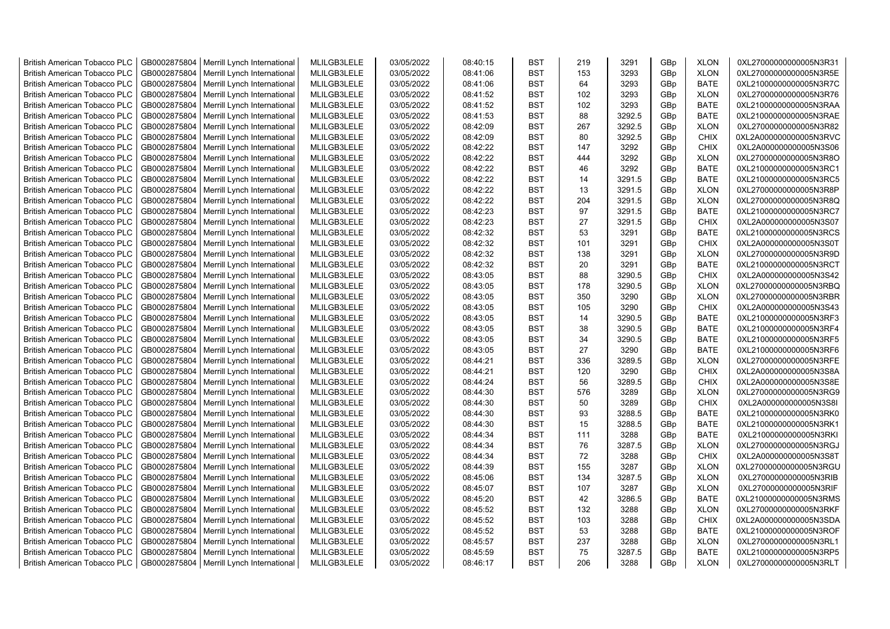| | | | | | | | | | | | |
|---|---|---|---|---|---|---|---|---|---|---|---|
| British American Tobacco PLC | GB0002875804 | Merrill Lynch International | MLILGB3LELE | 03/05/2022 | 08:40:15 | BST | 219 | 3291 | GBp | XLON | 0XL27000000000005N3R31 |
| British American Tobacco PLC | GB0002875804 | Merrill Lynch International | MLILGB3LELE | 03/05/2022 | 08:41:06 | BST | 153 | 3293 | GBp | XLON | 0XL27000000000005N3R5E |
| British American Tobacco PLC | GB0002875804 | Merrill Lynch International | MLILGB3LELE | 03/05/2022 | 08:41:06 | BST | 64 | 3293 | GBp | BATE | 0XL21000000000005N3R7C |
| British American Tobacco PLC | GB0002875804 | Merrill Lynch International | MLILGB3LELE | 03/05/2022 | 08:41:52 | BST | 102 | 3293 | GBp | XLON | 0XL27000000000005N3R76 |
| British American Tobacco PLC | GB0002875804 | Merrill Lynch International | MLILGB3LELE | 03/05/2022 | 08:41:52 | BST | 102 | 3293 | GBp | BATE | 0XL21000000000005N3RAA |
| British American Tobacco PLC | GB0002875804 | Merrill Lynch International | MLILGB3LELE | 03/05/2022 | 08:41:53 | BST | 88 | 3292.5 | GBp | BATE | 0XL21000000000005N3RAE |
| British American Tobacco PLC | GB0002875804 | Merrill Lynch International | MLILGB3LELE | 03/05/2022 | 08:42:09 | BST | 267 | 3292.5 | GBp | XLON | 0XL27000000000005N3R82 |
| British American Tobacco PLC | GB0002875804 | Merrill Lynch International | MLILGB3LELE | 03/05/2022 | 08:42:09 | BST | 80 | 3292.5 | GBp | CHIX | 0XL2A000000000005N3RVC |
| British American Tobacco PLC | GB0002875804 | Merrill Lynch International | MLILGB3LELE | 03/05/2022 | 08:42:22 | BST | 147 | 3292 | GBp | CHIX | 0XL2A000000000005N3S06 |
| British American Tobacco PLC | GB0002875804 | Merrill Lynch International | MLILGB3LELE | 03/05/2022 | 08:42:22 | BST | 444 | 3292 | GBp | XLON | 0XL27000000000005N3R8O |
| British American Tobacco PLC | GB0002875804 | Merrill Lynch International | MLILGB3LELE | 03/05/2022 | 08:42:22 | BST | 46 | 3292 | GBp | BATE | 0XL21000000000005N3RC1 |
| British American Tobacco PLC | GB0002875804 | Merrill Lynch International | MLILGB3LELE | 03/05/2022 | 08:42:22 | BST | 14 | 3291.5 | GBp | BATE | 0XL21000000000005N3RC5 |
| British American Tobacco PLC | GB0002875804 | Merrill Lynch International | MLILGB3LELE | 03/05/2022 | 08:42:22 | BST | 13 | 3291.5 | GBp | XLON | 0XL27000000000005N3R8P |
| British American Tobacco PLC | GB0002875804 | Merrill Lynch International | MLILGB3LELE | 03/05/2022 | 08:42:22 | BST | 204 | 3291.5 | GBp | XLON | 0XL27000000000005N3R8Q |
| British American Tobacco PLC | GB0002875804 | Merrill Lynch International | MLILGB3LELE | 03/05/2022 | 08:42:23 | BST | 97 | 3291.5 | GBp | BATE | 0XL21000000000005N3RC7 |
| British American Tobacco PLC | GB0002875804 | Merrill Lynch International | MLILGB3LELE | 03/05/2022 | 08:42:23 | BST | 27 | 3291.5 | GBp | CHIX | 0XL2A000000000005N3S07 |
| British American Tobacco PLC | GB0002875804 | Merrill Lynch International | MLILGB3LELE | 03/05/2022 | 08:42:32 | BST | 53 | 3291 | GBp | BATE | 0XL21000000000005N3RCS |
| British American Tobacco PLC | GB0002875804 | Merrill Lynch International | MLILGB3LELE | 03/05/2022 | 08:42:32 | BST | 101 | 3291 | GBp | CHIX | 0XL2A000000000005N3S0T |
| British American Tobacco PLC | GB0002875804 | Merrill Lynch International | MLILGB3LELE | 03/05/2022 | 08:42:32 | BST | 138 | 3291 | GBp | XLON | 0XL27000000000005N3R9D |
| British American Tobacco PLC | GB0002875804 | Merrill Lynch International | MLILGB3LELE | 03/05/2022 | 08:42:32 | BST | 20 | 3291 | GBp | BATE | 0XL21000000000005N3RCT |
| British American Tobacco PLC | GB0002875804 | Merrill Lynch International | MLILGB3LELE | 03/05/2022 | 08:43:05 | BST | 88 | 3290.5 | GBp | CHIX | 0XL2A000000000005N3S42 |
| British American Tobacco PLC | GB0002875804 | Merrill Lynch International | MLILGB3LELE | 03/05/2022 | 08:43:05 | BST | 178 | 3290.5 | GBp | XLON | 0XL27000000000005N3RBQ |
| British American Tobacco PLC | GB0002875804 | Merrill Lynch International | MLILGB3LELE | 03/05/2022 | 08:43:05 | BST | 350 | 3290 | GBp | XLON | 0XL27000000000005N3RBR |
| British American Tobacco PLC | GB0002875804 | Merrill Lynch International | MLILGB3LELE | 03/05/2022 | 08:43:05 | BST | 105 | 3290 | GBp | CHIX | 0XL2A000000000005N3S43 |
| British American Tobacco PLC | GB0002875804 | Merrill Lynch International | MLILGB3LELE | 03/05/2022 | 08:43:05 | BST | 14 | 3290.5 | GBp | BATE | 0XL21000000000005N3RF3 |
| British American Tobacco PLC | GB0002875804 | Merrill Lynch International | MLILGB3LELE | 03/05/2022 | 08:43:05 | BST | 38 | 3290.5 | GBp | BATE | 0XL21000000000005N3RF4 |
| British American Tobacco PLC | GB0002875804 | Merrill Lynch International | MLILGB3LELE | 03/05/2022 | 08:43:05 | BST | 34 | 3290.5 | GBp | BATE | 0XL21000000000005N3RF5 |
| British American Tobacco PLC | GB0002875804 | Merrill Lynch International | MLILGB3LELE | 03/05/2022 | 08:43:05 | BST | 27 | 3290 | GBp | BATE | 0XL21000000000005N3RF6 |
| British American Tobacco PLC | GB0002875804 | Merrill Lynch International | MLILGB3LELE | 03/05/2022 | 08:44:21 | BST | 336 | 3289.5 | GBp | XLON | 0XL27000000000005N3RFE |
| British American Tobacco PLC | GB0002875804 | Merrill Lynch International | MLILGB3LELE | 03/05/2022 | 08:44:21 | BST | 120 | 3290 | GBp | CHIX | 0XL2A000000000005N3S8A |
| British American Tobacco PLC | GB0002875804 | Merrill Lynch International | MLILGB3LELE | 03/05/2022 | 08:44:24 | BST | 56 | 3289.5 | GBp | CHIX | 0XL2A000000000005N3S8E |
| British American Tobacco PLC | GB0002875804 | Merrill Lynch International | MLILGB3LELE | 03/05/2022 | 08:44:30 | BST | 576 | 3289 | GBp | XLON | 0XL27000000000005N3RG9 |
| British American Tobacco PLC | GB0002875804 | Merrill Lynch International | MLILGB3LELE | 03/05/2022 | 08:44:30 | BST | 50 | 3289 | GBp | CHIX | 0XL2A000000000005N3S8I |
| British American Tobacco PLC | GB0002875804 | Merrill Lynch International | MLILGB3LELE | 03/05/2022 | 08:44:30 | BST | 93 | 3288.5 | GBp | BATE | 0XL21000000000005N3RK0 |
| British American Tobacco PLC | GB0002875804 | Merrill Lynch International | MLILGB3LELE | 03/05/2022 | 08:44:30 | BST | 15 | 3288.5 | GBp | BATE | 0XL21000000000005N3RK1 |
| British American Tobacco PLC | GB0002875804 | Merrill Lynch International | MLILGB3LELE | 03/05/2022 | 08:44:34 | BST | 111 | 3288 | GBp | BATE | 0XL21000000000005N3RKI |
| British American Tobacco PLC | GB0002875804 | Merrill Lynch International | MLILGB3LELE | 03/05/2022 | 08:44:34 | BST | 76 | 3287.5 | GBp | XLON | 0XL27000000000005N3RGJ |
| British American Tobacco PLC | GB0002875804 | Merrill Lynch International | MLILGB3LELE | 03/05/2022 | 08:44:34 | BST | 72 | 3288 | GBp | CHIX | 0XL2A000000000005N3S8T |
| British American Tobacco PLC | GB0002875804 | Merrill Lynch International | MLILGB3LELE | 03/05/2022 | 08:44:39 | BST | 155 | 3287 | GBp | XLON | 0XL27000000000005N3RGU |
| British American Tobacco PLC | GB0002875804 | Merrill Lynch International | MLILGB3LELE | 03/05/2022 | 08:45:06 | BST | 134 | 3287.5 | GBp | XLON | 0XL27000000000005N3RIB |
| British American Tobacco PLC | GB0002875804 | Merrill Lynch International | MLILGB3LELE | 03/05/2022 | 08:45:07 | BST | 107 | 3287 | GBp | XLON | 0XL27000000000005N3RIF |
| British American Tobacco PLC | GB0002875804 | Merrill Lynch International | MLILGB3LELE | 03/05/2022 | 08:45:20 | BST | 42 | 3286.5 | GBp | BATE | 0XL21000000000005N3RMS |
| British American Tobacco PLC | GB0002875804 | Merrill Lynch International | MLILGB3LELE | 03/05/2022 | 08:45:52 | BST | 132 | 3288 | GBp | XLON | 0XL27000000000005N3RKF |
| British American Tobacco PLC | GB0002875804 | Merrill Lynch International | MLILGB3LELE | 03/05/2022 | 08:45:52 | BST | 103 | 3288 | GBp | CHIX | 0XL2A000000000005N3SDA |
| British American Tobacco PLC | GB0002875804 | Merrill Lynch International | MLILGB3LELE | 03/05/2022 | 08:45:52 | BST | 53 | 3288 | GBp | BATE | 0XL21000000000005N3ROF |
| British American Tobacco PLC | GB0002875804 | Merrill Lynch International | MLILGB3LELE | 03/05/2022 | 08:45:57 | BST | 237 | 3288 | GBp | XLON | 0XL27000000000005N3RL1 |
| British American Tobacco PLC | GB0002875804 | Merrill Lynch International | MLILGB3LELE | 03/05/2022 | 08:45:59 | BST | 75 | 3287.5 | GBp | BATE | 0XL21000000000005N3RP5 |
| British American Tobacco PLC | GB0002875804 | Merrill Lynch International | MLILGB3LELE | 03/05/2022 | 08:46:17 | BST | 206 | 3288 | GBp | XLON | 0XL27000000000005N3RLT |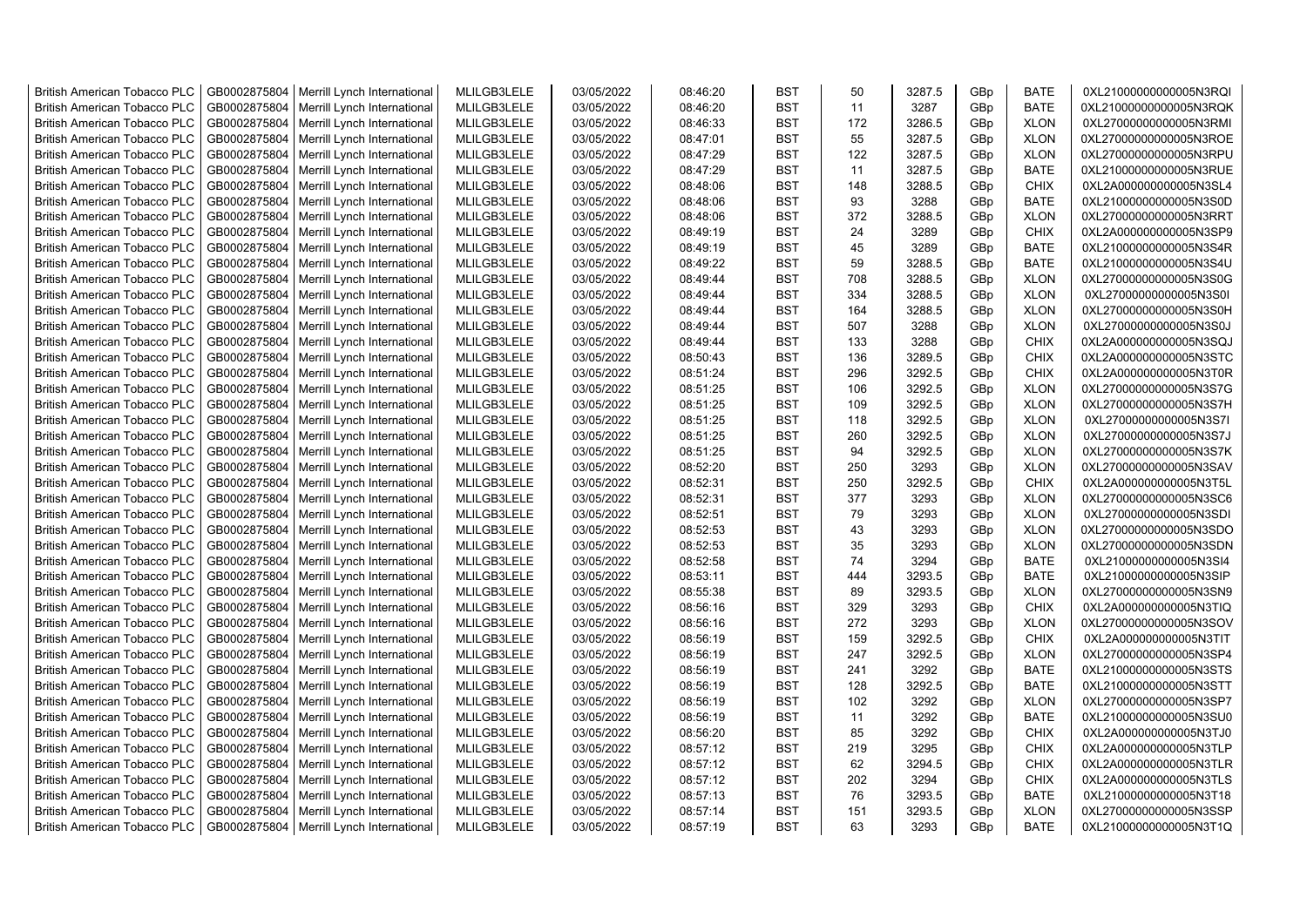| British American Tobacco PLC | GB0002875804 | Merrill Lynch International | MLILGB3LELE | 03/05/2022 | 08:46:20 | BST | 50 | 3287.5 | GBp | BATE | 0XL21000000000005N3RQI |
|---|---|---|---|---|---|---|---|---|---|---|---|
| British American Tobacco PLC | GB0002875804 | Merrill Lynch International | MLILGB3LELE | 03/05/2022 | 08:46:20 | BST | 11 | 3287 | GBp | BATE | 0XL21000000000005N3RQK |
| British American Tobacco PLC | GB0002875804 | Merrill Lynch International | MLILGB3LELE | 03/05/2022 | 08:46:33 | BST | 172 | 3286.5 | GBp | XLON | 0XL27000000000005N3RMI |
| British American Tobacco PLC | GB0002875804 | Merrill Lynch International | MLILGB3LELE | 03/05/2022 | 08:47:01 | BST | 55 | 3287.5 | GBp | XLON | 0XL27000000000005N3ROE |
| British American Tobacco PLC | GB0002875804 | Merrill Lynch International | MLILGB3LELE | 03/05/2022 | 08:47:29 | BST | 122 | 3287.5 | GBp | XLON | 0XL27000000000005N3RPU |
| British American Tobacco PLC | GB0002875804 | Merrill Lynch International | MLILGB3LELE | 03/05/2022 | 08:47:29 | BST | 11 | 3287.5 | GBp | BATE | 0XL21000000000005N3RUE |
| British American Tobacco PLC | GB0002875804 | Merrill Lynch International | MLILGB3LELE | 03/05/2022 | 08:48:06 | BST | 148 | 3288.5 | GBp | CHIX | 0XL2A000000000005N3SL4 |
| British American Tobacco PLC | GB0002875804 | Merrill Lynch International | MLILGB3LELE | 03/05/2022 | 08:48:06 | BST | 93 | 3288 | GBp | BATE | 0XL21000000000005N3S0D |
| British American Tobacco PLC | GB0002875804 | Merrill Lynch International | MLILGB3LELE | 03/05/2022 | 08:48:06 | BST | 372 | 3288.5 | GBp | XLON | 0XL27000000000005N3RRT |
| British American Tobacco PLC | GB0002875804 | Merrill Lynch International | MLILGB3LELE | 03/05/2022 | 08:49:19 | BST | 24 | 3289 | GBp | CHIX | 0XL2A000000000005N3SP9 |
| British American Tobacco PLC | GB0002875804 | Merrill Lynch International | MLILGB3LELE | 03/05/2022 | 08:49:19 | BST | 45 | 3289 | GBp | BATE | 0XL21000000000005N3S4R |
| British American Tobacco PLC | GB0002875804 | Merrill Lynch International | MLILGB3LELE | 03/05/2022 | 08:49:22 | BST | 59 | 3288.5 | GBp | BATE | 0XL21000000000005N3S4U |
| British American Tobacco PLC | GB0002875804 | Merrill Lynch International | MLILGB3LELE | 03/05/2022 | 08:49:44 | BST | 708 | 3288.5 | GBp | XLON | 0XL27000000000005N3S0G |
| British American Tobacco PLC | GB0002875804 | Merrill Lynch International | MLILGB3LELE | 03/05/2022 | 08:49:44 | BST | 334 | 3288.5 | GBp | XLON | 0XL27000000000005N3S0I |
| British American Tobacco PLC | GB0002875804 | Merrill Lynch International | MLILGB3LELE | 03/05/2022 | 08:49:44 | BST | 164 | 3288.5 | GBp | XLON | 0XL27000000000005N3S0H |
| British American Tobacco PLC | GB0002875804 | Merrill Lynch International | MLILGB3LELE | 03/05/2022 | 08:49:44 | BST | 507 | 3288 | GBp | XLON | 0XL27000000000005N3S0J |
| British American Tobacco PLC | GB0002875804 | Merrill Lynch International | MLILGB3LELE | 03/05/2022 | 08:49:44 | BST | 133 | 3288 | GBp | CHIX | 0XL2A000000000005N3SQJ |
| British American Tobacco PLC | GB0002875804 | Merrill Lynch International | MLILGB3LELE | 03/05/2022 | 08:50:43 | BST | 136 | 3289.5 | GBp | CHIX | 0XL2A000000000005N3STC |
| British American Tobacco PLC | GB0002875804 | Merrill Lynch International | MLILGB3LELE | 03/05/2022 | 08:51:24 | BST | 296 | 3292.5 | GBp | CHIX | 0XL2A000000000005N3T0R |
| British American Tobacco PLC | GB0002875804 | Merrill Lynch International | MLILGB3LELE | 03/05/2022 | 08:51:25 | BST | 106 | 3292.5 | GBp | XLON | 0XL27000000000005N3S7G |
| British American Tobacco PLC | GB0002875804 | Merrill Lynch International | MLILGB3LELE | 03/05/2022 | 08:51:25 | BST | 109 | 3292.5 | GBp | XLON | 0XL27000000000005N3S7H |
| British American Tobacco PLC | GB0002875804 | Merrill Lynch International | MLILGB3LELE | 03/05/2022 | 08:51:25 | BST | 118 | 3292.5 | GBp | XLON | 0XL27000000000005N3S7I |
| British American Tobacco PLC | GB0002875804 | Merrill Lynch International | MLILGB3LELE | 03/05/2022 | 08:51:25 | BST | 260 | 3292.5 | GBp | XLON | 0XL27000000000005N3S7J |
| British American Tobacco PLC | GB0002875804 | Merrill Lynch International | MLILGB3LELE | 03/05/2022 | 08:51:25 | BST | 94 | 3292.5 | GBp | XLON | 0XL27000000000005N3S7K |
| British American Tobacco PLC | GB0002875804 | Merrill Lynch International | MLILGB3LELE | 03/05/2022 | 08:52:20 | BST | 250 | 3293 | GBp | XLON | 0XL27000000000005N3SAV |
| British American Tobacco PLC | GB0002875804 | Merrill Lynch International | MLILGB3LELE | 03/05/2022 | 08:52:31 | BST | 250 | 3292.5 | GBp | CHIX | 0XL2A000000000005N3T5L |
| British American Tobacco PLC | GB0002875804 | Merrill Lynch International | MLILGB3LELE | 03/05/2022 | 08:52:31 | BST | 377 | 3293 | GBp | XLON | 0XL27000000000005N3SC6 |
| British American Tobacco PLC | GB0002875804 | Merrill Lynch International | MLILGB3LELE | 03/05/2022 | 08:52:51 | BST | 79 | 3293 | GBp | XLON | 0XL27000000000005N3SDI |
| British American Tobacco PLC | GB0002875804 | Merrill Lynch International | MLILGB3LELE | 03/05/2022 | 08:52:53 | BST | 43 | 3293 | GBp | XLON | 0XL27000000000005N3SDO |
| British American Tobacco PLC | GB0002875804 | Merrill Lynch International | MLILGB3LELE | 03/05/2022 | 08:52:53 | BST | 35 | 3293 | GBp | XLON | 0XL27000000000005N3SDN |
| British American Tobacco PLC | GB0002875804 | Merrill Lynch International | MLILGB3LELE | 03/05/2022 | 08:52:58 | BST | 74 | 3294 | GBp | BATE | 0XL21000000000005N3SI4 |
| British American Tobacco PLC | GB0002875804 | Merrill Lynch International | MLILGB3LELE | 03/05/2022 | 08:53:11 | BST | 444 | 3293.5 | GBp | BATE | 0XL21000000000005N3SIP |
| British American Tobacco PLC | GB0002875804 | Merrill Lynch International | MLILGB3LELE | 03/05/2022 | 08:55:38 | BST | 89 | 3293.5 | GBp | XLON | 0XL27000000000005N3SN9 |
| British American Tobacco PLC | GB0002875804 | Merrill Lynch International | MLILGB3LELE | 03/05/2022 | 08:56:16 | BST | 329 | 3293 | GBp | CHIX | 0XL2A000000000005N3TIQ |
| British American Tobacco PLC | GB0002875804 | Merrill Lynch International | MLILGB3LELE | 03/05/2022 | 08:56:16 | BST | 272 | 3293 | GBp | XLON | 0XL27000000000005N3SOV |
| British American Tobacco PLC | GB0002875804 | Merrill Lynch International | MLILGB3LELE | 03/05/2022 | 08:56:19 | BST | 159 | 3292.5 | GBp | CHIX | 0XL2A000000000005N3TIT |
| British American Tobacco PLC | GB0002875804 | Merrill Lynch International | MLILGB3LELE | 03/05/2022 | 08:56:19 | BST | 247 | 3292.5 | GBp | XLON | 0XL27000000000005N3SP4 |
| British American Tobacco PLC | GB0002875804 | Merrill Lynch International | MLILGB3LELE | 03/05/2022 | 08:56:19 | BST | 241 | 3292 | GBp | BATE | 0XL21000000000005N3STS |
| British American Tobacco PLC | GB0002875804 | Merrill Lynch International | MLILGB3LELE | 03/05/2022 | 08:56:19 | BST | 128 | 3292.5 | GBp | BATE | 0XL21000000000005N3STT |
| British American Tobacco PLC | GB0002875804 | Merrill Lynch International | MLILGB3LELE | 03/05/2022 | 08:56:19 | BST | 102 | 3292 | GBp | XLON | 0XL27000000000005N3SP7 |
| British American Tobacco PLC | GB0002875804 | Merrill Lynch International | MLILGB3LELE | 03/05/2022 | 08:56:19 | BST | 11 | 3292 | GBp | BATE | 0XL21000000000005N3SU0 |
| British American Tobacco PLC | GB0002875804 | Merrill Lynch International | MLILGB3LELE | 03/05/2022 | 08:56:20 | BST | 85 | 3292 | GBp | CHIX | 0XL2A000000000005N3TJ0 |
| British American Tobacco PLC | GB0002875804 | Merrill Lynch International | MLILGB3LELE | 03/05/2022 | 08:57:12 | BST | 219 | 3295 | GBp | CHIX | 0XL2A000000000005N3TLP |
| British American Tobacco PLC | GB0002875804 | Merrill Lynch International | MLILGB3LELE | 03/05/2022 | 08:57:12 | BST | 62 | 3294.5 | GBp | CHIX | 0XL2A000000000005N3TLR |
| British American Tobacco PLC | GB0002875804 | Merrill Lynch International | MLILGB3LELE | 03/05/2022 | 08:57:12 | BST | 202 | 3294 | GBp | CHIX | 0XL2A000000000005N3TLS |
| British American Tobacco PLC | GB0002875804 | Merrill Lynch International | MLILGB3LELE | 03/05/2022 | 08:57:13 | BST | 76 | 3293.5 | GBp | BATE | 0XL21000000000005N3T18 |
| British American Tobacco PLC | GB0002875804 | Merrill Lynch International | MLILGB3LELE | 03/05/2022 | 08:57:14 | BST | 151 | 3293.5 | GBp | XLON | 0XL27000000000005N3SSP |
| British American Tobacco PLC | GB0002875804 | Merrill Lynch International | MLILGB3LELE | 03/05/2022 | 08:57:19 | BST | 63 | 3293 | GBp | BATE | 0XL21000000000005N3T1Q |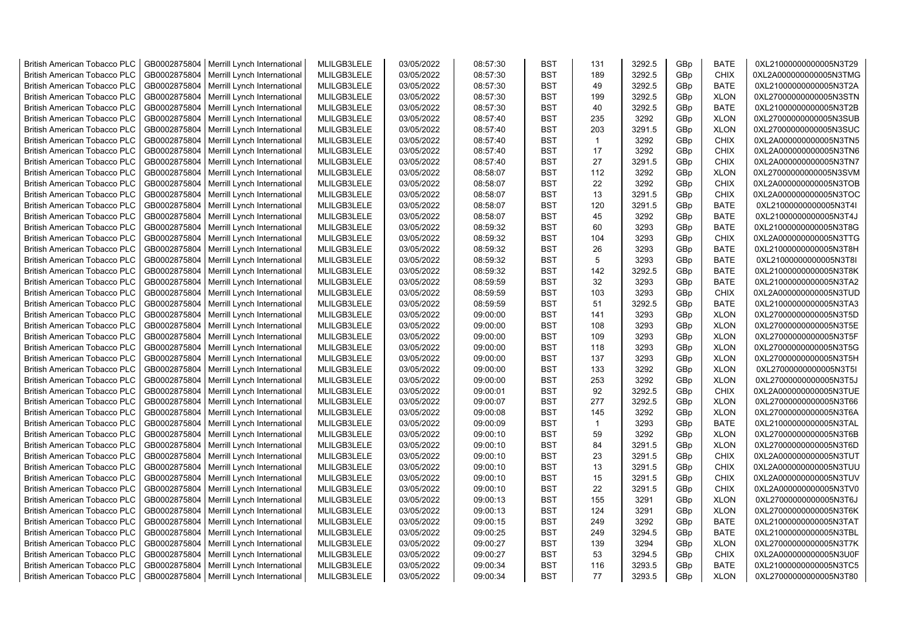| British American Tobacco PLC | GB0002875804 | Merrill Lynch International | MLILGB3LELE | 03/05/2022 | 08:57:30 | BST | 131 | 3292.5 | GBp | BATE | 0XL21000000000005N3T29 |
|---|---|---|---|---|---|---|---|---|---|---|---|
| British American Tobacco PLC | GB0002875804 | Merrill Lynch International | MLILGB3LELE | 03/05/2022 | 08:57:30 | BST | 189 | 3292.5 | GBp | CHIX | 0XL2A000000000005N3TMG |
| British American Tobacco PLC | GB0002875804 | Merrill Lynch International | MLILGB3LELE | 03/05/2022 | 08:57:30 | BST | 49 | 3292.5 | GBp | BATE | 0XL21000000000005N3T2A |
| British American Tobacco PLC | GB0002875804 | Merrill Lynch International | MLILGB3LELE | 03/05/2022 | 08:57:30 | BST | 199 | 3292.5 | GBp | XLON | 0XL27000000000005N3STN |
| British American Tobacco PLC | GB0002875804 | Merrill Lynch International | MLILGB3LELE | 03/05/2022 | 08:57:30 | BST | 40 | 3292.5 | GBp | BATE | 0XL21000000000005N3T2B |
| British American Tobacco PLC | GB0002875804 | Merrill Lynch International | MLILGB3LELE | 03/05/2022 | 08:57:40 | BST | 235 | 3292 | GBp | XLON | 0XL27000000000005N3SUB |
| British American Tobacco PLC | GB0002875804 | Merrill Lynch International | MLILGB3LELE | 03/05/2022 | 08:57:40 | BST | 203 | 3291.5 | GBp | XLON | 0XL27000000000005N3SUC |
| British American Tobacco PLC | GB0002875804 | Merrill Lynch International | MLILGB3LELE | 03/05/2022 | 08:57:40 | BST | 1 | 3292 | GBp | CHIX | 0XL2A000000000005N3TN5 |
| British American Tobacco PLC | GB0002875804 | Merrill Lynch International | MLILGB3LELE | 03/05/2022 | 08:57:40 | BST | 17 | 3292 | GBp | CHIX | 0XL2A000000000005N3TN6 |
| British American Tobacco PLC | GB0002875804 | Merrill Lynch International | MLILGB3LELE | 03/05/2022 | 08:57:40 | BST | 27 | 3291.5 | GBp | CHIX | 0XL2A000000000005N3TN7 |
| British American Tobacco PLC | GB0002875804 | Merrill Lynch International | MLILGB3LELE | 03/05/2022 | 08:58:07 | BST | 112 | 3292 | GBp | XLON | 0XL27000000000005N3SVM |
| British American Tobacco PLC | GB0002875804 | Merrill Lynch International | MLILGB3LELE | 03/05/2022 | 08:58:07 | BST | 22 | 3292 | GBp | CHIX | 0XL2A000000000005N3TOB |
| British American Tobacco PLC | GB0002875804 | Merrill Lynch International | MLILGB3LELE | 03/05/2022 | 08:58:07 | BST | 13 | 3291.5 | GBp | CHIX | 0XL2A000000000005N3TOC |
| British American Tobacco PLC | GB0002875804 | Merrill Lynch International | MLILGB3LELE | 03/05/2022 | 08:58:07 | BST | 120 | 3291.5 | GBp | BATE | 0XL21000000000005N3T4I |
| British American Tobacco PLC | GB0002875804 | Merrill Lynch International | MLILGB3LELE | 03/05/2022 | 08:58:07 | BST | 45 | 3292 | GBp | BATE | 0XL21000000000005N3T4J |
| British American Tobacco PLC | GB0002875804 | Merrill Lynch International | MLILGB3LELE | 03/05/2022 | 08:59:32 | BST | 60 | 3293 | GBp | BATE | 0XL21000000000005N3T8G |
| British American Tobacco PLC | GB0002875804 | Merrill Lynch International | MLILGB3LELE | 03/05/2022 | 08:59:32 | BST | 104 | 3293 | GBp | CHIX | 0XL2A000000000005N3TTG |
| British American Tobacco PLC | GB0002875804 | Merrill Lynch International | MLILGB3LELE | 03/05/2022 | 08:59:32 | BST | 26 | 3293 | GBp | BATE | 0XL21000000000005N3T8H |
| British American Tobacco PLC | GB0002875804 | Merrill Lynch International | MLILGB3LELE | 03/05/2022 | 08:59:32 | BST | 5 | 3293 | GBp | BATE | 0XL21000000000005N3T8I |
| British American Tobacco PLC | GB0002875804 | Merrill Lynch International | MLILGB3LELE | 03/05/2022 | 08:59:32 | BST | 142 | 3292.5 | GBp | BATE | 0XL21000000000005N3T8K |
| British American Tobacco PLC | GB0002875804 | Merrill Lynch International | MLILGB3LELE | 03/05/2022 | 08:59:59 | BST | 32 | 3293 | GBp | BATE | 0XL21000000000005N3TA2 |
| British American Tobacco PLC | GB0002875804 | Merrill Lynch International | MLILGB3LELE | 03/05/2022 | 08:59:59 | BST | 103 | 3293 | GBp | CHIX | 0XL2A000000000005N3TUD |
| British American Tobacco PLC | GB0002875804 | Merrill Lynch International | MLILGB3LELE | 03/05/2022 | 08:59:59 | BST | 51 | 3292.5 | GBp | BATE | 0XL21000000000005N3TA3 |
| British American Tobacco PLC | GB0002875804 | Merrill Lynch International | MLILGB3LELE | 03/05/2022 | 09:00:00 | BST | 141 | 3293 | GBp | XLON | 0XL27000000000005N3T5D |
| British American Tobacco PLC | GB0002875804 | Merrill Lynch International | MLILGB3LELE | 03/05/2022 | 09:00:00 | BST | 108 | 3293 | GBp | XLON | 0XL27000000000005N3T5E |
| British American Tobacco PLC | GB0002875804 | Merrill Lynch International | MLILGB3LELE | 03/05/2022 | 09:00:00 | BST | 109 | 3293 | GBp | XLON | 0XL27000000000005N3T5F |
| British American Tobacco PLC | GB0002875804 | Merrill Lynch International | MLILGB3LELE | 03/05/2022 | 09:00:00 | BST | 118 | 3293 | GBp | XLON | 0XL27000000000005N3T5G |
| British American Tobacco PLC | GB0002875804 | Merrill Lynch International | MLILGB3LELE | 03/05/2022 | 09:00:00 | BST | 137 | 3293 | GBp | XLON | 0XL27000000000005N3T5H |
| British American Tobacco PLC | GB0002875804 | Merrill Lynch International | MLILGB3LELE | 03/05/2022 | 09:00:00 | BST | 133 | 3292 | GBp | XLON | 0XL27000000000005N3T5I |
| British American Tobacco PLC | GB0002875804 | Merrill Lynch International | MLILGB3LELE | 03/05/2022 | 09:00:00 | BST | 253 | 3292 | GBp | XLON | 0XL27000000000005N3T5J |
| British American Tobacco PLC | GB0002875804 | Merrill Lynch International | MLILGB3LELE | 03/05/2022 | 09:00:01 | BST | 92 | 3292.5 | GBp | CHIX | 0XL2A000000000005N3TUE |
| British American Tobacco PLC | GB0002875804 | Merrill Lynch International | MLILGB3LELE | 03/05/2022 | 09:00:07 | BST | 277 | 3292.5 | GBp | XLON | 0XL27000000000005N3T66 |
| British American Tobacco PLC | GB0002875804 | Merrill Lynch International | MLILGB3LELE | 03/05/2022 | 09:00:08 | BST | 145 | 3292 | GBp | XLON | 0XL27000000000005N3T6A |
| British American Tobacco PLC | GB0002875804 | Merrill Lynch International | MLILGB3LELE | 03/05/2022 | 09:00:09 | BST | 1 | 3293 | GBp | BATE | 0XL21000000000005N3TAL |
| British American Tobacco PLC | GB0002875804 | Merrill Lynch International | MLILGB3LELE | 03/05/2022 | 09:00:10 | BST | 59 | 3292 | GBp | XLON | 0XL27000000000005N3T6B |
| British American Tobacco PLC | GB0002875804 | Merrill Lynch International | MLILGB3LELE | 03/05/2022 | 09:00:10 | BST | 84 | 3291.5 | GBp | XLON | 0XL27000000000005N3T6D |
| British American Tobacco PLC | GB0002875804 | Merrill Lynch International | MLILGB3LELE | 03/05/2022 | 09:00:10 | BST | 23 | 3291.5 | GBp | CHIX | 0XL2A000000000005N3TUT |
| British American Tobacco PLC | GB0002875804 | Merrill Lynch International | MLILGB3LELE | 03/05/2022 | 09:00:10 | BST | 13 | 3291.5 | GBp | CHIX | 0XL2A000000000005N3TUU |
| British American Tobacco PLC | GB0002875804 | Merrill Lynch International | MLILGB3LELE | 03/05/2022 | 09:00:10 | BST | 15 | 3291.5 | GBp | CHIX | 0XL2A000000000005N3TUV |
| British American Tobacco PLC | GB0002875804 | Merrill Lynch International | MLILGB3LELE | 03/05/2022 | 09:00:10 | BST | 22 | 3291.5 | GBp | CHIX | 0XL2A000000000005N3TV0 |
| British American Tobacco PLC | GB0002875804 | Merrill Lynch International | MLILGB3LELE | 03/05/2022 | 09:00:13 | BST | 155 | 3291 | GBp | XLON | 0XL27000000000005N3T6J |
| British American Tobacco PLC | GB0002875804 | Merrill Lynch International | MLILGB3LELE | 03/05/2022 | 09:00:13 | BST | 124 | 3291 | GBp | XLON | 0XL27000000000005N3T6K |
| British American Tobacco PLC | GB0002875804 | Merrill Lynch International | MLILGB3LELE | 03/05/2022 | 09:00:15 | BST | 249 | 3292 | GBp | BATE | 0XL21000000000005N3TAT |
| British American Tobacco PLC | GB0002875804 | Merrill Lynch International | MLILGB3LELE | 03/05/2022 | 09:00:25 | BST | 249 | 3294.5 | GBp | BATE | 0XL21000000000005N3TBL |
| British American Tobacco PLC | GB0002875804 | Merrill Lynch International | MLILGB3LELE | 03/05/2022 | 09:00:27 | BST | 139 | 3294 | GBp | XLON | 0XL27000000000005N3T7K |
| British American Tobacco PLC | GB0002875804 | Merrill Lynch International | MLILGB3LELE | 03/05/2022 | 09:00:27 | BST | 53 | 3294.5 | GBp | CHIX | 0XL2A000000000005N3U0F |
| British American Tobacco PLC | GB0002875804 | Merrill Lynch International | MLILGB3LELE | 03/05/2022 | 09:00:34 | BST | 116 | 3293.5 | GBp | BATE | 0XL21000000000005N3TC5 |
| British American Tobacco PLC | GB0002875804 | Merrill Lynch International | MLILGB3LELE | 03/05/2022 | 09:00:34 | BST | 77 | 3293.5 | GBp | XLON | 0XL27000000000005N3T80 |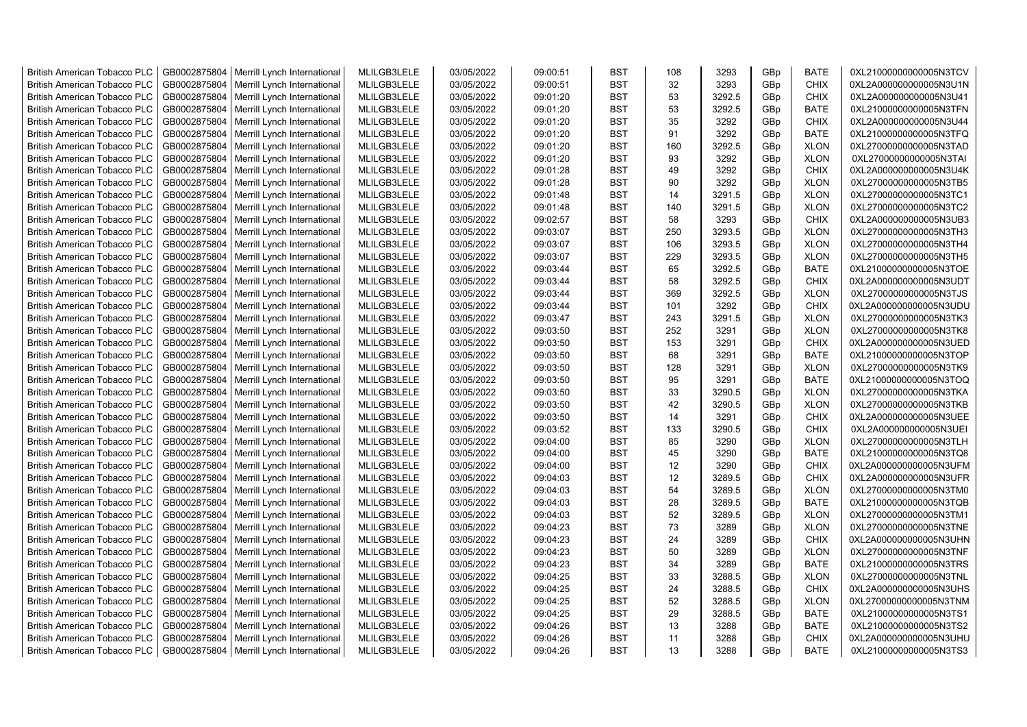| | | | | | | | | | | | |
|---|---|---|---|---|---|---|---|---|---|---|---|
| British American Tobacco PLC | GB0002875804 | Merrill Lynch International | MLILGB3LELE | 03/05/2022 | 09:00:51 | BST | 108 | 3293 | GBp | BATE | 0XL21000000000005N3TCV |
| British American Tobacco PLC | GB0002875804 | Merrill Lynch International | MLILGB3LELE | 03/05/2022 | 09:00:51 | BST | 32 | 3293 | GBp | CHIX | 0XL2A000000000005N3U1N |
| British American Tobacco PLC | GB0002875804 | Merrill Lynch International | MLILGB3LELE | 03/05/2022 | 09:01:20 | BST | 53 | 3292.5 | GBp | CHIX | 0XL2A000000000005N3U41 |
| British American Tobacco PLC | GB0002875804 | Merrill Lynch International | MLILGB3LELE | 03/05/2022 | 09:01:20 | BST | 53 | 3292.5 | GBp | BATE | 0XL21000000000005N3TFN |
| British American Tobacco PLC | GB0002875804 | Merrill Lynch International | MLILGB3LELE | 03/05/2022 | 09:01:20 | BST | 35 | 3292 | GBp | CHIX | 0XL2A000000000005N3U44 |
| British American Tobacco PLC | GB0002875804 | Merrill Lynch International | MLILGB3LELE | 03/05/2022 | 09:01:20 | BST | 91 | 3292 | GBp | BATE | 0XL21000000000005N3TFQ |
| British American Tobacco PLC | GB0002875804 | Merrill Lynch International | MLILGB3LELE | 03/05/2022 | 09:01:20 | BST | 160 | 3292.5 | GBp | XLON | 0XL27000000000005N3TAD |
| British American Tobacco PLC | GB0002875804 | Merrill Lynch International | MLILGB3LELE | 03/05/2022 | 09:01:20 | BST | 93 | 3292 | GBp | XLON | 0XL27000000000005N3TAI |
| British American Tobacco PLC | GB0002875804 | Merrill Lynch International | MLILGB3LELE | 03/05/2022 | 09:01:28 | BST | 49 | 3292 | GBp | CHIX | 0XL2A000000000005N3U4K |
| British American Tobacco PLC | GB0002875804 | Merrill Lynch International | MLILGB3LELE | 03/05/2022 | 09:01:28 | BST | 90 | 3292 | GBp | XLON | 0XL27000000000005N3TB5 |
| British American Tobacco PLC | GB0002875804 | Merrill Lynch International | MLILGB3LELE | 03/05/2022 | 09:01:48 | BST | 14 | 3291.5 | GBp | XLON | 0XL27000000000005N3TC1 |
| British American Tobacco PLC | GB0002875804 | Merrill Lynch International | MLILGB3LELE | 03/05/2022 | 09:01:48 | BST | 140 | 3291.5 | GBp | XLON | 0XL27000000000005N3TC2 |
| British American Tobacco PLC | GB0002875804 | Merrill Lynch International | MLILGB3LELE | 03/05/2022 | 09:02:57 | BST | 58 | 3293 | GBp | CHIX | 0XL2A000000000005N3UB3 |
| British American Tobacco PLC | GB0002875804 | Merrill Lynch International | MLILGB3LELE | 03/05/2022 | 09:03:07 | BST | 250 | 3293.5 | GBp | XLON | 0XL27000000000005N3TH3 |
| British American Tobacco PLC | GB0002875804 | Merrill Lynch International | MLILGB3LELE | 03/05/2022 | 09:03:07 | BST | 106 | 3293.5 | GBp | XLON | 0XL27000000000005N3TH4 |
| British American Tobacco PLC | GB0002875804 | Merrill Lynch International | MLILGB3LELE | 03/05/2022 | 09:03:07 | BST | 229 | 3293.5 | GBp | XLON | 0XL27000000000005N3TH5 |
| British American Tobacco PLC | GB0002875804 | Merrill Lynch International | MLILGB3LELE | 03/05/2022 | 09:03:44 | BST | 65 | 3292.5 | GBp | BATE | 0XL21000000000005N3TOE |
| British American Tobacco PLC | GB0002875804 | Merrill Lynch International | MLILGB3LELE | 03/05/2022 | 09:03:44 | BST | 58 | 3292.5 | GBp | CHIX | 0XL2A000000000005N3UDT |
| British American Tobacco PLC | GB0002875804 | Merrill Lynch International | MLILGB3LELE | 03/05/2022 | 09:03:44 | BST | 369 | 3292.5 | GBp | XLON | 0XL27000000000005N3TJS |
| British American Tobacco PLC | GB0002875804 | Merrill Lynch International | MLILGB3LELE | 03/05/2022 | 09:03:44 | BST | 101 | 3292 | GBp | CHIX | 0XL2A000000000005N3UDU |
| British American Tobacco PLC | GB0002875804 | Merrill Lynch International | MLILGB3LELE | 03/05/2022 | 09:03:47 | BST | 243 | 3291.5 | GBp | XLON | 0XL27000000000005N3TK3 |
| British American Tobacco PLC | GB0002875804 | Merrill Lynch International | MLILGB3LELE | 03/05/2022 | 09:03:50 | BST | 252 | 3291 | GBp | XLON | 0XL27000000000005N3TK8 |
| British American Tobacco PLC | GB0002875804 | Merrill Lynch International | MLILGB3LELE | 03/05/2022 | 09:03:50 | BST | 153 | 3291 | GBp | CHIX | 0XL2A000000000005N3UED |
| British American Tobacco PLC | GB0002875804 | Merrill Lynch International | MLILGB3LELE | 03/05/2022 | 09:03:50 | BST | 68 | 3291 | GBp | BATE | 0XL21000000000005N3TOP |
| British American Tobacco PLC | GB0002875804 | Merrill Lynch International | MLILGB3LELE | 03/05/2022 | 09:03:50 | BST | 128 | 3291 | GBp | XLON | 0XL27000000000005N3TK9 |
| British American Tobacco PLC | GB0002875804 | Merrill Lynch International | MLILGB3LELE | 03/05/2022 | 09:03:50 | BST | 95 | 3291 | GBp | BATE | 0XL21000000000005N3TOQ |
| British American Tobacco PLC | GB0002875804 | Merrill Lynch International | MLILGB3LELE | 03/05/2022 | 09:03:50 | BST | 33 | 3290.5 | GBp | XLON | 0XL27000000000005N3TKA |
| British American Tobacco PLC | GB0002875804 | Merrill Lynch International | MLILGB3LELE | 03/05/2022 | 09:03:50 | BST | 42 | 3290.5 | GBp | XLON | 0XL27000000000005N3TKB |
| British American Tobacco PLC | GB0002875804 | Merrill Lynch International | MLILGB3LELE | 03/05/2022 | 09:03:50 | BST | 14 | 3291 | GBp | CHIX | 0XL2A000000000005N3UEE |
| British American Tobacco PLC | GB0002875804 | Merrill Lynch International | MLILGB3LELE | 03/05/2022 | 09:03:52 | BST | 133 | 3290.5 | GBp | CHIX | 0XL2A000000000005N3UEI |
| British American Tobacco PLC | GB0002875804 | Merrill Lynch International | MLILGB3LELE | 03/05/2022 | 09:04:00 | BST | 85 | 3290 | GBp | XLON | 0XL27000000000005N3TLH |
| British American Tobacco PLC | GB0002875804 | Merrill Lynch International | MLILGB3LELE | 03/05/2022 | 09:04:00 | BST | 45 | 3290 | GBp | BATE | 0XL21000000000005N3TQ8 |
| British American Tobacco PLC | GB0002875804 | Merrill Lynch International | MLILGB3LELE | 03/05/2022 | 09:04:00 | BST | 12 | 3290 | GBp | CHIX | 0XL2A000000000005N3UFM |
| British American Tobacco PLC | GB0002875804 | Merrill Lynch International | MLILGB3LELE | 03/05/2022 | 09:04:03 | BST | 12 | 3289.5 | GBp | CHIX | 0XL2A000000000005N3UFR |
| British American Tobacco PLC | GB0002875804 | Merrill Lynch International | MLILGB3LELE | 03/05/2022 | 09:04:03 | BST | 54 | 3289.5 | GBp | XLON | 0XL27000000000005N3TM0 |
| British American Tobacco PLC | GB0002875804 | Merrill Lynch International | MLILGB3LELE | 03/05/2022 | 09:04:03 | BST | 28 | 3289.5 | GBp | BATE | 0XL21000000000005N3TQB |
| British American Tobacco PLC | GB0002875804 | Merrill Lynch International | MLILGB3LELE | 03/05/2022 | 09:04:03 | BST | 52 | 3289.5 | GBp | XLON | 0XL27000000000005N3TM1 |
| British American Tobacco PLC | GB0002875804 | Merrill Lynch International | MLILGB3LELE | 03/05/2022 | 09:04:23 | BST | 73 | 3289 | GBp | XLON | 0XL27000000000005N3TNE |
| British American Tobacco PLC | GB0002875804 | Merrill Lynch International | MLILGB3LELE | 03/05/2022 | 09:04:23 | BST | 24 | 3289 | GBp | CHIX | 0XL2A000000000005N3UHN |
| British American Tobacco PLC | GB0002875804 | Merrill Lynch International | MLILGB3LELE | 03/05/2022 | 09:04:23 | BST | 50 | 3289 | GBp | XLON | 0XL27000000000005N3TNF |
| British American Tobacco PLC | GB0002875804 | Merrill Lynch International | MLILGB3LELE | 03/05/2022 | 09:04:23 | BST | 34 | 3289 | GBp | BATE | 0XL21000000000005N3TRS |
| British American Tobacco PLC | GB0002875804 | Merrill Lynch International | MLILGB3LELE | 03/05/2022 | 09:04:25 | BST | 33 | 3288.5 | GBp | XLON | 0XL27000000000005N3TNL |
| British American Tobacco PLC | GB0002875804 | Merrill Lynch International | MLILGB3LELE | 03/05/2022 | 09:04:25 | BST | 24 | 3288.5 | GBp | CHIX | 0XL2A000000000005N3UHS |
| British American Tobacco PLC | GB0002875804 | Merrill Lynch International | MLILGB3LELE | 03/05/2022 | 09:04:25 | BST | 52 | 3288.5 | GBp | XLON | 0XL27000000000005N3TNM |
| British American Tobacco PLC | GB0002875804 | Merrill Lynch International | MLILGB3LELE | 03/05/2022 | 09:04:25 | BST | 29 | 3288.5 | GBp | BATE | 0XL21000000000005N3TS1 |
| British American Tobacco PLC | GB0002875804 | Merrill Lynch International | MLILGB3LELE | 03/05/2022 | 09:04:26 | BST | 13 | 3288 | GBp | BATE | 0XL21000000000005N3TS2 |
| British American Tobacco PLC | GB0002875804 | Merrill Lynch International | MLILGB3LELE | 03/05/2022 | 09:04:26 | BST | 11 | 3288 | GBp | CHIX | 0XL2A000000000005N3UHU |
| British American Tobacco PLC | GB0002875804 | Merrill Lynch International | MLILGB3LELE | 03/05/2022 | 09:04:26 | BST | 13 | 3288 | GBp | BATE | 0XL21000000000005N3TS3 |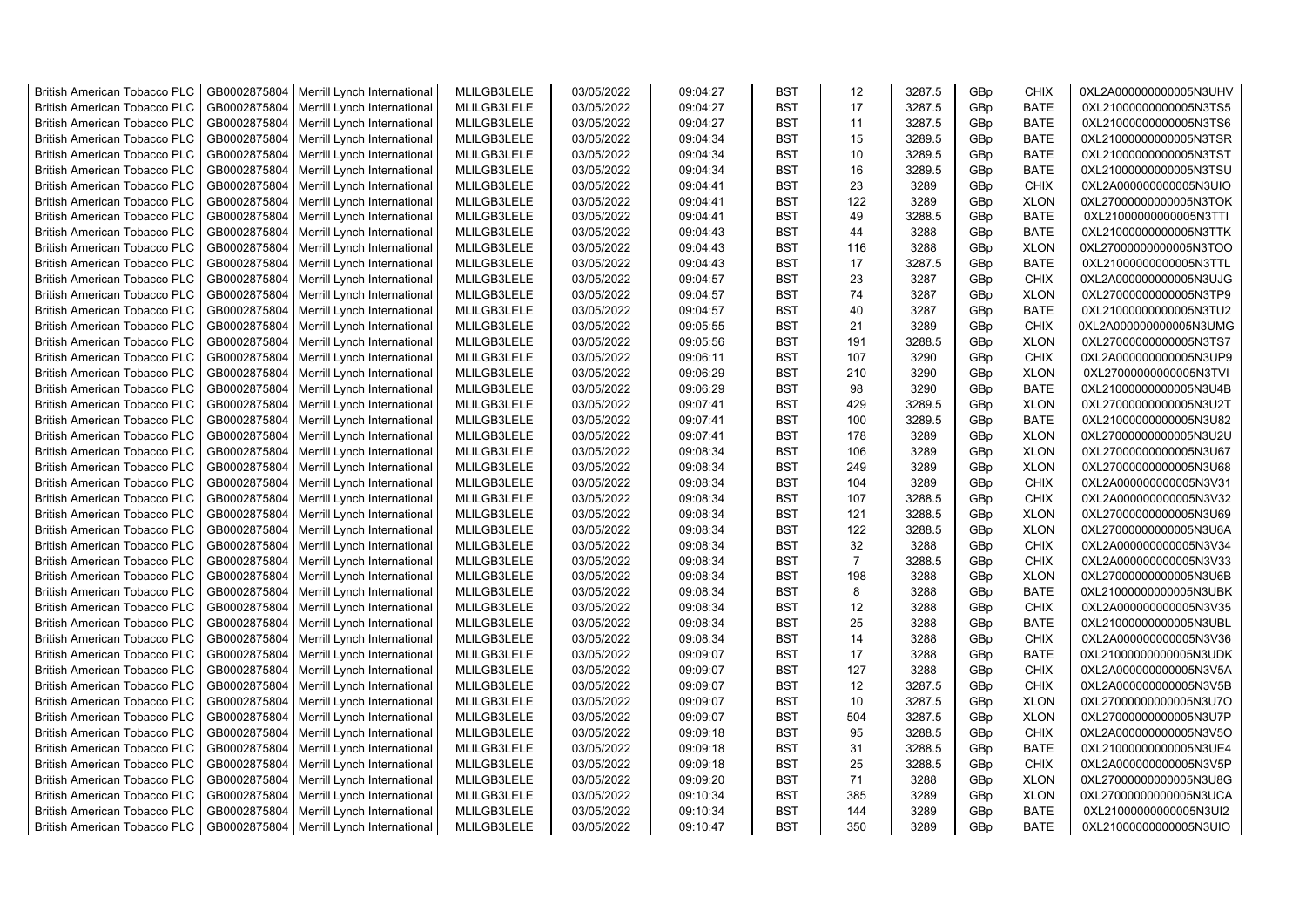| British American Tobacco PLC | GB0002875804 | Merrill Lynch International | MLILGB3LELE | 03/05/2022 | 09:04:27 | BST | 12 | 3287.5 | GBp | CHIX | 0XL2A000000000005N3UHV |
|---|---|---|---|---|---|---|---|---|---|---|---|
| British American Tobacco PLC | GB0002875804 | Merrill Lynch International | MLILGB3LELE | 03/05/2022 | 09:04:27 | BST | 17 | 3287.5 | GBp | BATE | 0XL21000000000005N3TS5 |
| British American Tobacco PLC | GB0002875804 | Merrill Lynch International | MLILGB3LELE | 03/05/2022 | 09:04:27 | BST | 11 | 3287.5 | GBp | BATE | 0XL21000000000005N3TS6 |
| British American Tobacco PLC | GB0002875804 | Merrill Lynch International | MLILGB3LELE | 03/05/2022 | 09:04:34 | BST | 15 | 3289.5 | GBp | BATE | 0XL21000000000005N3TSR |
| British American Tobacco PLC | GB0002875804 | Merrill Lynch International | MLILGB3LELE | 03/05/2022 | 09:04:34 | BST | 10 | 3289.5 | GBp | BATE | 0XL21000000000005N3TST |
| British American Tobacco PLC | GB0002875804 | Merrill Lynch International | MLILGB3LELE | 03/05/2022 | 09:04:34 | BST | 16 | 3289.5 | GBp | BATE | 0XL21000000000005N3TSU |
| British American Tobacco PLC | GB0002875804 | Merrill Lynch International | MLILGB3LELE | 03/05/2022 | 09:04:41 | BST | 23 | 3289 | GBp | CHIX | 0XL2A000000000005N3UIO |
| British American Tobacco PLC | GB0002875804 | Merrill Lynch International | MLILGB3LELE | 03/05/2022 | 09:04:41 | BST | 122 | 3289 | GBp | XLON | 0XL27000000000005N3TOK |
| British American Tobacco PLC | GB0002875804 | Merrill Lynch International | MLILGB3LELE | 03/05/2022 | 09:04:41 | BST | 49 | 3288.5 | GBp | BATE | 0XL21000000000005N3TTI |
| British American Tobacco PLC | GB0002875804 | Merrill Lynch International | MLILGB3LELE | 03/05/2022 | 09:04:43 | BST | 44 | 3288 | GBp | BATE | 0XL21000000000005N3TTK |
| British American Tobacco PLC | GB0002875804 | Merrill Lynch International | MLILGB3LELE | 03/05/2022 | 09:04:43 | BST | 116 | 3288 | GBp | XLON | 0XL27000000000005N3TOO |
| British American Tobacco PLC | GB0002875804 | Merrill Lynch International | MLILGB3LELE | 03/05/2022 | 09:04:43 | BST | 17 | 3287.5 | GBp | BATE | 0XL21000000000005N3TTL |
| British American Tobacco PLC | GB0002875804 | Merrill Lynch International | MLILGB3LELE | 03/05/2022 | 09:04:57 | BST | 23 | 3287 | GBp | CHIX | 0XL2A000000000005N3UJG |
| British American Tobacco PLC | GB0002875804 | Merrill Lynch International | MLILGB3LELE | 03/05/2022 | 09:04:57 | BST | 74 | 3287 | GBp | XLON | 0XL27000000000005N3TP9 |
| British American Tobacco PLC | GB0002875804 | Merrill Lynch International | MLILGB3LELE | 03/05/2022 | 09:04:57 | BST | 40 | 3287 | GBp | BATE | 0XL21000000000005N3TU2 |
| British American Tobacco PLC | GB0002875804 | Merrill Lynch International | MLILGB3LELE | 03/05/2022 | 09:05:55 | BST | 21 | 3289 | GBp | CHIX | 0XL2A000000000005N3UMG |
| British American Tobacco PLC | GB0002875804 | Merrill Lynch International | MLILGB3LELE | 03/05/2022 | 09:05:56 | BST | 191 | 3288.5 | GBp | XLON | 0XL27000000000005N3TS7 |
| British American Tobacco PLC | GB0002875804 | Merrill Lynch International | MLILGB3LELE | 03/05/2022 | 09:06:11 | BST | 107 | 3290 | GBp | CHIX | 0XL2A000000000005N3UP9 |
| British American Tobacco PLC | GB0002875804 | Merrill Lynch International | MLILGB3LELE | 03/05/2022 | 09:06:29 | BST | 210 | 3290 | GBp | XLON | 0XL27000000000005N3TVI |
| British American Tobacco PLC | GB0002875804 | Merrill Lynch International | MLILGB3LELE | 03/05/2022 | 09:06:29 | BST | 98 | 3290 | GBp | BATE | 0XL21000000000005N3U4B |
| British American Tobacco PLC | GB0002875804 | Merrill Lynch International | MLILGB3LELE | 03/05/2022 | 09:07:41 | BST | 429 | 3289.5 | GBp | XLON | 0XL27000000000005N3U2T |
| British American Tobacco PLC | GB0002875804 | Merrill Lynch International | MLILGB3LELE | 03/05/2022 | 09:07:41 | BST | 100 | 3289.5 | GBp | BATE | 0XL21000000000005N3U82 |
| British American Tobacco PLC | GB0002875804 | Merrill Lynch International | MLILGB3LELE | 03/05/2022 | 09:07:41 | BST | 178 | 3289 | GBp | XLON | 0XL27000000000005N3U2U |
| British American Tobacco PLC | GB0002875804 | Merrill Lynch International | MLILGB3LELE | 03/05/2022 | 09:08:34 | BST | 106 | 3289 | GBp | XLON | 0XL27000000000005N3U67 |
| British American Tobacco PLC | GB0002875804 | Merrill Lynch International | MLILGB3LELE | 03/05/2022 | 09:08:34 | BST | 249 | 3289 | GBp | XLON | 0XL27000000000005N3U68 |
| British American Tobacco PLC | GB0002875804 | Merrill Lynch International | MLILGB3LELE | 03/05/2022 | 09:08:34 | BST | 104 | 3289 | GBp | CHIX | 0XL2A000000000005N3V31 |
| British American Tobacco PLC | GB0002875804 | Merrill Lynch International | MLILGB3LELE | 03/05/2022 | 09:08:34 | BST | 107 | 3288.5 | GBp | CHIX | 0XL2A000000000005N3V32 |
| British American Tobacco PLC | GB0002875804 | Merrill Lynch International | MLILGB3LELE | 03/05/2022 | 09:08:34 | BST | 121 | 3288.5 | GBp | XLON | 0XL27000000000005N3U69 |
| British American Tobacco PLC | GB0002875804 | Merrill Lynch International | MLILGB3LELE | 03/05/2022 | 09:08:34 | BST | 122 | 3288.5 | GBp | XLON | 0XL27000000000005N3U6A |
| British American Tobacco PLC | GB0002875804 | Merrill Lynch International | MLILGB3LELE | 03/05/2022 | 09:08:34 | BST | 32 | 3288 | GBp | CHIX | 0XL2A000000000005N3V34 |
| British American Tobacco PLC | GB0002875804 | Merrill Lynch International | MLILGB3LELE | 03/05/2022 | 09:08:34 | BST | 7 | 3288.5 | GBp | CHIX | 0XL2A000000000005N3V33 |
| British American Tobacco PLC | GB0002875804 | Merrill Lynch International | MLILGB3LELE | 03/05/2022 | 09:08:34 | BST | 198 | 3288 | GBp | XLON | 0XL27000000000005N3U6B |
| British American Tobacco PLC | GB0002875804 | Merrill Lynch International | MLILGB3LELE | 03/05/2022 | 09:08:34 | BST | 8 | 3288 | GBp | BATE | 0XL21000000000005N3UBK |
| British American Tobacco PLC | GB0002875804 | Merrill Lynch International | MLILGB3LELE | 03/05/2022 | 09:08:34 | BST | 12 | 3288 | GBp | CHIX | 0XL2A000000000005N3V35 |
| British American Tobacco PLC | GB0002875804 | Merrill Lynch International | MLILGB3LELE | 03/05/2022 | 09:08:34 | BST | 25 | 3288 | GBp | BATE | 0XL21000000000005N3UBL |
| British American Tobacco PLC | GB0002875804 | Merrill Lynch International | MLILGB3LELE | 03/05/2022 | 09:08:34 | BST | 14 | 3288 | GBp | CHIX | 0XL2A000000000005N3V36 |
| British American Tobacco PLC | GB0002875804 | Merrill Lynch International | MLILGB3LELE | 03/05/2022 | 09:09:07 | BST | 17 | 3288 | GBp | BATE | 0XL21000000000005N3UDK |
| British American Tobacco PLC | GB0002875804 | Merrill Lynch International | MLILGB3LELE | 03/05/2022 | 09:09:07 | BST | 127 | 3288 | GBp | CHIX | 0XL2A000000000005N3V5A |
| British American Tobacco PLC | GB0002875804 | Merrill Lynch International | MLILGB3LELE | 03/05/2022 | 09:09:07 | BST | 12 | 3287.5 | GBp | CHIX | 0XL2A000000000005N3V5B |
| British American Tobacco PLC | GB0002875804 | Merrill Lynch International | MLILGB3LELE | 03/05/2022 | 09:09:07 | BST | 10 | 3287.5 | GBp | XLON | 0XL27000000000005N3U7O |
| British American Tobacco PLC | GB0002875804 | Merrill Lynch International | MLILGB3LELE | 03/05/2022 | 09:09:07 | BST | 504 | 3287.5 | GBp | XLON | 0XL27000000000005N3U7P |
| British American Tobacco PLC | GB0002875804 | Merrill Lynch International | MLILGB3LELE | 03/05/2022 | 09:09:18 | BST | 95 | 3288.5 | GBp | CHIX | 0XL2A000000000005N3V5O |
| British American Tobacco PLC | GB0002875804 | Merrill Lynch International | MLILGB3LELE | 03/05/2022 | 09:09:18 | BST | 31 | 3288.5 | GBp | BATE | 0XL21000000000005N3UE4 |
| British American Tobacco PLC | GB0002875804 | Merrill Lynch International | MLILGB3LELE | 03/05/2022 | 09:09:18 | BST | 25 | 3288.5 | GBp | CHIX | 0XL2A000000000005N3V5P |
| British American Tobacco PLC | GB0002875804 | Merrill Lynch International | MLILGB3LELE | 03/05/2022 | 09:09:20 | BST | 71 | 3288 | GBp | XLON | 0XL27000000000005N3U8G |
| British American Tobacco PLC | GB0002875804 | Merrill Lynch International | MLILGB3LELE | 03/05/2022 | 09:10:34 | BST | 385 | 3289 | GBp | XLON | 0XL27000000000005N3UCA |
| British American Tobacco PLC | GB0002875804 | Merrill Lynch International | MLILGB3LELE | 03/05/2022 | 09:10:34 | BST | 144 | 3289 | GBp | BATE | 0XL21000000000005N3UI2 |
| British American Tobacco PLC | GB0002875804 | Merrill Lynch International | MLILGB3LELE | 03/05/2022 | 09:10:47 | BST | 350 | 3289 | GBp | BATE | 0XL21000000000005N3UIO |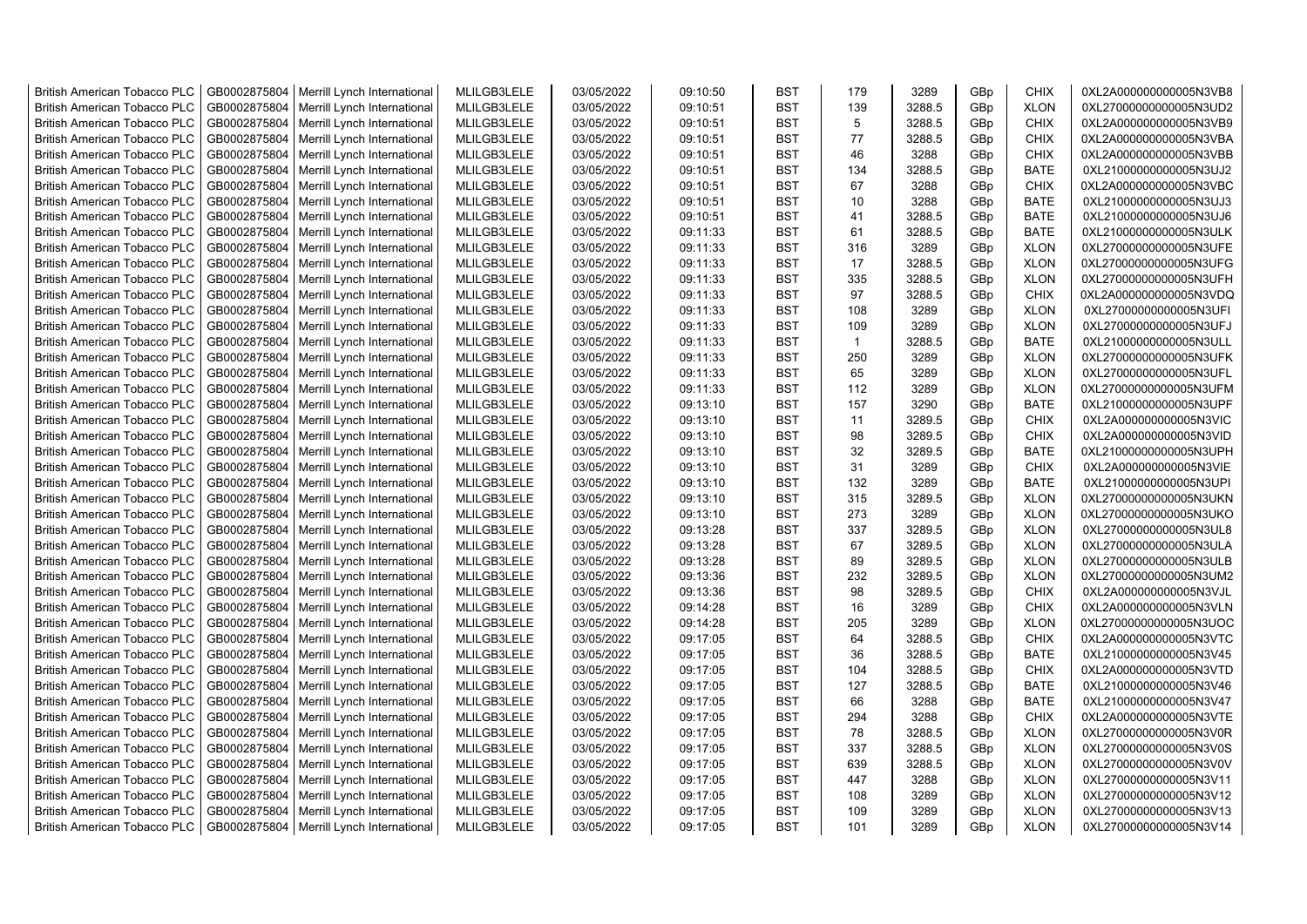| British American Tobacco PLC | GB0002875804 | Merrill Lynch International | MLILGB3LELE | 03/05/2022 | 09:10:50 | BST | 179 | 3289 | GBp | CHIX | 0XL2A000000000005N3VB8 |
|---|---|---|---|---|---|---|---|---|---|---|---|
| British American Tobacco PLC | GB0002875804 | Merrill Lynch International | MLILGB3LELE | 03/05/2022 | 09:10:51 | BST | 139 | 3288.5 | GBp | XLON | 0XL27000000000005N3UD2 |
| British American Tobacco PLC | GB0002875804 | Merrill Lynch International | MLILGB3LELE | 03/05/2022 | 09:10:51 | BST | 5 | 3288.5 | GBp | CHIX | 0XL2A000000000005N3VB9 |
| British American Tobacco PLC | GB0002875804 | Merrill Lynch International | MLILGB3LELE | 03/05/2022 | 09:10:51 | BST | 77 | 3288.5 | GBp | CHIX | 0XL2A000000000005N3VBA |
| British American Tobacco PLC | GB0002875804 | Merrill Lynch International | MLILGB3LELE | 03/05/2022 | 09:10:51 | BST | 46 | 3288 | GBp | CHIX | 0XL2A000000000005N3VBB |
| British American Tobacco PLC | GB0002875804 | Merrill Lynch International | MLILGB3LELE | 03/05/2022 | 09:10:51 | BST | 134 | 3288.5 | GBp | BATE | 0XL21000000000005N3UJ2 |
| British American Tobacco PLC | GB0002875804 | Merrill Lynch International | MLILGB3LELE | 03/05/2022 | 09:10:51 | BST | 67 | 3288 | GBp | CHIX | 0XL2A000000000005N3VBC |
| British American Tobacco PLC | GB0002875804 | Merrill Lynch International | MLILGB3LELE | 03/05/2022 | 09:10:51 | BST | 10 | 3288 | GBp | BATE | 0XL21000000000005N3UJ3 |
| British American Tobacco PLC | GB0002875804 | Merrill Lynch International | MLILGB3LELE | 03/05/2022 | 09:10:51 | BST | 41 | 3288.5 | GBp | BATE | 0XL21000000000005N3UJ6 |
| British American Tobacco PLC | GB0002875804 | Merrill Lynch International | MLILGB3LELE | 03/05/2022 | 09:11:33 | BST | 61 | 3288.5 | GBp | BATE | 0XL21000000000005N3ULK |
| British American Tobacco PLC | GB0002875804 | Merrill Lynch International | MLILGB3LELE | 03/05/2022 | 09:11:33 | BST | 316 | 3289 | GBp | XLON | 0XL27000000000005N3UFE |
| British American Tobacco PLC | GB0002875804 | Merrill Lynch International | MLILGB3LELE | 03/05/2022 | 09:11:33 | BST | 17 | 3288.5 | GBp | XLON | 0XL27000000000005N3UFG |
| British American Tobacco PLC | GB0002875804 | Merrill Lynch International | MLILGB3LELE | 03/05/2022 | 09:11:33 | BST | 335 | 3288.5 | GBp | XLON | 0XL27000000000005N3UFH |
| British American Tobacco PLC | GB0002875804 | Merrill Lynch International | MLILGB3LELE | 03/05/2022 | 09:11:33 | BST | 97 | 3288.5 | GBp | CHIX | 0XL2A000000000005N3VDQ |
| British American Tobacco PLC | GB0002875804 | Merrill Lynch International | MLILGB3LELE | 03/05/2022 | 09:11:33 | BST | 108 | 3289 | GBp | XLON | 0XL27000000000005N3UFI |
| British American Tobacco PLC | GB0002875804 | Merrill Lynch International | MLILGB3LELE | 03/05/2022 | 09:11:33 | BST | 109 | 3289 | GBp | XLON | 0XL27000000000005N3UFJ |
| British American Tobacco PLC | GB0002875804 | Merrill Lynch International | MLILGB3LELE | 03/05/2022 | 09:11:33 | BST | 1 | 3288.5 | GBp | BATE | 0XL21000000000005N3ULL |
| British American Tobacco PLC | GB0002875804 | Merrill Lynch International | MLILGB3LELE | 03/05/2022 | 09:11:33 | BST | 250 | 3289 | GBp | XLON | 0XL27000000000005N3UFK |
| British American Tobacco PLC | GB0002875804 | Merrill Lynch International | MLILGB3LELE | 03/05/2022 | 09:11:33 | BST | 65 | 3289 | GBp | XLON | 0XL27000000000005N3UFL |
| British American Tobacco PLC | GB0002875804 | Merrill Lynch International | MLILGB3LELE | 03/05/2022 | 09:11:33 | BST | 112 | 3289 | GBp | XLON | 0XL27000000000005N3UFM |
| British American Tobacco PLC | GB0002875804 | Merrill Lynch International | MLILGB3LELE | 03/05/2022 | 09:13:10 | BST | 157 | 3290 | GBp | BATE | 0XL21000000000005N3UPF |
| British American Tobacco PLC | GB0002875804 | Merrill Lynch International | MLILGB3LELE | 03/05/2022 | 09:13:10 | BST | 11 | 3289.5 | GBp | CHIX | 0XL2A000000000005N3VIC |
| British American Tobacco PLC | GB0002875804 | Merrill Lynch International | MLILGB3LELE | 03/05/2022 | 09:13:10 | BST | 98 | 3289.5 | GBp | CHIX | 0XL2A000000000005N3VID |
| British American Tobacco PLC | GB0002875804 | Merrill Lynch International | MLILGB3LELE | 03/05/2022 | 09:13:10 | BST | 32 | 3289.5 | GBp | BATE | 0XL21000000000005N3UPH |
| British American Tobacco PLC | GB0002875804 | Merrill Lynch International | MLILGB3LELE | 03/05/2022 | 09:13:10 | BST | 31 | 3289 | GBp | CHIX | 0XL2A000000000005N3VIE |
| British American Tobacco PLC | GB0002875804 | Merrill Lynch International | MLILGB3LELE | 03/05/2022 | 09:13:10 | BST | 132 | 3289 | GBp | BATE | 0XL21000000000005N3UPI |
| British American Tobacco PLC | GB0002875804 | Merrill Lynch International | MLILGB3LELE | 03/05/2022 | 09:13:10 | BST | 315 | 3289.5 | GBp | XLON | 0XL27000000000005N3UKN |
| British American Tobacco PLC | GB0002875804 | Merrill Lynch International | MLILGB3LELE | 03/05/2022 | 09:13:10 | BST | 273 | 3289 | GBp | XLON | 0XL27000000000005N3UKO |
| British American Tobacco PLC | GB0002875804 | Merrill Lynch International | MLILGB3LELE | 03/05/2022 | 09:13:28 | BST | 337 | 3289.5 | GBp | XLON | 0XL27000000000005N3UL8 |
| British American Tobacco PLC | GB0002875804 | Merrill Lynch International | MLILGB3LELE | 03/05/2022 | 09:13:28 | BST | 67 | 3289.5 | GBp | XLON | 0XL27000000000005N3ULA |
| British American Tobacco PLC | GB0002875804 | Merrill Lynch International | MLILGB3LELE | 03/05/2022 | 09:13:28 | BST | 89 | 3289.5 | GBp | XLON | 0XL27000000000005N3ULB |
| British American Tobacco PLC | GB0002875804 | Merrill Lynch International | MLILGB3LELE | 03/05/2022 | 09:13:36 | BST | 232 | 3289.5 | GBp | XLON | 0XL27000000000005N3UM2 |
| British American Tobacco PLC | GB0002875804 | Merrill Lynch International | MLILGB3LELE | 03/05/2022 | 09:13:36 | BST | 98 | 3289.5 | GBp | CHIX | 0XL2A000000000005N3VJL |
| British American Tobacco PLC | GB0002875804 | Merrill Lynch International | MLILGB3LELE | 03/05/2022 | 09:14:28 | BST | 16 | 3289 | GBp | CHIX | 0XL2A000000000005N3VLN |
| British American Tobacco PLC | GB0002875804 | Merrill Lynch International | MLILGB3LELE | 03/05/2022 | 09:14:28 | BST | 205 | 3289 | GBp | XLON | 0XL27000000000005N3UOC |
| British American Tobacco PLC | GB0002875804 | Merrill Lynch International | MLILGB3LELE | 03/05/2022 | 09:17:05 | BST | 64 | 3288.5 | GBp | CHIX | 0XL2A000000000005N3VTC |
| British American Tobacco PLC | GB0002875804 | Merrill Lynch International | MLILGB3LELE | 03/05/2022 | 09:17:05 | BST | 36 | 3288.5 | GBp | BATE | 0XL21000000000005N3V45 |
| British American Tobacco PLC | GB0002875804 | Merrill Lynch International | MLILGB3LELE | 03/05/2022 | 09:17:05 | BST | 104 | 3288.5 | GBp | CHIX | 0XL2A000000000005N3VTD |
| British American Tobacco PLC | GB0002875804 | Merrill Lynch International | MLILGB3LELE | 03/05/2022 | 09:17:05 | BST | 127 | 3288.5 | GBp | BATE | 0XL21000000000005N3V46 |
| British American Tobacco PLC | GB0002875804 | Merrill Lynch International | MLILGB3LELE | 03/05/2022 | 09:17:05 | BST | 66 | 3288 | GBp | BATE | 0XL21000000000005N3V47 |
| British American Tobacco PLC | GB0002875804 | Merrill Lynch International | MLILGB3LELE | 03/05/2022 | 09:17:05 | BST | 294 | 3288 | GBp | CHIX | 0XL2A000000000005N3VTE |
| British American Tobacco PLC | GB0002875804 | Merrill Lynch International | MLILGB3LELE | 03/05/2022 | 09:17:05 | BST | 78 | 3288.5 | GBp | XLON | 0XL27000000000005N3V0R |
| British American Tobacco PLC | GB0002875804 | Merrill Lynch International | MLILGB3LELE | 03/05/2022 | 09:17:05 | BST | 337 | 3288.5 | GBp | XLON | 0XL27000000000005N3V0S |
| British American Tobacco PLC | GB0002875804 | Merrill Lynch International | MLILGB3LELE | 03/05/2022 | 09:17:05 | BST | 639 | 3288.5 | GBp | XLON | 0XL27000000000005N3V0V |
| British American Tobacco PLC | GB0002875804 | Merrill Lynch International | MLILGB3LELE | 03/05/2022 | 09:17:05 | BST | 447 | 3288 | GBp | XLON | 0XL27000000000005N3V11 |
| British American Tobacco PLC | GB0002875804 | Merrill Lynch International | MLILGB3LELE | 03/05/2022 | 09:17:05 | BST | 108 | 3289 | GBp | XLON | 0XL27000000000005N3V12 |
| British American Tobacco PLC | GB0002875804 | Merrill Lynch International | MLILGB3LELE | 03/05/2022 | 09:17:05 | BST | 109 | 3289 | GBp | XLON | 0XL27000000000005N3V13 |
| British American Tobacco PLC | GB0002875804 | Merrill Lynch International | MLILGB3LELE | 03/05/2022 | 09:17:05 | BST | 101 | 3289 | GBp | XLON | 0XL27000000000005N3V14 |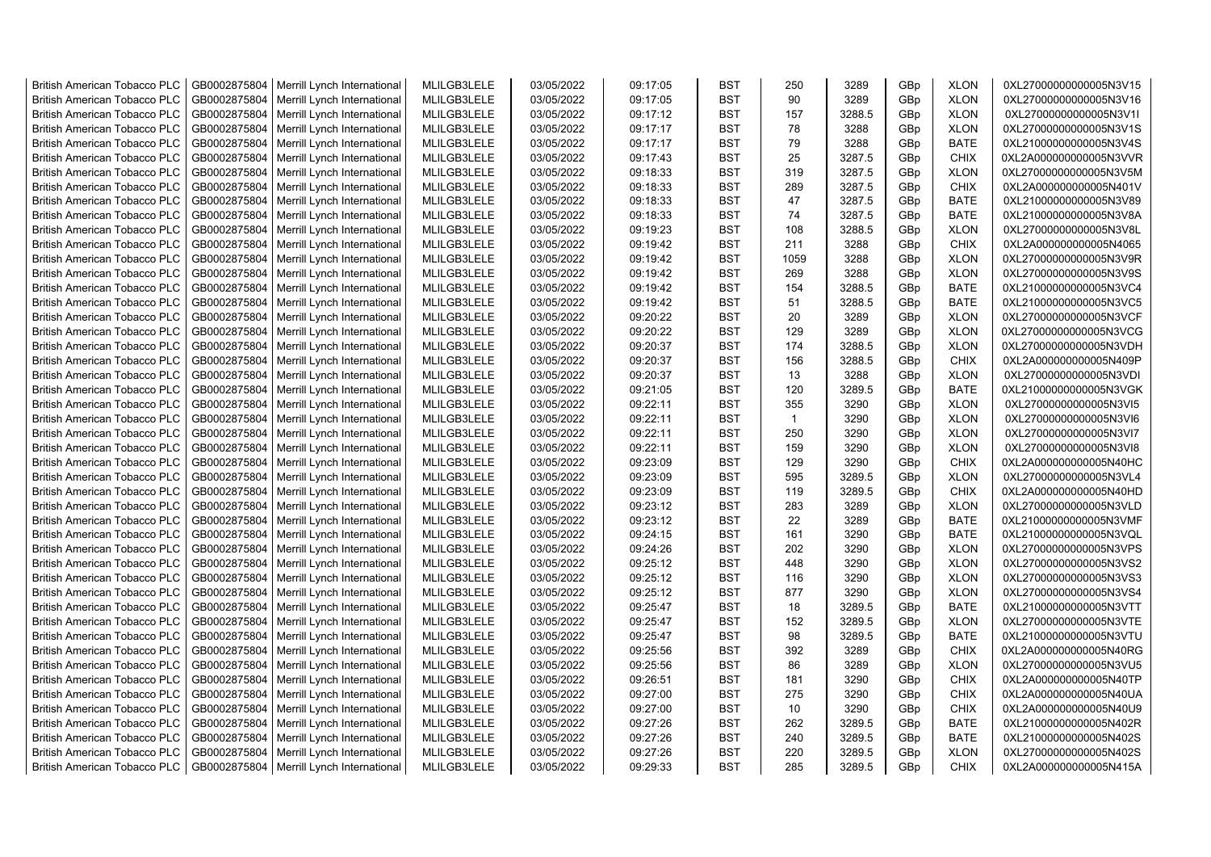| British American Tobacco PLC | GB0002875804 | Merrill Lynch International | MLILGB3LELE | 03/05/2022 | 09:17:05 | BST | 250 | 3289 | GBp | XLON | 0XL27000000000005N3V15 |
|---|---|---|---|---|---|---|---|---|---|---|---|
| British American Tobacco PLC | GB0002875804 | Merrill Lynch International | MLILGB3LELE | 03/05/2022 | 09:17:05 | BST | 90 | 3289 | GBp | XLON | 0XL27000000000005N3V16 |
| British American Tobacco PLC | GB0002875804 | Merrill Lynch International | MLILGB3LELE | 03/05/2022 | 09:17:12 | BST | 157 | 3288.5 | GBp | XLON | 0XL27000000000005N3V1I |
| British American Tobacco PLC | GB0002875804 | Merrill Lynch International | MLILGB3LELE | 03/05/2022 | 09:17:17 | BST | 78 | 3288 | GBp | XLON | 0XL27000000000005N3V1S |
| British American Tobacco PLC | GB0002875804 | Merrill Lynch International | MLILGB3LELE | 03/05/2022 | 09:17:17 | BST | 79 | 3288 | GBp | BATE | 0XL21000000000005N3V4S |
| British American Tobacco PLC | GB0002875804 | Merrill Lynch International | MLILGB3LELE | 03/05/2022 | 09:17:43 | BST | 25 | 3287.5 | GBp | CHIX | 0XL2A000000000005N3VVR |
| British American Tobacco PLC | GB0002875804 | Merrill Lynch International | MLILGB3LELE | 03/05/2022 | 09:18:33 | BST | 319 | 3287.5 | GBp | XLON | 0XL27000000000005N3V5M |
| British American Tobacco PLC | GB0002875804 | Merrill Lynch International | MLILGB3LELE | 03/05/2022 | 09:18:33 | BST | 289 | 3287.5 | GBp | CHIX | 0XL2A000000000005N401V |
| British American Tobacco PLC | GB0002875804 | Merrill Lynch International | MLILGB3LELE | 03/05/2022 | 09:18:33 | BST | 47 | 3287.5 | GBp | BATE | 0XL21000000000005N3V89 |
| British American Tobacco PLC | GB0002875804 | Merrill Lynch International | MLILGB3LELE | 03/05/2022 | 09:18:33 | BST | 74 | 3287.5 | GBp | BATE | 0XL21000000000005N3V8A |
| British American Tobacco PLC | GB0002875804 | Merrill Lynch International | MLILGB3LELE | 03/05/2022 | 09:19:23 | BST | 108 | 3288.5 | GBp | XLON | 0XL27000000000005N3V8L |
| British American Tobacco PLC | GB0002875804 | Merrill Lynch International | MLILGB3LELE | 03/05/2022 | 09:19:42 | BST | 211 | 3288 | GBp | CHIX | 0XL2A000000000005N4065 |
| British American Tobacco PLC | GB0002875804 | Merrill Lynch International | MLILGB3LELE | 03/05/2022 | 09:19:42 | BST | 1059 | 3288 | GBp | XLON | 0XL27000000000005N3V9R |
| British American Tobacco PLC | GB0002875804 | Merrill Lynch International | MLILGB3LELE | 03/05/2022 | 09:19:42 | BST | 269 | 3288 | GBp | XLON | 0XL27000000000005N3V9S |
| British American Tobacco PLC | GB0002875804 | Merrill Lynch International | MLILGB3LELE | 03/05/2022 | 09:19:42 | BST | 154 | 3288.5 | GBp | BATE | 0XL21000000000005N3VC4 |
| British American Tobacco PLC | GB0002875804 | Merrill Lynch International | MLILGB3LELE | 03/05/2022 | 09:19:42 | BST | 51 | 3288.5 | GBp | BATE | 0XL21000000000005N3VC5 |
| British American Tobacco PLC | GB0002875804 | Merrill Lynch International | MLILGB3LELE | 03/05/2022 | 09:20:22 | BST | 20 | 3289 | GBp | XLON | 0XL27000000000005N3VCF |
| British American Tobacco PLC | GB0002875804 | Merrill Lynch International | MLILGB3LELE | 03/05/2022 | 09:20:22 | BST | 129 | 3289 | GBp | XLON | 0XL27000000000005N3VCG |
| British American Tobacco PLC | GB0002875804 | Merrill Lynch International | MLILGB3LELE | 03/05/2022 | 09:20:37 | BST | 174 | 3288.5 | GBp | XLON | 0XL27000000000005N3VDH |
| British American Tobacco PLC | GB0002875804 | Merrill Lynch International | MLILGB3LELE | 03/05/2022 | 09:20:37 | BST | 156 | 3288.5 | GBp | CHIX | 0XL2A000000000005N409P |
| British American Tobacco PLC | GB0002875804 | Merrill Lynch International | MLILGB3LELE | 03/05/2022 | 09:20:37 | BST | 13 | 3288 | GBp | XLON | 0XL27000000000005N3VDI |
| British American Tobacco PLC | GB0002875804 | Merrill Lynch International | MLILGB3LELE | 03/05/2022 | 09:21:05 | BST | 120 | 3289.5 | GBp | BATE | 0XL21000000000005N3VGK |
| British American Tobacco PLC | GB0002875804 | Merrill Lynch International | MLILGB3LELE | 03/05/2022 | 09:22:11 | BST | 355 | 3290 | GBp | XLON | 0XL27000000000005N3VI5 |
| British American Tobacco PLC | GB0002875804 | Merrill Lynch International | MLILGB3LELE | 03/05/2022 | 09:22:11 | BST | 1 | 3290 | GBp | XLON | 0XL27000000000005N3VI6 |
| British American Tobacco PLC | GB0002875804 | Merrill Lynch International | MLILGB3LELE | 03/05/2022 | 09:22:11 | BST | 250 | 3290 | GBp | XLON | 0XL27000000000005N3VI7 |
| British American Tobacco PLC | GB0002875804 | Merrill Lynch International | MLILGB3LELE | 03/05/2022 | 09:22:11 | BST | 159 | 3290 | GBp | XLON | 0XL27000000000005N3VI8 |
| British American Tobacco PLC | GB0002875804 | Merrill Lynch International | MLILGB3LELE | 03/05/2022 | 09:23:09 | BST | 129 | 3290 | GBp | CHIX | 0XL2A000000000005N40HC |
| British American Tobacco PLC | GB0002875804 | Merrill Lynch International | MLILGB3LELE | 03/05/2022 | 09:23:09 | BST | 595 | 3289.5 | GBp | XLON | 0XL27000000000005N3VL4 |
| British American Tobacco PLC | GB0002875804 | Merrill Lynch International | MLILGB3LELE | 03/05/2022 | 09:23:09 | BST | 119 | 3289.5 | GBp | CHIX | 0XL2A000000000005N40HD |
| British American Tobacco PLC | GB0002875804 | Merrill Lynch International | MLILGB3LELE | 03/05/2022 | 09:23:12 | BST | 283 | 3289 | GBp | XLON | 0XL27000000000005N3VLD |
| British American Tobacco PLC | GB0002875804 | Merrill Lynch International | MLILGB3LELE | 03/05/2022 | 09:23:12 | BST | 22 | 3289 | GBp | BATE | 0XL21000000000005N3VMF |
| British American Tobacco PLC | GB0002875804 | Merrill Lynch International | MLILGB3LELE | 03/05/2022 | 09:24:15 | BST | 161 | 3290 | GBp | BATE | 0XL21000000000005N3VQL |
| British American Tobacco PLC | GB0002875804 | Merrill Lynch International | MLILGB3LELE | 03/05/2022 | 09:24:26 | BST | 202 | 3290 | GBp | XLON | 0XL27000000000005N3VPS |
| British American Tobacco PLC | GB0002875804 | Merrill Lynch International | MLILGB3LELE | 03/05/2022 | 09:25:12 | BST | 448 | 3290 | GBp | XLON | 0XL27000000000005N3VS2 |
| British American Tobacco PLC | GB0002875804 | Merrill Lynch International | MLILGB3LELE | 03/05/2022 | 09:25:12 | BST | 116 | 3290 | GBp | XLON | 0XL27000000000005N3VS3 |
| British American Tobacco PLC | GB0002875804 | Merrill Lynch International | MLILGB3LELE | 03/05/2022 | 09:25:12 | BST | 877 | 3290 | GBp | XLON | 0XL27000000000005N3VS4 |
| British American Tobacco PLC | GB0002875804 | Merrill Lynch International | MLILGB3LELE | 03/05/2022 | 09:25:47 | BST | 18 | 3289.5 | GBp | BATE | 0XL21000000000005N3VTT |
| British American Tobacco PLC | GB0002875804 | Merrill Lynch International | MLILGB3LELE | 03/05/2022 | 09:25:47 | BST | 152 | 3289.5 | GBp | XLON | 0XL27000000000005N3VTE |
| British American Tobacco PLC | GB0002875804 | Merrill Lynch International | MLILGB3LELE | 03/05/2022 | 09:25:47 | BST | 98 | 3289.5 | GBp | BATE | 0XL21000000000005N3VTU |
| British American Tobacco PLC | GB0002875804 | Merrill Lynch International | MLILGB3LELE | 03/05/2022 | 09:25:56 | BST | 392 | 3289 | GBp | CHIX | 0XL2A000000000005N40RG |
| British American Tobacco PLC | GB0002875804 | Merrill Lynch International | MLILGB3LELE | 03/05/2022 | 09:25:56 | BST | 86 | 3289 | GBp | XLON | 0XL27000000000005N3VU5 |
| British American Tobacco PLC | GB0002875804 | Merrill Lynch International | MLILGB3LELE | 03/05/2022 | 09:26:51 | BST | 181 | 3290 | GBp | CHIX | 0XL2A000000000005N40TP |
| British American Tobacco PLC | GB0002875804 | Merrill Lynch International | MLILGB3LELE | 03/05/2022 | 09:27:00 | BST | 275 | 3290 | GBp | CHIX | 0XL2A000000000005N40UA |
| British American Tobacco PLC | GB0002875804 | Merrill Lynch International | MLILGB3LELE | 03/05/2022 | 09:27:00 | BST | 10 | 3290 | GBp | CHIX | 0XL2A000000000005N40U9 |
| British American Tobacco PLC | GB0002875804 | Merrill Lynch International | MLILGB3LELE | 03/05/2022 | 09:27:26 | BST | 262 | 3289.5 | GBp | BATE | 0XL21000000000005N402R |
| British American Tobacco PLC | GB0002875804 | Merrill Lynch International | MLILGB3LELE | 03/05/2022 | 09:27:26 | BST | 240 | 3289.5 | GBp | BATE | 0XL21000000000005N402S |
| British American Tobacco PLC | GB0002875804 | Merrill Lynch International | MLILGB3LELE | 03/05/2022 | 09:27:26 | BST | 220 | 3289.5 | GBp | XLON | 0XL27000000000005N402S |
| British American Tobacco PLC | GB0002875804 | Merrill Lynch International | MLILGB3LELE | 03/05/2022 | 09:29:33 | BST | 285 | 3289.5 | GBp | CHIX | 0XL2A000000000005N415A |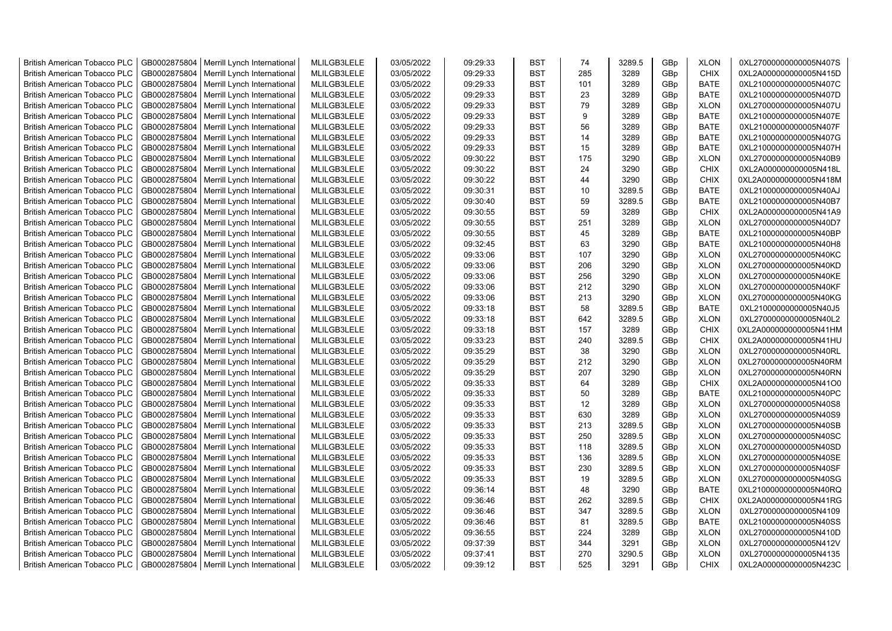| British American Tobacco PLC | GB0002875804 | Merrill Lynch International | MLILGB3LELE | 03/05/2022 | 09:29:33 | BST | 74 | 3289.5 | GBp | XLON | 0XL27000000000005N407S |
|---|---|---|---|---|---|---|---|---|---|---|---|
| British American Tobacco PLC | GB0002875804 | Merrill Lynch International | MLILGB3LELE | 03/05/2022 | 09:29:33 | BST | 285 | 3289 | GBp | CHIX | 0XL2A000000000005N415D |
| British American Tobacco PLC | GB0002875804 | Merrill Lynch International | MLILGB3LELE | 03/05/2022 | 09:29:33 | BST | 101 | 3289 | GBp | BATE | 0XL21000000000005N407C |
| British American Tobacco PLC | GB0002875804 | Merrill Lynch International | MLILGB3LELE | 03/05/2022 | 09:29:33 | BST | 23 | 3289 | GBp | BATE | 0XL21000000000005N407D |
| British American Tobacco PLC | GB0002875804 | Merrill Lynch International | MLILGB3LELE | 03/05/2022 | 09:29:33 | BST | 79 | 3289 | GBp | XLON | 0XL27000000000005N407U |
| British American Tobacco PLC | GB0002875804 | Merrill Lynch International | MLILGB3LELE | 03/05/2022 | 09:29:33 | BST | 9 | 3289 | GBp | BATE | 0XL21000000000005N407E |
| British American Tobacco PLC | GB0002875804 | Merrill Lynch International | MLILGB3LELE | 03/05/2022 | 09:29:33 | BST | 56 | 3289 | GBp | BATE | 0XL21000000000005N407F |
| British American Tobacco PLC | GB0002875804 | Merrill Lynch International | MLILGB3LELE | 03/05/2022 | 09:29:33 | BST | 14 | 3289 | GBp | BATE | 0XL21000000000005N407G |
| British American Tobacco PLC | GB0002875804 | Merrill Lynch International | MLILGB3LELE | 03/05/2022 | 09:29:33 | BST | 15 | 3289 | GBp | BATE | 0XL21000000000005N407H |
| British American Tobacco PLC | GB0002875804 | Merrill Lynch International | MLILGB3LELE | 03/05/2022 | 09:30:22 | BST | 175 | 3290 | GBp | XLON | 0XL27000000000005N40B9 |
| British American Tobacco PLC | GB0002875804 | Merrill Lynch International | MLILGB3LELE | 03/05/2022 | 09:30:22 | BST | 24 | 3290 | GBp | CHIX | 0XL2A000000000005N418L |
| British American Tobacco PLC | GB0002875804 | Merrill Lynch International | MLILGB3LELE | 03/05/2022 | 09:30:22 | BST | 44 | 3290 | GBp | CHIX | 0XL2A000000000005N418M |
| British American Tobacco PLC | GB0002875804 | Merrill Lynch International | MLILGB3LELE | 03/05/2022 | 09:30:31 | BST | 10 | 3289.5 | GBp | BATE | 0XL21000000000005N40AJ |
| British American Tobacco PLC | GB0002875804 | Merrill Lynch International | MLILGB3LELE | 03/05/2022 | 09:30:40 | BST | 59 | 3289.5 | GBp | BATE | 0XL21000000000005N40B7 |
| British American Tobacco PLC | GB0002875804 | Merrill Lynch International | MLILGB3LELE | 03/05/2022 | 09:30:55 | BST | 59 | 3289 | GBp | CHIX | 0XL2A000000000005N41A9 |
| British American Tobacco PLC | GB0002875804 | Merrill Lynch International | MLILGB3LELE | 03/05/2022 | 09:30:55 | BST | 251 | 3289 | GBp | XLON | 0XL27000000000005N40D7 |
| British American Tobacco PLC | GB0002875804 | Merrill Lynch International | MLILGB3LELE | 03/05/2022 | 09:30:55 | BST | 45 | 3289 | GBp | BATE | 0XL21000000000005N40BP |
| British American Tobacco PLC | GB0002875804 | Merrill Lynch International | MLILGB3LELE | 03/05/2022 | 09:32:45 | BST | 63 | 3290 | GBp | BATE | 0XL21000000000005N40H8 |
| British American Tobacco PLC | GB0002875804 | Merrill Lynch International | MLILGB3LELE | 03/05/2022 | 09:33:06 | BST | 107 | 3290 | GBp | XLON | 0XL27000000000005N40KC |
| British American Tobacco PLC | GB0002875804 | Merrill Lynch International | MLILGB3LELE | 03/05/2022 | 09:33:06 | BST | 206 | 3290 | GBp | XLON | 0XL27000000000005N40KD |
| British American Tobacco PLC | GB0002875804 | Merrill Lynch International | MLILGB3LELE | 03/05/2022 | 09:33:06 | BST | 256 | 3290 | GBp | XLON | 0XL27000000000005N40KE |
| British American Tobacco PLC | GB0002875804 | Merrill Lynch International | MLILGB3LELE | 03/05/2022 | 09:33:06 | BST | 212 | 3290 | GBp | XLON | 0XL27000000000005N40KF |
| British American Tobacco PLC | GB0002875804 | Merrill Lynch International | MLILGB3LELE | 03/05/2022 | 09:33:06 | BST | 213 | 3290 | GBp | XLON | 0XL27000000000005N40KG |
| British American Tobacco PLC | GB0002875804 | Merrill Lynch International | MLILGB3LELE | 03/05/2022 | 09:33:18 | BST | 58 | 3289.5 | GBp | BATE | 0XL21000000000005N40J5 |
| British American Tobacco PLC | GB0002875804 | Merrill Lynch International | MLILGB3LELE | 03/05/2022 | 09:33:18 | BST | 642 | 3289.5 | GBp | XLON | 0XL27000000000005N40L2 |
| British American Tobacco PLC | GB0002875804 | Merrill Lynch International | MLILGB3LELE | 03/05/2022 | 09:33:18 | BST | 157 | 3289 | GBp | CHIX | 0XL2A000000000005N41HM |
| British American Tobacco PLC | GB0002875804 | Merrill Lynch International | MLILGB3LELE | 03/05/2022 | 09:33:23 | BST | 240 | 3289.5 | GBp | CHIX | 0XL2A000000000005N41HU |
| British American Tobacco PLC | GB0002875804 | Merrill Lynch International | MLILGB3LELE | 03/05/2022 | 09:35:29 | BST | 38 | 3290 | GBp | XLON | 0XL27000000000005N40RL |
| British American Tobacco PLC | GB0002875804 | Merrill Lynch International | MLILGB3LELE | 03/05/2022 | 09:35:29 | BST | 212 | 3290 | GBp | XLON | 0XL27000000000005N40RM |
| British American Tobacco PLC | GB0002875804 | Merrill Lynch International | MLILGB3LELE | 03/05/2022 | 09:35:29 | BST | 207 | 3290 | GBp | XLON | 0XL27000000000005N40RN |
| British American Tobacco PLC | GB0002875804 | Merrill Lynch International | MLILGB3LELE | 03/05/2022 | 09:35:33 | BST | 64 | 3289 | GBp | CHIX | 0XL2A000000000005N41O0 |
| British American Tobacco PLC | GB0002875804 | Merrill Lynch International | MLILGB3LELE | 03/05/2022 | 09:35:33 | BST | 50 | 3289 | GBp | BATE | 0XL21000000000005N40PC |
| British American Tobacco PLC | GB0002875804 | Merrill Lynch International | MLILGB3LELE | 03/05/2022 | 09:35:33 | BST | 12 | 3289 | GBp | XLON | 0XL27000000000005N40S8 |
| British American Tobacco PLC | GB0002875804 | Merrill Lynch International | MLILGB3LELE | 03/05/2022 | 09:35:33 | BST | 630 | 3289 | GBp | XLON | 0XL27000000000005N40S9 |
| British American Tobacco PLC | GB0002875804 | Merrill Lynch International | MLILGB3LELE | 03/05/2022 | 09:35:33 | BST | 213 | 3289.5 | GBp | XLON | 0XL27000000000005N40SB |
| British American Tobacco PLC | GB0002875804 | Merrill Lynch International | MLILGB3LELE | 03/05/2022 | 09:35:33 | BST | 250 | 3289.5 | GBp | XLON | 0XL27000000000005N40SC |
| British American Tobacco PLC | GB0002875804 | Merrill Lynch International | MLILGB3LELE | 03/05/2022 | 09:35:33 | BST | 118 | 3289.5 | GBp | XLON | 0XL27000000000005N40SD |
| British American Tobacco PLC | GB0002875804 | Merrill Lynch International | MLILGB3LELE | 03/05/2022 | 09:35:33 | BST | 136 | 3289.5 | GBp | XLON | 0XL27000000000005N40SE |
| British American Tobacco PLC | GB0002875804 | Merrill Lynch International | MLILGB3LELE | 03/05/2022 | 09:35:33 | BST | 230 | 3289.5 | GBp | XLON | 0XL27000000000005N40SF |
| British American Tobacco PLC | GB0002875804 | Merrill Lynch International | MLILGB3LELE | 03/05/2022 | 09:35:33 | BST | 19 | 3289.5 | GBp | XLON | 0XL27000000000005N40SG |
| British American Tobacco PLC | GB0002875804 | Merrill Lynch International | MLILGB3LELE | 03/05/2022 | 09:36:14 | BST | 48 | 3290 | GBp | BATE | 0XL21000000000005N40RQ |
| British American Tobacco PLC | GB0002875804 | Merrill Lynch International | MLILGB3LELE | 03/05/2022 | 09:36:46 | BST | 262 | 3289.5 | GBp | CHIX | 0XL2A000000000005N41RG |
| British American Tobacco PLC | GB0002875804 | Merrill Lynch International | MLILGB3LELE | 03/05/2022 | 09:36:46 | BST | 347 | 3289.5 | GBp | XLON | 0XL27000000000005N4109 |
| British American Tobacco PLC | GB0002875804 | Merrill Lynch International | MLILGB3LELE | 03/05/2022 | 09:36:46 | BST | 81 | 3289.5 | GBp | BATE | 0XL21000000000005N40SS |
| British American Tobacco PLC | GB0002875804 | Merrill Lynch International | MLILGB3LELE | 03/05/2022 | 09:36:55 | BST | 224 | 3289 | GBp | XLON | 0XL27000000000005N410D |
| British American Tobacco PLC | GB0002875804 | Merrill Lynch International | MLILGB3LELE | 03/05/2022 | 09:37:39 | BST | 344 | 3291 | GBp | XLON | 0XL27000000000005N412V |
| British American Tobacco PLC | GB0002875804 | Merrill Lynch International | MLILGB3LELE | 03/05/2022 | 09:37:41 | BST | 270 | 3290.5 | GBp | XLON | 0XL27000000000005N4135 |
| British American Tobacco PLC | GB0002875804 | Merrill Lynch International | MLILGB3LELE | 03/05/2022 | 09:39:12 | BST | 525 | 3291 | GBp | CHIX | 0XL2A000000000005N423C |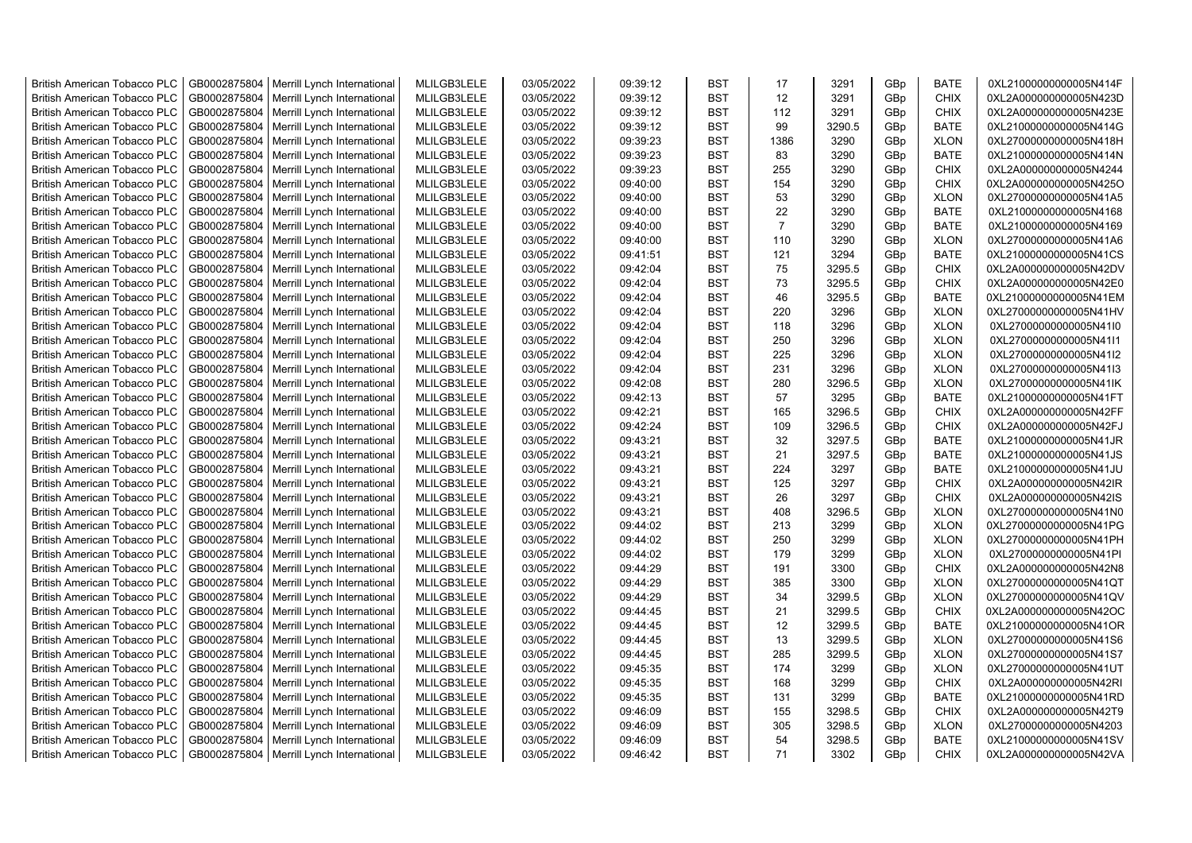| British American Tobacco PLC | GB0002875804 | Merrill Lynch International | MLILGB3LELE | 03/05/2022 | 09:39:12 | BST | 17 | 3291 | GBp | BATE | 0XL21000000000005N414F |
|---|---|---|---|---|---|---|---|---|---|---|---|
| British American Tobacco PLC | GB0002875804 | Merrill Lynch International | MLILGB3LELE | 03/05/2022 | 09:39:12 | BST | 12 | 3291 | GBp | CHIX | 0XL2A000000000005N423D |
| British American Tobacco PLC | GB0002875804 | Merrill Lynch International | MLILGB3LELE | 03/05/2022 | 09:39:12 | BST | 112 | 3291 | GBp | CHIX | 0XL2A000000000005N423E |
| British American Tobacco PLC | GB0002875804 | Merrill Lynch International | MLILGB3LELE | 03/05/2022 | 09:39:12 | BST | 99 | 3290.5 | GBp | BATE | 0XL21000000000005N414G |
| British American Tobacco PLC | GB0002875804 | Merrill Lynch International | MLILGB3LELE | 03/05/2022 | 09:39:23 | BST | 1386 | 3290 | GBp | XLON | 0XL27000000000005N418H |
| British American Tobacco PLC | GB0002875804 | Merrill Lynch International | MLILGB3LELE | 03/05/2022 | 09:39:23 | BST | 83 | 3290 | GBp | BATE | 0XL21000000000005N414N |
| British American Tobacco PLC | GB0002875804 | Merrill Lynch International | MLILGB3LELE | 03/05/2022 | 09:39:23 | BST | 255 | 3290 | GBp | CHIX | 0XL2A000000000005N4244 |
| British American Tobacco PLC | GB0002875804 | Merrill Lynch International | MLILGB3LELE | 03/05/2022 | 09:40:00 | BST | 154 | 3290 | GBp | CHIX | 0XL2A000000000005N425O |
| British American Tobacco PLC | GB0002875804 | Merrill Lynch International | MLILGB3LELE | 03/05/2022 | 09:40:00 | BST | 53 | 3290 | GBp | XLON | 0XL27000000000005N41A5 |
| British American Tobacco PLC | GB0002875804 | Merrill Lynch International | MLILGB3LELE | 03/05/2022 | 09:40:00 | BST | 22 | 3290 | GBp | BATE | 0XL21000000000005N4168 |
| British American Tobacco PLC | GB0002875804 | Merrill Lynch International | MLILGB3LELE | 03/05/2022 | 09:40:00 | BST | 7 | 3290 | GBp | BATE | 0XL21000000000005N4169 |
| British American Tobacco PLC | GB0002875804 | Merrill Lynch International | MLILGB3LELE | 03/05/2022 | 09:40:00 | BST | 110 | 3290 | GBp | XLON | 0XL27000000000005N41A6 |
| British American Tobacco PLC | GB0002875804 | Merrill Lynch International | MLILGB3LELE | 03/05/2022 | 09:41:51 | BST | 121 | 3294 | GBp | BATE | 0XL21000000000005N41CS |
| British American Tobacco PLC | GB0002875804 | Merrill Lynch International | MLILGB3LELE | 03/05/2022 | 09:42:04 | BST | 75 | 3295.5 | GBp | CHIX | 0XL2A000000000005N42DV |
| British American Tobacco PLC | GB0002875804 | Merrill Lynch International | MLILGB3LELE | 03/05/2022 | 09:42:04 | BST | 73 | 3295.5 | GBp | CHIX | 0XL2A000000000005N42E0 |
| British American Tobacco PLC | GB0002875804 | Merrill Lynch International | MLILGB3LELE | 03/05/2022 | 09:42:04 | BST | 46 | 3295.5 | GBp | BATE | 0XL21000000000005N41EM |
| British American Tobacco PLC | GB0002875804 | Merrill Lynch International | MLILGB3LELE | 03/05/2022 | 09:42:04 | BST | 220 | 3296 | GBp | XLON | 0XL27000000000005N41HV |
| British American Tobacco PLC | GB0002875804 | Merrill Lynch International | MLILGB3LELE | 03/05/2022 | 09:42:04 | BST | 118 | 3296 | GBp | XLON | 0XL27000000000005N41I0 |
| British American Tobacco PLC | GB0002875804 | Merrill Lynch International | MLILGB3LELE | 03/05/2022 | 09:42:04 | BST | 250 | 3296 | GBp | XLON | 0XL27000000000005N41I1 |
| British American Tobacco PLC | GB0002875804 | Merrill Lynch International | MLILGB3LELE | 03/05/2022 | 09:42:04 | BST | 225 | 3296 | GBp | XLON | 0XL27000000000005N41I2 |
| British American Tobacco PLC | GB0002875804 | Merrill Lynch International | MLILGB3LELE | 03/05/2022 | 09:42:04 | BST | 231 | 3296 | GBp | XLON | 0XL27000000000005N41I3 |
| British American Tobacco PLC | GB0002875804 | Merrill Lynch International | MLILGB3LELE | 03/05/2022 | 09:42:08 | BST | 280 | 3296.5 | GBp | XLON | 0XL27000000000005N41IK |
| British American Tobacco PLC | GB0002875804 | Merrill Lynch International | MLILGB3LELE | 03/05/2022 | 09:42:13 | BST | 57 | 3295 | GBp | BATE | 0XL21000000000005N41FT |
| British American Tobacco PLC | GB0002875804 | Merrill Lynch International | MLILGB3LELE | 03/05/2022 | 09:42:21 | BST | 165 | 3296.5 | GBp | CHIX | 0XL2A000000000005N42FF |
| British American Tobacco PLC | GB0002875804 | Merrill Lynch International | MLILGB3LELE | 03/05/2022 | 09:42:24 | BST | 109 | 3296.5 | GBp | CHIX | 0XL2A000000000005N42FJ |
| British American Tobacco PLC | GB0002875804 | Merrill Lynch International | MLILGB3LELE | 03/05/2022 | 09:43:21 | BST | 32 | 3297.5 | GBp | BATE | 0XL21000000000005N41JR |
| British American Tobacco PLC | GB0002875804 | Merrill Lynch International | MLILGB3LELE | 03/05/2022 | 09:43:21 | BST | 21 | 3297.5 | GBp | BATE | 0XL21000000000005N41JS |
| British American Tobacco PLC | GB0002875804 | Merrill Lynch International | MLILGB3LELE | 03/05/2022 | 09:43:21 | BST | 224 | 3297 | GBp | BATE | 0XL21000000000005N41JU |
| British American Tobacco PLC | GB0002875804 | Merrill Lynch International | MLILGB3LELE | 03/05/2022 | 09:43:21 | BST | 125 | 3297 | GBp | CHIX | 0XL2A000000000005N42IR |
| British American Tobacco PLC | GB0002875804 | Merrill Lynch International | MLILGB3LELE | 03/05/2022 | 09:43:21 | BST | 26 | 3297 | GBp | CHIX | 0XL2A000000000005N42IS |
| British American Tobacco PLC | GB0002875804 | Merrill Lynch International | MLILGB3LELE | 03/05/2022 | 09:43:21 | BST | 408 | 3296.5 | GBp | XLON | 0XL27000000000005N41N0 |
| British American Tobacco PLC | GB0002875804 | Merrill Lynch International | MLILGB3LELE | 03/05/2022 | 09:44:02 | BST | 213 | 3299 | GBp | XLON | 0XL27000000000005N41PG |
| British American Tobacco PLC | GB0002875804 | Merrill Lynch International | MLILGB3LELE | 03/05/2022 | 09:44:02 | BST | 250 | 3299 | GBp | XLON | 0XL27000000000005N41PH |
| British American Tobacco PLC | GB0002875804 | Merrill Lynch International | MLILGB3LELE | 03/05/2022 | 09:44:02 | BST | 179 | 3299 | GBp | XLON | 0XL27000000000005N41PI |
| British American Tobacco PLC | GB0002875804 | Merrill Lynch International | MLILGB3LELE | 03/05/2022 | 09:44:29 | BST | 191 | 3300 | GBp | CHIX | 0XL2A000000000005N42N8 |
| British American Tobacco PLC | GB0002875804 | Merrill Lynch International | MLILGB3LELE | 03/05/2022 | 09:44:29 | BST | 385 | 3300 | GBp | XLON | 0XL27000000000005N41QT |
| British American Tobacco PLC | GB0002875804 | Merrill Lynch International | MLILGB3LELE | 03/05/2022 | 09:44:29 | BST | 34 | 3299.5 | GBp | XLON | 0XL27000000000005N41QV |
| British American Tobacco PLC | GB0002875804 | Merrill Lynch International | MLILGB3LELE | 03/05/2022 | 09:44:45 | BST | 21 | 3299.5 | GBp | CHIX | 0XL2A000000000005N42OC |
| British American Tobacco PLC | GB0002875804 | Merrill Lynch International | MLILGB3LELE | 03/05/2022 | 09:44:45 | BST | 12 | 3299.5 | GBp | BATE | 0XL21000000000005N41OR |
| British American Tobacco PLC | GB0002875804 | Merrill Lynch International | MLILGB3LELE | 03/05/2022 | 09:44:45 | BST | 13 | 3299.5 | GBp | XLON | 0XL27000000000005N41S6 |
| British American Tobacco PLC | GB0002875804 | Merrill Lynch International | MLILGB3LELE | 03/05/2022 | 09:44:45 | BST | 285 | 3299.5 | GBp | XLON | 0XL27000000000005N41S7 |
| British American Tobacco PLC | GB0002875804 | Merrill Lynch International | MLILGB3LELE | 03/05/2022 | 09:45:35 | BST | 174 | 3299 | GBp | XLON | 0XL27000000000005N41UT |
| British American Tobacco PLC | GB0002875804 | Merrill Lynch International | MLILGB3LELE | 03/05/2022 | 09:45:35 | BST | 168 | 3299 | GBp | CHIX | 0XL2A000000000005N42RI |
| British American Tobacco PLC | GB0002875804 | Merrill Lynch International | MLILGB3LELE | 03/05/2022 | 09:45:35 | BST | 131 | 3299 | GBp | BATE | 0XL21000000000005N41RD |
| British American Tobacco PLC | GB0002875804 | Merrill Lynch International | MLILGB3LELE | 03/05/2022 | 09:46:09 | BST | 155 | 3298.5 | GBp | CHIX | 0XL2A000000000005N42T9 |
| British American Tobacco PLC | GB0002875804 | Merrill Lynch International | MLILGB3LELE | 03/05/2022 | 09:46:09 | BST | 305 | 3298.5 | GBp | XLON | 0XL27000000000005N4203 |
| British American Tobacco PLC | GB0002875804 | Merrill Lynch International | MLILGB3LELE | 03/05/2022 | 09:46:09 | BST | 54 | 3298.5 | GBp | BATE | 0XL21000000000005N41SV |
| British American Tobacco PLC | GB0002875804 | Merrill Lynch International | MLILGB3LELE | 03/05/2022 | 09:46:42 | BST | 71 | 3302 | GBp | CHIX | 0XL2A000000000005N42VA |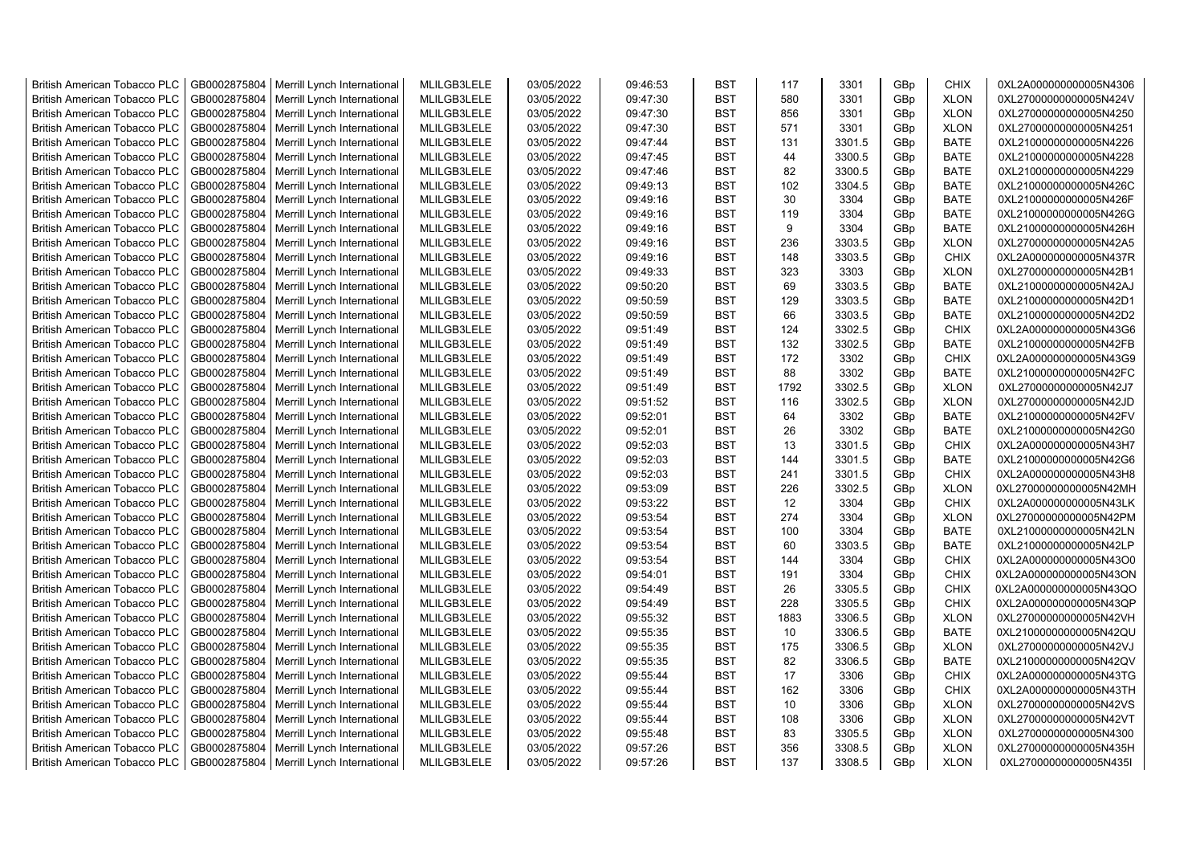| British American Tobacco PLC | GB0002875804 | Merrill Lynch International | MLILGB3LELE | 03/05/2022 | 09:46:53 | BST | 117 | 3301 | GBp | CHIX | 0XL2A000000000005N4306 |
|---|---|---|---|---|---|---|---|---|---|---|---|
| British American Tobacco PLC | GB0002875804 | Merrill Lynch International | MLILGB3LELE | 03/05/2022 | 09:47:30 | BST | 580 | 3301 | GBp | XLON | 0XL27000000000005N424V |
| British American Tobacco PLC | GB0002875804 | Merrill Lynch International | MLILGB3LELE | 03/05/2022 | 09:47:30 | BST | 856 | 3301 | GBp | XLON | 0XL27000000000005N4250 |
| British American Tobacco PLC | GB0002875804 | Merrill Lynch International | MLILGB3LELE | 03/05/2022 | 09:47:30 | BST | 571 | 3301 | GBp | XLON | 0XL27000000000005N4251 |
| British American Tobacco PLC | GB0002875804 | Merrill Lynch International | MLILGB3LELE | 03/05/2022 | 09:47:44 | BST | 131 | 3301.5 | GBp | BATE | 0XL21000000000005N4226 |
| British American Tobacco PLC | GB0002875804 | Merrill Lynch International | MLILGB3LELE | 03/05/2022 | 09:47:45 | BST | 44 | 3300.5 | GBp | BATE | 0XL21000000000005N4228 |
| British American Tobacco PLC | GB0002875804 | Merrill Lynch International | MLILGB3LELE | 03/05/2022 | 09:47:46 | BST | 82 | 3300.5 | GBp | BATE | 0XL21000000000005N4229 |
| British American Tobacco PLC | GB0002875804 | Merrill Lynch International | MLILGB3LELE | 03/05/2022 | 09:49:13 | BST | 102 | 3304.5 | GBp | BATE | 0XL21000000000005N426C |
| British American Tobacco PLC | GB0002875804 | Merrill Lynch International | MLILGB3LELE | 03/05/2022 | 09:49:16 | BST | 30 | 3304 | GBp | BATE | 0XL21000000000005N426F |
| British American Tobacco PLC | GB0002875804 | Merrill Lynch International | MLILGB3LELE | 03/05/2022 | 09:49:16 | BST | 119 | 3304 | GBp | BATE | 0XL21000000000005N426G |
| British American Tobacco PLC | GB0002875804 | Merrill Lynch International | MLILGB3LELE | 03/05/2022 | 09:49:16 | BST | 9 | 3304 | GBp | BATE | 0XL21000000000005N426H |
| British American Tobacco PLC | GB0002875804 | Merrill Lynch International | MLILGB3LELE | 03/05/2022 | 09:49:16 | BST | 236 | 3303.5 | GBp | XLON | 0XL27000000000005N42A5 |
| British American Tobacco PLC | GB0002875804 | Merrill Lynch International | MLILGB3LELE | 03/05/2022 | 09:49:16 | BST | 148 | 3303.5 | GBp | CHIX | 0XL2A000000000005N437R |
| British American Tobacco PLC | GB0002875804 | Merrill Lynch International | MLILGB3LELE | 03/05/2022 | 09:49:33 | BST | 323 | 3303 | GBp | XLON | 0XL27000000000005N42B1 |
| British American Tobacco PLC | GB0002875804 | Merrill Lynch International | MLILGB3LELE | 03/05/2022 | 09:50:20 | BST | 69 | 3303.5 | GBp | BATE | 0XL21000000000005N42AJ |
| British American Tobacco PLC | GB0002875804 | Merrill Lynch International | MLILGB3LELE | 03/05/2022 | 09:50:59 | BST | 129 | 3303.5 | GBp | BATE | 0XL21000000000005N42D1 |
| British American Tobacco PLC | GB0002875804 | Merrill Lynch International | MLILGB3LELE | 03/05/2022 | 09:50:59 | BST | 66 | 3303.5 | GBp | BATE | 0XL21000000000005N42D2 |
| British American Tobacco PLC | GB0002875804 | Merrill Lynch International | MLILGB3LELE | 03/05/2022 | 09:51:49 | BST | 124 | 3302.5 | GBp | CHIX | 0XL2A000000000005N43G6 |
| British American Tobacco PLC | GB0002875804 | Merrill Lynch International | MLILGB3LELE | 03/05/2022 | 09:51:49 | BST | 132 | 3302.5 | GBp | BATE | 0XL21000000000005N42FB |
| British American Tobacco PLC | GB0002875804 | Merrill Lynch International | MLILGB3LELE | 03/05/2022 | 09:51:49 | BST | 172 | 3302 | GBp | CHIX | 0XL2A000000000005N43G9 |
| British American Tobacco PLC | GB0002875804 | Merrill Lynch International | MLILGB3LELE | 03/05/2022 | 09:51:49 | BST | 88 | 3302 | GBp | BATE | 0XL21000000000005N42FC |
| British American Tobacco PLC | GB0002875804 | Merrill Lynch International | MLILGB3LELE | 03/05/2022 | 09:51:49 | BST | 1792 | 3302.5 | GBp | XLON | 0XL27000000000005N42J7 |
| British American Tobacco PLC | GB0002875804 | Merrill Lynch International | MLILGB3LELE | 03/05/2022 | 09:51:52 | BST | 116 | 3302.5 | GBp | XLON | 0XL27000000000005N42JD |
| British American Tobacco PLC | GB0002875804 | Merrill Lynch International | MLILGB3LELE | 03/05/2022 | 09:52:01 | BST | 64 | 3302 | GBp | BATE | 0XL21000000000005N42FV |
| British American Tobacco PLC | GB0002875804 | Merrill Lynch International | MLILGB3LELE | 03/05/2022 | 09:52:01 | BST | 26 | 3302 | GBp | BATE | 0XL21000000000005N42G0 |
| British American Tobacco PLC | GB0002875804 | Merrill Lynch International | MLILGB3LELE | 03/05/2022 | 09:52:03 | BST | 13 | 3301.5 | GBp | CHIX | 0XL2A000000000005N43H7 |
| British American Tobacco PLC | GB0002875804 | Merrill Lynch International | MLILGB3LELE | 03/05/2022 | 09:52:03 | BST | 144 | 3301.5 | GBp | BATE | 0XL21000000000005N42G6 |
| British American Tobacco PLC | GB0002875804 | Merrill Lynch International | MLILGB3LELE | 03/05/2022 | 09:52:03 | BST | 241 | 3301.5 | GBp | CHIX | 0XL2A000000000005N43H8 |
| British American Tobacco PLC | GB0002875804 | Merrill Lynch International | MLILGB3LELE | 03/05/2022 | 09:53:09 | BST | 226 | 3302.5 | GBp | XLON | 0XL27000000000005N42MH |
| British American Tobacco PLC | GB0002875804 | Merrill Lynch International | MLILGB3LELE | 03/05/2022 | 09:53:22 | BST | 12 | 3304 | GBp | CHIX | 0XL2A000000000005N43LK |
| British American Tobacco PLC | GB0002875804 | Merrill Lynch International | MLILGB3LELE | 03/05/2022 | 09:53:54 | BST | 274 | 3304 | GBp | XLON | 0XL27000000000005N42PM |
| British American Tobacco PLC | GB0002875804 | Merrill Lynch International | MLILGB3LELE | 03/05/2022 | 09:53:54 | BST | 100 | 3304 | GBp | BATE | 0XL21000000000005N42LN |
| British American Tobacco PLC | GB0002875804 | Merrill Lynch International | MLILGB3LELE | 03/05/2022 | 09:53:54 | BST | 60 | 3303.5 | GBp | BATE | 0XL21000000000005N42LP |
| British American Tobacco PLC | GB0002875804 | Merrill Lynch International | MLILGB3LELE | 03/05/2022 | 09:53:54 | BST | 144 | 3304 | GBp | CHIX | 0XL2A000000000005N43O0 |
| British American Tobacco PLC | GB0002875804 | Merrill Lynch International | MLILGB3LELE | 03/05/2022 | 09:54:01 | BST | 191 | 3304 | GBp | CHIX | 0XL2A000000000005N43ON |
| British American Tobacco PLC | GB0002875804 | Merrill Lynch International | MLILGB3LELE | 03/05/2022 | 09:54:49 | BST | 26 | 3305.5 | GBp | CHIX | 0XL2A000000000005N43QO |
| British American Tobacco PLC | GB0002875804 | Merrill Lynch International | MLILGB3LELE | 03/05/2022 | 09:54:49 | BST | 228 | 3305.5 | GBp | CHIX | 0XL2A000000000005N43QP |
| British American Tobacco PLC | GB0002875804 | Merrill Lynch International | MLILGB3LELE | 03/05/2022 | 09:55:32 | BST | 1883 | 3306.5 | GBp | XLON | 0XL27000000000005N42VH |
| British American Tobacco PLC | GB0002875804 | Merrill Lynch International | MLILGB3LELE | 03/05/2022 | 09:55:35 | BST | 10 | 3306.5 | GBp | BATE | 0XL21000000000005N42QU |
| British American Tobacco PLC | GB0002875804 | Merrill Lynch International | MLILGB3LELE | 03/05/2022 | 09:55:35 | BST | 175 | 3306.5 | GBp | XLON | 0XL27000000000005N42VJ |
| British American Tobacco PLC | GB0002875804 | Merrill Lynch International | MLILGB3LELE | 03/05/2022 | 09:55:35 | BST | 82 | 3306.5 | GBp | BATE | 0XL21000000000005N42QV |
| British American Tobacco PLC | GB0002875804 | Merrill Lynch International | MLILGB3LELE | 03/05/2022 | 09:55:44 | BST | 17 | 3306 | GBp | CHIX | 0XL2A000000000005N43TG |
| British American Tobacco PLC | GB0002875804 | Merrill Lynch International | MLILGB3LELE | 03/05/2022 | 09:55:44 | BST | 162 | 3306 | GBp | CHIX | 0XL2A000000000005N43TH |
| British American Tobacco PLC | GB0002875804 | Merrill Lynch International | MLILGB3LELE | 03/05/2022 | 09:55:44 | BST | 10 | 3306 | GBp | XLON | 0XL27000000000005N42VS |
| British American Tobacco PLC | GB0002875804 | Merrill Lynch International | MLILGB3LELE | 03/05/2022 | 09:55:44 | BST | 108 | 3306 | GBp | XLON | 0XL27000000000005N42VT |
| British American Tobacco PLC | GB0002875804 | Merrill Lynch International | MLILGB3LELE | 03/05/2022 | 09:55:48 | BST | 83 | 3305.5 | GBp | XLON | 0XL27000000000005N4300 |
| British American Tobacco PLC | GB0002875804 | Merrill Lynch International | MLILGB3LELE | 03/05/2022 | 09:57:26 | BST | 356 | 3308.5 | GBp | XLON | 0XL27000000000005N435H |
| British American Tobacco PLC | GB0002875804 | Merrill Lynch International | MLILGB3LELE | 03/05/2022 | 09:57:26 | BST | 137 | 3308.5 | GBp | XLON | 0XL27000000000005N435I |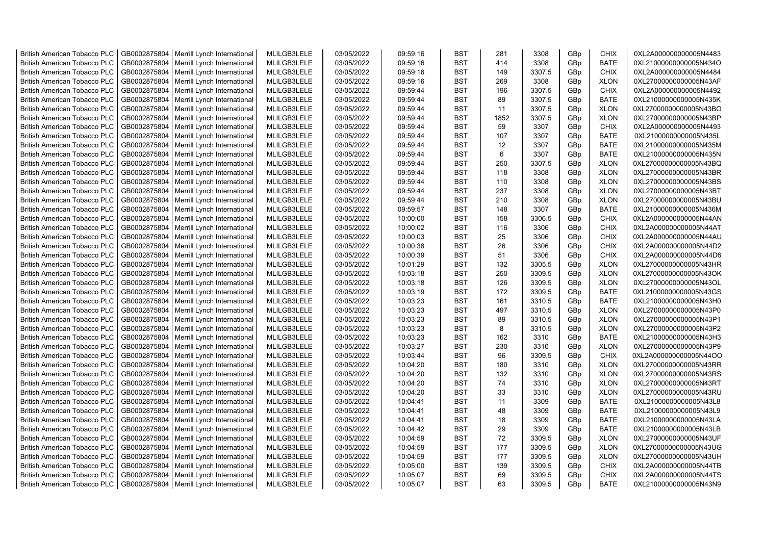| British American Tobacco PLC | GB0002875804 | Merrill Lynch International | MLILGB3LELE | 03/05/2022 | 09:59:16 | BST | 281 | 3308 | GBp | CHIX | 0XL2A000000000005N4483 |
|---|---|---|---|---|---|---|---|---|---|---|---|
| British American Tobacco PLC | GB0002875804 | Merrill Lynch International | MLILGB3LELE | 03/05/2022 | 09:59:16 | BST | 414 | 3308 | GBp | BATE | 0XL21000000000005N434O |
| British American Tobacco PLC | GB0002875804 | Merrill Lynch International | MLILGB3LELE | 03/05/2022 | 09:59:16 | BST | 149 | 3307.5 | GBp | CHIX | 0XL2A000000000005N4484 |
| British American Tobacco PLC | GB0002875804 | Merrill Lynch International | MLILGB3LELE | 03/05/2022 | 09:59:16 | BST | 269 | 3308 | GBp | XLON | 0XL27000000000005N43AF |
| British American Tobacco PLC | GB0002875804 | Merrill Lynch International | MLILGB3LELE | 03/05/2022 | 09:59:44 | BST | 196 | 3307.5 | GBp | CHIX | 0XL2A000000000005N4492 |
| British American Tobacco PLC | GB0002875804 | Merrill Lynch International | MLILGB3LELE | 03/05/2022 | 09:59:44 | BST | 89 | 3307.5 | GBp | BATE | 0XL21000000000005N435K |
| British American Tobacco PLC | GB0002875804 | Merrill Lynch International | MLILGB3LELE | 03/05/2022 | 09:59:44 | BST | 11 | 3307.5 | GBp | XLON | 0XL27000000000005N43BO |
| British American Tobacco PLC | GB0002875804 | Merrill Lynch International | MLILGB3LELE | 03/05/2022 | 09:59:44 | BST | 1852 | 3307.5 | GBp | XLON | 0XL27000000000005N43BP |
| British American Tobacco PLC | GB0002875804 | Merrill Lynch International | MLILGB3LELE | 03/05/2022 | 09:59:44 | BST | 59 | 3307 | GBp | CHIX | 0XL2A000000000005N4493 |
| British American Tobacco PLC | GB0002875804 | Merrill Lynch International | MLILGB3LELE | 03/05/2022 | 09:59:44 | BST | 107 | 3307 | GBp | BATE | 0XL21000000000005N435L |
| British American Tobacco PLC | GB0002875804 | Merrill Lynch International | MLILGB3LELE | 03/05/2022 | 09:59:44 | BST | 12 | 3307 | GBp | BATE | 0XL21000000000005N435M |
| British American Tobacco PLC | GB0002875804 | Merrill Lynch International | MLILGB3LELE | 03/05/2022 | 09:59:44 | BST | 6 | 3307 | GBp | BATE | 0XL21000000000005N435N |
| British American Tobacco PLC | GB0002875804 | Merrill Lynch International | MLILGB3LELE | 03/05/2022 | 09:59:44 | BST | 250 | 3307.5 | GBp | XLON | 0XL27000000000005N43BQ |
| British American Tobacco PLC | GB0002875804 | Merrill Lynch International | MLILGB3LELE | 03/05/2022 | 09:59:44 | BST | 118 | 3308 | GBp | XLON | 0XL27000000000005N43BR |
| British American Tobacco PLC | GB0002875804 | Merrill Lynch International | MLILGB3LELE | 03/05/2022 | 09:59:44 | BST | 110 | 3308 | GBp | XLON | 0XL27000000000005N43BS |
| British American Tobacco PLC | GB0002875804 | Merrill Lynch International | MLILGB3LELE | 03/05/2022 | 09:59:44 | BST | 237 | 3308 | GBp | XLON | 0XL27000000000005N43BT |
| British American Tobacco PLC | GB0002875804 | Merrill Lynch International | MLILGB3LELE | 03/05/2022 | 09:59:44 | BST | 210 | 3308 | GBp | XLON | 0XL27000000000005N43BU |
| British American Tobacco PLC | GB0002875804 | Merrill Lynch International | MLILGB3LELE | 03/05/2022 | 09:59:57 | BST | 148 | 3307 | GBp | BATE | 0XL21000000000005N436M |
| British American Tobacco PLC | GB0002875804 | Merrill Lynch International | MLILGB3LELE | 03/05/2022 | 10:00:00 | BST | 158 | 3306.5 | GBp | CHIX | 0XL2A000000000005N44AN |
| British American Tobacco PLC | GB0002875804 | Merrill Lynch International | MLILGB3LELE | 03/05/2022 | 10:00:02 | BST | 116 | 3306 | GBp | CHIX | 0XL2A000000000005N44AT |
| British American Tobacco PLC | GB0002875804 | Merrill Lynch International | MLILGB3LELE | 03/05/2022 | 10:00:03 | BST | 25 | 3306 | GBp | CHIX | 0XL2A000000000005N44AU |
| British American Tobacco PLC | GB0002875804 | Merrill Lynch International | MLILGB3LELE | 03/05/2022 | 10:00:38 | BST | 26 | 3306 | GBp | CHIX | 0XL2A000000000005N44D2 |
| British American Tobacco PLC | GB0002875804 | Merrill Lynch International | MLILGB3LELE | 03/05/2022 | 10:00:39 | BST | 51 | 3306 | GBp | CHIX | 0XL2A000000000005N44D6 |
| British American Tobacco PLC | GB0002875804 | Merrill Lynch International | MLILGB3LELE | 03/05/2022 | 10:01:29 | BST | 132 | 3305.5 | GBp | XLON | 0XL27000000000005N43HR |
| British American Tobacco PLC | GB0002875804 | Merrill Lynch International | MLILGB3LELE | 03/05/2022 | 10:03:18 | BST | 250 | 3309.5 | GBp | XLON | 0XL27000000000005N43OK |
| British American Tobacco PLC | GB0002875804 | Merrill Lynch International | MLILGB3LELE | 03/05/2022 | 10:03:18 | BST | 126 | 3309.5 | GBp | XLON | 0XL27000000000005N43OL |
| British American Tobacco PLC | GB0002875804 | Merrill Lynch International | MLILGB3LELE | 03/05/2022 | 10:03:19 | BST | 172 | 3309.5 | GBp | BATE | 0XL21000000000005N43GS |
| British American Tobacco PLC | GB0002875804 | Merrill Lynch International | MLILGB3LELE | 03/05/2022 | 10:03:23 | BST | 161 | 3310.5 | GBp | BATE | 0XL21000000000005N43H0 |
| British American Tobacco PLC | GB0002875804 | Merrill Lynch International | MLILGB3LELE | 03/05/2022 | 10:03:23 | BST | 497 | 3310.5 | GBp | XLON | 0XL27000000000005N43P0 |
| British American Tobacco PLC | GB0002875804 | Merrill Lynch International | MLILGB3LELE | 03/05/2022 | 10:03:23 | BST | 89 | 3310.5 | GBp | XLON | 0XL27000000000005N43P1 |
| British American Tobacco PLC | GB0002875804 | Merrill Lynch International | MLILGB3LELE | 03/05/2022 | 10:03:23 | BST | 8 | 3310.5 | GBp | XLON | 0XL27000000000005N43P2 |
| British American Tobacco PLC | GB0002875804 | Merrill Lynch International | MLILGB3LELE | 03/05/2022 | 10:03:23 | BST | 162 | 3310 | GBp | BATE | 0XL21000000000005N43H3 |
| British American Tobacco PLC | GB0002875804 | Merrill Lynch International | MLILGB3LELE | 03/05/2022 | 10:03:27 | BST | 230 | 3310 | GBp | XLON | 0XL27000000000005N43P9 |
| British American Tobacco PLC | GB0002875804 | Merrill Lynch International | MLILGB3LELE | 03/05/2022 | 10:03:44 | BST | 96 | 3309.5 | GBp | CHIX | 0XL2A000000000005N44OO |
| British American Tobacco PLC | GB0002875804 | Merrill Lynch International | MLILGB3LELE | 03/05/2022 | 10:04:20 | BST | 180 | 3310 | GBp | XLON | 0XL27000000000005N43RR |
| British American Tobacco PLC | GB0002875804 | Merrill Lynch International | MLILGB3LELE | 03/05/2022 | 10:04:20 | BST | 132 | 3310 | GBp | XLON | 0XL27000000000005N43RS |
| British American Tobacco PLC | GB0002875804 | Merrill Lynch International | MLILGB3LELE | 03/05/2022 | 10:04:20 | BST | 74 | 3310 | GBp | XLON | 0XL27000000000005N43RT |
| British American Tobacco PLC | GB0002875804 | Merrill Lynch International | MLILGB3LELE | 03/05/2022 | 10:04:20 | BST | 33 | 3310 | GBp | XLON | 0XL27000000000005N43RU |
| British American Tobacco PLC | GB0002875804 | Merrill Lynch International | MLILGB3LELE | 03/05/2022 | 10:04:41 | BST | 11 | 3309 | GBp | BATE | 0XL21000000000005N43L8 |
| British American Tobacco PLC | GB0002875804 | Merrill Lynch International | MLILGB3LELE | 03/05/2022 | 10:04:41 | BST | 48 | 3309 | GBp | BATE | 0XL21000000000005N43L9 |
| British American Tobacco PLC | GB0002875804 | Merrill Lynch International | MLILGB3LELE | 03/05/2022 | 10:04:41 | BST | 18 | 3309 | GBp | BATE | 0XL21000000000005N43LA |
| British American Tobacco PLC | GB0002875804 | Merrill Lynch International | MLILGB3LELE | 03/05/2022 | 10:04:42 | BST | 29 | 3309 | GBp | BATE | 0XL21000000000005N43LB |
| British American Tobacco PLC | GB0002875804 | Merrill Lynch International | MLILGB3LELE | 03/05/2022 | 10:04:59 | BST | 72 | 3309.5 | GBp | XLON | 0XL27000000000005N43UF |
| British American Tobacco PLC | GB0002875804 | Merrill Lynch International | MLILGB3LELE | 03/05/2022 | 10:04:59 | BST | 177 | 3309.5 | GBp | XLON | 0XL27000000000005N43UG |
| British American Tobacco PLC | GB0002875804 | Merrill Lynch International | MLILGB3LELE | 03/05/2022 | 10:04:59 | BST | 177 | 3309.5 | GBp | XLON | 0XL27000000000005N43UH |
| British American Tobacco PLC | GB0002875804 | Merrill Lynch International | MLILGB3LELE | 03/05/2022 | 10:05:00 | BST | 139 | 3309.5 | GBp | CHIX | 0XL2A000000000005N44TB |
| British American Tobacco PLC | GB0002875804 | Merrill Lynch International | MLILGB3LELE | 03/05/2022 | 10:05:07 | BST | 69 | 3309.5 | GBp | CHIX | 0XL2A000000000005N44TS |
| British American Tobacco PLC | GB0002875804 | Merrill Lynch International | MLILGB3LELE | 03/05/2022 | 10:05:07 | BST | 63 | 3309.5 | GBp | BATE | 0XL21000000000005N43N9 |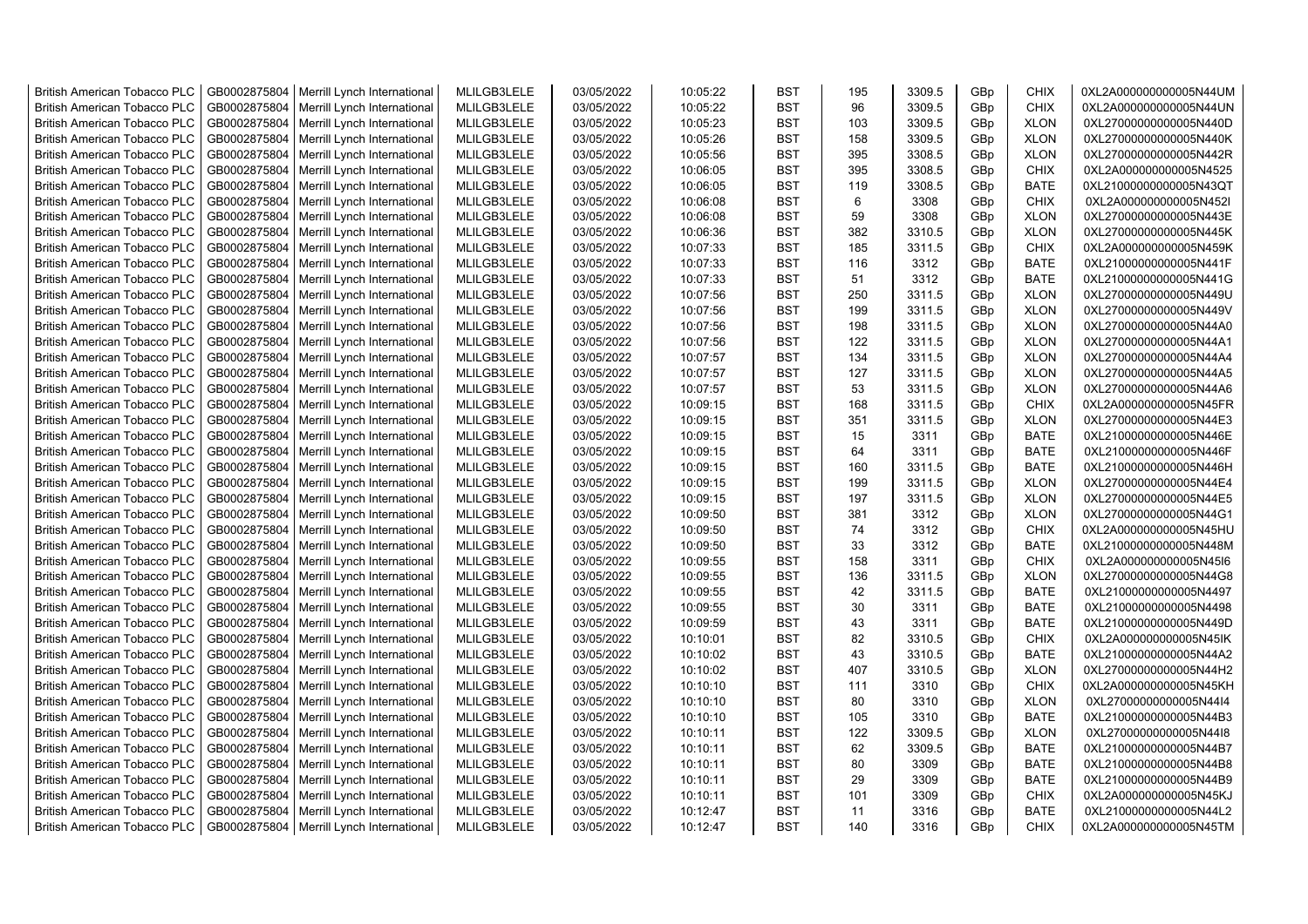| British American Tobacco PLC | GB0002875804 | Merrill Lynch International | MLILGB3LELE | 03/05/2022 | 10:05:22 | BST | 195 | 3309.5 | GBp | CHIX | 0XL2A000000000005N44UM |
|---|---|---|---|---|---|---|---|---|---|---|---|
| British American Tobacco PLC | GB0002875804 | Merrill Lynch International | MLILGB3LELE | 03/05/2022 | 10:05:22 | BST | 96 | 3309.5 | GBp | CHIX | 0XL2A000000000005N44UN |
| British American Tobacco PLC | GB0002875804 | Merrill Lynch International | MLILGB3LELE | 03/05/2022 | 10:05:23 | BST | 103 | 3309.5 | GBp | XLON | 0XL27000000000005N440D |
| British American Tobacco PLC | GB0002875804 | Merrill Lynch International | MLILGB3LELE | 03/05/2022 | 10:05:26 | BST | 158 | 3309.5 | GBp | XLON | 0XL27000000000005N440K |
| British American Tobacco PLC | GB0002875804 | Merrill Lynch International | MLILGB3LELE | 03/05/2022 | 10:05:56 | BST | 395 | 3308.5 | GBp | XLON | 0XL27000000000005N442R |
| British American Tobacco PLC | GB0002875804 | Merrill Lynch International | MLILGB3LELE | 03/05/2022 | 10:06:05 | BST | 395 | 3308.5 | GBp | CHIX | 0XL2A000000000005N4525 |
| British American Tobacco PLC | GB0002875804 | Merrill Lynch International | MLILGB3LELE | 03/05/2022 | 10:06:05 | BST | 119 | 3308.5 | GBp | BATE | 0XL21000000000005N43QT |
| British American Tobacco PLC | GB0002875804 | Merrill Lynch International | MLILGB3LELE | 03/05/2022 | 10:06:08 | BST | 6 | 3308 | GBp | CHIX | 0XL2A000000000005N452I |
| British American Tobacco PLC | GB0002875804 | Merrill Lynch International | MLILGB3LELE | 03/05/2022 | 10:06:08 | BST | 59 | 3308 | GBp | XLON | 0XL27000000000005N443E |
| British American Tobacco PLC | GB0002875804 | Merrill Lynch International | MLILGB3LELE | 03/05/2022 | 10:06:36 | BST | 382 | 3310.5 | GBp | XLON | 0XL27000000000005N445K |
| British American Tobacco PLC | GB0002875804 | Merrill Lynch International | MLILGB3LELE | 03/05/2022 | 10:07:33 | BST | 185 | 3311.5 | GBp | CHIX | 0XL2A000000000005N459K |
| British American Tobacco PLC | GB0002875804 | Merrill Lynch International | MLILGB3LELE | 03/05/2022 | 10:07:33 | BST | 116 | 3312 | GBp | BATE | 0XL21000000000005N441F |
| British American Tobacco PLC | GB0002875804 | Merrill Lynch International | MLILGB3LELE | 03/05/2022 | 10:07:33 | BST | 51 | 3312 | GBp | BATE | 0XL21000000000005N441G |
| British American Tobacco PLC | GB0002875804 | Merrill Lynch International | MLILGB3LELE | 03/05/2022 | 10:07:56 | BST | 250 | 3311.5 | GBp | XLON | 0XL27000000000005N449U |
| British American Tobacco PLC | GB0002875804 | Merrill Lynch International | MLILGB3LELE | 03/05/2022 | 10:07:56 | BST | 199 | 3311.5 | GBp | XLON | 0XL27000000000005N449V |
| British American Tobacco PLC | GB0002875804 | Merrill Lynch International | MLILGB3LELE | 03/05/2022 | 10:07:56 | BST | 198 | 3311.5 | GBp | XLON | 0XL27000000000005N44A0 |
| British American Tobacco PLC | GB0002875804 | Merrill Lynch International | MLILGB3LELE | 03/05/2022 | 10:07:56 | BST | 122 | 3311.5 | GBp | XLON | 0XL27000000000005N44A1 |
| British American Tobacco PLC | GB0002875804 | Merrill Lynch International | MLILGB3LELE | 03/05/2022 | 10:07:57 | BST | 134 | 3311.5 | GBp | XLON | 0XL27000000000005N44A4 |
| British American Tobacco PLC | GB0002875804 | Merrill Lynch International | MLILGB3LELE | 03/05/2022 | 10:07:57 | BST | 127 | 3311.5 | GBp | XLON | 0XL27000000000005N44A5 |
| British American Tobacco PLC | GB0002875804 | Merrill Lynch International | MLILGB3LELE | 03/05/2022 | 10:07:57 | BST | 53 | 3311.5 | GBp | XLON | 0XL27000000000005N44A6 |
| British American Tobacco PLC | GB0002875804 | Merrill Lynch International | MLILGB3LELE | 03/05/2022 | 10:09:15 | BST | 168 | 3311.5 | GBp | CHIX | 0XL2A000000000005N45FR |
| British American Tobacco PLC | GB0002875804 | Merrill Lynch International | MLILGB3LELE | 03/05/2022 | 10:09:15 | BST | 351 | 3311.5 | GBp | XLON | 0XL27000000000005N44E3 |
| British American Tobacco PLC | GB0002875804 | Merrill Lynch International | MLILGB3LELE | 03/05/2022 | 10:09:15 | BST | 15 | 3311 | GBp | BATE | 0XL21000000000005N446E |
| British American Tobacco PLC | GB0002875804 | Merrill Lynch International | MLILGB3LELE | 03/05/2022 | 10:09:15 | BST | 64 | 3311 | GBp | BATE | 0XL21000000000005N446F |
| British American Tobacco PLC | GB0002875804 | Merrill Lynch International | MLILGB3LELE | 03/05/2022 | 10:09:15 | BST | 160 | 3311.5 | GBp | BATE | 0XL21000000000005N446H |
| British American Tobacco PLC | GB0002875804 | Merrill Lynch International | MLILGB3LELE | 03/05/2022 | 10:09:15 | BST | 199 | 3311.5 | GBp | XLON | 0XL27000000000005N44E4 |
| British American Tobacco PLC | GB0002875804 | Merrill Lynch International | MLILGB3LELE | 03/05/2022 | 10:09:15 | BST | 197 | 3311.5 | GBp | XLON | 0XL27000000000005N44E5 |
| British American Tobacco PLC | GB0002875804 | Merrill Lynch International | MLILGB3LELE | 03/05/2022 | 10:09:50 | BST | 381 | 3312 | GBp | XLON | 0XL27000000000005N44G1 |
| British American Tobacco PLC | GB0002875804 | Merrill Lynch International | MLILGB3LELE | 03/05/2022 | 10:09:50 | BST | 74 | 3312 | GBp | CHIX | 0XL2A000000000005N45HU |
| British American Tobacco PLC | GB0002875804 | Merrill Lynch International | MLILGB3LELE | 03/05/2022 | 10:09:50 | BST | 33 | 3312 | GBp | BATE | 0XL21000000000005N448M |
| British American Tobacco PLC | GB0002875804 | Merrill Lynch International | MLILGB3LELE | 03/05/2022 | 10:09:55 | BST | 158 | 3311 | GBp | CHIX | 0XL2A000000000005N45I6 |
| British American Tobacco PLC | GB0002875804 | Merrill Lynch International | MLILGB3LELE | 03/05/2022 | 10:09:55 | BST | 136 | 3311.5 | GBp | XLON | 0XL27000000000005N44G8 |
| British American Tobacco PLC | GB0002875804 | Merrill Lynch International | MLILGB3LELE | 03/05/2022 | 10:09:55 | BST | 42 | 3311.5 | GBp | BATE | 0XL21000000000005N4497 |
| British American Tobacco PLC | GB0002875804 | Merrill Lynch International | MLILGB3LELE | 03/05/2022 | 10:09:55 | BST | 30 | 3311 | GBp | BATE | 0XL21000000000005N4498 |
| British American Tobacco PLC | GB0002875804 | Merrill Lynch International | MLILGB3LELE | 03/05/2022 | 10:09:59 | BST | 43 | 3311 | GBp | BATE | 0XL21000000000005N449D |
| British American Tobacco PLC | GB0002875804 | Merrill Lynch International | MLILGB3LELE | 03/05/2022 | 10:10:01 | BST | 82 | 3310.5 | GBp | CHIX | 0XL2A000000000005N45IK |
| British American Tobacco PLC | GB0002875804 | Merrill Lynch International | MLILGB3LELE | 03/05/2022 | 10:10:02 | BST | 43 | 3310.5 | GBp | BATE | 0XL21000000000005N44A2 |
| British American Tobacco PLC | GB0002875804 | Merrill Lynch International | MLILGB3LELE | 03/05/2022 | 10:10:02 | BST | 407 | 3310.5 | GBp | XLON | 0XL27000000000005N44H2 |
| British American Tobacco PLC | GB0002875804 | Merrill Lynch International | MLILGB3LELE | 03/05/2022 | 10:10:10 | BST | 111 | 3310 | GBp | CHIX | 0XL2A000000000005N45KH |
| British American Tobacco PLC | GB0002875804 | Merrill Lynch International | MLILGB3LELE | 03/05/2022 | 10:10:10 | BST | 80 | 3310 | GBp | XLON | 0XL27000000000005N44I4 |
| British American Tobacco PLC | GB0002875804 | Merrill Lynch International | MLILGB3LELE | 03/05/2022 | 10:10:10 | BST | 105 | 3310 | GBp | BATE | 0XL21000000000005N44B3 |
| British American Tobacco PLC | GB0002875804 | Merrill Lynch International | MLILGB3LELE | 03/05/2022 | 10:10:11 | BST | 122 | 3309.5 | GBp | XLON | 0XL27000000000005N44I8 |
| British American Tobacco PLC | GB0002875804 | Merrill Lynch International | MLILGB3LELE | 03/05/2022 | 10:10:11 | BST | 62 | 3309.5 | GBp | BATE | 0XL21000000000005N44B7 |
| British American Tobacco PLC | GB0002875804 | Merrill Lynch International | MLILGB3LELE | 03/05/2022 | 10:10:11 | BST | 80 | 3309 | GBp | BATE | 0XL21000000000005N44B8 |
| British American Tobacco PLC | GB0002875804 | Merrill Lynch International | MLILGB3LELE | 03/05/2022 | 10:10:11 | BST | 29 | 3309 | GBp | BATE | 0XL21000000000005N44B9 |
| British American Tobacco PLC | GB0002875804 | Merrill Lynch International | MLILGB3LELE | 03/05/2022 | 10:10:11 | BST | 101 | 3309 | GBp | CHIX | 0XL2A000000000005N45KJ |
| British American Tobacco PLC | GB0002875804 | Merrill Lynch International | MLILGB3LELE | 03/05/2022 | 10:12:47 | BST | 11 | 3316 | GBp | BATE | 0XL21000000000005N44L2 |
| British American Tobacco PLC | GB0002875804 | Merrill Lynch International | MLILGB3LELE | 03/05/2022 | 10:12:47 | BST | 140 | 3316 | GBp | CHIX | 0XL2A000000000005N45TM |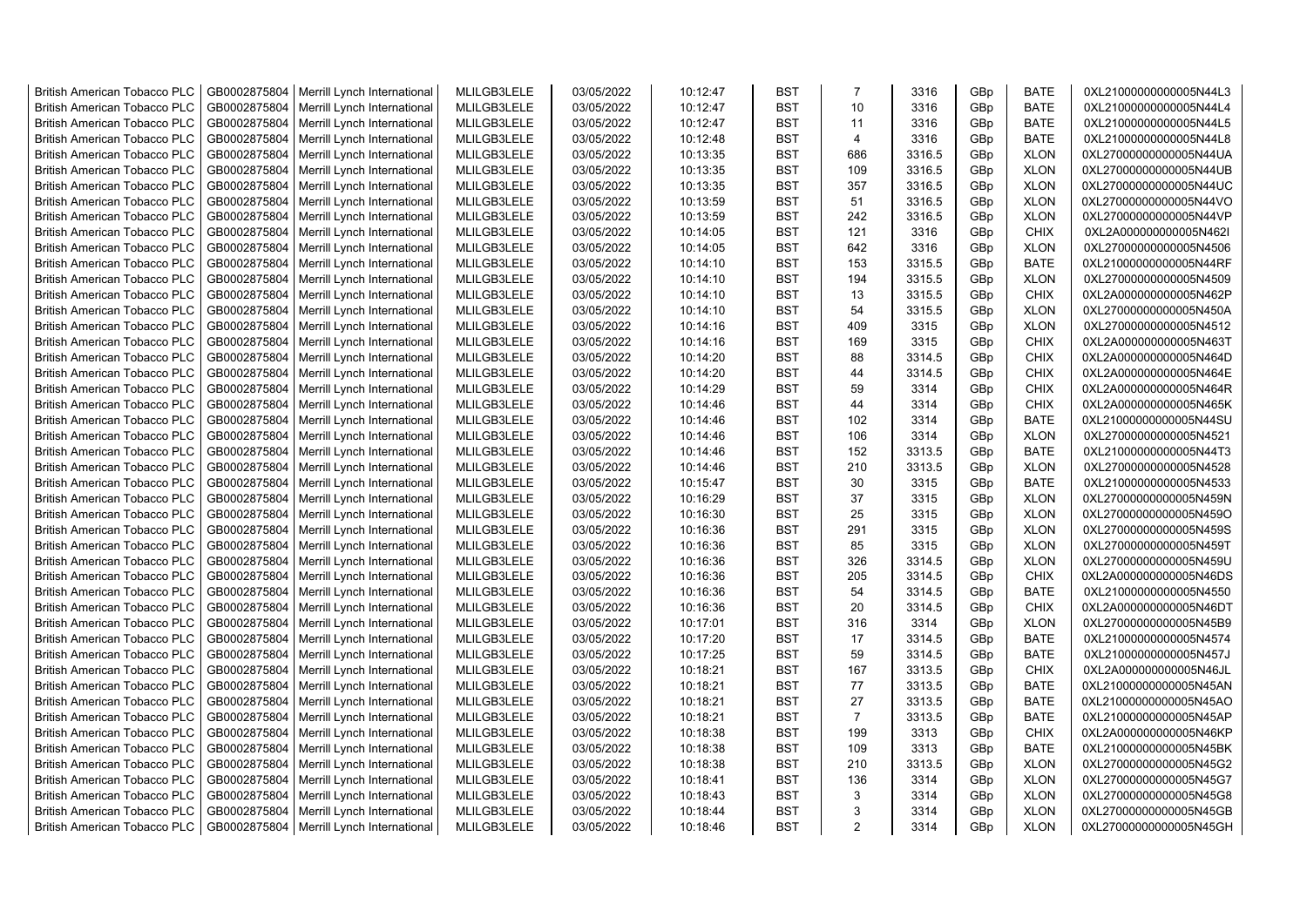| | | | | | | | | | | | |
|---|---|---|---|---|---|---|---|---|---|---|---|
| British American Tobacco PLC | GB0002875804 | Merrill Lynch International | MLILGB3LELE | 03/05/2022 | 10:12:47 | BST | 7 | 3316 | GBp | BATE | 0XL21000000000005N44L3 |
| British American Tobacco PLC | GB0002875804 | Merrill Lynch International | MLILGB3LELE | 03/05/2022 | 10:12:47 | BST | 10 | 3316 | GBp | BATE | 0XL21000000000005N44L4 |
| British American Tobacco PLC | GB0002875804 | Merrill Lynch International | MLILGB3LELE | 03/05/2022 | 10:12:47 | BST | 11 | 3316 | GBp | BATE | 0XL21000000000005N44L5 |
| British American Tobacco PLC | GB0002875804 | Merrill Lynch International | MLILGB3LELE | 03/05/2022 | 10:12:48 | BST | 4 | 3316 | GBp | BATE | 0XL21000000000005N44L8 |
| British American Tobacco PLC | GB0002875804 | Merrill Lynch International | MLILGB3LELE | 03/05/2022 | 10:13:35 | BST | 686 | 3316.5 | GBp | XLON | 0XL27000000000005N44UA |
| British American Tobacco PLC | GB0002875804 | Merrill Lynch International | MLILGB3LELE | 03/05/2022 | 10:13:35 | BST | 109 | 3316.5 | GBp | XLON | 0XL27000000000005N44UB |
| British American Tobacco PLC | GB0002875804 | Merrill Lynch International | MLILGB3LELE | 03/05/2022 | 10:13:35 | BST | 357 | 3316.5 | GBp | XLON | 0XL27000000000005N44UC |
| British American Tobacco PLC | GB0002875804 | Merrill Lynch International | MLILGB3LELE | 03/05/2022 | 10:13:59 | BST | 51 | 3316.5 | GBp | XLON | 0XL27000000000005N44VO |
| British American Tobacco PLC | GB0002875804 | Merrill Lynch International | MLILGB3LELE | 03/05/2022 | 10:13:59 | BST | 242 | 3316.5 | GBp | XLON | 0XL27000000000005N44VP |
| British American Tobacco PLC | GB0002875804 | Merrill Lynch International | MLILGB3LELE | 03/05/2022 | 10:14:05 | BST | 121 | 3316 | GBp | CHIX | 0XL2A000000000005N462I |
| British American Tobacco PLC | GB0002875804 | Merrill Lynch International | MLILGB3LELE | 03/05/2022 | 10:14:05 | BST | 642 | 3316 | GBp | XLON | 0XL27000000000005N4506 |
| British American Tobacco PLC | GB0002875804 | Merrill Lynch International | MLILGB3LELE | 03/05/2022 | 10:14:10 | BST | 153 | 3315.5 | GBp | BATE | 0XL21000000000005N44RF |
| British American Tobacco PLC | GB0002875804 | Merrill Lynch International | MLILGB3LELE | 03/05/2022 | 10:14:10 | BST | 194 | 3315.5 | GBp | XLON | 0XL27000000000005N4509 |
| British American Tobacco PLC | GB0002875804 | Merrill Lynch International | MLILGB3LELE | 03/05/2022 | 10:14:10 | BST | 13 | 3315.5 | GBp | CHIX | 0XL2A000000000005N462P |
| British American Tobacco PLC | GB0002875804 | Merrill Lynch International | MLILGB3LELE | 03/05/2022 | 10:14:10 | BST | 54 | 3315.5 | GBp | XLON | 0XL27000000000005N450A |
| British American Tobacco PLC | GB0002875804 | Merrill Lynch International | MLILGB3LELE | 03/05/2022 | 10:14:16 | BST | 409 | 3315 | GBp | XLON | 0XL27000000000005N4512 |
| British American Tobacco PLC | GB0002875804 | Merrill Lynch International | MLILGB3LELE | 03/05/2022 | 10:14:16 | BST | 169 | 3315 | GBp | CHIX | 0XL2A000000000005N463T |
| British American Tobacco PLC | GB0002875804 | Merrill Lynch International | MLILGB3LELE | 03/05/2022 | 10:14:20 | BST | 88 | 3314.5 | GBp | CHIX | 0XL2A000000000005N464D |
| British American Tobacco PLC | GB0002875804 | Merrill Lynch International | MLILGB3LELE | 03/05/2022 | 10:14:20 | BST | 44 | 3314.5 | GBp | CHIX | 0XL2A000000000005N464E |
| British American Tobacco PLC | GB0002875804 | Merrill Lynch International | MLILGB3LELE | 03/05/2022 | 10:14:29 | BST | 59 | 3314 | GBp | CHIX | 0XL2A000000000005N464R |
| British American Tobacco PLC | GB0002875804 | Merrill Lynch International | MLILGB3LELE | 03/05/2022 | 10:14:46 | BST | 44 | 3314 | GBp | CHIX | 0XL2A000000000005N465K |
| British American Tobacco PLC | GB0002875804 | Merrill Lynch International | MLILGB3LELE | 03/05/2022 | 10:14:46 | BST | 102 | 3314 | GBp | BATE | 0XL21000000000005N44SU |
| British American Tobacco PLC | GB0002875804 | Merrill Lynch International | MLILGB3LELE | 03/05/2022 | 10:14:46 | BST | 106 | 3314 | GBp | XLON | 0XL27000000000005N4521 |
| British American Tobacco PLC | GB0002875804 | Merrill Lynch International | MLILGB3LELE | 03/05/2022 | 10:14:46 | BST | 152 | 3313.5 | GBp | BATE | 0XL21000000000005N44T3 |
| British American Tobacco PLC | GB0002875804 | Merrill Lynch International | MLILGB3LELE | 03/05/2022 | 10:14:46 | BST | 210 | 3313.5 | GBp | XLON | 0XL27000000000005N4528 |
| British American Tobacco PLC | GB0002875804 | Merrill Lynch International | MLILGB3LELE | 03/05/2022 | 10:15:47 | BST | 30 | 3315 | GBp | BATE | 0XL21000000000005N4533 |
| British American Tobacco PLC | GB0002875804 | Merrill Lynch International | MLILGB3LELE | 03/05/2022 | 10:16:29 | BST | 37 | 3315 | GBp | XLON | 0XL27000000000005N459N |
| British American Tobacco PLC | GB0002875804 | Merrill Lynch International | MLILGB3LELE | 03/05/2022 | 10:16:30 | BST | 25 | 3315 | GBp | XLON | 0XL27000000000005N459O |
| British American Tobacco PLC | GB0002875804 | Merrill Lynch International | MLILGB3LELE | 03/05/2022 | 10:16:36 | BST | 291 | 3315 | GBp | XLON | 0XL27000000000005N459S |
| British American Tobacco PLC | GB0002875804 | Merrill Lynch International | MLILGB3LELE | 03/05/2022 | 10:16:36 | BST | 85 | 3315 | GBp | XLON | 0XL27000000000005N459T |
| British American Tobacco PLC | GB0002875804 | Merrill Lynch International | MLILGB3LELE | 03/05/2022 | 10:16:36 | BST | 326 | 3314.5 | GBp | XLON | 0XL27000000000005N459U |
| British American Tobacco PLC | GB0002875804 | Merrill Lynch International | MLILGB3LELE | 03/05/2022 | 10:16:36 | BST | 205 | 3314.5 | GBp | CHIX | 0XL2A000000000005N46DS |
| British American Tobacco PLC | GB0002875804 | Merrill Lynch International | MLILGB3LELE | 03/05/2022 | 10:16:36 | BST | 54 | 3314.5 | GBp | BATE | 0XL21000000000005N4550 |
| British American Tobacco PLC | GB0002875804 | Merrill Lynch International | MLILGB3LELE | 03/05/2022 | 10:16:36 | BST | 20 | 3314.5 | GBp | CHIX | 0XL2A000000000005N46DT |
| British American Tobacco PLC | GB0002875804 | Merrill Lynch International | MLILGB3LELE | 03/05/2022 | 10:17:01 | BST | 316 | 3314 | GBp | XLON | 0XL27000000000005N45B9 |
| British American Tobacco PLC | GB0002875804 | Merrill Lynch International | MLILGB3LELE | 03/05/2022 | 10:17:20 | BST | 17 | 3314.5 | GBp | BATE | 0XL21000000000005N4574 |
| British American Tobacco PLC | GB0002875804 | Merrill Lynch International | MLILGB3LELE | 03/05/2022 | 10:17:25 | BST | 59 | 3314.5 | GBp | BATE | 0XL21000000000005N457J |
| British American Tobacco PLC | GB0002875804 | Merrill Lynch International | MLILGB3LELE | 03/05/2022 | 10:18:21 | BST | 167 | 3313.5 | GBp | CHIX | 0XL2A000000000005N46JL |
| British American Tobacco PLC | GB0002875804 | Merrill Lynch International | MLILGB3LELE | 03/05/2022 | 10:18:21 | BST | 77 | 3313.5 | GBp | BATE | 0XL21000000000005N45AN |
| British American Tobacco PLC | GB0002875804 | Merrill Lynch International | MLILGB3LELE | 03/05/2022 | 10:18:21 | BST | 27 | 3313.5 | GBp | BATE | 0XL21000000000005N45AO |
| British American Tobacco PLC | GB0002875804 | Merrill Lynch International | MLILGB3LELE | 03/05/2022 | 10:18:21 | BST | 7 | 3313.5 | GBp | BATE | 0XL21000000000005N45AP |
| British American Tobacco PLC | GB0002875804 | Merrill Lynch International | MLILGB3LELE | 03/05/2022 | 10:18:38 | BST | 199 | 3313 | GBp | CHIX | 0XL2A000000000005N46KP |
| British American Tobacco PLC | GB0002875804 | Merrill Lynch International | MLILGB3LELE | 03/05/2022 | 10:18:38 | BST | 109 | 3313 | GBp | BATE | 0XL21000000000005N45BK |
| British American Tobacco PLC | GB0002875804 | Merrill Lynch International | MLILGB3LELE | 03/05/2022 | 10:18:38 | BST | 210 | 3313.5 | GBp | XLON | 0XL27000000000005N45G2 |
| British American Tobacco PLC | GB0002875804 | Merrill Lynch International | MLILGB3LELE | 03/05/2022 | 10:18:41 | BST | 136 | 3314 | GBp | XLON | 0XL27000000000005N45G7 |
| British American Tobacco PLC | GB0002875804 | Merrill Lynch International | MLILGB3LELE | 03/05/2022 | 10:18:43 | BST | 3 | 3314 | GBp | XLON | 0XL27000000000005N45G8 |
| British American Tobacco PLC | GB0002875804 | Merrill Lynch International | MLILGB3LELE | 03/05/2022 | 10:18:44 | BST | 3 | 3314 | GBp | XLON | 0XL27000000000005N45GB |
| British American Tobacco PLC | GB0002875804 | Merrill Lynch International | MLILGB3LELE | 03/05/2022 | 10:18:46 | BST | 2 | 3314 | GBp | XLON | 0XL27000000000005N45GH |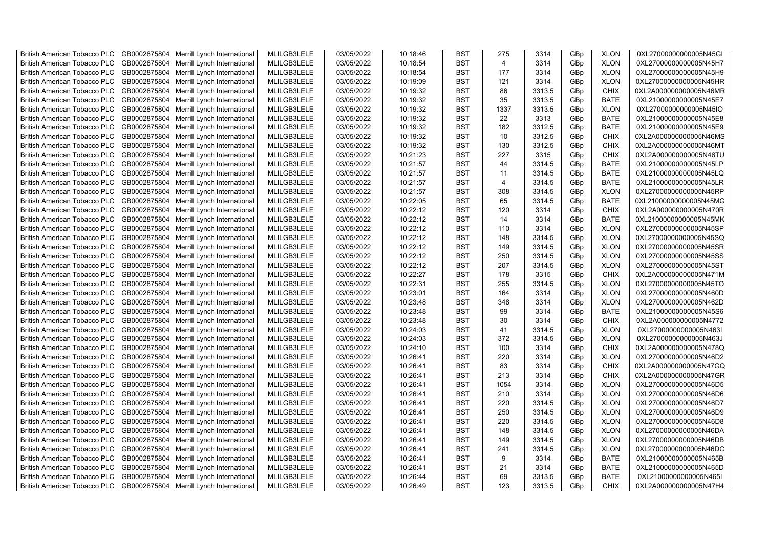| British American Tobacco PLC | GB0002875804 | Merrill Lynch International | MLILGB3LELE | 03/05/2022 | 10:18:46 | BST | 275 | 3314 | GBp | XLON | 0XL27000000000005N45GI |
|---|---|---|---|---|---|---|---|---|---|---|---|
| British American Tobacco PLC | GB0002875804 | Merrill Lynch International | MLILGB3LELE | 03/05/2022 | 10:18:54 | BST | 4 | 3314 | GBp | XLON | 0XL27000000000005N45H7 |
| British American Tobacco PLC | GB0002875804 | Merrill Lynch International | MLILGB3LELE | 03/05/2022 | 10:18:54 | BST | 177 | 3314 | GBp | XLON | 0XL27000000000005N45H9 |
| British American Tobacco PLC | GB0002875804 | Merrill Lynch International | MLILGB3LELE | 03/05/2022 | 10:19:09 | BST | 121 | 3314 | GBp | XLON | 0XL27000000000005N45HR |
| British American Tobacco PLC | GB0002875804 | Merrill Lynch International | MLILGB3LELE | 03/05/2022 | 10:19:32 | BST | 86 | 3313.5 | GBp | CHIX | 0XL2A000000000005N46MR |
| British American Tobacco PLC | GB0002875804 | Merrill Lynch International | MLILGB3LELE | 03/05/2022 | 10:19:32 | BST | 35 | 3313.5 | GBp | BATE | 0XL21000000000005N45E7 |
| British American Tobacco PLC | GB0002875804 | Merrill Lynch International | MLILGB3LELE | 03/05/2022 | 10:19:32 | BST | 1337 | 3313.5 | GBp | XLON | 0XL27000000000005N45IO |
| British American Tobacco PLC | GB0002875804 | Merrill Lynch International | MLILGB3LELE | 03/05/2022 | 10:19:32 | BST | 22 | 3313 | GBp | BATE | 0XL21000000000005N45E8 |
| British American Tobacco PLC | GB0002875804 | Merrill Lynch International | MLILGB3LELE | 03/05/2022 | 10:19:32 | BST | 182 | 3312.5 | GBp | BATE | 0XL21000000000005N45E9 |
| British American Tobacco PLC | GB0002875804 | Merrill Lynch International | MLILGB3LELE | 03/05/2022 | 10:19:32 | BST | 10 | 3312.5 | GBp | CHIX | 0XL2A000000000005N46MS |
| British American Tobacco PLC | GB0002875804 | Merrill Lynch International | MLILGB3LELE | 03/05/2022 | 10:19:32 | BST | 130 | 3312.5 | GBp | CHIX | 0XL2A000000000005N46MT |
| British American Tobacco PLC | GB0002875804 | Merrill Lynch International | MLILGB3LELE | 03/05/2022 | 10:21:23 | BST | 227 | 3315 | GBp | CHIX | 0XL2A000000000005N46TU |
| British American Tobacco PLC | GB0002875804 | Merrill Lynch International | MLILGB3LELE | 03/05/2022 | 10:21:57 | BST | 44 | 3314.5 | GBp | BATE | 0XL21000000000005N45LP |
| British American Tobacco PLC | GB0002875804 | Merrill Lynch International | MLILGB3LELE | 03/05/2022 | 10:21:57 | BST | 11 | 3314.5 | GBp | BATE | 0XL21000000000005N45LQ |
| British American Tobacco PLC | GB0002875804 | Merrill Lynch International | MLILGB3LELE | 03/05/2022 | 10:21:57 | BST | 4 | 3314.5 | GBp | BATE | 0XL21000000000005N45LR |
| British American Tobacco PLC | GB0002875804 | Merrill Lynch International | MLILGB3LELE | 03/05/2022 | 10:21:57 | BST | 308 | 3314.5 | GBp | XLON | 0XL27000000000005N45RP |
| British American Tobacco PLC | GB0002875804 | Merrill Lynch International | MLILGB3LELE | 03/05/2022 | 10:22:05 | BST | 65 | 3314.5 | GBp | BATE | 0XL21000000000005N45MG |
| British American Tobacco PLC | GB0002875804 | Merrill Lynch International | MLILGB3LELE | 03/05/2022 | 10:22:12 | BST | 120 | 3314 | GBp | CHIX | 0XL2A000000000005N470R |
| British American Tobacco PLC | GB0002875804 | Merrill Lynch International | MLILGB3LELE | 03/05/2022 | 10:22:12 | BST | 14 | 3314 | GBp | BATE | 0XL21000000000005N45MK |
| British American Tobacco PLC | GB0002875804 | Merrill Lynch International | MLILGB3LELE | 03/05/2022 | 10:22:12 | BST | 110 | 3314 | GBp | XLON | 0XL27000000000005N45SP |
| British American Tobacco PLC | GB0002875804 | Merrill Lynch International | MLILGB3LELE | 03/05/2022 | 10:22:12 | BST | 148 | 3314.5 | GBp | XLON | 0XL27000000000005N45SQ |
| British American Tobacco PLC | GB0002875804 | Merrill Lynch International | MLILGB3LELE | 03/05/2022 | 10:22:12 | BST | 149 | 3314.5 | GBp | XLON | 0XL27000000000005N45SR |
| British American Tobacco PLC | GB0002875804 | Merrill Lynch International | MLILGB3LELE | 03/05/2022 | 10:22:12 | BST | 250 | 3314.5 | GBp | XLON | 0XL27000000000005N45SS |
| British American Tobacco PLC | GB0002875804 | Merrill Lynch International | MLILGB3LELE | 03/05/2022 | 10:22:12 | BST | 207 | 3314.5 | GBp | XLON | 0XL27000000000005N45ST |
| British American Tobacco PLC | GB0002875804 | Merrill Lynch International | MLILGB3LELE | 03/05/2022 | 10:22:27 | BST | 178 | 3315 | GBp | CHIX | 0XL2A000000000005N471M |
| British American Tobacco PLC | GB0002875804 | Merrill Lynch International | MLILGB3LELE | 03/05/2022 | 10:22:31 | BST | 255 | 3314.5 | GBp | XLON | 0XL27000000000005N45TO |
| British American Tobacco PLC | GB0002875804 | Merrill Lynch International | MLILGB3LELE | 03/05/2022 | 10:23:01 | BST | 164 | 3314 | GBp | XLON | 0XL27000000000005N460D |
| British American Tobacco PLC | GB0002875804 | Merrill Lynch International | MLILGB3LELE | 03/05/2022 | 10:23:48 | BST | 348 | 3314 | GBp | XLON | 0XL27000000000005N462D |
| British American Tobacco PLC | GB0002875804 | Merrill Lynch International | MLILGB3LELE | 03/05/2022 | 10:23:48 | BST | 99 | 3314 | GBp | BATE | 0XL21000000000005N45S6 |
| British American Tobacco PLC | GB0002875804 | Merrill Lynch International | MLILGB3LELE | 03/05/2022 | 10:23:48 | BST | 30 | 3314 | GBp | CHIX | 0XL2A000000000005N4772 |
| British American Tobacco PLC | GB0002875804 | Merrill Lynch International | MLILGB3LELE | 03/05/2022 | 10:24:03 | BST | 41 | 3314.5 | GBp | XLON | 0XL27000000000005N463I |
| British American Tobacco PLC | GB0002875804 | Merrill Lynch International | MLILGB3LELE | 03/05/2022 | 10:24:03 | BST | 372 | 3314.5 | GBp | XLON | 0XL27000000000005N463J |
| British American Tobacco PLC | GB0002875804 | Merrill Lynch International | MLILGB3LELE | 03/05/2022 | 10:24:10 | BST | 100 | 3314 | GBp | CHIX | 0XL2A000000000005N478Q |
| British American Tobacco PLC | GB0002875804 | Merrill Lynch International | MLILGB3LELE | 03/05/2022 | 10:26:41 | BST | 220 | 3314 | GBp | XLON | 0XL27000000000005N46D2 |
| British American Tobacco PLC | GB0002875804 | Merrill Lynch International | MLILGB3LELE | 03/05/2022 | 10:26:41 | BST | 83 | 3314 | GBp | CHIX | 0XL2A000000000005N47GQ |
| British American Tobacco PLC | GB0002875804 | Merrill Lynch International | MLILGB3LELE | 03/05/2022 | 10:26:41 | BST | 213 | 3314 | GBp | CHIX | 0XL2A000000000005N47GR |
| British American Tobacco PLC | GB0002875804 | Merrill Lynch International | MLILGB3LELE | 03/05/2022 | 10:26:41 | BST | 1054 | 3314 | GBp | XLON | 0XL27000000000005N46D5 |
| British American Tobacco PLC | GB0002875804 | Merrill Lynch International | MLILGB3LELE | 03/05/2022 | 10:26:41 | BST | 210 | 3314 | GBp | XLON | 0XL27000000000005N46D6 |
| British American Tobacco PLC | GB0002875804 | Merrill Lynch International | MLILGB3LELE | 03/05/2022 | 10:26:41 | BST | 220 | 3314.5 | GBp | XLON | 0XL27000000000005N46D7 |
| British American Tobacco PLC | GB0002875804 | Merrill Lynch International | MLILGB3LELE | 03/05/2022 | 10:26:41 | BST | 250 | 3314.5 | GBp | XLON | 0XL27000000000005N46D9 |
| British American Tobacco PLC | GB0002875804 | Merrill Lynch International | MLILGB3LELE | 03/05/2022 | 10:26:41 | BST | 220 | 3314.5 | GBp | XLON | 0XL27000000000005N46D8 |
| British American Tobacco PLC | GB0002875804 | Merrill Lynch International | MLILGB3LELE | 03/05/2022 | 10:26:41 | BST | 148 | 3314.5 | GBp | XLON | 0XL27000000000005N46DA |
| British American Tobacco PLC | GB0002875804 | Merrill Lynch International | MLILGB3LELE | 03/05/2022 | 10:26:41 | BST | 149 | 3314.5 | GBp | XLON | 0XL27000000000005N46DB |
| British American Tobacco PLC | GB0002875804 | Merrill Lynch International | MLILGB3LELE | 03/05/2022 | 10:26:41 | BST | 241 | 3314.5 | GBp | XLON | 0XL27000000000005N46DC |
| British American Tobacco PLC | GB0002875804 | Merrill Lynch International | MLILGB3LELE | 03/05/2022 | 10:26:41 | BST | 9 | 3314 | GBp | BATE | 0XL21000000000005N465B |
| British American Tobacco PLC | GB0002875804 | Merrill Lynch International | MLILGB3LELE | 03/05/2022 | 10:26:41 | BST | 21 | 3314 | GBp | BATE | 0XL21000000000005N465D |
| British American Tobacco PLC | GB0002875804 | Merrill Lynch International | MLILGB3LELE | 03/05/2022 | 10:26:44 | BST | 69 | 3313.5 | GBp | BATE | 0XL21000000000005N465I |
| British American Tobacco PLC | GB0002875804 | Merrill Lynch International | MLILGB3LELE | 03/05/2022 | 10:26:49 | BST | 123 | 3313.5 | GBp | CHIX | 0XL2A000000000005N47H4 |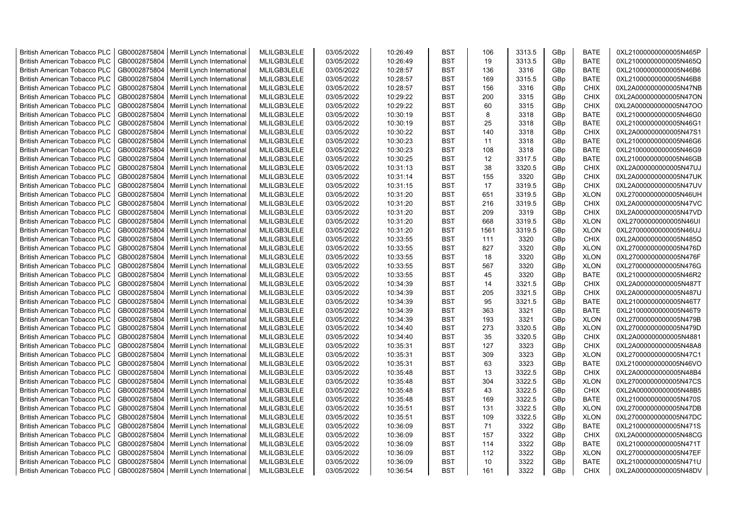| British American Tobacco PLC | GB0002875804 | Merrill Lynch International | MLILGB3LELE | 03/05/2022 | 10:26:49 | BST | 106 | 3313.5 | GBp | BATE | 0XL21000000000005N465P |
|---|---|---|---|---|---|---|---|---|---|---|---|
| British American Tobacco PLC | GB0002875804 | Merrill Lynch International | MLILGB3LELE | 03/05/2022 | 10:26:49 | BST | 19 | 3313.5 | GBp | BATE | 0XL21000000000005N465Q |
| British American Tobacco PLC | GB0002875804 | Merrill Lynch International | MLILGB3LELE | 03/05/2022 | 10:28:57 | BST | 136 | 3316 | GBp | BATE | 0XL21000000000005N46B6 |
| British American Tobacco PLC | GB0002875804 | Merrill Lynch International | MLILGB3LELE | 03/05/2022 | 10:28:57 | BST | 169 | 3315.5 | GBp | BATE | 0XL21000000000005N46B8 |
| British American Tobacco PLC | GB0002875804 | Merrill Lynch International | MLILGB3LELE | 03/05/2022 | 10:28:57 | BST | 156 | 3316 | GBp | CHIX | 0XL2A000000000005N47NB |
| British American Tobacco PLC | GB0002875804 | Merrill Lynch International | MLILGB3LELE | 03/05/2022 | 10:29:22 | BST | 200 | 3315 | GBp | CHIX | 0XL2A000000000005N47ON |
| British American Tobacco PLC | GB0002875804 | Merrill Lynch International | MLILGB3LELE | 03/05/2022 | 10:29:22 | BST | 60 | 3315 | GBp | CHIX | 0XL2A000000000005N47OO |
| British American Tobacco PLC | GB0002875804 | Merrill Lynch International | MLILGB3LELE | 03/05/2022 | 10:30:19 | BST | 8 | 3318 | GBp | BATE | 0XL21000000000005N46G0 |
| British American Tobacco PLC | GB0002875804 | Merrill Lynch International | MLILGB3LELE | 03/05/2022 | 10:30:19 | BST | 25 | 3318 | GBp | BATE | 0XL21000000000005N46G1 |
| British American Tobacco PLC | GB0002875804 | Merrill Lynch International | MLILGB3LELE | 03/05/2022 | 10:30:22 | BST | 140 | 3318 | GBp | CHIX | 0XL2A000000000005N47S1 |
| British American Tobacco PLC | GB0002875804 | Merrill Lynch International | MLILGB3LELE | 03/05/2022 | 10:30:23 | BST | 11 | 3318 | GBp | BATE | 0XL21000000000005N46G6 |
| British American Tobacco PLC | GB0002875804 | Merrill Lynch International | MLILGB3LELE | 03/05/2022 | 10:30:23 | BST | 108 | 3318 | GBp | BATE | 0XL21000000000005N46G9 |
| British American Tobacco PLC | GB0002875804 | Merrill Lynch International | MLILGB3LELE | 03/05/2022 | 10:30:25 | BST | 12 | 3317.5 | GBp | BATE | 0XL21000000000005N46GB |
| British American Tobacco PLC | GB0002875804 | Merrill Lynch International | MLILGB3LELE | 03/05/2022 | 10:31:13 | BST | 38 | 3320.5 | GBp | CHIX | 0XL2A000000000005N47UJ |
| British American Tobacco PLC | GB0002875804 | Merrill Lynch International | MLILGB3LELE | 03/05/2022 | 10:31:14 | BST | 155 | 3320 | GBp | CHIX | 0XL2A000000000005N47UK |
| British American Tobacco PLC | GB0002875804 | Merrill Lynch International | MLILGB3LELE | 03/05/2022 | 10:31:15 | BST | 17 | 3319.5 | GBp | CHIX | 0XL2A000000000005N47UV |
| British American Tobacco PLC | GB0002875804 | Merrill Lynch International | MLILGB3LELE | 03/05/2022 | 10:31:20 | BST | 651 | 3319.5 | GBp | XLON | 0XL27000000000005N46UH |
| British American Tobacco PLC | GB0002875804 | Merrill Lynch International | MLILGB3LELE | 03/05/2022 | 10:31:20 | BST | 216 | 3319.5 | GBp | CHIX | 0XL2A000000000005N47VC |
| British American Tobacco PLC | GB0002875804 | Merrill Lynch International | MLILGB3LELE | 03/05/2022 | 10:31:20 | BST | 209 | 3319 | GBp | CHIX | 0XL2A000000000005N47VD |
| British American Tobacco PLC | GB0002875804 | Merrill Lynch International | MLILGB3LELE | 03/05/2022 | 10:31:20 | BST | 668 | 3319.5 | GBp | XLON | 0XL27000000000005N46UI |
| British American Tobacco PLC | GB0002875804 | Merrill Lynch International | MLILGB3LELE | 03/05/2022 | 10:31:20 | BST | 1561 | 3319.5 | GBp | XLON | 0XL27000000000005N46UJ |
| British American Tobacco PLC | GB0002875804 | Merrill Lynch International | MLILGB3LELE | 03/05/2022 | 10:33:55 | BST | 111 | 3320 | GBp | CHIX | 0XL2A000000000005N485Q |
| British American Tobacco PLC | GB0002875804 | Merrill Lynch International | MLILGB3LELE | 03/05/2022 | 10:33:55 | BST | 827 | 3320 | GBp | XLON | 0XL27000000000005N476D |
| British American Tobacco PLC | GB0002875804 | Merrill Lynch International | MLILGB3LELE | 03/05/2022 | 10:33:55 | BST | 18 | 3320 | GBp | XLON | 0XL27000000000005N476F |
| British American Tobacco PLC | GB0002875804 | Merrill Lynch International | MLILGB3LELE | 03/05/2022 | 10:33:55 | BST | 567 | 3320 | GBp | XLON | 0XL27000000000005N476G |
| British American Tobacco PLC | GB0002875804 | Merrill Lynch International | MLILGB3LELE | 03/05/2022 | 10:33:55 | BST | 45 | 3320 | GBp | BATE | 0XL21000000000005N46R2 |
| British American Tobacco PLC | GB0002875804 | Merrill Lynch International | MLILGB3LELE | 03/05/2022 | 10:34:39 | BST | 14 | 3321.5 | GBp | CHIX | 0XL2A000000000005N487T |
| British American Tobacco PLC | GB0002875804 | Merrill Lynch International | MLILGB3LELE | 03/05/2022 | 10:34:39 | BST | 205 | 3321.5 | GBp | CHIX | 0XL2A000000000005N487U |
| British American Tobacco PLC | GB0002875804 | Merrill Lynch International | MLILGB3LELE | 03/05/2022 | 10:34:39 | BST | 95 | 3321.5 | GBp | BATE | 0XL21000000000005N46T7 |
| British American Tobacco PLC | GB0002875804 | Merrill Lynch International | MLILGB3LELE | 03/05/2022 | 10:34:39 | BST | 363 | 3321 | GBp | BATE | 0XL21000000000005N46T9 |
| British American Tobacco PLC | GB0002875804 | Merrill Lynch International | MLILGB3LELE | 03/05/2022 | 10:34:39 | BST | 193 | 3321 | GBp | XLON | 0XL27000000000005N479B |
| British American Tobacco PLC | GB0002875804 | Merrill Lynch International | MLILGB3LELE | 03/05/2022 | 10:34:40 | BST | 273 | 3320.5 | GBp | XLON | 0XL27000000000005N479D |
| British American Tobacco PLC | GB0002875804 | Merrill Lynch International | MLILGB3LELE | 03/05/2022 | 10:34:40 | BST | 35 | 3320.5 | GBp | CHIX | 0XL2A000000000005N4881 |
| British American Tobacco PLC | GB0002875804 | Merrill Lynch International | MLILGB3LELE | 03/05/2022 | 10:35:31 | BST | 127 | 3323 | GBp | CHIX | 0XL2A000000000005N48A8 |
| British American Tobacco PLC | GB0002875804 | Merrill Lynch International | MLILGB3LELE | 03/05/2022 | 10:35:31 | BST | 309 | 3323 | GBp | XLON | 0XL27000000000005N47C1 |
| British American Tobacco PLC | GB0002875804 | Merrill Lynch International | MLILGB3LELE | 03/05/2022 | 10:35:31 | BST | 63 | 3323 | GBp | BATE | 0XL21000000000005N46VO |
| British American Tobacco PLC | GB0002875804 | Merrill Lynch International | MLILGB3LELE | 03/05/2022 | 10:35:48 | BST | 13 | 3322.5 | GBp | CHIX | 0XL2A000000000005N48B4 |
| British American Tobacco PLC | GB0002875804 | Merrill Lynch International | MLILGB3LELE | 03/05/2022 | 10:35:48 | BST | 304 | 3322.5 | GBp | XLON | 0XL27000000000005N47CS |
| British American Tobacco PLC | GB0002875804 | Merrill Lynch International | MLILGB3LELE | 03/05/2022 | 10:35:48 | BST | 43 | 3322.5 | GBp | CHIX | 0XL2A000000000005N48B5 |
| British American Tobacco PLC | GB0002875804 | Merrill Lynch International | MLILGB3LELE | 03/05/2022 | 10:35:48 | BST | 169 | 3322.5 | GBp | BATE | 0XL21000000000005N470S |
| British American Tobacco PLC | GB0002875804 | Merrill Lynch International | MLILGB3LELE | 03/05/2022 | 10:35:51 | BST | 131 | 3322.5 | GBp | XLON | 0XL27000000000005N47DB |
| British American Tobacco PLC | GB0002875804 | Merrill Lynch International | MLILGB3LELE | 03/05/2022 | 10:35:51 | BST | 109 | 3322.5 | GBp | XLON | 0XL27000000000005N47DC |
| British American Tobacco PLC | GB0002875804 | Merrill Lynch International | MLILGB3LELE | 03/05/2022 | 10:36:09 | BST | 71 | 3322 | GBp | BATE | 0XL21000000000005N471S |
| British American Tobacco PLC | GB0002875804 | Merrill Lynch International | MLILGB3LELE | 03/05/2022 | 10:36:09 | BST | 157 | 3322 | GBp | CHIX | 0XL2A000000000005N48CG |
| British American Tobacco PLC | GB0002875804 | Merrill Lynch International | MLILGB3LELE | 03/05/2022 | 10:36:09 | BST | 114 | 3322 | GBp | BATE | 0XL21000000000005N471T |
| British American Tobacco PLC | GB0002875804 | Merrill Lynch International | MLILGB3LELE | 03/05/2022 | 10:36:09 | BST | 112 | 3322 | GBp | XLON | 0XL27000000000005N47EF |
| British American Tobacco PLC | GB0002875804 | Merrill Lynch International | MLILGB3LELE | 03/05/2022 | 10:36:09 | BST | 10 | 3322 | GBp | BATE | 0XL21000000000005N471U |
| British American Tobacco PLC | GB0002875804 | Merrill Lynch International | MLILGB3LELE | 03/05/2022 | 10:36:54 | BST | 161 | 3322 | GBp | CHIX | 0XL2A000000000005N48DV |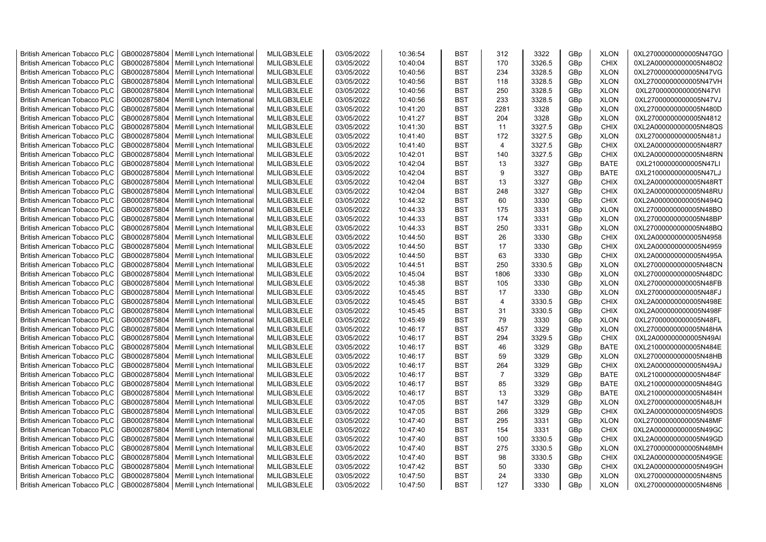| British American Tobacco PLC | GB0002875804 | Merrill Lynch International | MLILGB3LELE | 03/05/2022 | 10:36:54 | BST | 312 | 3322 | GBp | XLON | 0XL27000000000005N47GO |
|---|---|---|---|---|---|---|---|---|---|---|---|
| British American Tobacco PLC | GB0002875804 | Merrill Lynch International | MLILGB3LELE | 03/05/2022 | 10:40:04 | BST | 170 | 3326.5 | GBp | CHIX | 0XL2A000000000005N48O2 |
| British American Tobacco PLC | GB0002875804 | Merrill Lynch International | MLILGB3LELE | 03/05/2022 | 10:40:56 | BST | 234 | 3328.5 | GBp | XLON | 0XL27000000000005N47VG |
| British American Tobacco PLC | GB0002875804 | Merrill Lynch International | MLILGB3LELE | 03/05/2022 | 10:40:56 | BST | 118 | 3328.5 | GBp | XLON | 0XL27000000000005N47VH |
| British American Tobacco PLC | GB0002875804 | Merrill Lynch International | MLILGB3LELE | 03/05/2022 | 10:40:56 | BST | 250 | 3328.5 | GBp | XLON | 0XL27000000000005N47VI |
| British American Tobacco PLC | GB0002875804 | Merrill Lynch International | MLILGB3LELE | 03/05/2022 | 10:40:56 | BST | 233 | 3328.5 | GBp | XLON | 0XL27000000000005N47VJ |
| British American Tobacco PLC | GB0002875804 | Merrill Lynch International | MLILGB3LELE | 03/05/2022 | 10:41:20 | BST | 2281 | 3328 | GBp | XLON | 0XL27000000000005N480D |
| British American Tobacco PLC | GB0002875804 | Merrill Lynch International | MLILGB3LELE | 03/05/2022 | 10:41:27 | BST | 204 | 3328 | GBp | XLON | 0XL27000000000005N4812 |
| British American Tobacco PLC | GB0002875804 | Merrill Lynch International | MLILGB3LELE | 03/05/2022 | 10:41:30 | BST | 11 | 3327.5 | GBp | CHIX | 0XL2A000000000005N48QS |
| British American Tobacco PLC | GB0002875804 | Merrill Lynch International | MLILGB3LELE | 03/05/2022 | 10:41:40 | BST | 172 | 3327.5 | GBp | XLON | 0XL27000000000005N481J |
| British American Tobacco PLC | GB0002875804 | Merrill Lynch International | MLILGB3LELE | 03/05/2022 | 10:41:40 | BST | 4 | 3327.5 | GBp | CHIX | 0XL2A000000000005N48R7 |
| British American Tobacco PLC | GB0002875804 | Merrill Lynch International | MLILGB3LELE | 03/05/2022 | 10:42:01 | BST | 140 | 3327.5 | GBp | CHIX | 0XL2A000000000005N48RN |
| British American Tobacco PLC | GB0002875804 | Merrill Lynch International | MLILGB3LELE | 03/05/2022 | 10:42:04 | BST | 13 | 3327 | GBp | BATE | 0XL21000000000005N47LI |
| British American Tobacco PLC | GB0002875804 | Merrill Lynch International | MLILGB3LELE | 03/05/2022 | 10:42:04 | BST | 9 | 3327 | GBp | BATE | 0XL21000000000005N47LJ |
| British American Tobacco PLC | GB0002875804 | Merrill Lynch International | MLILGB3LELE | 03/05/2022 | 10:42:04 | BST | 13 | 3327 | GBp | CHIX | 0XL2A000000000005N48RT |
| British American Tobacco PLC | GB0002875804 | Merrill Lynch International | MLILGB3LELE | 03/05/2022 | 10:42:04 | BST | 248 | 3327 | GBp | CHIX | 0XL2A000000000005N48RU |
| British American Tobacco PLC | GB0002875804 | Merrill Lynch International | MLILGB3LELE | 03/05/2022 | 10:44:32 | BST | 60 | 3330 | GBp | CHIX | 0XL2A000000000005N494Q |
| British American Tobacco PLC | GB0002875804 | Merrill Lynch International | MLILGB3LELE | 03/05/2022 | 10:44:33 | BST | 175 | 3331 | GBp | XLON | 0XL27000000000005N48BO |
| British American Tobacco PLC | GB0002875804 | Merrill Lynch International | MLILGB3LELE | 03/05/2022 | 10:44:33 | BST | 174 | 3331 | GBp | XLON | 0XL27000000000005N48BP |
| British American Tobacco PLC | GB0002875804 | Merrill Lynch International | MLILGB3LELE | 03/05/2022 | 10:44:33 | BST | 250 | 3331 | GBp | XLON | 0XL27000000000005N48BQ |
| British American Tobacco PLC | GB0002875804 | Merrill Lynch International | MLILGB3LELE | 03/05/2022 | 10:44:50 | BST | 26 | 3330 | GBp | CHIX | 0XL2A000000000005N4958 |
| British American Tobacco PLC | GB0002875804 | Merrill Lynch International | MLILGB3LELE | 03/05/2022 | 10:44:50 | BST | 17 | 3330 | GBp | CHIX | 0XL2A000000000005N4959 |
| British American Tobacco PLC | GB0002875804 | Merrill Lynch International | MLILGB3LELE | 03/05/2022 | 10:44:50 | BST | 63 | 3330 | GBp | CHIX | 0XL2A000000000005N495A |
| British American Tobacco PLC | GB0002875804 | Merrill Lynch International | MLILGB3LELE | 03/05/2022 | 10:44:51 | BST | 250 | 3330.5 | GBp | XLON | 0XL27000000000005N48CN |
| British American Tobacco PLC | GB0002875804 | Merrill Lynch International | MLILGB3LELE | 03/05/2022 | 10:45:04 | BST | 1806 | 3330 | GBp | XLON | 0XL27000000000005N48DC |
| British American Tobacco PLC | GB0002875804 | Merrill Lynch International | MLILGB3LELE | 03/05/2022 | 10:45:38 | BST | 105 | 3330 | GBp | XLON | 0XL27000000000005N48FB |
| British American Tobacco PLC | GB0002875804 | Merrill Lynch International | MLILGB3LELE | 03/05/2022 | 10:45:45 | BST | 17 | 3330 | GBp | XLON | 0XL27000000000005N48FJ |
| British American Tobacco PLC | GB0002875804 | Merrill Lynch International | MLILGB3LELE | 03/05/2022 | 10:45:45 | BST | 4 | 3330.5 | GBp | CHIX | 0XL2A000000000005N498E |
| British American Tobacco PLC | GB0002875804 | Merrill Lynch International | MLILGB3LELE | 03/05/2022 | 10:45:45 | BST | 31 | 3330.5 | GBp | CHIX | 0XL2A000000000005N498F |
| British American Tobacco PLC | GB0002875804 | Merrill Lynch International | MLILGB3LELE | 03/05/2022 | 10:45:49 | BST | 79 | 3330 | GBp | XLON | 0XL27000000000005N48FL |
| British American Tobacco PLC | GB0002875804 | Merrill Lynch International | MLILGB3LELE | 03/05/2022 | 10:46:17 | BST | 457 | 3329 | GBp | XLON | 0XL27000000000005N48HA |
| British American Tobacco PLC | GB0002875804 | Merrill Lynch International | MLILGB3LELE | 03/05/2022 | 10:46:17 | BST | 294 | 3329.5 | GBp | CHIX | 0XL2A000000000005N49AI |
| British American Tobacco PLC | GB0002875804 | Merrill Lynch International | MLILGB3LELE | 03/05/2022 | 10:46:17 | BST | 46 | 3329 | GBp | BATE | 0XL21000000000005N484E |
| British American Tobacco PLC | GB0002875804 | Merrill Lynch International | MLILGB3LELE | 03/05/2022 | 10:46:17 | BST | 59 | 3329 | GBp | XLON | 0XL27000000000005N48HB |
| British American Tobacco PLC | GB0002875804 | Merrill Lynch International | MLILGB3LELE | 03/05/2022 | 10:46:17 | BST | 264 | 3329 | GBp | CHIX | 0XL2A000000000005N49AJ |
| British American Tobacco PLC | GB0002875804 | Merrill Lynch International | MLILGB3LELE | 03/05/2022 | 10:46:17 | BST | 7 | 3329 | GBp | BATE | 0XL21000000000005N484F |
| British American Tobacco PLC | GB0002875804 | Merrill Lynch International | MLILGB3LELE | 03/05/2022 | 10:46:17 | BST | 85 | 3329 | GBp | BATE | 0XL21000000000005N484G |
| British American Tobacco PLC | GB0002875804 | Merrill Lynch International | MLILGB3LELE | 03/05/2022 | 10:46:17 | BST | 13 | 3329 | GBp | BATE | 0XL21000000000005N484H |
| British American Tobacco PLC | GB0002875804 | Merrill Lynch International | MLILGB3LELE | 03/05/2022 | 10:47:05 | BST | 147 | 3329 | GBp | XLON | 0XL27000000000005N48JH |
| British American Tobacco PLC | GB0002875804 | Merrill Lynch International | MLILGB3LELE | 03/05/2022 | 10:47:05 | BST | 266 | 3329 | GBp | CHIX | 0XL2A000000000005N49DS |
| British American Tobacco PLC | GB0002875804 | Merrill Lynch International | MLILGB3LELE | 03/05/2022 | 10:47:40 | BST | 295 | 3331 | GBp | XLON | 0XL27000000000005N48MF |
| British American Tobacco PLC | GB0002875804 | Merrill Lynch International | MLILGB3LELE | 03/05/2022 | 10:47:40 | BST | 154 | 3331 | GBp | CHIX | 0XL2A000000000005N49GC |
| British American Tobacco PLC | GB0002875804 | Merrill Lynch International | MLILGB3LELE | 03/05/2022 | 10:47:40 | BST | 100 | 3330.5 | GBp | CHIX | 0XL2A000000000005N49GD |
| British American Tobacco PLC | GB0002875804 | Merrill Lynch International | MLILGB3LELE | 03/05/2022 | 10:47:40 | BST | 275 | 3330.5 | GBp | XLON | 0XL27000000000005N48MH |
| British American Tobacco PLC | GB0002875804 | Merrill Lynch International | MLILGB3LELE | 03/05/2022 | 10:47:40 | BST | 98 | 3330.5 | GBp | CHIX | 0XL2A000000000005N49GE |
| British American Tobacco PLC | GB0002875804 | Merrill Lynch International | MLILGB3LELE | 03/05/2022 | 10:47:42 | BST | 50 | 3330 | GBp | CHIX | 0XL2A000000000005N49GH |
| British American Tobacco PLC | GB0002875804 | Merrill Lynch International | MLILGB3LELE | 03/05/2022 | 10:47:50 | BST | 24 | 3330 | GBp | XLON | 0XL27000000000005N48N5 |
| British American Tobacco PLC | GB0002875804 | Merrill Lynch International | MLILGB3LELE | 03/05/2022 | 10:47:50 | BST | 127 | 3330 | GBp | XLON | 0XL27000000000005N48N6 |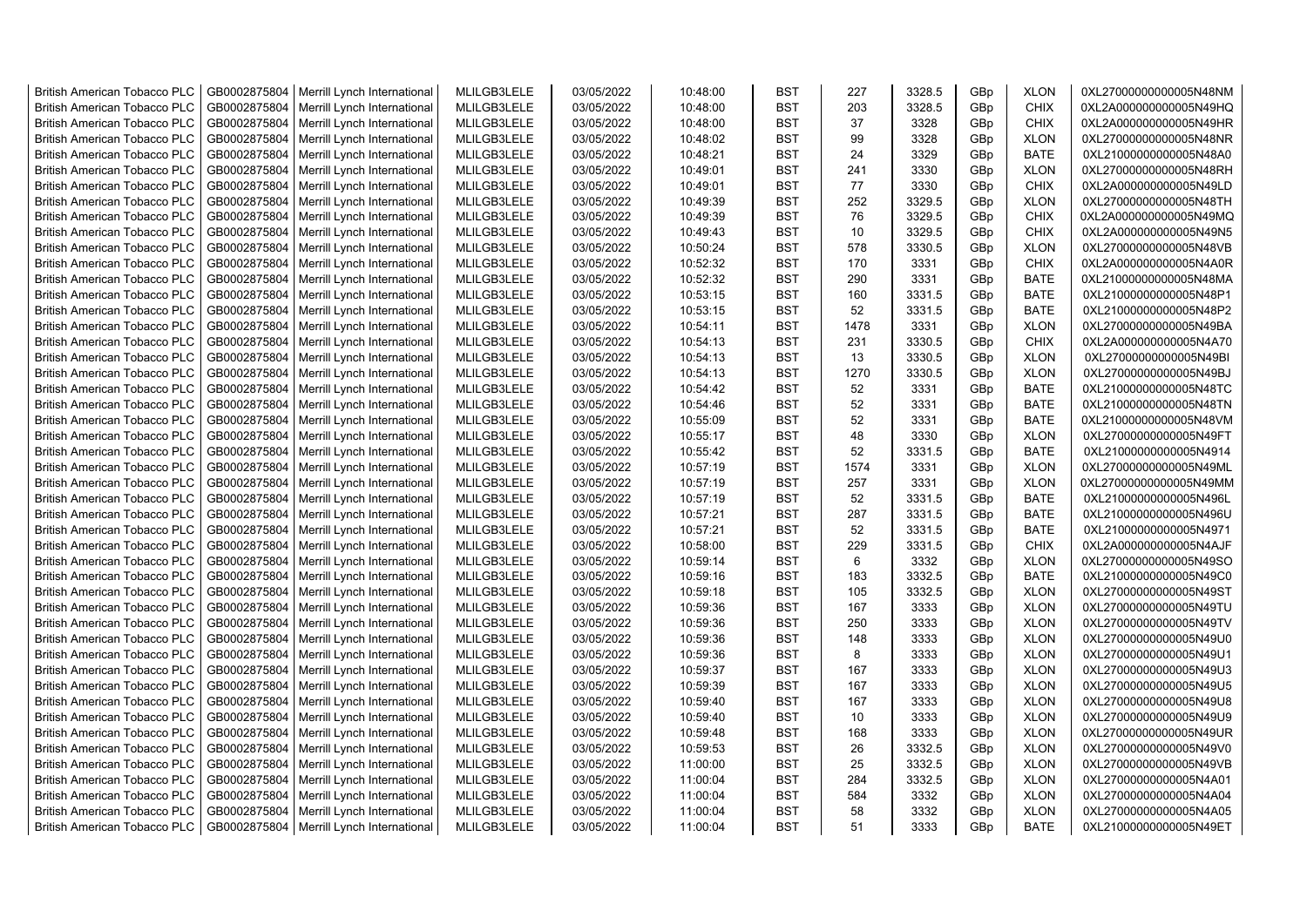| British American Tobacco PLC | GB0002875804 | Merrill Lynch International | MLILGB3LELE | 03/05/2022 | 10:48:00 | BST | 227 | 3328.5 | GBp | XLON | 0XL27000000000005N48NM |
|---|---|---|---|---|---|---|---|---|---|---|---|
| British American Tobacco PLC | GB0002875804 | Merrill Lynch International | MLILGB3LELE | 03/05/2022 | 10:48:00 | BST | 203 | 3328.5 | GBp | CHIX | 0XL2A000000000005N49HQ |
| British American Tobacco PLC | GB0002875804 | Merrill Lynch International | MLILGB3LELE | 03/05/2022 | 10:48:00 | BST | 37 | 3328 | GBp | CHIX | 0XL2A000000000005N49HR |
| British American Tobacco PLC | GB0002875804 | Merrill Lynch International | MLILGB3LELE | 03/05/2022 | 10:48:02 | BST | 99 | 3328 | GBp | XLON | 0XL27000000000005N48NR |
| British American Tobacco PLC | GB0002875804 | Merrill Lynch International | MLILGB3LELE | 03/05/2022 | 10:48:21 | BST | 24 | 3329 | GBp | BATE | 0XL21000000000005N48A0 |
| British American Tobacco PLC | GB0002875804 | Merrill Lynch International | MLILGB3LELE | 03/05/2022 | 10:49:01 | BST | 241 | 3330 | GBp | XLON | 0XL27000000000005N48RH |
| British American Tobacco PLC | GB0002875804 | Merrill Lynch International | MLILGB3LELE | 03/05/2022 | 10:49:01 | BST | 77 | 3330 | GBp | CHIX | 0XL2A000000000005N49LD |
| British American Tobacco PLC | GB0002875804 | Merrill Lynch International | MLILGB3LELE | 03/05/2022 | 10:49:39 | BST | 252 | 3329.5 | GBp | XLON | 0XL27000000000005N48TH |
| British American Tobacco PLC | GB0002875804 | Merrill Lynch International | MLILGB3LELE | 03/05/2022 | 10:49:39 | BST | 76 | 3329.5 | GBp | CHIX | 0XL2A000000000005N49MQ |
| British American Tobacco PLC | GB0002875804 | Merrill Lynch International | MLILGB3LELE | 03/05/2022 | 10:49:43 | BST | 10 | 3329.5 | GBp | CHIX | 0XL2A000000000005N49N5 |
| British American Tobacco PLC | GB0002875804 | Merrill Lynch International | MLILGB3LELE | 03/05/2022 | 10:50:24 | BST | 578 | 3330.5 | GBp | XLON | 0XL27000000000005N48VB |
| British American Tobacco PLC | GB0002875804 | Merrill Lynch International | MLILGB3LELE | 03/05/2022 | 10:52:32 | BST | 170 | 3331 | GBp | CHIX | 0XL2A000000000005N4A0R |
| British American Tobacco PLC | GB0002875804 | Merrill Lynch International | MLILGB3LELE | 03/05/2022 | 10:52:32 | BST | 290 | 3331 | GBp | BATE | 0XL21000000000005N48MA |
| British American Tobacco PLC | GB0002875804 | Merrill Lynch International | MLILGB3LELE | 03/05/2022 | 10:53:15 | BST | 160 | 3331.5 | GBp | BATE | 0XL21000000000005N48P1 |
| British American Tobacco PLC | GB0002875804 | Merrill Lynch International | MLILGB3LELE | 03/05/2022 | 10:53:15 | BST | 52 | 3331.5 | GBp | BATE | 0XL21000000000005N48P2 |
| British American Tobacco PLC | GB0002875804 | Merrill Lynch International | MLILGB3LELE | 03/05/2022 | 10:54:11 | BST | 1478 | 3331 | GBp | XLON | 0XL27000000000005N49BA |
| British American Tobacco PLC | GB0002875804 | Merrill Lynch International | MLILGB3LELE | 03/05/2022 | 10:54:13 | BST | 231 | 3330.5 | GBp | CHIX | 0XL2A000000000005N4A70 |
| British American Tobacco PLC | GB0002875804 | Merrill Lynch International | MLILGB3LELE | 03/05/2022 | 10:54:13 | BST | 13 | 3330.5 | GBp | XLON | 0XL27000000000005N49BI |
| British American Tobacco PLC | GB0002875804 | Merrill Lynch International | MLILGB3LELE | 03/05/2022 | 10:54:13 | BST | 1270 | 3330.5 | GBp | XLON | 0XL27000000000005N49BJ |
| British American Tobacco PLC | GB0002875804 | Merrill Lynch International | MLILGB3LELE | 03/05/2022 | 10:54:42 | BST | 52 | 3331 | GBp | BATE | 0XL21000000000005N48TC |
| British American Tobacco PLC | GB0002875804 | Merrill Lynch International | MLILGB3LELE | 03/05/2022 | 10:54:46 | BST | 52 | 3331 | GBp | BATE | 0XL21000000000005N48TN |
| British American Tobacco PLC | GB0002875804 | Merrill Lynch International | MLILGB3LELE | 03/05/2022 | 10:55:09 | BST | 52 | 3331 | GBp | BATE | 0XL21000000000005N48VM |
| British American Tobacco PLC | GB0002875804 | Merrill Lynch International | MLILGB3LELE | 03/05/2022 | 10:55:17 | BST | 48 | 3330 | GBp | XLON | 0XL27000000000005N49FT |
| British American Tobacco PLC | GB0002875804 | Merrill Lynch International | MLILGB3LELE | 03/05/2022 | 10:55:42 | BST | 52 | 3331.5 | GBp | BATE | 0XL21000000000005N4914 |
| British American Tobacco PLC | GB0002875804 | Merrill Lynch International | MLILGB3LELE | 03/05/2022 | 10:57:19 | BST | 1574 | 3331 | GBp | XLON | 0XL27000000000005N49ML |
| British American Tobacco PLC | GB0002875804 | Merrill Lynch International | MLILGB3LELE | 03/05/2022 | 10:57:19 | BST | 257 | 3331 | GBp | XLON | 0XL27000000000005N49MM |
| British American Tobacco PLC | GB0002875804 | Merrill Lynch International | MLILGB3LELE | 03/05/2022 | 10:57:19 | BST | 52 | 3331.5 | GBp | BATE | 0XL21000000000005N496L |
| British American Tobacco PLC | GB0002875804 | Merrill Lynch International | MLILGB3LELE | 03/05/2022 | 10:57:21 | BST | 287 | 3331.5 | GBp | BATE | 0XL21000000000005N496U |
| British American Tobacco PLC | GB0002875804 | Merrill Lynch International | MLILGB3LELE | 03/05/2022 | 10:57:21 | BST | 52 | 3331.5 | GBp | BATE | 0XL21000000000005N4971 |
| British American Tobacco PLC | GB0002875804 | Merrill Lynch International | MLILGB3LELE | 03/05/2022 | 10:58:00 | BST | 229 | 3331.5 | GBp | CHIX | 0XL2A000000000005N4AJF |
| British American Tobacco PLC | GB0002875804 | Merrill Lynch International | MLILGB3LELE | 03/05/2022 | 10:59:14 | BST | 6 | 3332 | GBp | XLON | 0XL27000000000005N49SO |
| British American Tobacco PLC | GB0002875804 | Merrill Lynch International | MLILGB3LELE | 03/05/2022 | 10:59:16 | BST | 183 | 3332.5 | GBp | BATE | 0XL21000000000005N49C0 |
| British American Tobacco PLC | GB0002875804 | Merrill Lynch International | MLILGB3LELE | 03/05/2022 | 10:59:18 | BST | 105 | 3332.5 | GBp | XLON | 0XL27000000000005N49ST |
| British American Tobacco PLC | GB0002875804 | Merrill Lynch International | MLILGB3LELE | 03/05/2022 | 10:59:36 | BST | 167 | 3333 | GBp | XLON | 0XL27000000000005N49TU |
| British American Tobacco PLC | GB0002875804 | Merrill Lynch International | MLILGB3LELE | 03/05/2022 | 10:59:36 | BST | 250 | 3333 | GBp | XLON | 0XL27000000000005N49TV |
| British American Tobacco PLC | GB0002875804 | Merrill Lynch International | MLILGB3LELE | 03/05/2022 | 10:59:36 | BST | 148 | 3333 | GBp | XLON | 0XL27000000000005N49U0 |
| British American Tobacco PLC | GB0002875804 | Merrill Lynch International | MLILGB3LELE | 03/05/2022 | 10:59:36 | BST | 8 | 3333 | GBp | XLON | 0XL27000000000005N49U1 |
| British American Tobacco PLC | GB0002875804 | Merrill Lynch International | MLILGB3LELE | 03/05/2022 | 10:59:37 | BST | 167 | 3333 | GBp | XLON | 0XL27000000000005N49U3 |
| British American Tobacco PLC | GB0002875804 | Merrill Lynch International | MLILGB3LELE | 03/05/2022 | 10:59:39 | BST | 167 | 3333 | GBp | XLON | 0XL27000000000005N49U5 |
| British American Tobacco PLC | GB0002875804 | Merrill Lynch International | MLILGB3LELE | 03/05/2022 | 10:59:40 | BST | 167 | 3333 | GBp | XLON | 0XL27000000000005N49U8 |
| British American Tobacco PLC | GB0002875804 | Merrill Lynch International | MLILGB3LELE | 03/05/2022 | 10:59:40 | BST | 10 | 3333 | GBp | XLON | 0XL27000000000005N49U9 |
| British American Tobacco PLC | GB0002875804 | Merrill Lynch International | MLILGB3LELE | 03/05/2022 | 10:59:48 | BST | 168 | 3333 | GBp | XLON | 0XL27000000000005N49UR |
| British American Tobacco PLC | GB0002875804 | Merrill Lynch International | MLILGB3LELE | 03/05/2022 | 10:59:53 | BST | 26 | 3332.5 | GBp | XLON | 0XL27000000000005N49V0 |
| British American Tobacco PLC | GB0002875804 | Merrill Lynch International | MLILGB3LELE | 03/05/2022 | 11:00:00 | BST | 25 | 3332.5 | GBp | XLON | 0XL27000000000005N49VB |
| British American Tobacco PLC | GB0002875804 | Merrill Lynch International | MLILGB3LELE | 03/05/2022 | 11:00:04 | BST | 284 | 3332.5 | GBp | XLON | 0XL27000000000005N4A01 |
| British American Tobacco PLC | GB0002875804 | Merrill Lynch International | MLILGB3LELE | 03/05/2022 | 11:00:04 | BST | 584 | 3332 | GBp | XLON | 0XL27000000000005N4A04 |
| British American Tobacco PLC | GB0002875804 | Merrill Lynch International | MLILGB3LELE | 03/05/2022 | 11:00:04 | BST | 58 | 3332 | GBp | XLON | 0XL27000000000005N4A05 |
| British American Tobacco PLC | GB0002875804 | Merrill Lynch International | MLILGB3LELE | 03/05/2022 | 11:00:04 | BST | 51 | 3333 | GBp | BATE | 0XL21000000000005N49ET |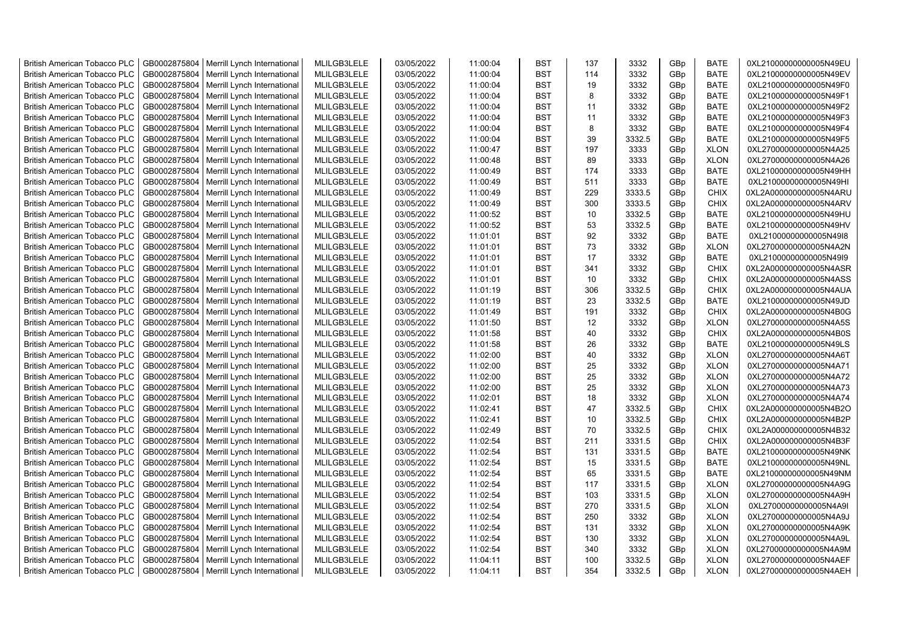| British American Tobacco PLC | GB0002875804 | Merrill Lynch International | MLILGB3LELE | 03/05/2022 | 11:00:04 | BST | 137 | 3332 | GBp | BATE | 0XL21000000000005N49EU |
|---|---|---|---|---|---|---|---|---|---|---|---|
| British American Tobacco PLC | GB0002875804 | Merrill Lynch International | MLILGB3LELE | 03/05/2022 | 11:00:04 | BST | 114 | 3332 | GBp | BATE | 0XL21000000000005N49EV |
| British American Tobacco PLC | GB0002875804 | Merrill Lynch International | MLILGB3LELE | 03/05/2022 | 11:00:04 | BST | 19 | 3332 | GBp | BATE | 0XL21000000000005N49F0 |
| British American Tobacco PLC | GB0002875804 | Merrill Lynch International | MLILGB3LELE | 03/05/2022 | 11:00:04 | BST | 8 | 3332 | GBp | BATE | 0XL21000000000005N49F1 |
| British American Tobacco PLC | GB0002875804 | Merrill Lynch International | MLILGB3LELE | 03/05/2022 | 11:00:04 | BST | 11 | 3332 | GBp | BATE | 0XL21000000000005N49F2 |
| British American Tobacco PLC | GB0002875804 | Merrill Lynch International | MLILGB3LELE | 03/05/2022 | 11:00:04 | BST | 11 | 3332 | GBp | BATE | 0XL21000000000005N49F3 |
| British American Tobacco PLC | GB0002875804 | Merrill Lynch International | MLILGB3LELE | 03/05/2022 | 11:00:04 | BST | 8 | 3332 | GBp | BATE | 0XL21000000000005N49F4 |
| British American Tobacco PLC | GB0002875804 | Merrill Lynch International | MLILGB3LELE | 03/05/2022 | 11:00:04 | BST | 39 | 3332.5 | GBp | BATE | 0XL21000000000005N49F5 |
| British American Tobacco PLC | GB0002875804 | Merrill Lynch International | MLILGB3LELE | 03/05/2022 | 11:00:47 | BST | 197 | 3333 | GBp | XLON | 0XL27000000000005N4A25 |
| British American Tobacco PLC | GB0002875804 | Merrill Lynch International | MLILGB3LELE | 03/05/2022 | 11:00:48 | BST | 89 | 3333 | GBp | XLON | 0XL27000000000005N4A26 |
| British American Tobacco PLC | GB0002875804 | Merrill Lynch International | MLILGB3LELE | 03/05/2022 | 11:00:49 | BST | 174 | 3333 | GBp | BATE | 0XL21000000000005N49HH |
| British American Tobacco PLC | GB0002875804 | Merrill Lynch International | MLILGB3LELE | 03/05/2022 | 11:00:49 | BST | 511 | 3333 | GBp | BATE | 0XL21000000000005N49HI |
| British American Tobacco PLC | GB0002875804 | Merrill Lynch International | MLILGB3LELE | 03/05/2022 | 11:00:49 | BST | 229 | 3333.5 | GBp | CHIX | 0XL2A000000000005N4ARU |
| British American Tobacco PLC | GB0002875804 | Merrill Lynch International | MLILGB3LELE | 03/05/2022 | 11:00:49 | BST | 300 | 3333.5 | GBp | CHIX | 0XL2A000000000005N4ARV |
| British American Tobacco PLC | GB0002875804 | Merrill Lynch International | MLILGB3LELE | 03/05/2022 | 11:00:52 | BST | 10 | 3332.5 | GBp | BATE | 0XL21000000000005N49HU |
| British American Tobacco PLC | GB0002875804 | Merrill Lynch International | MLILGB3LELE | 03/05/2022 | 11:00:52 | BST | 53 | 3332.5 | GBp | BATE | 0XL21000000000005N49HV |
| British American Tobacco PLC | GB0002875804 | Merrill Lynch International | MLILGB3LELE | 03/05/2022 | 11:01:01 | BST | 92 | 3332 | GBp | BATE | 0XL21000000000005N49I8 |
| British American Tobacco PLC | GB0002875804 | Merrill Lynch International | MLILGB3LELE | 03/05/2022 | 11:01:01 | BST | 73 | 3332 | GBp | XLON | 0XL27000000000005N4A2N |
| British American Tobacco PLC | GB0002875804 | Merrill Lynch International | MLILGB3LELE | 03/05/2022 | 11:01:01 | BST | 17 | 3332 | GBp | BATE | 0XL21000000000005N49I9 |
| British American Tobacco PLC | GB0002875804 | Merrill Lynch International | MLILGB3LELE | 03/05/2022 | 11:01:01 | BST | 341 | 3332 | GBp | CHIX | 0XL2A000000000005N4ASR |
| British American Tobacco PLC | GB0002875804 | Merrill Lynch International | MLILGB3LELE | 03/05/2022 | 11:01:01 | BST | 10 | 3332 | GBp | CHIX | 0XL2A000000000005N4ASS |
| British American Tobacco PLC | GB0002875804 | Merrill Lynch International | MLILGB3LELE | 03/05/2022 | 11:01:19 | BST | 306 | 3332.5 | GBp | CHIX | 0XL2A000000000005N4AUA |
| British American Tobacco PLC | GB0002875804 | Merrill Lynch International | MLILGB3LELE | 03/05/2022 | 11:01:19 | BST | 23 | 3332.5 | GBp | BATE | 0XL21000000000005N49JD |
| British American Tobacco PLC | GB0002875804 | Merrill Lynch International | MLILGB3LELE | 03/05/2022 | 11:01:49 | BST | 191 | 3332 | GBp | CHIX | 0XL2A000000000005N4B0G |
| British American Tobacco PLC | GB0002875804 | Merrill Lynch International | MLILGB3LELE | 03/05/2022 | 11:01:50 | BST | 12 | 3332 | GBp | XLON | 0XL27000000000005N4A5S |
| British American Tobacco PLC | GB0002875804 | Merrill Lynch International | MLILGB3LELE | 03/05/2022 | 11:01:58 | BST | 40 | 3332 | GBp | CHIX | 0XL2A000000000005N4B0S |
| British American Tobacco PLC | GB0002875804 | Merrill Lynch International | MLILGB3LELE | 03/05/2022 | 11:01:58 | BST | 26 | 3332 | GBp | BATE | 0XL21000000000005N49LS |
| British American Tobacco PLC | GB0002875804 | Merrill Lynch International | MLILGB3LELE | 03/05/2022 | 11:02:00 | BST | 40 | 3332 | GBp | XLON | 0XL27000000000005N4A6T |
| British American Tobacco PLC | GB0002875804 | Merrill Lynch International | MLILGB3LELE | 03/05/2022 | 11:02:00 | BST | 25 | 3332 | GBp | XLON | 0XL27000000000005N4A71 |
| British American Tobacco PLC | GB0002875804 | Merrill Lynch International | MLILGB3LELE | 03/05/2022 | 11:02:00 | BST | 25 | 3332 | GBp | XLON | 0XL27000000000005N4A72 |
| British American Tobacco PLC | GB0002875804 | Merrill Lynch International | MLILGB3LELE | 03/05/2022 | 11:02:00 | BST | 25 | 3332 | GBp | XLON | 0XL27000000000005N4A73 |
| British American Tobacco PLC | GB0002875804 | Merrill Lynch International | MLILGB3LELE | 03/05/2022 | 11:02:01 | BST | 18 | 3332 | GBp | XLON | 0XL27000000000005N4A74 |
| British American Tobacco PLC | GB0002875804 | Merrill Lynch International | MLILGB3LELE | 03/05/2022 | 11:02:41 | BST | 47 | 3332.5 | GBp | CHIX | 0XL2A000000000005N4B2O |
| British American Tobacco PLC | GB0002875804 | Merrill Lynch International | MLILGB3LELE | 03/05/2022 | 11:02:41 | BST | 10 | 3332.5 | GBp | CHIX | 0XL2A000000000005N4B2P |
| British American Tobacco PLC | GB0002875804 | Merrill Lynch International | MLILGB3LELE | 03/05/2022 | 11:02:49 | BST | 70 | 3332.5 | GBp | CHIX | 0XL2A000000000005N4B32 |
| British American Tobacco PLC | GB0002875804 | Merrill Lynch International | MLILGB3LELE | 03/05/2022 | 11:02:54 | BST | 211 | 3331.5 | GBp | CHIX | 0XL2A000000000005N4B3F |
| British American Tobacco PLC | GB0002875804 | Merrill Lynch International | MLILGB3LELE | 03/05/2022 | 11:02:54 | BST | 131 | 3331.5 | GBp | BATE | 0XL21000000000005N49NK |
| British American Tobacco PLC | GB0002875804 | Merrill Lynch International | MLILGB3LELE | 03/05/2022 | 11:02:54 | BST | 15 | 3331.5 | GBp | BATE | 0XL21000000000005N49NL |
| British American Tobacco PLC | GB0002875804 | Merrill Lynch International | MLILGB3LELE | 03/05/2022 | 11:02:54 | BST | 65 | 3331.5 | GBp | BATE | 0XL21000000000005N49NM |
| British American Tobacco PLC | GB0002875804 | Merrill Lynch International | MLILGB3LELE | 03/05/2022 | 11:02:54 | BST | 117 | 3331.5 | GBp | XLON | 0XL27000000000005N4A9G |
| British American Tobacco PLC | GB0002875804 | Merrill Lynch International | MLILGB3LELE | 03/05/2022 | 11:02:54 | BST | 103 | 3331.5 | GBp | XLON | 0XL27000000000005N4A9H |
| British American Tobacco PLC | GB0002875804 | Merrill Lynch International | MLILGB3LELE | 03/05/2022 | 11:02:54 | BST | 270 | 3331.5 | GBp | XLON | 0XL27000000000005N4A9I |
| British American Tobacco PLC | GB0002875804 | Merrill Lynch International | MLILGB3LELE | 03/05/2022 | 11:02:54 | BST | 250 | 3332 | GBp | XLON | 0XL27000000000005N4A9J |
| British American Tobacco PLC | GB0002875804 | Merrill Lynch International | MLILGB3LELE | 03/05/2022 | 11:02:54 | BST | 131 | 3332 | GBp | XLON | 0XL27000000000005N4A9K |
| British American Tobacco PLC | GB0002875804 | Merrill Lynch International | MLILGB3LELE | 03/05/2022 | 11:02:54 | BST | 130 | 3332 | GBp | XLON | 0XL27000000000005N4A9L |
| British American Tobacco PLC | GB0002875804 | Merrill Lynch International | MLILGB3LELE | 03/05/2022 | 11:02:54 | BST | 340 | 3332 | GBp | XLON | 0XL27000000000005N4A9M |
| British American Tobacco PLC | GB0002875804 | Merrill Lynch International | MLILGB3LELE | 03/05/2022 | 11:04:11 | BST | 100 | 3332.5 | GBp | XLON | 0XL27000000000005N4AEF |
| British American Tobacco PLC | GB0002875804 | Merrill Lynch International | MLILGB3LELE | 03/05/2022 | 11:04:11 | BST | 354 | 3332.5 | GBp | XLON | 0XL27000000000005N4AEH |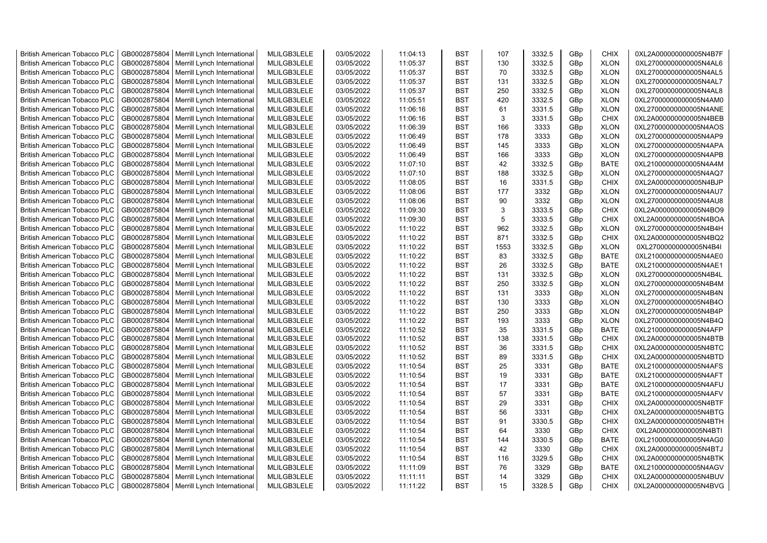| British American Tobacco PLC | GB0002875804 | Merrill Lynch International | MLILGB3LELE | 03/05/2022 | 11:04:13 | BST | 107 | 3332.5 | GBp | CHIX | 0XL2A000000000005N4B7F |
|---|---|---|---|---|---|---|---|---|---|---|---|
| British American Tobacco PLC | GB0002875804 | Merrill Lynch International | MLILGB3LELE | 03/05/2022 | 11:05:37 | BST | 130 | 3332.5 | GBp | XLON | 0XL27000000000005N4AL6 |
| British American Tobacco PLC | GB0002875804 | Merrill Lynch International | MLILGB3LELE | 03/05/2022 | 11:05:37 | BST | 70 | 3332.5 | GBp | XLON | 0XL27000000000005N4AL5 |
| British American Tobacco PLC | GB0002875804 | Merrill Lynch International | MLILGB3LELE | 03/05/2022 | 11:05:37 | BST | 131 | 3332.5 | GBp | XLON | 0XL27000000000005N4AL7 |
| British American Tobacco PLC | GB0002875804 | Merrill Lynch International | MLILGB3LELE | 03/05/2022 | 11:05:37 | BST | 250 | 3332.5 | GBp | XLON | 0XL27000000000005N4AL8 |
| British American Tobacco PLC | GB0002875804 | Merrill Lynch International | MLILGB3LELE | 03/05/2022 | 11:05:51 | BST | 420 | 3332.5 | GBp | XLON | 0XL27000000000005N4AM0 |
| British American Tobacco PLC | GB0002875804 | Merrill Lynch International | MLILGB3LELE | 03/05/2022 | 11:06:16 | BST | 61 | 3331.5 | GBp | XLON | 0XL27000000000005N4ANE |
| British American Tobacco PLC | GB0002875804 | Merrill Lynch International | MLILGB3LELE | 03/05/2022 | 11:06:16 | BST | 3 | 3331.5 | GBp | CHIX | 0XL2A000000000005N4BEB |
| British American Tobacco PLC | GB0002875804 | Merrill Lynch International | MLILGB3LELE | 03/05/2022 | 11:06:39 | BST | 166 | 3333 | GBp | XLON | 0XL27000000000005N4AOS |
| British American Tobacco PLC | GB0002875804 | Merrill Lynch International | MLILGB3LELE | 03/05/2022 | 11:06:49 | BST | 178 | 3333 | GBp | XLON | 0XL27000000000005N4AP9 |
| British American Tobacco PLC | GB0002875804 | Merrill Lynch International | MLILGB3LELE | 03/05/2022 | 11:06:49 | BST | 145 | 3333 | GBp | XLON | 0XL27000000000005N4APA |
| British American Tobacco PLC | GB0002875804 | Merrill Lynch International | MLILGB3LELE | 03/05/2022 | 11:06:49 | BST | 166 | 3333 | GBp | XLON | 0XL27000000000005N4APB |
| British American Tobacco PLC | GB0002875804 | Merrill Lynch International | MLILGB3LELE | 03/05/2022 | 11:07:10 | BST | 42 | 3332.5 | GBp | BATE | 0XL21000000000005N4A4M |
| British American Tobacco PLC | GB0002875804 | Merrill Lynch International | MLILGB3LELE | 03/05/2022 | 11:07:10 | BST | 188 | 3332.5 | GBp | XLON | 0XL27000000000005N4AQ7 |
| British American Tobacco PLC | GB0002875804 | Merrill Lynch International | MLILGB3LELE | 03/05/2022 | 11:08:05 | BST | 16 | 3331.5 | GBp | CHIX | 0XL2A000000000005N4BJP |
| British American Tobacco PLC | GB0002875804 | Merrill Lynch International | MLILGB3LELE | 03/05/2022 | 11:08:06 | BST | 177 | 3332 | GBp | XLON | 0XL27000000000005N4AU7 |
| British American Tobacco PLC | GB0002875804 | Merrill Lynch International | MLILGB3LELE | 03/05/2022 | 11:08:06 | BST | 90 | 3332 | GBp | XLON | 0XL27000000000005N4AU8 |
| British American Tobacco PLC | GB0002875804 | Merrill Lynch International | MLILGB3LELE | 03/05/2022 | 11:09:30 | BST | 3 | 3333.5 | GBp | CHIX | 0XL2A000000000005N4BO9 |
| British American Tobacco PLC | GB0002875804 | Merrill Lynch International | MLILGB3LELE | 03/05/2022 | 11:09:30 | BST | 5 | 3333.5 | GBp | CHIX | 0XL2A000000000005N4BOA |
| British American Tobacco PLC | GB0002875804 | Merrill Lynch International | MLILGB3LELE | 03/05/2022 | 11:10:22 | BST | 962 | 3332.5 | GBp | XLON | 0XL27000000000005N4B4H |
| British American Tobacco PLC | GB0002875804 | Merrill Lynch International | MLILGB3LELE | 03/05/2022 | 11:10:22 | BST | 871 | 3332.5 | GBp | CHIX | 0XL2A000000000005N4BQ2 |
| British American Tobacco PLC | GB0002875804 | Merrill Lynch International | MLILGB3LELE | 03/05/2022 | 11:10:22 | BST | 1553 | 3332.5 | GBp | XLON | 0XL27000000000005N4B4I |
| British American Tobacco PLC | GB0002875804 | Merrill Lynch International | MLILGB3LELE | 03/05/2022 | 11:10:22 | BST | 83 | 3332.5 | GBp | BATE | 0XL21000000000005N4AE0 |
| British American Tobacco PLC | GB0002875804 | Merrill Lynch International | MLILGB3LELE | 03/05/2022 | 11:10:22 | BST | 26 | 3332.5 | GBp | BATE | 0XL21000000000005N4AE1 |
| British American Tobacco PLC | GB0002875804 | Merrill Lynch International | MLILGB3LELE | 03/05/2022 | 11:10:22 | BST | 131 | 3332.5 | GBp | XLON | 0XL27000000000005N4B4L |
| British American Tobacco PLC | GB0002875804 | Merrill Lynch International | MLILGB3LELE | 03/05/2022 | 11:10:22 | BST | 250 | 3332.5 | GBp | XLON | 0XL27000000000005N4B4M |
| British American Tobacco PLC | GB0002875804 | Merrill Lynch International | MLILGB3LELE | 03/05/2022 | 11:10:22 | BST | 131 | 3333 | GBp | XLON | 0XL27000000000005N4B4N |
| British American Tobacco PLC | GB0002875804 | Merrill Lynch International | MLILGB3LELE | 03/05/2022 | 11:10:22 | BST | 130 | 3333 | GBp | XLON | 0XL27000000000005N4B4O |
| British American Tobacco PLC | GB0002875804 | Merrill Lynch International | MLILGB3LELE | 03/05/2022 | 11:10:22 | BST | 250 | 3333 | GBp | XLON | 0XL27000000000005N4B4P |
| British American Tobacco PLC | GB0002875804 | Merrill Lynch International | MLILGB3LELE | 03/05/2022 | 11:10:22 | BST | 193 | 3333 | GBp | XLON | 0XL27000000000005N4B4Q |
| British American Tobacco PLC | GB0002875804 | Merrill Lynch International | MLILGB3LELE | 03/05/2022 | 11:10:52 | BST | 35 | 3331.5 | GBp | BATE | 0XL21000000000005N4AFP |
| British American Tobacco PLC | GB0002875804 | Merrill Lynch International | MLILGB3LELE | 03/05/2022 | 11:10:52 | BST | 138 | 3331.5 | GBp | CHIX | 0XL2A000000000005N4BTB |
| British American Tobacco PLC | GB0002875804 | Merrill Lynch International | MLILGB3LELE | 03/05/2022 | 11:10:52 | BST | 36 | 3331.5 | GBp | CHIX | 0XL2A000000000005N4BTC |
| British American Tobacco PLC | GB0002875804 | Merrill Lynch International | MLILGB3LELE | 03/05/2022 | 11:10:52 | BST | 89 | 3331.5 | GBp | CHIX | 0XL2A000000000005N4BTD |
| British American Tobacco PLC | GB0002875804 | Merrill Lynch International | MLILGB3LELE | 03/05/2022 | 11:10:54 | BST | 25 | 3331 | GBp | BATE | 0XL21000000000005N4AFS |
| British American Tobacco PLC | GB0002875804 | Merrill Lynch International | MLILGB3LELE | 03/05/2022 | 11:10:54 | BST | 19 | 3331 | GBp | BATE | 0XL21000000000005N4AFT |
| British American Tobacco PLC | GB0002875804 | Merrill Lynch International | MLILGB3LELE | 03/05/2022 | 11:10:54 | BST | 17 | 3331 | GBp | BATE | 0XL21000000000005N4AFU |
| British American Tobacco PLC | GB0002875804 | Merrill Lynch International | MLILGB3LELE | 03/05/2022 | 11:10:54 | BST | 57 | 3331 | GBp | BATE | 0XL21000000000005N4AFV |
| British American Tobacco PLC | GB0002875804 | Merrill Lynch International | MLILGB3LELE | 03/05/2022 | 11:10:54 | BST | 29 | 3331 | GBp | CHIX | 0XL2A000000000005N4BTF |
| British American Tobacco PLC | GB0002875804 | Merrill Lynch International | MLILGB3LELE | 03/05/2022 | 11:10:54 | BST | 56 | 3331 | GBp | CHIX | 0XL2A000000000005N4BTG |
| British American Tobacco PLC | GB0002875804 | Merrill Lynch International | MLILGB3LELE | 03/05/2022 | 11:10:54 | BST | 91 | 3330.5 | GBp | CHIX | 0XL2A000000000005N4BTH |
| British American Tobacco PLC | GB0002875804 | Merrill Lynch International | MLILGB3LELE | 03/05/2022 | 11:10:54 | BST | 64 | 3330 | GBp | CHIX | 0XL2A000000000005N4BTI |
| British American Tobacco PLC | GB0002875804 | Merrill Lynch International | MLILGB3LELE | 03/05/2022 | 11:10:54 | BST | 144 | 3330.5 | GBp | BATE | 0XL21000000000005N4AG0 |
| British American Tobacco PLC | GB0002875804 | Merrill Lynch International | MLILGB3LELE | 03/05/2022 | 11:10:54 | BST | 42 | 3330 | GBp | CHIX | 0XL2A000000000005N4BTJ |
| British American Tobacco PLC | GB0002875804 | Merrill Lynch International | MLILGB3LELE | 03/05/2022 | 11:10:54 | BST | 116 | 3329.5 | GBp | CHIX | 0XL2A000000000005N4BTK |
| British American Tobacco PLC | GB0002875804 | Merrill Lynch International | MLILGB3LELE | 03/05/2022 | 11:11:09 | BST | 76 | 3329 | GBp | BATE | 0XL21000000000005N4AGV |
| British American Tobacco PLC | GB0002875804 | Merrill Lynch International | MLILGB3LELE | 03/05/2022 | 11:11:11 | BST | 14 | 3329 | GBp | CHIX | 0XL2A000000000005N4BUV |
| British American Tobacco PLC | GB0002875804 | Merrill Lynch International | MLILGB3LELE | 03/05/2022 | 11:11:22 | BST | 15 | 3328.5 | GBp | CHIX | 0XL2A000000000005N4BVG |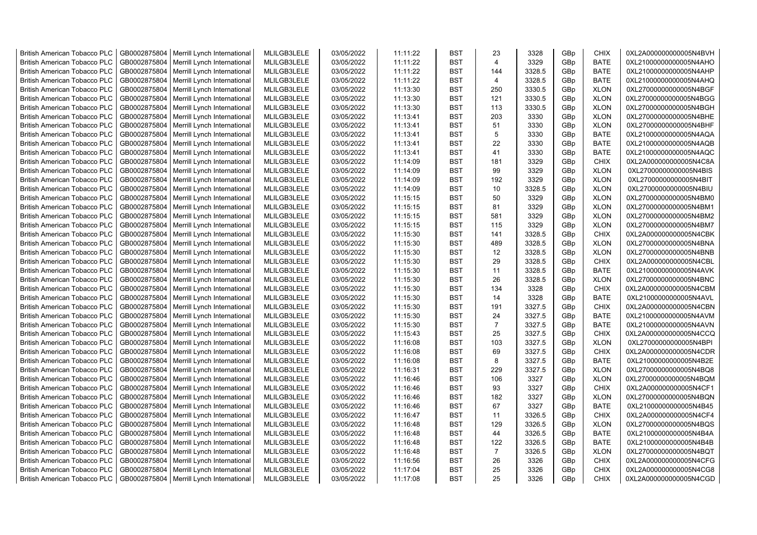| British American Tobacco PLC | GB0002875804 | Merrill Lynch International | MLILGB3LELE | 03/05/2022 | 11:11:22 | BST | 23 | 3328 | GBp | CHIX | 0XL2A000000000005N4BVH |
|---|---|---|---|---|---|---|---|---|---|---|---|
| British American Tobacco PLC | GB0002875804 | Merrill Lynch International | MLILGB3LELE | 03/05/2022 | 11:11:22 | BST | 4 | 3329 | GBp | BATE | 0XL21000000000005N4AHO |
| British American Tobacco PLC | GB0002875804 | Merrill Lynch International | MLILGB3LELE | 03/05/2022 | 11:11:22 | BST | 144 | 3328.5 | GBp | BATE | 0XL21000000000005N4AHP |
| British American Tobacco PLC | GB0002875804 | Merrill Lynch International | MLILGB3LELE | 03/05/2022 | 11:11:22 | BST | 4 | 3328.5 | GBp | BATE | 0XL21000000000005N4AHQ |
| British American Tobacco PLC | GB0002875804 | Merrill Lynch International | MLILGB3LELE | 03/05/2022 | 11:13:30 | BST | 250 | 3330.5 | GBp | XLON | 0XL27000000000005N4BGF |
| British American Tobacco PLC | GB0002875804 | Merrill Lynch International | MLILGB3LELE | 03/05/2022 | 11:13:30 | BST | 121 | 3330.5 | GBp | XLON | 0XL27000000000005N4BGG |
| British American Tobacco PLC | GB0002875804 | Merrill Lynch International | MLILGB3LELE | 03/05/2022 | 11:13:30 | BST | 113 | 3330.5 | GBp | XLON | 0XL27000000000005N4BGH |
| British American Tobacco PLC | GB0002875804 | Merrill Lynch International | MLILGB3LELE | 03/05/2022 | 11:13:41 | BST | 203 | 3330 | GBp | XLON | 0XL27000000000005N4BHE |
| British American Tobacco PLC | GB0002875804 | Merrill Lynch International | MLILGB3LELE | 03/05/2022 | 11:13:41 | BST | 51 | 3330 | GBp | XLON | 0XL27000000000005N4BHF |
| British American Tobacco PLC | GB0002875804 | Merrill Lynch International | MLILGB3LELE | 03/05/2022 | 11:13:41 | BST | 5 | 3330 | GBp | BATE | 0XL21000000000005N4AQA |
| British American Tobacco PLC | GB0002875804 | Merrill Lynch International | MLILGB3LELE | 03/05/2022 | 11:13:41 | BST | 22 | 3330 | GBp | BATE | 0XL21000000000005N4AQB |
| British American Tobacco PLC | GB0002875804 | Merrill Lynch International | MLILGB3LELE | 03/05/2022 | 11:13:41 | BST | 41 | 3330 | GBp | BATE | 0XL21000000000005N4AQC |
| British American Tobacco PLC | GB0002875804 | Merrill Lynch International | MLILGB3LELE | 03/05/2022 | 11:14:09 | BST | 181 | 3329 | GBp | CHIX | 0XL2A000000000005N4C8A |
| British American Tobacco PLC | GB0002875804 | Merrill Lynch International | MLILGB3LELE | 03/05/2022 | 11:14:09 | BST | 99 | 3329 | GBp | XLON | 0XL27000000000005N4BIS |
| British American Tobacco PLC | GB0002875804 | Merrill Lynch International | MLILGB3LELE | 03/05/2022 | 11:14:09 | BST | 192 | 3329 | GBp | XLON | 0XL27000000000005N4BIT |
| British American Tobacco PLC | GB0002875804 | Merrill Lynch International | MLILGB3LELE | 03/05/2022 | 11:14:09 | BST | 10 | 3328.5 | GBp | XLON | 0XL27000000000005N4BIU |
| British American Tobacco PLC | GB0002875804 | Merrill Lynch International | MLILGB3LELE | 03/05/2022 | 11:15:15 | BST | 50 | 3329 | GBp | XLON | 0XL27000000000005N4BM0 |
| British American Tobacco PLC | GB0002875804 | Merrill Lynch International | MLILGB3LELE | 03/05/2022 | 11:15:15 | BST | 81 | 3329 | GBp | XLON | 0XL27000000000005N4BM1 |
| British American Tobacco PLC | GB0002875804 | Merrill Lynch International | MLILGB3LELE | 03/05/2022 | 11:15:15 | BST | 581 | 3329 | GBp | XLON | 0XL27000000000005N4BM2 |
| British American Tobacco PLC | GB0002875804 | Merrill Lynch International | MLILGB3LELE | 03/05/2022 | 11:15:15 | BST | 115 | 3329 | GBp | XLON | 0XL27000000000005N4BM7 |
| British American Tobacco PLC | GB0002875804 | Merrill Lynch International | MLILGB3LELE | 03/05/2022 | 11:15:30 | BST | 141 | 3328.5 | GBp | CHIX | 0XL2A000000000005N4CBK |
| British American Tobacco PLC | GB0002875804 | Merrill Lynch International | MLILGB3LELE | 03/05/2022 | 11:15:30 | BST | 489 | 3328.5 | GBp | XLON | 0XL27000000000005N4BNA |
| British American Tobacco PLC | GB0002875804 | Merrill Lynch International | MLILGB3LELE | 03/05/2022 | 11:15:30 | BST | 12 | 3328.5 | GBp | XLON | 0XL27000000000005N4BNB |
| British American Tobacco PLC | GB0002875804 | Merrill Lynch International | MLILGB3LELE | 03/05/2022 | 11:15:30 | BST | 29 | 3328.5 | GBp | CHIX | 0XL2A000000000005N4CBL |
| British American Tobacco PLC | GB0002875804 | Merrill Lynch International | MLILGB3LELE | 03/05/2022 | 11:15:30 | BST | 11 | 3328.5 | GBp | BATE | 0XL21000000000005N4AVK |
| British American Tobacco PLC | GB0002875804 | Merrill Lynch International | MLILGB3LELE | 03/05/2022 | 11:15:30 | BST | 26 | 3328.5 | GBp | XLON | 0XL27000000000005N4BNC |
| British American Tobacco PLC | GB0002875804 | Merrill Lynch International | MLILGB3LELE | 03/05/2022 | 11:15:30 | BST | 134 | 3328 | GBp | CHIX | 0XL2A000000000005N4CBM |
| British American Tobacco PLC | GB0002875804 | Merrill Lynch International | MLILGB3LELE | 03/05/2022 | 11:15:30 | BST | 14 | 3328 | GBp | BATE | 0XL21000000000005N4AVL |
| British American Tobacco PLC | GB0002875804 | Merrill Lynch International | MLILGB3LELE | 03/05/2022 | 11:15:30 | BST | 191 | 3327.5 | GBp | CHIX | 0XL2A000000000005N4CBN |
| British American Tobacco PLC | GB0002875804 | Merrill Lynch International | MLILGB3LELE | 03/05/2022 | 11:15:30 | BST | 24 | 3327.5 | GBp | BATE | 0XL21000000000005N4AVM |
| British American Tobacco PLC | GB0002875804 | Merrill Lynch International | MLILGB3LELE | 03/05/2022 | 11:15:30 | BST | 7 | 3327.5 | GBp | BATE | 0XL21000000000005N4AVN |
| British American Tobacco PLC | GB0002875804 | Merrill Lynch International | MLILGB3LELE | 03/05/2022 | 11:15:43 | BST | 25 | 3327.5 | GBp | CHIX | 0XL2A000000000005N4CCQ |
| British American Tobacco PLC | GB0002875804 | Merrill Lynch International | MLILGB3LELE | 03/05/2022 | 11:16:08 | BST | 103 | 3327.5 | GBp | XLON | 0XL27000000000005N4BPI |
| British American Tobacco PLC | GB0002875804 | Merrill Lynch International | MLILGB3LELE | 03/05/2022 | 11:16:08 | BST | 69 | 3327.5 | GBp | CHIX | 0XL2A000000000005N4CDR |
| British American Tobacco PLC | GB0002875804 | Merrill Lynch International | MLILGB3LELE | 03/05/2022 | 11:16:08 | BST | 8 | 3327.5 | GBp | BATE | 0XL21000000000005N4B2E |
| British American Tobacco PLC | GB0002875804 | Merrill Lynch International | MLILGB3LELE | 03/05/2022 | 11:16:31 | BST | 229 | 3327.5 | GBp | XLON | 0XL27000000000005N4BQ8 |
| British American Tobacco PLC | GB0002875804 | Merrill Lynch International | MLILGB3LELE | 03/05/2022 | 11:16:46 | BST | 106 | 3327 | GBp | XLON | 0XL27000000000005N4BQM |
| British American Tobacco PLC | GB0002875804 | Merrill Lynch International | MLILGB3LELE | 03/05/2022 | 11:16:46 | BST | 93 | 3327 | GBp | CHIX | 0XL2A000000000005N4CF1 |
| British American Tobacco PLC | GB0002875804 | Merrill Lynch International | MLILGB3LELE | 03/05/2022 | 11:16:46 | BST | 182 | 3327 | GBp | XLON | 0XL27000000000005N4BQN |
| British American Tobacco PLC | GB0002875804 | Merrill Lynch International | MLILGB3LELE | 03/05/2022 | 11:16:46 | BST | 67 | 3327 | GBp | BATE | 0XL21000000000005N4B45 |
| British American Tobacco PLC | GB0002875804 | Merrill Lynch International | MLILGB3LELE | 03/05/2022 | 11:16:47 | BST | 11 | 3326.5 | GBp | CHIX | 0XL2A000000000005N4CF4 |
| British American Tobacco PLC | GB0002875804 | Merrill Lynch International | MLILGB3LELE | 03/05/2022 | 11:16:48 | BST | 129 | 3326.5 | GBp | XLON | 0XL27000000000005N4BQS |
| British American Tobacco PLC | GB0002875804 | Merrill Lynch International | MLILGB3LELE | 03/05/2022 | 11:16:48 | BST | 44 | 3326.5 | GBp | BATE | 0XL21000000000005N4B4A |
| British American Tobacco PLC | GB0002875804 | Merrill Lynch International | MLILGB3LELE | 03/05/2022 | 11:16:48 | BST | 122 | 3326.5 | GBp | BATE | 0XL21000000000005N4B4B |
| British American Tobacco PLC | GB0002875804 | Merrill Lynch International | MLILGB3LELE | 03/05/2022 | 11:16:48 | BST | 7 | 3326.5 | GBp | XLON | 0XL27000000000005N4BQT |
| British American Tobacco PLC | GB0002875804 | Merrill Lynch International | MLILGB3LELE | 03/05/2022 | 11:16:56 | BST | 26 | 3326 | GBp | CHIX | 0XL2A000000000005N4CFG |
| British American Tobacco PLC | GB0002875804 | Merrill Lynch International | MLILGB3LELE | 03/05/2022 | 11:17:04 | BST | 25 | 3326 | GBp | CHIX | 0XL2A000000000005N4CG8 |
| British American Tobacco PLC | GB0002875804 | Merrill Lynch International | MLILGB3LELE | 03/05/2022 | 11:17:08 | BST | 25 | 3326 | GBp | CHIX | 0XL2A000000000005N4CGD |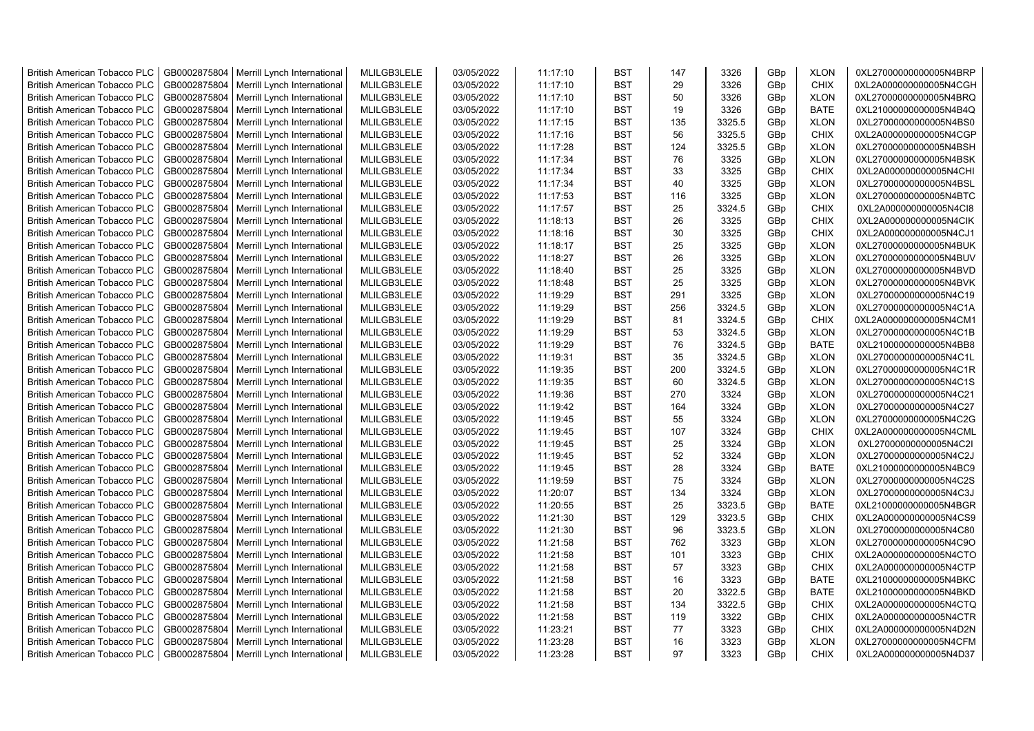| British American Tobacco PLC | GB0002875804 | Merrill Lynch International | MLILGB3LELE | 03/05/2022 | 11:17:10 | BST | 147 | 3326 | GBp | XLON | 0XL27000000000005N4BRP |
|---|---|---|---|---|---|---|---|---|---|---|---|
| British American Tobacco PLC | GB0002875804 | Merrill Lynch International | MLILGB3LELE | 03/05/2022 | 11:17:10 | BST | 29 | 3326 | GBp | CHIX | 0XL2A000000000005N4CGH |
| British American Tobacco PLC | GB0002875804 | Merrill Lynch International | MLILGB3LELE | 03/05/2022 | 11:17:10 | BST | 50 | 3326 | GBp | XLON | 0XL27000000000005N4BRQ |
| British American Tobacco PLC | GB0002875804 | Merrill Lynch International | MLILGB3LELE | 03/05/2022 | 11:17:10 | BST | 19 | 3326 | GBp | BATE | 0XL21000000000005N4B4Q |
| British American Tobacco PLC | GB0002875804 | Merrill Lynch International | MLILGB3LELE | 03/05/2022 | 11:17:15 | BST | 135 | 3325.5 | GBp | XLON | 0XL27000000000005N4BS0 |
| British American Tobacco PLC | GB0002875804 | Merrill Lynch International | MLILGB3LELE | 03/05/2022 | 11:17:16 | BST | 56 | 3325.5 | GBp | CHIX | 0XL2A000000000005N4CGP |
| British American Tobacco PLC | GB0002875804 | Merrill Lynch International | MLILGB3LELE | 03/05/2022 | 11:17:28 | BST | 124 | 3325.5 | GBp | XLON | 0XL27000000000005N4BSH |
| British American Tobacco PLC | GB0002875804 | Merrill Lynch International | MLILGB3LELE | 03/05/2022 | 11:17:34 | BST | 76 | 3325 | GBp | XLON | 0XL27000000000005N4BSK |
| British American Tobacco PLC | GB0002875804 | Merrill Lynch International | MLILGB3LELE | 03/05/2022 | 11:17:34 | BST | 33 | 3325 | GBp | CHIX | 0XL2A000000000005N4CHI |
| British American Tobacco PLC | GB0002875804 | Merrill Lynch International | MLILGB3LELE | 03/05/2022 | 11:17:34 | BST | 40 | 3325 | GBp | XLON | 0XL27000000000005N4BSL |
| British American Tobacco PLC | GB0002875804 | Merrill Lynch International | MLILGB3LELE | 03/05/2022 | 11:17:53 | BST | 116 | 3325 | GBp | XLON | 0XL27000000000005N4BTC |
| British American Tobacco PLC | GB0002875804 | Merrill Lynch International | MLILGB3LELE | 03/05/2022 | 11:17:57 | BST | 25 | 3324.5 | GBp | CHIX | 0XL2A000000000005N4CI8 |
| British American Tobacco PLC | GB0002875804 | Merrill Lynch International | MLILGB3LELE | 03/05/2022 | 11:18:13 | BST | 26 | 3325 | GBp | CHIX | 0XL2A000000000005N4CIK |
| British American Tobacco PLC | GB0002875804 | Merrill Lynch International | MLILGB3LELE | 03/05/2022 | 11:18:16 | BST | 30 | 3325 | GBp | CHIX | 0XL2A000000000005N4CJ1 |
| British American Tobacco PLC | GB0002875804 | Merrill Lynch International | MLILGB3LELE | 03/05/2022 | 11:18:17 | BST | 25 | 3325 | GBp | XLON | 0XL27000000000005N4BUK |
| British American Tobacco PLC | GB0002875804 | Merrill Lynch International | MLILGB3LELE | 03/05/2022 | 11:18:27 | BST | 26 | 3325 | GBp | XLON | 0XL27000000000005N4BUV |
| British American Tobacco PLC | GB0002875804 | Merrill Lynch International | MLILGB3LELE | 03/05/2022 | 11:18:40 | BST | 25 | 3325 | GBp | XLON | 0XL27000000000005N4BVD |
| British American Tobacco PLC | GB0002875804 | Merrill Lynch International | MLILGB3LELE | 03/05/2022 | 11:18:48 | BST | 25 | 3325 | GBp | XLON | 0XL27000000000005N4BVK |
| British American Tobacco PLC | GB0002875804 | Merrill Lynch International | MLILGB3LELE | 03/05/2022 | 11:19:29 | BST | 291 | 3325 | GBp | XLON | 0XL27000000000005N4C19 |
| British American Tobacco PLC | GB0002875804 | Merrill Lynch International | MLILGB3LELE | 03/05/2022 | 11:19:29 | BST | 256 | 3324.5 | GBp | XLON | 0XL27000000000005N4C1A |
| British American Tobacco PLC | GB0002875804 | Merrill Lynch International | MLILGB3LELE | 03/05/2022 | 11:19:29 | BST | 81 | 3324.5 | GBp | CHIX | 0XL2A000000000005N4CM1 |
| British American Tobacco PLC | GB0002875804 | Merrill Lynch International | MLILGB3LELE | 03/05/2022 | 11:19:29 | BST | 53 | 3324.5 | GBp | XLON | 0XL27000000000005N4C1B |
| British American Tobacco PLC | GB0002875804 | Merrill Lynch International | MLILGB3LELE | 03/05/2022 | 11:19:29 | BST | 76 | 3324.5 | GBp | BATE | 0XL21000000000005N4BB8 |
| British American Tobacco PLC | GB0002875804 | Merrill Lynch International | MLILGB3LELE | 03/05/2022 | 11:19:31 | BST | 35 | 3324.5 | GBp | XLON | 0XL27000000000005N4C1L |
| British American Tobacco PLC | GB0002875804 | Merrill Lynch International | MLILGB3LELE | 03/05/2022 | 11:19:35 | BST | 200 | 3324.5 | GBp | XLON | 0XL27000000000005N4C1R |
| British American Tobacco PLC | GB0002875804 | Merrill Lynch International | MLILGB3LELE | 03/05/2022 | 11:19:35 | BST | 60 | 3324.5 | GBp | XLON | 0XL27000000000005N4C1S |
| British American Tobacco PLC | GB0002875804 | Merrill Lynch International | MLILGB3LELE | 03/05/2022 | 11:19:36 | BST | 270 | 3324 | GBp | XLON | 0XL27000000000005N4C21 |
| British American Tobacco PLC | GB0002875804 | Merrill Lynch International | MLILGB3LELE | 03/05/2022 | 11:19:42 | BST | 164 | 3324 | GBp | XLON | 0XL27000000000005N4C27 |
| British American Tobacco PLC | GB0002875804 | Merrill Lynch International | MLILGB3LELE | 03/05/2022 | 11:19:45 | BST | 55 | 3324 | GBp | XLON | 0XL27000000000005N4C2G |
| British American Tobacco PLC | GB0002875804 | Merrill Lynch International | MLILGB3LELE | 03/05/2022 | 11:19:45 | BST | 107 | 3324 | GBp | CHIX | 0XL2A000000000005N4CML |
| British American Tobacco PLC | GB0002875804 | Merrill Lynch International | MLILGB3LELE | 03/05/2022 | 11:19:45 | BST | 25 | 3324 | GBp | XLON | 0XL27000000000005N4C2I |
| British American Tobacco PLC | GB0002875804 | Merrill Lynch International | MLILGB3LELE | 03/05/2022 | 11:19:45 | BST | 52 | 3324 | GBp | XLON | 0XL27000000000005N4C2J |
| British American Tobacco PLC | GB0002875804 | Merrill Lynch International | MLILGB3LELE | 03/05/2022 | 11:19:45 | BST | 28 | 3324 | GBp | BATE | 0XL21000000000005N4BC9 |
| British American Tobacco PLC | GB0002875804 | Merrill Lynch International | MLILGB3LELE | 03/05/2022 | 11:19:59 | BST | 75 | 3324 | GBp | XLON | 0XL27000000000005N4C2S |
| British American Tobacco PLC | GB0002875804 | Merrill Lynch International | MLILGB3LELE | 03/05/2022 | 11:20:07 | BST | 134 | 3324 | GBp | XLON | 0XL27000000000005N4C3J |
| British American Tobacco PLC | GB0002875804 | Merrill Lynch International | MLILGB3LELE | 03/05/2022 | 11:20:55 | BST | 25 | 3323.5 | GBp | BATE | 0XL21000000000005N4BGR |
| British American Tobacco PLC | GB0002875804 | Merrill Lynch International | MLILGB3LELE | 03/05/2022 | 11:21:30 | BST | 129 | 3323.5 | GBp | CHIX | 0XL2A000000000005N4CS9 |
| British American Tobacco PLC | GB0002875804 | Merrill Lynch International | MLILGB3LELE | 03/05/2022 | 11:21:30 | BST | 96 | 3323.5 | GBp | XLON | 0XL27000000000005N4C80 |
| British American Tobacco PLC | GB0002875804 | Merrill Lynch International | MLILGB3LELE | 03/05/2022 | 11:21:58 | BST | 762 | 3323 | GBp | XLON | 0XL27000000000005N4C9O |
| British American Tobacco PLC | GB0002875804 | Merrill Lynch International | MLILGB3LELE | 03/05/2022 | 11:21:58 | BST | 101 | 3323 | GBp | CHIX | 0XL2A000000000005N4CTO |
| British American Tobacco PLC | GB0002875804 | Merrill Lynch International | MLILGB3LELE | 03/05/2022 | 11:21:58 | BST | 57 | 3323 | GBp | CHIX | 0XL2A000000000005N4CTP |
| British American Tobacco PLC | GB0002875804 | Merrill Lynch International | MLILGB3LELE | 03/05/2022 | 11:21:58 | BST | 16 | 3323 | GBp | BATE | 0XL21000000000005N4BKC |
| British American Tobacco PLC | GB0002875804 | Merrill Lynch International | MLILGB3LELE | 03/05/2022 | 11:21:58 | BST | 20 | 3322.5 | GBp | BATE | 0XL21000000000005N4BKD |
| British American Tobacco PLC | GB0002875804 | Merrill Lynch International | MLILGB3LELE | 03/05/2022 | 11:21:58 | BST | 134 | 3322.5 | GBp | CHIX | 0XL2A000000000005N4CTQ |
| British American Tobacco PLC | GB0002875804 | Merrill Lynch International | MLILGB3LELE | 03/05/2022 | 11:21:58 | BST | 119 | 3322 | GBp | CHIX | 0XL2A000000000005N4CTR |
| British American Tobacco PLC | GB0002875804 | Merrill Lynch International | MLILGB3LELE | 03/05/2022 | 11:23:21 | BST | 77 | 3323 | GBp | CHIX | 0XL2A000000000005N4D2N |
| British American Tobacco PLC | GB0002875804 | Merrill Lynch International | MLILGB3LELE | 03/05/2022 | 11:23:28 | BST | 16 | 3323 | GBp | XLON | 0XL27000000000005N4CFM |
| British American Tobacco PLC | GB0002875804 | Merrill Lynch International | MLILGB3LELE | 03/05/2022 | 11:23:28 | BST | 97 | 3323 | GBp | CHIX | 0XL2A000000000005N4D37 |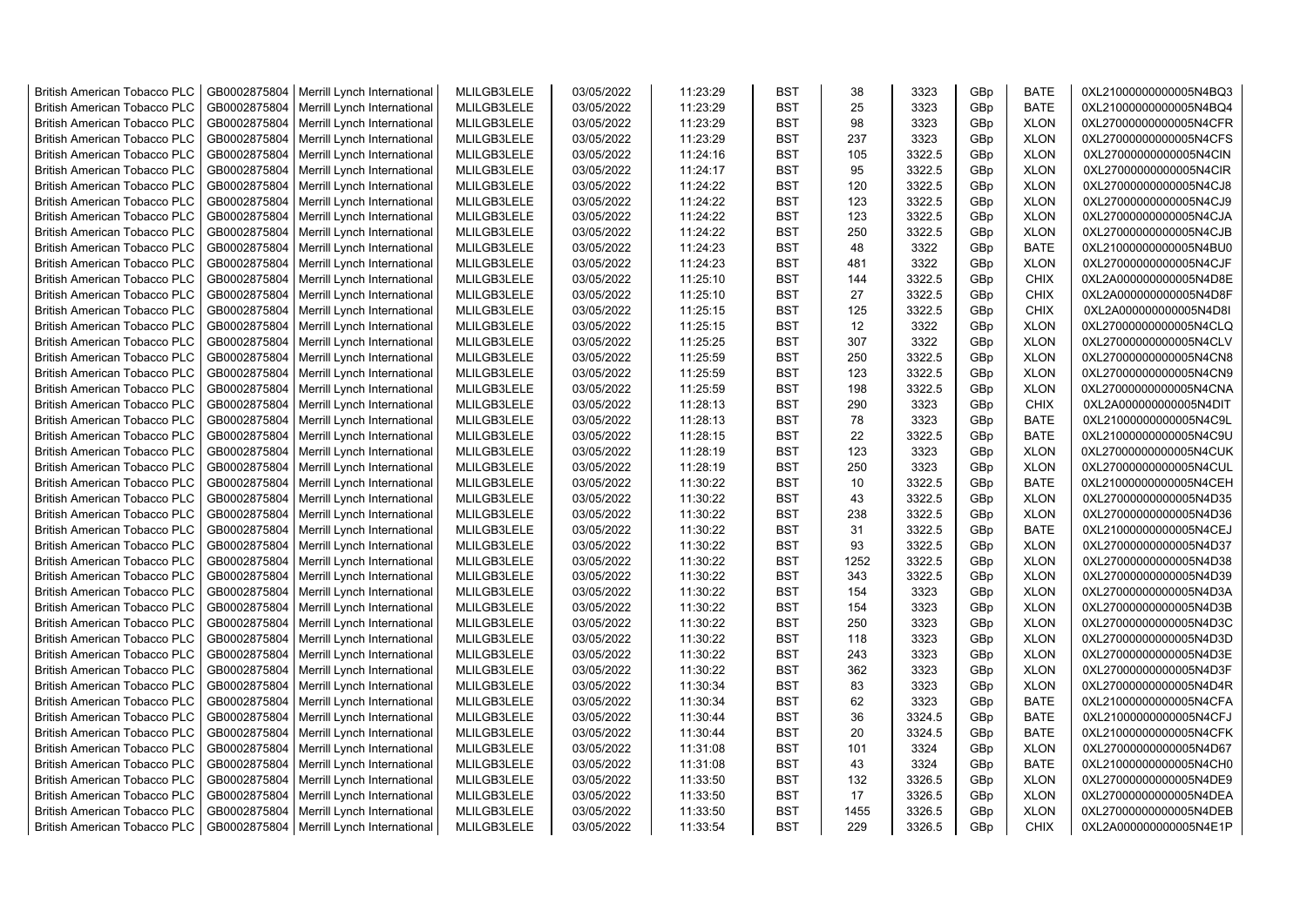| British American Tobacco PLC | GB0002875804 | Merrill Lynch International | MLILGB3LELE | 03/05/2022 | 11:23:29 | BST | 38 | 3323 | GBp | BATE | 0XL21000000000005N4BQ3 |
|---|---|---|---|---|---|---|---|---|---|---|---|
| British American Tobacco PLC | GB0002875804 | Merrill Lynch International | MLILGB3LELE | 03/05/2022 | 11:23:29 | BST | 25 | 3323 | GBp | BATE | 0XL21000000000005N4BQ4 |
| British American Tobacco PLC | GB0002875804 | Merrill Lynch International | MLILGB3LELE | 03/05/2022 | 11:23:29 | BST | 98 | 3323 | GBp | XLON | 0XL27000000000005N4CFR |
| British American Tobacco PLC | GB0002875804 | Merrill Lynch International | MLILGB3LELE | 03/05/2022 | 11:23:29 | BST | 237 | 3323 | GBp | XLON | 0XL27000000000005N4CFS |
| British American Tobacco PLC | GB0002875804 | Merrill Lynch International | MLILGB3LELE | 03/05/2022 | 11:24:16 | BST | 105 | 3322.5 | GBp | XLON | 0XL27000000000005N4CIN |
| British American Tobacco PLC | GB0002875804 | Merrill Lynch International | MLILGB3LELE | 03/05/2022 | 11:24:17 | BST | 95 | 3322.5 | GBp | XLON | 0XL27000000000005N4CIR |
| British American Tobacco PLC | GB0002875804 | Merrill Lynch International | MLILGB3LELE | 03/05/2022 | 11:24:22 | BST | 120 | 3322.5 | GBp | XLON | 0XL27000000000005N4CJ8 |
| British American Tobacco PLC | GB0002875804 | Merrill Lynch International | MLILGB3LELE | 03/05/2022 | 11:24:22 | BST | 123 | 3322.5 | GBp | XLON | 0XL27000000000005N4CJ9 |
| British American Tobacco PLC | GB0002875804 | Merrill Lynch International | MLILGB3LELE | 03/05/2022 | 11:24:22 | BST | 123 | 3322.5 | GBp | XLON | 0XL27000000000005N4CJA |
| British American Tobacco PLC | GB0002875804 | Merrill Lynch International | MLILGB3LELE | 03/05/2022 | 11:24:22 | BST | 250 | 3322.5 | GBp | XLON | 0XL27000000000005N4CJB |
| British American Tobacco PLC | GB0002875804 | Merrill Lynch International | MLILGB3LELE | 03/05/2022 | 11:24:23 | BST | 48 | 3322 | GBp | BATE | 0XL21000000000005N4BU0 |
| British American Tobacco PLC | GB0002875804 | Merrill Lynch International | MLILGB3LELE | 03/05/2022 | 11:24:23 | BST | 481 | 3322 | GBp | XLON | 0XL27000000000005N4CJF |
| British American Tobacco PLC | GB0002875804 | Merrill Lynch International | MLILGB3LELE | 03/05/2022 | 11:25:10 | BST | 144 | 3322.5 | GBp | CHIX | 0XL2A000000000005N4D8E |
| British American Tobacco PLC | GB0002875804 | Merrill Lynch International | MLILGB3LELE | 03/05/2022 | 11:25:10 | BST | 27 | 3322.5 | GBp | CHIX | 0XL2A000000000005N4D8F |
| British American Tobacco PLC | GB0002875804 | Merrill Lynch International | MLILGB3LELE | 03/05/2022 | 11:25:15 | BST | 125 | 3322.5 | GBp | CHIX | 0XL2A000000000005N4D8I |
| British American Tobacco PLC | GB0002875804 | Merrill Lynch International | MLILGB3LELE | 03/05/2022 | 11:25:15 | BST | 12 | 3322 | GBp | XLON | 0XL27000000000005N4CLQ |
| British American Tobacco PLC | GB0002875804 | Merrill Lynch International | MLILGB3LELE | 03/05/2022 | 11:25:25 | BST | 307 | 3322 | GBp | XLON | 0XL27000000000005N4CLV |
| British American Tobacco PLC | GB0002875804 | Merrill Lynch International | MLILGB3LELE | 03/05/2022 | 11:25:59 | BST | 250 | 3322.5 | GBp | XLON | 0XL27000000000005N4CN8 |
| British American Tobacco PLC | GB0002875804 | Merrill Lynch International | MLILGB3LELE | 03/05/2022 | 11:25:59 | BST | 123 | 3322.5 | GBp | XLON | 0XL27000000000005N4CN9 |
| British American Tobacco PLC | GB0002875804 | Merrill Lynch International | MLILGB3LELE | 03/05/2022 | 11:25:59 | BST | 198 | 3322.5 | GBp | XLON | 0XL27000000000005N4CNA |
| British American Tobacco PLC | GB0002875804 | Merrill Lynch International | MLILGB3LELE | 03/05/2022 | 11:28:13 | BST | 290 | 3323 | GBp | CHIX | 0XL2A000000000005N4DIT |
| British American Tobacco PLC | GB0002875804 | Merrill Lynch International | MLILGB3LELE | 03/05/2022 | 11:28:13 | BST | 78 | 3323 | GBp | BATE | 0XL21000000000005N4C9L |
| British American Tobacco PLC | GB0002875804 | Merrill Lynch International | MLILGB3LELE | 03/05/2022 | 11:28:15 | BST | 22 | 3322.5 | GBp | BATE | 0XL21000000000005N4C9U |
| British American Tobacco PLC | GB0002875804 | Merrill Lynch International | MLILGB3LELE | 03/05/2022 | 11:28:19 | BST | 123 | 3323 | GBp | XLON | 0XL27000000000005N4CUK |
| British American Tobacco PLC | GB0002875804 | Merrill Lynch International | MLILGB3LELE | 03/05/2022 | 11:28:19 | BST | 250 | 3323 | GBp | XLON | 0XL27000000000005N4CUL |
| British American Tobacco PLC | GB0002875804 | Merrill Lynch International | MLILGB3LELE | 03/05/2022 | 11:30:22 | BST | 10 | 3322.5 | GBp | BATE | 0XL21000000000005N4CEH |
| British American Tobacco PLC | GB0002875804 | Merrill Lynch International | MLILGB3LELE | 03/05/2022 | 11:30:22 | BST | 43 | 3322.5 | GBp | XLON | 0XL27000000000005N4D35 |
| British American Tobacco PLC | GB0002875804 | Merrill Lynch International | MLILGB3LELE | 03/05/2022 | 11:30:22 | BST | 238 | 3322.5 | GBp | XLON | 0XL27000000000005N4D36 |
| British American Tobacco PLC | GB0002875804 | Merrill Lynch International | MLILGB3LELE | 03/05/2022 | 11:30:22 | BST | 31 | 3322.5 | GBp | BATE | 0XL21000000000005N4CEJ |
| British American Tobacco PLC | GB0002875804 | Merrill Lynch International | MLILGB3LELE | 03/05/2022 | 11:30:22 | BST | 93 | 3322.5 | GBp | XLON | 0XL27000000000005N4D37 |
| British American Tobacco PLC | GB0002875804 | Merrill Lynch International | MLILGB3LELE | 03/05/2022 | 11:30:22 | BST | 1252 | 3322.5 | GBp | XLON | 0XL27000000000005N4D38 |
| British American Tobacco PLC | GB0002875804 | Merrill Lynch International | MLILGB3LELE | 03/05/2022 | 11:30:22 | BST | 343 | 3322.5 | GBp | XLON | 0XL27000000000005N4D39 |
| British American Tobacco PLC | GB0002875804 | Merrill Lynch International | MLILGB3LELE | 03/05/2022 | 11:30:22 | BST | 154 | 3323 | GBp | XLON | 0XL27000000000005N4D3A |
| British American Tobacco PLC | GB0002875804 | Merrill Lynch International | MLILGB3LELE | 03/05/2022 | 11:30:22 | BST | 154 | 3323 | GBp | XLON | 0XL27000000000005N4D3B |
| British American Tobacco PLC | GB0002875804 | Merrill Lynch International | MLILGB3LELE | 03/05/2022 | 11:30:22 | BST | 250 | 3323 | GBp | XLON | 0XL27000000000005N4D3C |
| British American Tobacco PLC | GB0002875804 | Merrill Lynch International | MLILGB3LELE | 03/05/2022 | 11:30:22 | BST | 118 | 3323 | GBp | XLON | 0XL27000000000005N4D3D |
| British American Tobacco PLC | GB0002875804 | Merrill Lynch International | MLILGB3LELE | 03/05/2022 | 11:30:22 | BST | 243 | 3323 | GBp | XLON | 0XL27000000000005N4D3E |
| British American Tobacco PLC | GB0002875804 | Merrill Lynch International | MLILGB3LELE | 03/05/2022 | 11:30:22 | BST | 362 | 3323 | GBp | XLON | 0XL27000000000005N4D3F |
| British American Tobacco PLC | GB0002875804 | Merrill Lynch International | MLILGB3LELE | 03/05/2022 | 11:30:34 | BST | 83 | 3323 | GBp | XLON | 0XL27000000000005N4D4R |
| British American Tobacco PLC | GB0002875804 | Merrill Lynch International | MLILGB3LELE | 03/05/2022 | 11:30:34 | BST | 62 | 3323 | GBp | BATE | 0XL21000000000005N4CFA |
| British American Tobacco PLC | GB0002875804 | Merrill Lynch International | MLILGB3LELE | 03/05/2022 | 11:30:44 | BST | 36 | 3324.5 | GBp | BATE | 0XL21000000000005N4CFJ |
| British American Tobacco PLC | GB0002875804 | Merrill Lynch International | MLILGB3LELE | 03/05/2022 | 11:30:44 | BST | 20 | 3324.5 | GBp | BATE | 0XL21000000000005N4CFK |
| British American Tobacco PLC | GB0002875804 | Merrill Lynch International | MLILGB3LELE | 03/05/2022 | 11:31:08 | BST | 101 | 3324 | GBp | XLON | 0XL27000000000005N4D67 |
| British American Tobacco PLC | GB0002875804 | Merrill Lynch International | MLILGB3LELE | 03/05/2022 | 11:31:08 | BST | 43 | 3324 | GBp | BATE | 0XL21000000000005N4CH0 |
| British American Tobacco PLC | GB0002875804 | Merrill Lynch International | MLILGB3LELE | 03/05/2022 | 11:33:50 | BST | 132 | 3326.5 | GBp | XLON | 0XL27000000000005N4DE9 |
| British American Tobacco PLC | GB0002875804 | Merrill Lynch International | MLILGB3LELE | 03/05/2022 | 11:33:50 | BST | 17 | 3326.5 | GBp | XLON | 0XL27000000000005N4DEA |
| British American Tobacco PLC | GB0002875804 | Merrill Lynch International | MLILGB3LELE | 03/05/2022 | 11:33:50 | BST | 1455 | 3326.5 | GBp | XLON | 0XL27000000000005N4DEB |
| British American Tobacco PLC | GB0002875804 | Merrill Lynch International | MLILGB3LELE | 03/05/2022 | 11:33:54 | BST | 229 | 3326.5 | GBp | CHIX | 0XL2A000000000005N4E1P |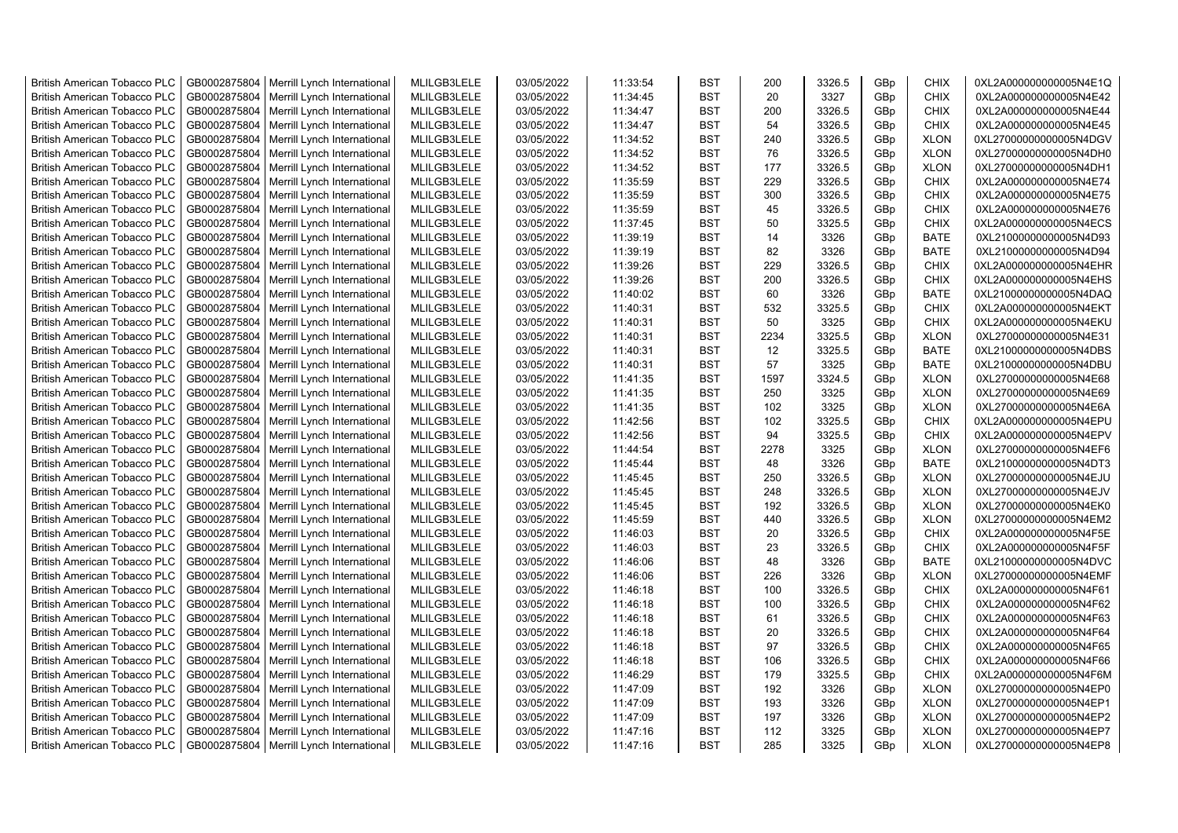| British American Tobacco PLC | GB0002875804 | Merrill Lynch International | MLILGB3LELE | 03/05/2022 | 11:33:54 | BST | 200 | 3326.5 | GBp | CHIX | 0XL2A000000000005N4E1Q |
|---|---|---|---|---|---|---|---|---|---|---|---|
| British American Tobacco PLC | GB0002875804 | Merrill Lynch International | MLILGB3LELE | 03/05/2022 | 11:34:45 | BST | 20 | 3327 | GBp | CHIX | 0XL2A000000000005N4E42 |
| British American Tobacco PLC | GB0002875804 | Merrill Lynch International | MLILGB3LELE | 03/05/2022 | 11:34:47 | BST | 200 | 3326.5 | GBp | CHIX | 0XL2A000000000005N4E44 |
| British American Tobacco PLC | GB0002875804 | Merrill Lynch International | MLILGB3LELE | 03/05/2022 | 11:34:47 | BST | 54 | 3326.5 | GBp | CHIX | 0XL2A000000000005N4E45 |
| British American Tobacco PLC | GB0002875804 | Merrill Lynch International | MLILGB3LELE | 03/05/2022 | 11:34:52 | BST | 240 | 3326.5 | GBp | XLON | 0XL27000000000005N4DGV |
| British American Tobacco PLC | GB0002875804 | Merrill Lynch International | MLILGB3LELE | 03/05/2022 | 11:34:52 | BST | 76 | 3326.5 | GBp | XLON | 0XL27000000000005N4DH0 |
| British American Tobacco PLC | GB0002875804 | Merrill Lynch International | MLILGB3LELE | 03/05/2022 | 11:34:52 | BST | 177 | 3326.5 | GBp | XLON | 0XL27000000000005N4DH1 |
| British American Tobacco PLC | GB0002875804 | Merrill Lynch International | MLILGB3LELE | 03/05/2022 | 11:35:59 | BST | 229 | 3326.5 | GBp | CHIX | 0XL2A000000000005N4E74 |
| British American Tobacco PLC | GB0002875804 | Merrill Lynch International | MLILGB3LELE | 03/05/2022 | 11:35:59 | BST | 300 | 3326.5 | GBp | CHIX | 0XL2A000000000005N4E75 |
| British American Tobacco PLC | GB0002875804 | Merrill Lynch International | MLILGB3LELE | 03/05/2022 | 11:35:59 | BST | 45 | 3326.5 | GBp | CHIX | 0XL2A000000000005N4E76 |
| British American Tobacco PLC | GB0002875804 | Merrill Lynch International | MLILGB3LELE | 03/05/2022 | 11:37:45 | BST | 50 | 3325.5 | GBp | CHIX | 0XL2A000000000005N4ECS |
| British American Tobacco PLC | GB0002875804 | Merrill Lynch International | MLILGB3LELE | 03/05/2022 | 11:39:19 | BST | 14 | 3326 | GBp | BATE | 0XL21000000000005N4D93 |
| British American Tobacco PLC | GB0002875804 | Merrill Lynch International | MLILGB3LELE | 03/05/2022 | 11:39:19 | BST | 82 | 3326 | GBp | BATE | 0XL21000000000005N4D94 |
| British American Tobacco PLC | GB0002875804 | Merrill Lynch International | MLILGB3LELE | 03/05/2022 | 11:39:26 | BST | 229 | 3326.5 | GBp | CHIX | 0XL2A000000000005N4EHR |
| British American Tobacco PLC | GB0002875804 | Merrill Lynch International | MLILGB3LELE | 03/05/2022 | 11:39:26 | BST | 200 | 3326.5 | GBp | CHIX | 0XL2A000000000005N4EHS |
| British American Tobacco PLC | GB0002875804 | Merrill Lynch International | MLILGB3LELE | 03/05/2022 | 11:40:02 | BST | 60 | 3326 | GBp | BATE | 0XL21000000000005N4DAQ |
| British American Tobacco PLC | GB0002875804 | Merrill Lynch International | MLILGB3LELE | 03/05/2022 | 11:40:31 | BST | 532 | 3325.5 | GBp | CHIX | 0XL2A000000000005N4EKT |
| British American Tobacco PLC | GB0002875804 | Merrill Lynch International | MLILGB3LELE | 03/05/2022 | 11:40:31 | BST | 50 | 3325 | GBp | CHIX | 0XL2A000000000005N4EKU |
| British American Tobacco PLC | GB0002875804 | Merrill Lynch International | MLILGB3LELE | 03/05/2022 | 11:40:31 | BST | 2234 | 3325.5 | GBp | XLON | 0XL27000000000005N4E31 |
| British American Tobacco PLC | GB0002875804 | Merrill Lynch International | MLILGB3LELE | 03/05/2022 | 11:40:31 | BST | 12 | 3325.5 | GBp | BATE | 0XL21000000000005N4DBS |
| British American Tobacco PLC | GB0002875804 | Merrill Lynch International | MLILGB3LELE | 03/05/2022 | 11:40:31 | BST | 57 | 3325 | GBp | BATE | 0XL21000000000005N4DBU |
| British American Tobacco PLC | GB0002875804 | Merrill Lynch International | MLILGB3LELE | 03/05/2022 | 11:41:35 | BST | 1597 | 3324.5 | GBp | XLON | 0XL27000000000005N4E68 |
| British American Tobacco PLC | GB0002875804 | Merrill Lynch International | MLILGB3LELE | 03/05/2022 | 11:41:35 | BST | 250 | 3325 | GBp | XLON | 0XL27000000000005N4E69 |
| British American Tobacco PLC | GB0002875804 | Merrill Lynch International | MLILGB3LELE | 03/05/2022 | 11:41:35 | BST | 102 | 3325 | GBp | XLON | 0XL27000000000005N4E6A |
| British American Tobacco PLC | GB0002875804 | Merrill Lynch International | MLILGB3LELE | 03/05/2022 | 11:42:56 | BST | 102 | 3325.5 | GBp | CHIX | 0XL2A000000000005N4EPU |
| British American Tobacco PLC | GB0002875804 | Merrill Lynch International | MLILGB3LELE | 03/05/2022 | 11:42:56 | BST | 94 | 3325.5 | GBp | CHIX | 0XL2A000000000005N4EPV |
| British American Tobacco PLC | GB0002875804 | Merrill Lynch International | MLILGB3LELE | 03/05/2022 | 11:44:54 | BST | 2278 | 3325 | GBp | XLON | 0XL27000000000005N4EF6 |
| British American Tobacco PLC | GB0002875804 | Merrill Lynch International | MLILGB3LELE | 03/05/2022 | 11:45:44 | BST | 48 | 3326 | GBp | BATE | 0XL21000000000005N4DT3 |
| British American Tobacco PLC | GB0002875804 | Merrill Lynch International | MLILGB3LELE | 03/05/2022 | 11:45:45 | BST | 250 | 3326.5 | GBp | XLON | 0XL27000000000005N4EJU |
| British American Tobacco PLC | GB0002875804 | Merrill Lynch International | MLILGB3LELE | 03/05/2022 | 11:45:45 | BST | 248 | 3326.5 | GBp | XLON | 0XL27000000000005N4EJV |
| British American Tobacco PLC | GB0002875804 | Merrill Lynch International | MLILGB3LELE | 03/05/2022 | 11:45:45 | BST | 192 | 3326.5 | GBp | XLON | 0XL27000000000005N4EK0 |
| British American Tobacco PLC | GB0002875804 | Merrill Lynch International | MLILGB3LELE | 03/05/2022 | 11:45:59 | BST | 440 | 3326.5 | GBp | XLON | 0XL27000000000005N4EM2 |
| British American Tobacco PLC | GB0002875804 | Merrill Lynch International | MLILGB3LELE | 03/05/2022 | 11:46:03 | BST | 20 | 3326.5 | GBp | CHIX | 0XL2A000000000005N4F5E |
| British American Tobacco PLC | GB0002875804 | Merrill Lynch International | MLILGB3LELE | 03/05/2022 | 11:46:03 | BST | 23 | 3326.5 | GBp | CHIX | 0XL2A000000000005N4F5F |
| British American Tobacco PLC | GB0002875804 | Merrill Lynch International | MLILGB3LELE | 03/05/2022 | 11:46:06 | BST | 48 | 3326 | GBp | BATE | 0XL21000000000005N4DVC |
| British American Tobacco PLC | GB0002875804 | Merrill Lynch International | MLILGB3LELE | 03/05/2022 | 11:46:06 | BST | 226 | 3326 | GBp | XLON | 0XL27000000000005N4EMF |
| British American Tobacco PLC | GB0002875804 | Merrill Lynch International | MLILGB3LELE | 03/05/2022 | 11:46:18 | BST | 100 | 3326.5 | GBp | CHIX | 0XL2A000000000005N4F61 |
| British American Tobacco PLC | GB0002875804 | Merrill Lynch International | MLILGB3LELE | 03/05/2022 | 11:46:18 | BST | 100 | 3326.5 | GBp | CHIX | 0XL2A000000000005N4F62 |
| British American Tobacco PLC | GB0002875804 | Merrill Lynch International | MLILGB3LELE | 03/05/2022 | 11:46:18 | BST | 61 | 3326.5 | GBp | CHIX | 0XL2A000000000005N4F63 |
| British American Tobacco PLC | GB0002875804 | Merrill Lynch International | MLILGB3LELE | 03/05/2022 | 11:46:18 | BST | 20 | 3326.5 | GBp | CHIX | 0XL2A000000000005N4F64 |
| British American Tobacco PLC | GB0002875804 | Merrill Lynch International | MLILGB3LELE | 03/05/2022 | 11:46:18 | BST | 97 | 3326.5 | GBp | CHIX | 0XL2A000000000005N4F65 |
| British American Tobacco PLC | GB0002875804 | Merrill Lynch International | MLILGB3LELE | 03/05/2022 | 11:46:18 | BST | 106 | 3326.5 | GBp | CHIX | 0XL2A000000000005N4F66 |
| British American Tobacco PLC | GB0002875804 | Merrill Lynch International | MLILGB3LELE | 03/05/2022 | 11:46:29 | BST | 179 | 3325.5 | GBp | CHIX | 0XL2A000000000005N4F6M |
| British American Tobacco PLC | GB0002875804 | Merrill Lynch International | MLILGB3LELE | 03/05/2022 | 11:47:09 | BST | 192 | 3326 | GBp | XLON | 0XL27000000000005N4EP0 |
| British American Tobacco PLC | GB0002875804 | Merrill Lynch International | MLILGB3LELE | 03/05/2022 | 11:47:09 | BST | 193 | 3326 | GBp | XLON | 0XL27000000000005N4EP1 |
| British American Tobacco PLC | GB0002875804 | Merrill Lynch International | MLILGB3LELE | 03/05/2022 | 11:47:09 | BST | 197 | 3326 | GBp | XLON | 0XL27000000000005N4EP2 |
| British American Tobacco PLC | GB0002875804 | Merrill Lynch International | MLILGB3LELE | 03/05/2022 | 11:47:16 | BST | 112 | 3325 | GBp | XLON | 0XL27000000000005N4EP7 |
| British American Tobacco PLC | GB0002875804 | Merrill Lynch International | MLILGB3LELE | 03/05/2022 | 11:47:16 | BST | 285 | 3325 | GBp | XLON | 0XL27000000000005N4EP8 |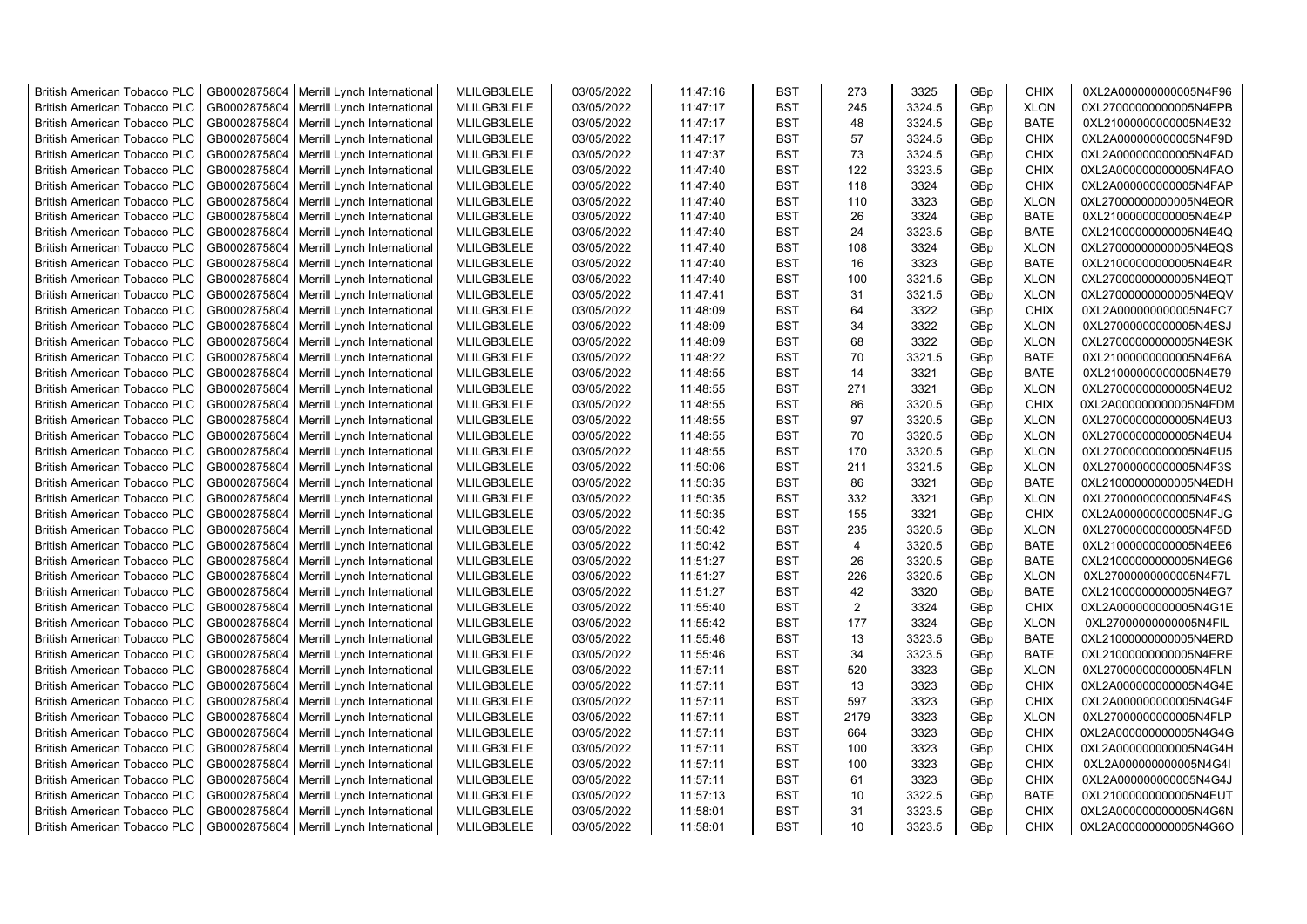| British American Tobacco PLC | GB0002875804 | Merrill Lynch International | MLILGB3LELE | 03/05/2022 | 11:47:16 | BST | 273 | 3325 | GBp | CHIX | 0XL2A000000000005N4F96 |
|---|---|---|---|---|---|---|---|---|---|---|---|
| British American Tobacco PLC | GB0002875804 | Merrill Lynch International | MLILGB3LELE | 03/05/2022 | 11:47:17 | BST | 245 | 3324.5 | GBp | XLON | 0XL27000000000005N4EPB |
| British American Tobacco PLC | GB0002875804 | Merrill Lynch International | MLILGB3LELE | 03/05/2022 | 11:47:17 | BST | 48 | 3324.5 | GBp | BATE | 0XL21000000000005N4E32 |
| British American Tobacco PLC | GB0002875804 | Merrill Lynch International | MLILGB3LELE | 03/05/2022 | 11:47:17 | BST | 57 | 3324.5 | GBp | CHIX | 0XL2A000000000005N4F9D |
| British American Tobacco PLC | GB0002875804 | Merrill Lynch International | MLILGB3LELE | 03/05/2022 | 11:47:37 | BST | 73 | 3324.5 | GBp | CHIX | 0XL2A000000000005N4FAD |
| British American Tobacco PLC | GB0002875804 | Merrill Lynch International | MLILGB3LELE | 03/05/2022 | 11:47:40 | BST | 122 | 3323.5 | GBp | CHIX | 0XL2A000000000005N4FAO |
| British American Tobacco PLC | GB0002875804 | Merrill Lynch International | MLILGB3LELE | 03/05/2022 | 11:47:40 | BST | 118 | 3324 | GBp | CHIX | 0XL2A000000000005N4FAP |
| British American Tobacco PLC | GB0002875804 | Merrill Lynch International | MLILGB3LELE | 03/05/2022 | 11:47:40 | BST | 110 | 3323 | GBp | XLON | 0XL27000000000005N4EQR |
| British American Tobacco PLC | GB0002875804 | Merrill Lynch International | MLILGB3LELE | 03/05/2022 | 11:47:40 | BST | 26 | 3324 | GBp | BATE | 0XL21000000000005N4E4P |
| British American Tobacco PLC | GB0002875804 | Merrill Lynch International | MLILGB3LELE | 03/05/2022 | 11:47:40 | BST | 24 | 3323.5 | GBp | BATE | 0XL21000000000005N4E4Q |
| British American Tobacco PLC | GB0002875804 | Merrill Lynch International | MLILGB3LELE | 03/05/2022 | 11:47:40 | BST | 108 | 3324 | GBp | XLON | 0XL27000000000005N4EQS |
| British American Tobacco PLC | GB0002875804 | Merrill Lynch International | MLILGB3LELE | 03/05/2022 | 11:47:40 | BST | 16 | 3323 | GBp | BATE | 0XL21000000000005N4E4R |
| British American Tobacco PLC | GB0002875804 | Merrill Lynch International | MLILGB3LELE | 03/05/2022 | 11:47:40 | BST | 100 | 3321.5 | GBp | XLON | 0XL27000000000005N4EQT |
| British American Tobacco PLC | GB0002875804 | Merrill Lynch International | MLILGB3LELE | 03/05/2022 | 11:47:41 | BST | 31 | 3321.5 | GBp | XLON | 0XL27000000000005N4EQV |
| British American Tobacco PLC | GB0002875804 | Merrill Lynch International | MLILGB3LELE | 03/05/2022 | 11:48:09 | BST | 64 | 3322 | GBp | CHIX | 0XL2A000000000005N4FC7 |
| British American Tobacco PLC | GB0002875804 | Merrill Lynch International | MLILGB3LELE | 03/05/2022 | 11:48:09 | BST | 34 | 3322 | GBp | XLON | 0XL27000000000005N4ESJ |
| British American Tobacco PLC | GB0002875804 | Merrill Lynch International | MLILGB3LELE | 03/05/2022 | 11:48:09 | BST | 68 | 3322 | GBp | XLON | 0XL27000000000005N4ESK |
| British American Tobacco PLC | GB0002875804 | Merrill Lynch International | MLILGB3LELE | 03/05/2022 | 11:48:22 | BST | 70 | 3321.5 | GBp | BATE | 0XL21000000000005N4E6A |
| British American Tobacco PLC | GB0002875804 | Merrill Lynch International | MLILGB3LELE | 03/05/2022 | 11:48:55 | BST | 14 | 3321 | GBp | BATE | 0XL21000000000005N4E79 |
| British American Tobacco PLC | GB0002875804 | Merrill Lynch International | MLILGB3LELE | 03/05/2022 | 11:48:55 | BST | 271 | 3321 | GBp | XLON | 0XL27000000000005N4EU2 |
| British American Tobacco PLC | GB0002875804 | Merrill Lynch International | MLILGB3LELE | 03/05/2022 | 11:48:55 | BST | 86 | 3320.5 | GBp | CHIX | 0XL2A000000000005N4FDM |
| British American Tobacco PLC | GB0002875804 | Merrill Lynch International | MLILGB3LELE | 03/05/2022 | 11:48:55 | BST | 97 | 3320.5 | GBp | XLON | 0XL27000000000005N4EU3 |
| British American Tobacco PLC | GB0002875804 | Merrill Lynch International | MLILGB3LELE | 03/05/2022 | 11:48:55 | BST | 70 | 3320.5 | GBp | XLON | 0XL27000000000005N4EU4 |
| British American Tobacco PLC | GB0002875804 | Merrill Lynch International | MLILGB3LELE | 03/05/2022 | 11:48:55 | BST | 170 | 3320.5 | GBp | XLON | 0XL27000000000005N4EU5 |
| British American Tobacco PLC | GB0002875804 | Merrill Lynch International | MLILGB3LELE | 03/05/2022 | 11:50:06 | BST | 211 | 3321.5 | GBp | XLON | 0XL27000000000005N4F3S |
| British American Tobacco PLC | GB0002875804 | Merrill Lynch International | MLILGB3LELE | 03/05/2022 | 11:50:35 | BST | 86 | 3321 | GBp | BATE | 0XL21000000000005N4EDH |
| British American Tobacco PLC | GB0002875804 | Merrill Lynch International | MLILGB3LELE | 03/05/2022 | 11:50:35 | BST | 332 | 3321 | GBp | XLON | 0XL27000000000005N4F4S |
| British American Tobacco PLC | GB0002875804 | Merrill Lynch International | MLILGB3LELE | 03/05/2022 | 11:50:35 | BST | 155 | 3321 | GBp | CHIX | 0XL2A000000000005N4FJG |
| British American Tobacco PLC | GB0002875804 | Merrill Lynch International | MLILGB3LELE | 03/05/2022 | 11:50:42 | BST | 235 | 3320.5 | GBp | XLON | 0XL27000000000005N4F5D |
| British American Tobacco PLC | GB0002875804 | Merrill Lynch International | MLILGB3LELE | 03/05/2022 | 11:50:42 | BST | 4 | 3320.5 | GBp | BATE | 0XL21000000000005N4EE6 |
| British American Tobacco PLC | GB0002875804 | Merrill Lynch International | MLILGB3LELE | 03/05/2022 | 11:51:27 | BST | 26 | 3320.5 | GBp | BATE | 0XL21000000000005N4EG6 |
| British American Tobacco PLC | GB0002875804 | Merrill Lynch International | MLILGB3LELE | 03/05/2022 | 11:51:27 | BST | 226 | 3320.5 | GBp | XLON | 0XL27000000000005N4F7L |
| British American Tobacco PLC | GB0002875804 | Merrill Lynch International | MLILGB3LELE | 03/05/2022 | 11:51:27 | BST | 42 | 3320 | GBp | BATE | 0XL21000000000005N4EG7 |
| British American Tobacco PLC | GB0002875804 | Merrill Lynch International | MLILGB3LELE | 03/05/2022 | 11:55:40 | BST | 2 | 3324 | GBp | CHIX | 0XL2A000000000005N4G1E |
| British American Tobacco PLC | GB0002875804 | Merrill Lynch International | MLILGB3LELE | 03/05/2022 | 11:55:42 | BST | 177 | 3324 | GBp | XLON | 0XL27000000000005N4FIL |
| British American Tobacco PLC | GB0002875804 | Merrill Lynch International | MLILGB3LELE | 03/05/2022 | 11:55:46 | BST | 13 | 3323.5 | GBp | BATE | 0XL21000000000005N4ERD |
| British American Tobacco PLC | GB0002875804 | Merrill Lynch International | MLILGB3LELE | 03/05/2022 | 11:55:46 | BST | 34 | 3323.5 | GBp | BATE | 0XL21000000000005N4ERE |
| British American Tobacco PLC | GB0002875804 | Merrill Lynch International | MLILGB3LELE | 03/05/2022 | 11:57:11 | BST | 520 | 3323 | GBp | XLON | 0XL27000000000005N4FLN |
| British American Tobacco PLC | GB0002875804 | Merrill Lynch International | MLILGB3LELE | 03/05/2022 | 11:57:11 | BST | 13 | 3323 | GBp | CHIX | 0XL2A000000000005N4G4E |
| British American Tobacco PLC | GB0002875804 | Merrill Lynch International | MLILGB3LELE | 03/05/2022 | 11:57:11 | BST | 597 | 3323 | GBp | CHIX | 0XL2A000000000005N4G4F |
| British American Tobacco PLC | GB0002875804 | Merrill Lynch International | MLILGB3LELE | 03/05/2022 | 11:57:11 | BST | 2179 | 3323 | GBp | XLON | 0XL27000000000005N4FLP |
| British American Tobacco PLC | GB0002875804 | Merrill Lynch International | MLILGB3LELE | 03/05/2022 | 11:57:11 | BST | 664 | 3323 | GBp | CHIX | 0XL2A000000000005N4G4G |
| British American Tobacco PLC | GB0002875804 | Merrill Lynch International | MLILGB3LELE | 03/05/2022 | 11:57:11 | BST | 100 | 3323 | GBp | CHIX | 0XL2A000000000005N4G4H |
| British American Tobacco PLC | GB0002875804 | Merrill Lynch International | MLILGB3LELE | 03/05/2022 | 11:57:11 | BST | 100 | 3323 | GBp | CHIX | 0XL2A000000000005N4G4I |
| British American Tobacco PLC | GB0002875804 | Merrill Lynch International | MLILGB3LELE | 03/05/2022 | 11:57:11 | BST | 61 | 3323 | GBp | CHIX | 0XL2A000000000005N4G4J |
| British American Tobacco PLC | GB0002875804 | Merrill Lynch International | MLILGB3LELE | 03/05/2022 | 11:57:13 | BST | 10 | 3322.5 | GBp | BATE | 0XL21000000000005N4EUT |
| British American Tobacco PLC | GB0002875804 | Merrill Lynch International | MLILGB3LELE | 03/05/2022 | 11:58:01 | BST | 31 | 3323.5 | GBp | CHIX | 0XL2A000000000005N4G6N |
| British American Tobacco PLC | GB0002875804 | Merrill Lynch International | MLILGB3LELE | 03/05/2022 | 11:58:01 | BST | 10 | 3323.5 | GBp | CHIX | 0XL2A000000000005N4G6O |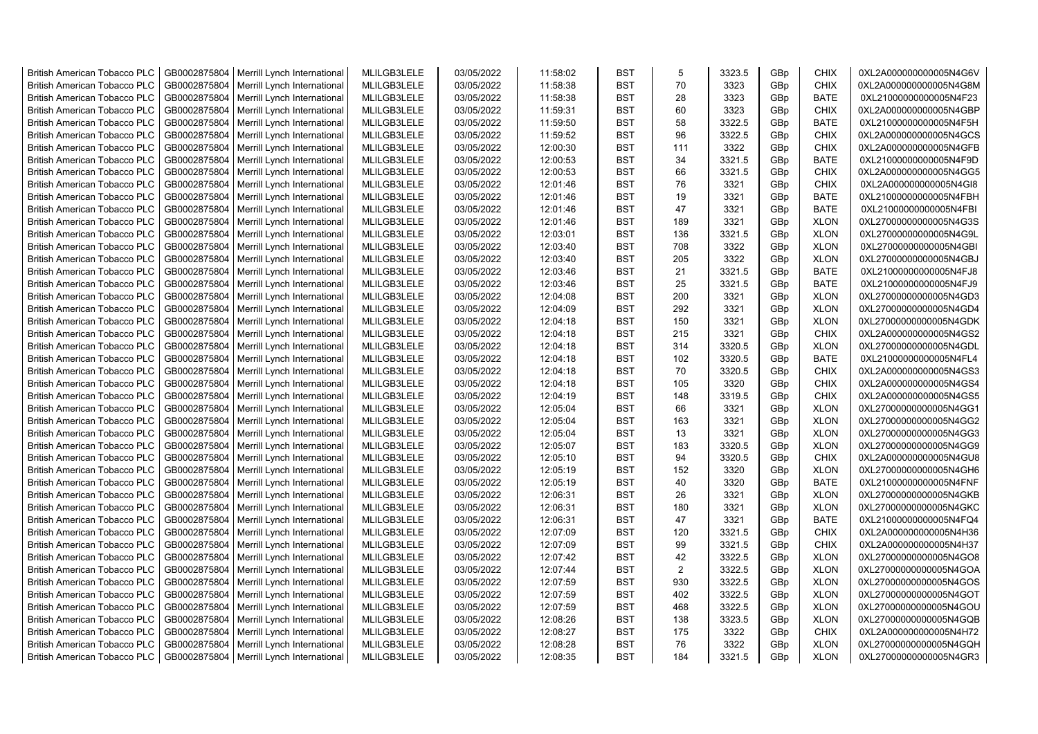| British American Tobacco PLC | GB0002875804 | Merrill Lynch International | MLILGB3LELE | 03/05/2022 | 11:58:02 | BST | 5 | 3323.5 | GBp | CHIX | 0XL2A000000000005N4G6V |
|---|---|---|---|---|---|---|---|---|---|---|---|
| British American Tobacco PLC | GB0002875804 | Merrill Lynch International | MLILGB3LELE | 03/05/2022 | 11:58:38 | BST | 70 | 3323 | GBp | CHIX | 0XL2A000000000005N4G8M |
| British American Tobacco PLC | GB0002875804 | Merrill Lynch International | MLILGB3LELE | 03/05/2022 | 11:58:38 | BST | 28 | 3323 | GBp | BATE | 0XL21000000000005N4F23 |
| British American Tobacco PLC | GB0002875804 | Merrill Lynch International | MLILGB3LELE | 03/05/2022 | 11:59:31 | BST | 60 | 3323 | GBp | CHIX | 0XL2A000000000005N4GBP |
| British American Tobacco PLC | GB0002875804 | Merrill Lynch International | MLILGB3LELE | 03/05/2022 | 11:59:50 | BST | 58 | 3322.5 | GBp | BATE | 0XL21000000000005N4F5H |
| British American Tobacco PLC | GB0002875804 | Merrill Lynch International | MLILGB3LELE | 03/05/2022 | 11:59:52 | BST | 96 | 3322.5 | GBp | CHIX | 0XL2A000000000005N4GCS |
| British American Tobacco PLC | GB0002875804 | Merrill Lynch International | MLILGB3LELE | 03/05/2022 | 12:00:30 | BST | 111 | 3322 | GBp | CHIX | 0XL2A000000000005N4GFB |
| British American Tobacco PLC | GB0002875804 | Merrill Lynch International | MLILGB3LELE | 03/05/2022 | 12:00:53 | BST | 34 | 3321.5 | GBp | BATE | 0XL21000000000005N4F9D |
| British American Tobacco PLC | GB0002875804 | Merrill Lynch International | MLILGB3LELE | 03/05/2022 | 12:00:53 | BST | 66 | 3321.5 | GBp | CHIX | 0XL2A000000000005N4GG5 |
| British American Tobacco PLC | GB0002875804 | Merrill Lynch International | MLILGB3LELE | 03/05/2022 | 12:01:46 | BST | 76 | 3321 | GBp | CHIX | 0XL2A000000000005N4GI8 |
| British American Tobacco PLC | GB0002875804 | Merrill Lynch International | MLILGB3LELE | 03/05/2022 | 12:01:46 | BST | 19 | 3321 | GBp | BATE | 0XL21000000000005N4FBH |
| British American Tobacco PLC | GB0002875804 | Merrill Lynch International | MLILGB3LELE | 03/05/2022 | 12:01:46 | BST | 47 | 3321 | GBp | BATE | 0XL21000000000005N4FBI |
| British American Tobacco PLC | GB0002875804 | Merrill Lynch International | MLILGB3LELE | 03/05/2022 | 12:01:46 | BST | 189 | 3321 | GBp | XLON | 0XL27000000000005N4G3S |
| British American Tobacco PLC | GB0002875804 | Merrill Lynch International | MLILGB3LELE | 03/05/2022 | 12:03:01 | BST | 136 | 3321.5 | GBp | XLON | 0XL27000000000005N4G9L |
| British American Tobacco PLC | GB0002875804 | Merrill Lynch International | MLILGB3LELE | 03/05/2022 | 12:03:40 | BST | 708 | 3322 | GBp | XLON | 0XL27000000000005N4GBI |
| British American Tobacco PLC | GB0002875804 | Merrill Lynch International | MLILGB3LELE | 03/05/2022 | 12:03:40 | BST | 205 | 3322 | GBp | XLON | 0XL27000000000005N4GBJ |
| British American Tobacco PLC | GB0002875804 | Merrill Lynch International | MLILGB3LELE | 03/05/2022 | 12:03:46 | BST | 21 | 3321.5 | GBp | BATE | 0XL21000000000005N4FJ8 |
| British American Tobacco PLC | GB0002875804 | Merrill Lynch International | MLILGB3LELE | 03/05/2022 | 12:03:46 | BST | 25 | 3321.5 | GBp | BATE | 0XL21000000000005N4FJ9 |
| British American Tobacco PLC | GB0002875804 | Merrill Lynch International | MLILGB3LELE | 03/05/2022 | 12:04:08 | BST | 200 | 3321 | GBp | XLON | 0XL27000000000005N4GD3 |
| British American Tobacco PLC | GB0002875804 | Merrill Lynch International | MLILGB3LELE | 03/05/2022 | 12:04:09 | BST | 292 | 3321 | GBp | XLON | 0XL27000000000005N4GD4 |
| British American Tobacco PLC | GB0002875804 | Merrill Lynch International | MLILGB3LELE | 03/05/2022 | 12:04:18 | BST | 150 | 3321 | GBp | XLON | 0XL27000000000005N4GDK |
| British American Tobacco PLC | GB0002875804 | Merrill Lynch International | MLILGB3LELE | 03/05/2022 | 12:04:18 | BST | 215 | 3321 | GBp | CHIX | 0XL2A000000000005N4GS2 |
| British American Tobacco PLC | GB0002875804 | Merrill Lynch International | MLILGB3LELE | 03/05/2022 | 12:04:18 | BST | 314 | 3320.5 | GBp | XLON | 0XL27000000000005N4GDL |
| British American Tobacco PLC | GB0002875804 | Merrill Lynch International | MLILGB3LELE | 03/05/2022 | 12:04:18 | BST | 102 | 3320.5 | GBp | BATE | 0XL21000000000005N4FL4 |
| British American Tobacco PLC | GB0002875804 | Merrill Lynch International | MLILGB3LELE | 03/05/2022 | 12:04:18 | BST | 70 | 3320.5 | GBp | CHIX | 0XL2A000000000005N4GS3 |
| British American Tobacco PLC | GB0002875804 | Merrill Lynch International | MLILGB3LELE | 03/05/2022 | 12:04:18 | BST | 105 | 3320 | GBp | CHIX | 0XL2A000000000005N4GS4 |
| British American Tobacco PLC | GB0002875804 | Merrill Lynch International | MLILGB3LELE | 03/05/2022 | 12:04:19 | BST | 148 | 3319.5 | GBp | CHIX | 0XL2A000000000005N4GS5 |
| British American Tobacco PLC | GB0002875804 | Merrill Lynch International | MLILGB3LELE | 03/05/2022 | 12:05:04 | BST | 66 | 3321 | GBp | XLON | 0XL27000000000005N4GG1 |
| British American Tobacco PLC | GB0002875804 | Merrill Lynch International | MLILGB3LELE | 03/05/2022 | 12:05:04 | BST | 163 | 3321 | GBp | XLON | 0XL27000000000005N4GG2 |
| British American Tobacco PLC | GB0002875804 | Merrill Lynch International | MLILGB3LELE | 03/05/2022 | 12:05:04 | BST | 13 | 3321 | GBp | XLON | 0XL27000000000005N4GG3 |
| British American Tobacco PLC | GB0002875804 | Merrill Lynch International | MLILGB3LELE | 03/05/2022 | 12:05:07 | BST | 183 | 3320.5 | GBp | XLON | 0XL27000000000005N4GG9 |
| British American Tobacco PLC | GB0002875804 | Merrill Lynch International | MLILGB3LELE | 03/05/2022 | 12:05:10 | BST | 94 | 3320.5 | GBp | CHIX | 0XL2A000000000005N4GU8 |
| British American Tobacco PLC | GB0002875804 | Merrill Lynch International | MLILGB3LELE | 03/05/2022 | 12:05:19 | BST | 152 | 3320 | GBp | XLON | 0XL27000000000005N4GH6 |
| British American Tobacco PLC | GB0002875804 | Merrill Lynch International | MLILGB3LELE | 03/05/2022 | 12:05:19 | BST | 40 | 3320 | GBp | BATE | 0XL21000000000005N4FNF |
| British American Tobacco PLC | GB0002875804 | Merrill Lynch International | MLILGB3LELE | 03/05/2022 | 12:06:31 | BST | 26 | 3321 | GBp | XLON | 0XL27000000000005N4GKB |
| British American Tobacco PLC | GB0002875804 | Merrill Lynch International | MLILGB3LELE | 03/05/2022 | 12:06:31 | BST | 180 | 3321 | GBp | XLON | 0XL27000000000005N4GKC |
| British American Tobacco PLC | GB0002875804 | Merrill Lynch International | MLILGB3LELE | 03/05/2022 | 12:06:31 | BST | 47 | 3321 | GBp | BATE | 0XL21000000000005N4FQ4 |
| British American Tobacco PLC | GB0002875804 | Merrill Lynch International | MLILGB3LELE | 03/05/2022 | 12:07:09 | BST | 120 | 3321.5 | GBp | CHIX | 0XL2A000000000005N4H36 |
| British American Tobacco PLC | GB0002875804 | Merrill Lynch International | MLILGB3LELE | 03/05/2022 | 12:07:09 | BST | 99 | 3321.5 | GBp | CHIX | 0XL2A000000000005N4H37 |
| British American Tobacco PLC | GB0002875804 | Merrill Lynch International | MLILGB3LELE | 03/05/2022 | 12:07:42 | BST | 42 | 3322.5 | GBp | XLON | 0XL27000000000005N4GO8 |
| British American Tobacco PLC | GB0002875804 | Merrill Lynch International | MLILGB3LELE | 03/05/2022 | 12:07:44 | BST | 2 | 3322.5 | GBp | XLON | 0XL27000000000005N4GOA |
| British American Tobacco PLC | GB0002875804 | Merrill Lynch International | MLILGB3LELE | 03/05/2022 | 12:07:59 | BST | 930 | 3322.5 | GBp | XLON | 0XL27000000000005N4GOS |
| British American Tobacco PLC | GB0002875804 | Merrill Lynch International | MLILGB3LELE | 03/05/2022 | 12:07:59 | BST | 402 | 3322.5 | GBp | XLON | 0XL27000000000005N4GOT |
| British American Tobacco PLC | GB0002875804 | Merrill Lynch International | MLILGB3LELE | 03/05/2022 | 12:07:59 | BST | 468 | 3322.5 | GBp | XLON | 0XL27000000000005N4GOU |
| British American Tobacco PLC | GB0002875804 | Merrill Lynch International | MLILGB3LELE | 03/05/2022 | 12:08:26 | BST | 138 | 3323.5 | GBp | XLON | 0XL27000000000005N4GQB |
| British American Tobacco PLC | GB0002875804 | Merrill Lynch International | MLILGB3LELE | 03/05/2022 | 12:08:27 | BST | 175 | 3322 | GBp | CHIX | 0XL2A000000000005N4H72 |
| British American Tobacco PLC | GB0002875804 | Merrill Lynch International | MLILGB3LELE | 03/05/2022 | 12:08:28 | BST | 76 | 3322 | GBp | XLON | 0XL27000000000005N4GQH |
| British American Tobacco PLC | GB0002875804 | Merrill Lynch International | MLILGB3LELE | 03/05/2022 | 12:08:35 | BST | 184 | 3321.5 | GBp | XLON | 0XL27000000000005N4GR3 |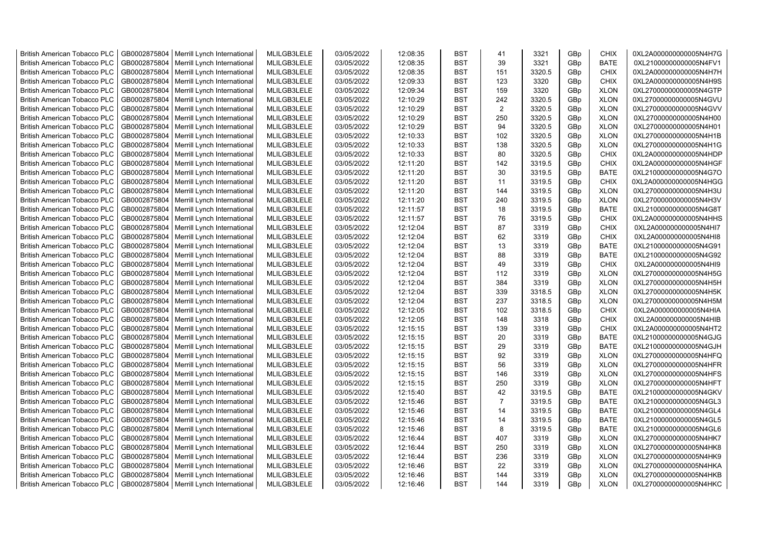| British American Tobacco PLC | GB0002875804 | Merrill Lynch International | MLILGB3LELE | 03/05/2022 | 12:08:35 | BST | 41 | 3321 | GBp | CHIX | 0XL2A000000000005N4H7G |
|---|---|---|---|---|---|---|---|---|---|---|---|
| British American Tobacco PLC | GB0002875804 | Merrill Lynch International | MLILGB3LELE | 03/05/2022 | 12:08:35 | BST | 39 | 3321 | GBp | BATE | 0XL21000000000005N4FV1 |
| British American Tobacco PLC | GB0002875804 | Merrill Lynch International | MLILGB3LELE | 03/05/2022 | 12:08:35 | BST | 151 | 3320.5 | GBp | CHIX | 0XL2A000000000005N4H7H |
| British American Tobacco PLC | GB0002875804 | Merrill Lynch International | MLILGB3LELE | 03/05/2022 | 12:09:33 | BST | 123 | 3320 | GBp | CHIX | 0XL2A000000000005N4H9S |
| British American Tobacco PLC | GB0002875804 | Merrill Lynch International | MLILGB3LELE | 03/05/2022 | 12:09:34 | BST | 159 | 3320 | GBp | XLON | 0XL27000000000005N4GTP |
| British American Tobacco PLC | GB0002875804 | Merrill Lynch International | MLILGB3LELE | 03/05/2022 | 12:10:29 | BST | 242 | 3320.5 | GBp | XLON | 0XL27000000000005N4GVU |
| British American Tobacco PLC | GB0002875804 | Merrill Lynch International | MLILGB3LELE | 03/05/2022 | 12:10:29 | BST | 2 | 3320.5 | GBp | XLON | 0XL27000000000005N4GVV |
| British American Tobacco PLC | GB0002875804 | Merrill Lynch International | MLILGB3LELE | 03/05/2022 | 12:10:29 | BST | 250 | 3320.5 | GBp | XLON | 0XL27000000000005N4H00 |
| British American Tobacco PLC | GB0002875804 | Merrill Lynch International | MLILGB3LELE | 03/05/2022 | 12:10:29 | BST | 94 | 3320.5 | GBp | XLON | 0XL27000000000005N4H01 |
| British American Tobacco PLC | GB0002875804 | Merrill Lynch International | MLILGB3LELE | 03/05/2022 | 12:10:33 | BST | 102 | 3320.5 | GBp | XLON | 0XL27000000000005N4H1B |
| British American Tobacco PLC | GB0002875804 | Merrill Lynch International | MLILGB3LELE | 03/05/2022 | 12:10:33 | BST | 138 | 3320.5 | GBp | XLON | 0XL27000000000005N4H1G |
| British American Tobacco PLC | GB0002875804 | Merrill Lynch International | MLILGB3LELE | 03/05/2022 | 12:10:33 | BST | 80 | 3320.5 | GBp | CHIX | 0XL2A000000000005N4HDP |
| British American Tobacco PLC | GB0002875804 | Merrill Lynch International | MLILGB3LELE | 03/05/2022 | 12:11:20 | BST | 142 | 3319.5 | GBp | CHIX | 0XL2A000000000005N4HGF |
| British American Tobacco PLC | GB0002875804 | Merrill Lynch International | MLILGB3LELE | 03/05/2022 | 12:11:20 | BST | 30 | 3319.5 | GBp | BATE | 0XL21000000000005N4G7O |
| British American Tobacco PLC | GB0002875804 | Merrill Lynch International | MLILGB3LELE | 03/05/2022 | 12:11:20 | BST | 11 | 3319.5 | GBp | CHIX | 0XL2A000000000005N4HGG |
| British American Tobacco PLC | GB0002875804 | Merrill Lynch International | MLILGB3LELE | 03/05/2022 | 12:11:20 | BST | 144 | 3319.5 | GBp | XLON | 0XL27000000000005N4H3U |
| British American Tobacco PLC | GB0002875804 | Merrill Lynch International | MLILGB3LELE | 03/05/2022 | 12:11:20 | BST | 240 | 3319.5 | GBp | XLON | 0XL27000000000005N4H3V |
| British American Tobacco PLC | GB0002875804 | Merrill Lynch International | MLILGB3LELE | 03/05/2022 | 12:11:57 | BST | 18 | 3319.5 | GBp | BATE | 0XL21000000000005N4G8T |
| British American Tobacco PLC | GB0002875804 | Merrill Lynch International | MLILGB3LELE | 03/05/2022 | 12:11:57 | BST | 76 | 3319.5 | GBp | CHIX | 0XL2A000000000005N4HHS |
| British American Tobacco PLC | GB0002875804 | Merrill Lynch International | MLILGB3LELE | 03/05/2022 | 12:12:04 | BST | 87 | 3319 | GBp | CHIX | 0XL2A000000000005N4HI7 |
| British American Tobacco PLC | GB0002875804 | Merrill Lynch International | MLILGB3LELE | 03/05/2022 | 12:12:04 | BST | 62 | 3319 | GBp | CHIX | 0XL2A000000000005N4HI8 |
| British American Tobacco PLC | GB0002875804 | Merrill Lynch International | MLILGB3LELE | 03/05/2022 | 12:12:04 | BST | 13 | 3319 | GBp | BATE | 0XL21000000000005N4G91 |
| British American Tobacco PLC | GB0002875804 | Merrill Lynch International | MLILGB3LELE | 03/05/2022 | 12:12:04 | BST | 88 | 3319 | GBp | BATE | 0XL21000000000005N4G92 |
| British American Tobacco PLC | GB0002875804 | Merrill Lynch International | MLILGB3LELE | 03/05/2022 | 12:12:04 | BST | 49 | 3319 | GBp | CHIX | 0XL2A000000000005N4HI9 |
| British American Tobacco PLC | GB0002875804 | Merrill Lynch International | MLILGB3LELE | 03/05/2022 | 12:12:04 | BST | 112 | 3319 | GBp | XLON | 0XL27000000000005N4H5G |
| British American Tobacco PLC | GB0002875804 | Merrill Lynch International | MLILGB3LELE | 03/05/2022 | 12:12:04 | BST | 384 | 3319 | GBp | XLON | 0XL27000000000005N4H5H |
| British American Tobacco PLC | GB0002875804 | Merrill Lynch International | MLILGB3LELE | 03/05/2022 | 12:12:04 | BST | 339 | 3318.5 | GBp | XLON | 0XL27000000000005N4H5K |
| British American Tobacco PLC | GB0002875804 | Merrill Lynch International | MLILGB3LELE | 03/05/2022 | 12:12:04 | BST | 237 | 3318.5 | GBp | XLON | 0XL27000000000005N4H5M |
| British American Tobacco PLC | GB0002875804 | Merrill Lynch International | MLILGB3LELE | 03/05/2022 | 12:12:05 | BST | 102 | 3318.5 | GBp | CHIX | 0XL2A000000000005N4HIA |
| British American Tobacco PLC | GB0002875804 | Merrill Lynch International | MLILGB3LELE | 03/05/2022 | 12:12:05 | BST | 148 | 3318 | GBp | CHIX | 0XL2A000000000005N4HIB |
| British American Tobacco PLC | GB0002875804 | Merrill Lynch International | MLILGB3LELE | 03/05/2022 | 12:15:15 | BST | 139 | 3319 | GBp | CHIX | 0XL2A000000000005N4HT2 |
| British American Tobacco PLC | GB0002875804 | Merrill Lynch International | MLILGB3LELE | 03/05/2022 | 12:15:15 | BST | 20 | 3319 | GBp | BATE | 0XL21000000000005N4GJG |
| British American Tobacco PLC | GB0002875804 | Merrill Lynch International | MLILGB3LELE | 03/05/2022 | 12:15:15 | BST | 29 | 3319 | GBp | BATE | 0XL21000000000005N4GJH |
| British American Tobacco PLC | GB0002875804 | Merrill Lynch International | MLILGB3LELE | 03/05/2022 | 12:15:15 | BST | 92 | 3319 | GBp | XLON | 0XL27000000000005N4HFQ |
| British American Tobacco PLC | GB0002875804 | Merrill Lynch International | MLILGB3LELE | 03/05/2022 | 12:15:15 | BST | 56 | 3319 | GBp | XLON | 0XL27000000000005N4HFR |
| British American Tobacco PLC | GB0002875804 | Merrill Lynch International | MLILGB3LELE | 03/05/2022 | 12:15:15 | BST | 146 | 3319 | GBp | XLON | 0XL27000000000005N4HFS |
| British American Tobacco PLC | GB0002875804 | Merrill Lynch International | MLILGB3LELE | 03/05/2022 | 12:15:15 | BST | 250 | 3319 | GBp | XLON | 0XL27000000000005N4HFT |
| British American Tobacco PLC | GB0002875804 | Merrill Lynch International | MLILGB3LELE | 03/05/2022 | 12:15:40 | BST | 42 | 3319.5 | GBp | BATE | 0XL21000000000005N4GKV |
| British American Tobacco PLC | GB0002875804 | Merrill Lynch International | MLILGB3LELE | 03/05/2022 | 12:15:46 | BST | 7 | 3319.5 | GBp | BATE | 0XL21000000000005N4GL3 |
| British American Tobacco PLC | GB0002875804 | Merrill Lynch International | MLILGB3LELE | 03/05/2022 | 12:15:46 | BST | 14 | 3319.5 | GBp | BATE | 0XL21000000000005N4GL4 |
| British American Tobacco PLC | GB0002875804 | Merrill Lynch International | MLILGB3LELE | 03/05/2022 | 12:15:46 | BST | 14 | 3319.5 | GBp | BATE | 0XL21000000000005N4GL5 |
| British American Tobacco PLC | GB0002875804 | Merrill Lynch International | MLILGB3LELE | 03/05/2022 | 12:15:46 | BST | 8 | 3319.5 | GBp | BATE | 0XL21000000000005N4GL6 |
| British American Tobacco PLC | GB0002875804 | Merrill Lynch International | MLILGB3LELE | 03/05/2022 | 12:16:44 | BST | 407 | 3319 | GBp | XLON | 0XL27000000000005N4HK7 |
| British American Tobacco PLC | GB0002875804 | Merrill Lynch International | MLILGB3LELE | 03/05/2022 | 12:16:44 | BST | 250 | 3319 | GBp | XLON | 0XL27000000000005N4HK8 |
| British American Tobacco PLC | GB0002875804 | Merrill Lynch International | MLILGB3LELE | 03/05/2022 | 12:16:44 | BST | 236 | 3319 | GBp | XLON | 0XL27000000000005N4HK9 |
| British American Tobacco PLC | GB0002875804 | Merrill Lynch International | MLILGB3LELE | 03/05/2022 | 12:16:46 | BST | 22 | 3319 | GBp | XLON | 0XL27000000000005N4HKA |
| British American Tobacco PLC | GB0002875804 | Merrill Lynch International | MLILGB3LELE | 03/05/2022 | 12:16:46 | BST | 144 | 3319 | GBp | XLON | 0XL27000000000005N4HKB |
| British American Tobacco PLC | GB0002875804 | Merrill Lynch International | MLILGB3LELE | 03/05/2022 | 12:16:46 | BST | 144 | 3319 | GBp | XLON | 0XL27000000000005N4HKC |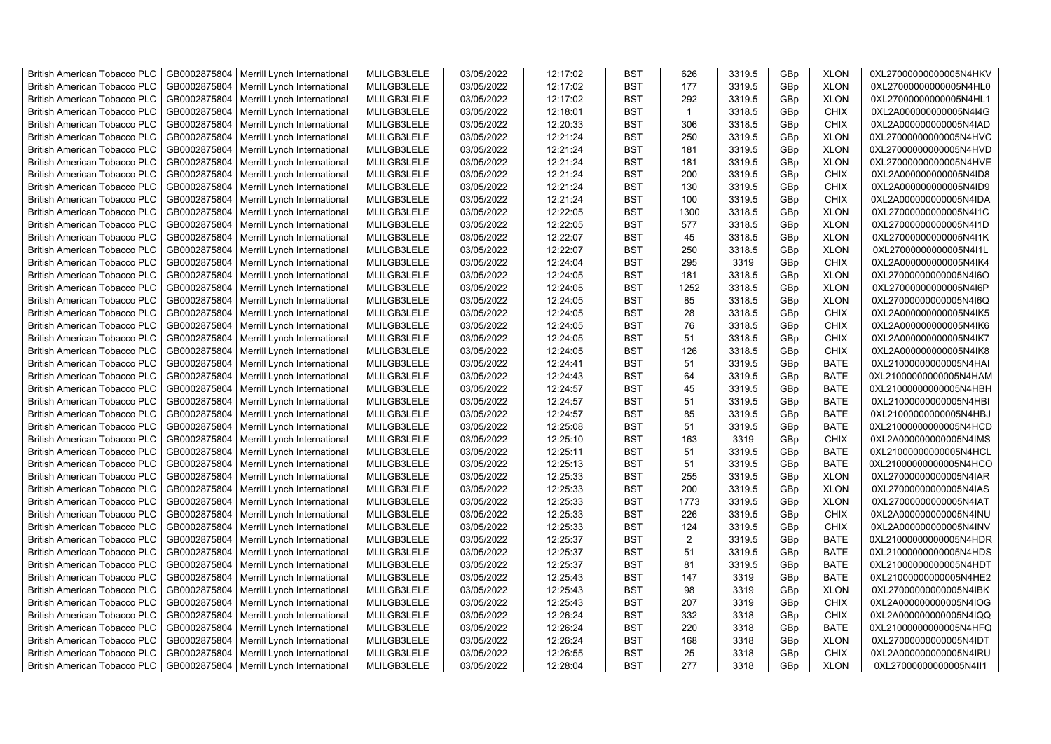| British American Tobacco PLC | GB0002875804 | Merrill Lynch International | MLILGB3LELE | 03/05/2022 | 12:17:02 | BST | 626 | 3319.5 | GBp | XLON | 0XL27000000000005N4HKV |
|---|---|---|---|---|---|---|---|---|---|---|---|
| British American Tobacco PLC | GB0002875804 | Merrill Lynch International | MLILGB3LELE | 03/05/2022 | 12:17:02 | BST | 177 | 3319.5 | GBp | XLON | 0XL27000000000005N4HL0 |
| British American Tobacco PLC | GB0002875804 | Merrill Lynch International | MLILGB3LELE | 03/05/2022 | 12:17:02 | BST | 292 | 3319.5 | GBp | XLON | 0XL27000000000005N4HL1 |
| British American Tobacco PLC | GB0002875804 | Merrill Lynch International | MLILGB3LELE | 03/05/2022 | 12:18:01 | BST | 1 | 3318.5 | GBp | CHIX | 0XL2A000000000005N4I4G |
| British American Tobacco PLC | GB0002875804 | Merrill Lynch International | MLILGB3LELE | 03/05/2022 | 12:20:33 | BST | 306 | 3318.5 | GBp | CHIX | 0XL2A000000000005N4IAD |
| British American Tobacco PLC | GB0002875804 | Merrill Lynch International | MLILGB3LELE | 03/05/2022 | 12:21:24 | BST | 250 | 3319.5 | GBp | XLON | 0XL27000000000005N4HVC |
| British American Tobacco PLC | GB0002875804 | Merrill Lynch International | MLILGB3LELE | 03/05/2022 | 12:21:24 | BST | 181 | 3319.5 | GBp | XLON | 0XL27000000000005N4HVD |
| British American Tobacco PLC | GB0002875804 | Merrill Lynch International | MLILGB3LELE | 03/05/2022 | 12:21:24 | BST | 181 | 3319.5 | GBp | XLON | 0XL27000000000005N4HVE |
| British American Tobacco PLC | GB0002875804 | Merrill Lynch International | MLILGB3LELE | 03/05/2022 | 12:21:24 | BST | 200 | 3319.5 | GBp | CHIX | 0XL2A000000000005N4ID8 |
| British American Tobacco PLC | GB0002875804 | Merrill Lynch International | MLILGB3LELE | 03/05/2022 | 12:21:24 | BST | 130 | 3319.5 | GBp | CHIX | 0XL2A000000000005N4ID9 |
| British American Tobacco PLC | GB0002875804 | Merrill Lynch International | MLILGB3LELE | 03/05/2022 | 12:21:24 | BST | 100 | 3319.5 | GBp | CHIX | 0XL2A000000000005N4IDA |
| British American Tobacco PLC | GB0002875804 | Merrill Lynch International | MLILGB3LELE | 03/05/2022 | 12:22:05 | BST | 1300 | 3318.5 | GBp | XLON | 0XL27000000000005N4I1C |
| British American Tobacco PLC | GB0002875804 | Merrill Lynch International | MLILGB3LELE | 03/05/2022 | 12:22:05 | BST | 577 | 3318.5 | GBp | XLON | 0XL27000000000005N4I1D |
| British American Tobacco PLC | GB0002875804 | Merrill Lynch International | MLILGB3LELE | 03/05/2022 | 12:22:07 | BST | 45 | 3318.5 | GBp | XLON | 0XL27000000000005N4I1K |
| British American Tobacco PLC | GB0002875804 | Merrill Lynch International | MLILGB3LELE | 03/05/2022 | 12:22:07 | BST | 250 | 3318.5 | GBp | XLON | 0XL27000000000005N4I1L |
| British American Tobacco PLC | GB0002875804 | Merrill Lynch International | MLILGB3LELE | 03/05/2022 | 12:24:04 | BST | 295 | 3319 | GBp | CHIX | 0XL2A000000000005N4IK4 |
| British American Tobacco PLC | GB0002875804 | Merrill Lynch International | MLILGB3LELE | 03/05/2022 | 12:24:05 | BST | 181 | 3318.5 | GBp | XLON | 0XL27000000000005N4I6O |
| British American Tobacco PLC | GB0002875804 | Merrill Lynch International | MLILGB3LELE | 03/05/2022 | 12:24:05 | BST | 1252 | 3318.5 | GBp | XLON | 0XL27000000000005N4I6P |
| British American Tobacco PLC | GB0002875804 | Merrill Lynch International | MLILGB3LELE | 03/05/2022 | 12:24:05 | BST | 85 | 3318.5 | GBp | XLON | 0XL27000000000005N4I6Q |
| British American Tobacco PLC | GB0002875804 | Merrill Lynch International | MLILGB3LELE | 03/05/2022 | 12:24:05 | BST | 28 | 3318.5 | GBp | CHIX | 0XL2A000000000005N4IK5 |
| British American Tobacco PLC | GB0002875804 | Merrill Lynch International | MLILGB3LELE | 03/05/2022 | 12:24:05 | BST | 76 | 3318.5 | GBp | CHIX | 0XL2A000000000005N4IK6 |
| British American Tobacco PLC | GB0002875804 | Merrill Lynch International | MLILGB3LELE | 03/05/2022 | 12:24:05 | BST | 51 | 3318.5 | GBp | CHIX | 0XL2A000000000005N4IK7 |
| British American Tobacco PLC | GB0002875804 | Merrill Lynch International | MLILGB3LELE | 03/05/2022 | 12:24:05 | BST | 126 | 3318.5 | GBp | CHIX | 0XL2A000000000005N4IK8 |
| British American Tobacco PLC | GB0002875804 | Merrill Lynch International | MLILGB3LELE | 03/05/2022 | 12:24:41 | BST | 51 | 3319.5 | GBp | BATE | 0XL21000000000005N4HAI |
| British American Tobacco PLC | GB0002875804 | Merrill Lynch International | MLILGB3LELE | 03/05/2022 | 12:24:43 | BST | 64 | 3319.5 | GBp | BATE | 0XL21000000000005N4HAM |
| British American Tobacco PLC | GB0002875804 | Merrill Lynch International | MLILGB3LELE | 03/05/2022 | 12:24:57 | BST | 45 | 3319.5 | GBp | BATE | 0XL21000000000005N4HBH |
| British American Tobacco PLC | GB0002875804 | Merrill Lynch International | MLILGB3LELE | 03/05/2022 | 12:24:57 | BST | 51 | 3319.5 | GBp | BATE | 0XL21000000000005N4HBI |
| British American Tobacco PLC | GB0002875804 | Merrill Lynch International | MLILGB3LELE | 03/05/2022 | 12:24:57 | BST | 85 | 3319.5 | GBp | BATE | 0XL21000000000005N4HBJ |
| British American Tobacco PLC | GB0002875804 | Merrill Lynch International | MLILGB3LELE | 03/05/2022 | 12:25:08 | BST | 51 | 3319.5 | GBp | BATE | 0XL21000000000005N4HCD |
| British American Tobacco PLC | GB0002875804 | Merrill Lynch International | MLILGB3LELE | 03/05/2022 | 12:25:10 | BST | 163 | 3319 | GBp | CHIX | 0XL2A000000000005N4IMS |
| British American Tobacco PLC | GB0002875804 | Merrill Lynch International | MLILGB3LELE | 03/05/2022 | 12:25:11 | BST | 51 | 3319.5 | GBp | BATE | 0XL21000000000005N4HCL |
| British American Tobacco PLC | GB0002875804 | Merrill Lynch International | MLILGB3LELE | 03/05/2022 | 12:25:13 | BST | 51 | 3319.5 | GBp | BATE | 0XL21000000000005N4HCO |
| British American Tobacco PLC | GB0002875804 | Merrill Lynch International | MLILGB3LELE | 03/05/2022 | 12:25:33 | BST | 255 | 3319.5 | GBp | XLON | 0XL27000000000005N4IAR |
| British American Tobacco PLC | GB0002875804 | Merrill Lynch International | MLILGB3LELE | 03/05/2022 | 12:25:33 | BST | 200 | 3319.5 | GBp | XLON | 0XL27000000000005N4IAS |
| British American Tobacco PLC | GB0002875804 | Merrill Lynch International | MLILGB3LELE | 03/05/2022 | 12:25:33 | BST | 1773 | 3319.5 | GBp | XLON | 0XL27000000000005N4IAT |
| British American Tobacco PLC | GB0002875804 | Merrill Lynch International | MLILGB3LELE | 03/05/2022 | 12:25:33 | BST | 226 | 3319.5 | GBp | CHIX | 0XL2A000000000005N4INU |
| British American Tobacco PLC | GB0002875804 | Merrill Lynch International | MLILGB3LELE | 03/05/2022 | 12:25:33 | BST | 124 | 3319.5 | GBp | CHIX | 0XL2A000000000005N4INV |
| British American Tobacco PLC | GB0002875804 | Merrill Lynch International | MLILGB3LELE | 03/05/2022 | 12:25:37 | BST | 2 | 3319.5 | GBp | BATE | 0XL21000000000005N4HDR |
| British American Tobacco PLC | GB0002875804 | Merrill Lynch International | MLILGB3LELE | 03/05/2022 | 12:25:37 | BST | 51 | 3319.5 | GBp | BATE | 0XL21000000000005N4HDS |
| British American Tobacco PLC | GB0002875804 | Merrill Lynch International | MLILGB3LELE | 03/05/2022 | 12:25:37 | BST | 81 | 3319.5 | GBp | BATE | 0XL21000000000005N4HDT |
| British American Tobacco PLC | GB0002875804 | Merrill Lynch International | MLILGB3LELE | 03/05/2022 | 12:25:43 | BST | 147 | 3319 | GBp | BATE | 0XL21000000000005N4HE2 |
| British American Tobacco PLC | GB0002875804 | Merrill Lynch International | MLILGB3LELE | 03/05/2022 | 12:25:43 | BST | 98 | 3319 | GBp | XLON | 0XL27000000000005N4IBK |
| British American Tobacco PLC | GB0002875804 | Merrill Lynch International | MLILGB3LELE | 03/05/2022 | 12:25:43 | BST | 207 | 3319 | GBp | CHIX | 0XL2A000000000005N4IOG |
| British American Tobacco PLC | GB0002875804 | Merrill Lynch International | MLILGB3LELE | 03/05/2022 | 12:26:24 | BST | 332 | 3318 | GBp | CHIX | 0XL2A000000000005N4IQQ |
| British American Tobacco PLC | GB0002875804 | Merrill Lynch International | MLILGB3LELE | 03/05/2022 | 12:26:24 | BST | 220 | 3318 | GBp | BATE | 0XL21000000000005N4HFQ |
| British American Tobacco PLC | GB0002875804 | Merrill Lynch International | MLILGB3LELE | 03/05/2022 | 12:26:24 | BST | 168 | 3318 | GBp | XLON | 0XL27000000000005N4IDT |
| British American Tobacco PLC | GB0002875804 | Merrill Lynch International | MLILGB3LELE | 03/05/2022 | 12:26:55 | BST | 25 | 3318 | GBp | CHIX | 0XL2A000000000005N4IRU |
| British American Tobacco PLC | GB0002875804 | Merrill Lynch International | MLILGB3LELE | 03/05/2022 | 12:28:04 | BST | 277 | 3318 | GBp | XLON | 0XL27000000000005N4II1 |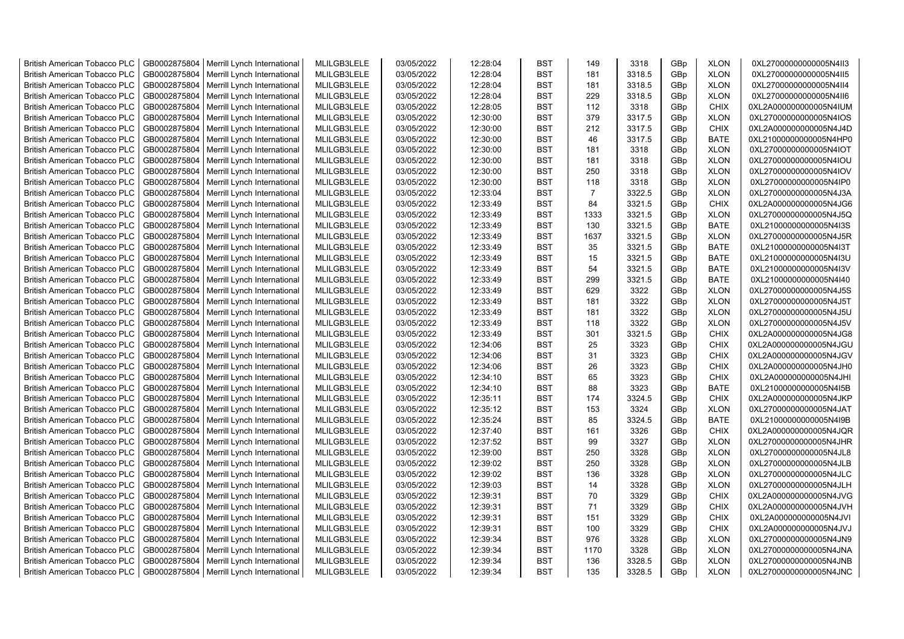| British American Tobacco PLC | GB0002875804 | Merrill Lynch International | MLILGB3LELE | 03/05/2022 | 12:28:04 | BST | 149 | 3318 | GBp | XLON | 0XL27000000000005N4II3 |
|---|---|---|---|---|---|---|---|---|---|---|---|
| British American Tobacco PLC | GB0002875804 | Merrill Lynch International | MLILGB3LELE | 03/05/2022 | 12:28:04 | BST | 181 | 3318.5 | GBp | XLON | 0XL27000000000005N4II5 |
| British American Tobacco PLC | GB0002875804 | Merrill Lynch International | MLILGB3LELE | 03/05/2022 | 12:28:04 | BST | 181 | 3318.5 | GBp | XLON | 0XL27000000000005N4II4 |
| British American Tobacco PLC | GB0002875804 | Merrill Lynch International | MLILGB3LELE | 03/05/2022 | 12:28:04 | BST | 229 | 3318.5 | GBp | XLON | 0XL27000000000005N4II6 |
| British American Tobacco PLC | GB0002875804 | Merrill Lynch International | MLILGB3LELE | 03/05/2022 | 12:28:05 | BST | 112 | 3318 | GBp | CHIX | 0XL2A000000000005N4IUM |
| British American Tobacco PLC | GB0002875804 | Merrill Lynch International | MLILGB3LELE | 03/05/2022 | 12:30:00 | BST | 379 | 3317.5 | GBp | XLON | 0XL27000000000005N4IOS |
| British American Tobacco PLC | GB0002875804 | Merrill Lynch International | MLILGB3LELE | 03/05/2022 | 12:30:00 | BST | 212 | 3317.5 | GBp | CHIX | 0XL2A000000000005N4J4D |
| British American Tobacco PLC | GB0002875804 | Merrill Lynch International | MLILGB3LELE | 03/05/2022 | 12:30:00 | BST | 46 | 3317.5 | GBp | BATE | 0XL21000000000005N4HP0 |
| British American Tobacco PLC | GB0002875804 | Merrill Lynch International | MLILGB3LELE | 03/05/2022 | 12:30:00 | BST | 181 | 3318 | GBp | XLON | 0XL27000000000005N4IOT |
| British American Tobacco PLC | GB0002875804 | Merrill Lynch International | MLILGB3LELE | 03/05/2022 | 12:30:00 | BST | 181 | 3318 | GBp | XLON | 0XL27000000000005N4IOU |
| British American Tobacco PLC | GB0002875804 | Merrill Lynch International | MLILGB3LELE | 03/05/2022 | 12:30:00 | BST | 250 | 3318 | GBp | XLON | 0XL27000000000005N4IOV |
| British American Tobacco PLC | GB0002875804 | Merrill Lynch International | MLILGB3LELE | 03/05/2022 | 12:30:00 | BST | 118 | 3318 | GBp | XLON | 0XL27000000000005N4IP0 |
| British American Tobacco PLC | GB0002875804 | Merrill Lynch International | MLILGB3LELE | 03/05/2022 | 12:33:04 | BST | 7 | 3322.5 | GBp | XLON | 0XL27000000000005N4J3A |
| British American Tobacco PLC | GB0002875804 | Merrill Lynch International | MLILGB3LELE | 03/05/2022 | 12:33:49 | BST | 84 | 3321.5 | GBp | CHIX | 0XL2A000000000005N4JG6 |
| British American Tobacco PLC | GB0002875804 | Merrill Lynch International | MLILGB3LELE | 03/05/2022 | 12:33:49 | BST | 1333 | 3321.5 | GBp | XLON | 0XL27000000000005N4J5Q |
| British American Tobacco PLC | GB0002875804 | Merrill Lynch International | MLILGB3LELE | 03/05/2022 | 12:33:49 | BST | 130 | 3321.5 | GBp | BATE | 0XL21000000000005N4I3S |
| British American Tobacco PLC | GB0002875804 | Merrill Lynch International | MLILGB3LELE | 03/05/2022 | 12:33:49 | BST | 1637 | 3321.5 | GBp | XLON | 0XL27000000000005N4J5R |
| British American Tobacco PLC | GB0002875804 | Merrill Lynch International | MLILGB3LELE | 03/05/2022 | 12:33:49 | BST | 35 | 3321.5 | GBp | BATE | 0XL21000000000005N4I3T |
| British American Tobacco PLC | GB0002875804 | Merrill Lynch International | MLILGB3LELE | 03/05/2022 | 12:33:49 | BST | 15 | 3321.5 | GBp | BATE | 0XL21000000000005N4I3U |
| British American Tobacco PLC | GB0002875804 | Merrill Lynch International | MLILGB3LELE | 03/05/2022 | 12:33:49 | BST | 54 | 3321.5 | GBp | BATE | 0XL21000000000005N4I3V |
| British American Tobacco PLC | GB0002875804 | Merrill Lynch International | MLILGB3LELE | 03/05/2022 | 12:33:49 | BST | 299 | 3321.5 | GBp | BATE | 0XL21000000000005N4I40 |
| British American Tobacco PLC | GB0002875804 | Merrill Lynch International | MLILGB3LELE | 03/05/2022 | 12:33:49 | BST | 629 | 3322 | GBp | XLON | 0XL27000000000005N4J5S |
| British American Tobacco PLC | GB0002875804 | Merrill Lynch International | MLILGB3LELE | 03/05/2022 | 12:33:49 | BST | 181 | 3322 | GBp | XLON | 0XL27000000000005N4J5T |
| British American Tobacco PLC | GB0002875804 | Merrill Lynch International | MLILGB3LELE | 03/05/2022 | 12:33:49 | BST | 181 | 3322 | GBp | XLON | 0XL27000000000005N4J5U |
| British American Tobacco PLC | GB0002875804 | Merrill Lynch International | MLILGB3LELE | 03/05/2022 | 12:33:49 | BST | 118 | 3322 | GBp | XLON | 0XL27000000000005N4J5V |
| British American Tobacco PLC | GB0002875804 | Merrill Lynch International | MLILGB3LELE | 03/05/2022 | 12:33:49 | BST | 301 | 3321.5 | GBp | CHIX | 0XL2A000000000005N4JG8 |
| British American Tobacco PLC | GB0002875804 | Merrill Lynch International | MLILGB3LELE | 03/05/2022 | 12:34:06 | BST | 25 | 3323 | GBp | CHIX | 0XL2A000000000005N4JGU |
| British American Tobacco PLC | GB0002875804 | Merrill Lynch International | MLILGB3LELE | 03/05/2022 | 12:34:06 | BST | 31 | 3323 | GBp | CHIX | 0XL2A000000000005N4JGV |
| British American Tobacco PLC | GB0002875804 | Merrill Lynch International | MLILGB3LELE | 03/05/2022 | 12:34:06 | BST | 26 | 3323 | GBp | CHIX | 0XL2A000000000005N4JH0 |
| British American Tobacco PLC | GB0002875804 | Merrill Lynch International | MLILGB3LELE | 03/05/2022 | 12:34:10 | BST | 65 | 3323 | GBp | CHIX | 0XL2A000000000005N4JHI |
| British American Tobacco PLC | GB0002875804 | Merrill Lynch International | MLILGB3LELE | 03/05/2022 | 12:34:10 | BST | 88 | 3323 | GBp | BATE | 0XL21000000000005N4I5B |
| British American Tobacco PLC | GB0002875804 | Merrill Lynch International | MLILGB3LELE | 03/05/2022 | 12:35:11 | BST | 174 | 3324.5 | GBp | CHIX | 0XL2A000000000005N4JKP |
| British American Tobacco PLC | GB0002875804 | Merrill Lynch International | MLILGB3LELE | 03/05/2022 | 12:35:12 | BST | 153 | 3324 | GBp | XLON | 0XL27000000000005N4JAT |
| British American Tobacco PLC | GB0002875804 | Merrill Lynch International | MLILGB3LELE | 03/05/2022 | 12:35:24 | BST | 85 | 3324.5 | GBp | BATE | 0XL21000000000005N4I9B |
| British American Tobacco PLC | GB0002875804 | Merrill Lynch International | MLILGB3LELE | 03/05/2022 | 12:37:40 | BST | 161 | 3326 | GBp | CHIX | 0XL2A000000000005N4JQR |
| British American Tobacco PLC | GB0002875804 | Merrill Lynch International | MLILGB3LELE | 03/05/2022 | 12:37:52 | BST | 99 | 3327 | GBp | XLON | 0XL27000000000005N4JHR |
| British American Tobacco PLC | GB0002875804 | Merrill Lynch International | MLILGB3LELE | 03/05/2022 | 12:39:00 | BST | 250 | 3328 | GBp | XLON | 0XL27000000000005N4JL8 |
| British American Tobacco PLC | GB0002875804 | Merrill Lynch International | MLILGB3LELE | 03/05/2022 | 12:39:02 | BST | 250 | 3328 | GBp | XLON | 0XL27000000000005N4JLB |
| British American Tobacco PLC | GB0002875804 | Merrill Lynch International | MLILGB3LELE | 03/05/2022 | 12:39:02 | BST | 136 | 3328 | GBp | XLON | 0XL27000000000005N4JLC |
| British American Tobacco PLC | GB0002875804 | Merrill Lynch International | MLILGB3LELE | 03/05/2022 | 12:39:03 | BST | 14 | 3328 | GBp | XLON | 0XL27000000000005N4JLH |
| British American Tobacco PLC | GB0002875804 | Merrill Lynch International | MLILGB3LELE | 03/05/2022 | 12:39:31 | BST | 70 | 3329 | GBp | CHIX | 0XL2A000000000005N4JVG |
| British American Tobacco PLC | GB0002875804 | Merrill Lynch International | MLILGB3LELE | 03/05/2022 | 12:39:31 | BST | 71 | 3329 | GBp | CHIX | 0XL2A000000000005N4JVH |
| British American Tobacco PLC | GB0002875804 | Merrill Lynch International | MLILGB3LELE | 03/05/2022 | 12:39:31 | BST | 151 | 3329 | GBp | CHIX | 0XL2A000000000005N4JVI |
| British American Tobacco PLC | GB0002875804 | Merrill Lynch International | MLILGB3LELE | 03/05/2022 | 12:39:31 | BST | 100 | 3329 | GBp | CHIX | 0XL2A000000000005N4JVJ |
| British American Tobacco PLC | GB0002875804 | Merrill Lynch International | MLILGB3LELE | 03/05/2022 | 12:39:34 | BST | 976 | 3328 | GBp | XLON | 0XL27000000000005N4JN9 |
| British American Tobacco PLC | GB0002875804 | Merrill Lynch International | MLILGB3LELE | 03/05/2022 | 12:39:34 | BST | 1170 | 3328 | GBp | XLON | 0XL27000000000005N4JNA |
| British American Tobacco PLC | GB0002875804 | Merrill Lynch International | MLILGB3LELE | 03/05/2022 | 12:39:34 | BST | 136 | 3328.5 | GBp | XLON | 0XL27000000000005N4JNB |
| British American Tobacco PLC | GB0002875804 | Merrill Lynch International | MLILGB3LELE | 03/05/2022 | 12:39:34 | BST | 135 | 3328.5 | GBp | XLON | 0XL27000000000005N4JNC |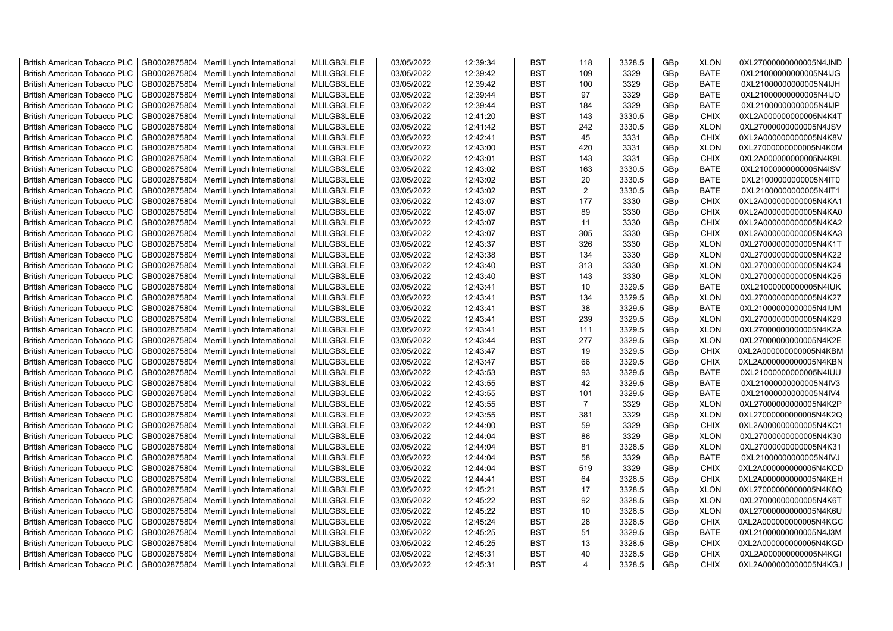| British American Tobacco PLC | GB0002875804 | Merrill Lynch International | MLILGB3LELE | 03/05/2022 | 12:39:34 | BST | 118 | 3328.5 | GBp | XLON | 0XL27000000000005N4JND |
|---|---|---|---|---|---|---|---|---|---|---|---|
| British American Tobacco PLC | GB0002875804 | Merrill Lynch International | MLILGB3LELE | 03/05/2022 | 12:39:42 | BST | 109 | 3329 | GBp | BATE | 0XL21000000000005N4IJG |
| British American Tobacco PLC | GB0002875804 | Merrill Lynch International | MLILGB3LELE | 03/05/2022 | 12:39:42 | BST | 100 | 3329 | GBp | BATE | 0XL21000000000005N4IJH |
| British American Tobacco PLC | GB0002875804 | Merrill Lynch International | MLILGB3LELE | 03/05/2022 | 12:39:44 | BST | 97 | 3329 | GBp | BATE | 0XL21000000000005N4IJO |
| British American Tobacco PLC | GB0002875804 | Merrill Lynch International | MLILGB3LELE | 03/05/2022 | 12:39:44 | BST | 184 | 3329 | GBp | BATE | 0XL21000000000005N4IJP |
| British American Tobacco PLC | GB0002875804 | Merrill Lynch International | MLILGB3LELE | 03/05/2022 | 12:41:20 | BST | 143 | 3330.5 | GBp | CHIX | 0XL2A000000000005N4K4T |
| British American Tobacco PLC | GB0002875804 | Merrill Lynch International | MLILGB3LELE | 03/05/2022 | 12:41:42 | BST | 242 | 3330.5 | GBp | XLON | 0XL27000000000005N4JSV |
| British American Tobacco PLC | GB0002875804 | Merrill Lynch International | MLILGB3LELE | 03/05/2022 | 12:42:41 | BST | 45 | 3331 | GBp | CHIX | 0XL2A000000000005N4K8V |
| British American Tobacco PLC | GB0002875804 | Merrill Lynch International | MLILGB3LELE | 03/05/2022 | 12:43:00 | BST | 420 | 3331 | GBp | XLON | 0XL27000000000005N4K0M |
| British American Tobacco PLC | GB0002875804 | Merrill Lynch International | MLILGB3LELE | 03/05/2022 | 12:43:01 | BST | 143 | 3331 | GBp | CHIX | 0XL2A000000000005N4K9L |
| British American Tobacco PLC | GB0002875804 | Merrill Lynch International | MLILGB3LELE | 03/05/2022 | 12:43:02 | BST | 163 | 3330.5 | GBp | BATE | 0XL21000000000005N4ISV |
| British American Tobacco PLC | GB0002875804 | Merrill Lynch International | MLILGB3LELE | 03/05/2022 | 12:43:02 | BST | 20 | 3330.5 | GBp | BATE | 0XL21000000000005N4IT0 |
| British American Tobacco PLC | GB0002875804 | Merrill Lynch International | MLILGB3LELE | 03/05/2022 | 12:43:02 | BST | 2 | 3330.5 | GBp | BATE | 0XL21000000000005N4IT1 |
| British American Tobacco PLC | GB0002875804 | Merrill Lynch International | MLILGB3LELE | 03/05/2022 | 12:43:07 | BST | 177 | 3330 | GBp | CHIX | 0XL2A000000000005N4KA1 |
| British American Tobacco PLC | GB0002875804 | Merrill Lynch International | MLILGB3LELE | 03/05/2022 | 12:43:07 | BST | 89 | 3330 | GBp | CHIX | 0XL2A000000000005N4KA0 |
| British American Tobacco PLC | GB0002875804 | Merrill Lynch International | MLILGB3LELE | 03/05/2022 | 12:43:07 | BST | 11 | 3330 | GBp | CHIX | 0XL2A000000000005N4KA2 |
| British American Tobacco PLC | GB0002875804 | Merrill Lynch International | MLILGB3LELE | 03/05/2022 | 12:43:07 | BST | 305 | 3330 | GBp | CHIX | 0XL2A000000000005N4KA3 |
| British American Tobacco PLC | GB0002875804 | Merrill Lynch International | MLILGB3LELE | 03/05/2022 | 12:43:37 | BST | 326 | 3330 | GBp | XLON | 0XL27000000000005N4K1T |
| British American Tobacco PLC | GB0002875804 | Merrill Lynch International | MLILGB3LELE | 03/05/2022 | 12:43:38 | BST | 134 | 3330 | GBp | XLON | 0XL27000000000005N4K22 |
| British American Tobacco PLC | GB0002875804 | Merrill Lynch International | MLILGB3LELE | 03/05/2022 | 12:43:40 | BST | 313 | 3330 | GBp | XLON | 0XL27000000000005N4K24 |
| British American Tobacco PLC | GB0002875804 | Merrill Lynch International | MLILGB3LELE | 03/05/2022 | 12:43:40 | BST | 143 | 3330 | GBp | XLON | 0XL27000000000005N4K25 |
| British American Tobacco PLC | GB0002875804 | Merrill Lynch International | MLILGB3LELE | 03/05/2022 | 12:43:41 | BST | 10 | 3329.5 | GBp | BATE | 0XL21000000000005N4IUK |
| British American Tobacco PLC | GB0002875804 | Merrill Lynch International | MLILGB3LELE | 03/05/2022 | 12:43:41 | BST | 134 | 3329.5 | GBp | XLON | 0XL27000000000005N4K27 |
| British American Tobacco PLC | GB0002875804 | Merrill Lynch International | MLILGB3LELE | 03/05/2022 | 12:43:41 | BST | 38 | 3329.5 | GBp | BATE | 0XL21000000000005N4IUM |
| British American Tobacco PLC | GB0002875804 | Merrill Lynch International | MLILGB3LELE | 03/05/2022 | 12:43:41 | BST | 239 | 3329.5 | GBp | XLON | 0XL27000000000005N4K29 |
| British American Tobacco PLC | GB0002875804 | Merrill Lynch International | MLILGB3LELE | 03/05/2022 | 12:43:41 | BST | 111 | 3329.5 | GBp | XLON | 0XL27000000000005N4K2A |
| British American Tobacco PLC | GB0002875804 | Merrill Lynch International | MLILGB3LELE | 03/05/2022 | 12:43:44 | BST | 277 | 3329.5 | GBp | XLON | 0XL27000000000005N4K2E |
| British American Tobacco PLC | GB0002875804 | Merrill Lynch International | MLILGB3LELE | 03/05/2022 | 12:43:47 | BST | 19 | 3329.5 | GBp | CHIX | 0XL2A000000000005N4KBM |
| British American Tobacco PLC | GB0002875804 | Merrill Lynch International | MLILGB3LELE | 03/05/2022 | 12:43:47 | BST | 66 | 3329.5 | GBp | CHIX | 0XL2A000000000005N4KBN |
| British American Tobacco PLC | GB0002875804 | Merrill Lynch International | MLILGB3LELE | 03/05/2022 | 12:43:53 | BST | 93 | 3329.5 | GBp | BATE | 0XL21000000000005N4IUU |
| British American Tobacco PLC | GB0002875804 | Merrill Lynch International | MLILGB3LELE | 03/05/2022 | 12:43:55 | BST | 42 | 3329.5 | GBp | BATE | 0XL21000000000005N4IV3 |
| British American Tobacco PLC | GB0002875804 | Merrill Lynch International | MLILGB3LELE | 03/05/2022 | 12:43:55 | BST | 101 | 3329.5 | GBp | BATE | 0XL21000000000005N4IV4 |
| British American Tobacco PLC | GB0002875804 | Merrill Lynch International | MLILGB3LELE | 03/05/2022 | 12:43:55 | BST | 7 | 3329 | GBp | XLON | 0XL27000000000005N4K2P |
| British American Tobacco PLC | GB0002875804 | Merrill Lynch International | MLILGB3LELE | 03/05/2022 | 12:43:55 | BST | 381 | 3329 | GBp | XLON | 0XL27000000000005N4K2Q |
| British American Tobacco PLC | GB0002875804 | Merrill Lynch International | MLILGB3LELE | 03/05/2022 | 12:44:00 | BST | 59 | 3329 | GBp | CHIX | 0XL2A000000000005N4KC1 |
| British American Tobacco PLC | GB0002875804 | Merrill Lynch International | MLILGB3LELE | 03/05/2022 | 12:44:04 | BST | 86 | 3329 | GBp | XLON | 0XL27000000000005N4K30 |
| British American Tobacco PLC | GB0002875804 | Merrill Lynch International | MLILGB3LELE | 03/05/2022 | 12:44:04 | BST | 81 | 3328.5 | GBp | XLON | 0XL27000000000005N4K31 |
| British American Tobacco PLC | GB0002875804 | Merrill Lynch International | MLILGB3LELE | 03/05/2022 | 12:44:04 | BST | 58 | 3329 | GBp | BATE | 0XL21000000000005N4IVJ |
| British American Tobacco PLC | GB0002875804 | Merrill Lynch International | MLILGB3LELE | 03/05/2022 | 12:44:04 | BST | 519 | 3329 | GBp | CHIX | 0XL2A000000000005N4KCD |
| British American Tobacco PLC | GB0002875804 | Merrill Lynch International | MLILGB3LELE | 03/05/2022 | 12:44:41 | BST | 64 | 3328.5 | GBp | CHIX | 0XL2A000000000005N4KEH |
| British American Tobacco PLC | GB0002875804 | Merrill Lynch International | MLILGB3LELE | 03/05/2022 | 12:45:21 | BST | 17 | 3328.5 | GBp | XLON | 0XL27000000000005N4K6Q |
| British American Tobacco PLC | GB0002875804 | Merrill Lynch International | MLILGB3LELE | 03/05/2022 | 12:45:22 | BST | 92 | 3328.5 | GBp | XLON | 0XL27000000000005N4K6T |
| British American Tobacco PLC | GB0002875804 | Merrill Lynch International | MLILGB3LELE | 03/05/2022 | 12:45:22 | BST | 10 | 3328.5 | GBp | XLON | 0XL27000000000005N4K6U |
| British American Tobacco PLC | GB0002875804 | Merrill Lynch International | MLILGB3LELE | 03/05/2022 | 12:45:24 | BST | 28 | 3328.5 | GBp | CHIX | 0XL2A000000000005N4KGC |
| British American Tobacco PLC | GB0002875804 | Merrill Lynch International | MLILGB3LELE | 03/05/2022 | 12:45:25 | BST | 51 | 3329.5 | GBp | BATE | 0XL21000000000005N4J3M |
| British American Tobacco PLC | GB0002875804 | Merrill Lynch International | MLILGB3LELE | 03/05/2022 | 12:45:25 | BST | 13 | 3328.5 | GBp | CHIX | 0XL2A000000000005N4KGD |
| British American Tobacco PLC | GB0002875804 | Merrill Lynch International | MLILGB3LELE | 03/05/2022 | 12:45:31 | BST | 40 | 3328.5 | GBp | CHIX | 0XL2A000000000005N4KGI |
| British American Tobacco PLC | GB0002875804 | Merrill Lynch International | MLILGB3LELE | 03/05/2022 | 12:45:31 | BST | 4 | 3328.5 | GBp | CHIX | 0XL2A000000000005N4KGJ |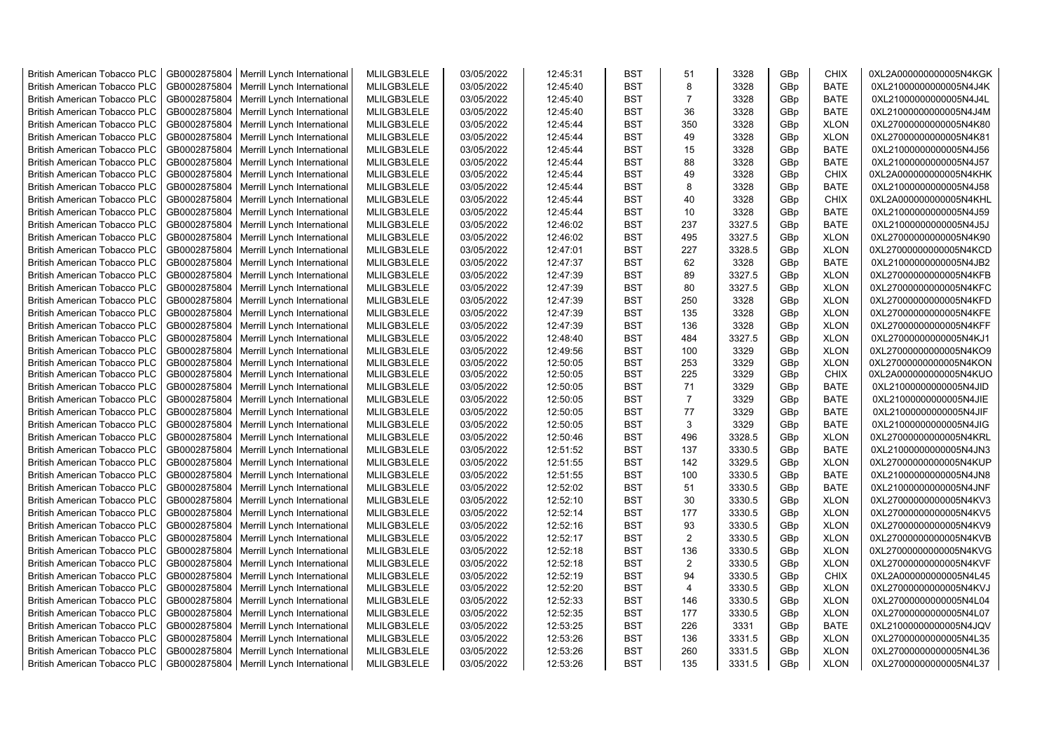| British American Tobacco PLC | GB0002875804 | Merrill Lynch International | MLILGB3LELE | 03/05/2022 | 12:45:31 | BST | 51 | 3328 | GBp | CHIX | 0XL2A000000000005N4KGK |
|---|---|---|---|---|---|---|---|---|---|---|---|
| British American Tobacco PLC | GB0002875804 | Merrill Lynch International | MLILGB3LELE | 03/05/2022 | 12:45:40 | BST | 8 | 3328 | GBp | BATE | 0XL21000000000005N4J4K |
| British American Tobacco PLC | GB0002875804 | Merrill Lynch International | MLILGB3LELE | 03/05/2022 | 12:45:40 | BST | 7 | 3328 | GBp | BATE | 0XL21000000000005N4J4L |
| British American Tobacco PLC | GB0002875804 | Merrill Lynch International | MLILGB3LELE | 03/05/2022 | 12:45:40 | BST | 36 | 3328 | GBp | BATE | 0XL21000000000005N4J4M |
| British American Tobacco PLC | GB0002875804 | Merrill Lynch International | MLILGB3LELE | 03/05/2022 | 12:45:44 | BST | 350 | 3328 | GBp | XLON | 0XL27000000000005N4K80 |
| British American Tobacco PLC | GB0002875804 | Merrill Lynch International | MLILGB3LELE | 03/05/2022 | 12:45:44 | BST | 49 | 3328 | GBp | XLON | 0XL27000000000005N4K81 |
| British American Tobacco PLC | GB0002875804 | Merrill Lynch International | MLILGB3LELE | 03/05/2022 | 12:45:44 | BST | 15 | 3328 | GBp | BATE | 0XL21000000000005N4J56 |
| British American Tobacco PLC | GB0002875804 | Merrill Lynch International | MLILGB3LELE | 03/05/2022 | 12:45:44 | BST | 88 | 3328 | GBp | BATE | 0XL21000000000005N4J57 |
| British American Tobacco PLC | GB0002875804 | Merrill Lynch International | MLILGB3LELE | 03/05/2022 | 12:45:44 | BST | 49 | 3328 | GBp | CHIX | 0XL2A000000000005N4KHK |
| British American Tobacco PLC | GB0002875804 | Merrill Lynch International | MLILGB3LELE | 03/05/2022 | 12:45:44 | BST | 8 | 3328 | GBp | BATE | 0XL21000000000005N4J58 |
| British American Tobacco PLC | GB0002875804 | Merrill Lynch International | MLILGB3LELE | 03/05/2022 | 12:45:44 | BST | 40 | 3328 | GBp | CHIX | 0XL2A000000000005N4KHL |
| British American Tobacco PLC | GB0002875804 | Merrill Lynch International | MLILGB3LELE | 03/05/2022 | 12:45:44 | BST | 10 | 3328 | GBp | BATE | 0XL21000000000005N4J59 |
| British American Tobacco PLC | GB0002875804 | Merrill Lynch International | MLILGB3LELE | 03/05/2022 | 12:46:02 | BST | 237 | 3327.5 | GBp | BATE | 0XL21000000000005N4J5J |
| British American Tobacco PLC | GB0002875804 | Merrill Lynch International | MLILGB3LELE | 03/05/2022 | 12:46:02 | BST | 495 | 3327.5 | GBp | XLON | 0XL27000000000005N4K90 |
| British American Tobacco PLC | GB0002875804 | Merrill Lynch International | MLILGB3LELE | 03/05/2022 | 12:47:01 | BST | 227 | 3328.5 | GBp | XLON | 0XL27000000000005N4KCD |
| British American Tobacco PLC | GB0002875804 | Merrill Lynch International | MLILGB3LELE | 03/05/2022 | 12:47:37 | BST | 62 | 3328 | GBp | BATE | 0XL21000000000005N4JB2 |
| British American Tobacco PLC | GB0002875804 | Merrill Lynch International | MLILGB3LELE | 03/05/2022 | 12:47:39 | BST | 89 | 3327.5 | GBp | XLON | 0XL27000000000005N4KFB |
| British American Tobacco PLC | GB0002875804 | Merrill Lynch International | MLILGB3LELE | 03/05/2022 | 12:47:39 | BST | 80 | 3327.5 | GBp | XLON | 0XL27000000000005N4KFC |
| British American Tobacco PLC | GB0002875804 | Merrill Lynch International | MLILGB3LELE | 03/05/2022 | 12:47:39 | BST | 250 | 3328 | GBp | XLON | 0XL27000000000005N4KFD |
| British American Tobacco PLC | GB0002875804 | Merrill Lynch International | MLILGB3LELE | 03/05/2022 | 12:47:39 | BST | 135 | 3328 | GBp | XLON | 0XL27000000000005N4KFE |
| British American Tobacco PLC | GB0002875804 | Merrill Lynch International | MLILGB3LELE | 03/05/2022 | 12:47:39 | BST | 136 | 3328 | GBp | XLON | 0XL27000000000005N4KFF |
| British American Tobacco PLC | GB0002875804 | Merrill Lynch International | MLILGB3LELE | 03/05/2022 | 12:48:40 | BST | 484 | 3327.5 | GBp | XLON | 0XL27000000000005N4KJ1 |
| British American Tobacco PLC | GB0002875804 | Merrill Lynch International | MLILGB3LELE | 03/05/2022 | 12:49:56 | BST | 100 | 3329 | GBp | XLON | 0XL27000000000005N4KO9 |
| British American Tobacco PLC | GB0002875804 | Merrill Lynch International | MLILGB3LELE | 03/05/2022 | 12:50:05 | BST | 253 | 3329 | GBp | XLON | 0XL27000000000005N4KON |
| British American Tobacco PLC | GB0002875804 | Merrill Lynch International | MLILGB3LELE | 03/05/2022 | 12:50:05 | BST | 225 | 3329 | GBp | CHIX | 0XL2A000000000005N4KUO |
| British American Tobacco PLC | GB0002875804 | Merrill Lynch International | MLILGB3LELE | 03/05/2022 | 12:50:05 | BST | 71 | 3329 | GBp | BATE | 0XL21000000000005N4JID |
| British American Tobacco PLC | GB0002875804 | Merrill Lynch International | MLILGB3LELE | 03/05/2022 | 12:50:05 | BST | 7 | 3329 | GBp | BATE | 0XL21000000000005N4JIE |
| British American Tobacco PLC | GB0002875804 | Merrill Lynch International | MLILGB3LELE | 03/05/2022 | 12:50:05 | BST | 77 | 3329 | GBp | BATE | 0XL21000000000005N4JIF |
| British American Tobacco PLC | GB0002875804 | Merrill Lynch International | MLILGB3LELE | 03/05/2022 | 12:50:05 | BST | 3 | 3329 | GBp | BATE | 0XL21000000000005N4JIG |
| British American Tobacco PLC | GB0002875804 | Merrill Lynch International | MLILGB3LELE | 03/05/2022 | 12:50:46 | BST | 496 | 3328.5 | GBp | XLON | 0XL27000000000005N4KRL |
| British American Tobacco PLC | GB0002875804 | Merrill Lynch International | MLILGB3LELE | 03/05/2022 | 12:51:52 | BST | 137 | 3330.5 | GBp | BATE | 0XL21000000000005N4JN3 |
| British American Tobacco PLC | GB0002875804 | Merrill Lynch International | MLILGB3LELE | 03/05/2022 | 12:51:55 | BST | 142 | 3329.5 | GBp | XLON | 0XL27000000000005N4KUP |
| British American Tobacco PLC | GB0002875804 | Merrill Lynch International | MLILGB3LELE | 03/05/2022 | 12:51:55 | BST | 100 | 3330.5 | GBp | BATE | 0XL21000000000005N4JN8 |
| British American Tobacco PLC | GB0002875804 | Merrill Lynch International | MLILGB3LELE | 03/05/2022 | 12:52:02 | BST | 51 | 3330.5 | GBp | BATE | 0XL21000000000005N4JNF |
| British American Tobacco PLC | GB0002875804 | Merrill Lynch International | MLILGB3LELE | 03/05/2022 | 12:52:10 | BST | 30 | 3330.5 | GBp | XLON | 0XL27000000000005N4KV3 |
| British American Tobacco PLC | GB0002875804 | Merrill Lynch International | MLILGB3LELE | 03/05/2022 | 12:52:14 | BST | 177 | 3330.5 | GBp | XLON | 0XL27000000000005N4KV5 |
| British American Tobacco PLC | GB0002875804 | Merrill Lynch International | MLILGB3LELE | 03/05/2022 | 12:52:16 | BST | 93 | 3330.5 | GBp | XLON | 0XL27000000000005N4KV9 |
| British American Tobacco PLC | GB0002875804 | Merrill Lynch International | MLILGB3LELE | 03/05/2022 | 12:52:17 | BST | 2 | 3330.5 | GBp | XLON | 0XL27000000000005N4KVB |
| British American Tobacco PLC | GB0002875804 | Merrill Lynch International | MLILGB3LELE | 03/05/2022 | 12:52:18 | BST | 136 | 3330.5 | GBp | XLON | 0XL27000000000005N4KVG |
| British American Tobacco PLC | GB0002875804 | Merrill Lynch International | MLILGB3LELE | 03/05/2022 | 12:52:18 | BST | 2 | 3330.5 | GBp | XLON | 0XL27000000000005N4KVF |
| British American Tobacco PLC | GB0002875804 | Merrill Lynch International | MLILGB3LELE | 03/05/2022 | 12:52:19 | BST | 94 | 3330.5 | GBp | CHIX | 0XL2A000000000005N4L45 |
| British American Tobacco PLC | GB0002875804 | Merrill Lynch International | MLILGB3LELE | 03/05/2022 | 12:52:20 | BST | 4 | 3330.5 | GBp | XLON | 0XL27000000000005N4KVJ |
| British American Tobacco PLC | GB0002875804 | Merrill Lynch International | MLILGB3LELE | 03/05/2022 | 12:52:33 | BST | 146 | 3330.5 | GBp | XLON | 0XL27000000000005N4L04 |
| British American Tobacco PLC | GB0002875804 | Merrill Lynch International | MLILGB3LELE | 03/05/2022 | 12:52:35 | BST | 177 | 3330.5 | GBp | XLON | 0XL27000000000005N4L07 |
| British American Tobacco PLC | GB0002875804 | Merrill Lynch International | MLILGB3LELE | 03/05/2022 | 12:53:25 | BST | 226 | 3331 | GBp | BATE | 0XL21000000000005N4JQV |
| British American Tobacco PLC | GB0002875804 | Merrill Lynch International | MLILGB3LELE | 03/05/2022 | 12:53:26 | BST | 136 | 3331.5 | GBp | XLON | 0XL27000000000005N4L35 |
| British American Tobacco PLC | GB0002875804 | Merrill Lynch International | MLILGB3LELE | 03/05/2022 | 12:53:26 | BST | 260 | 3331.5 | GBp | XLON | 0XL27000000000005N4L36 |
| British American Tobacco PLC | GB0002875804 | Merrill Lynch International | MLILGB3LELE | 03/05/2022 | 12:53:26 | BST | 135 | 3331.5 | GBp | XLON | 0XL27000000000005N4L37 |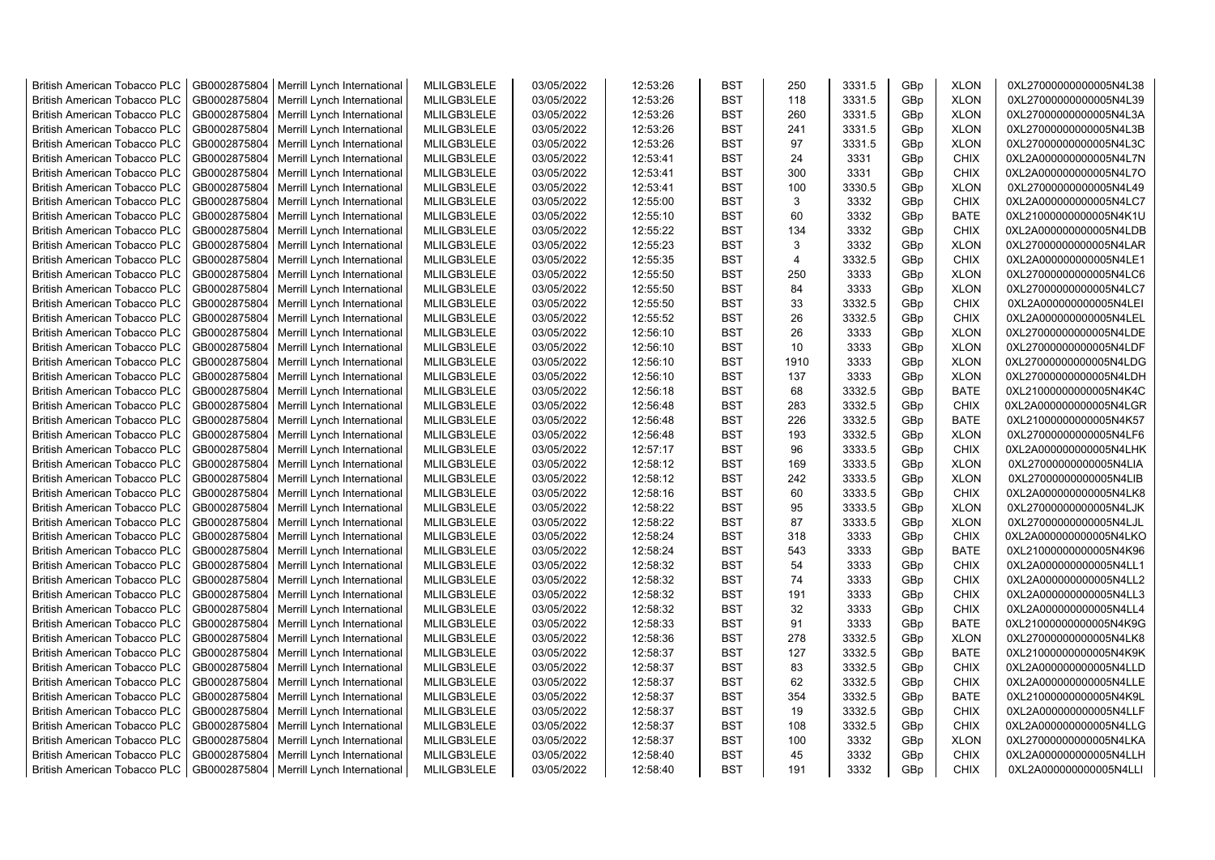| British American Tobacco PLC | GB0002875804 | Merrill Lynch International | MLILGB3LELE | 03/05/2022 | 12:53:26 | BST | 250 | 3331.5 | GBp | XLON | 0XL27000000000005N4L38 |
|---|---|---|---|---|---|---|---|---|---|---|---|
| British American Tobacco PLC | GB0002875804 | Merrill Lynch International | MLILGB3LELE | 03/05/2022 | 12:53:26 | BST | 118 | 3331.5 | GBp | XLON | 0XL27000000000005N4L39 |
| British American Tobacco PLC | GB0002875804 | Merrill Lynch International | MLILGB3LELE | 03/05/2022 | 12:53:26 | BST | 260 | 3331.5 | GBp | XLON | 0XL27000000000005N4L3A |
| British American Tobacco PLC | GB0002875804 | Merrill Lynch International | MLILGB3LELE | 03/05/2022 | 12:53:26 | BST | 241 | 3331.5 | GBp | XLON | 0XL27000000000005N4L3B |
| British American Tobacco PLC | GB0002875804 | Merrill Lynch International | MLILGB3LELE | 03/05/2022 | 12:53:26 | BST | 97 | 3331.5 | GBp | XLON | 0XL27000000000005N4L3C |
| British American Tobacco PLC | GB0002875804 | Merrill Lynch International | MLILGB3LELE | 03/05/2022 | 12:53:41 | BST | 24 | 3331 | GBp | CHIX | 0XL2A000000000005N4L7N |
| British American Tobacco PLC | GB0002875804 | Merrill Lynch International | MLILGB3LELE | 03/05/2022 | 12:53:41 | BST | 300 | 3331 | GBp | CHIX | 0XL2A000000000005N4L7O |
| British American Tobacco PLC | GB0002875804 | Merrill Lynch International | MLILGB3LELE | 03/05/2022 | 12:53:41 | BST | 100 | 3330.5 | GBp | XLON | 0XL27000000000005N4L49 |
| British American Tobacco PLC | GB0002875804 | Merrill Lynch International | MLILGB3LELE | 03/05/2022 | 12:55:00 | BST | 3 | 3332 | GBp | CHIX | 0XL2A000000000005N4LC7 |
| British American Tobacco PLC | GB0002875804 | Merrill Lynch International | MLILGB3LELE | 03/05/2022 | 12:55:10 | BST | 60 | 3332 | GBp | BATE | 0XL21000000000005N4K1U |
| British American Tobacco PLC | GB0002875804 | Merrill Lynch International | MLILGB3LELE | 03/05/2022 | 12:55:22 | BST | 134 | 3332 | GBp | CHIX | 0XL2A000000000005N4LDB |
| British American Tobacco PLC | GB0002875804 | Merrill Lynch International | MLILGB3LELE | 03/05/2022 | 12:55:23 | BST | 3 | 3332 | GBp | XLON | 0XL27000000000005N4LAR |
| British American Tobacco PLC | GB0002875804 | Merrill Lynch International | MLILGB3LELE | 03/05/2022 | 12:55:35 | BST | 4 | 3332.5 | GBp | CHIX | 0XL2A000000000005N4LE1 |
| British American Tobacco PLC | GB0002875804 | Merrill Lynch International | MLILGB3LELE | 03/05/2022 | 12:55:50 | BST | 250 | 3333 | GBp | XLON | 0XL27000000000005N4LC6 |
| British American Tobacco PLC | GB0002875804 | Merrill Lynch International | MLILGB3LELE | 03/05/2022 | 12:55:50 | BST | 84 | 3333 | GBp | XLON | 0XL27000000000005N4LC7 |
| British American Tobacco PLC | GB0002875804 | Merrill Lynch International | MLILGB3LELE | 03/05/2022 | 12:55:50 | BST | 33 | 3332.5 | GBp | CHIX | 0XL2A000000000005N4LEI |
| British American Tobacco PLC | GB0002875804 | Merrill Lynch International | MLILGB3LELE | 03/05/2022 | 12:55:52 | BST | 26 | 3332.5 | GBp | CHIX | 0XL2A000000000005N4LEL |
| British American Tobacco PLC | GB0002875804 | Merrill Lynch International | MLILGB3LELE | 03/05/2022 | 12:56:10 | BST | 26 | 3333 | GBp | XLON | 0XL27000000000005N4LDE |
| British American Tobacco PLC | GB0002875804 | Merrill Lynch International | MLILGB3LELE | 03/05/2022 | 12:56:10 | BST | 10 | 3333 | GBp | XLON | 0XL27000000000005N4LDF |
| British American Tobacco PLC | GB0002875804 | Merrill Lynch International | MLILGB3LELE | 03/05/2022 | 12:56:10 | BST | 1910 | 3333 | GBp | XLON | 0XL27000000000005N4LDG |
| British American Tobacco PLC | GB0002875804 | Merrill Lynch International | MLILGB3LELE | 03/05/2022 | 12:56:10 | BST | 137 | 3333 | GBp | XLON | 0XL27000000000005N4LDH |
| British American Tobacco PLC | GB0002875804 | Merrill Lynch International | MLILGB3LELE | 03/05/2022 | 12:56:18 | BST | 68 | 3332.5 | GBp | BATE | 0XL21000000000005N4K4C |
| British American Tobacco PLC | GB0002875804 | Merrill Lynch International | MLILGB3LELE | 03/05/2022 | 12:56:48 | BST | 283 | 3332.5 | GBp | CHIX | 0XL2A000000000005N4LGR |
| British American Tobacco PLC | GB0002875804 | Merrill Lynch International | MLILGB3LELE | 03/05/2022 | 12:56:48 | BST | 226 | 3332.5 | GBp | BATE | 0XL21000000000005N4K57 |
| British American Tobacco PLC | GB0002875804 | Merrill Lynch International | MLILGB3LELE | 03/05/2022 | 12:56:48 | BST | 193 | 3332.5 | GBp | XLON | 0XL27000000000005N4LF6 |
| British American Tobacco PLC | GB0002875804 | Merrill Lynch International | MLILGB3LELE | 03/05/2022 | 12:57:17 | BST | 96 | 3333.5 | GBp | CHIX | 0XL2A000000000005N4LHK |
| British American Tobacco PLC | GB0002875804 | Merrill Lynch International | MLILGB3LELE | 03/05/2022 | 12:58:12 | BST | 169 | 3333.5 | GBp | XLON | 0XL27000000000005N4LIA |
| British American Tobacco PLC | GB0002875804 | Merrill Lynch International | MLILGB3LELE | 03/05/2022 | 12:58:12 | BST | 242 | 3333.5 | GBp | XLON | 0XL27000000000005N4LIB |
| British American Tobacco PLC | GB0002875804 | Merrill Lynch International | MLILGB3LELE | 03/05/2022 | 12:58:16 | BST | 60 | 3333.5 | GBp | CHIX | 0XL2A000000000005N4LK8 |
| British American Tobacco PLC | GB0002875804 | Merrill Lynch International | MLILGB3LELE | 03/05/2022 | 12:58:22 | BST | 95 | 3333.5 | GBp | XLON | 0XL27000000000005N4LJK |
| British American Tobacco PLC | GB0002875804 | Merrill Lynch International | MLILGB3LELE | 03/05/2022 | 12:58:22 | BST | 87 | 3333.5 | GBp | XLON | 0XL27000000000005N4LJL |
| British American Tobacco PLC | GB0002875804 | Merrill Lynch International | MLILGB3LELE | 03/05/2022 | 12:58:24 | BST | 318 | 3333 | GBp | CHIX | 0XL2A000000000005N4LKO |
| British American Tobacco PLC | GB0002875804 | Merrill Lynch International | MLILGB3LELE | 03/05/2022 | 12:58:24 | BST | 543 | 3333 | GBp | BATE | 0XL21000000000005N4K96 |
| British American Tobacco PLC | GB0002875804 | Merrill Lynch International | MLILGB3LELE | 03/05/2022 | 12:58:32 | BST | 54 | 3333 | GBp | CHIX | 0XL2A000000000005N4LL1 |
| British American Tobacco PLC | GB0002875804 | Merrill Lynch International | MLILGB3LELE | 03/05/2022 | 12:58:32 | BST | 74 | 3333 | GBp | CHIX | 0XL2A000000000005N4LL2 |
| British American Tobacco PLC | GB0002875804 | Merrill Lynch International | MLILGB3LELE | 03/05/2022 | 12:58:32 | BST | 191 | 3333 | GBp | CHIX | 0XL2A000000000005N4LL3 |
| British American Tobacco PLC | GB0002875804 | Merrill Lynch International | MLILGB3LELE | 03/05/2022 | 12:58:32 | BST | 32 | 3333 | GBp | CHIX | 0XL2A000000000005N4LL4 |
| British American Tobacco PLC | GB0002875804 | Merrill Lynch International | MLILGB3LELE | 03/05/2022 | 12:58:33 | BST | 91 | 3333 | GBp | BATE | 0XL21000000000005N4K9G |
| British American Tobacco PLC | GB0002875804 | Merrill Lynch International | MLILGB3LELE | 03/05/2022 | 12:58:36 | BST | 278 | 3332.5 | GBp | XLON | 0XL27000000000005N4LK8 |
| British American Tobacco PLC | GB0002875804 | Merrill Lynch International | MLILGB3LELE | 03/05/2022 | 12:58:37 | BST | 127 | 3332.5 | GBp | BATE | 0XL21000000000005N4K9K |
| British American Tobacco PLC | GB0002875804 | Merrill Lynch International | MLILGB3LELE | 03/05/2022 | 12:58:37 | BST | 83 | 3332.5 | GBp | CHIX | 0XL2A000000000005N4LLD |
| British American Tobacco PLC | GB0002875804 | Merrill Lynch International | MLILGB3LELE | 03/05/2022 | 12:58:37 | BST | 62 | 3332.5 | GBp | CHIX | 0XL2A000000000005N4LLE |
| British American Tobacco PLC | GB0002875804 | Merrill Lynch International | MLILGB3LELE | 03/05/2022 | 12:58:37 | BST | 354 | 3332.5 | GBp | BATE | 0XL21000000000005N4K9L |
| British American Tobacco PLC | GB0002875804 | Merrill Lynch International | MLILGB3LELE | 03/05/2022 | 12:58:37 | BST | 19 | 3332.5 | GBp | CHIX | 0XL2A000000000005N4LLF |
| British American Tobacco PLC | GB0002875804 | Merrill Lynch International | MLILGB3LELE | 03/05/2022 | 12:58:37 | BST | 108 | 3332.5 | GBp | CHIX | 0XL2A000000000005N4LLG |
| British American Tobacco PLC | GB0002875804 | Merrill Lynch International | MLILGB3LELE | 03/05/2022 | 12:58:37 | BST | 100 | 3332 | GBp | XLON | 0XL27000000000005N4LKA |
| British American Tobacco PLC | GB0002875804 | Merrill Lynch International | MLILGB3LELE | 03/05/2022 | 12:58:40 | BST | 45 | 3332 | GBp | CHIX | 0XL2A000000000005N4LLH |
| British American Tobacco PLC | GB0002875804 | Merrill Lynch International | MLILGB3LELE | 03/05/2022 | 12:58:40 | BST | 191 | 3332 | GBp | CHIX | 0XL2A000000000005N4LLI |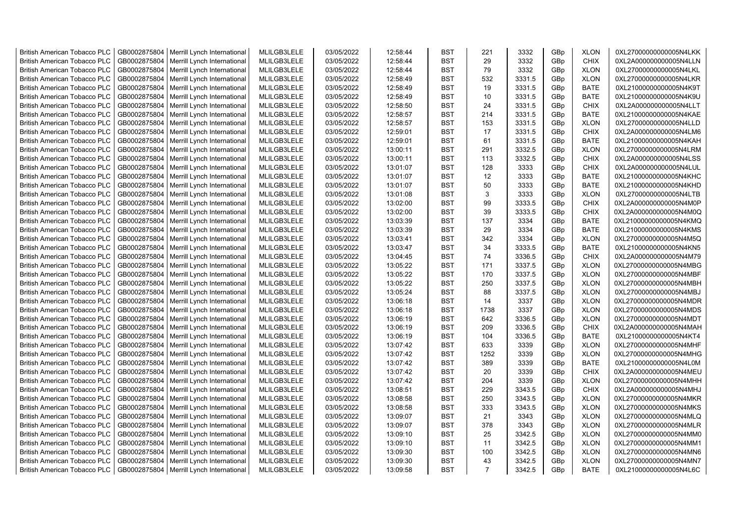| | | | | | | | | | | | |
|---|---|---|---|---|---|---|---|---|---|---|---|
| British American Tobacco PLC | GB0002875804 | Merrill Lynch International | MLILGB3LELE | 03/05/2022 | 12:58:44 | BST | 221 | 3332 | GBp | XLON | 0XL27000000000005N4LKK |
| British American Tobacco PLC | GB0002875804 | Merrill Lynch International | MLILGB3LELE | 03/05/2022 | 12:58:44 | BST | 29 | 3332 | GBp | CHIX | 0XL2A000000000005N4LLN |
| British American Tobacco PLC | GB0002875804 | Merrill Lynch International | MLILGB3LELE | 03/05/2022 | 12:58:44 | BST | 79 | 3332 | GBp | XLON | 0XL27000000000005N4LKL |
| British American Tobacco PLC | GB0002875804 | Merrill Lynch International | MLILGB3LELE | 03/05/2022 | 12:58:49 | BST | 532 | 3331.5 | GBp | XLON | 0XL27000000000005N4LKR |
| British American Tobacco PLC | GB0002875804 | Merrill Lynch International | MLILGB3LELE | 03/05/2022 | 12:58:49 | BST | 19 | 3331.5 | GBp | BATE | 0XL21000000000005N4K9T |
| British American Tobacco PLC | GB0002875804 | Merrill Lynch International | MLILGB3LELE | 03/05/2022 | 12:58:49 | BST | 10 | 3331.5 | GBp | BATE | 0XL21000000000005N4K9U |
| British American Tobacco PLC | GB0002875804 | Merrill Lynch International | MLILGB3LELE | 03/05/2022 | 12:58:50 | BST | 24 | 3331.5 | GBp | CHIX | 0XL2A000000000005N4LLT |
| British American Tobacco PLC | GB0002875804 | Merrill Lynch International | MLILGB3LELE | 03/05/2022 | 12:58:57 | BST | 214 | 3331.5 | GBp | BATE | 0XL21000000000005N4KAE |
| British American Tobacco PLC | GB0002875804 | Merrill Lynch International | MLILGB3LELE | 03/05/2022 | 12:58:57 | BST | 153 | 3331.5 | GBp | XLON | 0XL27000000000005N4LLD |
| British American Tobacco PLC | GB0002875804 | Merrill Lynch International | MLILGB3LELE | 03/05/2022 | 12:59:01 | BST | 17 | 3331.5 | GBp | CHIX | 0XL2A000000000005N4LM6 |
| British American Tobacco PLC | GB0002875804 | Merrill Lynch International | MLILGB3LELE | 03/05/2022 | 12:59:01 | BST | 61 | 3331.5 | GBp | BATE | 0XL21000000000005N4KAH |
| British American Tobacco PLC | GB0002875804 | Merrill Lynch International | MLILGB3LELE | 03/05/2022 | 13:00:11 | BST | 291 | 3332.5 | GBp | XLON | 0XL27000000000005N4LRM |
| British American Tobacco PLC | GB0002875804 | Merrill Lynch International | MLILGB3LELE | 03/05/2022 | 13:00:11 | BST | 113 | 3332.5 | GBp | CHIX | 0XL2A000000000005N4LSS |
| British American Tobacco PLC | GB0002875804 | Merrill Lynch International | MLILGB3LELE | 03/05/2022 | 13:01:07 | BST | 128 | 3333 | GBp | CHIX | 0XL2A000000000005N4LUL |
| British American Tobacco PLC | GB0002875804 | Merrill Lynch International | MLILGB3LELE | 03/05/2022 | 13:01:07 | BST | 12 | 3333 | GBp | BATE | 0XL21000000000005N4KHC |
| British American Tobacco PLC | GB0002875804 | Merrill Lynch International | MLILGB3LELE | 03/05/2022 | 13:01:07 | BST | 50 | 3333 | GBp | BATE | 0XL21000000000005N4KHD |
| British American Tobacco PLC | GB0002875804 | Merrill Lynch International | MLILGB3LELE | 03/05/2022 | 13:01:08 | BST | 3 | 3333 | GBp | XLON | 0XL27000000000005N4LTB |
| British American Tobacco PLC | GB0002875804 | Merrill Lynch International | MLILGB3LELE | 03/05/2022 | 13:02:00 | BST | 99 | 3333.5 | GBp | CHIX | 0XL2A000000000005N4M0P |
| British American Tobacco PLC | GB0002875804 | Merrill Lynch International | MLILGB3LELE | 03/05/2022 | 13:02:00 | BST | 39 | 3333.5 | GBp | CHIX | 0XL2A000000000005N4M0Q |
| British American Tobacco PLC | GB0002875804 | Merrill Lynch International | MLILGB3LELE | 03/05/2022 | 13:03:39 | BST | 137 | 3334 | GBp | BATE | 0XL21000000000005N4KMQ |
| British American Tobacco PLC | GB0002875804 | Merrill Lynch International | MLILGB3LELE | 03/05/2022 | 13:03:39 | BST | 29 | 3334 | GBp | BATE | 0XL21000000000005N4KMS |
| British American Tobacco PLC | GB0002875804 | Merrill Lynch International | MLILGB3LELE | 03/05/2022 | 13:03:41 | BST | 342 | 3334 | GBp | XLON | 0XL27000000000005N4M5Q |
| British American Tobacco PLC | GB0002875804 | Merrill Lynch International | MLILGB3LELE | 03/05/2022 | 13:03:47 | BST | 34 | 3333.5 | GBp | BATE | 0XL21000000000005N4KN5 |
| British American Tobacco PLC | GB0002875804 | Merrill Lynch International | MLILGB3LELE | 03/05/2022 | 13:04:45 | BST | 74 | 3336.5 | GBp | CHIX | 0XL2A000000000005N4M79 |
| British American Tobacco PLC | GB0002875804 | Merrill Lynch International | MLILGB3LELE | 03/05/2022 | 13:05:22 | BST | 171 | 3337.5 | GBp | XLON | 0XL27000000000005N4MBG |
| British American Tobacco PLC | GB0002875804 | Merrill Lynch International | MLILGB3LELE | 03/05/2022 | 13:05:22 | BST | 170 | 3337.5 | GBp | XLON | 0XL27000000000005N4MBF |
| British American Tobacco PLC | GB0002875804 | Merrill Lynch International | MLILGB3LELE | 03/05/2022 | 13:05:22 | BST | 250 | 3337.5 | GBp | XLON | 0XL27000000000005N4MBH |
| British American Tobacco PLC | GB0002875804 | Merrill Lynch International | MLILGB3LELE | 03/05/2022 | 13:05:24 | BST | 88 | 3337.5 | GBp | XLON | 0XL27000000000005N4MBJ |
| British American Tobacco PLC | GB0002875804 | Merrill Lynch International | MLILGB3LELE | 03/05/2022 | 13:06:18 | BST | 14 | 3337 | GBp | XLON | 0XL27000000000005N4MDR |
| British American Tobacco PLC | GB0002875804 | Merrill Lynch International | MLILGB3LELE | 03/05/2022 | 13:06:18 | BST | 1738 | 3337 | GBp | XLON | 0XL27000000000005N4MDS |
| British American Tobacco PLC | GB0002875804 | Merrill Lynch International | MLILGB3LELE | 03/05/2022 | 13:06:19 | BST | 642 | 3336.5 | GBp | XLON | 0XL27000000000005N4MDT |
| British American Tobacco PLC | GB0002875804 | Merrill Lynch International | MLILGB3LELE | 03/05/2022 | 13:06:19 | BST | 209 | 3336.5 | GBp | CHIX | 0XL2A000000000005N4MAH |
| British American Tobacco PLC | GB0002875804 | Merrill Lynch International | MLILGB3LELE | 03/05/2022 | 13:06:19 | BST | 104 | 3336.5 | GBp | BATE | 0XL21000000000005N4KT4 |
| British American Tobacco PLC | GB0002875804 | Merrill Lynch International | MLILGB3LELE | 03/05/2022 | 13:07:42 | BST | 633 | 3339 | GBp | XLON | 0XL27000000000005N4MHF |
| British American Tobacco PLC | GB0002875804 | Merrill Lynch International | MLILGB3LELE | 03/05/2022 | 13:07:42 | BST | 1252 | 3339 | GBp | XLON | 0XL27000000000005N4MHG |
| British American Tobacco PLC | GB0002875804 | Merrill Lynch International | MLILGB3LELE | 03/05/2022 | 13:07:42 | BST | 389 | 3339 | GBp | BATE | 0XL21000000000005N4L0M |
| British American Tobacco PLC | GB0002875804 | Merrill Lynch International | MLILGB3LELE | 03/05/2022 | 13:07:42 | BST | 20 | 3339 | GBp | CHIX | 0XL2A000000000005N4MEU |
| British American Tobacco PLC | GB0002875804 | Merrill Lynch International | MLILGB3LELE | 03/05/2022 | 13:07:42 | BST | 204 | 3339 | GBp | XLON | 0XL27000000000005N4MHH |
| British American Tobacco PLC | GB0002875804 | Merrill Lynch International | MLILGB3LELE | 03/05/2022 | 13:08:51 | BST | 229 | 3343.5 | GBp | CHIX | 0XL2A000000000005N4MHJ |
| British American Tobacco PLC | GB0002875804 | Merrill Lynch International | MLILGB3LELE | 03/05/2022 | 13:08:58 | BST | 250 | 3343.5 | GBp | XLON | 0XL27000000000005N4MKR |
| British American Tobacco PLC | GB0002875804 | Merrill Lynch International | MLILGB3LELE | 03/05/2022 | 13:08:58 | BST | 333 | 3343.5 | GBp | XLON | 0XL27000000000005N4MKS |
| British American Tobacco PLC | GB0002875804 | Merrill Lynch International | MLILGB3LELE | 03/05/2022 | 13:09:07 | BST | 21 | 3343 | GBp | XLON | 0XL27000000000005N4MLQ |
| British American Tobacco PLC | GB0002875804 | Merrill Lynch International | MLILGB3LELE | 03/05/2022 | 13:09:07 | BST | 378 | 3343 | GBp | XLON | 0XL27000000000005N4MLR |
| British American Tobacco PLC | GB0002875804 | Merrill Lynch International | MLILGB3LELE | 03/05/2022 | 13:09:10 | BST | 25 | 3342.5 | GBp | XLON | 0XL27000000000005N4MM0 |
| British American Tobacco PLC | GB0002875804 | Merrill Lynch International | MLILGB3LELE | 03/05/2022 | 13:09:10 | BST | 11 | 3342.5 | GBp | XLON | 0XL27000000000005N4MM1 |
| British American Tobacco PLC | GB0002875804 | Merrill Lynch International | MLILGB3LELE | 03/05/2022 | 13:09:30 | BST | 100 | 3342.5 | GBp | XLON | 0XL27000000000005N4MN6 |
| British American Tobacco PLC | GB0002875804 | Merrill Lynch International | MLILGB3LELE | 03/05/2022 | 13:09:30 | BST | 43 | 3342.5 | GBp | XLON | 0XL27000000000005N4MN7 |
| British American Tobacco PLC | GB0002875804 | Merrill Lynch International | MLILGB3LELE | 03/05/2022 | 13:09:58 | BST | 7 | 3342.5 | GBp | BATE | 0XL21000000000005N4L6C |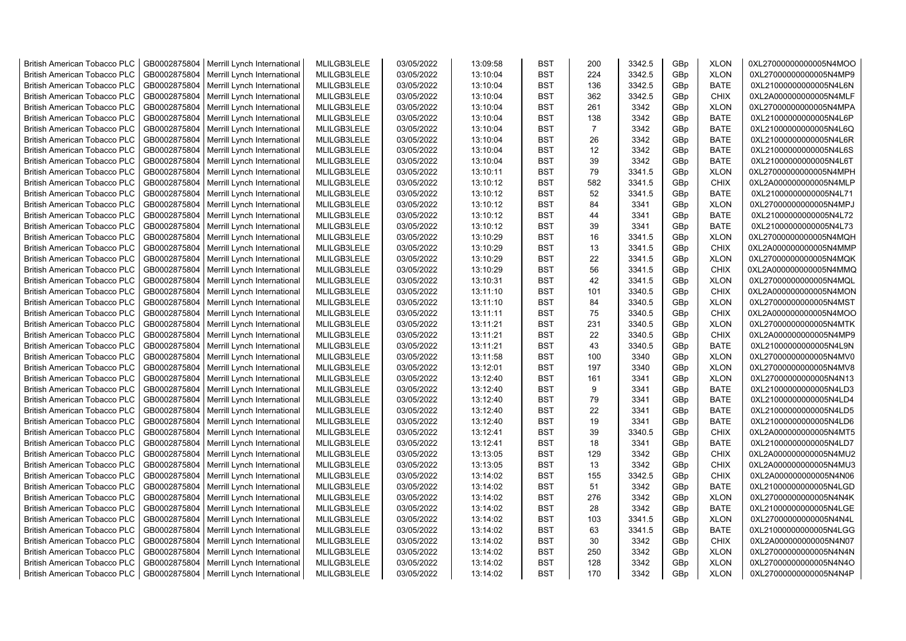| British American Tobacco PLC | GB0002875804 | Merrill Lynch International | MLILGB3LELE | 03/05/2022 | 13:09:58 | BST | 200 | 3342.5 | GBp | XLON | 0XL27000000000005N4MOO |
|---|---|---|---|---|---|---|---|---|---|---|---|
| British American Tobacco PLC | GB0002875804 | Merrill Lynch International | MLILGB3LELE | 03/05/2022 | 13:10:04 | BST | 224 | 3342.5 | GBp | XLON | 0XL27000000000005N4MP9 |
| British American Tobacco PLC | GB0002875804 | Merrill Lynch International | MLILGB3LELE | 03/05/2022 | 13:10:04 | BST | 136 | 3342.5 | GBp | BATE | 0XL21000000000005N4L6N |
| British American Tobacco PLC | GB0002875804 | Merrill Lynch International | MLILGB3LELE | 03/05/2022 | 13:10:04 | BST | 362 | 3342.5 | GBp | CHIX | 0XL2A000000000005N4MLF |
| British American Tobacco PLC | GB0002875804 | Merrill Lynch International | MLILGB3LELE | 03/05/2022 | 13:10:04 | BST | 261 | 3342 | GBp | XLON | 0XL27000000000005N4MPA |
| British American Tobacco PLC | GB0002875804 | Merrill Lynch International | MLILGB3LELE | 03/05/2022 | 13:10:04 | BST | 138 | 3342 | GBp | BATE | 0XL21000000000005N4L6P |
| British American Tobacco PLC | GB0002875804 | Merrill Lynch International | MLILGB3LELE | 03/05/2022 | 13:10:04 | BST | 7 | 3342 | GBp | BATE | 0XL21000000000005N4L6Q |
| British American Tobacco PLC | GB0002875804 | Merrill Lynch International | MLILGB3LELE | 03/05/2022 | 13:10:04 | BST | 26 | 3342 | GBp | BATE | 0XL21000000000005N4L6R |
| British American Tobacco PLC | GB0002875804 | Merrill Lynch International | MLILGB3LELE | 03/05/2022 | 13:10:04 | BST | 12 | 3342 | GBp | BATE | 0XL21000000000005N4L6S |
| British American Tobacco PLC | GB0002875804 | Merrill Lynch International | MLILGB3LELE | 03/05/2022 | 13:10:04 | BST | 39 | 3342 | GBp | BATE | 0XL21000000000005N4L6T |
| British American Tobacco PLC | GB0002875804 | Merrill Lynch International | MLILGB3LELE | 03/05/2022 | 13:10:11 | BST | 79 | 3341.5 | GBp | XLON | 0XL27000000000005N4MPH |
| British American Tobacco PLC | GB0002875804 | Merrill Lynch International | MLILGB3LELE | 03/05/2022 | 13:10:12 | BST | 582 | 3341.5 | GBp | CHIX | 0XL2A000000000005N4MLP |
| British American Tobacco PLC | GB0002875804 | Merrill Lynch International | MLILGB3LELE | 03/05/2022 | 13:10:12 | BST | 52 | 3341.5 | GBp | BATE | 0XL21000000000005N4L71 |
| British American Tobacco PLC | GB0002875804 | Merrill Lynch International | MLILGB3LELE | 03/05/2022 | 13:10:12 | BST | 84 | 3341 | GBp | XLON | 0XL27000000000005N4MPJ |
| British American Tobacco PLC | GB0002875804 | Merrill Lynch International | MLILGB3LELE | 03/05/2022 | 13:10:12 | BST | 44 | 3341 | GBp | BATE | 0XL21000000000005N4L72 |
| British American Tobacco PLC | GB0002875804 | Merrill Lynch International | MLILGB3LELE | 03/05/2022 | 13:10:12 | BST | 39 | 3341 | GBp | BATE | 0XL21000000000005N4L73 |
| British American Tobacco PLC | GB0002875804 | Merrill Lynch International | MLILGB3LELE | 03/05/2022 | 13:10:29 | BST | 16 | 3341.5 | GBp | XLON | 0XL27000000000005N4MQH |
| British American Tobacco PLC | GB0002875804 | Merrill Lynch International | MLILGB3LELE | 03/05/2022 | 13:10:29 | BST | 13 | 3341.5 | GBp | CHIX | 0XL2A000000000005N4MMP |
| British American Tobacco PLC | GB0002875804 | Merrill Lynch International | MLILGB3LELE | 03/05/2022 | 13:10:29 | BST | 22 | 3341.5 | GBp | XLON | 0XL27000000000005N4MQK |
| British American Tobacco PLC | GB0002875804 | Merrill Lynch International | MLILGB3LELE | 03/05/2022 | 13:10:29 | BST | 56 | 3341.5 | GBp | CHIX | 0XL2A000000000005N4MMQ |
| British American Tobacco PLC | GB0002875804 | Merrill Lynch International | MLILGB3LELE | 03/05/2022 | 13:10:31 | BST | 42 | 3341.5 | GBp | XLON | 0XL27000000000005N4MQL |
| British American Tobacco PLC | GB0002875804 | Merrill Lynch International | MLILGB3LELE | 03/05/2022 | 13:11:10 | BST | 101 | 3340.5 | GBp | CHIX | 0XL2A000000000005N4MON |
| British American Tobacco PLC | GB0002875804 | Merrill Lynch International | MLILGB3LELE | 03/05/2022 | 13:11:10 | BST | 84 | 3340.5 | GBp | XLON | 0XL27000000000005N4MST |
| British American Tobacco PLC | GB0002875804 | Merrill Lynch International | MLILGB3LELE | 03/05/2022 | 13:11:11 | BST | 75 | 3340.5 | GBp | CHIX | 0XL2A000000000005N4MOO |
| British American Tobacco PLC | GB0002875804 | Merrill Lynch International | MLILGB3LELE | 03/05/2022 | 13:11:21 | BST | 231 | 3340.5 | GBp | XLON | 0XL27000000000005N4MTK |
| British American Tobacco PLC | GB0002875804 | Merrill Lynch International | MLILGB3LELE | 03/05/2022 | 13:11:21 | BST | 22 | 3340.5 | GBp | CHIX | 0XL2A000000000005N4MP9 |
| British American Tobacco PLC | GB0002875804 | Merrill Lynch International | MLILGB3LELE | 03/05/2022 | 13:11:21 | BST | 43 | 3340.5 | GBp | BATE | 0XL21000000000005N4L9N |
| British American Tobacco PLC | GB0002875804 | Merrill Lynch International | MLILGB3LELE | 03/05/2022 | 13:11:58 | BST | 100 | 3340 | GBp | XLON | 0XL27000000000005N4MV0 |
| British American Tobacco PLC | GB0002875804 | Merrill Lynch International | MLILGB3LELE | 03/05/2022 | 13:12:01 | BST | 197 | 3340 | GBp | XLON | 0XL27000000000005N4MV8 |
| British American Tobacco PLC | GB0002875804 | Merrill Lynch International | MLILGB3LELE | 03/05/2022 | 13:12:40 | BST | 161 | 3341 | GBp | XLON | 0XL27000000000005N4N13 |
| British American Tobacco PLC | GB0002875804 | Merrill Lynch International | MLILGB3LELE | 03/05/2022 | 13:12:40 | BST | 9 | 3341 | GBp | BATE | 0XL21000000000005N4LD3 |
| British American Tobacco PLC | GB0002875804 | Merrill Lynch International | MLILGB3LELE | 03/05/2022 | 13:12:40 | BST | 79 | 3341 | GBp | BATE | 0XL21000000000005N4LD4 |
| British American Tobacco PLC | GB0002875804 | Merrill Lynch International | MLILGB3LELE | 03/05/2022 | 13:12:40 | BST | 22 | 3341 | GBp | BATE | 0XL21000000000005N4LD5 |
| British American Tobacco PLC | GB0002875804 | Merrill Lynch International | MLILGB3LELE | 03/05/2022 | 13:12:40 | BST | 19 | 3341 | GBp | BATE | 0XL21000000000005N4LD6 |
| British American Tobacco PLC | GB0002875804 | Merrill Lynch International | MLILGB3LELE | 03/05/2022 | 13:12:41 | BST | 39 | 3340.5 | GBp | CHIX | 0XL2A000000000005N4MT5 |
| British American Tobacco PLC | GB0002875804 | Merrill Lynch International | MLILGB3LELE | 03/05/2022 | 13:12:41 | BST | 18 | 3341 | GBp | BATE | 0XL21000000000005N4LD7 |
| British American Tobacco PLC | GB0002875804 | Merrill Lynch International | MLILGB3LELE | 03/05/2022 | 13:13:05 | BST | 129 | 3342 | GBp | CHIX | 0XL2A000000000005N4MU2 |
| British American Tobacco PLC | GB0002875804 | Merrill Lynch International | MLILGB3LELE | 03/05/2022 | 13:13:05 | BST | 13 | 3342 | GBp | CHIX | 0XL2A000000000005N4MU3 |
| British American Tobacco PLC | GB0002875804 | Merrill Lynch International | MLILGB3LELE | 03/05/2022 | 13:14:02 | BST | 155 | 3342.5 | GBp | CHIX | 0XL2A000000000005N4N06 |
| British American Tobacco PLC | GB0002875804 | Merrill Lynch International | MLILGB3LELE | 03/05/2022 | 13:14:02 | BST | 51 | 3342 | GBp | BATE | 0XL21000000000005N4LGD |
| British American Tobacco PLC | GB0002875804 | Merrill Lynch International | MLILGB3LELE | 03/05/2022 | 13:14:02 | BST | 276 | 3342 | GBp | XLON | 0XL27000000000005N4N4K |
| British American Tobacco PLC | GB0002875804 | Merrill Lynch International | MLILGB3LELE | 03/05/2022 | 13:14:02 | BST | 28 | 3342 | GBp | BATE | 0XL21000000000005N4LGE |
| British American Tobacco PLC | GB0002875804 | Merrill Lynch International | MLILGB3LELE | 03/05/2022 | 13:14:02 | BST | 103 | 3341.5 | GBp | XLON | 0XL27000000000005N4N4L |
| British American Tobacco PLC | GB0002875804 | Merrill Lynch International | MLILGB3LELE | 03/05/2022 | 13:14:02 | BST | 63 | 3341.5 | GBp | BATE | 0XL21000000000005N4LGG |
| British American Tobacco PLC | GB0002875804 | Merrill Lynch International | MLILGB3LELE | 03/05/2022 | 13:14:02 | BST | 30 | 3342 | GBp | CHIX | 0XL2A000000000005N4N07 |
| British American Tobacco PLC | GB0002875804 | Merrill Lynch International | MLILGB3LELE | 03/05/2022 | 13:14:02 | BST | 250 | 3342 | GBp | XLON | 0XL27000000000005N4N4N |
| British American Tobacco PLC | GB0002875804 | Merrill Lynch International | MLILGB3LELE | 03/05/2022 | 13:14:02 | BST | 128 | 3342 | GBp | XLON | 0XL27000000000005N4N4O |
| British American Tobacco PLC | GB0002875804 | Merrill Lynch International | MLILGB3LELE | 03/05/2022 | 13:14:02 | BST | 170 | 3342 | GBp | XLON | 0XL27000000000005N4N4P |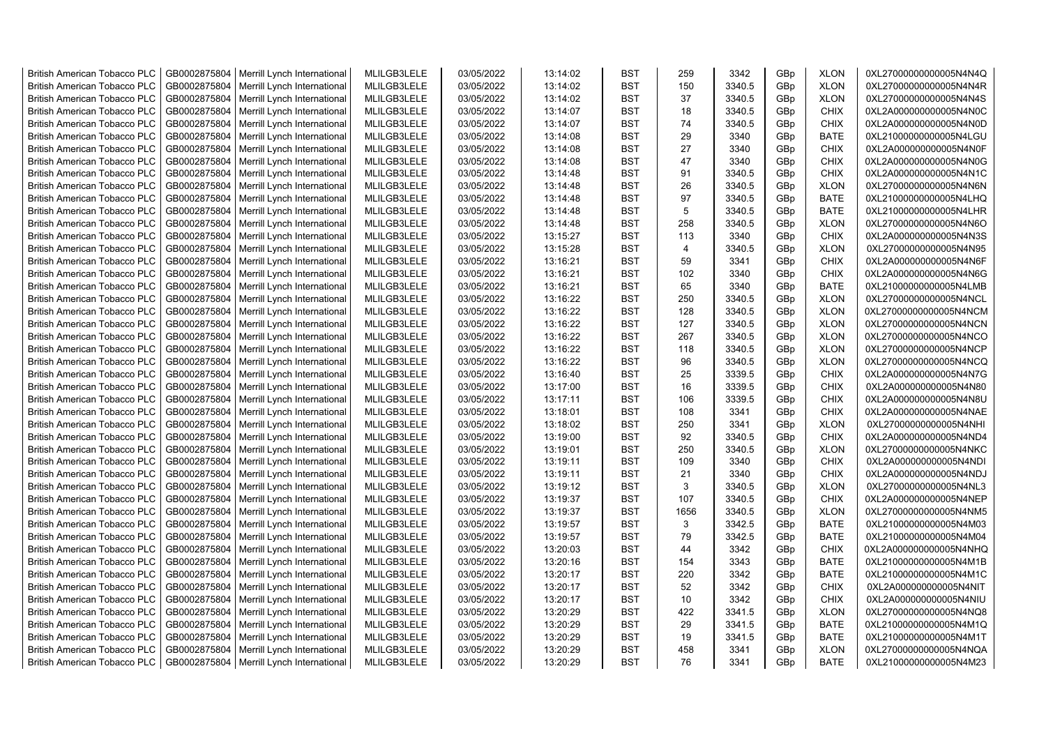| British American Tobacco PLC | GB0002875804 | Merrill Lynch International | MLILGB3LELE | 03/05/2022 | 13:14:02 | BST | 259 | 3342 | GBp | XLON | 0XL27000000000005N4N4Q |
|---|---|---|---|---|---|---|---|---|---|---|---|
| British American Tobacco PLC | GB0002875804 | Merrill Lynch International | MLILGB3LELE | 03/05/2022 | 13:14:02 | BST | 150 | 3340.5 | GBp | XLON | 0XL27000000000005N4N4R |
| British American Tobacco PLC | GB0002875804 | Merrill Lynch International | MLILGB3LELE | 03/05/2022 | 13:14:02 | BST | 37 | 3340.5 | GBp | XLON | 0XL27000000000005N4N4S |
| British American Tobacco PLC | GB0002875804 | Merrill Lynch International | MLILGB3LELE | 03/05/2022 | 13:14:07 | BST | 18 | 3340.5 | GBp | CHIX | 0XL2A000000000005N4N0C |
| British American Tobacco PLC | GB0002875804 | Merrill Lynch International | MLILGB3LELE | 03/05/2022 | 13:14:07 | BST | 74 | 3340.5 | GBp | CHIX | 0XL2A000000000005N4N0D |
| British American Tobacco PLC | GB0002875804 | Merrill Lynch International | MLILGB3LELE | 03/05/2022 | 13:14:08 | BST | 29 | 3340 | GBp | BATE | 0XL21000000000005N4LGU |
| British American Tobacco PLC | GB0002875804 | Merrill Lynch International | MLILGB3LELE | 03/05/2022 | 13:14:08 | BST | 27 | 3340 | GBp | CHIX | 0XL2A000000000005N4N0F |
| British American Tobacco PLC | GB0002875804 | Merrill Lynch International | MLILGB3LELE | 03/05/2022 | 13:14:08 | BST | 47 | 3340 | GBp | CHIX | 0XL2A000000000005N4N0G |
| British American Tobacco PLC | GB0002875804 | Merrill Lynch International | MLILGB3LELE | 03/05/2022 | 13:14:48 | BST | 91 | 3340.5 | GBp | CHIX | 0XL2A000000000005N4N1C |
| British American Tobacco PLC | GB0002875804 | Merrill Lynch International | MLILGB3LELE | 03/05/2022 | 13:14:48 | BST | 26 | 3340.5 | GBp | XLON | 0XL27000000000005N4N6N |
| British American Tobacco PLC | GB0002875804 | Merrill Lynch International | MLILGB3LELE | 03/05/2022 | 13:14:48 | BST | 97 | 3340.5 | GBp | BATE | 0XL21000000000005N4LHQ |
| British American Tobacco PLC | GB0002875804 | Merrill Lynch International | MLILGB3LELE | 03/05/2022 | 13:14:48 | BST | 5 | 3340.5 | GBp | BATE | 0XL21000000000005N4LHR |
| British American Tobacco PLC | GB0002875804 | Merrill Lynch International | MLILGB3LELE | 03/05/2022 | 13:14:48 | BST | 258 | 3340.5 | GBp | XLON | 0XL27000000000005N4N6O |
| British American Tobacco PLC | GB0002875804 | Merrill Lynch International | MLILGB3LELE | 03/05/2022 | 13:15:27 | BST | 113 | 3340 | GBp | CHIX | 0XL2A000000000005N4N3S |
| British American Tobacco PLC | GB0002875804 | Merrill Lynch International | MLILGB3LELE | 03/05/2022 | 13:15:28 | BST | 4 | 3340.5 | GBp | XLON | 0XL27000000000005N4N95 |
| British American Tobacco PLC | GB0002875804 | Merrill Lynch International | MLILGB3LELE | 03/05/2022 | 13:16:21 | BST | 59 | 3341 | GBp | CHIX | 0XL2A000000000005N4N6F |
| British American Tobacco PLC | GB0002875804 | Merrill Lynch International | MLILGB3LELE | 03/05/2022 | 13:16:21 | BST | 102 | 3340 | GBp | CHIX | 0XL2A000000000005N4N6G |
| British American Tobacco PLC | GB0002875804 | Merrill Lynch International | MLILGB3LELE | 03/05/2022 | 13:16:21 | BST | 65 | 3340 | GBp | BATE | 0XL21000000000005N4LMB |
| British American Tobacco PLC | GB0002875804 | Merrill Lynch International | MLILGB3LELE | 03/05/2022 | 13:16:22 | BST | 250 | 3340.5 | GBp | XLON | 0XL27000000000005N4NCL |
| British American Tobacco PLC | GB0002875804 | Merrill Lynch International | MLILGB3LELE | 03/05/2022 | 13:16:22 | BST | 128 | 3340.5 | GBp | XLON | 0XL27000000000005N4NCM |
| British American Tobacco PLC | GB0002875804 | Merrill Lynch International | MLILGB3LELE | 03/05/2022 | 13:16:22 | BST | 127 | 3340.5 | GBp | XLON | 0XL27000000000005N4NCN |
| British American Tobacco PLC | GB0002875804 | Merrill Lynch International | MLILGB3LELE | 03/05/2022 | 13:16:22 | BST | 267 | 3340.5 | GBp | XLON | 0XL27000000000005N4NCO |
| British American Tobacco PLC | GB0002875804 | Merrill Lynch International | MLILGB3LELE | 03/05/2022 | 13:16:22 | BST | 118 | 3340.5 | GBp | XLON | 0XL27000000000005N4NCP |
| British American Tobacco PLC | GB0002875804 | Merrill Lynch International | MLILGB3LELE | 03/05/2022 | 13:16:22 | BST | 96 | 3340.5 | GBp | XLON | 0XL27000000000005N4NCQ |
| British American Tobacco PLC | GB0002875804 | Merrill Lynch International | MLILGB3LELE | 03/05/2022 | 13:16:40 | BST | 25 | 3339.5 | GBp | CHIX | 0XL2A000000000005N4N7G |
| British American Tobacco PLC | GB0002875804 | Merrill Lynch International | MLILGB3LELE | 03/05/2022 | 13:17:00 | BST | 16 | 3339.5 | GBp | CHIX | 0XL2A000000000005N4N80 |
| British American Tobacco PLC | GB0002875804 | Merrill Lynch International | MLILGB3LELE | 03/05/2022 | 13:17:11 | BST | 106 | 3339.5 | GBp | CHIX | 0XL2A000000000005N4N8U |
| British American Tobacco PLC | GB0002875804 | Merrill Lynch International | MLILGB3LELE | 03/05/2022 | 13:18:01 | BST | 108 | 3341 | GBp | CHIX | 0XL2A000000000005N4NAE |
| British American Tobacco PLC | GB0002875804 | Merrill Lynch International | MLILGB3LELE | 03/05/2022 | 13:18:02 | BST | 250 | 3341 | GBp | XLON | 0XL27000000000005N4NHI |
| British American Tobacco PLC | GB0002875804 | Merrill Lynch International | MLILGB3LELE | 03/05/2022 | 13:19:00 | BST | 92 | 3340.5 | GBp | CHIX | 0XL2A000000000005N4ND4 |
| British American Tobacco PLC | GB0002875804 | Merrill Lynch International | MLILGB3LELE | 03/05/2022 | 13:19:01 | BST | 250 | 3340.5 | GBp | XLON | 0XL27000000000005N4NKC |
| British American Tobacco PLC | GB0002875804 | Merrill Lynch International | MLILGB3LELE | 03/05/2022 | 13:19:11 | BST | 109 | 3340 | GBp | CHIX | 0XL2A000000000005N4NDI |
| British American Tobacco PLC | GB0002875804 | Merrill Lynch International | MLILGB3LELE | 03/05/2022 | 13:19:11 | BST | 21 | 3340 | GBp | CHIX | 0XL2A000000000005N4NDJ |
| British American Tobacco PLC | GB0002875804 | Merrill Lynch International | MLILGB3LELE | 03/05/2022 | 13:19:12 | BST | 3 | 3340.5 | GBp | XLON | 0XL27000000000005N4NL3 |
| British American Tobacco PLC | GB0002875804 | Merrill Lynch International | MLILGB3LELE | 03/05/2022 | 13:19:37 | BST | 107 | 3340.5 | GBp | CHIX | 0XL2A000000000005N4NEP |
| British American Tobacco PLC | GB0002875804 | Merrill Lynch International | MLILGB3LELE | 03/05/2022 | 13:19:37 | BST | 1656 | 3340.5 | GBp | XLON | 0XL27000000000005N4NM5 |
| British American Tobacco PLC | GB0002875804 | Merrill Lynch International | MLILGB3LELE | 03/05/2022 | 13:19:57 | BST | 3 | 3342.5 | GBp | BATE | 0XL21000000000005N4M03 |
| British American Tobacco PLC | GB0002875804 | Merrill Lynch International | MLILGB3LELE | 03/05/2022 | 13:19:57 | BST | 79 | 3342.5 | GBp | BATE | 0XL21000000000005N4M04 |
| British American Tobacco PLC | GB0002875804 | Merrill Lynch International | MLILGB3LELE | 03/05/2022 | 13:20:03 | BST | 44 | 3342 | GBp | CHIX | 0XL2A000000000005N4NHQ |
| British American Tobacco PLC | GB0002875804 | Merrill Lynch International | MLILGB3LELE | 03/05/2022 | 13:20:16 | BST | 154 | 3343 | GBp | BATE | 0XL21000000000005N4M1B |
| British American Tobacco PLC | GB0002875804 | Merrill Lynch International | MLILGB3LELE | 03/05/2022 | 13:20:17 | BST | 220 | 3342 | GBp | BATE | 0XL21000000000005N4M1C |
| British American Tobacco PLC | GB0002875804 | Merrill Lynch International | MLILGB3LELE | 03/05/2022 | 13:20:17 | BST | 52 | 3342 | GBp | CHIX | 0XL2A000000000005N4NIT |
| British American Tobacco PLC | GB0002875804 | Merrill Lynch International | MLILGB3LELE | 03/05/2022 | 13:20:17 | BST | 10 | 3342 | GBp | CHIX | 0XL2A000000000005N4NIU |
| British American Tobacco PLC | GB0002875804 | Merrill Lynch International | MLILGB3LELE | 03/05/2022 | 13:20:29 | BST | 422 | 3341.5 | GBp | XLON | 0XL27000000000005N4NQ8 |
| British American Tobacco PLC | GB0002875804 | Merrill Lynch International | MLILGB3LELE | 03/05/2022 | 13:20:29 | BST | 29 | 3341.5 | GBp | BATE | 0XL21000000000005N4M1Q |
| British American Tobacco PLC | GB0002875804 | Merrill Lynch International | MLILGB3LELE | 03/05/2022 | 13:20:29 | BST | 19 | 3341.5 | GBp | BATE | 0XL21000000000005N4M1T |
| British American Tobacco PLC | GB0002875804 | Merrill Lynch International | MLILGB3LELE | 03/05/2022 | 13:20:29 | BST | 458 | 3341 | GBp | XLON | 0XL27000000000005N4NQA |
| British American Tobacco PLC | GB0002875804 | Merrill Lynch International | MLILGB3LELE | 03/05/2022 | 13:20:29 | BST | 76 | 3341 | GBp | BATE | 0XL21000000000005N4M23 |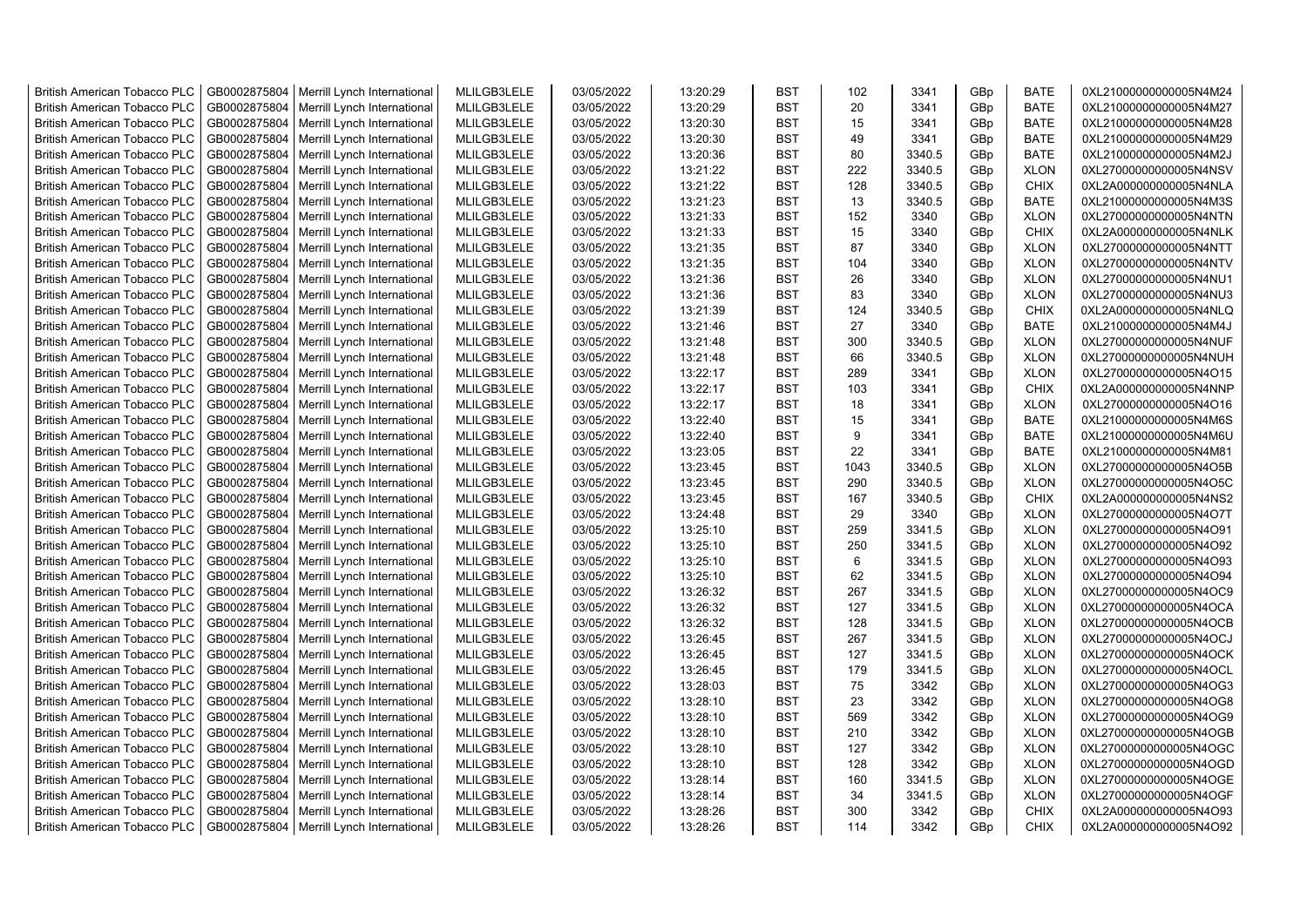| British American Tobacco PLC | GB0002875804 | Merrill Lynch International | MLILGB3LELE | 03/05/2022 | 13:20:29 | BST | 102 | 3341 | GBp | BATE | 0XL21000000000005N4M24 |
|---|---|---|---|---|---|---|---|---|---|---|---|
| British American Tobacco PLC | GB0002875804 | Merrill Lynch International | MLILGB3LELE | 03/05/2022 | 13:20:29 | BST | 20 | 3341 | GBp | BATE | 0XL21000000000005N4M27 |
| British American Tobacco PLC | GB0002875804 | Merrill Lynch International | MLILGB3LELE | 03/05/2022 | 13:20:30 | BST | 15 | 3341 | GBp | BATE | 0XL21000000000005N4M28 |
| British American Tobacco PLC | GB0002875804 | Merrill Lynch International | MLILGB3LELE | 03/05/2022 | 13:20:30 | BST | 49 | 3341 | GBp | BATE | 0XL21000000000005N4M29 |
| British American Tobacco PLC | GB0002875804 | Merrill Lynch International | MLILGB3LELE | 03/05/2022 | 13:20:36 | BST | 80 | 3340.5 | GBp | BATE | 0XL21000000000005N4M2J |
| British American Tobacco PLC | GB0002875804 | Merrill Lynch International | MLILGB3LELE | 03/05/2022 | 13:21:22 | BST | 222 | 3340.5 | GBp | XLON | 0XL27000000000005N4NSV |
| British American Tobacco PLC | GB0002875804 | Merrill Lynch International | MLILGB3LELE | 03/05/2022 | 13:21:22 | BST | 128 | 3340.5 | GBp | CHIX | 0XL2A000000000005N4NLA |
| British American Tobacco PLC | GB0002875804 | Merrill Lynch International | MLILGB3LELE | 03/05/2022 | 13:21:23 | BST | 13 | 3340.5 | GBp | BATE | 0XL21000000000005N4M3S |
| British American Tobacco PLC | GB0002875804 | Merrill Lynch International | MLILGB3LELE | 03/05/2022 | 13:21:33 | BST | 152 | 3340 | GBp | XLON | 0XL27000000000005N4NTN |
| British American Tobacco PLC | GB0002875804 | Merrill Lynch International | MLILGB3LELE | 03/05/2022 | 13:21:33 | BST | 15 | 3340 | GBp | CHIX | 0XL2A000000000005N4NLK |
| British American Tobacco PLC | GB0002875804 | Merrill Lynch International | MLILGB3LELE | 03/05/2022 | 13:21:35 | BST | 87 | 3340 | GBp | XLON | 0XL27000000000005N4NTT |
| British American Tobacco PLC | GB0002875804 | Merrill Lynch International | MLILGB3LELE | 03/05/2022 | 13:21:35 | BST | 104 | 3340 | GBp | XLON | 0XL27000000000005N4NTV |
| British American Tobacco PLC | GB0002875804 | Merrill Lynch International | MLILGB3LELE | 03/05/2022 | 13:21:36 | BST | 26 | 3340 | GBp | XLON | 0XL27000000000005N4NU1 |
| British American Tobacco PLC | GB0002875804 | Merrill Lynch International | MLILGB3LELE | 03/05/2022 | 13:21:36 | BST | 83 | 3340 | GBp | XLON | 0XL27000000000005N4NU3 |
| British American Tobacco PLC | GB0002875804 | Merrill Lynch International | MLILGB3LELE | 03/05/2022 | 13:21:39 | BST | 124 | 3340.5 | GBp | CHIX | 0XL2A000000000005N4NLQ |
| British American Tobacco PLC | GB0002875804 | Merrill Lynch International | MLILGB3LELE | 03/05/2022 | 13:21:46 | BST | 27 | 3340 | GBp | BATE | 0XL21000000000005N4M4J |
| British American Tobacco PLC | GB0002875804 | Merrill Lynch International | MLILGB3LELE | 03/05/2022 | 13:21:48 | BST | 300 | 3340.5 | GBp | XLON | 0XL27000000000005N4NUF |
| British American Tobacco PLC | GB0002875804 | Merrill Lynch International | MLILGB3LELE | 03/05/2022 | 13:21:48 | BST | 66 | 3340.5 | GBp | XLON | 0XL27000000000005N4NUH |
| British American Tobacco PLC | GB0002875804 | Merrill Lynch International | MLILGB3LELE | 03/05/2022 | 13:22:17 | BST | 289 | 3341 | GBp | XLON | 0XL27000000000005N4O15 |
| British American Tobacco PLC | GB0002875804 | Merrill Lynch International | MLILGB3LELE | 03/05/2022 | 13:22:17 | BST | 103 | 3341 | GBp | CHIX | 0XL2A000000000005N4NNP |
| British American Tobacco PLC | GB0002875804 | Merrill Lynch International | MLILGB3LELE | 03/05/2022 | 13:22:17 | BST | 18 | 3341 | GBp | XLON | 0XL27000000000005N4O16 |
| British American Tobacco PLC | GB0002875804 | Merrill Lynch International | MLILGB3LELE | 03/05/2022 | 13:22:40 | BST | 15 | 3341 | GBp | BATE | 0XL21000000000005N4M6S |
| British American Tobacco PLC | GB0002875804 | Merrill Lynch International | MLILGB3LELE | 03/05/2022 | 13:22:40 | BST | 9 | 3341 | GBp | BATE | 0XL21000000000005N4M6U |
| British American Tobacco PLC | GB0002875804 | Merrill Lynch International | MLILGB3LELE | 03/05/2022 | 13:23:05 | BST | 22 | 3341 | GBp | BATE | 0XL21000000000005N4M81 |
| British American Tobacco PLC | GB0002875804 | Merrill Lynch International | MLILGB3LELE | 03/05/2022 | 13:23:45 | BST | 1043 | 3340.5 | GBp | XLON | 0XL27000000000005N4O5B |
| British American Tobacco PLC | GB0002875804 | Merrill Lynch International | MLILGB3LELE | 03/05/2022 | 13:23:45 | BST | 290 | 3340.5 | GBp | XLON | 0XL27000000000005N4O5C |
| British American Tobacco PLC | GB0002875804 | Merrill Lynch International | MLILGB3LELE | 03/05/2022 | 13:23:45 | BST | 167 | 3340.5 | GBp | CHIX | 0XL2A000000000005N4NS2 |
| British American Tobacco PLC | GB0002875804 | Merrill Lynch International | MLILGB3LELE | 03/05/2022 | 13:24:48 | BST | 29 | 3340 | GBp | XLON | 0XL27000000000005N4O7T |
| British American Tobacco PLC | GB0002875804 | Merrill Lynch International | MLILGB3LELE | 03/05/2022 | 13:25:10 | BST | 259 | 3341.5 | GBp | XLON | 0XL27000000000005N4O91 |
| British American Tobacco PLC | GB0002875804 | Merrill Lynch International | MLILGB3LELE | 03/05/2022 | 13:25:10 | BST | 250 | 3341.5 | GBp | XLON | 0XL27000000000005N4O92 |
| British American Tobacco PLC | GB0002875804 | Merrill Lynch International | MLILGB3LELE | 03/05/2022 | 13:25:10 | BST | 6 | 3341.5 | GBp | XLON | 0XL27000000000005N4O93 |
| British American Tobacco PLC | GB0002875804 | Merrill Lynch International | MLILGB3LELE | 03/05/2022 | 13:25:10 | BST | 62 | 3341.5 | GBp | XLON | 0XL27000000000005N4O94 |
| British American Tobacco PLC | GB0002875804 | Merrill Lynch International | MLILGB3LELE | 03/05/2022 | 13:26:32 | BST | 267 | 3341.5 | GBp | XLON | 0XL27000000000005N4OC9 |
| British American Tobacco PLC | GB0002875804 | Merrill Lynch International | MLILGB3LELE | 03/05/2022 | 13:26:32 | BST | 127 | 3341.5 | GBp | XLON | 0XL27000000000005N4OCA |
| British American Tobacco PLC | GB0002875804 | Merrill Lynch International | MLILGB3LELE | 03/05/2022 | 13:26:32 | BST | 128 | 3341.5 | GBp | XLON | 0XL27000000000005N4OCB |
| British American Tobacco PLC | GB0002875804 | Merrill Lynch International | MLILGB3LELE | 03/05/2022 | 13:26:45 | BST | 267 | 3341.5 | GBp | XLON | 0XL27000000000005N4OCJ |
| British American Tobacco PLC | GB0002875804 | Merrill Lynch International | MLILGB3LELE | 03/05/2022 | 13:26:45 | BST | 127 | 3341.5 | GBp | XLON | 0XL27000000000005N4OCK |
| British American Tobacco PLC | GB0002875804 | Merrill Lynch International | MLILGB3LELE | 03/05/2022 | 13:26:45 | BST | 179 | 3341.5 | GBp | XLON | 0XL27000000000005N4OCL |
| British American Tobacco PLC | GB0002875804 | Merrill Lynch International | MLILGB3LELE | 03/05/2022 | 13:28:03 | BST | 75 | 3342 | GBp | XLON | 0XL27000000000005N4OG3 |
| British American Tobacco PLC | GB0002875804 | Merrill Lynch International | MLILGB3LELE | 03/05/2022 | 13:28:10 | BST | 23 | 3342 | GBp | XLON | 0XL27000000000005N4OG8 |
| British American Tobacco PLC | GB0002875804 | Merrill Lynch International | MLILGB3LELE | 03/05/2022 | 13:28:10 | BST | 569 | 3342 | GBp | XLON | 0XL27000000000005N4OG9 |
| British American Tobacco PLC | GB0002875804 | Merrill Lynch International | MLILGB3LELE | 03/05/2022 | 13:28:10 | BST | 210 | 3342 | GBp | XLON | 0XL27000000000005N4OGB |
| British American Tobacco PLC | GB0002875804 | Merrill Lynch International | MLILGB3LELE | 03/05/2022 | 13:28:10 | BST | 127 | 3342 | GBp | XLON | 0XL27000000000005N4OGC |
| British American Tobacco PLC | GB0002875804 | Merrill Lynch International | MLILGB3LELE | 03/05/2022 | 13:28:10 | BST | 128 | 3342 | GBp | XLON | 0XL27000000000005N4OGD |
| British American Tobacco PLC | GB0002875804 | Merrill Lynch International | MLILGB3LELE | 03/05/2022 | 13:28:14 | BST | 160 | 3341.5 | GBp | XLON | 0XL27000000000005N4OGE |
| British American Tobacco PLC | GB0002875804 | Merrill Lynch International | MLILGB3LELE | 03/05/2022 | 13:28:14 | BST | 34 | 3341.5 | GBp | XLON | 0XL27000000000005N4OGF |
| British American Tobacco PLC | GB0002875804 | Merrill Lynch International | MLILGB3LELE | 03/05/2022 | 13:28:26 | BST | 300 | 3342 | GBp | CHIX | 0XL2A000000000005N4O93 |
| British American Tobacco PLC | GB0002875804 | Merrill Lynch International | MLILGB3LELE | 03/05/2022 | 13:28:26 | BST | 114 | 3342 | GBp | CHIX | 0XL2A000000000005N4O92 |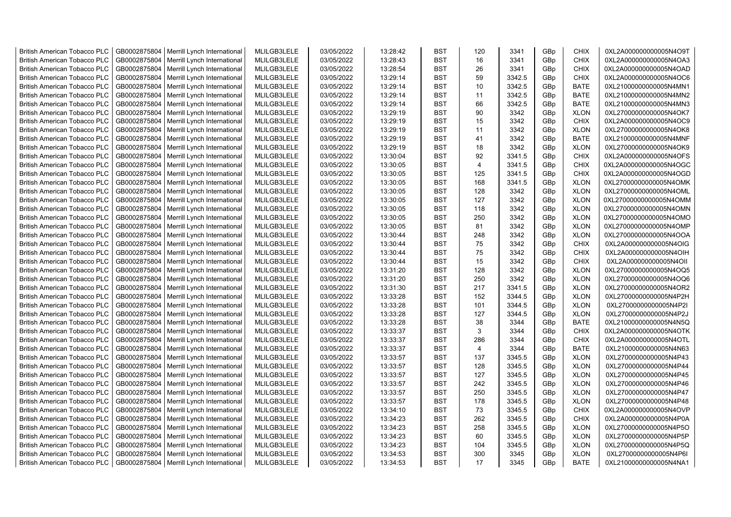| British American Tobacco PLC | GB0002875804 | Merrill Lynch International | MLILGB3LELE | 03/05/2022 | 13:28:42 | BST | 120 | 3341 | GBp | CHIX | 0XL2A000000000005N4O9T |
|---|---|---|---|---|---|---|---|---|---|---|---|
| British American Tobacco PLC | GB0002875804 | Merrill Lynch International | MLILGB3LELE | 03/05/2022 | 13:28:43 | BST | 16 | 3341 | GBp | CHIX | 0XL2A000000000005N4OA3 |
| British American Tobacco PLC | GB0002875804 | Merrill Lynch International | MLILGB3LELE | 03/05/2022 | 13:28:54 | BST | 26 | 3341 | GBp | CHIX | 0XL2A000000000005N4OAD |
| British American Tobacco PLC | GB0002875804 | Merrill Lynch International | MLILGB3LELE | 03/05/2022 | 13:29:14 | BST | 59 | 3342.5 | GBp | CHIX | 0XL2A000000000005N4OC6 |
| British American Tobacco PLC | GB0002875804 | Merrill Lynch International | MLILGB3LELE | 03/05/2022 | 13:29:14 | BST | 10 | 3342.5 | GBp | BATE | 0XL21000000000005N4MN1 |
| British American Tobacco PLC | GB0002875804 | Merrill Lynch International | MLILGB3LELE | 03/05/2022 | 13:29:14 | BST | 11 | 3342.5 | GBp | BATE | 0XL21000000000005N4MN2 |
| British American Tobacco PLC | GB0002875804 | Merrill Lynch International | MLILGB3LELE | 03/05/2022 | 13:29:14 | BST | 66 | 3342.5 | GBp | BATE | 0XL21000000000005N4MN3 |
| British American Tobacco PLC | GB0002875804 | Merrill Lynch International | MLILGB3LELE | 03/05/2022 | 13:29:19 | BST | 90 | 3342 | GBp | XLON | 0XL27000000000005N4OK7 |
| British American Tobacco PLC | GB0002875804 | Merrill Lynch International | MLILGB3LELE | 03/05/2022 | 13:29:19 | BST | 15 | 3342 | GBp | CHIX | 0XL2A000000000005N4OC9 |
| British American Tobacco PLC | GB0002875804 | Merrill Lynch International | MLILGB3LELE | 03/05/2022 | 13:29:19 | BST | 11 | 3342 | GBp | XLON | 0XL27000000000005N4OK8 |
| British American Tobacco PLC | GB0002875804 | Merrill Lynch International | MLILGB3LELE | 03/05/2022 | 13:29:19 | BST | 41 | 3342 | GBp | BATE | 0XL21000000000005N4MNF |
| British American Tobacco PLC | GB0002875804 | Merrill Lynch International | MLILGB3LELE | 03/05/2022 | 13:29:19 | BST | 18 | 3342 | GBp | XLON | 0XL27000000000005N4OK9 |
| British American Tobacco PLC | GB0002875804 | Merrill Lynch International | MLILGB3LELE | 03/05/2022 | 13:30:04 | BST | 92 | 3341.5 | GBp | CHIX | 0XL2A000000000005N4OFS |
| British American Tobacco PLC | GB0002875804 | Merrill Lynch International | MLILGB3LELE | 03/05/2022 | 13:30:05 | BST | 4 | 3341.5 | GBp | CHIX | 0XL2A000000000005N4OGC |
| British American Tobacco PLC | GB0002875804 | Merrill Lynch International | MLILGB3LELE | 03/05/2022 | 13:30:05 | BST | 125 | 3341.5 | GBp | CHIX | 0XL2A000000000005N4OGD |
| British American Tobacco PLC | GB0002875804 | Merrill Lynch International | MLILGB3LELE | 03/05/2022 | 13:30:05 | BST | 168 | 3341.5 | GBp | XLON | 0XL27000000000005N4OMK |
| British American Tobacco PLC | GB0002875804 | Merrill Lynch International | MLILGB3LELE | 03/05/2022 | 13:30:05 | BST | 128 | 3342 | GBp | XLON | 0XL27000000000005N4OML |
| British American Tobacco PLC | GB0002875804 | Merrill Lynch International | MLILGB3LELE | 03/05/2022 | 13:30:05 | BST | 127 | 3342 | GBp | XLON | 0XL27000000000005N4OMM |
| British American Tobacco PLC | GB0002875804 | Merrill Lynch International | MLILGB3LELE | 03/05/2022 | 13:30:05 | BST | 118 | 3342 | GBp | XLON | 0XL27000000000005N4OMN |
| British American Tobacco PLC | GB0002875804 | Merrill Lynch International | MLILGB3LELE | 03/05/2022 | 13:30:05 | BST | 250 | 3342 | GBp | XLON | 0XL27000000000005N4OMO |
| British American Tobacco PLC | GB0002875804 | Merrill Lynch International | MLILGB3LELE | 03/05/2022 | 13:30:05 | BST | 81 | 3342 | GBp | XLON | 0XL27000000000005N4OMP |
| British American Tobacco PLC | GB0002875804 | Merrill Lynch International | MLILGB3LELE | 03/05/2022 | 13:30:44 | BST | 248 | 3342 | GBp | XLON | 0XL27000000000005N4OOA |
| British American Tobacco PLC | GB0002875804 | Merrill Lynch International | MLILGB3LELE | 03/05/2022 | 13:30:44 | BST | 75 | 3342 | GBp | CHIX | 0XL2A000000000005N4OIG |
| British American Tobacco PLC | GB0002875804 | Merrill Lynch International | MLILGB3LELE | 03/05/2022 | 13:30:44 | BST | 75 | 3342 | GBp | CHIX | 0XL2A000000000005N4OIH |
| British American Tobacco PLC | GB0002875804 | Merrill Lynch International | MLILGB3LELE | 03/05/2022 | 13:30:44 | BST | 15 | 3342 | GBp | CHIX | 0XL2A000000000005N4OII |
| British American Tobacco PLC | GB0002875804 | Merrill Lynch International | MLILGB3LELE | 03/05/2022 | 13:31:20 | BST | 128 | 3342 | GBp | XLON | 0XL27000000000005N4OQ5 |
| British American Tobacco PLC | GB0002875804 | Merrill Lynch International | MLILGB3LELE | 03/05/2022 | 13:31:20 | BST | 250 | 3342 | GBp | XLON | 0XL27000000000005N4OQ6 |
| British American Tobacco PLC | GB0002875804 | Merrill Lynch International | MLILGB3LELE | 03/05/2022 | 13:31:30 | BST | 217 | 3341.5 | GBp | XLON | 0XL27000000000005N4OR2 |
| British American Tobacco PLC | GB0002875804 | Merrill Lynch International | MLILGB3LELE | 03/05/2022 | 13:33:28 | BST | 152 | 3344.5 | GBp | XLON | 0XL27000000000005N4P2H |
| British American Tobacco PLC | GB0002875804 | Merrill Lynch International | MLILGB3LELE | 03/05/2022 | 13:33:28 | BST | 101 | 3344.5 | GBp | XLON | 0XL27000000000005N4P2I |
| British American Tobacco PLC | GB0002875804 | Merrill Lynch International | MLILGB3LELE | 03/05/2022 | 13:33:28 | BST | 127 | 3344.5 | GBp | XLON | 0XL27000000000005N4P2J |
| British American Tobacco PLC | GB0002875804 | Merrill Lynch International | MLILGB3LELE | 03/05/2022 | 13:33:28 | BST | 38 | 3344 | GBp | BATE | 0XL21000000000005N4N5Q |
| British American Tobacco PLC | GB0002875804 | Merrill Lynch International | MLILGB3LELE | 03/05/2022 | 13:33:37 | BST | 3 | 3344 | GBp | CHIX | 0XL2A000000000005N4OTK |
| British American Tobacco PLC | GB0002875804 | Merrill Lynch International | MLILGB3LELE | 03/05/2022 | 13:33:37 | BST | 286 | 3344 | GBp | CHIX | 0XL2A000000000005N4OTL |
| British American Tobacco PLC | GB0002875804 | Merrill Lynch International | MLILGB3LELE | 03/05/2022 | 13:33:37 | BST | 4 | 3344 | GBp | BATE | 0XL21000000000005N4N63 |
| British American Tobacco PLC | GB0002875804 | Merrill Lynch International | MLILGB3LELE | 03/05/2022 | 13:33:57 | BST | 137 | 3345.5 | GBp | XLON | 0XL27000000000005N4P43 |
| British American Tobacco PLC | GB0002875804 | Merrill Lynch International | MLILGB3LELE | 03/05/2022 | 13:33:57 | BST | 128 | 3345.5 | GBp | XLON | 0XL27000000000005N4P44 |
| British American Tobacco PLC | GB0002875804 | Merrill Lynch International | MLILGB3LELE | 03/05/2022 | 13:33:57 | BST | 127 | 3345.5 | GBp | XLON | 0XL27000000000005N4P45 |
| British American Tobacco PLC | GB0002875804 | Merrill Lynch International | MLILGB3LELE | 03/05/2022 | 13:33:57 | BST | 242 | 3345.5 | GBp | XLON | 0XL27000000000005N4P46 |
| British American Tobacco PLC | GB0002875804 | Merrill Lynch International | MLILGB3LELE | 03/05/2022 | 13:33:57 | BST | 250 | 3345.5 | GBp | XLON | 0XL27000000000005N4P47 |
| British American Tobacco PLC | GB0002875804 | Merrill Lynch International | MLILGB3LELE | 03/05/2022 | 13:33:57 | BST | 178 | 3345.5 | GBp | XLON | 0XL27000000000005N4P48 |
| British American Tobacco PLC | GB0002875804 | Merrill Lynch International | MLILGB3LELE | 03/05/2022 | 13:34:10 | BST | 73 | 3345.5 | GBp | CHIX | 0XL2A000000000005N4OVP |
| British American Tobacco PLC | GB0002875804 | Merrill Lynch International | MLILGB3LELE | 03/05/2022 | 13:34:23 | BST | 262 | 3345.5 | GBp | CHIX | 0XL2A000000000005N4P0A |
| British American Tobacco PLC | GB0002875804 | Merrill Lynch International | MLILGB3LELE | 03/05/2022 | 13:34:23 | BST | 258 | 3345.5 | GBp | XLON | 0XL27000000000005N4P5O |
| British American Tobacco PLC | GB0002875804 | Merrill Lynch International | MLILGB3LELE | 03/05/2022 | 13:34:23 | BST | 60 | 3345.5 | GBp | XLON | 0XL27000000000005N4P5P |
| British American Tobacco PLC | GB0002875804 | Merrill Lynch International | MLILGB3LELE | 03/05/2022 | 13:34:23 | BST | 104 | 3345.5 | GBp | XLON | 0XL27000000000005N4P5Q |
| British American Tobacco PLC | GB0002875804 | Merrill Lynch International | MLILGB3LELE | 03/05/2022 | 13:34:53 | BST | 300 | 3345 | GBp | XLON | 0XL27000000000005N4P6I |
| British American Tobacco PLC | GB0002875804 | Merrill Lynch International | MLILGB3LELE | 03/05/2022 | 13:34:53 | BST | 17 | 3345 | GBp | BATE | 0XL21000000000005N4NA1 |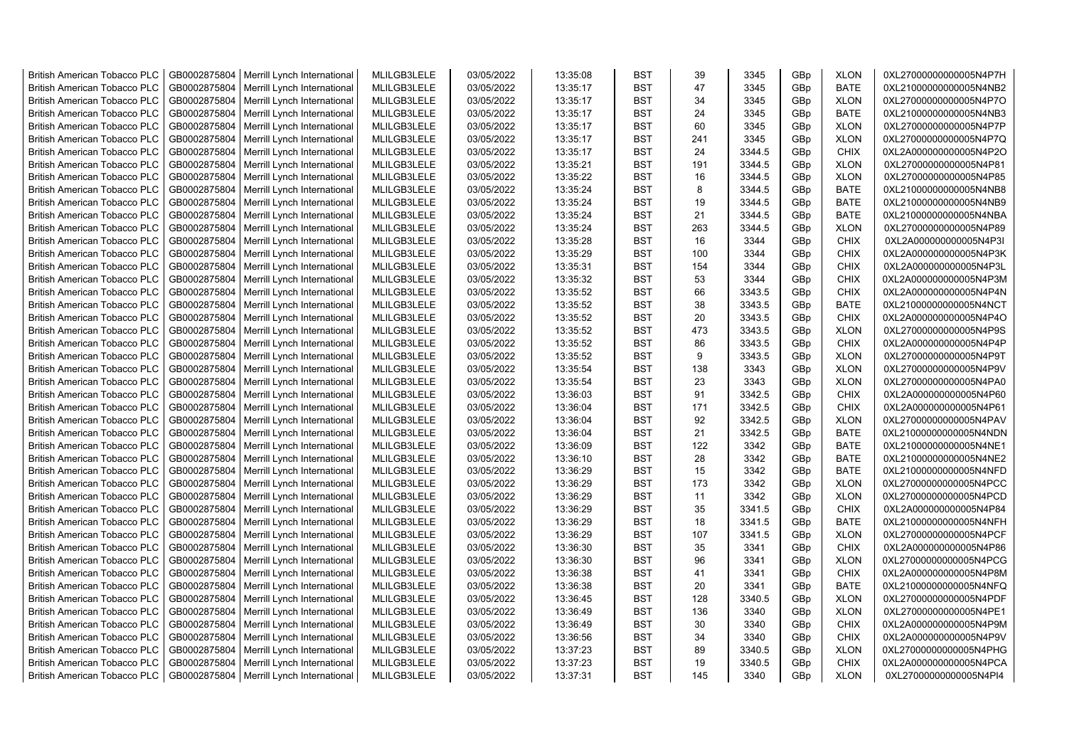| British American Tobacco PLC | GB0002875804 | Merrill Lynch International | MLILGB3LELE | 03/05/2022 | 13:35:08 | BST | 39 | 3345 | GBp | XLON | 0XL27000000000005N4P7H |
|---|---|---|---|---|---|---|---|---|---|---|---|
| British American Tobacco PLC | GB0002875804 | Merrill Lynch International | MLILGB3LELE | 03/05/2022 | 13:35:17 | BST | 47 | 3345 | GBp | BATE | 0XL21000000000005N4NB2 |
| British American Tobacco PLC | GB0002875804 | Merrill Lynch International | MLILGB3LELE | 03/05/2022 | 13:35:17 | BST | 34 | 3345 | GBp | XLON | 0XL27000000000005N4P7O |
| British American Tobacco PLC | GB0002875804 | Merrill Lynch International | MLILGB3LELE | 03/05/2022 | 13:35:17 | BST | 24 | 3345 | GBp | BATE | 0XL21000000000005N4NB3 |
| British American Tobacco PLC | GB0002875804 | Merrill Lynch International | MLILGB3LELE | 03/05/2022 | 13:35:17 | BST | 60 | 3345 | GBp | XLON | 0XL27000000000005N4P7P |
| British American Tobacco PLC | GB0002875804 | Merrill Lynch International | MLILGB3LELE | 03/05/2022 | 13:35:17 | BST | 241 | 3345 | GBp | XLON | 0XL27000000000005N4P7Q |
| British American Tobacco PLC | GB0002875804 | Merrill Lynch International | MLILGB3LELE | 03/05/2022 | 13:35:17 | BST | 24 | 3344.5 | GBp | CHIX | 0XL2A000000000005N4P2O |
| British American Tobacco PLC | GB0002875804 | Merrill Lynch International | MLILGB3LELE | 03/05/2022 | 13:35:21 | BST | 191 | 3344.5 | GBp | XLON | 0XL27000000000005N4P81 |
| British American Tobacco PLC | GB0002875804 | Merrill Lynch International | MLILGB3LELE | 03/05/2022 | 13:35:22 | BST | 16 | 3344.5 | GBp | XLON | 0XL27000000000005N4P85 |
| British American Tobacco PLC | GB0002875804 | Merrill Lynch International | MLILGB3LELE | 03/05/2022 | 13:35:24 | BST | 8 | 3344.5 | GBp | BATE | 0XL21000000000005N4NB8 |
| British American Tobacco PLC | GB0002875804 | Merrill Lynch International | MLILGB3LELE | 03/05/2022 | 13:35:24 | BST | 19 | 3344.5 | GBp | BATE | 0XL21000000000005N4NB9 |
| British American Tobacco PLC | GB0002875804 | Merrill Lynch International | MLILGB3LELE | 03/05/2022 | 13:35:24 | BST | 21 | 3344.5 | GBp | BATE | 0XL21000000000005N4NBA |
| British American Tobacco PLC | GB0002875804 | Merrill Lynch International | MLILGB3LELE | 03/05/2022 | 13:35:24 | BST | 263 | 3344.5 | GBp | XLON | 0XL27000000000005N4P89 |
| British American Tobacco PLC | GB0002875804 | Merrill Lynch International | MLILGB3LELE | 03/05/2022 | 13:35:28 | BST | 16 | 3344 | GBp | CHIX | 0XL2A000000000005N4P3I |
| British American Tobacco PLC | GB0002875804 | Merrill Lynch International | MLILGB3LELE | 03/05/2022 | 13:35:29 | BST | 100 | 3344 | GBp | CHIX | 0XL2A000000000005N4P3K |
| British American Tobacco PLC | GB0002875804 | Merrill Lynch International | MLILGB3LELE | 03/05/2022 | 13:35:31 | BST | 154 | 3344 | GBp | CHIX | 0XL2A000000000005N4P3L |
| British American Tobacco PLC | GB0002875804 | Merrill Lynch International | MLILGB3LELE | 03/05/2022 | 13:35:32 | BST | 53 | 3344 | GBp | CHIX | 0XL2A000000000005N4P3M |
| British American Tobacco PLC | GB0002875804 | Merrill Lynch International | MLILGB3LELE | 03/05/2022 | 13:35:52 | BST | 66 | 3343.5 | GBp | CHIX | 0XL2A000000000005N4P4N |
| British American Tobacco PLC | GB0002875804 | Merrill Lynch International | MLILGB3LELE | 03/05/2022 | 13:35:52 | BST | 38 | 3343.5 | GBp | BATE | 0XL21000000000005N4NCT |
| British American Tobacco PLC | GB0002875804 | Merrill Lynch International | MLILGB3LELE | 03/05/2022 | 13:35:52 | BST | 20 | 3343.5 | GBp | CHIX | 0XL2A000000000005N4P4O |
| British American Tobacco PLC | GB0002875804 | Merrill Lynch International | MLILGB3LELE | 03/05/2022 | 13:35:52 | BST | 473 | 3343.5 | GBp | XLON | 0XL27000000000005N4P9S |
| British American Tobacco PLC | GB0002875804 | Merrill Lynch International | MLILGB3LELE | 03/05/2022 | 13:35:52 | BST | 86 | 3343.5 | GBp | CHIX | 0XL2A000000000005N4P4P |
| British American Tobacco PLC | GB0002875804 | Merrill Lynch International | MLILGB3LELE | 03/05/2022 | 13:35:52 | BST | 9 | 3343.5 | GBp | XLON | 0XL27000000000005N4P9T |
| British American Tobacco PLC | GB0002875804 | Merrill Lynch International | MLILGB3LELE | 03/05/2022 | 13:35:54 | BST | 138 | 3343 | GBp | XLON | 0XL27000000000005N4P9V |
| British American Tobacco PLC | GB0002875804 | Merrill Lynch International | MLILGB3LELE | 03/05/2022 | 13:35:54 | BST | 23 | 3343 | GBp | XLON | 0XL27000000000005N4PA0 |
| British American Tobacco PLC | GB0002875804 | Merrill Lynch International | MLILGB3LELE | 03/05/2022 | 13:36:03 | BST | 91 | 3342.5 | GBp | CHIX | 0XL2A000000000005N4P60 |
| British American Tobacco PLC | GB0002875804 | Merrill Lynch International | MLILGB3LELE | 03/05/2022 | 13:36:04 | BST | 171 | 3342.5 | GBp | CHIX | 0XL2A000000000005N4P61 |
| British American Tobacco PLC | GB0002875804 | Merrill Lynch International | MLILGB3LELE | 03/05/2022 | 13:36:04 | BST | 92 | 3342.5 | GBp | XLON | 0XL27000000000005N4PAV |
| British American Tobacco PLC | GB0002875804 | Merrill Lynch International | MLILGB3LELE | 03/05/2022 | 13:36:04 | BST | 21 | 3342.5 | GBp | BATE | 0XL21000000000005N4NDN |
| British American Tobacco PLC | GB0002875804 | Merrill Lynch International | MLILGB3LELE | 03/05/2022 | 13:36:09 | BST | 122 | 3342 | GBp | BATE | 0XL21000000000005N4NE1 |
| British American Tobacco PLC | GB0002875804 | Merrill Lynch International | MLILGB3LELE | 03/05/2022 | 13:36:10 | BST | 28 | 3342 | GBp | BATE | 0XL21000000000005N4NE2 |
| British American Tobacco PLC | GB0002875804 | Merrill Lynch International | MLILGB3LELE | 03/05/2022 | 13:36:29 | BST | 15 | 3342 | GBp | BATE | 0XL21000000000005N4NFD |
| British American Tobacco PLC | GB0002875804 | Merrill Lynch International | MLILGB3LELE | 03/05/2022 | 13:36:29 | BST | 173 | 3342 | GBp | XLON | 0XL27000000000005N4PCC |
| British American Tobacco PLC | GB0002875804 | Merrill Lynch International | MLILGB3LELE | 03/05/2022 | 13:36:29 | BST | 11 | 3342 | GBp | XLON | 0XL27000000000005N4PCD |
| British American Tobacco PLC | GB0002875804 | Merrill Lynch International | MLILGB3LELE | 03/05/2022 | 13:36:29 | BST | 35 | 3341.5 | GBp | CHIX | 0XL2A000000000005N4P84 |
| British American Tobacco PLC | GB0002875804 | Merrill Lynch International | MLILGB3LELE | 03/05/2022 | 13:36:29 | BST | 18 | 3341.5 | GBp | BATE | 0XL21000000000005N4NFH |
| British American Tobacco PLC | GB0002875804 | Merrill Lynch International | MLILGB3LELE | 03/05/2022 | 13:36:29 | BST | 107 | 3341.5 | GBp | XLON | 0XL27000000000005N4PCF |
| British American Tobacco PLC | GB0002875804 | Merrill Lynch International | MLILGB3LELE | 03/05/2022 | 13:36:30 | BST | 35 | 3341 | GBp | CHIX | 0XL2A000000000005N4P86 |
| British American Tobacco PLC | GB0002875804 | Merrill Lynch International | MLILGB3LELE | 03/05/2022 | 13:36:30 | BST | 96 | 3341 | GBp | XLON | 0XL27000000000005N4PCG |
| British American Tobacco PLC | GB0002875804 | Merrill Lynch International | MLILGB3LELE | 03/05/2022 | 13:36:38 | BST | 41 | 3341 | GBp | CHIX | 0XL2A000000000005N4P8M |
| British American Tobacco PLC | GB0002875804 | Merrill Lynch International | MLILGB3LELE | 03/05/2022 | 13:36:38 | BST | 20 | 3341 | GBp | BATE | 0XL21000000000005N4NFQ |
| British American Tobacco PLC | GB0002875804 | Merrill Lynch International | MLILGB3LELE | 03/05/2022 | 13:36:45 | BST | 128 | 3340.5 | GBp | XLON | 0XL27000000000005N4PDF |
| British American Tobacco PLC | GB0002875804 | Merrill Lynch International | MLILGB3LELE | 03/05/2022 | 13:36:49 | BST | 136 | 3340 | GBp | XLON | 0XL27000000000005N4PE1 |
| British American Tobacco PLC | GB0002875804 | Merrill Lynch International | MLILGB3LELE | 03/05/2022 | 13:36:49 | BST | 30 | 3340 | GBp | CHIX | 0XL2A000000000005N4P9M |
| British American Tobacco PLC | GB0002875804 | Merrill Lynch International | MLILGB3LELE | 03/05/2022 | 13:36:56 | BST | 34 | 3340 | GBp | CHIX | 0XL2A000000000005N4P9V |
| British American Tobacco PLC | GB0002875804 | Merrill Lynch International | MLILGB3LELE | 03/05/2022 | 13:37:23 | BST | 89 | 3340.5 | GBp | XLON | 0XL27000000000005N4PHG |
| British American Tobacco PLC | GB0002875804 | Merrill Lynch International | MLILGB3LELE | 03/05/2022 | 13:37:23 | BST | 19 | 3340.5 | GBp | CHIX | 0XL2A000000000005N4PCA |
| British American Tobacco PLC | GB0002875804 | Merrill Lynch International | MLILGB3LELE | 03/05/2022 | 13:37:31 | BST | 145 | 3340 | GBp | XLON | 0XL27000000000005N4PI4 |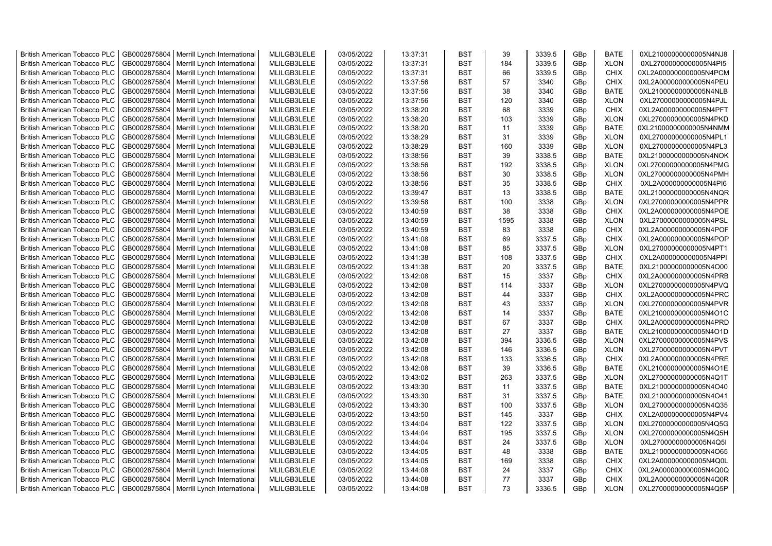| | | | | | | | | | | | |
|---|---|---|---|---|---|---|---|---|---|---|---|
| British American Tobacco PLC | GB0002875804 | Merrill Lynch International | MLILGB3LELE | 03/05/2022 | 13:37:31 | BST | 39 | 3339.5 | GBp | BATE | 0XL21000000000005N4NJ8 |
| British American Tobacco PLC | GB0002875804 | Merrill Lynch International | MLILGB3LELE | 03/05/2022 | 13:37:31 | BST | 184 | 3339.5 | GBp | XLON | 0XL27000000000005N4PI5 |
| British American Tobacco PLC | GB0002875804 | Merrill Lynch International | MLILGB3LELE | 03/05/2022 | 13:37:31 | BST | 66 | 3339.5 | GBp | CHIX | 0XL2A000000000005N4PCM |
| British American Tobacco PLC | GB0002875804 | Merrill Lynch International | MLILGB3LELE | 03/05/2022 | 13:37:56 | BST | 57 | 3340 | GBp | CHIX | 0XL2A000000000005N4PEU |
| British American Tobacco PLC | GB0002875804 | Merrill Lynch International | MLILGB3LELE | 03/05/2022 | 13:37:56 | BST | 38 | 3340 | GBp | BATE | 0XL21000000000005N4NLB |
| British American Tobacco PLC | GB0002875804 | Merrill Lynch International | MLILGB3LELE | 03/05/2022 | 13:37:56 | BST | 120 | 3340 | GBp | XLON | 0XL27000000000005N4PJL |
| British American Tobacco PLC | GB0002875804 | Merrill Lynch International | MLILGB3LELE | 03/05/2022 | 13:38:20 | BST | 68 | 3339 | GBp | CHIX | 0XL2A000000000005N4PFT |
| British American Tobacco PLC | GB0002875804 | Merrill Lynch International | MLILGB3LELE | 03/05/2022 | 13:38:20 | BST | 103 | 3339 | GBp | XLON | 0XL27000000000005N4PKD |
| British American Tobacco PLC | GB0002875804 | Merrill Lynch International | MLILGB3LELE | 03/05/2022 | 13:38:20 | BST | 11 | 3339 | GBp | BATE | 0XL21000000000005N4NMM |
| British American Tobacco PLC | GB0002875804 | Merrill Lynch International | MLILGB3LELE | 03/05/2022 | 13:38:29 | BST | 31 | 3339 | GBp | XLON | 0XL27000000000005N4PL1 |
| British American Tobacco PLC | GB0002875804 | Merrill Lynch International | MLILGB3LELE | 03/05/2022 | 13:38:29 | BST | 160 | 3339 | GBp | XLON | 0XL27000000000005N4PL3 |
| British American Tobacco PLC | GB0002875804 | Merrill Lynch International | MLILGB3LELE | 03/05/2022 | 13:38:56 | BST | 39 | 3338.5 | GBp | BATE | 0XL21000000000005N4NOK |
| British American Tobacco PLC | GB0002875804 | Merrill Lynch International | MLILGB3LELE | 03/05/2022 | 13:38:56 | BST | 192 | 3338.5 | GBp | XLON | 0XL27000000000005N4PMG |
| British American Tobacco PLC | GB0002875804 | Merrill Lynch International | MLILGB3LELE | 03/05/2022 | 13:38:56 | BST | 30 | 3338.5 | GBp | XLON | 0XL27000000000005N4PMH |
| British American Tobacco PLC | GB0002875804 | Merrill Lynch International | MLILGB3LELE | 03/05/2022 | 13:38:56 | BST | 35 | 3338.5 | GBp | CHIX | 0XL2A000000000005N4PI6 |
| British American Tobacco PLC | GB0002875804 | Merrill Lynch International | MLILGB3LELE | 03/05/2022 | 13:39:47 | BST | 13 | 3338.5 | GBp | BATE | 0XL21000000000005N4NQR |
| British American Tobacco PLC | GB0002875804 | Merrill Lynch International | MLILGB3LELE | 03/05/2022 | 13:39:58 | BST | 100 | 3338 | GBp | XLON | 0XL27000000000005N4PPR |
| British American Tobacco PLC | GB0002875804 | Merrill Lynch International | MLILGB3LELE | 03/05/2022 | 13:40:59 | BST | 38 | 3338 | GBp | CHIX | 0XL2A000000000005N4POE |
| British American Tobacco PLC | GB0002875804 | Merrill Lynch International | MLILGB3LELE | 03/05/2022 | 13:40:59 | BST | 1595 | 3338 | GBp | XLON | 0XL27000000000005N4PSL |
| British American Tobacco PLC | GB0002875804 | Merrill Lynch International | MLILGB3LELE | 03/05/2022 | 13:40:59 | BST | 83 | 3338 | GBp | CHIX | 0XL2A000000000005N4POF |
| British American Tobacco PLC | GB0002875804 | Merrill Lynch International | MLILGB3LELE | 03/05/2022 | 13:41:08 | BST | 69 | 3337.5 | GBp | CHIX | 0XL2A000000000005N4POP |
| British American Tobacco PLC | GB0002875804 | Merrill Lynch International | MLILGB3LELE | 03/05/2022 | 13:41:08 | BST | 85 | 3337.5 | GBp | XLON | 0XL27000000000005N4PT1 |
| British American Tobacco PLC | GB0002875804 | Merrill Lynch International | MLILGB3LELE | 03/05/2022 | 13:41:38 | BST | 108 | 3337.5 | GBp | CHIX | 0XL2A000000000005N4PPI |
| British American Tobacco PLC | GB0002875804 | Merrill Lynch International | MLILGB3LELE | 03/05/2022 | 13:41:38 | BST | 20 | 3337.5 | GBp | BATE | 0XL21000000000005N4O00 |
| British American Tobacco PLC | GB0002875804 | Merrill Lynch International | MLILGB3LELE | 03/05/2022 | 13:42:08 | BST | 15 | 3337 | GBp | CHIX | 0XL2A000000000005N4PRB |
| British American Tobacco PLC | GB0002875804 | Merrill Lynch International | MLILGB3LELE | 03/05/2022 | 13:42:08 | BST | 114 | 3337 | GBp | XLON | 0XL27000000000005N4PVQ |
| British American Tobacco PLC | GB0002875804 | Merrill Lynch International | MLILGB3LELE | 03/05/2022 | 13:42:08 | BST | 44 | 3337 | GBp | CHIX | 0XL2A000000000005N4PRC |
| British American Tobacco PLC | GB0002875804 | Merrill Lynch International | MLILGB3LELE | 03/05/2022 | 13:42:08 | BST | 43 | 3337 | GBp | XLON | 0XL27000000000005N4PVR |
| British American Tobacco PLC | GB0002875804 | Merrill Lynch International | MLILGB3LELE | 03/05/2022 | 13:42:08 | BST | 14 | 3337 | GBp | BATE | 0XL21000000000005N4O1C |
| British American Tobacco PLC | GB0002875804 | Merrill Lynch International | MLILGB3LELE | 03/05/2022 | 13:42:08 | BST | 67 | 3337 | GBp | CHIX | 0XL2A000000000005N4PRD |
| British American Tobacco PLC | GB0002875804 | Merrill Lynch International | MLILGB3LELE | 03/05/2022 | 13:42:08 | BST | 27 | 3337 | GBp | BATE | 0XL21000000000005N4O1D |
| British American Tobacco PLC | GB0002875804 | Merrill Lynch International | MLILGB3LELE | 03/05/2022 | 13:42:08 | BST | 394 | 3336.5 | GBp | XLON | 0XL27000000000005N4PVS |
| British American Tobacco PLC | GB0002875804 | Merrill Lynch International | MLILGB3LELE | 03/05/2022 | 13:42:08 | BST | 146 | 3336.5 | GBp | XLON | 0XL27000000000005N4PVT |
| British American Tobacco PLC | GB0002875804 | Merrill Lynch International | MLILGB3LELE | 03/05/2022 | 13:42:08 | BST | 133 | 3336.5 | GBp | CHIX | 0XL2A000000000005N4PRE |
| British American Tobacco PLC | GB0002875804 | Merrill Lynch International | MLILGB3LELE | 03/05/2022 | 13:42:08 | BST | 39 | 3336.5 | GBp | BATE | 0XL21000000000005N4O1E |
| British American Tobacco PLC | GB0002875804 | Merrill Lynch International | MLILGB3LELE | 03/05/2022 | 13:43:02 | BST | 263 | 3337.5 | GBp | XLON | 0XL27000000000005N4Q1T |
| British American Tobacco PLC | GB0002875804 | Merrill Lynch International | MLILGB3LELE | 03/05/2022 | 13:43:30 | BST | 11 | 3337.5 | GBp | BATE | 0XL21000000000005N4O40 |
| British American Tobacco PLC | GB0002875804 | Merrill Lynch International | MLILGB3LELE | 03/05/2022 | 13:43:30 | BST | 31 | 3337.5 | GBp | BATE | 0XL21000000000005N4O41 |
| British American Tobacco PLC | GB0002875804 | Merrill Lynch International | MLILGB3LELE | 03/05/2022 | 13:43:30 | BST | 100 | 3337.5 | GBp | XLON | 0XL27000000000005N4Q35 |
| British American Tobacco PLC | GB0002875804 | Merrill Lynch International | MLILGB3LELE | 03/05/2022 | 13:43:50 | BST | 145 | 3337 | GBp | CHIX | 0XL2A000000000005N4PV4 |
| British American Tobacco PLC | GB0002875804 | Merrill Lynch International | MLILGB3LELE | 03/05/2022 | 13:44:04 | BST | 122 | 3337.5 | GBp | XLON | 0XL27000000000005N4Q5G |
| British American Tobacco PLC | GB0002875804 | Merrill Lynch International | MLILGB3LELE | 03/05/2022 | 13:44:04 | BST | 195 | 3337.5 | GBp | XLON | 0XL27000000000005N4Q5H |
| British American Tobacco PLC | GB0002875804 | Merrill Lynch International | MLILGB3LELE | 03/05/2022 | 13:44:04 | BST | 24 | 3337.5 | GBp | XLON | 0XL27000000000005N4Q5I |
| British American Tobacco PLC | GB0002875804 | Merrill Lynch International | MLILGB3LELE | 03/05/2022 | 13:44:05 | BST | 48 | 3338 | GBp | BATE | 0XL21000000000005N4O65 |
| British American Tobacco PLC | GB0002875804 | Merrill Lynch International | MLILGB3LELE | 03/05/2022 | 13:44:05 | BST | 169 | 3338 | GBp | CHIX | 0XL2A000000000005N4Q0L |
| British American Tobacco PLC | GB0002875804 | Merrill Lynch International | MLILGB3LELE | 03/05/2022 | 13:44:08 | BST | 24 | 3337 | GBp | CHIX | 0XL2A000000000005N4Q0Q |
| British American Tobacco PLC | GB0002875804 | Merrill Lynch International | MLILGB3LELE | 03/05/2022 | 13:44:08 | BST | 77 | 3337 | GBp | CHIX | 0XL2A000000000005N4Q0R |
| British American Tobacco PLC | GB0002875804 | Merrill Lynch International | MLILGB3LELE | 03/05/2022 | 13:44:08 | BST | 73 | 3336.5 | GBp | XLON | 0XL27000000000005N4Q5P |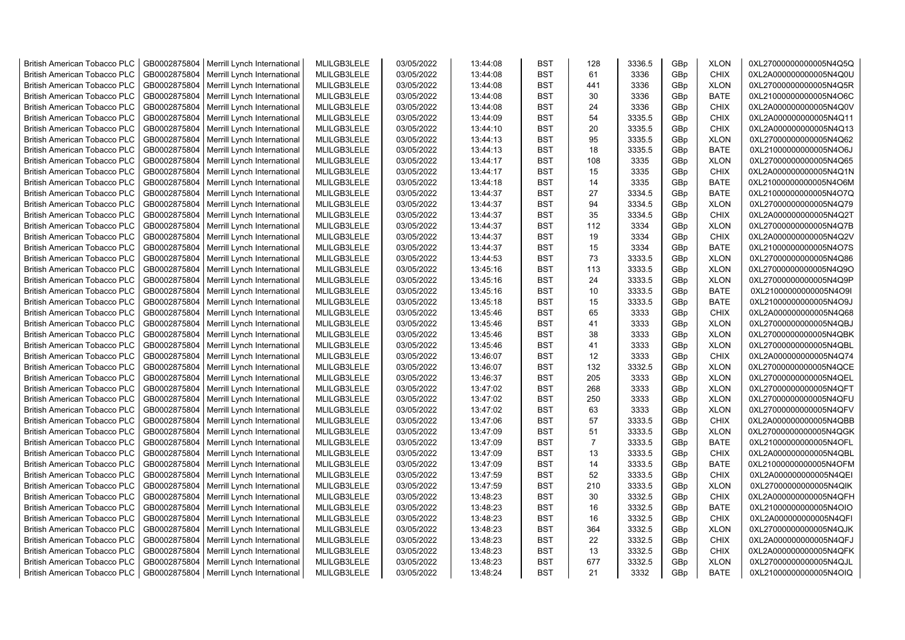| British American Tobacco PLC | GB0002875804 | Merrill Lynch International | MLILGB3LELE | 03/05/2022 | 13:44:08 | BST | 128 | 3336.5 | GBp | XLON | 0XL27000000000005N4Q5Q |
|---|---|---|---|---|---|---|---|---|---|---|---|
| British American Tobacco PLC | GB0002875804 | Merrill Lynch International | MLILGB3LELE | 03/05/2022 | 13:44:08 | BST | 61 | 3336 | GBp | CHIX | 0XL2A000000000005N4Q0U |
| British American Tobacco PLC | GB0002875804 | Merrill Lynch International | MLILGB3LELE | 03/05/2022 | 13:44:08 | BST | 441 | 3336 | GBp | XLON | 0XL27000000000005N4Q5R |
| British American Tobacco PLC | GB0002875804 | Merrill Lynch International | MLILGB3LELE | 03/05/2022 | 13:44:08 | BST | 30 | 3336 | GBp | BATE | 0XL21000000000005N4O6C |
| British American Tobacco PLC | GB0002875804 | Merrill Lynch International | MLILGB3LELE | 03/05/2022 | 13:44:08 | BST | 24 | 3336 | GBp | CHIX | 0XL2A000000000005N4Q0V |
| British American Tobacco PLC | GB0002875804 | Merrill Lynch International | MLILGB3LELE | 03/05/2022 | 13:44:09 | BST | 54 | 3335.5 | GBp | CHIX | 0XL2A000000000005N4Q11 |
| British American Tobacco PLC | GB0002875804 | Merrill Lynch International | MLILGB3LELE | 03/05/2022 | 13:44:10 | BST | 20 | 3335.5 | GBp | CHIX | 0XL2A000000000005N4Q13 |
| British American Tobacco PLC | GB0002875804 | Merrill Lynch International | MLILGB3LELE | 03/05/2022 | 13:44:13 | BST | 95 | 3335.5 | GBp | XLON | 0XL27000000000005N4Q62 |
| British American Tobacco PLC | GB0002875804 | Merrill Lynch International | MLILGB3LELE | 03/05/2022 | 13:44:13 | BST | 18 | 3335.5 | GBp | BATE | 0XL21000000000005N4O6J |
| British American Tobacco PLC | GB0002875804 | Merrill Lynch International | MLILGB3LELE | 03/05/2022 | 13:44:17 | BST | 108 | 3335 | GBp | XLON | 0XL27000000000005N4Q65 |
| British American Tobacco PLC | GB0002875804 | Merrill Lynch International | MLILGB3LELE | 03/05/2022 | 13:44:17 | BST | 15 | 3335 | GBp | CHIX | 0XL2A000000000005N4Q1N |
| British American Tobacco PLC | GB0002875804 | Merrill Lynch International | MLILGB3LELE | 03/05/2022 | 13:44:18 | BST | 14 | 3335 | GBp | BATE | 0XL21000000000005N4O6M |
| British American Tobacco PLC | GB0002875804 | Merrill Lynch International | MLILGB3LELE | 03/05/2022 | 13:44:37 | BST | 27 | 3334.5 | GBp | BATE | 0XL21000000000005N4O7Q |
| British American Tobacco PLC | GB0002875804 | Merrill Lynch International | MLILGB3LELE | 03/05/2022 | 13:44:37 | BST | 94 | 3334.5 | GBp | XLON | 0XL27000000000005N4Q79 |
| British American Tobacco PLC | GB0002875804 | Merrill Lynch International | MLILGB3LELE | 03/05/2022 | 13:44:37 | BST | 35 | 3334.5 | GBp | CHIX | 0XL2A000000000005N4Q2T |
| British American Tobacco PLC | GB0002875804 | Merrill Lynch International | MLILGB3LELE | 03/05/2022 | 13:44:37 | BST | 112 | 3334 | GBp | XLON | 0XL27000000000005N4Q7B |
| British American Tobacco PLC | GB0002875804 | Merrill Lynch International | MLILGB3LELE | 03/05/2022 | 13:44:37 | BST | 19 | 3334 | GBp | CHIX | 0XL2A000000000005N4Q2V |
| British American Tobacco PLC | GB0002875804 | Merrill Lynch International | MLILGB3LELE | 03/05/2022 | 13:44:37 | BST | 15 | 3334 | GBp | BATE | 0XL21000000000005N4O7S |
| British American Tobacco PLC | GB0002875804 | Merrill Lynch International | MLILGB3LELE | 03/05/2022 | 13:44:53 | BST | 73 | 3333.5 | GBp | XLON | 0XL27000000000005N4Q86 |
| British American Tobacco PLC | GB0002875804 | Merrill Lynch International | MLILGB3LELE | 03/05/2022 | 13:45:16 | BST | 113 | 3333.5 | GBp | XLON | 0XL27000000000005N4Q9O |
| British American Tobacco PLC | GB0002875804 | Merrill Lynch International | MLILGB3LELE | 03/05/2022 | 13:45:16 | BST | 24 | 3333.5 | GBp | XLON | 0XL27000000000005N4Q9P |
| British American Tobacco PLC | GB0002875804 | Merrill Lynch International | MLILGB3LELE | 03/05/2022 | 13:45:16 | BST | 10 | 3333.5 | GBp | BATE | 0XL21000000000005N4O9I |
| British American Tobacco PLC | GB0002875804 | Merrill Lynch International | MLILGB3LELE | 03/05/2022 | 13:45:18 | BST | 15 | 3333.5 | GBp | BATE | 0XL21000000000005N4O9J |
| British American Tobacco PLC | GB0002875804 | Merrill Lynch International | MLILGB3LELE | 03/05/2022 | 13:45:46 | BST | 65 | 3333 | GBp | CHIX | 0XL2A000000000005N4Q68 |
| British American Tobacco PLC | GB0002875804 | Merrill Lynch International | MLILGB3LELE | 03/05/2022 | 13:45:46 | BST | 41 | 3333 | GBp | XLON | 0XL27000000000005N4QBJ |
| British American Tobacco PLC | GB0002875804 | Merrill Lynch International | MLILGB3LELE | 03/05/2022 | 13:45:46 | BST | 38 | 3333 | GBp | XLON | 0XL27000000000005N4QBK |
| British American Tobacco PLC | GB0002875804 | Merrill Lynch International | MLILGB3LELE | 03/05/2022 | 13:45:46 | BST | 41 | 3333 | GBp | XLON | 0XL27000000000005N4QBL |
| British American Tobacco PLC | GB0002875804 | Merrill Lynch International | MLILGB3LELE | 03/05/2022 | 13:46:07 | BST | 12 | 3333 | GBp | CHIX | 0XL2A000000000005N4Q74 |
| British American Tobacco PLC | GB0002875804 | Merrill Lynch International | MLILGB3LELE | 03/05/2022 | 13:46:07 | BST | 132 | 3332.5 | GBp | XLON | 0XL27000000000005N4QCE |
| British American Tobacco PLC | GB0002875804 | Merrill Lynch International | MLILGB3LELE | 03/05/2022 | 13:46:37 | BST | 205 | 3333 | GBp | XLON | 0XL27000000000005N4QEL |
| British American Tobacco PLC | GB0002875804 | Merrill Lynch International | MLILGB3LELE | 03/05/2022 | 13:47:02 | BST | 268 | 3333 | GBp | XLON | 0XL27000000000005N4QFT |
| British American Tobacco PLC | GB0002875804 | Merrill Lynch International | MLILGB3LELE | 03/05/2022 | 13:47:02 | BST | 250 | 3333 | GBp | XLON | 0XL27000000000005N4QFU |
| British American Tobacco PLC | GB0002875804 | Merrill Lynch International | MLILGB3LELE | 03/05/2022 | 13:47:02 | BST | 63 | 3333 | GBp | XLON | 0XL27000000000005N4QFV |
| British American Tobacco PLC | GB0002875804 | Merrill Lynch International | MLILGB3LELE | 03/05/2022 | 13:47:06 | BST | 57 | 3333.5 | GBp | CHIX | 0XL2A000000000005N4QBB |
| British American Tobacco PLC | GB0002875804 | Merrill Lynch International | MLILGB3LELE | 03/05/2022 | 13:47:09 | BST | 51 | 3333.5 | GBp | XLON | 0XL27000000000005N4QGK |
| British American Tobacco PLC | GB0002875804 | Merrill Lynch International | MLILGB3LELE | 03/05/2022 | 13:47:09 | BST | 7 | 3333.5 | GBp | BATE | 0XL21000000000005N4OFL |
| British American Tobacco PLC | GB0002875804 | Merrill Lynch International | MLILGB3LELE | 03/05/2022 | 13:47:09 | BST | 13 | 3333.5 | GBp | CHIX | 0XL2A000000000005N4QBL |
| British American Tobacco PLC | GB0002875804 | Merrill Lynch International | MLILGB3LELE | 03/05/2022 | 13:47:09 | BST | 14 | 3333.5 | GBp | BATE | 0XL21000000000005N4OFM |
| British American Tobacco PLC | GB0002875804 | Merrill Lynch International | MLILGB3LELE | 03/05/2022 | 13:47:59 | BST | 52 | 3333.5 | GBp | CHIX | 0XL2A000000000005N4QEI |
| British American Tobacco PLC | GB0002875804 | Merrill Lynch International | MLILGB3LELE | 03/05/2022 | 13:47:59 | BST | 210 | 3333.5 | GBp | XLON | 0XL27000000000005N4QIK |
| British American Tobacco PLC | GB0002875804 | Merrill Lynch International | MLILGB3LELE | 03/05/2022 | 13:48:23 | BST | 30 | 3332.5 | GBp | CHIX | 0XL2A000000000005N4QFH |
| British American Tobacco PLC | GB0002875804 | Merrill Lynch International | MLILGB3LELE | 03/05/2022 | 13:48:23 | BST | 16 | 3332.5 | GBp | BATE | 0XL21000000000005N4OIO |
| British American Tobacco PLC | GB0002875804 | Merrill Lynch International | MLILGB3LELE | 03/05/2022 | 13:48:23 | BST | 16 | 3332.5 | GBp | CHIX | 0XL2A000000000005N4QFI |
| British American Tobacco PLC | GB0002875804 | Merrill Lynch International | MLILGB3LELE | 03/05/2022 | 13:48:23 | BST | 364 | 3332.5 | GBp | XLON | 0XL27000000000005N4QJK |
| British American Tobacco PLC | GB0002875804 | Merrill Lynch International | MLILGB3LELE | 03/05/2022 | 13:48:23 | BST | 22 | 3332.5 | GBp | CHIX | 0XL2A000000000005N4QFJ |
| British American Tobacco PLC | GB0002875804 | Merrill Lynch International | MLILGB3LELE | 03/05/2022 | 13:48:23 | BST | 13 | 3332.5 | GBp | CHIX | 0XL2A000000000005N4QFK |
| British American Tobacco PLC | GB0002875804 | Merrill Lynch International | MLILGB3LELE | 03/05/2022 | 13:48:23 | BST | 677 | 3332.5 | GBp | XLON | 0XL27000000000005N4QJL |
| British American Tobacco PLC | GB0002875804 | Merrill Lynch International | MLILGB3LELE | 03/05/2022 | 13:48:24 | BST | 21 | 3332 | GBp | BATE | 0XL21000000000005N4OIQ |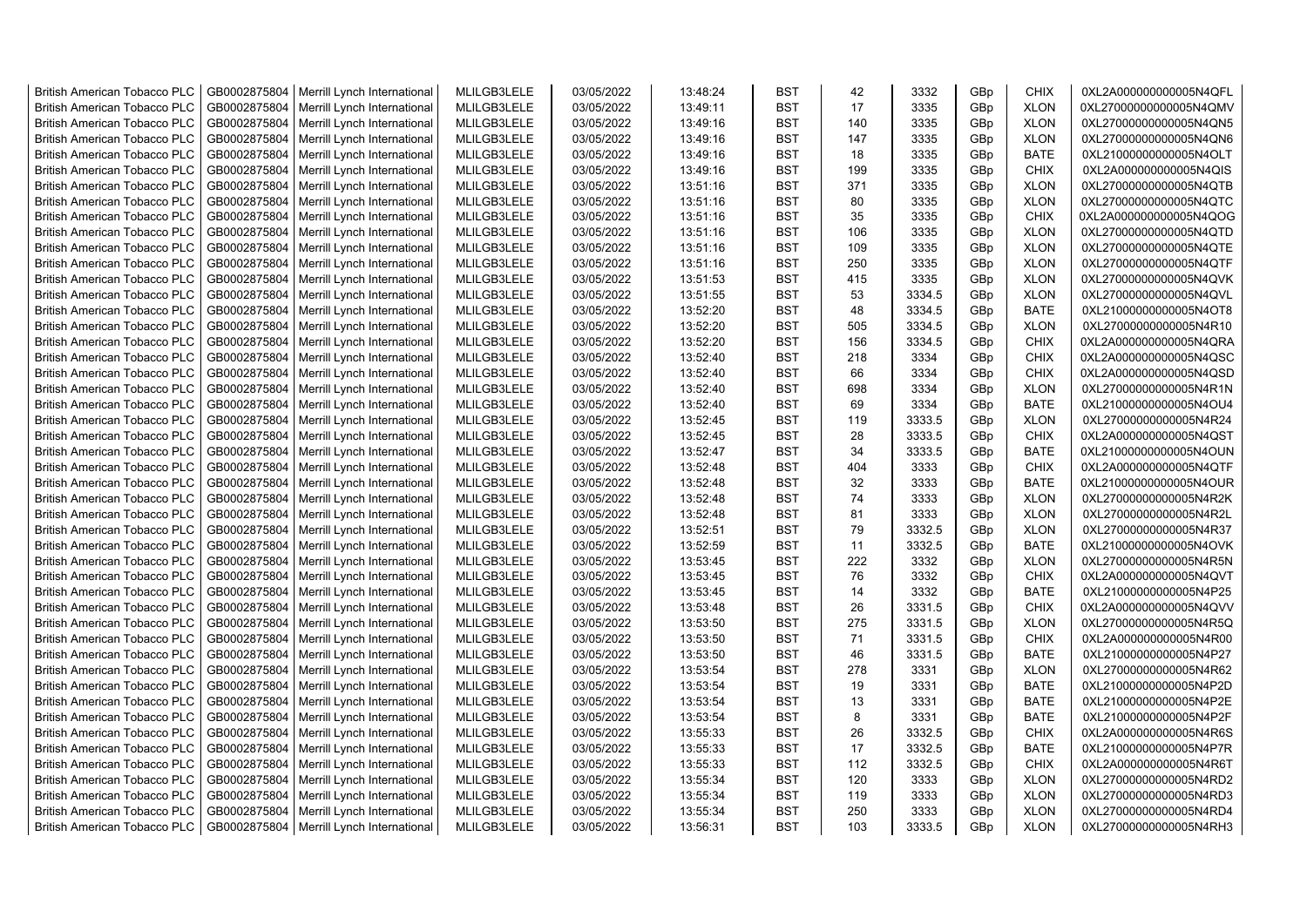| British American Tobacco PLC | GB0002875804 | Merrill Lynch International | MLILGB3LELE | 03/05/2022 | 13:48:24 | BST | 42 | 3332 | GBp | CHIX | 0XL2A000000000005N4QFL |
|---|---|---|---|---|---|---|---|---|---|---|---|
| British American Tobacco PLC | GB0002875804 | Merrill Lynch International | MLILGB3LELE | 03/05/2022 | 13:49:11 | BST | 17 | 3335 | GBp | XLON | 0XL27000000000005N4QMV |
| British American Tobacco PLC | GB0002875804 | Merrill Lynch International | MLILGB3LELE | 03/05/2022 | 13:49:16 | BST | 140 | 3335 | GBp | XLON | 0XL27000000000005N4QN5 |
| British American Tobacco PLC | GB0002875804 | Merrill Lynch International | MLILGB3LELE | 03/05/2022 | 13:49:16 | BST | 147 | 3335 | GBp | XLON | 0XL27000000000005N4QN6 |
| British American Tobacco PLC | GB0002875804 | Merrill Lynch International | MLILGB3LELE | 03/05/2022 | 13:49:16 | BST | 18 | 3335 | GBp | BATE | 0XL21000000000005N4OLT |
| British American Tobacco PLC | GB0002875804 | Merrill Lynch International | MLILGB3LELE | 03/05/2022 | 13:49:16 | BST | 199 | 3335 | GBp | CHIX | 0XL2A000000000005N4QIS |
| British American Tobacco PLC | GB0002875804 | Merrill Lynch International | MLILGB3LELE | 03/05/2022 | 13:51:16 | BST | 371 | 3335 | GBp | XLON | 0XL27000000000005N4QTB |
| British American Tobacco PLC | GB0002875804 | Merrill Lynch International | MLILGB3LELE | 03/05/2022 | 13:51:16 | BST | 80 | 3335 | GBp | XLON | 0XL27000000000005N4QTC |
| British American Tobacco PLC | GB0002875804 | Merrill Lynch International | MLILGB3LELE | 03/05/2022 | 13:51:16 | BST | 35 | 3335 | GBp | CHIX | 0XL2A000000000005N4QOG |
| British American Tobacco PLC | GB0002875804 | Merrill Lynch International | MLILGB3LELE | 03/05/2022 | 13:51:16 | BST | 106 | 3335 | GBp | XLON | 0XL27000000000005N4QTD |
| British American Tobacco PLC | GB0002875804 | Merrill Lynch International | MLILGB3LELE | 03/05/2022 | 13:51:16 | BST | 109 | 3335 | GBp | XLON | 0XL27000000000005N4QTE |
| British American Tobacco PLC | GB0002875804 | Merrill Lynch International | MLILGB3LELE | 03/05/2022 | 13:51:16 | BST | 250 | 3335 | GBp | XLON | 0XL27000000000005N4QTF |
| British American Tobacco PLC | GB0002875804 | Merrill Lynch International | MLILGB3LELE | 03/05/2022 | 13:51:53 | BST | 415 | 3335 | GBp | XLON | 0XL27000000000005N4QVK |
| British American Tobacco PLC | GB0002875804 | Merrill Lynch International | MLILGB3LELE | 03/05/2022 | 13:51:55 | BST | 53 | 3334.5 | GBp | XLON | 0XL27000000000005N4QVL |
| British American Tobacco PLC | GB0002875804 | Merrill Lynch International | MLILGB3LELE | 03/05/2022 | 13:52:20 | BST | 48 | 3334.5 | GBp | BATE | 0XL21000000000005N4OT8 |
| British American Tobacco PLC | GB0002875804 | Merrill Lynch International | MLILGB3LELE | 03/05/2022 | 13:52:20 | BST | 505 | 3334.5 | GBp | XLON | 0XL27000000000005N4R10 |
| British American Tobacco PLC | GB0002875804 | Merrill Lynch International | MLILGB3LELE | 03/05/2022 | 13:52:20 | BST | 156 | 3334.5 | GBp | CHIX | 0XL2A000000000005N4QRA |
| British American Tobacco PLC | GB0002875804 | Merrill Lynch International | MLILGB3LELE | 03/05/2022 | 13:52:40 | BST | 218 | 3334 | GBp | CHIX | 0XL2A000000000005N4QSC |
| British American Tobacco PLC | GB0002875804 | Merrill Lynch International | MLILGB3LELE | 03/05/2022 | 13:52:40 | BST | 66 | 3334 | GBp | CHIX | 0XL2A000000000005N4QSD |
| British American Tobacco PLC | GB0002875804 | Merrill Lynch International | MLILGB3LELE | 03/05/2022 | 13:52:40 | BST | 698 | 3334 | GBp | XLON | 0XL27000000000005N4R1N |
| British American Tobacco PLC | GB0002875804 | Merrill Lynch International | MLILGB3LELE | 03/05/2022 | 13:52:40 | BST | 69 | 3334 | GBp | BATE | 0XL21000000000005N4OU4 |
| British American Tobacco PLC | GB0002875804 | Merrill Lynch International | MLILGB3LELE | 03/05/2022 | 13:52:45 | BST | 119 | 3333.5 | GBp | XLON | 0XL27000000000005N4R24 |
| British American Tobacco PLC | GB0002875804 | Merrill Lynch International | MLILGB3LELE | 03/05/2022 | 13:52:45 | BST | 28 | 3333.5 | GBp | CHIX | 0XL2A000000000005N4QST |
| British American Tobacco PLC | GB0002875804 | Merrill Lynch International | MLILGB3LELE | 03/05/2022 | 13:52:47 | BST | 34 | 3333.5 | GBp | BATE | 0XL21000000000005N4OUN |
| British American Tobacco PLC | GB0002875804 | Merrill Lynch International | MLILGB3LELE | 03/05/2022 | 13:52:48 | BST | 404 | 3333 | GBp | CHIX | 0XL2A000000000005N4QTF |
| British American Tobacco PLC | GB0002875804 | Merrill Lynch International | MLILGB3LELE | 03/05/2022 | 13:52:48 | BST | 32 | 3333 | GBp | BATE | 0XL21000000000005N4OUR |
| British American Tobacco PLC | GB0002875804 | Merrill Lynch International | MLILGB3LELE | 03/05/2022 | 13:52:48 | BST | 74 | 3333 | GBp | XLON | 0XL27000000000005N4R2K |
| British American Tobacco PLC | GB0002875804 | Merrill Lynch International | MLILGB3LELE | 03/05/2022 | 13:52:48 | BST | 81 | 3333 | GBp | XLON | 0XL27000000000005N4R2L |
| British American Tobacco PLC | GB0002875804 | Merrill Lynch International | MLILGB3LELE | 03/05/2022 | 13:52:51 | BST | 79 | 3332.5 | GBp | XLON | 0XL27000000000005N4R37 |
| British American Tobacco PLC | GB0002875804 | Merrill Lynch International | MLILGB3LELE | 03/05/2022 | 13:52:59 | BST | 11 | 3332.5 | GBp | BATE | 0XL21000000000005N4OVK |
| British American Tobacco PLC | GB0002875804 | Merrill Lynch International | MLILGB3LELE | 03/05/2022 | 13:53:45 | BST | 222 | 3332 | GBp | XLON | 0XL27000000000005N4R5N |
| British American Tobacco PLC | GB0002875804 | Merrill Lynch International | MLILGB3LELE | 03/05/2022 | 13:53:45 | BST | 76 | 3332 | GBp | CHIX | 0XL2A000000000005N4QVT |
| British American Tobacco PLC | GB0002875804 | Merrill Lynch International | MLILGB3LELE | 03/05/2022 | 13:53:45 | BST | 14 | 3332 | GBp | BATE | 0XL21000000000005N4P25 |
| British American Tobacco PLC | GB0002875804 | Merrill Lynch International | MLILGB3LELE | 03/05/2022 | 13:53:48 | BST | 26 | 3331.5 | GBp | CHIX | 0XL2A000000000005N4QVV |
| British American Tobacco PLC | GB0002875804 | Merrill Lynch International | MLILGB3LELE | 03/05/2022 | 13:53:50 | BST | 275 | 3331.5 | GBp | XLON | 0XL27000000000005N4R5Q |
| British American Tobacco PLC | GB0002875804 | Merrill Lynch International | MLILGB3LELE | 03/05/2022 | 13:53:50 | BST | 71 | 3331.5 | GBp | CHIX | 0XL2A000000000005N4R00 |
| British American Tobacco PLC | GB0002875804 | Merrill Lynch International | MLILGB3LELE | 03/05/2022 | 13:53:50 | BST | 46 | 3331.5 | GBp | BATE | 0XL21000000000005N4P27 |
| British American Tobacco PLC | GB0002875804 | Merrill Lynch International | MLILGB3LELE | 03/05/2022 | 13:53:54 | BST | 278 | 3331 | GBp | XLON | 0XL27000000000005N4R62 |
| British American Tobacco PLC | GB0002875804 | Merrill Lynch International | MLILGB3LELE | 03/05/2022 | 13:53:54 | BST | 19 | 3331 | GBp | BATE | 0XL21000000000005N4P2D |
| British American Tobacco PLC | GB0002875804 | Merrill Lynch International | MLILGB3LELE | 03/05/2022 | 13:53:54 | BST | 13 | 3331 | GBp | BATE | 0XL21000000000005N4P2E |
| British American Tobacco PLC | GB0002875804 | Merrill Lynch International | MLILGB3LELE | 03/05/2022 | 13:53:54 | BST | 8 | 3331 | GBp | BATE | 0XL21000000000005N4P2F |
| British American Tobacco PLC | GB0002875804 | Merrill Lynch International | MLILGB3LELE | 03/05/2022 | 13:55:33 | BST | 26 | 3332.5 | GBp | CHIX | 0XL2A000000000005N4R6S |
| British American Tobacco PLC | GB0002875804 | Merrill Lynch International | MLILGB3LELE | 03/05/2022 | 13:55:33 | BST | 17 | 3332.5 | GBp | BATE | 0XL21000000000005N4P7R |
| British American Tobacco PLC | GB0002875804 | Merrill Lynch International | MLILGB3LELE | 03/05/2022 | 13:55:33 | BST | 112 | 3332.5 | GBp | CHIX | 0XL2A000000000005N4R6T |
| British American Tobacco PLC | GB0002875804 | Merrill Lynch International | MLILGB3LELE | 03/05/2022 | 13:55:34 | BST | 120 | 3333 | GBp | XLON | 0XL27000000000005N4RD2 |
| British American Tobacco PLC | GB0002875804 | Merrill Lynch International | MLILGB3LELE | 03/05/2022 | 13:55:34 | BST | 119 | 3333 | GBp | XLON | 0XL27000000000005N4RD3 |
| British American Tobacco PLC | GB0002875804 | Merrill Lynch International | MLILGB3LELE | 03/05/2022 | 13:55:34 | BST | 250 | 3333 | GBp | XLON | 0XL27000000000005N4RD4 |
| British American Tobacco PLC | GB0002875804 | Merrill Lynch International | MLILGB3LELE | 03/05/2022 | 13:56:31 | BST | 103 | 3333.5 | GBp | XLON | 0XL27000000000005N4RH3 |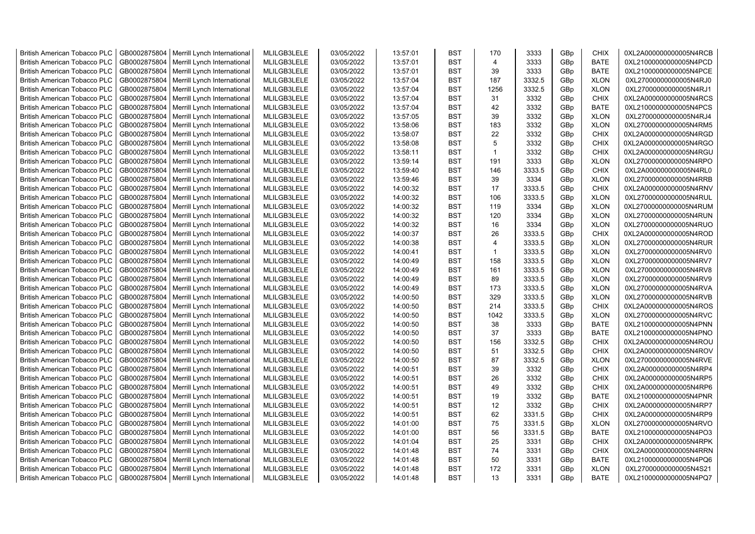| British American Tobacco PLC | GB0002875804 | Merrill Lynch International | MLILGB3LELE | 03/05/2022 | 13:57:01 | BST | 170 | 3333 | GBp | CHIX | 0XL2A000000000005N4RCB |
|---|---|---|---|---|---|---|---|---|---|---|---|
| British American Tobacco PLC | GB0002875804 | Merrill Lynch International | MLILGB3LELE | 03/05/2022 | 13:57:01 | BST | 4 | 3333 | GBp | BATE | 0XL21000000000005N4PCD |
| British American Tobacco PLC | GB0002875804 | Merrill Lynch International | MLILGB3LELE | 03/05/2022 | 13:57:01 | BST | 39 | 3333 | GBp | BATE | 0XL21000000000005N4PCE |
| British American Tobacco PLC | GB0002875804 | Merrill Lynch International | MLILGB3LELE | 03/05/2022 | 13:57:04 | BST | 187 | 3332.5 | GBp | XLON | 0XL27000000000005N4RJ0 |
| British American Tobacco PLC | GB0002875804 | Merrill Lynch International | MLILGB3LELE | 03/05/2022 | 13:57:04 | BST | 1256 | 3332.5 | GBp | XLON | 0XL27000000000005N4RJ1 |
| British American Tobacco PLC | GB0002875804 | Merrill Lynch International | MLILGB3LELE | 03/05/2022 | 13:57:04 | BST | 31 | 3332 | GBp | CHIX | 0XL2A000000000005N4RCS |
| British American Tobacco PLC | GB0002875804 | Merrill Lynch International | MLILGB3LELE | 03/05/2022 | 13:57:04 | BST | 42 | 3332 | GBp | BATE | 0XL21000000000005N4PCS |
| British American Tobacco PLC | GB0002875804 | Merrill Lynch International | MLILGB3LELE | 03/05/2022 | 13:57:05 | BST | 39 | 3332 | GBp | XLON | 0XL27000000000005N4RJ4 |
| British American Tobacco PLC | GB0002875804 | Merrill Lynch International | MLILGB3LELE | 03/05/2022 | 13:58:06 | BST | 183 | 3332 | GBp | XLON | 0XL27000000000005N4RM5 |
| British American Tobacco PLC | GB0002875804 | Merrill Lynch International | MLILGB3LELE | 03/05/2022 | 13:58:07 | BST | 22 | 3332 | GBp | CHIX | 0XL2A000000000005N4RGD |
| British American Tobacco PLC | GB0002875804 | Merrill Lynch International | MLILGB3LELE | 03/05/2022 | 13:58:08 | BST | 5 | 3332 | GBp | CHIX | 0XL2A000000000005N4RGO |
| British American Tobacco PLC | GB0002875804 | Merrill Lynch International | MLILGB3LELE | 03/05/2022 | 13:58:11 | BST | 1 | 3332 | GBp | CHIX | 0XL2A000000000005N4RGU |
| British American Tobacco PLC | GB0002875804 | Merrill Lynch International | MLILGB3LELE | 03/05/2022 | 13:59:14 | BST | 191 | 3333 | GBp | XLON | 0XL27000000000005N4RPO |
| British American Tobacco PLC | GB0002875804 | Merrill Lynch International | MLILGB3LELE | 03/05/2022 | 13:59:40 | BST | 146 | 3333.5 | GBp | CHIX | 0XL2A000000000005N4RL0 |
| British American Tobacco PLC | GB0002875804 | Merrill Lynch International | MLILGB3LELE | 03/05/2022 | 13:59:46 | BST | 39 | 3334 | GBp | XLON | 0XL27000000000005N4RRB |
| British American Tobacco PLC | GB0002875804 | Merrill Lynch International | MLILGB3LELE | 03/05/2022 | 14:00:32 | BST | 17 | 3333.5 | GBp | CHIX | 0XL2A000000000005N4RNV |
| British American Tobacco PLC | GB0002875804 | Merrill Lynch International | MLILGB3LELE | 03/05/2022 | 14:00:32 | BST | 106 | 3333.5 | GBp | XLON | 0XL27000000000005N4RUL |
| British American Tobacco PLC | GB0002875804 | Merrill Lynch International | MLILGB3LELE | 03/05/2022 | 14:00:32 | BST | 119 | 3334 | GBp | XLON | 0XL27000000000005N4RUM |
| British American Tobacco PLC | GB0002875804 | Merrill Lynch International | MLILGB3LELE | 03/05/2022 | 14:00:32 | BST | 120 | 3334 | GBp | XLON | 0XL27000000000005N4RUN |
| British American Tobacco PLC | GB0002875804 | Merrill Lynch International | MLILGB3LELE | 03/05/2022 | 14:00:32 | BST | 16 | 3334 | GBp | XLON | 0XL27000000000005N4RUO |
| British American Tobacco PLC | GB0002875804 | Merrill Lynch International | MLILGB3LELE | 03/05/2022 | 14:00:37 | BST | 26 | 3333.5 | GBp | CHIX | 0XL2A000000000005N4ROD |
| British American Tobacco PLC | GB0002875804 | Merrill Lynch International | MLILGB3LELE | 03/05/2022 | 14:00:38 | BST | 4 | 3333.5 | GBp | XLON | 0XL27000000000005N4RUR |
| British American Tobacco PLC | GB0002875804 | Merrill Lynch International | MLILGB3LELE | 03/05/2022 | 14:00:41 | BST | 1 | 3333.5 | GBp | XLON | 0XL27000000000005N4RV0 |
| British American Tobacco PLC | GB0002875804 | Merrill Lynch International | MLILGB3LELE | 03/05/2022 | 14:00:49 | BST | 158 | 3333.5 | GBp | XLON | 0XL27000000000005N4RV7 |
| British American Tobacco PLC | GB0002875804 | Merrill Lynch International | MLILGB3LELE | 03/05/2022 | 14:00:49 | BST | 161 | 3333.5 | GBp | XLON | 0XL27000000000005N4RV8 |
| British American Tobacco PLC | GB0002875804 | Merrill Lynch International | MLILGB3LELE | 03/05/2022 | 14:00:49 | BST | 89 | 3333.5 | GBp | XLON | 0XL27000000000005N4RV9 |
| British American Tobacco PLC | GB0002875804 | Merrill Lynch International | MLILGB3LELE | 03/05/2022 | 14:00:49 | BST | 173 | 3333.5 | GBp | XLON | 0XL27000000000005N4RVA |
| British American Tobacco PLC | GB0002875804 | Merrill Lynch International | MLILGB3LELE | 03/05/2022 | 14:00:50 | BST | 329 | 3333.5 | GBp | XLON | 0XL27000000000005N4RVB |
| British American Tobacco PLC | GB0002875804 | Merrill Lynch International | MLILGB3LELE | 03/05/2022 | 14:00:50 | BST | 214 | 3333.5 | GBp | CHIX | 0XL2A000000000005N4ROS |
| British American Tobacco PLC | GB0002875804 | Merrill Lynch International | MLILGB3LELE | 03/05/2022 | 14:00:50 | BST | 1042 | 3333.5 | GBp | XLON | 0XL27000000000005N4RVC |
| British American Tobacco PLC | GB0002875804 | Merrill Lynch International | MLILGB3LELE | 03/05/2022 | 14:00:50 | BST | 38 | 3333 | GBp | BATE | 0XL21000000000005N4PNN |
| British American Tobacco PLC | GB0002875804 | Merrill Lynch International | MLILGB3LELE | 03/05/2022 | 14:00:50 | BST | 37 | 3333 | GBp | BATE | 0XL21000000000005N4PNO |
| British American Tobacco PLC | GB0002875804 | Merrill Lynch International | MLILGB3LELE | 03/05/2022 | 14:00:50 | BST | 156 | 3332.5 | GBp | CHIX | 0XL2A000000000005N4ROU |
| British American Tobacco PLC | GB0002875804 | Merrill Lynch International | MLILGB3LELE | 03/05/2022 | 14:00:50 | BST | 51 | 3332.5 | GBp | CHIX | 0XL2A000000000005N4ROV |
| British American Tobacco PLC | GB0002875804 | Merrill Lynch International | MLILGB3LELE | 03/05/2022 | 14:00:50 | BST | 87 | 3332.5 | GBp | XLON | 0XL27000000000005N4RVE |
| British American Tobacco PLC | GB0002875804 | Merrill Lynch International | MLILGB3LELE | 03/05/2022 | 14:00:51 | BST | 39 | 3332 | GBp | CHIX | 0XL2A000000000005N4RP4 |
| British American Tobacco PLC | GB0002875804 | Merrill Lynch International | MLILGB3LELE | 03/05/2022 | 14:00:51 | BST | 26 | 3332 | GBp | CHIX | 0XL2A000000000005N4RP5 |
| British American Tobacco PLC | GB0002875804 | Merrill Lynch International | MLILGB3LELE | 03/05/2022 | 14:00:51 | BST | 49 | 3332 | GBp | CHIX | 0XL2A000000000005N4RP6 |
| British American Tobacco PLC | GB0002875804 | Merrill Lynch International | MLILGB3LELE | 03/05/2022 | 14:00:51 | BST | 19 | 3332 | GBp | BATE | 0XL21000000000005N4PNR |
| British American Tobacco PLC | GB0002875804 | Merrill Lynch International | MLILGB3LELE | 03/05/2022 | 14:00:51 | BST | 12 | 3332 | GBp | CHIX | 0XL2A000000000005N4RP7 |
| British American Tobacco PLC | GB0002875804 | Merrill Lynch International | MLILGB3LELE | 03/05/2022 | 14:00:51 | BST | 62 | 3331.5 | GBp | CHIX | 0XL2A000000000005N4RP9 |
| British American Tobacco PLC | GB0002875804 | Merrill Lynch International | MLILGB3LELE | 03/05/2022 | 14:01:00 | BST | 75 | 3331.5 | GBp | XLON | 0XL27000000000005N4RVO |
| British American Tobacco PLC | GB0002875804 | Merrill Lynch International | MLILGB3LELE | 03/05/2022 | 14:01:00 | BST | 56 | 3331.5 | GBp | BATE | 0XL21000000000005N4PO3 |
| British American Tobacco PLC | GB0002875804 | Merrill Lynch International | MLILGB3LELE | 03/05/2022 | 14:01:04 | BST | 25 | 3331 | GBp | CHIX | 0XL2A000000000005N4RPK |
| British American Tobacco PLC | GB0002875804 | Merrill Lynch International | MLILGB3LELE | 03/05/2022 | 14:01:48 | BST | 74 | 3331 | GBp | CHIX | 0XL2A000000000005N4RRN |
| British American Tobacco PLC | GB0002875804 | Merrill Lynch International | MLILGB3LELE | 03/05/2022 | 14:01:48 | BST | 50 | 3331 | GBp | BATE | 0XL21000000000005N4PQ6 |
| British American Tobacco PLC | GB0002875804 | Merrill Lynch International | MLILGB3LELE | 03/05/2022 | 14:01:48 | BST | 172 | 3331 | GBp | XLON | 0XL27000000000005N4S21 |
| British American Tobacco PLC | GB0002875804 | Merrill Lynch International | MLILGB3LELE | 03/05/2022 | 14:01:48 | BST | 13 | 3331 | GBp | BATE | 0XL21000000000005N4PQ7 |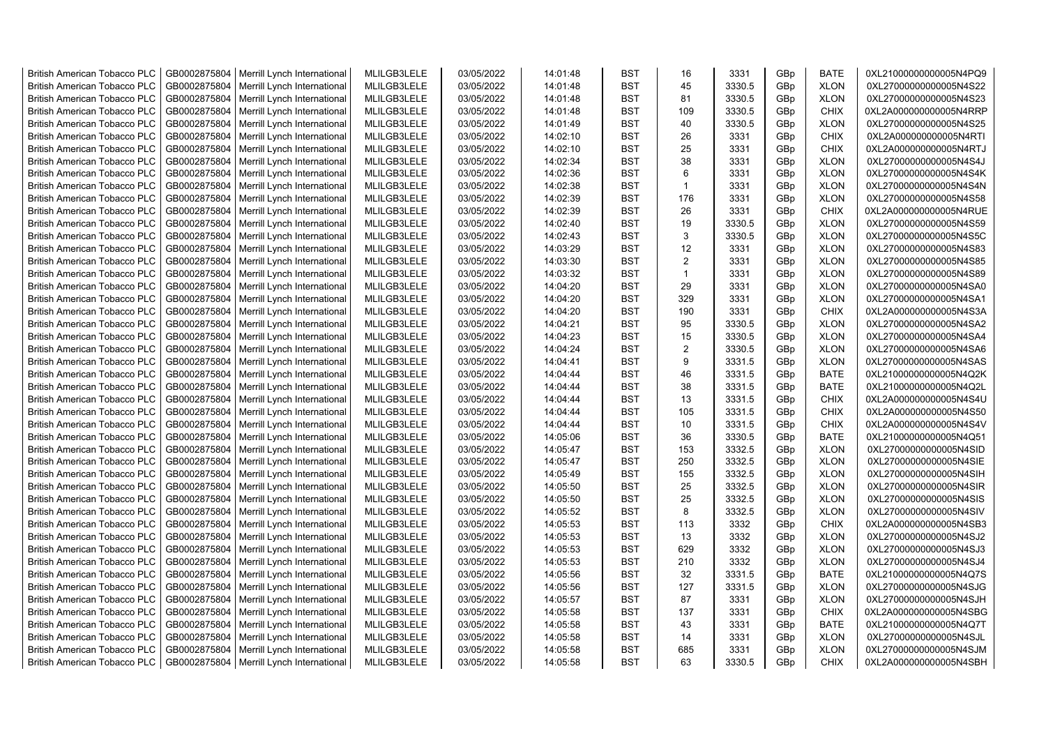| | | | | | | | | | | | |
|---|---|---|---|---|---|---|---|---|---|---|---|
| British American Tobacco PLC | GB0002875804 | Merrill Lynch International | MLILGB3LELE | 03/05/2022 | 14:01:48 | BST | 16 | 3331 | GBp | BATE | 0XL21000000000005N4PQ9 |
| British American Tobacco PLC | GB0002875804 | Merrill Lynch International | MLILGB3LELE | 03/05/2022 | 14:01:48 | BST | 45 | 3330.5 | GBp | XLON | 0XL27000000000005N4S22 |
| British American Tobacco PLC | GB0002875804 | Merrill Lynch International | MLILGB3LELE | 03/05/2022 | 14:01:48 | BST | 81 | 3330.5 | GBp | XLON | 0XL27000000000005N4S23 |
| British American Tobacco PLC | GB0002875804 | Merrill Lynch International | MLILGB3LELE | 03/05/2022 | 14:01:48 | BST | 109 | 3330.5 | GBp | CHIX | 0XL2A000000000005N4RRP |
| British American Tobacco PLC | GB0002875804 | Merrill Lynch International | MLILGB3LELE | 03/05/2022 | 14:01:49 | BST | 40 | 3330.5 | GBp | XLON | 0XL27000000000005N4S25 |
| British American Tobacco PLC | GB0002875804 | Merrill Lynch International | MLILGB3LELE | 03/05/2022 | 14:02:10 | BST | 26 | 3331 | GBp | CHIX | 0XL2A000000000005N4RTI |
| British American Tobacco PLC | GB0002875804 | Merrill Lynch International | MLILGB3LELE | 03/05/2022 | 14:02:10 | BST | 25 | 3331 | GBp | CHIX | 0XL2A000000000005N4RTJ |
| British American Tobacco PLC | GB0002875804 | Merrill Lynch International | MLILGB3LELE | 03/05/2022 | 14:02:34 | BST | 38 | 3331 | GBp | XLON | 0XL27000000000005N4S4J |
| British American Tobacco PLC | GB0002875804 | Merrill Lynch International | MLILGB3LELE | 03/05/2022 | 14:02:36 | BST | 6 | 3331 | GBp | XLON | 0XL27000000000005N4S4K |
| British American Tobacco PLC | GB0002875804 | Merrill Lynch International | MLILGB3LELE | 03/05/2022 | 14:02:38 | BST | 1 | 3331 | GBp | XLON | 0XL27000000000005N4S4N |
| British American Tobacco PLC | GB0002875804 | Merrill Lynch International | MLILGB3LELE | 03/05/2022 | 14:02:39 | BST | 176 | 3331 | GBp | XLON | 0XL27000000000005N4S58 |
| British American Tobacco PLC | GB0002875804 | Merrill Lynch International | MLILGB3LELE | 03/05/2022 | 14:02:39 | BST | 26 | 3331 | GBp | CHIX | 0XL2A000000000005N4RUE |
| British American Tobacco PLC | GB0002875804 | Merrill Lynch International | MLILGB3LELE | 03/05/2022 | 14:02:40 | BST | 19 | 3330.5 | GBp | XLON | 0XL27000000000005N4S59 |
| British American Tobacco PLC | GB0002875804 | Merrill Lynch International | MLILGB3LELE | 03/05/2022 | 14:02:43 | BST | 3 | 3330.5 | GBp | XLON | 0XL27000000000005N4S5C |
| British American Tobacco PLC | GB0002875804 | Merrill Lynch International | MLILGB3LELE | 03/05/2022 | 14:03:29 | BST | 12 | 3331 | GBp | XLON | 0XL27000000000005N4S83 |
| British American Tobacco PLC | GB0002875804 | Merrill Lynch International | MLILGB3LELE | 03/05/2022 | 14:03:30 | BST | 2 | 3331 | GBp | XLON | 0XL27000000000005N4S85 |
| British American Tobacco PLC | GB0002875804 | Merrill Lynch International | MLILGB3LELE | 03/05/2022 | 14:03:32 | BST | 1 | 3331 | GBp | XLON | 0XL27000000000005N4S89 |
| British American Tobacco PLC | GB0002875804 | Merrill Lynch International | MLILGB3LELE | 03/05/2022 | 14:04:20 | BST | 29 | 3331 | GBp | XLON | 0XL27000000000005N4SA0 |
| British American Tobacco PLC | GB0002875804 | Merrill Lynch International | MLILGB3LELE | 03/05/2022 | 14:04:20 | BST | 329 | 3331 | GBp | XLON | 0XL27000000000005N4SA1 |
| British American Tobacco PLC | GB0002875804 | Merrill Lynch International | MLILGB3LELE | 03/05/2022 | 14:04:20 | BST | 190 | 3331 | GBp | CHIX | 0XL2A000000000005N4S3A |
| British American Tobacco PLC | GB0002875804 | Merrill Lynch International | MLILGB3LELE | 03/05/2022 | 14:04:21 | BST | 95 | 3330.5 | GBp | XLON | 0XL27000000000005N4SA2 |
| British American Tobacco PLC | GB0002875804 | Merrill Lynch International | MLILGB3LELE | 03/05/2022 | 14:04:23 | BST | 15 | 3330.5 | GBp | XLON | 0XL27000000000005N4SA4 |
| British American Tobacco PLC | GB0002875804 | Merrill Lynch International | MLILGB3LELE | 03/05/2022 | 14:04:24 | BST | 2 | 3330.5 | GBp | XLON | 0XL27000000000005N4SA6 |
| British American Tobacco PLC | GB0002875804 | Merrill Lynch International | MLILGB3LELE | 03/05/2022 | 14:04:41 | BST | 9 | 3331.5 | GBp | XLON | 0XL27000000000005N4SAS |
| British American Tobacco PLC | GB0002875804 | Merrill Lynch International | MLILGB3LELE | 03/05/2022 | 14:04:44 | BST | 46 | 3331.5 | GBp | BATE | 0XL21000000000005N4Q2K |
| British American Tobacco PLC | GB0002875804 | Merrill Lynch International | MLILGB3LELE | 03/05/2022 | 14:04:44 | BST | 38 | 3331.5 | GBp | BATE | 0XL21000000000005N4Q2L |
| British American Tobacco PLC | GB0002875804 | Merrill Lynch International | MLILGB3LELE | 03/05/2022 | 14:04:44 | BST | 13 | 3331.5 | GBp | CHIX | 0XL2A000000000005N4S4U |
| British American Tobacco PLC | GB0002875804 | Merrill Lynch International | MLILGB3LELE | 03/05/2022 | 14:04:44 | BST | 105 | 3331.5 | GBp | CHIX | 0XL2A000000000005N4S50 |
| British American Tobacco PLC | GB0002875804 | Merrill Lynch International | MLILGB3LELE | 03/05/2022 | 14:04:44 | BST | 10 | 3331.5 | GBp | CHIX | 0XL2A000000000005N4S4V |
| British American Tobacco PLC | GB0002875804 | Merrill Lynch International | MLILGB3LELE | 03/05/2022 | 14:05:06 | BST | 36 | 3330.5 | GBp | BATE | 0XL21000000000005N4Q51 |
| British American Tobacco PLC | GB0002875804 | Merrill Lynch International | MLILGB3LELE | 03/05/2022 | 14:05:47 | BST | 153 | 3332.5 | GBp | XLON | 0XL27000000000005N4SID |
| British American Tobacco PLC | GB0002875804 | Merrill Lynch International | MLILGB3LELE | 03/05/2022 | 14:05:47 | BST | 250 | 3332.5 | GBp | XLON | 0XL27000000000005N4SIE |
| British American Tobacco PLC | GB0002875804 | Merrill Lynch International | MLILGB3LELE | 03/05/2022 | 14:05:49 | BST | 155 | 3332.5 | GBp | XLON | 0XL27000000000005N4SIH |
| British American Tobacco PLC | GB0002875804 | Merrill Lynch International | MLILGB3LELE | 03/05/2022 | 14:05:50 | BST | 25 | 3332.5 | GBp | XLON | 0XL27000000000005N4SIR |
| British American Tobacco PLC | GB0002875804 | Merrill Lynch International | MLILGB3LELE | 03/05/2022 | 14:05:50 | BST | 25 | 3332.5 | GBp | XLON | 0XL27000000000005N4SIS |
| British American Tobacco PLC | GB0002875804 | Merrill Lynch International | MLILGB3LELE | 03/05/2022 | 14:05:52 | BST | 8 | 3332.5 | GBp | XLON | 0XL27000000000005N4SIV |
| British American Tobacco PLC | GB0002875804 | Merrill Lynch International | MLILGB3LELE | 03/05/2022 | 14:05:53 | BST | 113 | 3332 | GBp | CHIX | 0XL2A000000000005N4SB3 |
| British American Tobacco PLC | GB0002875804 | Merrill Lynch International | MLILGB3LELE | 03/05/2022 | 14:05:53 | BST | 13 | 3332 | GBp | XLON | 0XL27000000000005N4SJ2 |
| British American Tobacco PLC | GB0002875804 | Merrill Lynch International | MLILGB3LELE | 03/05/2022 | 14:05:53 | BST | 629 | 3332 | GBp | XLON | 0XL27000000000005N4SJ3 |
| British American Tobacco PLC | GB0002875804 | Merrill Lynch International | MLILGB3LELE | 03/05/2022 | 14:05:53 | BST | 210 | 3332 | GBp | XLON | 0XL27000000000005N4SJ4 |
| British American Tobacco PLC | GB0002875804 | Merrill Lynch International | MLILGB3LELE | 03/05/2022 | 14:05:56 | BST | 32 | 3331.5 | GBp | BATE | 0XL21000000000005N4Q7S |
| British American Tobacco PLC | GB0002875804 | Merrill Lynch International | MLILGB3LELE | 03/05/2022 | 14:05:56 | BST | 127 | 3331.5 | GBp | XLON | 0XL27000000000005N4SJG |
| British American Tobacco PLC | GB0002875804 | Merrill Lynch International | MLILGB3LELE | 03/05/2022 | 14:05:57 | BST | 87 | 3331 | GBp | XLON | 0XL27000000000005N4SJH |
| British American Tobacco PLC | GB0002875804 | Merrill Lynch International | MLILGB3LELE | 03/05/2022 | 14:05:58 | BST | 137 | 3331 | GBp | CHIX | 0XL2A000000000005N4SBG |
| British American Tobacco PLC | GB0002875804 | Merrill Lynch International | MLILGB3LELE | 03/05/2022 | 14:05:58 | BST | 43 | 3331 | GBp | BATE | 0XL21000000000005N4Q7T |
| British American Tobacco PLC | GB0002875804 | Merrill Lynch International | MLILGB3LELE | 03/05/2022 | 14:05:58 | BST | 14 | 3331 | GBp | XLON | 0XL27000000000005N4SJL |
| British American Tobacco PLC | GB0002875804 | Merrill Lynch International | MLILGB3LELE | 03/05/2022 | 14:05:58 | BST | 685 | 3331 | GBp | XLON | 0XL27000000000005N4SJM |
| British American Tobacco PLC | GB0002875804 | Merrill Lynch International | MLILGB3LELE | 03/05/2022 | 14:05:58 | BST | 63 | 3330.5 | GBp | CHIX | 0XL2A000000000005N4SBH |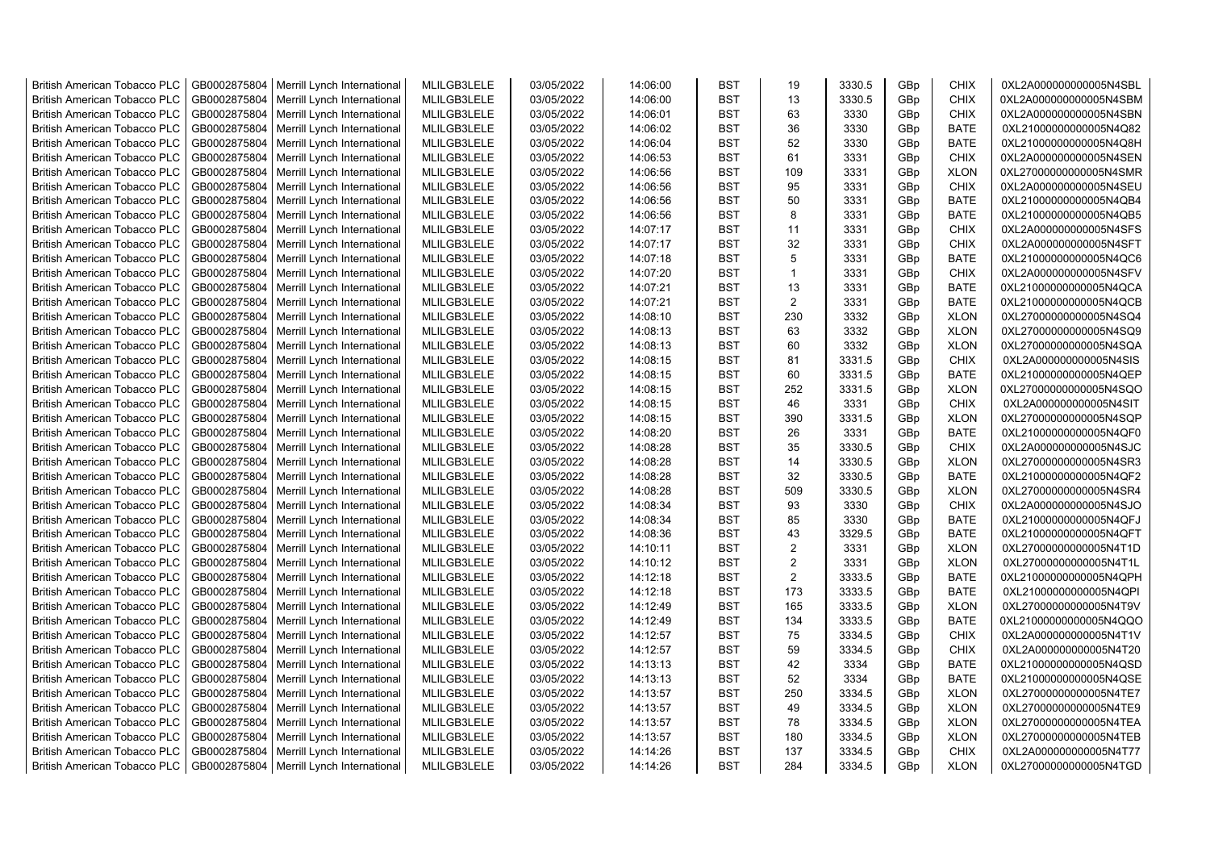| British American Tobacco PLC | GB0002875804 | Merrill Lynch International | MLILGB3LELE | 03/05/2022 | 14:06:00 | BST | 19 | 3330.5 | GBp | CHIX | 0XL2A000000000005N4SBL |
|---|---|---|---|---|---|---|---|---|---|---|---|
| British American Tobacco PLC | GB0002875804 | Merrill Lynch International | MLILGB3LELE | 03/05/2022 | 14:06:00 | BST | 13 | 3330.5 | GBp | CHIX | 0XL2A000000000005N4SBM |
| British American Tobacco PLC | GB0002875804 | Merrill Lynch International | MLILGB3LELE | 03/05/2022 | 14:06:01 | BST | 63 | 3330 | GBp | CHIX | 0XL2A000000000005N4SBN |
| British American Tobacco PLC | GB0002875804 | Merrill Lynch International | MLILGB3LELE | 03/05/2022 | 14:06:02 | BST | 36 | 3330 | GBp | BATE | 0XL21000000000005N4Q82 |
| British American Tobacco PLC | GB0002875804 | Merrill Lynch International | MLILGB3LELE | 03/05/2022 | 14:06:04 | BST | 52 | 3330 | GBp | BATE | 0XL21000000000005N4Q8H |
| British American Tobacco PLC | GB0002875804 | Merrill Lynch International | MLILGB3LELE | 03/05/2022 | 14:06:53 | BST | 61 | 3331 | GBp | CHIX | 0XL2A000000000005N4SEN |
| British American Tobacco PLC | GB0002875804 | Merrill Lynch International | MLILGB3LELE | 03/05/2022 | 14:06:56 | BST | 109 | 3331 | GBp | XLON | 0XL27000000000005N4SMR |
| British American Tobacco PLC | GB0002875804 | Merrill Lynch International | MLILGB3LELE | 03/05/2022 | 14:06:56 | BST | 95 | 3331 | GBp | CHIX | 0XL2A000000000005N4SEU |
| British American Tobacco PLC | GB0002875804 | Merrill Lynch International | MLILGB3LELE | 03/05/2022 | 14:06:56 | BST | 50 | 3331 | GBp | BATE | 0XL21000000000005N4QB4 |
| British American Tobacco PLC | GB0002875804 | Merrill Lynch International | MLILGB3LELE | 03/05/2022 | 14:06:56 | BST | 8 | 3331 | GBp | BATE | 0XL21000000000005N4QB5 |
| British American Tobacco PLC | GB0002875804 | Merrill Lynch International | MLILGB3LELE | 03/05/2022 | 14:07:17 | BST | 11 | 3331 | GBp | CHIX | 0XL2A000000000005N4SFS |
| British American Tobacco PLC | GB0002875804 | Merrill Lynch International | MLILGB3LELE | 03/05/2022 | 14:07:17 | BST | 32 | 3331 | GBp | CHIX | 0XL2A000000000005N4SFT |
| British American Tobacco PLC | GB0002875804 | Merrill Lynch International | MLILGB3LELE | 03/05/2022 | 14:07:18 | BST | 5 | 3331 | GBp | BATE | 0XL21000000000005N4QC6 |
| British American Tobacco PLC | GB0002875804 | Merrill Lynch International | MLILGB3LELE | 03/05/2022 | 14:07:20 | BST | 1 | 3331 | GBp | CHIX | 0XL2A000000000005N4SFV |
| British American Tobacco PLC | GB0002875804 | Merrill Lynch International | MLILGB3LELE | 03/05/2022 | 14:07:21 | BST | 13 | 3331 | GBp | BATE | 0XL21000000000005N4QCA |
| British American Tobacco PLC | GB0002875804 | Merrill Lynch International | MLILGB3LELE | 03/05/2022 | 14:07:21 | BST | 2 | 3331 | GBp | BATE | 0XL21000000000005N4QCB |
| British American Tobacco PLC | GB0002875804 | Merrill Lynch International | MLILGB3LELE | 03/05/2022 | 14:08:10 | BST | 230 | 3332 | GBp | XLON | 0XL27000000000005N4SQ4 |
| British American Tobacco PLC | GB0002875804 | Merrill Lynch International | MLILGB3LELE | 03/05/2022 | 14:08:13 | BST | 63 | 3332 | GBp | XLON | 0XL27000000000005N4SQ9 |
| British American Tobacco PLC | GB0002875804 | Merrill Lynch International | MLILGB3LELE | 03/05/2022 | 14:08:13 | BST | 60 | 3332 | GBp | XLON | 0XL27000000000005N4SQA |
| British American Tobacco PLC | GB0002875804 | Merrill Lynch International | MLILGB3LELE | 03/05/2022 | 14:08:15 | BST | 81 | 3331.5 | GBp | CHIX | 0XL2A000000000005N4SIS |
| British American Tobacco PLC | GB0002875804 | Merrill Lynch International | MLILGB3LELE | 03/05/2022 | 14:08:15 | BST | 60 | 3331.5 | GBp | BATE | 0XL21000000000005N4QEP |
| British American Tobacco PLC | GB0002875804 | Merrill Lynch International | MLILGB3LELE | 03/05/2022 | 14:08:15 | BST | 252 | 3331.5 | GBp | XLON | 0XL27000000000005N4SQO |
| British American Tobacco PLC | GB0002875804 | Merrill Lynch International | MLILGB3LELE | 03/05/2022 | 14:08:15 | BST | 46 | 3331 | GBp | CHIX | 0XL2A000000000005N4SIT |
| British American Tobacco PLC | GB0002875804 | Merrill Lynch International | MLILGB3LELE | 03/05/2022 | 14:08:15 | BST | 390 | 3331.5 | GBp | XLON | 0XL27000000000005N4SQP |
| British American Tobacco PLC | GB0002875804 | Merrill Lynch International | MLILGB3LELE | 03/05/2022 | 14:08:20 | BST | 26 | 3331 | GBp | BATE | 0XL21000000000005N4QF0 |
| British American Tobacco PLC | GB0002875804 | Merrill Lynch International | MLILGB3LELE | 03/05/2022 | 14:08:28 | BST | 35 | 3330.5 | GBp | CHIX | 0XL2A000000000005N4SJC |
| British American Tobacco PLC | GB0002875804 | Merrill Lynch International | MLILGB3LELE | 03/05/2022 | 14:08:28 | BST | 14 | 3330.5 | GBp | XLON | 0XL27000000000005N4SR3 |
| British American Tobacco PLC | GB0002875804 | Merrill Lynch International | MLILGB3LELE | 03/05/2022 | 14:08:28 | BST | 32 | 3330.5 | GBp | BATE | 0XL21000000000005N4QF2 |
| British American Tobacco PLC | GB0002875804 | Merrill Lynch International | MLILGB3LELE | 03/05/2022 | 14:08:28 | BST | 509 | 3330.5 | GBp | XLON | 0XL27000000000005N4SR4 |
| British American Tobacco PLC | GB0002875804 | Merrill Lynch International | MLILGB3LELE | 03/05/2022 | 14:08:34 | BST | 93 | 3330 | GBp | CHIX | 0XL2A000000000005N4SJO |
| British American Tobacco PLC | GB0002875804 | Merrill Lynch International | MLILGB3LELE | 03/05/2022 | 14:08:34 | BST | 85 | 3330 | GBp | BATE | 0XL21000000000005N4QFJ |
| British American Tobacco PLC | GB0002875804 | Merrill Lynch International | MLILGB3LELE | 03/05/2022 | 14:08:36 | BST | 43 | 3329.5 | GBp | BATE | 0XL21000000000005N4QFT |
| British American Tobacco PLC | GB0002875804 | Merrill Lynch International | MLILGB3LELE | 03/05/2022 | 14:10:11 | BST | 2 | 3331 | GBp | XLON | 0XL27000000000005N4T1D |
| British American Tobacco PLC | GB0002875804 | Merrill Lynch International | MLILGB3LELE | 03/05/2022 | 14:10:12 | BST | 2 | 3331 | GBp | XLON | 0XL27000000000005N4T1L |
| British American Tobacco PLC | GB0002875804 | Merrill Lynch International | MLILGB3LELE | 03/05/2022 | 14:12:18 | BST | 2 | 3333.5 | GBp | BATE | 0XL21000000000005N4QPH |
| British American Tobacco PLC | GB0002875804 | Merrill Lynch International | MLILGB3LELE | 03/05/2022 | 14:12:18 | BST | 173 | 3333.5 | GBp | BATE | 0XL21000000000005N4QPI |
| British American Tobacco PLC | GB0002875804 | Merrill Lynch International | MLILGB3LELE | 03/05/2022 | 14:12:49 | BST | 165 | 3333.5 | GBp | XLON | 0XL27000000000005N4T9V |
| British American Tobacco PLC | GB0002875804 | Merrill Lynch International | MLILGB3LELE | 03/05/2022 | 14:12:49 | BST | 134 | 3333.5 | GBp | BATE | 0XL21000000000005N4QQO |
| British American Tobacco PLC | GB0002875804 | Merrill Lynch International | MLILGB3LELE | 03/05/2022 | 14:12:57 | BST | 75 | 3334.5 | GBp | CHIX | 0XL2A000000000005N4T1V |
| British American Tobacco PLC | GB0002875804 | Merrill Lynch International | MLILGB3LELE | 03/05/2022 | 14:12:57 | BST | 59 | 3334.5 | GBp | CHIX | 0XL2A000000000005N4T20 |
| British American Tobacco PLC | GB0002875804 | Merrill Lynch International | MLILGB3LELE | 03/05/2022 | 14:13:13 | BST | 42 | 3334 | GBp | BATE | 0XL21000000000005N4QSD |
| British American Tobacco PLC | GB0002875804 | Merrill Lynch International | MLILGB3LELE | 03/05/2022 | 14:13:13 | BST | 52 | 3334 | GBp | BATE | 0XL21000000000005N4QSE |
| British American Tobacco PLC | GB0002875804 | Merrill Lynch International | MLILGB3LELE | 03/05/2022 | 14:13:57 | BST | 250 | 3334.5 | GBp | XLON | 0XL27000000000005N4TE7 |
| British American Tobacco PLC | GB0002875804 | Merrill Lynch International | MLILGB3LELE | 03/05/2022 | 14:13:57 | BST | 49 | 3334.5 | GBp | XLON | 0XL27000000000005N4TE9 |
| British American Tobacco PLC | GB0002875804 | Merrill Lynch International | MLILGB3LELE | 03/05/2022 | 14:13:57 | BST | 78 | 3334.5 | GBp | XLON | 0XL27000000000005N4TEA |
| British American Tobacco PLC | GB0002875804 | Merrill Lynch International | MLILGB3LELE | 03/05/2022 | 14:13:57 | BST | 180 | 3334.5 | GBp | XLON | 0XL27000000000005N4TEB |
| British American Tobacco PLC | GB0002875804 | Merrill Lynch International | MLILGB3LELE | 03/05/2022 | 14:14:26 | BST | 137 | 3334.5 | GBp | CHIX | 0XL2A000000000005N4T77 |
| British American Tobacco PLC | GB0002875804 | Merrill Lynch International | MLILGB3LELE | 03/05/2022 | 14:14:26 | BST | 284 | 3334.5 | GBp | XLON | 0XL27000000000005N4TGD |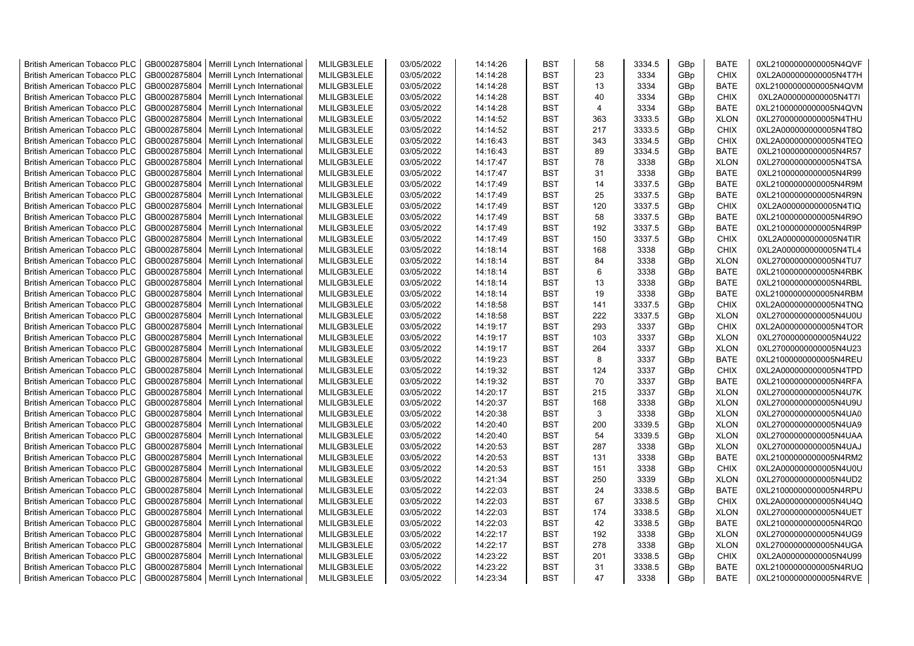| British American Tobacco PLC | GB0002875804 | Merrill Lynch International | MLILGB3LELE | 03/05/2022 | 14:14:26 | BST | 58 | 3334.5 | GBp | BATE | 0XL21000000000005N4QVF |
|---|---|---|---|---|---|---|---|---|---|---|---|
| British American Tobacco PLC | GB0002875804 | Merrill Lynch International | MLILGB3LELE | 03/05/2022 | 14:14:28 | BST | 23 | 3334 | GBp | CHIX | 0XL2A000000000005N4T7H |
| British American Tobacco PLC | GB0002875804 | Merrill Lynch International | MLILGB3LELE | 03/05/2022 | 14:14:28 | BST | 13 | 3334 | GBp | BATE | 0XL21000000000005N4QVM |
| British American Tobacco PLC | GB0002875804 | Merrill Lynch International | MLILGB3LELE | 03/05/2022 | 14:14:28 | BST | 40 | 3334 | GBp | CHIX | 0XL2A000000000005N4T7I |
| British American Tobacco PLC | GB0002875804 | Merrill Lynch International | MLILGB3LELE | 03/05/2022 | 14:14:28 | BST | 4 | 3334 | GBp | BATE | 0XL21000000000005N4QVN |
| British American Tobacco PLC | GB0002875804 | Merrill Lynch International | MLILGB3LELE | 03/05/2022 | 14:14:52 | BST | 363 | 3333.5 | GBp | XLON | 0XL27000000000005N4THU |
| British American Tobacco PLC | GB0002875804 | Merrill Lynch International | MLILGB3LELE | 03/05/2022 | 14:14:52 | BST | 217 | 3333.5 | GBp | CHIX | 0XL2A000000000005N4T8Q |
| British American Tobacco PLC | GB0002875804 | Merrill Lynch International | MLILGB3LELE | 03/05/2022 | 14:16:43 | BST | 343 | 3334.5 | GBp | CHIX | 0XL2A000000000005N4TEQ |
| British American Tobacco PLC | GB0002875804 | Merrill Lynch International | MLILGB3LELE | 03/05/2022 | 14:16:43 | BST | 89 | 3334.5 | GBp | BATE | 0XL21000000000005N4R57 |
| British American Tobacco PLC | GB0002875804 | Merrill Lynch International | MLILGB3LELE | 03/05/2022 | 14:17:47 | BST | 78 | 3338 | GBp | XLON | 0XL27000000000005N4TSA |
| British American Tobacco PLC | GB0002875804 | Merrill Lynch International | MLILGB3LELE | 03/05/2022 | 14:17:47 | BST | 31 | 3338 | GBp | BATE | 0XL21000000000005N4R99 |
| British American Tobacco PLC | GB0002875804 | Merrill Lynch International | MLILGB3LELE | 03/05/2022 | 14:17:49 | BST | 14 | 3337.5 | GBp | BATE | 0XL21000000000005N4R9M |
| British American Tobacco PLC | GB0002875804 | Merrill Lynch International | MLILGB3LELE | 03/05/2022 | 14:17:49 | BST | 25 | 3337.5 | GBp | BATE | 0XL21000000000005N4R9N |
| British American Tobacco PLC | GB0002875804 | Merrill Lynch International | MLILGB3LELE | 03/05/2022 | 14:17:49 | BST | 120 | 3337.5 | GBp | CHIX | 0XL2A000000000005N4TIQ |
| British American Tobacco PLC | GB0002875804 | Merrill Lynch International | MLILGB3LELE | 03/05/2022 | 14:17:49 | BST | 58 | 3337.5 | GBp | BATE | 0XL21000000000005N4R9O |
| British American Tobacco PLC | GB0002875804 | Merrill Lynch International | MLILGB3LELE | 03/05/2022 | 14:17:49 | BST | 192 | 3337.5 | GBp | BATE | 0XL21000000000005N4R9P |
| British American Tobacco PLC | GB0002875804 | Merrill Lynch International | MLILGB3LELE | 03/05/2022 | 14:17:49 | BST | 150 | 3337.5 | GBp | CHIX | 0XL2A000000000005N4TIR |
| British American Tobacco PLC | GB0002875804 | Merrill Lynch International | MLILGB3LELE | 03/05/2022 | 14:18:14 | BST | 168 | 3338 | GBp | CHIX | 0XL2A000000000005N4TL4 |
| British American Tobacco PLC | GB0002875804 | Merrill Lynch International | MLILGB3LELE | 03/05/2022 | 14:18:14 | BST | 84 | 3338 | GBp | XLON | 0XL27000000000005N4TU7 |
| British American Tobacco PLC | GB0002875804 | Merrill Lynch International | MLILGB3LELE | 03/05/2022 | 14:18:14 | BST | 6 | 3338 | GBp | BATE | 0XL21000000000005N4RBK |
| British American Tobacco PLC | GB0002875804 | Merrill Lynch International | MLILGB3LELE | 03/05/2022 | 14:18:14 | BST | 13 | 3338 | GBp | BATE | 0XL21000000000005N4RBL |
| British American Tobacco PLC | GB0002875804 | Merrill Lynch International | MLILGB3LELE | 03/05/2022 | 14:18:14 | BST | 19 | 3338 | GBp | BATE | 0XL21000000000005N4RBM |
| British American Tobacco PLC | GB0002875804 | Merrill Lynch International | MLILGB3LELE | 03/05/2022 | 14:18:58 | BST | 141 | 3337.5 | GBp | CHIX | 0XL2A000000000005N4TNQ |
| British American Tobacco PLC | GB0002875804 | Merrill Lynch International | MLILGB3LELE | 03/05/2022 | 14:18:58 | BST | 222 | 3337.5 | GBp | XLON | 0XL27000000000005N4U0U |
| British American Tobacco PLC | GB0002875804 | Merrill Lynch International | MLILGB3LELE | 03/05/2022 | 14:19:17 | BST | 293 | 3337 | GBp | CHIX | 0XL2A000000000005N4TOR |
| British American Tobacco PLC | GB0002875804 | Merrill Lynch International | MLILGB3LELE | 03/05/2022 | 14:19:17 | BST | 103 | 3337 | GBp | XLON | 0XL27000000000005N4U22 |
| British American Tobacco PLC | GB0002875804 | Merrill Lynch International | MLILGB3LELE | 03/05/2022 | 14:19:17 | BST | 264 | 3337 | GBp | XLON | 0XL27000000000005N4U23 |
| British American Tobacco PLC | GB0002875804 | Merrill Lynch International | MLILGB3LELE | 03/05/2022 | 14:19:23 | BST | 8 | 3337 | GBp | BATE | 0XL21000000000005N4REU |
| British American Tobacco PLC | GB0002875804 | Merrill Lynch International | MLILGB3LELE | 03/05/2022 | 14:19:32 | BST | 124 | 3337 | GBp | CHIX | 0XL2A000000000005N4TPD |
| British American Tobacco PLC | GB0002875804 | Merrill Lynch International | MLILGB3LELE | 03/05/2022 | 14:19:32 | BST | 70 | 3337 | GBp | BATE | 0XL21000000000005N4RFA |
| British American Tobacco PLC | GB0002875804 | Merrill Lynch International | MLILGB3LELE | 03/05/2022 | 14:20:17 | BST | 215 | 3337 | GBp | XLON | 0XL27000000000005N4U7K |
| British American Tobacco PLC | GB0002875804 | Merrill Lynch International | MLILGB3LELE | 03/05/2022 | 14:20:37 | BST | 168 | 3338 | GBp | XLON | 0XL27000000000005N4U9U |
| British American Tobacco PLC | GB0002875804 | Merrill Lynch International | MLILGB3LELE | 03/05/2022 | 14:20:38 | BST | 3 | 3338 | GBp | XLON | 0XL27000000000005N4UA0 |
| British American Tobacco PLC | GB0002875804 | Merrill Lynch International | MLILGB3LELE | 03/05/2022 | 14:20:40 | BST | 200 | 3339.5 | GBp | XLON | 0XL27000000000005N4UA9 |
| British American Tobacco PLC | GB0002875804 | Merrill Lynch International | MLILGB3LELE | 03/05/2022 | 14:20:40 | BST | 54 | 3339.5 | GBp | XLON | 0XL27000000000005N4UAA |
| British American Tobacco PLC | GB0002875804 | Merrill Lynch International | MLILGB3LELE | 03/05/2022 | 14:20:53 | BST | 287 | 3338 | GBp | XLON | 0XL27000000000005N4UAJ |
| British American Tobacco PLC | GB0002875804 | Merrill Lynch International | MLILGB3LELE | 03/05/2022 | 14:20:53 | BST | 131 | 3338 | GBp | BATE | 0XL21000000000005N4RM2 |
| British American Tobacco PLC | GB0002875804 | Merrill Lynch International | MLILGB3LELE | 03/05/2022 | 14:20:53 | BST | 151 | 3338 | GBp | CHIX | 0XL2A000000000005N4U0U |
| British American Tobacco PLC | GB0002875804 | Merrill Lynch International | MLILGB3LELE | 03/05/2022 | 14:21:34 | BST | 250 | 3339 | GBp | XLON | 0XL27000000000005N4UD2 |
| British American Tobacco PLC | GB0002875804 | Merrill Lynch International | MLILGB3LELE | 03/05/2022 | 14:22:03 | BST | 24 | 3338.5 | GBp | BATE | 0XL21000000000005N4RPU |
| British American Tobacco PLC | GB0002875804 | Merrill Lynch International | MLILGB3LELE | 03/05/2022 | 14:22:03 | BST | 67 | 3338.5 | GBp | CHIX | 0XL2A000000000005N4U4Q |
| British American Tobacco PLC | GB0002875804 | Merrill Lynch International | MLILGB3LELE | 03/05/2022 | 14:22:03 | BST | 174 | 3338.5 | GBp | XLON | 0XL27000000000005N4UET |
| British American Tobacco PLC | GB0002875804 | Merrill Lynch International | MLILGB3LELE | 03/05/2022 | 14:22:03 | BST | 42 | 3338.5 | GBp | BATE | 0XL21000000000005N4RQ0 |
| British American Tobacco PLC | GB0002875804 | Merrill Lynch International | MLILGB3LELE | 03/05/2022 | 14:22:17 | BST | 192 | 3338 | GBp | XLON | 0XL27000000000005N4UG9 |
| British American Tobacco PLC | GB0002875804 | Merrill Lynch International | MLILGB3LELE | 03/05/2022 | 14:22:17 | BST | 278 | 3338 | GBp | XLON | 0XL27000000000005N4UGA |
| British American Tobacco PLC | GB0002875804 | Merrill Lynch International | MLILGB3LELE | 03/05/2022 | 14:23:22 | BST | 201 | 3338.5 | GBp | CHIX | 0XL2A000000000005N4U99 |
| British American Tobacco PLC | GB0002875804 | Merrill Lynch International | MLILGB3LELE | 03/05/2022 | 14:23:22 | BST | 31 | 3338.5 | GBp | BATE | 0XL21000000000005N4RUQ |
| British American Tobacco PLC | GB0002875804 | Merrill Lynch International | MLILGB3LELE | 03/05/2022 | 14:23:34 | BST | 47 | 3338 | GBp | BATE | 0XL21000000000005N4RVE |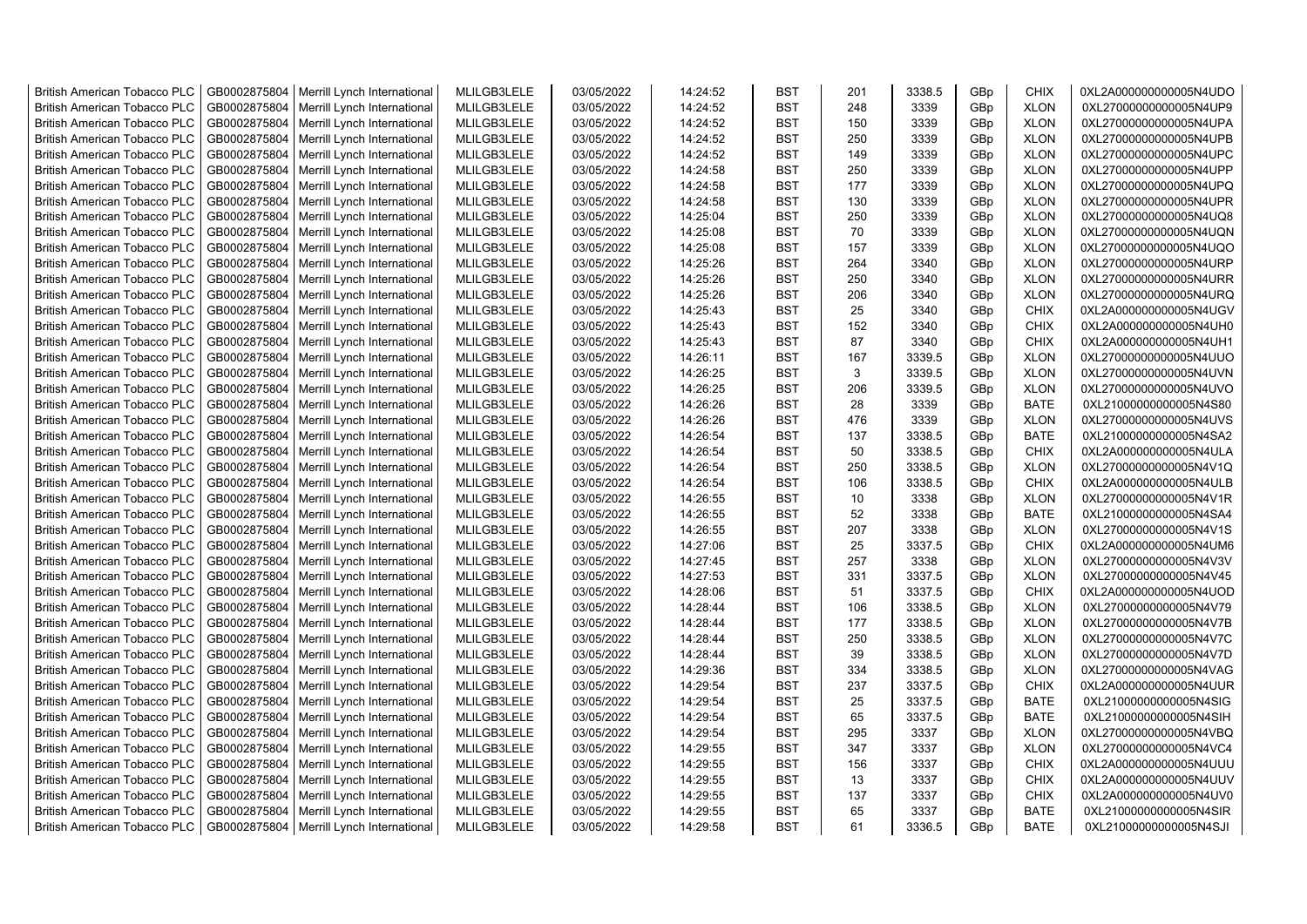| British American Tobacco PLC | GB0002875804 | Merrill Lynch International | MLILGB3LELE | 03/05/2022 | 14:24:52 | BST | 201 | 3338.5 | GBp | CHIX | 0XL2A000000000005N4UDO |
|---|---|---|---|---|---|---|---|---|---|---|---|
| British American Tobacco PLC | GB0002875804 | Merrill Lynch International | MLILGB3LELE | 03/05/2022 | 14:24:52 | BST | 248 | 3339 | GBp | XLON | 0XL27000000000005N4UP9 |
| British American Tobacco PLC | GB0002875804 | Merrill Lynch International | MLILGB3LELE | 03/05/2022 | 14:24:52 | BST | 150 | 3339 | GBp | XLON | 0XL27000000000005N4UPA |
| British American Tobacco PLC | GB0002875804 | Merrill Lynch International | MLILGB3LELE | 03/05/2022 | 14:24:52 | BST | 250 | 3339 | GBp | XLON | 0XL27000000000005N4UPB |
| British American Tobacco PLC | GB0002875804 | Merrill Lynch International | MLILGB3LELE | 03/05/2022 | 14:24:52 | BST | 149 | 3339 | GBp | XLON | 0XL27000000000005N4UPC |
| British American Tobacco PLC | GB0002875804 | Merrill Lynch International | MLILGB3LELE | 03/05/2022 | 14:24:58 | BST | 250 | 3339 | GBp | XLON | 0XL27000000000005N4UPP |
| British American Tobacco PLC | GB0002875804 | Merrill Lynch International | MLILGB3LELE | 03/05/2022 | 14:24:58 | BST | 177 | 3339 | GBp | XLON | 0XL27000000000005N4UPQ |
| British American Tobacco PLC | GB0002875804 | Merrill Lynch International | MLILGB3LELE | 03/05/2022 | 14:24:58 | BST | 130 | 3339 | GBp | XLON | 0XL27000000000005N4UPR |
| British American Tobacco PLC | GB0002875804 | Merrill Lynch International | MLILGB3LELE | 03/05/2022 | 14:25:04 | BST | 250 | 3339 | GBp | XLON | 0XL27000000000005N4UQ8 |
| British American Tobacco PLC | GB0002875804 | Merrill Lynch International | MLILGB3LELE | 03/05/2022 | 14:25:08 | BST | 70 | 3339 | GBp | XLON | 0XL27000000000005N4UQN |
| British American Tobacco PLC | GB0002875804 | Merrill Lynch International | MLILGB3LELE | 03/05/2022 | 14:25:08 | BST | 157 | 3339 | GBp | XLON | 0XL27000000000005N4UQO |
| British American Tobacco PLC | GB0002875804 | Merrill Lynch International | MLILGB3LELE | 03/05/2022 | 14:25:26 | BST | 264 | 3340 | GBp | XLON | 0XL27000000000005N4URP |
| British American Tobacco PLC | GB0002875804 | Merrill Lynch International | MLILGB3LELE | 03/05/2022 | 14:25:26 | BST | 250 | 3340 | GBp | XLON | 0XL27000000000005N4URR |
| British American Tobacco PLC | GB0002875804 | Merrill Lynch International | MLILGB3LELE | 03/05/2022 | 14:25:26 | BST | 206 | 3340 | GBp | XLON | 0XL27000000000005N4URQ |
| British American Tobacco PLC | GB0002875804 | Merrill Lynch International | MLILGB3LELE | 03/05/2022 | 14:25:43 | BST | 25 | 3340 | GBp | CHIX | 0XL2A000000000005N4UGV |
| British American Tobacco PLC | GB0002875804 | Merrill Lynch International | MLILGB3LELE | 03/05/2022 | 14:25:43 | BST | 152 | 3340 | GBp | CHIX | 0XL2A000000000005N4UH0 |
| British American Tobacco PLC | GB0002875804 | Merrill Lynch International | MLILGB3LELE | 03/05/2022 | 14:25:43 | BST | 87 | 3340 | GBp | CHIX | 0XL2A000000000005N4UH1 |
| British American Tobacco PLC | GB0002875804 | Merrill Lynch International | MLILGB3LELE | 03/05/2022 | 14:26:11 | BST | 167 | 3339.5 | GBp | XLON | 0XL27000000000005N4UUO |
| British American Tobacco PLC | GB0002875804 | Merrill Lynch International | MLILGB3LELE | 03/05/2022 | 14:26:25 | BST | 3 | 3339.5 | GBp | XLON | 0XL27000000000005N4UVN |
| British American Tobacco PLC | GB0002875804 | Merrill Lynch International | MLILGB3LELE | 03/05/2022 | 14:26:25 | BST | 206 | 3339.5 | GBp | XLON | 0XL27000000000005N4UVO |
| British American Tobacco PLC | GB0002875804 | Merrill Lynch International | MLILGB3LELE | 03/05/2022 | 14:26:26 | BST | 28 | 3339 | GBp | BATE | 0XL21000000000005N4S80 |
| British American Tobacco PLC | GB0002875804 | Merrill Lynch International | MLILGB3LELE | 03/05/2022 | 14:26:26 | BST | 476 | 3339 | GBp | XLON | 0XL27000000000005N4UVS |
| British American Tobacco PLC | GB0002875804 | Merrill Lynch International | MLILGB3LELE | 03/05/2022 | 14:26:54 | BST | 137 | 3338.5 | GBp | BATE | 0XL21000000000005N4SA2 |
| British American Tobacco PLC | GB0002875804 | Merrill Lynch International | MLILGB3LELE | 03/05/2022 | 14:26:54 | BST | 50 | 3338.5 | GBp | CHIX | 0XL2A000000000005N4ULA |
| British American Tobacco PLC | GB0002875804 | Merrill Lynch International | MLILGB3LELE | 03/05/2022 | 14:26:54 | BST | 250 | 3338.5 | GBp | XLON | 0XL27000000000005N4V1Q |
| British American Tobacco PLC | GB0002875804 | Merrill Lynch International | MLILGB3LELE | 03/05/2022 | 14:26:54 | BST | 106 | 3338.5 | GBp | CHIX | 0XL2A000000000005N4ULB |
| British American Tobacco PLC | GB0002875804 | Merrill Lynch International | MLILGB3LELE | 03/05/2022 | 14:26:55 | BST | 10 | 3338 | GBp | XLON | 0XL27000000000005N4V1R |
| British American Tobacco PLC | GB0002875804 | Merrill Lynch International | MLILGB3LELE | 03/05/2022 | 14:26:55 | BST | 52 | 3338 | GBp | BATE | 0XL21000000000005N4SA4 |
| British American Tobacco PLC | GB0002875804 | Merrill Lynch International | MLILGB3LELE | 03/05/2022 | 14:26:55 | BST | 207 | 3338 | GBp | XLON | 0XL27000000000005N4V1S |
| British American Tobacco PLC | GB0002875804 | Merrill Lynch International | MLILGB3LELE | 03/05/2022 | 14:27:06 | BST | 25 | 3337.5 | GBp | CHIX | 0XL2A000000000005N4UM6 |
| British American Tobacco PLC | GB0002875804 | Merrill Lynch International | MLILGB3LELE | 03/05/2022 | 14:27:45 | BST | 257 | 3338 | GBp | XLON | 0XL27000000000005N4V3V |
| British American Tobacco PLC | GB0002875804 | Merrill Lynch International | MLILGB3LELE | 03/05/2022 | 14:27:53 | BST | 331 | 3337.5 | GBp | XLON | 0XL27000000000005N4V45 |
| British American Tobacco PLC | GB0002875804 | Merrill Lynch International | MLILGB3LELE | 03/05/2022 | 14:28:06 | BST | 51 | 3337.5 | GBp | CHIX | 0XL2A000000000005N4UOD |
| British American Tobacco PLC | GB0002875804 | Merrill Lynch International | MLILGB3LELE | 03/05/2022 | 14:28:44 | BST | 106 | 3338.5 | GBp | XLON | 0XL27000000000005N4V79 |
| British American Tobacco PLC | GB0002875804 | Merrill Lynch International | MLILGB3LELE | 03/05/2022 | 14:28:44 | BST | 177 | 3338.5 | GBp | XLON | 0XL27000000000005N4V7B |
| British American Tobacco PLC | GB0002875804 | Merrill Lynch International | MLILGB3LELE | 03/05/2022 | 14:28:44 | BST | 250 | 3338.5 | GBp | XLON | 0XL27000000000005N4V7C |
| British American Tobacco PLC | GB0002875804 | Merrill Lynch International | MLILGB3LELE | 03/05/2022 | 14:28:44 | BST | 39 | 3338.5 | GBp | XLON | 0XL27000000000005N4V7D |
| British American Tobacco PLC | GB0002875804 | Merrill Lynch International | MLILGB3LELE | 03/05/2022 | 14:29:36 | BST | 334 | 3338.5 | GBp | XLON | 0XL27000000000005N4VAG |
| British American Tobacco PLC | GB0002875804 | Merrill Lynch International | MLILGB3LELE | 03/05/2022 | 14:29:54 | BST | 237 | 3337.5 | GBp | CHIX | 0XL2A000000000005N4UUR |
| British American Tobacco PLC | GB0002875804 | Merrill Lynch International | MLILGB3LELE | 03/05/2022 | 14:29:54 | BST | 25 | 3337.5 | GBp | BATE | 0XL21000000000005N4SIG |
| British American Tobacco PLC | GB0002875804 | Merrill Lynch International | MLILGB3LELE | 03/05/2022 | 14:29:54 | BST | 65 | 3337.5 | GBp | BATE | 0XL21000000000005N4SIH |
| British American Tobacco PLC | GB0002875804 | Merrill Lynch International | MLILGB3LELE | 03/05/2022 | 14:29:54 | BST | 295 | 3337 | GBp | XLON | 0XL27000000000005N4VBQ |
| British American Tobacco PLC | GB0002875804 | Merrill Lynch International | MLILGB3LELE | 03/05/2022 | 14:29:55 | BST | 347 | 3337 | GBp | XLON | 0XL27000000000005N4VC4 |
| British American Tobacco PLC | GB0002875804 | Merrill Lynch International | MLILGB3LELE | 03/05/2022 | 14:29:55 | BST | 156 | 3337 | GBp | CHIX | 0XL2A000000000005N4UUU |
| British American Tobacco PLC | GB0002875804 | Merrill Lynch International | MLILGB3LELE | 03/05/2022 | 14:29:55 | BST | 13 | 3337 | GBp | CHIX | 0XL2A000000000005N4UUV |
| British American Tobacco PLC | GB0002875804 | Merrill Lynch International | MLILGB3LELE | 03/05/2022 | 14:29:55 | BST | 137 | 3337 | GBp | CHIX | 0XL2A000000000005N4UV0 |
| British American Tobacco PLC | GB0002875804 | Merrill Lynch International | MLILGB3LELE | 03/05/2022 | 14:29:55 | BST | 65 | 3337 | GBp | BATE | 0XL21000000000005N4SIR |
| British American Tobacco PLC | GB0002875804 | Merrill Lynch International | MLILGB3LELE | 03/05/2022 | 14:29:58 | BST | 61 | 3336.5 | GBp | BATE | 0XL21000000000005N4SJI |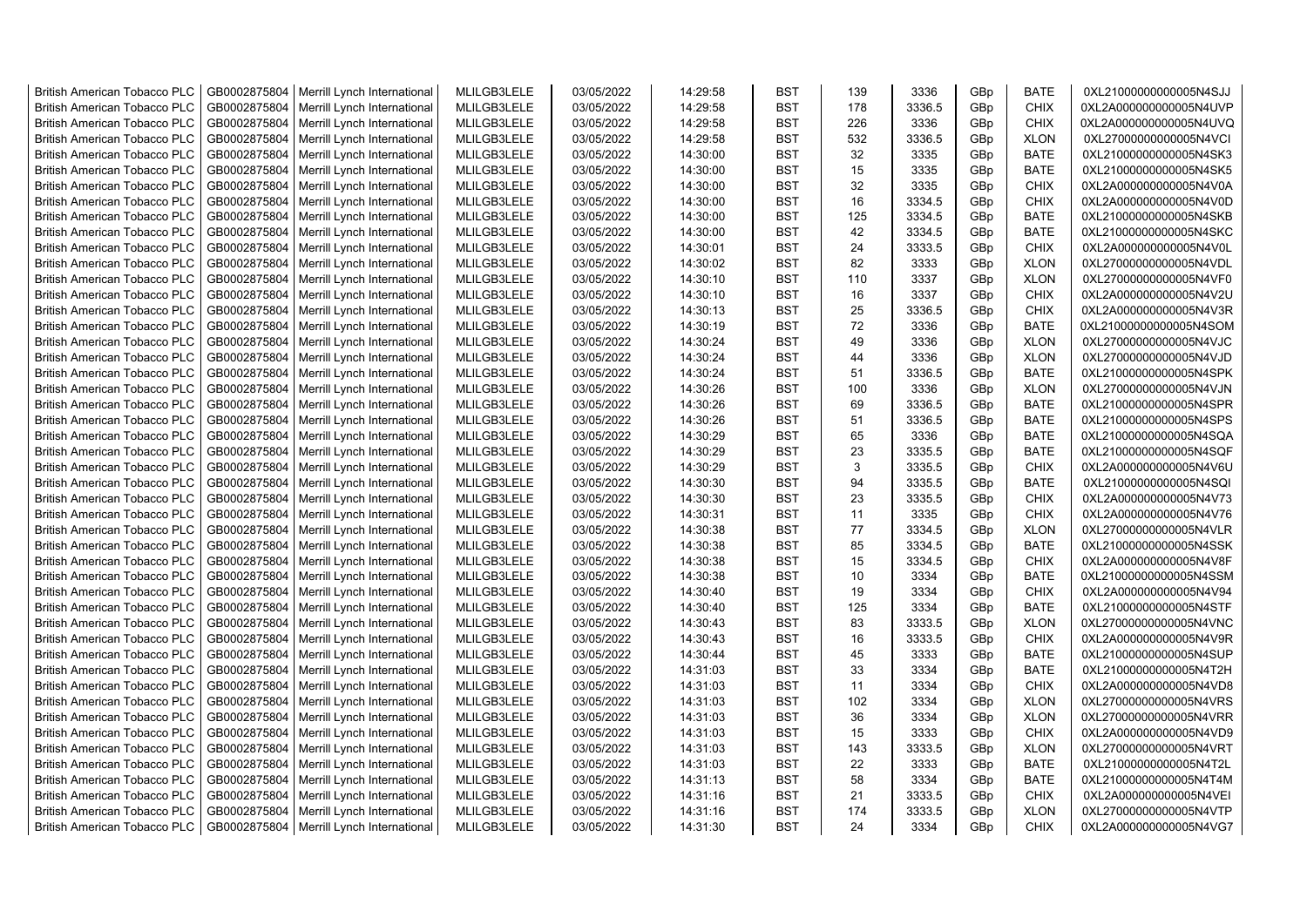| British American Tobacco PLC | GB0002875804 | Merrill Lynch International | MLILGB3LELE | 03/05/2022 | 14:29:58 | BST | 139 | 3336 | GBp | BATE | 0XL21000000000005N4SJJ |
|---|---|---|---|---|---|---|---|---|---|---|---|
| British American Tobacco PLC | GB0002875804 | Merrill Lynch International | MLILGB3LELE | 03/05/2022 | 14:29:58 | BST | 178 | 3336.5 | GBp | CHIX | 0XL2A000000000005N4UVP |
| British American Tobacco PLC | GB0002875804 | Merrill Lynch International | MLILGB3LELE | 03/05/2022 | 14:29:58 | BST | 226 | 3336 | GBp | CHIX | 0XL2A000000000005N4UVQ |
| British American Tobacco PLC | GB0002875804 | Merrill Lynch International | MLILGB3LELE | 03/05/2022 | 14:29:58 | BST | 532 | 3336.5 | GBp | XLON | 0XL27000000000005N4VCI |
| British American Tobacco PLC | GB0002875804 | Merrill Lynch International | MLILGB3LELE | 03/05/2022 | 14:30:00 | BST | 32 | 3335 | GBp | BATE | 0XL21000000000005N4SK3 |
| British American Tobacco PLC | GB0002875804 | Merrill Lynch International | MLILGB3LELE | 03/05/2022 | 14:30:00 | BST | 15 | 3335 | GBp | BATE | 0XL21000000000005N4SK5 |
| British American Tobacco PLC | GB0002875804 | Merrill Lynch International | MLILGB3LELE | 03/05/2022 | 14:30:00 | BST | 32 | 3335 | GBp | CHIX | 0XL2A000000000005N4V0A |
| British American Tobacco PLC | GB0002875804 | Merrill Lynch International | MLILGB3LELE | 03/05/2022 | 14:30:00 | BST | 16 | 3334.5 | GBp | CHIX | 0XL2A000000000005N4V0D |
| British American Tobacco PLC | GB0002875804 | Merrill Lynch International | MLILGB3LELE | 03/05/2022 | 14:30:00 | BST | 125 | 3334.5 | GBp | BATE | 0XL21000000000005N4SKB |
| British American Tobacco PLC | GB0002875804 | Merrill Lynch International | MLILGB3LELE | 03/05/2022 | 14:30:00 | BST | 42 | 3334.5 | GBp | BATE | 0XL21000000000005N4SKC |
| British American Tobacco PLC | GB0002875804 | Merrill Lynch International | MLILGB3LELE | 03/05/2022 | 14:30:01 | BST | 24 | 3333.5 | GBp | CHIX | 0XL2A000000000005N4V0L |
| British American Tobacco PLC | GB0002875804 | Merrill Lynch International | MLILGB3LELE | 03/05/2022 | 14:30:02 | BST | 82 | 3333 | GBp | XLON | 0XL27000000000005N4VDL |
| British American Tobacco PLC | GB0002875804 | Merrill Lynch International | MLILGB3LELE | 03/05/2022 | 14:30:10 | BST | 110 | 3337 | GBp | XLON | 0XL27000000000005N4VF0 |
| British American Tobacco PLC | GB0002875804 | Merrill Lynch International | MLILGB3LELE | 03/05/2022 | 14:30:10 | BST | 16 | 3337 | GBp | CHIX | 0XL2A000000000005N4V2U |
| British American Tobacco PLC | GB0002875804 | Merrill Lynch International | MLILGB3LELE | 03/05/2022 | 14:30:13 | BST | 25 | 3336.5 | GBp | CHIX | 0XL2A000000000005N4V3R |
| British American Tobacco PLC | GB0002875804 | Merrill Lynch International | MLILGB3LELE | 03/05/2022 | 14:30:19 | BST | 72 | 3336 | GBp | BATE | 0XL21000000000005N4SOM |
| British American Tobacco PLC | GB0002875804 | Merrill Lynch International | MLILGB3LELE | 03/05/2022 | 14:30:24 | BST | 49 | 3336 | GBp | XLON | 0XL27000000000005N4VJC |
| British American Tobacco PLC | GB0002875804 | Merrill Lynch International | MLILGB3LELE | 03/05/2022 | 14:30:24 | BST | 44 | 3336 | GBp | XLON | 0XL27000000000005N4VJD |
| British American Tobacco PLC | GB0002875804 | Merrill Lynch International | MLILGB3LELE | 03/05/2022 | 14:30:24 | BST | 51 | 3336.5 | GBp | BATE | 0XL21000000000005N4SPK |
| British American Tobacco PLC | GB0002875804 | Merrill Lynch International | MLILGB3LELE | 03/05/2022 | 14:30:26 | BST | 100 | 3336 | GBp | XLON | 0XL27000000000005N4VJN |
| British American Tobacco PLC | GB0002875804 | Merrill Lynch International | MLILGB3LELE | 03/05/2022 | 14:30:26 | BST | 69 | 3336.5 | GBp | BATE | 0XL21000000000005N4SPR |
| British American Tobacco PLC | GB0002875804 | Merrill Lynch International | MLILGB3LELE | 03/05/2022 | 14:30:26 | BST | 51 | 3336.5 | GBp | BATE | 0XL21000000000005N4SPS |
| British American Tobacco PLC | GB0002875804 | Merrill Lynch International | MLILGB3LELE | 03/05/2022 | 14:30:29 | BST | 65 | 3336 | GBp | BATE | 0XL21000000000005N4SQA |
| British American Tobacco PLC | GB0002875804 | Merrill Lynch International | MLILGB3LELE | 03/05/2022 | 14:30:29 | BST | 23 | 3335.5 | GBp | BATE | 0XL21000000000005N4SQF |
| British American Tobacco PLC | GB0002875804 | Merrill Lynch International | MLILGB3LELE | 03/05/2022 | 14:30:29 | BST | 3 | 3335.5 | GBp | CHIX | 0XL2A000000000005N4V6U |
| British American Tobacco PLC | GB0002875804 | Merrill Lynch International | MLILGB3LELE | 03/05/2022 | 14:30:30 | BST | 94 | 3335.5 | GBp | BATE | 0XL21000000000005N4SQI |
| British American Tobacco PLC | GB0002875804 | Merrill Lynch International | MLILGB3LELE | 03/05/2022 | 14:30:30 | BST | 23 | 3335.5 | GBp | CHIX | 0XL2A000000000005N4V73 |
| British American Tobacco PLC | GB0002875804 | Merrill Lynch International | MLILGB3LELE | 03/05/2022 | 14:30:31 | BST | 11 | 3335 | GBp | CHIX | 0XL2A000000000005N4V76 |
| British American Tobacco PLC | GB0002875804 | Merrill Lynch International | MLILGB3LELE | 03/05/2022 | 14:30:38 | BST | 77 | 3334.5 | GBp | XLON | 0XL27000000000005N4VLR |
| British American Tobacco PLC | GB0002875804 | Merrill Lynch International | MLILGB3LELE | 03/05/2022 | 14:30:38 | BST | 85 | 3334.5 | GBp | BATE | 0XL21000000000005N4SSK |
| British American Tobacco PLC | GB0002875804 | Merrill Lynch International | MLILGB3LELE | 03/05/2022 | 14:30:38 | BST | 15 | 3334.5 | GBp | CHIX | 0XL2A000000000005N4V8F |
| British American Tobacco PLC | GB0002875804 | Merrill Lynch International | MLILGB3LELE | 03/05/2022 | 14:30:38 | BST | 10 | 3334 | GBp | BATE | 0XL21000000000005N4SSM |
| British American Tobacco PLC | GB0002875804 | Merrill Lynch International | MLILGB3LELE | 03/05/2022 | 14:30:40 | BST | 19 | 3334 | GBp | CHIX | 0XL2A000000000005N4V94 |
| British American Tobacco PLC | GB0002875804 | Merrill Lynch International | MLILGB3LELE | 03/05/2022 | 14:30:40 | BST | 125 | 3334 | GBp | BATE | 0XL21000000000005N4STF |
| British American Tobacco PLC | GB0002875804 | Merrill Lynch International | MLILGB3LELE | 03/05/2022 | 14:30:43 | BST | 83 | 3333.5 | GBp | XLON | 0XL27000000000005N4VNC |
| British American Tobacco PLC | GB0002875804 | Merrill Lynch International | MLILGB3LELE | 03/05/2022 | 14:30:43 | BST | 16 | 3333.5 | GBp | CHIX | 0XL2A000000000005N4V9R |
| British American Tobacco PLC | GB0002875804 | Merrill Lynch International | MLILGB3LELE | 03/05/2022 | 14:30:44 | BST | 45 | 3333 | GBp | BATE | 0XL21000000000005N4SUP |
| British American Tobacco PLC | GB0002875804 | Merrill Lynch International | MLILGB3LELE | 03/05/2022 | 14:31:03 | BST | 33 | 3334 | GBp | BATE | 0XL21000000000005N4T2H |
| British American Tobacco PLC | GB0002875804 | Merrill Lynch International | MLILGB3LELE | 03/05/2022 | 14:31:03 | BST | 11 | 3334 | GBp | CHIX | 0XL2A000000000005N4VD8 |
| British American Tobacco PLC | GB0002875804 | Merrill Lynch International | MLILGB3LELE | 03/05/2022 | 14:31:03 | BST | 102 | 3334 | GBp | XLON | 0XL27000000000005N4VRS |
| British American Tobacco PLC | GB0002875804 | Merrill Lynch International | MLILGB3LELE | 03/05/2022 | 14:31:03 | BST | 36 | 3334 | GBp | XLON | 0XL27000000000005N4VRR |
| British American Tobacco PLC | GB0002875804 | Merrill Lynch International | MLILGB3LELE | 03/05/2022 | 14:31:03 | BST | 15 | 3333 | GBp | CHIX | 0XL2A000000000005N4VD9 |
| British American Tobacco PLC | GB0002875804 | Merrill Lynch International | MLILGB3LELE | 03/05/2022 | 14:31:03 | BST | 143 | 3333.5 | GBp | XLON | 0XL27000000000005N4VRT |
| British American Tobacco PLC | GB0002875804 | Merrill Lynch International | MLILGB3LELE | 03/05/2022 | 14:31:03 | BST | 22 | 3333 | GBp | BATE | 0XL21000000000005N4T2L |
| British American Tobacco PLC | GB0002875804 | Merrill Lynch International | MLILGB3LELE | 03/05/2022 | 14:31:13 | BST | 58 | 3334 | GBp | BATE | 0XL21000000000005N4T4M |
| British American Tobacco PLC | GB0002875804 | Merrill Lynch International | MLILGB3LELE | 03/05/2022 | 14:31:16 | BST | 21 | 3333.5 | GBp | CHIX | 0XL2A000000000005N4VEI |
| British American Tobacco PLC | GB0002875804 | Merrill Lynch International | MLILGB3LELE | 03/05/2022 | 14:31:16 | BST | 174 | 3333.5 | GBp | XLON | 0XL27000000000005N4VTP |
| British American Tobacco PLC | GB0002875804 | Merrill Lynch International | MLILGB3LELE | 03/05/2022 | 14:31:30 | BST | 24 | 3334 | GBp | CHIX | 0XL2A000000000005N4VG7 |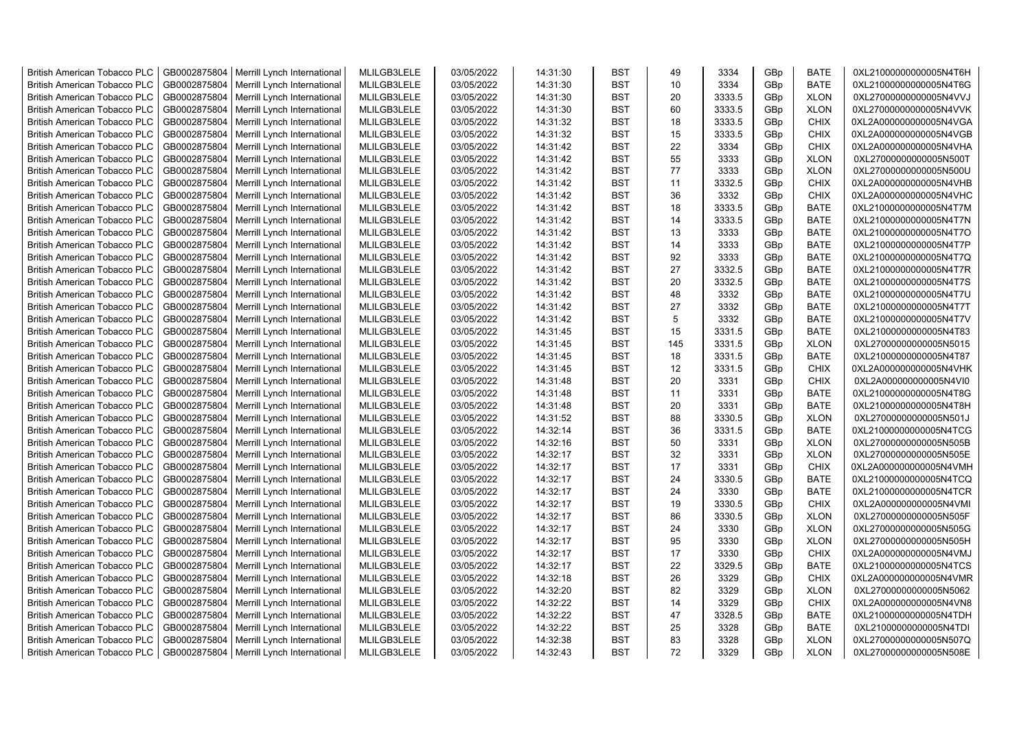| British American Tobacco PLC | GB0002875804 | Merrill Lynch International | MLILGB3LELE | 03/05/2022 | 14:31:30 | BST | 49 | 3334 | GBp | BATE | 0XL21000000000005N4T6H |
|---|---|---|---|---|---|---|---|---|---|---|---|
| British American Tobacco PLC | GB0002875804 | Merrill Lynch International | MLILGB3LELE | 03/05/2022 | 14:31:30 | BST | 10 | 3334 | GBp | BATE | 0XL21000000000005N4T6G |
| British American Tobacco PLC | GB0002875804 | Merrill Lynch International | MLILGB3LELE | 03/05/2022 | 14:31:30 | BST | 20 | 3333.5 | GBp | XLON | 0XL27000000000005N4VVJ |
| British American Tobacco PLC | GB0002875804 | Merrill Lynch International | MLILGB3LELE | 03/05/2022 | 14:31:30 | BST | 60 | 3333.5 | GBp | XLON | 0XL27000000000005N4VVK |
| British American Tobacco PLC | GB0002875804 | Merrill Lynch International | MLILGB3LELE | 03/05/2022 | 14:31:32 | BST | 18 | 3333.5 | GBp | CHIX | 0XL2A000000000005N4VGA |
| British American Tobacco PLC | GB0002875804 | Merrill Lynch International | MLILGB3LELE | 03/05/2022 | 14:31:32 | BST | 15 | 3333.5 | GBp | CHIX | 0XL2A000000000005N4VGB |
| British American Tobacco PLC | GB0002875804 | Merrill Lynch International | MLILGB3LELE | 03/05/2022 | 14:31:42 | BST | 22 | 3334 | GBp | CHIX | 0XL2A000000000005N4VHA |
| British American Tobacco PLC | GB0002875804 | Merrill Lynch International | MLILGB3LELE | 03/05/2022 | 14:31:42 | BST | 55 | 3333 | GBp | XLON | 0XL27000000000005N500T |
| British American Tobacco PLC | GB0002875804 | Merrill Lynch International | MLILGB3LELE | 03/05/2022 | 14:31:42 | BST | 77 | 3333 | GBp | XLON | 0XL27000000000005N500U |
| British American Tobacco PLC | GB0002875804 | Merrill Lynch International | MLILGB3LELE | 03/05/2022 | 14:31:42 | BST | 11 | 3332.5 | GBp | CHIX | 0XL2A000000000005N4VHB |
| British American Tobacco PLC | GB0002875804 | Merrill Lynch International | MLILGB3LELE | 03/05/2022 | 14:31:42 | BST | 36 | 3332 | GBp | CHIX | 0XL2A000000000005N4VHC |
| British American Tobacco PLC | GB0002875804 | Merrill Lynch International | MLILGB3LELE | 03/05/2022 | 14:31:42 | BST | 18 | 3333.5 | GBp | BATE | 0XL21000000000005N4T7M |
| British American Tobacco PLC | GB0002875804 | Merrill Lynch International | MLILGB3LELE | 03/05/2022 | 14:31:42 | BST | 14 | 3333.5 | GBp | BATE | 0XL21000000000005N4T7N |
| British American Tobacco PLC | GB0002875804 | Merrill Lynch International | MLILGB3LELE | 03/05/2022 | 14:31:42 | BST | 13 | 3333 | GBp | BATE | 0XL21000000000005N4T7O |
| British American Tobacco PLC | GB0002875804 | Merrill Lynch International | MLILGB3LELE | 03/05/2022 | 14:31:42 | BST | 14 | 3333 | GBp | BATE | 0XL21000000000005N4T7P |
| British American Tobacco PLC | GB0002875804 | Merrill Lynch International | MLILGB3LELE | 03/05/2022 | 14:31:42 | BST | 92 | 3333 | GBp | BATE | 0XL21000000000005N4T7Q |
| British American Tobacco PLC | GB0002875804 | Merrill Lynch International | MLILGB3LELE | 03/05/2022 | 14:31:42 | BST | 27 | 3332.5 | GBp | BATE | 0XL21000000000005N4T7R |
| British American Tobacco PLC | GB0002875804 | Merrill Lynch International | MLILGB3LELE | 03/05/2022 | 14:31:42 | BST | 20 | 3332.5 | GBp | BATE | 0XL21000000000005N4T7S |
| British American Tobacco PLC | GB0002875804 | Merrill Lynch International | MLILGB3LELE | 03/05/2022 | 14:31:42 | BST | 48 | 3332 | GBp | BATE | 0XL21000000000005N4T7U |
| British American Tobacco PLC | GB0002875804 | Merrill Lynch International | MLILGB3LELE | 03/05/2022 | 14:31:42 | BST | 27 | 3332 | GBp | BATE | 0XL21000000000005N4T7T |
| British American Tobacco PLC | GB0002875804 | Merrill Lynch International | MLILGB3LELE | 03/05/2022 | 14:31:42 | BST | 5 | 3332 | GBp | BATE | 0XL21000000000005N4T7V |
| British American Tobacco PLC | GB0002875804 | Merrill Lynch International | MLILGB3LELE | 03/05/2022 | 14:31:45 | BST | 15 | 3331.5 | GBp | BATE | 0XL21000000000005N4T83 |
| British American Tobacco PLC | GB0002875804 | Merrill Lynch International | MLILGB3LELE | 03/05/2022 | 14:31:45 | BST | 145 | 3331.5 | GBp | XLON | 0XL27000000000005N5015 |
| British American Tobacco PLC | GB0002875804 | Merrill Lynch International | MLILGB3LELE | 03/05/2022 | 14:31:45 | BST | 18 | 3331.5 | GBp | BATE | 0XL21000000000005N4T87 |
| British American Tobacco PLC | GB0002875804 | Merrill Lynch International | MLILGB3LELE | 03/05/2022 | 14:31:45 | BST | 12 | 3331.5 | GBp | CHIX | 0XL2A000000000005N4VHK |
| British American Tobacco PLC | GB0002875804 | Merrill Lynch International | MLILGB3LELE | 03/05/2022 | 14:31:48 | BST | 20 | 3331 | GBp | CHIX | 0XL2A000000000005N4VI0 |
| British American Tobacco PLC | GB0002875804 | Merrill Lynch International | MLILGB3LELE | 03/05/2022 | 14:31:48 | BST | 11 | 3331 | GBp | BATE | 0XL21000000000005N4T8G |
| British American Tobacco PLC | GB0002875804 | Merrill Lynch International | MLILGB3LELE | 03/05/2022 | 14:31:48 | BST | 20 | 3331 | GBp | BATE | 0XL21000000000005N4T8H |
| British American Tobacco PLC | GB0002875804 | Merrill Lynch International | MLILGB3LELE | 03/05/2022 | 14:31:52 | BST | 88 | 3330.5 | GBp | XLON | 0XL27000000000005N501J |
| British American Tobacco PLC | GB0002875804 | Merrill Lynch International | MLILGB3LELE | 03/05/2022 | 14:32:14 | BST | 36 | 3331.5 | GBp | BATE | 0XL21000000000005N4TCG |
| British American Tobacco PLC | GB0002875804 | Merrill Lynch International | MLILGB3LELE | 03/05/2022 | 14:32:16 | BST | 50 | 3331 | GBp | XLON | 0XL27000000000005N505B |
| British American Tobacco PLC | GB0002875804 | Merrill Lynch International | MLILGB3LELE | 03/05/2022 | 14:32:17 | BST | 32 | 3331 | GBp | XLON | 0XL27000000000005N505E |
| British American Tobacco PLC | GB0002875804 | Merrill Lynch International | MLILGB3LELE | 03/05/2022 | 14:32:17 | BST | 17 | 3331 | GBp | CHIX | 0XL2A000000000005N4VMH |
| British American Tobacco PLC | GB0002875804 | Merrill Lynch International | MLILGB3LELE | 03/05/2022 | 14:32:17 | BST | 24 | 3330.5 | GBp | BATE | 0XL21000000000005N4TCQ |
| British American Tobacco PLC | GB0002875804 | Merrill Lynch International | MLILGB3LELE | 03/05/2022 | 14:32:17 | BST | 24 | 3330 | GBp | BATE | 0XL21000000000005N4TCR |
| British American Tobacco PLC | GB0002875804 | Merrill Lynch International | MLILGB3LELE | 03/05/2022 | 14:32:17 | BST | 19 | 3330.5 | GBp | CHIX | 0XL2A000000000005N4VMI |
| British American Tobacco PLC | GB0002875804 | Merrill Lynch International | MLILGB3LELE | 03/05/2022 | 14:32:17 | BST | 86 | 3330.5 | GBp | XLON | 0XL27000000000005N505F |
| British American Tobacco PLC | GB0002875804 | Merrill Lynch International | MLILGB3LELE | 03/05/2022 | 14:32:17 | BST | 24 | 3330 | GBp | XLON | 0XL27000000000005N505G |
| British American Tobacco PLC | GB0002875804 | Merrill Lynch International | MLILGB3LELE | 03/05/2022 | 14:32:17 | BST | 95 | 3330 | GBp | XLON | 0XL27000000000005N505H |
| British American Tobacco PLC | GB0002875804 | Merrill Lynch International | MLILGB3LELE | 03/05/2022 | 14:32:17 | BST | 17 | 3330 | GBp | CHIX | 0XL2A000000000005N4VMJ |
| British American Tobacco PLC | GB0002875804 | Merrill Lynch International | MLILGB3LELE | 03/05/2022 | 14:32:17 | BST | 22 | 3329.5 | GBp | BATE | 0XL21000000000005N4TCS |
| British American Tobacco PLC | GB0002875804 | Merrill Lynch International | MLILGB3LELE | 03/05/2022 | 14:32:18 | BST | 26 | 3329 | GBp | CHIX | 0XL2A000000000005N4VMR |
| British American Tobacco PLC | GB0002875804 | Merrill Lynch International | MLILGB3LELE | 03/05/2022 | 14:32:20 | BST | 82 | 3329 | GBp | XLON | 0XL27000000000005N5062 |
| British American Tobacco PLC | GB0002875804 | Merrill Lynch International | MLILGB3LELE | 03/05/2022 | 14:32:22 | BST | 14 | 3329 | GBp | CHIX | 0XL2A000000000005N4VN8 |
| British American Tobacco PLC | GB0002875804 | Merrill Lynch International | MLILGB3LELE | 03/05/2022 | 14:32:22 | BST | 47 | 3328.5 | GBp | BATE | 0XL21000000000005N4TDH |
| British American Tobacco PLC | GB0002875804 | Merrill Lynch International | MLILGB3LELE | 03/05/2022 | 14:32:22 | BST | 25 | 3328 | GBp | BATE | 0XL21000000000005N4TDI |
| British American Tobacco PLC | GB0002875804 | Merrill Lynch International | MLILGB3LELE | 03/05/2022 | 14:32:38 | BST | 83 | 3328 | GBp | XLON | 0XL27000000000005N507Q |
| British American Tobacco PLC | GB0002875804 | Merrill Lynch International | MLILGB3LELE | 03/05/2022 | 14:32:43 | BST | 72 | 3329 | GBp | XLON | 0XL27000000000005N508E |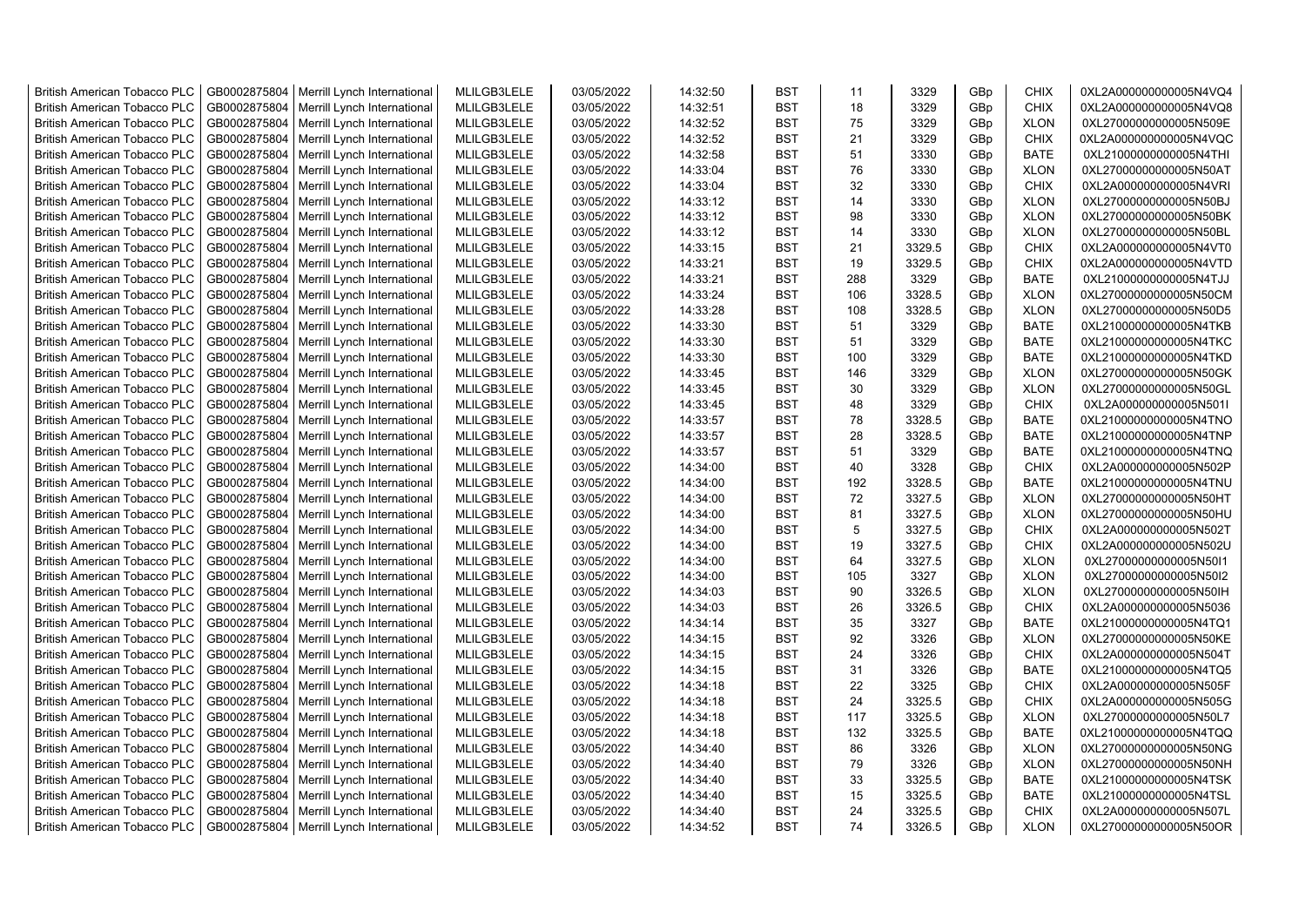| British American Tobacco PLC | GB0002875804 | Merrill Lynch International | MLILGB3LELE | 03/05/2022 | 14:32:50 | BST | 11 | 3329 | GBp | CHIX | 0XL2A000000000005N4VQ4 |
|---|---|---|---|---|---|---|---|---|---|---|---|
| British American Tobacco PLC | GB0002875804 | Merrill Lynch International | MLILGB3LELE | 03/05/2022 | 14:32:51 | BST | 18 | 3329 | GBp | CHIX | 0XL2A000000000005N4VQ8 |
| British American Tobacco PLC | GB0002875804 | Merrill Lynch International | MLILGB3LELE | 03/05/2022 | 14:32:52 | BST | 75 | 3329 | GBp | XLON | 0XL27000000000005N509E |
| British American Tobacco PLC | GB0002875804 | Merrill Lynch International | MLILGB3LELE | 03/05/2022 | 14:32:52 | BST | 21 | 3329 | GBp | CHIX | 0XL2A000000000005N4VQC |
| British American Tobacco PLC | GB0002875804 | Merrill Lynch International | MLILGB3LELE | 03/05/2022 | 14:32:58 | BST | 51 | 3330 | GBp | BATE | 0XL21000000000005N4THI |
| British American Tobacco PLC | GB0002875804 | Merrill Lynch International | MLILGB3LELE | 03/05/2022 | 14:33:04 | BST | 76 | 3330 | GBp | XLON | 0XL27000000000005N50AT |
| British American Tobacco PLC | GB0002875804 | Merrill Lynch International | MLILGB3LELE | 03/05/2022 | 14:33:04 | BST | 32 | 3330 | GBp | CHIX | 0XL2A000000000005N4VRI |
| British American Tobacco PLC | GB0002875804 | Merrill Lynch International | MLILGB3LELE | 03/05/2022 | 14:33:12 | BST | 14 | 3330 | GBp | XLON | 0XL27000000000005N50BJ |
| British American Tobacco PLC | GB0002875804 | Merrill Lynch International | MLILGB3LELE | 03/05/2022 | 14:33:12 | BST | 98 | 3330 | GBp | XLON | 0XL27000000000005N50BK |
| British American Tobacco PLC | GB0002875804 | Merrill Lynch International | MLILGB3LELE | 03/05/2022 | 14:33:12 | BST | 14 | 3330 | GBp | XLON | 0XL27000000000005N50BL |
| British American Tobacco PLC | GB0002875804 | Merrill Lynch International | MLILGB3LELE | 03/05/2022 | 14:33:15 | BST | 21 | 3329.5 | GBp | CHIX | 0XL2A000000000005N4VT0 |
| British American Tobacco PLC | GB0002875804 | Merrill Lynch International | MLILGB3LELE | 03/05/2022 | 14:33:21 | BST | 19 | 3329.5 | GBp | CHIX | 0XL2A000000000005N4VTD |
| British American Tobacco PLC | GB0002875804 | Merrill Lynch International | MLILGB3LELE | 03/05/2022 | 14:33:21 | BST | 288 | 3329 | GBp | BATE | 0XL21000000000005N4TJJ |
| British American Tobacco PLC | GB0002875804 | Merrill Lynch International | MLILGB3LELE | 03/05/2022 | 14:33:24 | BST | 106 | 3328.5 | GBp | XLON | 0XL27000000000005N50CM |
| British American Tobacco PLC | GB0002875804 | Merrill Lynch International | MLILGB3LELE | 03/05/2022 | 14:33:28 | BST | 108 | 3328.5 | GBp | XLON | 0XL27000000000005N50D5 |
| British American Tobacco PLC | GB0002875804 | Merrill Lynch International | MLILGB3LELE | 03/05/2022 | 14:33:30 | BST | 51 | 3329 | GBp | BATE | 0XL21000000000005N4TKB |
| British American Tobacco PLC | GB0002875804 | Merrill Lynch International | MLILGB3LELE | 03/05/2022 | 14:33:30 | BST | 51 | 3329 | GBp | BATE | 0XL21000000000005N4TKC |
| British American Tobacco PLC | GB0002875804 | Merrill Lynch International | MLILGB3LELE | 03/05/2022 | 14:33:30 | BST | 100 | 3329 | GBp | BATE | 0XL21000000000005N4TKD |
| British American Tobacco PLC | GB0002875804 | Merrill Lynch International | MLILGB3LELE | 03/05/2022 | 14:33:45 | BST | 146 | 3329 | GBp | XLON | 0XL27000000000005N50GK |
| British American Tobacco PLC | GB0002875804 | Merrill Lynch International | MLILGB3LELE | 03/05/2022 | 14:33:45 | BST | 30 | 3329 | GBp | XLON | 0XL27000000000005N50GL |
| British American Tobacco PLC | GB0002875804 | Merrill Lynch International | MLILGB3LELE | 03/05/2022 | 14:33:45 | BST | 48 | 3329 | GBp | CHIX | 0XL2A000000000005N501I |
| British American Tobacco PLC | GB0002875804 | Merrill Lynch International | MLILGB3LELE | 03/05/2022 | 14:33:57 | BST | 78 | 3328.5 | GBp | BATE | 0XL21000000000005N4TNO |
| British American Tobacco PLC | GB0002875804 | Merrill Lynch International | MLILGB3LELE | 03/05/2022 | 14:33:57 | BST | 28 | 3328.5 | GBp | BATE | 0XL21000000000005N4TNP |
| British American Tobacco PLC | GB0002875804 | Merrill Lynch International | MLILGB3LELE | 03/05/2022 | 14:33:57 | BST | 51 | 3329 | GBp | BATE | 0XL21000000000005N4TNQ |
| British American Tobacco PLC | GB0002875804 | Merrill Lynch International | MLILGB3LELE | 03/05/2022 | 14:34:00 | BST | 40 | 3328 | GBp | CHIX | 0XL2A000000000005N502P |
| British American Tobacco PLC | GB0002875804 | Merrill Lynch International | MLILGB3LELE | 03/05/2022 | 14:34:00 | BST | 192 | 3328.5 | GBp | BATE | 0XL21000000000005N4TNU |
| British American Tobacco PLC | GB0002875804 | Merrill Lynch International | MLILGB3LELE | 03/05/2022 | 14:34:00 | BST | 72 | 3327.5 | GBp | XLON | 0XL27000000000005N50HT |
| British American Tobacco PLC | GB0002875804 | Merrill Lynch International | MLILGB3LELE | 03/05/2022 | 14:34:00 | BST | 81 | 3327.5 | GBp | XLON | 0XL27000000000005N50HU |
| British American Tobacco PLC | GB0002875804 | Merrill Lynch International | MLILGB3LELE | 03/05/2022 | 14:34:00 | BST | 5 | 3327.5 | GBp | CHIX | 0XL2A000000000005N502T |
| British American Tobacco PLC | GB0002875804 | Merrill Lynch International | MLILGB3LELE | 03/05/2022 | 14:34:00 | BST | 19 | 3327.5 | GBp | CHIX | 0XL2A000000000005N502U |
| British American Tobacco PLC | GB0002875804 | Merrill Lynch International | MLILGB3LELE | 03/05/2022 | 14:34:00 | BST | 64 | 3327.5 | GBp | XLON | 0XL27000000000005N50I1 |
| British American Tobacco PLC | GB0002875804 | Merrill Lynch International | MLILGB3LELE | 03/05/2022 | 14:34:00 | BST | 105 | 3327 | GBp | XLON | 0XL27000000000005N50I2 |
| British American Tobacco PLC | GB0002875804 | Merrill Lynch International | MLILGB3LELE | 03/05/2022 | 14:34:03 | BST | 90 | 3326.5 | GBp | XLON | 0XL27000000000005N50IH |
| British American Tobacco PLC | GB0002875804 | Merrill Lynch International | MLILGB3LELE | 03/05/2022 | 14:34:03 | BST | 26 | 3326.5 | GBp | CHIX | 0XL2A000000000005N5036 |
| British American Tobacco PLC | GB0002875804 | Merrill Lynch International | MLILGB3LELE | 03/05/2022 | 14:34:14 | BST | 35 | 3327 | GBp | BATE | 0XL21000000000005N4TQ1 |
| British American Tobacco PLC | GB0002875804 | Merrill Lynch International | MLILGB3LELE | 03/05/2022 | 14:34:15 | BST | 92 | 3326 | GBp | XLON | 0XL27000000000005N50KE |
| British American Tobacco PLC | GB0002875804 | Merrill Lynch International | MLILGB3LELE | 03/05/2022 | 14:34:15 | BST | 24 | 3326 | GBp | CHIX | 0XL2A000000000005N504T |
| British American Tobacco PLC | GB0002875804 | Merrill Lynch International | MLILGB3LELE | 03/05/2022 | 14:34:15 | BST | 31 | 3326 | GBp | BATE | 0XL21000000000005N4TQ5 |
| British American Tobacco PLC | GB0002875804 | Merrill Lynch International | MLILGB3LELE | 03/05/2022 | 14:34:18 | BST | 22 | 3325 | GBp | CHIX | 0XL2A000000000005N505F |
| British American Tobacco PLC | GB0002875804 | Merrill Lynch International | MLILGB3LELE | 03/05/2022 | 14:34:18 | BST | 24 | 3325.5 | GBp | CHIX | 0XL2A000000000005N505G |
| British American Tobacco PLC | GB0002875804 | Merrill Lynch International | MLILGB3LELE | 03/05/2022 | 14:34:18 | BST | 117 | 3325.5 | GBp | XLON | 0XL27000000000005N50L7 |
| British American Tobacco PLC | GB0002875804 | Merrill Lynch International | MLILGB3LELE | 03/05/2022 | 14:34:18 | BST | 132 | 3325.5 | GBp | BATE | 0XL21000000000005N4TQQ |
| British American Tobacco PLC | GB0002875804 | Merrill Lynch International | MLILGB3LELE | 03/05/2022 | 14:34:40 | BST | 86 | 3326 | GBp | XLON | 0XL27000000000005N50NG |
| British American Tobacco PLC | GB0002875804 | Merrill Lynch International | MLILGB3LELE | 03/05/2022 | 14:34:40 | BST | 79 | 3326 | GBp | XLON | 0XL27000000000005N50NH |
| British American Tobacco PLC | GB0002875804 | Merrill Lynch International | MLILGB3LELE | 03/05/2022 | 14:34:40 | BST | 33 | 3325.5 | GBp | BATE | 0XL21000000000005N4TSK |
| British American Tobacco PLC | GB0002875804 | Merrill Lynch International | MLILGB3LELE | 03/05/2022 | 14:34:40 | BST | 15 | 3325.5 | GBp | BATE | 0XL21000000000005N4TSL |
| British American Tobacco PLC | GB0002875804 | Merrill Lynch International | MLILGB3LELE | 03/05/2022 | 14:34:40 | BST | 24 | 3325.5 | GBp | CHIX | 0XL2A000000000005N507L |
| British American Tobacco PLC | GB0002875804 | Merrill Lynch International | MLILGB3LELE | 03/05/2022 | 14:34:52 | BST | 74 | 3326.5 | GBp | XLON | 0XL27000000000005N50OR |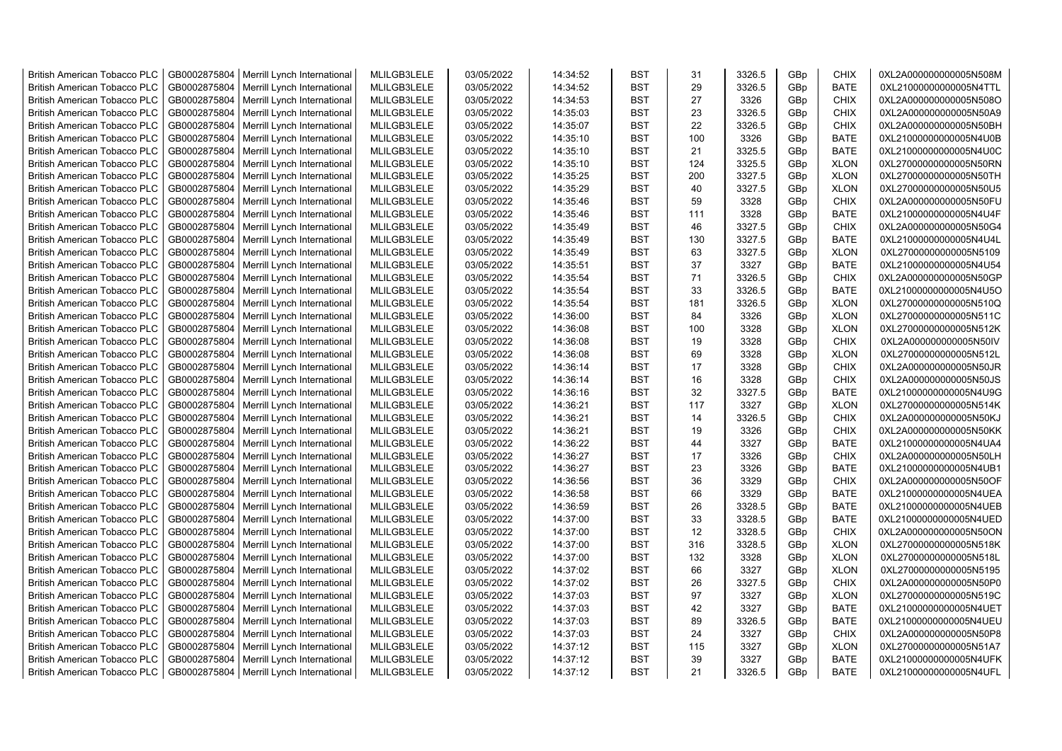| British American Tobacco PLC | GB0002875804 | Merrill Lynch International | MLILGB3LELE | 03/05/2022 | 14:34:52 | BST | 31 | 3326.5 | GBp | CHIX | 0XL2A000000000005N508M |
|---|---|---|---|---|---|---|---|---|---|---|---|
| British American Tobacco PLC | GB0002875804 | Merrill Lynch International | MLILGB3LELE | 03/05/2022 | 14:34:52 | BST | 29 | 3326.5 | GBp | BATE | 0XL21000000000005N4TTL |
| British American Tobacco PLC | GB0002875804 | Merrill Lynch International | MLILGB3LELE | 03/05/2022 | 14:34:53 | BST | 27 | 3326 | GBp | CHIX | 0XL2A000000000005N508O |
| British American Tobacco PLC | GB0002875804 | Merrill Lynch International | MLILGB3LELE | 03/05/2022 | 14:35:03 | BST | 23 | 3326.5 | GBp | CHIX | 0XL2A000000000005N50A9 |
| British American Tobacco PLC | GB0002875804 | Merrill Lynch International | MLILGB3LELE | 03/05/2022 | 14:35:07 | BST | 22 | 3326.5 | GBp | CHIX | 0XL2A000000000005N50BH |
| British American Tobacco PLC | GB0002875804 | Merrill Lynch International | MLILGB3LELE | 03/05/2022 | 14:35:10 | BST | 100 | 3326 | GBp | BATE | 0XL21000000000005N4U0B |
| British American Tobacco PLC | GB0002875804 | Merrill Lynch International | MLILGB3LELE | 03/05/2022 | 14:35:10 | BST | 21 | 3325.5 | GBp | BATE | 0XL21000000000005N4U0C |
| British American Tobacco PLC | GB0002875804 | Merrill Lynch International | MLILGB3LELE | 03/05/2022 | 14:35:10 | BST | 124 | 3325.5 | GBp | XLON | 0XL27000000000005N50RN |
| British American Tobacco PLC | GB0002875804 | Merrill Lynch International | MLILGB3LELE | 03/05/2022 | 14:35:25 | BST | 200 | 3327.5 | GBp | XLON | 0XL27000000000005N50TH |
| British American Tobacco PLC | GB0002875804 | Merrill Lynch International | MLILGB3LELE | 03/05/2022 | 14:35:29 | BST | 40 | 3327.5 | GBp | XLON | 0XL27000000000005N50U5 |
| British American Tobacco PLC | GB0002875804 | Merrill Lynch International | MLILGB3LELE | 03/05/2022 | 14:35:46 | BST | 59 | 3328 | GBp | CHIX | 0XL2A000000000005N50FU |
| British American Tobacco PLC | GB0002875804 | Merrill Lynch International | MLILGB3LELE | 03/05/2022 | 14:35:46 | BST | 111 | 3328 | GBp | BATE | 0XL21000000000005N4U4F |
| British American Tobacco PLC | GB0002875804 | Merrill Lynch International | MLILGB3LELE | 03/05/2022 | 14:35:49 | BST | 46 | 3327.5 | GBp | CHIX | 0XL2A000000000005N50G4 |
| British American Tobacco PLC | GB0002875804 | Merrill Lynch International | MLILGB3LELE | 03/05/2022 | 14:35:49 | BST | 130 | 3327.5 | GBp | BATE | 0XL21000000000005N4U4L |
| British American Tobacco PLC | GB0002875804 | Merrill Lynch International | MLILGB3LELE | 03/05/2022 | 14:35:49 | BST | 63 | 3327.5 | GBp | XLON | 0XL27000000000005N5109 |
| British American Tobacco PLC | GB0002875804 | Merrill Lynch International | MLILGB3LELE | 03/05/2022 | 14:35:51 | BST | 37 | 3327 | GBp | BATE | 0XL21000000000005N4U54 |
| British American Tobacco PLC | GB0002875804 | Merrill Lynch International | MLILGB3LELE | 03/05/2022 | 14:35:54 | BST | 71 | 3326.5 | GBp | CHIX | 0XL2A000000000005N50GP |
| British American Tobacco PLC | GB0002875804 | Merrill Lynch International | MLILGB3LELE | 03/05/2022 | 14:35:54 | BST | 33 | 3326.5 | GBp | BATE | 0XL21000000000005N4U5O |
| British American Tobacco PLC | GB0002875804 | Merrill Lynch International | MLILGB3LELE | 03/05/2022 | 14:35:54 | BST | 181 | 3326.5 | GBp | XLON | 0XL27000000000005N510Q |
| British American Tobacco PLC | GB0002875804 | Merrill Lynch International | MLILGB3LELE | 03/05/2022 | 14:36:00 | BST | 84 | 3326 | GBp | XLON | 0XL27000000000005N511C |
| British American Tobacco PLC | GB0002875804 | Merrill Lynch International | MLILGB3LELE | 03/05/2022 | 14:36:08 | BST | 100 | 3328 | GBp | XLON | 0XL27000000000005N512K |
| British American Tobacco PLC | GB0002875804 | Merrill Lynch International | MLILGB3LELE | 03/05/2022 | 14:36:08 | BST | 19 | 3328 | GBp | CHIX | 0XL2A000000000005N50IV |
| British American Tobacco PLC | GB0002875804 | Merrill Lynch International | MLILGB3LELE | 03/05/2022 | 14:36:08 | BST | 69 | 3328 | GBp | XLON | 0XL27000000000005N512L |
| British American Tobacco PLC | GB0002875804 | Merrill Lynch International | MLILGB3LELE | 03/05/2022 | 14:36:14 | BST | 17 | 3328 | GBp | CHIX | 0XL2A000000000005N50JR |
| British American Tobacco PLC | GB0002875804 | Merrill Lynch International | MLILGB3LELE | 03/05/2022 | 14:36:14 | BST | 16 | 3328 | GBp | CHIX | 0XL2A000000000005N50JS |
| British American Tobacco PLC | GB0002875804 | Merrill Lynch International | MLILGB3LELE | 03/05/2022 | 14:36:16 | BST | 32 | 3327.5 | GBp | BATE | 0XL21000000000005N4U9G |
| British American Tobacco PLC | GB0002875804 | Merrill Lynch International | MLILGB3LELE | 03/05/2022 | 14:36:21 | BST | 117 | 3327 | GBp | XLON | 0XL27000000000005N514K |
| British American Tobacco PLC | GB0002875804 | Merrill Lynch International | MLILGB3LELE | 03/05/2022 | 14:36:21 | BST | 14 | 3326.5 | GBp | CHIX | 0XL2A000000000005N50KJ |
| British American Tobacco PLC | GB0002875804 | Merrill Lynch International | MLILGB3LELE | 03/05/2022 | 14:36:21 | BST | 19 | 3326 | GBp | CHIX | 0XL2A000000000005N50KK |
| British American Tobacco PLC | GB0002875804 | Merrill Lynch International | MLILGB3LELE | 03/05/2022 | 14:36:22 | BST | 44 | 3327 | GBp | BATE | 0XL21000000000005N4UA4 |
| British American Tobacco PLC | GB0002875804 | Merrill Lynch International | MLILGB3LELE | 03/05/2022 | 14:36:27 | BST | 17 | 3326 | GBp | CHIX | 0XL2A000000000005N50LH |
| British American Tobacco PLC | GB0002875804 | Merrill Lynch International | MLILGB3LELE | 03/05/2022 | 14:36:27 | BST | 23 | 3326 | GBp | BATE | 0XL21000000000005N4UB1 |
| British American Tobacco PLC | GB0002875804 | Merrill Lynch International | MLILGB3LELE | 03/05/2022 | 14:36:56 | BST | 36 | 3329 | GBp | CHIX | 0XL2A000000000005N50OF |
| British American Tobacco PLC | GB0002875804 | Merrill Lynch International | MLILGB3LELE | 03/05/2022 | 14:36:58 | BST | 66 | 3329 | GBp | BATE | 0XL21000000000005N4UEA |
| British American Tobacco PLC | GB0002875804 | Merrill Lynch International | MLILGB3LELE | 03/05/2022 | 14:36:59 | BST | 26 | 3328.5 | GBp | BATE | 0XL21000000000005N4UEB |
| British American Tobacco PLC | GB0002875804 | Merrill Lynch International | MLILGB3LELE | 03/05/2022 | 14:37:00 | BST | 33 | 3328.5 | GBp | BATE | 0XL21000000000005N4UED |
| British American Tobacco PLC | GB0002875804 | Merrill Lynch International | MLILGB3LELE | 03/05/2022 | 14:37:00 | BST | 12 | 3328.5 | GBp | CHIX | 0XL2A000000000005N50ON |
| British American Tobacco PLC | GB0002875804 | Merrill Lynch International | MLILGB3LELE | 03/05/2022 | 14:37:00 | BST | 316 | 3328.5 | GBp | XLON | 0XL27000000000005N518K |
| British American Tobacco PLC | GB0002875804 | Merrill Lynch International | MLILGB3LELE | 03/05/2022 | 14:37:00 | BST | 132 | 3328 | GBp | XLON | 0XL27000000000005N518L |
| British American Tobacco PLC | GB0002875804 | Merrill Lynch International | MLILGB3LELE | 03/05/2022 | 14:37:02 | BST | 66 | 3327 | GBp | XLON | 0XL27000000000005N5195 |
| British American Tobacco PLC | GB0002875804 | Merrill Lynch International | MLILGB3LELE | 03/05/2022 | 14:37:02 | BST | 26 | 3327.5 | GBp | CHIX | 0XL2A000000000005N50P0 |
| British American Tobacco PLC | GB0002875804 | Merrill Lynch International | MLILGB3LELE | 03/05/2022 | 14:37:03 | BST | 97 | 3327 | GBp | XLON | 0XL27000000000005N519C |
| British American Tobacco PLC | GB0002875804 | Merrill Lynch International | MLILGB3LELE | 03/05/2022 | 14:37:03 | BST | 42 | 3327 | GBp | BATE | 0XL21000000000005N4UET |
| British American Tobacco PLC | GB0002875804 | Merrill Lynch International | MLILGB3LELE | 03/05/2022 | 14:37:03 | BST | 89 | 3326.5 | GBp | BATE | 0XL21000000000005N4UEU |
| British American Tobacco PLC | GB0002875804 | Merrill Lynch International | MLILGB3LELE | 03/05/2022 | 14:37:03 | BST | 24 | 3327 | GBp | CHIX | 0XL2A000000000005N50P8 |
| British American Tobacco PLC | GB0002875804 | Merrill Lynch International | MLILGB3LELE | 03/05/2022 | 14:37:12 | BST | 115 | 3327 | GBp | XLON | 0XL27000000000005N51A7 |
| British American Tobacco PLC | GB0002875804 | Merrill Lynch International | MLILGB3LELE | 03/05/2022 | 14:37:12 | BST | 39 | 3327 | GBp | BATE | 0XL21000000000005N4UFK |
| British American Tobacco PLC | GB0002875804 | Merrill Lynch International | MLILGB3LELE | 03/05/2022 | 14:37:12 | BST | 21 | 3326.5 | GBp | BATE | 0XL21000000000005N4UFL |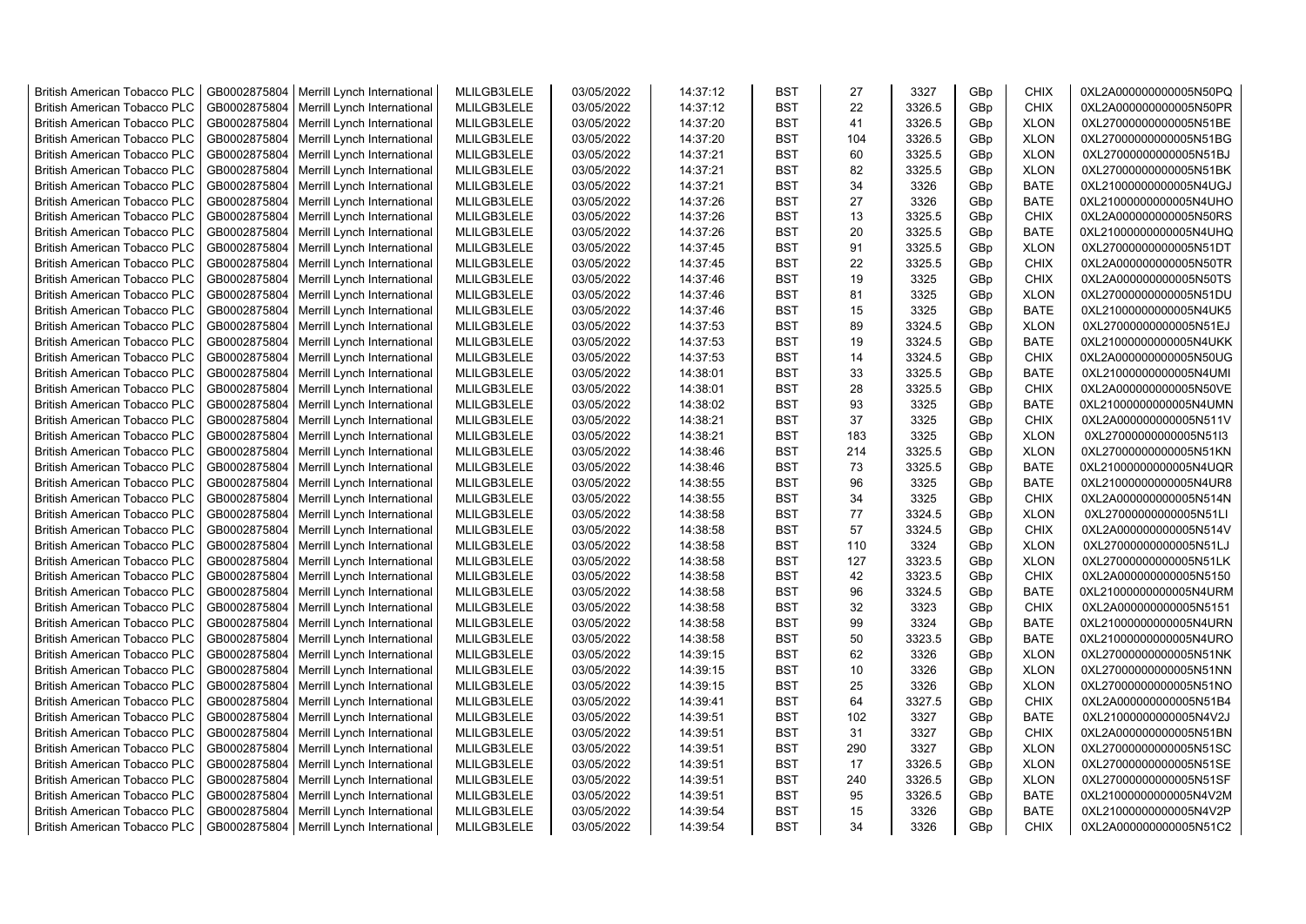| British American Tobacco PLC | GB0002875804 | Merrill Lynch International | MLILGB3LELE | 03/05/2022 | 14:37:12 | BST | 27 | 3327 | GBp | CHIX | 0XL2A000000000005N50PQ |
|---|---|---|---|---|---|---|---|---|---|---|---|
| British American Tobacco PLC | GB0002875804 | Merrill Lynch International | MLILGB3LELE | 03/05/2022 | 14:37:12 | BST | 22 | 3326.5 | GBp | CHIX | 0XL2A000000000005N50PR |
| British American Tobacco PLC | GB0002875804 | Merrill Lynch International | MLILGB3LELE | 03/05/2022 | 14:37:20 | BST | 41 | 3326.5 | GBp | XLON | 0XL27000000000005N51BE |
| British American Tobacco PLC | GB0002875804 | Merrill Lynch International | MLILGB3LELE | 03/05/2022 | 14:37:20 | BST | 104 | 3326.5 | GBp | XLON | 0XL27000000000005N51BG |
| British American Tobacco PLC | GB0002875804 | Merrill Lynch International | MLILGB3LELE | 03/05/2022 | 14:37:21 | BST | 60 | 3325.5 | GBp | XLON | 0XL27000000000005N51BJ |
| British American Tobacco PLC | GB0002875804 | Merrill Lynch International | MLILGB3LELE | 03/05/2022 | 14:37:21 | BST | 82 | 3325.5 | GBp | XLON | 0XL27000000000005N51BK |
| British American Tobacco PLC | GB0002875804 | Merrill Lynch International | MLILGB3LELE | 03/05/2022 | 14:37:21 | BST | 34 | 3326 | GBp | BATE | 0XL21000000000005N4UGJ |
| British American Tobacco PLC | GB0002875804 | Merrill Lynch International | MLILGB3LELE | 03/05/2022 | 14:37:26 | BST | 27 | 3326 | GBp | BATE | 0XL21000000000005N4UHO |
| British American Tobacco PLC | GB0002875804 | Merrill Lynch International | MLILGB3LELE | 03/05/2022 | 14:37:26 | BST | 13 | 3325.5 | GBp | CHIX | 0XL2A000000000005N50RS |
| British American Tobacco PLC | GB0002875804 | Merrill Lynch International | MLILGB3LELE | 03/05/2022 | 14:37:26 | BST | 20 | 3325.5 | GBp | BATE | 0XL21000000000005N4UHQ |
| British American Tobacco PLC | GB0002875804 | Merrill Lynch International | MLILGB3LELE | 03/05/2022 | 14:37:45 | BST | 91 | 3325.5 | GBp | XLON | 0XL27000000000005N51DT |
| British American Tobacco PLC | GB0002875804 | Merrill Lynch International | MLILGB3LELE | 03/05/2022 | 14:37:45 | BST | 22 | 3325.5 | GBp | CHIX | 0XL2A000000000005N50TR |
| British American Tobacco PLC | GB0002875804 | Merrill Lynch International | MLILGB3LELE | 03/05/2022 | 14:37:46 | BST | 19 | 3325 | GBp | CHIX | 0XL2A000000000005N50TS |
| British American Tobacco PLC | GB0002875804 | Merrill Lynch International | MLILGB3LELE | 03/05/2022 | 14:37:46 | BST | 81 | 3325 | GBp | XLON | 0XL27000000000005N51DU |
| British American Tobacco PLC | GB0002875804 | Merrill Lynch International | MLILGB3LELE | 03/05/2022 | 14:37:46 | BST | 15 | 3325 | GBp | BATE | 0XL21000000000005N4UK5 |
| British American Tobacco PLC | GB0002875804 | Merrill Lynch International | MLILGB3LELE | 03/05/2022 | 14:37:53 | BST | 89 | 3324.5 | GBp | XLON | 0XL27000000000005N51EJ |
| British American Tobacco PLC | GB0002875804 | Merrill Lynch International | MLILGB3LELE | 03/05/2022 | 14:37:53 | BST | 19 | 3324.5 | GBp | BATE | 0XL21000000000005N4UKK |
| British American Tobacco PLC | GB0002875804 | Merrill Lynch International | MLILGB3LELE | 03/05/2022 | 14:37:53 | BST | 14 | 3324.5 | GBp | CHIX | 0XL2A000000000005N50UG |
| British American Tobacco PLC | GB0002875804 | Merrill Lynch International | MLILGB3LELE | 03/05/2022 | 14:38:01 | BST | 33 | 3325.5 | GBp | BATE | 0XL21000000000005N4UMI |
| British American Tobacco PLC | GB0002875804 | Merrill Lynch International | MLILGB3LELE | 03/05/2022 | 14:38:01 | BST | 28 | 3325.5 | GBp | CHIX | 0XL2A000000000005N50VE |
| British American Tobacco PLC | GB0002875804 | Merrill Lynch International | MLILGB3LELE | 03/05/2022 | 14:38:02 | BST | 93 | 3325 | GBp | BATE | 0XL21000000000005N4UMN |
| British American Tobacco PLC | GB0002875804 | Merrill Lynch International | MLILGB3LELE | 03/05/2022 | 14:38:21 | BST | 37 | 3325 | GBp | CHIX | 0XL2A000000000005N511V |
| British American Tobacco PLC | GB0002875804 | Merrill Lynch International | MLILGB3LELE | 03/05/2022 | 14:38:21 | BST | 183 | 3325 | GBp | XLON | 0XL27000000000005N51I3 |
| British American Tobacco PLC | GB0002875804 | Merrill Lynch International | MLILGB3LELE | 03/05/2022 | 14:38:46 | BST | 214 | 3325.5 | GBp | XLON | 0XL27000000000005N51KN |
| British American Tobacco PLC | GB0002875804 | Merrill Lynch International | MLILGB3LELE | 03/05/2022 | 14:38:46 | BST | 73 | 3325.5 | GBp | BATE | 0XL21000000000005N4UQR |
| British American Tobacco PLC | GB0002875804 | Merrill Lynch International | MLILGB3LELE | 03/05/2022 | 14:38:55 | BST | 96 | 3325 | GBp | BATE | 0XL21000000000005N4UR8 |
| British American Tobacco PLC | GB0002875804 | Merrill Lynch International | MLILGB3LELE | 03/05/2022 | 14:38:55 | BST | 34 | 3325 | GBp | CHIX | 0XL2A000000000005N514N |
| British American Tobacco PLC | GB0002875804 | Merrill Lynch International | MLILGB3LELE | 03/05/2022 | 14:38:58 | BST | 77 | 3324.5 | GBp | XLON | 0XL27000000000005N51LI |
| British American Tobacco PLC | GB0002875804 | Merrill Lynch International | MLILGB3LELE | 03/05/2022 | 14:38:58 | BST | 57 | 3324.5 | GBp | CHIX | 0XL2A000000000005N514V |
| British American Tobacco PLC | GB0002875804 | Merrill Lynch International | MLILGB3LELE | 03/05/2022 | 14:38:58 | BST | 110 | 3324 | GBp | XLON | 0XL27000000000005N51LJ |
| British American Tobacco PLC | GB0002875804 | Merrill Lynch International | MLILGB3LELE | 03/05/2022 | 14:38:58 | BST | 127 | 3323.5 | GBp | XLON | 0XL27000000000005N51LK |
| British American Tobacco PLC | GB0002875804 | Merrill Lynch International | MLILGB3LELE | 03/05/2022 | 14:38:58 | BST | 42 | 3323.5 | GBp | CHIX | 0XL2A000000000005N5150 |
| British American Tobacco PLC | GB0002875804 | Merrill Lynch International | MLILGB3LELE | 03/05/2022 | 14:38:58 | BST | 96 | 3324.5 | GBp | BATE | 0XL21000000000005N4URM |
| British American Tobacco PLC | GB0002875804 | Merrill Lynch International | MLILGB3LELE | 03/05/2022 | 14:38:58 | BST | 32 | 3323 | GBp | CHIX | 0XL2A000000000005N5151 |
| British American Tobacco PLC | GB0002875804 | Merrill Lynch International | MLILGB3LELE | 03/05/2022 | 14:38:58 | BST | 99 | 3324 | GBp | BATE | 0XL21000000000005N4URN |
| British American Tobacco PLC | GB0002875804 | Merrill Lynch International | MLILGB3LELE | 03/05/2022 | 14:38:58 | BST | 50 | 3323.5 | GBp | BATE | 0XL21000000000005N4URO |
| British American Tobacco PLC | GB0002875804 | Merrill Lynch International | MLILGB3LELE | 03/05/2022 | 14:39:15 | BST | 62 | 3326 | GBp | XLON | 0XL27000000000005N51NK |
| British American Tobacco PLC | GB0002875804 | Merrill Lynch International | MLILGB3LELE | 03/05/2022 | 14:39:15 | BST | 10 | 3326 | GBp | XLON | 0XL27000000000005N51NN |
| British American Tobacco PLC | GB0002875804 | Merrill Lynch International | MLILGB3LELE | 03/05/2022 | 14:39:15 | BST | 25 | 3326 | GBp | XLON | 0XL27000000000005N51NO |
| British American Tobacco PLC | GB0002875804 | Merrill Lynch International | MLILGB3LELE | 03/05/2022 | 14:39:41 | BST | 64 | 3327.5 | GBp | CHIX | 0XL2A000000000005N51B4 |
| British American Tobacco PLC | GB0002875804 | Merrill Lynch International | MLILGB3LELE | 03/05/2022 | 14:39:51 | BST | 102 | 3327 | GBp | BATE | 0XL21000000000005N4V2J |
| British American Tobacco PLC | GB0002875804 | Merrill Lynch International | MLILGB3LELE | 03/05/2022 | 14:39:51 | BST | 31 | 3327 | GBp | CHIX | 0XL2A000000000005N51BN |
| British American Tobacco PLC | GB0002875804 | Merrill Lynch International | MLILGB3LELE | 03/05/2022 | 14:39:51 | BST | 290 | 3327 | GBp | XLON | 0XL27000000000005N51SC |
| British American Tobacco PLC | GB0002875804 | Merrill Lynch International | MLILGB3LELE | 03/05/2022 | 14:39:51 | BST | 17 | 3326.5 | GBp | XLON | 0XL27000000000005N51SE |
| British American Tobacco PLC | GB0002875804 | Merrill Lynch International | MLILGB3LELE | 03/05/2022 | 14:39:51 | BST | 240 | 3326.5 | GBp | XLON | 0XL27000000000005N51SF |
| British American Tobacco PLC | GB0002875804 | Merrill Lynch International | MLILGB3LELE | 03/05/2022 | 14:39:51 | BST | 95 | 3326.5 | GBp | BATE | 0XL21000000000005N4V2M |
| British American Tobacco PLC | GB0002875804 | Merrill Lynch International | MLILGB3LELE | 03/05/2022 | 14:39:54 | BST | 15 | 3326 | GBp | BATE | 0XL21000000000005N4V2P |
| British American Tobacco PLC | GB0002875804 | Merrill Lynch International | MLILGB3LELE | 03/05/2022 | 14:39:54 | BST | 34 | 3326 | GBp | CHIX | 0XL2A000000000005N51C2 |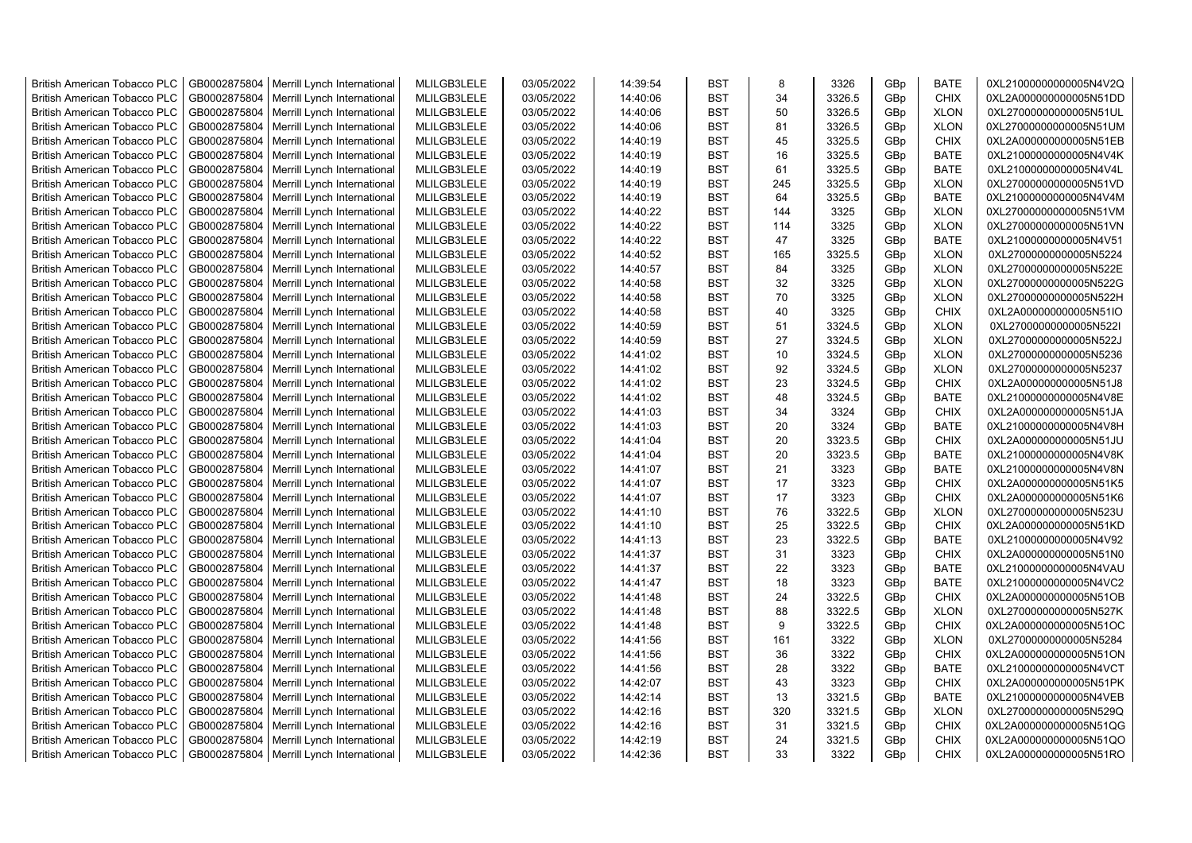| | | | | | | | | | | | |
|---|---|---|---|---|---|---|---|---|---|---|---|
| British American Tobacco PLC | GB0002875804 | Merrill Lynch International | MLILGB3LELE | 03/05/2022 | 14:39:54 | BST | 8 | 3326 | GBp | BATE | 0XL21000000000005N4V2Q |
| British American Tobacco PLC | GB0002875804 | Merrill Lynch International | MLILGB3LELE | 03/05/2022 | 14:40:06 | BST | 34 | 3326.5 | GBp | CHIX | 0XL2A000000000005N51DD |
| British American Tobacco PLC | GB0002875804 | Merrill Lynch International | MLILGB3LELE | 03/05/2022 | 14:40:06 | BST | 50 | 3326.5 | GBp | XLON | 0XL27000000000005N51UL |
| British American Tobacco PLC | GB0002875804 | Merrill Lynch International | MLILGB3LELE | 03/05/2022 | 14:40:06 | BST | 81 | 3326.5 | GBp | XLON | 0XL27000000000005N51UM |
| British American Tobacco PLC | GB0002875804 | Merrill Lynch International | MLILGB3LELE | 03/05/2022 | 14:40:19 | BST | 45 | 3325.5 | GBp | CHIX | 0XL2A000000000005N51EB |
| British American Tobacco PLC | GB0002875804 | Merrill Lynch International | MLILGB3LELE | 03/05/2022 | 14:40:19 | BST | 16 | 3325.5 | GBp | BATE | 0XL21000000000005N4V4K |
| British American Tobacco PLC | GB0002875804 | Merrill Lynch International | MLILGB3LELE | 03/05/2022 | 14:40:19 | BST | 61 | 3325.5 | GBp | BATE | 0XL21000000000005N4V4L |
| British American Tobacco PLC | GB0002875804 | Merrill Lynch International | MLILGB3LELE | 03/05/2022 | 14:40:19 | BST | 245 | 3325.5 | GBp | XLON | 0XL27000000000005N51VD |
| British American Tobacco PLC | GB0002875804 | Merrill Lynch International | MLILGB3LELE | 03/05/2022 | 14:40:19 | BST | 64 | 3325.5 | GBp | BATE | 0XL21000000000005N4V4M |
| British American Tobacco PLC | GB0002875804 | Merrill Lynch International | MLILGB3LELE | 03/05/2022 | 14:40:22 | BST | 144 | 3325 | GBp | XLON | 0XL27000000000005N51VM |
| British American Tobacco PLC | GB0002875804 | Merrill Lynch International | MLILGB3LELE | 03/05/2022 | 14:40:22 | BST | 114 | 3325 | GBp | XLON | 0XL27000000000005N51VN |
| British American Tobacco PLC | GB0002875804 | Merrill Lynch International | MLILGB3LELE | 03/05/2022 | 14:40:22 | BST | 47 | 3325 | GBp | BATE | 0XL21000000000005N4V51 |
| British American Tobacco PLC | GB0002875804 | Merrill Lynch International | MLILGB3LELE | 03/05/2022 | 14:40:52 | BST | 165 | 3325.5 | GBp | XLON | 0XL27000000000005N5224 |
| British American Tobacco PLC | GB0002875804 | Merrill Lynch International | MLILGB3LELE | 03/05/2022 | 14:40:57 | BST | 84 | 3325 | GBp | XLON | 0XL27000000000005N522E |
| British American Tobacco PLC | GB0002875804 | Merrill Lynch International | MLILGB3LELE | 03/05/2022 | 14:40:58 | BST | 32 | 3325 | GBp | XLON | 0XL27000000000005N522G |
| British American Tobacco PLC | GB0002875804 | Merrill Lynch International | MLILGB3LELE | 03/05/2022 | 14:40:58 | BST | 70 | 3325 | GBp | XLON | 0XL27000000000005N522H |
| British American Tobacco PLC | GB0002875804 | Merrill Lynch International | MLILGB3LELE | 03/05/2022 | 14:40:58 | BST | 40 | 3325 | GBp | CHIX | 0XL2A000000000005N51IO |
| British American Tobacco PLC | GB0002875804 | Merrill Lynch International | MLILGB3LELE | 03/05/2022 | 14:40:59 | BST | 51 | 3324.5 | GBp | XLON | 0XL27000000000005N522I |
| British American Tobacco PLC | GB0002875804 | Merrill Lynch International | MLILGB3LELE | 03/05/2022 | 14:40:59 | BST | 27 | 3324.5 | GBp | XLON | 0XL27000000000005N522J |
| British American Tobacco PLC | GB0002875804 | Merrill Lynch International | MLILGB3LELE | 03/05/2022 | 14:41:02 | BST | 10 | 3324.5 | GBp | XLON | 0XL27000000000005N5236 |
| British American Tobacco PLC | GB0002875804 | Merrill Lynch International | MLILGB3LELE | 03/05/2022 | 14:41:02 | BST | 92 | 3324.5 | GBp | XLON | 0XL27000000000005N5237 |
| British American Tobacco PLC | GB0002875804 | Merrill Lynch International | MLILGB3LELE | 03/05/2022 | 14:41:02 | BST | 23 | 3324.5 | GBp | CHIX | 0XL2A000000000005N51J8 |
| British American Tobacco PLC | GB0002875804 | Merrill Lynch International | MLILGB3LELE | 03/05/2022 | 14:41:02 | BST | 48 | 3324.5 | GBp | BATE | 0XL21000000000005N4V8E |
| British American Tobacco PLC | GB0002875804 | Merrill Lynch International | MLILGB3LELE | 03/05/2022 | 14:41:03 | BST | 34 | 3324 | GBp | CHIX | 0XL2A000000000005N51JA |
| British American Tobacco PLC | GB0002875804 | Merrill Lynch International | MLILGB3LELE | 03/05/2022 | 14:41:03 | BST | 20 | 3324 | GBp | BATE | 0XL21000000000005N4V8H |
| British American Tobacco PLC | GB0002875804 | Merrill Lynch International | MLILGB3LELE | 03/05/2022 | 14:41:04 | BST | 20 | 3323.5 | GBp | CHIX | 0XL2A000000000005N51JU |
| British American Tobacco PLC | GB0002875804 | Merrill Lynch International | MLILGB3LELE | 03/05/2022 | 14:41:04 | BST | 20 | 3323.5 | GBp | BATE | 0XL21000000000005N4V8K |
| British American Tobacco PLC | GB0002875804 | Merrill Lynch International | MLILGB3LELE | 03/05/2022 | 14:41:07 | BST | 21 | 3323 | GBp | BATE | 0XL21000000000005N4V8N |
| British American Tobacco PLC | GB0002875804 | Merrill Lynch International | MLILGB3LELE | 03/05/2022 | 14:41:07 | BST | 17 | 3323 | GBp | CHIX | 0XL2A000000000005N51K5 |
| British American Tobacco PLC | GB0002875804 | Merrill Lynch International | MLILGB3LELE | 03/05/2022 | 14:41:07 | BST | 17 | 3323 | GBp | CHIX | 0XL2A000000000005N51K6 |
| British American Tobacco PLC | GB0002875804 | Merrill Lynch International | MLILGB3LELE | 03/05/2022 | 14:41:10 | BST | 76 | 3322.5 | GBp | XLON | 0XL27000000000005N523U |
| British American Tobacco PLC | GB0002875804 | Merrill Lynch International | MLILGB3LELE | 03/05/2022 | 14:41:10 | BST | 25 | 3322.5 | GBp | CHIX | 0XL2A000000000005N51KD |
| British American Tobacco PLC | GB0002875804 | Merrill Lynch International | MLILGB3LELE | 03/05/2022 | 14:41:13 | BST | 23 | 3322.5 | GBp | BATE | 0XL21000000000005N4V92 |
| British American Tobacco PLC | GB0002875804 | Merrill Lynch International | MLILGB3LELE | 03/05/2022 | 14:41:37 | BST | 31 | 3323 | GBp | CHIX | 0XL2A000000000005N51N0 |
| British American Tobacco PLC | GB0002875804 | Merrill Lynch International | MLILGB3LELE | 03/05/2022 | 14:41:37 | BST | 22 | 3323 | GBp | BATE | 0XL21000000000005N4VAU |
| British American Tobacco PLC | GB0002875804 | Merrill Lynch International | MLILGB3LELE | 03/05/2022 | 14:41:47 | BST | 18 | 3323 | GBp | BATE | 0XL21000000000005N4VC2 |
| British American Tobacco PLC | GB0002875804 | Merrill Lynch International | MLILGB3LELE | 03/05/2022 | 14:41:48 | BST | 24 | 3322.5 | GBp | CHIX | 0XL2A000000000005N51OB |
| British American Tobacco PLC | GB0002875804 | Merrill Lynch International | MLILGB3LELE | 03/05/2022 | 14:41:48 | BST | 88 | 3322.5 | GBp | XLON | 0XL27000000000005N527K |
| British American Tobacco PLC | GB0002875804 | Merrill Lynch International | MLILGB3LELE | 03/05/2022 | 14:41:48 | BST | 9 | 3322.5 | GBp | CHIX | 0XL2A000000000005N51OC |
| British American Tobacco PLC | GB0002875804 | Merrill Lynch International | MLILGB3LELE | 03/05/2022 | 14:41:56 | BST | 161 | 3322 | GBp | XLON | 0XL27000000000005N5284 |
| British American Tobacco PLC | GB0002875804 | Merrill Lynch International | MLILGB3LELE | 03/05/2022 | 14:41:56 | BST | 36 | 3322 | GBp | CHIX | 0XL2A000000000005N51ON |
| British American Tobacco PLC | GB0002875804 | Merrill Lynch International | MLILGB3LELE | 03/05/2022 | 14:41:56 | BST | 28 | 3322 | GBp | BATE | 0XL21000000000005N4VCT |
| British American Tobacco PLC | GB0002875804 | Merrill Lynch International | MLILGB3LELE | 03/05/2022 | 14:42:07 | BST | 43 | 3323 | GBp | CHIX | 0XL2A000000000005N51PK |
| British American Tobacco PLC | GB0002875804 | Merrill Lynch International | MLILGB3LELE | 03/05/2022 | 14:42:14 | BST | 13 | 3321.5 | GBp | BATE | 0XL21000000000005N4VEB |
| British American Tobacco PLC | GB0002875804 | Merrill Lynch International | MLILGB3LELE | 03/05/2022 | 14:42:16 | BST | 320 | 3321.5 | GBp | XLON | 0XL27000000000005N529Q |
| British American Tobacco PLC | GB0002875804 | Merrill Lynch International | MLILGB3LELE | 03/05/2022 | 14:42:16 | BST | 31 | 3321.5 | GBp | CHIX | 0XL2A000000000005N51QG |
| British American Tobacco PLC | GB0002875804 | Merrill Lynch International | MLILGB3LELE | 03/05/2022 | 14:42:19 | BST | 24 | 3321.5 | GBp | CHIX | 0XL2A000000000005N51QO |
| British American Tobacco PLC | GB0002875804 | Merrill Lynch International | MLILGB3LELE | 03/05/2022 | 14:42:36 | BST | 33 | 3322 | GBp | CHIX | 0XL2A000000000005N51RO |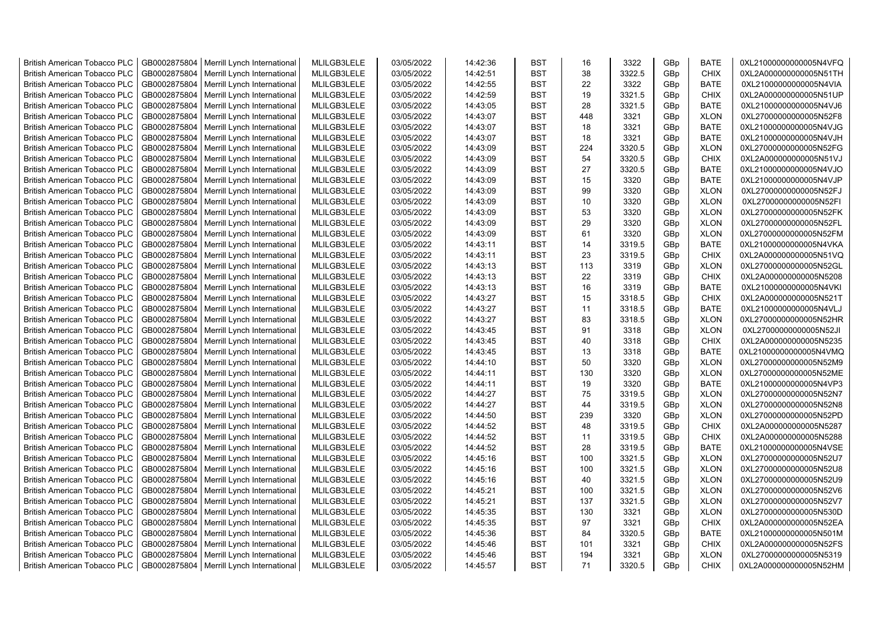| British American Tobacco PLC | GB0002875804 | Merrill Lynch International | MLILGB3LELE | 03/05/2022 | 14:42:36 | BST | 16 | 3322 | GBp | BATE | 0XL21000000000005N4VFQ |
|---|---|---|---|---|---|---|---|---|---|---|---|
| British American Tobacco PLC | GB0002875804 | Merrill Lynch International | MLILGB3LELE | 03/05/2022 | 14:42:51 | BST | 38 | 3322.5 | GBp | CHIX | 0XL2A000000000005N51TH |
| British American Tobacco PLC | GB0002875804 | Merrill Lynch International | MLILGB3LELE | 03/05/2022 | 14:42:55 | BST | 22 | 3322 | GBp | BATE | 0XL21000000000005N4VIA |
| British American Tobacco PLC | GB0002875804 | Merrill Lynch International | MLILGB3LELE | 03/05/2022 | 14:42:59 | BST | 19 | 3321.5 | GBp | CHIX | 0XL2A000000000005N51UP |
| British American Tobacco PLC | GB0002875804 | Merrill Lynch International | MLILGB3LELE | 03/05/2022 | 14:43:05 | BST | 28 | 3321.5 | GBp | BATE | 0XL21000000000005N4VJ6 |
| British American Tobacco PLC | GB0002875804 | Merrill Lynch International | MLILGB3LELE | 03/05/2022 | 14:43:07 | BST | 448 | 3321 | GBp | XLON | 0XL27000000000005N52F8 |
| British American Tobacco PLC | GB0002875804 | Merrill Lynch International | MLILGB3LELE | 03/05/2022 | 14:43:07 | BST | 18 | 3321 | GBp | BATE | 0XL21000000000005N4VJG |
| British American Tobacco PLC | GB0002875804 | Merrill Lynch International | MLILGB3LELE | 03/05/2022 | 14:43:07 | BST | 18 | 3321 | GBp | BATE | 0XL21000000000005N4VJH |
| British American Tobacco PLC | GB0002875804 | Merrill Lynch International | MLILGB3LELE | 03/05/2022 | 14:43:09 | BST | 224 | 3320.5 | GBp | XLON | 0XL27000000000005N52FG |
| British American Tobacco PLC | GB0002875804 | Merrill Lynch International | MLILGB3LELE | 03/05/2022 | 14:43:09 | BST | 54 | 3320.5 | GBp | CHIX | 0XL2A000000000005N51VJ |
| British American Tobacco PLC | GB0002875804 | Merrill Lynch International | MLILGB3LELE | 03/05/2022 | 14:43:09 | BST | 27 | 3320.5 | GBp | BATE | 0XL21000000000005N4VJO |
| British American Tobacco PLC | GB0002875804 | Merrill Lynch International | MLILGB3LELE | 03/05/2022 | 14:43:09 | BST | 15 | 3320 | GBp | BATE | 0XL21000000000005N4VJP |
| British American Tobacco PLC | GB0002875804 | Merrill Lynch International | MLILGB3LELE | 03/05/2022 | 14:43:09 | BST | 99 | 3320 | GBp | XLON | 0XL27000000000005N52FJ |
| British American Tobacco PLC | GB0002875804 | Merrill Lynch International | MLILGB3LELE | 03/05/2022 | 14:43:09 | BST | 10 | 3320 | GBp | XLON | 0XL27000000000005N52FI |
| British American Tobacco PLC | GB0002875804 | Merrill Lynch International | MLILGB3LELE | 03/05/2022 | 14:43:09 | BST | 53 | 3320 | GBp | XLON | 0XL27000000000005N52FK |
| British American Tobacco PLC | GB0002875804 | Merrill Lynch International | MLILGB3LELE | 03/05/2022 | 14:43:09 | BST | 29 | 3320 | GBp | XLON | 0XL27000000000005N52FL |
| British American Tobacco PLC | GB0002875804 | Merrill Lynch International | MLILGB3LELE | 03/05/2022 | 14:43:09 | BST | 61 | 3320 | GBp | XLON | 0XL27000000000005N52FM |
| British American Tobacco PLC | GB0002875804 | Merrill Lynch International | MLILGB3LELE | 03/05/2022 | 14:43:11 | BST | 14 | 3319.5 | GBp | BATE | 0XL21000000000005N4VKA |
| British American Tobacco PLC | GB0002875804 | Merrill Lynch International | MLILGB3LELE | 03/05/2022 | 14:43:11 | BST | 23 | 3319.5 | GBp | CHIX | 0XL2A000000000005N51VQ |
| British American Tobacco PLC | GB0002875804 | Merrill Lynch International | MLILGB3LELE | 03/05/2022 | 14:43:13 | BST | 113 | 3319 | GBp | XLON | 0XL27000000000005N52GL |
| British American Tobacco PLC | GB0002875804 | Merrill Lynch International | MLILGB3LELE | 03/05/2022 | 14:43:13 | BST | 22 | 3319 | GBp | CHIX | 0XL2A000000000005N5208 |
| British American Tobacco PLC | GB0002875804 | Merrill Lynch International | MLILGB3LELE | 03/05/2022 | 14:43:13 | BST | 16 | 3319 | GBp | BATE | 0XL21000000000005N4VKI |
| British American Tobacco PLC | GB0002875804 | Merrill Lynch International | MLILGB3LELE | 03/05/2022 | 14:43:27 | BST | 15 | 3318.5 | GBp | CHIX | 0XL2A000000000005N521T |
| British American Tobacco PLC | GB0002875804 | Merrill Lynch International | MLILGB3LELE | 03/05/2022 | 14:43:27 | BST | 11 | 3318.5 | GBp | BATE | 0XL21000000000005N4VLJ |
| British American Tobacco PLC | GB0002875804 | Merrill Lynch International | MLILGB3LELE | 03/05/2022 | 14:43:27 | BST | 83 | 3318.5 | GBp | XLON | 0XL27000000000005N52HR |
| British American Tobacco PLC | GB0002875804 | Merrill Lynch International | MLILGB3LELE | 03/05/2022 | 14:43:45 | BST | 91 | 3318 | GBp | XLON | 0XL27000000000005N52JI |
| British American Tobacco PLC | GB0002875804 | Merrill Lynch International | MLILGB3LELE | 03/05/2022 | 14:43:45 | BST | 40 | 3318 | GBp | CHIX | 0XL2A000000000005N5235 |
| British American Tobacco PLC | GB0002875804 | Merrill Lynch International | MLILGB3LELE | 03/05/2022 | 14:43:45 | BST | 13 | 3318 | GBp | BATE | 0XL21000000000005N4VMQ |
| British American Tobacco PLC | GB0002875804 | Merrill Lynch International | MLILGB3LELE | 03/05/2022 | 14:44:10 | BST | 50 | 3320 | GBp | XLON | 0XL27000000000005N52M9 |
| British American Tobacco PLC | GB0002875804 | Merrill Lynch International | MLILGB3LELE | 03/05/2022 | 14:44:11 | BST | 130 | 3320 | GBp | XLON | 0XL27000000000005N52ME |
| British American Tobacco PLC | GB0002875804 | Merrill Lynch International | MLILGB3LELE | 03/05/2022 | 14:44:11 | BST | 19 | 3320 | GBp | BATE | 0XL21000000000005N4VP3 |
| British American Tobacco PLC | GB0002875804 | Merrill Lynch International | MLILGB3LELE | 03/05/2022 | 14:44:27 | BST | 75 | 3319.5 | GBp | XLON | 0XL27000000000005N52N7 |
| British American Tobacco PLC | GB0002875804 | Merrill Lynch International | MLILGB3LELE | 03/05/2022 | 14:44:27 | BST | 44 | 3319.5 | GBp | XLON | 0XL27000000000005N52N8 |
| British American Tobacco PLC | GB0002875804 | Merrill Lynch International | MLILGB3LELE | 03/05/2022 | 14:44:50 | BST | 239 | 3320 | GBp | XLON | 0XL27000000000005N52PD |
| British American Tobacco PLC | GB0002875804 | Merrill Lynch International | MLILGB3LELE | 03/05/2022 | 14:44:52 | BST | 48 | 3319.5 | GBp | CHIX | 0XL2A000000000005N5287 |
| British American Tobacco PLC | GB0002875804 | Merrill Lynch International | MLILGB3LELE | 03/05/2022 | 14:44:52 | BST | 11 | 3319.5 | GBp | CHIX | 0XL2A000000000005N5288 |
| British American Tobacco PLC | GB0002875804 | Merrill Lynch International | MLILGB3LELE | 03/05/2022 | 14:44:52 | BST | 28 | 3319.5 | GBp | BATE | 0XL21000000000005N4VSE |
| British American Tobacco PLC | GB0002875804 | Merrill Lynch International | MLILGB3LELE | 03/05/2022 | 14:45:16 | BST | 100 | 3321.5 | GBp | XLON | 0XL27000000000005N52U7 |
| British American Tobacco PLC | GB0002875804 | Merrill Lynch International | MLILGB3LELE | 03/05/2022 | 14:45:16 | BST | 100 | 3321.5 | GBp | XLON | 0XL27000000000005N52U8 |
| British American Tobacco PLC | GB0002875804 | Merrill Lynch International | MLILGB3LELE | 03/05/2022 | 14:45:16 | BST | 40 | 3321.5 | GBp | XLON | 0XL27000000000005N52U9 |
| British American Tobacco PLC | GB0002875804 | Merrill Lynch International | MLILGB3LELE | 03/05/2022 | 14:45:21 | BST | 100 | 3321.5 | GBp | XLON | 0XL27000000000005N52V6 |
| British American Tobacco PLC | GB0002875804 | Merrill Lynch International | MLILGB3LELE | 03/05/2022 | 14:45:21 | BST | 137 | 3321.5 | GBp | XLON | 0XL27000000000005N52V7 |
| British American Tobacco PLC | GB0002875804 | Merrill Lynch International | MLILGB3LELE | 03/05/2022 | 14:45:35 | BST | 130 | 3321 | GBp | XLON | 0XL27000000000005N530D |
| British American Tobacco PLC | GB0002875804 | Merrill Lynch International | MLILGB3LELE | 03/05/2022 | 14:45:35 | BST | 97 | 3321 | GBp | CHIX | 0XL2A000000000005N52EA |
| British American Tobacco PLC | GB0002875804 | Merrill Lynch International | MLILGB3LELE | 03/05/2022 | 14:45:36 | BST | 84 | 3320.5 | GBp | BATE | 0XL21000000000005N501M |
| British American Tobacco PLC | GB0002875804 | Merrill Lynch International | MLILGB3LELE | 03/05/2022 | 14:45:46 | BST | 101 | 3321 | GBp | CHIX | 0XL2A000000000005N52FS |
| British American Tobacco PLC | GB0002875804 | Merrill Lynch International | MLILGB3LELE | 03/05/2022 | 14:45:46 | BST | 194 | 3321 | GBp | XLON | 0XL27000000000005N5319 |
| British American Tobacco PLC | GB0002875804 | Merrill Lynch International | MLILGB3LELE | 03/05/2022 | 14:45:57 | BST | 71 | 3320.5 | GBp | CHIX | 0XL2A000000000005N52HM |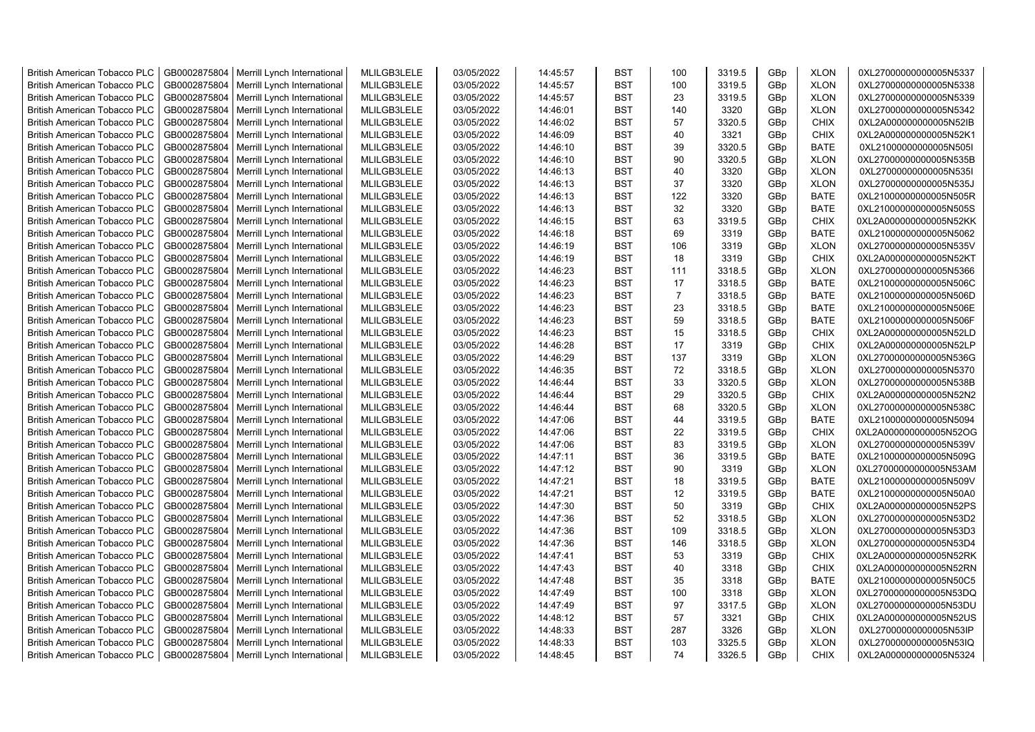| British American Tobacco PLC | GB0002875804 | Merrill Lynch International | MLILGB3LELE | 03/05/2022 | 14:45:57 | BST | 100 | 3319.5 | GBp | XLON | 0XL27000000000005N5337 |
|---|---|---|---|---|---|---|---|---|---|---|---|
| British American Tobacco PLC | GB0002875804 | Merrill Lynch International | MLILGB3LELE | 03/05/2022 | 14:45:57 | BST | 100 | 3319.5 | GBp | XLON | 0XL27000000000005N5338 |
| British American Tobacco PLC | GB0002875804 | Merrill Lynch International | MLILGB3LELE | 03/05/2022 | 14:45:57 | BST | 23 | 3319.5 | GBp | XLON | 0XL27000000000005N5339 |
| British American Tobacco PLC | GB0002875804 | Merrill Lynch International | MLILGB3LELE | 03/05/2022 | 14:46:01 | BST | 140 | 3320 | GBp | XLON | 0XL27000000000005N5342 |
| British American Tobacco PLC | GB0002875804 | Merrill Lynch International | MLILGB3LELE | 03/05/2022 | 14:46:02 | BST | 57 | 3320.5 | GBp | CHIX | 0XL2A000000000005N52IB |
| British American Tobacco PLC | GB0002875804 | Merrill Lynch International | MLILGB3LELE | 03/05/2022 | 14:46:09 | BST | 40 | 3321 | GBp | CHIX | 0XL2A000000000005N52K1 |
| British American Tobacco PLC | GB0002875804 | Merrill Lynch International | MLILGB3LELE | 03/05/2022 | 14:46:10 | BST | 39 | 3320.5 | GBp | BATE | 0XL21000000000005N505I |
| British American Tobacco PLC | GB0002875804 | Merrill Lynch International | MLILGB3LELE | 03/05/2022 | 14:46:10 | BST | 90 | 3320.5 | GBp | XLON | 0XL27000000000005N535B |
| British American Tobacco PLC | GB0002875804 | Merrill Lynch International | MLILGB3LELE | 03/05/2022 | 14:46:13 | BST | 40 | 3320 | GBp | XLON | 0XL27000000000005N535I |
| British American Tobacco PLC | GB0002875804 | Merrill Lynch International | MLILGB3LELE | 03/05/2022 | 14:46:13 | BST | 37 | 3320 | GBp | XLON | 0XL27000000000005N535J |
| British American Tobacco PLC | GB0002875804 | Merrill Lynch International | MLILGB3LELE | 03/05/2022 | 14:46:13 | BST | 122 | 3320 | GBp | BATE | 0XL21000000000005N505R |
| British American Tobacco PLC | GB0002875804 | Merrill Lynch International | MLILGB3LELE | 03/05/2022 | 14:46:13 | BST | 32 | 3320 | GBp | BATE | 0XL21000000000005N505S |
| British American Tobacco PLC | GB0002875804 | Merrill Lynch International | MLILGB3LELE | 03/05/2022 | 14:46:15 | BST | 63 | 3319.5 | GBp | CHIX | 0XL2A000000000005N52KK |
| British American Tobacco PLC | GB0002875804 | Merrill Lynch International | MLILGB3LELE | 03/05/2022 | 14:46:18 | BST | 69 | 3319 | GBp | BATE | 0XL21000000000005N5062 |
| British American Tobacco PLC | GB0002875804 | Merrill Lynch International | MLILGB3LELE | 03/05/2022 | 14:46:19 | BST | 106 | 3319 | GBp | XLON | 0XL27000000000005N535V |
| British American Tobacco PLC | GB0002875804 | Merrill Lynch International | MLILGB3LELE | 03/05/2022 | 14:46:19 | BST | 18 | 3319 | GBp | CHIX | 0XL2A000000000005N52KT |
| British American Tobacco PLC | GB0002875804 | Merrill Lynch International | MLILGB3LELE | 03/05/2022 | 14:46:23 | BST | 111 | 3318.5 | GBp | XLON | 0XL27000000000005N5366 |
| British American Tobacco PLC | GB0002875804 | Merrill Lynch International | MLILGB3LELE | 03/05/2022 | 14:46:23 | BST | 17 | 3318.5 | GBp | BATE | 0XL21000000000005N506C |
| British American Tobacco PLC | GB0002875804 | Merrill Lynch International | MLILGB3LELE | 03/05/2022 | 14:46:23 | BST | 7 | 3318.5 | GBp | BATE | 0XL21000000000005N506D |
| British American Tobacco PLC | GB0002875804 | Merrill Lynch International | MLILGB3LELE | 03/05/2022 | 14:46:23 | BST | 23 | 3318.5 | GBp | BATE | 0XL21000000000005N506E |
| British American Tobacco PLC | GB0002875804 | Merrill Lynch International | MLILGB3LELE | 03/05/2022 | 14:46:23 | BST | 59 | 3318.5 | GBp | BATE | 0XL21000000000005N506F |
| British American Tobacco PLC | GB0002875804 | Merrill Lynch International | MLILGB3LELE | 03/05/2022 | 14:46:23 | BST | 15 | 3318.5 | GBp | CHIX | 0XL2A000000000005N52LD |
| British American Tobacco PLC | GB0002875804 | Merrill Lynch International | MLILGB3LELE | 03/05/2022 | 14:46:28 | BST | 17 | 3319 | GBp | CHIX | 0XL2A000000000005N52LP |
| British American Tobacco PLC | GB0002875804 | Merrill Lynch International | MLILGB3LELE | 03/05/2022 | 14:46:29 | BST | 137 | 3319 | GBp | XLON | 0XL27000000000005N536G |
| British American Tobacco PLC | GB0002875804 | Merrill Lynch International | MLILGB3LELE | 03/05/2022 | 14:46:35 | BST | 72 | 3318.5 | GBp | XLON | 0XL27000000000005N5370 |
| British American Tobacco PLC | GB0002875804 | Merrill Lynch International | MLILGB3LELE | 03/05/2022 | 14:46:44 | BST | 33 | 3320.5 | GBp | XLON | 0XL27000000000005N538B |
| British American Tobacco PLC | GB0002875804 | Merrill Lynch International | MLILGB3LELE | 03/05/2022 | 14:46:44 | BST | 29 | 3320.5 | GBp | CHIX | 0XL2A000000000005N52N2 |
| British American Tobacco PLC | GB0002875804 | Merrill Lynch International | MLILGB3LELE | 03/05/2022 | 14:46:44 | BST | 68 | 3320.5 | GBp | XLON | 0XL27000000000005N538C |
| British American Tobacco PLC | GB0002875804 | Merrill Lynch International | MLILGB3LELE | 03/05/2022 | 14:47:06 | BST | 44 | 3319.5 | GBp | BATE | 0XL21000000000005N5094 |
| British American Tobacco PLC | GB0002875804 | Merrill Lynch International | MLILGB3LELE | 03/05/2022 | 14:47:06 | BST | 22 | 3319.5 | GBp | CHIX | 0XL2A000000000005N52OG |
| British American Tobacco PLC | GB0002875804 | Merrill Lynch International | MLILGB3LELE | 03/05/2022 | 14:47:06 | BST | 83 | 3319.5 | GBp | XLON | 0XL27000000000005N539V |
| British American Tobacco PLC | GB0002875804 | Merrill Lynch International | MLILGB3LELE | 03/05/2022 | 14:47:11 | BST | 36 | 3319.5 | GBp | BATE | 0XL21000000000005N509G |
| British American Tobacco PLC | GB0002875804 | Merrill Lynch International | MLILGB3LELE | 03/05/2022 | 14:47:12 | BST | 90 | 3319 | GBp | XLON | 0XL27000000000005N53AM |
| British American Tobacco PLC | GB0002875804 | Merrill Lynch International | MLILGB3LELE | 03/05/2022 | 14:47:21 | BST | 18 | 3319.5 | GBp | BATE | 0XL21000000000005N509V |
| British American Tobacco PLC | GB0002875804 | Merrill Lynch International | MLILGB3LELE | 03/05/2022 | 14:47:21 | BST | 12 | 3319.5 | GBp | BATE | 0XL21000000000005N50A0 |
| British American Tobacco PLC | GB0002875804 | Merrill Lynch International | MLILGB3LELE | 03/05/2022 | 14:47:30 | BST | 50 | 3319 | GBp | CHIX | 0XL2A000000000005N52PS |
| British American Tobacco PLC | GB0002875804 | Merrill Lynch International | MLILGB3LELE | 03/05/2022 | 14:47:36 | BST | 52 | 3318.5 | GBp | XLON | 0XL27000000000005N53D2 |
| British American Tobacco PLC | GB0002875804 | Merrill Lynch International | MLILGB3LELE | 03/05/2022 | 14:47:36 | BST | 109 | 3318.5 | GBp | XLON | 0XL27000000000005N53D3 |
| British American Tobacco PLC | GB0002875804 | Merrill Lynch International | MLILGB3LELE | 03/05/2022 | 14:47:36 | BST | 146 | 3318.5 | GBp | XLON | 0XL27000000000005N53D4 |
| British American Tobacco PLC | GB0002875804 | Merrill Lynch International | MLILGB3LELE | 03/05/2022 | 14:47:41 | BST | 53 | 3319 | GBp | CHIX | 0XL2A000000000005N52RK |
| British American Tobacco PLC | GB0002875804 | Merrill Lynch International | MLILGB3LELE | 03/05/2022 | 14:47:43 | BST | 40 | 3318 | GBp | CHIX | 0XL2A000000000005N52RN |
| British American Tobacco PLC | GB0002875804 | Merrill Lynch International | MLILGB3LELE | 03/05/2022 | 14:47:48 | BST | 35 | 3318 | GBp | BATE | 0XL21000000000005N50C5 |
| British American Tobacco PLC | GB0002875804 | Merrill Lynch International | MLILGB3LELE | 03/05/2022 | 14:47:49 | BST | 100 | 3318 | GBp | XLON | 0XL27000000000005N53DQ |
| British American Tobacco PLC | GB0002875804 | Merrill Lynch International | MLILGB3LELE | 03/05/2022 | 14:47:49 | BST | 97 | 3317.5 | GBp | XLON | 0XL27000000000005N53DU |
| British American Tobacco PLC | GB0002875804 | Merrill Lynch International | MLILGB3LELE | 03/05/2022 | 14:48:12 | BST | 57 | 3321 | GBp | CHIX | 0XL2A000000000005N52US |
| British American Tobacco PLC | GB0002875804 | Merrill Lynch International | MLILGB3LELE | 03/05/2022 | 14:48:33 | BST | 287 | 3326 | GBp | XLON | 0XL27000000000005N53IP |
| British American Tobacco PLC | GB0002875804 | Merrill Lynch International | MLILGB3LELE | 03/05/2022 | 14:48:33 | BST | 103 | 3325.5 | GBp | XLON | 0XL27000000000005N53IQ |
| British American Tobacco PLC | GB0002875804 | Merrill Lynch International | MLILGB3LELE | 03/05/2022 | 14:48:45 | BST | 74 | 3326.5 | GBp | CHIX | 0XL2A000000000005N5324 |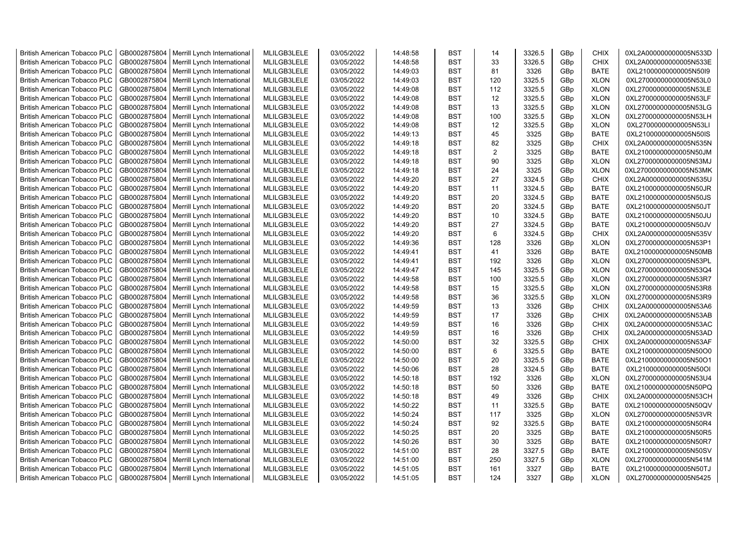| British American Tobacco PLC | GB0002875804 | Merrill Lynch International | MLILGB3LELE | 03/05/2022 | 14:48:58 | BST | 14 | 3326.5 | GBp | CHIX | 0XL2A000000000005N533D |
|---|---|---|---|---|---|---|---|---|---|---|---|
| British American Tobacco PLC | GB0002875804 | Merrill Lynch International | MLILGB3LELE | 03/05/2022 | 14:48:58 | BST | 33 | 3326.5 | GBp | CHIX | 0XL2A000000000005N533E |
| British American Tobacco PLC | GB0002875804 | Merrill Lynch International | MLILGB3LELE | 03/05/2022 | 14:49:03 | BST | 81 | 3326 | GBp | BATE | 0XL21000000000005N50I9 |
| British American Tobacco PLC | GB0002875804 | Merrill Lynch International | MLILGB3LELE | 03/05/2022 | 14:49:03 | BST | 120 | 3325.5 | GBp | XLON | 0XL27000000000005N53L0 |
| British American Tobacco PLC | GB0002875804 | Merrill Lynch International | MLILGB3LELE | 03/05/2022 | 14:49:08 | BST | 112 | 3325.5 | GBp | XLON | 0XL27000000000005N53LE |
| British American Tobacco PLC | GB0002875804 | Merrill Lynch International | MLILGB3LELE | 03/05/2022 | 14:49:08 | BST | 12 | 3325.5 | GBp | XLON | 0XL27000000000005N53LF |
| British American Tobacco PLC | GB0002875804 | Merrill Lynch International | MLILGB3LELE | 03/05/2022 | 14:49:08 | BST | 13 | 3325.5 | GBp | XLON | 0XL27000000000005N53LG |
| British American Tobacco PLC | GB0002875804 | Merrill Lynch International | MLILGB3LELE | 03/05/2022 | 14:49:08 | BST | 100 | 3325.5 | GBp | XLON | 0XL27000000000005N53LH |
| British American Tobacco PLC | GB0002875804 | Merrill Lynch International | MLILGB3LELE | 03/05/2022 | 14:49:08 | BST | 12 | 3325.5 | GBp | XLON | 0XL27000000000005N53LI |
| British American Tobacco PLC | GB0002875804 | Merrill Lynch International | MLILGB3LELE | 03/05/2022 | 14:49:13 | BST | 45 | 3325 | GBp | BATE | 0XL21000000000005N50IS |
| British American Tobacco PLC | GB0002875804 | Merrill Lynch International | MLILGB3LELE | 03/05/2022 | 14:49:18 | BST | 82 | 3325 | GBp | CHIX | 0XL2A000000000005N535N |
| British American Tobacco PLC | GB0002875804 | Merrill Lynch International | MLILGB3LELE | 03/05/2022 | 14:49:18 | BST | 2 | 3325 | GBp | BATE | 0XL21000000000005N50JM |
| British American Tobacco PLC | GB0002875804 | Merrill Lynch International | MLILGB3LELE | 03/05/2022 | 14:49:18 | BST | 90 | 3325 | GBp | XLON | 0XL27000000000005N53MJ |
| British American Tobacco PLC | GB0002875804 | Merrill Lynch International | MLILGB3LELE | 03/05/2022 | 14:49:18 | BST | 24 | 3325 | GBp | XLON | 0XL27000000000005N53MK |
| British American Tobacco PLC | GB0002875804 | Merrill Lynch International | MLILGB3LELE | 03/05/2022 | 14:49:20 | BST | 27 | 3324.5 | GBp | CHIX | 0XL2A000000000005N535U |
| British American Tobacco PLC | GB0002875804 | Merrill Lynch International | MLILGB3LELE | 03/05/2022 | 14:49:20 | BST | 11 | 3324.5 | GBp | BATE | 0XL21000000000005N50JR |
| British American Tobacco PLC | GB0002875804 | Merrill Lynch International | MLILGB3LELE | 03/05/2022 | 14:49:20 | BST | 20 | 3324.5 | GBp | BATE | 0XL21000000000005N50JS |
| British American Tobacco PLC | GB0002875804 | Merrill Lynch International | MLILGB3LELE | 03/05/2022 | 14:49:20 | BST | 20 | 3324.5 | GBp | BATE | 0XL21000000000005N50JT |
| British American Tobacco PLC | GB0002875804 | Merrill Lynch International | MLILGB3LELE | 03/05/2022 | 14:49:20 | BST | 10 | 3324.5 | GBp | BATE | 0XL21000000000005N50JU |
| British American Tobacco PLC | GB0002875804 | Merrill Lynch International | MLILGB3LELE | 03/05/2022 | 14:49:20 | BST | 27 | 3324.5 | GBp | BATE | 0XL21000000000005N50JV |
| British American Tobacco PLC | GB0002875804 | Merrill Lynch International | MLILGB3LELE | 03/05/2022 | 14:49:20 | BST | 6 | 3324.5 | GBp | CHIX | 0XL2A000000000005N535V |
| British American Tobacco PLC | GB0002875804 | Merrill Lynch International | MLILGB3LELE | 03/05/2022 | 14:49:36 | BST | 128 | 3326 | GBp | XLON | 0XL27000000000005N53P1 |
| British American Tobacco PLC | GB0002875804 | Merrill Lynch International | MLILGB3LELE | 03/05/2022 | 14:49:41 | BST | 41 | 3326 | GBp | BATE | 0XL21000000000005N50MB |
| British American Tobacco PLC | GB0002875804 | Merrill Lynch International | MLILGB3LELE | 03/05/2022 | 14:49:41 | BST | 192 | 3326 | GBp | XLON | 0XL27000000000005N53PL |
| British American Tobacco PLC | GB0002875804 | Merrill Lynch International | MLILGB3LELE | 03/05/2022 | 14:49:47 | BST | 145 | 3325.5 | GBp | XLON | 0XL27000000000005N53Q4 |
| British American Tobacco PLC | GB0002875804 | Merrill Lynch International | MLILGB3LELE | 03/05/2022 | 14:49:58 | BST | 100 | 3325.5 | GBp | XLON | 0XL27000000000005N53R7 |
| British American Tobacco PLC | GB0002875804 | Merrill Lynch International | MLILGB3LELE | 03/05/2022 | 14:49:58 | BST | 15 | 3325.5 | GBp | XLON | 0XL27000000000005N53R8 |
| British American Tobacco PLC | GB0002875804 | Merrill Lynch International | MLILGB3LELE | 03/05/2022 | 14:49:58 | BST | 36 | 3325.5 | GBp | XLON | 0XL27000000000005N53R9 |
| British American Tobacco PLC | GB0002875804 | Merrill Lynch International | MLILGB3LELE | 03/05/2022 | 14:49:59 | BST | 13 | 3326 | GBp | CHIX | 0XL2A000000000005N53A6 |
| British American Tobacco PLC | GB0002875804 | Merrill Lynch International | MLILGB3LELE | 03/05/2022 | 14:49:59 | BST | 17 | 3326 | GBp | CHIX | 0XL2A000000000005N53AB |
| British American Tobacco PLC | GB0002875804 | Merrill Lynch International | MLILGB3LELE | 03/05/2022 | 14:49:59 | BST | 16 | 3326 | GBp | CHIX | 0XL2A000000000005N53AC |
| British American Tobacco PLC | GB0002875804 | Merrill Lynch International | MLILGB3LELE | 03/05/2022 | 14:49:59 | BST | 16 | 3326 | GBp | CHIX | 0XL2A000000000005N53AD |
| British American Tobacco PLC | GB0002875804 | Merrill Lynch International | MLILGB3LELE | 03/05/2022 | 14:50:00 | BST | 32 | 3325.5 | GBp | CHIX | 0XL2A000000000005N53AF |
| British American Tobacco PLC | GB0002875804 | Merrill Lynch International | MLILGB3LELE | 03/05/2022 | 14:50:00 | BST | 6 | 3325.5 | GBp | BATE | 0XL21000000000005N50O0 |
| British American Tobacco PLC | GB0002875804 | Merrill Lynch International | MLILGB3LELE | 03/05/2022 | 14:50:00 | BST | 20 | 3325.5 | GBp | BATE | 0XL21000000000005N50O1 |
| British American Tobacco PLC | GB0002875804 | Merrill Lynch International | MLILGB3LELE | 03/05/2022 | 14:50:06 | BST | 28 | 3324.5 | GBp | BATE | 0XL21000000000005N50OI |
| British American Tobacco PLC | GB0002875804 | Merrill Lynch International | MLILGB3LELE | 03/05/2022 | 14:50:18 | BST | 192 | 3326 | GBp | XLON | 0XL27000000000005N53U4 |
| British American Tobacco PLC | GB0002875804 | Merrill Lynch International | MLILGB3LELE | 03/05/2022 | 14:50:18 | BST | 50 | 3326 | GBp | BATE | 0XL21000000000005N50PQ |
| British American Tobacco PLC | GB0002875804 | Merrill Lynch International | MLILGB3LELE | 03/05/2022 | 14:50:18 | BST | 49 | 3326 | GBp | CHIX | 0XL2A000000000005N53CH |
| British American Tobacco PLC | GB0002875804 | Merrill Lynch International | MLILGB3LELE | 03/05/2022 | 14:50:22 | BST | 11 | 3325.5 | GBp | BATE | 0XL21000000000005N50QV |
| British American Tobacco PLC | GB0002875804 | Merrill Lynch International | MLILGB3LELE | 03/05/2022 | 14:50:24 | BST | 117 | 3325 | GBp | XLON | 0XL27000000000005N53VR |
| British American Tobacco PLC | GB0002875804 | Merrill Lynch International | MLILGB3LELE | 03/05/2022 | 14:50:24 | BST | 92 | 3325.5 | GBp | BATE | 0XL21000000000005N50R4 |
| British American Tobacco PLC | GB0002875804 | Merrill Lynch International | MLILGB3LELE | 03/05/2022 | 14:50:25 | BST | 20 | 3325 | GBp | BATE | 0XL21000000000005N50R5 |
| British American Tobacco PLC | GB0002875804 | Merrill Lynch International | MLILGB3LELE | 03/05/2022 | 14:50:26 | BST | 30 | 3325 | GBp | BATE | 0XL21000000000005N50R7 |
| British American Tobacco PLC | GB0002875804 | Merrill Lynch International | MLILGB3LELE | 03/05/2022 | 14:51:00 | BST | 28 | 3327.5 | GBp | BATE | 0XL21000000000005N50SV |
| British American Tobacco PLC | GB0002875804 | Merrill Lynch International | MLILGB3LELE | 03/05/2022 | 14:51:00 | BST | 250 | 3327.5 | GBp | XLON | 0XL27000000000005N541M |
| British American Tobacco PLC | GB0002875804 | Merrill Lynch International | MLILGB3LELE | 03/05/2022 | 14:51:05 | BST | 161 | 3327 | GBp | BATE | 0XL21000000000005N50TJ |
| British American Tobacco PLC | GB0002875804 | Merrill Lynch International | MLILGB3LELE | 03/05/2022 | 14:51:05 | BST | 124 | 3327 | GBp | XLON | 0XL27000000000005N5425 |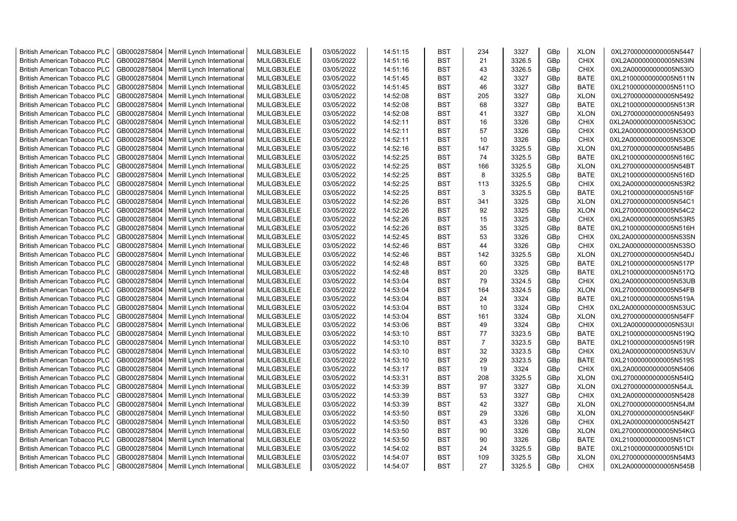| British American Tobacco PLC | GB0002875804 | Merrill Lynch International | MLILGB3LELE | 03/05/2022 | 14:51:15 | BST | 234 | 3327 | GBp | XLON | 0XL27000000000005N5447 |
|---|---|---|---|---|---|---|---|---|---|---|---|
| British American Tobacco PLC | GB0002875804 | Merrill Lynch International | MLILGB3LELE | 03/05/2022 | 14:51:16 | BST | 21 | 3326.5 | GBp | CHIX | 0XL2A000000000005N53IN |
| British American Tobacco PLC | GB0002875804 | Merrill Lynch International | MLILGB3LELE | 03/05/2022 | 14:51:16 | BST | 43 | 3326.5 | GBp | CHIX | 0XL2A000000000005N53IO |
| British American Tobacco PLC | GB0002875804 | Merrill Lynch International | MLILGB3LELE | 03/05/2022 | 14:51:45 | BST | 42 | 3327 | GBp | BATE | 0XL21000000000005N511N |
| British American Tobacco PLC | GB0002875804 | Merrill Lynch International | MLILGB3LELE | 03/05/2022 | 14:51:45 | BST | 46 | 3327 | GBp | BATE | 0XL21000000000005N511O |
| British American Tobacco PLC | GB0002875804 | Merrill Lynch International | MLILGB3LELE | 03/05/2022 | 14:52:08 | BST | 205 | 3327 | GBp | XLON | 0XL27000000000005N5492 |
| British American Tobacco PLC | GB0002875804 | Merrill Lynch International | MLILGB3LELE | 03/05/2022 | 14:52:08 | BST | 68 | 3327 | GBp | BATE | 0XL21000000000005N513R |
| British American Tobacco PLC | GB0002875804 | Merrill Lynch International | MLILGB3LELE | 03/05/2022 | 14:52:08 | BST | 41 | 3327 | GBp | XLON | 0XL27000000000005N5493 |
| British American Tobacco PLC | GB0002875804 | Merrill Lynch International | MLILGB3LELE | 03/05/2022 | 14:52:11 | BST | 16 | 3326 | GBp | CHIX | 0XL2A000000000005N53OC |
| British American Tobacco PLC | GB0002875804 | Merrill Lynch International | MLILGB3LELE | 03/05/2022 | 14:52:11 | BST | 57 | 3326 | GBp | CHIX | 0XL2A000000000005N53OD |
| British American Tobacco PLC | GB0002875804 | Merrill Lynch International | MLILGB3LELE | 03/05/2022 | 14:52:11 | BST | 10 | 3326 | GBp | CHIX | 0XL2A000000000005N53OE |
| British American Tobacco PLC | GB0002875804 | Merrill Lynch International | MLILGB3LELE | 03/05/2022 | 14:52:16 | BST | 147 | 3325.5 | GBp | XLON | 0XL27000000000005N54B5 |
| British American Tobacco PLC | GB0002875804 | Merrill Lynch International | MLILGB3LELE | 03/05/2022 | 14:52:25 | BST | 74 | 3325.5 | GBp | BATE | 0XL21000000000005N516C |
| British American Tobacco PLC | GB0002875804 | Merrill Lynch International | MLILGB3LELE | 03/05/2022 | 14:52:25 | BST | 166 | 3325.5 | GBp | XLON | 0XL27000000000005N54BT |
| British American Tobacco PLC | GB0002875804 | Merrill Lynch International | MLILGB3LELE | 03/05/2022 | 14:52:25 | BST | 8 | 3325.5 | GBp | BATE | 0XL21000000000005N516D |
| British American Tobacco PLC | GB0002875804 | Merrill Lynch International | MLILGB3LELE | 03/05/2022 | 14:52:25 | BST | 113 | 3325.5 | GBp | CHIX | 0XL2A000000000005N53R2 |
| British American Tobacco PLC | GB0002875804 | Merrill Lynch International | MLILGB3LELE | 03/05/2022 | 14:52:25 | BST | 3 | 3325.5 | GBp | BATE | 0XL21000000000005N516F |
| British American Tobacco PLC | GB0002875804 | Merrill Lynch International | MLILGB3LELE | 03/05/2022 | 14:52:26 | BST | 341 | 3325 | GBp | XLON | 0XL27000000000005N54C1 |
| British American Tobacco PLC | GB0002875804 | Merrill Lynch International | MLILGB3LELE | 03/05/2022 | 14:52:26 | BST | 92 | 3325 | GBp | XLON | 0XL27000000000005N54C2 |
| British American Tobacco PLC | GB0002875804 | Merrill Lynch International | MLILGB3LELE | 03/05/2022 | 14:52:26 | BST | 15 | 3325 | GBp | CHIX | 0XL2A000000000005N53R5 |
| British American Tobacco PLC | GB0002875804 | Merrill Lynch International | MLILGB3LELE | 03/05/2022 | 14:52:26 | BST | 35 | 3325 | GBp | BATE | 0XL21000000000005N516H |
| British American Tobacco PLC | GB0002875804 | Merrill Lynch International | MLILGB3LELE | 03/05/2022 | 14:52:45 | BST | 53 | 3326 | GBp | CHIX | 0XL2A000000000005N53SN |
| British American Tobacco PLC | GB0002875804 | Merrill Lynch International | MLILGB3LELE | 03/05/2022 | 14:52:46 | BST | 44 | 3326 | GBp | CHIX | 0XL2A000000000005N53SO |
| British American Tobacco PLC | GB0002875804 | Merrill Lynch International | MLILGB3LELE | 03/05/2022 | 14:52:46 | BST | 142 | 3325.5 | GBp | XLON | 0XL27000000000005N54DJ |
| British American Tobacco PLC | GB0002875804 | Merrill Lynch International | MLILGB3LELE | 03/05/2022 | 14:52:48 | BST | 60 | 3325 | GBp | BATE | 0XL21000000000005N517P |
| British American Tobacco PLC | GB0002875804 | Merrill Lynch International | MLILGB3LELE | 03/05/2022 | 14:52:48 | BST | 20 | 3325 | GBp | BATE | 0XL21000000000005N517Q |
| British American Tobacco PLC | GB0002875804 | Merrill Lynch International | MLILGB3LELE | 03/05/2022 | 14:53:04 | BST | 79 | 3324.5 | GBp | CHIX | 0XL2A000000000005N53UB |
| British American Tobacco PLC | GB0002875804 | Merrill Lynch International | MLILGB3LELE | 03/05/2022 | 14:53:04 | BST | 164 | 3324.5 | GBp | XLON | 0XL27000000000005N54FB |
| British American Tobacco PLC | GB0002875804 | Merrill Lynch International | MLILGB3LELE | 03/05/2022 | 14:53:04 | BST | 24 | 3324 | GBp | BATE | 0XL21000000000005N519A |
| British American Tobacco PLC | GB0002875804 | Merrill Lynch International | MLILGB3LELE | 03/05/2022 | 14:53:04 | BST | 10 | 3324 | GBp | CHIX | 0XL2A000000000005N53UC |
| British American Tobacco PLC | GB0002875804 | Merrill Lynch International | MLILGB3LELE | 03/05/2022 | 14:53:04 | BST | 161 | 3324 | GBp | XLON | 0XL27000000000005N54FF |
| British American Tobacco PLC | GB0002875804 | Merrill Lynch International | MLILGB3LELE | 03/05/2022 | 14:53:06 | BST | 49 | 3324 | GBp | CHIX | 0XL2A000000000005N53UI |
| British American Tobacco PLC | GB0002875804 | Merrill Lynch International | MLILGB3LELE | 03/05/2022 | 14:53:10 | BST | 77 | 3323.5 | GBp | BATE | 0XL21000000000005N519Q |
| British American Tobacco PLC | GB0002875804 | Merrill Lynch International | MLILGB3LELE | 03/05/2022 | 14:53:10 | BST | 7 | 3323.5 | GBp | BATE | 0XL21000000000005N519R |
| British American Tobacco PLC | GB0002875804 | Merrill Lynch International | MLILGB3LELE | 03/05/2022 | 14:53:10 | BST | 32 | 3323.5 | GBp | CHIX | 0XL2A000000000005N53UV |
| British American Tobacco PLC | GB0002875804 | Merrill Lynch International | MLILGB3LELE | 03/05/2022 | 14:53:10 | BST | 29 | 3323.5 | GBp | BATE | 0XL21000000000005N519S |
| British American Tobacco PLC | GB0002875804 | Merrill Lynch International | MLILGB3LELE | 03/05/2022 | 14:53:17 | BST | 19 | 3324 | GBp | CHIX | 0XL2A000000000005N5406 |
| British American Tobacco PLC | GB0002875804 | Merrill Lynch International | MLILGB3LELE | 03/05/2022 | 14:53:31 | BST | 208 | 3325.5 | GBp | XLON | 0XL27000000000005N54IQ |
| British American Tobacco PLC | GB0002875804 | Merrill Lynch International | MLILGB3LELE | 03/05/2022 | 14:53:39 | BST | 97 | 3327 | GBp | XLON | 0XL27000000000005N54JL |
| British American Tobacco PLC | GB0002875804 | Merrill Lynch International | MLILGB3LELE | 03/05/2022 | 14:53:39 | BST | 53 | 3327 | GBp | CHIX | 0XL2A000000000005N5428 |
| British American Tobacco PLC | GB0002875804 | Merrill Lynch International | MLILGB3LELE | 03/05/2022 | 14:53:39 | BST | 42 | 3327 | GBp | XLON | 0XL27000000000005N54JM |
| British American Tobacco PLC | GB0002875804 | Merrill Lynch International | MLILGB3LELE | 03/05/2022 | 14:53:50 | BST | 29 | 3326 | GBp | XLON | 0XL27000000000005N54KF |
| British American Tobacco PLC | GB0002875804 | Merrill Lynch International | MLILGB3LELE | 03/05/2022 | 14:53:50 | BST | 43 | 3326 | GBp | CHIX | 0XL2A000000000005N542T |
| British American Tobacco PLC | GB0002875804 | Merrill Lynch International | MLILGB3LELE | 03/05/2022 | 14:53:50 | BST | 90 | 3326 | GBp | XLON | 0XL27000000000005N54KG |
| British American Tobacco PLC | GB0002875804 | Merrill Lynch International | MLILGB3LELE | 03/05/2022 | 14:53:50 | BST | 90 | 3326 | GBp | BATE | 0XL21000000000005N51CT |
| British American Tobacco PLC | GB0002875804 | Merrill Lynch International | MLILGB3LELE | 03/05/2022 | 14:54:02 | BST | 24 | 3325.5 | GBp | BATE | 0XL21000000000005N51DI |
| British American Tobacco PLC | GB0002875804 | Merrill Lynch International | MLILGB3LELE | 03/05/2022 | 14:54:07 | BST | 109 | 3325.5 | GBp | XLON | 0XL27000000000005N54M3 |
| British American Tobacco PLC | GB0002875804 | Merrill Lynch International | MLILGB3LELE | 03/05/2022 | 14:54:07 | BST | 27 | 3325.5 | GBp | CHIX | 0XL2A000000000005N545B |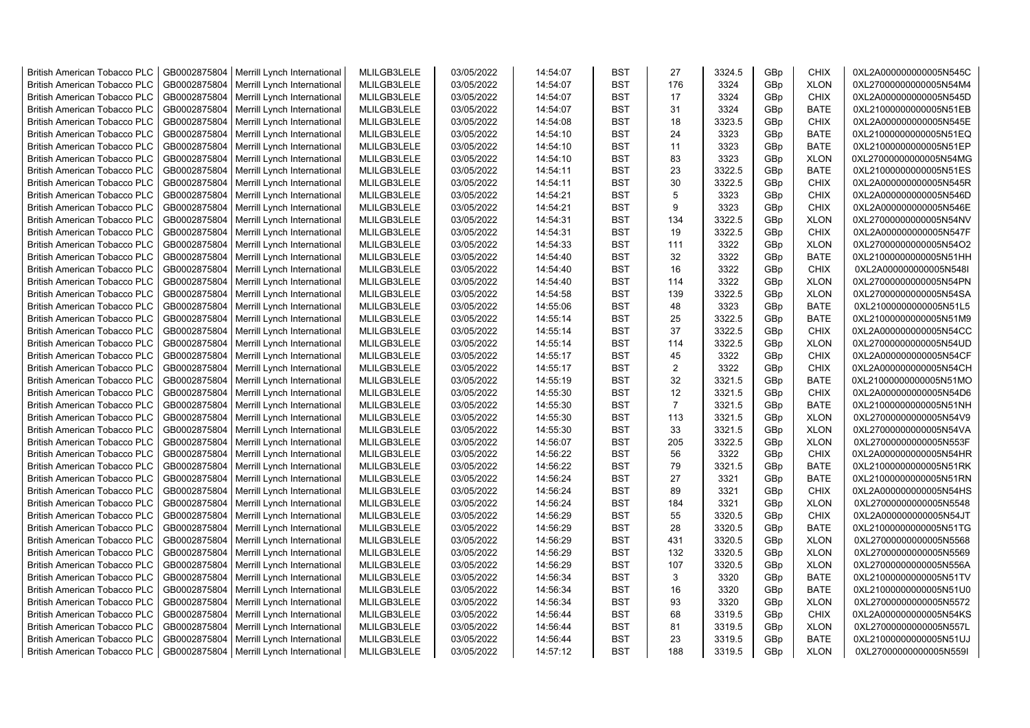| British American Tobacco PLC | GB0002875804 | Merrill Lynch International | MLILGB3LELE | 03/05/2022 | 14:54:07 | BST | 27 | 3324.5 | GBp | CHIX | 0XL2A000000000005N545C |
|---|---|---|---|---|---|---|---|---|---|---|---|
| British American Tobacco PLC | GB0002875804 | Merrill Lynch International | MLILGB3LELE | 03/05/2022 | 14:54:07 | BST | 176 | 3324 | GBp | XLON | 0XL27000000000005N54M4 |
| British American Tobacco PLC | GB0002875804 | Merrill Lynch International | MLILGB3LELE | 03/05/2022 | 14:54:07 | BST | 17 | 3324 | GBp | CHIX | 0XL2A000000000005N545D |
| British American Tobacco PLC | GB0002875804 | Merrill Lynch International | MLILGB3LELE | 03/05/2022 | 14:54:07 | BST | 31 | 3324 | GBp | BATE | 0XL21000000000005N51EB |
| British American Tobacco PLC | GB0002875804 | Merrill Lynch International | MLILGB3LELE | 03/05/2022 | 14:54:08 | BST | 18 | 3323.5 | GBp | CHIX | 0XL2A000000000005N545E |
| British American Tobacco PLC | GB0002875804 | Merrill Lynch International | MLILGB3LELE | 03/05/2022 | 14:54:10 | BST | 24 | 3323 | GBp | BATE | 0XL21000000000005N51EQ |
| British American Tobacco PLC | GB0002875804 | Merrill Lynch International | MLILGB3LELE | 03/05/2022 | 14:54:10 | BST | 11 | 3323 | GBp | BATE | 0XL21000000000005N51EP |
| British American Tobacco PLC | GB0002875804 | Merrill Lynch International | MLILGB3LELE | 03/05/2022 | 14:54:10 | BST | 83 | 3323 | GBp | XLON | 0XL27000000000005N54MG |
| British American Tobacco PLC | GB0002875804 | Merrill Lynch International | MLILGB3LELE | 03/05/2022 | 14:54:11 | BST | 23 | 3322.5 | GBp | BATE | 0XL21000000000005N51ES |
| British American Tobacco PLC | GB0002875804 | Merrill Lynch International | MLILGB3LELE | 03/05/2022 | 14:54:11 | BST | 30 | 3322.5 | GBp | CHIX | 0XL2A000000000005N545R |
| British American Tobacco PLC | GB0002875804 | Merrill Lynch International | MLILGB3LELE | 03/05/2022 | 14:54:21 | BST | 5 | 3323 | GBp | CHIX | 0XL2A000000000005N546D |
| British American Tobacco PLC | GB0002875804 | Merrill Lynch International | MLILGB3LELE | 03/05/2022 | 14:54:21 | BST | 9 | 3323 | GBp | CHIX | 0XL2A000000000005N546E |
| British American Tobacco PLC | GB0002875804 | Merrill Lynch International | MLILGB3LELE | 03/05/2022 | 14:54:31 | BST | 134 | 3322.5 | GBp | XLON | 0XL27000000000005N54NV |
| British American Tobacco PLC | GB0002875804 | Merrill Lynch International | MLILGB3LELE | 03/05/2022 | 14:54:31 | BST | 19 | 3322.5 | GBp | CHIX | 0XL2A000000000005N547F |
| British American Tobacco PLC | GB0002875804 | Merrill Lynch International | MLILGB3LELE | 03/05/2022 | 14:54:33 | BST | 111 | 3322 | GBp | XLON | 0XL27000000000005N54O2 |
| British American Tobacco PLC | GB0002875804 | Merrill Lynch International | MLILGB3LELE | 03/05/2022 | 14:54:40 | BST | 32 | 3322 | GBp | BATE | 0XL21000000000005N51HH |
| British American Tobacco PLC | GB0002875804 | Merrill Lynch International | MLILGB3LELE | 03/05/2022 | 14:54:40 | BST | 16 | 3322 | GBp | CHIX | 0XL2A000000000005N548I |
| British American Tobacco PLC | GB0002875804 | Merrill Lynch International | MLILGB3LELE | 03/05/2022 | 14:54:40 | BST | 114 | 3322 | GBp | XLON | 0XL27000000000005N54PN |
| British American Tobacco PLC | GB0002875804 | Merrill Lynch International | MLILGB3LELE | 03/05/2022 | 14:54:58 | BST | 139 | 3322.5 | GBp | XLON | 0XL27000000000005N54SA |
| British American Tobacco PLC | GB0002875804 | Merrill Lynch International | MLILGB3LELE | 03/05/2022 | 14:55:06 | BST | 48 | 3323 | GBp | BATE | 0XL21000000000005N51L5 |
| British American Tobacco PLC | GB0002875804 | Merrill Lynch International | MLILGB3LELE | 03/05/2022 | 14:55:14 | BST | 25 | 3322.5 | GBp | BATE | 0XL21000000000005N51M9 |
| British American Tobacco PLC | GB0002875804 | Merrill Lynch International | MLILGB3LELE | 03/05/2022 | 14:55:14 | BST | 37 | 3322.5 | GBp | CHIX | 0XL2A000000000005N54CC |
| British American Tobacco PLC | GB0002875804 | Merrill Lynch International | MLILGB3LELE | 03/05/2022 | 14:55:14 | BST | 114 | 3322.5 | GBp | XLON | 0XL27000000000005N54UD |
| British American Tobacco PLC | GB0002875804 | Merrill Lynch International | MLILGB3LELE | 03/05/2022 | 14:55:17 | BST | 45 | 3322 | GBp | CHIX | 0XL2A000000000005N54CF |
| British American Tobacco PLC | GB0002875804 | Merrill Lynch International | MLILGB3LELE | 03/05/2022 | 14:55:17 | BST | 2 | 3322 | GBp | CHIX | 0XL2A000000000005N54CH |
| British American Tobacco PLC | GB0002875804 | Merrill Lynch International | MLILGB3LELE | 03/05/2022 | 14:55:19 | BST | 32 | 3321.5 | GBp | BATE | 0XL21000000000005N51MO |
| British American Tobacco PLC | GB0002875804 | Merrill Lynch International | MLILGB3LELE | 03/05/2022 | 14:55:30 | BST | 12 | 3321.5 | GBp | CHIX | 0XL2A000000000005N54D6 |
| British American Tobacco PLC | GB0002875804 | Merrill Lynch International | MLILGB3LELE | 03/05/2022 | 14:55:30 | BST | 7 | 3321.5 | GBp | BATE | 0XL21000000000005N51NH |
| British American Tobacco PLC | GB0002875804 | Merrill Lynch International | MLILGB3LELE | 03/05/2022 | 14:55:30 | BST | 113 | 3321.5 | GBp | XLON | 0XL27000000000005N54V9 |
| British American Tobacco PLC | GB0002875804 | Merrill Lynch International | MLILGB3LELE | 03/05/2022 | 14:55:30 | BST | 33 | 3321.5 | GBp | XLON | 0XL27000000000005N54VA |
| British American Tobacco PLC | GB0002875804 | Merrill Lynch International | MLILGB3LELE | 03/05/2022 | 14:56:07 | BST | 205 | 3322.5 | GBp | XLON | 0XL27000000000005N553F |
| British American Tobacco PLC | GB0002875804 | Merrill Lynch International | MLILGB3LELE | 03/05/2022 | 14:56:22 | BST | 56 | 3322 | GBp | CHIX | 0XL2A000000000005N54HR |
| British American Tobacco PLC | GB0002875804 | Merrill Lynch International | MLILGB3LELE | 03/05/2022 | 14:56:22 | BST | 79 | 3321.5 | GBp | BATE | 0XL21000000000005N51RK |
| British American Tobacco PLC | GB0002875804 | Merrill Lynch International | MLILGB3LELE | 03/05/2022 | 14:56:24 | BST | 27 | 3321 | GBp | BATE | 0XL21000000000005N51RN |
| British American Tobacco PLC | GB0002875804 | Merrill Lynch International | MLILGB3LELE | 03/05/2022 | 14:56:24 | BST | 89 | 3321 | GBp | CHIX | 0XL2A000000000005N54HS |
| British American Tobacco PLC | GB0002875804 | Merrill Lynch International | MLILGB3LELE | 03/05/2022 | 14:56:24 | BST | 184 | 3321 | GBp | XLON | 0XL27000000000005N5548 |
| British American Tobacco PLC | GB0002875804 | Merrill Lynch International | MLILGB3LELE | 03/05/2022 | 14:56:29 | BST | 55 | 3320.5 | GBp | CHIX | 0XL2A000000000005N54JT |
| British American Tobacco PLC | GB0002875804 | Merrill Lynch International | MLILGB3LELE | 03/05/2022 | 14:56:29 | BST | 28 | 3320.5 | GBp | BATE | 0XL21000000000005N51TG |
| British American Tobacco PLC | GB0002875804 | Merrill Lynch International | MLILGB3LELE | 03/05/2022 | 14:56:29 | BST | 431 | 3320.5 | GBp | XLON | 0XL27000000000005N5568 |
| British American Tobacco PLC | GB0002875804 | Merrill Lynch International | MLILGB3LELE | 03/05/2022 | 14:56:29 | BST | 132 | 3320.5 | GBp | XLON | 0XL27000000000005N5569 |
| British American Tobacco PLC | GB0002875804 | Merrill Lynch International | MLILGB3LELE | 03/05/2022 | 14:56:29 | BST | 107 | 3320.5 | GBp | XLON | 0XL27000000000005N556A |
| British American Tobacco PLC | GB0002875804 | Merrill Lynch International | MLILGB3LELE | 03/05/2022 | 14:56:34 | BST | 3 | 3320 | GBp | BATE | 0XL21000000000005N51TV |
| British American Tobacco PLC | GB0002875804 | Merrill Lynch International | MLILGB3LELE | 03/05/2022 | 14:56:34 | BST | 16 | 3320 | GBp | BATE | 0XL21000000000005N51U0 |
| British American Tobacco PLC | GB0002875804 | Merrill Lynch International | MLILGB3LELE | 03/05/2022 | 14:56:34 | BST | 93 | 3320 | GBp | XLON | 0XL27000000000005N5572 |
| British American Tobacco PLC | GB0002875804 | Merrill Lynch International | MLILGB3LELE | 03/05/2022 | 14:56:44 | BST | 68 | 3319.5 | GBp | CHIX | 0XL2A000000000005N54KS |
| British American Tobacco PLC | GB0002875804 | Merrill Lynch International | MLILGB3LELE | 03/05/2022 | 14:56:44 | BST | 81 | 3319.5 | GBp | XLON | 0XL27000000000005N557L |
| British American Tobacco PLC | GB0002875804 | Merrill Lynch International | MLILGB3LELE | 03/05/2022 | 14:56:44 | BST | 23 | 3319.5 | GBp | BATE | 0XL21000000000005N51UJ |
| British American Tobacco PLC | GB0002875804 | Merrill Lynch International | MLILGB3LELE | 03/05/2022 | 14:57:12 | BST | 188 | 3319.5 | GBp | XLON | 0XL27000000000005N559I |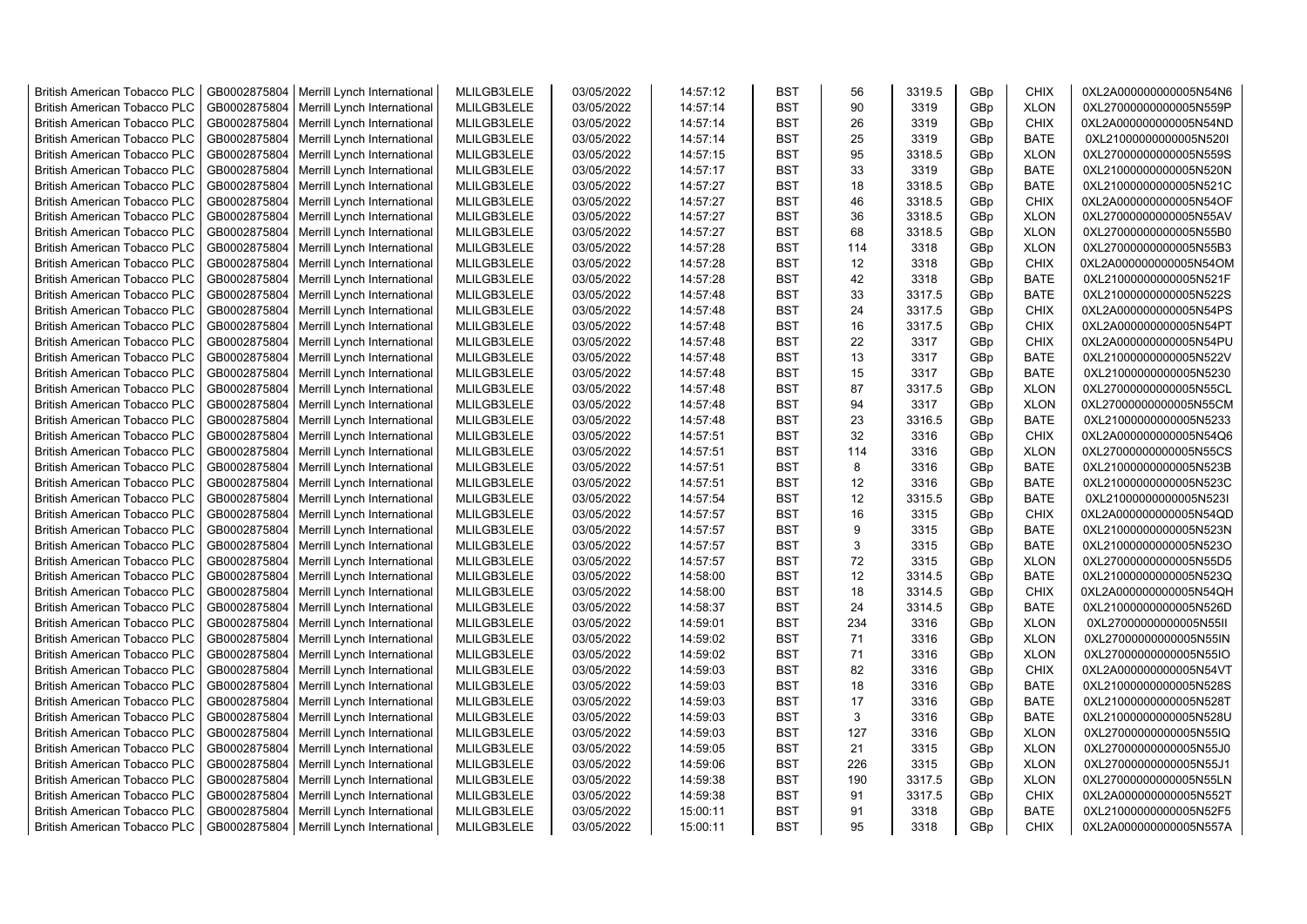| | | | | | | | | | | | |
|---|---|---|---|---|---|---|---|---|---|---|---|
| British American Tobacco PLC | GB0002875804 | Merrill Lynch International | MLILGB3LELE | 03/05/2022 | 14:57:12 | BST | 56 | 3319.5 | GBp | CHIX | 0XL2A000000000005N54N6 |
| British American Tobacco PLC | GB0002875804 | Merrill Lynch International | MLILGB3LELE | 03/05/2022 | 14:57:14 | BST | 90 | 3319 | GBp | XLON | 0XL27000000000005N559P |
| British American Tobacco PLC | GB0002875804 | Merrill Lynch International | MLILGB3LELE | 03/05/2022 | 14:57:14 | BST | 26 | 3319 | GBp | CHIX | 0XL2A000000000005N54ND |
| British American Tobacco PLC | GB0002875804 | Merrill Lynch International | MLILGB3LELE | 03/05/2022 | 14:57:14 | BST | 25 | 3319 | GBp | BATE | 0XL21000000000005N520I |
| British American Tobacco PLC | GB0002875804 | Merrill Lynch International | MLILGB3LELE | 03/05/2022 | 14:57:15 | BST | 95 | 3318.5 | GBp | XLON | 0XL27000000000005N559S |
| British American Tobacco PLC | GB0002875804 | Merrill Lynch International | MLILGB3LELE | 03/05/2022 | 14:57:17 | BST | 33 | 3319 | GBp | BATE | 0XL21000000000005N520N |
| British American Tobacco PLC | GB0002875804 | Merrill Lynch International | MLILGB3LELE | 03/05/2022 | 14:57:27 | BST | 18 | 3318.5 | GBp | BATE | 0XL21000000000005N521C |
| British American Tobacco PLC | GB0002875804 | Merrill Lynch International | MLILGB3LELE | 03/05/2022 | 14:57:27 | BST | 46 | 3318.5 | GBp | CHIX | 0XL2A000000000005N54OF |
| British American Tobacco PLC | GB0002875804 | Merrill Lynch International | MLILGB3LELE | 03/05/2022 | 14:57:27 | BST | 36 | 3318.5 | GBp | XLON | 0XL27000000000005N55AV |
| British American Tobacco PLC | GB0002875804 | Merrill Lynch International | MLILGB3LELE | 03/05/2022 | 14:57:27 | BST | 68 | 3318.5 | GBp | XLON | 0XL27000000000005N55B0 |
| British American Tobacco PLC | GB0002875804 | Merrill Lynch International | MLILGB3LELE | 03/05/2022 | 14:57:28 | BST | 114 | 3318 | GBp | XLON | 0XL27000000000005N55B3 |
| British American Tobacco PLC | GB0002875804 | Merrill Lynch International | MLILGB3LELE | 03/05/2022 | 14:57:28 | BST | 12 | 3318 | GBp | CHIX | 0XL2A000000000005N54OM |
| British American Tobacco PLC | GB0002875804 | Merrill Lynch International | MLILGB3LELE | 03/05/2022 | 14:57:28 | BST | 42 | 3318 | GBp | BATE | 0XL21000000000005N521F |
| British American Tobacco PLC | GB0002875804 | Merrill Lynch International | MLILGB3LELE | 03/05/2022 | 14:57:48 | BST | 33 | 3317.5 | GBp | BATE | 0XL21000000000005N522S |
| British American Tobacco PLC | GB0002875804 | Merrill Lynch International | MLILGB3LELE | 03/05/2022 | 14:57:48 | BST | 24 | 3317.5 | GBp | CHIX | 0XL2A000000000005N54PS |
| British American Tobacco PLC | GB0002875804 | Merrill Lynch International | MLILGB3LELE | 03/05/2022 | 14:57:48 | BST | 16 | 3317.5 | GBp | CHIX | 0XL2A000000000005N54PT |
| British American Tobacco PLC | GB0002875804 | Merrill Lynch International | MLILGB3LELE | 03/05/2022 | 14:57:48 | BST | 22 | 3317 | GBp | CHIX | 0XL2A000000000005N54PU |
| British American Tobacco PLC | GB0002875804 | Merrill Lynch International | MLILGB3LELE | 03/05/2022 | 14:57:48 | BST | 13 | 3317 | GBp | BATE | 0XL21000000000005N522V |
| British American Tobacco PLC | GB0002875804 | Merrill Lynch International | MLILGB3LELE | 03/05/2022 | 14:57:48 | BST | 15 | 3317 | GBp | BATE | 0XL21000000000005N5230 |
| British American Tobacco PLC | GB0002875804 | Merrill Lynch International | MLILGB3LELE | 03/05/2022 | 14:57:48 | BST | 87 | 3317.5 | GBp | XLON | 0XL27000000000005N55CL |
| British American Tobacco PLC | GB0002875804 | Merrill Lynch International | MLILGB3LELE | 03/05/2022 | 14:57:48 | BST | 94 | 3317 | GBp | XLON | 0XL27000000000005N55CM |
| British American Tobacco PLC | GB0002875804 | Merrill Lynch International | MLILGB3LELE | 03/05/2022 | 14:57:48 | BST | 23 | 3316.5 | GBp | BATE | 0XL21000000000005N5233 |
| British American Tobacco PLC | GB0002875804 | Merrill Lynch International | MLILGB3LELE | 03/05/2022 | 14:57:51 | BST | 32 | 3316 | GBp | CHIX | 0XL2A000000000005N54Q6 |
| British American Tobacco PLC | GB0002875804 | Merrill Lynch International | MLILGB3LELE | 03/05/2022 | 14:57:51 | BST | 114 | 3316 | GBp | XLON | 0XL27000000000005N55CS |
| British American Tobacco PLC | GB0002875804 | Merrill Lynch International | MLILGB3LELE | 03/05/2022 | 14:57:51 | BST | 8 | 3316 | GBp | BATE | 0XL21000000000005N523B |
| British American Tobacco PLC | GB0002875804 | Merrill Lynch International | MLILGB3LELE | 03/05/2022 | 14:57:51 | BST | 12 | 3316 | GBp | BATE | 0XL21000000000005N523C |
| British American Tobacco PLC | GB0002875804 | Merrill Lynch International | MLILGB3LELE | 03/05/2022 | 14:57:54 | BST | 12 | 3315.5 | GBp | BATE | 0XL21000000000005N523I |
| British American Tobacco PLC | GB0002875804 | Merrill Lynch International | MLILGB3LELE | 03/05/2022 | 14:57:57 | BST | 16 | 3315 | GBp | CHIX | 0XL2A000000000005N54QD |
| British American Tobacco PLC | GB0002875804 | Merrill Lynch International | MLILGB3LELE | 03/05/2022 | 14:57:57 | BST | 9 | 3315 | GBp | BATE | 0XL21000000000005N523N |
| British American Tobacco PLC | GB0002875804 | Merrill Lynch International | MLILGB3LELE | 03/05/2022 | 14:57:57 | BST | 3 | 3315 | GBp | BATE | 0XL21000000000005N523O |
| British American Tobacco PLC | GB0002875804 | Merrill Lynch International | MLILGB3LELE | 03/05/2022 | 14:57:57 | BST | 72 | 3315 | GBp | XLON | 0XL27000000000005N55D5 |
| British American Tobacco PLC | GB0002875804 | Merrill Lynch International | MLILGB3LELE | 03/05/2022 | 14:58:00 | BST | 12 | 3314.5 | GBp | BATE | 0XL21000000000005N523Q |
| British American Tobacco PLC | GB0002875804 | Merrill Lynch International | MLILGB3LELE | 03/05/2022 | 14:58:00 | BST | 18 | 3314.5 | GBp | CHIX | 0XL2A000000000005N54QH |
| British American Tobacco PLC | GB0002875804 | Merrill Lynch International | MLILGB3LELE | 03/05/2022 | 14:58:37 | BST | 24 | 3314.5 | GBp | BATE | 0XL21000000000005N526D |
| British American Tobacco PLC | GB0002875804 | Merrill Lynch International | MLILGB3LELE | 03/05/2022 | 14:59:01 | BST | 234 | 3316 | GBp | XLON | 0XL27000000000005N55II |
| British American Tobacco PLC | GB0002875804 | Merrill Lynch International | MLILGB3LELE | 03/05/2022 | 14:59:02 | BST | 71 | 3316 | GBp | XLON | 0XL27000000000005N55IN |
| British American Tobacco PLC | GB0002875804 | Merrill Lynch International | MLILGB3LELE | 03/05/2022 | 14:59:02 | BST | 71 | 3316 | GBp | XLON | 0XL27000000000005N55IO |
| British American Tobacco PLC | GB0002875804 | Merrill Lynch International | MLILGB3LELE | 03/05/2022 | 14:59:03 | BST | 82 | 3316 | GBp | CHIX | 0XL2A000000000005N54VT |
| British American Tobacco PLC | GB0002875804 | Merrill Lynch International | MLILGB3LELE | 03/05/2022 | 14:59:03 | BST | 18 | 3316 | GBp | BATE | 0XL21000000000005N528S |
| British American Tobacco PLC | GB0002875804 | Merrill Lynch International | MLILGB3LELE | 03/05/2022 | 14:59:03 | BST | 17 | 3316 | GBp | BATE | 0XL21000000000005N528T |
| British American Tobacco PLC | GB0002875804 | Merrill Lynch International | MLILGB3LELE | 03/05/2022 | 14:59:03 | BST | 3 | 3316 | GBp | BATE | 0XL21000000000005N528U |
| British American Tobacco PLC | GB0002875804 | Merrill Lynch International | MLILGB3LELE | 03/05/2022 | 14:59:03 | BST | 127 | 3316 | GBp | XLON | 0XL27000000000005N55IQ |
| British American Tobacco PLC | GB0002875804 | Merrill Lynch International | MLILGB3LELE | 03/05/2022 | 14:59:05 | BST | 21 | 3315 | GBp | XLON | 0XL27000000000005N55J0 |
| British American Tobacco PLC | GB0002875804 | Merrill Lynch International | MLILGB3LELE | 03/05/2022 | 14:59:06 | BST | 226 | 3315 | GBp | XLON | 0XL27000000000005N55J1 |
| British American Tobacco PLC | GB0002875804 | Merrill Lynch International | MLILGB3LELE | 03/05/2022 | 14:59:38 | BST | 190 | 3317.5 | GBp | XLON | 0XL27000000000005N55LN |
| British American Tobacco PLC | GB0002875804 | Merrill Lynch International | MLILGB3LELE | 03/05/2022 | 14:59:38 | BST | 91 | 3317.5 | GBp | CHIX | 0XL2A000000000005N552T |
| British American Tobacco PLC | GB0002875804 | Merrill Lynch International | MLILGB3LELE | 03/05/2022 | 15:00:11 | BST | 91 | 3318 | GBp | BATE | 0XL21000000000005N52F5 |
| British American Tobacco PLC | GB0002875804 | Merrill Lynch International | MLILGB3LELE | 03/05/2022 | 15:00:11 | BST | 95 | 3318 | GBp | CHIX | 0XL2A000000000005N557A |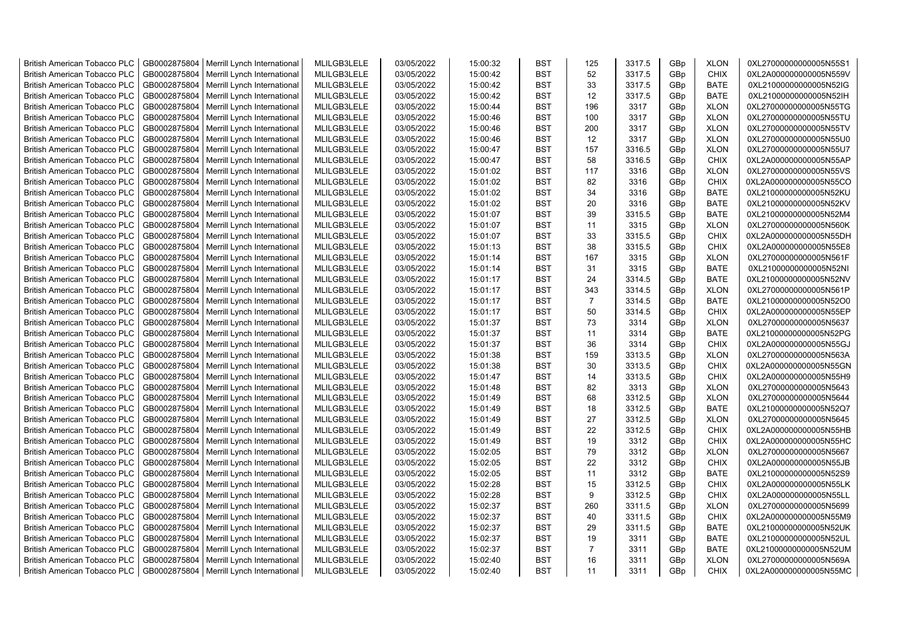| British American Tobacco PLC | GB0002875804 | Merrill Lynch International | MLILGB3LELE | 03/05/2022 | 15:00:32 | BST | 125 | 3317.5 | GBp | XLON | 0XL27000000000005N55S1 |
|---|---|---|---|---|---|---|---|---|---|---|---|
| British American Tobacco PLC | GB0002875804 | Merrill Lynch International | MLILGB3LELE | 03/05/2022 | 15:00:42 | BST | 52 | 3317.5 | GBp | CHIX | 0XL2A000000000005N559V |
| British American Tobacco PLC | GB0002875804 | Merrill Lynch International | MLILGB3LELE | 03/05/2022 | 15:00:42 | BST | 33 | 3317.5 | GBp | BATE | 0XL21000000000005N52IG |
| British American Tobacco PLC | GB0002875804 | Merrill Lynch International | MLILGB3LELE | 03/05/2022 | 15:00:42 | BST | 12 | 3317.5 | GBp | BATE | 0XL21000000000005N52IH |
| British American Tobacco PLC | GB0002875804 | Merrill Lynch International | MLILGB3LELE | 03/05/2022 | 15:00:44 | BST | 196 | 3317 | GBp | XLON | 0XL27000000000005N55TG |
| British American Tobacco PLC | GB0002875804 | Merrill Lynch International | MLILGB3LELE | 03/05/2022 | 15:00:46 | BST | 100 | 3317 | GBp | XLON | 0XL27000000000005N55TU |
| British American Tobacco PLC | GB0002875804 | Merrill Lynch International | MLILGB3LELE | 03/05/2022 | 15:00:46 | BST | 200 | 3317 | GBp | XLON | 0XL27000000000005N55TV |
| British American Tobacco PLC | GB0002875804 | Merrill Lynch International | MLILGB3LELE | 03/05/2022 | 15:00:46 | BST | 12 | 3317 | GBp | XLON | 0XL27000000000005N55U0 |
| British American Tobacco PLC | GB0002875804 | Merrill Lynch International | MLILGB3LELE | 03/05/2022 | 15:00:47 | BST | 157 | 3316.5 | GBp | XLON | 0XL27000000000005N55U7 |
| British American Tobacco PLC | GB0002875804 | Merrill Lynch International | MLILGB3LELE | 03/05/2022 | 15:00:47 | BST | 58 | 3316.5 | GBp | CHIX | 0XL2A000000000005N55AP |
| British American Tobacco PLC | GB0002875804 | Merrill Lynch International | MLILGB3LELE | 03/05/2022 | 15:01:02 | BST | 117 | 3316 | GBp | XLON | 0XL27000000000005N55VS |
| British American Tobacco PLC | GB0002875804 | Merrill Lynch International | MLILGB3LELE | 03/05/2022 | 15:01:02 | BST | 82 | 3316 | GBp | CHIX | 0XL2A000000000005N55CO |
| British American Tobacco PLC | GB0002875804 | Merrill Lynch International | MLILGB3LELE | 03/05/2022 | 15:01:02 | BST | 34 | 3316 | GBp | BATE | 0XL21000000000005N52KU |
| British American Tobacco PLC | GB0002875804 | Merrill Lynch International | MLILGB3LELE | 03/05/2022 | 15:01:02 | BST | 20 | 3316 | GBp | BATE | 0XL21000000000005N52KV |
| British American Tobacco PLC | GB0002875804 | Merrill Lynch International | MLILGB3LELE | 03/05/2022 | 15:01:07 | BST | 39 | 3315.5 | GBp | BATE | 0XL21000000000005N52M4 |
| British American Tobacco PLC | GB0002875804 | Merrill Lynch International | MLILGB3LELE | 03/05/2022 | 15:01:07 | BST | 11 | 3315 | GBp | XLON | 0XL27000000000005N560K |
| British American Tobacco PLC | GB0002875804 | Merrill Lynch International | MLILGB3LELE | 03/05/2022 | 15:01:07 | BST | 33 | 3315.5 | GBp | CHIX | 0XL2A000000000005N55DH |
| British American Tobacco PLC | GB0002875804 | Merrill Lynch International | MLILGB3LELE | 03/05/2022 | 15:01:13 | BST | 38 | 3315.5 | GBp | CHIX | 0XL2A000000000005N55E8 |
| British American Tobacco PLC | GB0002875804 | Merrill Lynch International | MLILGB3LELE | 03/05/2022 | 15:01:14 | BST | 167 | 3315 | GBp | XLON | 0XL27000000000005N561F |
| British American Tobacco PLC | GB0002875804 | Merrill Lynch International | MLILGB3LELE | 03/05/2022 | 15:01:14 | BST | 31 | 3315 | GBp | BATE | 0XL21000000000005N52NI |
| British American Tobacco PLC | GB0002875804 | Merrill Lynch International | MLILGB3LELE | 03/05/2022 | 15:01:17 | BST | 24 | 3314.5 | GBp | BATE | 0XL21000000000005N52NV |
| British American Tobacco PLC | GB0002875804 | Merrill Lynch International | MLILGB3LELE | 03/05/2022 | 15:01:17 | BST | 343 | 3314.5 | GBp | XLON | 0XL27000000000005N561P |
| British American Tobacco PLC | GB0002875804 | Merrill Lynch International | MLILGB3LELE | 03/05/2022 | 15:01:17 | BST | 7 | 3314.5 | GBp | BATE | 0XL21000000000005N52O0 |
| British American Tobacco PLC | GB0002875804 | Merrill Lynch International | MLILGB3LELE | 03/05/2022 | 15:01:17 | BST | 50 | 3314.5 | GBp | CHIX | 0XL2A000000000005N55EP |
| British American Tobacco PLC | GB0002875804 | Merrill Lynch International | MLILGB3LELE | 03/05/2022 | 15:01:37 | BST | 73 | 3314 | GBp | XLON | 0XL27000000000005N5637 |
| British American Tobacco PLC | GB0002875804 | Merrill Lynch International | MLILGB3LELE | 03/05/2022 | 15:01:37 | BST | 11 | 3314 | GBp | BATE | 0XL21000000000005N52PG |
| British American Tobacco PLC | GB0002875804 | Merrill Lynch International | MLILGB3LELE | 03/05/2022 | 15:01:37 | BST | 36 | 3314 | GBp | CHIX | 0XL2A000000000005N55GJ |
| British American Tobacco PLC | GB0002875804 | Merrill Lynch International | MLILGB3LELE | 03/05/2022 | 15:01:38 | BST | 159 | 3313.5 | GBp | XLON | 0XL27000000000005N563A |
| British American Tobacco PLC | GB0002875804 | Merrill Lynch International | MLILGB3LELE | 03/05/2022 | 15:01:38 | BST | 30 | 3313.5 | GBp | CHIX | 0XL2A000000000005N55GN |
| British American Tobacco PLC | GB0002875804 | Merrill Lynch International | MLILGB3LELE | 03/05/2022 | 15:01:47 | BST | 14 | 3313.5 | GBp | CHIX | 0XL2A000000000005N55H9 |
| British American Tobacco PLC | GB0002875804 | Merrill Lynch International | MLILGB3LELE | 03/05/2022 | 15:01:48 | BST | 82 | 3313 | GBp | XLON | 0XL27000000000005N5643 |
| British American Tobacco PLC | GB0002875804 | Merrill Lynch International | MLILGB3LELE | 03/05/2022 | 15:01:49 | BST | 68 | 3312.5 | GBp | XLON | 0XL27000000000005N5644 |
| British American Tobacco PLC | GB0002875804 | Merrill Lynch International | MLILGB3LELE | 03/05/2022 | 15:01:49 | BST | 18 | 3312.5 | GBp | BATE | 0XL21000000000005N52Q7 |
| British American Tobacco PLC | GB0002875804 | Merrill Lynch International | MLILGB3LELE | 03/05/2022 | 15:01:49 | BST | 27 | 3312.5 | GBp | XLON | 0XL27000000000005N5645 |
| British American Tobacco PLC | GB0002875804 | Merrill Lynch International | MLILGB3LELE | 03/05/2022 | 15:01:49 | BST | 22 | 3312.5 | GBp | CHIX | 0XL2A000000000005N55HB |
| British American Tobacco PLC | GB0002875804 | Merrill Lynch International | MLILGB3LELE | 03/05/2022 | 15:01:49 | BST | 19 | 3312 | GBp | CHIX | 0XL2A000000000005N55HC |
| British American Tobacco PLC | GB0002875804 | Merrill Lynch International | MLILGB3LELE | 03/05/2022 | 15:02:05 | BST | 79 | 3312 | GBp | XLON | 0XL27000000000005N5667 |
| British American Tobacco PLC | GB0002875804 | Merrill Lynch International | MLILGB3LELE | 03/05/2022 | 15:02:05 | BST | 22 | 3312 | GBp | CHIX | 0XL2A000000000005N55JB |
| British American Tobacco PLC | GB0002875804 | Merrill Lynch International | MLILGB3LELE | 03/05/2022 | 15:02:05 | BST | 11 | 3312 | GBp | BATE | 0XL21000000000005N52S9 |
| British American Tobacco PLC | GB0002875804 | Merrill Lynch International | MLILGB3LELE | 03/05/2022 | 15:02:28 | BST | 15 | 3312.5 | GBp | CHIX | 0XL2A000000000005N55LK |
| British American Tobacco PLC | GB0002875804 | Merrill Lynch International | MLILGB3LELE | 03/05/2022 | 15:02:28 | BST | 9 | 3312.5 | GBp | CHIX | 0XL2A000000000005N55LL |
| British American Tobacco PLC | GB0002875804 | Merrill Lynch International | MLILGB3LELE | 03/05/2022 | 15:02:37 | BST | 260 | 3311.5 | GBp | XLON | 0XL27000000000005N5699 |
| British American Tobacco PLC | GB0002875804 | Merrill Lynch International | MLILGB3LELE | 03/05/2022 | 15:02:37 | BST | 40 | 3311.5 | GBp | CHIX | 0XL2A000000000005N55M9 |
| British American Tobacco PLC | GB0002875804 | Merrill Lynch International | MLILGB3LELE | 03/05/2022 | 15:02:37 | BST | 29 | 3311.5 | GBp | BATE | 0XL21000000000005N52UK |
| British American Tobacco PLC | GB0002875804 | Merrill Lynch International | MLILGB3LELE | 03/05/2022 | 15:02:37 | BST | 19 | 3311 | GBp | BATE | 0XL21000000000005N52UL |
| British American Tobacco PLC | GB0002875804 | Merrill Lynch International | MLILGB3LELE | 03/05/2022 | 15:02:37 | BST | 7 | 3311 | GBp | BATE | 0XL21000000000005N52UM |
| British American Tobacco PLC | GB0002875804 | Merrill Lynch International | MLILGB3LELE | 03/05/2022 | 15:02:40 | BST | 16 | 3311 | GBp | XLON | 0XL27000000000005N569A |
| British American Tobacco PLC | GB0002875804 | Merrill Lynch International | MLILGB3LELE | 03/05/2022 | 15:02:40 | BST | 11 | 3311 | GBp | CHIX | 0XL2A000000000005N55MC |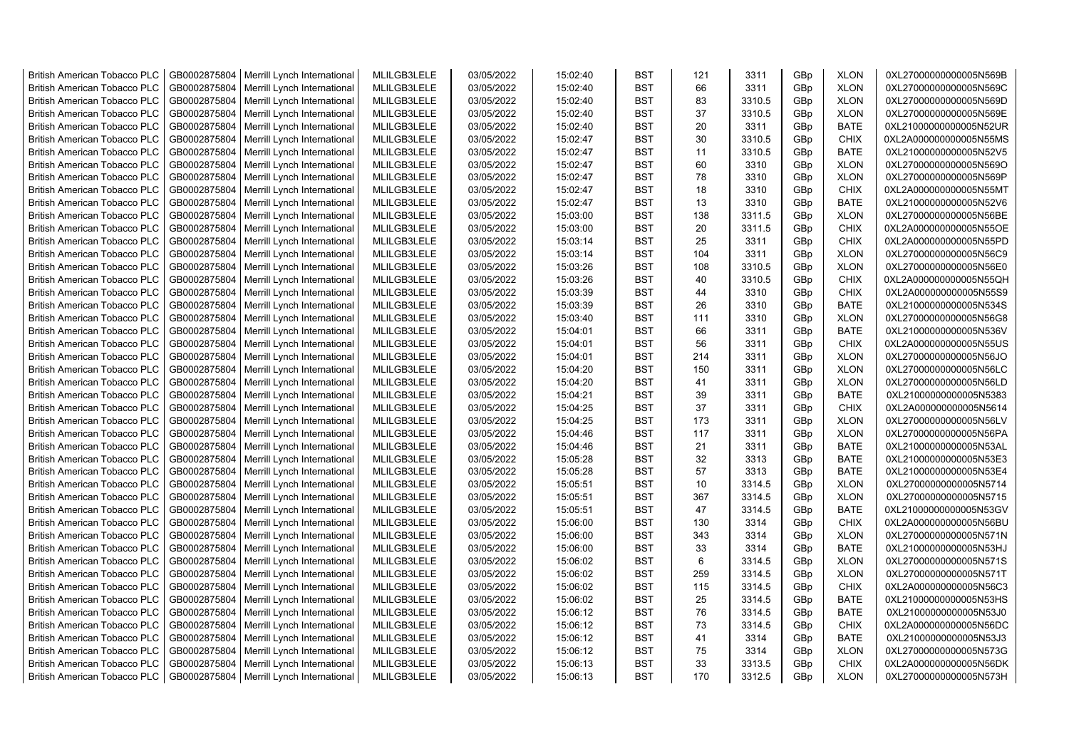| British American Tobacco PLC | GB0002875804 | Merrill Lynch International | MLILGB3LELE | 03/05/2022 | 15:02:40 | BST | 121 | 3311 | GBp | XLON | 0XL27000000000005N569B |
|---|---|---|---|---|---|---|---|---|---|---|---|
| British American Tobacco PLC | GB0002875804 | Merrill Lynch International | MLILGB3LELE | 03/05/2022 | 15:02:40 | BST | 66 | 3311 | GBp | XLON | 0XL27000000000005N569C |
| British American Tobacco PLC | GB0002875804 | Merrill Lynch International | MLILGB3LELE | 03/05/2022 | 15:02:40 | BST | 83 | 3310.5 | GBp | XLON | 0XL27000000000005N569D |
| British American Tobacco PLC | GB0002875804 | Merrill Lynch International | MLILGB3LELE | 03/05/2022 | 15:02:40 | BST | 37 | 3310.5 | GBp | XLON | 0XL27000000000005N569E |
| British American Tobacco PLC | GB0002875804 | Merrill Lynch International | MLILGB3LELE | 03/05/2022 | 15:02:40 | BST | 20 | 3311 | GBp | BATE | 0XL21000000000005N52UR |
| British American Tobacco PLC | GB0002875804 | Merrill Lynch International | MLILGB3LELE | 03/05/2022 | 15:02:47 | BST | 30 | 3310.5 | GBp | CHIX | 0XL2A000000000005N55MS |
| British American Tobacco PLC | GB0002875804 | Merrill Lynch International | MLILGB3LELE | 03/05/2022 | 15:02:47 | BST | 11 | 3310.5 | GBp | BATE | 0XL21000000000005N52V5 |
| British American Tobacco PLC | GB0002875804 | Merrill Lynch International | MLILGB3LELE | 03/05/2022 | 15:02:47 | BST | 60 | 3310 | GBp | XLON | 0XL27000000000005N569O |
| British American Tobacco PLC | GB0002875804 | Merrill Lynch International | MLILGB3LELE | 03/05/2022 | 15:02:47 | BST | 78 | 3310 | GBp | XLON | 0XL27000000000005N569P |
| British American Tobacco PLC | GB0002875804 | Merrill Lynch International | MLILGB3LELE | 03/05/2022 | 15:02:47 | BST | 18 | 3310 | GBp | CHIX | 0XL2A000000000005N55MT |
| British American Tobacco PLC | GB0002875804 | Merrill Lynch International | MLILGB3LELE | 03/05/2022 | 15:02:47 | BST | 13 | 3310 | GBp | BATE | 0XL21000000000005N52V6 |
| British American Tobacco PLC | GB0002875804 | Merrill Lynch International | MLILGB3LELE | 03/05/2022 | 15:03:00 | BST | 138 | 3311.5 | GBp | XLON | 0XL27000000000005N56BE |
| British American Tobacco PLC | GB0002875804 | Merrill Lynch International | MLILGB3LELE | 03/05/2022 | 15:03:00 | BST | 20 | 3311.5 | GBp | CHIX | 0XL2A000000000005N55OE |
| British American Tobacco PLC | GB0002875804 | Merrill Lynch International | MLILGB3LELE | 03/05/2022 | 15:03:14 | BST | 25 | 3311 | GBp | CHIX | 0XL2A000000000005N55PD |
| British American Tobacco PLC | GB0002875804 | Merrill Lynch International | MLILGB3LELE | 03/05/2022 | 15:03:14 | BST | 104 | 3311 | GBp | XLON | 0XL27000000000005N56C9 |
| British American Tobacco PLC | GB0002875804 | Merrill Lynch International | MLILGB3LELE | 03/05/2022 | 15:03:26 | BST | 108 | 3310.5 | GBp | XLON | 0XL27000000000005N56E0 |
| British American Tobacco PLC | GB0002875804 | Merrill Lynch International | MLILGB3LELE | 03/05/2022 | 15:03:26 | BST | 40 | 3310.5 | GBp | CHIX | 0XL2A000000000005N55QH |
| British American Tobacco PLC | GB0002875804 | Merrill Lynch International | MLILGB3LELE | 03/05/2022 | 15:03:39 | BST | 44 | 3310 | GBp | CHIX | 0XL2A000000000005N55S9 |
| British American Tobacco PLC | GB0002875804 | Merrill Lynch International | MLILGB3LELE | 03/05/2022 | 15:03:39 | BST | 26 | 3310 | GBp | BATE | 0XL21000000000005N534S |
| British American Tobacco PLC | GB0002875804 | Merrill Lynch International | MLILGB3LELE | 03/05/2022 | 15:03:40 | BST | 111 | 3310 | GBp | XLON | 0XL27000000000005N56G8 |
| British American Tobacco PLC | GB0002875804 | Merrill Lynch International | MLILGB3LELE | 03/05/2022 | 15:04:01 | BST | 66 | 3311 | GBp | BATE | 0XL21000000000005N536V |
| British American Tobacco PLC | GB0002875804 | Merrill Lynch International | MLILGB3LELE | 03/05/2022 | 15:04:01 | BST | 56 | 3311 | GBp | CHIX | 0XL2A000000000005N55US |
| British American Tobacco PLC | GB0002875804 | Merrill Lynch International | MLILGB3LELE | 03/05/2022 | 15:04:01 | BST | 214 | 3311 | GBp | XLON | 0XL27000000000005N56JO |
| British American Tobacco PLC | GB0002875804 | Merrill Lynch International | MLILGB3LELE | 03/05/2022 | 15:04:20 | BST | 150 | 3311 | GBp | XLON | 0XL27000000000005N56LC |
| British American Tobacco PLC | GB0002875804 | Merrill Lynch International | MLILGB3LELE | 03/05/2022 | 15:04:20 | BST | 41 | 3311 | GBp | XLON | 0XL27000000000005N56LD |
| British American Tobacco PLC | GB0002875804 | Merrill Lynch International | MLILGB3LELE | 03/05/2022 | 15:04:21 | BST | 39 | 3311 | GBp | BATE | 0XL21000000000005N5383 |
| British American Tobacco PLC | GB0002875804 | Merrill Lynch International | MLILGB3LELE | 03/05/2022 | 15:04:25 | BST | 37 | 3311 | GBp | CHIX | 0XL2A000000000005N5614 |
| British American Tobacco PLC | GB0002875804 | Merrill Lynch International | MLILGB3LELE | 03/05/2022 | 15:04:25 | BST | 173 | 3311 | GBp | XLON | 0XL27000000000005N56LV |
| British American Tobacco PLC | GB0002875804 | Merrill Lynch International | MLILGB3LELE | 03/05/2022 | 15:04:46 | BST | 117 | 3311 | GBp | XLON | 0XL27000000000005N56PA |
| British American Tobacco PLC | GB0002875804 | Merrill Lynch International | MLILGB3LELE | 03/05/2022 | 15:04:46 | BST | 21 | 3311 | GBp | BATE | 0XL21000000000005N53AL |
| British American Tobacco PLC | GB0002875804 | Merrill Lynch International | MLILGB3LELE | 03/05/2022 | 15:05:28 | BST | 32 | 3313 | GBp | BATE | 0XL21000000000005N53E3 |
| British American Tobacco PLC | GB0002875804 | Merrill Lynch International | MLILGB3LELE | 03/05/2022 | 15:05:28 | BST | 57 | 3313 | GBp | BATE | 0XL21000000000005N53E4 |
| British American Tobacco PLC | GB0002875804 | Merrill Lynch International | MLILGB3LELE | 03/05/2022 | 15:05:51 | BST | 10 | 3314.5 | GBp | XLON | 0XL27000000000005N5714 |
| British American Tobacco PLC | GB0002875804 | Merrill Lynch International | MLILGB3LELE | 03/05/2022 | 15:05:51 | BST | 367 | 3314.5 | GBp | XLON | 0XL27000000000005N5715 |
| British American Tobacco PLC | GB0002875804 | Merrill Lynch International | MLILGB3LELE | 03/05/2022 | 15:05:51 | BST | 47 | 3314.5 | GBp | BATE | 0XL21000000000005N53GV |
| British American Tobacco PLC | GB0002875804 | Merrill Lynch International | MLILGB3LELE | 03/05/2022 | 15:06:00 | BST | 130 | 3314 | GBp | CHIX | 0XL2A000000000005N56BU |
| British American Tobacco PLC | GB0002875804 | Merrill Lynch International | MLILGB3LELE | 03/05/2022 | 15:06:00 | BST | 343 | 3314 | GBp | XLON | 0XL27000000000005N571N |
| British American Tobacco PLC | GB0002875804 | Merrill Lynch International | MLILGB3LELE | 03/05/2022 | 15:06:00 | BST | 33 | 3314 | GBp | BATE | 0XL21000000000005N53HJ |
| British American Tobacco PLC | GB0002875804 | Merrill Lynch International | MLILGB3LELE | 03/05/2022 | 15:06:02 | BST | 6 | 3314.5 | GBp | XLON | 0XL27000000000005N571S |
| British American Tobacco PLC | GB0002875804 | Merrill Lynch International | MLILGB3LELE | 03/05/2022 | 15:06:02 | BST | 259 | 3314.5 | GBp | XLON | 0XL27000000000005N571T |
| British American Tobacco PLC | GB0002875804 | Merrill Lynch International | MLILGB3LELE | 03/05/2022 | 15:06:02 | BST | 115 | 3314.5 | GBp | CHIX | 0XL2A000000000005N56C3 |
| British American Tobacco PLC | GB0002875804 | Merrill Lynch International | MLILGB3LELE | 03/05/2022 | 15:06:02 | BST | 25 | 3314.5 | GBp | BATE | 0XL21000000000005N53HS |
| British American Tobacco PLC | GB0002875804 | Merrill Lynch International | MLILGB3LELE | 03/05/2022 | 15:06:12 | BST | 76 | 3314.5 | GBp | BATE | 0XL21000000000005N53J0 |
| British American Tobacco PLC | GB0002875804 | Merrill Lynch International | MLILGB3LELE | 03/05/2022 | 15:06:12 | BST | 73 | 3314.5 | GBp | CHIX | 0XL2A000000000005N56DC |
| British American Tobacco PLC | GB0002875804 | Merrill Lynch International | MLILGB3LELE | 03/05/2022 | 15:06:12 | BST | 41 | 3314 | GBp | BATE | 0XL21000000000005N53J3 |
| British American Tobacco PLC | GB0002875804 | Merrill Lynch International | MLILGB3LELE | 03/05/2022 | 15:06:12 | BST | 75 | 3314 | GBp | XLON | 0XL27000000000005N573G |
| British American Tobacco PLC | GB0002875804 | Merrill Lynch International | MLILGB3LELE | 03/05/2022 | 15:06:13 | BST | 33 | 3313.5 | GBp | CHIX | 0XL2A000000000005N56DK |
| British American Tobacco PLC | GB0002875804 | Merrill Lynch International | MLILGB3LELE | 03/05/2022 | 15:06:13 | BST | 170 | 3312.5 | GBp | XLON | 0XL27000000000005N573H |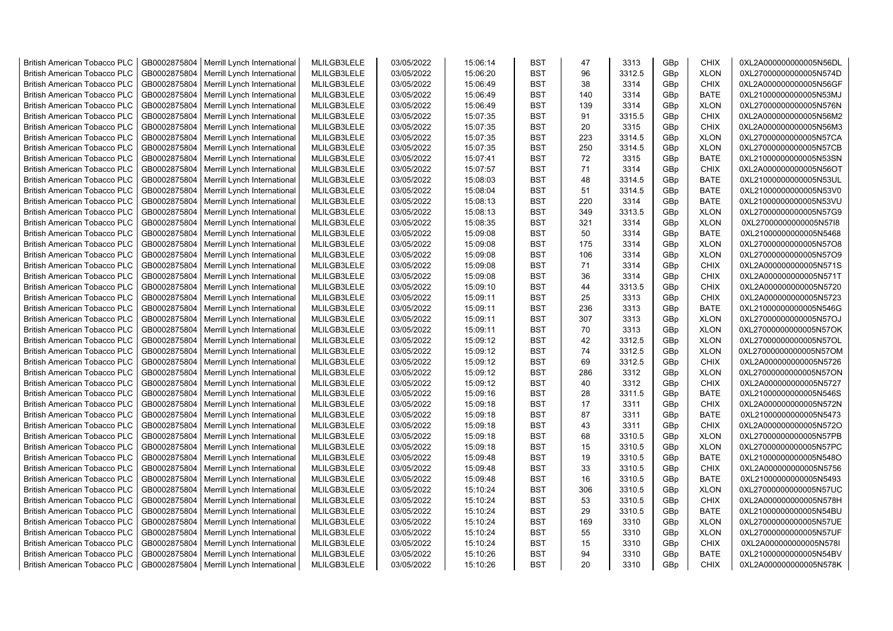| British American Tobacco PLC | GB0002875804 | Merrill Lynch International | MLILGB3LELE | 03/05/2022 | 15:06:14 | BST | 47 | 3313 | GBp | CHIX | 0XL2A000000000005N56DL |
|---|---|---|---|---|---|---|---|---|---|---|---|
| British American Tobacco PLC | GB0002875804 | Merrill Lynch International | MLILGB3LELE | 03/05/2022 | 15:06:20 | BST | 96 | 3312.5 | GBp | XLON | 0XL27000000000005N574D |
| British American Tobacco PLC | GB0002875804 | Merrill Lynch International | MLILGB3LELE | 03/05/2022 | 15:06:49 | BST | 38 | 3314 | GBp | CHIX | 0XL2A000000000005N56GF |
| British American Tobacco PLC | GB0002875804 | Merrill Lynch International | MLILGB3LELE | 03/05/2022 | 15:06:49 | BST | 140 | 3314 | GBp | BATE | 0XL21000000000005N53MJ |
| British American Tobacco PLC | GB0002875804 | Merrill Lynch International | MLILGB3LELE | 03/05/2022 | 15:06:49 | BST | 139 | 3314 | GBp | XLON | 0XL27000000000005N576N |
| British American Tobacco PLC | GB0002875804 | Merrill Lynch International | MLILGB3LELE | 03/05/2022 | 15:07:35 | BST | 91 | 3315.5 | GBp | CHIX | 0XL2A000000000005N56M2 |
| British American Tobacco PLC | GB0002875804 | Merrill Lynch International | MLILGB3LELE | 03/05/2022 | 15:07:35 | BST | 20 | 3315 | GBp | CHIX | 0XL2A000000000005N56M3 |
| British American Tobacco PLC | GB0002875804 | Merrill Lynch International | MLILGB3LELE | 03/05/2022 | 15:07:35 | BST | 223 | 3314.5 | GBp | XLON | 0XL27000000000005N57CA |
| British American Tobacco PLC | GB0002875804 | Merrill Lynch International | MLILGB3LELE | 03/05/2022 | 15:07:35 | BST | 250 | 3314.5 | GBp | XLON | 0XL27000000000005N57CB |
| British American Tobacco PLC | GB0002875804 | Merrill Lynch International | MLILGB3LELE | 03/05/2022 | 15:07:41 | BST | 72 | 3315 | GBp | BATE | 0XL21000000000005N53SN |
| British American Tobacco PLC | GB0002875804 | Merrill Lynch International | MLILGB3LELE | 03/05/2022 | 15:07:57 | BST | 71 | 3314 | GBp | CHIX | 0XL2A000000000005N56OT |
| British American Tobacco PLC | GB0002875804 | Merrill Lynch International | MLILGB3LELE | 03/05/2022 | 15:08:03 | BST | 48 | 3314.5 | GBp | BATE | 0XL21000000000005N53UL |
| British American Tobacco PLC | GB0002875804 | Merrill Lynch International | MLILGB3LELE | 03/05/2022 | 15:08:04 | BST | 51 | 3314.5 | GBp | BATE | 0XL21000000000005N53V0 |
| British American Tobacco PLC | GB0002875804 | Merrill Lynch International | MLILGB3LELE | 03/05/2022 | 15:08:13 | BST | 220 | 3314 | GBp | BATE | 0XL21000000000005N53VU |
| British American Tobacco PLC | GB0002875804 | Merrill Lynch International | MLILGB3LELE | 03/05/2022 | 15:08:13 | BST | 349 | 3313.5 | GBp | XLON | 0XL27000000000005N57G9 |
| British American Tobacco PLC | GB0002875804 | Merrill Lynch International | MLILGB3LELE | 03/05/2022 | 15:08:35 | BST | 321 | 3314 | GBp | XLON | 0XL27000000000005N57I8 |
| British American Tobacco PLC | GB0002875804 | Merrill Lynch International | MLILGB3LELE | 03/05/2022 | 15:09:08 | BST | 50 | 3314 | GBp | BATE | 0XL21000000000005N5468 |
| British American Tobacco PLC | GB0002875804 | Merrill Lynch International | MLILGB3LELE | 03/05/2022 | 15:09:08 | BST | 175 | 3314 | GBp | XLON | 0XL27000000000005N57O8 |
| British American Tobacco PLC | GB0002875804 | Merrill Lynch International | MLILGB3LELE | 03/05/2022 | 15:09:08 | BST | 106 | 3314 | GBp | XLON | 0XL27000000000005N57O9 |
| British American Tobacco PLC | GB0002875804 | Merrill Lynch International | MLILGB3LELE | 03/05/2022 | 15:09:08 | BST | 71 | 3314 | GBp | CHIX | 0XL2A000000000005N571S |
| British American Tobacco PLC | GB0002875804 | Merrill Lynch International | MLILGB3LELE | 03/05/2022 | 15:09:08 | BST | 36 | 3314 | GBp | CHIX | 0XL2A000000000005N571T |
| British American Tobacco PLC | GB0002875804 | Merrill Lynch International | MLILGB3LELE | 03/05/2022 | 15:09:10 | BST | 44 | 3313.5 | GBp | CHIX | 0XL2A000000000005N5720 |
| British American Tobacco PLC | GB0002875804 | Merrill Lynch International | MLILGB3LELE | 03/05/2022 | 15:09:11 | BST | 25 | 3313 | GBp | CHIX | 0XL2A000000000005N5723 |
| British American Tobacco PLC | GB0002875804 | Merrill Lynch International | MLILGB3LELE | 03/05/2022 | 15:09:11 | BST | 236 | 3313 | GBp | BATE | 0XL21000000000005N546G |
| British American Tobacco PLC | GB0002875804 | Merrill Lynch International | MLILGB3LELE | 03/05/2022 | 15:09:11 | BST | 307 | 3313 | GBp | XLON | 0XL27000000000005N57OJ |
| British American Tobacco PLC | GB0002875804 | Merrill Lynch International | MLILGB3LELE | 03/05/2022 | 15:09:11 | BST | 70 | 3313 | GBp | XLON | 0XL27000000000005N57OK |
| British American Tobacco PLC | GB0002875804 | Merrill Lynch International | MLILGB3LELE | 03/05/2022 | 15:09:12 | BST | 42 | 3312.5 | GBp | XLON | 0XL27000000000005N57OL |
| British American Tobacco PLC | GB0002875804 | Merrill Lynch International | MLILGB3LELE | 03/05/2022 | 15:09:12 | BST | 74 | 3312.5 | GBp | XLON | 0XL27000000000005N57OM |
| British American Tobacco PLC | GB0002875804 | Merrill Lynch International | MLILGB3LELE | 03/05/2022 | 15:09:12 | BST | 69 | 3312.5 | GBp | CHIX | 0XL2A000000000005N5726 |
| British American Tobacco PLC | GB0002875804 | Merrill Lynch International | MLILGB3LELE | 03/05/2022 | 15:09:12 | BST | 286 | 3312 | GBp | XLON | 0XL27000000000005N57ON |
| British American Tobacco PLC | GB0002875804 | Merrill Lynch International | MLILGB3LELE | 03/05/2022 | 15:09:12 | BST | 40 | 3312 | GBp | CHIX | 0XL2A000000000005N5727 |
| British American Tobacco PLC | GB0002875804 | Merrill Lynch International | MLILGB3LELE | 03/05/2022 | 15:09:16 | BST | 28 | 3311.5 | GBp | BATE | 0XL21000000000005N546S |
| British American Tobacco PLC | GB0002875804 | Merrill Lynch International | MLILGB3LELE | 03/05/2022 | 15:09:18 | BST | 17 | 3311 | GBp | CHIX | 0XL2A000000000005N572N |
| British American Tobacco PLC | GB0002875804 | Merrill Lynch International | MLILGB3LELE | 03/05/2022 | 15:09:18 | BST | 87 | 3311 | GBp | BATE | 0XL21000000000005N5473 |
| British American Tobacco PLC | GB0002875804 | Merrill Lynch International | MLILGB3LELE | 03/05/2022 | 15:09:18 | BST | 43 | 3311 | GBp | CHIX | 0XL2A000000000005N572O |
| British American Tobacco PLC | GB0002875804 | Merrill Lynch International | MLILGB3LELE | 03/05/2022 | 15:09:18 | BST | 68 | 3310.5 | GBp | XLON | 0XL27000000000005N57PB |
| British American Tobacco PLC | GB0002875804 | Merrill Lynch International | MLILGB3LELE | 03/05/2022 | 15:09:18 | BST | 15 | 3310.5 | GBp | XLON | 0XL27000000000005N57PC |
| British American Tobacco PLC | GB0002875804 | Merrill Lynch International | MLILGB3LELE | 03/05/2022 | 15:09:48 | BST | 19 | 3310.5 | GBp | BATE | 0XL21000000000005N548O |
| British American Tobacco PLC | GB0002875804 | Merrill Lynch International | MLILGB3LELE | 03/05/2022 | 15:09:48 | BST | 33 | 3310.5 | GBp | CHIX | 0XL2A000000000005N5756 |
| British American Tobacco PLC | GB0002875804 | Merrill Lynch International | MLILGB3LELE | 03/05/2022 | 15:09:48 | BST | 16 | 3310.5 | GBp | BATE | 0XL21000000000005N5493 |
| British American Tobacco PLC | GB0002875804 | Merrill Lynch International | MLILGB3LELE | 03/05/2022 | 15:10:24 | BST | 306 | 3310.5 | GBp | XLON | 0XL27000000000005N57UC |
| British American Tobacco PLC | GB0002875804 | Merrill Lynch International | MLILGB3LELE | 03/05/2022 | 15:10:24 | BST | 53 | 3310.5 | GBp | CHIX | 0XL2A000000000005N578H |
| British American Tobacco PLC | GB0002875804 | Merrill Lynch International | MLILGB3LELE | 03/05/2022 | 15:10:24 | BST | 29 | 3310.5 | GBp | BATE | 0XL21000000000005N54BU |
| British American Tobacco PLC | GB0002875804 | Merrill Lynch International | MLILGB3LELE | 03/05/2022 | 15:10:24 | BST | 169 | 3310 | GBp | XLON | 0XL27000000000005N57UE |
| British American Tobacco PLC | GB0002875804 | Merrill Lynch International | MLILGB3LELE | 03/05/2022 | 15:10:24 | BST | 55 | 3310 | GBp | XLON | 0XL27000000000005N57UF |
| British American Tobacco PLC | GB0002875804 | Merrill Lynch International | MLILGB3LELE | 03/05/2022 | 15:10:24 | BST | 15 | 3310 | GBp | CHIX | 0XL2A000000000005N578I |
| British American Tobacco PLC | GB0002875804 | Merrill Lynch International | MLILGB3LELE | 03/05/2022 | 15:10:26 | BST | 94 | 3310 | GBp | BATE | 0XL21000000000005N54BV |
| British American Tobacco PLC | GB0002875804 | Merrill Lynch International | MLILGB3LELE | 03/05/2022 | 15:10:26 | BST | 20 | 3310 | GBp | CHIX | 0XL2A000000000005N578K |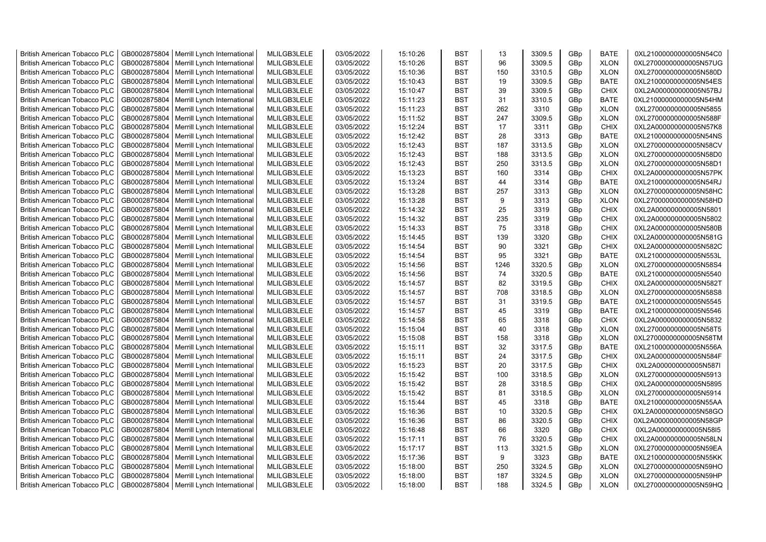| British American Tobacco PLC | GB0002875804 | Merrill Lynch International | MLILGB3LELE | 03/05/2022 | 15:10:26 | BST | 13 | 3309.5 | GBp | BATE | 0XL21000000000005N54C0 |
|---|---|---|---|---|---|---|---|---|---|---|---|
| British American Tobacco PLC | GB0002875804 | Merrill Lynch International | MLILGB3LELE | 03/05/2022 | 15:10:26 | BST | 96 | 3309.5 | GBp | XLON | 0XL27000000000005N57UG |
| British American Tobacco PLC | GB0002875804 | Merrill Lynch International | MLILGB3LELE | 03/05/2022 | 15:10:36 | BST | 150 | 3310.5 | GBp | XLON | 0XL27000000000005N580D |
| British American Tobacco PLC | GB0002875804 | Merrill Lynch International | MLILGB3LELE | 03/05/2022 | 15:10:43 | BST | 19 | 3309.5 | GBp | BATE | 0XL21000000000005N54ES |
| British American Tobacco PLC | GB0002875804 | Merrill Lynch International | MLILGB3LELE | 03/05/2022 | 15:10:47 | BST | 39 | 3309.5 | GBp | CHIX | 0XL2A000000000005N57BJ |
| British American Tobacco PLC | GB0002875804 | Merrill Lynch International | MLILGB3LELE | 03/05/2022 | 15:11:23 | BST | 31 | 3310.5 | GBp | BATE | 0XL21000000000005N54HM |
| British American Tobacco PLC | GB0002875804 | Merrill Lynch International | MLILGB3LELE | 03/05/2022 | 15:11:23 | BST | 262 | 3310 | GBp | XLON | 0XL27000000000005N5855 |
| British American Tobacco PLC | GB0002875804 | Merrill Lynch International | MLILGB3LELE | 03/05/2022 | 15:11:52 | BST | 247 | 3309.5 | GBp | XLON | 0XL27000000000005N588F |
| British American Tobacco PLC | GB0002875804 | Merrill Lynch International | MLILGB3LELE | 03/05/2022 | 15:12:24 | BST | 17 | 3311 | GBp | CHIX | 0XL2A000000000005N57K8 |
| British American Tobacco PLC | GB0002875804 | Merrill Lynch International | MLILGB3LELE | 03/05/2022 | 15:12:42 | BST | 28 | 3313 | GBp | BATE | 0XL21000000000005N54NS |
| British American Tobacco PLC | GB0002875804 | Merrill Lynch International | MLILGB3LELE | 03/05/2022 | 15:12:43 | BST | 187 | 3313.5 | GBp | XLON | 0XL27000000000005N58CV |
| British American Tobacco PLC | GB0002875804 | Merrill Lynch International | MLILGB3LELE | 03/05/2022 | 15:12:43 | BST | 188 | 3313.5 | GBp | XLON | 0XL27000000000005N58D0 |
| British American Tobacco PLC | GB0002875804 | Merrill Lynch International | MLILGB3LELE | 03/05/2022 | 15:12:43 | BST | 250 | 3313.5 | GBp | XLON | 0XL27000000000005N58D1 |
| British American Tobacco PLC | GB0002875804 | Merrill Lynch International | MLILGB3LELE | 03/05/2022 | 15:13:23 | BST | 160 | 3314 | GBp | CHIX | 0XL2A000000000005N57PK |
| British American Tobacco PLC | GB0002875804 | Merrill Lynch International | MLILGB3LELE | 03/05/2022 | 15:13:24 | BST | 44 | 3314 | GBp | BATE | 0XL21000000000005N54RJ |
| British American Tobacco PLC | GB0002875804 | Merrill Lynch International | MLILGB3LELE | 03/05/2022 | 15:13:28 | BST | 257 | 3313 | GBp | XLON | 0XL27000000000005N58HC |
| British American Tobacco PLC | GB0002875804 | Merrill Lynch International | MLILGB3LELE | 03/05/2022 | 15:13:28 | BST | 9 | 3313 | GBp | XLON | 0XL27000000000005N58HD |
| British American Tobacco PLC | GB0002875804 | Merrill Lynch International | MLILGB3LELE | 03/05/2022 | 15:14:32 | BST | 25 | 3319 | GBp | CHIX | 0XL2A000000000005N5801 |
| British American Tobacco PLC | GB0002875804 | Merrill Lynch International | MLILGB3LELE | 03/05/2022 | 15:14:32 | BST | 235 | 3319 | GBp | CHIX | 0XL2A000000000005N5802 |
| British American Tobacco PLC | GB0002875804 | Merrill Lynch International | MLILGB3LELE | 03/05/2022 | 15:14:33 | BST | 75 | 3318 | GBp | CHIX | 0XL2A000000000005N580B |
| British American Tobacco PLC | GB0002875804 | Merrill Lynch International | MLILGB3LELE | 03/05/2022 | 15:14:45 | BST | 139 | 3320 | GBp | CHIX | 0XL2A000000000005N581G |
| British American Tobacco PLC | GB0002875804 | Merrill Lynch International | MLILGB3LELE | 03/05/2022 | 15:14:54 | BST | 90 | 3321 | GBp | CHIX | 0XL2A000000000005N582C |
| British American Tobacco PLC | GB0002875804 | Merrill Lynch International | MLILGB3LELE | 03/05/2022 | 15:14:54 | BST | 95 | 3321 | GBp | BATE | 0XL21000000000005N553L |
| British American Tobacco PLC | GB0002875804 | Merrill Lynch International | MLILGB3LELE | 03/05/2022 | 15:14:56 | BST | 1246 | 3320.5 | GBp | XLON | 0XL27000000000005N58S4 |
| British American Tobacco PLC | GB0002875804 | Merrill Lynch International | MLILGB3LELE | 03/05/2022 | 15:14:56 | BST | 74 | 3320.5 | GBp | BATE | 0XL21000000000005N5540 |
| British American Tobacco PLC | GB0002875804 | Merrill Lynch International | MLILGB3LELE | 03/05/2022 | 15:14:57 | BST | 82 | 3319.5 | GBp | CHIX | 0XL2A000000000005N582T |
| British American Tobacco PLC | GB0002875804 | Merrill Lynch International | MLILGB3LELE | 03/05/2022 | 15:14:57 | BST | 708 | 3318.5 | GBp | XLON | 0XL27000000000005N58S8 |
| British American Tobacco PLC | GB0002875804 | Merrill Lynch International | MLILGB3LELE | 03/05/2022 | 15:14:57 | BST | 31 | 3319.5 | GBp | BATE | 0XL21000000000005N5545 |
| British American Tobacco PLC | GB0002875804 | Merrill Lynch International | MLILGB3LELE | 03/05/2022 | 15:14:57 | BST | 45 | 3319 | GBp | BATE | 0XL21000000000005N5546 |
| British American Tobacco PLC | GB0002875804 | Merrill Lynch International | MLILGB3LELE | 03/05/2022 | 15:14:58 | BST | 65 | 3318 | GBp | CHIX | 0XL2A000000000005N5832 |
| British American Tobacco PLC | GB0002875804 | Merrill Lynch International | MLILGB3LELE | 03/05/2022 | 15:15:04 | BST | 40 | 3318 | GBp | XLON | 0XL27000000000005N58T5 |
| British American Tobacco PLC | GB0002875804 | Merrill Lynch International | MLILGB3LELE | 03/05/2022 | 15:15:08 | BST | 158 | 3318 | GBp | XLON | 0XL27000000000005N58TM |
| British American Tobacco PLC | GB0002875804 | Merrill Lynch International | MLILGB3LELE | 03/05/2022 | 15:15:11 | BST | 32 | 3317.5 | GBp | BATE | 0XL21000000000005N556A |
| British American Tobacco PLC | GB0002875804 | Merrill Lynch International | MLILGB3LELE | 03/05/2022 | 15:15:11 | BST | 24 | 3317.5 | GBp | CHIX | 0XL2A000000000005N584F |
| British American Tobacco PLC | GB0002875804 | Merrill Lynch International | MLILGB3LELE | 03/05/2022 | 15:15:23 | BST | 20 | 3317.5 | GBp | CHIX | 0XL2A000000000005N587I |
| British American Tobacco PLC | GB0002875804 | Merrill Lynch International | MLILGB3LELE | 03/05/2022 | 15:15:42 | BST | 100 | 3318.5 | GBp | XLON | 0XL27000000000005N5913 |
| British American Tobacco PLC | GB0002875804 | Merrill Lynch International | MLILGB3LELE | 03/05/2022 | 15:15:42 | BST | 28 | 3318.5 | GBp | CHIX | 0XL2A000000000005N5895 |
| British American Tobacco PLC | GB0002875804 | Merrill Lynch International | MLILGB3LELE | 03/05/2022 | 15:15:42 | BST | 81 | 3318.5 | GBp | XLON | 0XL27000000000005N5914 |
| British American Tobacco PLC | GB0002875804 | Merrill Lynch International | MLILGB3LELE | 03/05/2022 | 15:15:44 | BST | 45 | 3318 | GBp | BATE | 0XL21000000000005N55AA |
| British American Tobacco PLC | GB0002875804 | Merrill Lynch International | MLILGB3LELE | 03/05/2022 | 15:16:36 | BST | 10 | 3320.5 | GBp | CHIX | 0XL2A000000000005N58GO |
| British American Tobacco PLC | GB0002875804 | Merrill Lynch International | MLILGB3LELE | 03/05/2022 | 15:16:36 | BST | 86 | 3320.5 | GBp | CHIX | 0XL2A000000000005N58GP |
| British American Tobacco PLC | GB0002875804 | Merrill Lynch International | MLILGB3LELE | 03/05/2022 | 15:16:48 | BST | 66 | 3320 | GBp | CHIX | 0XL2A000000000005N58I5 |
| British American Tobacco PLC | GB0002875804 | Merrill Lynch International | MLILGB3LELE | 03/05/2022 | 15:17:11 | BST | 76 | 3320.5 | GBp | CHIX | 0XL2A000000000005N58LN |
| British American Tobacco PLC | GB0002875804 | Merrill Lynch International | MLILGB3LELE | 03/05/2022 | 15:17:17 | BST | 113 | 3321.5 | GBp | XLON | 0XL27000000000005N59EA |
| British American Tobacco PLC | GB0002875804 | Merrill Lynch International | MLILGB3LELE | 03/05/2022 | 15:17:36 | BST | 9 | 3323 | GBp | BATE | 0XL21000000000005N55KK |
| British American Tobacco PLC | GB0002875804 | Merrill Lynch International | MLILGB3LELE | 03/05/2022 | 15:18:00 | BST | 250 | 3324.5 | GBp | XLON | 0XL27000000000005N59HO |
| British American Tobacco PLC | GB0002875804 | Merrill Lynch International | MLILGB3LELE | 03/05/2022 | 15:18:00 | BST | 187 | 3324.5 | GBp | XLON | 0XL27000000000005N59HP |
| British American Tobacco PLC | GB0002875804 | Merrill Lynch International | MLILGB3LELE | 03/05/2022 | 15:18:00 | BST | 188 | 3324.5 | GBp | XLON | 0XL27000000000005N59HQ |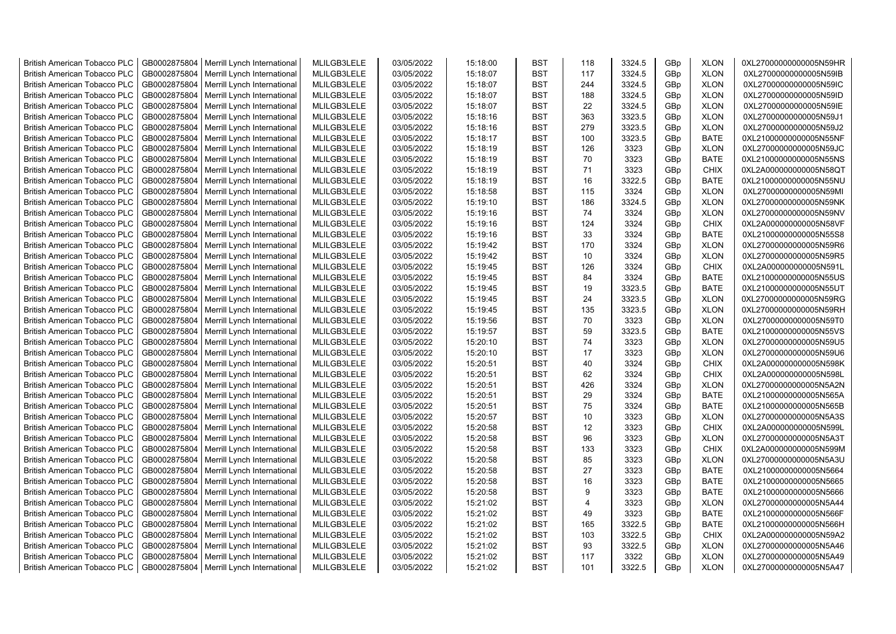| British American Tobacco PLC | GB0002875804 | Merrill Lynch International | MLILGB3LELE | 03/05/2022 | 15:18:00 | BST | 118 | 3324.5 | GBp | XLON | 0XL27000000000005N59HR |
|---|---|---|---|---|---|---|---|---|---|---|---|
| British American Tobacco PLC | GB0002875804 | Merrill Lynch International | MLILGB3LELE | 03/05/2022 | 15:18:07 | BST | 117 | 3324.5 | GBp | XLON | 0XL27000000000005N59IB |
| British American Tobacco PLC | GB0002875804 | Merrill Lynch International | MLILGB3LELE | 03/05/2022 | 15:18:07 | BST | 244 | 3324.5 | GBp | XLON | 0XL27000000000005N59IC |
| British American Tobacco PLC | GB0002875804 | Merrill Lynch International | MLILGB3LELE | 03/05/2022 | 15:18:07 | BST | 188 | 3324.5 | GBp | XLON | 0XL27000000000005N59ID |
| British American Tobacco PLC | GB0002875804 | Merrill Lynch International | MLILGB3LELE | 03/05/2022 | 15:18:07 | BST | 22 | 3324.5 | GBp | XLON | 0XL27000000000005N59IE |
| British American Tobacco PLC | GB0002875804 | Merrill Lynch International | MLILGB3LELE | 03/05/2022 | 15:18:16 | BST | 363 | 3323.5 | GBp | XLON | 0XL27000000000005N59J1 |
| British American Tobacco PLC | GB0002875804 | Merrill Lynch International | MLILGB3LELE | 03/05/2022 | 15:18:16 | BST | 279 | 3323.5 | GBp | XLON | 0XL27000000000005N59J2 |
| British American Tobacco PLC | GB0002875804 | Merrill Lynch International | MLILGB3LELE | 03/05/2022 | 15:18:17 | BST | 100 | 3323.5 | GBp | BATE | 0XL21000000000005N55NF |
| British American Tobacco PLC | GB0002875804 | Merrill Lynch International | MLILGB3LELE | 03/05/2022 | 15:18:19 | BST | 126 | 3323 | GBp | XLON | 0XL27000000000005N59JC |
| British American Tobacco PLC | GB0002875804 | Merrill Lynch International | MLILGB3LELE | 03/05/2022 | 15:18:19 | BST | 70 | 3323 | GBp | BATE | 0XL21000000000005N55NS |
| British American Tobacco PLC | GB0002875804 | Merrill Lynch International | MLILGB3LELE | 03/05/2022 | 15:18:19 | BST | 71 | 3323 | GBp | CHIX | 0XL2A000000000005N58QT |
| British American Tobacco PLC | GB0002875804 | Merrill Lynch International | MLILGB3LELE | 03/05/2022 | 15:18:19 | BST | 16 | 3322.5 | GBp | BATE | 0XL21000000000005N55NU |
| British American Tobacco PLC | GB0002875804 | Merrill Lynch International | MLILGB3LELE | 03/05/2022 | 15:18:58 | BST | 115 | 3324 | GBp | XLON | 0XL27000000000005N59MI |
| British American Tobacco PLC | GB0002875804 | Merrill Lynch International | MLILGB3LELE | 03/05/2022 | 15:19:10 | BST | 186 | 3324.5 | GBp | XLON | 0XL27000000000005N59NK |
| British American Tobacco PLC | GB0002875804 | Merrill Lynch International | MLILGB3LELE | 03/05/2022 | 15:19:16 | BST | 74 | 3324 | GBp | XLON | 0XL27000000000005N59NV |
| British American Tobacco PLC | GB0002875804 | Merrill Lynch International | MLILGB3LELE | 03/05/2022 | 15:19:16 | BST | 124 | 3324 | GBp | CHIX | 0XL2A000000000005N58VF |
| British American Tobacco PLC | GB0002875804 | Merrill Lynch International | MLILGB3LELE | 03/05/2022 | 15:19:16 | BST | 33 | 3324 | GBp | BATE | 0XL21000000000005N55S8 |
| British American Tobacco PLC | GB0002875804 | Merrill Lynch International | MLILGB3LELE | 03/05/2022 | 15:19:42 | BST | 170 | 3324 | GBp | XLON | 0XL27000000000005N59R6 |
| British American Tobacco PLC | GB0002875804 | Merrill Lynch International | MLILGB3LELE | 03/05/2022 | 15:19:42 | BST | 10 | 3324 | GBp | XLON | 0XL27000000000005N59R5 |
| British American Tobacco PLC | GB0002875804 | Merrill Lynch International | MLILGB3LELE | 03/05/2022 | 15:19:45 | BST | 126 | 3324 | GBp | CHIX | 0XL2A000000000005N591L |
| British American Tobacco PLC | GB0002875804 | Merrill Lynch International | MLILGB3LELE | 03/05/2022 | 15:19:45 | BST | 84 | 3324 | GBp | BATE | 0XL21000000000005N55US |
| British American Tobacco PLC | GB0002875804 | Merrill Lynch International | MLILGB3LELE | 03/05/2022 | 15:19:45 | BST | 19 | 3323.5 | GBp | BATE | 0XL21000000000005N55UT |
| British American Tobacco PLC | GB0002875804 | Merrill Lynch International | MLILGB3LELE | 03/05/2022 | 15:19:45 | BST | 24 | 3323.5 | GBp | XLON | 0XL27000000000005N59RG |
| British American Tobacco PLC | GB0002875804 | Merrill Lynch International | MLILGB3LELE | 03/05/2022 | 15:19:45 | BST | 135 | 3323.5 | GBp | XLON | 0XL27000000000005N59RH |
| British American Tobacco PLC | GB0002875804 | Merrill Lynch International | MLILGB3LELE | 03/05/2022 | 15:19:56 | BST | 70 | 3323 | GBp | XLON | 0XL27000000000005N59T0 |
| British American Tobacco PLC | GB0002875804 | Merrill Lynch International | MLILGB3LELE | 03/05/2022 | 15:19:57 | BST | 59 | 3323.5 | GBp | BATE | 0XL21000000000005N55VS |
| British American Tobacco PLC | GB0002875804 | Merrill Lynch International | MLILGB3LELE | 03/05/2022 | 15:20:10 | BST | 74 | 3323 | GBp | XLON | 0XL27000000000005N59U5 |
| British American Tobacco PLC | GB0002875804 | Merrill Lynch International | MLILGB3LELE | 03/05/2022 | 15:20:10 | BST | 17 | 3323 | GBp | XLON | 0XL27000000000005N59U6 |
| British American Tobacco PLC | GB0002875804 | Merrill Lynch International | MLILGB3LELE | 03/05/2022 | 15:20:51 | BST | 40 | 3324 | GBp | CHIX | 0XL2A000000000005N598K |
| British American Tobacco PLC | GB0002875804 | Merrill Lynch International | MLILGB3LELE | 03/05/2022 | 15:20:51 | BST | 62 | 3324 | GBp | CHIX | 0XL2A000000000005N598L |
| British American Tobacco PLC | GB0002875804 | Merrill Lynch International | MLILGB3LELE | 03/05/2022 | 15:20:51 | BST | 426 | 3324 | GBp | XLON | 0XL27000000000005N5A2N |
| British American Tobacco PLC | GB0002875804 | Merrill Lynch International | MLILGB3LELE | 03/05/2022 | 15:20:51 | BST | 29 | 3324 | GBp | BATE | 0XL21000000000005N565A |
| British American Tobacco PLC | GB0002875804 | Merrill Lynch International | MLILGB3LELE | 03/05/2022 | 15:20:51 | BST | 75 | 3324 | GBp | BATE | 0XL21000000000005N565B |
| British American Tobacco PLC | GB0002875804 | Merrill Lynch International | MLILGB3LELE | 03/05/2022 | 15:20:57 | BST | 10 | 3323 | GBp | XLON | 0XL27000000000005N5A3S |
| British American Tobacco PLC | GB0002875804 | Merrill Lynch International | MLILGB3LELE | 03/05/2022 | 15:20:58 | BST | 12 | 3323 | GBp | CHIX | 0XL2A000000000005N599L |
| British American Tobacco PLC | GB0002875804 | Merrill Lynch International | MLILGB3LELE | 03/05/2022 | 15:20:58 | BST | 96 | 3323 | GBp | XLON | 0XL27000000000005N5A3T |
| British American Tobacco PLC | GB0002875804 | Merrill Lynch International | MLILGB3LELE | 03/05/2022 | 15:20:58 | BST | 133 | 3323 | GBp | CHIX | 0XL2A000000000005N599M |
| British American Tobacco PLC | GB0002875804 | Merrill Lynch International | MLILGB3LELE | 03/05/2022 | 15:20:58 | BST | 85 | 3323 | GBp | XLON | 0XL27000000000005N5A3U |
| British American Tobacco PLC | GB0002875804 | Merrill Lynch International | MLILGB3LELE | 03/05/2022 | 15:20:58 | BST | 27 | 3323 | GBp | BATE | 0XL21000000000005N5664 |
| British American Tobacco PLC | GB0002875804 | Merrill Lynch International | MLILGB3LELE | 03/05/2022 | 15:20:58 | BST | 16 | 3323 | GBp | BATE | 0XL21000000000005N5665 |
| British American Tobacco PLC | GB0002875804 | Merrill Lynch International | MLILGB3LELE | 03/05/2022 | 15:20:58 | BST | 9 | 3323 | GBp | BATE | 0XL21000000000005N5666 |
| British American Tobacco PLC | GB0002875804 | Merrill Lynch International | MLILGB3LELE | 03/05/2022 | 15:21:02 | BST | 4 | 3323 | GBp | XLON | 0XL27000000000005N5A44 |
| British American Tobacco PLC | GB0002875804 | Merrill Lynch International | MLILGB3LELE | 03/05/2022 | 15:21:02 | BST | 49 | 3323 | GBp | BATE | 0XL21000000000005N566F |
| British American Tobacco PLC | GB0002875804 | Merrill Lynch International | MLILGB3LELE | 03/05/2022 | 15:21:02 | BST | 165 | 3322.5 | GBp | BATE | 0XL21000000000005N566H |
| British American Tobacco PLC | GB0002875804 | Merrill Lynch International | MLILGB3LELE | 03/05/2022 | 15:21:02 | BST | 103 | 3322.5 | GBp | CHIX | 0XL2A000000000005N59A2 |
| British American Tobacco PLC | GB0002875804 | Merrill Lynch International | MLILGB3LELE | 03/05/2022 | 15:21:02 | BST | 93 | 3322.5 | GBp | XLON | 0XL27000000000005N5A46 |
| British American Tobacco PLC | GB0002875804 | Merrill Lynch International | MLILGB3LELE | 03/05/2022 | 15:21:02 | BST | 117 | 3322 | GBp | XLON | 0XL27000000000005N5A49 |
| British American Tobacco PLC | GB0002875804 | Merrill Lynch International | MLILGB3LELE | 03/05/2022 | 15:21:02 | BST | 101 | 3322.5 | GBp | XLON | 0XL27000000000005N5A47 |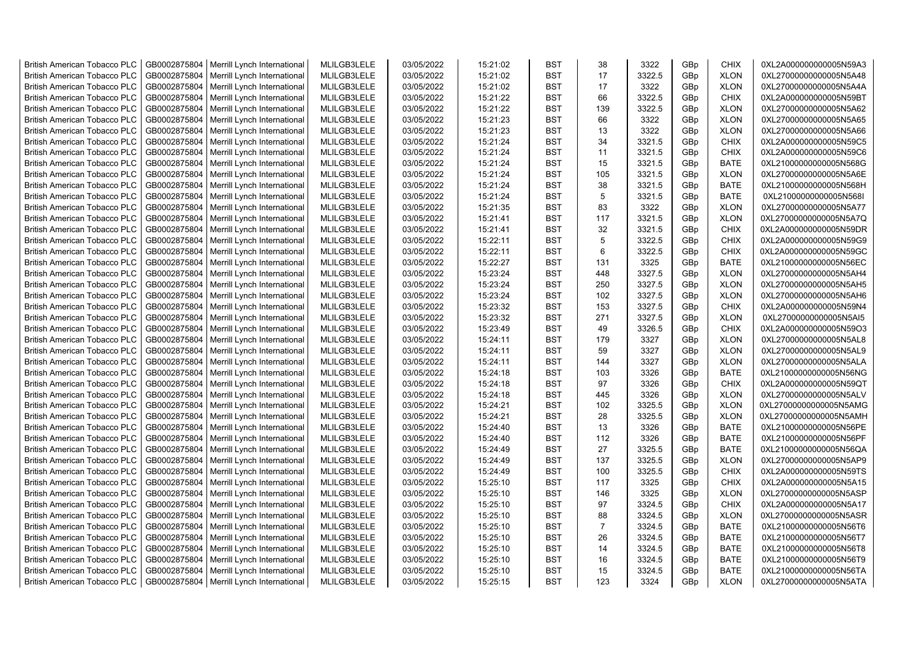| British American Tobacco PLC | GB0002875804 | Merrill Lynch International | MLILGB3LELE | 03/05/2022 | 15:21:02 | BST | 38 | 3322 | GBp | CHIX | 0XL2A000000000005N59A3 |
|---|---|---|---|---|---|---|---|---|---|---|---|
| British American Tobacco PLC | GB0002875804 | Merrill Lynch International | MLILGB3LELE | 03/05/2022 | 15:21:02 | BST | 17 | 3322.5 | GBp | XLON | 0XL27000000000005N5A48 |
| British American Tobacco PLC | GB0002875804 | Merrill Lynch International | MLILGB3LELE | 03/05/2022 | 15:21:02 | BST | 17 | 3322 | GBp | XLON | 0XL27000000000005N5A4A |
| British American Tobacco PLC | GB0002875804 | Merrill Lynch International | MLILGB3LELE | 03/05/2022 | 15:21:22 | BST | 66 | 3322.5 | GBp | CHIX | 0XL2A000000000005N59BT |
| British American Tobacco PLC | GB0002875804 | Merrill Lynch International | MLILGB3LELE | 03/05/2022 | 15:21:22 | BST | 139 | 3322.5 | GBp | XLON | 0XL27000000000005N5A62 |
| British American Tobacco PLC | GB0002875804 | Merrill Lynch International | MLILGB3LELE | 03/05/2022 | 15:21:23 | BST | 66 | 3322 | GBp | XLON | 0XL27000000000005N5A65 |
| British American Tobacco PLC | GB0002875804 | Merrill Lynch International | MLILGB3LELE | 03/05/2022 | 15:21:23 | BST | 13 | 3322 | GBp | XLON | 0XL27000000000005N5A66 |
| British American Tobacco PLC | GB0002875804 | Merrill Lynch International | MLILGB3LELE | 03/05/2022 | 15:21:24 | BST | 34 | 3321.5 | GBp | CHIX | 0XL2A000000000005N59C5 |
| British American Tobacco PLC | GB0002875804 | Merrill Lynch International | MLILGB3LELE | 03/05/2022 | 15:21:24 | BST | 11 | 3321.5 | GBp | CHIX | 0XL2A000000000005N59C6 |
| British American Tobacco PLC | GB0002875804 | Merrill Lynch International | MLILGB3LELE | 03/05/2022 | 15:21:24 | BST | 15 | 3321.5 | GBp | BATE | 0XL21000000000005N568G |
| British American Tobacco PLC | GB0002875804 | Merrill Lynch International | MLILGB3LELE | 03/05/2022 | 15:21:24 | BST | 105 | 3321.5 | GBp | XLON | 0XL27000000000005N5A6E |
| British American Tobacco PLC | GB0002875804 | Merrill Lynch International | MLILGB3LELE | 03/05/2022 | 15:21:24 | BST | 38 | 3321.5 | GBp | BATE | 0XL21000000000005N568H |
| British American Tobacco PLC | GB0002875804 | Merrill Lynch International | MLILGB3LELE | 03/05/2022 | 15:21:24 | BST | 5 | 3321.5 | GBp | BATE | 0XL21000000000005N568I |
| British American Tobacco PLC | GB0002875804 | Merrill Lynch International | MLILGB3LELE | 03/05/2022 | 15:21:35 | BST | 83 | 3322 | GBp | XLON | 0XL27000000000005N5A77 |
| British American Tobacco PLC | GB0002875804 | Merrill Lynch International | MLILGB3LELE | 03/05/2022 | 15:21:41 | BST | 117 | 3321.5 | GBp | XLON | 0XL27000000000005N5A7Q |
| British American Tobacco PLC | GB0002875804 | Merrill Lynch International | MLILGB3LELE | 03/05/2022 | 15:21:41 | BST | 32 | 3321.5 | GBp | CHIX | 0XL2A000000000005N59DR |
| British American Tobacco PLC | GB0002875804 | Merrill Lynch International | MLILGB3LELE | 03/05/2022 | 15:22:11 | BST | 5 | 3322.5 | GBp | CHIX | 0XL2A000000000005N59G9 |
| British American Tobacco PLC | GB0002875804 | Merrill Lynch International | MLILGB3LELE | 03/05/2022 | 15:22:11 | BST | 6 | 3322.5 | GBp | CHIX | 0XL2A000000000005N59GC |
| British American Tobacco PLC | GB0002875804 | Merrill Lynch International | MLILGB3LELE | 03/05/2022 | 15:22:27 | BST | 131 | 3325 | GBp | BATE | 0XL21000000000005N56EC |
| British American Tobacco PLC | GB0002875804 | Merrill Lynch International | MLILGB3LELE | 03/05/2022 | 15:23:24 | BST | 448 | 3327.5 | GBp | XLON | 0XL27000000000005N5AH4 |
| British American Tobacco PLC | GB0002875804 | Merrill Lynch International | MLILGB3LELE | 03/05/2022 | 15:23:24 | BST | 250 | 3327.5 | GBp | XLON | 0XL27000000000005N5AH5 |
| British American Tobacco PLC | GB0002875804 | Merrill Lynch International | MLILGB3LELE | 03/05/2022 | 15:23:24 | BST | 102 | 3327.5 | GBp | XLON | 0XL27000000000005N5AH6 |
| British American Tobacco PLC | GB0002875804 | Merrill Lynch International | MLILGB3LELE | 03/05/2022 | 15:23:32 | BST | 153 | 3327.5 | GBp | CHIX | 0XL2A000000000005N59N4 |
| British American Tobacco PLC | GB0002875804 | Merrill Lynch International | MLILGB3LELE | 03/05/2022 | 15:23:32 | BST | 271 | 3327.5 | GBp | XLON | 0XL27000000000005N5AI5 |
| British American Tobacco PLC | GB0002875804 | Merrill Lynch International | MLILGB3LELE | 03/05/2022 | 15:23:49 | BST | 49 | 3326.5 | GBp | CHIX | 0XL2A000000000005N59O3 |
| British American Tobacco PLC | GB0002875804 | Merrill Lynch International | MLILGB3LELE | 03/05/2022 | 15:24:11 | BST | 179 | 3327 | GBp | XLON | 0XL27000000000005N5AL8 |
| British American Tobacco PLC | GB0002875804 | Merrill Lynch International | MLILGB3LELE | 03/05/2022 | 15:24:11 | BST | 59 | 3327 | GBp | XLON | 0XL27000000000005N5AL9 |
| British American Tobacco PLC | GB0002875804 | Merrill Lynch International | MLILGB3LELE | 03/05/2022 | 15:24:11 | BST | 144 | 3327 | GBp | XLON | 0XL27000000000005N5ALA |
| British American Tobacco PLC | GB0002875804 | Merrill Lynch International | MLILGB3LELE | 03/05/2022 | 15:24:18 | BST | 103 | 3326 | GBp | BATE | 0XL21000000000005N56NG |
| British American Tobacco PLC | GB0002875804 | Merrill Lynch International | MLILGB3LELE | 03/05/2022 | 15:24:18 | BST | 97 | 3326 | GBp | CHIX | 0XL2A000000000005N59QT |
| British American Tobacco PLC | GB0002875804 | Merrill Lynch International | MLILGB3LELE | 03/05/2022 | 15:24:18 | BST | 445 | 3326 | GBp | XLON | 0XL27000000000005N5ALV |
| British American Tobacco PLC | GB0002875804 | Merrill Lynch International | MLILGB3LELE | 03/05/2022 | 15:24:21 | BST | 102 | 3325.5 | GBp | XLON | 0XL27000000000005N5AMG |
| British American Tobacco PLC | GB0002875804 | Merrill Lynch International | MLILGB3LELE | 03/05/2022 | 15:24:21 | BST | 28 | 3325.5 | GBp | XLON | 0XL27000000000005N5AMH |
| British American Tobacco PLC | GB0002875804 | Merrill Lynch International | MLILGB3LELE | 03/05/2022 | 15:24:40 | BST | 13 | 3326 | GBp | BATE | 0XL21000000000005N56PE |
| British American Tobacco PLC | GB0002875804 | Merrill Lynch International | MLILGB3LELE | 03/05/2022 | 15:24:40 | BST | 112 | 3326 | GBp | BATE | 0XL21000000000005N56PF |
| British American Tobacco PLC | GB0002875804 | Merrill Lynch International | MLILGB3LELE | 03/05/2022 | 15:24:49 | BST | 27 | 3325.5 | GBp | BATE | 0XL21000000000005N56QA |
| British American Tobacco PLC | GB0002875804 | Merrill Lynch International | MLILGB3LELE | 03/05/2022 | 15:24:49 | BST | 137 | 3325.5 | GBp | XLON | 0XL27000000000005N5AP9 |
| British American Tobacco PLC | GB0002875804 | Merrill Lynch International | MLILGB3LELE | 03/05/2022 | 15:24:49 | BST | 100 | 3325.5 | GBp | CHIX | 0XL2A000000000005N59TS |
| British American Tobacco PLC | GB0002875804 | Merrill Lynch International | MLILGB3LELE | 03/05/2022 | 15:25:10 | BST | 117 | 3325 | GBp | CHIX | 0XL2A000000000005N5A15 |
| British American Tobacco PLC | GB0002875804 | Merrill Lynch International | MLILGB3LELE | 03/05/2022 | 15:25:10 | BST | 146 | 3325 | GBp | XLON | 0XL27000000000005N5ASP |
| British American Tobacco PLC | GB0002875804 | Merrill Lynch International | MLILGB3LELE | 03/05/2022 | 15:25:10 | BST | 97 | 3324.5 | GBp | CHIX | 0XL2A000000000005N5A17 |
| British American Tobacco PLC | GB0002875804 | Merrill Lynch International | MLILGB3LELE | 03/05/2022 | 15:25:10 | BST | 88 | 3324.5 | GBp | XLON | 0XL27000000000005N5ASR |
| British American Tobacco PLC | GB0002875804 | Merrill Lynch International | MLILGB3LELE | 03/05/2022 | 15:25:10 | BST | 7 | 3324.5 | GBp | BATE | 0XL21000000000005N56T6 |
| British American Tobacco PLC | GB0002875804 | Merrill Lynch International | MLILGB3LELE | 03/05/2022 | 15:25:10 | BST | 26 | 3324.5 | GBp | BATE | 0XL21000000000005N56T7 |
| British American Tobacco PLC | GB0002875804 | Merrill Lynch International | MLILGB3LELE | 03/05/2022 | 15:25:10 | BST | 14 | 3324.5 | GBp | BATE | 0XL21000000000005N56T8 |
| British American Tobacco PLC | GB0002875804 | Merrill Lynch International | MLILGB3LELE | 03/05/2022 | 15:25:10 | BST | 16 | 3324.5 | GBp | BATE | 0XL21000000000005N56T9 |
| British American Tobacco PLC | GB0002875804 | Merrill Lynch International | MLILGB3LELE | 03/05/2022 | 15:25:10 | BST | 15 | 3324.5 | GBp | BATE | 0XL21000000000005N56TA |
| British American Tobacco PLC | GB0002875804 | Merrill Lynch International | MLILGB3LELE | 03/05/2022 | 15:25:15 | BST | 123 | 3324 | GBp | XLON | 0XL27000000000005N5ATA |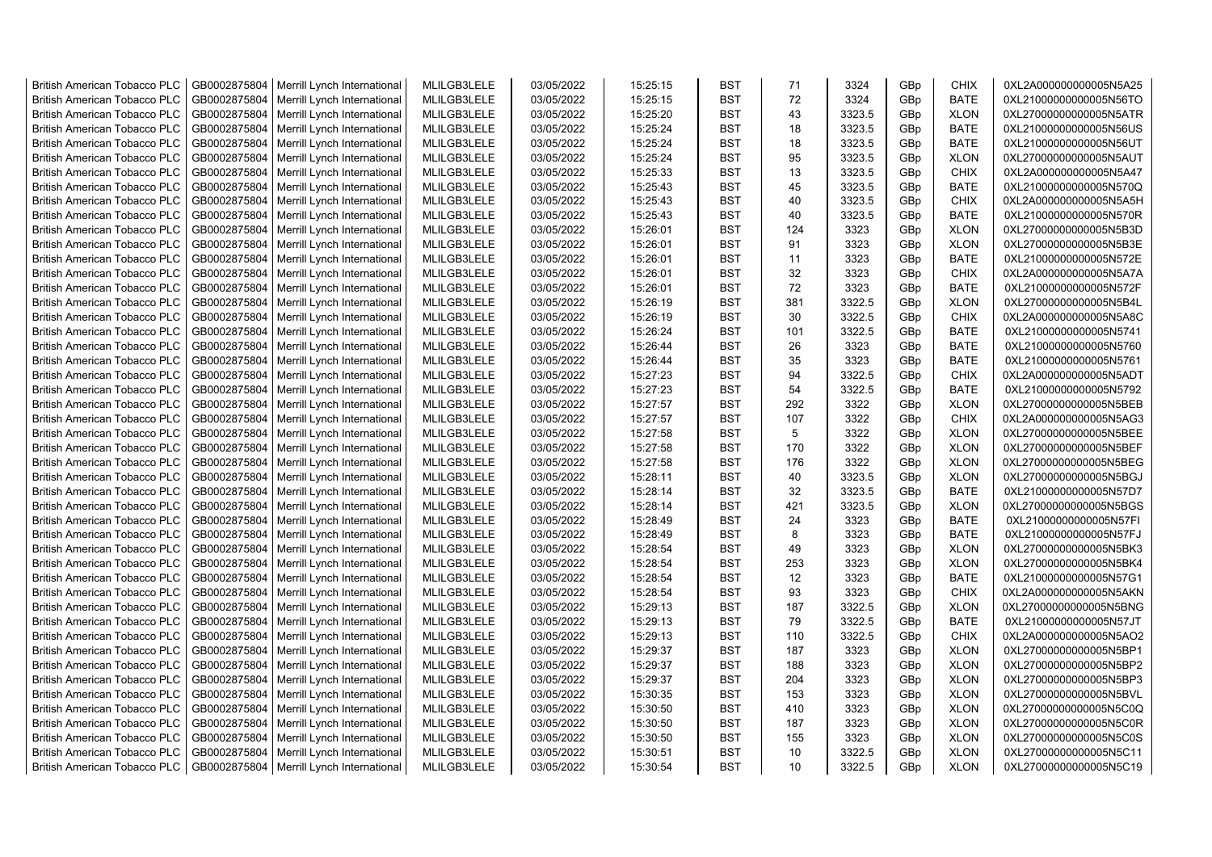| British American Tobacco PLC | GB0002875804 | Merrill Lynch International | MLILGB3LELE | 03/05/2022 | 15:25:15 | BST | 71 | 3324 | GBp | CHIX | 0XL2A000000000005N5A25 |
|---|---|---|---|---|---|---|---|---|---|---|---|
| British American Tobacco PLC | GB0002875804 | Merrill Lynch International | MLILGB3LELE | 03/05/2022 | 15:25:15 | BST | 72 | 3324 | GBp | BATE | 0XL21000000000005N56TO |
| British American Tobacco PLC | GB0002875804 | Merrill Lynch International | MLILGB3LELE | 03/05/2022 | 15:25:20 | BST | 43 | 3323.5 | GBp | XLON | 0XL27000000000005N5ATR |
| British American Tobacco PLC | GB0002875804 | Merrill Lynch International | MLILGB3LELE | 03/05/2022 | 15:25:24 | BST | 18 | 3323.5 | GBp | BATE | 0XL21000000000005N56US |
| British American Tobacco PLC | GB0002875804 | Merrill Lynch International | MLILGB3LELE | 03/05/2022 | 15:25:24 | BST | 18 | 3323.5 | GBp | BATE | 0XL21000000000005N56UT |
| British American Tobacco PLC | GB0002875804 | Merrill Lynch International | MLILGB3LELE | 03/05/2022 | 15:25:24 | BST | 95 | 3323.5 | GBp | XLON | 0XL27000000000005N5AUT |
| British American Tobacco PLC | GB0002875804 | Merrill Lynch International | MLILGB3LELE | 03/05/2022 | 15:25:33 | BST | 13 | 3323.5 | GBp | CHIX | 0XL2A000000000005N5A47 |
| British American Tobacco PLC | GB0002875804 | Merrill Lynch International | MLILGB3LELE | 03/05/2022 | 15:25:43 | BST | 45 | 3323.5 | GBp | BATE | 0XL21000000000005N570Q |
| British American Tobacco PLC | GB0002875804 | Merrill Lynch International | MLILGB3LELE | 03/05/2022 | 15:25:43 | BST | 40 | 3323.5 | GBp | CHIX | 0XL2A000000000005N5A5H |
| British American Tobacco PLC | GB0002875804 | Merrill Lynch International | MLILGB3LELE | 03/05/2022 | 15:25:43 | BST | 40 | 3323.5 | GBp | BATE | 0XL21000000000005N570R |
| British American Tobacco PLC | GB0002875804 | Merrill Lynch International | MLILGB3LELE | 03/05/2022 | 15:26:01 | BST | 124 | 3323 | GBp | XLON | 0XL27000000000005N5B3D |
| British American Tobacco PLC | GB0002875804 | Merrill Lynch International | MLILGB3LELE | 03/05/2022 | 15:26:01 | BST | 91 | 3323 | GBp | XLON | 0XL27000000000005N5B3E |
| British American Tobacco PLC | GB0002875804 | Merrill Lynch International | MLILGB3LELE | 03/05/2022 | 15:26:01 | BST | 11 | 3323 | GBp | BATE | 0XL21000000000005N572E |
| British American Tobacco PLC | GB0002875804 | Merrill Lynch International | MLILGB3LELE | 03/05/2022 | 15:26:01 | BST | 32 | 3323 | GBp | CHIX | 0XL2A000000000005N5A7A |
| British American Tobacco PLC | GB0002875804 | Merrill Lynch International | MLILGB3LELE | 03/05/2022 | 15:26:01 | BST | 72 | 3323 | GBp | BATE | 0XL21000000000005N572F |
| British American Tobacco PLC | GB0002875804 | Merrill Lynch International | MLILGB3LELE | 03/05/2022 | 15:26:19 | BST | 381 | 3322.5 | GBp | XLON | 0XL27000000000005N5B4L |
| British American Tobacco PLC | GB0002875804 | Merrill Lynch International | MLILGB3LELE | 03/05/2022 | 15:26:19 | BST | 30 | 3322.5 | GBp | CHIX | 0XL2A000000000005N5A8C |
| British American Tobacco PLC | GB0002875804 | Merrill Lynch International | MLILGB3LELE | 03/05/2022 | 15:26:24 | BST | 101 | 3322.5 | GBp | BATE | 0XL21000000000005N5741 |
| British American Tobacco PLC | GB0002875804 | Merrill Lynch International | MLILGB3LELE | 03/05/2022 | 15:26:44 | BST | 26 | 3323 | GBp | BATE | 0XL21000000000005N5760 |
| British American Tobacco PLC | GB0002875804 | Merrill Lynch International | MLILGB3LELE | 03/05/2022 | 15:26:44 | BST | 35 | 3323 | GBp | BATE | 0XL21000000000005N5761 |
| British American Tobacco PLC | GB0002875804 | Merrill Lynch International | MLILGB3LELE | 03/05/2022 | 15:27:23 | BST | 94 | 3322.5 | GBp | CHIX | 0XL2A000000000005N5ADT |
| British American Tobacco PLC | GB0002875804 | Merrill Lynch International | MLILGB3LELE | 03/05/2022 | 15:27:23 | BST | 54 | 3322.5 | GBp | BATE | 0XL21000000000005N5792 |
| British American Tobacco PLC | GB0002875804 | Merrill Lynch International | MLILGB3LELE | 03/05/2022 | 15:27:57 | BST | 292 | 3322 | GBp | XLON | 0XL27000000000005N5BEB |
| British American Tobacco PLC | GB0002875804 | Merrill Lynch International | MLILGB3LELE | 03/05/2022 | 15:27:57 | BST | 107 | 3322 | GBp | CHIX | 0XL2A000000000005N5AG3 |
| British American Tobacco PLC | GB0002875804 | Merrill Lynch International | MLILGB3LELE | 03/05/2022 | 15:27:58 | BST | 5 | 3322 | GBp | XLON | 0XL27000000000005N5BEE |
| British American Tobacco PLC | GB0002875804 | Merrill Lynch International | MLILGB3LELE | 03/05/2022 | 15:27:58 | BST | 170 | 3322 | GBp | XLON | 0XL27000000000005N5BEF |
| British American Tobacco PLC | GB0002875804 | Merrill Lynch International | MLILGB3LELE | 03/05/2022 | 15:27:58 | BST | 176 | 3322 | GBp | XLON | 0XL27000000000005N5BEG |
| British American Tobacco PLC | GB0002875804 | Merrill Lynch International | MLILGB3LELE | 03/05/2022 | 15:28:11 | BST | 40 | 3323.5 | GBp | XLON | 0XL27000000000005N5BGJ |
| British American Tobacco PLC | GB0002875804 | Merrill Lynch International | MLILGB3LELE | 03/05/2022 | 15:28:14 | BST | 32 | 3323.5 | GBp | BATE | 0XL21000000000005N57D7 |
| British American Tobacco PLC | GB0002875804 | Merrill Lynch International | MLILGB3LELE | 03/05/2022 | 15:28:14 | BST | 421 | 3323.5 | GBp | XLON | 0XL27000000000005N5BGS |
| British American Tobacco PLC | GB0002875804 | Merrill Lynch International | MLILGB3LELE | 03/05/2022 | 15:28:49 | BST | 24 | 3323 | GBp | BATE | 0XL21000000000005N57FI |
| British American Tobacco PLC | GB0002875804 | Merrill Lynch International | MLILGB3LELE | 03/05/2022 | 15:28:49 | BST | 8 | 3323 | GBp | BATE | 0XL21000000000005N57FJ |
| British American Tobacco PLC | GB0002875804 | Merrill Lynch International | MLILGB3LELE | 03/05/2022 | 15:28:54 | BST | 49 | 3323 | GBp | XLON | 0XL27000000000005N5BK3 |
| British American Tobacco PLC | GB0002875804 | Merrill Lynch International | MLILGB3LELE | 03/05/2022 | 15:28:54 | BST | 253 | 3323 | GBp | XLON | 0XL27000000000005N5BK4 |
| British American Tobacco PLC | GB0002875804 | Merrill Lynch International | MLILGB3LELE | 03/05/2022 | 15:28:54 | BST | 12 | 3323 | GBp | BATE | 0XL21000000000005N57G1 |
| British American Tobacco PLC | GB0002875804 | Merrill Lynch International | MLILGB3LELE | 03/05/2022 | 15:28:54 | BST | 93 | 3323 | GBp | CHIX | 0XL2A000000000005N5AKN |
| British American Tobacco PLC | GB0002875804 | Merrill Lynch International | MLILGB3LELE | 03/05/2022 | 15:29:13 | BST | 187 | 3322.5 | GBp | XLON | 0XL27000000000005N5BNG |
| British American Tobacco PLC | GB0002875804 | Merrill Lynch International | MLILGB3LELE | 03/05/2022 | 15:29:13 | BST | 79 | 3322.5 | GBp | BATE | 0XL21000000000005N57JT |
| British American Tobacco PLC | GB0002875804 | Merrill Lynch International | MLILGB3LELE | 03/05/2022 | 15:29:13 | BST | 110 | 3322.5 | GBp | CHIX | 0XL2A000000000005N5AO2 |
| British American Tobacco PLC | GB0002875804 | Merrill Lynch International | MLILGB3LELE | 03/05/2022 | 15:29:37 | BST | 187 | 3323 | GBp | XLON | 0XL27000000000005N5BP1 |
| British American Tobacco PLC | GB0002875804 | Merrill Lynch International | MLILGB3LELE | 03/05/2022 | 15:29:37 | BST | 188 | 3323 | GBp | XLON | 0XL27000000000005N5BP2 |
| British American Tobacco PLC | GB0002875804 | Merrill Lynch International | MLILGB3LELE | 03/05/2022 | 15:29:37 | BST | 204 | 3323 | GBp | XLON | 0XL27000000000005N5BP3 |
| British American Tobacco PLC | GB0002875804 | Merrill Lynch International | MLILGB3LELE | 03/05/2022 | 15:30:35 | BST | 153 | 3323 | GBp | XLON | 0XL27000000000005N5BVL |
| British American Tobacco PLC | GB0002875804 | Merrill Lynch International | MLILGB3LELE | 03/05/2022 | 15:30:50 | BST | 410 | 3323 | GBp | XLON | 0XL27000000000005N5C0Q |
| British American Tobacco PLC | GB0002875804 | Merrill Lynch International | MLILGB3LELE | 03/05/2022 | 15:30:50 | BST | 187 | 3323 | GBp | XLON | 0XL27000000000005N5C0R |
| British American Tobacco PLC | GB0002875804 | Merrill Lynch International | MLILGB3LELE | 03/05/2022 | 15:30:50 | BST | 155 | 3323 | GBp | XLON | 0XL27000000000005N5C0S |
| British American Tobacco PLC | GB0002875804 | Merrill Lynch International | MLILGB3LELE | 03/05/2022 | 15:30:51 | BST | 10 | 3322.5 | GBp | XLON | 0XL27000000000005N5C11 |
| British American Tobacco PLC | GB0002875804 | Merrill Lynch International | MLILGB3LELE | 03/05/2022 | 15:30:54 | BST | 10 | 3322.5 | GBp | XLON | 0XL27000000000005N5C19 |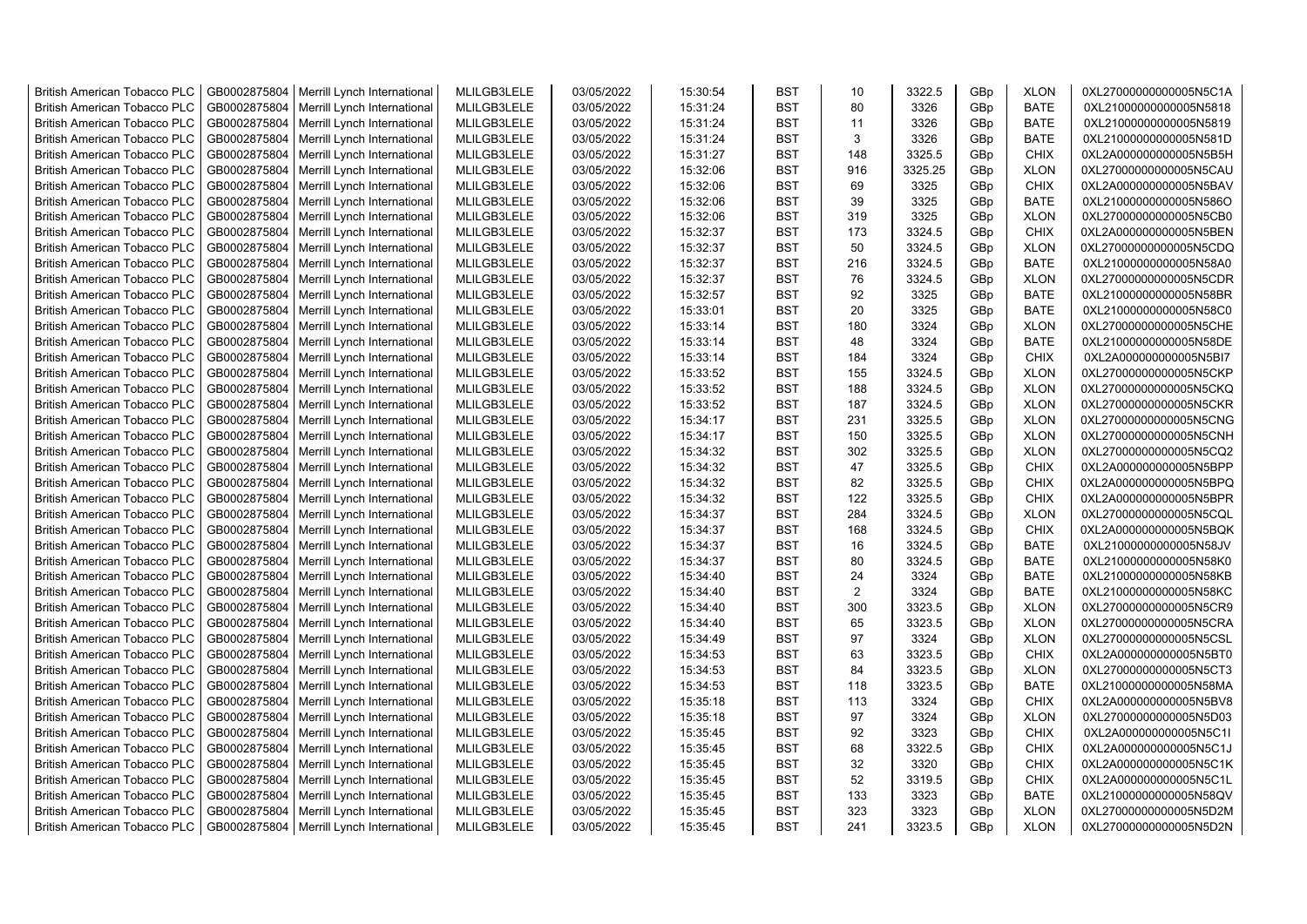| British American Tobacco PLC | GB0002875804 | Merrill Lynch International | MLILGB3LELE | 03/05/2022 | 15:30:54 | BST | 10 | 3322.5 | GBp | XLON | 0XL27000000000005N5C1A |
|---|---|---|---|---|---|---|---|---|---|---|---|
| British American Tobacco PLC | GB0002875804 | Merrill Lynch International | MLILGB3LELE | 03/05/2022 | 15:31:24 | BST | 80 | 3326 | GBp | BATE | 0XL21000000000005N5818 |
| British American Tobacco PLC | GB0002875804 | Merrill Lynch International | MLILGB3LELE | 03/05/2022 | 15:31:24 | BST | 11 | 3326 | GBp | BATE | 0XL21000000000005N5819 |
| British American Tobacco PLC | GB0002875804 | Merrill Lynch International | MLILGB3LELE | 03/05/2022 | 15:31:24 | BST | 3 | 3326 | GBp | BATE | 0XL21000000000005N581D |
| British American Tobacco PLC | GB0002875804 | Merrill Lynch International | MLILGB3LELE | 03/05/2022 | 15:31:27 | BST | 148 | 3325.5 | GBp | CHIX | 0XL2A000000000005N5B5H |
| British American Tobacco PLC | GB0002875804 | Merrill Lynch International | MLILGB3LELE | 03/05/2022 | 15:32:06 | BST | 916 | 3325.25 | GBp | XLON | 0XL27000000000005N5CAU |
| British American Tobacco PLC | GB0002875804 | Merrill Lynch International | MLILGB3LELE | 03/05/2022 | 15:32:06 | BST | 69 | 3325 | GBp | CHIX | 0XL2A000000000005N5BAV |
| British American Tobacco PLC | GB0002875804 | Merrill Lynch International | MLILGB3LELE | 03/05/2022 | 15:32:06 | BST | 39 | 3325 | GBp | BATE | 0XL21000000000005N586O |
| British American Tobacco PLC | GB0002875804 | Merrill Lynch International | MLILGB3LELE | 03/05/2022 | 15:32:06 | BST | 319 | 3325 | GBp | XLON | 0XL27000000000005N5CB0 |
| British American Tobacco PLC | GB0002875804 | Merrill Lynch International | MLILGB3LELE | 03/05/2022 | 15:32:37 | BST | 173 | 3324.5 | GBp | CHIX | 0XL2A000000000005N5BEN |
| British American Tobacco PLC | GB0002875804 | Merrill Lynch International | MLILGB3LELE | 03/05/2022 | 15:32:37 | BST | 50 | 3324.5 | GBp | XLON | 0XL27000000000005N5CDQ |
| British American Tobacco PLC | GB0002875804 | Merrill Lynch International | MLILGB3LELE | 03/05/2022 | 15:32:37 | BST | 216 | 3324.5 | GBp | BATE | 0XL21000000000005N58A0 |
| British American Tobacco PLC | GB0002875804 | Merrill Lynch International | MLILGB3LELE | 03/05/2022 | 15:32:37 | BST | 76 | 3324.5 | GBp | XLON | 0XL27000000000005N5CDR |
| British American Tobacco PLC | GB0002875804 | Merrill Lynch International | MLILGB3LELE | 03/05/2022 | 15:32:57 | BST | 92 | 3325 | GBp | BATE | 0XL21000000000005N58BR |
| British American Tobacco PLC | GB0002875804 | Merrill Lynch International | MLILGB3LELE | 03/05/2022 | 15:33:01 | BST | 20 | 3325 | GBp | BATE | 0XL21000000000005N58C0 |
| British American Tobacco PLC | GB0002875804 | Merrill Lynch International | MLILGB3LELE | 03/05/2022 | 15:33:14 | BST | 180 | 3324 | GBp | XLON | 0XL27000000000005N5CHE |
| British American Tobacco PLC | GB0002875804 | Merrill Lynch International | MLILGB3LELE | 03/05/2022 | 15:33:14 | BST | 48 | 3324 | GBp | BATE | 0XL21000000000005N58DE |
| British American Tobacco PLC | GB0002875804 | Merrill Lynch International | MLILGB3LELE | 03/05/2022 | 15:33:14 | BST | 184 | 3324 | GBp | CHIX | 0XL2A000000000005N5BI7 |
| British American Tobacco PLC | GB0002875804 | Merrill Lynch International | MLILGB3LELE | 03/05/2022 | 15:33:52 | BST | 155 | 3324.5 | GBp | XLON | 0XL27000000000005N5CKP |
| British American Tobacco PLC | GB0002875804 | Merrill Lynch International | MLILGB3LELE | 03/05/2022 | 15:33:52 | BST | 188 | 3324.5 | GBp | XLON | 0XL27000000000005N5CKQ |
| British American Tobacco PLC | GB0002875804 | Merrill Lynch International | MLILGB3LELE | 03/05/2022 | 15:33:52 | BST | 187 | 3324.5 | GBp | XLON | 0XL27000000000005N5CKR |
| British American Tobacco PLC | GB0002875804 | Merrill Lynch International | MLILGB3LELE | 03/05/2022 | 15:34:17 | BST | 231 | 3325.5 | GBp | XLON | 0XL27000000000005N5CNG |
| British American Tobacco PLC | GB0002875804 | Merrill Lynch International | MLILGB3LELE | 03/05/2022 | 15:34:17 | BST | 150 | 3325.5 | GBp | XLON | 0XL27000000000005N5CNH |
| British American Tobacco PLC | GB0002875804 | Merrill Lynch International | MLILGB3LELE | 03/05/2022 | 15:34:32 | BST | 302 | 3325.5 | GBp | XLON | 0XL27000000000005N5CQ2 |
| British American Tobacco PLC | GB0002875804 | Merrill Lynch International | MLILGB3LELE | 03/05/2022 | 15:34:32 | BST | 47 | 3325.5 | GBp | CHIX | 0XL2A000000000005N5BPP |
| British American Tobacco PLC | GB0002875804 | Merrill Lynch International | MLILGB3LELE | 03/05/2022 | 15:34:32 | BST | 82 | 3325.5 | GBp | CHIX | 0XL2A000000000005N5BPQ |
| British American Tobacco PLC | GB0002875804 | Merrill Lynch International | MLILGB3LELE | 03/05/2022 | 15:34:32 | BST | 122 | 3325.5 | GBp | CHIX | 0XL2A000000000005N5BPR |
| British American Tobacco PLC | GB0002875804 | Merrill Lynch International | MLILGB3LELE | 03/05/2022 | 15:34:37 | BST | 284 | 3324.5 | GBp | XLON | 0XL27000000000005N5CQL |
| British American Tobacco PLC | GB0002875804 | Merrill Lynch International | MLILGB3LELE | 03/05/2022 | 15:34:37 | BST | 168 | 3324.5 | GBp | CHIX | 0XL2A000000000005N5BQK |
| British American Tobacco PLC | GB0002875804 | Merrill Lynch International | MLILGB3LELE | 03/05/2022 | 15:34:37 | BST | 16 | 3324.5 | GBp | BATE | 0XL21000000000005N58JV |
| British American Tobacco PLC | GB0002875804 | Merrill Lynch International | MLILGB3LELE | 03/05/2022 | 15:34:37 | BST | 80 | 3324.5 | GBp | BATE | 0XL21000000000005N58K0 |
| British American Tobacco PLC | GB0002875804 | Merrill Lynch International | MLILGB3LELE | 03/05/2022 | 15:34:40 | BST | 24 | 3324 | GBp | BATE | 0XL21000000000005N58KB |
| British American Tobacco PLC | GB0002875804 | Merrill Lynch International | MLILGB3LELE | 03/05/2022 | 15:34:40 | BST | 2 | 3324 | GBp | BATE | 0XL21000000000005N58KC |
| British American Tobacco PLC | GB0002875804 | Merrill Lynch International | MLILGB3LELE | 03/05/2022 | 15:34:40 | BST | 300 | 3323.5 | GBp | XLON | 0XL27000000000005N5CR9 |
| British American Tobacco PLC | GB0002875804 | Merrill Lynch International | MLILGB3LELE | 03/05/2022 | 15:34:40 | BST | 65 | 3323.5 | GBp | XLON | 0XL27000000000005N5CRA |
| British American Tobacco PLC | GB0002875804 | Merrill Lynch International | MLILGB3LELE | 03/05/2022 | 15:34:49 | BST | 97 | 3324 | GBp | XLON | 0XL27000000000005N5CSL |
| British American Tobacco PLC | GB0002875804 | Merrill Lynch International | MLILGB3LELE | 03/05/2022 | 15:34:53 | BST | 63 | 3323.5 | GBp | CHIX | 0XL2A000000000005N5BT0 |
| British American Tobacco PLC | GB0002875804 | Merrill Lynch International | MLILGB3LELE | 03/05/2022 | 15:34:53 | BST | 84 | 3323.5 | GBp | XLON | 0XL27000000000005N5CT3 |
| British American Tobacco PLC | GB0002875804 | Merrill Lynch International | MLILGB3LELE | 03/05/2022 | 15:34:53 | BST | 118 | 3323.5 | GBp | BATE | 0XL21000000000005N58MA |
| British American Tobacco PLC | GB0002875804 | Merrill Lynch International | MLILGB3LELE | 03/05/2022 | 15:35:18 | BST | 113 | 3324 | GBp | CHIX | 0XL2A000000000005N5BV8 |
| British American Tobacco PLC | GB0002875804 | Merrill Lynch International | MLILGB3LELE | 03/05/2022 | 15:35:18 | BST | 97 | 3324 | GBp | XLON | 0XL27000000000005N5D03 |
| British American Tobacco PLC | GB0002875804 | Merrill Lynch International | MLILGB3LELE | 03/05/2022 | 15:35:45 | BST | 92 | 3323 | GBp | CHIX | 0XL2A000000000005N5C1I |
| British American Tobacco PLC | GB0002875804 | Merrill Lynch International | MLILGB3LELE | 03/05/2022 | 15:35:45 | BST | 68 | 3322.5 | GBp | CHIX | 0XL2A000000000005N5C1J |
| British American Tobacco PLC | GB0002875804 | Merrill Lynch International | MLILGB3LELE | 03/05/2022 | 15:35:45 | BST | 32 | 3320 | GBp | CHIX | 0XL2A000000000005N5C1K |
| British American Tobacco PLC | GB0002875804 | Merrill Lynch International | MLILGB3LELE | 03/05/2022 | 15:35:45 | BST | 52 | 3319.5 | GBp | CHIX | 0XL2A000000000005N5C1L |
| British American Tobacco PLC | GB0002875804 | Merrill Lynch International | MLILGB3LELE | 03/05/2022 | 15:35:45 | BST | 133 | 3323 | GBp | BATE | 0XL21000000000005N58QV |
| British American Tobacco PLC | GB0002875804 | Merrill Lynch International | MLILGB3LELE | 03/05/2022 | 15:35:45 | BST | 323 | 3323 | GBp | XLON | 0XL27000000000005N5D2M |
| British American Tobacco PLC | GB0002875804 | Merrill Lynch International | MLILGB3LELE | 03/05/2022 | 15:35:45 | BST | 241 | 3323.5 | GBp | XLON | 0XL27000000000005N5D2N |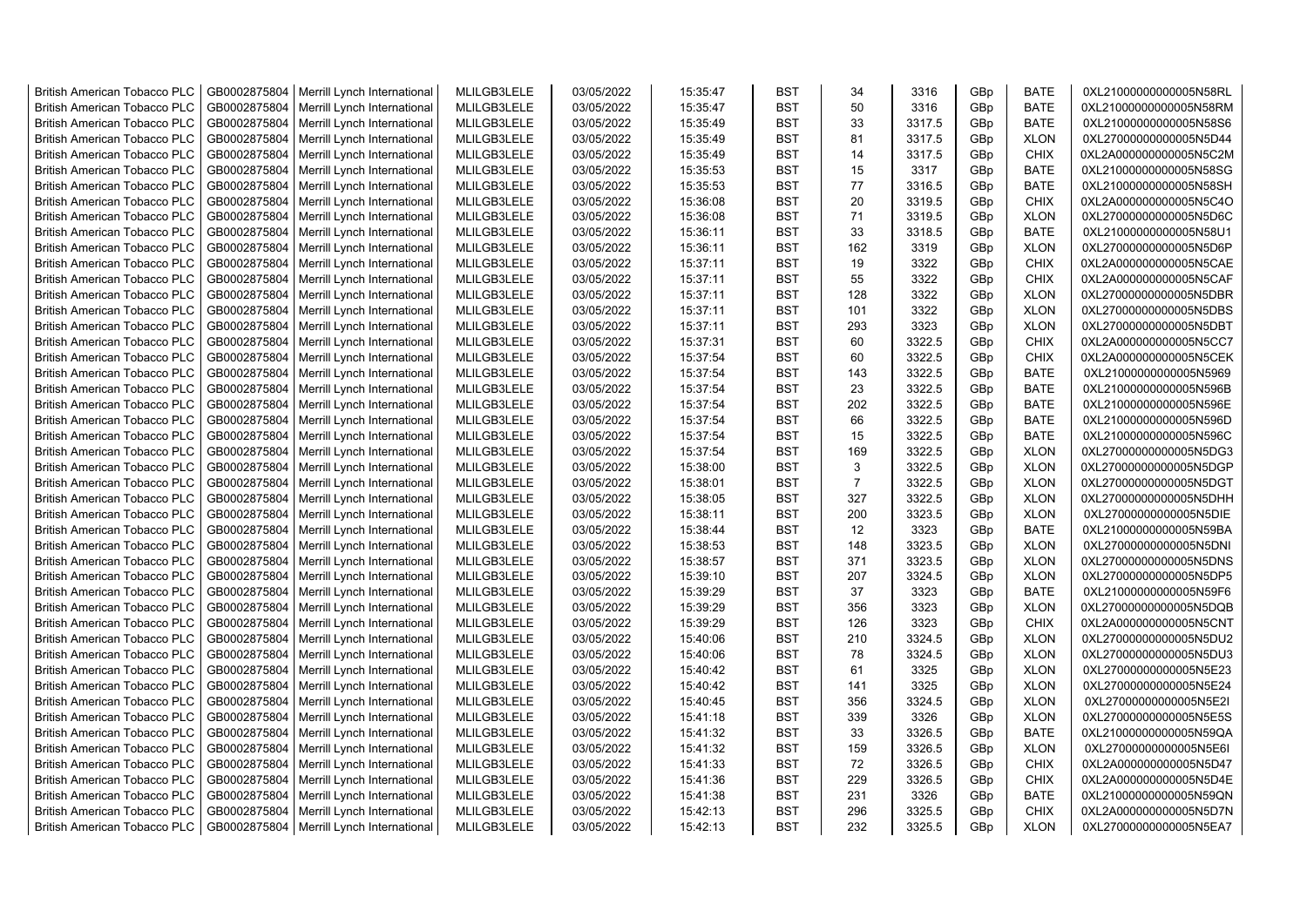| | | | | | | | | | | | |
|---|---|---|---|---|---|---|---|---|---|---|---|
| British American Tobacco PLC | GB0002875804 | Merrill Lynch International | MLILGB3LELE | 03/05/2022 | 15:35:47 | BST | 34 | 3316 | GBp | BATE | 0XL21000000000005N58RL |
| British American Tobacco PLC | GB0002875804 | Merrill Lynch International | MLILGB3LELE | 03/05/2022 | 15:35:47 | BST | 50 | 3316 | GBp | BATE | 0XL21000000000005N58RM |
| British American Tobacco PLC | GB0002875804 | Merrill Lynch International | MLILGB3LELE | 03/05/2022 | 15:35:49 | BST | 33 | 3317.5 | GBp | BATE | 0XL21000000000005N58S6 |
| British American Tobacco PLC | GB0002875804 | Merrill Lynch International | MLILGB3LELE | 03/05/2022 | 15:35:49 | BST | 81 | 3317.5 | GBp | XLON | 0XL27000000000005N5D44 |
| British American Tobacco PLC | GB0002875804 | Merrill Lynch International | MLILGB3LELE | 03/05/2022 | 15:35:49 | BST | 14 | 3317.5 | GBp | CHIX | 0XL2A000000000005N5C2M |
| British American Tobacco PLC | GB0002875804 | Merrill Lynch International | MLILGB3LELE | 03/05/2022 | 15:35:53 | BST | 15 | 3317 | GBp | BATE | 0XL21000000000005N58SG |
| British American Tobacco PLC | GB0002875804 | Merrill Lynch International | MLILGB3LELE | 03/05/2022 | 15:35:53 | BST | 77 | 3316.5 | GBp | BATE | 0XL21000000000005N58SH |
| British American Tobacco PLC | GB0002875804 | Merrill Lynch International | MLILGB3LELE | 03/05/2022 | 15:36:08 | BST | 20 | 3319.5 | GBp | CHIX | 0XL2A000000000005N5C4O |
| British American Tobacco PLC | GB0002875804 | Merrill Lynch International | MLILGB3LELE | 03/05/2022 | 15:36:08 | BST | 71 | 3319.5 | GBp | XLON | 0XL27000000000005N5D6C |
| British American Tobacco PLC | GB0002875804 | Merrill Lynch International | MLILGB3LELE | 03/05/2022 | 15:36:11 | BST | 33 | 3318.5 | GBp | BATE | 0XL21000000000005N58U1 |
| British American Tobacco PLC | GB0002875804 | Merrill Lynch International | MLILGB3LELE | 03/05/2022 | 15:36:11 | BST | 162 | 3319 | GBp | XLON | 0XL27000000000005N5D6P |
| British American Tobacco PLC | GB0002875804 | Merrill Lynch International | MLILGB3LELE | 03/05/2022 | 15:37:11 | BST | 19 | 3322 | GBp | CHIX | 0XL2A000000000005N5CAE |
| British American Tobacco PLC | GB0002875804 | Merrill Lynch International | MLILGB3LELE | 03/05/2022 | 15:37:11 | BST | 55 | 3322 | GBp | CHIX | 0XL2A000000000005N5CAF |
| British American Tobacco PLC | GB0002875804 | Merrill Lynch International | MLILGB3LELE | 03/05/2022 | 15:37:11 | BST | 128 | 3322 | GBp | XLON | 0XL27000000000005N5DBR |
| British American Tobacco PLC | GB0002875804 | Merrill Lynch International | MLILGB3LELE | 03/05/2022 | 15:37:11 | BST | 101 | 3322 | GBp | XLON | 0XL27000000000005N5DBS |
| British American Tobacco PLC | GB0002875804 | Merrill Lynch International | MLILGB3LELE | 03/05/2022 | 15:37:11 | BST | 293 | 3323 | GBp | XLON | 0XL27000000000005N5DBT |
| British American Tobacco PLC | GB0002875804 | Merrill Lynch International | MLILGB3LELE | 03/05/2022 | 15:37:31 | BST | 60 | 3322.5 | GBp | CHIX | 0XL2A000000000005N5CC7 |
| British American Tobacco PLC | GB0002875804 | Merrill Lynch International | MLILGB3LELE | 03/05/2022 | 15:37:54 | BST | 60 | 3322.5 | GBp | CHIX | 0XL2A000000000005N5CEK |
| British American Tobacco PLC | GB0002875804 | Merrill Lynch International | MLILGB3LELE | 03/05/2022 | 15:37:54 | BST | 143 | 3322.5 | GBp | BATE | 0XL21000000000005N5969 |
| British American Tobacco PLC | GB0002875804 | Merrill Lynch International | MLILGB3LELE | 03/05/2022 | 15:37:54 | BST | 23 | 3322.5 | GBp | BATE | 0XL21000000000005N596B |
| British American Tobacco PLC | GB0002875804 | Merrill Lynch International | MLILGB3LELE | 03/05/2022 | 15:37:54 | BST | 202 | 3322.5 | GBp | BATE | 0XL21000000000005N596E |
| British American Tobacco PLC | GB0002875804 | Merrill Lynch International | MLILGB3LELE | 03/05/2022 | 15:37:54 | BST | 66 | 3322.5 | GBp | BATE | 0XL21000000000005N596D |
| British American Tobacco PLC | GB0002875804 | Merrill Lynch International | MLILGB3LELE | 03/05/2022 | 15:37:54 | BST | 15 | 3322.5 | GBp | BATE | 0XL21000000000005N596C |
| British American Tobacco PLC | GB0002875804 | Merrill Lynch International | MLILGB3LELE | 03/05/2022 | 15:37:54 | BST | 169 | 3322.5 | GBp | XLON | 0XL27000000000005N5DG3 |
| British American Tobacco PLC | GB0002875804 | Merrill Lynch International | MLILGB3LELE | 03/05/2022 | 15:38:00 | BST | 3 | 3322.5 | GBp | XLON | 0XL27000000000005N5DGP |
| British American Tobacco PLC | GB0002875804 | Merrill Lynch International | MLILGB3LELE | 03/05/2022 | 15:38:01 | BST | 7 | 3322.5 | GBp | XLON | 0XL27000000000005N5DGT |
| British American Tobacco PLC | GB0002875804 | Merrill Lynch International | MLILGB3LELE | 03/05/2022 | 15:38:05 | BST | 327 | 3322.5 | GBp | XLON | 0XL27000000000005N5DHH |
| British American Tobacco PLC | GB0002875804 | Merrill Lynch International | MLILGB3LELE | 03/05/2022 | 15:38:11 | BST | 200 | 3323.5 | GBp | XLON | 0XL27000000000005N5DIE |
| British American Tobacco PLC | GB0002875804 | Merrill Lynch International | MLILGB3LELE | 03/05/2022 | 15:38:44 | BST | 12 | 3323 | GBp | BATE | 0XL21000000000005N59BA |
| British American Tobacco PLC | GB0002875804 | Merrill Lynch International | MLILGB3LELE | 03/05/2022 | 15:38:53 | BST | 148 | 3323.5 | GBp | XLON | 0XL27000000000005N5DNI |
| British American Tobacco PLC | GB0002875804 | Merrill Lynch International | MLILGB3LELE | 03/05/2022 | 15:38:57 | BST | 371 | 3323.5 | GBp | XLON | 0XL27000000000005N5DNS |
| British American Tobacco PLC | GB0002875804 | Merrill Lynch International | MLILGB3LELE | 03/05/2022 | 15:39:10 | BST | 207 | 3324.5 | GBp | XLON | 0XL27000000000005N5DP5 |
| British American Tobacco PLC | GB0002875804 | Merrill Lynch International | MLILGB3LELE | 03/05/2022 | 15:39:29 | BST | 37 | 3323 | GBp | BATE | 0XL21000000000005N59F6 |
| British American Tobacco PLC | GB0002875804 | Merrill Lynch International | MLILGB3LELE | 03/05/2022 | 15:39:29 | BST | 356 | 3323 | GBp | XLON | 0XL27000000000005N5DQB |
| British American Tobacco PLC | GB0002875804 | Merrill Lynch International | MLILGB3LELE | 03/05/2022 | 15:39:29 | BST | 126 | 3323 | GBp | CHIX | 0XL2A000000000005N5CNT |
| British American Tobacco PLC | GB0002875804 | Merrill Lynch International | MLILGB3LELE | 03/05/2022 | 15:40:06 | BST | 210 | 3324.5 | GBp | XLON | 0XL27000000000005N5DU2 |
| British American Tobacco PLC | GB0002875804 | Merrill Lynch International | MLILGB3LELE | 03/05/2022 | 15:40:06 | BST | 78 | 3324.5 | GBp | XLON | 0XL27000000000005N5DU3 |
| British American Tobacco PLC | GB0002875804 | Merrill Lynch International | MLILGB3LELE | 03/05/2022 | 15:40:42 | BST | 61 | 3325 | GBp | XLON | 0XL27000000000005N5E23 |
| British American Tobacco PLC | GB0002875804 | Merrill Lynch International | MLILGB3LELE | 03/05/2022 | 15:40:42 | BST | 141 | 3325 | GBp | XLON | 0XL27000000000005N5E24 |
| British American Tobacco PLC | GB0002875804 | Merrill Lynch International | MLILGB3LELE | 03/05/2022 | 15:40:45 | BST | 356 | 3324.5 | GBp | XLON | 0XL27000000000005N5E2I |
| British American Tobacco PLC | GB0002875804 | Merrill Lynch International | MLILGB3LELE | 03/05/2022 | 15:41:18 | BST | 339 | 3326 | GBp | XLON | 0XL27000000000005N5E5S |
| British American Tobacco PLC | GB0002875804 | Merrill Lynch International | MLILGB3LELE | 03/05/2022 | 15:41:32 | BST | 33 | 3326.5 | GBp | BATE | 0XL21000000000005N59QA |
| British American Tobacco PLC | GB0002875804 | Merrill Lynch International | MLILGB3LELE | 03/05/2022 | 15:41:32 | BST | 159 | 3326.5 | GBp | XLON | 0XL27000000000005N5E6I |
| British American Tobacco PLC | GB0002875804 | Merrill Lynch International | MLILGB3LELE | 03/05/2022 | 15:41:33 | BST | 72 | 3326.5 | GBp | CHIX | 0XL2A000000000005N5D47 |
| British American Tobacco PLC | GB0002875804 | Merrill Lynch International | MLILGB3LELE | 03/05/2022 | 15:41:36 | BST | 229 | 3326.5 | GBp | CHIX | 0XL2A000000000005N5D4E |
| British American Tobacco PLC | GB0002875804 | Merrill Lynch International | MLILGB3LELE | 03/05/2022 | 15:41:38 | BST | 231 | 3326 | GBp | BATE | 0XL21000000000005N59QN |
| British American Tobacco PLC | GB0002875804 | Merrill Lynch International | MLILGB3LELE | 03/05/2022 | 15:42:13 | BST | 296 | 3325.5 | GBp | CHIX | 0XL2A000000000005N5D7N |
| British American Tobacco PLC | GB0002875804 | Merrill Lynch International | MLILGB3LELE | 03/05/2022 | 15:42:13 | BST | 232 | 3325.5 | GBp | XLON | 0XL27000000000005N5EA7 |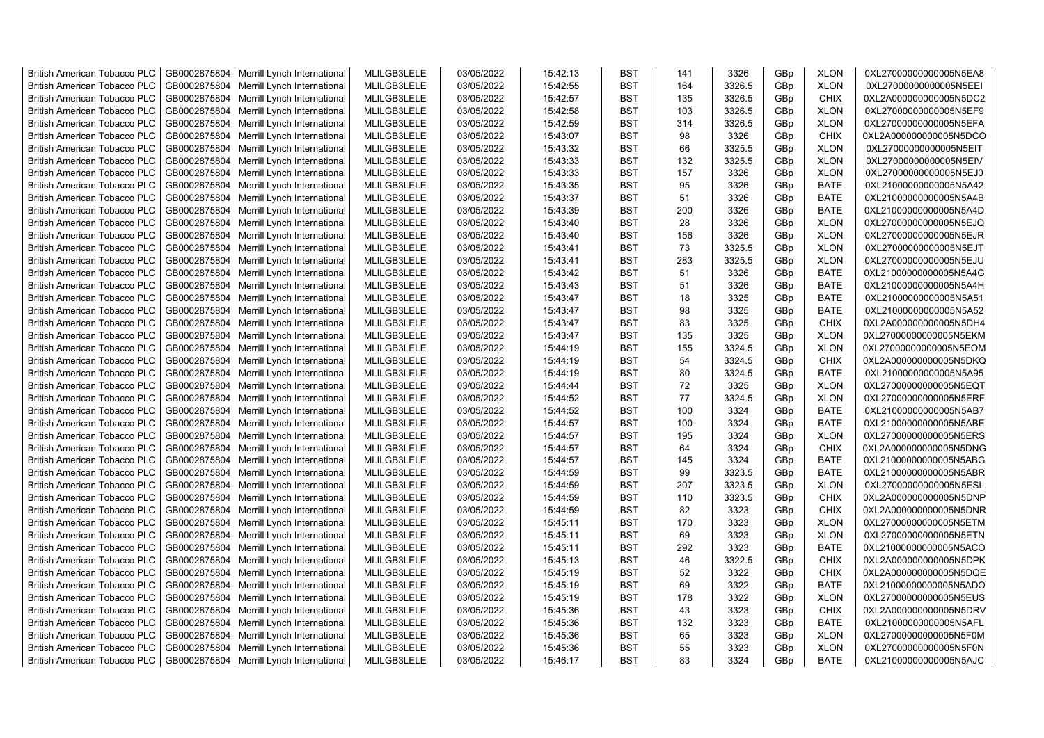| British American Tobacco PLC | GB0002875804 | Merrill Lynch International | MLILGB3LELE | 03/05/2022 | 15:42:13 | BST | 141 | 3326 | GBp | XLON | 0XL27000000000005N5EA8 |
|---|---|---|---|---|---|---|---|---|---|---|---|
| British American Tobacco PLC | GB0002875804 | Merrill Lynch International | MLILGB3LELE | 03/05/2022 | 15:42:55 | BST | 164 | 3326.5 | GBp | XLON | 0XL27000000000005N5EEI |
| British American Tobacco PLC | GB0002875804 | Merrill Lynch International | MLILGB3LELE | 03/05/2022 | 15:42:57 | BST | 135 | 3326.5 | GBp | CHIX | 0XL2A000000000005N5DC2 |
| British American Tobacco PLC | GB0002875804 | Merrill Lynch International | MLILGB3LELE | 03/05/2022 | 15:42:58 | BST | 103 | 3326.5 | GBp | XLON | 0XL27000000000005N5EF9 |
| British American Tobacco PLC | GB0002875804 | Merrill Lynch International | MLILGB3LELE | 03/05/2022 | 15:42:59 | BST | 314 | 3326.5 | GBp | XLON | 0XL27000000000005N5EFA |
| British American Tobacco PLC | GB0002875804 | Merrill Lynch International | MLILGB3LELE | 03/05/2022 | 15:43:07 | BST | 98 | 3326 | GBp | CHIX | 0XL2A000000000005N5DCO |
| British American Tobacco PLC | GB0002875804 | Merrill Lynch International | MLILGB3LELE | 03/05/2022 | 15:43:32 | BST | 66 | 3325.5 | GBp | XLON | 0XL27000000000005N5EIT |
| British American Tobacco PLC | GB0002875804 | Merrill Lynch International | MLILGB3LELE | 03/05/2022 | 15:43:33 | BST | 132 | 3325.5 | GBp | XLON | 0XL27000000000005N5EIV |
| British American Tobacco PLC | GB0002875804 | Merrill Lynch International | MLILGB3LELE | 03/05/2022 | 15:43:33 | BST | 157 | 3326 | GBp | XLON | 0XL27000000000005N5EJ0 |
| British American Tobacco PLC | GB0002875804 | Merrill Lynch International | MLILGB3LELE | 03/05/2022 | 15:43:35 | BST | 95 | 3326 | GBp | BATE | 0XL21000000000005N5A42 |
| British American Tobacco PLC | GB0002875804 | Merrill Lynch International | MLILGB3LELE | 03/05/2022 | 15:43:37 | BST | 51 | 3326 | GBp | BATE | 0XL21000000000005N5A4B |
| British American Tobacco PLC | GB0002875804 | Merrill Lynch International | MLILGB3LELE | 03/05/2022 | 15:43:39 | BST | 200 | 3326 | GBp | BATE | 0XL21000000000005N5A4D |
| British American Tobacco PLC | GB0002875804 | Merrill Lynch International | MLILGB3LELE | 03/05/2022 | 15:43:40 | BST | 28 | 3326 | GBp | XLON | 0XL27000000000005N5EJQ |
| British American Tobacco PLC | GB0002875804 | Merrill Lynch International | MLILGB3LELE | 03/05/2022 | 15:43:40 | BST | 156 | 3326 | GBp | XLON | 0XL27000000000005N5EJR |
| British American Tobacco PLC | GB0002875804 | Merrill Lynch International | MLILGB3LELE | 03/05/2022 | 15:43:41 | BST | 73 | 3325.5 | GBp | XLON | 0XL27000000000005N5EJT |
| British American Tobacco PLC | GB0002875804 | Merrill Lynch International | MLILGB3LELE | 03/05/2022 | 15:43:41 | BST | 283 | 3325.5 | GBp | XLON | 0XL27000000000005N5EJU |
| British American Tobacco PLC | GB0002875804 | Merrill Lynch International | MLILGB3LELE | 03/05/2022 | 15:43:42 | BST | 51 | 3326 | GBp | BATE | 0XL21000000000005N5A4G |
| British American Tobacco PLC | GB0002875804 | Merrill Lynch International | MLILGB3LELE | 03/05/2022 | 15:43:43 | BST | 51 | 3326 | GBp | BATE | 0XL21000000000005N5A4H |
| British American Tobacco PLC | GB0002875804 | Merrill Lynch International | MLILGB3LELE | 03/05/2022 | 15:43:47 | BST | 18 | 3325 | GBp | BATE | 0XL21000000000005N5A51 |
| British American Tobacco PLC | GB0002875804 | Merrill Lynch International | MLILGB3LELE | 03/05/2022 | 15:43:47 | BST | 98 | 3325 | GBp | BATE | 0XL21000000000005N5A52 |
| British American Tobacco PLC | GB0002875804 | Merrill Lynch International | MLILGB3LELE | 03/05/2022 | 15:43:47 | BST | 83 | 3325 | GBp | CHIX | 0XL2A000000000005N5DH4 |
| British American Tobacco PLC | GB0002875804 | Merrill Lynch International | MLILGB3LELE | 03/05/2022 | 15:43:47 | BST | 135 | 3325 | GBp | XLON | 0XL27000000000005N5EKM |
| British American Tobacco PLC | GB0002875804 | Merrill Lynch International | MLILGB3LELE | 03/05/2022 | 15:44:19 | BST | 155 | 3324.5 | GBp | XLON | 0XL27000000000005N5EOM |
| British American Tobacco PLC | GB0002875804 | Merrill Lynch International | MLILGB3LELE | 03/05/2022 | 15:44:19 | BST | 54 | 3324.5 | GBp | CHIX | 0XL2A000000000005N5DKQ |
| British American Tobacco PLC | GB0002875804 | Merrill Lynch International | MLILGB3LELE | 03/05/2022 | 15:44:19 | BST | 80 | 3324.5 | GBp | BATE | 0XL21000000000005N5A95 |
| British American Tobacco PLC | GB0002875804 | Merrill Lynch International | MLILGB3LELE | 03/05/2022 | 15:44:44 | BST | 72 | 3325 | GBp | XLON | 0XL27000000000005N5EQT |
| British American Tobacco PLC | GB0002875804 | Merrill Lynch International | MLILGB3LELE | 03/05/2022 | 15:44:52 | BST | 77 | 3324.5 | GBp | XLON | 0XL27000000000005N5ERF |
| British American Tobacco PLC | GB0002875804 | Merrill Lynch International | MLILGB3LELE | 03/05/2022 | 15:44:52 | BST | 100 | 3324 | GBp | BATE | 0XL21000000000005N5AB7 |
| British American Tobacco PLC | GB0002875804 | Merrill Lynch International | MLILGB3LELE | 03/05/2022 | 15:44:57 | BST | 100 | 3324 | GBp | BATE | 0XL21000000000005N5ABE |
| British American Tobacco PLC | GB0002875804 | Merrill Lynch International | MLILGB3LELE | 03/05/2022 | 15:44:57 | BST | 195 | 3324 | GBp | XLON | 0XL27000000000005N5ERS |
| British American Tobacco PLC | GB0002875804 | Merrill Lynch International | MLILGB3LELE | 03/05/2022 | 15:44:57 | BST | 64 | 3324 | GBp | CHIX | 0XL2A000000000005N5DNG |
| British American Tobacco PLC | GB0002875804 | Merrill Lynch International | MLILGB3LELE | 03/05/2022 | 15:44:57 | BST | 145 | 3324 | GBp | BATE | 0XL21000000000005N5ABG |
| British American Tobacco PLC | GB0002875804 | Merrill Lynch International | MLILGB3LELE | 03/05/2022 | 15:44:59 | BST | 99 | 3323.5 | GBp | BATE | 0XL21000000000005N5ABR |
| British American Tobacco PLC | GB0002875804 | Merrill Lynch International | MLILGB3LELE | 03/05/2022 | 15:44:59 | BST | 207 | 3323.5 | GBp | XLON | 0XL27000000000005N5ESL |
| British American Tobacco PLC | GB0002875804 | Merrill Lynch International | MLILGB3LELE | 03/05/2022 | 15:44:59 | BST | 110 | 3323.5 | GBp | CHIX | 0XL2A000000000005N5DNP |
| British American Tobacco PLC | GB0002875804 | Merrill Lynch International | MLILGB3LELE | 03/05/2022 | 15:44:59 | BST | 82 | 3323 | GBp | CHIX | 0XL2A000000000005N5DNR |
| British American Tobacco PLC | GB0002875804 | Merrill Lynch International | MLILGB3LELE | 03/05/2022 | 15:45:11 | BST | 170 | 3323 | GBp | XLON | 0XL27000000000005N5ETM |
| British American Tobacco PLC | GB0002875804 | Merrill Lynch International | MLILGB3LELE | 03/05/2022 | 15:45:11 | BST | 69 | 3323 | GBp | XLON | 0XL27000000000005N5ETN |
| British American Tobacco PLC | GB0002875804 | Merrill Lynch International | MLILGB3LELE | 03/05/2022 | 15:45:11 | BST | 292 | 3323 | GBp | BATE | 0XL21000000000005N5ACO |
| British American Tobacco PLC | GB0002875804 | Merrill Lynch International | MLILGB3LELE | 03/05/2022 | 15:45:13 | BST | 46 | 3322.5 | GBp | CHIX | 0XL2A000000000005N5DPK |
| British American Tobacco PLC | GB0002875804 | Merrill Lynch International | MLILGB3LELE | 03/05/2022 | 15:45:19 | BST | 52 | 3322 | GBp | CHIX | 0XL2A000000000005N5DQE |
| British American Tobacco PLC | GB0002875804 | Merrill Lynch International | MLILGB3LELE | 03/05/2022 | 15:45:19 | BST | 69 | 3322 | GBp | BATE | 0XL21000000000005N5ADO |
| British American Tobacco PLC | GB0002875804 | Merrill Lynch International | MLILGB3LELE | 03/05/2022 | 15:45:19 | BST | 178 | 3322 | GBp | XLON | 0XL27000000000005N5EUS |
| British American Tobacco PLC | GB0002875804 | Merrill Lynch International | MLILGB3LELE | 03/05/2022 | 15:45:36 | BST | 43 | 3323 | GBp | CHIX | 0XL2A000000000005N5DRV |
| British American Tobacco PLC | GB0002875804 | Merrill Lynch International | MLILGB3LELE | 03/05/2022 | 15:45:36 | BST | 132 | 3323 | GBp | BATE | 0XL21000000000005N5AFL |
| British American Tobacco PLC | GB0002875804 | Merrill Lynch International | MLILGB3LELE | 03/05/2022 | 15:45:36 | BST | 65 | 3323 | GBp | XLON | 0XL27000000000005N5F0M |
| British American Tobacco PLC | GB0002875804 | Merrill Lynch International | MLILGB3LELE | 03/05/2022 | 15:45:36 | BST | 55 | 3323 | GBp | XLON | 0XL27000000000005N5F0N |
| British American Tobacco PLC | GB0002875804 | Merrill Lynch International | MLILGB3LELE | 03/05/2022 | 15:46:17 | BST | 83 | 3324 | GBp | BATE | 0XL21000000000005N5AJC |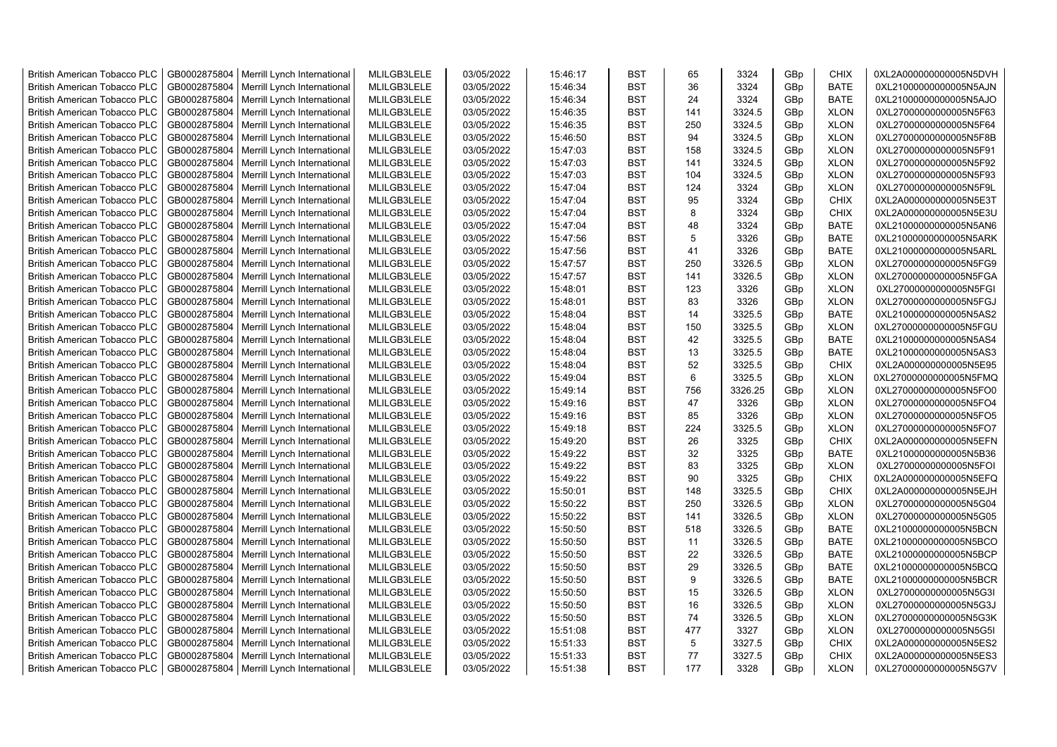| British American Tobacco PLC | GB0002875804 | Merrill Lynch International | MLILGB3LELE | 03/05/2022 | 15:46:17 | BST | 65 | 3324 | GBp | CHIX | 0XL2A000000000005N5DVH |
|---|---|---|---|---|---|---|---|---|---|---|---|
| British American Tobacco PLC | GB0002875804 | Merrill Lynch International | MLILGB3LELE | 03/05/2022 | 15:46:34 | BST | 36 | 3324 | GBp | BATE | 0XL21000000000005N5AJN |
| British American Tobacco PLC | GB0002875804 | Merrill Lynch International | MLILGB3LELE | 03/05/2022 | 15:46:34 | BST | 24 | 3324 | GBp | BATE | 0XL21000000000005N5AJO |
| British American Tobacco PLC | GB0002875804 | Merrill Lynch International | MLILGB3LELE | 03/05/2022 | 15:46:35 | BST | 141 | 3324.5 | GBp | XLON | 0XL27000000000005N5F63 |
| British American Tobacco PLC | GB0002875804 | Merrill Lynch International | MLILGB3LELE | 03/05/2022 | 15:46:35 | BST | 250 | 3324.5 | GBp | XLON | 0XL27000000000005N5F64 |
| British American Tobacco PLC | GB0002875804 | Merrill Lynch International | MLILGB3LELE | 03/05/2022 | 15:46:50 | BST | 94 | 3324.5 | GBp | XLON | 0XL27000000000005N5F8B |
| British American Tobacco PLC | GB0002875804 | Merrill Lynch International | MLILGB3LELE | 03/05/2022 | 15:47:03 | BST | 158 | 3324.5 | GBp | XLON | 0XL27000000000005N5F91 |
| British American Tobacco PLC | GB0002875804 | Merrill Lynch International | MLILGB3LELE | 03/05/2022 | 15:47:03 | BST | 141 | 3324.5 | GBp | XLON | 0XL27000000000005N5F92 |
| British American Tobacco PLC | GB0002875804 | Merrill Lynch International | MLILGB3LELE | 03/05/2022 | 15:47:03 | BST | 104 | 3324.5 | GBp | XLON | 0XL27000000000005N5F93 |
| British American Tobacco PLC | GB0002875804 | Merrill Lynch International | MLILGB3LELE | 03/05/2022 | 15:47:04 | BST | 124 | 3324 | GBp | XLON | 0XL27000000000005N5F9L |
| British American Tobacco PLC | GB0002875804 | Merrill Lynch International | MLILGB3LELE | 03/05/2022 | 15:47:04 | BST | 95 | 3324 | GBp | CHIX | 0XL2A000000000005N5E3T |
| British American Tobacco PLC | GB0002875804 | Merrill Lynch International | MLILGB3LELE | 03/05/2022 | 15:47:04 | BST | 8 | 3324 | GBp | CHIX | 0XL2A000000000005N5E3U |
| British American Tobacco PLC | GB0002875804 | Merrill Lynch International | MLILGB3LELE | 03/05/2022 | 15:47:04 | BST | 48 | 3324 | GBp | BATE | 0XL21000000000005N5AN6 |
| British American Tobacco PLC | GB0002875804 | Merrill Lynch International | MLILGB3LELE | 03/05/2022 | 15:47:56 | BST | 5 | 3326 | GBp | BATE | 0XL21000000000005N5ARK |
| British American Tobacco PLC | GB0002875804 | Merrill Lynch International | MLILGB3LELE | 03/05/2022 | 15:47:56 | BST | 41 | 3326 | GBp | BATE | 0XL21000000000005N5ARL |
| British American Tobacco PLC | GB0002875804 | Merrill Lynch International | MLILGB3LELE | 03/05/2022 | 15:47:57 | BST | 250 | 3326.5 | GBp | XLON | 0XL27000000000005N5FG9 |
| British American Tobacco PLC | GB0002875804 | Merrill Lynch International | MLILGB3LELE | 03/05/2022 | 15:47:57 | BST | 141 | 3326.5 | GBp | XLON | 0XL27000000000005N5FGA |
| British American Tobacco PLC | GB0002875804 | Merrill Lynch International | MLILGB3LELE | 03/05/2022 | 15:48:01 | BST | 123 | 3326 | GBp | XLON | 0XL27000000000005N5FGI |
| British American Tobacco PLC | GB0002875804 | Merrill Lynch International | MLILGB3LELE | 03/05/2022 | 15:48:01 | BST | 83 | 3326 | GBp | XLON | 0XL27000000000005N5FGJ |
| British American Tobacco PLC | GB0002875804 | Merrill Lynch International | MLILGB3LELE | 03/05/2022 | 15:48:04 | BST | 14 | 3325.5 | GBp | BATE | 0XL21000000000005N5AS2 |
| British American Tobacco PLC | GB0002875804 | Merrill Lynch International | MLILGB3LELE | 03/05/2022 | 15:48:04 | BST | 150 | 3325.5 | GBp | XLON | 0XL27000000000005N5FGU |
| British American Tobacco PLC | GB0002875804 | Merrill Lynch International | MLILGB3LELE | 03/05/2022 | 15:48:04 | BST | 42 | 3325.5 | GBp | BATE | 0XL21000000000005N5AS4 |
| British American Tobacco PLC | GB0002875804 | Merrill Lynch International | MLILGB3LELE | 03/05/2022 | 15:48:04 | BST | 13 | 3325.5 | GBp | BATE | 0XL21000000000005N5AS3 |
| British American Tobacco PLC | GB0002875804 | Merrill Lynch International | MLILGB3LELE | 03/05/2022 | 15:48:04 | BST | 52 | 3325.5 | GBp | CHIX | 0XL2A000000000005N5E95 |
| British American Tobacco PLC | GB0002875804 | Merrill Lynch International | MLILGB3LELE | 03/05/2022 | 15:49:04 | BST | 6 | 3325.5 | GBp | XLON | 0XL27000000000005N5FMQ |
| British American Tobacco PLC | GB0002875804 | Merrill Lynch International | MLILGB3LELE | 03/05/2022 | 15:49:14 | BST | 756 | 3326.25 | GBp | XLON | 0XL27000000000005N5FO0 |
| British American Tobacco PLC | GB0002875804 | Merrill Lynch International | MLILGB3LELE | 03/05/2022 | 15:49:16 | BST | 47 | 3326 | GBp | XLON | 0XL27000000000005N5FO4 |
| British American Tobacco PLC | GB0002875804 | Merrill Lynch International | MLILGB3LELE | 03/05/2022 | 15:49:16 | BST | 85 | 3326 | GBp | XLON | 0XL27000000000005N5FO5 |
| British American Tobacco PLC | GB0002875804 | Merrill Lynch International | MLILGB3LELE | 03/05/2022 | 15:49:18 | BST | 224 | 3325.5 | GBp | XLON | 0XL27000000000005N5FO7 |
| British American Tobacco PLC | GB0002875804 | Merrill Lynch International | MLILGB3LELE | 03/05/2022 | 15:49:20 | BST | 26 | 3325 | GBp | CHIX | 0XL2A000000000005N5EFN |
| British American Tobacco PLC | GB0002875804 | Merrill Lynch International | MLILGB3LELE | 03/05/2022 | 15:49:22 | BST | 32 | 3325 | GBp | BATE | 0XL21000000000005N5B36 |
| British American Tobacco PLC | GB0002875804 | Merrill Lynch International | MLILGB3LELE | 03/05/2022 | 15:49:22 | BST | 83 | 3325 | GBp | XLON | 0XL27000000000005N5FOI |
| British American Tobacco PLC | GB0002875804 | Merrill Lynch International | MLILGB3LELE | 03/05/2022 | 15:49:22 | BST | 90 | 3325 | GBp | CHIX | 0XL2A000000000005N5EFQ |
| British American Tobacco PLC | GB0002875804 | Merrill Lynch International | MLILGB3LELE | 03/05/2022 | 15:50:01 | BST | 148 | 3325.5 | GBp | CHIX | 0XL2A000000000005N5EJH |
| British American Tobacco PLC | GB0002875804 | Merrill Lynch International | MLILGB3LELE | 03/05/2022 | 15:50:22 | BST | 250 | 3326.5 | GBp | XLON | 0XL27000000000005N5G04 |
| British American Tobacco PLC | GB0002875804 | Merrill Lynch International | MLILGB3LELE | 03/05/2022 | 15:50:22 | BST | 141 | 3326.5 | GBp | XLON | 0XL27000000000005N5G05 |
| British American Tobacco PLC | GB0002875804 | Merrill Lynch International | MLILGB3LELE | 03/05/2022 | 15:50:50 | BST | 518 | 3326.5 | GBp | BATE | 0XL21000000000005N5BCN |
| British American Tobacco PLC | GB0002875804 | Merrill Lynch International | MLILGB3LELE | 03/05/2022 | 15:50:50 | BST | 11 | 3326.5 | GBp | BATE | 0XL21000000000005N5BCO |
| British American Tobacco PLC | GB0002875804 | Merrill Lynch International | MLILGB3LELE | 03/05/2022 | 15:50:50 | BST | 22 | 3326.5 | GBp | BATE | 0XL21000000000005N5BCP |
| British American Tobacco PLC | GB0002875804 | Merrill Lynch International | MLILGB3LELE | 03/05/2022 | 15:50:50 | BST | 29 | 3326.5 | GBp | BATE | 0XL21000000000005N5BCQ |
| British American Tobacco PLC | GB0002875804 | Merrill Lynch International | MLILGB3LELE | 03/05/2022 | 15:50:50 | BST | 9 | 3326.5 | GBp | BATE | 0XL21000000000005N5BCR |
| British American Tobacco PLC | GB0002875804 | Merrill Lynch International | MLILGB3LELE | 03/05/2022 | 15:50:50 | BST | 15 | 3326.5 | GBp | XLON | 0XL27000000000005N5G3I |
| British American Tobacco PLC | GB0002875804 | Merrill Lynch International | MLILGB3LELE | 03/05/2022 | 15:50:50 | BST | 16 | 3326.5 | GBp | XLON | 0XL27000000000005N5G3J |
| British American Tobacco PLC | GB0002875804 | Merrill Lynch International | MLILGB3LELE | 03/05/2022 | 15:50:50 | BST | 74 | 3326.5 | GBp | XLON | 0XL27000000000005N5G3K |
| British American Tobacco PLC | GB0002875804 | Merrill Lynch International | MLILGB3LELE | 03/05/2022 | 15:51:08 | BST | 477 | 3327 | GBp | XLON | 0XL27000000000005N5G5I |
| British American Tobacco PLC | GB0002875804 | Merrill Lynch International | MLILGB3LELE | 03/05/2022 | 15:51:33 | BST | 5 | 3327.5 | GBp | CHIX | 0XL2A000000000005N5ES2 |
| British American Tobacco PLC | GB0002875804 | Merrill Lynch International | MLILGB3LELE | 03/05/2022 | 15:51:33 | BST | 77 | 3327.5 | GBp | CHIX | 0XL2A000000000005N5ES3 |
| British American Tobacco PLC | GB0002875804 | Merrill Lynch International | MLILGB3LELE | 03/05/2022 | 15:51:38 | BST | 177 | 3328 | GBp | XLON | 0XL27000000000005N5G7V |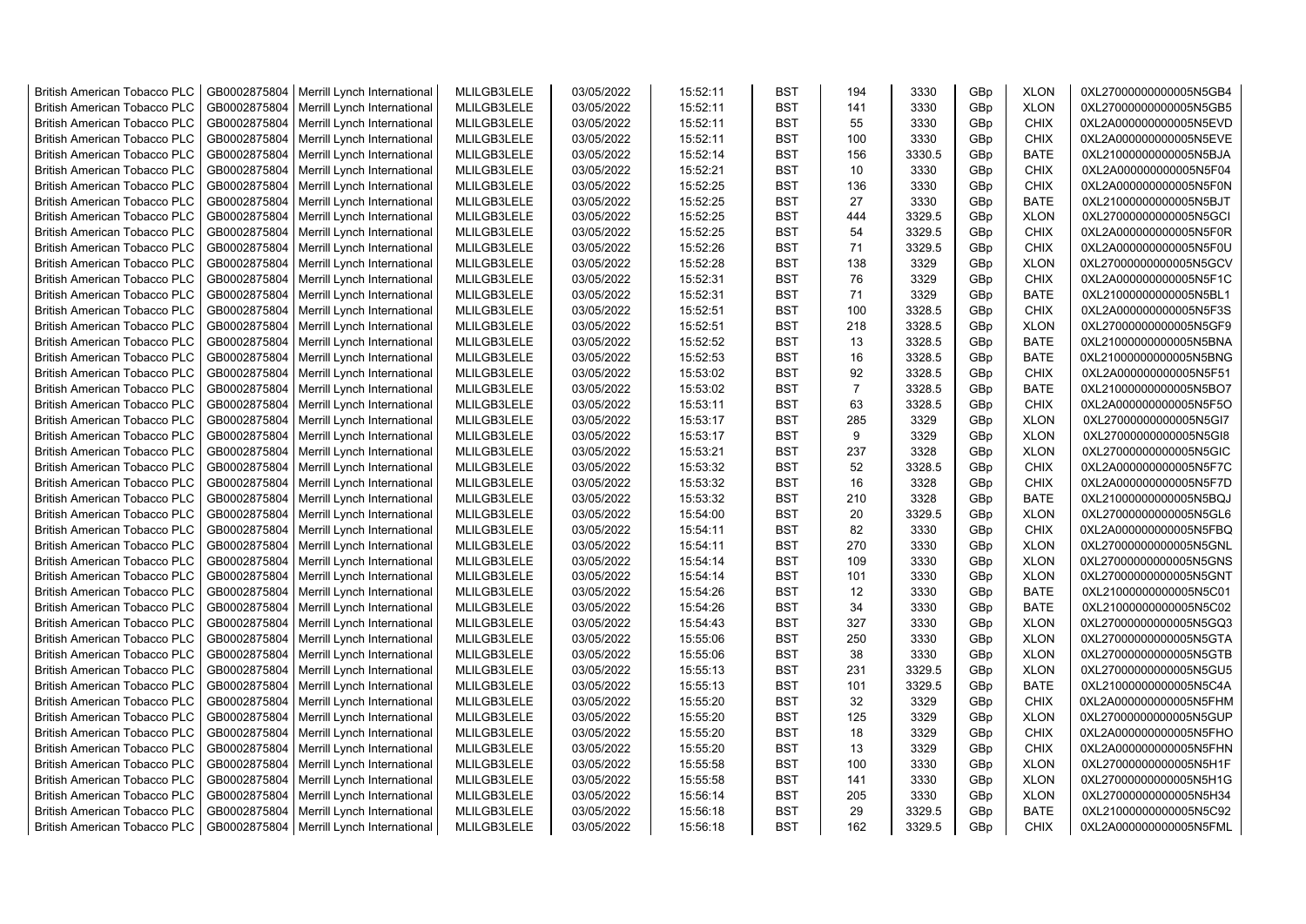| British American Tobacco PLC | GB0002875804 | Merrill Lynch International | MLILGB3LELE | 03/05/2022 | 15:52:11 | BST | 194 | 3330 | GBp | XLON | 0XL27000000000005N5GB4 |
|---|---|---|---|---|---|---|---|---|---|---|---|
| British American Tobacco PLC | GB0002875804 | Merrill Lynch International | MLILGB3LELE | 03/05/2022 | 15:52:11 | BST | 141 | 3330 | GBp | XLON | 0XL27000000000005N5GB5 |
| British American Tobacco PLC | GB0002875804 | Merrill Lynch International | MLILGB3LELE | 03/05/2022 | 15:52:11 | BST | 55 | 3330 | GBp | CHIX | 0XL2A000000000005N5EVD |
| British American Tobacco PLC | GB0002875804 | Merrill Lynch International | MLILGB3LELE | 03/05/2022 | 15:52:11 | BST | 100 | 3330 | GBp | CHIX | 0XL2A000000000005N5EVE |
| British American Tobacco PLC | GB0002875804 | Merrill Lynch International | MLILGB3LELE | 03/05/2022 | 15:52:14 | BST | 156 | 3330.5 | GBp | BATE | 0XL21000000000005N5BJA |
| British American Tobacco PLC | GB0002875804 | Merrill Lynch International | MLILGB3LELE | 03/05/2022 | 15:52:21 | BST | 10 | 3330 | GBp | CHIX | 0XL2A000000000005N5F04 |
| British American Tobacco PLC | GB0002875804 | Merrill Lynch International | MLILGB3LELE | 03/05/2022 | 15:52:25 | BST | 136 | 3330 | GBp | CHIX | 0XL2A000000000005N5F0N |
| British American Tobacco PLC | GB0002875804 | Merrill Lynch International | MLILGB3LELE | 03/05/2022 | 15:52:25 | BST | 27 | 3330 | GBp | BATE | 0XL21000000000005N5BJT |
| British American Tobacco PLC | GB0002875804 | Merrill Lynch International | MLILGB3LELE | 03/05/2022 | 15:52:25 | BST | 444 | 3329.5 | GBp | XLON | 0XL27000000000005N5GCI |
| British American Tobacco PLC | GB0002875804 | Merrill Lynch International | MLILGB3LELE | 03/05/2022 | 15:52:25 | BST | 54 | 3329.5 | GBp | CHIX | 0XL2A000000000005N5F0R |
| British American Tobacco PLC | GB0002875804 | Merrill Lynch International | MLILGB3LELE | 03/05/2022 | 15:52:26 | BST | 71 | 3329.5 | GBp | CHIX | 0XL2A000000000005N5F0U |
| British American Tobacco PLC | GB0002875804 | Merrill Lynch International | MLILGB3LELE | 03/05/2022 | 15:52:28 | BST | 138 | 3329 | GBp | XLON | 0XL27000000000005N5GCV |
| British American Tobacco PLC | GB0002875804 | Merrill Lynch International | MLILGB3LELE | 03/05/2022 | 15:52:31 | BST | 76 | 3329 | GBp | CHIX | 0XL2A000000000005N5F1C |
| British American Tobacco PLC | GB0002875804 | Merrill Lynch International | MLILGB3LELE | 03/05/2022 | 15:52:31 | BST | 71 | 3329 | GBp | BATE | 0XL21000000000005N5BL1 |
| British American Tobacco PLC | GB0002875804 | Merrill Lynch International | MLILGB3LELE | 03/05/2022 | 15:52:51 | BST | 100 | 3328.5 | GBp | CHIX | 0XL2A000000000005N5F3S |
| British American Tobacco PLC | GB0002875804 | Merrill Lynch International | MLILGB3LELE | 03/05/2022 | 15:52:51 | BST | 218 | 3328.5 | GBp | XLON | 0XL27000000000005N5GF9 |
| British American Tobacco PLC | GB0002875804 | Merrill Lynch International | MLILGB3LELE | 03/05/2022 | 15:52:52 | BST | 13 | 3328.5 | GBp | BATE | 0XL21000000000005N5BNA |
| British American Tobacco PLC | GB0002875804 | Merrill Lynch International | MLILGB3LELE | 03/05/2022 | 15:52:53 | BST | 16 | 3328.5 | GBp | BATE | 0XL21000000000005N5BNG |
| British American Tobacco PLC | GB0002875804 | Merrill Lynch International | MLILGB3LELE | 03/05/2022 | 15:53:02 | BST | 92 | 3328.5 | GBp | CHIX | 0XL2A000000000005N5F51 |
| British American Tobacco PLC | GB0002875804 | Merrill Lynch International | MLILGB3LELE | 03/05/2022 | 15:53:02 | BST | 7 | 3328.5 | GBp | BATE | 0XL21000000000005N5BO7 |
| British American Tobacco PLC | GB0002875804 | Merrill Lynch International | MLILGB3LELE | 03/05/2022 | 15:53:11 | BST | 63 | 3328.5 | GBp | CHIX | 0XL2A000000000005N5F5O |
| British American Tobacco PLC | GB0002875804 | Merrill Lynch International | MLILGB3LELE | 03/05/2022 | 15:53:17 | BST | 285 | 3329 | GBp | XLON | 0XL27000000000005N5GI7 |
| British American Tobacco PLC | GB0002875804 | Merrill Lynch International | MLILGB3LELE | 03/05/2022 | 15:53:17 | BST | 9 | 3329 | GBp | XLON | 0XL27000000000005N5GI8 |
| British American Tobacco PLC | GB0002875804 | Merrill Lynch International | MLILGB3LELE | 03/05/2022 | 15:53:21 | BST | 237 | 3328 | GBp | XLON | 0XL27000000000005N5GIC |
| British American Tobacco PLC | GB0002875804 | Merrill Lynch International | MLILGB3LELE | 03/05/2022 | 15:53:32 | BST | 52 | 3328.5 | GBp | CHIX | 0XL2A000000000005N5F7C |
| British American Tobacco PLC | GB0002875804 | Merrill Lynch International | MLILGB3LELE | 03/05/2022 | 15:53:32 | BST | 16 | 3328 | GBp | CHIX | 0XL2A000000000005N5F7D |
| British American Tobacco PLC | GB0002875804 | Merrill Lynch International | MLILGB3LELE | 03/05/2022 | 15:53:32 | BST | 210 | 3328 | GBp | BATE | 0XL21000000000005N5BQJ |
| British American Tobacco PLC | GB0002875804 | Merrill Lynch International | MLILGB3LELE | 03/05/2022 | 15:54:00 | BST | 20 | 3329.5 | GBp | XLON | 0XL27000000000005N5GL6 |
| British American Tobacco PLC | GB0002875804 | Merrill Lynch International | MLILGB3LELE | 03/05/2022 | 15:54:11 | BST | 82 | 3330 | GBp | CHIX | 0XL2A000000000005N5FBQ |
| British American Tobacco PLC | GB0002875804 | Merrill Lynch International | MLILGB3LELE | 03/05/2022 | 15:54:11 | BST | 270 | 3330 | GBp | XLON | 0XL27000000000005N5GNL |
| British American Tobacco PLC | GB0002875804 | Merrill Lynch International | MLILGB3LELE | 03/05/2022 | 15:54:14 | BST | 109 | 3330 | GBp | XLON | 0XL27000000000005N5GNS |
| British American Tobacco PLC | GB0002875804 | Merrill Lynch International | MLILGB3LELE | 03/05/2022 | 15:54:14 | BST | 101 | 3330 | GBp | XLON | 0XL27000000000005N5GNT |
| British American Tobacco PLC | GB0002875804 | Merrill Lynch International | MLILGB3LELE | 03/05/2022 | 15:54:26 | BST | 12 | 3330 | GBp | BATE | 0XL21000000000005N5C01 |
| British American Tobacco PLC | GB0002875804 | Merrill Lynch International | MLILGB3LELE | 03/05/2022 | 15:54:26 | BST | 34 | 3330 | GBp | BATE | 0XL21000000000005N5C02 |
| British American Tobacco PLC | GB0002875804 | Merrill Lynch International | MLILGB3LELE | 03/05/2022 | 15:54:43 | BST | 327 | 3330 | GBp | XLON | 0XL27000000000005N5GQ3 |
| British American Tobacco PLC | GB0002875804 | Merrill Lynch International | MLILGB3LELE | 03/05/2022 | 15:55:06 | BST | 250 | 3330 | GBp | XLON | 0XL27000000000005N5GTA |
| British American Tobacco PLC | GB0002875804 | Merrill Lynch International | MLILGB3LELE | 03/05/2022 | 15:55:06 | BST | 38 | 3330 | GBp | XLON | 0XL27000000000005N5GTB |
| British American Tobacco PLC | GB0002875804 | Merrill Lynch International | MLILGB3LELE | 03/05/2022 | 15:55:13 | BST | 231 | 3329.5 | GBp | XLON | 0XL27000000000005N5GU5 |
| British American Tobacco PLC | GB0002875804 | Merrill Lynch International | MLILGB3LELE | 03/05/2022 | 15:55:13 | BST | 101 | 3329.5 | GBp | BATE | 0XL21000000000005N5C4A |
| British American Tobacco PLC | GB0002875804 | Merrill Lynch International | MLILGB3LELE | 03/05/2022 | 15:55:20 | BST | 32 | 3329 | GBp | CHIX | 0XL2A000000000005N5FHM |
| British American Tobacco PLC | GB0002875804 | Merrill Lynch International | MLILGB3LELE | 03/05/2022 | 15:55:20 | BST | 125 | 3329 | GBp | XLON | 0XL27000000000005N5GUP |
| British American Tobacco PLC | GB0002875804 | Merrill Lynch International | MLILGB3LELE | 03/05/2022 | 15:55:20 | BST | 18 | 3329 | GBp | CHIX | 0XL2A000000000005N5FHO |
| British American Tobacco PLC | GB0002875804 | Merrill Lynch International | MLILGB3LELE | 03/05/2022 | 15:55:20 | BST | 13 | 3329 | GBp | CHIX | 0XL2A000000000005N5FHN |
| British American Tobacco PLC | GB0002875804 | Merrill Lynch International | MLILGB3LELE | 03/05/2022 | 15:55:58 | BST | 100 | 3330 | GBp | XLON | 0XL27000000000005N5H1F |
| British American Tobacco PLC | GB0002875804 | Merrill Lynch International | MLILGB3LELE | 03/05/2022 | 15:55:58 | BST | 141 | 3330 | GBp | XLON | 0XL27000000000005N5H1G |
| British American Tobacco PLC | GB0002875804 | Merrill Lynch International | MLILGB3LELE | 03/05/2022 | 15:56:14 | BST | 205 | 3330 | GBp | XLON | 0XL27000000000005N5H34 |
| British American Tobacco PLC | GB0002875804 | Merrill Lynch International | MLILGB3LELE | 03/05/2022 | 15:56:18 | BST | 29 | 3329.5 | GBp | BATE | 0XL21000000000005N5C92 |
| British American Tobacco PLC | GB0002875804 | Merrill Lynch International | MLILGB3LELE | 03/05/2022 | 15:56:18 | BST | 162 | 3329.5 | GBp | CHIX | 0XL2A000000000005N5FML |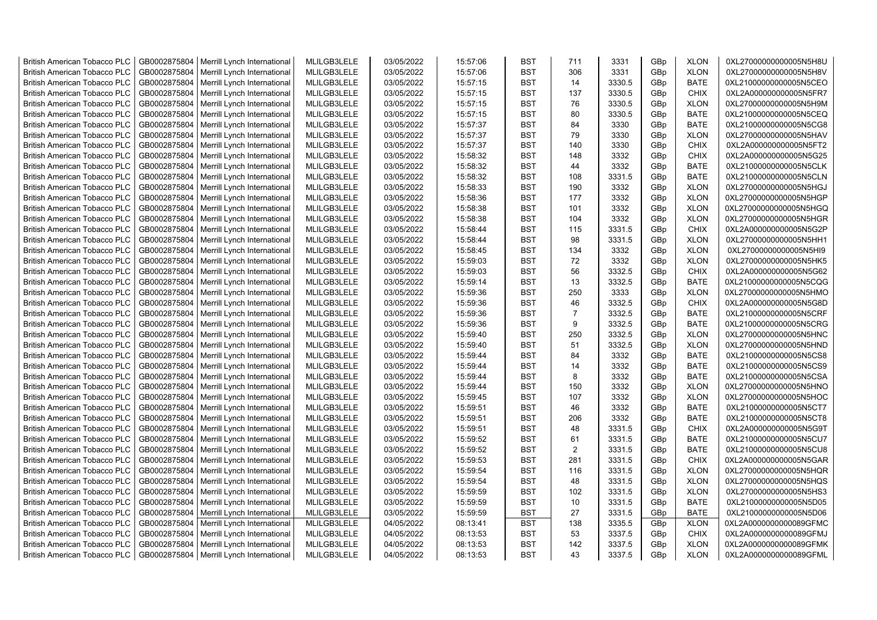| British American Tobacco PLC | GB0002875804 | Merrill Lynch International | MLILGB3LELE | 03/05/2022 | 15:57:06 | BST | 711 | 3331 | GBp | XLON | 0XL27000000000005N5H8U |
|---|---|---|---|---|---|---|---|---|---|---|---|
| British American Tobacco PLC | GB0002875804 | Merrill Lynch International | MLILGB3LELE | 03/05/2022 | 15:57:06 | BST | 306 | 3331 | GBp | XLON | 0XL27000000000005N5H8V |
| British American Tobacco PLC | GB0002875804 | Merrill Lynch International | MLILGB3LELE | 03/05/2022 | 15:57:15 | BST | 14 | 3330.5 | GBp | BATE | 0XL21000000000005N5CEO |
| British American Tobacco PLC | GB0002875804 | Merrill Lynch International | MLILGB3LELE | 03/05/2022 | 15:57:15 | BST | 137 | 3330.5 | GBp | CHIX | 0XL2A000000000005N5FR7 |
| British American Tobacco PLC | GB0002875804 | Merrill Lynch International | MLILGB3LELE | 03/05/2022 | 15:57:15 | BST | 76 | 3330.5 | GBp | XLON | 0XL27000000000005N5H9M |
| British American Tobacco PLC | GB0002875804 | Merrill Lynch International | MLILGB3LELE | 03/05/2022 | 15:57:15 | BST | 80 | 3330.5 | GBp | BATE | 0XL21000000000005N5CEQ |
| British American Tobacco PLC | GB0002875804 | Merrill Lynch International | MLILGB3LELE | 03/05/2022 | 15:57:37 | BST | 84 | 3330 | GBp | BATE | 0XL21000000000005N5CG8 |
| British American Tobacco PLC | GB0002875804 | Merrill Lynch International | MLILGB3LELE | 03/05/2022 | 15:57:37 | BST | 79 | 3330 | GBp | XLON | 0XL27000000000005N5HAV |
| British American Tobacco PLC | GB0002875804 | Merrill Lynch International | MLILGB3LELE | 03/05/2022 | 15:57:37 | BST | 140 | 3330 | GBp | CHIX | 0XL2A000000000005N5FT2 |
| British American Tobacco PLC | GB0002875804 | Merrill Lynch International | MLILGB3LELE | 03/05/2022 | 15:58:32 | BST | 148 | 3332 | GBp | CHIX | 0XL2A000000000005N5G25 |
| British American Tobacco PLC | GB0002875804 | Merrill Lynch International | MLILGB3LELE | 03/05/2022 | 15:58:32 | BST | 44 | 3332 | GBp | BATE | 0XL21000000000005N5CLK |
| British American Tobacco PLC | GB0002875804 | Merrill Lynch International | MLILGB3LELE | 03/05/2022 | 15:58:32 | BST | 108 | 3331.5 | GBp | BATE | 0XL21000000000005N5CLN |
| British American Tobacco PLC | GB0002875804 | Merrill Lynch International | MLILGB3LELE | 03/05/2022 | 15:58:33 | BST | 190 | 3332 | GBp | XLON | 0XL27000000000005N5HGJ |
| British American Tobacco PLC | GB0002875804 | Merrill Lynch International | MLILGB3LELE | 03/05/2022 | 15:58:36 | BST | 177 | 3332 | GBp | XLON | 0XL27000000000005N5HGP |
| British American Tobacco PLC | GB0002875804 | Merrill Lynch International | MLILGB3LELE | 03/05/2022 | 15:58:38 | BST | 101 | 3332 | GBp | XLON | 0XL27000000000005N5HGQ |
| British American Tobacco PLC | GB0002875804 | Merrill Lynch International | MLILGB3LELE | 03/05/2022 | 15:58:38 | BST | 104 | 3332 | GBp | XLON | 0XL27000000000005N5HGR |
| British American Tobacco PLC | GB0002875804 | Merrill Lynch International | MLILGB3LELE | 03/05/2022 | 15:58:44 | BST | 115 | 3331.5 | GBp | CHIX | 0XL2A000000000005N5G2P |
| British American Tobacco PLC | GB0002875804 | Merrill Lynch International | MLILGB3LELE | 03/05/2022 | 15:58:44 | BST | 98 | 3331.5 | GBp | XLON | 0XL27000000000005N5HH1 |
| British American Tobacco PLC | GB0002875804 | Merrill Lynch International | MLILGB3LELE | 03/05/2022 | 15:58:45 | BST | 134 | 3332 | GBp | XLON | 0XL27000000000005N5HI9 |
| British American Tobacco PLC | GB0002875804 | Merrill Lynch International | MLILGB3LELE | 03/05/2022 | 15:59:03 | BST | 72 | 3332 | GBp | XLON | 0XL27000000000005N5HK5 |
| British American Tobacco PLC | GB0002875804 | Merrill Lynch International | MLILGB3LELE | 03/05/2022 | 15:59:03 | BST | 56 | 3332.5 | GBp | CHIX | 0XL2A000000000005N5G62 |
| British American Tobacco PLC | GB0002875804 | Merrill Lynch International | MLILGB3LELE | 03/05/2022 | 15:59:14 | BST | 13 | 3332.5 | GBp | BATE | 0XL21000000000005N5CQG |
| British American Tobacco PLC | GB0002875804 | Merrill Lynch International | MLILGB3LELE | 03/05/2022 | 15:59:36 | BST | 250 | 3333 | GBp | XLON | 0XL27000000000005N5HMO |
| British American Tobacco PLC | GB0002875804 | Merrill Lynch International | MLILGB3LELE | 03/05/2022 | 15:59:36 | BST | 46 | 3332.5 | GBp | CHIX | 0XL2A000000000005N5G8D |
| British American Tobacco PLC | GB0002875804 | Merrill Lynch International | MLILGB3LELE | 03/05/2022 | 15:59:36 | BST | 7 | 3332.5 | GBp | BATE | 0XL21000000000005N5CRF |
| British American Tobacco PLC | GB0002875804 | Merrill Lynch International | MLILGB3LELE | 03/05/2022 | 15:59:36 | BST | 9 | 3332.5 | GBp | BATE | 0XL21000000000005N5CRG |
| British American Tobacco PLC | GB0002875804 | Merrill Lynch International | MLILGB3LELE | 03/05/2022 | 15:59:40 | BST | 250 | 3332.5 | GBp | XLON | 0XL27000000000005N5HNC |
| British American Tobacco PLC | GB0002875804 | Merrill Lynch International | MLILGB3LELE | 03/05/2022 | 15:59:40 | BST | 51 | 3332.5 | GBp | XLON | 0XL27000000000005N5HND |
| British American Tobacco PLC | GB0002875804 | Merrill Lynch International | MLILGB3LELE | 03/05/2022 | 15:59:44 | BST | 84 | 3332 | GBp | BATE | 0XL21000000000005N5CS8 |
| British American Tobacco PLC | GB0002875804 | Merrill Lynch International | MLILGB3LELE | 03/05/2022 | 15:59:44 | BST | 14 | 3332 | GBp | BATE | 0XL21000000000005N5CS9 |
| British American Tobacco PLC | GB0002875804 | Merrill Lynch International | MLILGB3LELE | 03/05/2022 | 15:59:44 | BST | 8 | 3332 | GBp | BATE | 0XL21000000000005N5CSA |
| British American Tobacco PLC | GB0002875804 | Merrill Lynch International | MLILGB3LELE | 03/05/2022 | 15:59:44 | BST | 150 | 3332 | GBp | XLON | 0XL27000000000005N5HNO |
| British American Tobacco PLC | GB0002875804 | Merrill Lynch International | MLILGB3LELE | 03/05/2022 | 15:59:45 | BST | 107 | 3332 | GBp | XLON | 0XL27000000000005N5HOC |
| British American Tobacco PLC | GB0002875804 | Merrill Lynch International | MLILGB3LELE | 03/05/2022 | 15:59:51 | BST | 46 | 3332 | GBp | BATE | 0XL21000000000005N5CT7 |
| British American Tobacco PLC | GB0002875804 | Merrill Lynch International | MLILGB3LELE | 03/05/2022 | 15:59:51 | BST | 206 | 3332 | GBp | BATE | 0XL21000000000005N5CT8 |
| British American Tobacco PLC | GB0002875804 | Merrill Lynch International | MLILGB3LELE | 03/05/2022 | 15:59:51 | BST | 48 | 3331.5 | GBp | CHIX | 0XL2A000000000005N5G9T |
| British American Tobacco PLC | GB0002875804 | Merrill Lynch International | MLILGB3LELE | 03/05/2022 | 15:59:52 | BST | 61 | 3331.5 | GBp | BATE | 0XL21000000000005N5CU7 |
| British American Tobacco PLC | GB0002875804 | Merrill Lynch International | MLILGB3LELE | 03/05/2022 | 15:59:52 | BST | 2 | 3331.5 | GBp | BATE | 0XL21000000000005N5CU8 |
| British American Tobacco PLC | GB0002875804 | Merrill Lynch International | MLILGB3LELE | 03/05/2022 | 15:59:53 | BST | 281 | 3331.5 | GBp | CHIX | 0XL2A000000000005N5GAR |
| British American Tobacco PLC | GB0002875804 | Merrill Lynch International | MLILGB3LELE | 03/05/2022 | 15:59:54 | BST | 116 | 3331.5 | GBp | XLON | 0XL27000000000005N5HQR |
| British American Tobacco PLC | GB0002875804 | Merrill Lynch International | MLILGB3LELE | 03/05/2022 | 15:59:54 | BST | 48 | 3331.5 | GBp | XLON | 0XL27000000000005N5HQS |
| British American Tobacco PLC | GB0002875804 | Merrill Lynch International | MLILGB3LELE | 03/05/2022 | 15:59:59 | BST | 102 | 3331.5 | GBp | XLON | 0XL27000000000005N5HS3 |
| British American Tobacco PLC | GB0002875804 | Merrill Lynch International | MLILGB3LELE | 03/05/2022 | 15:59:59 | BST | 10 | 3331.5 | GBp | BATE | 0XL21000000000005N5D05 |
| British American Tobacco PLC | GB0002875804 | Merrill Lynch International | MLILGB3LELE | 03/05/2022 | 15:59:59 | BST | 27 | 3331.5 | GBp | BATE | 0XL21000000000005N5D06 |
| British American Tobacco PLC | GB0002875804 | Merrill Lynch International | MLILGB3LELE | 04/05/2022 | 08:13:41 | BST | 138 | 3335.5 | GBp | XLON | 0XL2A0000000000089GFMC |
| British American Tobacco PLC | GB0002875804 | Merrill Lynch International | MLILGB3LELE | 04/05/2022 | 08:13:53 | BST | 53 | 3337.5 | GBp | CHIX | 0XL2A0000000000089GFMJ |
| British American Tobacco PLC | GB0002875804 | Merrill Lynch International | MLILGB3LELE | 04/05/2022 | 08:13:53 | BST | 142 | 3337.5 | GBp | XLON | 0XL2A0000000000089GFMK |
| British American Tobacco PLC | GB0002875804 | Merrill Lynch International | MLILGB3LELE | 04/05/2022 | 08:13:53 | BST | 43 | 3337.5 | GBp | XLON | 0XL2A0000000000089GFML |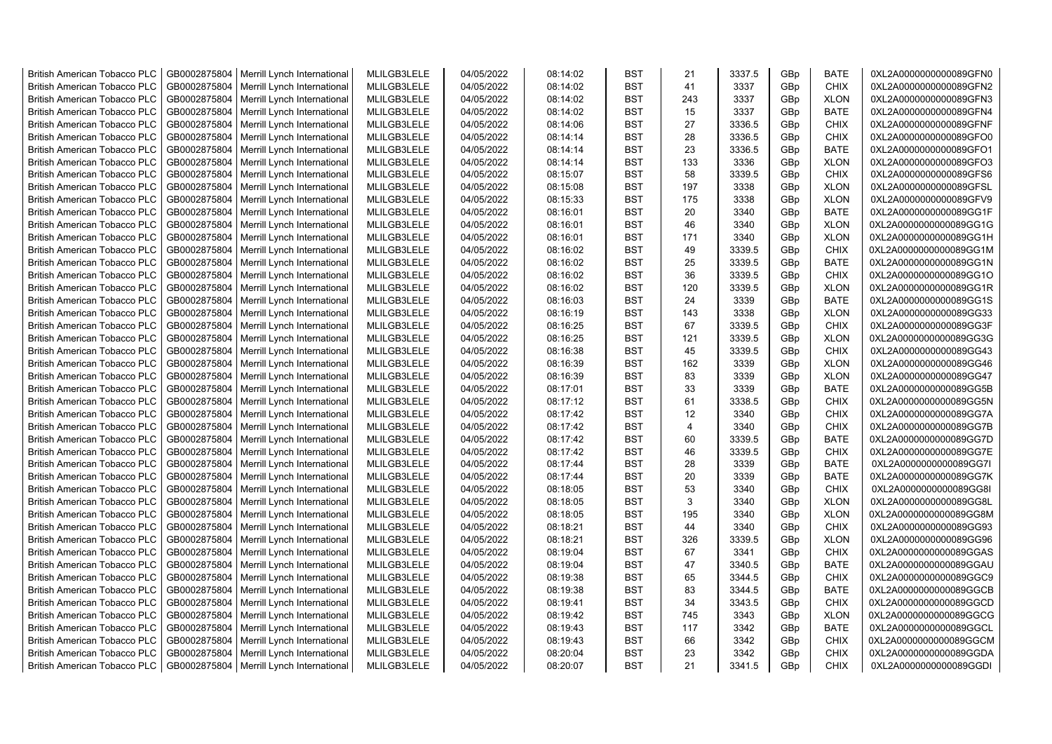| British American Tobacco PLC | GB0002875804 | Merrill Lynch International | MLILGB3LELE | 04/05/2022 | 08:14:02 | BST | 21 | 3337.5 | GBp | BATE | 0XL2A0000000000089GFN0 |
|---|---|---|---|---|---|---|---|---|---|---|---|
| British American Tobacco PLC | GB0002875804 | Merrill Lynch International | MLILGB3LELE | 04/05/2022 | 08:14:02 | BST | 41 | 3337 | GBp | CHIX | 0XL2A0000000000089GFN2 |
| British American Tobacco PLC | GB0002875804 | Merrill Lynch International | MLILGB3LELE | 04/05/2022 | 08:14:02 | BST | 243 | 3337 | GBp | XLON | 0XL2A0000000000089GFN3 |
| British American Tobacco PLC | GB0002875804 | Merrill Lynch International | MLILGB3LELE | 04/05/2022 | 08:14:02 | BST | 15 | 3337 | GBp | BATE | 0XL2A0000000000089GFN4 |
| British American Tobacco PLC | GB0002875804 | Merrill Lynch International | MLILGB3LELE | 04/05/2022 | 08:14:06 | BST | 27 | 3336.5 | GBp | CHIX | 0XL2A0000000000089GFNF |
| British American Tobacco PLC | GB0002875804 | Merrill Lynch International | MLILGB3LELE | 04/05/2022 | 08:14:14 | BST | 28 | 3336.5 | GBp | CHIX | 0XL2A0000000000089GFO0 |
| British American Tobacco PLC | GB0002875804 | Merrill Lynch International | MLILGB3LELE | 04/05/2022 | 08:14:14 | BST | 23 | 3336.5 | GBp | BATE | 0XL2A0000000000089GFO1 |
| British American Tobacco PLC | GB0002875804 | Merrill Lynch International | MLILGB3LELE | 04/05/2022 | 08:14:14 | BST | 133 | 3336 | GBp | XLON | 0XL2A0000000000089GFO3 |
| British American Tobacco PLC | GB0002875804 | Merrill Lynch International | MLILGB3LELE | 04/05/2022 | 08:15:07 | BST | 58 | 3339.5 | GBp | CHIX | 0XL2A0000000000089GFS6 |
| British American Tobacco PLC | GB0002875804 | Merrill Lynch International | MLILGB3LELE | 04/05/2022 | 08:15:08 | BST | 197 | 3338 | GBp | XLON | 0XL2A0000000000089GFSL |
| British American Tobacco PLC | GB0002875804 | Merrill Lynch International | MLILGB3LELE | 04/05/2022 | 08:15:33 | BST | 175 | 3338 | GBp | XLON | 0XL2A0000000000089GFV9 |
| British American Tobacco PLC | GB0002875804 | Merrill Lynch International | MLILGB3LELE | 04/05/2022 | 08:16:01 | BST | 20 | 3340 | GBp | BATE | 0XL2A0000000000089GG1F |
| British American Tobacco PLC | GB0002875804 | Merrill Lynch International | MLILGB3LELE | 04/05/2022 | 08:16:01 | BST | 46 | 3340 | GBp | XLON | 0XL2A0000000000089GG1G |
| British American Tobacco PLC | GB0002875804 | Merrill Lynch International | MLILGB3LELE | 04/05/2022 | 08:16:01 | BST | 171 | 3340 | GBp | XLON | 0XL2A0000000000089GG1H |
| British American Tobacco PLC | GB0002875804 | Merrill Lynch International | MLILGB3LELE | 04/05/2022 | 08:16:02 | BST | 49 | 3339.5 | GBp | CHIX | 0XL2A0000000000089GG1M |
| British American Tobacco PLC | GB0002875804 | Merrill Lynch International | MLILGB3LELE | 04/05/2022 | 08:16:02 | BST | 25 | 3339.5 | GBp | BATE | 0XL2A0000000000089GG1N |
| British American Tobacco PLC | GB0002875804 | Merrill Lynch International | MLILGB3LELE | 04/05/2022 | 08:16:02 | BST | 36 | 3339.5 | GBp | CHIX | 0XL2A0000000000089GG1O |
| British American Tobacco PLC | GB0002875804 | Merrill Lynch International | MLILGB3LELE | 04/05/2022 | 08:16:02 | BST | 120 | 3339.5 | GBp | XLON | 0XL2A0000000000089GG1R |
| British American Tobacco PLC | GB0002875804 | Merrill Lynch International | MLILGB3LELE | 04/05/2022 | 08:16:03 | BST | 24 | 3339 | GBp | BATE | 0XL2A0000000000089GG1S |
| British American Tobacco PLC | GB0002875804 | Merrill Lynch International | MLILGB3LELE | 04/05/2022 | 08:16:19 | BST | 143 | 3338 | GBp | XLON | 0XL2A0000000000089GG33 |
| British American Tobacco PLC | GB0002875804 | Merrill Lynch International | MLILGB3LELE | 04/05/2022 | 08:16:25 | BST | 67 | 3339.5 | GBp | CHIX | 0XL2A0000000000089GG3F |
| British American Tobacco PLC | GB0002875804 | Merrill Lynch International | MLILGB3LELE | 04/05/2022 | 08:16:25 | BST | 121 | 3339.5 | GBp | XLON | 0XL2A0000000000089GG3G |
| British American Tobacco PLC | GB0002875804 | Merrill Lynch International | MLILGB3LELE | 04/05/2022 | 08:16:38 | BST | 45 | 3339.5 | GBp | CHIX | 0XL2A0000000000089GG43 |
| British American Tobacco PLC | GB0002875804 | Merrill Lynch International | MLILGB3LELE | 04/05/2022 | 08:16:39 | BST | 162 | 3339 | GBp | XLON | 0XL2A0000000000089GG46 |
| British American Tobacco PLC | GB0002875804 | Merrill Lynch International | MLILGB3LELE | 04/05/2022 | 08:16:39 | BST | 83 | 3339 | GBp | XLON | 0XL2A0000000000089GG47 |
| British American Tobacco PLC | GB0002875804 | Merrill Lynch International | MLILGB3LELE | 04/05/2022 | 08:17:01 | BST | 33 | 3339 | GBp | BATE | 0XL2A0000000000089GG5B |
| British American Tobacco PLC | GB0002875804 | Merrill Lynch International | MLILGB3LELE | 04/05/2022 | 08:17:12 | BST | 61 | 3338.5 | GBp | CHIX | 0XL2A0000000000089GG5N |
| British American Tobacco PLC | GB0002875804 | Merrill Lynch International | MLILGB3LELE | 04/05/2022 | 08:17:42 | BST | 12 | 3340 | GBp | CHIX | 0XL2A0000000000089GG7A |
| British American Tobacco PLC | GB0002875804 | Merrill Lynch International | MLILGB3LELE | 04/05/2022 | 08:17:42 | BST | 4 | 3340 | GBp | CHIX | 0XL2A0000000000089GG7B |
| British American Tobacco PLC | GB0002875804 | Merrill Lynch International | MLILGB3LELE | 04/05/2022 | 08:17:42 | BST | 60 | 3339.5 | GBp | BATE | 0XL2A0000000000089GG7D |
| British American Tobacco PLC | GB0002875804 | Merrill Lynch International | MLILGB3LELE | 04/05/2022 | 08:17:42 | BST | 46 | 3339.5 | GBp | CHIX | 0XL2A0000000000089GG7E |
| British American Tobacco PLC | GB0002875804 | Merrill Lynch International | MLILGB3LELE | 04/05/2022 | 08:17:44 | BST | 28 | 3339 | GBp | BATE | 0XL2A0000000000089GG7I |
| British American Tobacco PLC | GB0002875804 | Merrill Lynch International | MLILGB3LELE | 04/05/2022 | 08:17:44 | BST | 20 | 3339 | GBp | BATE | 0XL2A0000000000089GG7K |
| British American Tobacco PLC | GB0002875804 | Merrill Lynch International | MLILGB3LELE | 04/05/2022 | 08:18:05 | BST | 53 | 3340 | GBp | CHIX | 0XL2A0000000000089GG8I |
| British American Tobacco PLC | GB0002875804 | Merrill Lynch International | MLILGB3LELE | 04/05/2022 | 08:18:05 | BST | 3 | 3340 | GBp | XLON | 0XL2A0000000000089GG8L |
| British American Tobacco PLC | GB0002875804 | Merrill Lynch International | MLILGB3LELE | 04/05/2022 | 08:18:05 | BST | 195 | 3340 | GBp | XLON | 0XL2A0000000000089GG8M |
| British American Tobacco PLC | GB0002875804 | Merrill Lynch International | MLILGB3LELE | 04/05/2022 | 08:18:21 | BST | 44 | 3340 | GBp | CHIX | 0XL2A0000000000089GG93 |
| British American Tobacco PLC | GB0002875804 | Merrill Lynch International | MLILGB3LELE | 04/05/2022 | 08:18:21 | BST | 326 | 3339.5 | GBp | XLON | 0XL2A0000000000089GG96 |
| British American Tobacco PLC | GB0002875804 | Merrill Lynch International | MLILGB3LELE | 04/05/2022 | 08:19:04 | BST | 67 | 3341 | GBp | CHIX | 0XL2A0000000000089GGAS |
| British American Tobacco PLC | GB0002875804 | Merrill Lynch International | MLILGB3LELE | 04/05/2022 | 08:19:04 | BST | 47 | 3340.5 | GBp | BATE | 0XL2A0000000000089GGAU |
| British American Tobacco PLC | GB0002875804 | Merrill Lynch International | MLILGB3LELE | 04/05/2022 | 08:19:38 | BST | 65 | 3344.5 | GBp | CHIX | 0XL2A0000000000089GGC9 |
| British American Tobacco PLC | GB0002875804 | Merrill Lynch International | MLILGB3LELE | 04/05/2022 | 08:19:38 | BST | 83 | 3344.5 | GBp | BATE | 0XL2A0000000000089GGCB |
| British American Tobacco PLC | GB0002875804 | Merrill Lynch International | MLILGB3LELE | 04/05/2022 | 08:19:41 | BST | 34 | 3343.5 | GBp | CHIX | 0XL2A0000000000089GGCD |
| British American Tobacco PLC | GB0002875804 | Merrill Lynch International | MLILGB3LELE | 04/05/2022 | 08:19:42 | BST | 745 | 3343 | GBp | XLON | 0XL2A0000000000089GGCG |
| British American Tobacco PLC | GB0002875804 | Merrill Lynch International | MLILGB3LELE | 04/05/2022 | 08:19:43 | BST | 117 | 3342 | GBp | BATE | 0XL2A0000000000089GGCL |
| British American Tobacco PLC | GB0002875804 | Merrill Lynch International | MLILGB3LELE | 04/05/2022 | 08:19:43 | BST | 66 | 3342 | GBp | CHIX | 0XL2A0000000000089GGCM |
| British American Tobacco PLC | GB0002875804 | Merrill Lynch International | MLILGB3LELE | 04/05/2022 | 08:20:04 | BST | 23 | 3342 | GBp | CHIX | 0XL2A0000000000089GGDA |
| British American Tobacco PLC | GB0002875804 | Merrill Lynch International | MLILGB3LELE | 04/05/2022 | 08:20:07 | BST | 21 | 3341.5 | GBp | CHIX | 0XL2A0000000000089GGDI |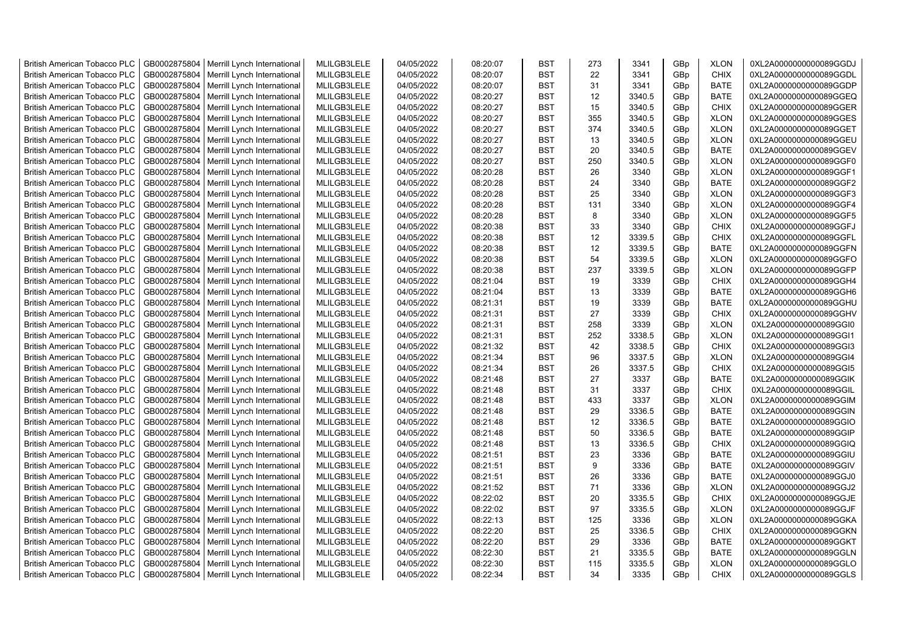| British American Tobacco PLC | GB0002875804 | Merrill Lynch International | MLILGB3LELE | 04/05/2022 | 08:20:07 | BST | 273 | 3341 | GBp | XLON | 0XL2A0000000000089GGDJ |
|---|---|---|---|---|---|---|---|---|---|---|---|
| British American Tobacco PLC | GB0002875804 | Merrill Lynch International | MLILGB3LELE | 04/05/2022 | 08:20:07 | BST | 22 | 3341 | GBp | CHIX | 0XL2A0000000000089GGDL |
| British American Tobacco PLC | GB0002875804 | Merrill Lynch International | MLILGB3LELE | 04/05/2022 | 08:20:07 | BST | 31 | 3341 | GBp | BATE | 0XL2A0000000000089GGDP |
| British American Tobacco PLC | GB0002875804 | Merrill Lynch International | MLILGB3LELE | 04/05/2022 | 08:20:27 | BST | 12 | 3340.5 | GBp | BATE | 0XL2A0000000000089GGEQ |
| British American Tobacco PLC | GB0002875804 | Merrill Lynch International | MLILGB3LELE | 04/05/2022 | 08:20:27 | BST | 15 | 3340.5 | GBp | CHIX | 0XL2A0000000000089GGER |
| British American Tobacco PLC | GB0002875804 | Merrill Lynch International | MLILGB3LELE | 04/05/2022 | 08:20:27 | BST | 355 | 3340.5 | GBp | XLON | 0XL2A0000000000089GGES |
| British American Tobacco PLC | GB0002875804 | Merrill Lynch International | MLILGB3LELE | 04/05/2022 | 08:20:27 | BST | 374 | 3340.5 | GBp | XLON | 0XL2A0000000000089GGET |
| British American Tobacco PLC | GB0002875804 | Merrill Lynch International | MLILGB3LELE | 04/05/2022 | 08:20:27 | BST | 13 | 3340.5 | GBp | XLON | 0XL2A0000000000089GGEU |
| British American Tobacco PLC | GB0002875804 | Merrill Lynch International | MLILGB3LELE | 04/05/2022 | 08:20:27 | BST | 20 | 3340.5 | GBp | BATE | 0XL2A0000000000089GGEV |
| British American Tobacco PLC | GB0002875804 | Merrill Lynch International | MLILGB3LELE | 04/05/2022 | 08:20:27 | BST | 250 | 3340.5 | GBp | XLON | 0XL2A0000000000089GGF0 |
| British American Tobacco PLC | GB0002875804 | Merrill Lynch International | MLILGB3LELE | 04/05/2022 | 08:20:28 | BST | 26 | 3340 | GBp | XLON | 0XL2A0000000000089GGF1 |
| British American Tobacco PLC | GB0002875804 | Merrill Lynch International | MLILGB3LELE | 04/05/2022 | 08:20:28 | BST | 24 | 3340 | GBp | BATE | 0XL2A0000000000089GGF2 |
| British American Tobacco PLC | GB0002875804 | Merrill Lynch International | MLILGB3LELE | 04/05/2022 | 08:20:28 | BST | 25 | 3340 | GBp | XLON | 0XL2A0000000000089GGF3 |
| British American Tobacco PLC | GB0002875804 | Merrill Lynch International | MLILGB3LELE | 04/05/2022 | 08:20:28 | BST | 131 | 3340 | GBp | XLON | 0XL2A0000000000089GGF4 |
| British American Tobacco PLC | GB0002875804 | Merrill Lynch International | MLILGB3LELE | 04/05/2022 | 08:20:28 | BST | 8 | 3340 | GBp | XLON | 0XL2A0000000000089GGF5 |
| British American Tobacco PLC | GB0002875804 | Merrill Lynch International | MLILGB3LELE | 04/05/2022 | 08:20:38 | BST | 33 | 3340 | GBp | CHIX | 0XL2A0000000000089GGFJ |
| British American Tobacco PLC | GB0002875804 | Merrill Lynch International | MLILGB3LELE | 04/05/2022 | 08:20:38 | BST | 12 | 3339.5 | GBp | CHIX | 0XL2A0000000000089GGFL |
| British American Tobacco PLC | GB0002875804 | Merrill Lynch International | MLILGB3LELE | 04/05/2022 | 08:20:38 | BST | 12 | 3339.5 | GBp | BATE | 0XL2A0000000000089GGFN |
| British American Tobacco PLC | GB0002875804 | Merrill Lynch International | MLILGB3LELE | 04/05/2022 | 08:20:38 | BST | 54 | 3339.5 | GBp | XLON | 0XL2A0000000000089GGFO |
| British American Tobacco PLC | GB0002875804 | Merrill Lynch International | MLILGB3LELE | 04/05/2022 | 08:20:38 | BST | 237 | 3339.5 | GBp | XLON | 0XL2A0000000000089GGFP |
| British American Tobacco PLC | GB0002875804 | Merrill Lynch International | MLILGB3LELE | 04/05/2022 | 08:21:04 | BST | 19 | 3339 | GBp | CHIX | 0XL2A0000000000089GGH4 |
| British American Tobacco PLC | GB0002875804 | Merrill Lynch International | MLILGB3LELE | 04/05/2022 | 08:21:04 | BST | 13 | 3339 | GBp | BATE | 0XL2A0000000000089GGH6 |
| British American Tobacco PLC | GB0002875804 | Merrill Lynch International | MLILGB3LELE | 04/05/2022 | 08:21:31 | BST | 19 | 3339 | GBp | BATE | 0XL2A0000000000089GGHU |
| British American Tobacco PLC | GB0002875804 | Merrill Lynch International | MLILGB3LELE | 04/05/2022 | 08:21:31 | BST | 27 | 3339 | GBp | CHIX | 0XL2A0000000000089GGHV |
| British American Tobacco PLC | GB0002875804 | Merrill Lynch International | MLILGB3LELE | 04/05/2022 | 08:21:31 | BST | 258 | 3339 | GBp | XLON | 0XL2A0000000000089GGI0 |
| British American Tobacco PLC | GB0002875804 | Merrill Lynch International | MLILGB3LELE | 04/05/2022 | 08:21:31 | BST | 252 | 3338.5 | GBp | XLON | 0XL2A0000000000089GGI1 |
| British American Tobacco PLC | GB0002875804 | Merrill Lynch International | MLILGB3LELE | 04/05/2022 | 08:21:32 | BST | 42 | 3338.5 | GBp | CHIX | 0XL2A0000000000089GGI3 |
| British American Tobacco PLC | GB0002875804 | Merrill Lynch International | MLILGB3LELE | 04/05/2022 | 08:21:34 | BST | 96 | 3337.5 | GBp | XLON | 0XL2A0000000000089GGI4 |
| British American Tobacco PLC | GB0002875804 | Merrill Lynch International | MLILGB3LELE | 04/05/2022 | 08:21:34 | BST | 26 | 3337.5 | GBp | CHIX | 0XL2A0000000000089GGI5 |
| British American Tobacco PLC | GB0002875804 | Merrill Lynch International | MLILGB3LELE | 04/05/2022 | 08:21:48 | BST | 27 | 3337 | GBp | BATE | 0XL2A0000000000089GGIK |
| British American Tobacco PLC | GB0002875804 | Merrill Lynch International | MLILGB3LELE | 04/05/2022 | 08:21:48 | BST | 31 | 3337 | GBp | CHIX | 0XL2A0000000000089GGIL |
| British American Tobacco PLC | GB0002875804 | Merrill Lynch International | MLILGB3LELE | 04/05/2022 | 08:21:48 | BST | 433 | 3337 | GBp | XLON | 0XL2A0000000000089GGIM |
| British American Tobacco PLC | GB0002875804 | Merrill Lynch International | MLILGB3LELE | 04/05/2022 | 08:21:48 | BST | 29 | 3336.5 | GBp | BATE | 0XL2A0000000000089GGIN |
| British American Tobacco PLC | GB0002875804 | Merrill Lynch International | MLILGB3LELE | 04/05/2022 | 08:21:48 | BST | 12 | 3336.5 | GBp | BATE | 0XL2A0000000000089GGIO |
| British American Tobacco PLC | GB0002875804 | Merrill Lynch International | MLILGB3LELE | 04/05/2022 | 08:21:48 | BST | 50 | 3336.5 | GBp | BATE | 0XL2A0000000000089GGIP |
| British American Tobacco PLC | GB0002875804 | Merrill Lynch International | MLILGB3LELE | 04/05/2022 | 08:21:48 | BST | 13 | 3336.5 | GBp | CHIX | 0XL2A0000000000089GGIQ |
| British American Tobacco PLC | GB0002875804 | Merrill Lynch International | MLILGB3LELE | 04/05/2022 | 08:21:51 | BST | 23 | 3336 | GBp | BATE | 0XL2A0000000000089GGIU |
| British American Tobacco PLC | GB0002875804 | Merrill Lynch International | MLILGB3LELE | 04/05/2022 | 08:21:51 | BST | 9 | 3336 | GBp | BATE | 0XL2A0000000000089GGIV |
| British American Tobacco PLC | GB0002875804 | Merrill Lynch International | MLILGB3LELE | 04/05/2022 | 08:21:51 | BST | 26 | 3336 | GBp | BATE | 0XL2A0000000000089GGJ0 |
| British American Tobacco PLC | GB0002875804 | Merrill Lynch International | MLILGB3LELE | 04/05/2022 | 08:21:52 | BST | 71 | 3336 | GBp | XLON | 0XL2A0000000000089GGJ2 |
| British American Tobacco PLC | GB0002875804 | Merrill Lynch International | MLILGB3LELE | 04/05/2022 | 08:22:02 | BST | 20 | 3335.5 | GBp | CHIX | 0XL2A0000000000089GGJE |
| British American Tobacco PLC | GB0002875804 | Merrill Lynch International | MLILGB3LELE | 04/05/2022 | 08:22:02 | BST | 97 | 3335.5 | GBp | XLON | 0XL2A0000000000089GGJF |
| British American Tobacco PLC | GB0002875804 | Merrill Lynch International | MLILGB3LELE | 04/05/2022 | 08:22:13 | BST | 125 | 3336 | GBp | XLON | 0XL2A0000000000089GGKA |
| British American Tobacco PLC | GB0002875804 | Merrill Lynch International | MLILGB3LELE | 04/05/2022 | 08:22:20 | BST | 25 | 3336.5 | GBp | CHIX | 0XL2A0000000000089GGKN |
| British American Tobacco PLC | GB0002875804 | Merrill Lynch International | MLILGB3LELE | 04/05/2022 | 08:22:20 | BST | 29 | 3336 | GBp | BATE | 0XL2A0000000000089GGKT |
| British American Tobacco PLC | GB0002875804 | Merrill Lynch International | MLILGB3LELE | 04/05/2022 | 08:22:30 | BST | 21 | 3335.5 | GBp | BATE | 0XL2A0000000000089GGLN |
| British American Tobacco PLC | GB0002875804 | Merrill Lynch International | MLILGB3LELE | 04/05/2022 | 08:22:30 | BST | 115 | 3335.5 | GBp | XLON | 0XL2A0000000000089GGLO |
| British American Tobacco PLC | GB0002875804 | Merrill Lynch International | MLILGB3LELE | 04/05/2022 | 08:22:34 | BST | 34 | 3335 | GBp | CHIX | 0XL2A0000000000089GGLS |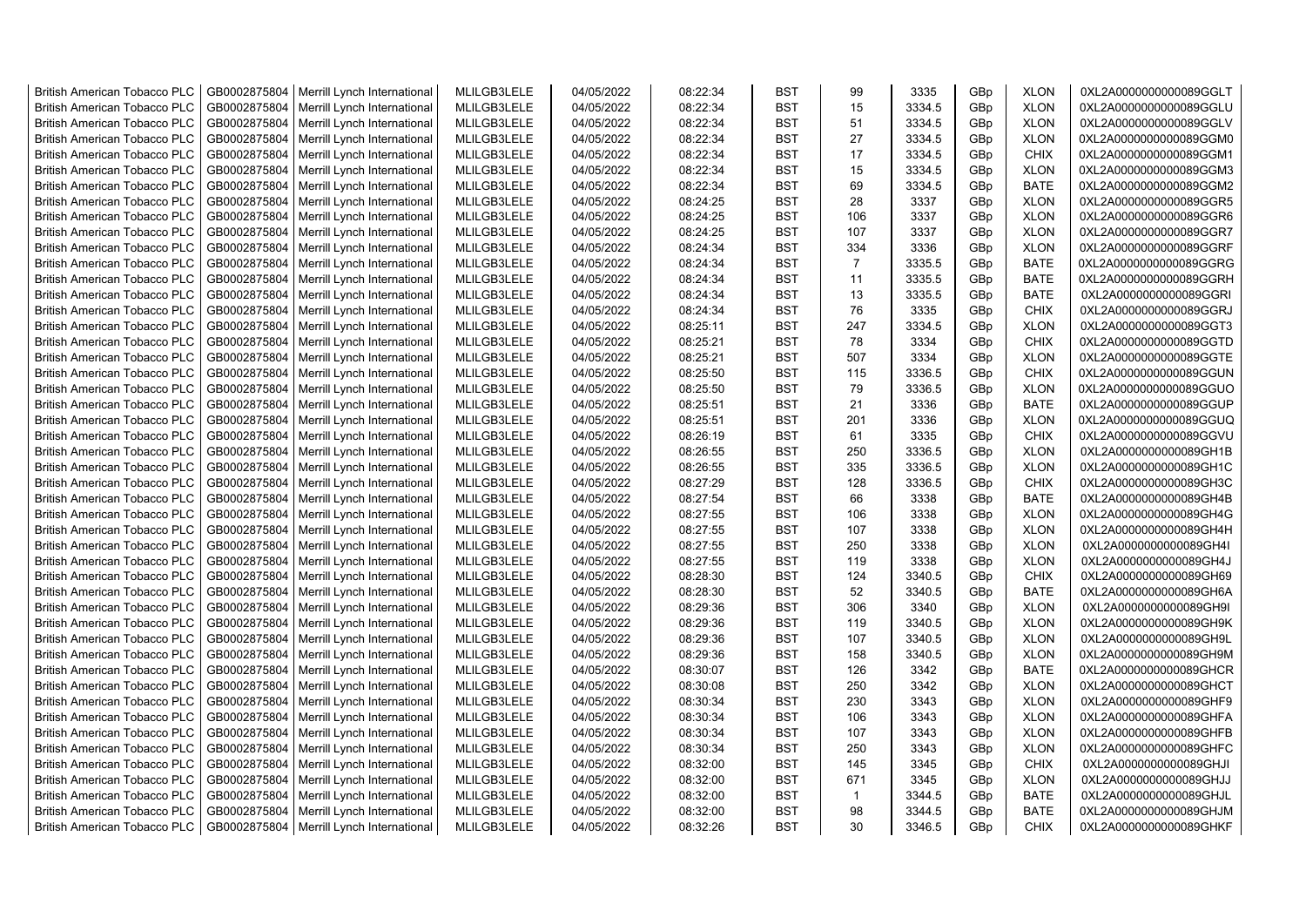| British American Tobacco PLC | GB0002875804 | Merrill Lynch International | MLILGB3LELE | 04/05/2022 | 08:22:34 | BST | 99 | 3335 | GBp | XLON | 0XL2A0000000000089GGLT |
|---|---|---|---|---|---|---|---|---|---|---|---|
| British American Tobacco PLC | GB0002875804 | Merrill Lynch International | MLILGB3LELE | 04/05/2022 | 08:22:34 | BST | 15 | 3334.5 | GBp | XLON | 0XL2A0000000000089GGLU |
| British American Tobacco PLC | GB0002875804 | Merrill Lynch International | MLILGB3LELE | 04/05/2022 | 08:22:34 | BST | 51 | 3334.5 | GBp | XLON | 0XL2A0000000000089GGLV |
| British American Tobacco PLC | GB0002875804 | Merrill Lynch International | MLILGB3LELE | 04/05/2022 | 08:22:34 | BST | 27 | 3334.5 | GBp | XLON | 0XL2A0000000000089GGM0 |
| British American Tobacco PLC | GB0002875804 | Merrill Lynch International | MLILGB3LELE | 04/05/2022 | 08:22:34 | BST | 17 | 3334.5 | GBp | CHIX | 0XL2A0000000000089GGM1 |
| British American Tobacco PLC | GB0002875804 | Merrill Lynch International | MLILGB3LELE | 04/05/2022 | 08:22:34 | BST | 15 | 3334.5 | GBp | XLON | 0XL2A0000000000089GGM3 |
| British American Tobacco PLC | GB0002875804 | Merrill Lynch International | MLILGB3LELE | 04/05/2022 | 08:22:34 | BST | 69 | 3334.5 | GBp | BATE | 0XL2A0000000000089GGM2 |
| British American Tobacco PLC | GB0002875804 | Merrill Lynch International | MLILGB3LELE | 04/05/2022 | 08:24:25 | BST | 28 | 3337 | GBp | XLON | 0XL2A0000000000089GGR5 |
| British American Tobacco PLC | GB0002875804 | Merrill Lynch International | MLILGB3LELE | 04/05/2022 | 08:24:25 | BST | 106 | 3337 | GBp | XLON | 0XL2A0000000000089GGR6 |
| British American Tobacco PLC | GB0002875804 | Merrill Lynch International | MLILGB3LELE | 04/05/2022 | 08:24:25 | BST | 107 | 3337 | GBp | XLON | 0XL2A0000000000089GGR7 |
| British American Tobacco PLC | GB0002875804 | Merrill Lynch International | MLILGB3LELE | 04/05/2022 | 08:24:34 | BST | 334 | 3336 | GBp | XLON | 0XL2A0000000000089GGRF |
| British American Tobacco PLC | GB0002875804 | Merrill Lynch International | MLILGB3LELE | 04/05/2022 | 08:24:34 | BST | 7 | 3335.5 | GBp | BATE | 0XL2A0000000000089GGRG |
| British American Tobacco PLC | GB0002875804 | Merrill Lynch International | MLILGB3LELE | 04/05/2022 | 08:24:34 | BST | 11 | 3335.5 | GBp | BATE | 0XL2A0000000000089GGRH |
| British American Tobacco PLC | GB0002875804 | Merrill Lynch International | MLILGB3LELE | 04/05/2022 | 08:24:34 | BST | 13 | 3335.5 | GBp | BATE | 0XL2A0000000000089GGRI |
| British American Tobacco PLC | GB0002875804 | Merrill Lynch International | MLILGB3LELE | 04/05/2022 | 08:24:34 | BST | 76 | 3335 | GBp | CHIX | 0XL2A0000000000089GGRJ |
| British American Tobacco PLC | GB0002875804 | Merrill Lynch International | MLILGB3LELE | 04/05/2022 | 08:25:11 | BST | 247 | 3334.5 | GBp | XLON | 0XL2A0000000000089GGT3 |
| British American Tobacco PLC | GB0002875804 | Merrill Lynch International | MLILGB3LELE | 04/05/2022 | 08:25:21 | BST | 78 | 3334 | GBp | CHIX | 0XL2A0000000000089GGTD |
| British American Tobacco PLC | GB0002875804 | Merrill Lynch International | MLILGB3LELE | 04/05/2022 | 08:25:21 | BST | 507 | 3334 | GBp | XLON | 0XL2A0000000000089GGTE |
| British American Tobacco PLC | GB0002875804 | Merrill Lynch International | MLILGB3LELE | 04/05/2022 | 08:25:50 | BST | 115 | 3336.5 | GBp | CHIX | 0XL2A0000000000089GGUN |
| British American Tobacco PLC | GB0002875804 | Merrill Lynch International | MLILGB3LELE | 04/05/2022 | 08:25:50 | BST | 79 | 3336.5 | GBp | XLON | 0XL2A0000000000089GGUO |
| British American Tobacco PLC | GB0002875804 | Merrill Lynch International | MLILGB3LELE | 04/05/2022 | 08:25:51 | BST | 21 | 3336 | GBp | BATE | 0XL2A0000000000089GGUP |
| British American Tobacco PLC | GB0002875804 | Merrill Lynch International | MLILGB3LELE | 04/05/2022 | 08:25:51 | BST | 201 | 3336 | GBp | XLON | 0XL2A0000000000089GGUQ |
| British American Tobacco PLC | GB0002875804 | Merrill Lynch International | MLILGB3LELE | 04/05/2022 | 08:26:19 | BST | 61 | 3335 | GBp | CHIX | 0XL2A0000000000089GGVU |
| British American Tobacco PLC | GB0002875804 | Merrill Lynch International | MLILGB3LELE | 04/05/2022 | 08:26:55 | BST | 250 | 3336.5 | GBp | XLON | 0XL2A0000000000089GH1B |
| British American Tobacco PLC | GB0002875804 | Merrill Lynch International | MLILGB3LELE | 04/05/2022 | 08:26:55 | BST | 335 | 3336.5 | GBp | XLON | 0XL2A0000000000089GH1C |
| British American Tobacco PLC | GB0002875804 | Merrill Lynch International | MLILGB3LELE | 04/05/2022 | 08:27:29 | BST | 128 | 3336.5 | GBp | CHIX | 0XL2A0000000000089GH3C |
| British American Tobacco PLC | GB0002875804 | Merrill Lynch International | MLILGB3LELE | 04/05/2022 | 08:27:54 | BST | 66 | 3338 | GBp | BATE | 0XL2A0000000000089GH4B |
| British American Tobacco PLC | GB0002875804 | Merrill Lynch International | MLILGB3LELE | 04/05/2022 | 08:27:55 | BST | 106 | 3338 | GBp | XLON | 0XL2A0000000000089GH4G |
| British American Tobacco PLC | GB0002875804 | Merrill Lynch International | MLILGB3LELE | 04/05/2022 | 08:27:55 | BST | 107 | 3338 | GBp | XLON | 0XL2A0000000000089GH4H |
| British American Tobacco PLC | GB0002875804 | Merrill Lynch International | MLILGB3LELE | 04/05/2022 | 08:27:55 | BST | 250 | 3338 | GBp | XLON | 0XL2A0000000000089GH4I |
| British American Tobacco PLC | GB0002875804 | Merrill Lynch International | MLILGB3LELE | 04/05/2022 | 08:27:55 | BST | 119 | 3338 | GBp | XLON | 0XL2A0000000000089GH4J |
| British American Tobacco PLC | GB0002875804 | Merrill Lynch International | MLILGB3LELE | 04/05/2022 | 08:28:30 | BST | 124 | 3340.5 | GBp | CHIX | 0XL2A0000000000089GH69 |
| British American Tobacco PLC | GB0002875804 | Merrill Lynch International | MLILGB3LELE | 04/05/2022 | 08:28:30 | BST | 52 | 3340.5 | GBp | BATE | 0XL2A0000000000089GH6A |
| British American Tobacco PLC | GB0002875804 | Merrill Lynch International | MLILGB3LELE | 04/05/2022 | 08:29:36 | BST | 306 | 3340 | GBp | XLON | 0XL2A0000000000089GH9I |
| British American Tobacco PLC | GB0002875804 | Merrill Lynch International | MLILGB3LELE | 04/05/2022 | 08:29:36 | BST | 119 | 3340.5 | GBp | XLON | 0XL2A0000000000089GH9K |
| British American Tobacco PLC | GB0002875804 | Merrill Lynch International | MLILGB3LELE | 04/05/2022 | 08:29:36 | BST | 107 | 3340.5 | GBp | XLON | 0XL2A0000000000089GH9L |
| British American Tobacco PLC | GB0002875804 | Merrill Lynch International | MLILGB3LELE | 04/05/2022 | 08:29:36 | BST | 158 | 3340.5 | GBp | XLON | 0XL2A0000000000089GH9M |
| British American Tobacco PLC | GB0002875804 | Merrill Lynch International | MLILGB3LELE | 04/05/2022 | 08:30:07 | BST | 126 | 3342 | GBp | BATE | 0XL2A0000000000089GHCR |
| British American Tobacco PLC | GB0002875804 | Merrill Lynch International | MLILGB3LELE | 04/05/2022 | 08:30:08 | BST | 250 | 3342 | GBp | XLON | 0XL2A0000000000089GHCT |
| British American Tobacco PLC | GB0002875804 | Merrill Lynch International | MLILGB3LELE | 04/05/2022 | 08:30:34 | BST | 230 | 3343 | GBp | XLON | 0XL2A0000000000089GHF9 |
| British American Tobacco PLC | GB0002875804 | Merrill Lynch International | MLILGB3LELE | 04/05/2022 | 08:30:34 | BST | 106 | 3343 | GBp | XLON | 0XL2A0000000000089GHFA |
| British American Tobacco PLC | GB0002875804 | Merrill Lynch International | MLILGB3LELE | 04/05/2022 | 08:30:34 | BST | 107 | 3343 | GBp | XLON | 0XL2A0000000000089GHFB |
| British American Tobacco PLC | GB0002875804 | Merrill Lynch International | MLILGB3LELE | 04/05/2022 | 08:30:34 | BST | 250 | 3343 | GBp | XLON | 0XL2A0000000000089GHFC |
| British American Tobacco PLC | GB0002875804 | Merrill Lynch International | MLILGB3LELE | 04/05/2022 | 08:32:00 | BST | 145 | 3345 | GBp | CHIX | 0XL2A0000000000089GHJI |
| British American Tobacco PLC | GB0002875804 | Merrill Lynch International | MLILGB3LELE | 04/05/2022 | 08:32:00 | BST | 671 | 3345 | GBp | XLON | 0XL2A0000000000089GHJJ |
| British American Tobacco PLC | GB0002875804 | Merrill Lynch International | MLILGB3LELE | 04/05/2022 | 08:32:00 | BST | 1 | 3344.5 | GBp | BATE | 0XL2A0000000000089GHJL |
| British American Tobacco PLC | GB0002875804 | Merrill Lynch International | MLILGB3LELE | 04/05/2022 | 08:32:00 | BST | 98 | 3344.5 | GBp | BATE | 0XL2A0000000000089GHJM |
| British American Tobacco PLC | GB0002875804 | Merrill Lynch International | MLILGB3LELE | 04/05/2022 | 08:32:26 | BST | 30 | 3346.5 | GBp | CHIX | 0XL2A0000000000089GHKF |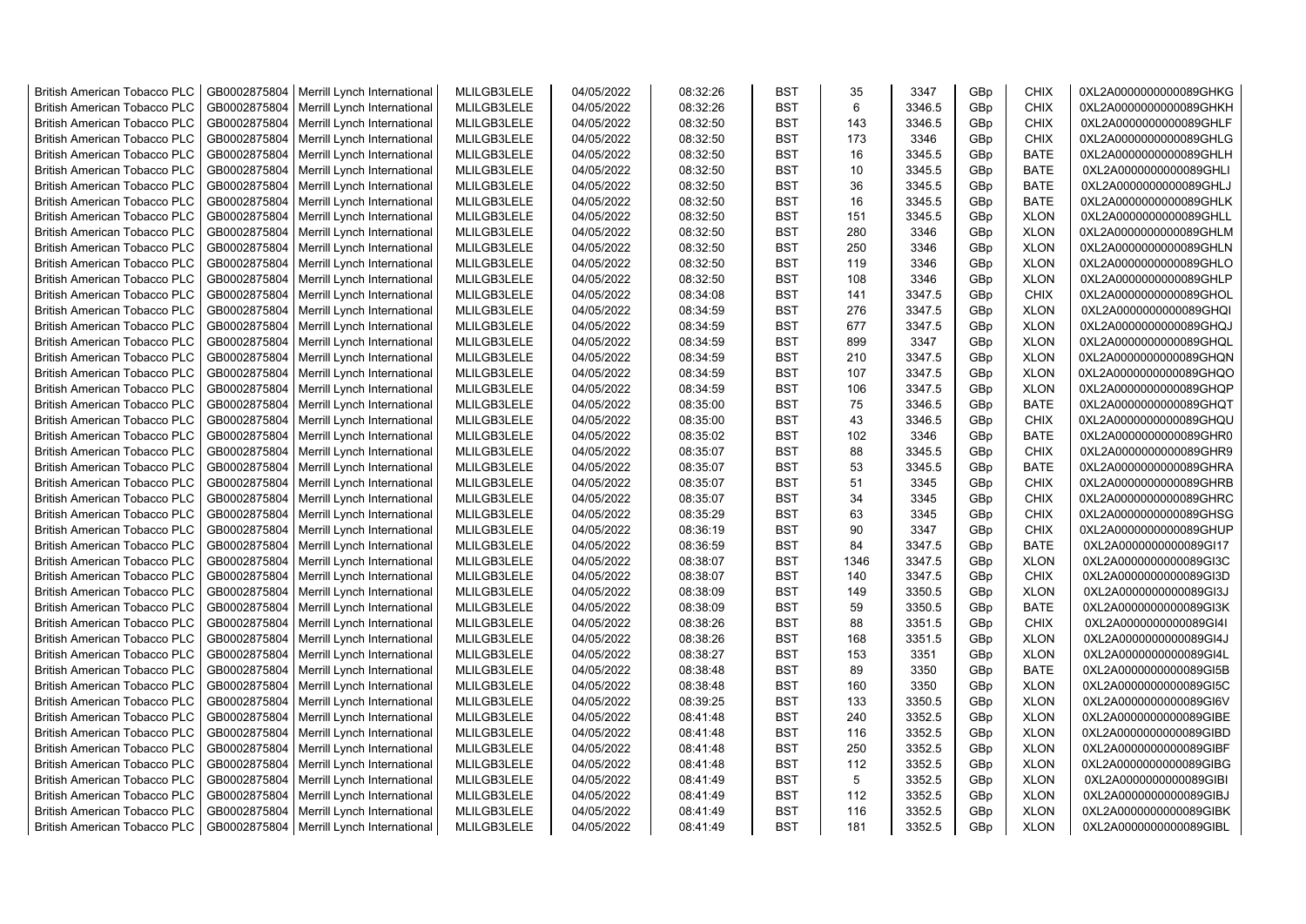| British American Tobacco PLC | GB0002875804 | Merrill Lynch International | MLILGB3LELE | 04/05/2022 | 08:32:26 | BST | 35 | 3347 | GBp | CHIX | 0XL2A0000000000089GHKG |
|---|---|---|---|---|---|---|---|---|---|---|---|
| British American Tobacco PLC | GB0002875804 | Merrill Lynch International | MLILGB3LELE | 04/05/2022 | 08:32:26 | BST | 6 | 3346.5 | GBp | CHIX | 0XL2A0000000000089GHKH |
| British American Tobacco PLC | GB0002875804 | Merrill Lynch International | MLILGB3LELE | 04/05/2022 | 08:32:50 | BST | 143 | 3346.5 | GBp | CHIX | 0XL2A0000000000089GHLF |
| British American Tobacco PLC | GB0002875804 | Merrill Lynch International | MLILGB3LELE | 04/05/2022 | 08:32:50 | BST | 173 | 3346 | GBp | CHIX | 0XL2A0000000000089GHLG |
| British American Tobacco PLC | GB0002875804 | Merrill Lynch International | MLILGB3LELE | 04/05/2022 | 08:32:50 | BST | 16 | 3345.5 | GBp | BATE | 0XL2A0000000000089GHLH |
| British American Tobacco PLC | GB0002875804 | Merrill Lynch International | MLILGB3LELE | 04/05/2022 | 08:32:50 | BST | 10 | 3345.5 | GBp | BATE | 0XL2A0000000000089GHLI |
| British American Tobacco PLC | GB0002875804 | Merrill Lynch International | MLILGB3LELE | 04/05/2022 | 08:32:50 | BST | 36 | 3345.5 | GBp | BATE | 0XL2A0000000000089GHLJ |
| British American Tobacco PLC | GB0002875804 | Merrill Lynch International | MLILGB3LELE | 04/05/2022 | 08:32:50 | BST | 16 | 3345.5 | GBp | BATE | 0XL2A0000000000089GHLK |
| British American Tobacco PLC | GB0002875804 | Merrill Lynch International | MLILGB3LELE | 04/05/2022 | 08:32:50 | BST | 151 | 3345.5 | GBp | XLON | 0XL2A0000000000089GHLL |
| British American Tobacco PLC | GB0002875804 | Merrill Lynch International | MLILGB3LELE | 04/05/2022 | 08:32:50 | BST | 280 | 3346 | GBp | XLON | 0XL2A0000000000089GHLM |
| British American Tobacco PLC | GB0002875804 | Merrill Lynch International | MLILGB3LELE | 04/05/2022 | 08:32:50 | BST | 250 | 3346 | GBp | XLON | 0XL2A0000000000089GHLN |
| British American Tobacco PLC | GB0002875804 | Merrill Lynch International | MLILGB3LELE | 04/05/2022 | 08:32:50 | BST | 119 | 3346 | GBp | XLON | 0XL2A0000000000089GHLO |
| British American Tobacco PLC | GB0002875804 | Merrill Lynch International | MLILGB3LELE | 04/05/2022 | 08:32:50 | BST | 108 | 3346 | GBp | XLON | 0XL2A0000000000089GHLP |
| British American Tobacco PLC | GB0002875804 | Merrill Lynch International | MLILGB3LELE | 04/05/2022 | 08:34:08 | BST | 141 | 3347.5 | GBp | CHIX | 0XL2A0000000000089GHOL |
| British American Tobacco PLC | GB0002875804 | Merrill Lynch International | MLILGB3LELE | 04/05/2022 | 08:34:59 | BST | 276 | 3347.5 | GBp | XLON | 0XL2A0000000000089GHQI |
| British American Tobacco PLC | GB0002875804 | Merrill Lynch International | MLILGB3LELE | 04/05/2022 | 08:34:59 | BST | 677 | 3347.5 | GBp | XLON | 0XL2A0000000000089GHQJ |
| British American Tobacco PLC | GB0002875804 | Merrill Lynch International | MLILGB3LELE | 04/05/2022 | 08:34:59 | BST | 899 | 3347 | GBp | XLON | 0XL2A0000000000089GHQL |
| British American Tobacco PLC | GB0002875804 | Merrill Lynch International | MLILGB3LELE | 04/05/2022 | 08:34:59 | BST | 210 | 3347.5 | GBp | XLON | 0XL2A0000000000089GHQN |
| British American Tobacco PLC | GB0002875804 | Merrill Lynch International | MLILGB3LELE | 04/05/2022 | 08:34:59 | BST | 107 | 3347.5 | GBp | XLON | 0XL2A0000000000089GHQO |
| British American Tobacco PLC | GB0002875804 | Merrill Lynch International | MLILGB3LELE | 04/05/2022 | 08:34:59 | BST | 106 | 3347.5 | GBp | XLON | 0XL2A0000000000089GHQP |
| British American Tobacco PLC | GB0002875804 | Merrill Lynch International | MLILGB3LELE | 04/05/2022 | 08:35:00 | BST | 75 | 3346.5 | GBp | BATE | 0XL2A0000000000089GHQT |
| British American Tobacco PLC | GB0002875804 | Merrill Lynch International | MLILGB3LELE | 04/05/2022 | 08:35:00 | BST | 43 | 3346.5 | GBp | CHIX | 0XL2A0000000000089GHQU |
| British American Tobacco PLC | GB0002875804 | Merrill Lynch International | MLILGB3LELE | 04/05/2022 | 08:35:02 | BST | 102 | 3346 | GBp | BATE | 0XL2A0000000000089GHR0 |
| British American Tobacco PLC | GB0002875804 | Merrill Lynch International | MLILGB3LELE | 04/05/2022 | 08:35:07 | BST | 88 | 3345.5 | GBp | CHIX | 0XL2A0000000000089GHR9 |
| British American Tobacco PLC | GB0002875804 | Merrill Lynch International | MLILGB3LELE | 04/05/2022 | 08:35:07 | BST | 53 | 3345.5 | GBp | BATE | 0XL2A0000000000089GHRA |
| British American Tobacco PLC | GB0002875804 | Merrill Lynch International | MLILGB3LELE | 04/05/2022 | 08:35:07 | BST | 51 | 3345 | GBp | CHIX | 0XL2A0000000000089GHRB |
| British American Tobacco PLC | GB0002875804 | Merrill Lynch International | MLILGB3LELE | 04/05/2022 | 08:35:07 | BST | 34 | 3345 | GBp | CHIX | 0XL2A0000000000089GHRC |
| British American Tobacco PLC | GB0002875804 | Merrill Lynch International | MLILGB3LELE | 04/05/2022 | 08:35:29 | BST | 63 | 3345 | GBp | CHIX | 0XL2A0000000000089GHSG |
| British American Tobacco PLC | GB0002875804 | Merrill Lynch International | MLILGB3LELE | 04/05/2022 | 08:36:19 | BST | 90 | 3347 | GBp | CHIX | 0XL2A0000000000089GHUP |
| British American Tobacco PLC | GB0002875804 | Merrill Lynch International | MLILGB3LELE | 04/05/2022 | 08:36:59 | BST | 84 | 3347.5 | GBp | BATE | 0XL2A0000000000089GI17 |
| British American Tobacco PLC | GB0002875804 | Merrill Lynch International | MLILGB3LELE | 04/05/2022 | 08:38:07 | BST | 1346 | 3347.5 | GBp | XLON | 0XL2A0000000000089GI3C |
| British American Tobacco PLC | GB0002875804 | Merrill Lynch International | MLILGB3LELE | 04/05/2022 | 08:38:07 | BST | 140 | 3347.5 | GBp | CHIX | 0XL2A0000000000089GI3D |
| British American Tobacco PLC | GB0002875804 | Merrill Lynch International | MLILGB3LELE | 04/05/2022 | 08:38:09 | BST | 149 | 3350.5 | GBp | XLON | 0XL2A0000000000089GI3J |
| British American Tobacco PLC | GB0002875804 | Merrill Lynch International | MLILGB3LELE | 04/05/2022 | 08:38:09 | BST | 59 | 3350.5 | GBp | BATE | 0XL2A0000000000089GI3K |
| British American Tobacco PLC | GB0002875804 | Merrill Lynch International | MLILGB3LELE | 04/05/2022 | 08:38:26 | BST | 88 | 3351.5 | GBp | CHIX | 0XL2A0000000000089GI4I |
| British American Tobacco PLC | GB0002875804 | Merrill Lynch International | MLILGB3LELE | 04/05/2022 | 08:38:26 | BST | 168 | 3351.5 | GBp | XLON | 0XL2A0000000000089GI4J |
| British American Tobacco PLC | GB0002875804 | Merrill Lynch International | MLILGB3LELE | 04/05/2022 | 08:38:27 | BST | 153 | 3351 | GBp | XLON | 0XL2A0000000000089GI4L |
| British American Tobacco PLC | GB0002875804 | Merrill Lynch International | MLILGB3LELE | 04/05/2022 | 08:38:48 | BST | 89 | 3350 | GBp | BATE | 0XL2A0000000000089GI5B |
| British American Tobacco PLC | GB0002875804 | Merrill Lynch International | MLILGB3LELE | 04/05/2022 | 08:38:48 | BST | 160 | 3350 | GBp | XLON | 0XL2A0000000000089GI5C |
| British American Tobacco PLC | GB0002875804 | Merrill Lynch International | MLILGB3LELE | 04/05/2022 | 08:39:25 | BST | 133 | 3350.5 | GBp | XLON | 0XL2A0000000000089GI6V |
| British American Tobacco PLC | GB0002875804 | Merrill Lynch International | MLILGB3LELE | 04/05/2022 | 08:41:48 | BST | 240 | 3352.5 | GBp | XLON | 0XL2A0000000000089GIBE |
| British American Tobacco PLC | GB0002875804 | Merrill Lynch International | MLILGB3LELE | 04/05/2022 | 08:41:48 | BST | 116 | 3352.5 | GBp | XLON | 0XL2A0000000000089GIBD |
| British American Tobacco PLC | GB0002875804 | Merrill Lynch International | MLILGB3LELE | 04/05/2022 | 08:41:48 | BST | 250 | 3352.5 | GBp | XLON | 0XL2A0000000000089GIBF |
| British American Tobacco PLC | GB0002875804 | Merrill Lynch International | MLILGB3LELE | 04/05/2022 | 08:41:48 | BST | 112 | 3352.5 | GBp | XLON | 0XL2A0000000000089GIBG |
| British American Tobacco PLC | GB0002875804 | Merrill Lynch International | MLILGB3LELE | 04/05/2022 | 08:41:49 | BST | 5 | 3352.5 | GBp | XLON | 0XL2A0000000000089GIBI |
| British American Tobacco PLC | GB0002875804 | Merrill Lynch International | MLILGB3LELE | 04/05/2022 | 08:41:49 | BST | 112 | 3352.5 | GBp | XLON | 0XL2A0000000000089GIBJ |
| British American Tobacco PLC | GB0002875804 | Merrill Lynch International | MLILGB3LELE | 04/05/2022 | 08:41:49 | BST | 116 | 3352.5 | GBp | XLON | 0XL2A0000000000089GIBK |
| British American Tobacco PLC | GB0002875804 | Merrill Lynch International | MLILGB3LELE | 04/05/2022 | 08:41:49 | BST | 181 | 3352.5 | GBp | XLON | 0XL2A0000000000089GIBL |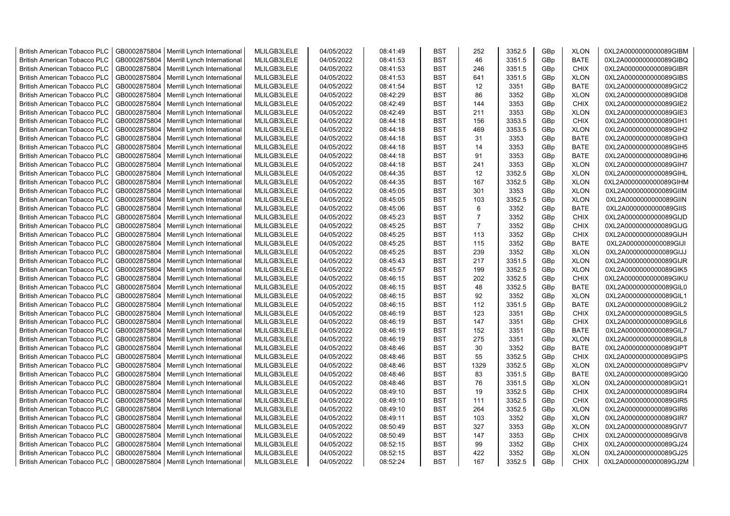| | | | | | | | | | | | |
|---|---|---|---|---|---|---|---|---|---|---|---|
| British American Tobacco PLC | GB0002875804 | Merrill Lynch International | MLILGB3LELE | 04/05/2022 | 08:41:49 | BST | 252 | 3352.5 | GBp | XLON | 0XL2A0000000000089GIBM |
| British American Tobacco PLC | GB0002875804 | Merrill Lynch International | MLILGB3LELE | 04/05/2022 | 08:41:53 | BST | 46 | 3351.5 | GBp | BATE | 0XL2A0000000000089GIBQ |
| British American Tobacco PLC | GB0002875804 | Merrill Lynch International | MLILGB3LELE | 04/05/2022 | 08:41:53 | BST | 246 | 3351.5 | GBp | CHIX | 0XL2A0000000000089GIBR |
| British American Tobacco PLC | GB0002875804 | Merrill Lynch International | MLILGB3LELE | 04/05/2022 | 08:41:53 | BST | 641 | 3351.5 | GBp | XLON | 0XL2A0000000000089GIBS |
| British American Tobacco PLC | GB0002875804 | Merrill Lynch International | MLILGB3LELE | 04/05/2022 | 08:41:54 | BST | 12 | 3351 | GBp | BATE | 0XL2A0000000000089GIC2 |
| British American Tobacco PLC | GB0002875804 | Merrill Lynch International | MLILGB3LELE | 04/05/2022 | 08:42:29 | BST | 86 | 3352 | GBp | XLON | 0XL2A0000000000089GID8 |
| British American Tobacco PLC | GB0002875804 | Merrill Lynch International | MLILGB3LELE | 04/05/2022 | 08:42:49 | BST | 144 | 3353 | GBp | CHIX | 0XL2A0000000000089GIE2 |
| British American Tobacco PLC | GB0002875804 | Merrill Lynch International | MLILGB3LELE | 04/05/2022 | 08:42:49 | BST | 211 | 3353 | GBp | XLON | 0XL2A0000000000089GIE3 |
| British American Tobacco PLC | GB0002875804 | Merrill Lynch International | MLILGB3LELE | 04/05/2022 | 08:44:18 | BST | 156 | 3353.5 | GBp | CHIX | 0XL2A0000000000089GIH1 |
| British American Tobacco PLC | GB0002875804 | Merrill Lynch International | MLILGB3LELE | 04/05/2022 | 08:44:18 | BST | 469 | 3353.5 | GBp | XLON | 0XL2A0000000000089GIH2 |
| British American Tobacco PLC | GB0002875804 | Merrill Lynch International | MLILGB3LELE | 04/05/2022 | 08:44:18 | BST | 31 | 3353 | GBp | BATE | 0XL2A0000000000089GIH3 |
| British American Tobacco PLC | GB0002875804 | Merrill Lynch International | MLILGB3LELE | 04/05/2022 | 08:44:18 | BST | 14 | 3353 | GBp | BATE | 0XL2A0000000000089GIH5 |
| British American Tobacco PLC | GB0002875804 | Merrill Lynch International | MLILGB3LELE | 04/05/2022 | 08:44:18 | BST | 91 | 3353 | GBp | BATE | 0XL2A0000000000089GIH6 |
| British American Tobacco PLC | GB0002875804 | Merrill Lynch International | MLILGB3LELE | 04/05/2022 | 08:44:18 | BST | 241 | 3353 | GBp | XLON | 0XL2A0000000000089GIH7 |
| British American Tobacco PLC | GB0002875804 | Merrill Lynch International | MLILGB3LELE | 04/05/2022 | 08:44:35 | BST | 12 | 3352.5 | GBp | XLON | 0XL2A0000000000089GIHL |
| British American Tobacco PLC | GB0002875804 | Merrill Lynch International | MLILGB3LELE | 04/05/2022 | 08:44:35 | BST | 167 | 3352.5 | GBp | XLON | 0XL2A0000000000089GIHM |
| British American Tobacco PLC | GB0002875804 | Merrill Lynch International | MLILGB3LELE | 04/05/2022 | 08:45:05 | BST | 301 | 3353 | GBp | XLON | 0XL2A0000000000089GIIM |
| British American Tobacco PLC | GB0002875804 | Merrill Lynch International | MLILGB3LELE | 04/05/2022 | 08:45:05 | BST | 103 | 3352.5 | GBp | XLON | 0XL2A0000000000089GIIN |
| British American Tobacco PLC | GB0002875804 | Merrill Lynch International | MLILGB3LELE | 04/05/2022 | 08:45:06 | BST | 6 | 3352 | GBp | BATE | 0XL2A0000000000089GIIS |
| British American Tobacco PLC | GB0002875804 | Merrill Lynch International | MLILGB3LELE | 04/05/2022 | 08:45:23 | BST | 7 | 3352 | GBp | CHIX | 0XL2A0000000000089GIJD |
| British American Tobacco PLC | GB0002875804 | Merrill Lynch International | MLILGB3LELE | 04/05/2022 | 08:45:25 | BST | 7 | 3352 | GBp | CHIX | 0XL2A0000000000089GIJG |
| British American Tobacco PLC | GB0002875804 | Merrill Lynch International | MLILGB3LELE | 04/05/2022 | 08:45:25 | BST | 113 | 3352 | GBp | CHIX | 0XL2A0000000000089GIJH |
| British American Tobacco PLC | GB0002875804 | Merrill Lynch International | MLILGB3LELE | 04/05/2022 | 08:45:25 | BST | 115 | 3352 | GBp | BATE | 0XL2A0000000000089GIJI |
| British American Tobacco PLC | GB0002875804 | Merrill Lynch International | MLILGB3LELE | 04/05/2022 | 08:45:25 | BST | 239 | 3352 | GBp | XLON | 0XL2A0000000000089GIJJ |
| British American Tobacco PLC | GB0002875804 | Merrill Lynch International | MLILGB3LELE | 04/05/2022 | 08:45:43 | BST | 217 | 3351.5 | GBp | XLON | 0XL2A0000000000089GIJR |
| British American Tobacco PLC | GB0002875804 | Merrill Lynch International | MLILGB3LELE | 04/05/2022 | 08:45:57 | BST | 199 | 3352.5 | GBp | XLON | 0XL2A0000000000089GIK5 |
| British American Tobacco PLC | GB0002875804 | Merrill Lynch International | MLILGB3LELE | 04/05/2022 | 08:46:15 | BST | 202 | 3352.5 | GBp | CHIX | 0XL2A0000000000089GIKU |
| British American Tobacco PLC | GB0002875804 | Merrill Lynch International | MLILGB3LELE | 04/05/2022 | 08:46:15 | BST | 48 | 3352.5 | GBp | BATE | 0XL2A0000000000089GIL0 |
| British American Tobacco PLC | GB0002875804 | Merrill Lynch International | MLILGB3LELE | 04/05/2022 | 08:46:15 | BST | 92 | 3352 | GBp | XLON | 0XL2A0000000000089GIL1 |
| British American Tobacco PLC | GB0002875804 | Merrill Lynch International | MLILGB3LELE | 04/05/2022 | 08:46:15 | BST | 112 | 3351.5 | GBp | BATE | 0XL2A0000000000089GIL2 |
| British American Tobacco PLC | GB0002875804 | Merrill Lynch International | MLILGB3LELE | 04/05/2022 | 08:46:19 | BST | 123 | 3351 | GBp | CHIX | 0XL2A0000000000089GIL5 |
| British American Tobacco PLC | GB0002875804 | Merrill Lynch International | MLILGB3LELE | 04/05/2022 | 08:46:19 | BST | 147 | 3351 | GBp | CHIX | 0XL2A0000000000089GIL6 |
| British American Tobacco PLC | GB0002875804 | Merrill Lynch International | MLILGB3LELE | 04/05/2022 | 08:46:19 | BST | 152 | 3351 | GBp | BATE | 0XL2A0000000000089GIL7 |
| British American Tobacco PLC | GB0002875804 | Merrill Lynch International | MLILGB3LELE | 04/05/2022 | 08:46:19 | BST | 275 | 3351 | GBp | XLON | 0XL2A0000000000089GIL8 |
| British American Tobacco PLC | GB0002875804 | Merrill Lynch International | MLILGB3LELE | 04/05/2022 | 08:48:46 | BST | 30 | 3352 | GBp | BATE | 0XL2A0000000000089GIPT |
| British American Tobacco PLC | GB0002875804 | Merrill Lynch International | MLILGB3LELE | 04/05/2022 | 08:48:46 | BST | 55 | 3352.5 | GBp | CHIX | 0XL2A0000000000089GIPS |
| British American Tobacco PLC | GB0002875804 | Merrill Lynch International | MLILGB3LELE | 04/05/2022 | 08:48:46 | BST | 1329 | 3352.5 | GBp | XLON | 0XL2A0000000000089GIPV |
| British American Tobacco PLC | GB0002875804 | Merrill Lynch International | MLILGB3LELE | 04/05/2022 | 08:48:46 | BST | 83 | 3351.5 | GBp | BATE | 0XL2A0000000000089GIQ0 |
| British American Tobacco PLC | GB0002875804 | Merrill Lynch International | MLILGB3LELE | 04/05/2022 | 08:48:46 | BST | 76 | 3351.5 | GBp | XLON | 0XL2A0000000000089GIQ1 |
| British American Tobacco PLC | GB0002875804 | Merrill Lynch International | MLILGB3LELE | 04/05/2022 | 08:49:10 | BST | 19 | 3352.5 | GBp | CHIX | 0XL2A0000000000089GIR4 |
| British American Tobacco PLC | GB0002875804 | Merrill Lynch International | MLILGB3LELE | 04/05/2022 | 08:49:10 | BST | 111 | 3352.5 | GBp | CHIX | 0XL2A0000000000089GIR5 |
| British American Tobacco PLC | GB0002875804 | Merrill Lynch International | MLILGB3LELE | 04/05/2022 | 08:49:10 | BST | 264 | 3352.5 | GBp | XLON | 0XL2A0000000000089GIR6 |
| British American Tobacco PLC | GB0002875804 | Merrill Lynch International | MLILGB3LELE | 04/05/2022 | 08:49:11 | BST | 103 | 3352 | GBp | XLON | 0XL2A0000000000089GIR7 |
| British American Tobacco PLC | GB0002875804 | Merrill Lynch International | MLILGB3LELE | 04/05/2022 | 08:50:49 | BST | 327 | 3353 | GBp | XLON | 0XL2A0000000000089GIV7 |
| British American Tobacco PLC | GB0002875804 | Merrill Lynch International | MLILGB3LELE | 04/05/2022 | 08:50:49 | BST | 147 | 3353 | GBp | CHIX | 0XL2A0000000000089GIV8 |
| British American Tobacco PLC | GB0002875804 | Merrill Lynch International | MLILGB3LELE | 04/05/2022 | 08:52:15 | BST | 99 | 3352 | GBp | CHIX | 0XL2A0000000000089GJ24 |
| British American Tobacco PLC | GB0002875804 | Merrill Lynch International | MLILGB3LELE | 04/05/2022 | 08:52:15 | BST | 422 | 3352 | GBp | XLON | 0XL2A0000000000089GJ25 |
| British American Tobacco PLC | GB0002875804 | Merrill Lynch International | MLILGB3LELE | 04/05/2022 | 08:52:24 | BST | 167 | 3352.5 | GBp | CHIX | 0XL2A0000000000089GJ2M |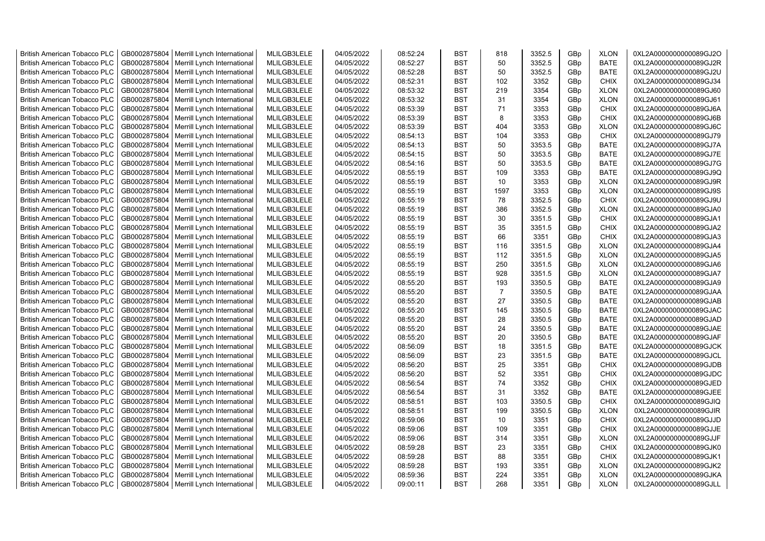| British American Tobacco PLC | GB0002875804 | Merrill Lynch International | MLILGB3LELE | 04/05/2022 | 08:52:24 | BST | 818 | 3352.5 | GBp | XLON | 0XL2A0000000000089GJ2O |
|---|---|---|---|---|---|---|---|---|---|---|---|
| British American Tobacco PLC | GB0002875804 | Merrill Lynch International | MLILGB3LELE | 04/05/2022 | 08:52:27 | BST | 50 | 3352.5 | GBp | BATE | 0XL2A0000000000089GJ2R |
| British American Tobacco PLC | GB0002875804 | Merrill Lynch International | MLILGB3LELE | 04/05/2022 | 08:52:28 | BST | 50 | 3352.5 | GBp | BATE | 0XL2A0000000000089GJ2U |
| British American Tobacco PLC | GB0002875804 | Merrill Lynch International | MLILGB3LELE | 04/05/2022 | 08:52:31 | BST | 102 | 3352 | GBp | CHIX | 0XL2A0000000000089GJ34 |
| British American Tobacco PLC | GB0002875804 | Merrill Lynch International | MLILGB3LELE | 04/05/2022 | 08:53:32 | BST | 219 | 3354 | GBp | XLON | 0XL2A0000000000089GJ60 |
| British American Tobacco PLC | GB0002875804 | Merrill Lynch International | MLILGB3LELE | 04/05/2022 | 08:53:32 | BST | 31 | 3354 | GBp | XLON | 0XL2A0000000000089GJ61 |
| British American Tobacco PLC | GB0002875804 | Merrill Lynch International | MLILGB3LELE | 04/05/2022 | 08:53:39 | BST | 71 | 3353 | GBp | CHIX | 0XL2A0000000000089GJ6A |
| British American Tobacco PLC | GB0002875804 | Merrill Lynch International | MLILGB3LELE | 04/05/2022 | 08:53:39 | BST | 8 | 3353 | GBp | CHIX | 0XL2A0000000000089GJ6B |
| British American Tobacco PLC | GB0002875804 | Merrill Lynch International | MLILGB3LELE | 04/05/2022 | 08:53:39 | BST | 404 | 3353 | GBp | XLON | 0XL2A0000000000089GJ6C |
| British American Tobacco PLC | GB0002875804 | Merrill Lynch International | MLILGB3LELE | 04/05/2022 | 08:54:13 | BST | 104 | 3353 | GBp | CHIX | 0XL2A0000000000089GJ79 |
| British American Tobacco PLC | GB0002875804 | Merrill Lynch International | MLILGB3LELE | 04/05/2022 | 08:54:13 | BST | 50 | 3353.5 | GBp | BATE | 0XL2A0000000000089GJ7A |
| British American Tobacco PLC | GB0002875804 | Merrill Lynch International | MLILGB3LELE | 04/05/2022 | 08:54:15 | BST | 50 | 3353.5 | GBp | BATE | 0XL2A0000000000089GJ7E |
| British American Tobacco PLC | GB0002875804 | Merrill Lynch International | MLILGB3LELE | 04/05/2022 | 08:54:16 | BST | 50 | 3353.5 | GBp | BATE | 0XL2A0000000000089GJ7G |
| British American Tobacco PLC | GB0002875804 | Merrill Lynch International | MLILGB3LELE | 04/05/2022 | 08:55:19 | BST | 109 | 3353 | GBp | BATE | 0XL2A0000000000089GJ9Q |
| British American Tobacco PLC | GB0002875804 | Merrill Lynch International | MLILGB3LELE | 04/05/2022 | 08:55:19 | BST | 10 | 3353 | GBp | XLON | 0XL2A0000000000089GJ9R |
| British American Tobacco PLC | GB0002875804 | Merrill Lynch International | MLILGB3LELE | 04/05/2022 | 08:55:19 | BST | 1597 | 3353 | GBp | XLON | 0XL2A0000000000089GJ9S |
| British American Tobacco PLC | GB0002875804 | Merrill Lynch International | MLILGB3LELE | 04/05/2022 | 08:55:19 | BST | 78 | 3352.5 | GBp | CHIX | 0XL2A0000000000089GJ9U |
| British American Tobacco PLC | GB0002875804 | Merrill Lynch International | MLILGB3LELE | 04/05/2022 | 08:55:19 | BST | 386 | 3352.5 | GBp | XLON | 0XL2A0000000000089GJA0 |
| British American Tobacco PLC | GB0002875804 | Merrill Lynch International | MLILGB3LELE | 04/05/2022 | 08:55:19 | BST | 30 | 3351.5 | GBp | CHIX | 0XL2A0000000000089GJA1 |
| British American Tobacco PLC | GB0002875804 | Merrill Lynch International | MLILGB3LELE | 04/05/2022 | 08:55:19 | BST | 35 | 3351.5 | GBp | CHIX | 0XL2A0000000000089GJA2 |
| British American Tobacco PLC | GB0002875804 | Merrill Lynch International | MLILGB3LELE | 04/05/2022 | 08:55:19 | BST | 66 | 3351 | GBp | CHIX | 0XL2A0000000000089GJA3 |
| British American Tobacco PLC | GB0002875804 | Merrill Lynch International | MLILGB3LELE | 04/05/2022 | 08:55:19 | BST | 116 | 3351.5 | GBp | XLON | 0XL2A0000000000089GJA4 |
| British American Tobacco PLC | GB0002875804 | Merrill Lynch International | MLILGB3LELE | 04/05/2022 | 08:55:19 | BST | 112 | 3351.5 | GBp | XLON | 0XL2A0000000000089GJA5 |
| British American Tobacco PLC | GB0002875804 | Merrill Lynch International | MLILGB3LELE | 04/05/2022 | 08:55:19 | BST | 250 | 3351.5 | GBp | XLON | 0XL2A0000000000089GJA6 |
| British American Tobacco PLC | GB0002875804 | Merrill Lynch International | MLILGB3LELE | 04/05/2022 | 08:55:19 | BST | 928 | 3351.5 | GBp | XLON | 0XL2A0000000000089GJA7 |
| British American Tobacco PLC | GB0002875804 | Merrill Lynch International | MLILGB3LELE | 04/05/2022 | 08:55:20 | BST | 193 | 3350.5 | GBp | BATE | 0XL2A0000000000089GJA9 |
| British American Tobacco PLC | GB0002875804 | Merrill Lynch International | MLILGB3LELE | 04/05/2022 | 08:55:20 | BST | 7 | 3350.5 | GBp | BATE | 0XL2A0000000000089GJAA |
| British American Tobacco PLC | GB0002875804 | Merrill Lynch International | MLILGB3LELE | 04/05/2022 | 08:55:20 | BST | 27 | 3350.5 | GBp | BATE | 0XL2A0000000000089GJAB |
| British American Tobacco PLC | GB0002875804 | Merrill Lynch International | MLILGB3LELE | 04/05/2022 | 08:55:20 | BST | 145 | 3350.5 | GBp | BATE | 0XL2A0000000000089GJAC |
| British American Tobacco PLC | GB0002875804 | Merrill Lynch International | MLILGB3LELE | 04/05/2022 | 08:55:20 | BST | 28 | 3350.5 | GBp | BATE | 0XL2A0000000000089GJAD |
| British American Tobacco PLC | GB0002875804 | Merrill Lynch International | MLILGB3LELE | 04/05/2022 | 08:55:20 | BST | 24 | 3350.5 | GBp | BATE | 0XL2A0000000000089GJAE |
| British American Tobacco PLC | GB0002875804 | Merrill Lynch International | MLILGB3LELE | 04/05/2022 | 08:55:20 | BST | 20 | 3350.5 | GBp | BATE | 0XL2A0000000000089GJAF |
| British American Tobacco PLC | GB0002875804 | Merrill Lynch International | MLILGB3LELE | 04/05/2022 | 08:56:09 | BST | 18 | 3351.5 | GBp | BATE | 0XL2A0000000000089GJCK |
| British American Tobacco PLC | GB0002875804 | Merrill Lynch International | MLILGB3LELE | 04/05/2022 | 08:56:09 | BST | 23 | 3351.5 | GBp | BATE | 0XL2A0000000000089GJCL |
| British American Tobacco PLC | GB0002875804 | Merrill Lynch International | MLILGB3LELE | 04/05/2022 | 08:56:20 | BST | 25 | 3351 | GBp | CHIX | 0XL2A0000000000089GJDB |
| British American Tobacco PLC | GB0002875804 | Merrill Lynch International | MLILGB3LELE | 04/05/2022 | 08:56:20 | BST | 52 | 3351 | GBp | CHIX | 0XL2A0000000000089GJDC |
| British American Tobacco PLC | GB0002875804 | Merrill Lynch International | MLILGB3LELE | 04/05/2022 | 08:56:54 | BST | 74 | 3352 | GBp | CHIX | 0XL2A0000000000089GJED |
| British American Tobacco PLC | GB0002875804 | Merrill Lynch International | MLILGB3LELE | 04/05/2022 | 08:56:54 | BST | 31 | 3352 | GBp | BATE | 0XL2A0000000000089GJEE |
| British American Tobacco PLC | GB0002875804 | Merrill Lynch International | MLILGB3LELE | 04/05/2022 | 08:58:51 | BST | 103 | 3350.5 | GBp | CHIX | 0XL2A0000000000089GJIQ |
| British American Tobacco PLC | GB0002875804 | Merrill Lynch International | MLILGB3LELE | 04/05/2022 | 08:58:51 | BST | 199 | 3350.5 | GBp | XLON | 0XL2A0000000000089GJIR |
| British American Tobacco PLC | GB0002875804 | Merrill Lynch International | MLILGB3LELE | 04/05/2022 | 08:59:06 | BST | 10 | 3351 | GBp | CHIX | 0XL2A0000000000089GJJD |
| British American Tobacco PLC | GB0002875804 | Merrill Lynch International | MLILGB3LELE | 04/05/2022 | 08:59:06 | BST | 109 | 3351 | GBp | CHIX | 0XL2A0000000000089GJJE |
| British American Tobacco PLC | GB0002875804 | Merrill Lynch International | MLILGB3LELE | 04/05/2022 | 08:59:06 | BST | 314 | 3351 | GBp | XLON | 0XL2A0000000000089GJJF |
| British American Tobacco PLC | GB0002875804 | Merrill Lynch International | MLILGB3LELE | 04/05/2022 | 08:59:28 | BST | 23 | 3351 | GBp | CHIX | 0XL2A0000000000089GJK0 |
| British American Tobacco PLC | GB0002875804 | Merrill Lynch International | MLILGB3LELE | 04/05/2022 | 08:59:28 | BST | 88 | 3351 | GBp | CHIX | 0XL2A0000000000089GJK1 |
| British American Tobacco PLC | GB0002875804 | Merrill Lynch International | MLILGB3LELE | 04/05/2022 | 08:59:28 | BST | 193 | 3351 | GBp | XLON | 0XL2A0000000000089GJK2 |
| British American Tobacco PLC | GB0002875804 | Merrill Lynch International | MLILGB3LELE | 04/05/2022 | 08:59:36 | BST | 224 | 3351 | GBp | XLON | 0XL2A0000000000089GJKA |
| British American Tobacco PLC | GB0002875804 | Merrill Lynch International | MLILGB3LELE | 04/05/2022 | 09:00:11 | BST | 268 | 3351 | GBp | XLON | 0XL2A0000000000089GJLL |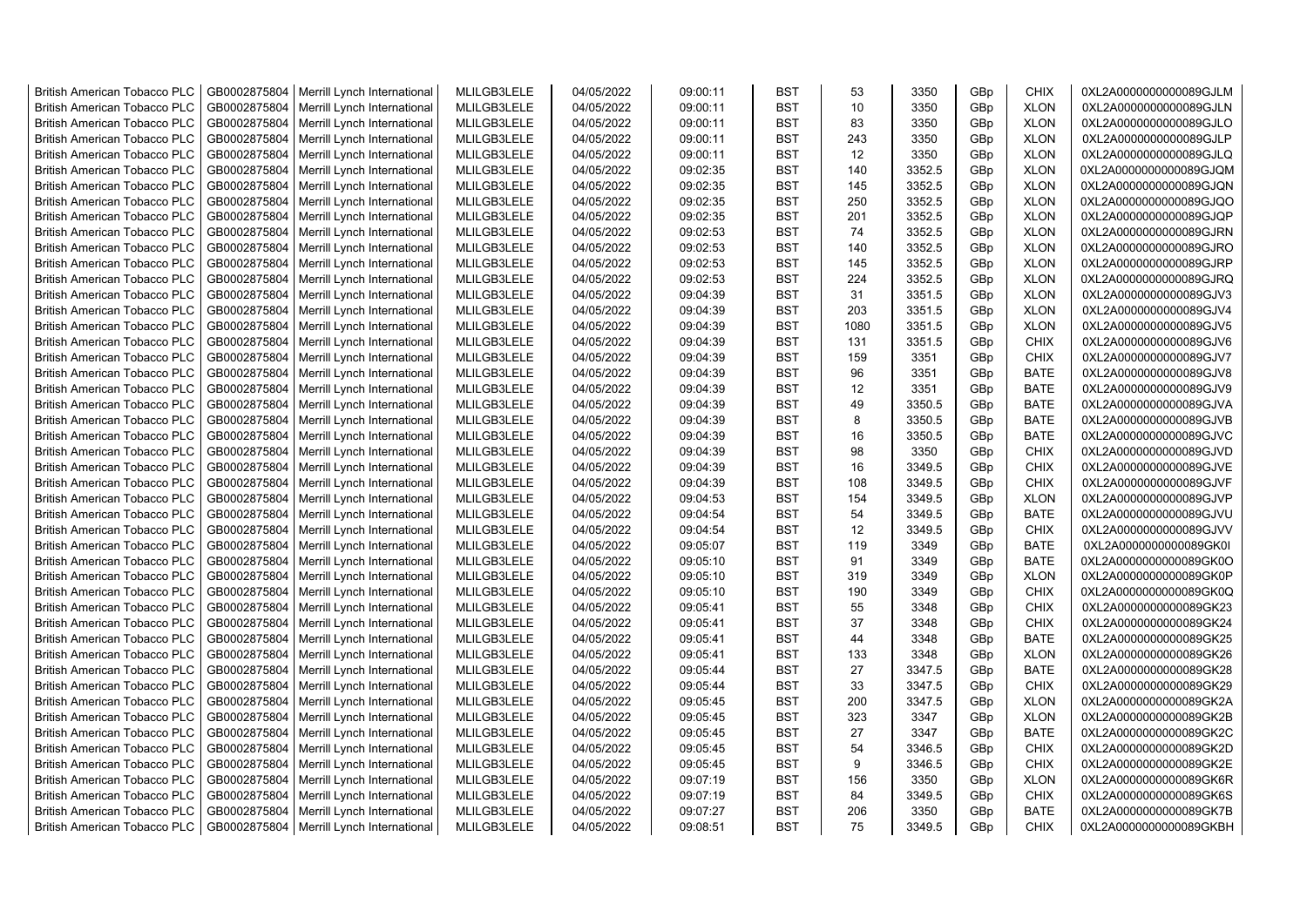| | | | | | | | | | | | |
|---|---|---|---|---|---|---|---|---|---|---|---|
| British American Tobacco PLC | GB0002875804 | Merrill Lynch International | MLILGB3LELE | 04/05/2022 | 09:00:11 | BST | 53 | 3350 | GBp | CHIX | 0XL2A0000000000089GJLM |
| British American Tobacco PLC | GB0002875804 | Merrill Lynch International | MLILGB3LELE | 04/05/2022 | 09:00:11 | BST | 10 | 3350 | GBp | XLON | 0XL2A0000000000089GJLN |
| British American Tobacco PLC | GB0002875804 | Merrill Lynch International | MLILGB3LELE | 04/05/2022 | 09:00:11 | BST | 83 | 3350 | GBp | XLON | 0XL2A0000000000089GJLO |
| British American Tobacco PLC | GB0002875804 | Merrill Lynch International | MLILGB3LELE | 04/05/2022 | 09:00:11 | BST | 243 | 3350 | GBp | XLON | 0XL2A0000000000089GJLP |
| British American Tobacco PLC | GB0002875804 | Merrill Lynch International | MLILGB3LELE | 04/05/2022 | 09:00:11 | BST | 12 | 3350 | GBp | XLON | 0XL2A0000000000089GJLQ |
| British American Tobacco PLC | GB0002875804 | Merrill Lynch International | MLILGB3LELE | 04/05/2022 | 09:02:35 | BST | 140 | 3352.5 | GBp | XLON | 0XL2A0000000000089GJQM |
| British American Tobacco PLC | GB0002875804 | Merrill Lynch International | MLILGB3LELE | 04/05/2022 | 09:02:35 | BST | 145 | 3352.5 | GBp | XLON | 0XL2A0000000000089GJQN |
| British American Tobacco PLC | GB0002875804 | Merrill Lynch International | MLILGB3LELE | 04/05/2022 | 09:02:35 | BST | 250 | 3352.5 | GBp | XLON | 0XL2A0000000000089GJQO |
| British American Tobacco PLC | GB0002875804 | Merrill Lynch International | MLILGB3LELE | 04/05/2022 | 09:02:35 | BST | 201 | 3352.5 | GBp | XLON | 0XL2A0000000000089GJQP |
| British American Tobacco PLC | GB0002875804 | Merrill Lynch International | MLILGB3LELE | 04/05/2022 | 09:02:53 | BST | 74 | 3352.5 | GBp | XLON | 0XL2A0000000000089GJRN |
| British American Tobacco PLC | GB0002875804 | Merrill Lynch International | MLILGB3LELE | 04/05/2022 | 09:02:53 | BST | 140 | 3352.5 | GBp | XLON | 0XL2A0000000000089GJRO |
| British American Tobacco PLC | GB0002875804 | Merrill Lynch International | MLILGB3LELE | 04/05/2022 | 09:02:53 | BST | 145 | 3352.5 | GBp | XLON | 0XL2A0000000000089GJRP |
| British American Tobacco PLC | GB0002875804 | Merrill Lynch International | MLILGB3LELE | 04/05/2022 | 09:02:53 | BST | 224 | 3352.5 | GBp | XLON | 0XL2A0000000000089GJRQ |
| British American Tobacco PLC | GB0002875804 | Merrill Lynch International | MLILGB3LELE | 04/05/2022 | 09:04:39 | BST | 31 | 3351.5 | GBp | XLON | 0XL2A0000000000089GJV3 |
| British American Tobacco PLC | GB0002875804 | Merrill Lynch International | MLILGB3LELE | 04/05/2022 | 09:04:39 | BST | 203 | 3351.5 | GBp | XLON | 0XL2A0000000000089GJV4 |
| British American Tobacco PLC | GB0002875804 | Merrill Lynch International | MLILGB3LELE | 04/05/2022 | 09:04:39 | BST | 1080 | 3351.5 | GBp | XLON | 0XL2A0000000000089GJV5 |
| British American Tobacco PLC | GB0002875804 | Merrill Lynch International | MLILGB3LELE | 04/05/2022 | 09:04:39 | BST | 131 | 3351.5 | GBp | CHIX | 0XL2A0000000000089GJV6 |
| British American Tobacco PLC | GB0002875804 | Merrill Lynch International | MLILGB3LELE | 04/05/2022 | 09:04:39 | BST | 159 | 3351 | GBp | CHIX | 0XL2A0000000000089GJV7 |
| British American Tobacco PLC | GB0002875804 | Merrill Lynch International | MLILGB3LELE | 04/05/2022 | 09:04:39 | BST | 96 | 3351 | GBp | BATE | 0XL2A0000000000089GJV8 |
| British American Tobacco PLC | GB0002875804 | Merrill Lynch International | MLILGB3LELE | 04/05/2022 | 09:04:39 | BST | 12 | 3351 | GBp | BATE | 0XL2A0000000000089GJV9 |
| British American Tobacco PLC | GB0002875804 | Merrill Lynch International | MLILGB3LELE | 04/05/2022 | 09:04:39 | BST | 49 | 3350.5 | GBp | BATE | 0XL2A0000000000089GJVA |
| British American Tobacco PLC | GB0002875804 | Merrill Lynch International | MLILGB3LELE | 04/05/2022 | 09:04:39 | BST | 8 | 3350.5 | GBp | BATE | 0XL2A0000000000089GJVB |
| British American Tobacco PLC | GB0002875804 | Merrill Lynch International | MLILGB3LELE | 04/05/2022 | 09:04:39 | BST | 16 | 3350.5 | GBp | BATE | 0XL2A0000000000089GJVC |
| British American Tobacco PLC | GB0002875804 | Merrill Lynch International | MLILGB3LELE | 04/05/2022 | 09:04:39 | BST | 98 | 3350 | GBp | CHIX | 0XL2A0000000000089GJVD |
| British American Tobacco PLC | GB0002875804 | Merrill Lynch International | MLILGB3LELE | 04/05/2022 | 09:04:39 | BST | 16 | 3349.5 | GBp | CHIX | 0XL2A0000000000089GJVE |
| British American Tobacco PLC | GB0002875804 | Merrill Lynch International | MLILGB3LELE | 04/05/2022 | 09:04:39 | BST | 108 | 3349.5 | GBp | CHIX | 0XL2A0000000000089GJVF |
| British American Tobacco PLC | GB0002875804 | Merrill Lynch International | MLILGB3LELE | 04/05/2022 | 09:04:53 | BST | 154 | 3349.5 | GBp | XLON | 0XL2A0000000000089GJVP |
| British American Tobacco PLC | GB0002875804 | Merrill Lynch International | MLILGB3LELE | 04/05/2022 | 09:04:54 | BST | 54 | 3349.5 | GBp | BATE | 0XL2A0000000000089GJVU |
| British American Tobacco PLC | GB0002875804 | Merrill Lynch International | MLILGB3LELE | 04/05/2022 | 09:04:54 | BST | 12 | 3349.5 | GBp | CHIX | 0XL2A0000000000089GJVV |
| British American Tobacco PLC | GB0002875804 | Merrill Lynch International | MLILGB3LELE | 04/05/2022 | 09:05:07 | BST | 119 | 3349 | GBp | BATE | 0XL2A0000000000089GK0I |
| British American Tobacco PLC | GB0002875804 | Merrill Lynch International | MLILGB3LELE | 04/05/2022 | 09:05:10 | BST | 91 | 3349 | GBp | BATE | 0XL2A0000000000089GK0O |
| British American Tobacco PLC | GB0002875804 | Merrill Lynch International | MLILGB3LELE | 04/05/2022 | 09:05:10 | BST | 319 | 3349 | GBp | XLON | 0XL2A0000000000089GK0P |
| British American Tobacco PLC | GB0002875804 | Merrill Lynch International | MLILGB3LELE | 04/05/2022 | 09:05:10 | BST | 190 | 3349 | GBp | CHIX | 0XL2A0000000000089GK0Q |
| British American Tobacco PLC | GB0002875804 | Merrill Lynch International | MLILGB3LELE | 04/05/2022 | 09:05:41 | BST | 55 | 3348 | GBp | CHIX | 0XL2A0000000000089GK23 |
| British American Tobacco PLC | GB0002875804 | Merrill Lynch International | MLILGB3LELE | 04/05/2022 | 09:05:41 | BST | 37 | 3348 | GBp | CHIX | 0XL2A0000000000089GK24 |
| British American Tobacco PLC | GB0002875804 | Merrill Lynch International | MLILGB3LELE | 04/05/2022 | 09:05:41 | BST | 44 | 3348 | GBp | BATE | 0XL2A0000000000089GK25 |
| British American Tobacco PLC | GB0002875804 | Merrill Lynch International | MLILGB3LELE | 04/05/2022 | 09:05:41 | BST | 133 | 3348 | GBp | XLON | 0XL2A0000000000089GK26 |
| British American Tobacco PLC | GB0002875804 | Merrill Lynch International | MLILGB3LELE | 04/05/2022 | 09:05:44 | BST | 27 | 3347.5 | GBp | BATE | 0XL2A0000000000089GK28 |
| British American Tobacco PLC | GB0002875804 | Merrill Lynch International | MLILGB3LELE | 04/05/2022 | 09:05:44 | BST | 33 | 3347.5 | GBp | CHIX | 0XL2A0000000000089GK29 |
| British American Tobacco PLC | GB0002875804 | Merrill Lynch International | MLILGB3LELE | 04/05/2022 | 09:05:45 | BST | 200 | 3347.5 | GBp | XLON | 0XL2A0000000000089GK2A |
| British American Tobacco PLC | GB0002875804 | Merrill Lynch International | MLILGB3LELE | 04/05/2022 | 09:05:45 | BST | 323 | 3347 | GBp | XLON | 0XL2A0000000000089GK2B |
| British American Tobacco PLC | GB0002875804 | Merrill Lynch International | MLILGB3LELE | 04/05/2022 | 09:05:45 | BST | 27 | 3347 | GBp | BATE | 0XL2A0000000000089GK2C |
| British American Tobacco PLC | GB0002875804 | Merrill Lynch International | MLILGB3LELE | 04/05/2022 | 09:05:45 | BST | 54 | 3346.5 | GBp | CHIX | 0XL2A0000000000089GK2D |
| British American Tobacco PLC | GB0002875804 | Merrill Lynch International | MLILGB3LELE | 04/05/2022 | 09:05:45 | BST | 9 | 3346.5 | GBp | CHIX | 0XL2A0000000000089GK2E |
| British American Tobacco PLC | GB0002875804 | Merrill Lynch International | MLILGB3LELE | 04/05/2022 | 09:07:19 | BST | 156 | 3350 | GBp | XLON | 0XL2A0000000000089GK6R |
| British American Tobacco PLC | GB0002875804 | Merrill Lynch International | MLILGB3LELE | 04/05/2022 | 09:07:19 | BST | 84 | 3349.5 | GBp | CHIX | 0XL2A0000000000089GK6S |
| British American Tobacco PLC | GB0002875804 | Merrill Lynch International | MLILGB3LELE | 04/05/2022 | 09:07:27 | BST | 206 | 3350 | GBp | BATE | 0XL2A0000000000089GK7B |
| British American Tobacco PLC | GB0002875804 | Merrill Lynch International | MLILGB3LELE | 04/05/2022 | 09:08:51 | BST | 75 | 3349.5 | GBp | CHIX | 0XL2A0000000000089GKBH |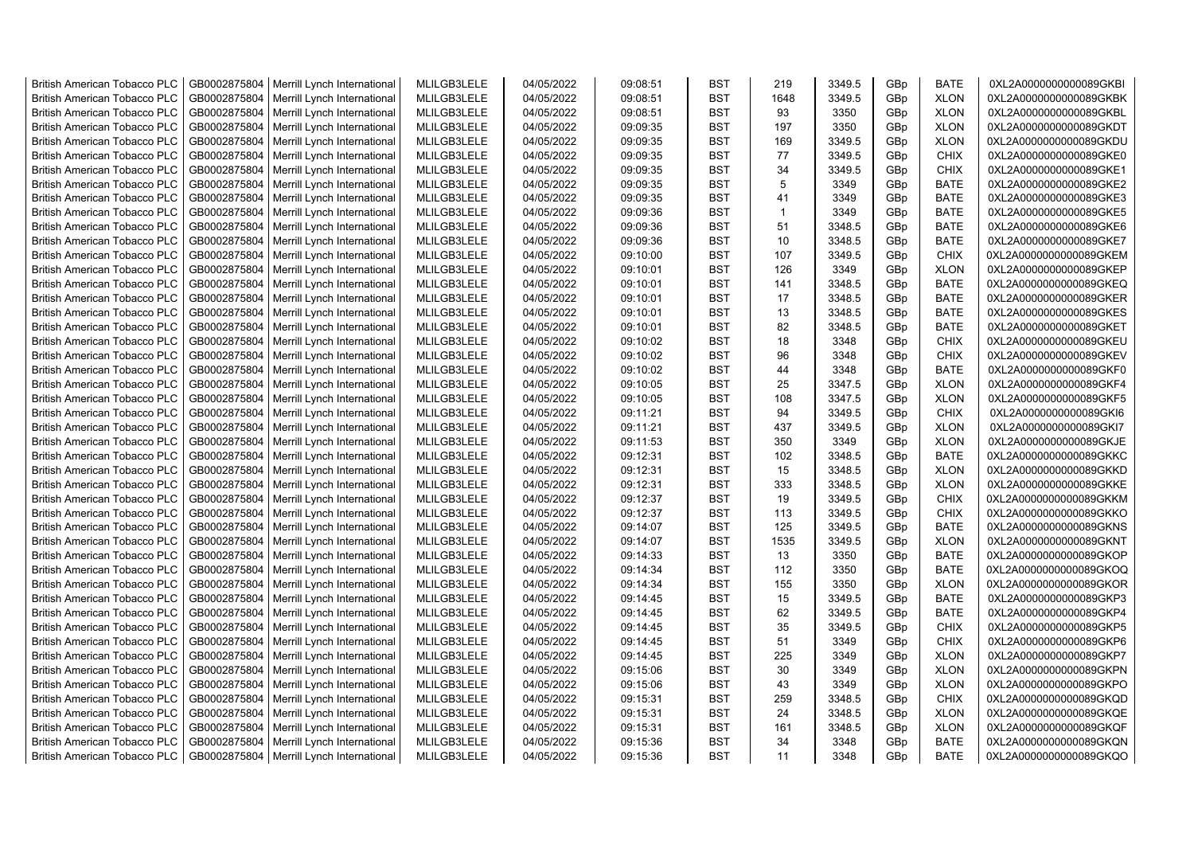| British American Tobacco PLC | GB0002875804 | Merrill Lynch International | MLILGB3LELE | 04/05/2022 | 09:08:51 | BST | 219 | 3349.5 | GBp | BATE | 0XL2A0000000000089GKBI |
|---|---|---|---|---|---|---|---|---|---|---|---|
| British American Tobacco PLC | GB0002875804 | Merrill Lynch International | MLILGB3LELE | 04/05/2022 | 09:08:51 | BST | 1648 | 3349.5 | GBp | XLON | 0XL2A0000000000089GKBK |
| British American Tobacco PLC | GB0002875804 | Merrill Lynch International | MLILGB3LELE | 04/05/2022 | 09:08:51 | BST | 93 | 3350 | GBp | XLON | 0XL2A0000000000089GKBL |
| British American Tobacco PLC | GB0002875804 | Merrill Lynch International | MLILGB3LELE | 04/05/2022 | 09:09:35 | BST | 197 | 3350 | GBp | XLON | 0XL2A0000000000089GKDT |
| British American Tobacco PLC | GB0002875804 | Merrill Lynch International | MLILGB3LELE | 04/05/2022 | 09:09:35 | BST | 169 | 3349.5 | GBp | XLON | 0XL2A0000000000089GKDU |
| British American Tobacco PLC | GB0002875804 | Merrill Lynch International | MLILGB3LELE | 04/05/2022 | 09:09:35 | BST | 77 | 3349.5 | GBp | CHIX | 0XL2A0000000000089GKE0 |
| British American Tobacco PLC | GB0002875804 | Merrill Lynch International | MLILGB3LELE | 04/05/2022 | 09:09:35 | BST | 34 | 3349.5 | GBp | CHIX | 0XL2A0000000000089GKE1 |
| British American Tobacco PLC | GB0002875804 | Merrill Lynch International | MLILGB3LELE | 04/05/2022 | 09:09:35 | BST | 5 | 3349 | GBp | BATE | 0XL2A0000000000089GKE2 |
| British American Tobacco PLC | GB0002875804 | Merrill Lynch International | MLILGB3LELE | 04/05/2022 | 09:09:35 | BST | 41 | 3349 | GBp | BATE | 0XL2A0000000000089GKE3 |
| British American Tobacco PLC | GB0002875804 | Merrill Lynch International | MLILGB3LELE | 04/05/2022 | 09:09:36 | BST | 1 | 3349 | GBp | BATE | 0XL2A0000000000089GKE5 |
| British American Tobacco PLC | GB0002875804 | Merrill Lynch International | MLILGB3LELE | 04/05/2022 | 09:09:36 | BST | 51 | 3348.5 | GBp | BATE | 0XL2A0000000000089GKE6 |
| British American Tobacco PLC | GB0002875804 | Merrill Lynch International | MLILGB3LELE | 04/05/2022 | 09:09:36 | BST | 10 | 3348.5 | GBp | BATE | 0XL2A0000000000089GKE7 |
| British American Tobacco PLC | GB0002875804 | Merrill Lynch International | MLILGB3LELE | 04/05/2022 | 09:10:00 | BST | 107 | 3349.5 | GBp | CHIX | 0XL2A0000000000089GKEM |
| British American Tobacco PLC | GB0002875804 | Merrill Lynch International | MLILGB3LELE | 04/05/2022 | 09:10:01 | BST | 126 | 3349 | GBp | XLON | 0XL2A0000000000089GKEP |
| British American Tobacco PLC | GB0002875804 | Merrill Lynch International | MLILGB3LELE | 04/05/2022 | 09:10:01 | BST | 141 | 3348.5 | GBp | BATE | 0XL2A0000000000089GKEQ |
| British American Tobacco PLC | GB0002875804 | Merrill Lynch International | MLILGB3LELE | 04/05/2022 | 09:10:01 | BST | 17 | 3348.5 | GBp | BATE | 0XL2A0000000000089GKER |
| British American Tobacco PLC | GB0002875804 | Merrill Lynch International | MLILGB3LELE | 04/05/2022 | 09:10:01 | BST | 13 | 3348.5 | GBp | BATE | 0XL2A0000000000089GKES |
| British American Tobacco PLC | GB0002875804 | Merrill Lynch International | MLILGB3LELE | 04/05/2022 | 09:10:01 | BST | 82 | 3348.5 | GBp | BATE | 0XL2A0000000000089GKET |
| British American Tobacco PLC | GB0002875804 | Merrill Lynch International | MLILGB3LELE | 04/05/2022 | 09:10:02 | BST | 18 | 3348 | GBp | CHIX | 0XL2A0000000000089GKEU |
| British American Tobacco PLC | GB0002875804 | Merrill Lynch International | MLILGB3LELE | 04/05/2022 | 09:10:02 | BST | 96 | 3348 | GBp | CHIX | 0XL2A0000000000089GKEV |
| British American Tobacco PLC | GB0002875804 | Merrill Lynch International | MLILGB3LELE | 04/05/2022 | 09:10:02 | BST | 44 | 3348 | GBp | BATE | 0XL2A0000000000089GKF0 |
| British American Tobacco PLC | GB0002875804 | Merrill Lynch International | MLILGB3LELE | 04/05/2022 | 09:10:05 | BST | 25 | 3347.5 | GBp | XLON | 0XL2A0000000000089GKF4 |
| British American Tobacco PLC | GB0002875804 | Merrill Lynch International | MLILGB3LELE | 04/05/2022 | 09:10:05 | BST | 108 | 3347.5 | GBp | XLON | 0XL2A0000000000089GKF5 |
| British American Tobacco PLC | GB0002875804 | Merrill Lynch International | MLILGB3LELE | 04/05/2022 | 09:11:21 | BST | 94 | 3349.5 | GBp | CHIX | 0XL2A0000000000089GKI6 |
| British American Tobacco PLC | GB0002875804 | Merrill Lynch International | MLILGB3LELE | 04/05/2022 | 09:11:21 | BST | 437 | 3349.5 | GBp | XLON | 0XL2A0000000000089GKI7 |
| British American Tobacco PLC | GB0002875804 | Merrill Lynch International | MLILGB3LELE | 04/05/2022 | 09:11:53 | BST | 350 | 3349 | GBp | XLON | 0XL2A0000000000089GKJE |
| British American Tobacco PLC | GB0002875804 | Merrill Lynch International | MLILGB3LELE | 04/05/2022 | 09:12:31 | BST | 102 | 3348.5 | GBp | BATE | 0XL2A0000000000089GKKC |
| British American Tobacco PLC | GB0002875804 | Merrill Lynch International | MLILGB3LELE | 04/05/2022 | 09:12:31 | BST | 15 | 3348.5 | GBp | XLON | 0XL2A0000000000089GKKD |
| British American Tobacco PLC | GB0002875804 | Merrill Lynch International | MLILGB3LELE | 04/05/2022 | 09:12:31 | BST | 333 | 3348.5 | GBp | XLON | 0XL2A0000000000089GKKE |
| British American Tobacco PLC | GB0002875804 | Merrill Lynch International | MLILGB3LELE | 04/05/2022 | 09:12:37 | BST | 19 | 3349.5 | GBp | CHIX | 0XL2A0000000000089GKKM |
| British American Tobacco PLC | GB0002875804 | Merrill Lynch International | MLILGB3LELE | 04/05/2022 | 09:12:37 | BST | 113 | 3349.5 | GBp | CHIX | 0XL2A0000000000089GKKO |
| British American Tobacco PLC | GB0002875804 | Merrill Lynch International | MLILGB3LELE | 04/05/2022 | 09:14:07 | BST | 125 | 3349.5 | GBp | BATE | 0XL2A0000000000089GKNS |
| British American Tobacco PLC | GB0002875804 | Merrill Lynch International | MLILGB3LELE | 04/05/2022 | 09:14:07 | BST | 1535 | 3349.5 | GBp | XLON | 0XL2A0000000000089GKNT |
| British American Tobacco PLC | GB0002875804 | Merrill Lynch International | MLILGB3LELE | 04/05/2022 | 09:14:33 | BST | 13 | 3350 | GBp | BATE | 0XL2A0000000000089GKOP |
| British American Tobacco PLC | GB0002875804 | Merrill Lynch International | MLILGB3LELE | 04/05/2022 | 09:14:34 | BST | 112 | 3350 | GBp | BATE | 0XL2A0000000000089GKOQ |
| British American Tobacco PLC | GB0002875804 | Merrill Lynch International | MLILGB3LELE | 04/05/2022 | 09:14:34 | BST | 155 | 3350 | GBp | XLON | 0XL2A0000000000089GKOR |
| British American Tobacco PLC | GB0002875804 | Merrill Lynch International | MLILGB3LELE | 04/05/2022 | 09:14:45 | BST | 15 | 3349.5 | GBp | BATE | 0XL2A0000000000089GKP3 |
| British American Tobacco PLC | GB0002875804 | Merrill Lynch International | MLILGB3LELE | 04/05/2022 | 09:14:45 | BST | 62 | 3349.5 | GBp | BATE | 0XL2A0000000000089GKP4 |
| British American Tobacco PLC | GB0002875804 | Merrill Lynch International | MLILGB3LELE | 04/05/2022 | 09:14:45 | BST | 35 | 3349.5 | GBp | CHIX | 0XL2A0000000000089GKP5 |
| British American Tobacco PLC | GB0002875804 | Merrill Lynch International | MLILGB3LELE | 04/05/2022 | 09:14:45 | BST | 51 | 3349 | GBp | CHIX | 0XL2A0000000000089GKP6 |
| British American Tobacco PLC | GB0002875804 | Merrill Lynch International | MLILGB3LELE | 04/05/2022 | 09:14:45 | BST | 225 | 3349 | GBp | XLON | 0XL2A0000000000089GKP7 |
| British American Tobacco PLC | GB0002875804 | Merrill Lynch International | MLILGB3LELE | 04/05/2022 | 09:15:06 | BST | 30 | 3349 | GBp | XLON | 0XL2A0000000000089GKPN |
| British American Tobacco PLC | GB0002875804 | Merrill Lynch International | MLILGB3LELE | 04/05/2022 | 09:15:06 | BST | 43 | 3349 | GBp | XLON | 0XL2A0000000000089GKPO |
| British American Tobacco PLC | GB0002875804 | Merrill Lynch International | MLILGB3LELE | 04/05/2022 | 09:15:31 | BST | 259 | 3348.5 | GBp | CHIX | 0XL2A0000000000089GKQD |
| British American Tobacco PLC | GB0002875804 | Merrill Lynch International | MLILGB3LELE | 04/05/2022 | 09:15:31 | BST | 24 | 3348.5 | GBp | XLON | 0XL2A0000000000089GKQE |
| British American Tobacco PLC | GB0002875804 | Merrill Lynch International | MLILGB3LELE | 04/05/2022 | 09:15:31 | BST | 161 | 3348.5 | GBp | XLON | 0XL2A0000000000089GKQF |
| British American Tobacco PLC | GB0002875804 | Merrill Lynch International | MLILGB3LELE | 04/05/2022 | 09:15:36 | BST | 34 | 3348 | GBp | BATE | 0XL2A0000000000089GKQN |
| British American Tobacco PLC | GB0002875804 | Merrill Lynch International | MLILGB3LELE | 04/05/2022 | 09:15:36 | BST | 11 | 3348 | GBp | BATE | 0XL2A0000000000089GKQO |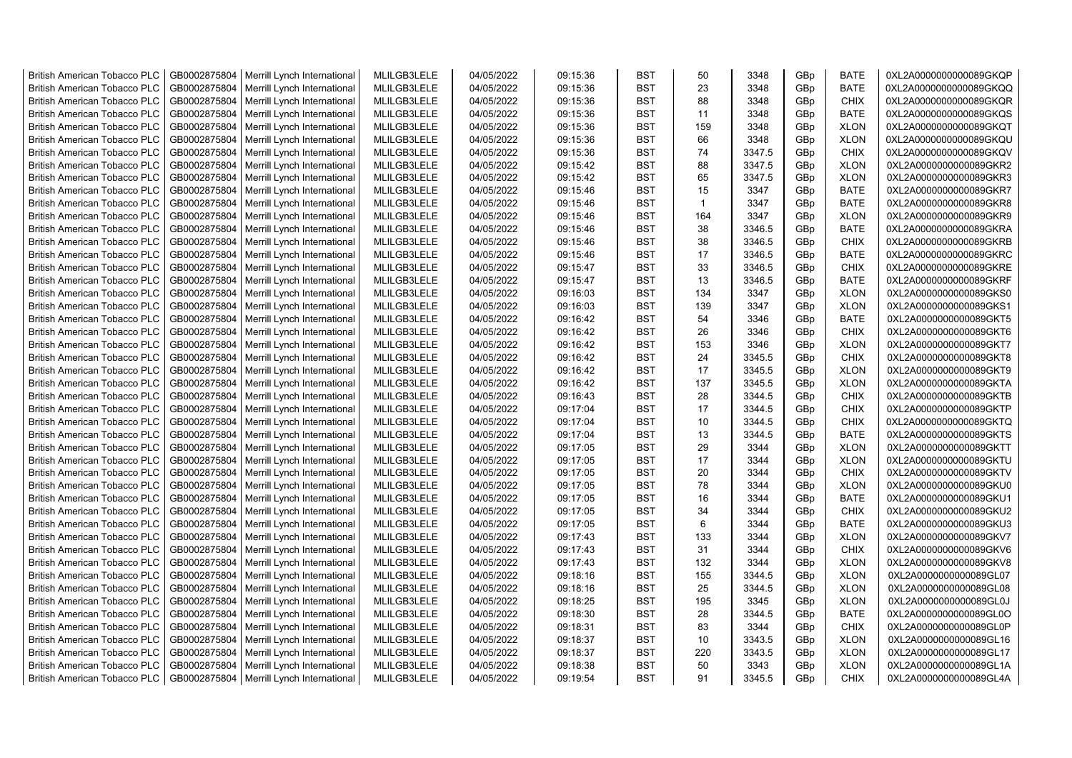| | | | | | | | | | | | |
|---|---|---|---|---|---|---|---|---|---|---|---|
| British American Tobacco PLC | GB0002875804 | Merrill Lynch International | MLILGB3LELE | 04/05/2022 | 09:15:36 | BST | 50 | 3348 | GBp | BATE | 0XL2A0000000000089GKQP |
| British American Tobacco PLC | GB0002875804 | Merrill Lynch International | MLILGB3LELE | 04/05/2022 | 09:15:36 | BST | 23 | 3348 | GBp | BATE | 0XL2A0000000000089GKQQ |
| British American Tobacco PLC | GB0002875804 | Merrill Lynch International | MLILGB3LELE | 04/05/2022 | 09:15:36 | BST | 88 | 3348 | GBp | CHIX | 0XL2A0000000000089GKQR |
| British American Tobacco PLC | GB0002875804 | Merrill Lynch International | MLILGB3LELE | 04/05/2022 | 09:15:36 | BST | 11 | 3348 | GBp | BATE | 0XL2A0000000000089GKQS |
| British American Tobacco PLC | GB0002875804 | Merrill Lynch International | MLILGB3LELE | 04/05/2022 | 09:15:36 | BST | 159 | 3348 | GBp | XLON | 0XL2A0000000000089GKQT |
| British American Tobacco PLC | GB0002875804 | Merrill Lynch International | MLILGB3LELE | 04/05/2022 | 09:15:36 | BST | 66 | 3348 | GBp | XLON | 0XL2A0000000000089GKQU |
| British American Tobacco PLC | GB0002875804 | Merrill Lynch International | MLILGB3LELE | 04/05/2022 | 09:15:36 | BST | 74 | 3347.5 | GBp | CHIX | 0XL2A0000000000089GKQV |
| British American Tobacco PLC | GB0002875804 | Merrill Lynch International | MLILGB3LELE | 04/05/2022 | 09:15:42 | BST | 88 | 3347.5 | GBp | XLON | 0XL2A0000000000089GKR2 |
| British American Tobacco PLC | GB0002875804 | Merrill Lynch International | MLILGB3LELE | 04/05/2022 | 09:15:42 | BST | 65 | 3347.5 | GBp | XLON | 0XL2A0000000000089GKR3 |
| British American Tobacco PLC | GB0002875804 | Merrill Lynch International | MLILGB3LELE | 04/05/2022 | 09:15:46 | BST | 15 | 3347 | GBp | BATE | 0XL2A0000000000089GKR7 |
| British American Tobacco PLC | GB0002875804 | Merrill Lynch International | MLILGB3LELE | 04/05/2022 | 09:15:46 | BST | 1 | 3347 | GBp | BATE | 0XL2A0000000000089GKR8 |
| British American Tobacco PLC | GB0002875804 | Merrill Lynch International | MLILGB3LELE | 04/05/2022 | 09:15:46 | BST | 164 | 3347 | GBp | XLON | 0XL2A0000000000089GKR9 |
| British American Tobacco PLC | GB0002875804 | Merrill Lynch International | MLILGB3LELE | 04/05/2022 | 09:15:46 | BST | 38 | 3346.5 | GBp | BATE | 0XL2A0000000000089GKRA |
| British American Tobacco PLC | GB0002875804 | Merrill Lynch International | MLILGB3LELE | 04/05/2022 | 09:15:46 | BST | 38 | 3346.5 | GBp | CHIX | 0XL2A0000000000089GKRB |
| British American Tobacco PLC | GB0002875804 | Merrill Lynch International | MLILGB3LELE | 04/05/2022 | 09:15:46 | BST | 17 | 3346.5 | GBp | BATE | 0XL2A0000000000089GKRC |
| British American Tobacco PLC | GB0002875804 | Merrill Lynch International | MLILGB3LELE | 04/05/2022 | 09:15:47 | BST | 33 | 3346.5 | GBp | CHIX | 0XL2A0000000000089GKRE |
| British American Tobacco PLC | GB0002875804 | Merrill Lynch International | MLILGB3LELE | 04/05/2022 | 09:15:47 | BST | 13 | 3346.5 | GBp | BATE | 0XL2A0000000000089GKRF |
| British American Tobacco PLC | GB0002875804 | Merrill Lynch International | MLILGB3LELE | 04/05/2022 | 09:16:03 | BST | 134 | 3347 | GBp | XLON | 0XL2A0000000000089GKS0 |
| British American Tobacco PLC | GB0002875804 | Merrill Lynch International | MLILGB3LELE | 04/05/2022 | 09:16:03 | BST | 139 | 3347 | GBp | XLON | 0XL2A0000000000089GKS1 |
| British American Tobacco PLC | GB0002875804 | Merrill Lynch International | MLILGB3LELE | 04/05/2022 | 09:16:42 | BST | 54 | 3346 | GBp | BATE | 0XL2A0000000000089GKT5 |
| British American Tobacco PLC | GB0002875804 | Merrill Lynch International | MLILGB3LELE | 04/05/2022 | 09:16:42 | BST | 26 | 3346 | GBp | CHIX | 0XL2A0000000000089GKT6 |
| British American Tobacco PLC | GB0002875804 | Merrill Lynch International | MLILGB3LELE | 04/05/2022 | 09:16:42 | BST | 153 | 3346 | GBp | XLON | 0XL2A0000000000089GKT7 |
| British American Tobacco PLC | GB0002875804 | Merrill Lynch International | MLILGB3LELE | 04/05/2022 | 09:16:42 | BST | 24 | 3345.5 | GBp | CHIX | 0XL2A0000000000089GKT8 |
| British American Tobacco PLC | GB0002875804 | Merrill Lynch International | MLILGB3LELE | 04/05/2022 | 09:16:42 | BST | 17 | 3345.5 | GBp | XLON | 0XL2A0000000000089GKT9 |
| British American Tobacco PLC | GB0002875804 | Merrill Lynch International | MLILGB3LELE | 04/05/2022 | 09:16:42 | BST | 137 | 3345.5 | GBp | XLON | 0XL2A0000000000089GKTA |
| British American Tobacco PLC | GB0002875804 | Merrill Lynch International | MLILGB3LELE | 04/05/2022 | 09:16:43 | BST | 28 | 3344.5 | GBp | CHIX | 0XL2A0000000000089GKTB |
| British American Tobacco PLC | GB0002875804 | Merrill Lynch International | MLILGB3LELE | 04/05/2022 | 09:17:04 | BST | 17 | 3344.5 | GBp | CHIX | 0XL2A0000000000089GKTP |
| British American Tobacco PLC | GB0002875804 | Merrill Lynch International | MLILGB3LELE | 04/05/2022 | 09:17:04 | BST | 10 | 3344.5 | GBp | CHIX | 0XL2A0000000000089GKTQ |
| British American Tobacco PLC | GB0002875804 | Merrill Lynch International | MLILGB3LELE | 04/05/2022 | 09:17:04 | BST | 13 | 3344.5 | GBp | BATE | 0XL2A0000000000089GKTS |
| British American Tobacco PLC | GB0002875804 | Merrill Lynch International | MLILGB3LELE | 04/05/2022 | 09:17:05 | BST | 29 | 3344 | GBp | XLON | 0XL2A0000000000089GKTT |
| British American Tobacco PLC | GB0002875804 | Merrill Lynch International | MLILGB3LELE | 04/05/2022 | 09:17:05 | BST | 17 | 3344 | GBp | XLON | 0XL2A0000000000089GKTU |
| British American Tobacco PLC | GB0002875804 | Merrill Lynch International | MLILGB3LELE | 04/05/2022 | 09:17:05 | BST | 20 | 3344 | GBp | CHIX | 0XL2A0000000000089GKTV |
| British American Tobacco PLC | GB0002875804 | Merrill Lynch International | MLILGB3LELE | 04/05/2022 | 09:17:05 | BST | 78 | 3344 | GBp | XLON | 0XL2A0000000000089GKU0 |
| British American Tobacco PLC | GB0002875804 | Merrill Lynch International | MLILGB3LELE | 04/05/2022 | 09:17:05 | BST | 16 | 3344 | GBp | BATE | 0XL2A0000000000089GKU1 |
| British American Tobacco PLC | GB0002875804 | Merrill Lynch International | MLILGB3LELE | 04/05/2022 | 09:17:05 | BST | 34 | 3344 | GBp | CHIX | 0XL2A0000000000089GKU2 |
| British American Tobacco PLC | GB0002875804 | Merrill Lynch International | MLILGB3LELE | 04/05/2022 | 09:17:05 | BST | 6 | 3344 | GBp | BATE | 0XL2A0000000000089GKU3 |
| British American Tobacco PLC | GB0002875804 | Merrill Lynch International | MLILGB3LELE | 04/05/2022 | 09:17:43 | BST | 133 | 3344 | GBp | XLON | 0XL2A0000000000089GKV7 |
| British American Tobacco PLC | GB0002875804 | Merrill Lynch International | MLILGB3LELE | 04/05/2022 | 09:17:43 | BST | 31 | 3344 | GBp | CHIX | 0XL2A0000000000089GKV6 |
| British American Tobacco PLC | GB0002875804 | Merrill Lynch International | MLILGB3LELE | 04/05/2022 | 09:17:43 | BST | 132 | 3344 | GBp | XLON | 0XL2A0000000000089GKV8 |
| British American Tobacco PLC | GB0002875804 | Merrill Lynch International | MLILGB3LELE | 04/05/2022 | 09:18:16 | BST | 155 | 3344.5 | GBp | XLON | 0XL2A0000000000089GL07 |
| British American Tobacco PLC | GB0002875804 | Merrill Lynch International | MLILGB3LELE | 04/05/2022 | 09:18:16 | BST | 25 | 3344.5 | GBp | XLON | 0XL2A0000000000089GL08 |
| British American Tobacco PLC | GB0002875804 | Merrill Lynch International | MLILGB3LELE | 04/05/2022 | 09:18:25 | BST | 195 | 3345 | GBp | XLON | 0XL2A0000000000089GL0J |
| British American Tobacco PLC | GB0002875804 | Merrill Lynch International | MLILGB3LELE | 04/05/2022 | 09:18:30 | BST | 28 | 3344.5 | GBp | BATE | 0XL2A0000000000089GL0O |
| British American Tobacco PLC | GB0002875804 | Merrill Lynch International | MLILGB3LELE | 04/05/2022 | 09:18:31 | BST | 83 | 3344 | GBp | CHIX | 0XL2A0000000000089GL0P |
| British American Tobacco PLC | GB0002875804 | Merrill Lynch International | MLILGB3LELE | 04/05/2022 | 09:18:37 | BST | 10 | 3343.5 | GBp | XLON | 0XL2A0000000000089GL16 |
| British American Tobacco PLC | GB0002875804 | Merrill Lynch International | MLILGB3LELE | 04/05/2022 | 09:18:37 | BST | 220 | 3343.5 | GBp | XLON | 0XL2A0000000000089GL17 |
| British American Tobacco PLC | GB0002875804 | Merrill Lynch International | MLILGB3LELE | 04/05/2022 | 09:18:38 | BST | 50 | 3343 | GBp | XLON | 0XL2A0000000000089GL1A |
| British American Tobacco PLC | GB0002875804 | Merrill Lynch International | MLILGB3LELE | 04/05/2022 | 09:19:54 | BST | 91 | 3345.5 | GBp | CHIX | 0XL2A0000000000089GL4A |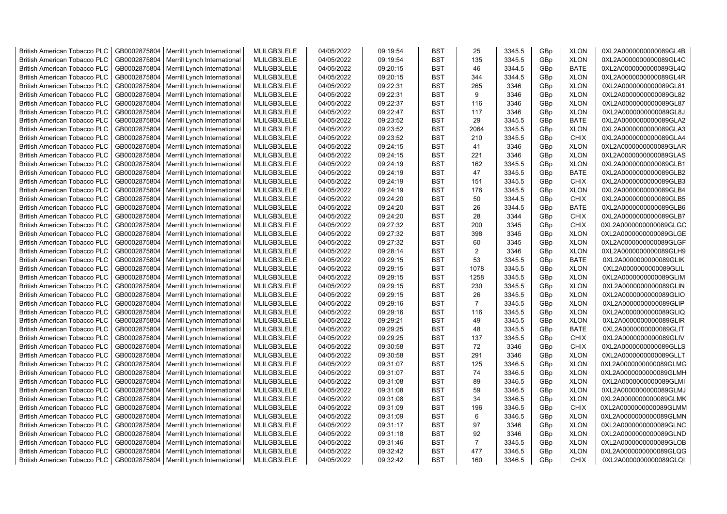| | | | | | | | | | | | |
|---|---|---|---|---|---|---|---|---|---|---|---|
| British American Tobacco PLC | GB0002875804 | Merrill Lynch International | MLILGB3LELE | 04/05/2022 | 09:19:54 | BST | 25 | 3345.5 | GBp | XLON | 0XL2A0000000000089GL4B |
| British American Tobacco PLC | GB0002875804 | Merrill Lynch International | MLILGB3LELE | 04/05/2022 | 09:19:54 | BST | 135 | 3345.5 | GBp | XLON | 0XL2A0000000000089GL4C |
| British American Tobacco PLC | GB0002875804 | Merrill Lynch International | MLILGB3LELE | 04/05/2022 | 09:20:15 | BST | 46 | 3344.5 | GBp | BATE | 0XL2A0000000000089GL4Q |
| British American Tobacco PLC | GB0002875804 | Merrill Lynch International | MLILGB3LELE | 04/05/2022 | 09:20:15 | BST | 344 | 3344.5 | GBp | XLON | 0XL2A0000000000089GL4R |
| British American Tobacco PLC | GB0002875804 | Merrill Lynch International | MLILGB3LELE | 04/05/2022 | 09:22:31 | BST | 265 | 3346 | GBp | XLON | 0XL2A0000000000089GL81 |
| British American Tobacco PLC | GB0002875804 | Merrill Lynch International | MLILGB3LELE | 04/05/2022 | 09:22:31 | BST | 9 | 3346 | GBp | XLON | 0XL2A0000000000089GL82 |
| British American Tobacco PLC | GB0002875804 | Merrill Lynch International | MLILGB3LELE | 04/05/2022 | 09:22:37 | BST | 116 | 3346 | GBp | XLON | 0XL2A0000000000089GL87 |
| British American Tobacco PLC | GB0002875804 | Merrill Lynch International | MLILGB3LELE | 04/05/2022 | 09:22:47 | BST | 117 | 3346 | GBp | XLON | 0XL2A0000000000089GL8J |
| British American Tobacco PLC | GB0002875804 | Merrill Lynch International | MLILGB3LELE | 04/05/2022 | 09:23:52 | BST | 29 | 3345.5 | GBp | BATE | 0XL2A0000000000089GLA2 |
| British American Tobacco PLC | GB0002875804 | Merrill Lynch International | MLILGB3LELE | 04/05/2022 | 09:23:52 | BST | 2064 | 3345.5 | GBp | XLON | 0XL2A0000000000089GLA3 |
| British American Tobacco PLC | GB0002875804 | Merrill Lynch International | MLILGB3LELE | 04/05/2022 | 09:23:52 | BST | 210 | 3345.5 | GBp | CHIX | 0XL2A0000000000089GLA4 |
| British American Tobacco PLC | GB0002875804 | Merrill Lynch International | MLILGB3LELE | 04/05/2022 | 09:24:15 | BST | 41 | 3346 | GBp | XLON | 0XL2A0000000000089GLAR |
| British American Tobacco PLC | GB0002875804 | Merrill Lynch International | MLILGB3LELE | 04/05/2022 | 09:24:15 | BST | 221 | 3346 | GBp | XLON | 0XL2A0000000000089GLAS |
| British American Tobacco PLC | GB0002875804 | Merrill Lynch International | MLILGB3LELE | 04/05/2022 | 09:24:19 | BST | 162 | 3345.5 | GBp | XLON | 0XL2A0000000000089GLB1 |
| British American Tobacco PLC | GB0002875804 | Merrill Lynch International | MLILGB3LELE | 04/05/2022 | 09:24:19 | BST | 47 | 3345.5 | GBp | BATE | 0XL2A0000000000089GLB2 |
| British American Tobacco PLC | GB0002875804 | Merrill Lynch International | MLILGB3LELE | 04/05/2022 | 09:24:19 | BST | 151 | 3345.5 | GBp | CHIX | 0XL2A0000000000089GLB3 |
| British American Tobacco PLC | GB0002875804 | Merrill Lynch International | MLILGB3LELE | 04/05/2022 | 09:24:19 | BST | 176 | 3345.5 | GBp | XLON | 0XL2A0000000000089GLB4 |
| British American Tobacco PLC | GB0002875804 | Merrill Lynch International | MLILGB3LELE | 04/05/2022 | 09:24:20 | BST | 50 | 3344.5 | GBp | CHIX | 0XL2A0000000000089GLB5 |
| British American Tobacco PLC | GB0002875804 | Merrill Lynch International | MLILGB3LELE | 04/05/2022 | 09:24:20 | BST | 26 | 3344.5 | GBp | BATE | 0XL2A0000000000089GLB6 |
| British American Tobacco PLC | GB0002875804 | Merrill Lynch International | MLILGB3LELE | 04/05/2022 | 09:24:20 | BST | 28 | 3344 | GBp | CHIX | 0XL2A0000000000089GLB7 |
| British American Tobacco PLC | GB0002875804 | Merrill Lynch International | MLILGB3LELE | 04/05/2022 | 09:27:32 | BST | 200 | 3345 | GBp | CHIX | 0XL2A0000000000089GLGC |
| British American Tobacco PLC | GB0002875804 | Merrill Lynch International | MLILGB3LELE | 04/05/2022 | 09:27:32 | BST | 398 | 3345 | GBp | XLON | 0XL2A0000000000089GLGE |
| British American Tobacco PLC | GB0002875804 | Merrill Lynch International | MLILGB3LELE | 04/05/2022 | 09:27:32 | BST | 60 | 3345 | GBp | XLON | 0XL2A0000000000089GLGF |
| British American Tobacco PLC | GB0002875804 | Merrill Lynch International | MLILGB3LELE | 04/05/2022 | 09:28:14 | BST | 2 | 3346 | GBp | XLON | 0XL2A0000000000089GLH9 |
| British American Tobacco PLC | GB0002875804 | Merrill Lynch International | MLILGB3LELE | 04/05/2022 | 09:29:15 | BST | 53 | 3345.5 | GBp | BATE | 0XL2A0000000000089GLIK |
| British American Tobacco PLC | GB0002875804 | Merrill Lynch International | MLILGB3LELE | 04/05/2022 | 09:29:15 | BST | 1078 | 3345.5 | GBp | XLON | 0XL2A0000000000089GLIL |
| British American Tobacco PLC | GB0002875804 | Merrill Lynch International | MLILGB3LELE | 04/05/2022 | 09:29:15 | BST | 1258 | 3345.5 | GBp | XLON | 0XL2A0000000000089GLIM |
| British American Tobacco PLC | GB0002875804 | Merrill Lynch International | MLILGB3LELE | 04/05/2022 | 09:29:15 | BST | 230 | 3345.5 | GBp | XLON | 0XL2A0000000000089GLIN |
| British American Tobacco PLC | GB0002875804 | Merrill Lynch International | MLILGB3LELE | 04/05/2022 | 09:29:15 | BST | 26 | 3345.5 | GBp | XLON | 0XL2A0000000000089GLIO |
| British American Tobacco PLC | GB0002875804 | Merrill Lynch International | MLILGB3LELE | 04/05/2022 | 09:29:16 | BST | 7 | 3345.5 | GBp | XLON | 0XL2A0000000000089GLIP |
| British American Tobacco PLC | GB0002875804 | Merrill Lynch International | MLILGB3LELE | 04/05/2022 | 09:29:16 | BST | 116 | 3345.5 | GBp | XLON | 0XL2A0000000000089GLIQ |
| British American Tobacco PLC | GB0002875804 | Merrill Lynch International | MLILGB3LELE | 04/05/2022 | 09:29:21 | BST | 49 | 3345.5 | GBp | XLON | 0XL2A0000000000089GLIR |
| British American Tobacco PLC | GB0002875804 | Merrill Lynch International | MLILGB3LELE | 04/05/2022 | 09:29:25 | BST | 48 | 3345.5 | GBp | BATE | 0XL2A0000000000089GLIT |
| British American Tobacco PLC | GB0002875804 | Merrill Lynch International | MLILGB3LELE | 04/05/2022 | 09:29:25 | BST | 137 | 3345.5 | GBp | CHIX | 0XL2A0000000000089GLIV |
| British American Tobacco PLC | GB0002875804 | Merrill Lynch International | MLILGB3LELE | 04/05/2022 | 09:30:58 | BST | 72 | 3346 | GBp | CHIX | 0XL2A0000000000089GLLS |
| British American Tobacco PLC | GB0002875804 | Merrill Lynch International | MLILGB3LELE | 04/05/2022 | 09:30:58 | BST | 291 | 3346 | GBp | XLON | 0XL2A0000000000089GLLT |
| British American Tobacco PLC | GB0002875804 | Merrill Lynch International | MLILGB3LELE | 04/05/2022 | 09:31:07 | BST | 125 | 3346.5 | GBp | XLON | 0XL2A0000000000089GLMG |
| British American Tobacco PLC | GB0002875804 | Merrill Lynch International | MLILGB3LELE | 04/05/2022 | 09:31:07 | BST | 74 | 3346.5 | GBp | XLON | 0XL2A0000000000089GLMH |
| British American Tobacco PLC | GB0002875804 | Merrill Lynch International | MLILGB3LELE | 04/05/2022 | 09:31:08 | BST | 89 | 3346.5 | GBp | XLON | 0XL2A0000000000089GLMI |
| British American Tobacco PLC | GB0002875804 | Merrill Lynch International | MLILGB3LELE | 04/05/2022 | 09:31:08 | BST | 59 | 3346.5 | GBp | XLON | 0XL2A0000000000089GLMJ |
| British American Tobacco PLC | GB0002875804 | Merrill Lynch International | MLILGB3LELE | 04/05/2022 | 09:31:08 | BST | 34 | 3346.5 | GBp | XLON | 0XL2A0000000000089GLMK |
| British American Tobacco PLC | GB0002875804 | Merrill Lynch International | MLILGB3LELE | 04/05/2022 | 09:31:09 | BST | 196 | 3346.5 | GBp | CHIX | 0XL2A0000000000089GLMM |
| British American Tobacco PLC | GB0002875804 | Merrill Lynch International | MLILGB3LELE | 04/05/2022 | 09:31:09 | BST | 6 | 3346.5 | GBp | XLON | 0XL2A0000000000089GLMN |
| British American Tobacco PLC | GB0002875804 | Merrill Lynch International | MLILGB3LELE | 04/05/2022 | 09:31:17 | BST | 97 | 3346 | GBp | XLON | 0XL2A0000000000089GLNC |
| British American Tobacco PLC | GB0002875804 | Merrill Lynch International | MLILGB3LELE | 04/05/2022 | 09:31:18 | BST | 92 | 3346 | GBp | XLON | 0XL2A0000000000089GLND |
| British American Tobacco PLC | GB0002875804 | Merrill Lynch International | MLILGB3LELE | 04/05/2022 | 09:31:46 | BST | 7 | 3345.5 | GBp | XLON | 0XL2A0000000000089GLOB |
| British American Tobacco PLC | GB0002875804 | Merrill Lynch International | MLILGB3LELE | 04/05/2022 | 09:32:42 | BST | 477 | 3346.5 | GBp | XLON | 0XL2A0000000000089GLQG |
| British American Tobacco PLC | GB0002875804 | Merrill Lynch International | MLILGB3LELE | 04/05/2022 | 09:32:42 | BST | 160 | 3346.5 | GBp | CHIX | 0XL2A0000000000089GLQI |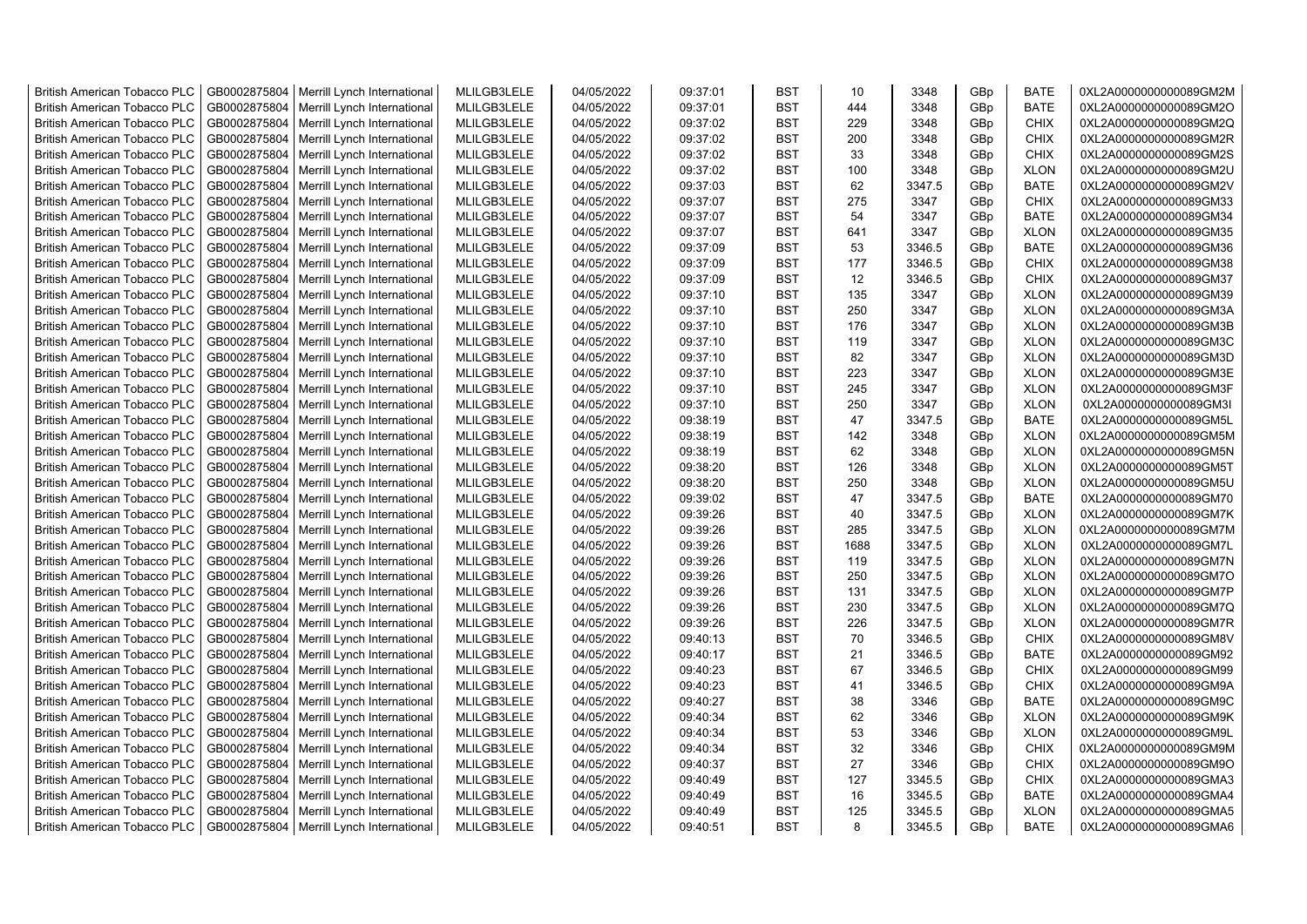| British American Tobacco PLC | GB0002875804 | Merrill Lynch International | MLILGB3LELE | 04/05/2022 | 09:37:01 | BST | 10 | 3348 | GBp | BATE | 0XL2A0000000000089GM2M |
|---|---|---|---|---|---|---|---|---|---|---|---|
| British American Tobacco PLC | GB0002875804 | Merrill Lynch International | MLILGB3LELE | 04/05/2022 | 09:37:01 | BST | 444 | 3348 | GBp | BATE | 0XL2A0000000000089GM2O |
| British American Tobacco PLC | GB0002875804 | Merrill Lynch International | MLILGB3LELE | 04/05/2022 | 09:37:02 | BST | 229 | 3348 | GBp | CHIX | 0XL2A0000000000089GM2Q |
| British American Tobacco PLC | GB0002875804 | Merrill Lynch International | MLILGB3LELE | 04/05/2022 | 09:37:02 | BST | 200 | 3348 | GBp | CHIX | 0XL2A0000000000089GM2R |
| British American Tobacco PLC | GB0002875804 | Merrill Lynch International | MLILGB3LELE | 04/05/2022 | 09:37:02 | BST | 33 | 3348 | GBp | CHIX | 0XL2A0000000000089GM2S |
| British American Tobacco PLC | GB0002875804 | Merrill Lynch International | MLILGB3LELE | 04/05/2022 | 09:37:02 | BST | 100 | 3348 | GBp | XLON | 0XL2A0000000000089GM2U |
| British American Tobacco PLC | GB0002875804 | Merrill Lynch International | MLILGB3LELE | 04/05/2022 | 09:37:03 | BST | 62 | 3347.5 | GBp | BATE | 0XL2A0000000000089GM2V |
| British American Tobacco PLC | GB0002875804 | Merrill Lynch International | MLILGB3LELE | 04/05/2022 | 09:37:07 | BST | 275 | 3347 | GBp | CHIX | 0XL2A0000000000089GM33 |
| British American Tobacco PLC | GB0002875804 | Merrill Lynch International | MLILGB3LELE | 04/05/2022 | 09:37:07 | BST | 54 | 3347 | GBp | BATE | 0XL2A0000000000089GM34 |
| British American Tobacco PLC | GB0002875804 | Merrill Lynch International | MLILGB3LELE | 04/05/2022 | 09:37:07 | BST | 641 | 3347 | GBp | XLON | 0XL2A0000000000089GM35 |
| British American Tobacco PLC | GB0002875804 | Merrill Lynch International | MLILGB3LELE | 04/05/2022 | 09:37:09 | BST | 53 | 3346.5 | GBp | BATE | 0XL2A0000000000089GM36 |
| British American Tobacco PLC | GB0002875804 | Merrill Lynch International | MLILGB3LELE | 04/05/2022 | 09:37:09 | BST | 177 | 3346.5 | GBp | CHIX | 0XL2A0000000000089GM38 |
| British American Tobacco PLC | GB0002875804 | Merrill Lynch International | MLILGB3LELE | 04/05/2022 | 09:37:09 | BST | 12 | 3346.5 | GBp | CHIX | 0XL2A0000000000089GM37 |
| British American Tobacco PLC | GB0002875804 | Merrill Lynch International | MLILGB3LELE | 04/05/2022 | 09:37:10 | BST | 135 | 3347 | GBp | XLON | 0XL2A0000000000089GM39 |
| British American Tobacco PLC | GB0002875804 | Merrill Lynch International | MLILGB3LELE | 04/05/2022 | 09:37:10 | BST | 250 | 3347 | GBp | XLON | 0XL2A0000000000089GM3A |
| British American Tobacco PLC | GB0002875804 | Merrill Lynch International | MLILGB3LELE | 04/05/2022 | 09:37:10 | BST | 176 | 3347 | GBp | XLON | 0XL2A0000000000089GM3B |
| British American Tobacco PLC | GB0002875804 | Merrill Lynch International | MLILGB3LELE | 04/05/2022 | 09:37:10 | BST | 119 | 3347 | GBp | XLON | 0XL2A0000000000089GM3C |
| British American Tobacco PLC | GB0002875804 | Merrill Lynch International | MLILGB3LELE | 04/05/2022 | 09:37:10 | BST | 82 | 3347 | GBp | XLON | 0XL2A0000000000089GM3D |
| British American Tobacco PLC | GB0002875804 | Merrill Lynch International | MLILGB3LELE | 04/05/2022 | 09:37:10 | BST | 223 | 3347 | GBp | XLON | 0XL2A0000000000089GM3E |
| British American Tobacco PLC | GB0002875804 | Merrill Lynch International | MLILGB3LELE | 04/05/2022 | 09:37:10 | BST | 245 | 3347 | GBp | XLON | 0XL2A0000000000089GM3F |
| British American Tobacco PLC | GB0002875804 | Merrill Lynch International | MLILGB3LELE | 04/05/2022 | 09:37:10 | BST | 250 | 3347 | GBp | XLON | 0XL2A0000000000089GM3I |
| British American Tobacco PLC | GB0002875804 | Merrill Lynch International | MLILGB3LELE | 04/05/2022 | 09:38:19 | BST | 47 | 3347.5 | GBp | BATE | 0XL2A0000000000089GM5L |
| British American Tobacco PLC | GB0002875804 | Merrill Lynch International | MLILGB3LELE | 04/05/2022 | 09:38:19 | BST | 142 | 3348 | GBp | XLON | 0XL2A0000000000089GM5M |
| British American Tobacco PLC | GB0002875804 | Merrill Lynch International | MLILGB3LELE | 04/05/2022 | 09:38:19 | BST | 62 | 3348 | GBp | XLON | 0XL2A0000000000089GM5N |
| British American Tobacco PLC | GB0002875804 | Merrill Lynch International | MLILGB3LELE | 04/05/2022 | 09:38:20 | BST | 126 | 3348 | GBp | XLON | 0XL2A0000000000089GM5T |
| British American Tobacco PLC | GB0002875804 | Merrill Lynch International | MLILGB3LELE | 04/05/2022 | 09:38:20 | BST | 250 | 3348 | GBp | XLON | 0XL2A0000000000089GM5U |
| British American Tobacco PLC | GB0002875804 | Merrill Lynch International | MLILGB3LELE | 04/05/2022 | 09:39:02 | BST | 47 | 3347.5 | GBp | BATE | 0XL2A0000000000089GM70 |
| British American Tobacco PLC | GB0002875804 | Merrill Lynch International | MLILGB3LELE | 04/05/2022 | 09:39:26 | BST | 40 | 3347.5 | GBp | XLON | 0XL2A0000000000089GM7K |
| British American Tobacco PLC | GB0002875804 | Merrill Lynch International | MLILGB3LELE | 04/05/2022 | 09:39:26 | BST | 285 | 3347.5 | GBp | XLON | 0XL2A0000000000089GM7M |
| British American Tobacco PLC | GB0002875804 | Merrill Lynch International | MLILGB3LELE | 04/05/2022 | 09:39:26 | BST | 1688 | 3347.5 | GBp | XLON | 0XL2A0000000000089GM7L |
| British American Tobacco PLC | GB0002875804 | Merrill Lynch International | MLILGB3LELE | 04/05/2022 | 09:39:26 | BST | 119 | 3347.5 | GBp | XLON | 0XL2A0000000000089GM7N |
| British American Tobacco PLC | GB0002875804 | Merrill Lynch International | MLILGB3LELE | 04/05/2022 | 09:39:26 | BST | 250 | 3347.5 | GBp | XLON | 0XL2A0000000000089GM7O |
| British American Tobacco PLC | GB0002875804 | Merrill Lynch International | MLILGB3LELE | 04/05/2022 | 09:39:26 | BST | 131 | 3347.5 | GBp | XLON | 0XL2A0000000000089GM7P |
| British American Tobacco PLC | GB0002875804 | Merrill Lynch International | MLILGB3LELE | 04/05/2022 | 09:39:26 | BST | 230 | 3347.5 | GBp | XLON | 0XL2A0000000000089GM7Q |
| British American Tobacco PLC | GB0002875804 | Merrill Lynch International | MLILGB3LELE | 04/05/2022 | 09:39:26 | BST | 226 | 3347.5 | GBp | XLON | 0XL2A0000000000089GM7R |
| British American Tobacco PLC | GB0002875804 | Merrill Lynch International | MLILGB3LELE | 04/05/2022 | 09:40:13 | BST | 70 | 3346.5 | GBp | CHIX | 0XL2A0000000000089GM8V |
| British American Tobacco PLC | GB0002875804 | Merrill Lynch International | MLILGB3LELE | 04/05/2022 | 09:40:17 | BST | 21 | 3346.5 | GBp | BATE | 0XL2A0000000000089GM92 |
| British American Tobacco PLC | GB0002875804 | Merrill Lynch International | MLILGB3LELE | 04/05/2022 | 09:40:23 | BST | 67 | 3346.5 | GBp | CHIX | 0XL2A0000000000089GM99 |
| British American Tobacco PLC | GB0002875804 | Merrill Lynch International | MLILGB3LELE | 04/05/2022 | 09:40:23 | BST | 41 | 3346.5 | GBp | CHIX | 0XL2A0000000000089GM9A |
| British American Tobacco PLC | GB0002875804 | Merrill Lynch International | MLILGB3LELE | 04/05/2022 | 09:40:27 | BST | 38 | 3346 | GBp | BATE | 0XL2A0000000000089GM9C |
| British American Tobacco PLC | GB0002875804 | Merrill Lynch International | MLILGB3LELE | 04/05/2022 | 09:40:34 | BST | 62 | 3346 | GBp | XLON | 0XL2A0000000000089GM9K |
| British American Tobacco PLC | GB0002875804 | Merrill Lynch International | MLILGB3LELE | 04/05/2022 | 09:40:34 | BST | 53 | 3346 | GBp | XLON | 0XL2A0000000000089GM9L |
| British American Tobacco PLC | GB0002875804 | Merrill Lynch International | MLILGB3LELE | 04/05/2022 | 09:40:34 | BST | 32 | 3346 | GBp | CHIX | 0XL2A0000000000089GM9M |
| British American Tobacco PLC | GB0002875804 | Merrill Lynch International | MLILGB3LELE | 04/05/2022 | 09:40:37 | BST | 27 | 3346 | GBp | CHIX | 0XL2A0000000000089GM9O |
| British American Tobacco PLC | GB0002875804 | Merrill Lynch International | MLILGB3LELE | 04/05/2022 | 09:40:49 | BST | 127 | 3345.5 | GBp | CHIX | 0XL2A0000000000089GMA3 |
| British American Tobacco PLC | GB0002875804 | Merrill Lynch International | MLILGB3LELE | 04/05/2022 | 09:40:49 | BST | 16 | 3345.5 | GBp | BATE | 0XL2A0000000000089GMA4 |
| British American Tobacco PLC | GB0002875804 | Merrill Lynch International | MLILGB3LELE | 04/05/2022 | 09:40:49 | BST | 125 | 3345.5 | GBp | XLON | 0XL2A0000000000089GMA5 |
| British American Tobacco PLC | GB0002875804 | Merrill Lynch International | MLILGB3LELE | 04/05/2022 | 09:40:51 | BST | 8 | 3345.5 | GBp | BATE | 0XL2A0000000000089GMA6 |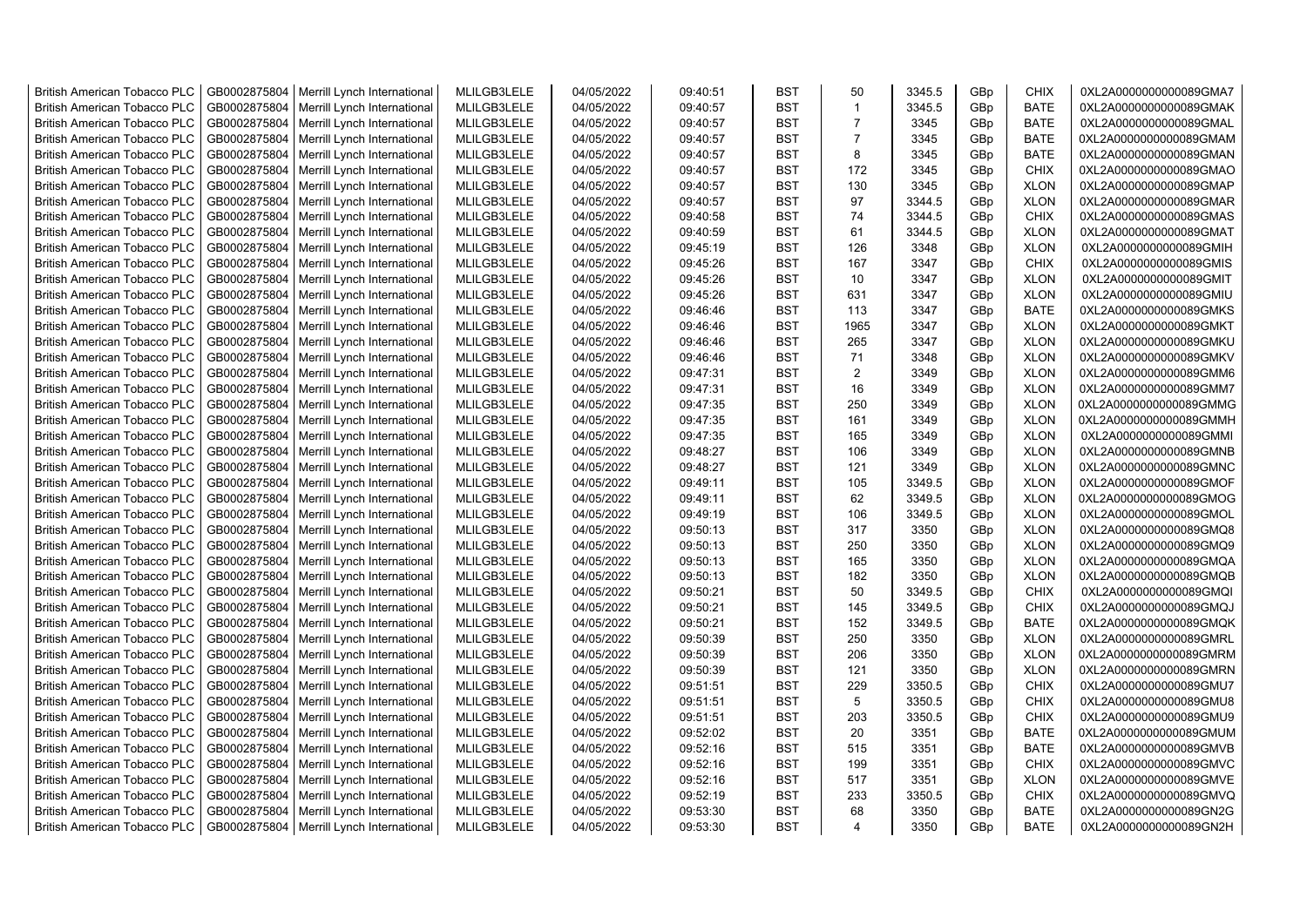| British American Tobacco PLC | GB0002875804 | Merrill Lynch International | MLILGB3LELE | 04/05/2022 | 09:40:51 | BST | 50 | 3345.5 | GBp | CHIX | 0XL2A0000000000089GMA7 |
|---|---|---|---|---|---|---|---|---|---|---|---|
| British American Tobacco PLC | GB0002875804 | Merrill Lynch International | MLILGB3LELE | 04/05/2022 | 09:40:57 | BST | 1 | 3345.5 | GBp | BATE | 0XL2A0000000000089GMAK |
| British American Tobacco PLC | GB0002875804 | Merrill Lynch International | MLILGB3LELE | 04/05/2022 | 09:40:57 | BST | 7 | 3345 | GBp | BATE | 0XL2A0000000000089GMAL |
| British American Tobacco PLC | GB0002875804 | Merrill Lynch International | MLILGB3LELE | 04/05/2022 | 09:40:57 | BST | 7 | 3345 | GBp | BATE | 0XL2A0000000000089GMAM |
| British American Tobacco PLC | GB0002875804 | Merrill Lynch International | MLILGB3LELE | 04/05/2022 | 09:40:57 | BST | 8 | 3345 | GBp | BATE | 0XL2A0000000000089GMAN |
| British American Tobacco PLC | GB0002875804 | Merrill Lynch International | MLILGB3LELE | 04/05/2022 | 09:40:57 | BST | 172 | 3345 | GBp | CHIX | 0XL2A0000000000089GMAO |
| British American Tobacco PLC | GB0002875804 | Merrill Lynch International | MLILGB3LELE | 04/05/2022 | 09:40:57 | BST | 130 | 3345 | GBp | XLON | 0XL2A0000000000089GMAP |
| British American Tobacco PLC | GB0002875804 | Merrill Lynch International | MLILGB3LELE | 04/05/2022 | 09:40:57 | BST | 97 | 3344.5 | GBp | XLON | 0XL2A0000000000089GMAR |
| British American Tobacco PLC | GB0002875804 | Merrill Lynch International | MLILGB3LELE | 04/05/2022 | 09:40:58 | BST | 74 | 3344.5 | GBp | CHIX | 0XL2A0000000000089GMAS |
| British American Tobacco PLC | GB0002875804 | Merrill Lynch International | MLILGB3LELE | 04/05/2022 | 09:40:59 | BST | 61 | 3344.5 | GBp | XLON | 0XL2A0000000000089GMAT |
| British American Tobacco PLC | GB0002875804 | Merrill Lynch International | MLILGB3LELE | 04/05/2022 | 09:45:19 | BST | 126 | 3348 | GBp | XLON | 0XL2A0000000000089GMIH |
| British American Tobacco PLC | GB0002875804 | Merrill Lynch International | MLILGB3LELE | 04/05/2022 | 09:45:26 | BST | 167 | 3347 | GBp | CHIX | 0XL2A0000000000089GMIS |
| British American Tobacco PLC | GB0002875804 | Merrill Lynch International | MLILGB3LELE | 04/05/2022 | 09:45:26 | BST | 10 | 3347 | GBp | XLON | 0XL2A0000000000089GMIT |
| British American Tobacco PLC | GB0002875804 | Merrill Lynch International | MLILGB3LELE | 04/05/2022 | 09:45:26 | BST | 631 | 3347 | GBp | XLON | 0XL2A0000000000089GMIU |
| British American Tobacco PLC | GB0002875804 | Merrill Lynch International | MLILGB3LELE | 04/05/2022 | 09:46:46 | BST | 113 | 3347 | GBp | BATE | 0XL2A0000000000089GMKS |
| British American Tobacco PLC | GB0002875804 | Merrill Lynch International | MLILGB3LELE | 04/05/2022 | 09:46:46 | BST | 1965 | 3347 | GBp | XLON | 0XL2A0000000000089GMKT |
| British American Tobacco PLC | GB0002875804 | Merrill Lynch International | MLILGB3LELE | 04/05/2022 | 09:46:46 | BST | 265 | 3347 | GBp | XLON | 0XL2A0000000000089GMKU |
| British American Tobacco PLC | GB0002875804 | Merrill Lynch International | MLILGB3LELE | 04/05/2022 | 09:46:46 | BST | 71 | 3348 | GBp | XLON | 0XL2A0000000000089GMKV |
| British American Tobacco PLC | GB0002875804 | Merrill Lynch International | MLILGB3LELE | 04/05/2022 | 09:47:31 | BST | 2 | 3349 | GBp | XLON | 0XL2A0000000000089GMM6 |
| British American Tobacco PLC | GB0002875804 | Merrill Lynch International | MLILGB3LELE | 04/05/2022 | 09:47:31 | BST | 16 | 3349 | GBp | XLON | 0XL2A0000000000089GMM7 |
| British American Tobacco PLC | GB0002875804 | Merrill Lynch International | MLILGB3LELE | 04/05/2022 | 09:47:35 | BST | 250 | 3349 | GBp | XLON | 0XL2A0000000000089GMMG |
| British American Tobacco PLC | GB0002875804 | Merrill Lynch International | MLILGB3LELE | 04/05/2022 | 09:47:35 | BST | 161 | 3349 | GBp | XLON | 0XL2A0000000000089GMMH |
| British American Tobacco PLC | GB0002875804 | Merrill Lynch International | MLILGB3LELE | 04/05/2022 | 09:47:35 | BST | 165 | 3349 | GBp | XLON | 0XL2A0000000000089GMMI |
| British American Tobacco PLC | GB0002875804 | Merrill Lynch International | MLILGB3LELE | 04/05/2022 | 09:48:27 | BST | 106 | 3349 | GBp | XLON | 0XL2A0000000000089GMNB |
| British American Tobacco PLC | GB0002875804 | Merrill Lynch International | MLILGB3LELE | 04/05/2022 | 09:48:27 | BST | 121 | 3349 | GBp | XLON | 0XL2A0000000000089GMNC |
| British American Tobacco PLC | GB0002875804 | Merrill Lynch International | MLILGB3LELE | 04/05/2022 | 09:49:11 | BST | 105 | 3349.5 | GBp | XLON | 0XL2A0000000000089GMOF |
| British American Tobacco PLC | GB0002875804 | Merrill Lynch International | MLILGB3LELE | 04/05/2022 | 09:49:11 | BST | 62 | 3349.5 | GBp | XLON | 0XL2A0000000000089GMOG |
| British American Tobacco PLC | GB0002875804 | Merrill Lynch International | MLILGB3LELE | 04/05/2022 | 09:49:19 | BST | 106 | 3349.5 | GBp | XLON | 0XL2A0000000000089GMOL |
| British American Tobacco PLC | GB0002875804 | Merrill Lynch International | MLILGB3LELE | 04/05/2022 | 09:50:13 | BST | 317 | 3350 | GBp | XLON | 0XL2A0000000000089GMQ8 |
| British American Tobacco PLC | GB0002875804 | Merrill Lynch International | MLILGB3LELE | 04/05/2022 | 09:50:13 | BST | 250 | 3350 | GBp | XLON | 0XL2A0000000000089GMQ9 |
| British American Tobacco PLC | GB0002875804 | Merrill Lynch International | MLILGB3LELE | 04/05/2022 | 09:50:13 | BST | 165 | 3350 | GBp | XLON | 0XL2A0000000000089GMQA |
| British American Tobacco PLC | GB0002875804 | Merrill Lynch International | MLILGB3LELE | 04/05/2022 | 09:50:13 | BST | 182 | 3350 | GBp | XLON | 0XL2A0000000000089GMQB |
| British American Tobacco PLC | GB0002875804 | Merrill Lynch International | MLILGB3LELE | 04/05/2022 | 09:50:21 | BST | 50 | 3349.5 | GBp | CHIX | 0XL2A0000000000089GMQI |
| British American Tobacco PLC | GB0002875804 | Merrill Lynch International | MLILGB3LELE | 04/05/2022 | 09:50:21 | BST | 145 | 3349.5 | GBp | CHIX | 0XL2A0000000000089GMQJ |
| British American Tobacco PLC | GB0002875804 | Merrill Lynch International | MLILGB3LELE | 04/05/2022 | 09:50:21 | BST | 152 | 3349.5 | GBp | BATE | 0XL2A0000000000089GMQK |
| British American Tobacco PLC | GB0002875804 | Merrill Lynch International | MLILGB3LELE | 04/05/2022 | 09:50:39 | BST | 250 | 3350 | GBp | XLON | 0XL2A0000000000089GMRL |
| British American Tobacco PLC | GB0002875804 | Merrill Lynch International | MLILGB3LELE | 04/05/2022 | 09:50:39 | BST | 206 | 3350 | GBp | XLON | 0XL2A0000000000089GMRM |
| British American Tobacco PLC | GB0002875804 | Merrill Lynch International | MLILGB3LELE | 04/05/2022 | 09:50:39 | BST | 121 | 3350 | GBp | XLON | 0XL2A0000000000089GMRN |
| British American Tobacco PLC | GB0002875804 | Merrill Lynch International | MLILGB3LELE | 04/05/2022 | 09:51:51 | BST | 229 | 3350.5 | GBp | CHIX | 0XL2A0000000000089GMU7 |
| British American Tobacco PLC | GB0002875804 | Merrill Lynch International | MLILGB3LELE | 04/05/2022 | 09:51:51 | BST | 5 | 3350.5 | GBp | CHIX | 0XL2A0000000000089GMU8 |
| British American Tobacco PLC | GB0002875804 | Merrill Lynch International | MLILGB3LELE | 04/05/2022 | 09:51:51 | BST | 203 | 3350.5 | GBp | CHIX | 0XL2A0000000000089GMU9 |
| British American Tobacco PLC | GB0002875804 | Merrill Lynch International | MLILGB3LELE | 04/05/2022 | 09:52:02 | BST | 20 | 3351 | GBp | BATE | 0XL2A0000000000089GMUM |
| British American Tobacco PLC | GB0002875804 | Merrill Lynch International | MLILGB3LELE | 04/05/2022 | 09:52:16 | BST | 515 | 3351 | GBp | BATE | 0XL2A0000000000089GMVB |
| British American Tobacco PLC | GB0002875804 | Merrill Lynch International | MLILGB3LELE | 04/05/2022 | 09:52:16 | BST | 199 | 3351 | GBp | CHIX | 0XL2A0000000000089GMVC |
| British American Tobacco PLC | GB0002875804 | Merrill Lynch International | MLILGB3LELE | 04/05/2022 | 09:52:16 | BST | 517 | 3351 | GBp | XLON | 0XL2A0000000000089GMVE |
| British American Tobacco PLC | GB0002875804 | Merrill Lynch International | MLILGB3LELE | 04/05/2022 | 09:52:19 | BST | 233 | 3350.5 | GBp | CHIX | 0XL2A0000000000089GMVQ |
| British American Tobacco PLC | GB0002875804 | Merrill Lynch International | MLILGB3LELE | 04/05/2022 | 09:53:30 | BST | 68 | 3350 | GBp | BATE | 0XL2A0000000000089GN2G |
| British American Tobacco PLC | GB0002875804 | Merrill Lynch International | MLILGB3LELE | 04/05/2022 | 09:53:30 | BST | 4 | 3350 | GBp | BATE | 0XL2A0000000000089GN2H |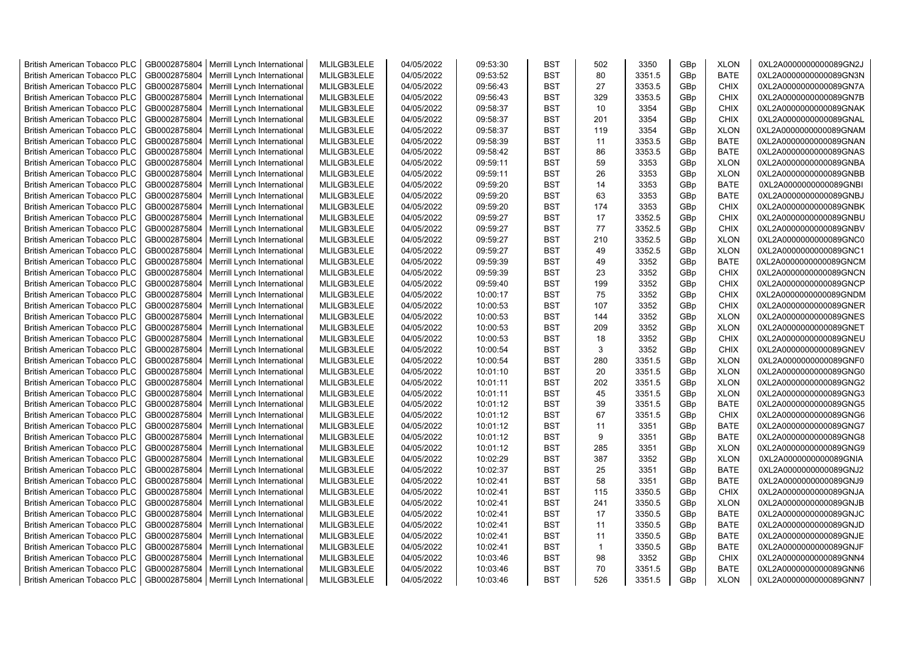| British American Tobacco PLC | GB0002875804 | Merrill Lynch International | MLILGB3LELE | 04/05/2022 | 09:53:30 | BST | 502 | 3350 | GBp | XLON | 0XL2A0000000000089GN2J |
|---|---|---|---|---|---|---|---|---|---|---|---|
| British American Tobacco PLC | GB0002875804 | Merrill Lynch International | MLILGB3LELE | 04/05/2022 | 09:53:52 | BST | 80 | 3351.5 | GBp | BATE | 0XL2A0000000000089GN3N |
| British American Tobacco PLC | GB0002875804 | Merrill Lynch International | MLILGB3LELE | 04/05/2022 | 09:56:43 | BST | 27 | 3353.5 | GBp | CHIX | 0XL2A0000000000089GN7A |
| British American Tobacco PLC | GB0002875804 | Merrill Lynch International | MLILGB3LELE | 04/05/2022 | 09:56:43 | BST | 329 | 3353.5 | GBp | CHIX | 0XL2A0000000000089GN7B |
| British American Tobacco PLC | GB0002875804 | Merrill Lynch International | MLILGB3LELE | 04/05/2022 | 09:58:37 | BST | 10 | 3354 | GBp | CHIX | 0XL2A0000000000089GNAK |
| British American Tobacco PLC | GB0002875804 | Merrill Lynch International | MLILGB3LELE | 04/05/2022 | 09:58:37 | BST | 201 | 3354 | GBp | CHIX | 0XL2A0000000000089GNAL |
| British American Tobacco PLC | GB0002875804 | Merrill Lynch International | MLILGB3LELE | 04/05/2022 | 09:58:37 | BST | 119 | 3354 | GBp | XLON | 0XL2A0000000000089GNAM |
| British American Tobacco PLC | GB0002875804 | Merrill Lynch International | MLILGB3LELE | 04/05/2022 | 09:58:39 | BST | 11 | 3353.5 | GBp | BATE | 0XL2A0000000000089GNAN |
| British American Tobacco PLC | GB0002875804 | Merrill Lynch International | MLILGB3LELE | 04/05/2022 | 09:58:42 | BST | 86 | 3353.5 | GBp | BATE | 0XL2A0000000000089GNAS |
| British American Tobacco PLC | GB0002875804 | Merrill Lynch International | MLILGB3LELE | 04/05/2022 | 09:59:11 | BST | 59 | 3353 | GBp | XLON | 0XL2A0000000000089GNBA |
| British American Tobacco PLC | GB0002875804 | Merrill Lynch International | MLILGB3LELE | 04/05/2022 | 09:59:11 | BST | 26 | 3353 | GBp | XLON | 0XL2A0000000000089GNBB |
| British American Tobacco PLC | GB0002875804 | Merrill Lynch International | MLILGB3LELE | 04/05/2022 | 09:59:20 | BST | 14 | 3353 | GBp | BATE | 0XL2A0000000000089GNBI |
| British American Tobacco PLC | GB0002875804 | Merrill Lynch International | MLILGB3LELE | 04/05/2022 | 09:59:20 | BST | 63 | 3353 | GBp | BATE | 0XL2A0000000000089GNBJ |
| British American Tobacco PLC | GB0002875804 | Merrill Lynch International | MLILGB3LELE | 04/05/2022 | 09:59:20 | BST | 174 | 3353 | GBp | CHIX | 0XL2A0000000000089GNBK |
| British American Tobacco PLC | GB0002875804 | Merrill Lynch International | MLILGB3LELE | 04/05/2022 | 09:59:27 | BST | 17 | 3352.5 | GBp | CHIX | 0XL2A0000000000089GNBU |
| British American Tobacco PLC | GB0002875804 | Merrill Lynch International | MLILGB3LELE | 04/05/2022 | 09:59:27 | BST | 77 | 3352.5 | GBp | CHIX | 0XL2A0000000000089GNBV |
| British American Tobacco PLC | GB0002875804 | Merrill Lynch International | MLILGB3LELE | 04/05/2022 | 09:59:27 | BST | 210 | 3352.5 | GBp | XLON | 0XL2A0000000000089GNC0 |
| British American Tobacco PLC | GB0002875804 | Merrill Lynch International | MLILGB3LELE | 04/05/2022 | 09:59:27 | BST | 49 | 3352.5 | GBp | XLON | 0XL2A0000000000089GNC1 |
| British American Tobacco PLC | GB0002875804 | Merrill Lynch International | MLILGB3LELE | 04/05/2022 | 09:59:39 | BST | 49 | 3352 | GBp | BATE | 0XL2A0000000000089GNCM |
| British American Tobacco PLC | GB0002875804 | Merrill Lynch International | MLILGB3LELE | 04/05/2022 | 09:59:39 | BST | 23 | 3352 | GBp | CHIX | 0XL2A0000000000089GNCN |
| British American Tobacco PLC | GB0002875804 | Merrill Lynch International | MLILGB3LELE | 04/05/2022 | 09:59:40 | BST | 199 | 3352 | GBp | CHIX | 0XL2A0000000000089GNCP |
| British American Tobacco PLC | GB0002875804 | Merrill Lynch International | MLILGB3LELE | 04/05/2022 | 10:00:17 | BST | 75 | 3352 | GBp | CHIX | 0XL2A0000000000089GNDM |
| British American Tobacco PLC | GB0002875804 | Merrill Lynch International | MLILGB3LELE | 04/05/2022 | 10:00:53 | BST | 107 | 3352 | GBp | CHIX | 0XL2A0000000000089GNER |
| British American Tobacco PLC | GB0002875804 | Merrill Lynch International | MLILGB3LELE | 04/05/2022 | 10:00:53 | BST | 144 | 3352 | GBp | XLON | 0XL2A0000000000089GNES |
| British American Tobacco PLC | GB0002875804 | Merrill Lynch International | MLILGB3LELE | 04/05/2022 | 10:00:53 | BST | 209 | 3352 | GBp | XLON | 0XL2A0000000000089GNET |
| British American Tobacco PLC | GB0002875804 | Merrill Lynch International | MLILGB3LELE | 04/05/2022 | 10:00:53 | BST | 18 | 3352 | GBp | CHIX | 0XL2A0000000000089GNEU |
| British American Tobacco PLC | GB0002875804 | Merrill Lynch International | MLILGB3LELE | 04/05/2022 | 10:00:54 | BST | 3 | 3352 | GBp | CHIX | 0XL2A0000000000089GNEV |
| British American Tobacco PLC | GB0002875804 | Merrill Lynch International | MLILGB3LELE | 04/05/2022 | 10:00:54 | BST | 280 | 3351.5 | GBp | XLON | 0XL2A0000000000089GNF0 |
| British American Tobacco PLC | GB0002875804 | Merrill Lynch International | MLILGB3LELE | 04/05/2022 | 10:01:10 | BST | 20 | 3351.5 | GBp | XLON | 0XL2A0000000000089GNG0 |
| British American Tobacco PLC | GB0002875804 | Merrill Lynch International | MLILGB3LELE | 04/05/2022 | 10:01:11 | BST | 202 | 3351.5 | GBp | XLON | 0XL2A0000000000089GNG2 |
| British American Tobacco PLC | GB0002875804 | Merrill Lynch International | MLILGB3LELE | 04/05/2022 | 10:01:11 | BST | 45 | 3351.5 | GBp | XLON | 0XL2A0000000000089GNG3 |
| British American Tobacco PLC | GB0002875804 | Merrill Lynch International | MLILGB3LELE | 04/05/2022 | 10:01:12 | BST | 39 | 3351.5 | GBp | BATE | 0XL2A0000000000089GNG5 |
| British American Tobacco PLC | GB0002875804 | Merrill Lynch International | MLILGB3LELE | 04/05/2022 | 10:01:12 | BST | 67 | 3351.5 | GBp | CHIX | 0XL2A0000000000089GNG6 |
| British American Tobacco PLC | GB0002875804 | Merrill Lynch International | MLILGB3LELE | 04/05/2022 | 10:01:12 | BST | 11 | 3351 | GBp | BATE | 0XL2A0000000000089GNG7 |
| British American Tobacco PLC | GB0002875804 | Merrill Lynch International | MLILGB3LELE | 04/05/2022 | 10:01:12 | BST | 9 | 3351 | GBp | BATE | 0XL2A0000000000089GNG8 |
| British American Tobacco PLC | GB0002875804 | Merrill Lynch International | MLILGB3LELE | 04/05/2022 | 10:01:12 | BST | 285 | 3351 | GBp | XLON | 0XL2A0000000000089GNG9 |
| British American Tobacco PLC | GB0002875804 | Merrill Lynch International | MLILGB3LELE | 04/05/2022 | 10:02:29 | BST | 387 | 3352 | GBp | XLON | 0XL2A0000000000089GNIA |
| British American Tobacco PLC | GB0002875804 | Merrill Lynch International | MLILGB3LELE | 04/05/2022 | 10:02:37 | BST | 25 | 3351 | GBp | BATE | 0XL2A0000000000089GNJ2 |
| British American Tobacco PLC | GB0002875804 | Merrill Lynch International | MLILGB3LELE | 04/05/2022 | 10:02:41 | BST | 58 | 3351 | GBp | BATE | 0XL2A0000000000089GNJ9 |
| British American Tobacco PLC | GB0002875804 | Merrill Lynch International | MLILGB3LELE | 04/05/2022 | 10:02:41 | BST | 115 | 3350.5 | GBp | CHIX | 0XL2A0000000000089GNJA |
| British American Tobacco PLC | GB0002875804 | Merrill Lynch International | MLILGB3LELE | 04/05/2022 | 10:02:41 | BST | 241 | 3350.5 | GBp | XLON | 0XL2A0000000000089GNJB |
| British American Tobacco PLC | GB0002875804 | Merrill Lynch International | MLILGB3LELE | 04/05/2022 | 10:02:41 | BST | 17 | 3350.5 | GBp | BATE | 0XL2A0000000000089GNJC |
| British American Tobacco PLC | GB0002875804 | Merrill Lynch International | MLILGB3LELE | 04/05/2022 | 10:02:41 | BST | 11 | 3350.5 | GBp | BATE | 0XL2A0000000000089GNJD |
| British American Tobacco PLC | GB0002875804 | Merrill Lynch International | MLILGB3LELE | 04/05/2022 | 10:02:41 | BST | 11 | 3350.5 | GBp | BATE | 0XL2A0000000000089GNJE |
| British American Tobacco PLC | GB0002875804 | Merrill Lynch International | MLILGB3LELE | 04/05/2022 | 10:02:41 | BST | 1 | 3350.5 | GBp | BATE | 0XL2A0000000000089GNJF |
| British American Tobacco PLC | GB0002875804 | Merrill Lynch International | MLILGB3LELE | 04/05/2022 | 10:03:46 | BST | 98 | 3352 | GBp | CHIX | 0XL2A0000000000089GNN4 |
| British American Tobacco PLC | GB0002875804 | Merrill Lynch International | MLILGB3LELE | 04/05/2022 | 10:03:46 | BST | 70 | 3351.5 | GBp | BATE | 0XL2A0000000000089GNN6 |
| British American Tobacco PLC | GB0002875804 | Merrill Lynch International | MLILGB3LELE | 04/05/2022 | 10:03:46 | BST | 526 | 3351.5 | GBp | XLON | 0XL2A0000000000089GNN7 |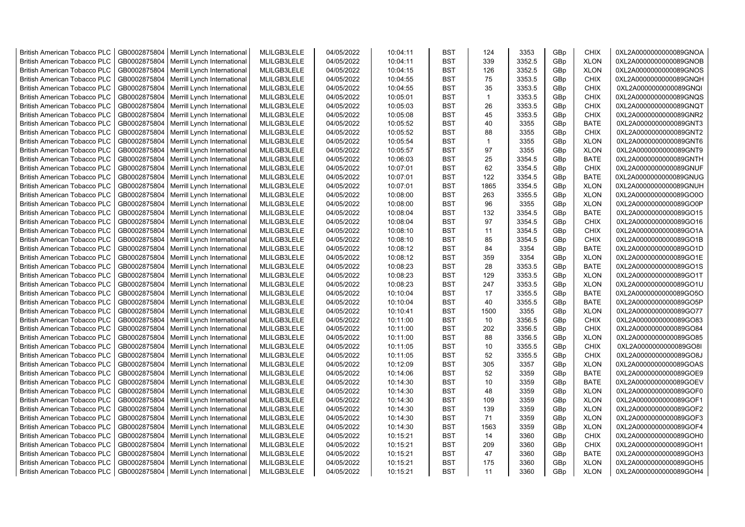| | | | | | | | | | | | |
|---|---|---|---|---|---|---|---|---|---|---|---|
| British American Tobacco PLC | GB0002875804 | Merrill Lynch International | MLILGB3LELE | 04/05/2022 | 10:04:11 | BST | 124 | 3353 | GBp | CHIX | 0XL2A0000000000089GNOA |
| British American Tobacco PLC | GB0002875804 | Merrill Lynch International | MLILGB3LELE | 04/05/2022 | 10:04:11 | BST | 339 | 3352.5 | GBp | XLON | 0XL2A0000000000089GNOB |
| British American Tobacco PLC | GB0002875804 | Merrill Lynch International | MLILGB3LELE | 04/05/2022 | 10:04:15 | BST | 126 | 3352.5 | GBp | XLON | 0XL2A0000000000089GNOS |
| British American Tobacco PLC | GB0002875804 | Merrill Lynch International | MLILGB3LELE | 04/05/2022 | 10:04:55 | BST | 75 | 3353.5 | GBp | CHIX | 0XL2A0000000000089GNQH |
| British American Tobacco PLC | GB0002875804 | Merrill Lynch International | MLILGB3LELE | 04/05/2022 | 10:04:55 | BST | 35 | 3353.5 | GBp | CHIX | 0XL2A0000000000089GNQI |
| British American Tobacco PLC | GB0002875804 | Merrill Lynch International | MLILGB3LELE | 04/05/2022 | 10:05:01 | BST | 1 | 3353.5 | GBp | CHIX | 0XL2A0000000000089GNQS |
| British American Tobacco PLC | GB0002875804 | Merrill Lynch International | MLILGB3LELE | 04/05/2022 | 10:05:03 | BST | 26 | 3353.5 | GBp | CHIX | 0XL2A0000000000089GNQT |
| British American Tobacco PLC | GB0002875804 | Merrill Lynch International | MLILGB3LELE | 04/05/2022 | 10:05:08 | BST | 45 | 3353.5 | GBp | CHIX | 0XL2A0000000000089GNR2 |
| British American Tobacco PLC | GB0002875804 | Merrill Lynch International | MLILGB3LELE | 04/05/2022 | 10:05:52 | BST | 40 | 3355 | GBp | BATE | 0XL2A0000000000089GNT3 |
| British American Tobacco PLC | GB0002875804 | Merrill Lynch International | MLILGB3LELE | 04/05/2022 | 10:05:52 | BST | 88 | 3355 | GBp | CHIX | 0XL2A0000000000089GNT2 |
| British American Tobacco PLC | GB0002875804 | Merrill Lynch International | MLILGB3LELE | 04/05/2022 | 10:05:54 | BST | 1 | 3355 | GBp | XLON | 0XL2A0000000000089GNT6 |
| British American Tobacco PLC | GB0002875804 | Merrill Lynch International | MLILGB3LELE | 04/05/2022 | 10:05:57 | BST | 97 | 3355 | GBp | XLON | 0XL2A0000000000089GNT9 |
| British American Tobacco PLC | GB0002875804 | Merrill Lynch International | MLILGB3LELE | 04/05/2022 | 10:06:03 | BST | 25 | 3354.5 | GBp | BATE | 0XL2A0000000000089GNTH |
| British American Tobacco PLC | GB0002875804 | Merrill Lynch International | MLILGB3LELE | 04/05/2022 | 10:07:01 | BST | 62 | 3354.5 | GBp | CHIX | 0XL2A0000000000089GNUF |
| British American Tobacco PLC | GB0002875804 | Merrill Lynch International | MLILGB3LELE | 04/05/2022 | 10:07:01 | BST | 122 | 3354.5 | GBp | BATE | 0XL2A0000000000089GNUG |
| British American Tobacco PLC | GB0002875804 | Merrill Lynch International | MLILGB3LELE | 04/05/2022 | 10:07:01 | BST | 1865 | 3354.5 | GBp | XLON | 0XL2A0000000000089GNUH |
| British American Tobacco PLC | GB0002875804 | Merrill Lynch International | MLILGB3LELE | 04/05/2022 | 10:08:00 | BST | 263 | 3355.5 | GBp | XLON | 0XL2A0000000000089GO0O |
| British American Tobacco PLC | GB0002875804 | Merrill Lynch International | MLILGB3LELE | 04/05/2022 | 10:08:00 | BST | 96 | 3355 | GBp | XLON | 0XL2A0000000000089GO0P |
| British American Tobacco PLC | GB0002875804 | Merrill Lynch International | MLILGB3LELE | 04/05/2022 | 10:08:04 | BST | 132 | 3354.5 | GBp | BATE | 0XL2A0000000000089GO15 |
| British American Tobacco PLC | GB0002875804 | Merrill Lynch International | MLILGB3LELE | 04/05/2022 | 10:08:04 | BST | 97 | 3354.5 | GBp | CHIX | 0XL2A0000000000089GO16 |
| British American Tobacco PLC | GB0002875804 | Merrill Lynch International | MLILGB3LELE | 04/05/2022 | 10:08:10 | BST | 11 | 3354.5 | GBp | CHIX | 0XL2A0000000000089GO1A |
| British American Tobacco PLC | GB0002875804 | Merrill Lynch International | MLILGB3LELE | 04/05/2022 | 10:08:10 | BST | 85 | 3354.5 | GBp | CHIX | 0XL2A0000000000089GO1B |
| British American Tobacco PLC | GB0002875804 | Merrill Lynch International | MLILGB3LELE | 04/05/2022 | 10:08:12 | BST | 84 | 3354 | GBp | BATE | 0XL2A0000000000089GO1D |
| British American Tobacco PLC | GB0002875804 | Merrill Lynch International | MLILGB3LELE | 04/05/2022 | 10:08:12 | BST | 359 | 3354 | GBp | XLON | 0XL2A0000000000089GO1E |
| British American Tobacco PLC | GB0002875804 | Merrill Lynch International | MLILGB3LELE | 04/05/2022 | 10:08:23 | BST | 28 | 3353.5 | GBp | BATE | 0XL2A0000000000089GO1S |
| British American Tobacco PLC | GB0002875804 | Merrill Lynch International | MLILGB3LELE | 04/05/2022 | 10:08:23 | BST | 129 | 3353.5 | GBp | XLON | 0XL2A0000000000089GO1T |
| British American Tobacco PLC | GB0002875804 | Merrill Lynch International | MLILGB3LELE | 04/05/2022 | 10:08:23 | BST | 247 | 3353.5 | GBp | XLON | 0XL2A0000000000089GO1U |
| British American Tobacco PLC | GB0002875804 | Merrill Lynch International | MLILGB3LELE | 04/05/2022 | 10:10:04 | BST | 17 | 3355.5 | GBp | BATE | 0XL2A0000000000089GO5O |
| British American Tobacco PLC | GB0002875804 | Merrill Lynch International | MLILGB3LELE | 04/05/2022 | 10:10:04 | BST | 40 | 3355.5 | GBp | BATE | 0XL2A0000000000089GO5P |
| British American Tobacco PLC | GB0002875804 | Merrill Lynch International | MLILGB3LELE | 04/05/2022 | 10:10:41 | BST | 1500 | 3355 | GBp | XLON | 0XL2A0000000000089GO77 |
| British American Tobacco PLC | GB0002875804 | Merrill Lynch International | MLILGB3LELE | 04/05/2022 | 10:11:00 | BST | 10 | 3356.5 | GBp | CHIX | 0XL2A0000000000089GO83 |
| British American Tobacco PLC | GB0002875804 | Merrill Lynch International | MLILGB3LELE | 04/05/2022 | 10:11:00 | BST | 202 | 3356.5 | GBp | CHIX | 0XL2A0000000000089GO84 |
| British American Tobacco PLC | GB0002875804 | Merrill Lynch International | MLILGB3LELE | 04/05/2022 | 10:11:00 | BST | 88 | 3356.5 | GBp | XLON | 0XL2A0000000000089GO85 |
| British American Tobacco PLC | GB0002875804 | Merrill Lynch International | MLILGB3LELE | 04/05/2022 | 10:11:05 | BST | 10 | 3355.5 | GBp | CHIX | 0XL2A0000000000089GO8I |
| British American Tobacco PLC | GB0002875804 | Merrill Lynch International | MLILGB3LELE | 04/05/2022 | 10:11:05 | BST | 52 | 3355.5 | GBp | CHIX | 0XL2A0000000000089GO8J |
| British American Tobacco PLC | GB0002875804 | Merrill Lynch International | MLILGB3LELE | 04/05/2022 | 10:12:09 | BST | 305 | 3357 | GBp | XLON | 0XL2A0000000000089GOAS |
| British American Tobacco PLC | GB0002875804 | Merrill Lynch International | MLILGB3LELE | 04/05/2022 | 10:14:06 | BST | 52 | 3359 | GBp | BATE | 0XL2A0000000000089GOE9 |
| British American Tobacco PLC | GB0002875804 | Merrill Lynch International | MLILGB3LELE | 04/05/2022 | 10:14:30 | BST | 10 | 3359 | GBp | BATE | 0XL2A0000000000089GOEV |
| British American Tobacco PLC | GB0002875804 | Merrill Lynch International | MLILGB3LELE | 04/05/2022 | 10:14:30 | BST | 48 | 3359 | GBp | XLON | 0XL2A0000000000089GOF0 |
| British American Tobacco PLC | GB0002875804 | Merrill Lynch International | MLILGB3LELE | 04/05/2022 | 10:14:30 | BST | 109 | 3359 | GBp | XLON | 0XL2A0000000000089GOF1 |
| British American Tobacco PLC | GB0002875804 | Merrill Lynch International | MLILGB3LELE | 04/05/2022 | 10:14:30 | BST | 139 | 3359 | GBp | XLON | 0XL2A0000000000089GOF2 |
| British American Tobacco PLC | GB0002875804 | Merrill Lynch International | MLILGB3LELE | 04/05/2022 | 10:14:30 | BST | 71 | 3359 | GBp | XLON | 0XL2A0000000000089GOF3 |
| British American Tobacco PLC | GB0002875804 | Merrill Lynch International | MLILGB3LELE | 04/05/2022 | 10:14:30 | BST | 1563 | 3359 | GBp | XLON | 0XL2A0000000000089GOF4 |
| British American Tobacco PLC | GB0002875804 | Merrill Lynch International | MLILGB3LELE | 04/05/2022 | 10:15:21 | BST | 14 | 3360 | GBp | CHIX | 0XL2A0000000000089GOH0 |
| British American Tobacco PLC | GB0002875804 | Merrill Lynch International | MLILGB3LELE | 04/05/2022 | 10:15:21 | BST | 209 | 3360 | GBp | CHIX | 0XL2A0000000000089GOH1 |
| British American Tobacco PLC | GB0002875804 | Merrill Lynch International | MLILGB3LELE | 04/05/2022 | 10:15:21 | BST | 47 | 3360 | GBp | BATE | 0XL2A0000000000089GOH3 |
| British American Tobacco PLC | GB0002875804 | Merrill Lynch International | MLILGB3LELE | 04/05/2022 | 10:15:21 | BST | 175 | 3360 | GBp | XLON | 0XL2A0000000000089GOH5 |
| British American Tobacco PLC | GB0002875804 | Merrill Lynch International | MLILGB3LELE | 04/05/2022 | 10:15:21 | BST | 11 | 3360 | GBp | XLON | 0XL2A0000000000089GOH4 |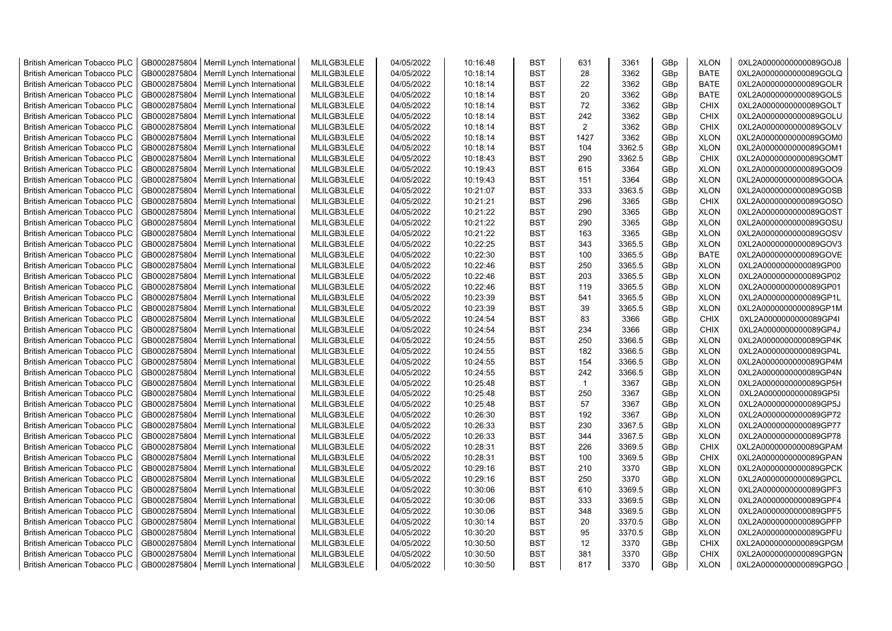| British American Tobacco PLC | GB0002875804 | Merrill Lynch International | MLILGB3LELE | 04/05/2022 | 10:16:48 | BST | 631 | 3361 | GBp | XLON | 0XL2A0000000000089GOJ8 |
|---|---|---|---|---|---|---|---|---|---|---|---|
| British American Tobacco PLC | GB0002875804 | Merrill Lynch International | MLILGB3LELE | 04/05/2022 | 10:18:14 | BST | 28 | 3362 | GBp | BATE | 0XL2A0000000000089GOLQ |
| British American Tobacco PLC | GB0002875804 | Merrill Lynch International | MLILGB3LELE | 04/05/2022 | 10:18:14 | BST | 22 | 3362 | GBp | BATE | 0XL2A0000000000089GOLR |
| British American Tobacco PLC | GB0002875804 | Merrill Lynch International | MLILGB3LELE | 04/05/2022 | 10:18:14 | BST | 20 | 3362 | GBp | BATE | 0XL2A0000000000089GOLS |
| British American Tobacco PLC | GB0002875804 | Merrill Lynch International | MLILGB3LELE | 04/05/2022 | 10:18:14 | BST | 72 | 3362 | GBp | CHIX | 0XL2A0000000000089GOLT |
| British American Tobacco PLC | GB0002875804 | Merrill Lynch International | MLILGB3LELE | 04/05/2022 | 10:18:14 | BST | 242 | 3362 | GBp | CHIX | 0XL2A0000000000089GOLU |
| British American Tobacco PLC | GB0002875804 | Merrill Lynch International | MLILGB3LELE | 04/05/2022 | 10:18:14 | BST | 2 | 3362 | GBp | CHIX | 0XL2A0000000000089GOLV |
| British American Tobacco PLC | GB0002875804 | Merrill Lynch International | MLILGB3LELE | 04/05/2022 | 10:18:14 | BST | 1427 | 3362 | GBp | XLON | 0XL2A0000000000089GOM0 |
| British American Tobacco PLC | GB0002875804 | Merrill Lynch International | MLILGB3LELE | 04/05/2022 | 10:18:14 | BST | 104 | 3362.5 | GBp | XLON | 0XL2A0000000000089GOM1 |
| British American Tobacco PLC | GB0002875804 | Merrill Lynch International | MLILGB3LELE | 04/05/2022 | 10:18:43 | BST | 290 | 3362.5 | GBp | CHIX | 0XL2A0000000000089GOMT |
| British American Tobacco PLC | GB0002875804 | Merrill Lynch International | MLILGB3LELE | 04/05/2022 | 10:19:43 | BST | 615 | 3364 | GBp | XLON | 0XL2A0000000000089GOO9 |
| British American Tobacco PLC | GB0002875804 | Merrill Lynch International | MLILGB3LELE | 04/05/2022 | 10:19:43 | BST | 151 | 3364 | GBp | XLON | 0XL2A0000000000089GOOA |
| British American Tobacco PLC | GB0002875804 | Merrill Lynch International | MLILGB3LELE | 04/05/2022 | 10:21:07 | BST | 333 | 3363.5 | GBp | XLON | 0XL2A0000000000089GOSB |
| British American Tobacco PLC | GB0002875804 | Merrill Lynch International | MLILGB3LELE | 04/05/2022 | 10:21:21 | BST | 296 | 3365 | GBp | CHIX | 0XL2A0000000000089GOSO |
| British American Tobacco PLC | GB0002875804 | Merrill Lynch International | MLILGB3LELE | 04/05/2022 | 10:21:22 | BST | 290 | 3365 | GBp | XLON | 0XL2A0000000000089GOST |
| British American Tobacco PLC | GB0002875804 | Merrill Lynch International | MLILGB3LELE | 04/05/2022 | 10:21:22 | BST | 290 | 3365 | GBp | XLON | 0XL2A0000000000089GOSU |
| British American Tobacco PLC | GB0002875804 | Merrill Lynch International | MLILGB3LELE | 04/05/2022 | 10:21:22 | BST | 163 | 3365 | GBp | XLON | 0XL2A0000000000089GOSV |
| British American Tobacco PLC | GB0002875804 | Merrill Lynch International | MLILGB3LELE | 04/05/2022 | 10:22:25 | BST | 343 | 3365.5 | GBp | XLON | 0XL2A0000000000089GOV3 |
| British American Tobacco PLC | GB0002875804 | Merrill Lynch International | MLILGB3LELE | 04/05/2022 | 10:22:30 | BST | 100 | 3365.5 | GBp | BATE | 0XL2A0000000000089GOVE |
| British American Tobacco PLC | GB0002875804 | Merrill Lynch International | MLILGB3LELE | 04/05/2022 | 10:22:46 | BST | 250 | 3365.5 | GBp | XLON | 0XL2A0000000000089GP00 |
| British American Tobacco PLC | GB0002875804 | Merrill Lynch International | MLILGB3LELE | 04/05/2022 | 10:22:46 | BST | 203 | 3365.5 | GBp | XLON | 0XL2A0000000000089GP02 |
| British American Tobacco PLC | GB0002875804 | Merrill Lynch International | MLILGB3LELE | 04/05/2022 | 10:22:46 | BST | 119 | 3365.5 | GBp | XLON | 0XL2A0000000000089GP01 |
| British American Tobacco PLC | GB0002875804 | Merrill Lynch International | MLILGB3LELE | 04/05/2022 | 10:23:39 | BST | 541 | 3365.5 | GBp | XLON | 0XL2A0000000000089GP1L |
| British American Tobacco PLC | GB0002875804 | Merrill Lynch International | MLILGB3LELE | 04/05/2022 | 10:23:39 | BST | 39 | 3365.5 | GBp | XLON | 0XL2A0000000000089GP1M |
| British American Tobacco PLC | GB0002875804 | Merrill Lynch International | MLILGB3LELE | 04/05/2022 | 10:24:54 | BST | 83 | 3366 | GBp | CHIX | 0XL2A0000000000089GP4I |
| British American Tobacco PLC | GB0002875804 | Merrill Lynch International | MLILGB3LELE | 04/05/2022 | 10:24:54 | BST | 234 | 3366 | GBp | CHIX | 0XL2A0000000000089GP4J |
| British American Tobacco PLC | GB0002875804 | Merrill Lynch International | MLILGB3LELE | 04/05/2022 | 10:24:55 | BST | 250 | 3366.5 | GBp | XLON | 0XL2A0000000000089GP4K |
| British American Tobacco PLC | GB0002875804 | Merrill Lynch International | MLILGB3LELE | 04/05/2022 | 10:24:55 | BST | 182 | 3366.5 | GBp | XLON | 0XL2A0000000000089GP4L |
| British American Tobacco PLC | GB0002875804 | Merrill Lynch International | MLILGB3LELE | 04/05/2022 | 10:24:55 | BST | 154 | 3366.5 | GBp | XLON | 0XL2A0000000000089GP4M |
| British American Tobacco PLC | GB0002875804 | Merrill Lynch International | MLILGB3LELE | 04/05/2022 | 10:24:55 | BST | 242 | 3366.5 | GBp | XLON | 0XL2A0000000000089GP4N |
| British American Tobacco PLC | GB0002875804 | Merrill Lynch International | MLILGB3LELE | 04/05/2022 | 10:25:48 | BST | 1 | 3367 | GBp | XLON | 0XL2A0000000000089GP5H |
| British American Tobacco PLC | GB0002875804 | Merrill Lynch International | MLILGB3LELE | 04/05/2022 | 10:25:48 | BST | 250 | 3367 | GBp | XLON | 0XL2A0000000000089GP5I |
| British American Tobacco PLC | GB0002875804 | Merrill Lynch International | MLILGB3LELE | 04/05/2022 | 10:25:48 | BST | 57 | 3367 | GBp | XLON | 0XL2A0000000000089GP5J |
| British American Tobacco PLC | GB0002875804 | Merrill Lynch International | MLILGB3LELE | 04/05/2022 | 10:26:30 | BST | 192 | 3367 | GBp | XLON | 0XL2A0000000000089GP72 |
| British American Tobacco PLC | GB0002875804 | Merrill Lynch International | MLILGB3LELE | 04/05/2022 | 10:26:33 | BST | 230 | 3367.5 | GBp | XLON | 0XL2A0000000000089GP77 |
| British American Tobacco PLC | GB0002875804 | Merrill Lynch International | MLILGB3LELE | 04/05/2022 | 10:26:33 | BST | 344 | 3367.5 | GBp | XLON | 0XL2A0000000000089GP78 |
| British American Tobacco PLC | GB0002875804 | Merrill Lynch International | MLILGB3LELE | 04/05/2022 | 10:28:31 | BST | 226 | 3369.5 | GBp | CHIX | 0XL2A0000000000089GPAM |
| British American Tobacco PLC | GB0002875804 | Merrill Lynch International | MLILGB3LELE | 04/05/2022 | 10:28:31 | BST | 100 | 3369.5 | GBp | CHIX | 0XL2A0000000000089GPAN |
| British American Tobacco PLC | GB0002875804 | Merrill Lynch International | MLILGB3LELE | 04/05/2022 | 10:29:16 | BST | 210 | 3370 | GBp | XLON | 0XL2A0000000000089GPCK |
| British American Tobacco PLC | GB0002875804 | Merrill Lynch International | MLILGB3LELE | 04/05/2022 | 10:29:16 | BST | 250 | 3370 | GBp | XLON | 0XL2A0000000000089GPCL |
| British American Tobacco PLC | GB0002875804 | Merrill Lynch International | MLILGB3LELE | 04/05/2022 | 10:30:06 | BST | 610 | 3369.5 | GBp | XLON | 0XL2A0000000000089GPF3 |
| British American Tobacco PLC | GB0002875804 | Merrill Lynch International | MLILGB3LELE | 04/05/2022 | 10:30:06 | BST | 333 | 3369.5 | GBp | XLON | 0XL2A0000000000089GPF4 |
| British American Tobacco PLC | GB0002875804 | Merrill Lynch International | MLILGB3LELE | 04/05/2022 | 10:30:06 | BST | 348 | 3369.5 | GBp | XLON | 0XL2A0000000000089GPF5 |
| British American Tobacco PLC | GB0002875804 | Merrill Lynch International | MLILGB3LELE | 04/05/2022 | 10:30:14 | BST | 20 | 3370.5 | GBp | XLON | 0XL2A0000000000089GPFP |
| British American Tobacco PLC | GB0002875804 | Merrill Lynch International | MLILGB3LELE | 04/05/2022 | 10:30:20 | BST | 95 | 3370.5 | GBp | XLON | 0XL2A0000000000089GPFU |
| British American Tobacco PLC | GB0002875804 | Merrill Lynch International | MLILGB3LELE | 04/05/2022 | 10:30:50 | BST | 12 | 3370 | GBp | CHIX | 0XL2A0000000000089GPGM |
| British American Tobacco PLC | GB0002875804 | Merrill Lynch International | MLILGB3LELE | 04/05/2022 | 10:30:50 | BST | 381 | 3370 | GBp | CHIX | 0XL2A0000000000089GPGN |
| British American Tobacco PLC | GB0002875804 | Merrill Lynch International | MLILGB3LELE | 04/05/2022 | 10:30:50 | BST | 817 | 3370 | GBp | XLON | 0XL2A0000000000089GPGO |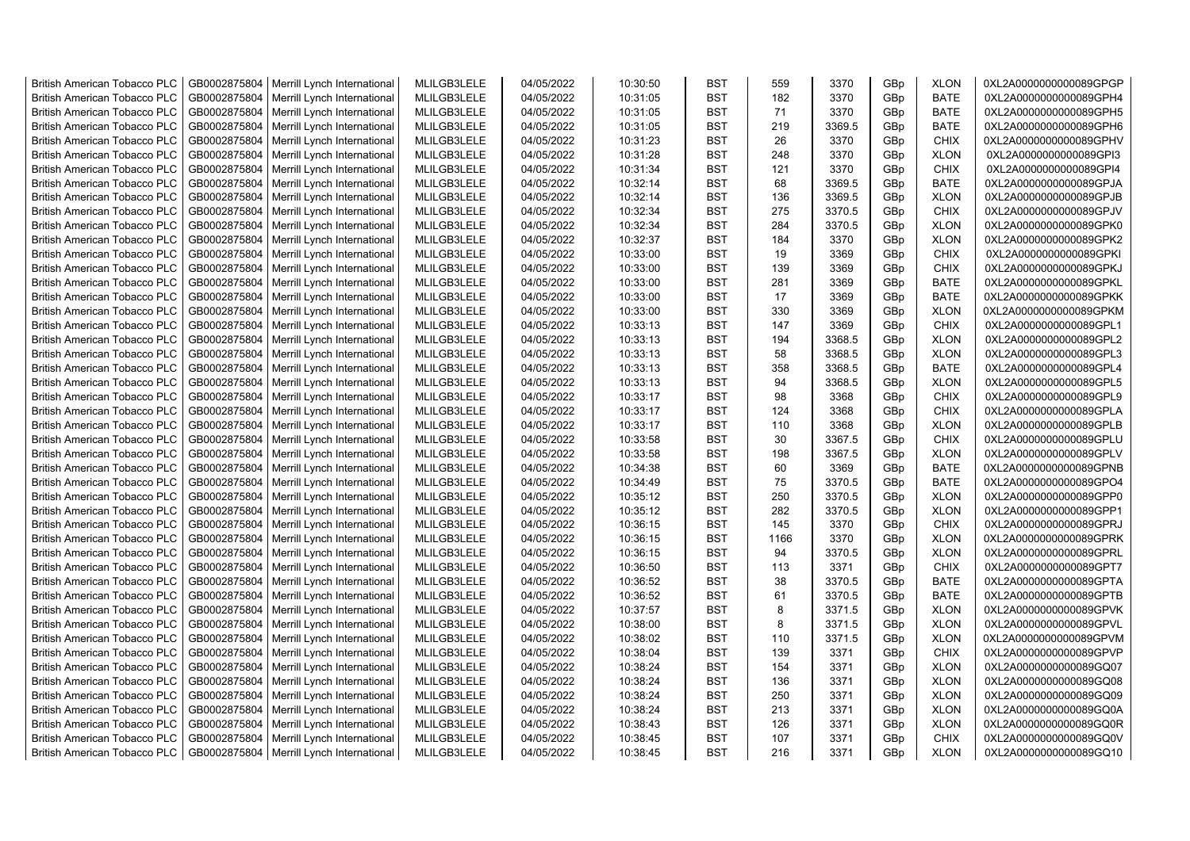| British American Tobacco PLC | GB0002875804 | Merrill Lynch International | MLILGB3LELE | 04/05/2022 | 10:30:50 | BST | 559 | 3370 | GBp | XLON | 0XL2A0000000000089GPGP |
|---|---|---|---|---|---|---|---|---|---|---|---|
| British American Tobacco PLC | GB0002875804 | Merrill Lynch International | MLILGB3LELE | 04/05/2022 | 10:31:05 | BST | 182 | 3370 | GBp | BATE | 0XL2A0000000000089GPH4 |
| British American Tobacco PLC | GB0002875804 | Merrill Lynch International | MLILGB3LELE | 04/05/2022 | 10:31:05 | BST | 71 | 3370 | GBp | BATE | 0XL2A0000000000089GPH5 |
| British American Tobacco PLC | GB0002875804 | Merrill Lynch International | MLILGB3LELE | 04/05/2022 | 10:31:05 | BST | 219 | 3369.5 | GBp | BATE | 0XL2A0000000000089GPH6 |
| British American Tobacco PLC | GB0002875804 | Merrill Lynch International | MLILGB3LELE | 04/05/2022 | 10:31:23 | BST | 26 | 3370 | GBp | CHIX | 0XL2A0000000000089GPHV |
| British American Tobacco PLC | GB0002875804 | Merrill Lynch International | MLILGB3LELE | 04/05/2022 | 10:31:28 | BST | 248 | 3370 | GBp | XLON | 0XL2A0000000000089GPI3 |
| British American Tobacco PLC | GB0002875804 | Merrill Lynch International | MLILGB3LELE | 04/05/2022 | 10:31:34 | BST | 121 | 3370 | GBp | CHIX | 0XL2A0000000000089GPI4 |
| British American Tobacco PLC | GB0002875804 | Merrill Lynch International | MLILGB3LELE | 04/05/2022 | 10:32:14 | BST | 68 | 3369.5 | GBp | BATE | 0XL2A0000000000089GPJA |
| British American Tobacco PLC | GB0002875804 | Merrill Lynch International | MLILGB3LELE | 04/05/2022 | 10:32:14 | BST | 136 | 3369.5 | GBp | XLON | 0XL2A0000000000089GPJB |
| British American Tobacco PLC | GB0002875804 | Merrill Lynch International | MLILGB3LELE | 04/05/2022 | 10:32:34 | BST | 275 | 3370.5 | GBp | CHIX | 0XL2A0000000000089GPJV |
| British American Tobacco PLC | GB0002875804 | Merrill Lynch International | MLILGB3LELE | 04/05/2022 | 10:32:34 | BST | 284 | 3370.5 | GBp | XLON | 0XL2A0000000000089GPK0 |
| British American Tobacco PLC | GB0002875804 | Merrill Lynch International | MLILGB3LELE | 04/05/2022 | 10:32:37 | BST | 184 | 3370 | GBp | XLON | 0XL2A0000000000089GPK2 |
| British American Tobacco PLC | GB0002875804 | Merrill Lynch International | MLILGB3LELE | 04/05/2022 | 10:33:00 | BST | 19 | 3369 | GBp | CHIX | 0XL2A0000000000089GPKI |
| British American Tobacco PLC | GB0002875804 | Merrill Lynch International | MLILGB3LELE | 04/05/2022 | 10:33:00 | BST | 139 | 3369 | GBp | CHIX | 0XL2A0000000000089GPKJ |
| British American Tobacco PLC | GB0002875804 | Merrill Lynch International | MLILGB3LELE | 04/05/2022 | 10:33:00 | BST | 281 | 3369 | GBp | BATE | 0XL2A0000000000089GPKL |
| British American Tobacco PLC | GB0002875804 | Merrill Lynch International | MLILGB3LELE | 04/05/2022 | 10:33:00 | BST | 17 | 3369 | GBp | BATE | 0XL2A0000000000089GPKK |
| British American Tobacco PLC | GB0002875804 | Merrill Lynch International | MLILGB3LELE | 04/05/2022 | 10:33:00 | BST | 330 | 3369 | GBp | XLON | 0XL2A0000000000089GPKM |
| British American Tobacco PLC | GB0002875804 | Merrill Lynch International | MLILGB3LELE | 04/05/2022 | 10:33:13 | BST | 147 | 3369 | GBp | CHIX | 0XL2A0000000000089GPL1 |
| British American Tobacco PLC | GB0002875804 | Merrill Lynch International | MLILGB3LELE | 04/05/2022 | 10:33:13 | BST | 194 | 3368.5 | GBp | XLON | 0XL2A0000000000089GPL2 |
| British American Tobacco PLC | GB0002875804 | Merrill Lynch International | MLILGB3LELE | 04/05/2022 | 10:33:13 | BST | 58 | 3368.5 | GBp | XLON | 0XL2A0000000000089GPL3 |
| British American Tobacco PLC | GB0002875804 | Merrill Lynch International | MLILGB3LELE | 04/05/2022 | 10:33:13 | BST | 358 | 3368.5 | GBp | BATE | 0XL2A0000000000089GPL4 |
| British American Tobacco PLC | GB0002875804 | Merrill Lynch International | MLILGB3LELE | 04/05/2022 | 10:33:13 | BST | 94 | 3368.5 | GBp | XLON | 0XL2A0000000000089GPL5 |
| British American Tobacco PLC | GB0002875804 | Merrill Lynch International | MLILGB3LELE | 04/05/2022 | 10:33:17 | BST | 98 | 3368 | GBp | CHIX | 0XL2A0000000000089GPL9 |
| British American Tobacco PLC | GB0002875804 | Merrill Lynch International | MLILGB3LELE | 04/05/2022 | 10:33:17 | BST | 124 | 3368 | GBp | CHIX | 0XL2A0000000000089GPLA |
| British American Tobacco PLC | GB0002875804 | Merrill Lynch International | MLILGB3LELE | 04/05/2022 | 10:33:17 | BST | 110 | 3368 | GBp | XLON | 0XL2A0000000000089GPLB |
| British American Tobacco PLC | GB0002875804 | Merrill Lynch International | MLILGB3LELE | 04/05/2022 | 10:33:58 | BST | 30 | 3367.5 | GBp | CHIX | 0XL2A0000000000089GPLU |
| British American Tobacco PLC | GB0002875804 | Merrill Lynch International | MLILGB3LELE | 04/05/2022 | 10:33:58 | BST | 198 | 3367.5 | GBp | XLON | 0XL2A0000000000089GPLV |
| British American Tobacco PLC | GB0002875804 | Merrill Lynch International | MLILGB3LELE | 04/05/2022 | 10:34:38 | BST | 60 | 3369 | GBp | BATE | 0XL2A0000000000089GPNB |
| British American Tobacco PLC | GB0002875804 | Merrill Lynch International | MLILGB3LELE | 04/05/2022 | 10:34:49 | BST | 75 | 3370.5 | GBp | BATE | 0XL2A0000000000089GPO4 |
| British American Tobacco PLC | GB0002875804 | Merrill Lynch International | MLILGB3LELE | 04/05/2022 | 10:35:12 | BST | 250 | 3370.5 | GBp | XLON | 0XL2A0000000000089GPP0 |
| British American Tobacco PLC | GB0002875804 | Merrill Lynch International | MLILGB3LELE | 04/05/2022 | 10:35:12 | BST | 282 | 3370.5 | GBp | XLON | 0XL2A0000000000089GPP1 |
| British American Tobacco PLC | GB0002875804 | Merrill Lynch International | MLILGB3LELE | 04/05/2022 | 10:36:15 | BST | 145 | 3370 | GBp | CHIX | 0XL2A0000000000089GPRJ |
| British American Tobacco PLC | GB0002875804 | Merrill Lynch International | MLILGB3LELE | 04/05/2022 | 10:36:15 | BST | 1166 | 3370 | GBp | XLON | 0XL2A0000000000089GPRK |
| British American Tobacco PLC | GB0002875804 | Merrill Lynch International | MLILGB3LELE | 04/05/2022 | 10:36:15 | BST | 94 | 3370.5 | GBp | XLON | 0XL2A0000000000089GPRL |
| British American Tobacco PLC | GB0002875804 | Merrill Lynch International | MLILGB3LELE | 04/05/2022 | 10:36:50 | BST | 113 | 3371 | GBp | CHIX | 0XL2A0000000000089GPT7 |
| British American Tobacco PLC | GB0002875804 | Merrill Lynch International | MLILGB3LELE | 04/05/2022 | 10:36:52 | BST | 38 | 3370.5 | GBp | BATE | 0XL2A0000000000089GPTA |
| British American Tobacco PLC | GB0002875804 | Merrill Lynch International | MLILGB3LELE | 04/05/2022 | 10:36:52 | BST | 61 | 3370.5 | GBp | BATE | 0XL2A0000000000089GPTB |
| British American Tobacco PLC | GB0002875804 | Merrill Lynch International | MLILGB3LELE | 04/05/2022 | 10:37:57 | BST | 8 | 3371.5 | GBp | XLON | 0XL2A0000000000089GPVK |
| British American Tobacco PLC | GB0002875804 | Merrill Lynch International | MLILGB3LELE | 04/05/2022 | 10:38:00 | BST | 8 | 3371.5 | GBp | XLON | 0XL2A0000000000089GPVL |
| British American Tobacco PLC | GB0002875804 | Merrill Lynch International | MLILGB3LELE | 04/05/2022 | 10:38:02 | BST | 110 | 3371.5 | GBp | XLON | 0XL2A0000000000089GPVM |
| British American Tobacco PLC | GB0002875804 | Merrill Lynch International | MLILGB3LELE | 04/05/2022 | 10:38:04 | BST | 139 | 3371 | GBp | CHIX | 0XL2A0000000000089GPVP |
| British American Tobacco PLC | GB0002875804 | Merrill Lynch International | MLILGB3LELE | 04/05/2022 | 10:38:24 | BST | 154 | 3371 | GBp | XLON | 0XL2A0000000000089GQ07 |
| British American Tobacco PLC | GB0002875804 | Merrill Lynch International | MLILGB3LELE | 04/05/2022 | 10:38:24 | BST | 136 | 3371 | GBp | XLON | 0XL2A0000000000089GQ08 |
| British American Tobacco PLC | GB0002875804 | Merrill Lynch International | MLILGB3LELE | 04/05/2022 | 10:38:24 | BST | 250 | 3371 | GBp | XLON | 0XL2A0000000000089GQ09 |
| British American Tobacco PLC | GB0002875804 | Merrill Lynch International | MLILGB3LELE | 04/05/2022 | 10:38:24 | BST | 213 | 3371 | GBp | XLON | 0XL2A0000000000089GQ0A |
| British American Tobacco PLC | GB0002875804 | Merrill Lynch International | MLILGB3LELE | 04/05/2022 | 10:38:43 | BST | 126 | 3371 | GBp | XLON | 0XL2A0000000000089GQ0R |
| British American Tobacco PLC | GB0002875804 | Merrill Lynch International | MLILGB3LELE | 04/05/2022 | 10:38:45 | BST | 107 | 3371 | GBp | CHIX | 0XL2A0000000000089GQ0V |
| British American Tobacco PLC | GB0002875804 | Merrill Lynch International | MLILGB3LELE | 04/05/2022 | 10:38:45 | BST | 216 | 3371 | GBp | XLON | 0XL2A0000000000089GQ10 |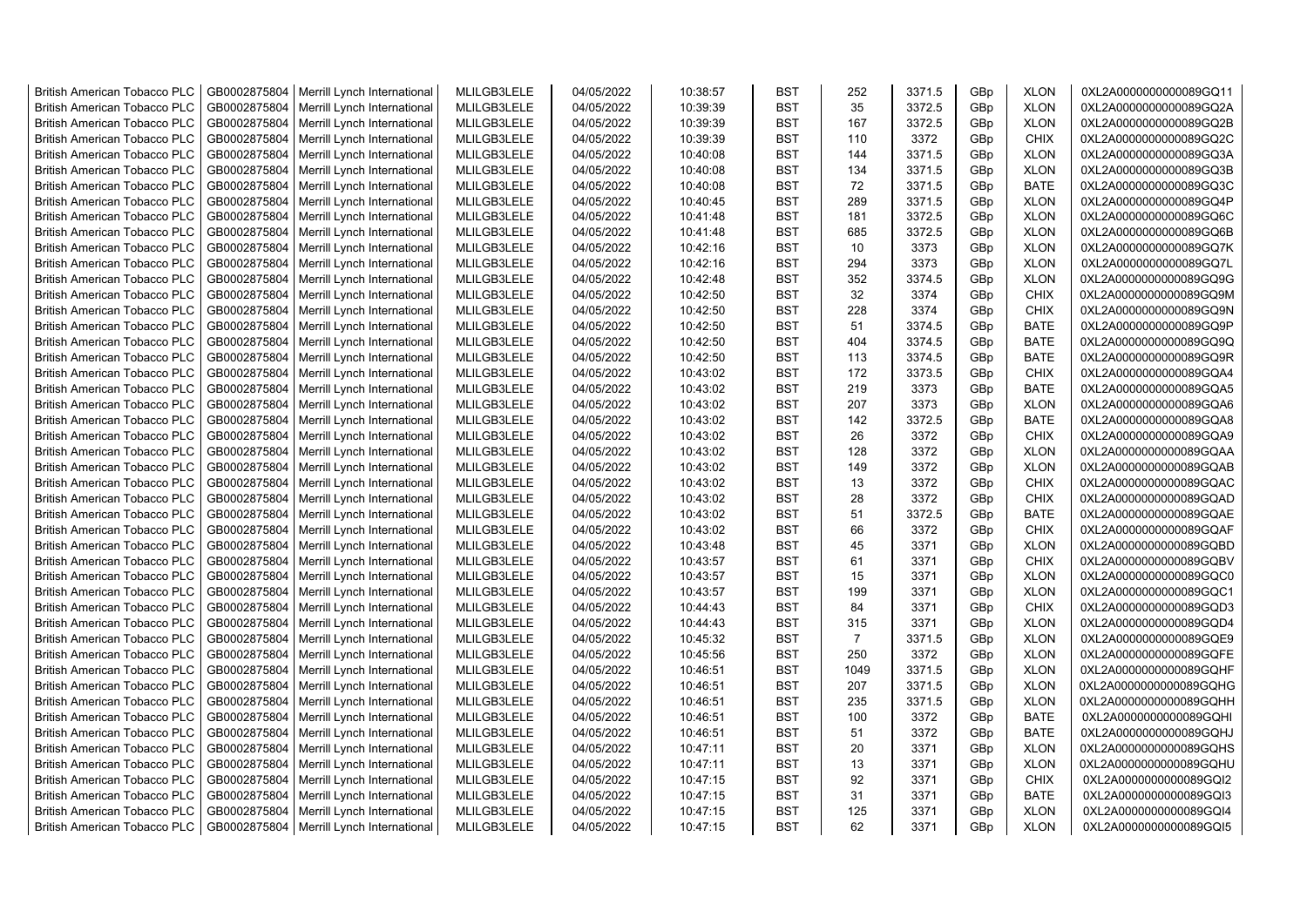| British American Tobacco PLC | GB0002875804 | Merrill Lynch International | MLILGB3LELE | 04/05/2022 | 10:38:57 | BST | 252 | 3371.5 | GBp | XLON | 0XL2A0000000000089GQ11 |
|---|---|---|---|---|---|---|---|---|---|---|---|
| British American Tobacco PLC | GB0002875804 | Merrill Lynch International | MLILGB3LELE | 04/05/2022 | 10:39:39 | BST | 35 | 3372.5 | GBp | XLON | 0XL2A0000000000089GQ2A |
| British American Tobacco PLC | GB0002875804 | Merrill Lynch International | MLILGB3LELE | 04/05/2022 | 10:39:39 | BST | 167 | 3372.5 | GBp | XLON | 0XL2A0000000000089GQ2B |
| British American Tobacco PLC | GB0002875804 | Merrill Lynch International | MLILGB3LELE | 04/05/2022 | 10:39:39 | BST | 110 | 3372 | GBp | CHIX | 0XL2A0000000000089GQ2C |
| British American Tobacco PLC | GB0002875804 | Merrill Lynch International | MLILGB3LELE | 04/05/2022 | 10:40:08 | BST | 144 | 3371.5 | GBp | XLON | 0XL2A0000000000089GQ3A |
| British American Tobacco PLC | GB0002875804 | Merrill Lynch International | MLILGB3LELE | 04/05/2022 | 10:40:08 | BST | 134 | 3371.5 | GBp | XLON | 0XL2A0000000000089GQ3B |
| British American Tobacco PLC | GB0002875804 | Merrill Lynch International | MLILGB3LELE | 04/05/2022 | 10:40:08 | BST | 72 | 3371.5 | GBp | BATE | 0XL2A0000000000089GQ3C |
| British American Tobacco PLC | GB0002875804 | Merrill Lynch International | MLILGB3LELE | 04/05/2022 | 10:40:45 | BST | 289 | 3371.5 | GBp | XLON | 0XL2A0000000000089GQ4P |
| British American Tobacco PLC | GB0002875804 | Merrill Lynch International | MLILGB3LELE | 04/05/2022 | 10:41:48 | BST | 181 | 3372.5 | GBp | XLON | 0XL2A0000000000089GQ6C |
| British American Tobacco PLC | GB0002875804 | Merrill Lynch International | MLILGB3LELE | 04/05/2022 | 10:41:48 | BST | 685 | 3372.5 | GBp | XLON | 0XL2A0000000000089GQ6B |
| British American Tobacco PLC | GB0002875804 | Merrill Lynch International | MLILGB3LELE | 04/05/2022 | 10:42:16 | BST | 10 | 3373 | GBp | XLON | 0XL2A0000000000089GQ7K |
| British American Tobacco PLC | GB0002875804 | Merrill Lynch International | MLILGB3LELE | 04/05/2022 | 10:42:16 | BST | 294 | 3373 | GBp | XLON | 0XL2A0000000000089GQ7L |
| British American Tobacco PLC | GB0002875804 | Merrill Lynch International | MLILGB3LELE | 04/05/2022 | 10:42:48 | BST | 352 | 3374.5 | GBp | XLON | 0XL2A0000000000089GQ9G |
| British American Tobacco PLC | GB0002875804 | Merrill Lynch International | MLILGB3LELE | 04/05/2022 | 10:42:50 | BST | 32 | 3374 | GBp | CHIX | 0XL2A0000000000089GQ9M |
| British American Tobacco PLC | GB0002875804 | Merrill Lynch International | MLILGB3LELE | 04/05/2022 | 10:42:50 | BST | 228 | 3374 | GBp | CHIX | 0XL2A0000000000089GQ9N |
| British American Tobacco PLC | GB0002875804 | Merrill Lynch International | MLILGB3LELE | 04/05/2022 | 10:42:50 | BST | 51 | 3374.5 | GBp | BATE | 0XL2A0000000000089GQ9P |
| British American Tobacco PLC | GB0002875804 | Merrill Lynch International | MLILGB3LELE | 04/05/2022 | 10:42:50 | BST | 404 | 3374.5 | GBp | BATE | 0XL2A0000000000089GQ9Q |
| British American Tobacco PLC | GB0002875804 | Merrill Lynch International | MLILGB3LELE | 04/05/2022 | 10:42:50 | BST | 113 | 3374.5 | GBp | BATE | 0XL2A0000000000089GQ9R |
| British American Tobacco PLC | GB0002875804 | Merrill Lynch International | MLILGB3LELE | 04/05/2022 | 10:43:02 | BST | 172 | 3373.5 | GBp | CHIX | 0XL2A0000000000089GQA4 |
| British American Tobacco PLC | GB0002875804 | Merrill Lynch International | MLILGB3LELE | 04/05/2022 | 10:43:02 | BST | 219 | 3373 | GBp | BATE | 0XL2A0000000000089GQA5 |
| British American Tobacco PLC | GB0002875804 | Merrill Lynch International | MLILGB3LELE | 04/05/2022 | 10:43:02 | BST | 207 | 3373 | GBp | XLON | 0XL2A0000000000089GQA6 |
| British American Tobacco PLC | GB0002875804 | Merrill Lynch International | MLILGB3LELE | 04/05/2022 | 10:43:02 | BST | 142 | 3372.5 | GBp | BATE | 0XL2A0000000000089GQA8 |
| British American Tobacco PLC | GB0002875804 | Merrill Lynch International | MLILGB3LELE | 04/05/2022 | 10:43:02 | BST | 26 | 3372 | GBp | CHIX | 0XL2A0000000000089GQA9 |
| British American Tobacco PLC | GB0002875804 | Merrill Lynch International | MLILGB3LELE | 04/05/2022 | 10:43:02 | BST | 128 | 3372 | GBp | XLON | 0XL2A0000000000089GQAA |
| British American Tobacco PLC | GB0002875804 | Merrill Lynch International | MLILGB3LELE | 04/05/2022 | 10:43:02 | BST | 149 | 3372 | GBp | XLON | 0XL2A0000000000089GQAB |
| British American Tobacco PLC | GB0002875804 | Merrill Lynch International | MLILGB3LELE | 04/05/2022 | 10:43:02 | BST | 13 | 3372 | GBp | CHIX | 0XL2A0000000000089GQAC |
| British American Tobacco PLC | GB0002875804 | Merrill Lynch International | MLILGB3LELE | 04/05/2022 | 10:43:02 | BST | 28 | 3372 | GBp | CHIX | 0XL2A0000000000089GQAD |
| British American Tobacco PLC | GB0002875804 | Merrill Lynch International | MLILGB3LELE | 04/05/2022 | 10:43:02 | BST | 51 | 3372.5 | GBp | BATE | 0XL2A0000000000089GQAE |
| British American Tobacco PLC | GB0002875804 | Merrill Lynch International | MLILGB3LELE | 04/05/2022 | 10:43:02 | BST | 66 | 3372 | GBp | CHIX | 0XL2A0000000000089GQAF |
| British American Tobacco PLC | GB0002875804 | Merrill Lynch International | MLILGB3LELE | 04/05/2022 | 10:43:48 | BST | 45 | 3371 | GBp | XLON | 0XL2A0000000000089GQBD |
| British American Tobacco PLC | GB0002875804 | Merrill Lynch International | MLILGB3LELE | 04/05/2022 | 10:43:57 | BST | 61 | 3371 | GBp | CHIX | 0XL2A0000000000089GQBV |
| British American Tobacco PLC | GB0002875804 | Merrill Lynch International | MLILGB3LELE | 04/05/2022 | 10:43:57 | BST | 15 | 3371 | GBp | XLON | 0XL2A0000000000089GQC0 |
| British American Tobacco PLC | GB0002875804 | Merrill Lynch International | MLILGB3LELE | 04/05/2022 | 10:43:57 | BST | 199 | 3371 | GBp | XLON | 0XL2A0000000000089GQC1 |
| British American Tobacco PLC | GB0002875804 | Merrill Lynch International | MLILGB3LELE | 04/05/2022 | 10:44:43 | BST | 84 | 3371 | GBp | CHIX | 0XL2A0000000000089GQD3 |
| British American Tobacco PLC | GB0002875804 | Merrill Lynch International | MLILGB3LELE | 04/05/2022 | 10:44:43 | BST | 315 | 3371 | GBp | XLON | 0XL2A0000000000089GQD4 |
| British American Tobacco PLC | GB0002875804 | Merrill Lynch International | MLILGB3LELE | 04/05/2022 | 10:45:32 | BST | 7 | 3371.5 | GBp | XLON | 0XL2A0000000000089GQE9 |
| British American Tobacco PLC | GB0002875804 | Merrill Lynch International | MLILGB3LELE | 04/05/2022 | 10:45:56 | BST | 250 | 3372 | GBp | XLON | 0XL2A0000000000089GQFE |
| British American Tobacco PLC | GB0002875804 | Merrill Lynch International | MLILGB3LELE | 04/05/2022 | 10:46:51 | BST | 1049 | 3371.5 | GBp | XLON | 0XL2A0000000000089GQHF |
| British American Tobacco PLC | GB0002875804 | Merrill Lynch International | MLILGB3LELE | 04/05/2022 | 10:46:51 | BST | 207 | 3371.5 | GBp | XLON | 0XL2A0000000000089GQHG |
| British American Tobacco PLC | GB0002875804 | Merrill Lynch International | MLILGB3LELE | 04/05/2022 | 10:46:51 | BST | 235 | 3371.5 | GBp | XLON | 0XL2A0000000000089GQHH |
| British American Tobacco PLC | GB0002875804 | Merrill Lynch International | MLILGB3LELE | 04/05/2022 | 10:46:51 | BST | 100 | 3372 | GBp | BATE | 0XL2A0000000000089GQHI |
| British American Tobacco PLC | GB0002875804 | Merrill Lynch International | MLILGB3LELE | 04/05/2022 | 10:46:51 | BST | 51 | 3372 | GBp | BATE | 0XL2A0000000000089GQHJ |
| British American Tobacco PLC | GB0002875804 | Merrill Lynch International | MLILGB3LELE | 04/05/2022 | 10:47:11 | BST | 20 | 3371 | GBp | XLON | 0XL2A0000000000089GQHS |
| British American Tobacco PLC | GB0002875804 | Merrill Lynch International | MLILGB3LELE | 04/05/2022 | 10:47:11 | BST | 13 | 3371 | GBp | XLON | 0XL2A0000000000089GQHU |
| British American Tobacco PLC | GB0002875804 | Merrill Lynch International | MLILGB3LELE | 04/05/2022 | 10:47:15 | BST | 92 | 3371 | GBp | CHIX | 0XL2A0000000000089GQI2 |
| British American Tobacco PLC | GB0002875804 | Merrill Lynch International | MLILGB3LELE | 04/05/2022 | 10:47:15 | BST | 31 | 3371 | GBp | BATE | 0XL2A0000000000089GQI3 |
| British American Tobacco PLC | GB0002875804 | Merrill Lynch International | MLILGB3LELE | 04/05/2022 | 10:47:15 | BST | 125 | 3371 | GBp | XLON | 0XL2A0000000000089GQI4 |
| British American Tobacco PLC | GB0002875804 | Merrill Lynch International | MLILGB3LELE | 04/05/2022 | 10:47:15 | BST | 62 | 3371 | GBp | XLON | 0XL2A0000000000089GQI5 |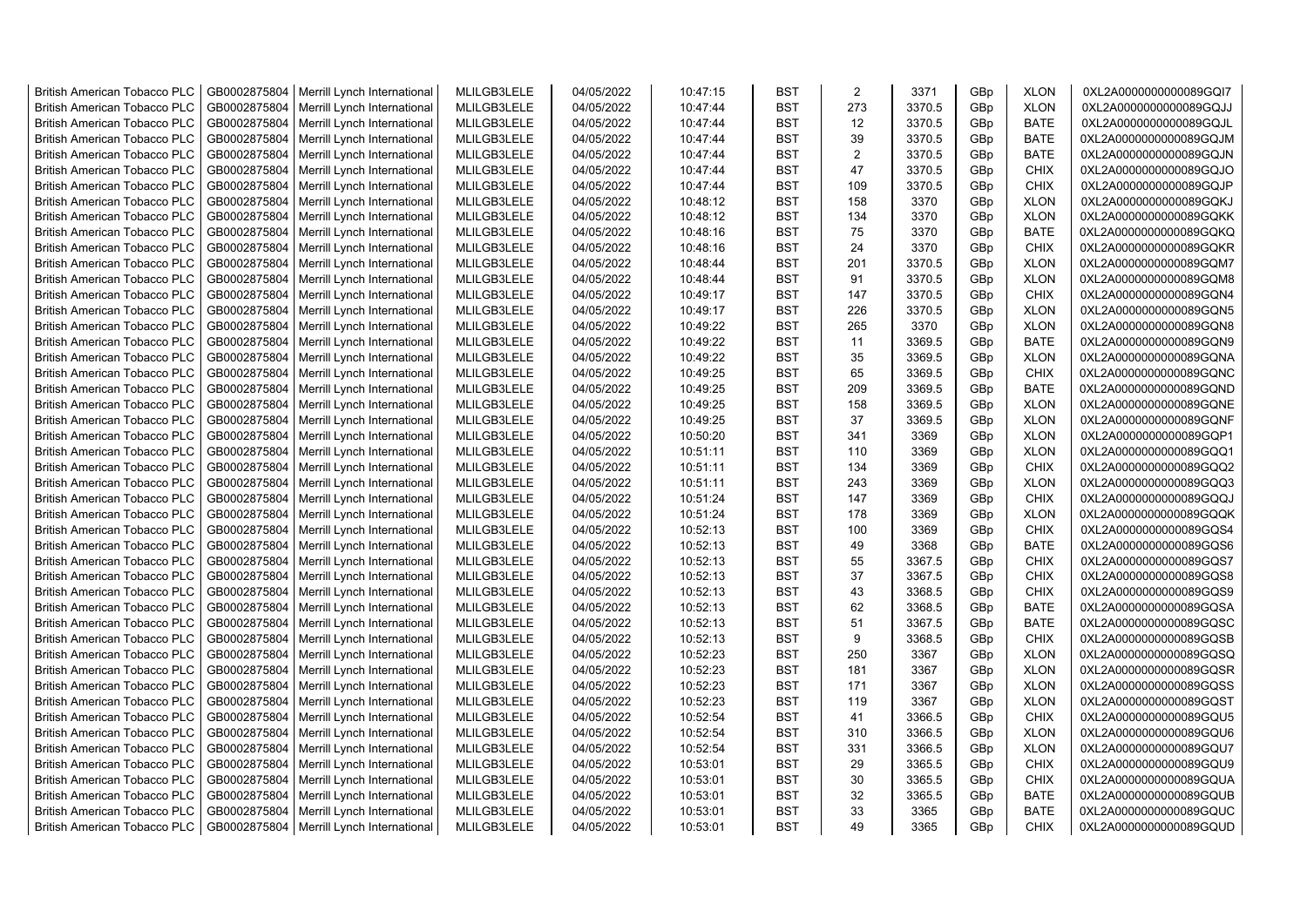| British American Tobacco PLC | GB0002875804 | Merrill Lynch International | MLILGB3LELE | 04/05/2022 | 10:47:15 | BST | 2 | 3371 | GBp | XLON | 0XL2A0000000000089GQI7 |
|---|---|---|---|---|---|---|---|---|---|---|---|
| British American Tobacco PLC | GB0002875804 | Merrill Lynch International | MLILGB3LELE | 04/05/2022 | 10:47:44 | BST | 273 | 3370.5 | GBp | XLON | 0XL2A0000000000089GQJJ |
| British American Tobacco PLC | GB0002875804 | Merrill Lynch International | MLILGB3LELE | 04/05/2022 | 10:47:44 | BST | 12 | 3370.5 | GBp | BATE | 0XL2A0000000000089GQJL |
| British American Tobacco PLC | GB0002875804 | Merrill Lynch International | MLILGB3LELE | 04/05/2022 | 10:47:44 | BST | 39 | 3370.5 | GBp | BATE | 0XL2A0000000000089GQJM |
| British American Tobacco PLC | GB0002875804 | Merrill Lynch International | MLILGB3LELE | 04/05/2022 | 10:47:44 | BST | 2 | 3370.5 | GBp | BATE | 0XL2A0000000000089GQJN |
| British American Tobacco PLC | GB0002875804 | Merrill Lynch International | MLILGB3LELE | 04/05/2022 | 10:47:44 | BST | 47 | 3370.5 | GBp | CHIX | 0XL2A0000000000089GQJO |
| British American Tobacco PLC | GB0002875804 | Merrill Lynch International | MLILGB3LELE | 04/05/2022 | 10:47:44 | BST | 109 | 3370.5 | GBp | CHIX | 0XL2A0000000000089GQJP |
| British American Tobacco PLC | GB0002875804 | Merrill Lynch International | MLILGB3LELE | 04/05/2022 | 10:48:12 | BST | 158 | 3370 | GBp | XLON | 0XL2A0000000000089GQKJ |
| British American Tobacco PLC | GB0002875804 | Merrill Lynch International | MLILGB3LELE | 04/05/2022 | 10:48:12 | BST | 134 | 3370 | GBp | XLON | 0XL2A0000000000089GQKK |
| British American Tobacco PLC | GB0002875804 | Merrill Lynch International | MLILGB3LELE | 04/05/2022 | 10:48:16 | BST | 75 | 3370 | GBp | BATE | 0XL2A0000000000089GQKQ |
| British American Tobacco PLC | GB0002875804 | Merrill Lynch International | MLILGB3LELE | 04/05/2022 | 10:48:16 | BST | 24 | 3370 | GBp | CHIX | 0XL2A0000000000089GQKR |
| British American Tobacco PLC | GB0002875804 | Merrill Lynch International | MLILGB3LELE | 04/05/2022 | 10:48:44 | BST | 201 | 3370.5 | GBp | XLON | 0XL2A0000000000089GQM7 |
| British American Tobacco PLC | GB0002875804 | Merrill Lynch International | MLILGB3LELE | 04/05/2022 | 10:48:44 | BST | 91 | 3370.5 | GBp | XLON | 0XL2A0000000000089GQM8 |
| British American Tobacco PLC | GB0002875804 | Merrill Lynch International | MLILGB3LELE | 04/05/2022 | 10:49:17 | BST | 147 | 3370.5 | GBp | CHIX | 0XL2A0000000000089GQN4 |
| British American Tobacco PLC | GB0002875804 | Merrill Lynch International | MLILGB3LELE | 04/05/2022 | 10:49:17 | BST | 226 | 3370.5 | GBp | XLON | 0XL2A0000000000089GQN5 |
| British American Tobacco PLC | GB0002875804 | Merrill Lynch International | MLILGB3LELE | 04/05/2022 | 10:49:22 | BST | 265 | 3370 | GBp | XLON | 0XL2A0000000000089GQN8 |
| British American Tobacco PLC | GB0002875804 | Merrill Lynch International | MLILGB3LELE | 04/05/2022 | 10:49:22 | BST | 11 | 3369.5 | GBp | BATE | 0XL2A0000000000089GQN9 |
| British American Tobacco PLC | GB0002875804 | Merrill Lynch International | MLILGB3LELE | 04/05/2022 | 10:49:22 | BST | 35 | 3369.5 | GBp | XLON | 0XL2A0000000000089GQNA |
| British American Tobacco PLC | GB0002875804 | Merrill Lynch International | MLILGB3LELE | 04/05/2022 | 10:49:25 | BST | 65 | 3369.5 | GBp | CHIX | 0XL2A0000000000089GQNC |
| British American Tobacco PLC | GB0002875804 | Merrill Lynch International | MLILGB3LELE | 04/05/2022 | 10:49:25 | BST | 209 | 3369.5 | GBp | BATE | 0XL2A0000000000089GQND |
| British American Tobacco PLC | GB0002875804 | Merrill Lynch International | MLILGB3LELE | 04/05/2022 | 10:49:25 | BST | 158 | 3369.5 | GBp | XLON | 0XL2A0000000000089GQNE |
| British American Tobacco PLC | GB0002875804 | Merrill Lynch International | MLILGB3LELE | 04/05/2022 | 10:49:25 | BST | 37 | 3369.5 | GBp | XLON | 0XL2A0000000000089GQNF |
| British American Tobacco PLC | GB0002875804 | Merrill Lynch International | MLILGB3LELE | 04/05/2022 | 10:50:20 | BST | 341 | 3369 | GBp | XLON | 0XL2A0000000000089GQP1 |
| British American Tobacco PLC | GB0002875804 | Merrill Lynch International | MLILGB3LELE | 04/05/2022 | 10:51:11 | BST | 110 | 3369 | GBp | XLON | 0XL2A0000000000089GQQ1 |
| British American Tobacco PLC | GB0002875804 | Merrill Lynch International | MLILGB3LELE | 04/05/2022 | 10:51:11 | BST | 134 | 3369 | GBp | CHIX | 0XL2A0000000000089GQQ2 |
| British American Tobacco PLC | GB0002875804 | Merrill Lynch International | MLILGB3LELE | 04/05/2022 | 10:51:11 | BST | 243 | 3369 | GBp | XLON | 0XL2A0000000000089GQQ3 |
| British American Tobacco PLC | GB0002875804 | Merrill Lynch International | MLILGB3LELE | 04/05/2022 | 10:51:24 | BST | 147 | 3369 | GBp | CHIX | 0XL2A0000000000089GQQJ |
| British American Tobacco PLC | GB0002875804 | Merrill Lynch International | MLILGB3LELE | 04/05/2022 | 10:51:24 | BST | 178 | 3369 | GBp | XLON | 0XL2A0000000000089GQQK |
| British American Tobacco PLC | GB0002875804 | Merrill Lynch International | MLILGB3LELE | 04/05/2022 | 10:52:13 | BST | 100 | 3369 | GBp | CHIX | 0XL2A0000000000089GQS4 |
| British American Tobacco PLC | GB0002875804 | Merrill Lynch International | MLILGB3LELE | 04/05/2022 | 10:52:13 | BST | 49 | 3368 | GBp | BATE | 0XL2A0000000000089GQS6 |
| British American Tobacco PLC | GB0002875804 | Merrill Lynch International | MLILGB3LELE | 04/05/2022 | 10:52:13 | BST | 55 | 3367.5 | GBp | CHIX | 0XL2A0000000000089GQS7 |
| British American Tobacco PLC | GB0002875804 | Merrill Lynch International | MLILGB3LELE | 04/05/2022 | 10:52:13 | BST | 37 | 3367.5 | GBp | CHIX | 0XL2A0000000000089GQS8 |
| British American Tobacco PLC | GB0002875804 | Merrill Lynch International | MLILGB3LELE | 04/05/2022 | 10:52:13 | BST | 43 | 3368.5 | GBp | CHIX | 0XL2A0000000000089GQS9 |
| British American Tobacco PLC | GB0002875804 | Merrill Lynch International | MLILGB3LELE | 04/05/2022 | 10:52:13 | BST | 62 | 3368.5 | GBp | BATE | 0XL2A0000000000089GQSA |
| British American Tobacco PLC | GB0002875804 | Merrill Lynch International | MLILGB3LELE | 04/05/2022 | 10:52:13 | BST | 51 | 3367.5 | GBp | BATE | 0XL2A0000000000089GQSC |
| British American Tobacco PLC | GB0002875804 | Merrill Lynch International | MLILGB3LELE | 04/05/2022 | 10:52:13 | BST | 9 | 3368.5 | GBp | CHIX | 0XL2A0000000000089GQSB |
| British American Tobacco PLC | GB0002875804 | Merrill Lynch International | MLILGB3LELE | 04/05/2022 | 10:52:23 | BST | 250 | 3367 | GBp | XLON | 0XL2A0000000000089GQSQ |
| British American Tobacco PLC | GB0002875804 | Merrill Lynch International | MLILGB3LELE | 04/05/2022 | 10:52:23 | BST | 181 | 3367 | GBp | XLON | 0XL2A0000000000089GQSR |
| British American Tobacco PLC | GB0002875804 | Merrill Lynch International | MLILGB3LELE | 04/05/2022 | 10:52:23 | BST | 171 | 3367 | GBp | XLON | 0XL2A0000000000089GQSS |
| British American Tobacco PLC | GB0002875804 | Merrill Lynch International | MLILGB3LELE | 04/05/2022 | 10:52:23 | BST | 119 | 3367 | GBp | XLON | 0XL2A0000000000089GQST |
| British American Tobacco PLC | GB0002875804 | Merrill Lynch International | MLILGB3LELE | 04/05/2022 | 10:52:54 | BST | 41 | 3366.5 | GBp | CHIX | 0XL2A0000000000089GQU5 |
| British American Tobacco PLC | GB0002875804 | Merrill Lynch International | MLILGB3LELE | 04/05/2022 | 10:52:54 | BST | 310 | 3366.5 | GBp | XLON | 0XL2A0000000000089GQU6 |
| British American Tobacco PLC | GB0002875804 | Merrill Lynch International | MLILGB3LELE | 04/05/2022 | 10:52:54 | BST | 331 | 3366.5 | GBp | XLON | 0XL2A0000000000089GQU7 |
| British American Tobacco PLC | GB0002875804 | Merrill Lynch International | MLILGB3LELE | 04/05/2022 | 10:53:01 | BST | 29 | 3365.5 | GBp | CHIX | 0XL2A0000000000089GQU9 |
| British American Tobacco PLC | GB0002875804 | Merrill Lynch International | MLILGB3LELE | 04/05/2022 | 10:53:01 | BST | 30 | 3365.5 | GBp | CHIX | 0XL2A0000000000089GQUA |
| British American Tobacco PLC | GB0002875804 | Merrill Lynch International | MLILGB3LELE | 04/05/2022 | 10:53:01 | BST | 32 | 3365.5 | GBp | BATE | 0XL2A0000000000089GQUB |
| British American Tobacco PLC | GB0002875804 | Merrill Lynch International | MLILGB3LELE | 04/05/2022 | 10:53:01 | BST | 33 | 3365 | GBp | BATE | 0XL2A0000000000089GQUC |
| British American Tobacco PLC | GB0002875804 | Merrill Lynch International | MLILGB3LELE | 04/05/2022 | 10:53:01 | BST | 49 | 3365 | GBp | CHIX | 0XL2A0000000000089GQUD |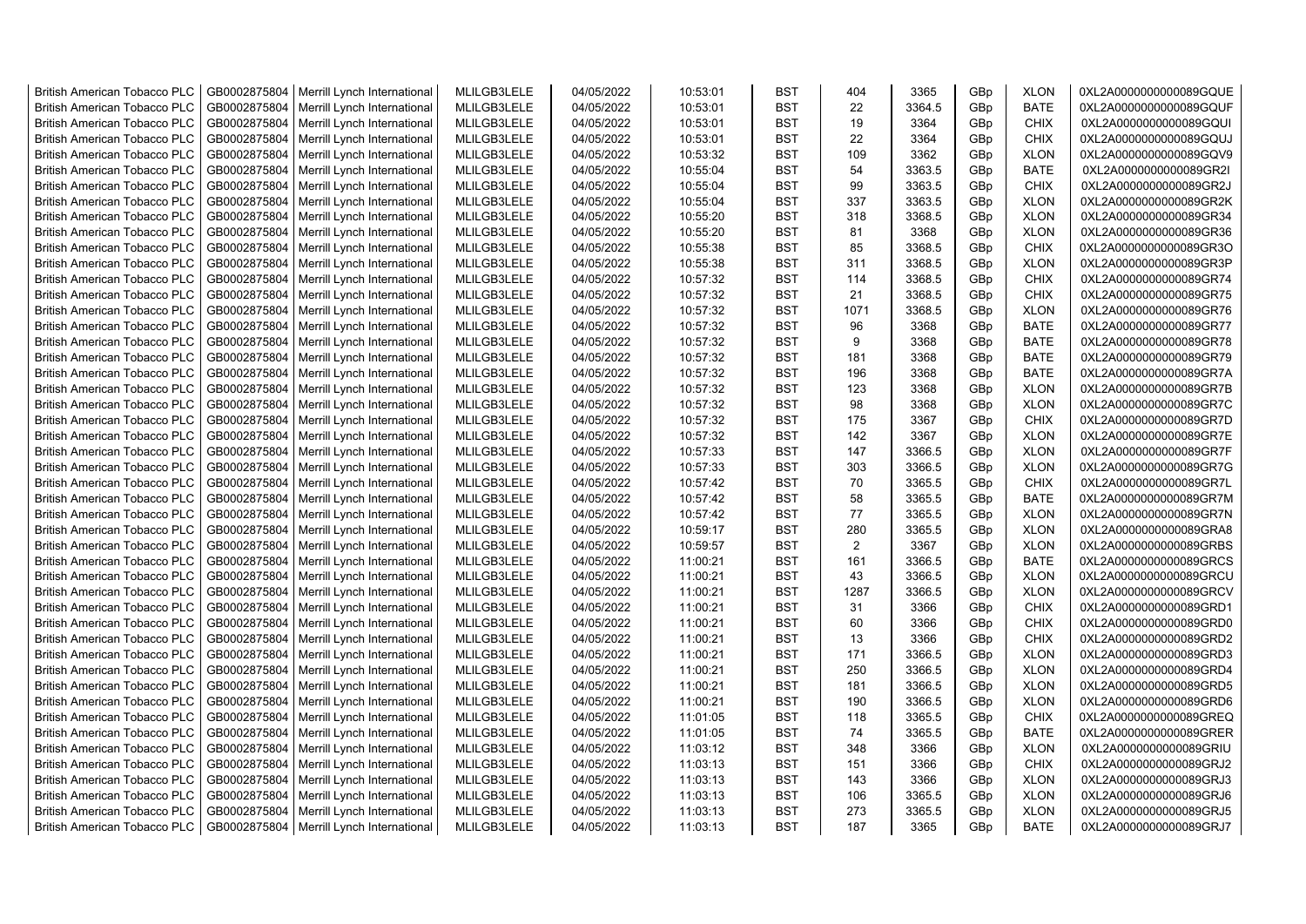| British American Tobacco PLC | GB0002875804 | Merrill Lynch International | MLILGB3LELE | 04/05/2022 | 10:53:01 | BST | 404 | 3365 | GBp | XLON | 0XL2A0000000000089GQUE |
|---|---|---|---|---|---|---|---|---|---|---|---|
| British American Tobacco PLC | GB0002875804 | Merrill Lynch International | MLILGB3LELE | 04/05/2022 | 10:53:01 | BST | 22 | 3364.5 | GBp | BATE | 0XL2A0000000000089GQUF |
| British American Tobacco PLC | GB0002875804 | Merrill Lynch International | MLILGB3LELE | 04/05/2022 | 10:53:01 | BST | 19 | 3364 | GBp | CHIX | 0XL2A0000000000089GQUI |
| British American Tobacco PLC | GB0002875804 | Merrill Lynch International | MLILGB3LELE | 04/05/2022 | 10:53:01 | BST | 22 | 3364 | GBp | CHIX | 0XL2A0000000000089GQUJ |
| British American Tobacco PLC | GB0002875804 | Merrill Lynch International | MLILGB3LELE | 04/05/2022 | 10:53:32 | BST | 109 | 3362 | GBp | XLON | 0XL2A0000000000089GQV9 |
| British American Tobacco PLC | GB0002875804 | Merrill Lynch International | MLILGB3LELE | 04/05/2022 | 10:55:04 | BST | 54 | 3363.5 | GBp | BATE | 0XL2A0000000000089GR2I |
| British American Tobacco PLC | GB0002875804 | Merrill Lynch International | MLILGB3LELE | 04/05/2022 | 10:55:04 | BST | 99 | 3363.5 | GBp | CHIX | 0XL2A0000000000089GR2J |
| British American Tobacco PLC | GB0002875804 | Merrill Lynch International | MLILGB3LELE | 04/05/2022 | 10:55:04 | BST | 337 | 3363.5 | GBp | XLON | 0XL2A0000000000089GR2K |
| British American Tobacco PLC | GB0002875804 | Merrill Lynch International | MLILGB3LELE | 04/05/2022 | 10:55:20 | BST | 318 | 3368.5 | GBp | XLON | 0XL2A0000000000089GR34 |
| British American Tobacco PLC | GB0002875804 | Merrill Lynch International | MLILGB3LELE | 04/05/2022 | 10:55:20 | BST | 81 | 3368 | GBp | XLON | 0XL2A0000000000089GR36 |
| British American Tobacco PLC | GB0002875804 | Merrill Lynch International | MLILGB3LELE | 04/05/2022 | 10:55:38 | BST | 85 | 3368.5 | GBp | CHIX | 0XL2A0000000000089GR3O |
| British American Tobacco PLC | GB0002875804 | Merrill Lynch International | MLILGB3LELE | 04/05/2022 | 10:55:38 | BST | 311 | 3368.5 | GBp | XLON | 0XL2A0000000000089GR3P |
| British American Tobacco PLC | GB0002875804 | Merrill Lynch International | MLILGB3LELE | 04/05/2022 | 10:57:32 | BST | 114 | 3368.5 | GBp | CHIX | 0XL2A0000000000089GR74 |
| British American Tobacco PLC | GB0002875804 | Merrill Lynch International | MLILGB3LELE | 04/05/2022 | 10:57:32 | BST | 21 | 3368.5 | GBp | CHIX | 0XL2A0000000000089GR75 |
| British American Tobacco PLC | GB0002875804 | Merrill Lynch International | MLILGB3LELE | 04/05/2022 | 10:57:32 | BST | 1071 | 3368.5 | GBp | XLON | 0XL2A0000000000089GR76 |
| British American Tobacco PLC | GB0002875804 | Merrill Lynch International | MLILGB3LELE | 04/05/2022 | 10:57:32 | BST | 96 | 3368 | GBp | BATE | 0XL2A0000000000089GR77 |
| British American Tobacco PLC | GB0002875804 | Merrill Lynch International | MLILGB3LELE | 04/05/2022 | 10:57:32 | BST | 9 | 3368 | GBp | BATE | 0XL2A0000000000089GR78 |
| British American Tobacco PLC | GB0002875804 | Merrill Lynch International | MLILGB3LELE | 04/05/2022 | 10:57:32 | BST | 181 | 3368 | GBp | BATE | 0XL2A0000000000089GR79 |
| British American Tobacco PLC | GB0002875804 | Merrill Lynch International | MLILGB3LELE | 04/05/2022 | 10:57:32 | BST | 196 | 3368 | GBp | BATE | 0XL2A0000000000089GR7A |
| British American Tobacco PLC | GB0002875804 | Merrill Lynch International | MLILGB3LELE | 04/05/2022 | 10:57:32 | BST | 123 | 3368 | GBp | XLON | 0XL2A0000000000089GR7B |
| British American Tobacco PLC | GB0002875804 | Merrill Lynch International | MLILGB3LELE | 04/05/2022 | 10:57:32 | BST | 98 | 3368 | GBp | XLON | 0XL2A0000000000089GR7C |
| British American Tobacco PLC | GB0002875804 | Merrill Lynch International | MLILGB3LELE | 04/05/2022 | 10:57:32 | BST | 175 | 3367 | GBp | CHIX | 0XL2A0000000000089GR7D |
| British American Tobacco PLC | GB0002875804 | Merrill Lynch International | MLILGB3LELE | 04/05/2022 | 10:57:32 | BST | 142 | 3367 | GBp | XLON | 0XL2A0000000000089GR7E |
| British American Tobacco PLC | GB0002875804 | Merrill Lynch International | MLILGB3LELE | 04/05/2022 | 10:57:33 | BST | 147 | 3366.5 | GBp | XLON | 0XL2A0000000000089GR7F |
| British American Tobacco PLC | GB0002875804 | Merrill Lynch International | MLILGB3LELE | 04/05/2022 | 10:57:33 | BST | 303 | 3366.5 | GBp | XLON | 0XL2A0000000000089GR7G |
| British American Tobacco PLC | GB0002875804 | Merrill Lynch International | MLILGB3LELE | 04/05/2022 | 10:57:42 | BST | 70 | 3365.5 | GBp | CHIX | 0XL2A0000000000089GR7L |
| British American Tobacco PLC | GB0002875804 | Merrill Lynch International | MLILGB3LELE | 04/05/2022 | 10:57:42 | BST | 58 | 3365.5 | GBp | BATE | 0XL2A0000000000089GR7M |
| British American Tobacco PLC | GB0002875804 | Merrill Lynch International | MLILGB3LELE | 04/05/2022 | 10:57:42 | BST | 77 | 3365.5 | GBp | XLON | 0XL2A0000000000089GR7N |
| British American Tobacco PLC | GB0002875804 | Merrill Lynch International | MLILGB3LELE | 04/05/2022 | 10:59:17 | BST | 280 | 3365.5 | GBp | XLON | 0XL2A0000000000089GRA8 |
| British American Tobacco PLC | GB0002875804 | Merrill Lynch International | MLILGB3LELE | 04/05/2022 | 10:59:57 | BST | 2 | 3367 | GBp | XLON | 0XL2A0000000000089GRBS |
| British American Tobacco PLC | GB0002875804 | Merrill Lynch International | MLILGB3LELE | 04/05/2022 | 11:00:21 | BST | 161 | 3366.5 | GBp | BATE | 0XL2A0000000000089GRCS |
| British American Tobacco PLC | GB0002875804 | Merrill Lynch International | MLILGB3LELE | 04/05/2022 | 11:00:21 | BST | 43 | 3366.5 | GBp | XLON | 0XL2A0000000000089GRCU |
| British American Tobacco PLC | GB0002875804 | Merrill Lynch International | MLILGB3LELE | 04/05/2022 | 11:00:21 | BST | 1287 | 3366.5 | GBp | XLON | 0XL2A0000000000089GRCV |
| British American Tobacco PLC | GB0002875804 | Merrill Lynch International | MLILGB3LELE | 04/05/2022 | 11:00:21 | BST | 31 | 3366 | GBp | CHIX | 0XL2A0000000000089GRD1 |
| British American Tobacco PLC | GB0002875804 | Merrill Lynch International | MLILGB3LELE | 04/05/2022 | 11:00:21 | BST | 60 | 3366 | GBp | CHIX | 0XL2A0000000000089GRD0 |
| British American Tobacco PLC | GB0002875804 | Merrill Lynch International | MLILGB3LELE | 04/05/2022 | 11:00:21 | BST | 13 | 3366 | GBp | CHIX | 0XL2A0000000000089GRD2 |
| British American Tobacco PLC | GB0002875804 | Merrill Lynch International | MLILGB3LELE | 04/05/2022 | 11:00:21 | BST | 171 | 3366.5 | GBp | XLON | 0XL2A0000000000089GRD3 |
| British American Tobacco PLC | GB0002875804 | Merrill Lynch International | MLILGB3LELE | 04/05/2022 | 11:00:21 | BST | 250 | 3366.5 | GBp | XLON | 0XL2A0000000000089GRD4 |
| British American Tobacco PLC | GB0002875804 | Merrill Lynch International | MLILGB3LELE | 04/05/2022 | 11:00:21 | BST | 181 | 3366.5 | GBp | XLON | 0XL2A0000000000089GRD5 |
| British American Tobacco PLC | GB0002875804 | Merrill Lynch International | MLILGB3LELE | 04/05/2022 | 11:00:21 | BST | 190 | 3366.5 | GBp | XLON | 0XL2A0000000000089GRD6 |
| British American Tobacco PLC | GB0002875804 | Merrill Lynch International | MLILGB3LELE | 04/05/2022 | 11:01:05 | BST | 118 | 3365.5 | GBp | CHIX | 0XL2A0000000000089GREQ |
| British American Tobacco PLC | GB0002875804 | Merrill Lynch International | MLILGB3LELE | 04/05/2022 | 11:01:05 | BST | 74 | 3365.5 | GBp | BATE | 0XL2A0000000000089GRER |
| British American Tobacco PLC | GB0002875804 | Merrill Lynch International | MLILGB3LELE | 04/05/2022 | 11:03:12 | BST | 348 | 3366 | GBp | XLON | 0XL2A0000000000089GRIU |
| British American Tobacco PLC | GB0002875804 | Merrill Lynch International | MLILGB3LELE | 04/05/2022 | 11:03:13 | BST | 151 | 3366 | GBp | CHIX | 0XL2A0000000000089GRJ2 |
| British American Tobacco PLC | GB0002875804 | Merrill Lynch International | MLILGB3LELE | 04/05/2022 | 11:03:13 | BST | 143 | 3366 | GBp | XLON | 0XL2A0000000000089GRJ3 |
| British American Tobacco PLC | GB0002875804 | Merrill Lynch International | MLILGB3LELE | 04/05/2022 | 11:03:13 | BST | 106 | 3365.5 | GBp | XLON | 0XL2A0000000000089GRJ6 |
| British American Tobacco PLC | GB0002875804 | Merrill Lynch International | MLILGB3LELE | 04/05/2022 | 11:03:13 | BST | 273 | 3365.5 | GBp | XLON | 0XL2A0000000000089GRJ5 |
| British American Tobacco PLC | GB0002875804 | Merrill Lynch International | MLILGB3LELE | 04/05/2022 | 11:03:13 | BST | 187 | 3365 | GBp | BATE | 0XL2A0000000000089GRJ7 |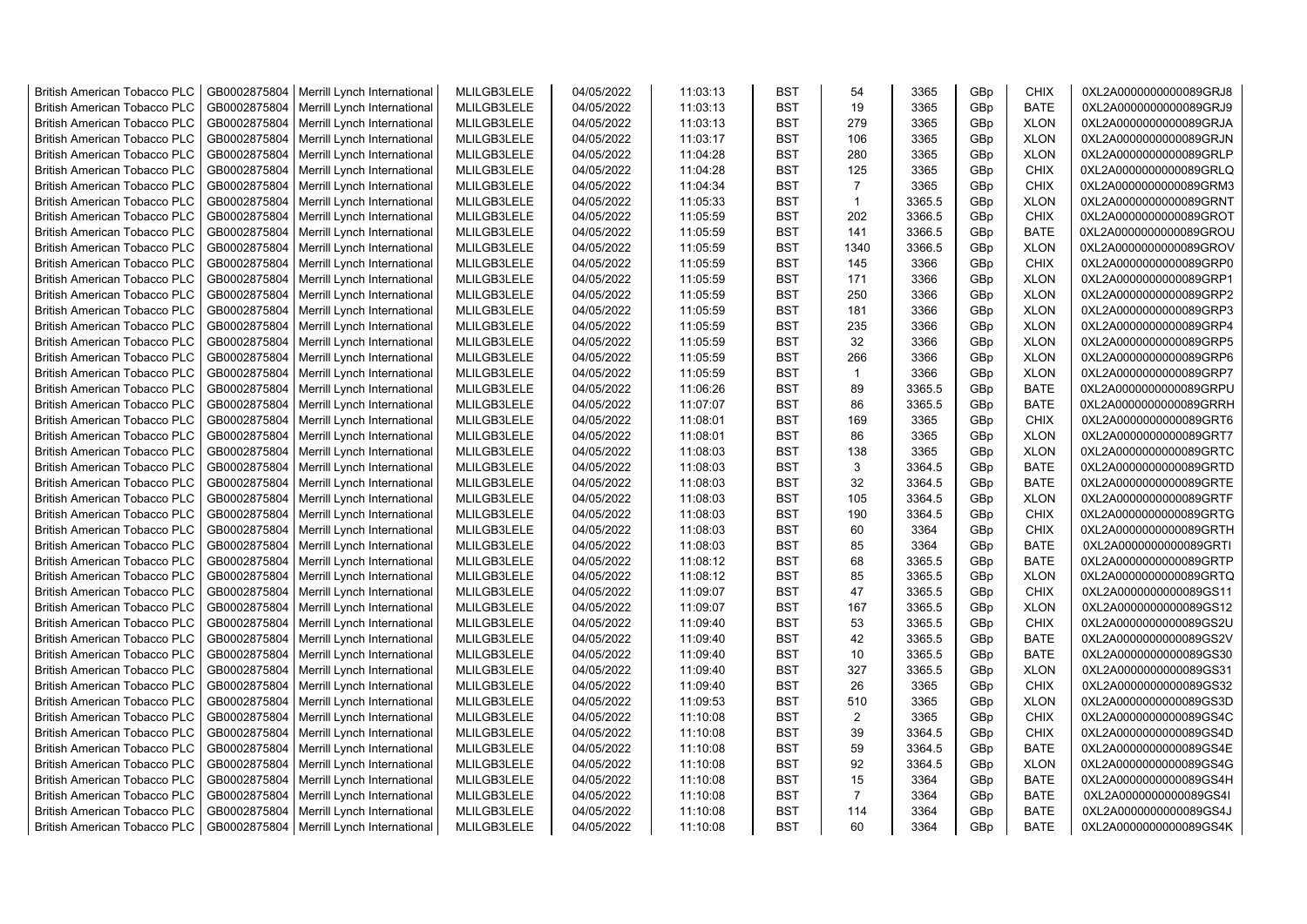| British American Tobacco PLC | GB0002875804 | Merrill Lynch International | MLILGB3LELE | 04/05/2022 | 11:03:13 | BST | 54 | 3365 | GBp | CHIX | 0XL2A0000000000089GRJ8 |
|---|---|---|---|---|---|---|---|---|---|---|---|
| British American Tobacco PLC | GB0002875804 | Merrill Lynch International | MLILGB3LELE | 04/05/2022 | 11:03:13 | BST | 19 | 3365 | GBp | BATE | 0XL2A0000000000089GRJ9 |
| British American Tobacco PLC | GB0002875804 | Merrill Lynch International | MLILGB3LELE | 04/05/2022 | 11:03:13 | BST | 279 | 3365 | GBp | XLON | 0XL2A0000000000089GRJA |
| British American Tobacco PLC | GB0002875804 | Merrill Lynch International | MLILGB3LELE | 04/05/2022 | 11:03:17 | BST | 106 | 3365 | GBp | XLON | 0XL2A0000000000089GRJN |
| British American Tobacco PLC | GB0002875804 | Merrill Lynch International | MLILGB3LELE | 04/05/2022 | 11:04:28 | BST | 280 | 3365 | GBp | XLON | 0XL2A0000000000089GRLP |
| British American Tobacco PLC | GB0002875804 | Merrill Lynch International | MLILGB3LELE | 04/05/2022 | 11:04:28 | BST | 125 | 3365 | GBp | CHIX | 0XL2A0000000000089GRLQ |
| British American Tobacco PLC | GB0002875804 | Merrill Lynch International | MLILGB3LELE | 04/05/2022 | 11:04:34 | BST | 7 | 3365 | GBp | CHIX | 0XL2A0000000000089GRM3 |
| British American Tobacco PLC | GB0002875804 | Merrill Lynch International | MLILGB3LELE | 04/05/2022 | 11:05:33 | BST | 1 | 3365.5 | GBp | XLON | 0XL2A0000000000089GRNT |
| British American Tobacco PLC | GB0002875804 | Merrill Lynch International | MLILGB3LELE | 04/05/2022 | 11:05:59 | BST | 202 | 3366.5 | GBp | CHIX | 0XL2A0000000000089GROT |
| British American Tobacco PLC | GB0002875804 | Merrill Lynch International | MLILGB3LELE | 04/05/2022 | 11:05:59 | BST | 141 | 3366.5 | GBp | BATE | 0XL2A0000000000089GROU |
| British American Tobacco PLC | GB0002875804 | Merrill Lynch International | MLILGB3LELE | 04/05/2022 | 11:05:59 | BST | 1340 | 3366.5 | GBp | XLON | 0XL2A0000000000089GROV |
| British American Tobacco PLC | GB0002875804 | Merrill Lynch International | MLILGB3LELE | 04/05/2022 | 11:05:59 | BST | 145 | 3366 | GBp | CHIX | 0XL2A0000000000089GRP0 |
| British American Tobacco PLC | GB0002875804 | Merrill Lynch International | MLILGB3LELE | 04/05/2022 | 11:05:59 | BST | 171 | 3366 | GBp | XLON | 0XL2A0000000000089GRP1 |
| British American Tobacco PLC | GB0002875804 | Merrill Lynch International | MLILGB3LELE | 04/05/2022 | 11:05:59 | BST | 250 | 3366 | GBp | XLON | 0XL2A0000000000089GRP2 |
| British American Tobacco PLC | GB0002875804 | Merrill Lynch International | MLILGB3LELE | 04/05/2022 | 11:05:59 | BST | 181 | 3366 | GBp | XLON | 0XL2A0000000000089GRP3 |
| British American Tobacco PLC | GB0002875804 | Merrill Lynch International | MLILGB3LELE | 04/05/2022 | 11:05:59 | BST | 235 | 3366 | GBp | XLON | 0XL2A0000000000089GRP4 |
| British American Tobacco PLC | GB0002875804 | Merrill Lynch International | MLILGB3LELE | 04/05/2022 | 11:05:59 | BST | 32 | 3366 | GBp | XLON | 0XL2A0000000000089GRP5 |
| British American Tobacco PLC | GB0002875804 | Merrill Lynch International | MLILGB3LELE | 04/05/2022 | 11:05:59 | BST | 266 | 3366 | GBp | XLON | 0XL2A0000000000089GRP6 |
| British American Tobacco PLC | GB0002875804 | Merrill Lynch International | MLILGB3LELE | 04/05/2022 | 11:05:59 | BST | 1 | 3366 | GBp | XLON | 0XL2A0000000000089GRP7 |
| British American Tobacco PLC | GB0002875804 | Merrill Lynch International | MLILGB3LELE | 04/05/2022 | 11:06:26 | BST | 89 | 3365.5 | GBp | BATE | 0XL2A0000000000089GRPU |
| British American Tobacco PLC | GB0002875804 | Merrill Lynch International | MLILGB3LELE | 04/05/2022 | 11:07:07 | BST | 86 | 3365.5 | GBp | BATE | 0XL2A0000000000089GRRH |
| British American Tobacco PLC | GB0002875804 | Merrill Lynch International | MLILGB3LELE | 04/05/2022 | 11:08:01 | BST | 169 | 3365 | GBp | CHIX | 0XL2A0000000000089GRT6 |
| British American Tobacco PLC | GB0002875804 | Merrill Lynch International | MLILGB3LELE | 04/05/2022 | 11:08:01 | BST | 86 | 3365 | GBp | XLON | 0XL2A0000000000089GRT7 |
| British American Tobacco PLC | GB0002875804 | Merrill Lynch International | MLILGB3LELE | 04/05/2022 | 11:08:03 | BST | 138 | 3365 | GBp | XLON | 0XL2A0000000000089GRTC |
| British American Tobacco PLC | GB0002875804 | Merrill Lynch International | MLILGB3LELE | 04/05/2022 | 11:08:03 | BST | 3 | 3364.5 | GBp | BATE | 0XL2A0000000000089GRTD |
| British American Tobacco PLC | GB0002875804 | Merrill Lynch International | MLILGB3LELE | 04/05/2022 | 11:08:03 | BST | 32 | 3364.5 | GBp | BATE | 0XL2A0000000000089GRTE |
| British American Tobacco PLC | GB0002875804 | Merrill Lynch International | MLILGB3LELE | 04/05/2022 | 11:08:03 | BST | 105 | 3364.5 | GBp | XLON | 0XL2A0000000000089GRTF |
| British American Tobacco PLC | GB0002875804 | Merrill Lynch International | MLILGB3LELE | 04/05/2022 | 11:08:03 | BST | 190 | 3364.5 | GBp | CHIX | 0XL2A0000000000089GRTG |
| British American Tobacco PLC | GB0002875804 | Merrill Lynch International | MLILGB3LELE | 04/05/2022 | 11:08:03 | BST | 60 | 3364 | GBp | CHIX | 0XL2A0000000000089GRTH |
| British American Tobacco PLC | GB0002875804 | Merrill Lynch International | MLILGB3LELE | 04/05/2022 | 11:08:03 | BST | 85 | 3364 | GBp | BATE | 0XL2A0000000000089GRTI |
| British American Tobacco PLC | GB0002875804 | Merrill Lynch International | MLILGB3LELE | 04/05/2022 | 11:08:12 | BST | 68 | 3365.5 | GBp | BATE | 0XL2A0000000000089GRTP |
| British American Tobacco PLC | GB0002875804 | Merrill Lynch International | MLILGB3LELE | 04/05/2022 | 11:08:12 | BST | 85 | 3365.5 | GBp | XLON | 0XL2A0000000000089GRTQ |
| British American Tobacco PLC | GB0002875804 | Merrill Lynch International | MLILGB3LELE | 04/05/2022 | 11:09:07 | BST | 47 | 3365.5 | GBp | CHIX | 0XL2A0000000000089GS11 |
| British American Tobacco PLC | GB0002875804 | Merrill Lynch International | MLILGB3LELE | 04/05/2022 | 11:09:07 | BST | 167 | 3365.5 | GBp | XLON | 0XL2A0000000000089GS12 |
| British American Tobacco PLC | GB0002875804 | Merrill Lynch International | MLILGB3LELE | 04/05/2022 | 11:09:40 | BST | 53 | 3365.5 | GBp | CHIX | 0XL2A0000000000089GS2U |
| British American Tobacco PLC | GB0002875804 | Merrill Lynch International | MLILGB3LELE | 04/05/2022 | 11:09:40 | BST | 42 | 3365.5 | GBp | BATE | 0XL2A0000000000089GS2V |
| British American Tobacco PLC | GB0002875804 | Merrill Lynch International | MLILGB3LELE | 04/05/2022 | 11:09:40 | BST | 10 | 3365.5 | GBp | BATE | 0XL2A0000000000089GS30 |
| British American Tobacco PLC | GB0002875804 | Merrill Lynch International | MLILGB3LELE | 04/05/2022 | 11:09:40 | BST | 327 | 3365.5 | GBp | XLON | 0XL2A0000000000089GS31 |
| British American Tobacco PLC | GB0002875804 | Merrill Lynch International | MLILGB3LELE | 04/05/2022 | 11:09:40 | BST | 26 | 3365 | GBp | CHIX | 0XL2A0000000000089GS32 |
| British American Tobacco PLC | GB0002875804 | Merrill Lynch International | MLILGB3LELE | 04/05/2022 | 11:09:53 | BST | 510 | 3365 | GBp | XLON | 0XL2A0000000000089GS3D |
| British American Tobacco PLC | GB0002875804 | Merrill Lynch International | MLILGB3LELE | 04/05/2022 | 11:10:08 | BST | 2 | 3365 | GBp | CHIX | 0XL2A0000000000089GS4C |
| British American Tobacco PLC | GB0002875804 | Merrill Lynch International | MLILGB3LELE | 04/05/2022 | 11:10:08 | BST | 39 | 3364.5 | GBp | CHIX | 0XL2A0000000000089GS4D |
| British American Tobacco PLC | GB0002875804 | Merrill Lynch International | MLILGB3LELE | 04/05/2022 | 11:10:08 | BST | 59 | 3364.5 | GBp | BATE | 0XL2A0000000000089GS4E |
| British American Tobacco PLC | GB0002875804 | Merrill Lynch International | MLILGB3LELE | 04/05/2022 | 11:10:08 | BST | 92 | 3364.5 | GBp | XLON | 0XL2A0000000000089GS4G |
| British American Tobacco PLC | GB0002875804 | Merrill Lynch International | MLILGB3LELE | 04/05/2022 | 11:10:08 | BST | 15 | 3364 | GBp | BATE | 0XL2A0000000000089GS4H |
| British American Tobacco PLC | GB0002875804 | Merrill Lynch International | MLILGB3LELE | 04/05/2022 | 11:10:08 | BST | 7 | 3364 | GBp | BATE | 0XL2A0000000000089GS4I |
| British American Tobacco PLC | GB0002875804 | Merrill Lynch International | MLILGB3LELE | 04/05/2022 | 11:10:08 | BST | 114 | 3364 | GBp | BATE | 0XL2A0000000000089GS4J |
| British American Tobacco PLC | GB0002875804 | Merrill Lynch International | MLILGB3LELE | 04/05/2022 | 11:10:08 | BST | 60 | 3364 | GBp | BATE | 0XL2A0000000000089GS4K |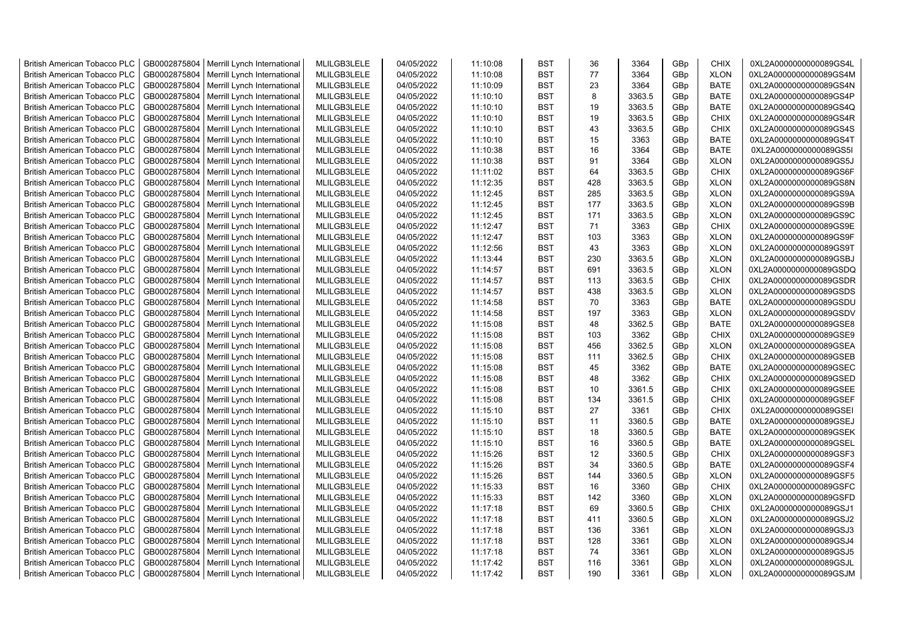| British American Tobacco PLC | GB0002875804 | Merrill Lynch International | MLILGB3LELE | 04/05/2022 | 11:10:08 | BST | 36 | 3364 | GBp | CHIX | 0XL2A0000000000089GS4L |
|---|---|---|---|---|---|---|---|---|---|---|---|
| British American Tobacco PLC | GB0002875804 | Merrill Lynch International | MLILGB3LELE | 04/05/2022 | 11:10:08 | BST | 77 | 3364 | GBp | XLON | 0XL2A0000000000089GS4M |
| British American Tobacco PLC | GB0002875804 | Merrill Lynch International | MLILGB3LELE | 04/05/2022 | 11:10:09 | BST | 23 | 3364 | GBp | BATE | 0XL2A0000000000089GS4N |
| British American Tobacco PLC | GB0002875804 | Merrill Lynch International | MLILGB3LELE | 04/05/2022 | 11:10:10 | BST | 8 | 3363.5 | GBp | BATE | 0XL2A0000000000089GS4P |
| British American Tobacco PLC | GB0002875804 | Merrill Lynch International | MLILGB3LELE | 04/05/2022 | 11:10:10 | BST | 19 | 3363.5 | GBp | BATE | 0XL2A0000000000089GS4Q |
| British American Tobacco PLC | GB0002875804 | Merrill Lynch International | MLILGB3LELE | 04/05/2022 | 11:10:10 | BST | 19 | 3363.5 | GBp | CHIX | 0XL2A0000000000089GS4R |
| British American Tobacco PLC | GB0002875804 | Merrill Lynch International | MLILGB3LELE | 04/05/2022 | 11:10:10 | BST | 43 | 3363.5 | GBp | CHIX | 0XL2A0000000000089GS4S |
| British American Tobacco PLC | GB0002875804 | Merrill Lynch International | MLILGB3LELE | 04/05/2022 | 11:10:10 | BST | 15 | 3363 | GBp | BATE | 0XL2A0000000000089GS4T |
| British American Tobacco PLC | GB0002875804 | Merrill Lynch International | MLILGB3LELE | 04/05/2022 | 11:10:38 | BST | 16 | 3364 | GBp | BATE | 0XL2A0000000000089GS5I |
| British American Tobacco PLC | GB0002875804 | Merrill Lynch International | MLILGB3LELE | 04/05/2022 | 11:10:38 | BST | 91 | 3364 | GBp | XLON | 0XL2A0000000000089GS5J |
| British American Tobacco PLC | GB0002875804 | Merrill Lynch International | MLILGB3LELE | 04/05/2022 | 11:11:02 | BST | 64 | 3363.5 | GBp | CHIX | 0XL2A0000000000089GS6F |
| British American Tobacco PLC | GB0002875804 | Merrill Lynch International | MLILGB3LELE | 04/05/2022 | 11:12:35 | BST | 428 | 3363.5 | GBp | XLON | 0XL2A0000000000089GS8N |
| British American Tobacco PLC | GB0002875804 | Merrill Lynch International | MLILGB3LELE | 04/05/2022 | 11:12:45 | BST | 285 | 3363.5 | GBp | XLON | 0XL2A0000000000089GS9A |
| British American Tobacco PLC | GB0002875804 | Merrill Lynch International | MLILGB3LELE | 04/05/2022 | 11:12:45 | BST | 177 | 3363.5 | GBp | XLON | 0XL2A0000000000089GS9B |
| British American Tobacco PLC | GB0002875804 | Merrill Lynch International | MLILGB3LELE | 04/05/2022 | 11:12:45 | BST | 171 | 3363.5 | GBp | XLON | 0XL2A0000000000089GS9C |
| British American Tobacco PLC | GB0002875804 | Merrill Lynch International | MLILGB3LELE | 04/05/2022 | 11:12:47 | BST | 71 | 3363 | GBp | CHIX | 0XL2A0000000000089GS9E |
| British American Tobacco PLC | GB0002875804 | Merrill Lynch International | MLILGB3LELE | 04/05/2022 | 11:12:47 | BST | 103 | 3363 | GBp | XLON | 0XL2A0000000000089GS9F |
| British American Tobacco PLC | GB0002875804 | Merrill Lynch International | MLILGB3LELE | 04/05/2022 | 11:12:56 | BST | 43 | 3363 | GBp | XLON | 0XL2A0000000000089GS9T |
| British American Tobacco PLC | GB0002875804 | Merrill Lynch International | MLILGB3LELE | 04/05/2022 | 11:13:44 | BST | 230 | 3363.5 | GBp | XLON | 0XL2A0000000000089GSBJ |
| British American Tobacco PLC | GB0002875804 | Merrill Lynch International | MLILGB3LELE | 04/05/2022 | 11:14:57 | BST | 691 | 3363.5 | GBp | XLON | 0XL2A0000000000089GSDQ |
| British American Tobacco PLC | GB0002875804 | Merrill Lynch International | MLILGB3LELE | 04/05/2022 | 11:14:57 | BST | 113 | 3363.5 | GBp | CHIX | 0XL2A0000000000089GSDR |
| British American Tobacco PLC | GB0002875804 | Merrill Lynch International | MLILGB3LELE | 04/05/2022 | 11:14:57 | BST | 438 | 3363.5 | GBp | XLON | 0XL2A0000000000089GSDS |
| British American Tobacco PLC | GB0002875804 | Merrill Lynch International | MLILGB3LELE | 04/05/2022 | 11:14:58 | BST | 70 | 3363 | GBp | BATE | 0XL2A0000000000089GSDU |
| British American Tobacco PLC | GB0002875804 | Merrill Lynch International | MLILGB3LELE | 04/05/2022 | 11:14:58 | BST | 197 | 3363 | GBp | XLON | 0XL2A0000000000089GSDV |
| British American Tobacco PLC | GB0002875804 | Merrill Lynch International | MLILGB3LELE | 04/05/2022 | 11:15:08 | BST | 48 | 3362.5 | GBp | BATE | 0XL2A0000000000089GSE8 |
| British American Tobacco PLC | GB0002875804 | Merrill Lynch International | MLILGB3LELE | 04/05/2022 | 11:15:08 | BST | 103 | 3362 | GBp | CHIX | 0XL2A0000000000089GSE9 |
| British American Tobacco PLC | GB0002875804 | Merrill Lynch International | MLILGB3LELE | 04/05/2022 | 11:15:08 | BST | 456 | 3362.5 | GBp | XLON | 0XL2A0000000000089GSEA |
| British American Tobacco PLC | GB0002875804 | Merrill Lynch International | MLILGB3LELE | 04/05/2022 | 11:15:08 | BST | 111 | 3362.5 | GBp | CHIX | 0XL2A0000000000089GSEB |
| British American Tobacco PLC | GB0002875804 | Merrill Lynch International | MLILGB3LELE | 04/05/2022 | 11:15:08 | BST | 45 | 3362 | GBp | BATE | 0XL2A0000000000089GSEC |
| British American Tobacco PLC | GB0002875804 | Merrill Lynch International | MLILGB3LELE | 04/05/2022 | 11:15:08 | BST | 48 | 3362 | GBp | CHIX | 0XL2A0000000000089GSED |
| British American Tobacco PLC | GB0002875804 | Merrill Lynch International | MLILGB3LELE | 04/05/2022 | 11:15:08 | BST | 10 | 3361.5 | GBp | CHIX | 0XL2A0000000000089GSEE |
| British American Tobacco PLC | GB0002875804 | Merrill Lynch International | MLILGB3LELE | 04/05/2022 | 11:15:08 | BST | 134 | 3361.5 | GBp | CHIX | 0XL2A0000000000089GSEF |
| British American Tobacco PLC | GB0002875804 | Merrill Lynch International | MLILGB3LELE | 04/05/2022 | 11:15:10 | BST | 27 | 3361 | GBp | CHIX | 0XL2A0000000000089GSEI |
| British American Tobacco PLC | GB0002875804 | Merrill Lynch International | MLILGB3LELE | 04/05/2022 | 11:15:10 | BST | 11 | 3360.5 | GBp | BATE | 0XL2A0000000000089GSEJ |
| British American Tobacco PLC | GB0002875804 | Merrill Lynch International | MLILGB3LELE | 04/05/2022 | 11:15:10 | BST | 18 | 3360.5 | GBp | BATE | 0XL2A0000000000089GSEK |
| British American Tobacco PLC | GB0002875804 | Merrill Lynch International | MLILGB3LELE | 04/05/2022 | 11:15:10 | BST | 16 | 3360.5 | GBp | BATE | 0XL2A0000000000089GSEL |
| British American Tobacco PLC | GB0002875804 | Merrill Lynch International | MLILGB3LELE | 04/05/2022 | 11:15:26 | BST | 12 | 3360.5 | GBp | CHIX | 0XL2A0000000000089GSF3 |
| British American Tobacco PLC | GB0002875804 | Merrill Lynch International | MLILGB3LELE | 04/05/2022 | 11:15:26 | BST | 34 | 3360.5 | GBp | BATE | 0XL2A0000000000089GSF4 |
| British American Tobacco PLC | GB0002875804 | Merrill Lynch International | MLILGB3LELE | 04/05/2022 | 11:15:26 | BST | 144 | 3360.5 | GBp | XLON | 0XL2A0000000000089GSF5 |
| British American Tobacco PLC | GB0002875804 | Merrill Lynch International | MLILGB3LELE | 04/05/2022 | 11:15:33 | BST | 16 | 3360 | GBp | CHIX | 0XL2A0000000000089GSFC |
| British American Tobacco PLC | GB0002875804 | Merrill Lynch International | MLILGB3LELE | 04/05/2022 | 11:15:33 | BST | 142 | 3360 | GBp | XLON | 0XL2A0000000000089GSFD |
| British American Tobacco PLC | GB0002875804 | Merrill Lynch International | MLILGB3LELE | 04/05/2022 | 11:17:18 | BST | 69 | 3360.5 | GBp | CHIX | 0XL2A0000000000089GSJ1 |
| British American Tobacco PLC | GB0002875804 | Merrill Lynch International | MLILGB3LELE | 04/05/2022 | 11:17:18 | BST | 411 | 3360.5 | GBp | XLON | 0XL2A0000000000089GSJ2 |
| British American Tobacco PLC | GB0002875804 | Merrill Lynch International | MLILGB3LELE | 04/05/2022 | 11:17:18 | BST | 136 | 3361 | GBp | XLON | 0XL2A0000000000089GSJ3 |
| British American Tobacco PLC | GB0002875804 | Merrill Lynch International | MLILGB3LELE | 04/05/2022 | 11:17:18 | BST | 128 | 3361 | GBp | XLON | 0XL2A0000000000089GSJ4 |
| British American Tobacco PLC | GB0002875804 | Merrill Lynch International | MLILGB3LELE | 04/05/2022 | 11:17:18 | BST | 74 | 3361 | GBp | XLON | 0XL2A0000000000089GSJ5 |
| British American Tobacco PLC | GB0002875804 | Merrill Lynch International | MLILGB3LELE | 04/05/2022 | 11:17:42 | BST | 116 | 3361 | GBp | XLON | 0XL2A0000000000089GSJL |
| British American Tobacco PLC | GB0002875804 | Merrill Lynch International | MLILGB3LELE | 04/05/2022 | 11:17:42 | BST | 190 | 3361 | GBp | XLON | 0XL2A0000000000089GSJM |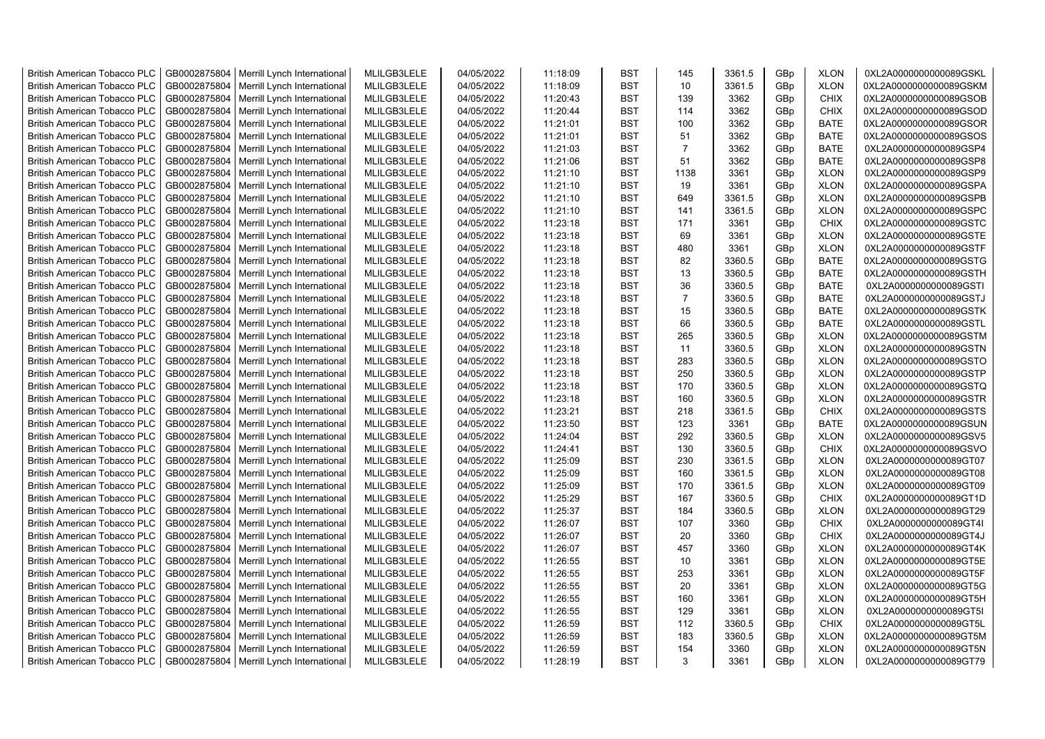| British American Tobacco PLC | GB0002875804 | Merrill Lynch International | MLILGB3LELE | 04/05/2022 | 11:18:09 | BST | 145 | 3361.5 | GBp | XLON | 0XL2A0000000000089GSKL |
|---|---|---|---|---|---|---|---|---|---|---|---|
| British American Tobacco PLC | GB0002875804 | Merrill Lynch International | MLILGB3LELE | 04/05/2022 | 11:18:09 | BST | 10 | 3361.5 | GBp | XLON | 0XL2A0000000000089GSKM |
| British American Tobacco PLC | GB0002875804 | Merrill Lynch International | MLILGB3LELE | 04/05/2022 | 11:20:43 | BST | 139 | 3362 | GBp | CHIX | 0XL2A0000000000089GSOB |
| British American Tobacco PLC | GB0002875804 | Merrill Lynch International | MLILGB3LELE | 04/05/2022 | 11:20:44 | BST | 114 | 3362 | GBp | CHIX | 0XL2A0000000000089GSOD |
| British American Tobacco PLC | GB0002875804 | Merrill Lynch International | MLILGB3LELE | 04/05/2022 | 11:21:01 | BST | 100 | 3362 | GBp | BATE | 0XL2A0000000000089GSOR |
| British American Tobacco PLC | GB0002875804 | Merrill Lynch International | MLILGB3LELE | 04/05/2022 | 11:21:01 | BST | 51 | 3362 | GBp | BATE | 0XL2A0000000000089GSOS |
| British American Tobacco PLC | GB0002875804 | Merrill Lynch International | MLILGB3LELE | 04/05/2022 | 11:21:03 | BST | 7 | 3362 | GBp | BATE | 0XL2A0000000000089GSP4 |
| British American Tobacco PLC | GB0002875804 | Merrill Lynch International | MLILGB3LELE | 04/05/2022 | 11:21:06 | BST | 51 | 3362 | GBp | BATE | 0XL2A0000000000089GSP8 |
| British American Tobacco PLC | GB0002875804 | Merrill Lynch International | MLILGB3LELE | 04/05/2022 | 11:21:10 | BST | 1138 | 3361 | GBp | XLON | 0XL2A0000000000089GSP9 |
| British American Tobacco PLC | GB0002875804 | Merrill Lynch International | MLILGB3LELE | 04/05/2022 | 11:21:10 | BST | 19 | 3361 | GBp | XLON | 0XL2A0000000000089GSPA |
| British American Tobacco PLC | GB0002875804 | Merrill Lynch International | MLILGB3LELE | 04/05/2022 | 11:21:10 | BST | 649 | 3361.5 | GBp | XLON | 0XL2A0000000000089GSPB |
| British American Tobacco PLC | GB0002875804 | Merrill Lynch International | MLILGB3LELE | 04/05/2022 | 11:21:10 | BST | 141 | 3361.5 | GBp | XLON | 0XL2A0000000000089GSPC |
| British American Tobacco PLC | GB0002875804 | Merrill Lynch International | MLILGB3LELE | 04/05/2022 | 11:23:18 | BST | 171 | 3361 | GBp | CHIX | 0XL2A0000000000089GSTC |
| British American Tobacco PLC | GB0002875804 | Merrill Lynch International | MLILGB3LELE | 04/05/2022 | 11:23:18 | BST | 69 | 3361 | GBp | XLON | 0XL2A0000000000089GSTE |
| British American Tobacco PLC | GB0002875804 | Merrill Lynch International | MLILGB3LELE | 04/05/2022 | 11:23:18 | BST | 480 | 3361 | GBp | XLON | 0XL2A0000000000089GSTF |
| British American Tobacco PLC | GB0002875804 | Merrill Lynch International | MLILGB3LELE | 04/05/2022 | 11:23:18 | BST | 82 | 3360.5 | GBp | BATE | 0XL2A0000000000089GSTG |
| British American Tobacco PLC | GB0002875804 | Merrill Lynch International | MLILGB3LELE | 04/05/2022 | 11:23:18 | BST | 13 | 3360.5 | GBp | BATE | 0XL2A0000000000089GSTH |
| British American Tobacco PLC | GB0002875804 | Merrill Lynch International | MLILGB3LELE | 04/05/2022 | 11:23:18 | BST | 36 | 3360.5 | GBp | BATE | 0XL2A0000000000089GSTI |
| British American Tobacco PLC | GB0002875804 | Merrill Lynch International | MLILGB3LELE | 04/05/2022 | 11:23:18 | BST | 7 | 3360.5 | GBp | BATE | 0XL2A0000000000089GSTJ |
| British American Tobacco PLC | GB0002875804 | Merrill Lynch International | MLILGB3LELE | 04/05/2022 | 11:23:18 | BST | 15 | 3360.5 | GBp | BATE | 0XL2A0000000000089GSTK |
| British American Tobacco PLC | GB0002875804 | Merrill Lynch International | MLILGB3LELE | 04/05/2022 | 11:23:18 | BST | 66 | 3360.5 | GBp | BATE | 0XL2A0000000000089GSTL |
| British American Tobacco PLC | GB0002875804 | Merrill Lynch International | MLILGB3LELE | 04/05/2022 | 11:23:18 | BST | 265 | 3360.5 | GBp | XLON | 0XL2A0000000000089GSTM |
| British American Tobacco PLC | GB0002875804 | Merrill Lynch International | MLILGB3LELE | 04/05/2022 | 11:23:18 | BST | 11 | 3360.5 | GBp | XLON | 0XL2A0000000000089GSTN |
| British American Tobacco PLC | GB0002875804 | Merrill Lynch International | MLILGB3LELE | 04/05/2022 | 11:23:18 | BST | 283 | 3360.5 | GBp | XLON | 0XL2A0000000000089GSTO |
| British American Tobacco PLC | GB0002875804 | Merrill Lynch International | MLILGB3LELE | 04/05/2022 | 11:23:18 | BST | 250 | 3360.5 | GBp | XLON | 0XL2A0000000000089GSTP |
| British American Tobacco PLC | GB0002875804 | Merrill Lynch International | MLILGB3LELE | 04/05/2022 | 11:23:18 | BST | 170 | 3360.5 | GBp | XLON | 0XL2A0000000000089GSTQ |
| British American Tobacco PLC | GB0002875804 | Merrill Lynch International | MLILGB3LELE | 04/05/2022 | 11:23:18 | BST | 160 | 3360.5 | GBp | XLON | 0XL2A0000000000089GSTR |
| British American Tobacco PLC | GB0002875804 | Merrill Lynch International | MLILGB3LELE | 04/05/2022 | 11:23:21 | BST | 218 | 3361.5 | GBp | CHIX | 0XL2A0000000000089GSTS |
| British American Tobacco PLC | GB0002875804 | Merrill Lynch International | MLILGB3LELE | 04/05/2022 | 11:23:50 | BST | 123 | 3361 | GBp | BATE | 0XL2A0000000000089GSUN |
| British American Tobacco PLC | GB0002875804 | Merrill Lynch International | MLILGB3LELE | 04/05/2022 | 11:24:04 | BST | 292 | 3360.5 | GBp | XLON | 0XL2A0000000000089GSV5 |
| British American Tobacco PLC | GB0002875804 | Merrill Lynch International | MLILGB3LELE | 04/05/2022 | 11:24:41 | BST | 130 | 3360.5 | GBp | CHIX | 0XL2A0000000000089GSVO |
| British American Tobacco PLC | GB0002875804 | Merrill Lynch International | MLILGB3LELE | 04/05/2022 | 11:25:09 | BST | 230 | 3361.5 | GBp | XLON | 0XL2A0000000000089GT07 |
| British American Tobacco PLC | GB0002875804 | Merrill Lynch International | MLILGB3LELE | 04/05/2022 | 11:25:09 | BST | 160 | 3361.5 | GBp | XLON | 0XL2A0000000000089GT08 |
| British American Tobacco PLC | GB0002875804 | Merrill Lynch International | MLILGB3LELE | 04/05/2022 | 11:25:09 | BST | 170 | 3361.5 | GBp | XLON | 0XL2A0000000000089GT09 |
| British American Tobacco PLC | GB0002875804 | Merrill Lynch International | MLILGB3LELE | 04/05/2022 | 11:25:29 | BST | 167 | 3360.5 | GBp | CHIX | 0XL2A0000000000089GT1D |
| British American Tobacco PLC | GB0002875804 | Merrill Lynch International | MLILGB3LELE | 04/05/2022 | 11:25:37 | BST | 184 | 3360.5 | GBp | XLON | 0XL2A0000000000089GT29 |
| British American Tobacco PLC | GB0002875804 | Merrill Lynch International | MLILGB3LELE | 04/05/2022 | 11:26:07 | BST | 107 | 3360 | GBp | CHIX | 0XL2A0000000000089GT4I |
| British American Tobacco PLC | GB0002875804 | Merrill Lynch International | MLILGB3LELE | 04/05/2022 | 11:26:07 | BST | 20 | 3360 | GBp | CHIX | 0XL2A0000000000089GT4J |
| British American Tobacco PLC | GB0002875804 | Merrill Lynch International | MLILGB3LELE | 04/05/2022 | 11:26:07 | BST | 457 | 3360 | GBp | XLON | 0XL2A0000000000089GT4K |
| British American Tobacco PLC | GB0002875804 | Merrill Lynch International | MLILGB3LELE | 04/05/2022 | 11:26:55 | BST | 10 | 3361 | GBp | XLON | 0XL2A0000000000089GT5E |
| British American Tobacco PLC | GB0002875804 | Merrill Lynch International | MLILGB3LELE | 04/05/2022 | 11:26:55 | BST | 253 | 3361 | GBp | XLON | 0XL2A0000000000089GT5F |
| British American Tobacco PLC | GB0002875804 | Merrill Lynch International | MLILGB3LELE | 04/05/2022 | 11:26:55 | BST | 20 | 3361 | GBp | XLON | 0XL2A0000000000089GT5G |
| British American Tobacco PLC | GB0002875804 | Merrill Lynch International | MLILGB3LELE | 04/05/2022 | 11:26:55 | BST | 160 | 3361 | GBp | XLON | 0XL2A0000000000089GT5H |
| British American Tobacco PLC | GB0002875804 | Merrill Lynch International | MLILGB3LELE | 04/05/2022 | 11:26:55 | BST | 129 | 3361 | GBp | XLON | 0XL2A0000000000089GT5I |
| British American Tobacco PLC | GB0002875804 | Merrill Lynch International | MLILGB3LELE | 04/05/2022 | 11:26:59 | BST | 112 | 3360.5 | GBp | CHIX | 0XL2A0000000000089GT5L |
| British American Tobacco PLC | GB0002875804 | Merrill Lynch International | MLILGB3LELE | 04/05/2022 | 11:26:59 | BST | 183 | 3360.5 | GBp | XLON | 0XL2A0000000000089GT5M |
| British American Tobacco PLC | GB0002875804 | Merrill Lynch International | MLILGB3LELE | 04/05/2022 | 11:26:59 | BST | 154 | 3360 | GBp | XLON | 0XL2A0000000000089GT5N |
| British American Tobacco PLC | GB0002875804 | Merrill Lynch International | MLILGB3LELE | 04/05/2022 | 11:28:19 | BST | 3 | 3361 | GBp | XLON | 0XL2A0000000000089GT79 |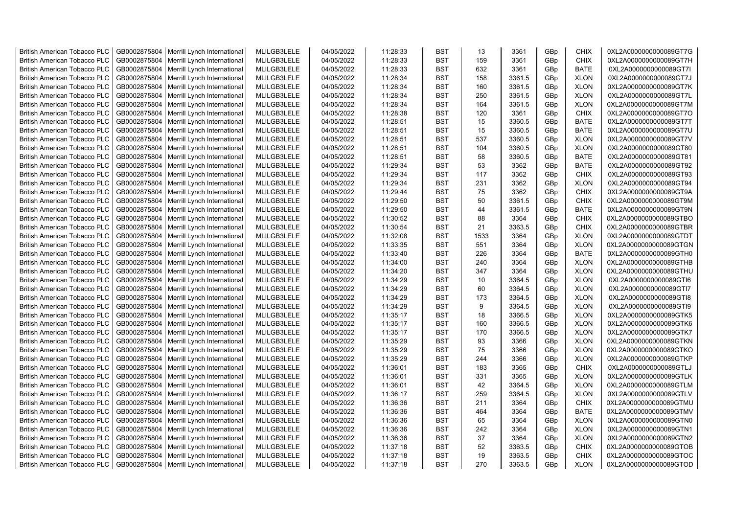| British American Tobacco PLC | GB0002875804 | Merrill Lynch International | MLILGB3LELE | 04/05/2022 | 11:28:33 | BST | 13 | 3361 | GBp | CHIX | 0XL2A0000000000089GT7G |
|---|---|---|---|---|---|---|---|---|---|---|---|
| British American Tobacco PLC | GB0002875804 | Merrill Lynch International | MLILGB3LELE | 04/05/2022 | 11:28:33 | BST | 159 | 3361 | GBp | CHIX | 0XL2A0000000000089GT7H |
| British American Tobacco PLC | GB0002875804 | Merrill Lynch International | MLILGB3LELE | 04/05/2022 | 11:28:33 | BST | 632 | 3361 | GBp | BATE | 0XL2A0000000000089GT7I |
| British American Tobacco PLC | GB0002875804 | Merrill Lynch International | MLILGB3LELE | 04/05/2022 | 11:28:34 | BST | 158 | 3361.5 | GBp | XLON | 0XL2A0000000000089GT7J |
| British American Tobacco PLC | GB0002875804 | Merrill Lynch International | MLILGB3LELE | 04/05/2022 | 11:28:34 | BST | 160 | 3361.5 | GBp | XLON | 0XL2A0000000000089GT7K |
| British American Tobacco PLC | GB0002875804 | Merrill Lynch International | MLILGB3LELE | 04/05/2022 | 11:28:34 | BST | 250 | 3361.5 | GBp | XLON | 0XL2A0000000000089GT7L |
| British American Tobacco PLC | GB0002875804 | Merrill Lynch International | MLILGB3LELE | 04/05/2022 | 11:28:34 | BST | 164 | 3361.5 | GBp | XLON | 0XL2A0000000000089GT7M |
| British American Tobacco PLC | GB0002875804 | Merrill Lynch International | MLILGB3LELE | 04/05/2022 | 11:28:38 | BST | 120 | 3361 | GBp | CHIX | 0XL2A0000000000089GT7O |
| British American Tobacco PLC | GB0002875804 | Merrill Lynch International | MLILGB3LELE | 04/05/2022 | 11:28:51 | BST | 15 | 3360.5 | GBp | BATE | 0XL2A0000000000089GT7T |
| British American Tobacco PLC | GB0002875804 | Merrill Lynch International | MLILGB3LELE | 04/05/2022 | 11:28:51 | BST | 15 | 3360.5 | GBp | BATE | 0XL2A0000000000089GT7U |
| British American Tobacco PLC | GB0002875804 | Merrill Lynch International | MLILGB3LELE | 04/05/2022 | 11:28:51 | BST | 537 | 3360.5 | GBp | XLON | 0XL2A0000000000089GT7V |
| British American Tobacco PLC | GB0002875804 | Merrill Lynch International | MLILGB3LELE | 04/05/2022 | 11:28:51 | BST | 104 | 3360.5 | GBp | XLON | 0XL2A0000000000089GT80 |
| British American Tobacco PLC | GB0002875804 | Merrill Lynch International | MLILGB3LELE | 04/05/2022 | 11:28:51 | BST | 58 | 3360.5 | GBp | BATE | 0XL2A0000000000089GT81 |
| British American Tobacco PLC | GB0002875804 | Merrill Lynch International | MLILGB3LELE | 04/05/2022 | 11:29:34 | BST | 53 | 3362 | GBp | BATE | 0XL2A0000000000089GT92 |
| British American Tobacco PLC | GB0002875804 | Merrill Lynch International | MLILGB3LELE | 04/05/2022 | 11:29:34 | BST | 117 | 3362 | GBp | CHIX | 0XL2A0000000000089GT93 |
| British American Tobacco PLC | GB0002875804 | Merrill Lynch International | MLILGB3LELE | 04/05/2022 | 11:29:34 | BST | 231 | 3362 | GBp | XLON | 0XL2A0000000000089GT94 |
| British American Tobacco PLC | GB0002875804 | Merrill Lynch International | MLILGB3LELE | 04/05/2022 | 11:29:44 | BST | 75 | 3362 | GBp | CHIX | 0XL2A0000000000089GT9A |
| British American Tobacco PLC | GB0002875804 | Merrill Lynch International | MLILGB3LELE | 04/05/2022 | 11:29:50 | BST | 50 | 3361.5 | GBp | CHIX | 0XL2A0000000000089GT9M |
| British American Tobacco PLC | GB0002875804 | Merrill Lynch International | MLILGB3LELE | 04/05/2022 | 11:29:50 | BST | 44 | 3361.5 | GBp | BATE | 0XL2A0000000000089GT9N |
| British American Tobacco PLC | GB0002875804 | Merrill Lynch International | MLILGB3LELE | 04/05/2022 | 11:30:52 | BST | 88 | 3364 | GBp | CHIX | 0XL2A0000000000089GTBO |
| British American Tobacco PLC | GB0002875804 | Merrill Lynch International | MLILGB3LELE | 04/05/2022 | 11:30:54 | BST | 21 | 3363.5 | GBp | CHIX | 0XL2A0000000000089GTBR |
| British American Tobacco PLC | GB0002875804 | Merrill Lynch International | MLILGB3LELE | 04/05/2022 | 11:32:08 | BST | 1533 | 3364 | GBp | XLON | 0XL2A0000000000089GTDT |
| British American Tobacco PLC | GB0002875804 | Merrill Lynch International | MLILGB3LELE | 04/05/2022 | 11:33:35 | BST | 551 | 3364 | GBp | XLON | 0XL2A0000000000089GTGN |
| British American Tobacco PLC | GB0002875804 | Merrill Lynch International | MLILGB3LELE | 04/05/2022 | 11:33:40 | BST | 226 | 3364 | GBp | BATE | 0XL2A0000000000089GTH0 |
| British American Tobacco PLC | GB0002875804 | Merrill Lynch International | MLILGB3LELE | 04/05/2022 | 11:34:00 | BST | 240 | 3364 | GBp | XLON | 0XL2A0000000000089GTHB |
| British American Tobacco PLC | GB0002875804 | Merrill Lynch International | MLILGB3LELE | 04/05/2022 | 11:34:20 | BST | 347 | 3364 | GBp | XLON | 0XL2A0000000000089GTHU |
| British American Tobacco PLC | GB0002875804 | Merrill Lynch International | MLILGB3LELE | 04/05/2022 | 11:34:29 | BST | 10 | 3364.5 | GBp | XLON | 0XL2A0000000000089GTI6 |
| British American Tobacco PLC | GB0002875804 | Merrill Lynch International | MLILGB3LELE | 04/05/2022 | 11:34:29 | BST | 60 | 3364.5 | GBp | XLON | 0XL2A0000000000089GTI7 |
| British American Tobacco PLC | GB0002875804 | Merrill Lynch International | MLILGB3LELE | 04/05/2022 | 11:34:29 | BST | 173 | 3364.5 | GBp | XLON | 0XL2A0000000000089GTI8 |
| British American Tobacco PLC | GB0002875804 | Merrill Lynch International | MLILGB3LELE | 04/05/2022 | 11:34:29 | BST | 9 | 3364.5 | GBp | XLON | 0XL2A0000000000089GTI9 |
| British American Tobacco PLC | GB0002875804 | Merrill Lynch International | MLILGB3LELE | 04/05/2022 | 11:35:17 | BST | 18 | 3366.5 | GBp | XLON | 0XL2A0000000000089GTK5 |
| British American Tobacco PLC | GB0002875804 | Merrill Lynch International | MLILGB3LELE | 04/05/2022 | 11:35:17 | BST | 160 | 3366.5 | GBp | XLON | 0XL2A0000000000089GTK6 |
| British American Tobacco PLC | GB0002875804 | Merrill Lynch International | MLILGB3LELE | 04/05/2022 | 11:35:17 | BST | 170 | 3366.5 | GBp | XLON | 0XL2A0000000000089GTK7 |
| British American Tobacco PLC | GB0002875804 | Merrill Lynch International | MLILGB3LELE | 04/05/2022 | 11:35:29 | BST | 93 | 3366 | GBp | XLON | 0XL2A0000000000089GTKN |
| British American Tobacco PLC | GB0002875804 | Merrill Lynch International | MLILGB3LELE | 04/05/2022 | 11:35:29 | BST | 75 | 3366 | GBp | XLON | 0XL2A0000000000089GTKO |
| British American Tobacco PLC | GB0002875804 | Merrill Lynch International | MLILGB3LELE | 04/05/2022 | 11:35:29 | BST | 244 | 3366 | GBp | XLON | 0XL2A0000000000089GTKP |
| British American Tobacco PLC | GB0002875804 | Merrill Lynch International | MLILGB3LELE | 04/05/2022 | 11:36:01 | BST | 183 | 3365 | GBp | CHIX | 0XL2A0000000000089GTLJ |
| British American Tobacco PLC | GB0002875804 | Merrill Lynch International | MLILGB3LELE | 04/05/2022 | 11:36:01 | BST | 331 | 3365 | GBp | XLON | 0XL2A0000000000089GTLK |
| British American Tobacco PLC | GB0002875804 | Merrill Lynch International | MLILGB3LELE | 04/05/2022 | 11:36:01 | BST | 42 | 3364.5 | GBp | XLON | 0XL2A0000000000089GTLM |
| British American Tobacco PLC | GB0002875804 | Merrill Lynch International | MLILGB3LELE | 04/05/2022 | 11:36:17 | BST | 259 | 3364.5 | GBp | XLON | 0XL2A0000000000089GTLV |
| British American Tobacco PLC | GB0002875804 | Merrill Lynch International | MLILGB3LELE | 04/05/2022 | 11:36:36 | BST | 211 | 3364 | GBp | CHIX | 0XL2A0000000000089GTMU |
| British American Tobacco PLC | GB0002875804 | Merrill Lynch International | MLILGB3LELE | 04/05/2022 | 11:36:36 | BST | 464 | 3364 | GBp | BATE | 0XL2A0000000000089GTMV |
| British American Tobacco PLC | GB0002875804 | Merrill Lynch International | MLILGB3LELE | 04/05/2022 | 11:36:36 | BST | 65 | 3364 | GBp | XLON | 0XL2A0000000000089GTN0 |
| British American Tobacco PLC | GB0002875804 | Merrill Lynch International | MLILGB3LELE | 04/05/2022 | 11:36:36 | BST | 242 | 3364 | GBp | XLON | 0XL2A0000000000089GTN1 |
| British American Tobacco PLC | GB0002875804 | Merrill Lynch International | MLILGB3LELE | 04/05/2022 | 11:36:36 | BST | 37 | 3364 | GBp | XLON | 0XL2A0000000000089GTN2 |
| British American Tobacco PLC | GB0002875804 | Merrill Lynch International | MLILGB3LELE | 04/05/2022 | 11:37:18 | BST | 52 | 3363.5 | GBp | CHIX | 0XL2A0000000000089GTOB |
| British American Tobacco PLC | GB0002875804 | Merrill Lynch International | MLILGB3LELE | 04/05/2022 | 11:37:18 | BST | 19 | 3363.5 | GBp | CHIX | 0XL2A0000000000089GTOC |
| British American Tobacco PLC | GB0002875804 | Merrill Lynch International | MLILGB3LELE | 04/05/2022 | 11:37:18 | BST | 270 | 3363.5 | GBp | XLON | 0XL2A0000000000089GTOD |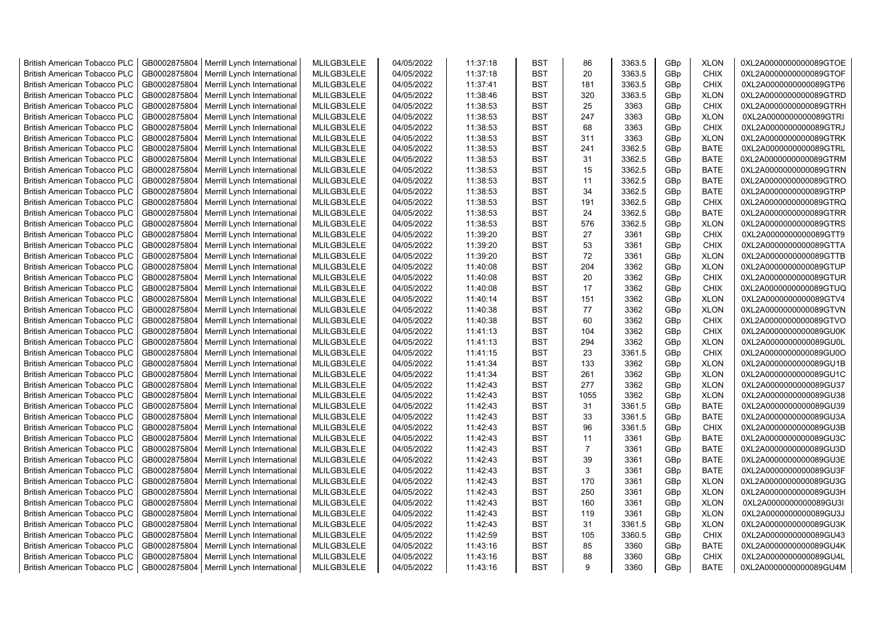| British American Tobacco PLC | GB0002875804 | Merrill Lynch International | MLILGB3LELE | 04/05/2022 | 11:37:18 | BST | 86 | 3363.5 | GBp | XLON | 0XL2A0000000000089GTOE |
|---|---|---|---|---|---|---|---|---|---|---|---|
| British American Tobacco PLC | GB0002875804 | Merrill Lynch International | MLILGB3LELE | 04/05/2022 | 11:37:18 | BST | 20 | 3363.5 | GBp | CHIX | 0XL2A0000000000089GTOF |
| British American Tobacco PLC | GB0002875804 | Merrill Lynch International | MLILGB3LELE | 04/05/2022 | 11:37:41 | BST | 181 | 3363.5 | GBp | CHIX | 0XL2A0000000000089GTP6 |
| British American Tobacco PLC | GB0002875804 | Merrill Lynch International | MLILGB3LELE | 04/05/2022 | 11:38:46 | BST | 320 | 3363.5 | GBp | XLON | 0XL2A0000000000089GTRD |
| British American Tobacco PLC | GB0002875804 | Merrill Lynch International | MLILGB3LELE | 04/05/2022 | 11:38:53 | BST | 25 | 3363 | GBp | CHIX | 0XL2A0000000000089GTRH |
| British American Tobacco PLC | GB0002875804 | Merrill Lynch International | MLILGB3LELE | 04/05/2022 | 11:38:53 | BST | 247 | 3363 | GBp | XLON | 0XL2A0000000000089GTRI |
| British American Tobacco PLC | GB0002875804 | Merrill Lynch International | MLILGB3LELE | 04/05/2022 | 11:38:53 | BST | 68 | 3363 | GBp | CHIX | 0XL2A0000000000089GTRJ |
| British American Tobacco PLC | GB0002875804 | Merrill Lynch International | MLILGB3LELE | 04/05/2022 | 11:38:53 | BST | 311 | 3363 | GBp | XLON | 0XL2A0000000000089GTRK |
| British American Tobacco PLC | GB0002875804 | Merrill Lynch International | MLILGB3LELE | 04/05/2022 | 11:38:53 | BST | 241 | 3362.5 | GBp | BATE | 0XL2A0000000000089GTRL |
| British American Tobacco PLC | GB0002875804 | Merrill Lynch International | MLILGB3LELE | 04/05/2022 | 11:38:53 | BST | 31 | 3362.5 | GBp | BATE | 0XL2A0000000000089GTRM |
| British American Tobacco PLC | GB0002875804 | Merrill Lynch International | MLILGB3LELE | 04/05/2022 | 11:38:53 | BST | 15 | 3362.5 | GBp | BATE | 0XL2A0000000000089GTRN |
| British American Tobacco PLC | GB0002875804 | Merrill Lynch International | MLILGB3LELE | 04/05/2022 | 11:38:53 | BST | 11 | 3362.5 | GBp | BATE | 0XL2A0000000000089GTRO |
| British American Tobacco PLC | GB0002875804 | Merrill Lynch International | MLILGB3LELE | 04/05/2022 | 11:38:53 | BST | 34 | 3362.5 | GBp | BATE | 0XL2A0000000000089GTRP |
| British American Tobacco PLC | GB0002875804 | Merrill Lynch International | MLILGB3LELE | 04/05/2022 | 11:38:53 | BST | 191 | 3362.5 | GBp | CHIX | 0XL2A0000000000089GTRQ |
| British American Tobacco PLC | GB0002875804 | Merrill Lynch International | MLILGB3LELE | 04/05/2022 | 11:38:53 | BST | 24 | 3362.5 | GBp | BATE | 0XL2A0000000000089GTRR |
| British American Tobacco PLC | GB0002875804 | Merrill Lynch International | MLILGB3LELE | 04/05/2022 | 11:38:53 | BST | 576 | 3362.5 | GBp | XLON | 0XL2A0000000000089GTRS |
| British American Tobacco PLC | GB0002875804 | Merrill Lynch International | MLILGB3LELE | 04/05/2022 | 11:39:20 | BST | 27 | 3361 | GBp | CHIX | 0XL2A0000000000089GTT9 |
| British American Tobacco PLC | GB0002875804 | Merrill Lynch International | MLILGB3LELE | 04/05/2022 | 11:39:20 | BST | 53 | 3361 | GBp | CHIX | 0XL2A0000000000089GTTA |
| British American Tobacco PLC | GB0002875804 | Merrill Lynch International | MLILGB3LELE | 04/05/2022 | 11:39:20 | BST | 72 | 3361 | GBp | XLON | 0XL2A0000000000089GTTB |
| British American Tobacco PLC | GB0002875804 | Merrill Lynch International | MLILGB3LELE | 04/05/2022 | 11:40:08 | BST | 204 | 3362 | GBp | XLON | 0XL2A0000000000089GTUP |
| British American Tobacco PLC | GB0002875804 | Merrill Lynch International | MLILGB3LELE | 04/05/2022 | 11:40:08 | BST | 20 | 3362 | GBp | CHIX | 0XL2A0000000000089GTUR |
| British American Tobacco PLC | GB0002875804 | Merrill Lynch International | MLILGB3LELE | 04/05/2022 | 11:40:08 | BST | 17 | 3362 | GBp | CHIX | 0XL2A0000000000089GTUQ |
| British American Tobacco PLC | GB0002875804 | Merrill Lynch International | MLILGB3LELE | 04/05/2022 | 11:40:14 | BST | 151 | 3362 | GBp | XLON | 0XL2A0000000000089GTV4 |
| British American Tobacco PLC | GB0002875804 | Merrill Lynch International | MLILGB3LELE | 04/05/2022 | 11:40:38 | BST | 77 | 3362 | GBp | XLON | 0XL2A0000000000089GTVN |
| British American Tobacco PLC | GB0002875804 | Merrill Lynch International | MLILGB3LELE | 04/05/2022 | 11:40:38 | BST | 60 | 3362 | GBp | CHIX | 0XL2A0000000000089GTVO |
| British American Tobacco PLC | GB0002875804 | Merrill Lynch International | MLILGB3LELE | 04/05/2022 | 11:41:13 | BST | 104 | 3362 | GBp | CHIX | 0XL2A0000000000089GU0K |
| British American Tobacco PLC | GB0002875804 | Merrill Lynch International | MLILGB3LELE | 04/05/2022 | 11:41:13 | BST | 294 | 3362 | GBp | XLON | 0XL2A0000000000089GU0L |
| British American Tobacco PLC | GB0002875804 | Merrill Lynch International | MLILGB3LELE | 04/05/2022 | 11:41:15 | BST | 23 | 3361.5 | GBp | CHIX | 0XL2A0000000000089GU0O |
| British American Tobacco PLC | GB0002875804 | Merrill Lynch International | MLILGB3LELE | 04/05/2022 | 11:41:34 | BST | 133 | 3362 | GBp | XLON | 0XL2A0000000000089GU1B |
| British American Tobacco PLC | GB0002875804 | Merrill Lynch International | MLILGB3LELE | 04/05/2022 | 11:41:34 | BST | 261 | 3362 | GBp | XLON | 0XL2A0000000000089GU1C |
| British American Tobacco PLC | GB0002875804 | Merrill Lynch International | MLILGB3LELE | 04/05/2022 | 11:42:43 | BST | 277 | 3362 | GBp | XLON | 0XL2A0000000000089GU37 |
| British American Tobacco PLC | GB0002875804 | Merrill Lynch International | MLILGB3LELE | 04/05/2022 | 11:42:43 | BST | 1055 | 3362 | GBp | XLON | 0XL2A0000000000089GU38 |
| British American Tobacco PLC | GB0002875804 | Merrill Lynch International | MLILGB3LELE | 04/05/2022 | 11:42:43 | BST | 31 | 3361.5 | GBp | BATE | 0XL2A0000000000089GU39 |
| British American Tobacco PLC | GB0002875804 | Merrill Lynch International | MLILGB3LELE | 04/05/2022 | 11:42:43 | BST | 33 | 3361.5 | GBp | BATE | 0XL2A0000000000089GU3A |
| British American Tobacco PLC | GB0002875804 | Merrill Lynch International | MLILGB3LELE | 04/05/2022 | 11:42:43 | BST | 96 | 3361.5 | GBp | CHIX | 0XL2A0000000000089GU3B |
| British American Tobacco PLC | GB0002875804 | Merrill Lynch International | MLILGB3LELE | 04/05/2022 | 11:42:43 | BST | 11 | 3361 | GBp | BATE | 0XL2A0000000000089GU3C |
| British American Tobacco PLC | GB0002875804 | Merrill Lynch International | MLILGB3LELE | 04/05/2022 | 11:42:43 | BST | 7 | 3361 | GBp | BATE | 0XL2A0000000000089GU3D |
| British American Tobacco PLC | GB0002875804 | Merrill Lynch International | MLILGB3LELE | 04/05/2022 | 11:42:43 | BST | 39 | 3361 | GBp | BATE | 0XL2A0000000000089GU3E |
| British American Tobacco PLC | GB0002875804 | Merrill Lynch International | MLILGB3LELE | 04/05/2022 | 11:42:43 | BST | 3 | 3361 | GBp | BATE | 0XL2A0000000000089GU3F |
| British American Tobacco PLC | GB0002875804 | Merrill Lynch International | MLILGB3LELE | 04/05/2022 | 11:42:43 | BST | 170 | 3361 | GBp | XLON | 0XL2A0000000000089GU3G |
| British American Tobacco PLC | GB0002875804 | Merrill Lynch International | MLILGB3LELE | 04/05/2022 | 11:42:43 | BST | 250 | 3361 | GBp | XLON | 0XL2A0000000000089GU3H |
| British American Tobacco PLC | GB0002875804 | Merrill Lynch International | MLILGB3LELE | 04/05/2022 | 11:42:43 | BST | 160 | 3361 | GBp | XLON | 0XL2A0000000000089GU3I |
| British American Tobacco PLC | GB0002875804 | Merrill Lynch International | MLILGB3LELE | 04/05/2022 | 11:42:43 | BST | 119 | 3361 | GBp | XLON | 0XL2A0000000000089GU3J |
| British American Tobacco PLC | GB0002875804 | Merrill Lynch International | MLILGB3LELE | 04/05/2022 | 11:42:43 | BST | 31 | 3361.5 | GBp | XLON | 0XL2A0000000000089GU3K |
| British American Tobacco PLC | GB0002875804 | Merrill Lynch International | MLILGB3LELE | 04/05/2022 | 11:42:59 | BST | 105 | 3360.5 | GBp | CHIX | 0XL2A0000000000089GU43 |
| British American Tobacco PLC | GB0002875804 | Merrill Lynch International | MLILGB3LELE | 04/05/2022 | 11:43:16 | BST | 85 | 3360 | GBp | BATE | 0XL2A0000000000089GU4K |
| British American Tobacco PLC | GB0002875804 | Merrill Lynch International | MLILGB3LELE | 04/05/2022 | 11:43:16 | BST | 88 | 3360 | GBp | CHIX | 0XL2A0000000000089GU4L |
| British American Tobacco PLC | GB0002875804 | Merrill Lynch International | MLILGB3LELE | 04/05/2022 | 11:43:16 | BST | 9 | 3360 | GBp | BATE | 0XL2A0000000000089GU4M |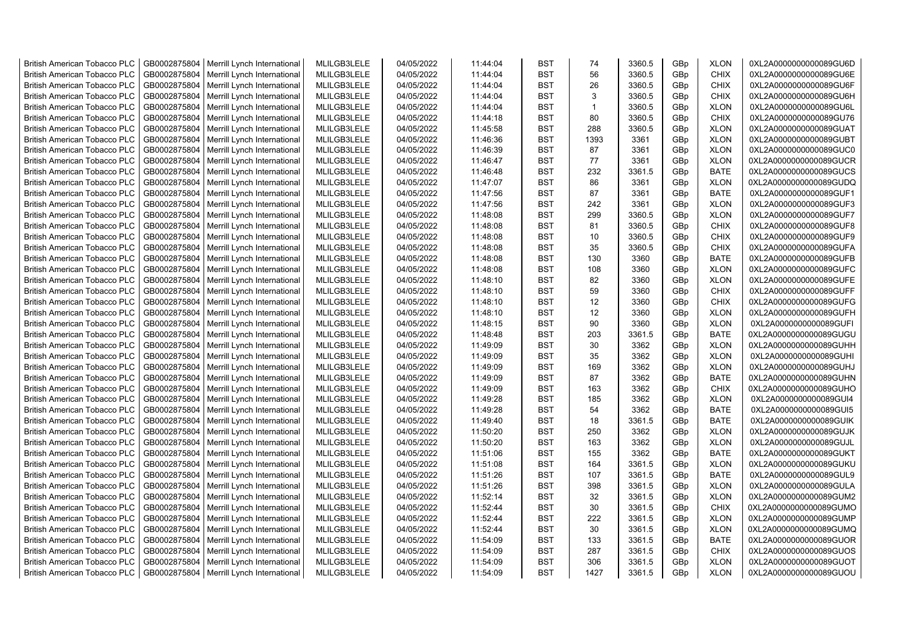| British American Tobacco PLC | GB0002875804 | Merrill Lynch International | MLILGB3LELE | 04/05/2022 | 11:44:04 | BST | 74 | 3360.5 | GBp | XLON | 0XL2A0000000000089GU6D |
|---|---|---|---|---|---|---|---|---|---|---|---|
| British American Tobacco PLC | GB0002875804 | Merrill Lynch International | MLILGB3LELE | 04/05/2022 | 11:44:04 | BST | 56 | 3360.5 | GBp | CHIX | 0XL2A0000000000089GU6E |
| British American Tobacco PLC | GB0002875804 | Merrill Lynch International | MLILGB3LELE | 04/05/2022 | 11:44:04 | BST | 26 | 3360.5 | GBp | CHIX | 0XL2A0000000000089GU6F |
| British American Tobacco PLC | GB0002875804 | Merrill Lynch International | MLILGB3LELE | 04/05/2022 | 11:44:04 | BST | 3 | 3360.5 | GBp | CHIX | 0XL2A0000000000089GU6H |
| British American Tobacco PLC | GB0002875804 | Merrill Lynch International | MLILGB3LELE | 04/05/2022 | 11:44:04 | BST | 1 | 3360.5 | GBp | XLON | 0XL2A0000000000089GU6L |
| British American Tobacco PLC | GB0002875804 | Merrill Lynch International | MLILGB3LELE | 04/05/2022 | 11:44:18 | BST | 80 | 3360.5 | GBp | CHIX | 0XL2A0000000000089GU76 |
| British American Tobacco PLC | GB0002875804 | Merrill Lynch International | MLILGB3LELE | 04/05/2022 | 11:45:58 | BST | 288 | 3360.5 | GBp | XLON | 0XL2A0000000000089GUAT |
| British American Tobacco PLC | GB0002875804 | Merrill Lynch International | MLILGB3LELE | 04/05/2022 | 11:46:36 | BST | 1393 | 3361 | GBp | XLON | 0XL2A0000000000089GUBT |
| British American Tobacco PLC | GB0002875804 | Merrill Lynch International | MLILGB3LELE | 04/05/2022 | 11:46:39 | BST | 87 | 3361 | GBp | XLON | 0XL2A0000000000089GUC0 |
| British American Tobacco PLC | GB0002875804 | Merrill Lynch International | MLILGB3LELE | 04/05/2022 | 11:46:47 | BST | 77 | 3361 | GBp | XLON | 0XL2A0000000000089GUCR |
| British American Tobacco PLC | GB0002875804 | Merrill Lynch International | MLILGB3LELE | 04/05/2022 | 11:46:48 | BST | 232 | 3361.5 | GBp | BATE | 0XL2A0000000000089GUCS |
| British American Tobacco PLC | GB0002875804 | Merrill Lynch International | MLILGB3LELE | 04/05/2022 | 11:47:07 | BST | 86 | 3361 | GBp | XLON | 0XL2A0000000000089GUDQ |
| British American Tobacco PLC | GB0002875804 | Merrill Lynch International | MLILGB3LELE | 04/05/2022 | 11:47:56 | BST | 87 | 3361 | GBp | BATE | 0XL2A0000000000089GUF1 |
| British American Tobacco PLC | GB0002875804 | Merrill Lynch International | MLILGB3LELE | 04/05/2022 | 11:47:56 | BST | 242 | 3361 | GBp | XLON | 0XL2A0000000000089GUF3 |
| British American Tobacco PLC | GB0002875804 | Merrill Lynch International | MLILGB3LELE | 04/05/2022 | 11:48:08 | BST | 299 | 3360.5 | GBp | XLON | 0XL2A0000000000089GUF7 |
| British American Tobacco PLC | GB0002875804 | Merrill Lynch International | MLILGB3LELE | 04/05/2022 | 11:48:08 | BST | 81 | 3360.5 | GBp | CHIX | 0XL2A0000000000089GUF8 |
| British American Tobacco PLC | GB0002875804 | Merrill Lynch International | MLILGB3LELE | 04/05/2022 | 11:48:08 | BST | 10 | 3360.5 | GBp | CHIX | 0XL2A0000000000089GUF9 |
| British American Tobacco PLC | GB0002875804 | Merrill Lynch International | MLILGB3LELE | 04/05/2022 | 11:48:08 | BST | 35 | 3360.5 | GBp | CHIX | 0XL2A0000000000089GUFA |
| British American Tobacco PLC | GB0002875804 | Merrill Lynch International | MLILGB3LELE | 04/05/2022 | 11:48:08 | BST | 130 | 3360 | GBp | BATE | 0XL2A0000000000089GUFB |
| British American Tobacco PLC | GB0002875804 | Merrill Lynch International | MLILGB3LELE | 04/05/2022 | 11:48:08 | BST | 108 | 3360 | GBp | XLON | 0XL2A0000000000089GUFC |
| British American Tobacco PLC | GB0002875804 | Merrill Lynch International | MLILGB3LELE | 04/05/2022 | 11:48:10 | BST | 82 | 3360 | GBp | XLON | 0XL2A0000000000089GUFE |
| British American Tobacco PLC | GB0002875804 | Merrill Lynch International | MLILGB3LELE | 04/05/2022 | 11:48:10 | BST | 59 | 3360 | GBp | CHIX | 0XL2A0000000000089GUFF |
| British American Tobacco PLC | GB0002875804 | Merrill Lynch International | MLILGB3LELE | 04/05/2022 | 11:48:10 | BST | 12 | 3360 | GBp | CHIX | 0XL2A0000000000089GUFG |
| British American Tobacco PLC | GB0002875804 | Merrill Lynch International | MLILGB3LELE | 04/05/2022 | 11:48:10 | BST | 12 | 3360 | GBp | XLON | 0XL2A0000000000089GUFH |
| British American Tobacco PLC | GB0002875804 | Merrill Lynch International | MLILGB3LELE | 04/05/2022 | 11:48:15 | BST | 90 | 3360 | GBp | XLON | 0XL2A0000000000089GUFI |
| British American Tobacco PLC | GB0002875804 | Merrill Lynch International | MLILGB3LELE | 04/05/2022 | 11:48:48 | BST | 203 | 3361.5 | GBp | BATE | 0XL2A0000000000089GUGU |
| British American Tobacco PLC | GB0002875804 | Merrill Lynch International | MLILGB3LELE | 04/05/2022 | 11:49:09 | BST | 30 | 3362 | GBp | XLON | 0XL2A0000000000089GUHH |
| British American Tobacco PLC | GB0002875804 | Merrill Lynch International | MLILGB3LELE | 04/05/2022 | 11:49:09 | BST | 35 | 3362 | GBp | XLON | 0XL2A0000000000089GUHI |
| British American Tobacco PLC | GB0002875804 | Merrill Lynch International | MLILGB3LELE | 04/05/2022 | 11:49:09 | BST | 169 | 3362 | GBp | XLON | 0XL2A0000000000089GUHJ |
| British American Tobacco PLC | GB0002875804 | Merrill Lynch International | MLILGB3LELE | 04/05/2022 | 11:49:09 | BST | 87 | 3362 | GBp | BATE | 0XL2A0000000000089GUHN |
| British American Tobacco PLC | GB0002875804 | Merrill Lynch International | MLILGB3LELE | 04/05/2022 | 11:49:09 | BST | 163 | 3362 | GBp | CHIX | 0XL2A0000000000089GUHO |
| British American Tobacco PLC | GB0002875804 | Merrill Lynch International | MLILGB3LELE | 04/05/2022 | 11:49:28 | BST | 185 | 3362 | GBp | XLON | 0XL2A0000000000089GUI4 |
| British American Tobacco PLC | GB0002875804 | Merrill Lynch International | MLILGB3LELE | 04/05/2022 | 11:49:28 | BST | 54 | 3362 | GBp | BATE | 0XL2A0000000000089GUI5 |
| British American Tobacco PLC | GB0002875804 | Merrill Lynch International | MLILGB3LELE | 04/05/2022 | 11:49:40 | BST | 18 | 3361.5 | GBp | BATE | 0XL2A0000000000089GUIK |
| British American Tobacco PLC | GB0002875804 | Merrill Lynch International | MLILGB3LELE | 04/05/2022 | 11:50:20 | BST | 250 | 3362 | GBp | XLON | 0XL2A0000000000089GUJK |
| British American Tobacco PLC | GB0002875804 | Merrill Lynch International | MLILGB3LELE | 04/05/2022 | 11:50:20 | BST | 163 | 3362 | GBp | XLON | 0XL2A0000000000089GUJL |
| British American Tobacco PLC | GB0002875804 | Merrill Lynch International | MLILGB3LELE | 04/05/2022 | 11:51:06 | BST | 155 | 3362 | GBp | BATE | 0XL2A0000000000089GUKT |
| British American Tobacco PLC | GB0002875804 | Merrill Lynch International | MLILGB3LELE | 04/05/2022 | 11:51:08 | BST | 164 | 3361.5 | GBp | XLON | 0XL2A0000000000089GUKU |
| British American Tobacco PLC | GB0002875804 | Merrill Lynch International | MLILGB3LELE | 04/05/2022 | 11:51:26 | BST | 107 | 3361.5 | GBp | BATE | 0XL2A0000000000089GUL9 |
| British American Tobacco PLC | GB0002875804 | Merrill Lynch International | MLILGB3LELE | 04/05/2022 | 11:51:26 | BST | 398 | 3361.5 | GBp | XLON | 0XL2A0000000000089GULA |
| British American Tobacco PLC | GB0002875804 | Merrill Lynch International | MLILGB3LELE | 04/05/2022 | 11:52:14 | BST | 32 | 3361.5 | GBp | XLON | 0XL2A0000000000089GUM2 |
| British American Tobacco PLC | GB0002875804 | Merrill Lynch International | MLILGB3LELE | 04/05/2022 | 11:52:44 | BST | 30 | 3361.5 | GBp | CHIX | 0XL2A0000000000089GUMO |
| British American Tobacco PLC | GB0002875804 | Merrill Lynch International | MLILGB3LELE | 04/05/2022 | 11:52:44 | BST | 222 | 3361.5 | GBp | XLON | 0XL2A0000000000089GUMP |
| British American Tobacco PLC | GB0002875804 | Merrill Lynch International | MLILGB3LELE | 04/05/2022 | 11:52:44 | BST | 30 | 3361.5 | GBp | XLON | 0XL2A0000000000089GUMQ |
| British American Tobacco PLC | GB0002875804 | Merrill Lynch International | MLILGB3LELE | 04/05/2022 | 11:54:09 | BST | 133 | 3361.5 | GBp | BATE | 0XL2A0000000000089GUOR |
| British American Tobacco PLC | GB0002875804 | Merrill Lynch International | MLILGB3LELE | 04/05/2022 | 11:54:09 | BST | 287 | 3361.5 | GBp | CHIX | 0XL2A0000000000089GUOS |
| British American Tobacco PLC | GB0002875804 | Merrill Lynch International | MLILGB3LELE | 04/05/2022 | 11:54:09 | BST | 306 | 3361.5 | GBp | XLON | 0XL2A0000000000089GUOT |
| British American Tobacco PLC | GB0002875804 | Merrill Lynch International | MLILGB3LELE | 04/05/2022 | 11:54:09 | BST | 1427 | 3361.5 | GBp | XLON | 0XL2A0000000000089GUOU |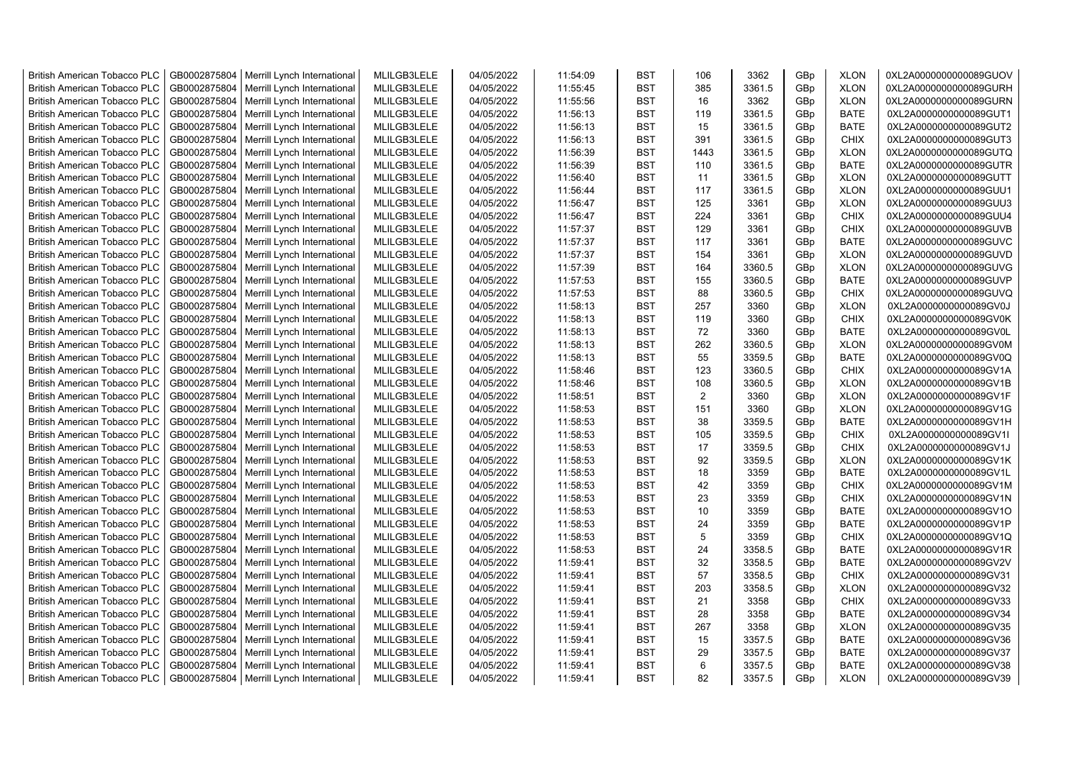| British American Tobacco PLC | GB0002875804 | Merrill Lynch International | MLILGB3LELE | 04/05/2022 | 11:54:09 | BST | 106 | 3362 | GBp | XLON | 0XL2A0000000000089GUOV |
|---|---|---|---|---|---|---|---|---|---|---|---|
| British American Tobacco PLC | GB0002875804 | Merrill Lynch International | MLILGB3LELE | 04/05/2022 | 11:55:45 | BST | 385 | 3361.5 | GBp | XLON | 0XL2A0000000000089GURH |
| British American Tobacco PLC | GB0002875804 | Merrill Lynch International | MLILGB3LELE | 04/05/2022 | 11:55:56 | BST | 16 | 3362 | GBp | XLON | 0XL2A0000000000089GURN |
| British American Tobacco PLC | GB0002875804 | Merrill Lynch International | MLILGB3LELE | 04/05/2022 | 11:56:13 | BST | 119 | 3361.5 | GBp | BATE | 0XL2A0000000000089GUT1 |
| British American Tobacco PLC | GB0002875804 | Merrill Lynch International | MLILGB3LELE | 04/05/2022 | 11:56:13 | BST | 15 | 3361.5 | GBp | BATE | 0XL2A0000000000089GUT2 |
| British American Tobacco PLC | GB0002875804 | Merrill Lynch International | MLILGB3LELE | 04/05/2022 | 11:56:13 | BST | 391 | 3361.5 | GBp | CHIX | 0XL2A0000000000089GUT3 |
| British American Tobacco PLC | GB0002875804 | Merrill Lynch International | MLILGB3LELE | 04/05/2022 | 11:56:39 | BST | 1443 | 3361.5 | GBp | XLON | 0XL2A0000000000089GUTQ |
| British American Tobacco PLC | GB0002875804 | Merrill Lynch International | MLILGB3LELE | 04/05/2022 | 11:56:39 | BST | 110 | 3361.5 | GBp | BATE | 0XL2A0000000000089GUTR |
| British American Tobacco PLC | GB0002875804 | Merrill Lynch International | MLILGB3LELE | 04/05/2022 | 11:56:40 | BST | 11 | 3361.5 | GBp | XLON | 0XL2A0000000000089GUTT |
| British American Tobacco PLC | GB0002875804 | Merrill Lynch International | MLILGB3LELE | 04/05/2022 | 11:56:44 | BST | 117 | 3361.5 | GBp | XLON | 0XL2A0000000000089GUU1 |
| British American Tobacco PLC | GB0002875804 | Merrill Lynch International | MLILGB3LELE | 04/05/2022 | 11:56:47 | BST | 125 | 3361 | GBp | XLON | 0XL2A0000000000089GUU3 |
| British American Tobacco PLC | GB0002875804 | Merrill Lynch International | MLILGB3LELE | 04/05/2022 | 11:56:47 | BST | 224 | 3361 | GBp | CHIX | 0XL2A0000000000089GUU4 |
| British American Tobacco PLC | GB0002875804 | Merrill Lynch International | MLILGB3LELE | 04/05/2022 | 11:57:37 | BST | 129 | 3361 | GBp | CHIX | 0XL2A0000000000089GUVB |
| British American Tobacco PLC | GB0002875804 | Merrill Lynch International | MLILGB3LELE | 04/05/2022 | 11:57:37 | BST | 117 | 3361 | GBp | BATE | 0XL2A0000000000089GUVC |
| British American Tobacco PLC | GB0002875804 | Merrill Lynch International | MLILGB3LELE | 04/05/2022 | 11:57:37 | BST | 154 | 3361 | GBp | XLON | 0XL2A0000000000089GUVD |
| British American Tobacco PLC | GB0002875804 | Merrill Lynch International | MLILGB3LELE | 04/05/2022 | 11:57:39 | BST | 164 | 3360.5 | GBp | XLON | 0XL2A0000000000089GUVG |
| British American Tobacco PLC | GB0002875804 | Merrill Lynch International | MLILGB3LELE | 04/05/2022 | 11:57:53 | BST | 155 | 3360.5 | GBp | BATE | 0XL2A0000000000089GUVP |
| British American Tobacco PLC | GB0002875804 | Merrill Lynch International | MLILGB3LELE | 04/05/2022 | 11:57:53 | BST | 88 | 3360.5 | GBp | CHIX | 0XL2A0000000000089GUVQ |
| British American Tobacco PLC | GB0002875804 | Merrill Lynch International | MLILGB3LELE | 04/05/2022 | 11:58:13 | BST | 257 | 3360 | GBp | XLON | 0XL2A0000000000089GV0J |
| British American Tobacco PLC | GB0002875804 | Merrill Lynch International | MLILGB3LELE | 04/05/2022 | 11:58:13 | BST | 119 | 3360 | GBp | CHIX | 0XL2A0000000000089GV0K |
| British American Tobacco PLC | GB0002875804 | Merrill Lynch International | MLILGB3LELE | 04/05/2022 | 11:58:13 | BST | 72 | 3360 | GBp | BATE | 0XL2A0000000000089GV0L |
| British American Tobacco PLC | GB0002875804 | Merrill Lynch International | MLILGB3LELE | 04/05/2022 | 11:58:13 | BST | 262 | 3360.5 | GBp | XLON | 0XL2A0000000000089GV0M |
| British American Tobacco PLC | GB0002875804 | Merrill Lynch International | MLILGB3LELE | 04/05/2022 | 11:58:13 | BST | 55 | 3359.5 | GBp | BATE | 0XL2A0000000000089GV0Q |
| British American Tobacco PLC | GB0002875804 | Merrill Lynch International | MLILGB3LELE | 04/05/2022 | 11:58:46 | BST | 123 | 3360.5 | GBp | CHIX | 0XL2A0000000000089GV1A |
| British American Tobacco PLC | GB0002875804 | Merrill Lynch International | MLILGB3LELE | 04/05/2022 | 11:58:46 | BST | 108 | 3360.5 | GBp | XLON | 0XL2A0000000000089GV1B |
| British American Tobacco PLC | GB0002875804 | Merrill Lynch International | MLILGB3LELE | 04/05/2022 | 11:58:51 | BST | 2 | 3360 | GBp | XLON | 0XL2A0000000000089GV1F |
| British American Tobacco PLC | GB0002875804 | Merrill Lynch International | MLILGB3LELE | 04/05/2022 | 11:58:53 | BST | 151 | 3360 | GBp | XLON | 0XL2A0000000000089GV1G |
| British American Tobacco PLC | GB0002875804 | Merrill Lynch International | MLILGB3LELE | 04/05/2022 | 11:58:53 | BST | 38 | 3359.5 | GBp | BATE | 0XL2A0000000000089GV1H |
| British American Tobacco PLC | GB0002875804 | Merrill Lynch International | MLILGB3LELE | 04/05/2022 | 11:58:53 | BST | 105 | 3359.5 | GBp | CHIX | 0XL2A0000000000089GV1I |
| British American Tobacco PLC | GB0002875804 | Merrill Lynch International | MLILGB3LELE | 04/05/2022 | 11:58:53 | BST | 17 | 3359.5 | GBp | CHIX | 0XL2A0000000000089GV1J |
| British American Tobacco PLC | GB0002875804 | Merrill Lynch International | MLILGB3LELE | 04/05/2022 | 11:58:53 | BST | 92 | 3359.5 | GBp | XLON | 0XL2A0000000000089GV1K |
| British American Tobacco PLC | GB0002875804 | Merrill Lynch International | MLILGB3LELE | 04/05/2022 | 11:58:53 | BST | 18 | 3359 | GBp | BATE | 0XL2A0000000000089GV1L |
| British American Tobacco PLC | GB0002875804 | Merrill Lynch International | MLILGB3LELE | 04/05/2022 | 11:58:53 | BST | 42 | 3359 | GBp | CHIX | 0XL2A0000000000089GV1M |
| British American Tobacco PLC | GB0002875804 | Merrill Lynch International | MLILGB3LELE | 04/05/2022 | 11:58:53 | BST | 23 | 3359 | GBp | CHIX | 0XL2A0000000000089GV1N |
| British American Tobacco PLC | GB0002875804 | Merrill Lynch International | MLILGB3LELE | 04/05/2022 | 11:58:53 | BST | 10 | 3359 | GBp | BATE | 0XL2A0000000000089GV1O |
| British American Tobacco PLC | GB0002875804 | Merrill Lynch International | MLILGB3LELE | 04/05/2022 | 11:58:53 | BST | 24 | 3359 | GBp | BATE | 0XL2A0000000000089GV1P |
| British American Tobacco PLC | GB0002875804 | Merrill Lynch International | MLILGB3LELE | 04/05/2022 | 11:58:53 | BST | 5 | 3359 | GBp | CHIX | 0XL2A0000000000089GV1Q |
| British American Tobacco PLC | GB0002875804 | Merrill Lynch International | MLILGB3LELE | 04/05/2022 | 11:58:53 | BST | 24 | 3358.5 | GBp | BATE | 0XL2A0000000000089GV1R |
| British American Tobacco PLC | GB0002875804 | Merrill Lynch International | MLILGB3LELE | 04/05/2022 | 11:59:41 | BST | 32 | 3358.5 | GBp | BATE | 0XL2A0000000000089GV2V |
| British American Tobacco PLC | GB0002875804 | Merrill Lynch International | MLILGB3LELE | 04/05/2022 | 11:59:41 | BST | 57 | 3358.5 | GBp | CHIX | 0XL2A0000000000089GV31 |
| British American Tobacco PLC | GB0002875804 | Merrill Lynch International | MLILGB3LELE | 04/05/2022 | 11:59:41 | BST | 203 | 3358.5 | GBp | XLON | 0XL2A0000000000089GV32 |
| British American Tobacco PLC | GB0002875804 | Merrill Lynch International | MLILGB3LELE | 04/05/2022 | 11:59:41 | BST | 21 | 3358 | GBp | CHIX | 0XL2A0000000000089GV33 |
| British American Tobacco PLC | GB0002875804 | Merrill Lynch International | MLILGB3LELE | 04/05/2022 | 11:59:41 | BST | 28 | 3358 | GBp | BATE | 0XL2A0000000000089GV34 |
| British American Tobacco PLC | GB0002875804 | Merrill Lynch International | MLILGB3LELE | 04/05/2022 | 11:59:41 | BST | 267 | 3358 | GBp | XLON | 0XL2A0000000000089GV35 |
| British American Tobacco PLC | GB0002875804 | Merrill Lynch International | MLILGB3LELE | 04/05/2022 | 11:59:41 | BST | 15 | 3357.5 | GBp | BATE | 0XL2A0000000000089GV36 |
| British American Tobacco PLC | GB0002875804 | Merrill Lynch International | MLILGB3LELE | 04/05/2022 | 11:59:41 | BST | 29 | 3357.5 | GBp | BATE | 0XL2A0000000000089GV37 |
| British American Tobacco PLC | GB0002875804 | Merrill Lynch International | MLILGB3LELE | 04/05/2022 | 11:59:41 | BST | 6 | 3357.5 | GBp | BATE | 0XL2A0000000000089GV38 |
| British American Tobacco PLC | GB0002875804 | Merrill Lynch International | MLILGB3LELE | 04/05/2022 | 11:59:41 | BST | 82 | 3357.5 | GBp | XLON | 0XL2A0000000000089GV39 |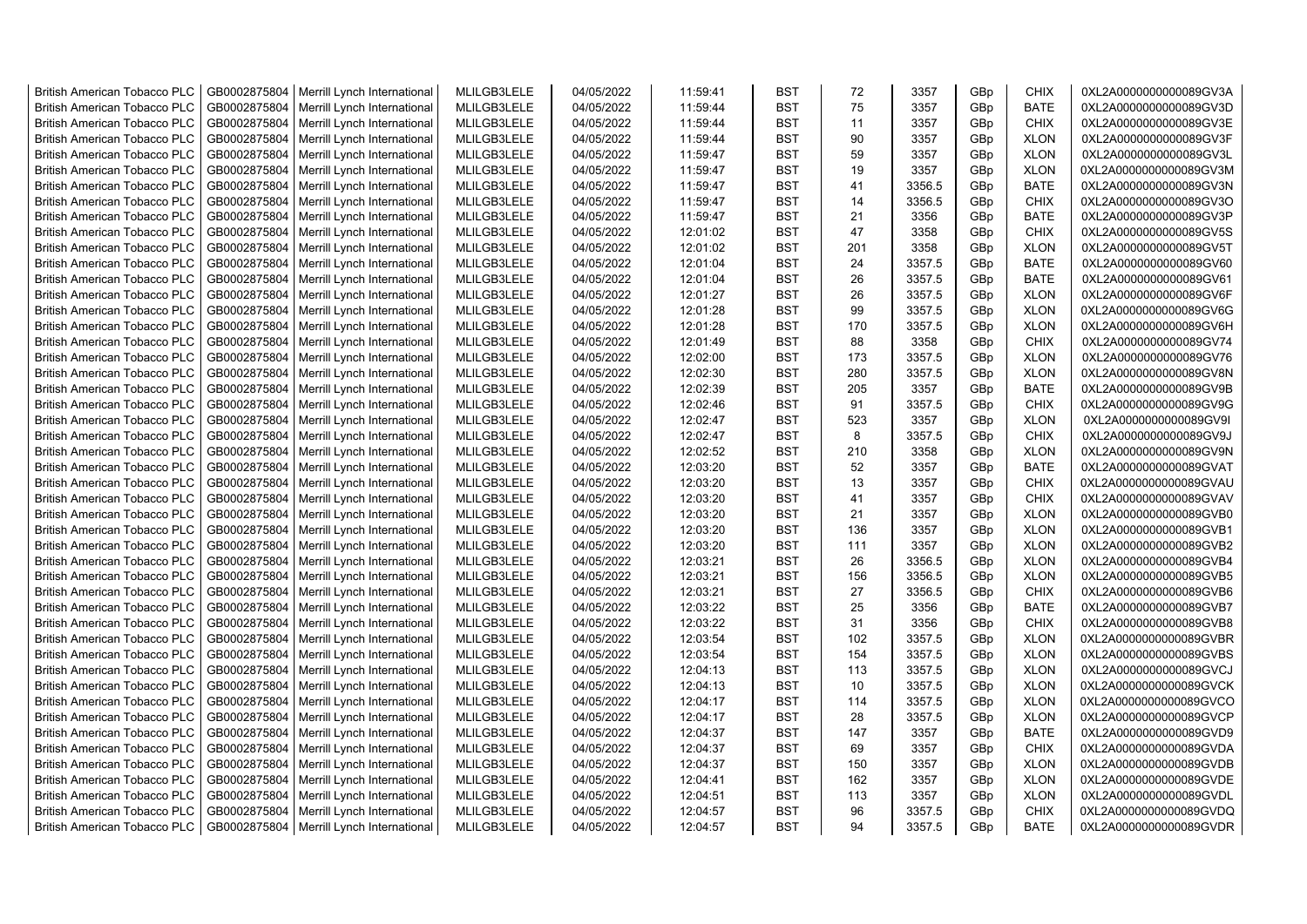| British American Tobacco PLC | GB0002875804 | Merrill Lynch International | MLILGB3LELE | 04/05/2022 | 11:59:41 | BST | 72 | 3357 | GBp | CHIX | 0XL2A0000000000089GV3A |
|---|---|---|---|---|---|---|---|---|---|---|---|
| British American Tobacco PLC | GB0002875804 | Merrill Lynch International | MLILGB3LELE | 04/05/2022 | 11:59:44 | BST | 75 | 3357 | GBp | BATE | 0XL2A0000000000089GV3D |
| British American Tobacco PLC | GB0002875804 | Merrill Lynch International | MLILGB3LELE | 04/05/2022 | 11:59:44 | BST | 11 | 3357 | GBp | CHIX | 0XL2A0000000000089GV3E |
| British American Tobacco PLC | GB0002875804 | Merrill Lynch International | MLILGB3LELE | 04/05/2022 | 11:59:44 | BST | 90 | 3357 | GBp | XLON | 0XL2A0000000000089GV3F |
| British American Tobacco PLC | GB0002875804 | Merrill Lynch International | MLILGB3LELE | 04/05/2022 | 11:59:47 | BST | 59 | 3357 | GBp | XLON | 0XL2A0000000000089GV3L |
| British American Tobacco PLC | GB0002875804 | Merrill Lynch International | MLILGB3LELE | 04/05/2022 | 11:59:47 | BST | 19 | 3357 | GBp | XLON | 0XL2A0000000000089GV3M |
| British American Tobacco PLC | GB0002875804 | Merrill Lynch International | MLILGB3LELE | 04/05/2022 | 11:59:47 | BST | 41 | 3356.5 | GBp | BATE | 0XL2A0000000000089GV3N |
| British American Tobacco PLC | GB0002875804 | Merrill Lynch International | MLILGB3LELE | 04/05/2022 | 11:59:47 | BST | 14 | 3356.5 | GBp | CHIX | 0XL2A0000000000089GV3O |
| British American Tobacco PLC | GB0002875804 | Merrill Lynch International | MLILGB3LELE | 04/05/2022 | 11:59:47 | BST | 21 | 3356 | GBp | BATE | 0XL2A0000000000089GV3P |
| British American Tobacco PLC | GB0002875804 | Merrill Lynch International | MLILGB3LELE | 04/05/2022 | 12:01:02 | BST | 47 | 3358 | GBp | CHIX | 0XL2A0000000000089GV5S |
| British American Tobacco PLC | GB0002875804 | Merrill Lynch International | MLILGB3LELE | 04/05/2022 | 12:01:02 | BST | 201 | 3358 | GBp | XLON | 0XL2A0000000000089GV5T |
| British American Tobacco PLC | GB0002875804 | Merrill Lynch International | MLILGB3LELE | 04/05/2022 | 12:01:04 | BST | 24 | 3357.5 | GBp | BATE | 0XL2A0000000000089GV60 |
| British American Tobacco PLC | GB0002875804 | Merrill Lynch International | MLILGB3LELE | 04/05/2022 | 12:01:04 | BST | 26 | 3357.5 | GBp | BATE | 0XL2A0000000000089GV61 |
| British American Tobacco PLC | GB0002875804 | Merrill Lynch International | MLILGB3LELE | 04/05/2022 | 12:01:27 | BST | 26 | 3357.5 | GBp | XLON | 0XL2A0000000000089GV6F |
| British American Tobacco PLC | GB0002875804 | Merrill Lynch International | MLILGB3LELE | 04/05/2022 | 12:01:28 | BST | 99 | 3357.5 | GBp | XLON | 0XL2A0000000000089GV6G |
| British American Tobacco PLC | GB0002875804 | Merrill Lynch International | MLILGB3LELE | 04/05/2022 | 12:01:28 | BST | 170 | 3357.5 | GBp | XLON | 0XL2A0000000000089GV6H |
| British American Tobacco PLC | GB0002875804 | Merrill Lynch International | MLILGB3LELE | 04/05/2022 | 12:01:49 | BST | 88 | 3358 | GBp | CHIX | 0XL2A0000000000089GV74 |
| British American Tobacco PLC | GB0002875804 | Merrill Lynch International | MLILGB3LELE | 04/05/2022 | 12:02:00 | BST | 173 | 3357.5 | GBp | XLON | 0XL2A0000000000089GV76 |
| British American Tobacco PLC | GB0002875804 | Merrill Lynch International | MLILGB3LELE | 04/05/2022 | 12:02:30 | BST | 280 | 3357.5 | GBp | XLON | 0XL2A0000000000089GV8N |
| British American Tobacco PLC | GB0002875804 | Merrill Lynch International | MLILGB3LELE | 04/05/2022 | 12:02:39 | BST | 205 | 3357 | GBp | BATE | 0XL2A0000000000089GV9B |
| British American Tobacco PLC | GB0002875804 | Merrill Lynch International | MLILGB3LELE | 04/05/2022 | 12:02:46 | BST | 91 | 3357.5 | GBp | CHIX | 0XL2A0000000000089GV9G |
| British American Tobacco PLC | GB0002875804 | Merrill Lynch International | MLILGB3LELE | 04/05/2022 | 12:02:47 | BST | 523 | 3357 | GBp | XLON | 0XL2A0000000000089GV9I |
| British American Tobacco PLC | GB0002875804 | Merrill Lynch International | MLILGB3LELE | 04/05/2022 | 12:02:47 | BST | 8 | 3357.5 | GBp | CHIX | 0XL2A0000000000089GV9J |
| British American Tobacco PLC | GB0002875804 | Merrill Lynch International | MLILGB3LELE | 04/05/2022 | 12:02:52 | BST | 210 | 3358 | GBp | XLON | 0XL2A0000000000089GV9N |
| British American Tobacco PLC | GB0002875804 | Merrill Lynch International | MLILGB3LELE | 04/05/2022 | 12:03:20 | BST | 52 | 3357 | GBp | BATE | 0XL2A0000000000089GVAT |
| British American Tobacco PLC | GB0002875804 | Merrill Lynch International | MLILGB3LELE | 04/05/2022 | 12:03:20 | BST | 13 | 3357 | GBp | CHIX | 0XL2A0000000000089GVAU |
| British American Tobacco PLC | GB0002875804 | Merrill Lynch International | MLILGB3LELE | 04/05/2022 | 12:03:20 | BST | 41 | 3357 | GBp | CHIX | 0XL2A0000000000089GVAV |
| British American Tobacco PLC | GB0002875804 | Merrill Lynch International | MLILGB3LELE | 04/05/2022 | 12:03:20 | BST | 21 | 3357 | GBp | XLON | 0XL2A0000000000089GVB0 |
| British American Tobacco PLC | GB0002875804 | Merrill Lynch International | MLILGB3LELE | 04/05/2022 | 12:03:20 | BST | 136 | 3357 | GBp | XLON | 0XL2A0000000000089GVB1 |
| British American Tobacco PLC | GB0002875804 | Merrill Lynch International | MLILGB3LELE | 04/05/2022 | 12:03:20 | BST | 111 | 3357 | GBp | XLON | 0XL2A0000000000089GVB2 |
| British American Tobacco PLC | GB0002875804 | Merrill Lynch International | MLILGB3LELE | 04/05/2022 | 12:03:21 | BST | 26 | 3356.5 | GBp | XLON | 0XL2A0000000000089GVB4 |
| British American Tobacco PLC | GB0002875804 | Merrill Lynch International | MLILGB3LELE | 04/05/2022 | 12:03:21 | BST | 156 | 3356.5 | GBp | XLON | 0XL2A0000000000089GVB5 |
| British American Tobacco PLC | GB0002875804 | Merrill Lynch International | MLILGB3LELE | 04/05/2022 | 12:03:21 | BST | 27 | 3356.5 | GBp | CHIX | 0XL2A0000000000089GVB6 |
| British American Tobacco PLC | GB0002875804 | Merrill Lynch International | MLILGB3LELE | 04/05/2022 | 12:03:22 | BST | 25 | 3356 | GBp | BATE | 0XL2A0000000000089GVB7 |
| British American Tobacco PLC | GB0002875804 | Merrill Lynch International | MLILGB3LELE | 04/05/2022 | 12:03:22 | BST | 31 | 3356 | GBp | CHIX | 0XL2A0000000000089GVB8 |
| British American Tobacco PLC | GB0002875804 | Merrill Lynch International | MLILGB3LELE | 04/05/2022 | 12:03:54 | BST | 102 | 3357.5 | GBp | XLON | 0XL2A0000000000089GVBR |
| British American Tobacco PLC | GB0002875804 | Merrill Lynch International | MLILGB3LELE | 04/05/2022 | 12:03:54 | BST | 154 | 3357.5 | GBp | XLON | 0XL2A0000000000089GVBS |
| British American Tobacco PLC | GB0002875804 | Merrill Lynch International | MLILGB3LELE | 04/05/2022 | 12:04:13 | BST | 113 | 3357.5 | GBp | XLON | 0XL2A0000000000089GVCJ |
| British American Tobacco PLC | GB0002875804 | Merrill Lynch International | MLILGB3LELE | 04/05/2022 | 12:04:13 | BST | 10 | 3357.5 | GBp | XLON | 0XL2A0000000000089GVCK |
| British American Tobacco PLC | GB0002875804 | Merrill Lynch International | MLILGB3LELE | 04/05/2022 | 12:04:17 | BST | 114 | 3357.5 | GBp | XLON | 0XL2A0000000000089GVCO |
| British American Tobacco PLC | GB0002875804 | Merrill Lynch International | MLILGB3LELE | 04/05/2022 | 12:04:17 | BST | 28 | 3357.5 | GBp | XLON | 0XL2A0000000000089GVCP |
| British American Tobacco PLC | GB0002875804 | Merrill Lynch International | MLILGB3LELE | 04/05/2022 | 12:04:37 | BST | 147 | 3357 | GBp | BATE | 0XL2A0000000000089GVD9 |
| British American Tobacco PLC | GB0002875804 | Merrill Lynch International | MLILGB3LELE | 04/05/2022 | 12:04:37 | BST | 69 | 3357 | GBp | CHIX | 0XL2A0000000000089GVDA |
| British American Tobacco PLC | GB0002875804 | Merrill Lynch International | MLILGB3LELE | 04/05/2022 | 12:04:37 | BST | 150 | 3357 | GBp | XLON | 0XL2A0000000000089GVDB |
| British American Tobacco PLC | GB0002875804 | Merrill Lynch International | MLILGB3LELE | 04/05/2022 | 12:04:41 | BST | 162 | 3357 | GBp | XLON | 0XL2A0000000000089GVDE |
| British American Tobacco PLC | GB0002875804 | Merrill Lynch International | MLILGB3LELE | 04/05/2022 | 12:04:51 | BST | 113 | 3357 | GBp | XLON | 0XL2A0000000000089GVDL |
| British American Tobacco PLC | GB0002875804 | Merrill Lynch International | MLILGB3LELE | 04/05/2022 | 12:04:57 | BST | 96 | 3357.5 | GBp | CHIX | 0XL2A0000000000089GVDQ |
| British American Tobacco PLC | GB0002875804 | Merrill Lynch International | MLILGB3LELE | 04/05/2022 | 12:04:57 | BST | 94 | 3357.5 | GBp | BATE | 0XL2A0000000000089GVDR |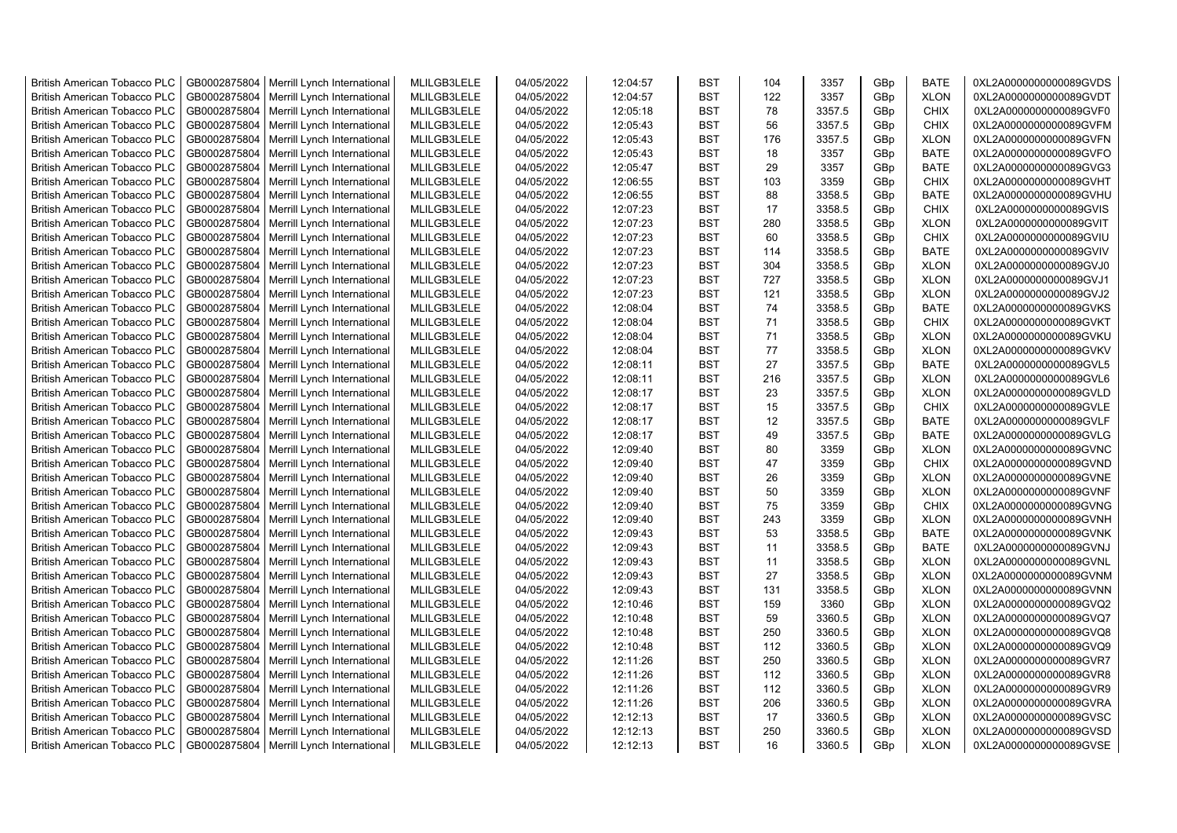| British American Tobacco PLC | GB0002875804 | Merrill Lynch International | MLILGB3LELE | 04/05/2022 | 12:04:57 | BST | 104 | 3357 | GBp | BATE | 0XL2A0000000000089GVDS |
|---|---|---|---|---|---|---|---|---|---|---|---|
| British American Tobacco PLC | GB0002875804 | Merrill Lynch International | MLILGB3LELE | 04/05/2022 | 12:04:57 | BST | 122 | 3357 | GBp | XLON | 0XL2A0000000000089GVDT |
| British American Tobacco PLC | GB0002875804 | Merrill Lynch International | MLILGB3LELE | 04/05/2022 | 12:05:18 | BST | 78 | 3357.5 | GBp | CHIX | 0XL2A0000000000089GVF0 |
| British American Tobacco PLC | GB0002875804 | Merrill Lynch International | MLILGB3LELE | 04/05/2022 | 12:05:43 | BST | 56 | 3357.5 | GBp | CHIX | 0XL2A0000000000089GVFM |
| British American Tobacco PLC | GB0002875804 | Merrill Lynch International | MLILGB3LELE | 04/05/2022 | 12:05:43 | BST | 176 | 3357.5 | GBp | XLON | 0XL2A0000000000089GVFN |
| British American Tobacco PLC | GB0002875804 | Merrill Lynch International | MLILGB3LELE | 04/05/2022 | 12:05:43 | BST | 18 | 3357 | GBp | BATE | 0XL2A0000000000089GVFO |
| British American Tobacco PLC | GB0002875804 | Merrill Lynch International | MLILGB3LELE | 04/05/2022 | 12:05:47 | BST | 29 | 3357 | GBp | BATE | 0XL2A0000000000089GVG3 |
| British American Tobacco PLC | GB0002875804 | Merrill Lynch International | MLILGB3LELE | 04/05/2022 | 12:06:55 | BST | 103 | 3359 | GBp | CHIX | 0XL2A0000000000089GVHT |
| British American Tobacco PLC | GB0002875804 | Merrill Lynch International | MLILGB3LELE | 04/05/2022 | 12:06:55 | BST | 88 | 3358.5 | GBp | BATE | 0XL2A0000000000089GVHU |
| British American Tobacco PLC | GB0002875804 | Merrill Lynch International | MLILGB3LELE | 04/05/2022 | 12:07:23 | BST | 17 | 3358.5 | GBp | CHIX | 0XL2A0000000000089GVIS |
| British American Tobacco PLC | GB0002875804 | Merrill Lynch International | MLILGB3LELE | 04/05/2022 | 12:07:23 | BST | 280 | 3358.5 | GBp | XLON | 0XL2A0000000000089GVIT |
| British American Tobacco PLC | GB0002875804 | Merrill Lynch International | MLILGB3LELE | 04/05/2022 | 12:07:23 | BST | 60 | 3358.5 | GBp | CHIX | 0XL2A0000000000089GVIU |
| British American Tobacco PLC | GB0002875804 | Merrill Lynch International | MLILGB3LELE | 04/05/2022 | 12:07:23 | BST | 114 | 3358.5 | GBp | BATE | 0XL2A0000000000089GVIV |
| British American Tobacco PLC | GB0002875804 | Merrill Lynch International | MLILGB3LELE | 04/05/2022 | 12:07:23 | BST | 304 | 3358.5 | GBp | XLON | 0XL2A0000000000089GVJ0 |
| British American Tobacco PLC | GB0002875804 | Merrill Lynch International | MLILGB3LELE | 04/05/2022 | 12:07:23 | BST | 727 | 3358.5 | GBp | XLON | 0XL2A0000000000089GVJ1 |
| British American Tobacco PLC | GB0002875804 | Merrill Lynch International | MLILGB3LELE | 04/05/2022 | 12:07:23 | BST | 121 | 3358.5 | GBp | XLON | 0XL2A0000000000089GVJ2 |
| British American Tobacco PLC | GB0002875804 | Merrill Lynch International | MLILGB3LELE | 04/05/2022 | 12:08:04 | BST | 74 | 3358.5 | GBp | BATE | 0XL2A0000000000089GVKS |
| British American Tobacco PLC | GB0002875804 | Merrill Lynch International | MLILGB3LELE | 04/05/2022 | 12:08:04 | BST | 71 | 3358.5 | GBp | CHIX | 0XL2A0000000000089GVKT |
| British American Tobacco PLC | GB0002875804 | Merrill Lynch International | MLILGB3LELE | 04/05/2022 | 12:08:04 | BST | 71 | 3358.5 | GBp | XLON | 0XL2A0000000000089GVKU |
| British American Tobacco PLC | GB0002875804 | Merrill Lynch International | MLILGB3LELE | 04/05/2022 | 12:08:04 | BST | 77 | 3358.5 | GBp | XLON | 0XL2A0000000000089GVKV |
| British American Tobacco PLC | GB0002875804 | Merrill Lynch International | MLILGB3LELE | 04/05/2022 | 12:08:11 | BST | 27 | 3357.5 | GBp | BATE | 0XL2A0000000000089GVL5 |
| British American Tobacco PLC | GB0002875804 | Merrill Lynch International | MLILGB3LELE | 04/05/2022 | 12:08:11 | BST | 216 | 3357.5 | GBp | XLON | 0XL2A0000000000089GVL6 |
| British American Tobacco PLC | GB0002875804 | Merrill Lynch International | MLILGB3LELE | 04/05/2022 | 12:08:17 | BST | 23 | 3357.5 | GBp | XLON | 0XL2A0000000000089GVLD |
| British American Tobacco PLC | GB0002875804 | Merrill Lynch International | MLILGB3LELE | 04/05/2022 | 12:08:17 | BST | 15 | 3357.5 | GBp | CHIX | 0XL2A0000000000089GVLE |
| British American Tobacco PLC | GB0002875804 | Merrill Lynch International | MLILGB3LELE | 04/05/2022 | 12:08:17 | BST | 12 | 3357.5 | GBp | BATE | 0XL2A0000000000089GVLF |
| British American Tobacco PLC | GB0002875804 | Merrill Lynch International | MLILGB3LELE | 04/05/2022 | 12:08:17 | BST | 49 | 3357.5 | GBp | BATE | 0XL2A0000000000089GVLG |
| British American Tobacco PLC | GB0002875804 | Merrill Lynch International | MLILGB3LELE | 04/05/2022 | 12:09:40 | BST | 80 | 3359 | GBp | XLON | 0XL2A0000000000089GVNC |
| British American Tobacco PLC | GB0002875804 | Merrill Lynch International | MLILGB3LELE | 04/05/2022 | 12:09:40 | BST | 47 | 3359 | GBp | CHIX | 0XL2A0000000000089GVND |
| British American Tobacco PLC | GB0002875804 | Merrill Lynch International | MLILGB3LELE | 04/05/2022 | 12:09:40 | BST | 26 | 3359 | GBp | XLON | 0XL2A0000000000089GVNE |
| British American Tobacco PLC | GB0002875804 | Merrill Lynch International | MLILGB3LELE | 04/05/2022 | 12:09:40 | BST | 50 | 3359 | GBp | XLON | 0XL2A0000000000089GVNF |
| British American Tobacco PLC | GB0002875804 | Merrill Lynch International | MLILGB3LELE | 04/05/2022 | 12:09:40 | BST | 75 | 3359 | GBp | CHIX | 0XL2A0000000000089GVNG |
| British American Tobacco PLC | GB0002875804 | Merrill Lynch International | MLILGB3LELE | 04/05/2022 | 12:09:40 | BST | 243 | 3359 | GBp | XLON | 0XL2A0000000000089GVNH |
| British American Tobacco PLC | GB0002875804 | Merrill Lynch International | MLILGB3LELE | 04/05/2022 | 12:09:43 | BST | 53 | 3358.5 | GBp | BATE | 0XL2A0000000000089GVNK |
| British American Tobacco PLC | GB0002875804 | Merrill Lynch International | MLILGB3LELE | 04/05/2022 | 12:09:43 | BST | 11 | 3358.5 | GBp | BATE | 0XL2A0000000000089GVNJ |
| British American Tobacco PLC | GB0002875804 | Merrill Lynch International | MLILGB3LELE | 04/05/2022 | 12:09:43 | BST | 11 | 3358.5 | GBp | XLON | 0XL2A0000000000089GVNL |
| British American Tobacco PLC | GB0002875804 | Merrill Lynch International | MLILGB3LELE | 04/05/2022 | 12:09:43 | BST | 27 | 3358.5 | GBp | XLON | 0XL2A0000000000089GVNM |
| British American Tobacco PLC | GB0002875804 | Merrill Lynch International | MLILGB3LELE | 04/05/2022 | 12:09:43 | BST | 131 | 3358.5 | GBp | XLON | 0XL2A0000000000089GVNN |
| British American Tobacco PLC | GB0002875804 | Merrill Lynch International | MLILGB3LELE | 04/05/2022 | 12:10:46 | BST | 159 | 3360 | GBp | XLON | 0XL2A0000000000089GVQ2 |
| British American Tobacco PLC | GB0002875804 | Merrill Lynch International | MLILGB3LELE | 04/05/2022 | 12:10:48 | BST | 59 | 3360.5 | GBp | XLON | 0XL2A0000000000089GVQ7 |
| British American Tobacco PLC | GB0002875804 | Merrill Lynch International | MLILGB3LELE | 04/05/2022 | 12:10:48 | BST | 250 | 3360.5 | GBp | XLON | 0XL2A0000000000089GVQ8 |
| British American Tobacco PLC | GB0002875804 | Merrill Lynch International | MLILGB3LELE | 04/05/2022 | 12:10:48 | BST | 112 | 3360.5 | GBp | XLON | 0XL2A0000000000089GVQ9 |
| British American Tobacco PLC | GB0002875804 | Merrill Lynch International | MLILGB3LELE | 04/05/2022 | 12:11:26 | BST | 250 | 3360.5 | GBp | XLON | 0XL2A0000000000089GVR7 |
| British American Tobacco PLC | GB0002875804 | Merrill Lynch International | MLILGB3LELE | 04/05/2022 | 12:11:26 | BST | 112 | 3360.5 | GBp | XLON | 0XL2A0000000000089GVR8 |
| British American Tobacco PLC | GB0002875804 | Merrill Lynch International | MLILGB3LELE | 04/05/2022 | 12:11:26 | BST | 112 | 3360.5 | GBp | XLON | 0XL2A0000000000089GVR9 |
| British American Tobacco PLC | GB0002875804 | Merrill Lynch International | MLILGB3LELE | 04/05/2022 | 12:11:26 | BST | 206 | 3360.5 | GBp | XLON | 0XL2A0000000000089GVRA |
| British American Tobacco PLC | GB0002875804 | Merrill Lynch International | MLILGB3LELE | 04/05/2022 | 12:12:13 | BST | 17 | 3360.5 | GBp | XLON | 0XL2A0000000000089GVSC |
| British American Tobacco PLC | GB0002875804 | Merrill Lynch International | MLILGB3LELE | 04/05/2022 | 12:12:13 | BST | 250 | 3360.5 | GBp | XLON | 0XL2A0000000000089GVSD |
| British American Tobacco PLC | GB0002875804 | Merrill Lynch International | MLILGB3LELE | 04/05/2022 | 12:12:13 | BST | 16 | 3360.5 | GBp | XLON | 0XL2A0000000000089GVSE |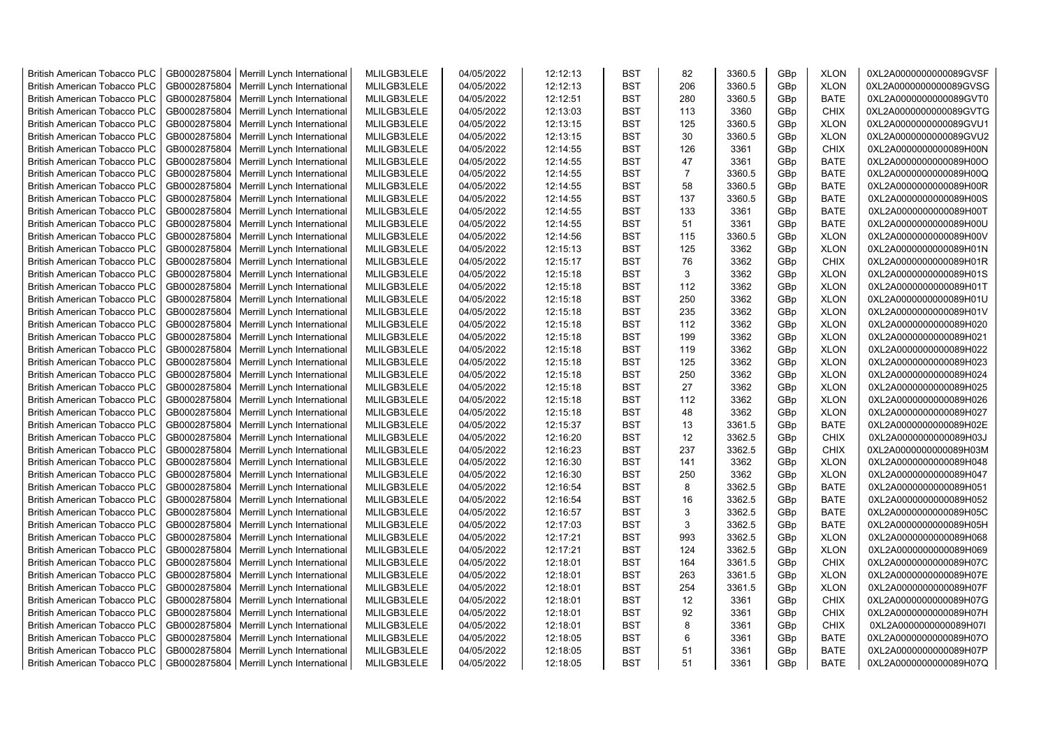| British American Tobacco PLC | GB0002875804 | Merrill Lynch International | MLILGB3LELE | 04/05/2022 | 12:12:13 | BST | 82 | 3360.5 | GBp | XLON | 0XL2A0000000000089GVSF |
|---|---|---|---|---|---|---|---|---|---|---|---|
| British American Tobacco PLC | GB0002875804 | Merrill Lynch International | MLILGB3LELE | 04/05/2022 | 12:12:13 | BST | 206 | 3360.5 | GBp | XLON | 0XL2A0000000000089GVSG |
| British American Tobacco PLC | GB0002875804 | Merrill Lynch International | MLILGB3LELE | 04/05/2022 | 12:12:51 | BST | 280 | 3360.5 | GBp | BATE | 0XL2A0000000000089GVT0 |
| British American Tobacco PLC | GB0002875804 | Merrill Lynch International | MLILGB3LELE | 04/05/2022 | 12:13:03 | BST | 113 | 3360 | GBp | CHIX | 0XL2A0000000000089GVTG |
| British American Tobacco PLC | GB0002875804 | Merrill Lynch International | MLILGB3LELE | 04/05/2022 | 12:13:15 | BST | 125 | 3360.5 | GBp | XLON | 0XL2A0000000000089GVU1 |
| British American Tobacco PLC | GB0002875804 | Merrill Lynch International | MLILGB3LELE | 04/05/2022 | 12:13:15 | BST | 30 | 3360.5 | GBp | XLON | 0XL2A0000000000089GVU2 |
| British American Tobacco PLC | GB0002875804 | Merrill Lynch International | MLILGB3LELE | 04/05/2022 | 12:14:55 | BST | 126 | 3361 | GBp | CHIX | 0XL2A0000000000089H00N |
| British American Tobacco PLC | GB0002875804 | Merrill Lynch International | MLILGB3LELE | 04/05/2022 | 12:14:55 | BST | 47 | 3361 | GBp | BATE | 0XL2A0000000000089H00O |
| British American Tobacco PLC | GB0002875804 | Merrill Lynch International | MLILGB3LELE | 04/05/2022 | 12:14:55 | BST | 7 | 3360.5 | GBp | BATE | 0XL2A0000000000089H00Q |
| British American Tobacco PLC | GB0002875804 | Merrill Lynch International | MLILGB3LELE | 04/05/2022 | 12:14:55 | BST | 58 | 3360.5 | GBp | BATE | 0XL2A0000000000089H00R |
| British American Tobacco PLC | GB0002875804 | Merrill Lynch International | MLILGB3LELE | 04/05/2022 | 12:14:55 | BST | 137 | 3360.5 | GBp | BATE | 0XL2A0000000000089H00S |
| British American Tobacco PLC | GB0002875804 | Merrill Lynch International | MLILGB3LELE | 04/05/2022 | 12:14:55 | BST | 133 | 3361 | GBp | BATE | 0XL2A0000000000089H00T |
| British American Tobacco PLC | GB0002875804 | Merrill Lynch International | MLILGB3LELE | 04/05/2022 | 12:14:55 | BST | 51 | 3361 | GBp | BATE | 0XL2A0000000000089H00U |
| British American Tobacco PLC | GB0002875804 | Merrill Lynch International | MLILGB3LELE | 04/05/2022 | 12:14:56 | BST | 115 | 3360.5 | GBp | XLON | 0XL2A0000000000089H00V |
| British American Tobacco PLC | GB0002875804 | Merrill Lynch International | MLILGB3LELE | 04/05/2022 | 12:15:13 | BST | 125 | 3362 | GBp | XLON | 0XL2A0000000000089H01N |
| British American Tobacco PLC | GB0002875804 | Merrill Lynch International | MLILGB3LELE | 04/05/2022 | 12:15:17 | BST | 76 | 3362 | GBp | CHIX | 0XL2A0000000000089H01R |
| British American Tobacco PLC | GB0002875804 | Merrill Lynch International | MLILGB3LELE | 04/05/2022 | 12:15:18 | BST | 3 | 3362 | GBp | XLON | 0XL2A0000000000089H01S |
| British American Tobacco PLC | GB0002875804 | Merrill Lynch International | MLILGB3LELE | 04/05/2022 | 12:15:18 | BST | 112 | 3362 | GBp | XLON | 0XL2A0000000000089H01T |
| British American Tobacco PLC | GB0002875804 | Merrill Lynch International | MLILGB3LELE | 04/05/2022 | 12:15:18 | BST | 250 | 3362 | GBp | XLON | 0XL2A0000000000089H01U |
| British American Tobacco PLC | GB0002875804 | Merrill Lynch International | MLILGB3LELE | 04/05/2022 | 12:15:18 | BST | 235 | 3362 | GBp | XLON | 0XL2A0000000000089H01V |
| British American Tobacco PLC | GB0002875804 | Merrill Lynch International | MLILGB3LELE | 04/05/2022 | 12:15:18 | BST | 112 | 3362 | GBp | XLON | 0XL2A0000000000089H020 |
| British American Tobacco PLC | GB0002875804 | Merrill Lynch International | MLILGB3LELE | 04/05/2022 | 12:15:18 | BST | 199 | 3362 | GBp | XLON | 0XL2A0000000000089H021 |
| British American Tobacco PLC | GB0002875804 | Merrill Lynch International | MLILGB3LELE | 04/05/2022 | 12:15:18 | BST | 119 | 3362 | GBp | XLON | 0XL2A0000000000089H022 |
| British American Tobacco PLC | GB0002875804 | Merrill Lynch International | MLILGB3LELE | 04/05/2022 | 12:15:18 | BST | 125 | 3362 | GBp | XLON | 0XL2A0000000000089H023 |
| British American Tobacco PLC | GB0002875804 | Merrill Lynch International | MLILGB3LELE | 04/05/2022 | 12:15:18 | BST | 250 | 3362 | GBp | XLON | 0XL2A0000000000089H024 |
| British American Tobacco PLC | GB0002875804 | Merrill Lynch International | MLILGB3LELE | 04/05/2022 | 12:15:18 | BST | 27 | 3362 | GBp | XLON | 0XL2A0000000000089H025 |
| British American Tobacco PLC | GB0002875804 | Merrill Lynch International | MLILGB3LELE | 04/05/2022 | 12:15:18 | BST | 112 | 3362 | GBp | XLON | 0XL2A0000000000089H026 |
| British American Tobacco PLC | GB0002875804 | Merrill Lynch International | MLILGB3LELE | 04/05/2022 | 12:15:18 | BST | 48 | 3362 | GBp | XLON | 0XL2A0000000000089H027 |
| British American Tobacco PLC | GB0002875804 | Merrill Lynch International | MLILGB3LELE | 04/05/2022 | 12:15:37 | BST | 13 | 3361.5 | GBp | BATE | 0XL2A0000000000089H02E |
| British American Tobacco PLC | GB0002875804 | Merrill Lynch International | MLILGB3LELE | 04/05/2022 | 12:16:20 | BST | 12 | 3362.5 | GBp | CHIX | 0XL2A0000000000089H03J |
| British American Tobacco PLC | GB0002875804 | Merrill Lynch International | MLILGB3LELE | 04/05/2022 | 12:16:23 | BST | 237 | 3362.5 | GBp | CHIX | 0XL2A0000000000089H03M |
| British American Tobacco PLC | GB0002875804 | Merrill Lynch International | MLILGB3LELE | 04/05/2022 | 12:16:30 | BST | 141 | 3362 | GBp | XLON | 0XL2A0000000000089H048 |
| British American Tobacco PLC | GB0002875804 | Merrill Lynch International | MLILGB3LELE | 04/05/2022 | 12:16:30 | BST | 250 | 3362 | GBp | XLON | 0XL2A0000000000089H047 |
| British American Tobacco PLC | GB0002875804 | Merrill Lynch International | MLILGB3LELE | 04/05/2022 | 12:16:54 | BST | 8 | 3362.5 | GBp | BATE | 0XL2A0000000000089H051 |
| British American Tobacco PLC | GB0002875804 | Merrill Lynch International | MLILGB3LELE | 04/05/2022 | 12:16:54 | BST | 16 | 3362.5 | GBp | BATE | 0XL2A0000000000089H052 |
| British American Tobacco PLC | GB0002875804 | Merrill Lynch International | MLILGB3LELE | 04/05/2022 | 12:16:57 | BST | 3 | 3362.5 | GBp | BATE | 0XL2A0000000000089H05C |
| British American Tobacco PLC | GB0002875804 | Merrill Lynch International | MLILGB3LELE | 04/05/2022 | 12:17:03 | BST | 3 | 3362.5 | GBp | BATE | 0XL2A0000000000089H05H |
| British American Tobacco PLC | GB0002875804 | Merrill Lynch International | MLILGB3LELE | 04/05/2022 | 12:17:21 | BST | 993 | 3362.5 | GBp | XLON | 0XL2A0000000000089H068 |
| British American Tobacco PLC | GB0002875804 | Merrill Lynch International | MLILGB3LELE | 04/05/2022 | 12:17:21 | BST | 124 | 3362.5 | GBp | XLON | 0XL2A0000000000089H069 |
| British American Tobacco PLC | GB0002875804 | Merrill Lynch International | MLILGB3LELE | 04/05/2022 | 12:18:01 | BST | 164 | 3361.5 | GBp | CHIX | 0XL2A0000000000089H07C |
| British American Tobacco PLC | GB0002875804 | Merrill Lynch International | MLILGB3LELE | 04/05/2022 | 12:18:01 | BST | 263 | 3361.5 | GBp | XLON | 0XL2A0000000000089H07E |
| British American Tobacco PLC | GB0002875804 | Merrill Lynch International | MLILGB3LELE | 04/05/2022 | 12:18:01 | BST | 254 | 3361.5 | GBp | XLON | 0XL2A0000000000089H07F |
| British American Tobacco PLC | GB0002875804 | Merrill Lynch International | MLILGB3LELE | 04/05/2022 | 12:18:01 | BST | 12 | 3361 | GBp | CHIX | 0XL2A0000000000089H07G |
| British American Tobacco PLC | GB0002875804 | Merrill Lynch International | MLILGB3LELE | 04/05/2022 | 12:18:01 | BST | 92 | 3361 | GBp | CHIX | 0XL2A0000000000089H07H |
| British American Tobacco PLC | GB0002875804 | Merrill Lynch International | MLILGB3LELE | 04/05/2022 | 12:18:01 | BST | 8 | 3361 | GBp | CHIX | 0XL2A0000000000089H07I |
| British American Tobacco PLC | GB0002875804 | Merrill Lynch International | MLILGB3LELE | 04/05/2022 | 12:18:05 | BST | 6 | 3361 | GBp | BATE | 0XL2A0000000000089H07O |
| British American Tobacco PLC | GB0002875804 | Merrill Lynch International | MLILGB3LELE | 04/05/2022 | 12:18:05 | BST | 51 | 3361 | GBp | BATE | 0XL2A0000000000089H07P |
| British American Tobacco PLC | GB0002875804 | Merrill Lynch International | MLILGB3LELE | 04/05/2022 | 12:18:05 | BST | 51 | 3361 | GBp | BATE | 0XL2A0000000000089H07Q |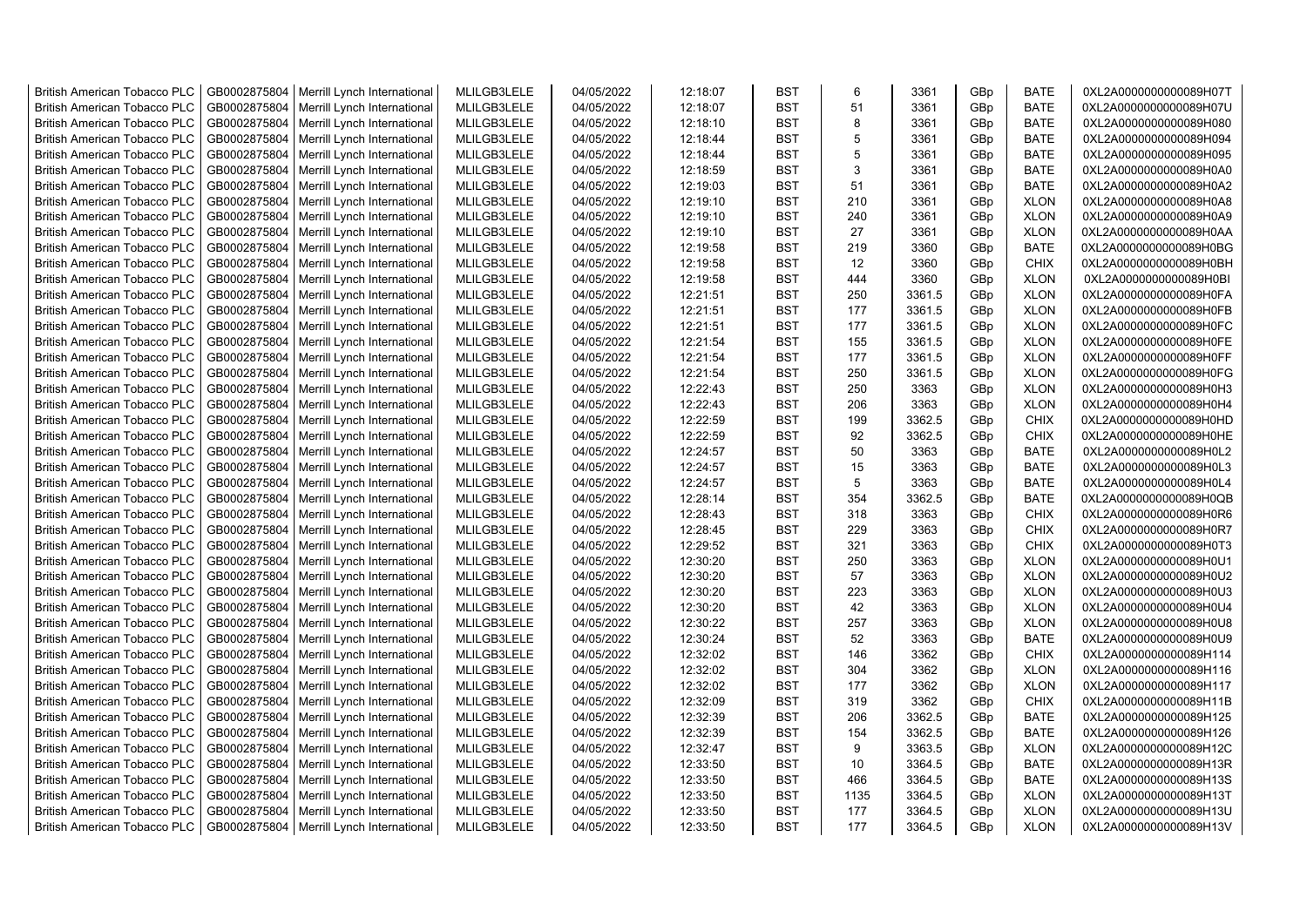| | | | | | | | | | | | |
|---|---|---|---|---|---|---|---|---|---|---|---|
| British American Tobacco PLC | GB0002875804 | Merrill Lynch International | MLILGB3LELE | 04/05/2022 | 12:18:07 | BST | 6 | 3361 | GBp | BATE | 0XL2A0000000000089H07T |
| British American Tobacco PLC | GB0002875804 | Merrill Lynch International | MLILGB3LELE | 04/05/2022 | 12:18:07 | BST | 51 | 3361 | GBp | BATE | 0XL2A0000000000089H07U |
| British American Tobacco PLC | GB0002875804 | Merrill Lynch International | MLILGB3LELE | 04/05/2022 | 12:18:10 | BST | 8 | 3361 | GBp | BATE | 0XL2A0000000000089H080 |
| British American Tobacco PLC | GB0002875804 | Merrill Lynch International | MLILGB3LELE | 04/05/2022 | 12:18:44 | BST | 5 | 3361 | GBp | BATE | 0XL2A0000000000089H094 |
| British American Tobacco PLC | GB0002875804 | Merrill Lynch International | MLILGB3LELE | 04/05/2022 | 12:18:44 | BST | 5 | 3361 | GBp | BATE | 0XL2A0000000000089H095 |
| British American Tobacco PLC | GB0002875804 | Merrill Lynch International | MLILGB3LELE | 04/05/2022 | 12:18:59 | BST | 3 | 3361 | GBp | BATE | 0XL2A0000000000089H0A0 |
| British American Tobacco PLC | GB0002875804 | Merrill Lynch International | MLILGB3LELE | 04/05/2022 | 12:19:03 | BST | 51 | 3361 | GBp | BATE | 0XL2A0000000000089H0A2 |
| British American Tobacco PLC | GB0002875804 | Merrill Lynch International | MLILGB3LELE | 04/05/2022 | 12:19:10 | BST | 210 | 3361 | GBp | XLON | 0XL2A0000000000089H0A8 |
| British American Tobacco PLC | GB0002875804 | Merrill Lynch International | MLILGB3LELE | 04/05/2022 | 12:19:10 | BST | 240 | 3361 | GBp | XLON | 0XL2A0000000000089H0A9 |
| British American Tobacco PLC | GB0002875804 | Merrill Lynch International | MLILGB3LELE | 04/05/2022 | 12:19:10 | BST | 27 | 3361 | GBp | XLON | 0XL2A0000000000089H0AA |
| British American Tobacco PLC | GB0002875804 | Merrill Lynch International | MLILGB3LELE | 04/05/2022 | 12:19:58 | BST | 219 | 3360 | GBp | BATE | 0XL2A0000000000089H0BG |
| British American Tobacco PLC | GB0002875804 | Merrill Lynch International | MLILGB3LELE | 04/05/2022 | 12:19:58 | BST | 12 | 3360 | GBp | CHIX | 0XL2A0000000000089H0BH |
| British American Tobacco PLC | GB0002875804 | Merrill Lynch International | MLILGB3LELE | 04/05/2022 | 12:19:58 | BST | 444 | 3360 | GBp | XLON | 0XL2A0000000000089H0BI |
| British American Tobacco PLC | GB0002875804 | Merrill Lynch International | MLILGB3LELE | 04/05/2022 | 12:21:51 | BST | 250 | 3361.5 | GBp | XLON | 0XL2A0000000000089H0FA |
| British American Tobacco PLC | GB0002875804 | Merrill Lynch International | MLILGB3LELE | 04/05/2022 | 12:21:51 | BST | 177 | 3361.5 | GBp | XLON | 0XL2A0000000000089H0FB |
| British American Tobacco PLC | GB0002875804 | Merrill Lynch International | MLILGB3LELE | 04/05/2022 | 12:21:51 | BST | 177 | 3361.5 | GBp | XLON | 0XL2A0000000000089H0FC |
| British American Tobacco PLC | GB0002875804 | Merrill Lynch International | MLILGB3LELE | 04/05/2022 | 12:21:54 | BST | 155 | 3361.5 | GBp | XLON | 0XL2A0000000000089H0FE |
| British American Tobacco PLC | GB0002875804 | Merrill Lynch International | MLILGB3LELE | 04/05/2022 | 12:21:54 | BST | 177 | 3361.5 | GBp | XLON | 0XL2A0000000000089H0FF |
| British American Tobacco PLC | GB0002875804 | Merrill Lynch International | MLILGB3LELE | 04/05/2022 | 12:21:54 | BST | 250 | 3361.5 | GBp | XLON | 0XL2A0000000000089H0FG |
| British American Tobacco PLC | GB0002875804 | Merrill Lynch International | MLILGB3LELE | 04/05/2022 | 12:22:43 | BST | 250 | 3363 | GBp | XLON | 0XL2A0000000000089H0H3 |
| British American Tobacco PLC | GB0002875804 | Merrill Lynch International | MLILGB3LELE | 04/05/2022 | 12:22:43 | BST | 206 | 3363 | GBp | XLON | 0XL2A0000000000089H0H4 |
| British American Tobacco PLC | GB0002875804 | Merrill Lynch International | MLILGB3LELE | 04/05/2022 | 12:22:59 | BST | 199 | 3362.5 | GBp | CHIX | 0XL2A0000000000089H0HD |
| British American Tobacco PLC | GB0002875804 | Merrill Lynch International | MLILGB3LELE | 04/05/2022 | 12:22:59 | BST | 92 | 3362.5 | GBp | CHIX | 0XL2A0000000000089H0HE |
| British American Tobacco PLC | GB0002875804 | Merrill Lynch International | MLILGB3LELE | 04/05/2022 | 12:24:57 | BST | 50 | 3363 | GBp | BATE | 0XL2A0000000000089H0L2 |
| British American Tobacco PLC | GB0002875804 | Merrill Lynch International | MLILGB3LELE | 04/05/2022 | 12:24:57 | BST | 15 | 3363 | GBp | BATE | 0XL2A0000000000089H0L3 |
| British American Tobacco PLC | GB0002875804 | Merrill Lynch International | MLILGB3LELE | 04/05/2022 | 12:24:57 | BST | 5 | 3363 | GBp | BATE | 0XL2A0000000000089H0L4 |
| British American Tobacco PLC | GB0002875804 | Merrill Lynch International | MLILGB3LELE | 04/05/2022 | 12:28:14 | BST | 354 | 3362.5 | GBp | BATE | 0XL2A0000000000089H0QB |
| British American Tobacco PLC | GB0002875804 | Merrill Lynch International | MLILGB3LELE | 04/05/2022 | 12:28:43 | BST | 318 | 3363 | GBp | CHIX | 0XL2A0000000000089H0R6 |
| British American Tobacco PLC | GB0002875804 | Merrill Lynch International | MLILGB3LELE | 04/05/2022 | 12:28:45 | BST | 229 | 3363 | GBp | CHIX | 0XL2A0000000000089H0R7 |
| British American Tobacco PLC | GB0002875804 | Merrill Lynch International | MLILGB3LELE | 04/05/2022 | 12:29:52 | BST | 321 | 3363 | GBp | CHIX | 0XL2A0000000000089H0T3 |
| British American Tobacco PLC | GB0002875804 | Merrill Lynch International | MLILGB3LELE | 04/05/2022 | 12:30:20 | BST | 250 | 3363 | GBp | XLON | 0XL2A0000000000089H0U1 |
| British American Tobacco PLC | GB0002875804 | Merrill Lynch International | MLILGB3LELE | 04/05/2022 | 12:30:20 | BST | 57 | 3363 | GBp | XLON | 0XL2A0000000000089H0U2 |
| British American Tobacco PLC | GB0002875804 | Merrill Lynch International | MLILGB3LELE | 04/05/2022 | 12:30:20 | BST | 223 | 3363 | GBp | XLON | 0XL2A0000000000089H0U3 |
| British American Tobacco PLC | GB0002875804 | Merrill Lynch International | MLILGB3LELE | 04/05/2022 | 12:30:20 | BST | 42 | 3363 | GBp | XLON | 0XL2A0000000000089H0U4 |
| British American Tobacco PLC | GB0002875804 | Merrill Lynch International | MLILGB3LELE | 04/05/2022 | 12:30:22 | BST | 257 | 3363 | GBp | XLON | 0XL2A0000000000089H0U8 |
| British American Tobacco PLC | GB0002875804 | Merrill Lynch International | MLILGB3LELE | 04/05/2022 | 12:30:24 | BST | 52 | 3363 | GBp | BATE | 0XL2A0000000000089H0U9 |
| British American Tobacco PLC | GB0002875804 | Merrill Lynch International | MLILGB3LELE | 04/05/2022 | 12:32:02 | BST | 146 | 3362 | GBp | CHIX | 0XL2A0000000000089H114 |
| British American Tobacco PLC | GB0002875804 | Merrill Lynch International | MLILGB3LELE | 04/05/2022 | 12:32:02 | BST | 304 | 3362 | GBp | XLON | 0XL2A0000000000089H116 |
| British American Tobacco PLC | GB0002875804 | Merrill Lynch International | MLILGB3LELE | 04/05/2022 | 12:32:02 | BST | 177 | 3362 | GBp | XLON | 0XL2A0000000000089H117 |
| British American Tobacco PLC | GB0002875804 | Merrill Lynch International | MLILGB3LELE | 04/05/2022 | 12:32:09 | BST | 319 | 3362 | GBp | CHIX | 0XL2A0000000000089H11B |
| British American Tobacco PLC | GB0002875804 | Merrill Lynch International | MLILGB3LELE | 04/05/2022 | 12:32:39 | BST | 206 | 3362.5 | GBp | BATE | 0XL2A0000000000089H125 |
| British American Tobacco PLC | GB0002875804 | Merrill Lynch International | MLILGB3LELE | 04/05/2022 | 12:32:39 | BST | 154 | 3362.5 | GBp | BATE | 0XL2A0000000000089H126 |
| British American Tobacco PLC | GB0002875804 | Merrill Lynch International | MLILGB3LELE | 04/05/2022 | 12:32:47 | BST | 9 | 3363.5 | GBp | XLON | 0XL2A0000000000089H12C |
| British American Tobacco PLC | GB0002875804 | Merrill Lynch International | MLILGB3LELE | 04/05/2022 | 12:33:50 | BST | 10 | 3364.5 | GBp | BATE | 0XL2A0000000000089H13R |
| British American Tobacco PLC | GB0002875804 | Merrill Lynch International | MLILGB3LELE | 04/05/2022 | 12:33:50 | BST | 466 | 3364.5 | GBp | BATE | 0XL2A0000000000089H13S |
| British American Tobacco PLC | GB0002875804 | Merrill Lynch International | MLILGB3LELE | 04/05/2022 | 12:33:50 | BST | 1135 | 3364.5 | GBp | XLON | 0XL2A0000000000089H13T |
| British American Tobacco PLC | GB0002875804 | Merrill Lynch International | MLILGB3LELE | 04/05/2022 | 12:33:50 | BST | 177 | 3364.5 | GBp | XLON | 0XL2A0000000000089H13U |
| British American Tobacco PLC | GB0002875804 | Merrill Lynch International | MLILGB3LELE | 04/05/2022 | 12:33:50 | BST | 177 | 3364.5 | GBp | XLON | 0XL2A0000000000089H13V |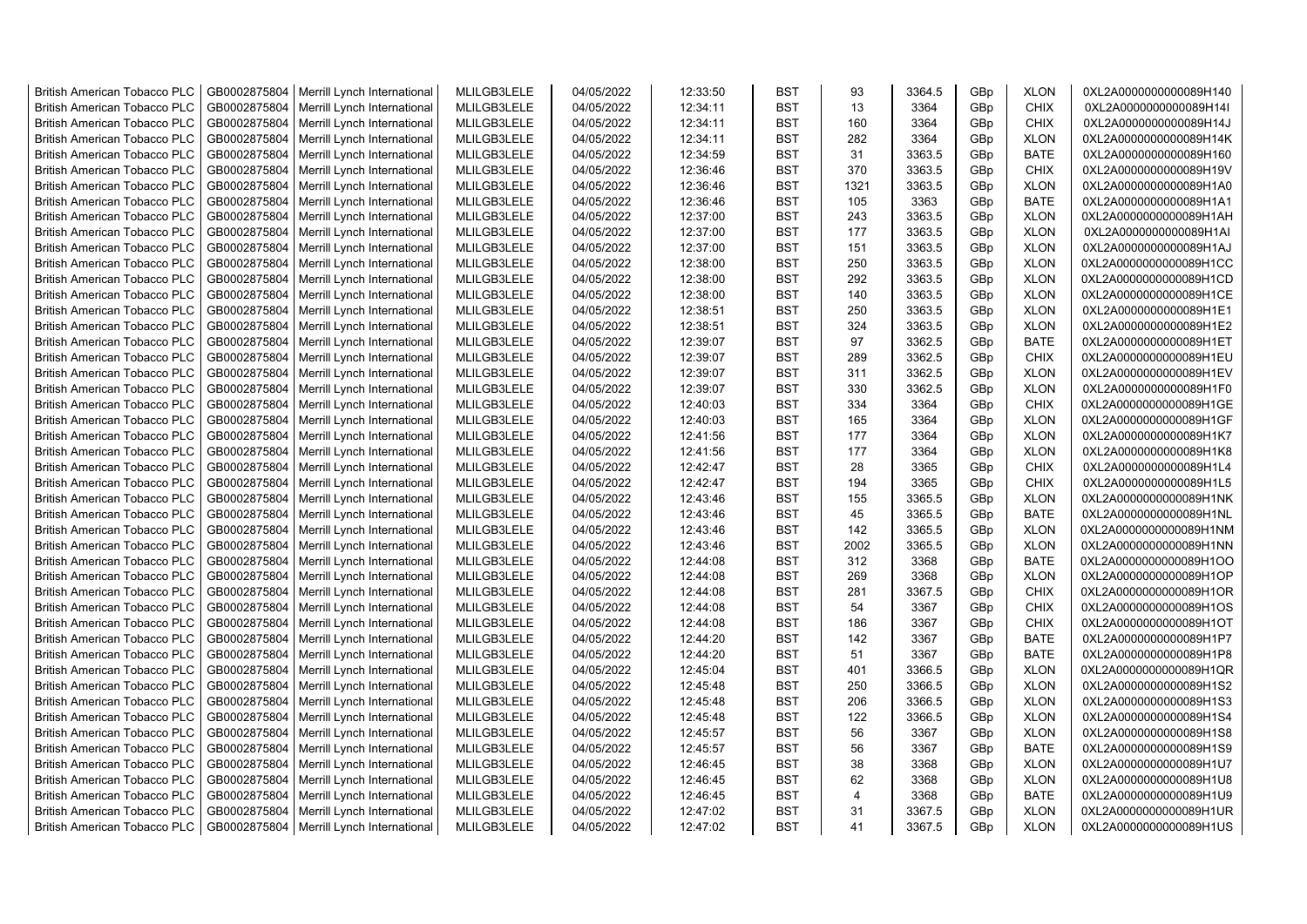| British American Tobacco PLC | GB0002875804 | Merrill Lynch International | MLILGB3LELE | 04/05/2022 | 12:33:50 | BST | 93 | 3364.5 | GBp | XLON | 0XL2A0000000000089H140 |
|---|---|---|---|---|---|---|---|---|---|---|---|
| British American Tobacco PLC | GB0002875804 | Merrill Lynch International | MLILGB3LELE | 04/05/2022 | 12:34:11 | BST | 13 | 3364 | GBp | CHIX | 0XL2A0000000000089H14I |
| British American Tobacco PLC | GB0002875804 | Merrill Lynch International | MLILGB3LELE | 04/05/2022 | 12:34:11 | BST | 160 | 3364 | GBp | CHIX | 0XL2A0000000000089H14J |
| British American Tobacco PLC | GB0002875804 | Merrill Lynch International | MLILGB3LELE | 04/05/2022 | 12:34:11 | BST | 282 | 3364 | GBp | XLON | 0XL2A0000000000089H14K |
| British American Tobacco PLC | GB0002875804 | Merrill Lynch International | MLILGB3LELE | 04/05/2022 | 12:34:59 | BST | 31 | 3363.5 | GBp | BATE | 0XL2A0000000000089H160 |
| British American Tobacco PLC | GB0002875804 | Merrill Lynch International | MLILGB3LELE | 04/05/2022 | 12:36:46 | BST | 370 | 3363.5 | GBp | CHIX | 0XL2A0000000000089H19V |
| British American Tobacco PLC | GB0002875804 | Merrill Lynch International | MLILGB3LELE | 04/05/2022 | 12:36:46 | BST | 1321 | 3363.5 | GBp | XLON | 0XL2A0000000000089H1A0 |
| British American Tobacco PLC | GB0002875804 | Merrill Lynch International | MLILGB3LELE | 04/05/2022 | 12:36:46 | BST | 105 | 3363 | GBp | BATE | 0XL2A0000000000089H1A1 |
| British American Tobacco PLC | GB0002875804 | Merrill Lynch International | MLILGB3LELE | 04/05/2022 | 12:37:00 | BST | 243 | 3363.5 | GBp | XLON | 0XL2A0000000000089H1AH |
| British American Tobacco PLC | GB0002875804 | Merrill Lynch International | MLILGB3LELE | 04/05/2022 | 12:37:00 | BST | 177 | 3363.5 | GBp | XLON | 0XL2A0000000000089H1AI |
| British American Tobacco PLC | GB0002875804 | Merrill Lynch International | MLILGB3LELE | 04/05/2022 | 12:37:00 | BST | 151 | 3363.5 | GBp | XLON | 0XL2A0000000000089H1AJ |
| British American Tobacco PLC | GB0002875804 | Merrill Lynch International | MLILGB3LELE | 04/05/2022 | 12:38:00 | BST | 250 | 3363.5 | GBp | XLON | 0XL2A0000000000089H1CC |
| British American Tobacco PLC | GB0002875804 | Merrill Lynch International | MLILGB3LELE | 04/05/2022 | 12:38:00 | BST | 292 | 3363.5 | GBp | XLON | 0XL2A0000000000089H1CD |
| British American Tobacco PLC | GB0002875804 | Merrill Lynch International | MLILGB3LELE | 04/05/2022 | 12:38:00 | BST | 140 | 3363.5 | GBp | XLON | 0XL2A0000000000089H1CE |
| British American Tobacco PLC | GB0002875804 | Merrill Lynch International | MLILGB3LELE | 04/05/2022 | 12:38:51 | BST | 250 | 3363.5 | GBp | XLON | 0XL2A0000000000089H1E1 |
| British American Tobacco PLC | GB0002875804 | Merrill Lynch International | MLILGB3LELE | 04/05/2022 | 12:38:51 | BST | 324 | 3363.5 | GBp | XLON | 0XL2A0000000000089H1E2 |
| British American Tobacco PLC | GB0002875804 | Merrill Lynch International | MLILGB3LELE | 04/05/2022 | 12:39:07 | BST | 97 | 3362.5 | GBp | BATE | 0XL2A0000000000089H1ET |
| British American Tobacco PLC | GB0002875804 | Merrill Lynch International | MLILGB3LELE | 04/05/2022 | 12:39:07 | BST | 289 | 3362.5 | GBp | CHIX | 0XL2A0000000000089H1EU |
| British American Tobacco PLC | GB0002875804 | Merrill Lynch International | MLILGB3LELE | 04/05/2022 | 12:39:07 | BST | 311 | 3362.5 | GBp | XLON | 0XL2A0000000000089H1EV |
| British American Tobacco PLC | GB0002875804 | Merrill Lynch International | MLILGB3LELE | 04/05/2022 | 12:39:07 | BST | 330 | 3362.5 | GBp | XLON | 0XL2A0000000000089H1F0 |
| British American Tobacco PLC | GB0002875804 | Merrill Lynch International | MLILGB3LELE | 04/05/2022 | 12:40:03 | BST | 334 | 3364 | GBp | CHIX | 0XL2A0000000000089H1GE |
| British American Tobacco PLC | GB0002875804 | Merrill Lynch International | MLILGB3LELE | 04/05/2022 | 12:40:03 | BST | 165 | 3364 | GBp | XLON | 0XL2A0000000000089H1GF |
| British American Tobacco PLC | GB0002875804 | Merrill Lynch International | MLILGB3LELE | 04/05/2022 | 12:41:56 | BST | 177 | 3364 | GBp | XLON | 0XL2A0000000000089H1K7 |
| British American Tobacco PLC | GB0002875804 | Merrill Lynch International | MLILGB3LELE | 04/05/2022 | 12:41:56 | BST | 177 | 3364 | GBp | XLON | 0XL2A0000000000089H1K8 |
| British American Tobacco PLC | GB0002875804 | Merrill Lynch International | MLILGB3LELE | 04/05/2022 | 12:42:47 | BST | 28 | 3365 | GBp | CHIX | 0XL2A0000000000089H1L4 |
| British American Tobacco PLC | GB0002875804 | Merrill Lynch International | MLILGB3LELE | 04/05/2022 | 12:42:47 | BST | 194 | 3365 | GBp | CHIX | 0XL2A0000000000089H1L5 |
| British American Tobacco PLC | GB0002875804 | Merrill Lynch International | MLILGB3LELE | 04/05/2022 | 12:43:46 | BST | 155 | 3365.5 | GBp | XLON | 0XL2A0000000000089H1NK |
| British American Tobacco PLC | GB0002875804 | Merrill Lynch International | MLILGB3LELE | 04/05/2022 | 12:43:46 | BST | 45 | 3365.5 | GBp | BATE | 0XL2A0000000000089H1NL |
| British American Tobacco PLC | GB0002875804 | Merrill Lynch International | MLILGB3LELE | 04/05/2022 | 12:43:46 | BST | 142 | 3365.5 | GBp | XLON | 0XL2A0000000000089H1NM |
| British American Tobacco PLC | GB0002875804 | Merrill Lynch International | MLILGB3LELE | 04/05/2022 | 12:43:46 | BST | 2002 | 3365.5 | GBp | XLON | 0XL2A0000000000089H1NN |
| British American Tobacco PLC | GB0002875804 | Merrill Lynch International | MLILGB3LELE | 04/05/2022 | 12:44:08 | BST | 312 | 3368 | GBp | BATE | 0XL2A0000000000089H1OO |
| British American Tobacco PLC | GB0002875804 | Merrill Lynch International | MLILGB3LELE | 04/05/2022 | 12:44:08 | BST | 269 | 3368 | GBp | XLON | 0XL2A0000000000089H1OP |
| British American Tobacco PLC | GB0002875804 | Merrill Lynch International | MLILGB3LELE | 04/05/2022 | 12:44:08 | BST | 281 | 3367.5 | GBp | CHIX | 0XL2A0000000000089H1OR |
| British American Tobacco PLC | GB0002875804 | Merrill Lynch International | MLILGB3LELE | 04/05/2022 | 12:44:08 | BST | 54 | 3367 | GBp | CHIX | 0XL2A0000000000089H1OS |
| British American Tobacco PLC | GB0002875804 | Merrill Lynch International | MLILGB3LELE | 04/05/2022 | 12:44:08 | BST | 186 | 3367 | GBp | CHIX | 0XL2A0000000000089H1OT |
| British American Tobacco PLC | GB0002875804 | Merrill Lynch International | MLILGB3LELE | 04/05/2022 | 12:44:20 | BST | 142 | 3367 | GBp | BATE | 0XL2A0000000000089H1P7 |
| British American Tobacco PLC | GB0002875804 | Merrill Lynch International | MLILGB3LELE | 04/05/2022 | 12:44:20 | BST | 51 | 3367 | GBp | BATE | 0XL2A0000000000089H1P8 |
| British American Tobacco PLC | GB0002875804 | Merrill Lynch International | MLILGB3LELE | 04/05/2022 | 12:45:04 | BST | 401 | 3366.5 | GBp | XLON | 0XL2A0000000000089H1QR |
| British American Tobacco PLC | GB0002875804 | Merrill Lynch International | MLILGB3LELE | 04/05/2022 | 12:45:48 | BST | 250 | 3366.5 | GBp | XLON | 0XL2A0000000000089H1S2 |
| British American Tobacco PLC | GB0002875804 | Merrill Lynch International | MLILGB3LELE | 04/05/2022 | 12:45:48 | BST | 206 | 3366.5 | GBp | XLON | 0XL2A0000000000089H1S3 |
| British American Tobacco PLC | GB0002875804 | Merrill Lynch International | MLILGB3LELE | 04/05/2022 | 12:45:48 | BST | 122 | 3366.5 | GBp | XLON | 0XL2A0000000000089H1S4 |
| British American Tobacco PLC | GB0002875804 | Merrill Lynch International | MLILGB3LELE | 04/05/2022 | 12:45:57 | BST | 56 | 3367 | GBp | XLON | 0XL2A0000000000089H1S8 |
| British American Tobacco PLC | GB0002875804 | Merrill Lynch International | MLILGB3LELE | 04/05/2022 | 12:45:57 | BST | 56 | 3367 | GBp | BATE | 0XL2A0000000000089H1S9 |
| British American Tobacco PLC | GB0002875804 | Merrill Lynch International | MLILGB3LELE | 04/05/2022 | 12:46:45 | BST | 38 | 3368 | GBp | XLON | 0XL2A0000000000089H1U7 |
| British American Tobacco PLC | GB0002875804 | Merrill Lynch International | MLILGB3LELE | 04/05/2022 | 12:46:45 | BST | 62 | 3368 | GBp | XLON | 0XL2A0000000000089H1U8 |
| British American Tobacco PLC | GB0002875804 | Merrill Lynch International | MLILGB3LELE | 04/05/2022 | 12:46:45 | BST | 4 | 3368 | GBp | BATE | 0XL2A0000000000089H1U9 |
| British American Tobacco PLC | GB0002875804 | Merrill Lynch International | MLILGB3LELE | 04/05/2022 | 12:47:02 | BST | 31 | 3367.5 | GBp | XLON | 0XL2A0000000000089H1UR |
| British American Tobacco PLC | GB0002875804 | Merrill Lynch International | MLILGB3LELE | 04/05/2022 | 12:47:02 | BST | 41 | 3367.5 | GBp | XLON | 0XL2A0000000000089H1US |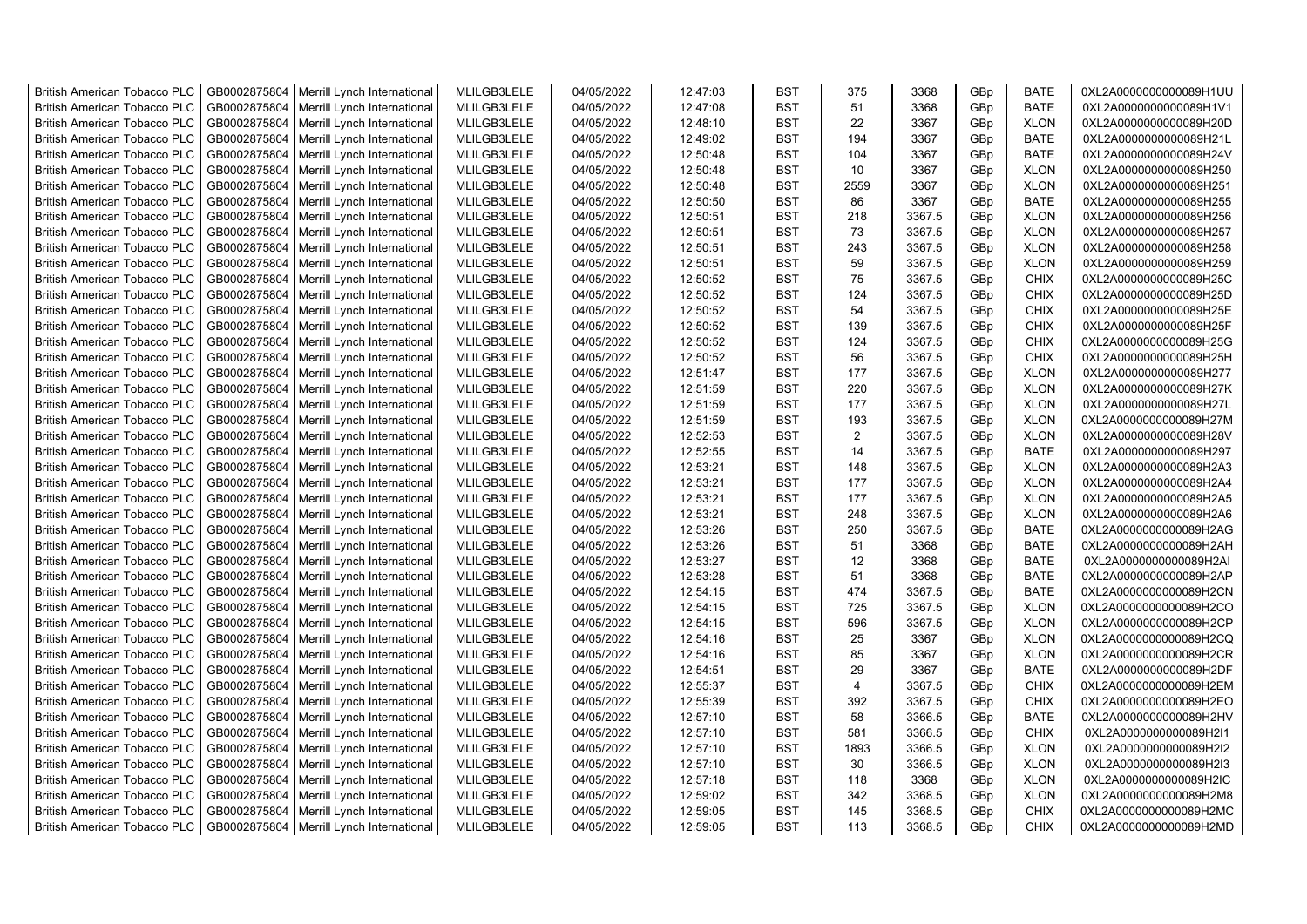| British American Tobacco PLC | GB0002875804 | Merrill Lynch International | MLILGB3LELE | 04/05/2022 | 12:47:03 | BST | 375 | 3368 | GBp | BATE | 0XL2A0000000000089H1UU |
|---|---|---|---|---|---|---|---|---|---|---|---|
| British American Tobacco PLC | GB0002875804 | Merrill Lynch International | MLILGB3LELE | 04/05/2022 | 12:47:08 | BST | 51 | 3368 | GBp | BATE | 0XL2A0000000000089H1V1 |
| British American Tobacco PLC | GB0002875804 | Merrill Lynch International | MLILGB3LELE | 04/05/2022 | 12:48:10 | BST | 22 | 3367 | GBp | XLON | 0XL2A0000000000089H20D |
| British American Tobacco PLC | GB0002875804 | Merrill Lynch International | MLILGB3LELE | 04/05/2022 | 12:49:02 | BST | 194 | 3367 | GBp | BATE | 0XL2A0000000000089H21L |
| British American Tobacco PLC | GB0002875804 | Merrill Lynch International | MLILGB3LELE | 04/05/2022 | 12:50:48 | BST | 104 | 3367 | GBp | BATE | 0XL2A0000000000089H24V |
| British American Tobacco PLC | GB0002875804 | Merrill Lynch International | MLILGB3LELE | 04/05/2022 | 12:50:48 | BST | 10 | 3367 | GBp | XLON | 0XL2A0000000000089H250 |
| British American Tobacco PLC | GB0002875804 | Merrill Lynch International | MLILGB3LELE | 04/05/2022 | 12:50:48 | BST | 2559 | 3367 | GBp | XLON | 0XL2A0000000000089H251 |
| British American Tobacco PLC | GB0002875804 | Merrill Lynch International | MLILGB3LELE | 04/05/2022 | 12:50:50 | BST | 86 | 3367 | GBp | BATE | 0XL2A0000000000089H255 |
| British American Tobacco PLC | GB0002875804 | Merrill Lynch International | MLILGB3LELE | 04/05/2022 | 12:50:51 | BST | 218 | 3367.5 | GBp | XLON | 0XL2A0000000000089H256 |
| British American Tobacco PLC | GB0002875804 | Merrill Lynch International | MLILGB3LELE | 04/05/2022 | 12:50:51 | BST | 73 | 3367.5 | GBp | XLON | 0XL2A0000000000089H257 |
| British American Tobacco PLC | GB0002875804 | Merrill Lynch International | MLILGB3LELE | 04/05/2022 | 12:50:51 | BST | 243 | 3367.5 | GBp | XLON | 0XL2A0000000000089H258 |
| British American Tobacco PLC | GB0002875804 | Merrill Lynch International | MLILGB3LELE | 04/05/2022 | 12:50:51 | BST | 59 | 3367.5 | GBp | XLON | 0XL2A0000000000089H259 |
| British American Tobacco PLC | GB0002875804 | Merrill Lynch International | MLILGB3LELE | 04/05/2022 | 12:50:52 | BST | 75 | 3367.5 | GBp | CHIX | 0XL2A0000000000089H25C |
| British American Tobacco PLC | GB0002875804 | Merrill Lynch International | MLILGB3LELE | 04/05/2022 | 12:50:52 | BST | 124 | 3367.5 | GBp | CHIX | 0XL2A0000000000089H25D |
| British American Tobacco PLC | GB0002875804 | Merrill Lynch International | MLILGB3LELE | 04/05/2022 | 12:50:52 | BST | 54 | 3367.5 | GBp | CHIX | 0XL2A0000000000089H25E |
| British American Tobacco PLC | GB0002875804 | Merrill Lynch International | MLILGB3LELE | 04/05/2022 | 12:50:52 | BST | 139 | 3367.5 | GBp | CHIX | 0XL2A0000000000089H25F |
| British American Tobacco PLC | GB0002875804 | Merrill Lynch International | MLILGB3LELE | 04/05/2022 | 12:50:52 | BST | 124 | 3367.5 | GBp | CHIX | 0XL2A0000000000089H25G |
| British American Tobacco PLC | GB0002875804 | Merrill Lynch International | MLILGB3LELE | 04/05/2022 | 12:50:52 | BST | 56 | 3367.5 | GBp | CHIX | 0XL2A0000000000089H25H |
| British American Tobacco PLC | GB0002875804 | Merrill Lynch International | MLILGB3LELE | 04/05/2022 | 12:51:47 | BST | 177 | 3367.5 | GBp | XLON | 0XL2A0000000000089H277 |
| British American Tobacco PLC | GB0002875804 | Merrill Lynch International | MLILGB3LELE | 04/05/2022 | 12:51:59 | BST | 220 | 3367.5 | GBp | XLON | 0XL2A0000000000089H27K |
| British American Tobacco PLC | GB0002875804 | Merrill Lynch International | MLILGB3LELE | 04/05/2022 | 12:51:59 | BST | 177 | 3367.5 | GBp | XLON | 0XL2A0000000000089H27L |
| British American Tobacco PLC | GB0002875804 | Merrill Lynch International | MLILGB3LELE | 04/05/2022 | 12:51:59 | BST | 193 | 3367.5 | GBp | XLON | 0XL2A0000000000089H27M |
| British American Tobacco PLC | GB0002875804 | Merrill Lynch International | MLILGB3LELE | 04/05/2022 | 12:52:53 | BST | 2 | 3367.5 | GBp | XLON | 0XL2A0000000000089H28V |
| British American Tobacco PLC | GB0002875804 | Merrill Lynch International | MLILGB3LELE | 04/05/2022 | 12:52:55 | BST | 14 | 3367.5 | GBp | BATE | 0XL2A0000000000089H297 |
| British American Tobacco PLC | GB0002875804 | Merrill Lynch International | MLILGB3LELE | 04/05/2022 | 12:53:21 | BST | 148 | 3367.5 | GBp | XLON | 0XL2A0000000000089H2A3 |
| British American Tobacco PLC | GB0002875804 | Merrill Lynch International | MLILGB3LELE | 04/05/2022 | 12:53:21 | BST | 177 | 3367.5 | GBp | XLON | 0XL2A0000000000089H2A4 |
| British American Tobacco PLC | GB0002875804 | Merrill Lynch International | MLILGB3LELE | 04/05/2022 | 12:53:21 | BST | 177 | 3367.5 | GBp | XLON | 0XL2A0000000000089H2A5 |
| British American Tobacco PLC | GB0002875804 | Merrill Lynch International | MLILGB3LELE | 04/05/2022 | 12:53:21 | BST | 248 | 3367.5 | GBp | XLON | 0XL2A0000000000089H2A6 |
| British American Tobacco PLC | GB0002875804 | Merrill Lynch International | MLILGB3LELE | 04/05/2022 | 12:53:26 | BST | 250 | 3367.5 | GBp | BATE | 0XL2A0000000000089H2AG |
| British American Tobacco PLC | GB0002875804 | Merrill Lynch International | MLILGB3LELE | 04/05/2022 | 12:53:26 | BST | 51 | 3368 | GBp | BATE | 0XL2A0000000000089H2AH |
| British American Tobacco PLC | GB0002875804 | Merrill Lynch International | MLILGB3LELE | 04/05/2022 | 12:53:27 | BST | 12 | 3368 | GBp | BATE | 0XL2A0000000000089H2AI |
| British American Tobacco PLC | GB0002875804 | Merrill Lynch International | MLILGB3LELE | 04/05/2022 | 12:53:28 | BST | 51 | 3368 | GBp | BATE | 0XL2A0000000000089H2AP |
| British American Tobacco PLC | GB0002875804 | Merrill Lynch International | MLILGB3LELE | 04/05/2022 | 12:54:15 | BST | 474 | 3367.5 | GBp | BATE | 0XL2A0000000000089H2CN |
| British American Tobacco PLC | GB0002875804 | Merrill Lynch International | MLILGB3LELE | 04/05/2022 | 12:54:15 | BST | 725 | 3367.5 | GBp | XLON | 0XL2A0000000000089H2CO |
| British American Tobacco PLC | GB0002875804 | Merrill Lynch International | MLILGB3LELE | 04/05/2022 | 12:54:15 | BST | 596 | 3367.5 | GBp | XLON | 0XL2A0000000000089H2CP |
| British American Tobacco PLC | GB0002875804 | Merrill Lynch International | MLILGB3LELE | 04/05/2022 | 12:54:16 | BST | 25 | 3367 | GBp | XLON | 0XL2A0000000000089H2CQ |
| British American Tobacco PLC | GB0002875804 | Merrill Lynch International | MLILGB3LELE | 04/05/2022 | 12:54:16 | BST | 85 | 3367 | GBp | XLON | 0XL2A0000000000089H2CR |
| British American Tobacco PLC | GB0002875804 | Merrill Lynch International | MLILGB3LELE | 04/05/2022 | 12:54:51 | BST | 29 | 3367 | GBp | BATE | 0XL2A0000000000089H2DF |
| British American Tobacco PLC | GB0002875804 | Merrill Lynch International | MLILGB3LELE | 04/05/2022 | 12:55:37 | BST | 4 | 3367.5 | GBp | CHIX | 0XL2A0000000000089H2EM |
| British American Tobacco PLC | GB0002875804 | Merrill Lynch International | MLILGB3LELE | 04/05/2022 | 12:55:39 | BST | 392 | 3367.5 | GBp | CHIX | 0XL2A0000000000089H2EO |
| British American Tobacco PLC | GB0002875804 | Merrill Lynch International | MLILGB3LELE | 04/05/2022 | 12:57:10 | BST | 58 | 3366.5 | GBp | BATE | 0XL2A0000000000089H2HV |
| British American Tobacco PLC | GB0002875804 | Merrill Lynch International | MLILGB3LELE | 04/05/2022 | 12:57:10 | BST | 581 | 3366.5 | GBp | CHIX | 0XL2A0000000000089H2I1 |
| British American Tobacco PLC | GB0002875804 | Merrill Lynch International | MLILGB3LELE | 04/05/2022 | 12:57:10 | BST | 1893 | 3366.5 | GBp | XLON | 0XL2A0000000000089H2I2 |
| British American Tobacco PLC | GB0002875804 | Merrill Lynch International | MLILGB3LELE | 04/05/2022 | 12:57:10 | BST | 30 | 3366.5 | GBp | XLON | 0XL2A0000000000089H2I3 |
| British American Tobacco PLC | GB0002875804 | Merrill Lynch International | MLILGB3LELE | 04/05/2022 | 12:57:18 | BST | 118 | 3368 | GBp | XLON | 0XL2A0000000000089H2IC |
| British American Tobacco PLC | GB0002875804 | Merrill Lynch International | MLILGB3LELE | 04/05/2022 | 12:59:02 | BST | 342 | 3368.5 | GBp | XLON | 0XL2A0000000000089H2M8 |
| British American Tobacco PLC | GB0002875804 | Merrill Lynch International | MLILGB3LELE | 04/05/2022 | 12:59:05 | BST | 145 | 3368.5 | GBp | CHIX | 0XL2A0000000000089H2MC |
| British American Tobacco PLC | GB0002875804 | Merrill Lynch International | MLILGB3LELE | 04/05/2022 | 12:59:05 | BST | 113 | 3368.5 | GBp | CHIX | 0XL2A0000000000089H2MD |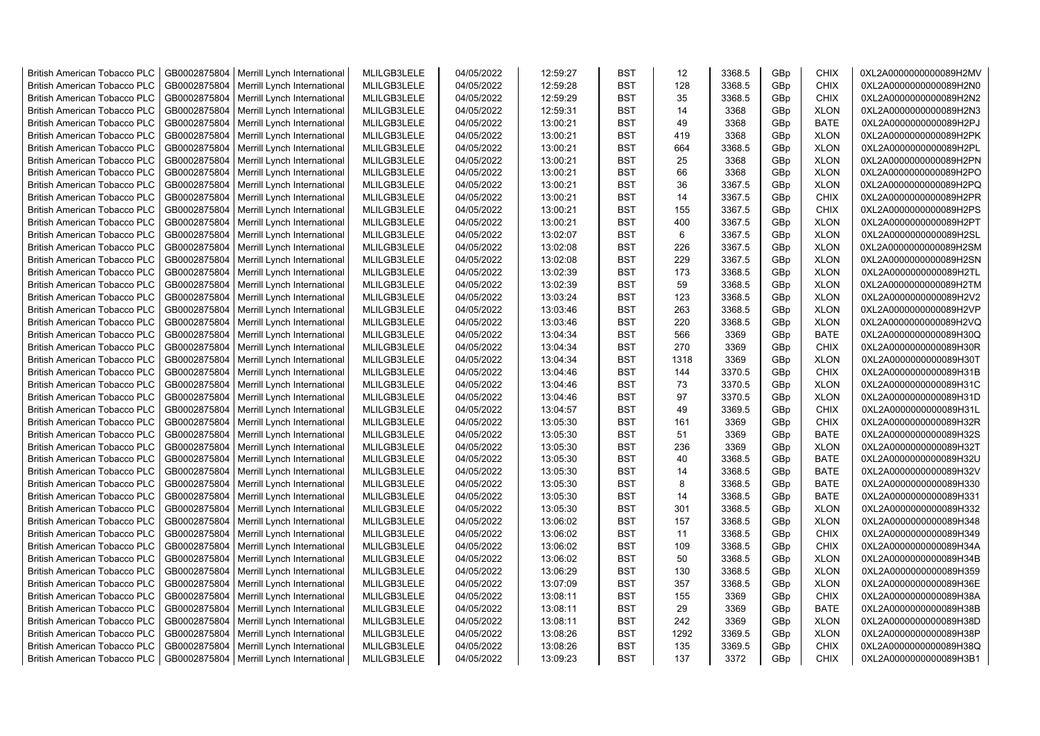| British American Tobacco PLC | GB0002875804 | Merrill Lynch International | MLILGB3LELE | 04/05/2022 | 12:59:27 | BST | 12 | 3368.5 | GBp | CHIX | 0XL2A0000000000089H2MV |
|---|---|---|---|---|---|---|---|---|---|---|---|
| British American Tobacco PLC | GB0002875804 | Merrill Lynch International | MLILGB3LELE | 04/05/2022 | 12:59:28 | BST | 128 | 3368.5 | GBp | CHIX | 0XL2A0000000000089H2N0 |
| British American Tobacco PLC | GB0002875804 | Merrill Lynch International | MLILGB3LELE | 04/05/2022 | 12:59:29 | BST | 35 | 3368.5 | GBp | CHIX | 0XL2A0000000000089H2N2 |
| British American Tobacco PLC | GB0002875804 | Merrill Lynch International | MLILGB3LELE | 04/05/2022 | 12:59:31 | BST | 14 | 3368 | GBp | XLON | 0XL2A0000000000089H2N3 |
| British American Tobacco PLC | GB0002875804 | Merrill Lynch International | MLILGB3LELE | 04/05/2022 | 13:00:21 | BST | 49 | 3368 | GBp | BATE | 0XL2A0000000000089H2PJ |
| British American Tobacco PLC | GB0002875804 | Merrill Lynch International | MLILGB3LELE | 04/05/2022 | 13:00:21 | BST | 419 | 3368 | GBp | XLON | 0XL2A0000000000089H2PK |
| British American Tobacco PLC | GB0002875804 | Merrill Lynch International | MLILGB3LELE | 04/05/2022 | 13:00:21 | BST | 664 | 3368.5 | GBp | XLON | 0XL2A0000000000089H2PL |
| British American Tobacco PLC | GB0002875804 | Merrill Lynch International | MLILGB3LELE | 04/05/2022 | 13:00:21 | BST | 25 | 3368 | GBp | XLON | 0XL2A0000000000089H2PN |
| British American Tobacco PLC | GB0002875804 | Merrill Lynch International | MLILGB3LELE | 04/05/2022 | 13:00:21 | BST | 66 | 3368 | GBp | XLON | 0XL2A0000000000089H2PO |
| British American Tobacco PLC | GB0002875804 | Merrill Lynch International | MLILGB3LELE | 04/05/2022 | 13:00:21 | BST | 36 | 3367.5 | GBp | XLON | 0XL2A0000000000089H2PQ |
| British American Tobacco PLC | GB0002875804 | Merrill Lynch International | MLILGB3LELE | 04/05/2022 | 13:00:21 | BST | 14 | 3367.5 | GBp | CHIX | 0XL2A0000000000089H2PR |
| British American Tobacco PLC | GB0002875804 | Merrill Lynch International | MLILGB3LELE | 04/05/2022 | 13:00:21 | BST | 155 | 3367.5 | GBp | CHIX | 0XL2A0000000000089H2PS |
| British American Tobacco PLC | GB0002875804 | Merrill Lynch International | MLILGB3LELE | 04/05/2022 | 13:00:21 | BST | 400 | 3367.5 | GBp | XLON | 0XL2A0000000000089H2PT |
| British American Tobacco PLC | GB0002875804 | Merrill Lynch International | MLILGB3LELE | 04/05/2022 | 13:02:07 | BST | 6 | 3367.5 | GBp | XLON | 0XL2A0000000000089H2SL |
| British American Tobacco PLC | GB0002875804 | Merrill Lynch International | MLILGB3LELE | 04/05/2022 | 13:02:08 | BST | 226 | 3367.5 | GBp | XLON | 0XL2A0000000000089H2SM |
| British American Tobacco PLC | GB0002875804 | Merrill Lynch International | MLILGB3LELE | 04/05/2022 | 13:02:08 | BST | 229 | 3367.5 | GBp | XLON | 0XL2A0000000000089H2SN |
| British American Tobacco PLC | GB0002875804 | Merrill Lynch International | MLILGB3LELE | 04/05/2022 | 13:02:39 | BST | 173 | 3368.5 | GBp | XLON | 0XL2A0000000000089H2TL |
| British American Tobacco PLC | GB0002875804 | Merrill Lynch International | MLILGB3LELE | 04/05/2022 | 13:02:39 | BST | 59 | 3368.5 | GBp | XLON | 0XL2A0000000000089H2TM |
| British American Tobacco PLC | GB0002875804 | Merrill Lynch International | MLILGB3LELE | 04/05/2022 | 13:03:24 | BST | 123 | 3368.5 | GBp | XLON | 0XL2A0000000000089H2V2 |
| British American Tobacco PLC | GB0002875804 | Merrill Lynch International | MLILGB3LELE | 04/05/2022 | 13:03:46 | BST | 263 | 3368.5 | GBp | XLON | 0XL2A0000000000089H2VP |
| British American Tobacco PLC | GB0002875804 | Merrill Lynch International | MLILGB3LELE | 04/05/2022 | 13:03:46 | BST | 220 | 3368.5 | GBp | XLON | 0XL2A0000000000089H2VQ |
| British American Tobacco PLC | GB0002875804 | Merrill Lynch International | MLILGB3LELE | 04/05/2022 | 13:04:34 | BST | 566 | 3369 | GBp | BATE | 0XL2A0000000000089H30Q |
| British American Tobacco PLC | GB0002875804 | Merrill Lynch International | MLILGB3LELE | 04/05/2022 | 13:04:34 | BST | 270 | 3369 | GBp | CHIX | 0XL2A0000000000089H30R |
| British American Tobacco PLC | GB0002875804 | Merrill Lynch International | MLILGB3LELE | 04/05/2022 | 13:04:34 | BST | 1318 | 3369 | GBp | XLON | 0XL2A0000000000089H30T |
| British American Tobacco PLC | GB0002875804 | Merrill Lynch International | MLILGB3LELE | 04/05/2022 | 13:04:46 | BST | 144 | 3370.5 | GBp | CHIX | 0XL2A0000000000089H31B |
| British American Tobacco PLC | GB0002875804 | Merrill Lynch International | MLILGB3LELE | 04/05/2022 | 13:04:46 | BST | 73 | 3370.5 | GBp | XLON | 0XL2A0000000000089H31C |
| British American Tobacco PLC | GB0002875804 | Merrill Lynch International | MLILGB3LELE | 04/05/2022 | 13:04:46 | BST | 97 | 3370.5 | GBp | XLON | 0XL2A0000000000089H31D |
| British American Tobacco PLC | GB0002875804 | Merrill Lynch International | MLILGB3LELE | 04/05/2022 | 13:04:57 | BST | 49 | 3369.5 | GBp | CHIX | 0XL2A0000000000089H31L |
| British American Tobacco PLC | GB0002875804 | Merrill Lynch International | MLILGB3LELE | 04/05/2022 | 13:05:30 | BST | 161 | 3369 | GBp | CHIX | 0XL2A0000000000089H32R |
| British American Tobacco PLC | GB0002875804 | Merrill Lynch International | MLILGB3LELE | 04/05/2022 | 13:05:30 | BST | 51 | 3369 | GBp | BATE | 0XL2A0000000000089H32S |
| British American Tobacco PLC | GB0002875804 | Merrill Lynch International | MLILGB3LELE | 04/05/2022 | 13:05:30 | BST | 236 | 3369 | GBp | XLON | 0XL2A0000000000089H32T |
| British American Tobacco PLC | GB0002875804 | Merrill Lynch International | MLILGB3LELE | 04/05/2022 | 13:05:30 | BST | 40 | 3368.5 | GBp | BATE | 0XL2A0000000000089H32U |
| British American Tobacco PLC | GB0002875804 | Merrill Lynch International | MLILGB3LELE | 04/05/2022 | 13:05:30 | BST | 14 | 3368.5 | GBp | BATE | 0XL2A0000000000089H32V |
| British American Tobacco PLC | GB0002875804 | Merrill Lynch International | MLILGB3LELE | 04/05/2022 | 13:05:30 | BST | 8 | 3368.5 | GBp | BATE | 0XL2A0000000000089H330 |
| British American Tobacco PLC | GB0002875804 | Merrill Lynch International | MLILGB3LELE | 04/05/2022 | 13:05:30 | BST | 14 | 3368.5 | GBp | BATE | 0XL2A0000000000089H331 |
| British American Tobacco PLC | GB0002875804 | Merrill Lynch International | MLILGB3LELE | 04/05/2022 | 13:05:30 | BST | 301 | 3368.5 | GBp | XLON | 0XL2A0000000000089H332 |
| British American Tobacco PLC | GB0002875804 | Merrill Lynch International | MLILGB3LELE | 04/05/2022 | 13:06:02 | BST | 157 | 3368.5 | GBp | XLON | 0XL2A0000000000089H348 |
| British American Tobacco PLC | GB0002875804 | Merrill Lynch International | MLILGB3LELE | 04/05/2022 | 13:06:02 | BST | 11 | 3368.5 | GBp | CHIX | 0XL2A0000000000089H349 |
| British American Tobacco PLC | GB0002875804 | Merrill Lynch International | MLILGB3LELE | 04/05/2022 | 13:06:02 | BST | 109 | 3368.5 | GBp | CHIX | 0XL2A0000000000089H34A |
| British American Tobacco PLC | GB0002875804 | Merrill Lynch International | MLILGB3LELE | 04/05/2022 | 13:06:02 | BST | 50 | 3368.5 | GBp | XLON | 0XL2A0000000000089H34B |
| British American Tobacco PLC | GB0002875804 | Merrill Lynch International | MLILGB3LELE | 04/05/2022 | 13:06:29 | BST | 130 | 3368.5 | GBp | XLON | 0XL2A0000000000089H359 |
| British American Tobacco PLC | GB0002875804 | Merrill Lynch International | MLILGB3LELE | 04/05/2022 | 13:07:09 | BST | 357 | 3368.5 | GBp | XLON | 0XL2A0000000000089H36E |
| British American Tobacco PLC | GB0002875804 | Merrill Lynch International | MLILGB3LELE | 04/05/2022 | 13:08:11 | BST | 155 | 3369 | GBp | CHIX | 0XL2A0000000000089H38A |
| British American Tobacco PLC | GB0002875804 | Merrill Lynch International | MLILGB3LELE | 04/05/2022 | 13:08:11 | BST | 29 | 3369 | GBp | BATE | 0XL2A0000000000089H38B |
| British American Tobacco PLC | GB0002875804 | Merrill Lynch International | MLILGB3LELE | 04/05/2022 | 13:08:11 | BST | 242 | 3369 | GBp | XLON | 0XL2A0000000000089H38D |
| British American Tobacco PLC | GB0002875804 | Merrill Lynch International | MLILGB3LELE | 04/05/2022 | 13:08:26 | BST | 1292 | 3369.5 | GBp | XLON | 0XL2A0000000000089H38P |
| British American Tobacco PLC | GB0002875804 | Merrill Lynch International | MLILGB3LELE | 04/05/2022 | 13:08:26 | BST | 135 | 3369.5 | GBp | CHIX | 0XL2A0000000000089H38Q |
| British American Tobacco PLC | GB0002875804 | Merrill Lynch International | MLILGB3LELE | 04/05/2022 | 13:09:23 | BST | 137 | 3372 | GBp | CHIX | 0XL2A0000000000089H3B1 |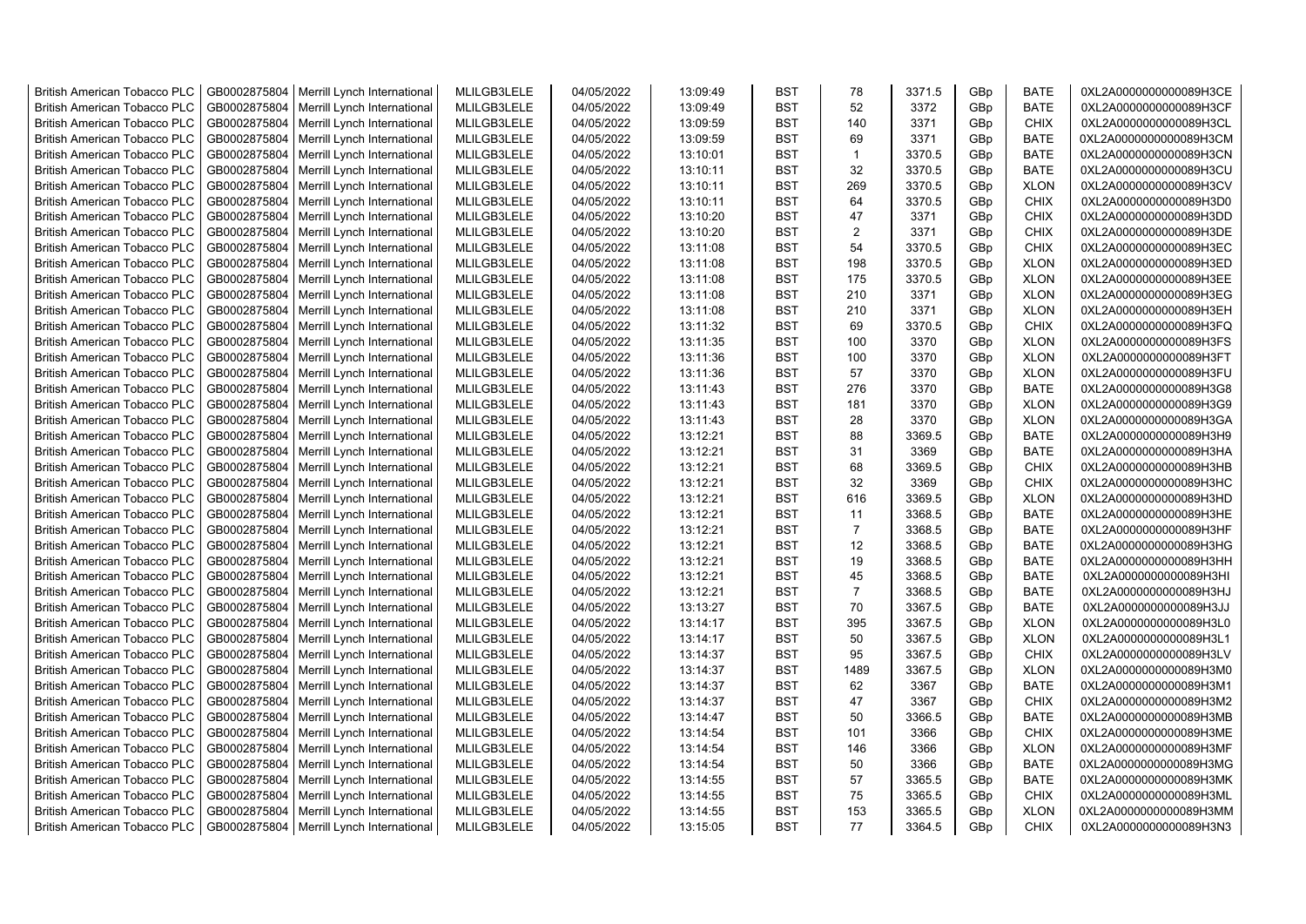| British American Tobacco PLC | GB0002875804 | Merrill Lynch International | MLILGB3LELE | 04/05/2022 | 13:09:49 | BST | 78 | 3371.5 | GBp | BATE | 0XL2A0000000000089H3CE |
|---|---|---|---|---|---|---|---|---|---|---|---|
| British American Tobacco PLC | GB0002875804 | Merrill Lynch International | MLILGB3LELE | 04/05/2022 | 13:09:49 | BST | 52 | 3372 | GBp | BATE | 0XL2A0000000000089H3CF |
| British American Tobacco PLC | GB0002875804 | Merrill Lynch International | MLILGB3LELE | 04/05/2022 | 13:09:59 | BST | 140 | 3371 | GBp | CHIX | 0XL2A0000000000089H3CL |
| British American Tobacco PLC | GB0002875804 | Merrill Lynch International | MLILGB3LELE | 04/05/2022 | 13:09:59 | BST | 69 | 3371 | GBp | BATE | 0XL2A0000000000089H3CM |
| British American Tobacco PLC | GB0002875804 | Merrill Lynch International | MLILGB3LELE | 04/05/2022 | 13:10:01 | BST | 1 | 3370.5 | GBp | BATE | 0XL2A0000000000089H3CN |
| British American Tobacco PLC | GB0002875804 | Merrill Lynch International | MLILGB3LELE | 04/05/2022 | 13:10:11 | BST | 32 | 3370.5 | GBp | BATE | 0XL2A0000000000089H3CU |
| British American Tobacco PLC | GB0002875804 | Merrill Lynch International | MLILGB3LELE | 04/05/2022 | 13:10:11 | BST | 269 | 3370.5 | GBp | XLON | 0XL2A0000000000089H3CV |
| British American Tobacco PLC | GB0002875804 | Merrill Lynch International | MLILGB3LELE | 04/05/2022 | 13:10:11 | BST | 64 | 3370.5 | GBp | CHIX | 0XL2A0000000000089H3D0 |
| British American Tobacco PLC | GB0002875804 | Merrill Lynch International | MLILGB3LELE | 04/05/2022 | 13:10:20 | BST | 47 | 3371 | GBp | CHIX | 0XL2A0000000000089H3DD |
| British American Tobacco PLC | GB0002875804 | Merrill Lynch International | MLILGB3LELE | 04/05/2022 | 13:10:20 | BST | 2 | 3371 | GBp | CHIX | 0XL2A0000000000089H3DE |
| British American Tobacco PLC | GB0002875804 | Merrill Lynch International | MLILGB3LELE | 04/05/2022 | 13:11:08 | BST | 54 | 3370.5 | GBp | CHIX | 0XL2A0000000000089H3EC |
| British American Tobacco PLC | GB0002875804 | Merrill Lynch International | MLILGB3LELE | 04/05/2022 | 13:11:08 | BST | 198 | 3370.5 | GBp | XLON | 0XL2A0000000000089H3ED |
| British American Tobacco PLC | GB0002875804 | Merrill Lynch International | MLILGB3LELE | 04/05/2022 | 13:11:08 | BST | 175 | 3370.5 | GBp | XLON | 0XL2A0000000000089H3EE |
| British American Tobacco PLC | GB0002875804 | Merrill Lynch International | MLILGB3LELE | 04/05/2022 | 13:11:08 | BST | 210 | 3371 | GBp | XLON | 0XL2A0000000000089H3EG |
| British American Tobacco PLC | GB0002875804 | Merrill Lynch International | MLILGB3LELE | 04/05/2022 | 13:11:08 | BST | 210 | 3371 | GBp | XLON | 0XL2A0000000000089H3EH |
| British American Tobacco PLC | GB0002875804 | Merrill Lynch International | MLILGB3LELE | 04/05/2022 | 13:11:32 | BST | 69 | 3370.5 | GBp | CHIX | 0XL2A0000000000089H3FQ |
| British American Tobacco PLC | GB0002875804 | Merrill Lynch International | MLILGB3LELE | 04/05/2022 | 13:11:35 | BST | 100 | 3370 | GBp | XLON | 0XL2A0000000000089H3FS |
| British American Tobacco PLC | GB0002875804 | Merrill Lynch International | MLILGB3LELE | 04/05/2022 | 13:11:36 | BST | 100 | 3370 | GBp | XLON | 0XL2A0000000000089H3FT |
| British American Tobacco PLC | GB0002875804 | Merrill Lynch International | MLILGB3LELE | 04/05/2022 | 13:11:36 | BST | 57 | 3370 | GBp | XLON | 0XL2A0000000000089H3FU |
| British American Tobacco PLC | GB0002875804 | Merrill Lynch International | MLILGB3LELE | 04/05/2022 | 13:11:43 | BST | 276 | 3370 | GBp | BATE | 0XL2A0000000000089H3G8 |
| British American Tobacco PLC | GB0002875804 | Merrill Lynch International | MLILGB3LELE | 04/05/2022 | 13:11:43 | BST | 181 | 3370 | GBp | XLON | 0XL2A0000000000089H3G9 |
| British American Tobacco PLC | GB0002875804 | Merrill Lynch International | MLILGB3LELE | 04/05/2022 | 13:11:43 | BST | 28 | 3370 | GBp | XLON | 0XL2A0000000000089H3GA |
| British American Tobacco PLC | GB0002875804 | Merrill Lynch International | MLILGB3LELE | 04/05/2022 | 13:12:21 | BST | 88 | 3369.5 | GBp | BATE | 0XL2A0000000000089H3H9 |
| British American Tobacco PLC | GB0002875804 | Merrill Lynch International | MLILGB3LELE | 04/05/2022 | 13:12:21 | BST | 31 | 3369 | GBp | BATE | 0XL2A0000000000089H3HA |
| British American Tobacco PLC | GB0002875804 | Merrill Lynch International | MLILGB3LELE | 04/05/2022 | 13:12:21 | BST | 68 | 3369.5 | GBp | CHIX | 0XL2A0000000000089H3HB |
| British American Tobacco PLC | GB0002875804 | Merrill Lynch International | MLILGB3LELE | 04/05/2022 | 13:12:21 | BST | 32 | 3369 | GBp | CHIX | 0XL2A0000000000089H3HC |
| British American Tobacco PLC | GB0002875804 | Merrill Lynch International | MLILGB3LELE | 04/05/2022 | 13:12:21 | BST | 616 | 3369.5 | GBp | XLON | 0XL2A0000000000089H3HD |
| British American Tobacco PLC | GB0002875804 | Merrill Lynch International | MLILGB3LELE | 04/05/2022 | 13:12:21 | BST | 11 | 3368.5 | GBp | BATE | 0XL2A0000000000089H3HE |
| British American Tobacco PLC | GB0002875804 | Merrill Lynch International | MLILGB3LELE | 04/05/2022 | 13:12:21 | BST | 7 | 3368.5 | GBp | BATE | 0XL2A0000000000089H3HF |
| British American Tobacco PLC | GB0002875804 | Merrill Lynch International | MLILGB3LELE | 04/05/2022 | 13:12:21 | BST | 12 | 3368.5 | GBp | BATE | 0XL2A0000000000089H3HG |
| British American Tobacco PLC | GB0002875804 | Merrill Lynch International | MLILGB3LELE | 04/05/2022 | 13:12:21 | BST | 19 | 3368.5 | GBp | BATE | 0XL2A0000000000089H3HH |
| British American Tobacco PLC | GB0002875804 | Merrill Lynch International | MLILGB3LELE | 04/05/2022 | 13:12:21 | BST | 45 | 3368.5 | GBp | BATE | 0XL2A0000000000089H3HI |
| British American Tobacco PLC | GB0002875804 | Merrill Lynch International | MLILGB3LELE | 04/05/2022 | 13:12:21 | BST | 7 | 3368.5 | GBp | BATE | 0XL2A0000000000089H3HJ |
| British American Tobacco PLC | GB0002875804 | Merrill Lynch International | MLILGB3LELE | 04/05/2022 | 13:13:27 | BST | 70 | 3367.5 | GBp | BATE | 0XL2A0000000000089H3JJ |
| British American Tobacco PLC | GB0002875804 | Merrill Lynch International | MLILGB3LELE | 04/05/2022 | 13:14:17 | BST | 395 | 3367.5 | GBp | XLON | 0XL2A0000000000089H3L0 |
| British American Tobacco PLC | GB0002875804 | Merrill Lynch International | MLILGB3LELE | 04/05/2022 | 13:14:17 | BST | 50 | 3367.5 | GBp | XLON | 0XL2A0000000000089H3L1 |
| British American Tobacco PLC | GB0002875804 | Merrill Lynch International | MLILGB3LELE | 04/05/2022 | 13:14:37 | BST | 95 | 3367.5 | GBp | CHIX | 0XL2A0000000000089H3LV |
| British American Tobacco PLC | GB0002875804 | Merrill Lynch International | MLILGB3LELE | 04/05/2022 | 13:14:37 | BST | 1489 | 3367.5 | GBp | XLON | 0XL2A0000000000089H3M0 |
| British American Tobacco PLC | GB0002875804 | Merrill Lynch International | MLILGB3LELE | 04/05/2022 | 13:14:37 | BST | 62 | 3367 | GBp | BATE | 0XL2A0000000000089H3M1 |
| British American Tobacco PLC | GB0002875804 | Merrill Lynch International | MLILGB3LELE | 04/05/2022 | 13:14:37 | BST | 47 | 3367 | GBp | CHIX | 0XL2A0000000000089H3M2 |
| British American Tobacco PLC | GB0002875804 | Merrill Lynch International | MLILGB3LELE | 04/05/2022 | 13:14:47 | BST | 50 | 3366.5 | GBp | BATE | 0XL2A0000000000089H3MB |
| British American Tobacco PLC | GB0002875804 | Merrill Lynch International | MLILGB3LELE | 04/05/2022 | 13:14:54 | BST | 101 | 3366 | GBp | CHIX | 0XL2A0000000000089H3ME |
| British American Tobacco PLC | GB0002875804 | Merrill Lynch International | MLILGB3LELE | 04/05/2022 | 13:14:54 | BST | 146 | 3366 | GBp | XLON | 0XL2A0000000000089H3MF |
| British American Tobacco PLC | GB0002875804 | Merrill Lynch International | MLILGB3LELE | 04/05/2022 | 13:14:54 | BST | 50 | 3366 | GBp | BATE | 0XL2A0000000000089H3MG |
| British American Tobacco PLC | GB0002875804 | Merrill Lynch International | MLILGB3LELE | 04/05/2022 | 13:14:55 | BST | 57 | 3365.5 | GBp | BATE | 0XL2A0000000000089H3MK |
| British American Tobacco PLC | GB0002875804 | Merrill Lynch International | MLILGB3LELE | 04/05/2022 | 13:14:55 | BST | 75 | 3365.5 | GBp | CHIX | 0XL2A0000000000089H3ML |
| British American Tobacco PLC | GB0002875804 | Merrill Lynch International | MLILGB3LELE | 04/05/2022 | 13:14:55 | BST | 153 | 3365.5 | GBp | XLON | 0XL2A0000000000089H3MM |
| British American Tobacco PLC | GB0002875804 | Merrill Lynch International | MLILGB3LELE | 04/05/2022 | 13:15:05 | BST | 77 | 3364.5 | GBp | CHIX | 0XL2A0000000000089H3N3 |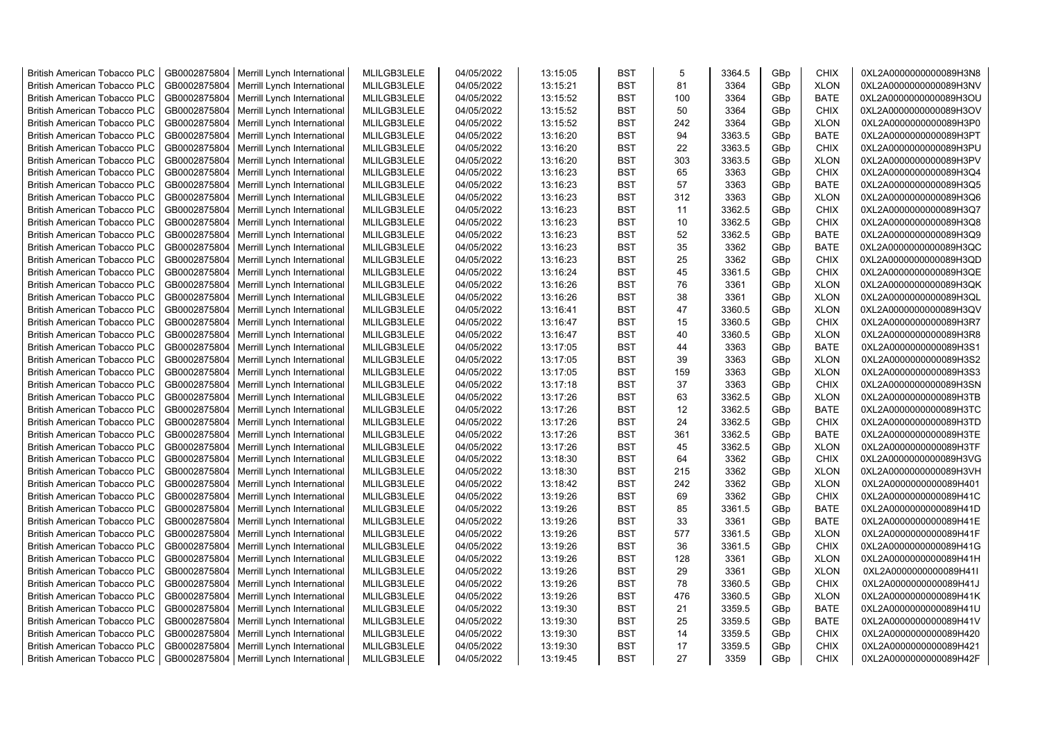| British American Tobacco PLC | GB0002875804 | Merrill Lynch International | MLILGB3LELE | 04/05/2022 | 13:15:05 | BST | 5 | 3364.5 | GBp | CHIX | 0XL2A0000000000089H3N8 |
|---|---|---|---|---|---|---|---|---|---|---|---|
| British American Tobacco PLC | GB0002875804 | Merrill Lynch International | MLILGB3LELE | 04/05/2022 | 13:15:21 | BST | 81 | 3364 | GBp | XLON | 0XL2A0000000000089H3NV |
| British American Tobacco PLC | GB0002875804 | Merrill Lynch International | MLILGB3LELE | 04/05/2022 | 13:15:52 | BST | 100 | 3364 | GBp | BATE | 0XL2A0000000000089H3OU |
| British American Tobacco PLC | GB0002875804 | Merrill Lynch International | MLILGB3LELE | 04/05/2022 | 13:15:52 | BST | 50 | 3364 | GBp | CHIX | 0XL2A0000000000089H3OV |
| British American Tobacco PLC | GB0002875804 | Merrill Lynch International | MLILGB3LELE | 04/05/2022 | 13:15:52 | BST | 242 | 3364 | GBp | XLON | 0XL2A0000000000089H3P0 |
| British American Tobacco PLC | GB0002875804 | Merrill Lynch International | MLILGB3LELE | 04/05/2022 | 13:16:20 | BST | 94 | 3363.5 | GBp | BATE | 0XL2A0000000000089H3PT |
| British American Tobacco PLC | GB0002875804 | Merrill Lynch International | MLILGB3LELE | 04/05/2022 | 13:16:20 | BST | 22 | 3363.5 | GBp | CHIX | 0XL2A0000000000089H3PU |
| British American Tobacco PLC | GB0002875804 | Merrill Lynch International | MLILGB3LELE | 04/05/2022 | 13:16:20 | BST | 303 | 3363.5 | GBp | XLON | 0XL2A0000000000089H3PV |
| British American Tobacco PLC | GB0002875804 | Merrill Lynch International | MLILGB3LELE | 04/05/2022 | 13:16:23 | BST | 65 | 3363 | GBp | CHIX | 0XL2A0000000000089H3Q4 |
| British American Tobacco PLC | GB0002875804 | Merrill Lynch International | MLILGB3LELE | 04/05/2022 | 13:16:23 | BST | 57 | 3363 | GBp | BATE | 0XL2A0000000000089H3Q5 |
| British American Tobacco PLC | GB0002875804 | Merrill Lynch International | MLILGB3LELE | 04/05/2022 | 13:16:23 | BST | 312 | 3363 | GBp | XLON | 0XL2A0000000000089H3Q6 |
| British American Tobacco PLC | GB0002875804 | Merrill Lynch International | MLILGB3LELE | 04/05/2022 | 13:16:23 | BST | 11 | 3362.5 | GBp | CHIX | 0XL2A0000000000089H3Q7 |
| British American Tobacco PLC | GB0002875804 | Merrill Lynch International | MLILGB3LELE | 04/05/2022 | 13:16:23 | BST | 10 | 3362.5 | GBp | CHIX | 0XL2A0000000000089H3Q8 |
| British American Tobacco PLC | GB0002875804 | Merrill Lynch International | MLILGB3LELE | 04/05/2022 | 13:16:23 | BST | 52 | 3362.5 | GBp | BATE | 0XL2A0000000000089H3Q9 |
| British American Tobacco PLC | GB0002875804 | Merrill Lynch International | MLILGB3LELE | 04/05/2022 | 13:16:23 | BST | 35 | 3362 | GBp | BATE | 0XL2A0000000000089H3QC |
| British American Tobacco PLC | GB0002875804 | Merrill Lynch International | MLILGB3LELE | 04/05/2022 | 13:16:23 | BST | 25 | 3362 | GBp | CHIX | 0XL2A0000000000089H3QD |
| British American Tobacco PLC | GB0002875804 | Merrill Lynch International | MLILGB3LELE | 04/05/2022 | 13:16:24 | BST | 45 | 3361.5 | GBp | CHIX | 0XL2A0000000000089H3QE |
| British American Tobacco PLC | GB0002875804 | Merrill Lynch International | MLILGB3LELE | 04/05/2022 | 13:16:26 | BST | 76 | 3361 | GBp | XLON | 0XL2A0000000000089H3QK |
| British American Tobacco PLC | GB0002875804 | Merrill Lynch International | MLILGB3LELE | 04/05/2022 | 13:16:26 | BST | 38 | 3361 | GBp | XLON | 0XL2A0000000000089H3QL |
| British American Tobacco PLC | GB0002875804 | Merrill Lynch International | MLILGB3LELE | 04/05/2022 | 13:16:41 | BST | 47 | 3360.5 | GBp | XLON | 0XL2A0000000000089H3QV |
| British American Tobacco PLC | GB0002875804 | Merrill Lynch International | MLILGB3LELE | 04/05/2022 | 13:16:47 | BST | 15 | 3360.5 | GBp | CHIX | 0XL2A0000000000089H3R7 |
| British American Tobacco PLC | GB0002875804 | Merrill Lynch International | MLILGB3LELE | 04/05/2022 | 13:16:47 | BST | 40 | 3360.5 | GBp | XLON | 0XL2A0000000000089H3R8 |
| British American Tobacco PLC | GB0002875804 | Merrill Lynch International | MLILGB3LELE | 04/05/2022 | 13:17:05 | BST | 44 | 3363 | GBp | BATE | 0XL2A0000000000089H3S1 |
| British American Tobacco PLC | GB0002875804 | Merrill Lynch International | MLILGB3LELE | 04/05/2022 | 13:17:05 | BST | 39 | 3363 | GBp | XLON | 0XL2A0000000000089H3S2 |
| British American Tobacco PLC | GB0002875804 | Merrill Lynch International | MLILGB3LELE | 04/05/2022 | 13:17:05 | BST | 159 | 3363 | GBp | XLON | 0XL2A0000000000089H3S3 |
| British American Tobacco PLC | GB0002875804 | Merrill Lynch International | MLILGB3LELE | 04/05/2022 | 13:17:18 | BST | 37 | 3363 | GBp | CHIX | 0XL2A0000000000089H3SN |
| British American Tobacco PLC | GB0002875804 | Merrill Lynch International | MLILGB3LELE | 04/05/2022 | 13:17:26 | BST | 63 | 3362.5 | GBp | XLON | 0XL2A0000000000089H3TB |
| British American Tobacco PLC | GB0002875804 | Merrill Lynch International | MLILGB3LELE | 04/05/2022 | 13:17:26 | BST | 12 | 3362.5 | GBp | BATE | 0XL2A0000000000089H3TC |
| British American Tobacco PLC | GB0002875804 | Merrill Lynch International | MLILGB3LELE | 04/05/2022 | 13:17:26 | BST | 24 | 3362.5 | GBp | CHIX | 0XL2A0000000000089H3TD |
| British American Tobacco PLC | GB0002875804 | Merrill Lynch International | MLILGB3LELE | 04/05/2022 | 13:17:26 | BST | 361 | 3362.5 | GBp | BATE | 0XL2A0000000000089H3TE |
| British American Tobacco PLC | GB0002875804 | Merrill Lynch International | MLILGB3LELE | 04/05/2022 | 13:17:26 | BST | 45 | 3362.5 | GBp | XLON | 0XL2A0000000000089H3TF |
| British American Tobacco PLC | GB0002875804 | Merrill Lynch International | MLILGB3LELE | 04/05/2022 | 13:18:30 | BST | 64 | 3362 | GBp | CHIX | 0XL2A0000000000089H3VG |
| British American Tobacco PLC | GB0002875804 | Merrill Lynch International | MLILGB3LELE | 04/05/2022 | 13:18:30 | BST | 215 | 3362 | GBp | XLON | 0XL2A0000000000089H3VH |
| British American Tobacco PLC | GB0002875804 | Merrill Lynch International | MLILGB3LELE | 04/05/2022 | 13:18:42 | BST | 242 | 3362 | GBp | XLON | 0XL2A0000000000089H401 |
| British American Tobacco PLC | GB0002875804 | Merrill Lynch International | MLILGB3LELE | 04/05/2022 | 13:19:26 | BST | 69 | 3362 | GBp | CHIX | 0XL2A0000000000089H41C |
| British American Tobacco PLC | GB0002875804 | Merrill Lynch International | MLILGB3LELE | 04/05/2022 | 13:19:26 | BST | 85 | 3361.5 | GBp | BATE | 0XL2A0000000000089H41D |
| British American Tobacco PLC | GB0002875804 | Merrill Lynch International | MLILGB3LELE | 04/05/2022 | 13:19:26 | BST | 33 | 3361 | GBp | BATE | 0XL2A0000000000089H41E |
| British American Tobacco PLC | GB0002875804 | Merrill Lynch International | MLILGB3LELE | 04/05/2022 | 13:19:26 | BST | 577 | 3361.5 | GBp | XLON | 0XL2A0000000000089H41F |
| British American Tobacco PLC | GB0002875804 | Merrill Lynch International | MLILGB3LELE | 04/05/2022 | 13:19:26 | BST | 36 | 3361.5 | GBp | CHIX | 0XL2A0000000000089H41G |
| British American Tobacco PLC | GB0002875804 | Merrill Lynch International | MLILGB3LELE | 04/05/2022 | 13:19:26 | BST | 128 | 3361 | GBp | XLON | 0XL2A0000000000089H41H |
| British American Tobacco PLC | GB0002875804 | Merrill Lynch International | MLILGB3LELE | 04/05/2022 | 13:19:26 | BST | 29 | 3361 | GBp | XLON | 0XL2A0000000000089H41I |
| British American Tobacco PLC | GB0002875804 | Merrill Lynch International | MLILGB3LELE | 04/05/2022 | 13:19:26 | BST | 78 | 3360.5 | GBp | CHIX | 0XL2A0000000000089H41J |
| British American Tobacco PLC | GB0002875804 | Merrill Lynch International | MLILGB3LELE | 04/05/2022 | 13:19:26 | BST | 476 | 3360.5 | GBp | XLON | 0XL2A0000000000089H41K |
| British American Tobacco PLC | GB0002875804 | Merrill Lynch International | MLILGB3LELE | 04/05/2022 | 13:19:30 | BST | 21 | 3359.5 | GBp | BATE | 0XL2A0000000000089H41U |
| British American Tobacco PLC | GB0002875804 | Merrill Lynch International | MLILGB3LELE | 04/05/2022 | 13:19:30 | BST | 25 | 3359.5 | GBp | BATE | 0XL2A0000000000089H41V |
| British American Tobacco PLC | GB0002875804 | Merrill Lynch International | MLILGB3LELE | 04/05/2022 | 13:19:30 | BST | 14 | 3359.5 | GBp | CHIX | 0XL2A0000000000089H420 |
| British American Tobacco PLC | GB0002875804 | Merrill Lynch International | MLILGB3LELE | 04/05/2022 | 13:19:30 | BST | 17 | 3359.5 | GBp | CHIX | 0XL2A0000000000089H421 |
| British American Tobacco PLC | GB0002875804 | Merrill Lynch International | MLILGB3LELE | 04/05/2022 | 13:19:45 | BST | 27 | 3359 | GBp | CHIX | 0XL2A0000000000089H42F |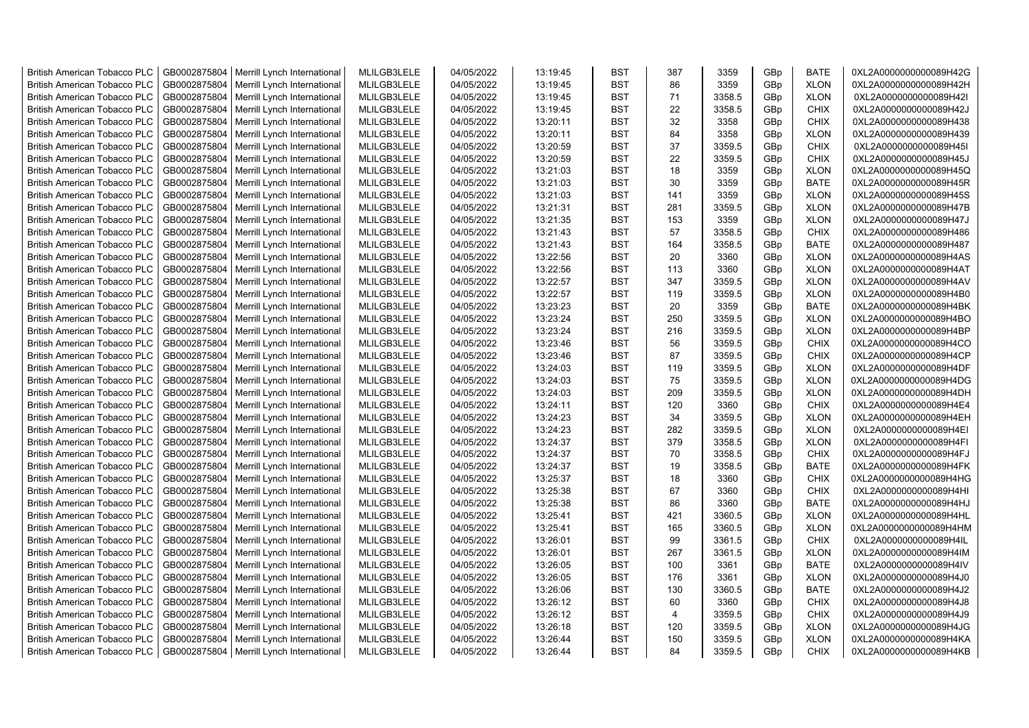| British American Tobacco PLC | GB0002875804 | Merrill Lynch International | MLILGB3LELE | 04/05/2022 | 13:19:45 | BST | 387 | 3359 | GBp | BATE | 0XL2A0000000000089H42G |
|---|---|---|---|---|---|---|---|---|---|---|---|
| British American Tobacco PLC | GB0002875804 | Merrill Lynch International | MLILGB3LELE | 04/05/2022 | 13:19:45 | BST | 86 | 3359 | GBp | XLON | 0XL2A0000000000089H42H |
| British American Tobacco PLC | GB0002875804 | Merrill Lynch International | MLILGB3LELE | 04/05/2022 | 13:19:45 | BST | 71 | 3358.5 | GBp | XLON | 0XL2A0000000000089H42I |
| British American Tobacco PLC | GB0002875804 | Merrill Lynch International | MLILGB3LELE | 04/05/2022 | 13:19:45 | BST | 22 | 3358.5 | GBp | CHIX | 0XL2A0000000000089H42J |
| British American Tobacco PLC | GB0002875804 | Merrill Lynch International | MLILGB3LELE | 04/05/2022 | 13:20:11 | BST | 32 | 3358 | GBp | CHIX | 0XL2A0000000000089H438 |
| British American Tobacco PLC | GB0002875804 | Merrill Lynch International | MLILGB3LELE | 04/05/2022 | 13:20:11 | BST | 84 | 3358 | GBp | XLON | 0XL2A0000000000089H439 |
| British American Tobacco PLC | GB0002875804 | Merrill Lynch International | MLILGB3LELE | 04/05/2022 | 13:20:59 | BST | 37 | 3359.5 | GBp | CHIX | 0XL2A0000000000089H45I |
| British American Tobacco PLC | GB0002875804 | Merrill Lynch International | MLILGB3LELE | 04/05/2022 | 13:20:59 | BST | 22 | 3359.5 | GBp | CHIX | 0XL2A0000000000089H45J |
| British American Tobacco PLC | GB0002875804 | Merrill Lynch International | MLILGB3LELE | 04/05/2022 | 13:21:03 | BST | 18 | 3359 | GBp | XLON | 0XL2A0000000000089H45Q |
| British American Tobacco PLC | GB0002875804 | Merrill Lynch International | MLILGB3LELE | 04/05/2022 | 13:21:03 | BST | 30 | 3359 | GBp | BATE | 0XL2A0000000000089H45R |
| British American Tobacco PLC | GB0002875804 | Merrill Lynch International | MLILGB3LELE | 04/05/2022 | 13:21:03 | BST | 141 | 3359 | GBp | XLON | 0XL2A0000000000089H45S |
| British American Tobacco PLC | GB0002875804 | Merrill Lynch International | MLILGB3LELE | 04/05/2022 | 13:21:31 | BST | 281 | 3359.5 | GBp | XLON | 0XL2A0000000000089H47B |
| British American Tobacco PLC | GB0002875804 | Merrill Lynch International | MLILGB3LELE | 04/05/2022 | 13:21:35 | BST | 153 | 3359 | GBp | XLON | 0XL2A0000000000089H47J |
| British American Tobacco PLC | GB0002875804 | Merrill Lynch International | MLILGB3LELE | 04/05/2022 | 13:21:43 | BST | 57 | 3358.5 | GBp | CHIX | 0XL2A0000000000089H486 |
| British American Tobacco PLC | GB0002875804 | Merrill Lynch International | MLILGB3LELE | 04/05/2022 | 13:21:43 | BST | 164 | 3358.5 | GBp | BATE | 0XL2A0000000000089H487 |
| British American Tobacco PLC | GB0002875804 | Merrill Lynch International | MLILGB3LELE | 04/05/2022 | 13:22:56 | BST | 20 | 3360 | GBp | XLON | 0XL2A0000000000089H4AS |
| British American Tobacco PLC | GB0002875804 | Merrill Lynch International | MLILGB3LELE | 04/05/2022 | 13:22:56 | BST | 113 | 3360 | GBp | XLON | 0XL2A0000000000089H4AT |
| British American Tobacco PLC | GB0002875804 | Merrill Lynch International | MLILGB3LELE | 04/05/2022 | 13:22:57 | BST | 347 | 3359.5 | GBp | XLON | 0XL2A0000000000089H4AV |
| British American Tobacco PLC | GB0002875804 | Merrill Lynch International | MLILGB3LELE | 04/05/2022 | 13:22:57 | BST | 119 | 3359.5 | GBp | XLON | 0XL2A0000000000089H4B0 |
| British American Tobacco PLC | GB0002875804 | Merrill Lynch International | MLILGB3LELE | 04/05/2022 | 13:23:23 | BST | 20 | 3359 | GBp | BATE | 0XL2A0000000000089H4BK |
| British American Tobacco PLC | GB0002875804 | Merrill Lynch International | MLILGB3LELE | 04/05/2022 | 13:23:24 | BST | 250 | 3359.5 | GBp | XLON | 0XL2A0000000000089H4BO |
| British American Tobacco PLC | GB0002875804 | Merrill Lynch International | MLILGB3LELE | 04/05/2022 | 13:23:24 | BST | 216 | 3359.5 | GBp | XLON | 0XL2A0000000000089H4BP |
| British American Tobacco PLC | GB0002875804 | Merrill Lynch International | MLILGB3LELE | 04/05/2022 | 13:23:46 | BST | 56 | 3359.5 | GBp | CHIX | 0XL2A0000000000089H4CO |
| British American Tobacco PLC | GB0002875804 | Merrill Lynch International | MLILGB3LELE | 04/05/2022 | 13:23:46 | BST | 87 | 3359.5 | GBp | CHIX | 0XL2A0000000000089H4CP |
| British American Tobacco PLC | GB0002875804 | Merrill Lynch International | MLILGB3LELE | 04/05/2022 | 13:24:03 | BST | 119 | 3359.5 | GBp | XLON | 0XL2A0000000000089H4DF |
| British American Tobacco PLC | GB0002875804 | Merrill Lynch International | MLILGB3LELE | 04/05/2022 | 13:24:03 | BST | 75 | 3359.5 | GBp | XLON | 0XL2A0000000000089H4DG |
| British American Tobacco PLC | GB0002875804 | Merrill Lynch International | MLILGB3LELE | 04/05/2022 | 13:24:03 | BST | 209 | 3359.5 | GBp | XLON | 0XL2A0000000000089H4DH |
| British American Tobacco PLC | GB0002875804 | Merrill Lynch International | MLILGB3LELE | 04/05/2022 | 13:24:11 | BST | 120 | 3360 | GBp | CHIX | 0XL2A0000000000089H4E4 |
| British American Tobacco PLC | GB0002875804 | Merrill Lynch International | MLILGB3LELE | 04/05/2022 | 13:24:23 | BST | 34 | 3359.5 | GBp | XLON | 0XL2A0000000000089H4EH |
| British American Tobacco PLC | GB0002875804 | Merrill Lynch International | MLILGB3LELE | 04/05/2022 | 13:24:23 | BST | 282 | 3359.5 | GBp | XLON | 0XL2A0000000000089H4EI |
| British American Tobacco PLC | GB0002875804 | Merrill Lynch International | MLILGB3LELE | 04/05/2022 | 13:24:37 | BST | 379 | 3358.5 | GBp | XLON | 0XL2A0000000000089H4FI |
| British American Tobacco PLC | GB0002875804 | Merrill Lynch International | MLILGB3LELE | 04/05/2022 | 13:24:37 | BST | 70 | 3358.5 | GBp | CHIX | 0XL2A0000000000089H4FJ |
| British American Tobacco PLC | GB0002875804 | Merrill Lynch International | MLILGB3LELE | 04/05/2022 | 13:24:37 | BST | 19 | 3358.5 | GBp | BATE | 0XL2A0000000000089H4FK |
| British American Tobacco PLC | GB0002875804 | Merrill Lynch International | MLILGB3LELE | 04/05/2022 | 13:25:37 | BST | 18 | 3360 | GBp | CHIX | 0XL2A0000000000089H4HG |
| British American Tobacco PLC | GB0002875804 | Merrill Lynch International | MLILGB3LELE | 04/05/2022 | 13:25:38 | BST | 67 | 3360 | GBp | CHIX | 0XL2A0000000000089H4HI |
| British American Tobacco PLC | GB0002875804 | Merrill Lynch International | MLILGB3LELE | 04/05/2022 | 13:25:38 | BST | 86 | 3360 | GBp | BATE | 0XL2A0000000000089H4HJ |
| British American Tobacco PLC | GB0002875804 | Merrill Lynch International | MLILGB3LELE | 04/05/2022 | 13:25:41 | BST | 421 | 3360.5 | GBp | XLON | 0XL2A0000000000089H4HL |
| British American Tobacco PLC | GB0002875804 | Merrill Lynch International | MLILGB3LELE | 04/05/2022 | 13:25:41 | BST | 165 | 3360.5 | GBp | XLON | 0XL2A0000000000089H4HM |
| British American Tobacco PLC | GB0002875804 | Merrill Lynch International | MLILGB3LELE | 04/05/2022 | 13:26:01 | BST | 99 | 3361.5 | GBp | CHIX | 0XL2A0000000000089H4IL |
| British American Tobacco PLC | GB0002875804 | Merrill Lynch International | MLILGB3LELE | 04/05/2022 | 13:26:01 | BST | 267 | 3361.5 | GBp | XLON | 0XL2A0000000000089H4IM |
| British American Tobacco PLC | GB0002875804 | Merrill Lynch International | MLILGB3LELE | 04/05/2022 | 13:26:05 | BST | 100 | 3361 | GBp | BATE | 0XL2A0000000000089H4IV |
| British American Tobacco PLC | GB0002875804 | Merrill Lynch International | MLILGB3LELE | 04/05/2022 | 13:26:05 | BST | 176 | 3361 | GBp | XLON | 0XL2A0000000000089H4J0 |
| British American Tobacco PLC | GB0002875804 | Merrill Lynch International | MLILGB3LELE | 04/05/2022 | 13:26:06 | BST | 130 | 3360.5 | GBp | BATE | 0XL2A0000000000089H4J2 |
| British American Tobacco PLC | GB0002875804 | Merrill Lynch International | MLILGB3LELE | 04/05/2022 | 13:26:12 | BST | 60 | 3360 | GBp | CHIX | 0XL2A0000000000089H4J8 |
| British American Tobacco PLC | GB0002875804 | Merrill Lynch International | MLILGB3LELE | 04/05/2022 | 13:26:12 | BST | 4 | 3359.5 | GBp | CHIX | 0XL2A0000000000089H4J9 |
| British American Tobacco PLC | GB0002875804 | Merrill Lynch International | MLILGB3LELE | 04/05/2022 | 13:26:18 | BST | 120 | 3359.5 | GBp | XLON | 0XL2A0000000000089H4JG |
| British American Tobacco PLC | GB0002875804 | Merrill Lynch International | MLILGB3LELE | 04/05/2022 | 13:26:44 | BST | 150 | 3359.5 | GBp | XLON | 0XL2A0000000000089H4KA |
| British American Tobacco PLC | GB0002875804 | Merrill Lynch International | MLILGB3LELE | 04/05/2022 | 13:26:44 | BST | 84 | 3359.5 | GBp | CHIX | 0XL2A0000000000089H4KB |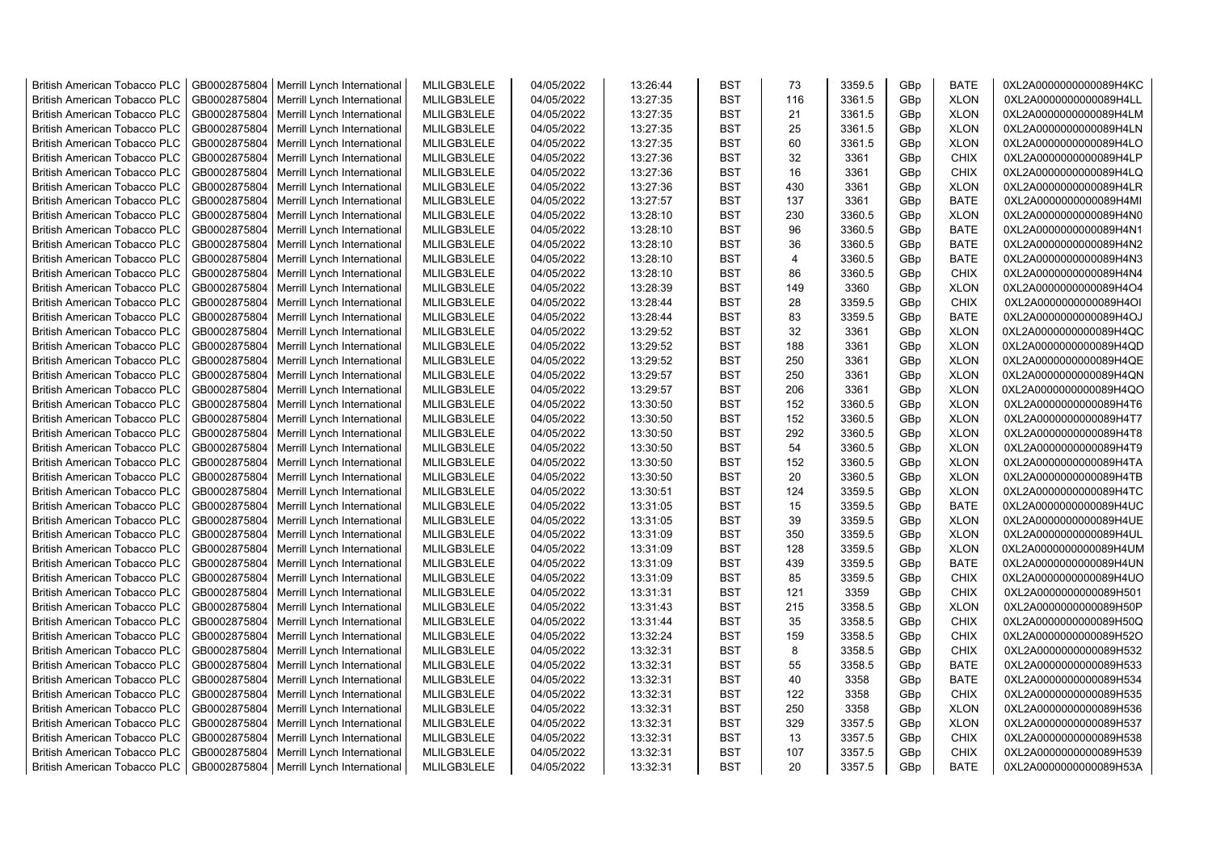| British American Tobacco PLC | GB0002875804 | Merrill Lynch International | MLILGB3LELE | 04/05/2022 | 13:26:44 | BST | 73 | 3359.5 | GBp | BATE | 0XL2A0000000000089H4KC |
|---|---|---|---|---|---|---|---|---|---|---|---|
| British American Tobacco PLC | GB0002875804 | Merrill Lynch International | MLILGB3LELE | 04/05/2022 | 13:27:35 | BST | 116 | 3361.5 | GBp | XLON | 0XL2A0000000000089H4LL |
| British American Tobacco PLC | GB0002875804 | Merrill Lynch International | MLILGB3LELE | 04/05/2022 | 13:27:35 | BST | 21 | 3361.5 | GBp | XLON | 0XL2A0000000000089H4LM |
| British American Tobacco PLC | GB0002875804 | Merrill Lynch International | MLILGB3LELE | 04/05/2022 | 13:27:35 | BST | 25 | 3361.5 | GBp | XLON | 0XL2A0000000000089H4LN |
| British American Tobacco PLC | GB0002875804 | Merrill Lynch International | MLILGB3LELE | 04/05/2022 | 13:27:35 | BST | 60 | 3361.5 | GBp | XLON | 0XL2A0000000000089H4LO |
| British American Tobacco PLC | GB0002875804 | Merrill Lynch International | MLILGB3LELE | 04/05/2022 | 13:27:36 | BST | 32 | 3361 | GBp | CHIX | 0XL2A0000000000089H4LP |
| British American Tobacco PLC | GB0002875804 | Merrill Lynch International | MLILGB3LELE | 04/05/2022 | 13:27:36 | BST | 16 | 3361 | GBp | CHIX | 0XL2A0000000000089H4LQ |
| British American Tobacco PLC | GB0002875804 | Merrill Lynch International | MLILGB3LELE | 04/05/2022 | 13:27:36 | BST | 430 | 3361 | GBp | XLON | 0XL2A0000000000089H4LR |
| British American Tobacco PLC | GB0002875804 | Merrill Lynch International | MLILGB3LELE | 04/05/2022 | 13:27:57 | BST | 137 | 3361 | GBp | BATE | 0XL2A0000000000089H4MI |
| British American Tobacco PLC | GB0002875804 | Merrill Lynch International | MLILGB3LELE | 04/05/2022 | 13:28:10 | BST | 230 | 3360.5 | GBp | XLON | 0XL2A0000000000089H4N0 |
| British American Tobacco PLC | GB0002875804 | Merrill Lynch International | MLILGB3LELE | 04/05/2022 | 13:28:10 | BST | 96 | 3360.5 | GBp | BATE | 0XL2A0000000000089H4N1 |
| British American Tobacco PLC | GB0002875804 | Merrill Lynch International | MLILGB3LELE | 04/05/2022 | 13:28:10 | BST | 36 | 3360.5 | GBp | BATE | 0XL2A0000000000089H4N2 |
| British American Tobacco PLC | GB0002875804 | Merrill Lynch International | MLILGB3LELE | 04/05/2022 | 13:28:10 | BST | 4 | 3360.5 | GBp | BATE | 0XL2A0000000000089H4N3 |
| British American Tobacco PLC | GB0002875804 | Merrill Lynch International | MLILGB3LELE | 04/05/2022 | 13:28:10 | BST | 86 | 3360.5 | GBp | CHIX | 0XL2A0000000000089H4N4 |
| British American Tobacco PLC | GB0002875804 | Merrill Lynch International | MLILGB3LELE | 04/05/2022 | 13:28:39 | BST | 149 | 3360 | GBp | XLON | 0XL2A0000000000089H4O4 |
| British American Tobacco PLC | GB0002875804 | Merrill Lynch International | MLILGB3LELE | 04/05/2022 | 13:28:44 | BST | 28 | 3359.5 | GBp | CHIX | 0XL2A0000000000089H4OI |
| British American Tobacco PLC | GB0002875804 | Merrill Lynch International | MLILGB3LELE | 04/05/2022 | 13:28:44 | BST | 83 | 3359.5 | GBp | BATE | 0XL2A0000000000089H4OJ |
| British American Tobacco PLC | GB0002875804 | Merrill Lynch International | MLILGB3LELE | 04/05/2022 | 13:29:52 | BST | 32 | 3361 | GBp | XLON | 0XL2A0000000000089H4QC |
| British American Tobacco PLC | GB0002875804 | Merrill Lynch International | MLILGB3LELE | 04/05/2022 | 13:29:52 | BST | 188 | 3361 | GBp | XLON | 0XL2A0000000000089H4QD |
| British American Tobacco PLC | GB0002875804 | Merrill Lynch International | MLILGB3LELE | 04/05/2022 | 13:29:52 | BST | 250 | 3361 | GBp | XLON | 0XL2A0000000000089H4QE |
| British American Tobacco PLC | GB0002875804 | Merrill Lynch International | MLILGB3LELE | 04/05/2022 | 13:29:57 | BST | 250 | 3361 | GBp | XLON | 0XL2A0000000000089H4QN |
| British American Tobacco PLC | GB0002875804 | Merrill Lynch International | MLILGB3LELE | 04/05/2022 | 13:29:57 | BST | 206 | 3361 | GBp | XLON | 0XL2A0000000000089H4QO |
| British American Tobacco PLC | GB0002875804 | Merrill Lynch International | MLILGB3LELE | 04/05/2022 | 13:30:50 | BST | 152 | 3360.5 | GBp | XLON | 0XL2A0000000000089H4T6 |
| British American Tobacco PLC | GB0002875804 | Merrill Lynch International | MLILGB3LELE | 04/05/2022 | 13:30:50 | BST | 152 | 3360.5 | GBp | XLON | 0XL2A0000000000089H4T7 |
| British American Tobacco PLC | GB0002875804 | Merrill Lynch International | MLILGB3LELE | 04/05/2022 | 13:30:50 | BST | 292 | 3360.5 | GBp | XLON | 0XL2A0000000000089H4T8 |
| British American Tobacco PLC | GB0002875804 | Merrill Lynch International | MLILGB3LELE | 04/05/2022 | 13:30:50 | BST | 54 | 3360.5 | GBp | XLON | 0XL2A0000000000089H4T9 |
| British American Tobacco PLC | GB0002875804 | Merrill Lynch International | MLILGB3LELE | 04/05/2022 | 13:30:50 | BST | 152 | 3360.5 | GBp | XLON | 0XL2A0000000000089H4TA |
| British American Tobacco PLC | GB0002875804 | Merrill Lynch International | MLILGB3LELE | 04/05/2022 | 13:30:50 | BST | 20 | 3360.5 | GBp | XLON | 0XL2A0000000000089H4TB |
| British American Tobacco PLC | GB0002875804 | Merrill Lynch International | MLILGB3LELE | 04/05/2022 | 13:30:51 | BST | 124 | 3359.5 | GBp | XLON | 0XL2A0000000000089H4TC |
| British American Tobacco PLC | GB0002875804 | Merrill Lynch International | MLILGB3LELE | 04/05/2022 | 13:31:05 | BST | 15 | 3359.5 | GBp | BATE | 0XL2A0000000000089H4UC |
| British American Tobacco PLC | GB0002875804 | Merrill Lynch International | MLILGB3LELE | 04/05/2022 | 13:31:05 | BST | 39 | 3359.5 | GBp | XLON | 0XL2A0000000000089H4UE |
| British American Tobacco PLC | GB0002875804 | Merrill Lynch International | MLILGB3LELE | 04/05/2022 | 13:31:09 | BST | 350 | 3359.5 | GBp | XLON | 0XL2A0000000000089H4UL |
| British American Tobacco PLC | GB0002875804 | Merrill Lynch International | MLILGB3LELE | 04/05/2022 | 13:31:09 | BST | 128 | 3359.5 | GBp | XLON | 0XL2A0000000000089H4UM |
| British American Tobacco PLC | GB0002875804 | Merrill Lynch International | MLILGB3LELE | 04/05/2022 | 13:31:09 | BST | 439 | 3359.5 | GBp | BATE | 0XL2A0000000000089H4UN |
| British American Tobacco PLC | GB0002875804 | Merrill Lynch International | MLILGB3LELE | 04/05/2022 | 13:31:09 | BST | 85 | 3359.5 | GBp | CHIX | 0XL2A0000000000089H4UO |
| British American Tobacco PLC | GB0002875804 | Merrill Lynch International | MLILGB3LELE | 04/05/2022 | 13:31:31 | BST | 121 | 3359 | GBp | CHIX | 0XL2A0000000000089H501 |
| British American Tobacco PLC | GB0002875804 | Merrill Lynch International | MLILGB3LELE | 04/05/2022 | 13:31:43 | BST | 215 | 3358.5 | GBp | XLON | 0XL2A0000000000089H50P |
| British American Tobacco PLC | GB0002875804 | Merrill Lynch International | MLILGB3LELE | 04/05/2022 | 13:31:44 | BST | 35 | 3358.5 | GBp | CHIX | 0XL2A0000000000089H50Q |
| British American Tobacco PLC | GB0002875804 | Merrill Lynch International | MLILGB3LELE | 04/05/2022 | 13:32:24 | BST | 159 | 3358.5 | GBp | CHIX | 0XL2A0000000000089H52O |
| British American Tobacco PLC | GB0002875804 | Merrill Lynch International | MLILGB3LELE | 04/05/2022 | 13:32:31 | BST | 8 | 3358.5 | GBp | CHIX | 0XL2A0000000000089H532 |
| British American Tobacco PLC | GB0002875804 | Merrill Lynch International | MLILGB3LELE | 04/05/2022 | 13:32:31 | BST | 55 | 3358.5 | GBp | BATE | 0XL2A0000000000089H533 |
| British American Tobacco PLC | GB0002875804 | Merrill Lynch International | MLILGB3LELE | 04/05/2022 | 13:32:31 | BST | 40 | 3358 | GBp | BATE | 0XL2A0000000000089H534 |
| British American Tobacco PLC | GB0002875804 | Merrill Lynch International | MLILGB3LELE | 04/05/2022 | 13:32:31 | BST | 122 | 3358 | GBp | CHIX | 0XL2A0000000000089H535 |
| British American Tobacco PLC | GB0002875804 | Merrill Lynch International | MLILGB3LELE | 04/05/2022 | 13:32:31 | BST | 250 | 3358 | GBp | XLON | 0XL2A0000000000089H536 |
| British American Tobacco PLC | GB0002875804 | Merrill Lynch International | MLILGB3LELE | 04/05/2022 | 13:32:31 | BST | 329 | 3357.5 | GBp | XLON | 0XL2A0000000000089H537 |
| British American Tobacco PLC | GB0002875804 | Merrill Lynch International | MLILGB3LELE | 04/05/2022 | 13:32:31 | BST | 13 | 3357.5 | GBp | CHIX | 0XL2A0000000000089H538 |
| British American Tobacco PLC | GB0002875804 | Merrill Lynch International | MLILGB3LELE | 04/05/2022 | 13:32:31 | BST | 107 | 3357.5 | GBp | CHIX | 0XL2A0000000000089H539 |
| British American Tobacco PLC | GB0002875804 | Merrill Lynch International | MLILGB3LELE | 04/05/2022 | 13:32:31 | BST | 20 | 3357.5 | GBp | BATE | 0XL2A0000000000089H53A |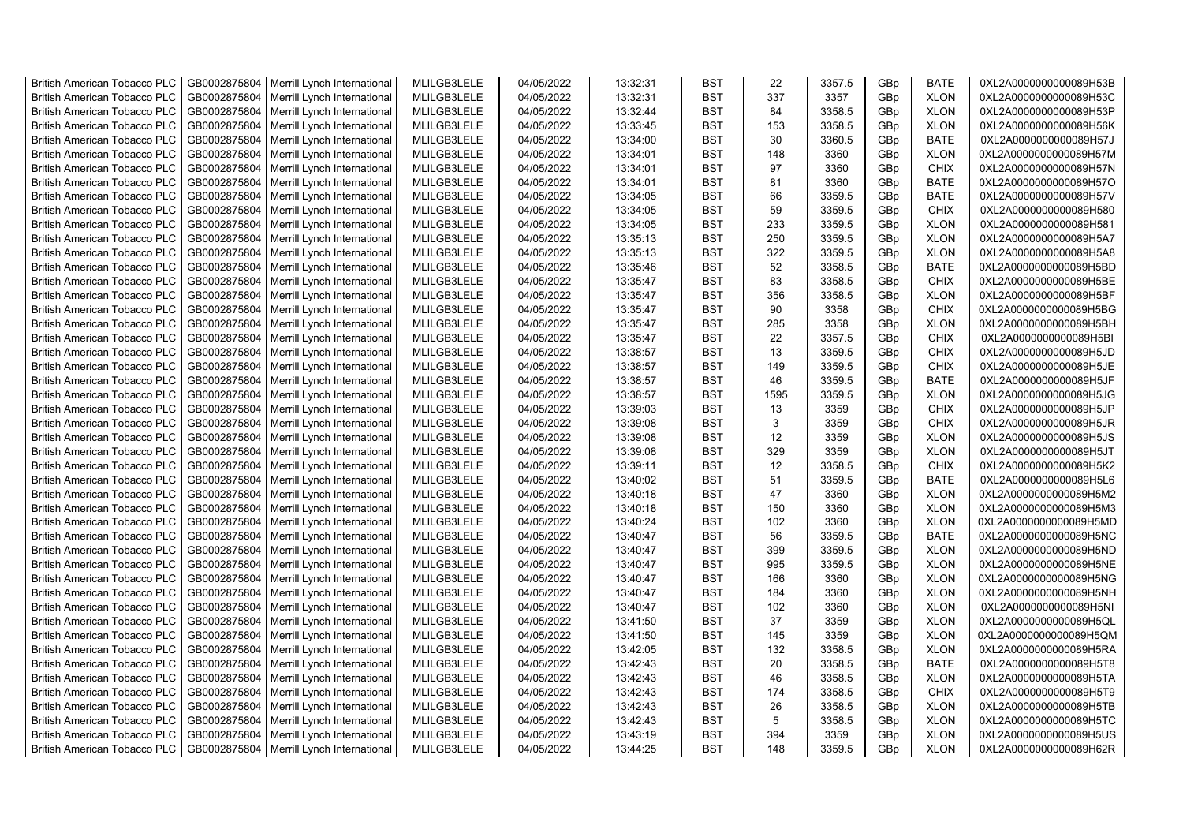| British American Tobacco PLC | GB0002875804 | Merrill Lynch International | MLILGB3LELE | 04/05/2022 | 13:32:31 | BST | 22 | 3357.5 | GBp | BATE | 0XL2A0000000000089H53B |
|---|---|---|---|---|---|---|---|---|---|---|---|
| British American Tobacco PLC | GB0002875804 | Merrill Lynch International | MLILGB3LELE | 04/05/2022 | 13:32:31 | BST | 337 | 3357 | GBp | XLON | 0XL2A0000000000089H53C |
| British American Tobacco PLC | GB0002875804 | Merrill Lynch International | MLILGB3LELE | 04/05/2022 | 13:32:44 | BST | 84 | 3358.5 | GBp | XLON | 0XL2A0000000000089H53P |
| British American Tobacco PLC | GB0002875804 | Merrill Lynch International | MLILGB3LELE | 04/05/2022 | 13:33:45 | BST | 153 | 3358.5 | GBp | XLON | 0XL2A0000000000089H56K |
| British American Tobacco PLC | GB0002875804 | Merrill Lynch International | MLILGB3LELE | 04/05/2022 | 13:34:00 | BST | 30 | 3360.5 | GBp | BATE | 0XL2A0000000000089H57J |
| British American Tobacco PLC | GB0002875804 | Merrill Lynch International | MLILGB3LELE | 04/05/2022 | 13:34:01 | BST | 148 | 3360 | GBp | XLON | 0XL2A0000000000089H57M |
| British American Tobacco PLC | GB0002875804 | Merrill Lynch International | MLILGB3LELE | 04/05/2022 | 13:34:01 | BST | 97 | 3360 | GBp | CHIX | 0XL2A0000000000089H57N |
| British American Tobacco PLC | GB0002875804 | Merrill Lynch International | MLILGB3LELE | 04/05/2022 | 13:34:01 | BST | 81 | 3360 | GBp | BATE | 0XL2A0000000000089H57O |
| British American Tobacco PLC | GB0002875804 | Merrill Lynch International | MLILGB3LELE | 04/05/2022 | 13:34:05 | BST | 66 | 3359.5 | GBp | BATE | 0XL2A0000000000089H57V |
| British American Tobacco PLC | GB0002875804 | Merrill Lynch International | MLILGB3LELE | 04/05/2022 | 13:34:05 | BST | 59 | 3359.5 | GBp | CHIX | 0XL2A0000000000089H580 |
| British American Tobacco PLC | GB0002875804 | Merrill Lynch International | MLILGB3LELE | 04/05/2022 | 13:34:05 | BST | 233 | 3359.5 | GBp | XLON | 0XL2A0000000000089H581 |
| British American Tobacco PLC | GB0002875804 | Merrill Lynch International | MLILGB3LELE | 04/05/2022 | 13:35:13 | BST | 250 | 3359.5 | GBp | XLON | 0XL2A0000000000089H5A7 |
| British American Tobacco PLC | GB0002875804 | Merrill Lynch International | MLILGB3LELE | 04/05/2022 | 13:35:13 | BST | 322 | 3359.5 | GBp | XLON | 0XL2A0000000000089H5A8 |
| British American Tobacco PLC | GB0002875804 | Merrill Lynch International | MLILGB3LELE | 04/05/2022 | 13:35:46 | BST | 52 | 3358.5 | GBp | BATE | 0XL2A0000000000089H5BD |
| British American Tobacco PLC | GB0002875804 | Merrill Lynch International | MLILGB3LELE | 04/05/2022 | 13:35:47 | BST | 83 | 3358.5 | GBp | CHIX | 0XL2A0000000000089H5BE |
| British American Tobacco PLC | GB0002875804 | Merrill Lynch International | MLILGB3LELE | 04/05/2022 | 13:35:47 | BST | 356 | 3358.5 | GBp | XLON | 0XL2A0000000000089H5BF |
| British American Tobacco PLC | GB0002875804 | Merrill Lynch International | MLILGB3LELE | 04/05/2022 | 13:35:47 | BST | 90 | 3358 | GBp | CHIX | 0XL2A0000000000089H5BG |
| British American Tobacco PLC | GB0002875804 | Merrill Lynch International | MLILGB3LELE | 04/05/2022 | 13:35:47 | BST | 285 | 3358 | GBp | XLON | 0XL2A0000000000089H5BH |
| British American Tobacco PLC | GB0002875804 | Merrill Lynch International | MLILGB3LELE | 04/05/2022 | 13:35:47 | BST | 22 | 3357.5 | GBp | CHIX | 0XL2A0000000000089H5BI |
| British American Tobacco PLC | GB0002875804 | Merrill Lynch International | MLILGB3LELE | 04/05/2022 | 13:38:57 | BST | 13 | 3359.5 | GBp | CHIX | 0XL2A0000000000089H5JD |
| British American Tobacco PLC | GB0002875804 | Merrill Lynch International | MLILGB3LELE | 04/05/2022 | 13:38:57 | BST | 149 | 3359.5 | GBp | CHIX | 0XL2A0000000000089H5JE |
| British American Tobacco PLC | GB0002875804 | Merrill Lynch International | MLILGB3LELE | 04/05/2022 | 13:38:57 | BST | 46 | 3359.5 | GBp | BATE | 0XL2A0000000000089H5JF |
| British American Tobacco PLC | GB0002875804 | Merrill Lynch International | MLILGB3LELE | 04/05/2022 | 13:38:57 | BST | 1595 | 3359.5 | GBp | XLON | 0XL2A0000000000089H5JG |
| British American Tobacco PLC | GB0002875804 | Merrill Lynch International | MLILGB3LELE | 04/05/2022 | 13:39:03 | BST | 13 | 3359 | GBp | CHIX | 0XL2A0000000000089H5JP |
| British American Tobacco PLC | GB0002875804 | Merrill Lynch International | MLILGB3LELE | 04/05/2022 | 13:39:08 | BST | 3 | 3359 | GBp | CHIX | 0XL2A0000000000089H5JR |
| British American Tobacco PLC | GB0002875804 | Merrill Lynch International | MLILGB3LELE | 04/05/2022 | 13:39:08 | BST | 12 | 3359 | GBp | XLON | 0XL2A0000000000089H5JS |
| British American Tobacco PLC | GB0002875804 | Merrill Lynch International | MLILGB3LELE | 04/05/2022 | 13:39:08 | BST | 329 | 3359 | GBp | XLON | 0XL2A0000000000089H5JT |
| British American Tobacco PLC | GB0002875804 | Merrill Lynch International | MLILGB3LELE | 04/05/2022 | 13:39:11 | BST | 12 | 3358.5 | GBp | CHIX | 0XL2A0000000000089H5K2 |
| British American Tobacco PLC | GB0002875804 | Merrill Lynch International | MLILGB3LELE | 04/05/2022 | 13:40:02 | BST | 51 | 3359.5 | GBp | BATE | 0XL2A0000000000089H5L6 |
| British American Tobacco PLC | GB0002875804 | Merrill Lynch International | MLILGB3LELE | 04/05/2022 | 13:40:18 | BST | 47 | 3360 | GBp | XLON | 0XL2A0000000000089H5M2 |
| British American Tobacco PLC | GB0002875804 | Merrill Lynch International | MLILGB3LELE | 04/05/2022 | 13:40:18 | BST | 150 | 3360 | GBp | XLON | 0XL2A0000000000089H5M3 |
| British American Tobacco PLC | GB0002875804 | Merrill Lynch International | MLILGB3LELE | 04/05/2022 | 13:40:24 | BST | 102 | 3360 | GBp | XLON | 0XL2A0000000000089H5MD |
| British American Tobacco PLC | GB0002875804 | Merrill Lynch International | MLILGB3LELE | 04/05/2022 | 13:40:47 | BST | 56 | 3359.5 | GBp | BATE | 0XL2A0000000000089H5NC |
| British American Tobacco PLC | GB0002875804 | Merrill Lynch International | MLILGB3LELE | 04/05/2022 | 13:40:47 | BST | 399 | 3359.5 | GBp | XLON | 0XL2A0000000000089H5ND |
| British American Tobacco PLC | GB0002875804 | Merrill Lynch International | MLILGB3LELE | 04/05/2022 | 13:40:47 | BST | 995 | 3359.5 | GBp | XLON | 0XL2A0000000000089H5NE |
| British American Tobacco PLC | GB0002875804 | Merrill Lynch International | MLILGB3LELE | 04/05/2022 | 13:40:47 | BST | 166 | 3360 | GBp | XLON | 0XL2A0000000000089H5NG |
| British American Tobacco PLC | GB0002875804 | Merrill Lynch International | MLILGB3LELE | 04/05/2022 | 13:40:47 | BST | 184 | 3360 | GBp | XLON | 0XL2A0000000000089H5NH |
| British American Tobacco PLC | GB0002875804 | Merrill Lynch International | MLILGB3LELE | 04/05/2022 | 13:40:47 | BST | 102 | 3360 | GBp | XLON | 0XL2A0000000000089H5NI |
| British American Tobacco PLC | GB0002875804 | Merrill Lynch International | MLILGB3LELE | 04/05/2022 | 13:41:50 | BST | 37 | 3359 | GBp | XLON | 0XL2A0000000000089H5QL |
| British American Tobacco PLC | GB0002875804 | Merrill Lynch International | MLILGB3LELE | 04/05/2022 | 13:41:50 | BST | 145 | 3359 | GBp | XLON | 0XL2A0000000000089H5QM |
| British American Tobacco PLC | GB0002875804 | Merrill Lynch International | MLILGB3LELE | 04/05/2022 | 13:42:05 | BST | 132 | 3358.5 | GBp | XLON | 0XL2A0000000000089H5RA |
| British American Tobacco PLC | GB0002875804 | Merrill Lynch International | MLILGB3LELE | 04/05/2022 | 13:42:43 | BST | 20 | 3358.5 | GBp | BATE | 0XL2A0000000000089H5T8 |
| British American Tobacco PLC | GB0002875804 | Merrill Lynch International | MLILGB3LELE | 04/05/2022 | 13:42:43 | BST | 46 | 3358.5 | GBp | XLON | 0XL2A0000000000089H5TA |
| British American Tobacco PLC | GB0002875804 | Merrill Lynch International | MLILGB3LELE | 04/05/2022 | 13:42:43 | BST | 174 | 3358.5 | GBp | CHIX | 0XL2A0000000000089H5T9 |
| British American Tobacco PLC | GB0002875804 | Merrill Lynch International | MLILGB3LELE | 04/05/2022 | 13:42:43 | BST | 26 | 3358.5 | GBp | XLON | 0XL2A0000000000089H5TB |
| British American Tobacco PLC | GB0002875804 | Merrill Lynch International | MLILGB3LELE | 04/05/2022 | 13:42:43 | BST | 5 | 3358.5 | GBp | XLON | 0XL2A0000000000089H5TC |
| British American Tobacco PLC | GB0002875804 | Merrill Lynch International | MLILGB3LELE | 04/05/2022 | 13:43:19 | BST | 394 | 3359 | GBp | XLON | 0XL2A0000000000089H5US |
| British American Tobacco PLC | GB0002875804 | Merrill Lynch International | MLILGB3LELE | 04/05/2022 | 13:44:25 | BST | 148 | 3359.5 | GBp | XLON | 0XL2A0000000000089H62R |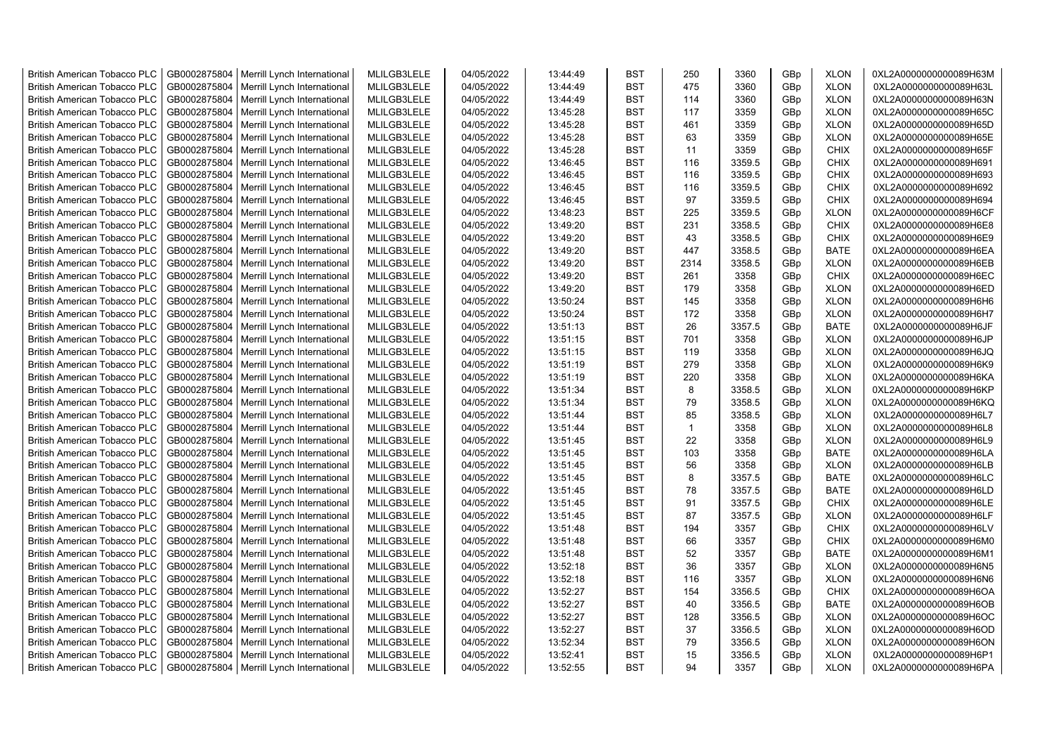| British American Tobacco PLC | GB0002875804 | Merrill Lynch International | MLILGB3LELE | 04/05/2022 | 13:44:49 | BST | 250 | 3360 | GBp | XLON | 0XL2A0000000000089H63M |
|---|---|---|---|---|---|---|---|---|---|---|---|
| British American Tobacco PLC | GB0002875804 | Merrill Lynch International | MLILGB3LELE | 04/05/2022 | 13:44:49 | BST | 475 | 3360 | GBp | XLON | 0XL2A0000000000089H63L |
| British American Tobacco PLC | GB0002875804 | Merrill Lynch International | MLILGB3LELE | 04/05/2022 | 13:44:49 | BST | 114 | 3360 | GBp | XLON | 0XL2A0000000000089H63N |
| British American Tobacco PLC | GB0002875804 | Merrill Lynch International | MLILGB3LELE | 04/05/2022 | 13:45:28 | BST | 117 | 3359 | GBp | XLON | 0XL2A0000000000089H65C |
| British American Tobacco PLC | GB0002875804 | Merrill Lynch International | MLILGB3LELE | 04/05/2022 | 13:45:28 | BST | 461 | 3359 | GBp | XLON | 0XL2A0000000000089H65D |
| British American Tobacco PLC | GB0002875804 | Merrill Lynch International | MLILGB3LELE | 04/05/2022 | 13:45:28 | BST | 63 | 3359 | GBp | XLON | 0XL2A0000000000089H65E |
| British American Tobacco PLC | GB0002875804 | Merrill Lynch International | MLILGB3LELE | 04/05/2022 | 13:45:28 | BST | 11 | 3359 | GBp | CHIX | 0XL2A0000000000089H65F |
| British American Tobacco PLC | GB0002875804 | Merrill Lynch International | MLILGB3LELE | 04/05/2022 | 13:46:45 | BST | 116 | 3359.5 | GBp | CHIX | 0XL2A0000000000089H691 |
| British American Tobacco PLC | GB0002875804 | Merrill Lynch International | MLILGB3LELE | 04/05/2022 | 13:46:45 | BST | 116 | 3359.5 | GBp | CHIX | 0XL2A0000000000089H693 |
| British American Tobacco PLC | GB0002875804 | Merrill Lynch International | MLILGB3LELE | 04/05/2022 | 13:46:45 | BST | 116 | 3359.5 | GBp | CHIX | 0XL2A0000000000089H692 |
| British American Tobacco PLC | GB0002875804 | Merrill Lynch International | MLILGB3LELE | 04/05/2022 | 13:46:45 | BST | 97 | 3359.5 | GBp | CHIX | 0XL2A0000000000089H694 |
| British American Tobacco PLC | GB0002875804 | Merrill Lynch International | MLILGB3LELE | 04/05/2022 | 13:48:23 | BST | 225 | 3359.5 | GBp | XLON | 0XL2A0000000000089H6CF |
| British American Tobacco PLC | GB0002875804 | Merrill Lynch International | MLILGB3LELE | 04/05/2022 | 13:49:20 | BST | 231 | 3358.5 | GBp | CHIX | 0XL2A0000000000089H6E8 |
| British American Tobacco PLC | GB0002875804 | Merrill Lynch International | MLILGB3LELE | 04/05/2022 | 13:49:20 | BST | 43 | 3358.5 | GBp | CHIX | 0XL2A0000000000089H6E9 |
| British American Tobacco PLC | GB0002875804 | Merrill Lynch International | MLILGB3LELE | 04/05/2022 | 13:49:20 | BST | 447 | 3358.5 | GBp | BATE | 0XL2A0000000000089H6EA |
| British American Tobacco PLC | GB0002875804 | Merrill Lynch International | MLILGB3LELE | 04/05/2022 | 13:49:20 | BST | 2314 | 3358.5 | GBp | XLON | 0XL2A0000000000089H6EB |
| British American Tobacco PLC | GB0002875804 | Merrill Lynch International | MLILGB3LELE | 04/05/2022 | 13:49:20 | BST | 261 | 3358 | GBp | CHIX | 0XL2A0000000000089H6EC |
| British American Tobacco PLC | GB0002875804 | Merrill Lynch International | MLILGB3LELE | 04/05/2022 | 13:49:20 | BST | 179 | 3358 | GBp | XLON | 0XL2A0000000000089H6ED |
| British American Tobacco PLC | GB0002875804 | Merrill Lynch International | MLILGB3LELE | 04/05/2022 | 13:50:24 | BST | 145 | 3358 | GBp | XLON | 0XL2A0000000000089H6H6 |
| British American Tobacco PLC | GB0002875804 | Merrill Lynch International | MLILGB3LELE | 04/05/2022 | 13:50:24 | BST | 172 | 3358 | GBp | XLON | 0XL2A0000000000089H6H7 |
| British American Tobacco PLC | GB0002875804 | Merrill Lynch International | MLILGB3LELE | 04/05/2022 | 13:51:13 | BST | 26 | 3357.5 | GBp | BATE | 0XL2A0000000000089H6JF |
| British American Tobacco PLC | GB0002875804 | Merrill Lynch International | MLILGB3LELE | 04/05/2022 | 13:51:15 | BST | 701 | 3358 | GBp | XLON | 0XL2A0000000000089H6JP |
| British American Tobacco PLC | GB0002875804 | Merrill Lynch International | MLILGB3LELE | 04/05/2022 | 13:51:15 | BST | 119 | 3358 | GBp | XLON | 0XL2A0000000000089H6JQ |
| British American Tobacco PLC | GB0002875804 | Merrill Lynch International | MLILGB3LELE | 04/05/2022 | 13:51:19 | BST | 279 | 3358 | GBp | XLON | 0XL2A0000000000089H6K9 |
| British American Tobacco PLC | GB0002875804 | Merrill Lynch International | MLILGB3LELE | 04/05/2022 | 13:51:19 | BST | 220 | 3358 | GBp | XLON | 0XL2A0000000000089H6KA |
| British American Tobacco PLC | GB0002875804 | Merrill Lynch International | MLILGB3LELE | 04/05/2022 | 13:51:34 | BST | 8 | 3358.5 | GBp | XLON | 0XL2A0000000000089H6KP |
| British American Tobacco PLC | GB0002875804 | Merrill Lynch International | MLILGB3LELE | 04/05/2022 | 13:51:34 | BST | 79 | 3358.5 | GBp | XLON | 0XL2A0000000000089H6KQ |
| British American Tobacco PLC | GB0002875804 | Merrill Lynch International | MLILGB3LELE | 04/05/2022 | 13:51:44 | BST | 85 | 3358.5 | GBp | XLON | 0XL2A0000000000089H6L7 |
| British American Tobacco PLC | GB0002875804 | Merrill Lynch International | MLILGB3LELE | 04/05/2022 | 13:51:44 | BST | 1 | 3358 | GBp | XLON | 0XL2A0000000000089H6L8 |
| British American Tobacco PLC | GB0002875804 | Merrill Lynch International | MLILGB3LELE | 04/05/2022 | 13:51:45 | BST | 22 | 3358 | GBp | XLON | 0XL2A0000000000089H6L9 |
| British American Tobacco PLC | GB0002875804 | Merrill Lynch International | MLILGB3LELE | 04/05/2022 | 13:51:45 | BST | 103 | 3358 | GBp | BATE | 0XL2A0000000000089H6LA |
| British American Tobacco PLC | GB0002875804 | Merrill Lynch International | MLILGB3LELE | 04/05/2022 | 13:51:45 | BST | 56 | 3358 | GBp | XLON | 0XL2A0000000000089H6LB |
| British American Tobacco PLC | GB0002875804 | Merrill Lynch International | MLILGB3LELE | 04/05/2022 | 13:51:45 | BST | 8 | 3357.5 | GBp | BATE | 0XL2A0000000000089H6LC |
| British American Tobacco PLC | GB0002875804 | Merrill Lynch International | MLILGB3LELE | 04/05/2022 | 13:51:45 | BST | 78 | 3357.5 | GBp | BATE | 0XL2A0000000000089H6LD |
| British American Tobacco PLC | GB0002875804 | Merrill Lynch International | MLILGB3LELE | 04/05/2022 | 13:51:45 | BST | 91 | 3357.5 | GBp | CHIX | 0XL2A0000000000089H6LE |
| British American Tobacco PLC | GB0002875804 | Merrill Lynch International | MLILGB3LELE | 04/05/2022 | 13:51:45 | BST | 87 | 3357.5 | GBp | XLON | 0XL2A0000000000089H6LF |
| British American Tobacco PLC | GB0002875804 | Merrill Lynch International | MLILGB3LELE | 04/05/2022 | 13:51:48 | BST | 194 | 3357 | GBp | CHIX | 0XL2A0000000000089H6LV |
| British American Tobacco PLC | GB0002875804 | Merrill Lynch International | MLILGB3LELE | 04/05/2022 | 13:51:48 | BST | 66 | 3357 | GBp | CHIX | 0XL2A0000000000089H6M0 |
| British American Tobacco PLC | GB0002875804 | Merrill Lynch International | MLILGB3LELE | 04/05/2022 | 13:51:48 | BST | 52 | 3357 | GBp | BATE | 0XL2A0000000000089H6M1 |
| British American Tobacco PLC | GB0002875804 | Merrill Lynch International | MLILGB3LELE | 04/05/2022 | 13:52:18 | BST | 36 | 3357 | GBp | XLON | 0XL2A0000000000089H6N5 |
| British American Tobacco PLC | GB0002875804 | Merrill Lynch International | MLILGB3LELE | 04/05/2022 | 13:52:18 | BST | 116 | 3357 | GBp | XLON | 0XL2A0000000000089H6N6 |
| British American Tobacco PLC | GB0002875804 | Merrill Lynch International | MLILGB3LELE | 04/05/2022 | 13:52:27 | BST | 154 | 3356.5 | GBp | CHIX | 0XL2A0000000000089H6OA |
| British American Tobacco PLC | GB0002875804 | Merrill Lynch International | MLILGB3LELE | 04/05/2022 | 13:52:27 | BST | 40 | 3356.5 | GBp | BATE | 0XL2A0000000000089H6OB |
| British American Tobacco PLC | GB0002875804 | Merrill Lynch International | MLILGB3LELE | 04/05/2022 | 13:52:27 | BST | 128 | 3356.5 | GBp | XLON | 0XL2A0000000000089H6OC |
| British American Tobacco PLC | GB0002875804 | Merrill Lynch International | MLILGB3LELE | 04/05/2022 | 13:52:27 | BST | 37 | 3356.5 | GBp | XLON | 0XL2A0000000000089H6OD |
| British American Tobacco PLC | GB0002875804 | Merrill Lynch International | MLILGB3LELE | 04/05/2022 | 13:52:34 | BST | 79 | 3356.5 | GBp | XLON | 0XL2A0000000000089H6ON |
| British American Tobacco PLC | GB0002875804 | Merrill Lynch International | MLILGB3LELE | 04/05/2022 | 13:52:41 | BST | 15 | 3356.5 | GBp | XLON | 0XL2A0000000000089H6P1 |
| British American Tobacco PLC | GB0002875804 | Merrill Lynch International | MLILGB3LELE | 04/05/2022 | 13:52:55 | BST | 94 | 3357 | GBp | XLON | 0XL2A0000000000089H6PA |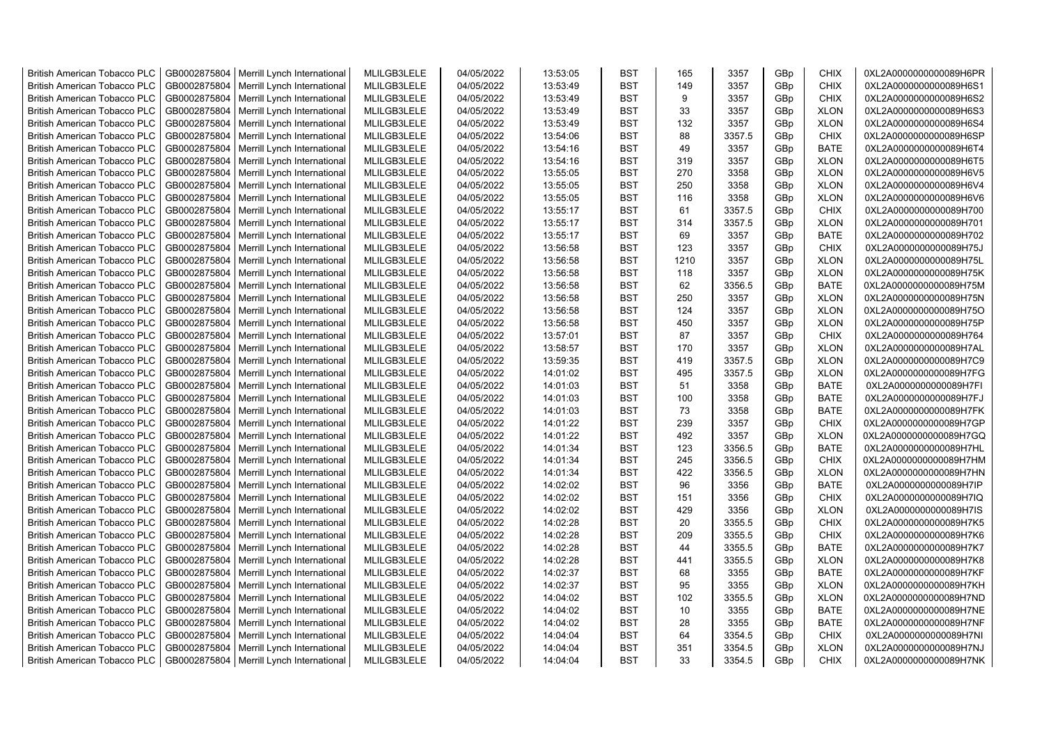| British American Tobacco PLC | GB0002875804 | Merrill Lynch International | MLILGB3LELE | 04/05/2022 | 13:53:05 | BST | 165 | 3357 | GBp | CHIX | 0XL2A0000000000089H6PR |
|---|---|---|---|---|---|---|---|---|---|---|---|
| British American Tobacco PLC | GB0002875804 | Merrill Lynch International | MLILGB3LELE | 04/05/2022 | 13:53:49 | BST | 149 | 3357 | GBp | CHIX | 0XL2A0000000000089H6S1 |
| British American Tobacco PLC | GB0002875804 | Merrill Lynch International | MLILGB3LELE | 04/05/2022 | 13:53:49 | BST | 9 | 3357 | GBp | CHIX | 0XL2A0000000000089H6S2 |
| British American Tobacco PLC | GB0002875804 | Merrill Lynch International | MLILGB3LELE | 04/05/2022 | 13:53:49 | BST | 33 | 3357 | GBp | XLON | 0XL2A0000000000089H6S3 |
| British American Tobacco PLC | GB0002875804 | Merrill Lynch International | MLILGB3LELE | 04/05/2022 | 13:53:49 | BST | 132 | 3357 | GBp | XLON | 0XL2A0000000000089H6S4 |
| British American Tobacco PLC | GB0002875804 | Merrill Lynch International | MLILGB3LELE | 04/05/2022 | 13:54:06 | BST | 88 | 3357.5 | GBp | CHIX | 0XL2A0000000000089H6SP |
| British American Tobacco PLC | GB0002875804 | Merrill Lynch International | MLILGB3LELE | 04/05/2022 | 13:54:16 | BST | 49 | 3357 | GBp | BATE | 0XL2A0000000000089H6T4 |
| British American Tobacco PLC | GB0002875804 | Merrill Lynch International | MLILGB3LELE | 04/05/2022 | 13:54:16 | BST | 319 | 3357 | GBp | XLON | 0XL2A0000000000089H6T5 |
| British American Tobacco PLC | GB0002875804 | Merrill Lynch International | MLILGB3LELE | 04/05/2022 | 13:55:05 | BST | 270 | 3358 | GBp | XLON | 0XL2A0000000000089H6V5 |
| British American Tobacco PLC | GB0002875804 | Merrill Lynch International | MLILGB3LELE | 04/05/2022 | 13:55:05 | BST | 250 | 3358 | GBp | XLON | 0XL2A0000000000089H6V4 |
| British American Tobacco PLC | GB0002875804 | Merrill Lynch International | MLILGB3LELE | 04/05/2022 | 13:55:05 | BST | 116 | 3358 | GBp | XLON | 0XL2A0000000000089H6V6 |
| British American Tobacco PLC | GB0002875804 | Merrill Lynch International | MLILGB3LELE | 04/05/2022 | 13:55:17 | BST | 61 | 3357.5 | GBp | CHIX | 0XL2A0000000000089H700 |
| British American Tobacco PLC | GB0002875804 | Merrill Lynch International | MLILGB3LELE | 04/05/2022 | 13:55:17 | BST | 314 | 3357.5 | GBp | XLON | 0XL2A0000000000089H701 |
| British American Tobacco PLC | GB0002875804 | Merrill Lynch International | MLILGB3LELE | 04/05/2022 | 13:55:17 | BST | 69 | 3357 | GBp | BATE | 0XL2A0000000000089H702 |
| British American Tobacco PLC | GB0002875804 | Merrill Lynch International | MLILGB3LELE | 04/05/2022 | 13:56:58 | BST | 123 | 3357 | GBp | CHIX | 0XL2A0000000000089H75J |
| British American Tobacco PLC | GB0002875804 | Merrill Lynch International | MLILGB3LELE | 04/05/2022 | 13:56:58 | BST | 1210 | 3357 | GBp | XLON | 0XL2A0000000000089H75L |
| British American Tobacco PLC | GB0002875804 | Merrill Lynch International | MLILGB3LELE | 04/05/2022 | 13:56:58 | BST | 118 | 3357 | GBp | XLON | 0XL2A0000000000089H75K |
| British American Tobacco PLC | GB0002875804 | Merrill Lynch International | MLILGB3LELE | 04/05/2022 | 13:56:58 | BST | 62 | 3356.5 | GBp | BATE | 0XL2A0000000000089H75M |
| British American Tobacco PLC | GB0002875804 | Merrill Lynch International | MLILGB3LELE | 04/05/2022 | 13:56:58 | BST | 250 | 3357 | GBp | XLON | 0XL2A0000000000089H75N |
| British American Tobacco PLC | GB0002875804 | Merrill Lynch International | MLILGB3LELE | 04/05/2022 | 13:56:58 | BST | 124 | 3357 | GBp | XLON | 0XL2A0000000000089H75O |
| British American Tobacco PLC | GB0002875804 | Merrill Lynch International | MLILGB3LELE | 04/05/2022 | 13:56:58 | BST | 450 | 3357 | GBp | XLON | 0XL2A0000000000089H75P |
| British American Tobacco PLC | GB0002875804 | Merrill Lynch International | MLILGB3LELE | 04/05/2022 | 13:57:01 | BST | 87 | 3357 | GBp | CHIX | 0XL2A0000000000089H764 |
| British American Tobacco PLC | GB0002875804 | Merrill Lynch International | MLILGB3LELE | 04/05/2022 | 13:58:57 | BST | 170 | 3357 | GBp | XLON | 0XL2A0000000000089H7AL |
| British American Tobacco PLC | GB0002875804 | Merrill Lynch International | MLILGB3LELE | 04/05/2022 | 13:59:35 | BST | 419 | 3357.5 | GBp | XLON | 0XL2A0000000000089H7C9 |
| British American Tobacco PLC | GB0002875804 | Merrill Lynch International | MLILGB3LELE | 04/05/2022 | 14:01:02 | BST | 495 | 3357.5 | GBp | XLON | 0XL2A0000000000089H7FG |
| British American Tobacco PLC | GB0002875804 | Merrill Lynch International | MLILGB3LELE | 04/05/2022 | 14:01:03 | BST | 51 | 3358 | GBp | BATE | 0XL2A0000000000089H7FI |
| British American Tobacco PLC | GB0002875804 | Merrill Lynch International | MLILGB3LELE | 04/05/2022 | 14:01:03 | BST | 100 | 3358 | GBp | BATE | 0XL2A0000000000089H7FJ |
| British American Tobacco PLC | GB0002875804 | Merrill Lynch International | MLILGB3LELE | 04/05/2022 | 14:01:03 | BST | 73 | 3358 | GBp | BATE | 0XL2A0000000000089H7FK |
| British American Tobacco PLC | GB0002875804 | Merrill Lynch International | MLILGB3LELE | 04/05/2022 | 14:01:22 | BST | 239 | 3357 | GBp | CHIX | 0XL2A0000000000089H7GP |
| British American Tobacco PLC | GB0002875804 | Merrill Lynch International | MLILGB3LELE | 04/05/2022 | 14:01:22 | BST | 492 | 3357 | GBp | XLON | 0XL2A0000000000089H7GQ |
| British American Tobacco PLC | GB0002875804 | Merrill Lynch International | MLILGB3LELE | 04/05/2022 | 14:01:34 | BST | 123 | 3356.5 | GBp | BATE | 0XL2A0000000000089H7HL |
| British American Tobacco PLC | GB0002875804 | Merrill Lynch International | MLILGB3LELE | 04/05/2022 | 14:01:34 | BST | 245 | 3356.5 | GBp | CHIX | 0XL2A0000000000089H7HM |
| British American Tobacco PLC | GB0002875804 | Merrill Lynch International | MLILGB3LELE | 04/05/2022 | 14:01:34 | BST | 422 | 3356.5 | GBp | XLON | 0XL2A0000000000089H7HN |
| British American Tobacco PLC | GB0002875804 | Merrill Lynch International | MLILGB3LELE | 04/05/2022 | 14:02:02 | BST | 96 | 3356 | GBp | BATE | 0XL2A0000000000089H7IP |
| British American Tobacco PLC | GB0002875804 | Merrill Lynch International | MLILGB3LELE | 04/05/2022 | 14:02:02 | BST | 151 | 3356 | GBp | CHIX | 0XL2A0000000000089H7IQ |
| British American Tobacco PLC | GB0002875804 | Merrill Lynch International | MLILGB3LELE | 04/05/2022 | 14:02:02 | BST | 429 | 3356 | GBp | XLON | 0XL2A0000000000089H7IS |
| British American Tobacco PLC | GB0002875804 | Merrill Lynch International | MLILGB3LELE | 04/05/2022 | 14:02:28 | BST | 20 | 3355.5 | GBp | CHIX | 0XL2A0000000000089H7K5 |
| British American Tobacco PLC | GB0002875804 | Merrill Lynch International | MLILGB3LELE | 04/05/2022 | 14:02:28 | BST | 209 | 3355.5 | GBp | CHIX | 0XL2A0000000000089H7K6 |
| British American Tobacco PLC | GB0002875804 | Merrill Lynch International | MLILGB3LELE | 04/05/2022 | 14:02:28 | BST | 44 | 3355.5 | GBp | BATE | 0XL2A0000000000089H7K7 |
| British American Tobacco PLC | GB0002875804 | Merrill Lynch International | MLILGB3LELE | 04/05/2022 | 14:02:28 | BST | 441 | 3355.5 | GBp | XLON | 0XL2A0000000000089H7K8 |
| British American Tobacco PLC | GB0002875804 | Merrill Lynch International | MLILGB3LELE | 04/05/2022 | 14:02:37 | BST | 68 | 3355 | GBp | BATE | 0XL2A0000000000089H7KF |
| British American Tobacco PLC | GB0002875804 | Merrill Lynch International | MLILGB3LELE | 04/05/2022 | 14:02:37 | BST | 95 | 3355 | GBp | XLON | 0XL2A0000000000089H7KH |
| British American Tobacco PLC | GB0002875804 | Merrill Lynch International | MLILGB3LELE | 04/05/2022 | 14:04:02 | BST | 102 | 3355.5 | GBp | XLON | 0XL2A0000000000089H7ND |
| British American Tobacco PLC | GB0002875804 | Merrill Lynch International | MLILGB3LELE | 04/05/2022 | 14:04:02 | BST | 10 | 3355 | GBp | BATE | 0XL2A0000000000089H7NE |
| British American Tobacco PLC | GB0002875804 | Merrill Lynch International | MLILGB3LELE | 04/05/2022 | 14:04:02 | BST | 28 | 3355 | GBp | BATE | 0XL2A0000000000089H7NF |
| British American Tobacco PLC | GB0002875804 | Merrill Lynch International | MLILGB3LELE | 04/05/2022 | 14:04:04 | BST | 64 | 3354.5 | GBp | CHIX | 0XL2A0000000000089H7NI |
| British American Tobacco PLC | GB0002875804 | Merrill Lynch International | MLILGB3LELE | 04/05/2022 | 14:04:04 | BST | 351 | 3354.5 | GBp | XLON | 0XL2A0000000000089H7NJ |
| British American Tobacco PLC | GB0002875804 | Merrill Lynch International | MLILGB3LELE | 04/05/2022 | 14:04:04 | BST | 33 | 3354.5 | GBp | CHIX | 0XL2A0000000000089H7NK |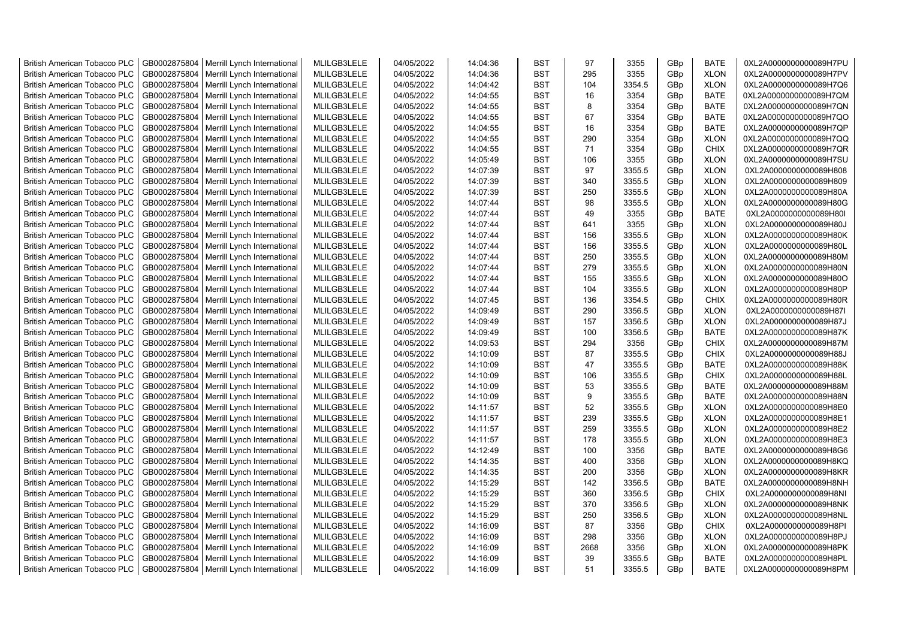| British American Tobacco PLC | GB0002875804 | Merrill Lynch International | MLILGB3LELE | 04/05/2022 | 14:04:36 | BST | 97 | 3355 | GBp | BATE | 0XL2A0000000000089H7PU |
|---|---|---|---|---|---|---|---|---|---|---|---|
| British American Tobacco PLC | GB0002875804 | Merrill Lynch International | MLILGB3LELE | 04/05/2022 | 14:04:36 | BST | 295 | 3355 | GBp | XLON | 0XL2A0000000000089H7PV |
| British American Tobacco PLC | GB0002875804 | Merrill Lynch International | MLILGB3LELE | 04/05/2022 | 14:04:42 | BST | 104 | 3354.5 | GBp | XLON | 0XL2A0000000000089H7Q6 |
| British American Tobacco PLC | GB0002875804 | Merrill Lynch International | MLILGB3LELE | 04/05/2022 | 14:04:55 | BST | 16 | 3354 | GBp | BATE | 0XL2A0000000000089H7QM |
| British American Tobacco PLC | GB0002875804 | Merrill Lynch International | MLILGB3LELE | 04/05/2022 | 14:04:55 | BST | 8 | 3354 | GBp | BATE | 0XL2A0000000000089H7QN |
| British American Tobacco PLC | GB0002875804 | Merrill Lynch International | MLILGB3LELE | 04/05/2022 | 14:04:55 | BST | 67 | 3354 | GBp | BATE | 0XL2A0000000000089H7QO |
| British American Tobacco PLC | GB0002875804 | Merrill Lynch International | MLILGB3LELE | 04/05/2022 | 14:04:55 | BST | 16 | 3354 | GBp | BATE | 0XL2A0000000000089H7QP |
| British American Tobacco PLC | GB0002875804 | Merrill Lynch International | MLILGB3LELE | 04/05/2022 | 14:04:55 | BST | 290 | 3354 | GBp | XLON | 0XL2A0000000000089H7QQ |
| British American Tobacco PLC | GB0002875804 | Merrill Lynch International | MLILGB3LELE | 04/05/2022 | 14:04:55 | BST | 71 | 3354 | GBp | CHIX | 0XL2A0000000000089H7QR |
| British American Tobacco PLC | GB0002875804 | Merrill Lynch International | MLILGB3LELE | 04/05/2022 | 14:05:49 | BST | 106 | 3355 | GBp | XLON | 0XL2A0000000000089H7SU |
| British American Tobacco PLC | GB0002875804 | Merrill Lynch International | MLILGB3LELE | 04/05/2022 | 14:07:39 | BST | 97 | 3355.5 | GBp | XLON | 0XL2A0000000000089H808 |
| British American Tobacco PLC | GB0002875804 | Merrill Lynch International | MLILGB3LELE | 04/05/2022 | 14:07:39 | BST | 340 | 3355.5 | GBp | XLON | 0XL2A0000000000089H809 |
| British American Tobacco PLC | GB0002875804 | Merrill Lynch International | MLILGB3LELE | 04/05/2022 | 14:07:39 | BST | 250 | 3355.5 | GBp | XLON | 0XL2A0000000000089H80A |
| British American Tobacco PLC | GB0002875804 | Merrill Lynch International | MLILGB3LELE | 04/05/2022 | 14:07:44 | BST | 98 | 3355.5 | GBp | XLON | 0XL2A0000000000089H80G |
| British American Tobacco PLC | GB0002875804 | Merrill Lynch International | MLILGB3LELE | 04/05/2022 | 14:07:44 | BST | 49 | 3355 | GBp | BATE | 0XL2A0000000000089H80I |
| British American Tobacco PLC | GB0002875804 | Merrill Lynch International | MLILGB3LELE | 04/05/2022 | 14:07:44 | BST | 641 | 3355 | GBp | XLON | 0XL2A0000000000089H80J |
| British American Tobacco PLC | GB0002875804 | Merrill Lynch International | MLILGB3LELE | 04/05/2022 | 14:07:44 | BST | 156 | 3355.5 | GBp | XLON | 0XL2A0000000000089H80K |
| British American Tobacco PLC | GB0002875804 | Merrill Lynch International | MLILGB3LELE | 04/05/2022 | 14:07:44 | BST | 156 | 3355.5 | GBp | XLON | 0XL2A0000000000089H80L |
| British American Tobacco PLC | GB0002875804 | Merrill Lynch International | MLILGB3LELE | 04/05/2022 | 14:07:44 | BST | 250 | 3355.5 | GBp | XLON | 0XL2A0000000000089H80M |
| British American Tobacco PLC | GB0002875804 | Merrill Lynch International | MLILGB3LELE | 04/05/2022 | 14:07:44 | BST | 279 | 3355.5 | GBp | XLON | 0XL2A0000000000089H80N |
| British American Tobacco PLC | GB0002875804 | Merrill Lynch International | MLILGB3LELE | 04/05/2022 | 14:07:44 | BST | 155 | 3355.5 | GBp | XLON | 0XL2A0000000000089H80O |
| British American Tobacco PLC | GB0002875804 | Merrill Lynch International | MLILGB3LELE | 04/05/2022 | 14:07:44 | BST | 104 | 3355.5 | GBp | XLON | 0XL2A0000000000089H80P |
| British American Tobacco PLC | GB0002875804 | Merrill Lynch International | MLILGB3LELE | 04/05/2022 | 14:07:45 | BST | 136 | 3354.5 | GBp | CHIX | 0XL2A0000000000089H80R |
| British American Tobacco PLC | GB0002875804 | Merrill Lynch International | MLILGB3LELE | 04/05/2022 | 14:09:49 | BST | 290 | 3356.5 | GBp | XLON | 0XL2A0000000000089H87I |
| British American Tobacco PLC | GB0002875804 | Merrill Lynch International | MLILGB3LELE | 04/05/2022 | 14:09:49 | BST | 157 | 3356.5 | GBp | XLON | 0XL2A0000000000089H87J |
| British American Tobacco PLC | GB0002875804 | Merrill Lynch International | MLILGB3LELE | 04/05/2022 | 14:09:49 | BST | 100 | 3356.5 | GBp | BATE | 0XL2A0000000000089H87K |
| British American Tobacco PLC | GB0002875804 | Merrill Lynch International | MLILGB3LELE | 04/05/2022 | 14:09:53 | BST | 294 | 3356 | GBp | CHIX | 0XL2A0000000000089H87M |
| British American Tobacco PLC | GB0002875804 | Merrill Lynch International | MLILGB3LELE | 04/05/2022 | 14:10:09 | BST | 87 | 3355.5 | GBp | CHIX | 0XL2A0000000000089H88J |
| British American Tobacco PLC | GB0002875804 | Merrill Lynch International | MLILGB3LELE | 04/05/2022 | 14:10:09 | BST | 47 | 3355.5 | GBp | BATE | 0XL2A0000000000089H88K |
| British American Tobacco PLC | GB0002875804 | Merrill Lynch International | MLILGB3LELE | 04/05/2022 | 14:10:09 | BST | 106 | 3355.5 | GBp | CHIX | 0XL2A0000000000089H88L |
| British American Tobacco PLC | GB0002875804 | Merrill Lynch International | MLILGB3LELE | 04/05/2022 | 14:10:09 | BST | 53 | 3355.5 | GBp | BATE | 0XL2A0000000000089H88M |
| British American Tobacco PLC | GB0002875804 | Merrill Lynch International | MLILGB3LELE | 04/05/2022 | 14:10:09 | BST | 9 | 3355.5 | GBp | BATE | 0XL2A0000000000089H88N |
| British American Tobacco PLC | GB0002875804 | Merrill Lynch International | MLILGB3LELE | 04/05/2022 | 14:11:57 | BST | 52 | 3355.5 | GBp | XLON | 0XL2A0000000000089H8E0 |
| British American Tobacco PLC | GB0002875804 | Merrill Lynch International | MLILGB3LELE | 04/05/2022 | 14:11:57 | BST | 239 | 3355.5 | GBp | XLON | 0XL2A0000000000089H8E1 |
| British American Tobacco PLC | GB0002875804 | Merrill Lynch International | MLILGB3LELE | 04/05/2022 | 14:11:57 | BST | 259 | 3355.5 | GBp | XLON | 0XL2A0000000000089H8E2 |
| British American Tobacco PLC | GB0002875804 | Merrill Lynch International | MLILGB3LELE | 04/05/2022 | 14:11:57 | BST | 178 | 3355.5 | GBp | XLON | 0XL2A0000000000089H8E3 |
| British American Tobacco PLC | GB0002875804 | Merrill Lynch International | MLILGB3LELE | 04/05/2022 | 14:12:49 | BST | 100 | 3356 | GBp | BATE | 0XL2A0000000000089H8G6 |
| British American Tobacco PLC | GB0002875804 | Merrill Lynch International | MLILGB3LELE | 04/05/2022 | 14:14:35 | BST | 400 | 3356 | GBp | XLON | 0XL2A0000000000089H8KQ |
| British American Tobacco PLC | GB0002875804 | Merrill Lynch International | MLILGB3LELE | 04/05/2022 | 14:14:35 | BST | 200 | 3356 | GBp | XLON | 0XL2A0000000000089H8KR |
| British American Tobacco PLC | GB0002875804 | Merrill Lynch International | MLILGB3LELE | 04/05/2022 | 14:15:29 | BST | 142 | 3356.5 | GBp | BATE | 0XL2A0000000000089H8NH |
| British American Tobacco PLC | GB0002875804 | Merrill Lynch International | MLILGB3LELE | 04/05/2022 | 14:15:29 | BST | 360 | 3356.5 | GBp | CHIX | 0XL2A0000000000089H8NI |
| British American Tobacco PLC | GB0002875804 | Merrill Lynch International | MLILGB3LELE | 04/05/2022 | 14:15:29 | BST | 370 | 3356.5 | GBp | XLON | 0XL2A0000000000089H8NK |
| British American Tobacco PLC | GB0002875804 | Merrill Lynch International | MLILGB3LELE | 04/05/2022 | 14:15:29 | BST | 250 | 3356.5 | GBp | XLON | 0XL2A0000000000089H8NL |
| British American Tobacco PLC | GB0002875804 | Merrill Lynch International | MLILGB3LELE | 04/05/2022 | 14:16:09 | BST | 87 | 3356 | GBp | CHIX | 0XL2A0000000000089H8PI |
| British American Tobacco PLC | GB0002875804 | Merrill Lynch International | MLILGB3LELE | 04/05/2022 | 14:16:09 | BST | 298 | 3356 | GBp | XLON | 0XL2A0000000000089H8PJ |
| British American Tobacco PLC | GB0002875804 | Merrill Lynch International | MLILGB3LELE | 04/05/2022 | 14:16:09 | BST | 2668 | 3356 | GBp | XLON | 0XL2A0000000000089H8PK |
| British American Tobacco PLC | GB0002875804 | Merrill Lynch International | MLILGB3LELE | 04/05/2022 | 14:16:09 | BST | 39 | 3355.5 | GBp | BATE | 0XL2A0000000000089H8PL |
| British American Tobacco PLC | GB0002875804 | Merrill Lynch International | MLILGB3LELE | 04/05/2022 | 14:16:09 | BST | 51 | 3355.5 | GBp | BATE | 0XL2A0000000000089H8PM |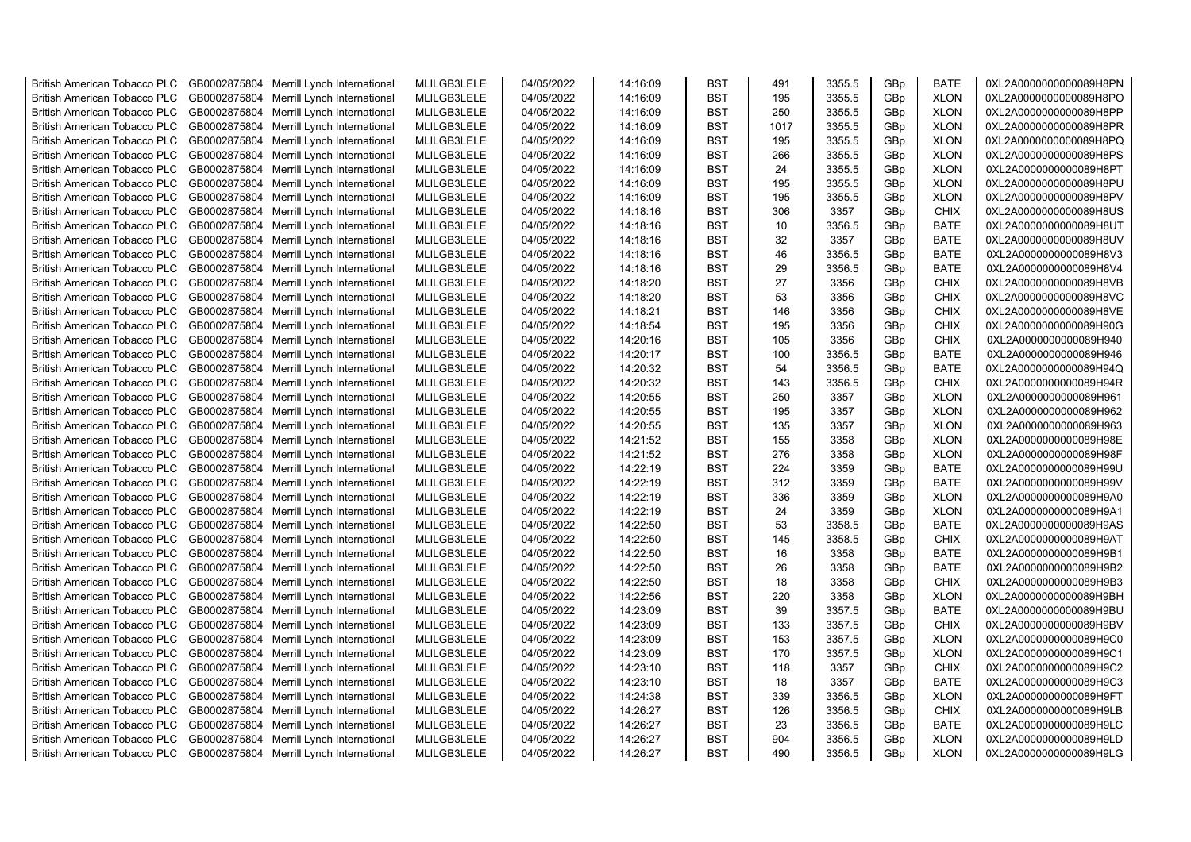| British American Tobacco PLC | GB0002875804 | Merrill Lynch International | MLILGB3LELE | 04/05/2022 | 14:16:09 | BST | 491 | 3355.5 | GBp | BATE | 0XL2A0000000000089H8PN |
|---|---|---|---|---|---|---|---|---|---|---|---|
| British American Tobacco PLC | GB0002875804 | Merrill Lynch International | MLILGB3LELE | 04/05/2022 | 14:16:09 | BST | 195 | 3355.5 | GBp | XLON | 0XL2A0000000000089H8PO |
| British American Tobacco PLC | GB0002875804 | Merrill Lynch International | MLILGB3LELE | 04/05/2022 | 14:16:09 | BST | 250 | 3355.5 | GBp | XLON | 0XL2A0000000000089H8PP |
| British American Tobacco PLC | GB0002875804 | Merrill Lynch International | MLILGB3LELE | 04/05/2022 | 14:16:09 | BST | 1017 | 3355.5 | GBp | XLON | 0XL2A0000000000089H8PR |
| British American Tobacco PLC | GB0002875804 | Merrill Lynch International | MLILGB3LELE | 04/05/2022 | 14:16:09 | BST | 195 | 3355.5 | GBp | XLON | 0XL2A0000000000089H8PQ |
| British American Tobacco PLC | GB0002875804 | Merrill Lynch International | MLILGB3LELE | 04/05/2022 | 14:16:09 | BST | 266 | 3355.5 | GBp | XLON | 0XL2A0000000000089H8PS |
| British American Tobacco PLC | GB0002875804 | Merrill Lynch International | MLILGB3LELE | 04/05/2022 | 14:16:09 | BST | 24 | 3355.5 | GBp | XLON | 0XL2A0000000000089H8PT |
| British American Tobacco PLC | GB0002875804 | Merrill Lynch International | MLILGB3LELE | 04/05/2022 | 14:16:09 | BST | 195 | 3355.5 | GBp | XLON | 0XL2A0000000000089H8PU |
| British American Tobacco PLC | GB0002875804 | Merrill Lynch International | MLILGB3LELE | 04/05/2022 | 14:16:09 | BST | 195 | 3355.5 | GBp | XLON | 0XL2A0000000000089H8PV |
| British American Tobacco PLC | GB0002875804 | Merrill Lynch International | MLILGB3LELE | 04/05/2022 | 14:18:16 | BST | 306 | 3357 | GBp | CHIX | 0XL2A0000000000089H8US |
| British American Tobacco PLC | GB0002875804 | Merrill Lynch International | MLILGB3LELE | 04/05/2022 | 14:18:16 | BST | 10 | 3356.5 | GBp | BATE | 0XL2A0000000000089H8UT |
| British American Tobacco PLC | GB0002875804 | Merrill Lynch International | MLILGB3LELE | 04/05/2022 | 14:18:16 | BST | 32 | 3357 | GBp | BATE | 0XL2A0000000000089H8UV |
| British American Tobacco PLC | GB0002875804 | Merrill Lynch International | MLILGB3LELE | 04/05/2022 | 14:18:16 | BST | 46 | 3356.5 | GBp | BATE | 0XL2A0000000000089H8V3 |
| British American Tobacco PLC | GB0002875804 | Merrill Lynch International | MLILGB3LELE | 04/05/2022 | 14:18:16 | BST | 29 | 3356.5 | GBp | BATE | 0XL2A0000000000089H8V4 |
| British American Tobacco PLC | GB0002875804 | Merrill Lynch International | MLILGB3LELE | 04/05/2022 | 14:18:20 | BST | 27 | 3356 | GBp | CHIX | 0XL2A0000000000089H8VB |
| British American Tobacco PLC | GB0002875804 | Merrill Lynch International | MLILGB3LELE | 04/05/2022 | 14:18:20 | BST | 53 | 3356 | GBp | CHIX | 0XL2A0000000000089H8VC |
| British American Tobacco PLC | GB0002875804 | Merrill Lynch International | MLILGB3LELE | 04/05/2022 | 14:18:21 | BST | 146 | 3356 | GBp | CHIX | 0XL2A0000000000089H8VE |
| British American Tobacco PLC | GB0002875804 | Merrill Lynch International | MLILGB3LELE | 04/05/2022 | 14:18:54 | BST | 195 | 3356 | GBp | CHIX | 0XL2A0000000000089H90G |
| British American Tobacco PLC | GB0002875804 | Merrill Lynch International | MLILGB3LELE | 04/05/2022 | 14:20:16 | BST | 105 | 3356 | GBp | CHIX | 0XL2A0000000000089H940 |
| British American Tobacco PLC | GB0002875804 | Merrill Lynch International | MLILGB3LELE | 04/05/2022 | 14:20:17 | BST | 100 | 3356.5 | GBp | BATE | 0XL2A0000000000089H946 |
| British American Tobacco PLC | GB0002875804 | Merrill Lynch International | MLILGB3LELE | 04/05/2022 | 14:20:32 | BST | 54 | 3356.5 | GBp | BATE | 0XL2A0000000000089H94Q |
| British American Tobacco PLC | GB0002875804 | Merrill Lynch International | MLILGB3LELE | 04/05/2022 | 14:20:32 | BST | 143 | 3356.5 | GBp | CHIX | 0XL2A0000000000089H94R |
| British American Tobacco PLC | GB0002875804 | Merrill Lynch International | MLILGB3LELE | 04/05/2022 | 14:20:55 | BST | 250 | 3357 | GBp | XLON | 0XL2A0000000000089H961 |
| British American Tobacco PLC | GB0002875804 | Merrill Lynch International | MLILGB3LELE | 04/05/2022 | 14:20:55 | BST | 195 | 3357 | GBp | XLON | 0XL2A0000000000089H962 |
| British American Tobacco PLC | GB0002875804 | Merrill Lynch International | MLILGB3LELE | 04/05/2022 | 14:20:55 | BST | 135 | 3357 | GBp | XLON | 0XL2A0000000000089H963 |
| British American Tobacco PLC | GB0002875804 | Merrill Lynch International | MLILGB3LELE | 04/05/2022 | 14:21:52 | BST | 155 | 3358 | GBp | XLON | 0XL2A0000000000089H98E |
| British American Tobacco PLC | GB0002875804 | Merrill Lynch International | MLILGB3LELE | 04/05/2022 | 14:21:52 | BST | 276 | 3358 | GBp | XLON | 0XL2A0000000000089H98F |
| British American Tobacco PLC | GB0002875804 | Merrill Lynch International | MLILGB3LELE | 04/05/2022 | 14:22:19 | BST | 224 | 3359 | GBp | BATE | 0XL2A0000000000089H99U |
| British American Tobacco PLC | GB0002875804 | Merrill Lynch International | MLILGB3LELE | 04/05/2022 | 14:22:19 | BST | 312 | 3359 | GBp | BATE | 0XL2A0000000000089H99V |
| British American Tobacco PLC | GB0002875804 | Merrill Lynch International | MLILGB3LELE | 04/05/2022 | 14:22:19 | BST | 336 | 3359 | GBp | XLON | 0XL2A0000000000089H9A0 |
| British American Tobacco PLC | GB0002875804 | Merrill Lynch International | MLILGB3LELE | 04/05/2022 | 14:22:19 | BST | 24 | 3359 | GBp | XLON | 0XL2A0000000000089H9A1 |
| British American Tobacco PLC | GB0002875804 | Merrill Lynch International | MLILGB3LELE | 04/05/2022 | 14:22:50 | BST | 53 | 3358.5 | GBp | BATE | 0XL2A0000000000089H9AS |
| British American Tobacco PLC | GB0002875804 | Merrill Lynch International | MLILGB3LELE | 04/05/2022 | 14:22:50 | BST | 145 | 3358.5 | GBp | CHIX | 0XL2A0000000000089H9AT |
| British American Tobacco PLC | GB0002875804 | Merrill Lynch International | MLILGB3LELE | 04/05/2022 | 14:22:50 | BST | 16 | 3358 | GBp | BATE | 0XL2A0000000000089H9B1 |
| British American Tobacco PLC | GB0002875804 | Merrill Lynch International | MLILGB3LELE | 04/05/2022 | 14:22:50 | BST | 26 | 3358 | GBp | BATE | 0XL2A0000000000089H9B2 |
| British American Tobacco PLC | GB0002875804 | Merrill Lynch International | MLILGB3LELE | 04/05/2022 | 14:22:50 | BST | 18 | 3358 | GBp | CHIX | 0XL2A0000000000089H9B3 |
| British American Tobacco PLC | GB0002875804 | Merrill Lynch International | MLILGB3LELE | 04/05/2022 | 14:22:56 | BST | 220 | 3358 | GBp | XLON | 0XL2A0000000000089H9BH |
| British American Tobacco PLC | GB0002875804 | Merrill Lynch International | MLILGB3LELE | 04/05/2022 | 14:23:09 | BST | 39 | 3357.5 | GBp | BATE | 0XL2A0000000000089H9BU |
| British American Tobacco PLC | GB0002875804 | Merrill Lynch International | MLILGB3LELE | 04/05/2022 | 14:23:09 | BST | 133 | 3357.5 | GBp | CHIX | 0XL2A0000000000089H9BV |
| British American Tobacco PLC | GB0002875804 | Merrill Lynch International | MLILGB3LELE | 04/05/2022 | 14:23:09 | BST | 153 | 3357.5 | GBp | XLON | 0XL2A0000000000089H9C0 |
| British American Tobacco PLC | GB0002875804 | Merrill Lynch International | MLILGB3LELE | 04/05/2022 | 14:23:09 | BST | 170 | 3357.5 | GBp | XLON | 0XL2A0000000000089H9C1 |
| British American Tobacco PLC | GB0002875804 | Merrill Lynch International | MLILGB3LELE | 04/05/2022 | 14:23:10 | BST | 118 | 3357 | GBp | CHIX | 0XL2A0000000000089H9C2 |
| British American Tobacco PLC | GB0002875804 | Merrill Lynch International | MLILGB3LELE | 04/05/2022 | 14:23:10 | BST | 18 | 3357 | GBp | BATE | 0XL2A0000000000089H9C3 |
| British American Tobacco PLC | GB0002875804 | Merrill Lynch International | MLILGB3LELE | 04/05/2022 | 14:24:38 | BST | 339 | 3356.5 | GBp | XLON | 0XL2A0000000000089H9FT |
| British American Tobacco PLC | GB0002875804 | Merrill Lynch International | MLILGB3LELE | 04/05/2022 | 14:26:27 | BST | 126 | 3356.5 | GBp | CHIX | 0XL2A0000000000089H9LB |
| British American Tobacco PLC | GB0002875804 | Merrill Lynch International | MLILGB3LELE | 04/05/2022 | 14:26:27 | BST | 23 | 3356.5 | GBp | BATE | 0XL2A0000000000089H9LC |
| British American Tobacco PLC | GB0002875804 | Merrill Lynch International | MLILGB3LELE | 04/05/2022 | 14:26:27 | BST | 904 | 3356.5 | GBp | XLON | 0XL2A0000000000089H9LD |
| British American Tobacco PLC | GB0002875804 | Merrill Lynch International | MLILGB3LELE | 04/05/2022 | 14:26:27 | BST | 490 | 3356.5 | GBp | XLON | 0XL2A0000000000089H9LG |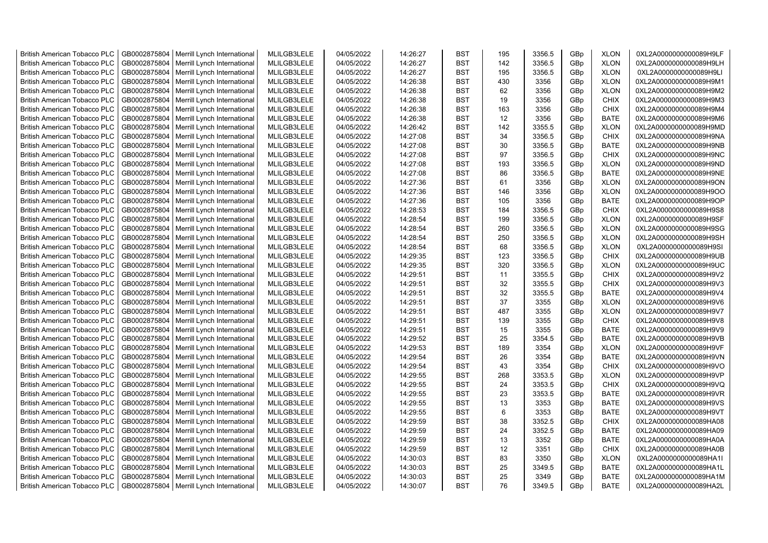| British American Tobacco PLC | GB0002875804 | Merrill Lynch International | MLILGB3LELE | 04/05/2022 | 14:26:27 | BST | 195 | 3356.5 | GBp | XLON | 0XL2A0000000000089H9LF |
|---|---|---|---|---|---|---|---|---|---|---|---|
| British American Tobacco PLC | GB0002875804 | Merrill Lynch International | MLILGB3LELE | 04/05/2022 | 14:26:27 | BST | 142 | 3356.5 | GBp | XLON | 0XL2A0000000000089H9LH |
| British American Tobacco PLC | GB0002875804 | Merrill Lynch International | MLILGB3LELE | 04/05/2022 | 14:26:27 | BST | 195 | 3356.5 | GBp | XLON | 0XL2A0000000000089H9LI |
| British American Tobacco PLC | GB0002875804 | Merrill Lynch International | MLILGB3LELE | 04/05/2022 | 14:26:38 | BST | 430 | 3356 | GBp | XLON | 0XL2A0000000000089H9M1 |
| British American Tobacco PLC | GB0002875804 | Merrill Lynch International | MLILGB3LELE | 04/05/2022 | 14:26:38 | BST | 62 | 3356 | GBp | XLON | 0XL2A0000000000089H9M2 |
| British American Tobacco PLC | GB0002875804 | Merrill Lynch International | MLILGB3LELE | 04/05/2022 | 14:26:38 | BST | 19 | 3356 | GBp | CHIX | 0XL2A0000000000089H9M3 |
| British American Tobacco PLC | GB0002875804 | Merrill Lynch International | MLILGB3LELE | 04/05/2022 | 14:26:38 | BST | 163 | 3356 | GBp | CHIX | 0XL2A0000000000089H9M4 |
| British American Tobacco PLC | GB0002875804 | Merrill Lynch International | MLILGB3LELE | 04/05/2022 | 14:26:38 | BST | 12 | 3356 | GBp | BATE | 0XL2A0000000000089H9M6 |
| British American Tobacco PLC | GB0002875804 | Merrill Lynch International | MLILGB3LELE | 04/05/2022 | 14:26:42 | BST | 142 | 3355.5 | GBp | XLON | 0XL2A0000000000089H9MD |
| British American Tobacco PLC | GB0002875804 | Merrill Lynch International | MLILGB3LELE | 04/05/2022 | 14:27:08 | BST | 34 | 3356.5 | GBp | CHIX | 0XL2A0000000000089H9NA |
| British American Tobacco PLC | GB0002875804 | Merrill Lynch International | MLILGB3LELE | 04/05/2022 | 14:27:08 | BST | 30 | 3356.5 | GBp | BATE | 0XL2A0000000000089H9NB |
| British American Tobacco PLC | GB0002875804 | Merrill Lynch International | MLILGB3LELE | 04/05/2022 | 14:27:08 | BST | 97 | 3356.5 | GBp | CHIX | 0XL2A0000000000089H9NC |
| British American Tobacco PLC | GB0002875804 | Merrill Lynch International | MLILGB3LELE | 04/05/2022 | 14:27:08 | BST | 193 | 3356.5 | GBp | XLON | 0XL2A0000000000089H9ND |
| British American Tobacco PLC | GB0002875804 | Merrill Lynch International | MLILGB3LELE | 04/05/2022 | 14:27:08 | BST | 86 | 3356.5 | GBp | BATE | 0XL2A0000000000089H9NE |
| British American Tobacco PLC | GB0002875804 | Merrill Lynch International | MLILGB3LELE | 04/05/2022 | 14:27:36 | BST | 61 | 3356 | GBp | XLON | 0XL2A0000000000089H9ON |
| British American Tobacco PLC | GB0002875804 | Merrill Lynch International | MLILGB3LELE | 04/05/2022 | 14:27:36 | BST | 146 | 3356 | GBp | XLON | 0XL2A0000000000089H9OO |
| British American Tobacco PLC | GB0002875804 | Merrill Lynch International | MLILGB3LELE | 04/05/2022 | 14:27:36 | BST | 105 | 3356 | GBp | BATE | 0XL2A0000000000089H9OP |
| British American Tobacco PLC | GB0002875804 | Merrill Lynch International | MLILGB3LELE | 04/05/2022 | 14:28:53 | BST | 184 | 3356.5 | GBp | CHIX | 0XL2A0000000000089H9S8 |
| British American Tobacco PLC | GB0002875804 | Merrill Lynch International | MLILGB3LELE | 04/05/2022 | 14:28:54 | BST | 199 | 3356.5 | GBp | XLON | 0XL2A0000000000089H9SF |
| British American Tobacco PLC | GB0002875804 | Merrill Lynch International | MLILGB3LELE | 04/05/2022 | 14:28:54 | BST | 260 | 3356.5 | GBp | XLON | 0XL2A0000000000089H9SG |
| British American Tobacco PLC | GB0002875804 | Merrill Lynch International | MLILGB3LELE | 04/05/2022 | 14:28:54 | BST | 250 | 3356.5 | GBp | XLON | 0XL2A0000000000089H9SH |
| British American Tobacco PLC | GB0002875804 | Merrill Lynch International | MLILGB3LELE | 04/05/2022 | 14:28:54 | BST | 68 | 3356.5 | GBp | XLON | 0XL2A0000000000089H9SI |
| British American Tobacco PLC | GB0002875804 | Merrill Lynch International | MLILGB3LELE | 04/05/2022 | 14:29:35 | BST | 123 | 3356.5 | GBp | CHIX | 0XL2A0000000000089H9UB |
| British American Tobacco PLC | GB0002875804 | Merrill Lynch International | MLILGB3LELE | 04/05/2022 | 14:29:35 | BST | 320 | 3356.5 | GBp | XLON | 0XL2A0000000000089H9UC |
| British American Tobacco PLC | GB0002875804 | Merrill Lynch International | MLILGB3LELE | 04/05/2022 | 14:29:51 | BST | 11 | 3355.5 | GBp | CHIX | 0XL2A0000000000089H9V2 |
| British American Tobacco PLC | GB0002875804 | Merrill Lynch International | MLILGB3LELE | 04/05/2022 | 14:29:51 | BST | 32 | 3355.5 | GBp | CHIX | 0XL2A0000000000089H9V3 |
| British American Tobacco PLC | GB0002875804 | Merrill Lynch International | MLILGB3LELE | 04/05/2022 | 14:29:51 | BST | 32 | 3355.5 | GBp | BATE | 0XL2A0000000000089H9V4 |
| British American Tobacco PLC | GB0002875804 | Merrill Lynch International | MLILGB3LELE | 04/05/2022 | 14:29:51 | BST | 37 | 3355 | GBp | XLON | 0XL2A0000000000089H9V6 |
| British American Tobacco PLC | GB0002875804 | Merrill Lynch International | MLILGB3LELE | 04/05/2022 | 14:29:51 | BST | 487 | 3355 | GBp | XLON | 0XL2A0000000000089H9V7 |
| British American Tobacco PLC | GB0002875804 | Merrill Lynch International | MLILGB3LELE | 04/05/2022 | 14:29:51 | BST | 139 | 3355 | GBp | CHIX | 0XL2A0000000000089H9V8 |
| British American Tobacco PLC | GB0002875804 | Merrill Lynch International | MLILGB3LELE | 04/05/2022 | 14:29:51 | BST | 15 | 3355 | GBp | BATE | 0XL2A0000000000089H9V9 |
| British American Tobacco PLC | GB0002875804 | Merrill Lynch International | MLILGB3LELE | 04/05/2022 | 14:29:52 | BST | 25 | 3354.5 | GBp | BATE | 0XL2A0000000000089H9VB |
| British American Tobacco PLC | GB0002875804 | Merrill Lynch International | MLILGB3LELE | 04/05/2022 | 14:29:53 | BST | 189 | 3354 | GBp | XLON | 0XL2A0000000000089H9VF |
| British American Tobacco PLC | GB0002875804 | Merrill Lynch International | MLILGB3LELE | 04/05/2022 | 14:29:54 | BST | 26 | 3354 | GBp | BATE | 0XL2A0000000000089H9VN |
| British American Tobacco PLC | GB0002875804 | Merrill Lynch International | MLILGB3LELE | 04/05/2022 | 14:29:54 | BST | 43 | 3354 | GBp | CHIX | 0XL2A0000000000089H9VO |
| British American Tobacco PLC | GB0002875804 | Merrill Lynch International | MLILGB3LELE | 04/05/2022 | 14:29:55 | BST | 268 | 3353.5 | GBp | XLON | 0XL2A0000000000089H9VP |
| British American Tobacco PLC | GB0002875804 | Merrill Lynch International | MLILGB3LELE | 04/05/2022 | 14:29:55 | BST | 24 | 3353.5 | GBp | CHIX | 0XL2A0000000000089H9VQ |
| British American Tobacco PLC | GB0002875804 | Merrill Lynch International | MLILGB3LELE | 04/05/2022 | 14:29:55 | BST | 23 | 3353.5 | GBp | BATE | 0XL2A0000000000089H9VR |
| British American Tobacco PLC | GB0002875804 | Merrill Lynch International | MLILGB3LELE | 04/05/2022 | 14:29:55 | BST | 13 | 3353 | GBp | BATE | 0XL2A0000000000089H9VS |
| British American Tobacco PLC | GB0002875804 | Merrill Lynch International | MLILGB3LELE | 04/05/2022 | 14:29:55 | BST | 6 | 3353 | GBp | BATE | 0XL2A0000000000089H9VT |
| British American Tobacco PLC | GB0002875804 | Merrill Lynch International | MLILGB3LELE | 04/05/2022 | 14:29:59 | BST | 38 | 3352.5 | GBp | CHIX | 0XL2A0000000000089HA08 |
| British American Tobacco PLC | GB0002875804 | Merrill Lynch International | MLILGB3LELE | 04/05/2022 | 14:29:59 | BST | 24 | 3352.5 | GBp | BATE | 0XL2A0000000000089HA09 |
| British American Tobacco PLC | GB0002875804 | Merrill Lynch International | MLILGB3LELE | 04/05/2022 | 14:29:59 | BST | 13 | 3352 | GBp | BATE | 0XL2A0000000000089HA0A |
| British American Tobacco PLC | GB0002875804 | Merrill Lynch International | MLILGB3LELE | 04/05/2022 | 14:29:59 | BST | 12 | 3351 | GBp | CHIX | 0XL2A0000000000089HA0B |
| British American Tobacco PLC | GB0002875804 | Merrill Lynch International | MLILGB3LELE | 04/05/2022 | 14:30:03 | BST | 83 | 3350 | GBp | XLON | 0XL2A0000000000089HA1I |
| British American Tobacco PLC | GB0002875804 | Merrill Lynch International | MLILGB3LELE | 04/05/2022 | 14:30:03 | BST | 25 | 3349.5 | GBp | BATE | 0XL2A0000000000089HA1L |
| British American Tobacco PLC | GB0002875804 | Merrill Lynch International | MLILGB3LELE | 04/05/2022 | 14:30:03 | BST | 25 | 3349 | GBp | BATE | 0XL2A0000000000089HA1M |
| British American Tobacco PLC | GB0002875804 | Merrill Lynch International | MLILGB3LELE | 04/05/2022 | 14:30:07 | BST | 76 | 3349.5 | GBp | BATE | 0XL2A0000000000089HA2L |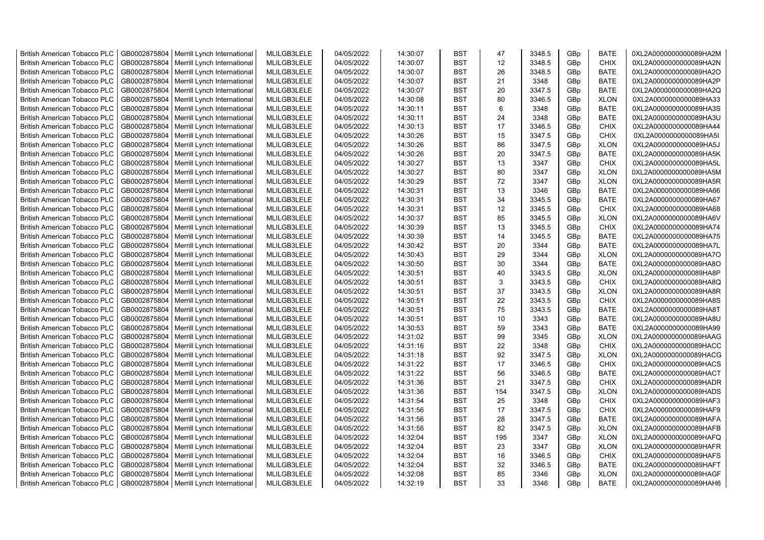| British American Tobacco PLC | GB0002875804 | Merrill Lynch International | MLILGB3LELE | 04/05/2022 | 14:30:07 | BST | 47 | 3348.5 | GBp | BATE | 0XL2A0000000000089HA2M |
|---|---|---|---|---|---|---|---|---|---|---|---|
| British American Tobacco PLC | GB0002875804 | Merrill Lynch International | MLILGB3LELE | 04/05/2022 | 14:30:07 | BST | 12 | 3348.5 | GBp | CHIX | 0XL2A0000000000089HA2N |
| British American Tobacco PLC | GB0002875804 | Merrill Lynch International | MLILGB3LELE | 04/05/2022 | 14:30:07 | BST | 26 | 3348.5 | GBp | BATE | 0XL2A0000000000089HA2O |
| British American Tobacco PLC | GB0002875804 | Merrill Lynch International | MLILGB3LELE | 04/05/2022 | 14:30:07 | BST | 21 | 3348 | GBp | BATE | 0XL2A0000000000089HA2P |
| British American Tobacco PLC | GB0002875804 | Merrill Lynch International | MLILGB3LELE | 04/05/2022 | 14:30:07 | BST | 20 | 3347.5 | GBp | BATE | 0XL2A0000000000089HA2Q |
| British American Tobacco PLC | GB0002875804 | Merrill Lynch International | MLILGB3LELE | 04/05/2022 | 14:30:08 | BST | 80 | 3346.5 | GBp | XLON | 0XL2A0000000000089HA33 |
| British American Tobacco PLC | GB0002875804 | Merrill Lynch International | MLILGB3LELE | 04/05/2022 | 14:30:11 | BST | 6 | 3348 | GBp | BATE | 0XL2A0000000000089HA3S |
| British American Tobacco PLC | GB0002875804 | Merrill Lynch International | MLILGB3LELE | 04/05/2022 | 14:30:11 | BST | 24 | 3348 | GBp | BATE | 0XL2A0000000000089HA3U |
| British American Tobacco PLC | GB0002875804 | Merrill Lynch International | MLILGB3LELE | 04/05/2022 | 14:30:13 | BST | 17 | 3346.5 | GBp | CHIX | 0XL2A0000000000089HA44 |
| British American Tobacco PLC | GB0002875804 | Merrill Lynch International | MLILGB3LELE | 04/05/2022 | 14:30:26 | BST | 15 | 3347.5 | GBp | CHIX | 0XL2A0000000000089HA5I |
| British American Tobacco PLC | GB0002875804 | Merrill Lynch International | MLILGB3LELE | 04/05/2022 | 14:30:26 | BST | 86 | 3347.5 | GBp | XLON | 0XL2A0000000000089HA5J |
| British American Tobacco PLC | GB0002875804 | Merrill Lynch International | MLILGB3LELE | 04/05/2022 | 14:30:26 | BST | 20 | 3347.5 | GBp | BATE | 0XL2A0000000000089HA5K |
| British American Tobacco PLC | GB0002875804 | Merrill Lynch International | MLILGB3LELE | 04/05/2022 | 14:30:27 | BST | 13 | 3347 | GBp | CHIX | 0XL2A0000000000089HA5L |
| British American Tobacco PLC | GB0002875804 | Merrill Lynch International | MLILGB3LELE | 04/05/2022 | 14:30:27 | BST | 80 | 3347 | GBp | XLON | 0XL2A0000000000089HA5M |
| British American Tobacco PLC | GB0002875804 | Merrill Lynch International | MLILGB3LELE | 04/05/2022 | 14:30:29 | BST | 72 | 3347 | GBp | XLON | 0XL2A0000000000089HA5R |
| British American Tobacco PLC | GB0002875804 | Merrill Lynch International | MLILGB3LELE | 04/05/2022 | 14:30:31 | BST | 13 | 3346 | GBp | BATE | 0XL2A0000000000089HA66 |
| British American Tobacco PLC | GB0002875804 | Merrill Lynch International | MLILGB3LELE | 04/05/2022 | 14:30:31 | BST | 34 | 3345.5 | GBp | BATE | 0XL2A0000000000089HA67 |
| British American Tobacco PLC | GB0002875804 | Merrill Lynch International | MLILGB3LELE | 04/05/2022 | 14:30:31 | BST | 12 | 3345.5 | GBp | CHIX | 0XL2A0000000000089HA68 |
| British American Tobacco PLC | GB0002875804 | Merrill Lynch International | MLILGB3LELE | 04/05/2022 | 14:30:37 | BST | 85 | 3345.5 | GBp | XLON | 0XL2A0000000000089HA6V |
| British American Tobacco PLC | GB0002875804 | Merrill Lynch International | MLILGB3LELE | 04/05/2022 | 14:30:39 | BST | 13 | 3345.5 | GBp | CHIX | 0XL2A0000000000089HA74 |
| British American Tobacco PLC | GB0002875804 | Merrill Lynch International | MLILGB3LELE | 04/05/2022 | 14:30:39 | BST | 14 | 3345.5 | GBp | BATE | 0XL2A0000000000089HA75 |
| British American Tobacco PLC | GB0002875804 | Merrill Lynch International | MLILGB3LELE | 04/05/2022 | 14:30:42 | BST | 20 | 3344 | GBp | BATE | 0XL2A0000000000089HA7L |
| British American Tobacco PLC | GB0002875804 | Merrill Lynch International | MLILGB3LELE | 04/05/2022 | 14:30:43 | BST | 29 | 3344 | GBp | XLON | 0XL2A0000000000089HA7O |
| British American Tobacco PLC | GB0002875804 | Merrill Lynch International | MLILGB3LELE | 04/05/2022 | 14:30:50 | BST | 30 | 3344 | GBp | BATE | 0XL2A0000000000089HA8O |
| British American Tobacco PLC | GB0002875804 | Merrill Lynch International | MLILGB3LELE | 04/05/2022 | 14:30:51 | BST | 40 | 3343.5 | GBp | XLON | 0XL2A0000000000089HA8P |
| British American Tobacco PLC | GB0002875804 | Merrill Lynch International | MLILGB3LELE | 04/05/2022 | 14:30:51 | BST | 3 | 3343.5 | GBp | CHIX | 0XL2A0000000000089HA8Q |
| British American Tobacco PLC | GB0002875804 | Merrill Lynch International | MLILGB3LELE | 04/05/2022 | 14:30:51 | BST | 37 | 3343.5 | GBp | XLON | 0XL2A0000000000089HA8R |
| British American Tobacco PLC | GB0002875804 | Merrill Lynch International | MLILGB3LELE | 04/05/2022 | 14:30:51 | BST | 22 | 3343.5 | GBp | CHIX | 0XL2A0000000000089HA8S |
| British American Tobacco PLC | GB0002875804 | Merrill Lynch International | MLILGB3LELE | 04/05/2022 | 14:30:51 | BST | 75 | 3343.5 | GBp | BATE | 0XL2A0000000000089HA8T |
| British American Tobacco PLC | GB0002875804 | Merrill Lynch International | MLILGB3LELE | 04/05/2022 | 14:30:51 | BST | 10 | 3343 | GBp | BATE | 0XL2A0000000000089HA8U |
| British American Tobacco PLC | GB0002875804 | Merrill Lynch International | MLILGB3LELE | 04/05/2022 | 14:30:53 | BST | 59 | 3343 | GBp | BATE | 0XL2A0000000000089HA99 |
| British American Tobacco PLC | GB0002875804 | Merrill Lynch International | MLILGB3LELE | 04/05/2022 | 14:31:02 | BST | 99 | 3345 | GBp | XLON | 0XL2A0000000000089HAAG |
| British American Tobacco PLC | GB0002875804 | Merrill Lynch International | MLILGB3LELE | 04/05/2022 | 14:31:16 | BST | 22 | 3348 | GBp | CHIX | 0XL2A0000000000089HACC |
| British American Tobacco PLC | GB0002875804 | Merrill Lynch International | MLILGB3LELE | 04/05/2022 | 14:31:18 | BST | 92 | 3347.5 | GBp | XLON | 0XL2A0000000000089HACG |
| British American Tobacco PLC | GB0002875804 | Merrill Lynch International | MLILGB3LELE | 04/05/2022 | 14:31:22 | BST | 17 | 3346.5 | GBp | CHIX | 0XL2A0000000000089HACS |
| British American Tobacco PLC | GB0002875804 | Merrill Lynch International | MLILGB3LELE | 04/05/2022 | 14:31:22 | BST | 56 | 3346.5 | GBp | BATE | 0XL2A0000000000089HACT |
| British American Tobacco PLC | GB0002875804 | Merrill Lynch International | MLILGB3LELE | 04/05/2022 | 14:31:36 | BST | 21 | 3347.5 | GBp | CHIX | 0XL2A0000000000089HADR |
| British American Tobacco PLC | GB0002875804 | Merrill Lynch International | MLILGB3LELE | 04/05/2022 | 14:31:36 | BST | 154 | 3347.5 | GBp | XLON | 0XL2A0000000000089HADS |
| British American Tobacco PLC | GB0002875804 | Merrill Lynch International | MLILGB3LELE | 04/05/2022 | 14:31:54 | BST | 25 | 3348 | GBp | CHIX | 0XL2A0000000000089HAF3 |
| British American Tobacco PLC | GB0002875804 | Merrill Lynch International | MLILGB3LELE | 04/05/2022 | 14:31:56 | BST | 17 | 3347.5 | GBp | CHIX | 0XL2A0000000000089HAF9 |
| British American Tobacco PLC | GB0002875804 | Merrill Lynch International | MLILGB3LELE | 04/05/2022 | 14:31:56 | BST | 28 | 3347.5 | GBp | BATE | 0XL2A0000000000089HAFA |
| British American Tobacco PLC | GB0002875804 | Merrill Lynch International | MLILGB3LELE | 04/05/2022 | 14:31:56 | BST | 82 | 3347.5 | GBp | XLON | 0XL2A0000000000089HAFB |
| British American Tobacco PLC | GB0002875804 | Merrill Lynch International | MLILGB3LELE | 04/05/2022 | 14:32:04 | BST | 195 | 3347 | GBp | XLON | 0XL2A0000000000089HAFQ |
| British American Tobacco PLC | GB0002875804 | Merrill Lynch International | MLILGB3LELE | 04/05/2022 | 14:32:04 | BST | 23 | 3347 | GBp | XLON | 0XL2A0000000000089HAFR |
| British American Tobacco PLC | GB0002875804 | Merrill Lynch International | MLILGB3LELE | 04/05/2022 | 14:32:04 | BST | 16 | 3346.5 | GBp | CHIX | 0XL2A0000000000089HAFS |
| British American Tobacco PLC | GB0002875804 | Merrill Lynch International | MLILGB3LELE | 04/05/2022 | 14:32:04 | BST | 32 | 3346.5 | GBp | BATE | 0XL2A0000000000089HAFT |
| British American Tobacco PLC | GB0002875804 | Merrill Lynch International | MLILGB3LELE | 04/05/2022 | 14:32:08 | BST | 85 | 3346 | GBp | XLON | 0XL2A0000000000089HAGF |
| British American Tobacco PLC | GB0002875804 | Merrill Lynch International | MLILGB3LELE | 04/05/2022 | 14:32:19 | BST | 33 | 3346 | GBp | BATE | 0XL2A0000000000089HAH6 |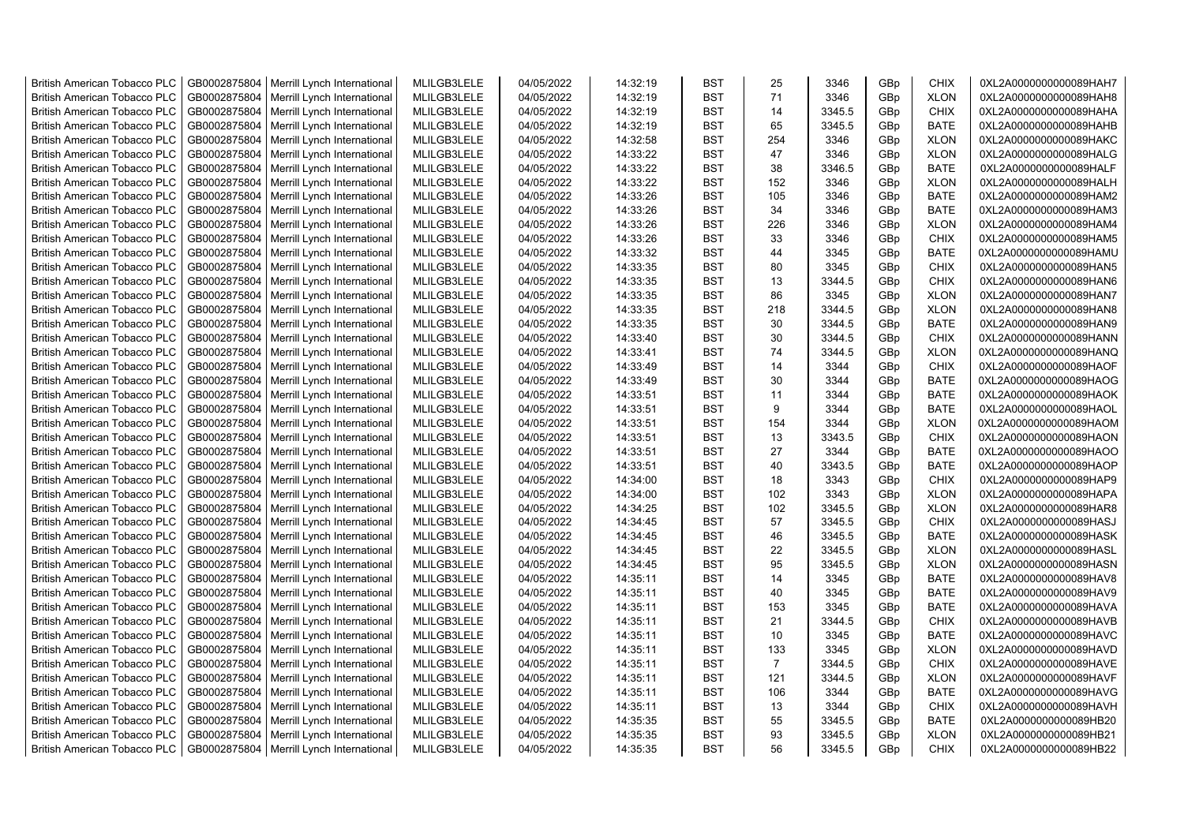| | | | | | | | | | | | |
|---|---|---|---|---|---|---|---|---|---|---|---|
| British American Tobacco PLC | GB0002875804 | Merrill Lynch International | MLILGB3LELE | 04/05/2022 | 14:32:19 | BST | 25 | 3346 | GBp | CHIX | 0XL2A0000000000089HAH7 |
| British American Tobacco PLC | GB0002875804 | Merrill Lynch International | MLILGB3LELE | 04/05/2022 | 14:32:19 | BST | 71 | 3346 | GBp | XLON | 0XL2A0000000000089HAH8 |
| British American Tobacco PLC | GB0002875804 | Merrill Lynch International | MLILGB3LELE | 04/05/2022 | 14:32:19 | BST | 14 | 3345.5 | GBp | CHIX | 0XL2A0000000000089HAHA |
| British American Tobacco PLC | GB0002875804 | Merrill Lynch International | MLILGB3LELE | 04/05/2022 | 14:32:19 | BST | 65 | 3345.5 | GBp | BATE | 0XL2A0000000000089HAHB |
| British American Tobacco PLC | GB0002875804 | Merrill Lynch International | MLILGB3LELE | 04/05/2022 | 14:32:58 | BST | 254 | 3346 | GBp | XLON | 0XL2A0000000000089HAKC |
| British American Tobacco PLC | GB0002875804 | Merrill Lynch International | MLILGB3LELE | 04/05/2022 | 14:33:22 | BST | 47 | 3346 | GBp | XLON | 0XL2A0000000000089HALG |
| British American Tobacco PLC | GB0002875804 | Merrill Lynch International | MLILGB3LELE | 04/05/2022 | 14:33:22 | BST | 38 | 3346.5 | GBp | BATE | 0XL2A0000000000089HALF |
| British American Tobacco PLC | GB0002875804 | Merrill Lynch International | MLILGB3LELE | 04/05/2022 | 14:33:22 | BST | 152 | 3346 | GBp | XLON | 0XL2A0000000000089HALH |
| British American Tobacco PLC | GB0002875804 | Merrill Lynch International | MLILGB3LELE | 04/05/2022 | 14:33:26 | BST | 105 | 3346 | GBp | BATE | 0XL2A0000000000089HAM2 |
| British American Tobacco PLC | GB0002875804 | Merrill Lynch International | MLILGB3LELE | 04/05/2022 | 14:33:26 | BST | 34 | 3346 | GBp | BATE | 0XL2A0000000000089HAM3 |
| British American Tobacco PLC | GB0002875804 | Merrill Lynch International | MLILGB3LELE | 04/05/2022 | 14:33:26 | BST | 226 | 3346 | GBp | XLON | 0XL2A0000000000089HAM4 |
| British American Tobacco PLC | GB0002875804 | Merrill Lynch International | MLILGB3LELE | 04/05/2022 | 14:33:26 | BST | 33 | 3346 | GBp | CHIX | 0XL2A0000000000089HAM5 |
| British American Tobacco PLC | GB0002875804 | Merrill Lynch International | MLILGB3LELE | 04/05/2022 | 14:33:32 | BST | 44 | 3345 | GBp | BATE | 0XL2A0000000000089HAMU |
| British American Tobacco PLC | GB0002875804 | Merrill Lynch International | MLILGB3LELE | 04/05/2022 | 14:33:35 | BST | 80 | 3345 | GBp | CHIX | 0XL2A0000000000089HAN5 |
| British American Tobacco PLC | GB0002875804 | Merrill Lynch International | MLILGB3LELE | 04/05/2022 | 14:33:35 | BST | 13 | 3344.5 | GBp | CHIX | 0XL2A0000000000089HAN6 |
| British American Tobacco PLC | GB0002875804 | Merrill Lynch International | MLILGB3LELE | 04/05/2022 | 14:33:35 | BST | 86 | 3345 | GBp | XLON | 0XL2A0000000000089HAN7 |
| British American Tobacco PLC | GB0002875804 | Merrill Lynch International | MLILGB3LELE | 04/05/2022 | 14:33:35 | BST | 218 | 3344.5 | GBp | XLON | 0XL2A0000000000089HAN8 |
| British American Tobacco PLC | GB0002875804 | Merrill Lynch International | MLILGB3LELE | 04/05/2022 | 14:33:35 | BST | 30 | 3344.5 | GBp | BATE | 0XL2A0000000000089HAN9 |
| British American Tobacco PLC | GB0002875804 | Merrill Lynch International | MLILGB3LELE | 04/05/2022 | 14:33:40 | BST | 30 | 3344.5 | GBp | CHIX | 0XL2A0000000000089HANN |
| British American Tobacco PLC | GB0002875804 | Merrill Lynch International | MLILGB3LELE | 04/05/2022 | 14:33:41 | BST | 74 | 3344.5 | GBp | XLON | 0XL2A0000000000089HANQ |
| British American Tobacco PLC | GB0002875804 | Merrill Lynch International | MLILGB3LELE | 04/05/2022 | 14:33:49 | BST | 14 | 3344 | GBp | CHIX | 0XL2A0000000000089HAOF |
| British American Tobacco PLC | GB0002875804 | Merrill Lynch International | MLILGB3LELE | 04/05/2022 | 14:33:49 | BST | 30 | 3344 | GBp | BATE | 0XL2A0000000000089HAOG |
| British American Tobacco PLC | GB0002875804 | Merrill Lynch International | MLILGB3LELE | 04/05/2022 | 14:33:51 | BST | 11 | 3344 | GBp | BATE | 0XL2A0000000000089HAOK |
| British American Tobacco PLC | GB0002875804 | Merrill Lynch International | MLILGB3LELE | 04/05/2022 | 14:33:51 | BST | 9 | 3344 | GBp | BATE | 0XL2A0000000000089HAOL |
| British American Tobacco PLC | GB0002875804 | Merrill Lynch International | MLILGB3LELE | 04/05/2022 | 14:33:51 | BST | 154 | 3344 | GBp | XLON | 0XL2A0000000000089HAOM |
| British American Tobacco PLC | GB0002875804 | Merrill Lynch International | MLILGB3LELE | 04/05/2022 | 14:33:51 | BST | 13 | 3343.5 | GBp | CHIX | 0XL2A0000000000089HAON |
| British American Tobacco PLC | GB0002875804 | Merrill Lynch International | MLILGB3LELE | 04/05/2022 | 14:33:51 | BST | 27 | 3344 | GBp | BATE | 0XL2A0000000000089HAOO |
| British American Tobacco PLC | GB0002875804 | Merrill Lynch International | MLILGB3LELE | 04/05/2022 | 14:33:51 | BST | 40 | 3343.5 | GBp | BATE | 0XL2A0000000000089HAOP |
| British American Tobacco PLC | GB0002875804 | Merrill Lynch International | MLILGB3LELE | 04/05/2022 | 14:34:00 | BST | 18 | 3343 | GBp | CHIX | 0XL2A0000000000089HAP9 |
| British American Tobacco PLC | GB0002875804 | Merrill Lynch International | MLILGB3LELE | 04/05/2022 | 14:34:00 | BST | 102 | 3343 | GBp | XLON | 0XL2A0000000000089HAPA |
| British American Tobacco PLC | GB0002875804 | Merrill Lynch International | MLILGB3LELE | 04/05/2022 | 14:34:25 | BST | 102 | 3345.5 | GBp | XLON | 0XL2A0000000000089HAR8 |
| British American Tobacco PLC | GB0002875804 | Merrill Lynch International | MLILGB3LELE | 04/05/2022 | 14:34:45 | BST | 57 | 3345.5 | GBp | CHIX | 0XL2A0000000000089HASJ |
| British American Tobacco PLC | GB0002875804 | Merrill Lynch International | MLILGB3LELE | 04/05/2022 | 14:34:45 | BST | 46 | 3345.5 | GBp | BATE | 0XL2A0000000000089HASK |
| British American Tobacco PLC | GB0002875804 | Merrill Lynch International | MLILGB3LELE | 04/05/2022 | 14:34:45 | BST | 22 | 3345.5 | GBp | XLON | 0XL2A0000000000089HASL |
| British American Tobacco PLC | GB0002875804 | Merrill Lynch International | MLILGB3LELE | 04/05/2022 | 14:34:45 | BST | 95 | 3345.5 | GBp | XLON | 0XL2A0000000000089HASN |
| British American Tobacco PLC | GB0002875804 | Merrill Lynch International | MLILGB3LELE | 04/05/2022 | 14:35:11 | BST | 14 | 3345 | GBp | BATE | 0XL2A0000000000089HAV8 |
| British American Tobacco PLC | GB0002875804 | Merrill Lynch International | MLILGB3LELE | 04/05/2022 | 14:35:11 | BST | 40 | 3345 | GBp | BATE | 0XL2A0000000000089HAV9 |
| British American Tobacco PLC | GB0002875804 | Merrill Lynch International | MLILGB3LELE | 04/05/2022 | 14:35:11 | BST | 153 | 3345 | GBp | BATE | 0XL2A0000000000089HAVA |
| British American Tobacco PLC | GB0002875804 | Merrill Lynch International | MLILGB3LELE | 04/05/2022 | 14:35:11 | BST | 21 | 3344.5 | GBp | CHIX | 0XL2A0000000000089HAVB |
| British American Tobacco PLC | GB0002875804 | Merrill Lynch International | MLILGB3LELE | 04/05/2022 | 14:35:11 | BST | 10 | 3345 | GBp | BATE | 0XL2A0000000000089HAVC |
| British American Tobacco PLC | GB0002875804 | Merrill Lynch International | MLILGB3LELE | 04/05/2022 | 14:35:11 | BST | 133 | 3345 | GBp | XLON | 0XL2A0000000000089HAVD |
| British American Tobacco PLC | GB0002875804 | Merrill Lynch International | MLILGB3LELE | 04/05/2022 | 14:35:11 | BST | 7 | 3344.5 | GBp | CHIX | 0XL2A0000000000089HAVE |
| British American Tobacco PLC | GB0002875804 | Merrill Lynch International | MLILGB3LELE | 04/05/2022 | 14:35:11 | BST | 121 | 3344.5 | GBp | XLON | 0XL2A0000000000089HAVF |
| British American Tobacco PLC | GB0002875804 | Merrill Lynch International | MLILGB3LELE | 04/05/2022 | 14:35:11 | BST | 106 | 3344 | GBp | BATE | 0XL2A0000000000089HAVG |
| British American Tobacco PLC | GB0002875804 | Merrill Lynch International | MLILGB3LELE | 04/05/2022 | 14:35:11 | BST | 13 | 3344 | GBp | CHIX | 0XL2A0000000000089HAVH |
| British American Tobacco PLC | GB0002875804 | Merrill Lynch International | MLILGB3LELE | 04/05/2022 | 14:35:35 | BST | 55 | 3345.5 | GBp | BATE | 0XL2A0000000000089HB20 |
| British American Tobacco PLC | GB0002875804 | Merrill Lynch International | MLILGB3LELE | 04/05/2022 | 14:35:35 | BST | 93 | 3345.5 | GBp | XLON | 0XL2A0000000000089HB21 |
| British American Tobacco PLC | GB0002875804 | Merrill Lynch International | MLILGB3LELE | 04/05/2022 | 14:35:35 | BST | 56 | 3345.5 | GBp | CHIX | 0XL2A0000000000089HB22 |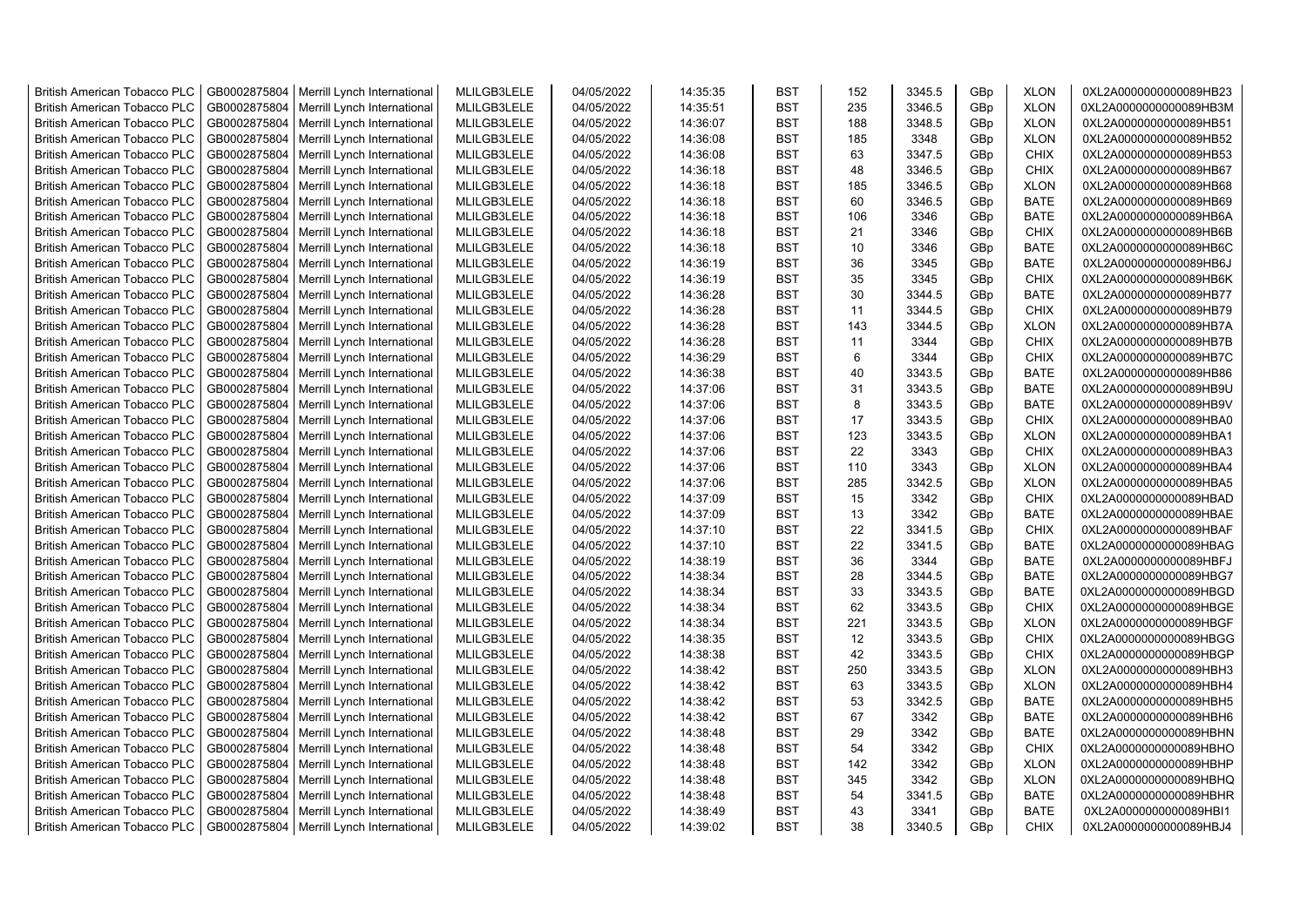| British American Tobacco PLC | GB0002875804 | Merrill Lynch International | MLILGB3LELE | 04/05/2022 | 14:35:35 | BST | 152 | 3345.5 | GBp | XLON | 0XL2A0000000000089HB23 |
|---|---|---|---|---|---|---|---|---|---|---|---|
| British American Tobacco PLC | GB0002875804 | Merrill Lynch International | MLILGB3LELE | 04/05/2022 | 14:35:51 | BST | 235 | 3346.5 | GBp | XLON | 0XL2A0000000000089HB3M |
| British American Tobacco PLC | GB0002875804 | Merrill Lynch International | MLILGB3LELE | 04/05/2022 | 14:36:07 | BST | 188 | 3348.5 | GBp | XLON | 0XL2A0000000000089HB51 |
| British American Tobacco PLC | GB0002875804 | Merrill Lynch International | MLILGB3LELE | 04/05/2022 | 14:36:08 | BST | 185 | 3348 | GBp | XLON | 0XL2A0000000000089HB52 |
| British American Tobacco PLC | GB0002875804 | Merrill Lynch International | MLILGB3LELE | 04/05/2022 | 14:36:08 | BST | 63 | 3347.5 | GBp | CHIX | 0XL2A0000000000089HB53 |
| British American Tobacco PLC | GB0002875804 | Merrill Lynch International | MLILGB3LELE | 04/05/2022 | 14:36:18 | BST | 48 | 3346.5 | GBp | CHIX | 0XL2A0000000000089HB67 |
| British American Tobacco PLC | GB0002875804 | Merrill Lynch International | MLILGB3LELE | 04/05/2022 | 14:36:18 | BST | 185 | 3346.5 | GBp | XLON | 0XL2A0000000000089HB68 |
| British American Tobacco PLC | GB0002875804 | Merrill Lynch International | MLILGB3LELE | 04/05/2022 | 14:36:18 | BST | 60 | 3346.5 | GBp | BATE | 0XL2A0000000000089HB69 |
| British American Tobacco PLC | GB0002875804 | Merrill Lynch International | MLILGB3LELE | 04/05/2022 | 14:36:18 | BST | 106 | 3346 | GBp | BATE | 0XL2A0000000000089HB6A |
| British American Tobacco PLC | GB0002875804 | Merrill Lynch International | MLILGB3LELE | 04/05/2022 | 14:36:18 | BST | 21 | 3346 | GBp | CHIX | 0XL2A0000000000089HB6B |
| British American Tobacco PLC | GB0002875804 | Merrill Lynch International | MLILGB3LELE | 04/05/2022 | 14:36:18 | BST | 10 | 3346 | GBp | BATE | 0XL2A0000000000089HB6C |
| British American Tobacco PLC | GB0002875804 | Merrill Lynch International | MLILGB3LELE | 04/05/2022 | 14:36:19 | BST | 36 | 3345 | GBp | BATE | 0XL2A0000000000089HB6J |
| British American Tobacco PLC | GB0002875804 | Merrill Lynch International | MLILGB3LELE | 04/05/2022 | 14:36:19 | BST | 35 | 3345 | GBp | CHIX | 0XL2A0000000000089HB6K |
| British American Tobacco PLC | GB0002875804 | Merrill Lynch International | MLILGB3LELE | 04/05/2022 | 14:36:28 | BST | 30 | 3344.5 | GBp | BATE | 0XL2A0000000000089HB77 |
| British American Tobacco PLC | GB0002875804 | Merrill Lynch International | MLILGB3LELE | 04/05/2022 | 14:36:28 | BST | 11 | 3344.5 | GBp | CHIX | 0XL2A0000000000089HB79 |
| British American Tobacco PLC | GB0002875804 | Merrill Lynch International | MLILGB3LELE | 04/05/2022 | 14:36:28 | BST | 143 | 3344.5 | GBp | XLON | 0XL2A0000000000089HB7A |
| British American Tobacco PLC | GB0002875804 | Merrill Lynch International | MLILGB3LELE | 04/05/2022 | 14:36:28 | BST | 11 | 3344 | GBp | CHIX | 0XL2A0000000000089HB7B |
| British American Tobacco PLC | GB0002875804 | Merrill Lynch International | MLILGB3LELE | 04/05/2022 | 14:36:29 | BST | 6 | 3344 | GBp | CHIX | 0XL2A0000000000089HB7C |
| British American Tobacco PLC | GB0002875804 | Merrill Lynch International | MLILGB3LELE | 04/05/2022 | 14:36:38 | BST | 40 | 3343.5 | GBp | BATE | 0XL2A0000000000089HB86 |
| British American Tobacco PLC | GB0002875804 | Merrill Lynch International | MLILGB3LELE | 04/05/2022 | 14:37:06 | BST | 31 | 3343.5 | GBp | BATE | 0XL2A0000000000089HB9U |
| British American Tobacco PLC | GB0002875804 | Merrill Lynch International | MLILGB3LELE | 04/05/2022 | 14:37:06 | BST | 8 | 3343.5 | GBp | BATE | 0XL2A0000000000089HB9V |
| British American Tobacco PLC | GB0002875804 | Merrill Lynch International | MLILGB3LELE | 04/05/2022 | 14:37:06 | BST | 17 | 3343.5 | GBp | CHIX | 0XL2A0000000000089HBA0 |
| British American Tobacco PLC | GB0002875804 | Merrill Lynch International | MLILGB3LELE | 04/05/2022 | 14:37:06 | BST | 123 | 3343.5 | GBp | XLON | 0XL2A0000000000089HBA1 |
| British American Tobacco PLC | GB0002875804 | Merrill Lynch International | MLILGB3LELE | 04/05/2022 | 14:37:06 | BST | 22 | 3343 | GBp | CHIX | 0XL2A0000000000089HBA3 |
| British American Tobacco PLC | GB0002875804 | Merrill Lynch International | MLILGB3LELE | 04/05/2022 | 14:37:06 | BST | 110 | 3343 | GBp | XLON | 0XL2A0000000000089HBA4 |
| British American Tobacco PLC | GB0002875804 | Merrill Lynch International | MLILGB3LELE | 04/05/2022 | 14:37:06 | BST | 285 | 3342.5 | GBp | XLON | 0XL2A0000000000089HBA5 |
| British American Tobacco PLC | GB0002875804 | Merrill Lynch International | MLILGB3LELE | 04/05/2022 | 14:37:09 | BST | 15 | 3342 | GBp | CHIX | 0XL2A0000000000089HBAD |
| British American Tobacco PLC | GB0002875804 | Merrill Lynch International | MLILGB3LELE | 04/05/2022 | 14:37:09 | BST | 13 | 3342 | GBp | BATE | 0XL2A0000000000089HBAE |
| British American Tobacco PLC | GB0002875804 | Merrill Lynch International | MLILGB3LELE | 04/05/2022 | 14:37:10 | BST | 22 | 3341.5 | GBp | CHIX | 0XL2A0000000000089HBAF |
| British American Tobacco PLC | GB0002875804 | Merrill Lynch International | MLILGB3LELE | 04/05/2022 | 14:37:10 | BST | 22 | 3341.5 | GBp | BATE | 0XL2A0000000000089HBAG |
| British American Tobacco PLC | GB0002875804 | Merrill Lynch International | MLILGB3LELE | 04/05/2022 | 14:38:19 | BST | 36 | 3344 | GBp | BATE | 0XL2A0000000000089HBFJ |
| British American Tobacco PLC | GB0002875804 | Merrill Lynch International | MLILGB3LELE | 04/05/2022 | 14:38:34 | BST | 28 | 3344.5 | GBp | BATE | 0XL2A0000000000089HBG7 |
| British American Tobacco PLC | GB0002875804 | Merrill Lynch International | MLILGB3LELE | 04/05/2022 | 14:38:34 | BST | 33 | 3343.5 | GBp | BATE | 0XL2A0000000000089HBGD |
| British American Tobacco PLC | GB0002875804 | Merrill Lynch International | MLILGB3LELE | 04/05/2022 | 14:38:34 | BST | 62 | 3343.5 | GBp | CHIX | 0XL2A0000000000089HBGE |
| British American Tobacco PLC | GB0002875804 | Merrill Lynch International | MLILGB3LELE | 04/05/2022 | 14:38:34 | BST | 221 | 3343.5 | GBp | XLON | 0XL2A0000000000089HBGF |
| British American Tobacco PLC | GB0002875804 | Merrill Lynch International | MLILGB3LELE | 04/05/2022 | 14:38:35 | BST | 12 | 3343.5 | GBp | CHIX | 0XL2A0000000000089HBGG |
| British American Tobacco PLC | GB0002875804 | Merrill Lynch International | MLILGB3LELE | 04/05/2022 | 14:38:38 | BST | 42 | 3343.5 | GBp | CHIX | 0XL2A0000000000089HBGP |
| British American Tobacco PLC | GB0002875804 | Merrill Lynch International | MLILGB3LELE | 04/05/2022 | 14:38:42 | BST | 250 | 3343.5 | GBp | XLON | 0XL2A0000000000089HBH3 |
| British American Tobacco PLC | GB0002875804 | Merrill Lynch International | MLILGB3LELE | 04/05/2022 | 14:38:42 | BST | 63 | 3343.5 | GBp | XLON | 0XL2A0000000000089HBH4 |
| British American Tobacco PLC | GB0002875804 | Merrill Lynch International | MLILGB3LELE | 04/05/2022 | 14:38:42 | BST | 53 | 3342.5 | GBp | BATE | 0XL2A0000000000089HBH5 |
| British American Tobacco PLC | GB0002875804 | Merrill Lynch International | MLILGB3LELE | 04/05/2022 | 14:38:42 | BST | 67 | 3342 | GBp | BATE | 0XL2A0000000000089HBH6 |
| British American Tobacco PLC | GB0002875804 | Merrill Lynch International | MLILGB3LELE | 04/05/2022 | 14:38:48 | BST | 29 | 3342 | GBp | BATE | 0XL2A0000000000089HBHN |
| British American Tobacco PLC | GB0002875804 | Merrill Lynch International | MLILGB3LELE | 04/05/2022 | 14:38:48 | BST | 54 | 3342 | GBp | CHIX | 0XL2A0000000000089HBHO |
| British American Tobacco PLC | GB0002875804 | Merrill Lynch International | MLILGB3LELE | 04/05/2022 | 14:38:48 | BST | 142 | 3342 | GBp | XLON | 0XL2A0000000000089HBHP |
| British American Tobacco PLC | GB0002875804 | Merrill Lynch International | MLILGB3LELE | 04/05/2022 | 14:38:48 | BST | 345 | 3342 | GBp | XLON | 0XL2A0000000000089HBHQ |
| British American Tobacco PLC | GB0002875804 | Merrill Lynch International | MLILGB3LELE | 04/05/2022 | 14:38:48 | BST | 54 | 3341.5 | GBp | BATE | 0XL2A0000000000089HBHR |
| British American Tobacco PLC | GB0002875804 | Merrill Lynch International | MLILGB3LELE | 04/05/2022 | 14:38:49 | BST | 43 | 3341 | GBp | BATE | 0XL2A0000000000089HBI1 |
| British American Tobacco PLC | GB0002875804 | Merrill Lynch International | MLILGB3LELE | 04/05/2022 | 14:39:02 | BST | 38 | 3340.5 | GBp | CHIX | 0XL2A0000000000089HBJ4 |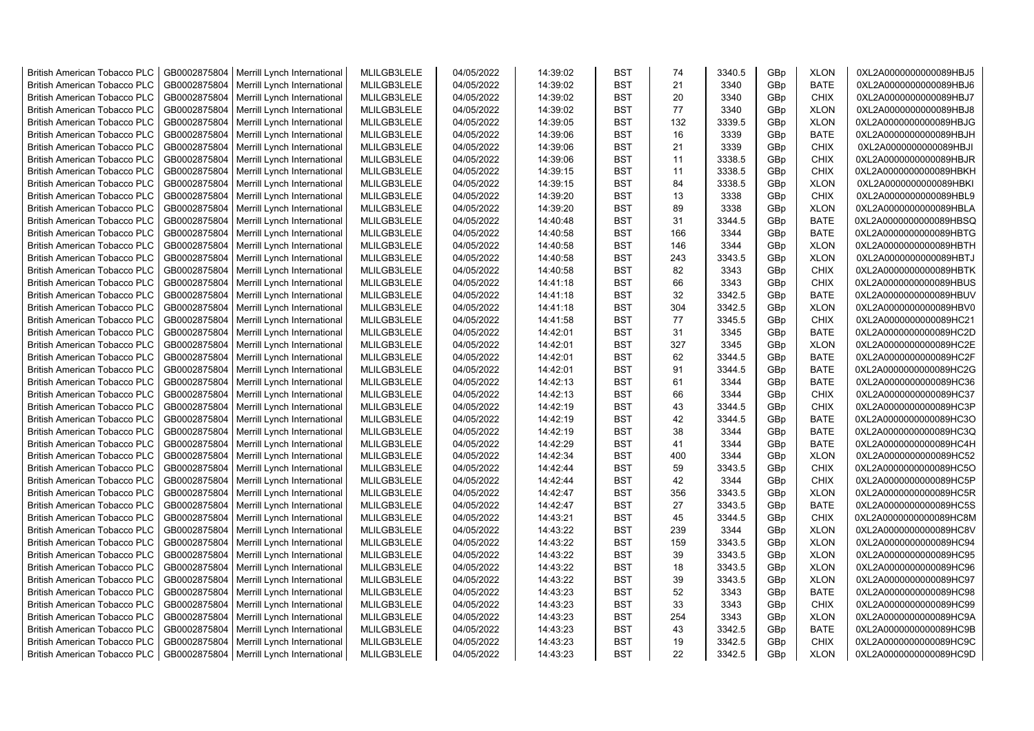| British American Tobacco PLC | GB0002875804 | Merrill Lynch International | MLILGB3LELE | 04/05/2022 | 14:39:02 | BST | 74 | 3340.5 | GBp | XLON | 0XL2A0000000000089HBJ5 |
|---|---|---|---|---|---|---|---|---|---|---|---|
| British American Tobacco PLC | GB0002875804 | Merrill Lynch International | MLILGB3LELE | 04/05/2022 | 14:39:02 | BST | 21 | 3340 | GBp | BATE | 0XL2A0000000000089HBJ6 |
| British American Tobacco PLC | GB0002875804 | Merrill Lynch International | MLILGB3LELE | 04/05/2022 | 14:39:02 | BST | 20 | 3340 | GBp | CHIX | 0XL2A0000000000089HBJ7 |
| British American Tobacco PLC | GB0002875804 | Merrill Lynch International | MLILGB3LELE | 04/05/2022 | 14:39:02 | BST | 77 | 3340 | GBp | XLON | 0XL2A0000000000089HBJ8 |
| British American Tobacco PLC | GB0002875804 | Merrill Lynch International | MLILGB3LELE | 04/05/2022 | 14:39:05 | BST | 132 | 3339.5 | GBp | XLON | 0XL2A0000000000089HBJG |
| British American Tobacco PLC | GB0002875804 | Merrill Lynch International | MLILGB3LELE | 04/05/2022 | 14:39:06 | BST | 16 | 3339 | GBp | BATE | 0XL2A0000000000089HBJH |
| British American Tobacco PLC | GB0002875804 | Merrill Lynch International | MLILGB3LELE | 04/05/2022 | 14:39:06 | BST | 21 | 3339 | GBp | CHIX | 0XL2A0000000000089HBJI |
| British American Tobacco PLC | GB0002875804 | Merrill Lynch International | MLILGB3LELE | 04/05/2022 | 14:39:06 | BST | 11 | 3338.5 | GBp | CHIX | 0XL2A0000000000089HBJR |
| British American Tobacco PLC | GB0002875804 | Merrill Lynch International | MLILGB3LELE | 04/05/2022 | 14:39:15 | BST | 11 | 3338.5 | GBp | CHIX | 0XL2A0000000000089HBKH |
| British American Tobacco PLC | GB0002875804 | Merrill Lynch International | MLILGB3LELE | 04/05/2022 | 14:39:15 | BST | 84 | 3338.5 | GBp | XLON | 0XL2A0000000000089HBKI |
| British American Tobacco PLC | GB0002875804 | Merrill Lynch International | MLILGB3LELE | 04/05/2022 | 14:39:20 | BST | 13 | 3338 | GBp | CHIX | 0XL2A0000000000089HBL9 |
| British American Tobacco PLC | GB0002875804 | Merrill Lynch International | MLILGB3LELE | 04/05/2022 | 14:39:20 | BST | 89 | 3338 | GBp | XLON | 0XL2A0000000000089HBLA |
| British American Tobacco PLC | GB0002875804 | Merrill Lynch International | MLILGB3LELE | 04/05/2022 | 14:40:48 | BST | 31 | 3344.5 | GBp | BATE | 0XL2A0000000000089HBSQ |
| British American Tobacco PLC | GB0002875804 | Merrill Lynch International | MLILGB3LELE | 04/05/2022 | 14:40:58 | BST | 166 | 3344 | GBp | BATE | 0XL2A0000000000089HBTG |
| British American Tobacco PLC | GB0002875804 | Merrill Lynch International | MLILGB3LELE | 04/05/2022 | 14:40:58 | BST | 146 | 3344 | GBp | XLON | 0XL2A0000000000089HBTH |
| British American Tobacco PLC | GB0002875804 | Merrill Lynch International | MLILGB3LELE | 04/05/2022 | 14:40:58 | BST | 243 | 3343.5 | GBp | XLON | 0XL2A0000000000089HBTJ |
| British American Tobacco PLC | GB0002875804 | Merrill Lynch International | MLILGB3LELE | 04/05/2022 | 14:40:58 | BST | 82 | 3343 | GBp | CHIX | 0XL2A0000000000089HBTK |
| British American Tobacco PLC | GB0002875804 | Merrill Lynch International | MLILGB3LELE | 04/05/2022 | 14:41:18 | BST | 66 | 3343 | GBp | CHIX | 0XL2A0000000000089HBUS |
| British American Tobacco PLC | GB0002875804 | Merrill Lynch International | MLILGB3LELE | 04/05/2022 | 14:41:18 | BST | 32 | 3342.5 | GBp | BATE | 0XL2A0000000000089HBUV |
| British American Tobacco PLC | GB0002875804 | Merrill Lynch International | MLILGB3LELE | 04/05/2022 | 14:41:18 | BST | 304 | 3342.5 | GBp | XLON | 0XL2A0000000000089HBV0 |
| British American Tobacco PLC | GB0002875804 | Merrill Lynch International | MLILGB3LELE | 04/05/2022 | 14:41:58 | BST | 77 | 3345.5 | GBp | CHIX | 0XL2A0000000000089HC21 |
| British American Tobacco PLC | GB0002875804 | Merrill Lynch International | MLILGB3LELE | 04/05/2022 | 14:42:01 | BST | 31 | 3345 | GBp | BATE | 0XL2A0000000000089HC2D |
| British American Tobacco PLC | GB0002875804 | Merrill Lynch International | MLILGB3LELE | 04/05/2022 | 14:42:01 | BST | 327 | 3345 | GBp | XLON | 0XL2A0000000000089HC2E |
| British American Tobacco PLC | GB0002875804 | Merrill Lynch International | MLILGB3LELE | 04/05/2022 | 14:42:01 | BST | 62 | 3344.5 | GBp | BATE | 0XL2A0000000000089HC2F |
| British American Tobacco PLC | GB0002875804 | Merrill Lynch International | MLILGB3LELE | 04/05/2022 | 14:42:01 | BST | 91 | 3344.5 | GBp | BATE | 0XL2A0000000000089HC2G |
| British American Tobacco PLC | GB0002875804 | Merrill Lynch International | MLILGB3LELE | 04/05/2022 | 14:42:13 | BST | 61 | 3344 | GBp | BATE | 0XL2A0000000000089HC36 |
| British American Tobacco PLC | GB0002875804 | Merrill Lynch International | MLILGB3LELE | 04/05/2022 | 14:42:13 | BST | 66 | 3344 | GBp | CHIX | 0XL2A0000000000089HC37 |
| British American Tobacco PLC | GB0002875804 | Merrill Lynch International | MLILGB3LELE | 04/05/2022 | 14:42:19 | BST | 43 | 3344.5 | GBp | CHIX | 0XL2A0000000000089HC3P |
| British American Tobacco PLC | GB0002875804 | Merrill Lynch International | MLILGB3LELE | 04/05/2022 | 14:42:19 | BST | 42 | 3344.5 | GBp | BATE | 0XL2A0000000000089HC3O |
| British American Tobacco PLC | GB0002875804 | Merrill Lynch International | MLILGB3LELE | 04/05/2022 | 14:42:19 | BST | 38 | 3344 | GBp | BATE | 0XL2A0000000000089HC3Q |
| British American Tobacco PLC | GB0002875804 | Merrill Lynch International | MLILGB3LELE | 04/05/2022 | 14:42:29 | BST | 41 | 3344 | GBp | BATE | 0XL2A0000000000089HC4H |
| British American Tobacco PLC | GB0002875804 | Merrill Lynch International | MLILGB3LELE | 04/05/2022 | 14:42:34 | BST | 400 | 3344 | GBp | XLON | 0XL2A0000000000089HC52 |
| British American Tobacco PLC | GB0002875804 | Merrill Lynch International | MLILGB3LELE | 04/05/2022 | 14:42:44 | BST | 59 | 3343.5 | GBp | CHIX | 0XL2A0000000000089HC5O |
| British American Tobacco PLC | GB0002875804 | Merrill Lynch International | MLILGB3LELE | 04/05/2022 | 14:42:44 | BST | 42 | 3344 | GBp | CHIX | 0XL2A0000000000089HC5P |
| British American Tobacco PLC | GB0002875804 | Merrill Lynch International | MLILGB3LELE | 04/05/2022 | 14:42:47 | BST | 356 | 3343.5 | GBp | XLON | 0XL2A0000000000089HC5R |
| British American Tobacco PLC | GB0002875804 | Merrill Lynch International | MLILGB3LELE | 04/05/2022 | 14:42:47 | BST | 27 | 3343.5 | GBp | BATE | 0XL2A0000000000089HC5S |
| British American Tobacco PLC | GB0002875804 | Merrill Lynch International | MLILGB3LELE | 04/05/2022 | 14:43:21 | BST | 45 | 3344.5 | GBp | CHIX | 0XL2A0000000000089HC8M |
| British American Tobacco PLC | GB0002875804 | Merrill Lynch International | MLILGB3LELE | 04/05/2022 | 14:43:22 | BST | 239 | 3344 | GBp | XLON | 0XL2A0000000000089HC8V |
| British American Tobacco PLC | GB0002875804 | Merrill Lynch International | MLILGB3LELE | 04/05/2022 | 14:43:22 | BST | 159 | 3343.5 | GBp | XLON | 0XL2A0000000000089HC94 |
| British American Tobacco PLC | GB0002875804 | Merrill Lynch International | MLILGB3LELE | 04/05/2022 | 14:43:22 | BST | 39 | 3343.5 | GBp | XLON | 0XL2A0000000000089HC95 |
| British American Tobacco PLC | GB0002875804 | Merrill Lynch International | MLILGB3LELE | 04/05/2022 | 14:43:22 | BST | 18 | 3343.5 | GBp | XLON | 0XL2A0000000000089HC96 |
| British American Tobacco PLC | GB0002875804 | Merrill Lynch International | MLILGB3LELE | 04/05/2022 | 14:43:22 | BST | 39 | 3343.5 | GBp | XLON | 0XL2A0000000000089HC97 |
| British American Tobacco PLC | GB0002875804 | Merrill Lynch International | MLILGB3LELE | 04/05/2022 | 14:43:23 | BST | 52 | 3343 | GBp | BATE | 0XL2A0000000000089HC98 |
| British American Tobacco PLC | GB0002875804 | Merrill Lynch International | MLILGB3LELE | 04/05/2022 | 14:43:23 | BST | 33 | 3343 | GBp | CHIX | 0XL2A0000000000089HC99 |
| British American Tobacco PLC | GB0002875804 | Merrill Lynch International | MLILGB3LELE | 04/05/2022 | 14:43:23 | BST | 254 | 3343 | GBp | XLON | 0XL2A0000000000089HC9A |
| British American Tobacco PLC | GB0002875804 | Merrill Lynch International | MLILGB3LELE | 04/05/2022 | 14:43:23 | BST | 43 | 3342.5 | GBp | BATE | 0XL2A0000000000089HC9B |
| British American Tobacco PLC | GB0002875804 | Merrill Lynch International | MLILGB3LELE | 04/05/2022 | 14:43:23 | BST | 19 | 3342.5 | GBp | CHIX | 0XL2A0000000000089HC9C |
| British American Tobacco PLC | GB0002875804 | Merrill Lynch International | MLILGB3LELE | 04/05/2022 | 14:43:23 | BST | 22 | 3342.5 | GBp | XLON | 0XL2A0000000000089HC9D |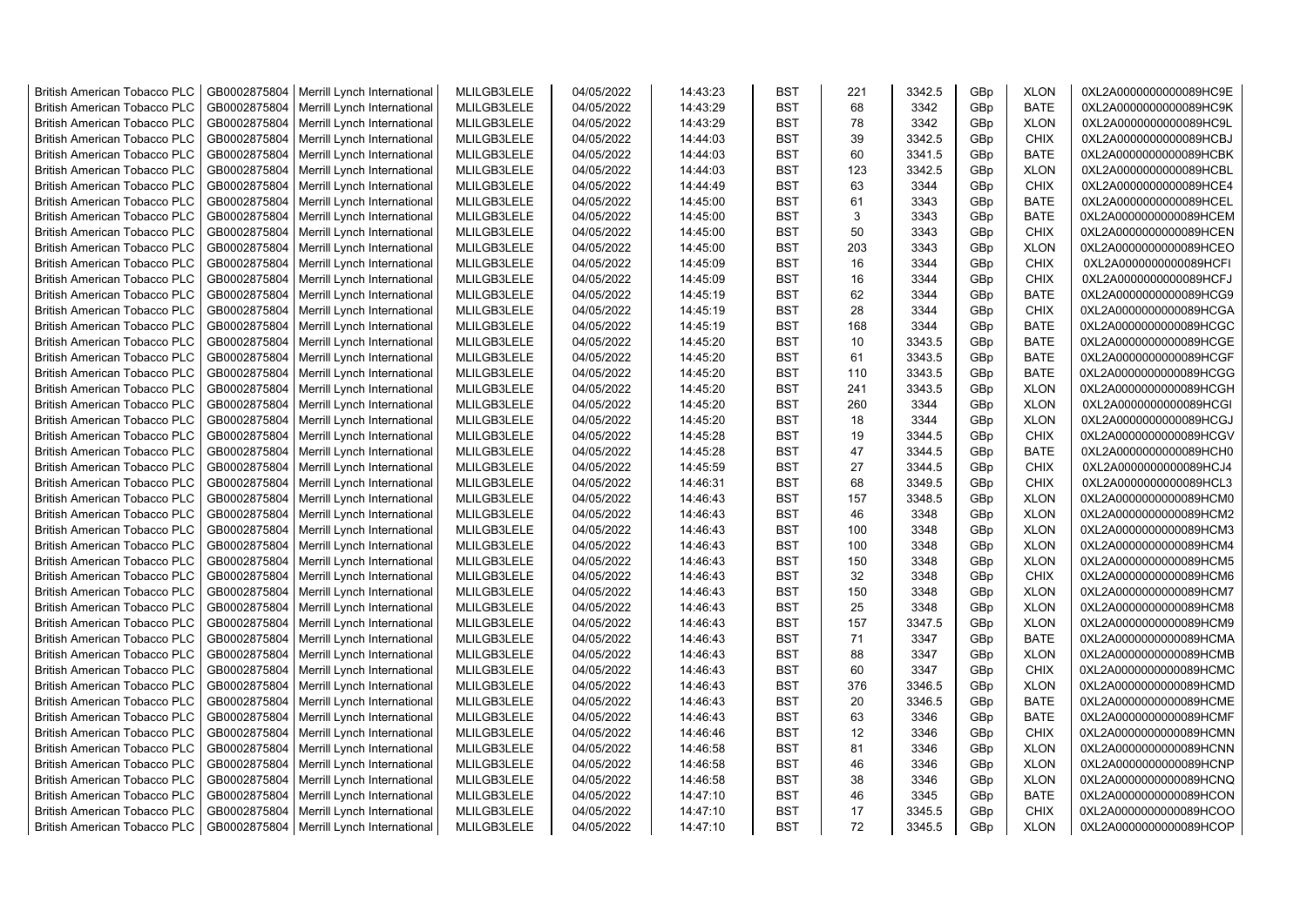| | | | | | | | | | | | |
|---|---|---|---|---|---|---|---|---|---|---|---|
| British American Tobacco PLC | GB0002875804 | Merrill Lynch International | MLILGB3LELE | 04/05/2022 | 14:43:23 | BST | 221 | 3342.5 | GBp | XLON | 0XL2A0000000000089HC9E |
| British American Tobacco PLC | GB0002875804 | Merrill Lynch International | MLILGB3LELE | 04/05/2022 | 14:43:29 | BST | 68 | 3342 | GBp | BATE | 0XL2A0000000000089HC9K |
| British American Tobacco PLC | GB0002875804 | Merrill Lynch International | MLILGB3LELE | 04/05/2022 | 14:43:29 | BST | 78 | 3342 | GBp | XLON | 0XL2A0000000000089HC9L |
| British American Tobacco PLC | GB0002875804 | Merrill Lynch International | MLILGB3LELE | 04/05/2022 | 14:44:03 | BST | 39 | 3342.5 | GBp | CHIX | 0XL2A0000000000089HCBJ |
| British American Tobacco PLC | GB0002875804 | Merrill Lynch International | MLILGB3LELE | 04/05/2022 | 14:44:03 | BST | 60 | 3341.5 | GBp | BATE | 0XL2A0000000000089HCBK |
| British American Tobacco PLC | GB0002875804 | Merrill Lynch International | MLILGB3LELE | 04/05/2022 | 14:44:03 | BST | 123 | 3342.5 | GBp | XLON | 0XL2A0000000000089HCBL |
| British American Tobacco PLC | GB0002875804 | Merrill Lynch International | MLILGB3LELE | 04/05/2022 | 14:44:49 | BST | 63 | 3344 | GBp | CHIX | 0XL2A0000000000089HCE4 |
| British American Tobacco PLC | GB0002875804 | Merrill Lynch International | MLILGB3LELE | 04/05/2022 | 14:45:00 | BST | 61 | 3343 | GBp | BATE | 0XL2A0000000000089HCEL |
| British American Tobacco PLC | GB0002875804 | Merrill Lynch International | MLILGB3LELE | 04/05/2022 | 14:45:00 | BST | 3 | 3343 | GBp | BATE | 0XL2A0000000000089HCEM |
| British American Tobacco PLC | GB0002875804 | Merrill Lynch International | MLILGB3LELE | 04/05/2022 | 14:45:00 | BST | 50 | 3343 | GBp | CHIX | 0XL2A0000000000089HCEN |
| British American Tobacco PLC | GB0002875804 | Merrill Lynch International | MLILGB3LELE | 04/05/2022 | 14:45:00 | BST | 203 | 3343 | GBp | XLON | 0XL2A0000000000089HCEO |
| British American Tobacco PLC | GB0002875804 | Merrill Lynch International | MLILGB3LELE | 04/05/2022 | 14:45:09 | BST | 16 | 3344 | GBp | CHIX | 0XL2A0000000000089HCFI |
| British American Tobacco PLC | GB0002875804 | Merrill Lynch International | MLILGB3LELE | 04/05/2022 | 14:45:09 | BST | 16 | 3344 | GBp | CHIX | 0XL2A0000000000089HCFJ |
| British American Tobacco PLC | GB0002875804 | Merrill Lynch International | MLILGB3LELE | 04/05/2022 | 14:45:19 | BST | 62 | 3344 | GBp | BATE | 0XL2A0000000000089HCG9 |
| British American Tobacco PLC | GB0002875804 | Merrill Lynch International | MLILGB3LELE | 04/05/2022 | 14:45:19 | BST | 28 | 3344 | GBp | CHIX | 0XL2A0000000000089HCGA |
| British American Tobacco PLC | GB0002875804 | Merrill Lynch International | MLILGB3LELE | 04/05/2022 | 14:45:19 | BST | 168 | 3344 | GBp | BATE | 0XL2A0000000000089HCGC |
| British American Tobacco PLC | GB0002875804 | Merrill Lynch International | MLILGB3LELE | 04/05/2022 | 14:45:20 | BST | 10 | 3343.5 | GBp | BATE | 0XL2A0000000000089HCGE |
| British American Tobacco PLC | GB0002875804 | Merrill Lynch International | MLILGB3LELE | 04/05/2022 | 14:45:20 | BST | 61 | 3343.5 | GBp | BATE | 0XL2A0000000000089HCGF |
| British American Tobacco PLC | GB0002875804 | Merrill Lynch International | MLILGB3LELE | 04/05/2022 | 14:45:20 | BST | 110 | 3343.5 | GBp | BATE | 0XL2A0000000000089HCGG |
| British American Tobacco PLC | GB0002875804 | Merrill Lynch International | MLILGB3LELE | 04/05/2022 | 14:45:20 | BST | 241 | 3343.5 | GBp | XLON | 0XL2A0000000000089HCGH |
| British American Tobacco PLC | GB0002875804 | Merrill Lynch International | MLILGB3LELE | 04/05/2022 | 14:45:20 | BST | 260 | 3344 | GBp | XLON | 0XL2A0000000000089HCGI |
| British American Tobacco PLC | GB0002875804 | Merrill Lynch International | MLILGB3LELE | 04/05/2022 | 14:45:20 | BST | 18 | 3344 | GBp | XLON | 0XL2A0000000000089HCGJ |
| British American Tobacco PLC | GB0002875804 | Merrill Lynch International | MLILGB3LELE | 04/05/2022 | 14:45:28 | BST | 19 | 3344.5 | GBp | CHIX | 0XL2A0000000000089HCGV |
| British American Tobacco PLC | GB0002875804 | Merrill Lynch International | MLILGB3LELE | 04/05/2022 | 14:45:28 | BST | 47 | 3344.5 | GBp | BATE | 0XL2A0000000000089HCH0 |
| British American Tobacco PLC | GB0002875804 | Merrill Lynch International | MLILGB3LELE | 04/05/2022 | 14:45:59 | BST | 27 | 3344.5 | GBp | CHIX | 0XL2A0000000000089HCJ4 |
| British American Tobacco PLC | GB0002875804 | Merrill Lynch International | MLILGB3LELE | 04/05/2022 | 14:46:31 | BST | 68 | 3349.5 | GBp | CHIX | 0XL2A0000000000089HCL3 |
| British American Tobacco PLC | GB0002875804 | Merrill Lynch International | MLILGB3LELE | 04/05/2022 | 14:46:43 | BST | 157 | 3348.5 | GBp | XLON | 0XL2A0000000000089HCM0 |
| British American Tobacco PLC | GB0002875804 | Merrill Lynch International | MLILGB3LELE | 04/05/2022 | 14:46:43 | BST | 46 | 3348 | GBp | XLON | 0XL2A0000000000089HCM2 |
| British American Tobacco PLC | GB0002875804 | Merrill Lynch International | MLILGB3LELE | 04/05/2022 | 14:46:43 | BST | 100 | 3348 | GBp | XLON | 0XL2A0000000000089HCM3 |
| British American Tobacco PLC | GB0002875804 | Merrill Lynch International | MLILGB3LELE | 04/05/2022 | 14:46:43 | BST | 100 | 3348 | GBp | XLON | 0XL2A0000000000089HCM4 |
| British American Tobacco PLC | GB0002875804 | Merrill Lynch International | MLILGB3LELE | 04/05/2022 | 14:46:43 | BST | 150 | 3348 | GBp | XLON | 0XL2A0000000000089HCM5 |
| British American Tobacco PLC | GB0002875804 | Merrill Lynch International | MLILGB3LELE | 04/05/2022 | 14:46:43 | BST | 32 | 3348 | GBp | CHIX | 0XL2A0000000000089HCM6 |
| British American Tobacco PLC | GB0002875804 | Merrill Lynch International | MLILGB3LELE | 04/05/2022 | 14:46:43 | BST | 150 | 3348 | GBp | XLON | 0XL2A0000000000089HCM7 |
| British American Tobacco PLC | GB0002875804 | Merrill Lynch International | MLILGB3LELE | 04/05/2022 | 14:46:43 | BST | 25 | 3348 | GBp | XLON | 0XL2A0000000000089HCM8 |
| British American Tobacco PLC | GB0002875804 | Merrill Lynch International | MLILGB3LELE | 04/05/2022 | 14:46:43 | BST | 157 | 3347.5 | GBp | XLON | 0XL2A0000000000089HCM9 |
| British American Tobacco PLC | GB0002875804 | Merrill Lynch International | MLILGB3LELE | 04/05/2022 | 14:46:43 | BST | 71 | 3347 | GBp | BATE | 0XL2A0000000000089HCMA |
| British American Tobacco PLC | GB0002875804 | Merrill Lynch International | MLILGB3LELE | 04/05/2022 | 14:46:43 | BST | 88 | 3347 | GBp | XLON | 0XL2A0000000000089HCMB |
| British American Tobacco PLC | GB0002875804 | Merrill Lynch International | MLILGB3LELE | 04/05/2022 | 14:46:43 | BST | 60 | 3347 | GBp | CHIX | 0XL2A0000000000089HCMC |
| British American Tobacco PLC | GB0002875804 | Merrill Lynch International | MLILGB3LELE | 04/05/2022 | 14:46:43 | BST | 376 | 3346.5 | GBp | XLON | 0XL2A0000000000089HCMD |
| British American Tobacco PLC | GB0002875804 | Merrill Lynch International | MLILGB3LELE | 04/05/2022 | 14:46:43 | BST | 20 | 3346.5 | GBp | BATE | 0XL2A0000000000089HCME |
| British American Tobacco PLC | GB0002875804 | Merrill Lynch International | MLILGB3LELE | 04/05/2022 | 14:46:43 | BST | 63 | 3346 | GBp | BATE | 0XL2A0000000000089HCMF |
| British American Tobacco PLC | GB0002875804 | Merrill Lynch International | MLILGB3LELE | 04/05/2022 | 14:46:46 | BST | 12 | 3346 | GBp | CHIX | 0XL2A0000000000089HCMN |
| British American Tobacco PLC | GB0002875804 | Merrill Lynch International | MLILGB3LELE | 04/05/2022 | 14:46:58 | BST | 81 | 3346 | GBp | XLON | 0XL2A0000000000089HCNN |
| British American Tobacco PLC | GB0002875804 | Merrill Lynch International | MLILGB3LELE | 04/05/2022 | 14:46:58 | BST | 46 | 3346 | GBp | XLON | 0XL2A0000000000089HCNP |
| British American Tobacco PLC | GB0002875804 | Merrill Lynch International | MLILGB3LELE | 04/05/2022 | 14:46:58 | BST | 38 | 3346 | GBp | XLON | 0XL2A0000000000089HCNQ |
| British American Tobacco PLC | GB0002875804 | Merrill Lynch International | MLILGB3LELE | 04/05/2022 | 14:47:10 | BST | 46 | 3345 | GBp | BATE | 0XL2A0000000000089HCON |
| British American Tobacco PLC | GB0002875804 | Merrill Lynch International | MLILGB3LELE | 04/05/2022 | 14:47:10 | BST | 17 | 3345.5 | GBp | CHIX | 0XL2A0000000000089HCOO |
| British American Tobacco PLC | GB0002875804 | Merrill Lynch International | MLILGB3LELE | 04/05/2022 | 14:47:10 | BST | 72 | 3345.5 | GBp | XLON | 0XL2A0000000000089HCOP |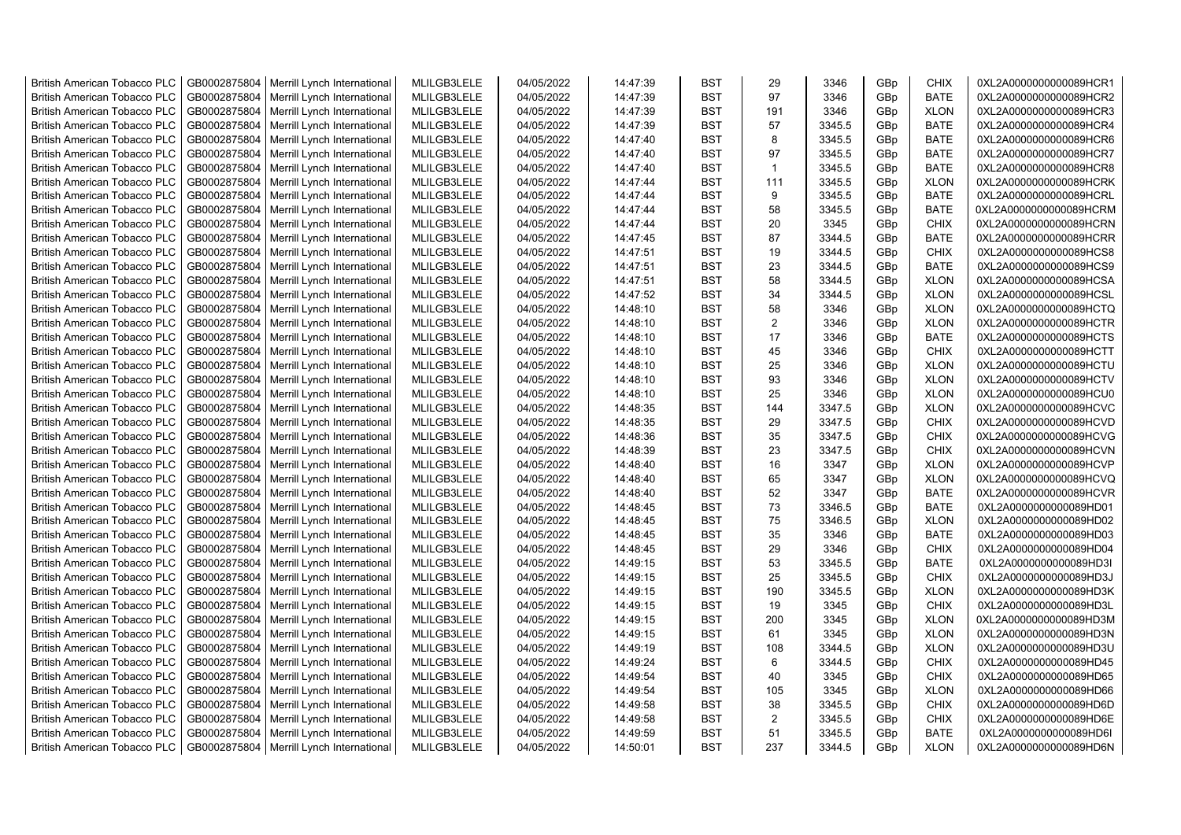| British American Tobacco PLC | GB0002875804 | Merrill Lynch International | MLILGB3LELE | 04/05/2022 | 14:47:39 | BST | 29 | 3346 | GBp | CHIX | 0XL2A0000000000089HCR1 |
|---|---|---|---|---|---|---|---|---|---|---|---|
| British American Tobacco PLC | GB0002875804 | Merrill Lynch International | MLILGB3LELE | 04/05/2022 | 14:47:39 | BST | 97 | 3346 | GBp | BATE | 0XL2A0000000000089HCR2 |
| British American Tobacco PLC | GB0002875804 | Merrill Lynch International | MLILGB3LELE | 04/05/2022 | 14:47:39 | BST | 191 | 3346 | GBp | XLON | 0XL2A0000000000089HCR3 |
| British American Tobacco PLC | GB0002875804 | Merrill Lynch International | MLILGB3LELE | 04/05/2022 | 14:47:39 | BST | 57 | 3345.5 | GBp | BATE | 0XL2A0000000000089HCR4 |
| British American Tobacco PLC | GB0002875804 | Merrill Lynch International | MLILGB3LELE | 04/05/2022 | 14:47:40 | BST | 8 | 3345.5 | GBp | BATE | 0XL2A0000000000089HCR6 |
| British American Tobacco PLC | GB0002875804 | Merrill Lynch International | MLILGB3LELE | 04/05/2022 | 14:47:40 | BST | 97 | 3345.5 | GBp | BATE | 0XL2A0000000000089HCR7 |
| British American Tobacco PLC | GB0002875804 | Merrill Lynch International | MLILGB3LELE | 04/05/2022 | 14:47:40 | BST | 1 | 3345.5 | GBp | BATE | 0XL2A0000000000089HCR8 |
| British American Tobacco PLC | GB0002875804 | Merrill Lynch International | MLILGB3LELE | 04/05/2022 | 14:47:44 | BST | 111 | 3345.5 | GBp | XLON | 0XL2A0000000000089HCRK |
| British American Tobacco PLC | GB0002875804 | Merrill Lynch International | MLILGB3LELE | 04/05/2022 | 14:47:44 | BST | 9 | 3345.5 | GBp | BATE | 0XL2A0000000000089HCRL |
| British American Tobacco PLC | GB0002875804 | Merrill Lynch International | MLILGB3LELE | 04/05/2022 | 14:47:44 | BST | 58 | 3345.5 | GBp | BATE | 0XL2A0000000000089HCRM |
| British American Tobacco PLC | GB0002875804 | Merrill Lynch International | MLILGB3LELE | 04/05/2022 | 14:47:44 | BST | 20 | 3345 | GBp | CHIX | 0XL2A0000000000089HCRN |
| British American Tobacco PLC | GB0002875804 | Merrill Lynch International | MLILGB3LELE | 04/05/2022 | 14:47:45 | BST | 87 | 3344.5 | GBp | BATE | 0XL2A0000000000089HCRR |
| British American Tobacco PLC | GB0002875804 | Merrill Lynch International | MLILGB3LELE | 04/05/2022 | 14:47:51 | BST | 19 | 3344.5 | GBp | CHIX | 0XL2A0000000000089HCS8 |
| British American Tobacco PLC | GB0002875804 | Merrill Lynch International | MLILGB3LELE | 04/05/2022 | 14:47:51 | BST | 23 | 3344.5 | GBp | BATE | 0XL2A0000000000089HCS9 |
| British American Tobacco PLC | GB0002875804 | Merrill Lynch International | MLILGB3LELE | 04/05/2022 | 14:47:51 | BST | 58 | 3344.5 | GBp | XLON | 0XL2A0000000000089HCSA |
| British American Tobacco PLC | GB0002875804 | Merrill Lynch International | MLILGB3LELE | 04/05/2022 | 14:47:52 | BST | 34 | 3344.5 | GBp | XLON | 0XL2A0000000000089HCSL |
| British American Tobacco PLC | GB0002875804 | Merrill Lynch International | MLILGB3LELE | 04/05/2022 | 14:48:10 | BST | 58 | 3346 | GBp | XLON | 0XL2A0000000000089HCTQ |
| British American Tobacco PLC | GB0002875804 | Merrill Lynch International | MLILGB3LELE | 04/05/2022 | 14:48:10 | BST | 2 | 3346 | GBp | XLON | 0XL2A0000000000089HCTR |
| British American Tobacco PLC | GB0002875804 | Merrill Lynch International | MLILGB3LELE | 04/05/2022 | 14:48:10 | BST | 17 | 3346 | GBp | BATE | 0XL2A0000000000089HCTS |
| British American Tobacco PLC | GB0002875804 | Merrill Lynch International | MLILGB3LELE | 04/05/2022 | 14:48:10 | BST | 45 | 3346 | GBp | CHIX | 0XL2A0000000000089HCTT |
| British American Tobacco PLC | GB0002875804 | Merrill Lynch International | MLILGB3LELE | 04/05/2022 | 14:48:10 | BST | 25 | 3346 | GBp | XLON | 0XL2A0000000000089HCTU |
| British American Tobacco PLC | GB0002875804 | Merrill Lynch International | MLILGB3LELE | 04/05/2022 | 14:48:10 | BST | 93 | 3346 | GBp | XLON | 0XL2A0000000000089HCTV |
| British American Tobacco PLC | GB0002875804 | Merrill Lynch International | MLILGB3LELE | 04/05/2022 | 14:48:10 | BST | 25 | 3346 | GBp | XLON | 0XL2A0000000000089HCU0 |
| British American Tobacco PLC | GB0002875804 | Merrill Lynch International | MLILGB3LELE | 04/05/2022 | 14:48:35 | BST | 144 | 3347.5 | GBp | XLON | 0XL2A0000000000089HCVC |
| British American Tobacco PLC | GB0002875804 | Merrill Lynch International | MLILGB3LELE | 04/05/2022 | 14:48:35 | BST | 29 | 3347.5 | GBp | CHIX | 0XL2A0000000000089HCVD |
| British American Tobacco PLC | GB0002875804 | Merrill Lynch International | MLILGB3LELE | 04/05/2022 | 14:48:36 | BST | 35 | 3347.5 | GBp | CHIX | 0XL2A0000000000089HCVG |
| British American Tobacco PLC | GB0002875804 | Merrill Lynch International | MLILGB3LELE | 04/05/2022 | 14:48:39 | BST | 23 | 3347.5 | GBp | CHIX | 0XL2A0000000000089HCVN |
| British American Tobacco PLC | GB0002875804 | Merrill Lynch International | MLILGB3LELE | 04/05/2022 | 14:48:40 | BST | 16 | 3347 | GBp | XLON | 0XL2A0000000000089HCVP |
| British American Tobacco PLC | GB0002875804 | Merrill Lynch International | MLILGB3LELE | 04/05/2022 | 14:48:40 | BST | 65 | 3347 | GBp | XLON | 0XL2A0000000000089HCVQ |
| British American Tobacco PLC | GB0002875804 | Merrill Lynch International | MLILGB3LELE | 04/05/2022 | 14:48:40 | BST | 52 | 3347 | GBp | BATE | 0XL2A0000000000089HCVR |
| British American Tobacco PLC | GB0002875804 | Merrill Lynch International | MLILGB3LELE | 04/05/2022 | 14:48:45 | BST | 73 | 3346.5 | GBp | BATE | 0XL2A0000000000089HD01 |
| British American Tobacco PLC | GB0002875804 | Merrill Lynch International | MLILGB3LELE | 04/05/2022 | 14:48:45 | BST | 75 | 3346.5 | GBp | XLON | 0XL2A0000000000089HD02 |
| British American Tobacco PLC | GB0002875804 | Merrill Lynch International | MLILGB3LELE | 04/05/2022 | 14:48:45 | BST | 35 | 3346 | GBp | BATE | 0XL2A0000000000089HD03 |
| British American Tobacco PLC | GB0002875804 | Merrill Lynch International | MLILGB3LELE | 04/05/2022 | 14:48:45 | BST | 29 | 3346 | GBp | CHIX | 0XL2A0000000000089HD04 |
| British American Tobacco PLC | GB0002875804 | Merrill Lynch International | MLILGB3LELE | 04/05/2022 | 14:49:15 | BST | 53 | 3345.5 | GBp | BATE | 0XL2A0000000000089HD3I |
| British American Tobacco PLC | GB0002875804 | Merrill Lynch International | MLILGB3LELE | 04/05/2022 | 14:49:15 | BST | 25 | 3345.5 | GBp | CHIX | 0XL2A0000000000089HD3J |
| British American Tobacco PLC | GB0002875804 | Merrill Lynch International | MLILGB3LELE | 04/05/2022 | 14:49:15 | BST | 190 | 3345.5 | GBp | XLON | 0XL2A0000000000089HD3K |
| British American Tobacco PLC | GB0002875804 | Merrill Lynch International | MLILGB3LELE | 04/05/2022 | 14:49:15 | BST | 19 | 3345 | GBp | CHIX | 0XL2A0000000000089HD3L |
| British American Tobacco PLC | GB0002875804 | Merrill Lynch International | MLILGB3LELE | 04/05/2022 | 14:49:15 | BST | 200 | 3345 | GBp | XLON | 0XL2A0000000000089HD3M |
| British American Tobacco PLC | GB0002875804 | Merrill Lynch International | MLILGB3LELE | 04/05/2022 | 14:49:15 | BST | 61 | 3345 | GBp | XLON | 0XL2A0000000000089HD3N |
| British American Tobacco PLC | GB0002875804 | Merrill Lynch International | MLILGB3LELE | 04/05/2022 | 14:49:19 | BST | 108 | 3344.5 | GBp | XLON | 0XL2A0000000000089HD3U |
| British American Tobacco PLC | GB0002875804 | Merrill Lynch International | MLILGB3LELE | 04/05/2022 | 14:49:24 | BST | 6 | 3344.5 | GBp | CHIX | 0XL2A0000000000089HD45 |
| British American Tobacco PLC | GB0002875804 | Merrill Lynch International | MLILGB3LELE | 04/05/2022 | 14:49:54 | BST | 40 | 3345 | GBp | CHIX | 0XL2A0000000000089HD65 |
| British American Tobacco PLC | GB0002875804 | Merrill Lynch International | MLILGB3LELE | 04/05/2022 | 14:49:54 | BST | 105 | 3345 | GBp | XLON | 0XL2A0000000000089HD66 |
| British American Tobacco PLC | GB0002875804 | Merrill Lynch International | MLILGB3LELE | 04/05/2022 | 14:49:58 | BST | 38 | 3345.5 | GBp | CHIX | 0XL2A0000000000089HD6D |
| British American Tobacco PLC | GB0002875804 | Merrill Lynch International | MLILGB3LELE | 04/05/2022 | 14:49:58 | BST | 2 | 3345.5 | GBp | CHIX | 0XL2A0000000000089HD6E |
| British American Tobacco PLC | GB0002875804 | Merrill Lynch International | MLILGB3LELE | 04/05/2022 | 14:49:59 | BST | 51 | 3345.5 | GBp | BATE | 0XL2A0000000000089HD6I |
| British American Tobacco PLC | GB0002875804 | Merrill Lynch International | MLILGB3LELE | 04/05/2022 | 14:50:01 | BST | 237 | 3344.5 | GBp | XLON | 0XL2A0000000000089HD6N |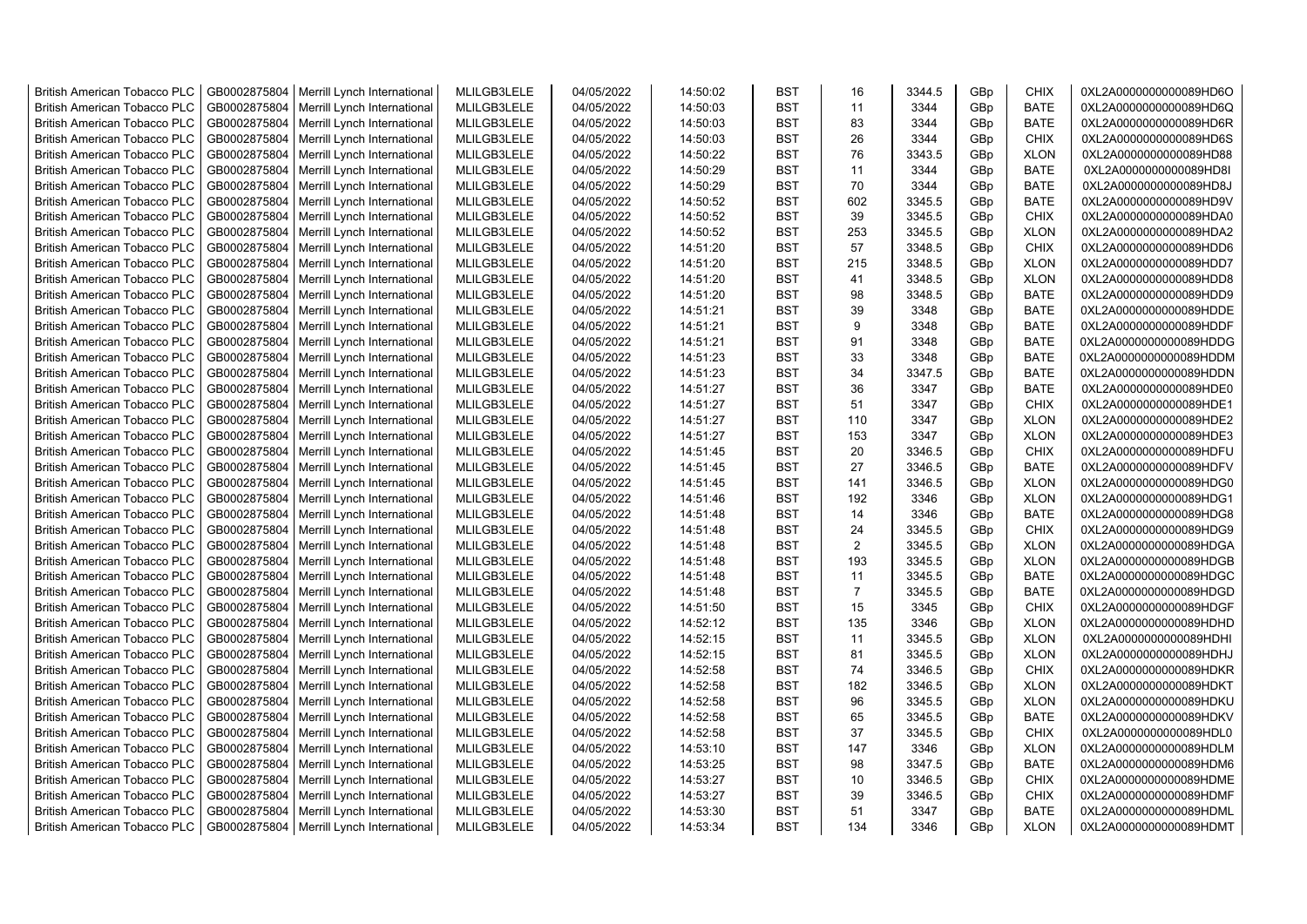| British American Tobacco PLC | GB0002875804 | Merrill Lynch International | MLILGB3LELE | 04/05/2022 | 14:50:02 | BST | 16 | 3344.5 | GBp | CHIX | 0XL2A0000000000089HD6O |
|---|---|---|---|---|---|---|---|---|---|---|---|
| British American Tobacco PLC | GB0002875804 | Merrill Lynch International | MLILGB3LELE | 04/05/2022 | 14:50:03 | BST | 11 | 3344 | GBp | BATE | 0XL2A0000000000089HD6Q |
| British American Tobacco PLC | GB0002875804 | Merrill Lynch International | MLILGB3LELE | 04/05/2022 | 14:50:03 | BST | 83 | 3344 | GBp | BATE | 0XL2A0000000000089HD6R |
| British American Tobacco PLC | GB0002875804 | Merrill Lynch International | MLILGB3LELE | 04/05/2022 | 14:50:03 | BST | 26 | 3344 | GBp | CHIX | 0XL2A0000000000089HD6S |
| British American Tobacco PLC | GB0002875804 | Merrill Lynch International | MLILGB3LELE | 04/05/2022 | 14:50:22 | BST | 76 | 3343.5 | GBp | XLON | 0XL2A0000000000089HD88 |
| British American Tobacco PLC | GB0002875804 | Merrill Lynch International | MLILGB3LELE | 04/05/2022 | 14:50:29 | BST | 11 | 3344 | GBp | BATE | 0XL2A0000000000089HD8I |
| British American Tobacco PLC | GB0002875804 | Merrill Lynch International | MLILGB3LELE | 04/05/2022 | 14:50:29 | BST | 70 | 3344 | GBp | BATE | 0XL2A0000000000089HD8J |
| British American Tobacco PLC | GB0002875804 | Merrill Lynch International | MLILGB3LELE | 04/05/2022 | 14:50:52 | BST | 602 | 3345.5 | GBp | BATE | 0XL2A0000000000089HD9V |
| British American Tobacco PLC | GB0002875804 | Merrill Lynch International | MLILGB3LELE | 04/05/2022 | 14:50:52 | BST | 39 | 3345.5 | GBp | CHIX | 0XL2A0000000000089HDA0 |
| British American Tobacco PLC | GB0002875804 | Merrill Lynch International | MLILGB3LELE | 04/05/2022 | 14:50:52 | BST | 253 | 3345.5 | GBp | XLON | 0XL2A0000000000089HDA2 |
| British American Tobacco PLC | GB0002875804 | Merrill Lynch International | MLILGB3LELE | 04/05/2022 | 14:51:20 | BST | 57 | 3348.5 | GBp | CHIX | 0XL2A0000000000089HDD6 |
| British American Tobacco PLC | GB0002875804 | Merrill Lynch International | MLILGB3LELE | 04/05/2022 | 14:51:20 | BST | 215 | 3348.5 | GBp | XLON | 0XL2A0000000000089HDD7 |
| British American Tobacco PLC | GB0002875804 | Merrill Lynch International | MLILGB3LELE | 04/05/2022 | 14:51:20 | BST | 41 | 3348.5 | GBp | XLON | 0XL2A0000000000089HDD8 |
| British American Tobacco PLC | GB0002875804 | Merrill Lynch International | MLILGB3LELE | 04/05/2022 | 14:51:20 | BST | 98 | 3348.5 | GBp | BATE | 0XL2A0000000000089HDD9 |
| British American Tobacco PLC | GB0002875804 | Merrill Lynch International | MLILGB3LELE | 04/05/2022 | 14:51:21 | BST | 39 | 3348 | GBp | BATE | 0XL2A0000000000089HDDE |
| British American Tobacco PLC | GB0002875804 | Merrill Lynch International | MLILGB3LELE | 04/05/2022 | 14:51:21 | BST | 9 | 3348 | GBp | BATE | 0XL2A0000000000089HDDF |
| British American Tobacco PLC | GB0002875804 | Merrill Lynch International | MLILGB3LELE | 04/05/2022 | 14:51:21 | BST | 91 | 3348 | GBp | BATE | 0XL2A0000000000089HDDG |
| British American Tobacco PLC | GB0002875804 | Merrill Lynch International | MLILGB3LELE | 04/05/2022 | 14:51:23 | BST | 33 | 3348 | GBp | BATE | 0XL2A0000000000089HDDM |
| British American Tobacco PLC | GB0002875804 | Merrill Lynch International | MLILGB3LELE | 04/05/2022 | 14:51:23 | BST | 34 | 3347.5 | GBp | BATE | 0XL2A0000000000089HDDN |
| British American Tobacco PLC | GB0002875804 | Merrill Lynch International | MLILGB3LELE | 04/05/2022 | 14:51:27 | BST | 36 | 3347 | GBp | BATE | 0XL2A0000000000089HDE0 |
| British American Tobacco PLC | GB0002875804 | Merrill Lynch International | MLILGB3LELE | 04/05/2022 | 14:51:27 | BST | 51 | 3347 | GBp | CHIX | 0XL2A0000000000089HDE1 |
| British American Tobacco PLC | GB0002875804 | Merrill Lynch International | MLILGB3LELE | 04/05/2022 | 14:51:27 | BST | 110 | 3347 | GBp | XLON | 0XL2A0000000000089HDE2 |
| British American Tobacco PLC | GB0002875804 | Merrill Lynch International | MLILGB3LELE | 04/05/2022 | 14:51:27 | BST | 153 | 3347 | GBp | XLON | 0XL2A0000000000089HDE3 |
| British American Tobacco PLC | GB0002875804 | Merrill Lynch International | MLILGB3LELE | 04/05/2022 | 14:51:45 | BST | 20 | 3346.5 | GBp | CHIX | 0XL2A0000000000089HDFU |
| British American Tobacco PLC | GB0002875804 | Merrill Lynch International | MLILGB3LELE | 04/05/2022 | 14:51:45 | BST | 27 | 3346.5 | GBp | BATE | 0XL2A0000000000089HDFV |
| British American Tobacco PLC | GB0002875804 | Merrill Lynch International | MLILGB3LELE | 04/05/2022 | 14:51:45 | BST | 141 | 3346.5 | GBp | XLON | 0XL2A0000000000089HDG0 |
| British American Tobacco PLC | GB0002875804 | Merrill Lynch International | MLILGB3LELE | 04/05/2022 | 14:51:46 | BST | 192 | 3346 | GBp | XLON | 0XL2A0000000000089HDG1 |
| British American Tobacco PLC | GB0002875804 | Merrill Lynch International | MLILGB3LELE | 04/05/2022 | 14:51:48 | BST | 14 | 3346 | GBp | BATE | 0XL2A0000000000089HDG8 |
| British American Tobacco PLC | GB0002875804 | Merrill Lynch International | MLILGB3LELE | 04/05/2022 | 14:51:48 | BST | 24 | 3345.5 | GBp | CHIX | 0XL2A0000000000089HDG9 |
| British American Tobacco PLC | GB0002875804 | Merrill Lynch International | MLILGB3LELE | 04/05/2022 | 14:51:48 | BST | 2 | 3345.5 | GBp | XLON | 0XL2A0000000000089HDGA |
| British American Tobacco PLC | GB0002875804 | Merrill Lynch International | MLILGB3LELE | 04/05/2022 | 14:51:48 | BST | 193 | 3345.5 | GBp | XLON | 0XL2A0000000000089HDGB |
| British American Tobacco PLC | GB0002875804 | Merrill Lynch International | MLILGB3LELE | 04/05/2022 | 14:51:48 | BST | 11 | 3345.5 | GBp | BATE | 0XL2A0000000000089HDGC |
| British American Tobacco PLC | GB0002875804 | Merrill Lynch International | MLILGB3LELE | 04/05/2022 | 14:51:48 | BST | 7 | 3345.5 | GBp | BATE | 0XL2A0000000000089HDGD |
| British American Tobacco PLC | GB0002875804 | Merrill Lynch International | MLILGB3LELE | 04/05/2022 | 14:51:50 | BST | 15 | 3345 | GBp | CHIX | 0XL2A0000000000089HDGF |
| British American Tobacco PLC | GB0002875804 | Merrill Lynch International | MLILGB3LELE | 04/05/2022 | 14:52:12 | BST | 135 | 3346 | GBp | XLON | 0XL2A0000000000089HDHD |
| British American Tobacco PLC | GB0002875804 | Merrill Lynch International | MLILGB3LELE | 04/05/2022 | 14:52:15 | BST | 11 | 3345.5 | GBp | XLON | 0XL2A0000000000089HDHI |
| British American Tobacco PLC | GB0002875804 | Merrill Lynch International | MLILGB3LELE | 04/05/2022 | 14:52:15 | BST | 81 | 3345.5 | GBp | XLON | 0XL2A0000000000089HDHJ |
| British American Tobacco PLC | GB0002875804 | Merrill Lynch International | MLILGB3LELE | 04/05/2022 | 14:52:58 | BST | 74 | 3346.5 | GBp | CHIX | 0XL2A0000000000089HDKR |
| British American Tobacco PLC | GB0002875804 | Merrill Lynch International | MLILGB3LELE | 04/05/2022 | 14:52:58 | BST | 182 | 3346.5 | GBp | XLON | 0XL2A0000000000089HDKT |
| British American Tobacco PLC | GB0002875804 | Merrill Lynch International | MLILGB3LELE | 04/05/2022 | 14:52:58 | BST | 96 | 3345.5 | GBp | XLON | 0XL2A0000000000089HDKU |
| British American Tobacco PLC | GB0002875804 | Merrill Lynch International | MLILGB3LELE | 04/05/2022 | 14:52:58 | BST | 65 | 3345.5 | GBp | BATE | 0XL2A0000000000089HDKV |
| British American Tobacco PLC | GB0002875804 | Merrill Lynch International | MLILGB3LELE | 04/05/2022 | 14:52:58 | BST | 37 | 3345.5 | GBp | CHIX | 0XL2A0000000000089HDL0 |
| British American Tobacco PLC | GB0002875804 | Merrill Lynch International | MLILGB3LELE | 04/05/2022 | 14:53:10 | BST | 147 | 3346 | GBp | XLON | 0XL2A0000000000089HDLM |
| British American Tobacco PLC | GB0002875804 | Merrill Lynch International | MLILGB3LELE | 04/05/2022 | 14:53:25 | BST | 98 | 3347.5 | GBp | BATE | 0XL2A0000000000089HDM6 |
| British American Tobacco PLC | GB0002875804 | Merrill Lynch International | MLILGB3LELE | 04/05/2022 | 14:53:27 | BST | 10 | 3346.5 | GBp | CHIX | 0XL2A0000000000089HDME |
| British American Tobacco PLC | GB0002875804 | Merrill Lynch International | MLILGB3LELE | 04/05/2022 | 14:53:27 | BST | 39 | 3346.5 | GBp | CHIX | 0XL2A0000000000089HDMF |
| British American Tobacco PLC | GB0002875804 | Merrill Lynch International | MLILGB3LELE | 04/05/2022 | 14:53:30 | BST | 51 | 3347 | GBp | BATE | 0XL2A0000000000089HDML |
| British American Tobacco PLC | GB0002875804 | Merrill Lynch International | MLILGB3LELE | 04/05/2022 | 14:53:34 | BST | 134 | 3346 | GBp | XLON | 0XL2A0000000000089HDMT |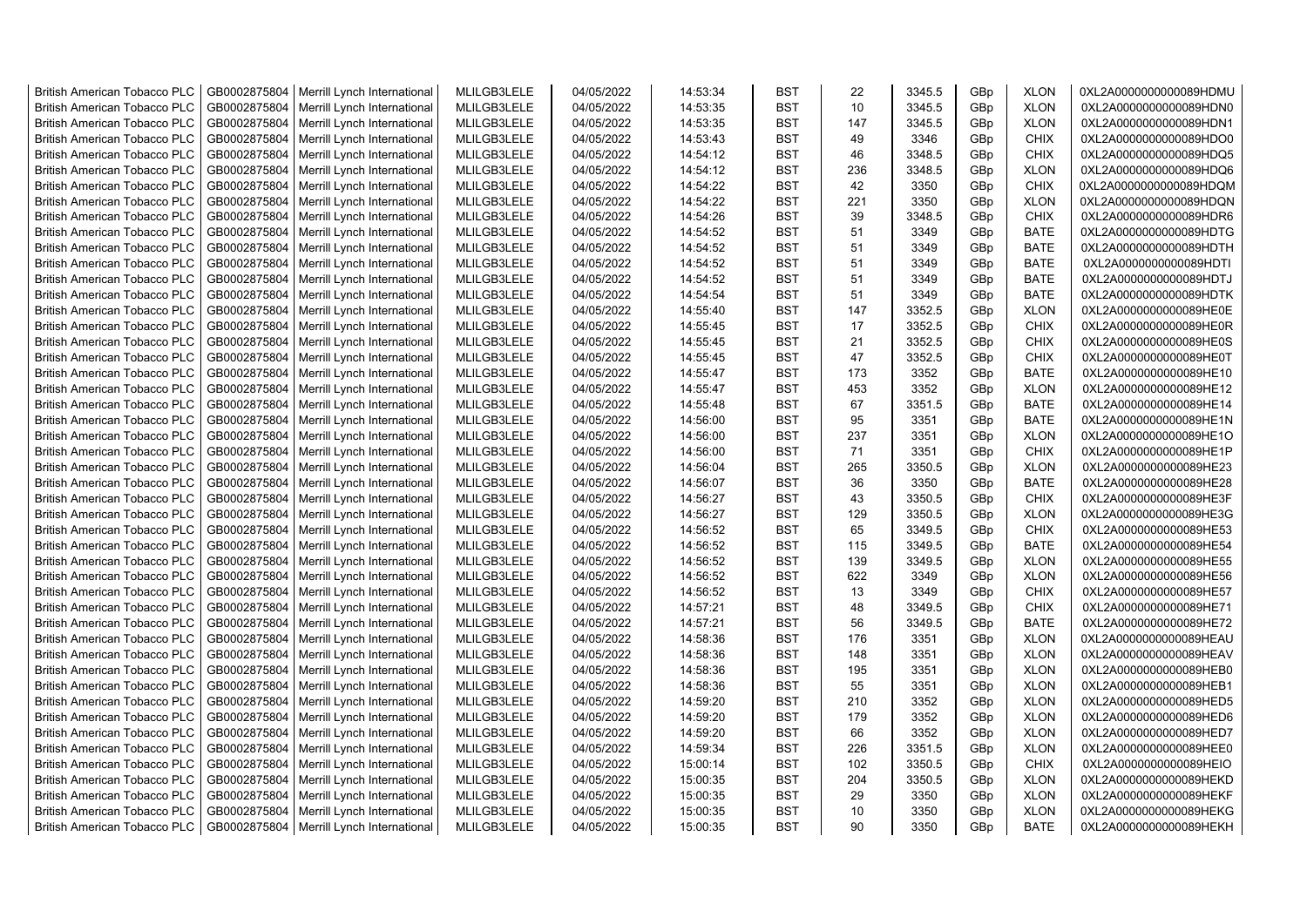| British American Tobacco PLC | GB0002875804 | Merrill Lynch International | MLILGB3LELE | 04/05/2022 | 14:53:34 | BST | 22 | 3345.5 | GBp | XLON | 0XL2A0000000000089HDMU |
|---|---|---|---|---|---|---|---|---|---|---|---|
| British American Tobacco PLC | GB0002875804 | Merrill Lynch International | MLILGB3LELE | 04/05/2022 | 14:53:35 | BST | 10 | 3345.5 | GBp | XLON | 0XL2A0000000000089HDN0 |
| British American Tobacco PLC | GB0002875804 | Merrill Lynch International | MLILGB3LELE | 04/05/2022 | 14:53:35 | BST | 147 | 3345.5 | GBp | XLON | 0XL2A0000000000089HDN1 |
| British American Tobacco PLC | GB0002875804 | Merrill Lynch International | MLILGB3LELE | 04/05/2022 | 14:53:43 | BST | 49 | 3346 | GBp | CHIX | 0XL2A0000000000089HDO0 |
| British American Tobacco PLC | GB0002875804 | Merrill Lynch International | MLILGB3LELE | 04/05/2022 | 14:54:12 | BST | 46 | 3348.5 | GBp | CHIX | 0XL2A0000000000089HDQ5 |
| British American Tobacco PLC | GB0002875804 | Merrill Lynch International | MLILGB3LELE | 04/05/2022 | 14:54:12 | BST | 236 | 3348.5 | GBp | XLON | 0XL2A0000000000089HDQ6 |
| British American Tobacco PLC | GB0002875804 | Merrill Lynch International | MLILGB3LELE | 04/05/2022 | 14:54:22 | BST | 42 | 3350 | GBp | CHIX | 0XL2A0000000000089HDQM |
| British American Tobacco PLC | GB0002875804 | Merrill Lynch International | MLILGB3LELE | 04/05/2022 | 14:54:22 | BST | 221 | 3350 | GBp | XLON | 0XL2A0000000000089HDQN |
| British American Tobacco PLC | GB0002875804 | Merrill Lynch International | MLILGB3LELE | 04/05/2022 | 14:54:26 | BST | 39 | 3348.5 | GBp | CHIX | 0XL2A0000000000089HDR6 |
| British American Tobacco PLC | GB0002875804 | Merrill Lynch International | MLILGB3LELE | 04/05/2022 | 14:54:52 | BST | 51 | 3349 | GBp | BATE | 0XL2A0000000000089HDTG |
| British American Tobacco PLC | GB0002875804 | Merrill Lynch International | MLILGB3LELE | 04/05/2022 | 14:54:52 | BST | 51 | 3349 | GBp | BATE | 0XL2A0000000000089HDTH |
| British American Tobacco PLC | GB0002875804 | Merrill Lynch International | MLILGB3LELE | 04/05/2022 | 14:54:52 | BST | 51 | 3349 | GBp | BATE | 0XL2A0000000000089HDTI |
| British American Tobacco PLC | GB0002875804 | Merrill Lynch International | MLILGB3LELE | 04/05/2022 | 14:54:52 | BST | 51 | 3349 | GBp | BATE | 0XL2A0000000000089HDTJ |
| British American Tobacco PLC | GB0002875804 | Merrill Lynch International | MLILGB3LELE | 04/05/2022 | 14:54:54 | BST | 51 | 3349 | GBp | BATE | 0XL2A0000000000089HDTK |
| British American Tobacco PLC | GB0002875804 | Merrill Lynch International | MLILGB3LELE | 04/05/2022 | 14:55:40 | BST | 147 | 3352.5 | GBp | XLON | 0XL2A0000000000089HE0E |
| British American Tobacco PLC | GB0002875804 | Merrill Lynch International | MLILGB3LELE | 04/05/2022 | 14:55:45 | BST | 17 | 3352.5 | GBp | CHIX | 0XL2A0000000000089HE0R |
| British American Tobacco PLC | GB0002875804 | Merrill Lynch International | MLILGB3LELE | 04/05/2022 | 14:55:45 | BST | 21 | 3352.5 | GBp | CHIX | 0XL2A0000000000089HE0S |
| British American Tobacco PLC | GB0002875804 | Merrill Lynch International | MLILGB3LELE | 04/05/2022 | 14:55:45 | BST | 47 | 3352.5 | GBp | CHIX | 0XL2A0000000000089HE0T |
| British American Tobacco PLC | GB0002875804 | Merrill Lynch International | MLILGB3LELE | 04/05/2022 | 14:55:47 | BST | 173 | 3352 | GBp | BATE | 0XL2A0000000000089HE10 |
| British American Tobacco PLC | GB0002875804 | Merrill Lynch International | MLILGB3LELE | 04/05/2022 | 14:55:47 | BST | 453 | 3352 | GBp | XLON | 0XL2A0000000000089HE12 |
| British American Tobacco PLC | GB0002875804 | Merrill Lynch International | MLILGB3LELE | 04/05/2022 | 14:55:48 | BST | 67 | 3351.5 | GBp | BATE | 0XL2A0000000000089HE14 |
| British American Tobacco PLC | GB0002875804 | Merrill Lynch International | MLILGB3LELE | 04/05/2022 | 14:56:00 | BST | 95 | 3351 | GBp | BATE | 0XL2A0000000000089HE1N |
| British American Tobacco PLC | GB0002875804 | Merrill Lynch International | MLILGB3LELE | 04/05/2022 | 14:56:00 | BST | 237 | 3351 | GBp | XLON | 0XL2A0000000000089HE1O |
| British American Tobacco PLC | GB0002875804 | Merrill Lynch International | MLILGB3LELE | 04/05/2022 | 14:56:00 | BST | 71 | 3351 | GBp | CHIX | 0XL2A0000000000089HE1P |
| British American Tobacco PLC | GB0002875804 | Merrill Lynch International | MLILGB3LELE | 04/05/2022 | 14:56:04 | BST | 265 | 3350.5 | GBp | XLON | 0XL2A0000000000089HE23 |
| British American Tobacco PLC | GB0002875804 | Merrill Lynch International | MLILGB3LELE | 04/05/2022 | 14:56:07 | BST | 36 | 3350 | GBp | BATE | 0XL2A0000000000089HE28 |
| British American Tobacco PLC | GB0002875804 | Merrill Lynch International | MLILGB3LELE | 04/05/2022 | 14:56:27 | BST | 43 | 3350.5 | GBp | CHIX | 0XL2A0000000000089HE3F |
| British American Tobacco PLC | GB0002875804 | Merrill Lynch International | MLILGB3LELE | 04/05/2022 | 14:56:27 | BST | 129 | 3350.5 | GBp | XLON | 0XL2A0000000000089HE3G |
| British American Tobacco PLC | GB0002875804 | Merrill Lynch International | MLILGB3LELE | 04/05/2022 | 14:56:52 | BST | 65 | 3349.5 | GBp | CHIX | 0XL2A0000000000089HE53 |
| British American Tobacco PLC | GB0002875804 | Merrill Lynch International | MLILGB3LELE | 04/05/2022 | 14:56:52 | BST | 115 | 3349.5 | GBp | BATE | 0XL2A0000000000089HE54 |
| British American Tobacco PLC | GB0002875804 | Merrill Lynch International | MLILGB3LELE | 04/05/2022 | 14:56:52 | BST | 139 | 3349.5 | GBp | XLON | 0XL2A0000000000089HE55 |
| British American Tobacco PLC | GB0002875804 | Merrill Lynch International | MLILGB3LELE | 04/05/2022 | 14:56:52 | BST | 622 | 3349 | GBp | XLON | 0XL2A0000000000089HE56 |
| British American Tobacco PLC | GB0002875804 | Merrill Lynch International | MLILGB3LELE | 04/05/2022 | 14:56:52 | BST | 13 | 3349 | GBp | CHIX | 0XL2A0000000000089HE57 |
| British American Tobacco PLC | GB0002875804 | Merrill Lynch International | MLILGB3LELE | 04/05/2022 | 14:57:21 | BST | 48 | 3349.5 | GBp | CHIX | 0XL2A0000000000089HE71 |
| British American Tobacco PLC | GB0002875804 | Merrill Lynch International | MLILGB3LELE | 04/05/2022 | 14:57:21 | BST | 56 | 3349.5 | GBp | BATE | 0XL2A0000000000089HE72 |
| British American Tobacco PLC | GB0002875804 | Merrill Lynch International | MLILGB3LELE | 04/05/2022 | 14:58:36 | BST | 176 | 3351 | GBp | XLON | 0XL2A0000000000089HEAU |
| British American Tobacco PLC | GB0002875804 | Merrill Lynch International | MLILGB3LELE | 04/05/2022 | 14:58:36 | BST | 148 | 3351 | GBp | XLON | 0XL2A0000000000089HEAV |
| British American Tobacco PLC | GB0002875804 | Merrill Lynch International | MLILGB3LELE | 04/05/2022 | 14:58:36 | BST | 195 | 3351 | GBp | XLON | 0XL2A0000000000089HEB0 |
| British American Tobacco PLC | GB0002875804 | Merrill Lynch International | MLILGB3LELE | 04/05/2022 | 14:58:36 | BST | 55 | 3351 | GBp | XLON | 0XL2A0000000000089HEB1 |
| British American Tobacco PLC | GB0002875804 | Merrill Lynch International | MLILGB3LELE | 04/05/2022 | 14:59:20 | BST | 210 | 3352 | GBp | XLON | 0XL2A0000000000089HED5 |
| British American Tobacco PLC | GB0002875804 | Merrill Lynch International | MLILGB3LELE | 04/05/2022 | 14:59:20 | BST | 179 | 3352 | GBp | XLON | 0XL2A0000000000089HED6 |
| British American Tobacco PLC | GB0002875804 | Merrill Lynch International | MLILGB3LELE | 04/05/2022 | 14:59:20 | BST | 66 | 3352 | GBp | XLON | 0XL2A0000000000089HED7 |
| British American Tobacco PLC | GB0002875804 | Merrill Lynch International | MLILGB3LELE | 04/05/2022 | 14:59:34 | BST | 226 | 3351.5 | GBp | XLON | 0XL2A0000000000089HEE0 |
| British American Tobacco PLC | GB0002875804 | Merrill Lynch International | MLILGB3LELE | 04/05/2022 | 15:00:14 | BST | 102 | 3350.5 | GBp | CHIX | 0XL2A0000000000089HEIO |
| British American Tobacco PLC | GB0002875804 | Merrill Lynch International | MLILGB3LELE | 04/05/2022 | 15:00:35 | BST | 204 | 3350.5 | GBp | XLON | 0XL2A0000000000089HEKD |
| British American Tobacco PLC | GB0002875804 | Merrill Lynch International | MLILGB3LELE | 04/05/2022 | 15:00:35 | BST | 29 | 3350 | GBp | XLON | 0XL2A0000000000089HEKF |
| British American Tobacco PLC | GB0002875804 | Merrill Lynch International | MLILGB3LELE | 04/05/2022 | 15:00:35 | BST | 10 | 3350 | GBp | XLON | 0XL2A0000000000089HEKG |
| British American Tobacco PLC | GB0002875804 | Merrill Lynch International | MLILGB3LELE | 04/05/2022 | 15:00:35 | BST | 90 | 3350 | GBp | BATE | 0XL2A0000000000089HEKH |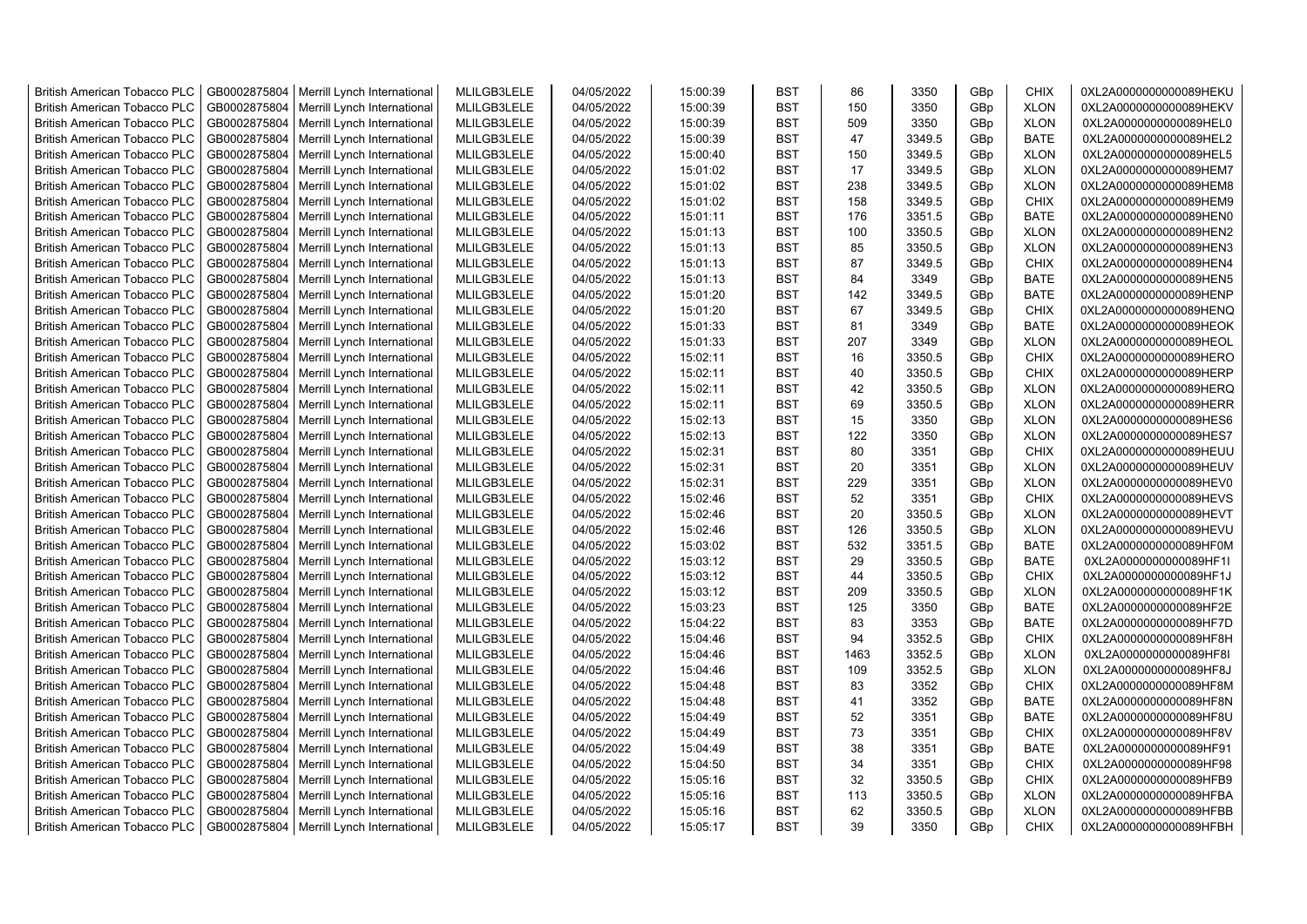| British American Tobacco PLC | GB0002875804 | Merrill Lynch International | MLILGB3LELE | 04/05/2022 | 15:00:39 | BST | 86 | 3350 | GBp | CHIX | 0XL2A0000000000089HEKU |
|---|---|---|---|---|---|---|---|---|---|---|---|
| British American Tobacco PLC | GB0002875804 | Merrill Lynch International | MLILGB3LELE | 04/05/2022 | 15:00:39 | BST | 150 | 3350 | GBp | XLON | 0XL2A0000000000089HEKV |
| British American Tobacco PLC | GB0002875804 | Merrill Lynch International | MLILGB3LELE | 04/05/2022 | 15:00:39 | BST | 509 | 3350 | GBp | XLON | 0XL2A0000000000089HEL0 |
| British American Tobacco PLC | GB0002875804 | Merrill Lynch International | MLILGB3LELE | 04/05/2022 | 15:00:39 | BST | 47 | 3349.5 | GBp | BATE | 0XL2A0000000000089HEL2 |
| British American Tobacco PLC | GB0002875804 | Merrill Lynch International | MLILGB3LELE | 04/05/2022 | 15:00:40 | BST | 150 | 3349.5 | GBp | XLON | 0XL2A0000000000089HEL5 |
| British American Tobacco PLC | GB0002875804 | Merrill Lynch International | MLILGB3LELE | 04/05/2022 | 15:01:02 | BST | 17 | 3349.5 | GBp | XLON | 0XL2A0000000000089HEM7 |
| British American Tobacco PLC | GB0002875804 | Merrill Lynch International | MLILGB3LELE | 04/05/2022 | 15:01:02 | BST | 238 | 3349.5 | GBp | XLON | 0XL2A0000000000089HEM8 |
| British American Tobacco PLC | GB0002875804 | Merrill Lynch International | MLILGB3LELE | 04/05/2022 | 15:01:02 | BST | 158 | 3349.5 | GBp | CHIX | 0XL2A0000000000089HEM9 |
| British American Tobacco PLC | GB0002875804 | Merrill Lynch International | MLILGB3LELE | 04/05/2022 | 15:01:11 | BST | 176 | 3351.5 | GBp | BATE | 0XL2A0000000000089HEN0 |
| British American Tobacco PLC | GB0002875804 | Merrill Lynch International | MLILGB3LELE | 04/05/2022 | 15:01:13 | BST | 100 | 3350.5 | GBp | XLON | 0XL2A0000000000089HEN2 |
| British American Tobacco PLC | GB0002875804 | Merrill Lynch International | MLILGB3LELE | 04/05/2022 | 15:01:13 | BST | 85 | 3350.5 | GBp | XLON | 0XL2A0000000000089HEN3 |
| British American Tobacco PLC | GB0002875804 | Merrill Lynch International | MLILGB3LELE | 04/05/2022 | 15:01:13 | BST | 87 | 3349.5 | GBp | CHIX | 0XL2A0000000000089HEN4 |
| British American Tobacco PLC | GB0002875804 | Merrill Lynch International | MLILGB3LELE | 04/05/2022 | 15:01:13 | BST | 84 | 3349 | GBp | BATE | 0XL2A0000000000089HEN5 |
| British American Tobacco PLC | GB0002875804 | Merrill Lynch International | MLILGB3LELE | 04/05/2022 | 15:01:20 | BST | 142 | 3349.5 | GBp | BATE | 0XL2A0000000000089HENP |
| British American Tobacco PLC | GB0002875804 | Merrill Lynch International | MLILGB3LELE | 04/05/2022 | 15:01:20 | BST | 67 | 3349.5 | GBp | CHIX | 0XL2A0000000000089HENQ |
| British American Tobacco PLC | GB0002875804 | Merrill Lynch International | MLILGB3LELE | 04/05/2022 | 15:01:33 | BST | 81 | 3349 | GBp | BATE | 0XL2A0000000000089HEOK |
| British American Tobacco PLC | GB0002875804 | Merrill Lynch International | MLILGB3LELE | 04/05/2022 | 15:01:33 | BST | 207 | 3349 | GBp | XLON | 0XL2A0000000000089HEOL |
| British American Tobacco PLC | GB0002875804 | Merrill Lynch International | MLILGB3LELE | 04/05/2022 | 15:02:11 | BST | 16 | 3350.5 | GBp | CHIX | 0XL2A0000000000089HERO |
| British American Tobacco PLC | GB0002875804 | Merrill Lynch International | MLILGB3LELE | 04/05/2022 | 15:02:11 | BST | 40 | 3350.5 | GBp | CHIX | 0XL2A0000000000089HERP |
| British American Tobacco PLC | GB0002875804 | Merrill Lynch International | MLILGB3LELE | 04/05/2022 | 15:02:11 | BST | 42 | 3350.5 | GBp | XLON | 0XL2A0000000000089HERQ |
| British American Tobacco PLC | GB0002875804 | Merrill Lynch International | MLILGB3LELE | 04/05/2022 | 15:02:11 | BST | 69 | 3350.5 | GBp | XLON | 0XL2A0000000000089HERR |
| British American Tobacco PLC | GB0002875804 | Merrill Lynch International | MLILGB3LELE | 04/05/2022 | 15:02:13 | BST | 15 | 3350 | GBp | XLON | 0XL2A0000000000089HES6 |
| British American Tobacco PLC | GB0002875804 | Merrill Lynch International | MLILGB3LELE | 04/05/2022 | 15:02:13 | BST | 122 | 3350 | GBp | XLON | 0XL2A0000000000089HES7 |
| British American Tobacco PLC | GB0002875804 | Merrill Lynch International | MLILGB3LELE | 04/05/2022 | 15:02:31 | BST | 80 | 3351 | GBp | CHIX | 0XL2A0000000000089HEUU |
| British American Tobacco PLC | GB0002875804 | Merrill Lynch International | MLILGB3LELE | 04/05/2022 | 15:02:31 | BST | 20 | 3351 | GBp | XLON | 0XL2A0000000000089HEUV |
| British American Tobacco PLC | GB0002875804 | Merrill Lynch International | MLILGB3LELE | 04/05/2022 | 15:02:31 | BST | 229 | 3351 | GBp | XLON | 0XL2A0000000000089HEV0 |
| British American Tobacco PLC | GB0002875804 | Merrill Lynch International | MLILGB3LELE | 04/05/2022 | 15:02:46 | BST | 52 | 3351 | GBp | CHIX | 0XL2A0000000000089HEVS |
| British American Tobacco PLC | GB0002875804 | Merrill Lynch International | MLILGB3LELE | 04/05/2022 | 15:02:46 | BST | 20 | 3350.5 | GBp | XLON | 0XL2A0000000000089HEVT |
| British American Tobacco PLC | GB0002875804 | Merrill Lynch International | MLILGB3LELE | 04/05/2022 | 15:02:46 | BST | 126 | 3350.5 | GBp | XLON | 0XL2A0000000000089HEVU |
| British American Tobacco PLC | GB0002875804 | Merrill Lynch International | MLILGB3LELE | 04/05/2022 | 15:03:02 | BST | 532 | 3351.5 | GBp | BATE | 0XL2A0000000000089HF0M |
| British American Tobacco PLC | GB0002875804 | Merrill Lynch International | MLILGB3LELE | 04/05/2022 | 15:03:12 | BST | 29 | 3350.5 | GBp | BATE | 0XL2A0000000000089HF1I |
| British American Tobacco PLC | GB0002875804 | Merrill Lynch International | MLILGB3LELE | 04/05/2022 | 15:03:12 | BST | 44 | 3350.5 | GBp | CHIX | 0XL2A0000000000089HF1J |
| British American Tobacco PLC | GB0002875804 | Merrill Lynch International | MLILGB3LELE | 04/05/2022 | 15:03:12 | BST | 209 | 3350.5 | GBp | XLON | 0XL2A0000000000089HF1K |
| British American Tobacco PLC | GB0002875804 | Merrill Lynch International | MLILGB3LELE | 04/05/2022 | 15:03:23 | BST | 125 | 3350 | GBp | BATE | 0XL2A0000000000089HF2E |
| British American Tobacco PLC | GB0002875804 | Merrill Lynch International | MLILGB3LELE | 04/05/2022 | 15:04:22 | BST | 83 | 3353 | GBp | BATE | 0XL2A0000000000089HF7D |
| British American Tobacco PLC | GB0002875804 | Merrill Lynch International | MLILGB3LELE | 04/05/2022 | 15:04:46 | BST | 94 | 3352.5 | GBp | CHIX | 0XL2A0000000000089HF8H |
| British American Tobacco PLC | GB0002875804 | Merrill Lynch International | MLILGB3LELE | 04/05/2022 | 15:04:46 | BST | 1463 | 3352.5 | GBp | XLON | 0XL2A0000000000089HF8I |
| British American Tobacco PLC | GB0002875804 | Merrill Lynch International | MLILGB3LELE | 04/05/2022 | 15:04:46 | BST | 109 | 3352.5 | GBp | XLON | 0XL2A0000000000089HF8J |
| British American Tobacco PLC | GB0002875804 | Merrill Lynch International | MLILGB3LELE | 04/05/2022 | 15:04:48 | BST | 83 | 3352 | GBp | CHIX | 0XL2A0000000000089HF8M |
| British American Tobacco PLC | GB0002875804 | Merrill Lynch International | MLILGB3LELE | 04/05/2022 | 15:04:48 | BST | 41 | 3352 | GBp | BATE | 0XL2A0000000000089HF8N |
| British American Tobacco PLC | GB0002875804 | Merrill Lynch International | MLILGB3LELE | 04/05/2022 | 15:04:49 | BST | 52 | 3351 | GBp | BATE | 0XL2A0000000000089HF8U |
| British American Tobacco PLC | GB0002875804 | Merrill Lynch International | MLILGB3LELE | 04/05/2022 | 15:04:49 | BST | 73 | 3351 | GBp | CHIX | 0XL2A0000000000089HF8V |
| British American Tobacco PLC | GB0002875804 | Merrill Lynch International | MLILGB3LELE | 04/05/2022 | 15:04:49 | BST | 38 | 3351 | GBp | BATE | 0XL2A0000000000089HF91 |
| British American Tobacco PLC | GB0002875804 | Merrill Lynch International | MLILGB3LELE | 04/05/2022 | 15:04:50 | BST | 34 | 3351 | GBp | CHIX | 0XL2A0000000000089HF98 |
| British American Tobacco PLC | GB0002875804 | Merrill Lynch International | MLILGB3LELE | 04/05/2022 | 15:05:16 | BST | 32 | 3350.5 | GBp | CHIX | 0XL2A0000000000089HFB9 |
| British American Tobacco PLC | GB0002875804 | Merrill Lynch International | MLILGB3LELE | 04/05/2022 | 15:05:16 | BST | 113 | 3350.5 | GBp | XLON | 0XL2A0000000000089HFBA |
| British American Tobacco PLC | GB0002875804 | Merrill Lynch International | MLILGB3LELE | 04/05/2022 | 15:05:16 | BST | 62 | 3350.5 | GBp | XLON | 0XL2A0000000000089HFBB |
| British American Tobacco PLC | GB0002875804 | Merrill Lynch International | MLILGB3LELE | 04/05/2022 | 15:05:17 | BST | 39 | 3350 | GBp | CHIX | 0XL2A0000000000089HFBH |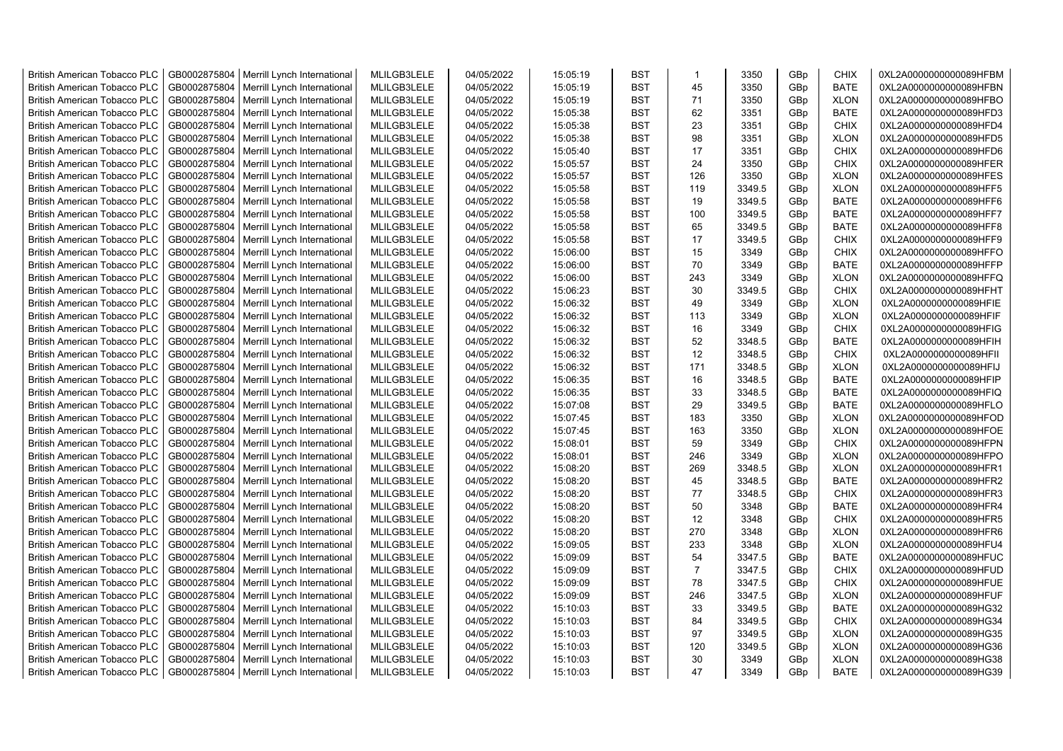| British American Tobacco PLC | GB0002875804 | Merrill Lynch International | MLILGB3LELE | 04/05/2022 | 15:05:19 | BST | 1 | 3350 | GBp | CHIX | 0XL2A0000000000089HFBM |
|---|---|---|---|---|---|---|---|---|---|---|---|
| British American Tobacco PLC | GB0002875804 | Merrill Lynch International | MLILGB3LELE | 04/05/2022 | 15:05:19 | BST | 45 | 3350 | GBp | BATE | 0XL2A0000000000089HFBN |
| British American Tobacco PLC | GB0002875804 | Merrill Lynch International | MLILGB3LELE | 04/05/2022 | 15:05:19 | BST | 71 | 3350 | GBp | XLON | 0XL2A0000000000089HFBO |
| British American Tobacco PLC | GB0002875804 | Merrill Lynch International | MLILGB3LELE | 04/05/2022 | 15:05:38 | BST | 62 | 3351 | GBp | BATE | 0XL2A0000000000089HFD3 |
| British American Tobacco PLC | GB0002875804 | Merrill Lynch International | MLILGB3LELE | 04/05/2022 | 15:05:38 | BST | 23 | 3351 | GBp | CHIX | 0XL2A0000000000089HFD4 |
| British American Tobacco PLC | GB0002875804 | Merrill Lynch International | MLILGB3LELE | 04/05/2022 | 15:05:38 | BST | 98 | 3351 | GBp | XLON | 0XL2A0000000000089HFD5 |
| British American Tobacco PLC | GB0002875804 | Merrill Lynch International | MLILGB3LELE | 04/05/2022 | 15:05:40 | BST | 17 | 3351 | GBp | CHIX | 0XL2A0000000000089HFD6 |
| British American Tobacco PLC | GB0002875804 | Merrill Lynch International | MLILGB3LELE | 04/05/2022 | 15:05:57 | BST | 24 | 3350 | GBp | CHIX | 0XL2A0000000000089HFER |
| British American Tobacco PLC | GB0002875804 | Merrill Lynch International | MLILGB3LELE | 04/05/2022 | 15:05:57 | BST | 126 | 3350 | GBp | XLON | 0XL2A0000000000089HFES |
| British American Tobacco PLC | GB0002875804 | Merrill Lynch International | MLILGB3LELE | 04/05/2022 | 15:05:58 | BST | 119 | 3349.5 | GBp | XLON | 0XL2A0000000000089HFF5 |
| British American Tobacco PLC | GB0002875804 | Merrill Lynch International | MLILGB3LELE | 04/05/2022 | 15:05:58 | BST | 19 | 3349.5 | GBp | BATE | 0XL2A0000000000089HFF6 |
| British American Tobacco PLC | GB0002875804 | Merrill Lynch International | MLILGB3LELE | 04/05/2022 | 15:05:58 | BST | 100 | 3349.5 | GBp | BATE | 0XL2A0000000000089HFF7 |
| British American Tobacco PLC | GB0002875804 | Merrill Lynch International | MLILGB3LELE | 04/05/2022 | 15:05:58 | BST | 65 | 3349.5 | GBp | BATE | 0XL2A0000000000089HFF8 |
| British American Tobacco PLC | GB0002875804 | Merrill Lynch International | MLILGB3LELE | 04/05/2022 | 15:05:58 | BST | 17 | 3349.5 | GBp | CHIX | 0XL2A0000000000089HFF9 |
| British American Tobacco PLC | GB0002875804 | Merrill Lynch International | MLILGB3LELE | 04/05/2022 | 15:06:00 | BST | 15 | 3349 | GBp | CHIX | 0XL2A0000000000089HFFO |
| British American Tobacco PLC | GB0002875804 | Merrill Lynch International | MLILGB3LELE | 04/05/2022 | 15:06:00 | BST | 70 | 3349 | GBp | BATE | 0XL2A0000000000089HFFP |
| British American Tobacco PLC | GB0002875804 | Merrill Lynch International | MLILGB3LELE | 04/05/2022 | 15:06:00 | BST | 243 | 3349 | GBp | XLON | 0XL2A0000000000089HFFQ |
| British American Tobacco PLC | GB0002875804 | Merrill Lynch International | MLILGB3LELE | 04/05/2022 | 15:06:23 | BST | 30 | 3349.5 | GBp | CHIX | 0XL2A0000000000089HFHT |
| British American Tobacco PLC | GB0002875804 | Merrill Lynch International | MLILGB3LELE | 04/05/2022 | 15:06:32 | BST | 49 | 3349 | GBp | XLON | 0XL2A0000000000089HFIE |
| British American Tobacco PLC | GB0002875804 | Merrill Lynch International | MLILGB3LELE | 04/05/2022 | 15:06:32 | BST | 113 | 3349 | GBp | XLON | 0XL2A0000000000089HFIF |
| British American Tobacco PLC | GB0002875804 | Merrill Lynch International | MLILGB3LELE | 04/05/2022 | 15:06:32 | BST | 16 | 3349 | GBp | CHIX | 0XL2A0000000000089HFIG |
| British American Tobacco PLC | GB0002875804 | Merrill Lynch International | MLILGB3LELE | 04/05/2022 | 15:06:32 | BST | 52 | 3348.5 | GBp | BATE | 0XL2A0000000000089HFIH |
| British American Tobacco PLC | GB0002875804 | Merrill Lynch International | MLILGB3LELE | 04/05/2022 | 15:06:32 | BST | 12 | 3348.5 | GBp | CHIX | 0XL2A0000000000089HFII |
| British American Tobacco PLC | GB0002875804 | Merrill Lynch International | MLILGB3LELE | 04/05/2022 | 15:06:32 | BST | 171 | 3348.5 | GBp | XLON | 0XL2A0000000000089HFIJ |
| British American Tobacco PLC | GB0002875804 | Merrill Lynch International | MLILGB3LELE | 04/05/2022 | 15:06:35 | BST | 16 | 3348.5 | GBp | BATE | 0XL2A0000000000089HFIP |
| British American Tobacco PLC | GB0002875804 | Merrill Lynch International | MLILGB3LELE | 04/05/2022 | 15:06:35 | BST | 33 | 3348.5 | GBp | BATE | 0XL2A0000000000089HFIQ |
| British American Tobacco PLC | GB0002875804 | Merrill Lynch International | MLILGB3LELE | 04/05/2022 | 15:07:08 | BST | 29 | 3349.5 | GBp | BATE | 0XL2A0000000000089HFLO |
| British American Tobacco PLC | GB0002875804 | Merrill Lynch International | MLILGB3LELE | 04/05/2022 | 15:07:45 | BST | 183 | 3350 | GBp | XLON | 0XL2A0000000000089HFOD |
| British American Tobacco PLC | GB0002875804 | Merrill Lynch International | MLILGB3LELE | 04/05/2022 | 15:07:45 | BST | 163 | 3350 | GBp | XLON | 0XL2A0000000000089HFOE |
| British American Tobacco PLC | GB0002875804 | Merrill Lynch International | MLILGB3LELE | 04/05/2022 | 15:08:01 | BST | 59 | 3349 | GBp | CHIX | 0XL2A0000000000089HFPN |
| British American Tobacco PLC | GB0002875804 | Merrill Lynch International | MLILGB3LELE | 04/05/2022 | 15:08:01 | BST | 246 | 3349 | GBp | XLON | 0XL2A0000000000089HFPO |
| British American Tobacco PLC | GB0002875804 | Merrill Lynch International | MLILGB3LELE | 04/05/2022 | 15:08:20 | BST | 269 | 3348.5 | GBp | XLON | 0XL2A0000000000089HFR1 |
| British American Tobacco PLC | GB0002875804 | Merrill Lynch International | MLILGB3LELE | 04/05/2022 | 15:08:20 | BST | 45 | 3348.5 | GBp | BATE | 0XL2A0000000000089HFR2 |
| British American Tobacco PLC | GB0002875804 | Merrill Lynch International | MLILGB3LELE | 04/05/2022 | 15:08:20 | BST | 77 | 3348.5 | GBp | CHIX | 0XL2A0000000000089HFR3 |
| British American Tobacco PLC | GB0002875804 | Merrill Lynch International | MLILGB3LELE | 04/05/2022 | 15:08:20 | BST | 50 | 3348 | GBp | BATE | 0XL2A0000000000089HFR4 |
| British American Tobacco PLC | GB0002875804 | Merrill Lynch International | MLILGB3LELE | 04/05/2022 | 15:08:20 | BST | 12 | 3348 | GBp | CHIX | 0XL2A0000000000089HFR5 |
| British American Tobacco PLC | GB0002875804 | Merrill Lynch International | MLILGB3LELE | 04/05/2022 | 15:08:20 | BST | 270 | 3348 | GBp | XLON | 0XL2A0000000000089HFR6 |
| British American Tobacco PLC | GB0002875804 | Merrill Lynch International | MLILGB3LELE | 04/05/2022 | 15:09:05 | BST | 233 | 3348 | GBp | XLON | 0XL2A0000000000089HFU4 |
| British American Tobacco PLC | GB0002875804 | Merrill Lynch International | MLILGB3LELE | 04/05/2022 | 15:09:09 | BST | 54 | 3347.5 | GBp | BATE | 0XL2A0000000000089HFUC |
| British American Tobacco PLC | GB0002875804 | Merrill Lynch International | MLILGB3LELE | 04/05/2022 | 15:09:09 | BST | 7 | 3347.5 | GBp | CHIX | 0XL2A0000000000089HFUD |
| British American Tobacco PLC | GB0002875804 | Merrill Lynch International | MLILGB3LELE | 04/05/2022 | 15:09:09 | BST | 78 | 3347.5 | GBp | CHIX | 0XL2A0000000000089HFUE |
| British American Tobacco PLC | GB0002875804 | Merrill Lynch International | MLILGB3LELE | 04/05/2022 | 15:09:09 | BST | 246 | 3347.5 | GBp | XLON | 0XL2A0000000000089HFUF |
| British American Tobacco PLC | GB0002875804 | Merrill Lynch International | MLILGB3LELE | 04/05/2022 | 15:10:03 | BST | 33 | 3349.5 | GBp | BATE | 0XL2A0000000000089HG32 |
| British American Tobacco PLC | GB0002875804 | Merrill Lynch International | MLILGB3LELE | 04/05/2022 | 15:10:03 | BST | 84 | 3349.5 | GBp | CHIX | 0XL2A0000000000089HG34 |
| British American Tobacco PLC | GB0002875804 | Merrill Lynch International | MLILGB3LELE | 04/05/2022 | 15:10:03 | BST | 97 | 3349.5 | GBp | XLON | 0XL2A0000000000089HG35 |
| British American Tobacco PLC | GB0002875804 | Merrill Lynch International | MLILGB3LELE | 04/05/2022 | 15:10:03 | BST | 120 | 3349.5 | GBp | XLON | 0XL2A0000000000089HG36 |
| British American Tobacco PLC | GB0002875804 | Merrill Lynch International | MLILGB3LELE | 04/05/2022 | 15:10:03 | BST | 30 | 3349 | GBp | XLON | 0XL2A0000000000089HG38 |
| British American Tobacco PLC | GB0002875804 | Merrill Lynch International | MLILGB3LELE | 04/05/2022 | 15:10:03 | BST | 47 | 3349 | GBp | BATE | 0XL2A0000000000089HG39 |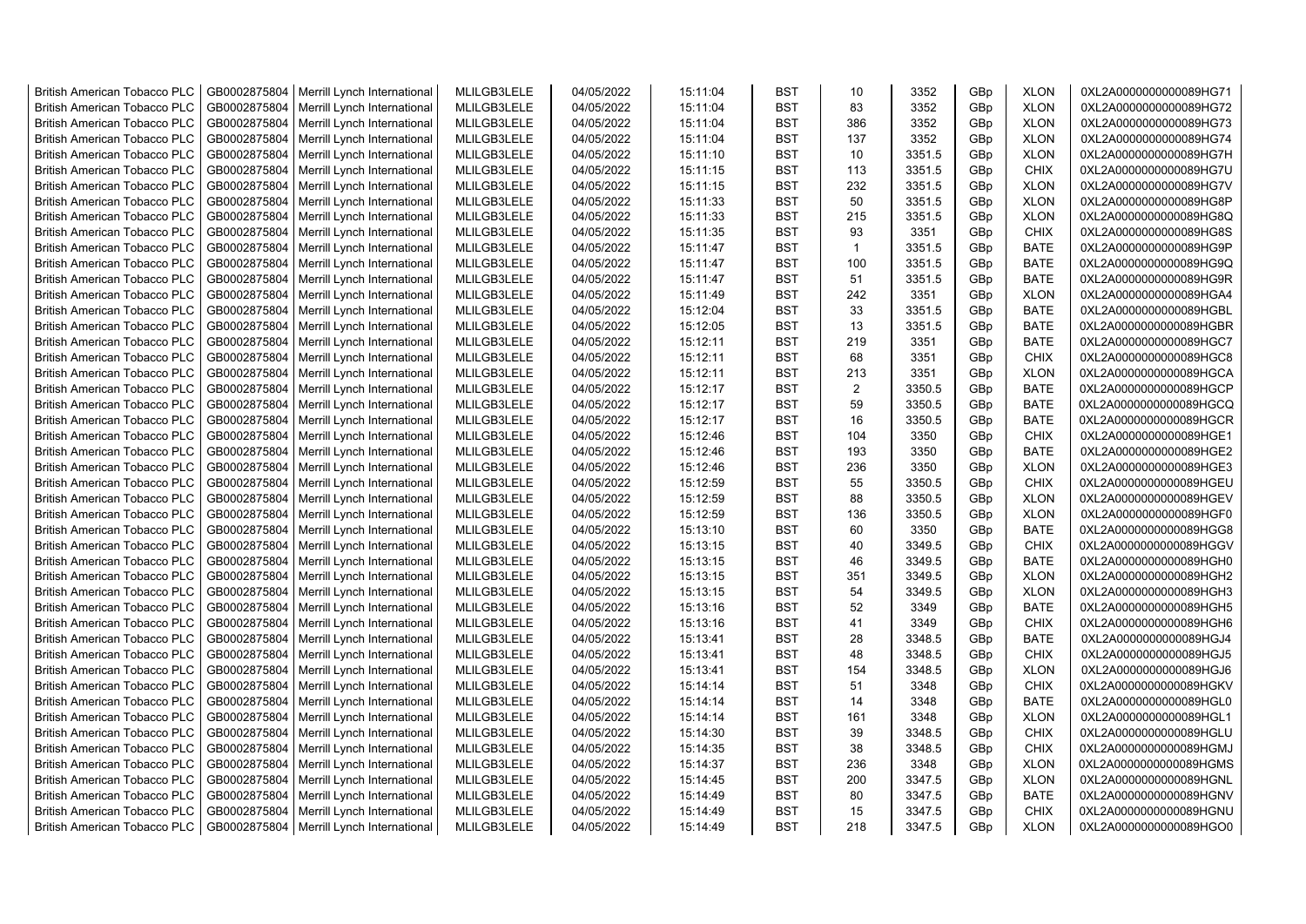| British American Tobacco PLC | GB0002875804 | Merrill Lynch International | MLILGB3LELE | 04/05/2022 | 15:11:04 | BST | 10 | 3352 | GBp | XLON | 0XL2A0000000000089HG71 |
|---|---|---|---|---|---|---|---|---|---|---|---|
| British American Tobacco PLC | GB0002875804 | Merrill Lynch International | MLILGB3LELE | 04/05/2022 | 15:11:04 | BST | 83 | 3352 | GBp | XLON | 0XL2A0000000000089HG72 |
| British American Tobacco PLC | GB0002875804 | Merrill Lynch International | MLILGB3LELE | 04/05/2022 | 15:11:04 | BST | 386 | 3352 | GBp | XLON | 0XL2A0000000000089HG73 |
| British American Tobacco PLC | GB0002875804 | Merrill Lynch International | MLILGB3LELE | 04/05/2022 | 15:11:04 | BST | 137 | 3352 | GBp | XLON | 0XL2A0000000000089HG74 |
| British American Tobacco PLC | GB0002875804 | Merrill Lynch International | MLILGB3LELE | 04/05/2022 | 15:11:10 | BST | 10 | 3351.5 | GBp | XLON | 0XL2A0000000000089HG7H |
| British American Tobacco PLC | GB0002875804 | Merrill Lynch International | MLILGB3LELE | 04/05/2022 | 15:11:15 | BST | 113 | 3351.5 | GBp | CHIX | 0XL2A0000000000089HG7U |
| British American Tobacco PLC | GB0002875804 | Merrill Lynch International | MLILGB3LELE | 04/05/2022 | 15:11:15 | BST | 232 | 3351.5 | GBp | XLON | 0XL2A0000000000089HG7V |
| British American Tobacco PLC | GB0002875804 | Merrill Lynch International | MLILGB3LELE | 04/05/2022 | 15:11:33 | BST | 50 | 3351.5 | GBp | XLON | 0XL2A0000000000089HG8P |
| British American Tobacco PLC | GB0002875804 | Merrill Lynch International | MLILGB3LELE | 04/05/2022 | 15:11:33 | BST | 215 | 3351.5 | GBp | XLON | 0XL2A0000000000089HG8Q |
| British American Tobacco PLC | GB0002875804 | Merrill Lynch International | MLILGB3LELE | 04/05/2022 | 15:11:35 | BST | 93 | 3351 | GBp | CHIX | 0XL2A0000000000089HG8S |
| British American Tobacco PLC | GB0002875804 | Merrill Lynch International | MLILGB3LELE | 04/05/2022 | 15:11:47 | BST | 1 | 3351.5 | GBp | BATE | 0XL2A0000000000089HG9P |
| British American Tobacco PLC | GB0002875804 | Merrill Lynch International | MLILGB3LELE | 04/05/2022 | 15:11:47 | BST | 100 | 3351.5 | GBp | BATE | 0XL2A0000000000089HG9Q |
| British American Tobacco PLC | GB0002875804 | Merrill Lynch International | MLILGB3LELE | 04/05/2022 | 15:11:47 | BST | 51 | 3351.5 | GBp | BATE | 0XL2A0000000000089HG9R |
| British American Tobacco PLC | GB0002875804 | Merrill Lynch International | MLILGB3LELE | 04/05/2022 | 15:11:49 | BST | 242 | 3351 | GBp | XLON | 0XL2A0000000000089HGA4 |
| British American Tobacco PLC | GB0002875804 | Merrill Lynch International | MLILGB3LELE | 04/05/2022 | 15:12:04 | BST | 33 | 3351.5 | GBp | BATE | 0XL2A0000000000089HGBL |
| British American Tobacco PLC | GB0002875804 | Merrill Lynch International | MLILGB3LELE | 04/05/2022 | 15:12:05 | BST | 13 | 3351.5 | GBp | BATE | 0XL2A0000000000089HGBR |
| British American Tobacco PLC | GB0002875804 | Merrill Lynch International | MLILGB3LELE | 04/05/2022 | 15:12:11 | BST | 219 | 3351 | GBp | BATE | 0XL2A0000000000089HGC7 |
| British American Tobacco PLC | GB0002875804 | Merrill Lynch International | MLILGB3LELE | 04/05/2022 | 15:12:11 | BST | 68 | 3351 | GBp | CHIX | 0XL2A0000000000089HGC8 |
| British American Tobacco PLC | GB0002875804 | Merrill Lynch International | MLILGB3LELE | 04/05/2022 | 15:12:11 | BST | 213 | 3351 | GBp | XLON | 0XL2A0000000000089HGCA |
| British American Tobacco PLC | GB0002875804 | Merrill Lynch International | MLILGB3LELE | 04/05/2022 | 15:12:17 | BST | 2 | 3350.5 | GBp | BATE | 0XL2A0000000000089HGCP |
| British American Tobacco PLC | GB0002875804 | Merrill Lynch International | MLILGB3LELE | 04/05/2022 | 15:12:17 | BST | 59 | 3350.5 | GBp | BATE | 0XL2A0000000000089HGCQ |
| British American Tobacco PLC | GB0002875804 | Merrill Lynch International | MLILGB3LELE | 04/05/2022 | 15:12:17 | BST | 16 | 3350.5 | GBp | BATE | 0XL2A0000000000089HGCR |
| British American Tobacco PLC | GB0002875804 | Merrill Lynch International | MLILGB3LELE | 04/05/2022 | 15:12:46 | BST | 104 | 3350 | GBp | CHIX | 0XL2A0000000000089HGE1 |
| British American Tobacco PLC | GB0002875804 | Merrill Lynch International | MLILGB3LELE | 04/05/2022 | 15:12:46 | BST | 193 | 3350 | GBp | BATE | 0XL2A0000000000089HGE2 |
| British American Tobacco PLC | GB0002875804 | Merrill Lynch International | MLILGB3LELE | 04/05/2022 | 15:12:46 | BST | 236 | 3350 | GBp | XLON | 0XL2A0000000000089HGE3 |
| British American Tobacco PLC | GB0002875804 | Merrill Lynch International | MLILGB3LELE | 04/05/2022 | 15:12:59 | BST | 55 | 3350.5 | GBp | CHIX | 0XL2A0000000000089HGEU |
| British American Tobacco PLC | GB0002875804 | Merrill Lynch International | MLILGB3LELE | 04/05/2022 | 15:12:59 | BST | 88 | 3350.5 | GBp | XLON | 0XL2A0000000000089HGEV |
| British American Tobacco PLC | GB0002875804 | Merrill Lynch International | MLILGB3LELE | 04/05/2022 | 15:12:59 | BST | 136 | 3350.5 | GBp | XLON | 0XL2A0000000000089HGF0 |
| British American Tobacco PLC | GB0002875804 | Merrill Lynch International | MLILGB3LELE | 04/05/2022 | 15:13:10 | BST | 60 | 3350 | GBp | BATE | 0XL2A0000000000089HGG8 |
| British American Tobacco PLC | GB0002875804 | Merrill Lynch International | MLILGB3LELE | 04/05/2022 | 15:13:15 | BST | 40 | 3349.5 | GBp | CHIX | 0XL2A0000000000089HGGV |
| British American Tobacco PLC | GB0002875804 | Merrill Lynch International | MLILGB3LELE | 04/05/2022 | 15:13:15 | BST | 46 | 3349.5 | GBp | BATE | 0XL2A0000000000089HGH0 |
| British American Tobacco PLC | GB0002875804 | Merrill Lynch International | MLILGB3LELE | 04/05/2022 | 15:13:15 | BST | 351 | 3349.5 | GBp | XLON | 0XL2A0000000000089HGH2 |
| British American Tobacco PLC | GB0002875804 | Merrill Lynch International | MLILGB3LELE | 04/05/2022 | 15:13:15 | BST | 54 | 3349.5 | GBp | XLON | 0XL2A0000000000089HGH3 |
| British American Tobacco PLC | GB0002875804 | Merrill Lynch International | MLILGB3LELE | 04/05/2022 | 15:13:16 | BST | 52 | 3349 | GBp | BATE | 0XL2A0000000000089HGH5 |
| British American Tobacco PLC | GB0002875804 | Merrill Lynch International | MLILGB3LELE | 04/05/2022 | 15:13:16 | BST | 41 | 3349 | GBp | CHIX | 0XL2A0000000000089HGH6 |
| British American Tobacco PLC | GB0002875804 | Merrill Lynch International | MLILGB3LELE | 04/05/2022 | 15:13:41 | BST | 28 | 3348.5 | GBp | BATE | 0XL2A0000000000089HGJ4 |
| British American Tobacco PLC | GB0002875804 | Merrill Lynch International | MLILGB3LELE | 04/05/2022 | 15:13:41 | BST | 48 | 3348.5 | GBp | CHIX | 0XL2A0000000000089HGJ5 |
| British American Tobacco PLC | GB0002875804 | Merrill Lynch International | MLILGB3LELE | 04/05/2022 | 15:13:41 | BST | 154 | 3348.5 | GBp | XLON | 0XL2A0000000000089HGJ6 |
| British American Tobacco PLC | GB0002875804 | Merrill Lynch International | MLILGB3LELE | 04/05/2022 | 15:14:14 | BST | 51 | 3348 | GBp | CHIX | 0XL2A0000000000089HGKV |
| British American Tobacco PLC | GB0002875804 | Merrill Lynch International | MLILGB3LELE | 04/05/2022 | 15:14:14 | BST | 14 | 3348 | GBp | BATE | 0XL2A0000000000089HGL0 |
| British American Tobacco PLC | GB0002875804 | Merrill Lynch International | MLILGB3LELE | 04/05/2022 | 15:14:14 | BST | 161 | 3348 | GBp | XLON | 0XL2A0000000000089HGL1 |
| British American Tobacco PLC | GB0002875804 | Merrill Lynch International | MLILGB3LELE | 04/05/2022 | 15:14:30 | BST | 39 | 3348.5 | GBp | CHIX | 0XL2A0000000000089HGLU |
| British American Tobacco PLC | GB0002875804 | Merrill Lynch International | MLILGB3LELE | 04/05/2022 | 15:14:35 | BST | 38 | 3348.5 | GBp | CHIX | 0XL2A0000000000089HGMJ |
| British American Tobacco PLC | GB0002875804 | Merrill Lynch International | MLILGB3LELE | 04/05/2022 | 15:14:37 | BST | 236 | 3348 | GBp | XLON | 0XL2A0000000000089HGMS |
| British American Tobacco PLC | GB0002875804 | Merrill Lynch International | MLILGB3LELE | 04/05/2022 | 15:14:45 | BST | 200 | 3347.5 | GBp | XLON | 0XL2A0000000000089HGNL |
| British American Tobacco PLC | GB0002875804 | Merrill Lynch International | MLILGB3LELE | 04/05/2022 | 15:14:49 | BST | 80 | 3347.5 | GBp | BATE | 0XL2A0000000000089HGNV |
| British American Tobacco PLC | GB0002875804 | Merrill Lynch International | MLILGB3LELE | 04/05/2022 | 15:14:49 | BST | 15 | 3347.5 | GBp | CHIX | 0XL2A0000000000089HGNU |
| British American Tobacco PLC | GB0002875804 | Merrill Lynch International | MLILGB3LELE | 04/05/2022 | 15:14:49 | BST | 218 | 3347.5 | GBp | XLON | 0XL2A0000000000089HGO0 |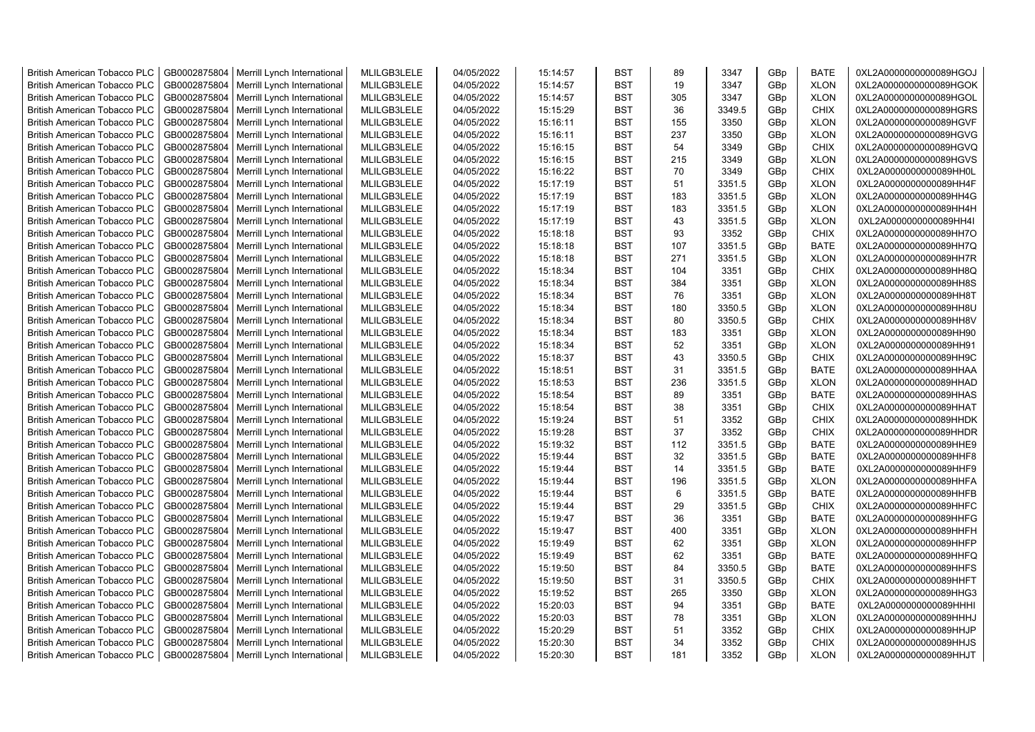| | | | | | | | | | | | |
|---|---|---|---|---|---|---|---|---|---|---|---|
| British American Tobacco PLC | GB0002875804 | Merrill Lynch International | MLILGB3LELE | 04/05/2022 | 15:14:57 | BST | 89 | 3347 | GBp | BATE | 0XL2A0000000000089HGOJ |
| British American Tobacco PLC | GB0002875804 | Merrill Lynch International | MLILGB3LELE | 04/05/2022 | 15:14:57 | BST | 19 | 3347 | GBp | XLON | 0XL2A0000000000089HGOK |
| British American Tobacco PLC | GB0002875804 | Merrill Lynch International | MLILGB3LELE | 04/05/2022 | 15:14:57 | BST | 305 | 3347 | GBp | XLON | 0XL2A0000000000089HGOL |
| British American Tobacco PLC | GB0002875804 | Merrill Lynch International | MLILGB3LELE | 04/05/2022 | 15:15:29 | BST | 36 | 3349.5 | GBp | CHIX | 0XL2A0000000000089HGRS |
| British American Tobacco PLC | GB0002875804 | Merrill Lynch International | MLILGB3LELE | 04/05/2022 | 15:16:11 | BST | 155 | 3350 | GBp | XLON | 0XL2A0000000000089HGVF |
| British American Tobacco PLC | GB0002875804 | Merrill Lynch International | MLILGB3LELE | 04/05/2022 | 15:16:11 | BST | 237 | 3350 | GBp | XLON | 0XL2A0000000000089HGVG |
| British American Tobacco PLC | GB0002875804 | Merrill Lynch International | MLILGB3LELE | 04/05/2022 | 15:16:15 | BST | 54 | 3349 | GBp | CHIX | 0XL2A0000000000089HGVQ |
| British American Tobacco PLC | GB0002875804 | Merrill Lynch International | MLILGB3LELE | 04/05/2022 | 15:16:15 | BST | 215 | 3349 | GBp | XLON | 0XL2A0000000000089HGVS |
| British American Tobacco PLC | GB0002875804 | Merrill Lynch International | MLILGB3LELE | 04/05/2022 | 15:16:22 | BST | 70 | 3349 | GBp | CHIX | 0XL2A0000000000089HH0L |
| British American Tobacco PLC | GB0002875804 | Merrill Lynch International | MLILGB3LELE | 04/05/2022 | 15:17:19 | BST | 51 | 3351.5 | GBp | XLON | 0XL2A0000000000089HH4F |
| British American Tobacco PLC | GB0002875804 | Merrill Lynch International | MLILGB3LELE | 04/05/2022 | 15:17:19 | BST | 183 | 3351.5 | GBp | XLON | 0XL2A0000000000089HH4G |
| British American Tobacco PLC | GB0002875804 | Merrill Lynch International | MLILGB3LELE | 04/05/2022 | 15:17:19 | BST | 183 | 3351.5 | GBp | XLON | 0XL2A0000000000089HH4H |
| British American Tobacco PLC | GB0002875804 | Merrill Lynch International | MLILGB3LELE | 04/05/2022 | 15:17:19 | BST | 43 | 3351.5 | GBp | XLON | 0XL2A0000000000089HH4I |
| British American Tobacco PLC | GB0002875804 | Merrill Lynch International | MLILGB3LELE | 04/05/2022 | 15:18:18 | BST | 93 | 3352 | GBp | CHIX | 0XL2A0000000000089HH7O |
| British American Tobacco PLC | GB0002875804 | Merrill Lynch International | MLILGB3LELE | 04/05/2022 | 15:18:18 | BST | 107 | 3351.5 | GBp | BATE | 0XL2A0000000000089HH7Q |
| British American Tobacco PLC | GB0002875804 | Merrill Lynch International | MLILGB3LELE | 04/05/2022 | 15:18:18 | BST | 271 | 3351.5 | GBp | XLON | 0XL2A0000000000089HH7R |
| British American Tobacco PLC | GB0002875804 | Merrill Lynch International | MLILGB3LELE | 04/05/2022 | 15:18:34 | BST | 104 | 3351 | GBp | CHIX | 0XL2A0000000000089HH8Q |
| British American Tobacco PLC | GB0002875804 | Merrill Lynch International | MLILGB3LELE | 04/05/2022 | 15:18:34 | BST | 384 | 3351 | GBp | XLON | 0XL2A0000000000089HH8S |
| British American Tobacco PLC | GB0002875804 | Merrill Lynch International | MLILGB3LELE | 04/05/2022 | 15:18:34 | BST | 76 | 3351 | GBp | XLON | 0XL2A0000000000089HH8T |
| British American Tobacco PLC | GB0002875804 | Merrill Lynch International | MLILGB3LELE | 04/05/2022 | 15:18:34 | BST | 180 | 3350.5 | GBp | XLON | 0XL2A0000000000089HH8U |
| British American Tobacco PLC | GB0002875804 | Merrill Lynch International | MLILGB3LELE | 04/05/2022 | 15:18:34 | BST | 80 | 3350.5 | GBp | CHIX | 0XL2A0000000000089HH8V |
| British American Tobacco PLC | GB0002875804 | Merrill Lynch International | MLILGB3LELE | 04/05/2022 | 15:18:34 | BST | 183 | 3351 | GBp | XLON | 0XL2A0000000000089HH90 |
| British American Tobacco PLC | GB0002875804 | Merrill Lynch International | MLILGB3LELE | 04/05/2022 | 15:18:34 | BST | 52 | 3351 | GBp | XLON | 0XL2A0000000000089HH91 |
| British American Tobacco PLC | GB0002875804 | Merrill Lynch International | MLILGB3LELE | 04/05/2022 | 15:18:37 | BST | 43 | 3350.5 | GBp | CHIX | 0XL2A0000000000089HH9C |
| British American Tobacco PLC | GB0002875804 | Merrill Lynch International | MLILGB3LELE | 04/05/2022 | 15:18:51 | BST | 31 | 3351.5 | GBp | BATE | 0XL2A0000000000089HHAA |
| British American Tobacco PLC | GB0002875804 | Merrill Lynch International | MLILGB3LELE | 04/05/2022 | 15:18:53 | BST | 236 | 3351.5 | GBp | XLON | 0XL2A0000000000089HHAD |
| British American Tobacco PLC | GB0002875804 | Merrill Lynch International | MLILGB3LELE | 04/05/2022 | 15:18:54 | BST | 89 | 3351 | GBp | BATE | 0XL2A0000000000089HHAS |
| British American Tobacco PLC | GB0002875804 | Merrill Lynch International | MLILGB3LELE | 04/05/2022 | 15:18:54 | BST | 38 | 3351 | GBp | CHIX | 0XL2A0000000000089HHAT |
| British American Tobacco PLC | GB0002875804 | Merrill Lynch International | MLILGB3LELE | 04/05/2022 | 15:19:24 | BST | 51 | 3352 | GBp | CHIX | 0XL2A0000000000089HHDK |
| British American Tobacco PLC | GB0002875804 | Merrill Lynch International | MLILGB3LELE | 04/05/2022 | 15:19:28 | BST | 37 | 3352 | GBp | CHIX | 0XL2A0000000000089HHDR |
| British American Tobacco PLC | GB0002875804 | Merrill Lynch International | MLILGB3LELE | 04/05/2022 | 15:19:32 | BST | 112 | 3351.5 | GBp | BATE | 0XL2A0000000000089HHE9 |
| British American Tobacco PLC | GB0002875804 | Merrill Lynch International | MLILGB3LELE | 04/05/2022 | 15:19:44 | BST | 32 | 3351.5 | GBp | BATE | 0XL2A0000000000089HHF8 |
| British American Tobacco PLC | GB0002875804 | Merrill Lynch International | MLILGB3LELE | 04/05/2022 | 15:19:44 | BST | 14 | 3351.5 | GBp | BATE | 0XL2A0000000000089HHF9 |
| British American Tobacco PLC | GB0002875804 | Merrill Lynch International | MLILGB3LELE | 04/05/2022 | 15:19:44 | BST | 196 | 3351.5 | GBp | XLON | 0XL2A0000000000089HHFA |
| British American Tobacco PLC | GB0002875804 | Merrill Lynch International | MLILGB3LELE | 04/05/2022 | 15:19:44 | BST | 6 | 3351.5 | GBp | BATE | 0XL2A0000000000089HHFB |
| British American Tobacco PLC | GB0002875804 | Merrill Lynch International | MLILGB3LELE | 04/05/2022 | 15:19:44 | BST | 29 | 3351.5 | GBp | CHIX | 0XL2A0000000000089HHFC |
| British American Tobacco PLC | GB0002875804 | Merrill Lynch International | MLILGB3LELE | 04/05/2022 | 15:19:47 | BST | 36 | 3351 | GBp | BATE | 0XL2A0000000000089HHFG |
| British American Tobacco PLC | GB0002875804 | Merrill Lynch International | MLILGB3LELE | 04/05/2022 | 15:19:47 | BST | 400 | 3351 | GBp | XLON | 0XL2A0000000000089HHFH |
| British American Tobacco PLC | GB0002875804 | Merrill Lynch International | MLILGB3LELE | 04/05/2022 | 15:19:49 | BST | 62 | 3351 | GBp | XLON | 0XL2A0000000000089HHFP |
| British American Tobacco PLC | GB0002875804 | Merrill Lynch International | MLILGB3LELE | 04/05/2022 | 15:19:49 | BST | 62 | 3351 | GBp | BATE | 0XL2A0000000000089HHFQ |
| British American Tobacco PLC | GB0002875804 | Merrill Lynch International | MLILGB3LELE | 04/05/2022 | 15:19:50 | BST | 84 | 3350.5 | GBp | BATE | 0XL2A0000000000089HHFS |
| British American Tobacco PLC | GB0002875804 | Merrill Lynch International | MLILGB3LELE | 04/05/2022 | 15:19:50 | BST | 31 | 3350.5 | GBp | CHIX | 0XL2A0000000000089HHFT |
| British American Tobacco PLC | GB0002875804 | Merrill Lynch International | MLILGB3LELE | 04/05/2022 | 15:19:52 | BST | 265 | 3350 | GBp | XLON | 0XL2A0000000000089HHG3 |
| British American Tobacco PLC | GB0002875804 | Merrill Lynch International | MLILGB3LELE | 04/05/2022 | 15:20:03 | BST | 94 | 3351 | GBp | BATE | 0XL2A0000000000089HHHI |
| British American Tobacco PLC | GB0002875804 | Merrill Lynch International | MLILGB3LELE | 04/05/2022 | 15:20:03 | BST | 78 | 3351 | GBp | XLON | 0XL2A0000000000089HHHJ |
| British American Tobacco PLC | GB0002875804 | Merrill Lynch International | MLILGB3LELE | 04/05/2022 | 15:20:29 | BST | 51 | 3352 | GBp | CHIX | 0XL2A0000000000089HHJP |
| British American Tobacco PLC | GB0002875804 | Merrill Lynch International | MLILGB3LELE | 04/05/2022 | 15:20:30 | BST | 34 | 3352 | GBp | CHIX | 0XL2A0000000000089HHJS |
| British American Tobacco PLC | GB0002875804 | Merrill Lynch International | MLILGB3LELE | 04/05/2022 | 15:20:30 | BST | 181 | 3352 | GBp | XLON | 0XL2A0000000000089HHJT |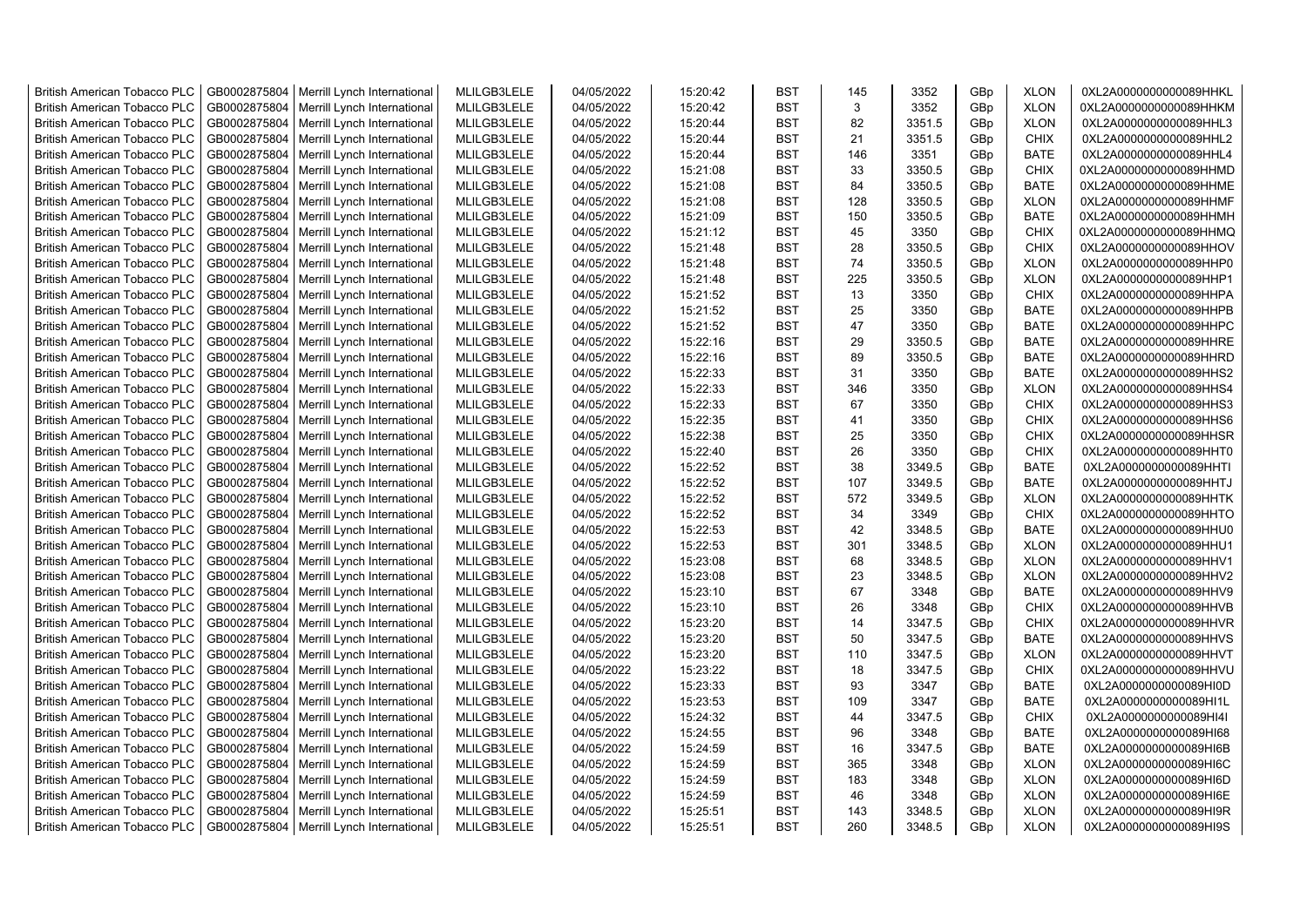| British American Tobacco PLC | GB0002875804 | Merrill Lynch International | MLILGB3LELE | 04/05/2022 | 15:20:42 | BST | 145 | 3352 | GBp | XLON | 0XL2A0000000000089HHKL |
|---|---|---|---|---|---|---|---|---|---|---|---|
| British American Tobacco PLC | GB0002875804 | Merrill Lynch International | MLILGB3LELE | 04/05/2022 | 15:20:42 | BST | 3 | 3352 | GBp | XLON | 0XL2A0000000000089HHKM |
| British American Tobacco PLC | GB0002875804 | Merrill Lynch International | MLILGB3LELE | 04/05/2022 | 15:20:44 | BST | 82 | 3351.5 | GBp | XLON | 0XL2A0000000000089HHL3 |
| British American Tobacco PLC | GB0002875804 | Merrill Lynch International | MLILGB3LELE | 04/05/2022 | 15:20:44 | BST | 21 | 3351.5 | GBp | CHIX | 0XL2A0000000000089HHL2 |
| British American Tobacco PLC | GB0002875804 | Merrill Lynch International | MLILGB3LELE | 04/05/2022 | 15:20:44 | BST | 146 | 3351 | GBp | BATE | 0XL2A0000000000089HHL4 |
| British American Tobacco PLC | GB0002875804 | Merrill Lynch International | MLILGB3LELE | 04/05/2022 | 15:21:08 | BST | 33 | 3350.5 | GBp | CHIX | 0XL2A0000000000089HHMD |
| British American Tobacco PLC | GB0002875804 | Merrill Lynch International | MLILGB3LELE | 04/05/2022 | 15:21:08 | BST | 84 | 3350.5 | GBp | BATE | 0XL2A0000000000089HHME |
| British American Tobacco PLC | GB0002875804 | Merrill Lynch International | MLILGB3LELE | 04/05/2022 | 15:21:08 | BST | 128 | 3350.5 | GBp | XLON | 0XL2A0000000000089HHMF |
| British American Tobacco PLC | GB0002875804 | Merrill Lynch International | MLILGB3LELE | 04/05/2022 | 15:21:09 | BST | 150 | 3350.5 | GBp | BATE | 0XL2A0000000000089HHMH |
| British American Tobacco PLC | GB0002875804 | Merrill Lynch International | MLILGB3LELE | 04/05/2022 | 15:21:12 | BST | 45 | 3350 | GBp | CHIX | 0XL2A0000000000089HHMQ |
| British American Tobacco PLC | GB0002875804 | Merrill Lynch International | MLILGB3LELE | 04/05/2022 | 15:21:48 | BST | 28 | 3350.5 | GBp | CHIX | 0XL2A0000000000089HHOV |
| British American Tobacco PLC | GB0002875804 | Merrill Lynch International | MLILGB3LELE | 04/05/2022 | 15:21:48 | BST | 74 | 3350.5 | GBp | XLON | 0XL2A0000000000089HHP0 |
| British American Tobacco PLC | GB0002875804 | Merrill Lynch International | MLILGB3LELE | 04/05/2022 | 15:21:48 | BST | 225 | 3350.5 | GBp | XLON | 0XL2A0000000000089HHP1 |
| British American Tobacco PLC | GB0002875804 | Merrill Lynch International | MLILGB3LELE | 04/05/2022 | 15:21:52 | BST | 13 | 3350 | GBp | CHIX | 0XL2A0000000000089HHPA |
| British American Tobacco PLC | GB0002875804 | Merrill Lynch International | MLILGB3LELE | 04/05/2022 | 15:21:52 | BST | 25 | 3350 | GBp | BATE | 0XL2A0000000000089HHPB |
| British American Tobacco PLC | GB0002875804 | Merrill Lynch International | MLILGB3LELE | 04/05/2022 | 15:21:52 | BST | 47 | 3350 | GBp | BATE | 0XL2A0000000000089HHPC |
| British American Tobacco PLC | GB0002875804 | Merrill Lynch International | MLILGB3LELE | 04/05/2022 | 15:22:16 | BST | 29 | 3350.5 | GBp | BATE | 0XL2A0000000000089HHRE |
| British American Tobacco PLC | GB0002875804 | Merrill Lynch International | MLILGB3LELE | 04/05/2022 | 15:22:16 | BST | 89 | 3350.5 | GBp | BATE | 0XL2A0000000000089HHRD |
| British American Tobacco PLC | GB0002875804 | Merrill Lynch International | MLILGB3LELE | 04/05/2022 | 15:22:33 | BST | 31 | 3350 | GBp | BATE | 0XL2A0000000000089HHS2 |
| British American Tobacco PLC | GB0002875804 | Merrill Lynch International | MLILGB3LELE | 04/05/2022 | 15:22:33 | BST | 346 | 3350 | GBp | XLON | 0XL2A0000000000089HHS4 |
| British American Tobacco PLC | GB0002875804 | Merrill Lynch International | MLILGB3LELE | 04/05/2022 | 15:22:33 | BST | 67 | 3350 | GBp | CHIX | 0XL2A0000000000089HHS3 |
| British American Tobacco PLC | GB0002875804 | Merrill Lynch International | MLILGB3LELE | 04/05/2022 | 15:22:35 | BST | 41 | 3350 | GBp | CHIX | 0XL2A0000000000089HHS6 |
| British American Tobacco PLC | GB0002875804 | Merrill Lynch International | MLILGB3LELE | 04/05/2022 | 15:22:38 | BST | 25 | 3350 | GBp | CHIX | 0XL2A0000000000089HHSR |
| British American Tobacco PLC | GB0002875804 | Merrill Lynch International | MLILGB3LELE | 04/05/2022 | 15:22:40 | BST | 26 | 3350 | GBp | CHIX | 0XL2A0000000000089HHT0 |
| British American Tobacco PLC | GB0002875804 | Merrill Lynch International | MLILGB3LELE | 04/05/2022 | 15:22:52 | BST | 38 | 3349.5 | GBp | BATE | 0XL2A0000000000089HHTI |
| British American Tobacco PLC | GB0002875804 | Merrill Lynch International | MLILGB3LELE | 04/05/2022 | 15:22:52 | BST | 107 | 3349.5 | GBp | BATE | 0XL2A0000000000089HHTJ |
| British American Tobacco PLC | GB0002875804 | Merrill Lynch International | MLILGB3LELE | 04/05/2022 | 15:22:52 | BST | 572 | 3349.5 | GBp | XLON | 0XL2A0000000000089HHTK |
| British American Tobacco PLC | GB0002875804 | Merrill Lynch International | MLILGB3LELE | 04/05/2022 | 15:22:52 | BST | 34 | 3349 | GBp | CHIX | 0XL2A0000000000089HHTO |
| British American Tobacco PLC | GB0002875804 | Merrill Lynch International | MLILGB3LELE | 04/05/2022 | 15:22:53 | BST | 42 | 3348.5 | GBp | BATE | 0XL2A0000000000089HHU0 |
| British American Tobacco PLC | GB0002875804 | Merrill Lynch International | MLILGB3LELE | 04/05/2022 | 15:22:53 | BST | 301 | 3348.5 | GBp | XLON | 0XL2A0000000000089HHU1 |
| British American Tobacco PLC | GB0002875804 | Merrill Lynch International | MLILGB3LELE | 04/05/2022 | 15:23:08 | BST | 68 | 3348.5 | GBp | XLON | 0XL2A0000000000089HHV1 |
| British American Tobacco PLC | GB0002875804 | Merrill Lynch International | MLILGB3LELE | 04/05/2022 | 15:23:08 | BST | 23 | 3348.5 | GBp | XLON | 0XL2A0000000000089HHV2 |
| British American Tobacco PLC | GB0002875804 | Merrill Lynch International | MLILGB3LELE | 04/05/2022 | 15:23:10 | BST | 67 | 3348 | GBp | BATE | 0XL2A0000000000089HHV9 |
| British American Tobacco PLC | GB0002875804 | Merrill Lynch International | MLILGB3LELE | 04/05/2022 | 15:23:10 | BST | 26 | 3348 | GBp | CHIX | 0XL2A0000000000089HHVB |
| British American Tobacco PLC | GB0002875804 | Merrill Lynch International | MLILGB3LELE | 04/05/2022 | 15:23:20 | BST | 14 | 3347.5 | GBp | CHIX | 0XL2A0000000000089HHVR |
| British American Tobacco PLC | GB0002875804 | Merrill Lynch International | MLILGB3LELE | 04/05/2022 | 15:23:20 | BST | 50 | 3347.5 | GBp | BATE | 0XL2A0000000000089HHVS |
| British American Tobacco PLC | GB0002875804 | Merrill Lynch International | MLILGB3LELE | 04/05/2022 | 15:23:20 | BST | 110 | 3347.5 | GBp | XLON | 0XL2A0000000000089HHVT |
| British American Tobacco PLC | GB0002875804 | Merrill Lynch International | MLILGB3LELE | 04/05/2022 | 15:23:22 | BST | 18 | 3347.5 | GBp | CHIX | 0XL2A0000000000089HHVU |
| British American Tobacco PLC | GB0002875804 | Merrill Lynch International | MLILGB3LELE | 04/05/2022 | 15:23:33 | BST | 93 | 3347 | GBp | BATE | 0XL2A0000000000089HI0D |
| British American Tobacco PLC | GB0002875804 | Merrill Lynch International | MLILGB3LELE | 04/05/2022 | 15:23:53 | BST | 109 | 3347 | GBp | BATE | 0XL2A0000000000089HI1L |
| British American Tobacco PLC | GB0002875804 | Merrill Lynch International | MLILGB3LELE | 04/05/2022 | 15:24:32 | BST | 44 | 3347.5 | GBp | CHIX | 0XL2A0000000000089HI4I |
| British American Tobacco PLC | GB0002875804 | Merrill Lynch International | MLILGB3LELE | 04/05/2022 | 15:24:55 | BST | 96 | 3348 | GBp | BATE | 0XL2A0000000000089HI68 |
| British American Tobacco PLC | GB0002875804 | Merrill Lynch International | MLILGB3LELE | 04/05/2022 | 15:24:59 | BST | 16 | 3347.5 | GBp | BATE | 0XL2A0000000000089HI6B |
| British American Tobacco PLC | GB0002875804 | Merrill Lynch International | MLILGB3LELE | 04/05/2022 | 15:24:59 | BST | 365 | 3348 | GBp | XLON | 0XL2A0000000000089HI6C |
| British American Tobacco PLC | GB0002875804 | Merrill Lynch International | MLILGB3LELE | 04/05/2022 | 15:24:59 | BST | 183 | 3348 | GBp | XLON | 0XL2A0000000000089HI6D |
| British American Tobacco PLC | GB0002875804 | Merrill Lynch International | MLILGB3LELE | 04/05/2022 | 15:24:59 | BST | 46 | 3348 | GBp | XLON | 0XL2A0000000000089HI6E |
| British American Tobacco PLC | GB0002875804 | Merrill Lynch International | MLILGB3LELE | 04/05/2022 | 15:25:51 | BST | 143 | 3348.5 | GBp | XLON | 0XL2A0000000000089HI9R |
| British American Tobacco PLC | GB0002875804 | Merrill Lynch International | MLILGB3LELE | 04/05/2022 | 15:25:51 | BST | 260 | 3348.5 | GBp | XLON | 0XL2A0000000000089HI9S |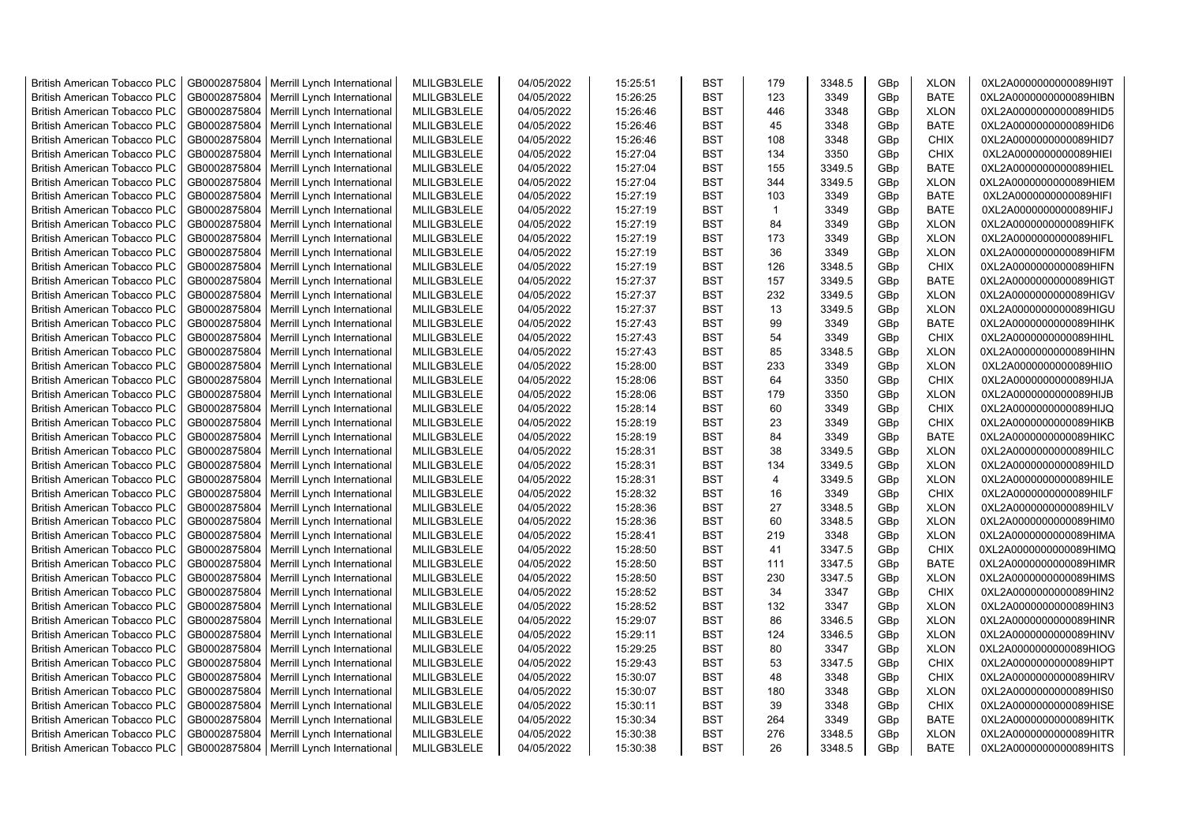| British American Tobacco PLC | GB0002875804 | Merrill Lynch International | MLILGB3LELE | 04/05/2022 | 15:25:51 | BST | 179 | 3348.5 | GBp | XLON | 0XL2A0000000000089HI9T |
|---|---|---|---|---|---|---|---|---|---|---|---|
| British American Tobacco PLC | GB0002875804 | Merrill Lynch International | MLILGB3LELE | 04/05/2022 | 15:26:25 | BST | 123 | 3349 | GBp | BATE | 0XL2A0000000000089HIBN |
| British American Tobacco PLC | GB0002875804 | Merrill Lynch International | MLILGB3LELE | 04/05/2022 | 15:26:46 | BST | 446 | 3348 | GBp | XLON | 0XL2A0000000000089HID5 |
| British American Tobacco PLC | GB0002875804 | Merrill Lynch International | MLILGB3LELE | 04/05/2022 | 15:26:46 | BST | 45 | 3348 | GBp | BATE | 0XL2A0000000000089HID6 |
| British American Tobacco PLC | GB0002875804 | Merrill Lynch International | MLILGB3LELE | 04/05/2022 | 15:26:46 | BST | 108 | 3348 | GBp | CHIX | 0XL2A0000000000089HID7 |
| British American Tobacco PLC | GB0002875804 | Merrill Lynch International | MLILGB3LELE | 04/05/2022 | 15:27:04 | BST | 134 | 3350 | GBp | CHIX | 0XL2A0000000000089HIEI |
| British American Tobacco PLC | GB0002875804 | Merrill Lynch International | MLILGB3LELE | 04/05/2022 | 15:27:04 | BST | 155 | 3349.5 | GBp | BATE | 0XL2A0000000000089HIEL |
| British American Tobacco PLC | GB0002875804 | Merrill Lynch International | MLILGB3LELE | 04/05/2022 | 15:27:04 | BST | 344 | 3349.5 | GBp | XLON | 0XL2A0000000000089HIEM |
| British American Tobacco PLC | GB0002875804 | Merrill Lynch International | MLILGB3LELE | 04/05/2022 | 15:27:19 | BST | 103 | 3349 | GBp | BATE | 0XL2A0000000000089HIFI |
| British American Tobacco PLC | GB0002875804 | Merrill Lynch International | MLILGB3LELE | 04/05/2022 | 15:27:19 | BST | 1 | 3349 | GBp | BATE | 0XL2A0000000000089HIFJ |
| British American Tobacco PLC | GB0002875804 | Merrill Lynch International | MLILGB3LELE | 04/05/2022 | 15:27:19 | BST | 84 | 3349 | GBp | XLON | 0XL2A0000000000089HIFK |
| British American Tobacco PLC | GB0002875804 | Merrill Lynch International | MLILGB3LELE | 04/05/2022 | 15:27:19 | BST | 173 | 3349 | GBp | XLON | 0XL2A0000000000089HIFL |
| British American Tobacco PLC | GB0002875804 | Merrill Lynch International | MLILGB3LELE | 04/05/2022 | 15:27:19 | BST | 36 | 3349 | GBp | XLON | 0XL2A0000000000089HIFM |
| British American Tobacco PLC | GB0002875804 | Merrill Lynch International | MLILGB3LELE | 04/05/2022 | 15:27:19 | BST | 126 | 3348.5 | GBp | CHIX | 0XL2A0000000000089HIFN |
| British American Tobacco PLC | GB0002875804 | Merrill Lynch International | MLILGB3LELE | 04/05/2022 | 15:27:37 | BST | 157 | 3349.5 | GBp | BATE | 0XL2A0000000000089HIGT |
| British American Tobacco PLC | GB0002875804 | Merrill Lynch International | MLILGB3LELE | 04/05/2022 | 15:27:37 | BST | 232 | 3349.5 | GBp | XLON | 0XL2A0000000000089HIGV |
| British American Tobacco PLC | GB0002875804 | Merrill Lynch International | MLILGB3LELE | 04/05/2022 | 15:27:37 | BST | 13 | 3349.5 | GBp | XLON | 0XL2A0000000000089HIGU |
| British American Tobacco PLC | GB0002875804 | Merrill Lynch International | MLILGB3LELE | 04/05/2022 | 15:27:43 | BST | 99 | 3349 | GBp | BATE | 0XL2A0000000000089HIHK |
| British American Tobacco PLC | GB0002875804 | Merrill Lynch International | MLILGB3LELE | 04/05/2022 | 15:27:43 | BST | 54 | 3349 | GBp | CHIX | 0XL2A0000000000089HIHL |
| British American Tobacco PLC | GB0002875804 | Merrill Lynch International | MLILGB3LELE | 04/05/2022 | 15:27:43 | BST | 85 | 3348.5 | GBp | XLON | 0XL2A0000000000089HIHN |
| British American Tobacco PLC | GB0002875804 | Merrill Lynch International | MLILGB3LELE | 04/05/2022 | 15:28:00 | BST | 233 | 3349 | GBp | XLON | 0XL2A0000000000089HIIO |
| British American Tobacco PLC | GB0002875804 | Merrill Lynch International | MLILGB3LELE | 04/05/2022 | 15:28:06 | BST | 64 | 3350 | GBp | CHIX | 0XL2A0000000000089HIJA |
| British American Tobacco PLC | GB0002875804 | Merrill Lynch International | MLILGB3LELE | 04/05/2022 | 15:28:06 | BST | 179 | 3350 | GBp | XLON | 0XL2A0000000000089HIJB |
| British American Tobacco PLC | GB0002875804 | Merrill Lynch International | MLILGB3LELE | 04/05/2022 | 15:28:14 | BST | 60 | 3349 | GBp | CHIX | 0XL2A0000000000089HIJQ |
| British American Tobacco PLC | GB0002875804 | Merrill Lynch International | MLILGB3LELE | 04/05/2022 | 15:28:19 | BST | 23 | 3349 | GBp | CHIX | 0XL2A0000000000089HIKB |
| British American Tobacco PLC | GB0002875804 | Merrill Lynch International | MLILGB3LELE | 04/05/2022 | 15:28:19 | BST | 84 | 3349 | GBp | BATE | 0XL2A0000000000089HIKC |
| British American Tobacco PLC | GB0002875804 | Merrill Lynch International | MLILGB3LELE | 04/05/2022 | 15:28:31 | BST | 38 | 3349.5 | GBp | XLON | 0XL2A0000000000089HILC |
| British American Tobacco PLC | GB0002875804 | Merrill Lynch International | MLILGB3LELE | 04/05/2022 | 15:28:31 | BST | 134 | 3349.5 | GBp | XLON | 0XL2A0000000000089HILD |
| British American Tobacco PLC | GB0002875804 | Merrill Lynch International | MLILGB3LELE | 04/05/2022 | 15:28:31 | BST | 4 | 3349.5 | GBp | XLON | 0XL2A0000000000089HILE |
| British American Tobacco PLC | GB0002875804 | Merrill Lynch International | MLILGB3LELE | 04/05/2022 | 15:28:32 | BST | 16 | 3349 | GBp | CHIX | 0XL2A0000000000089HILF |
| British American Tobacco PLC | GB0002875804 | Merrill Lynch International | MLILGB3LELE | 04/05/2022 | 15:28:36 | BST | 27 | 3348.5 | GBp | XLON | 0XL2A0000000000089HILV |
| British American Tobacco PLC | GB0002875804 | Merrill Lynch International | MLILGB3LELE | 04/05/2022 | 15:28:36 | BST | 60 | 3348.5 | GBp | XLON | 0XL2A0000000000089HIM0 |
| British American Tobacco PLC | GB0002875804 | Merrill Lynch International | MLILGB3LELE | 04/05/2022 | 15:28:41 | BST | 219 | 3348 | GBp | XLON | 0XL2A0000000000089HIMA |
| British American Tobacco PLC | GB0002875804 | Merrill Lynch International | MLILGB3LELE | 04/05/2022 | 15:28:50 | BST | 41 | 3347.5 | GBp | CHIX | 0XL2A0000000000089HIMQ |
| British American Tobacco PLC | GB0002875804 | Merrill Lynch International | MLILGB3LELE | 04/05/2022 | 15:28:50 | BST | 111 | 3347.5 | GBp | BATE | 0XL2A0000000000089HIMR |
| British American Tobacco PLC | GB0002875804 | Merrill Lynch International | MLILGB3LELE | 04/05/2022 | 15:28:50 | BST | 230 | 3347.5 | GBp | XLON | 0XL2A0000000000089HIMS |
| British American Tobacco PLC | GB0002875804 | Merrill Lynch International | MLILGB3LELE | 04/05/2022 | 15:28:52 | BST | 34 | 3347 | GBp | CHIX | 0XL2A0000000000089HIN2 |
| British American Tobacco PLC | GB0002875804 | Merrill Lynch International | MLILGB3LELE | 04/05/2022 | 15:28:52 | BST | 132 | 3347 | GBp | XLON | 0XL2A0000000000089HIN3 |
| British American Tobacco PLC | GB0002875804 | Merrill Lynch International | MLILGB3LELE | 04/05/2022 | 15:29:07 | BST | 86 | 3346.5 | GBp | XLON | 0XL2A0000000000089HINR |
| British American Tobacco PLC | GB0002875804 | Merrill Lynch International | MLILGB3LELE | 04/05/2022 | 15:29:11 | BST | 124 | 3346.5 | GBp | XLON | 0XL2A0000000000089HINV |
| British American Tobacco PLC | GB0002875804 | Merrill Lynch International | MLILGB3LELE | 04/05/2022 | 15:29:25 | BST | 80 | 3347 | GBp | XLON | 0XL2A0000000000089HIOG |
| British American Tobacco PLC | GB0002875804 | Merrill Lynch International | MLILGB3LELE | 04/05/2022 | 15:29:43 | BST | 53 | 3347.5 | GBp | CHIX | 0XL2A0000000000089HIPT |
| British American Tobacco PLC | GB0002875804 | Merrill Lynch International | MLILGB3LELE | 04/05/2022 | 15:30:07 | BST | 48 | 3348 | GBp | CHIX | 0XL2A0000000000089HIRV |
| British American Tobacco PLC | GB0002875804 | Merrill Lynch International | MLILGB3LELE | 04/05/2022 | 15:30:07 | BST | 180 | 3348 | GBp | XLON | 0XL2A0000000000089HIS0 |
| British American Tobacco PLC | GB0002875804 | Merrill Lynch International | MLILGB3LELE | 04/05/2022 | 15:30:11 | BST | 39 | 3348 | GBp | CHIX | 0XL2A0000000000089HISE |
| British American Tobacco PLC | GB0002875804 | Merrill Lynch International | MLILGB3LELE | 04/05/2022 | 15:30:34 | BST | 264 | 3349 | GBp | BATE | 0XL2A0000000000089HITK |
| British American Tobacco PLC | GB0002875804 | Merrill Lynch International | MLILGB3LELE | 04/05/2022 | 15:30:38 | BST | 276 | 3348.5 | GBp | XLON | 0XL2A0000000000089HITR |
| British American Tobacco PLC | GB0002875804 | Merrill Lynch International | MLILGB3LELE | 04/05/2022 | 15:30:38 | BST | 26 | 3348.5 | GBp | BATE | 0XL2A0000000000089HITS |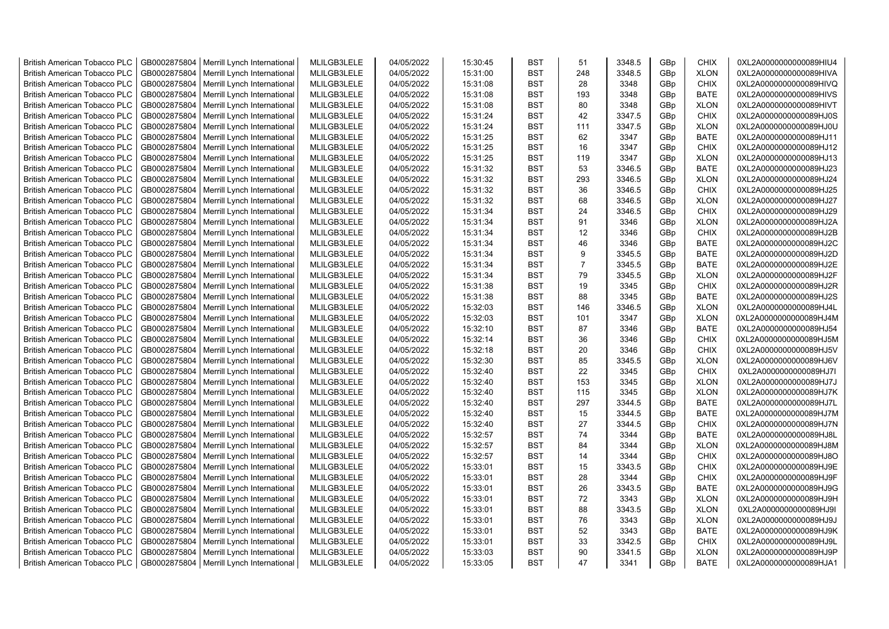| British American Tobacco PLC | GB0002875804 | Merrill Lynch International | MLILGB3LELE | 04/05/2022 | 15:30:45 | BST | 51 | 3348.5 | GBp | CHIX | 0XL2A0000000000089HIU4 |
|---|---|---|---|---|---|---|---|---|---|---|---|
| British American Tobacco PLC | GB0002875804 | Merrill Lynch International | MLILGB3LELE | 04/05/2022 | 15:31:00 | BST | 248 | 3348.5 | GBp | XLON | 0XL2A0000000000089HIVA |
| British American Tobacco PLC | GB0002875804 | Merrill Lynch International | MLILGB3LELE | 04/05/2022 | 15:31:08 | BST | 28 | 3348 | GBp | CHIX | 0XL2A0000000000089HIVQ |
| British American Tobacco PLC | GB0002875804 | Merrill Lynch International | MLILGB3LELE | 04/05/2022 | 15:31:08 | BST | 193 | 3348 | GBp | BATE | 0XL2A0000000000089HIVS |
| British American Tobacco PLC | GB0002875804 | Merrill Lynch International | MLILGB3LELE | 04/05/2022 | 15:31:08 | BST | 80 | 3348 | GBp | XLON | 0XL2A0000000000089HIVT |
| British American Tobacco PLC | GB0002875804 | Merrill Lynch International | MLILGB3LELE | 04/05/2022 | 15:31:24 | BST | 42 | 3347.5 | GBp | CHIX | 0XL2A0000000000089HJ0S |
| British American Tobacco PLC | GB0002875804 | Merrill Lynch International | MLILGB3LELE | 04/05/2022 | 15:31:24 | BST | 111 | 3347.5 | GBp | XLON | 0XL2A0000000000089HJ0U |
| British American Tobacco PLC | GB0002875804 | Merrill Lynch International | MLILGB3LELE | 04/05/2022 | 15:31:25 | BST | 62 | 3347 | GBp | BATE | 0XL2A0000000000089HJ11 |
| British American Tobacco PLC | GB0002875804 | Merrill Lynch International | MLILGB3LELE | 04/05/2022 | 15:31:25 | BST | 16 | 3347 | GBp | CHIX | 0XL2A0000000000089HJ12 |
| British American Tobacco PLC | GB0002875804 | Merrill Lynch International | MLILGB3LELE | 04/05/2022 | 15:31:25 | BST | 119 | 3347 | GBp | XLON | 0XL2A0000000000089HJ13 |
| British American Tobacco PLC | GB0002875804 | Merrill Lynch International | MLILGB3LELE | 04/05/2022 | 15:31:32 | BST | 53 | 3346.5 | GBp | BATE | 0XL2A0000000000089HJ23 |
| British American Tobacco PLC | GB0002875804 | Merrill Lynch International | MLILGB3LELE | 04/05/2022 | 15:31:32 | BST | 293 | 3346.5 | GBp | XLON | 0XL2A0000000000089HJ24 |
| British American Tobacco PLC | GB0002875804 | Merrill Lynch International | MLILGB3LELE | 04/05/2022 | 15:31:32 | BST | 36 | 3346.5 | GBp | CHIX | 0XL2A0000000000089HJ25 |
| British American Tobacco PLC | GB0002875804 | Merrill Lynch International | MLILGB3LELE | 04/05/2022 | 15:31:32 | BST | 68 | 3346.5 | GBp | XLON | 0XL2A0000000000089HJ27 |
| British American Tobacco PLC | GB0002875804 | Merrill Lynch International | MLILGB3LELE | 04/05/2022 | 15:31:34 | BST | 24 | 3346.5 | GBp | CHIX | 0XL2A0000000000089HJ29 |
| British American Tobacco PLC | GB0002875804 | Merrill Lynch International | MLILGB3LELE | 04/05/2022 | 15:31:34 | BST | 91 | 3346 | GBp | XLON | 0XL2A0000000000089HJ2A |
| British American Tobacco PLC | GB0002875804 | Merrill Lynch International | MLILGB3LELE | 04/05/2022 | 15:31:34 | BST | 12 | 3346 | GBp | CHIX | 0XL2A0000000000089HJ2B |
| British American Tobacco PLC | GB0002875804 | Merrill Lynch International | MLILGB3LELE | 04/05/2022 | 15:31:34 | BST | 46 | 3346 | GBp | BATE | 0XL2A0000000000089HJ2C |
| British American Tobacco PLC | GB0002875804 | Merrill Lynch International | MLILGB3LELE | 04/05/2022 | 15:31:34 | BST | 9 | 3345.5 | GBp | BATE | 0XL2A0000000000089HJ2D |
| British American Tobacco PLC | GB0002875804 | Merrill Lynch International | MLILGB3LELE | 04/05/2022 | 15:31:34 | BST | 7 | 3345.5 | GBp | BATE | 0XL2A0000000000089HJ2E |
| British American Tobacco PLC | GB0002875804 | Merrill Lynch International | MLILGB3LELE | 04/05/2022 | 15:31:34 | BST | 79 | 3345.5 | GBp | XLON | 0XL2A0000000000089HJ2F |
| British American Tobacco PLC | GB0002875804 | Merrill Lynch International | MLILGB3LELE | 04/05/2022 | 15:31:38 | BST | 19 | 3345 | GBp | CHIX | 0XL2A0000000000089HJ2R |
| British American Tobacco PLC | GB0002875804 | Merrill Lynch International | MLILGB3LELE | 04/05/2022 | 15:31:38 | BST | 88 | 3345 | GBp | BATE | 0XL2A0000000000089HJ2S |
| British American Tobacco PLC | GB0002875804 | Merrill Lynch International | MLILGB3LELE | 04/05/2022 | 15:32:03 | BST | 146 | 3346.5 | GBp | XLON | 0XL2A0000000000089HJ4L |
| British American Tobacco PLC | GB0002875804 | Merrill Lynch International | MLILGB3LELE | 04/05/2022 | 15:32:03 | BST | 101 | 3347 | GBp | XLON | 0XL2A0000000000089HJ4M |
| British American Tobacco PLC | GB0002875804 | Merrill Lynch International | MLILGB3LELE | 04/05/2022 | 15:32:10 | BST | 87 | 3346 | GBp | BATE | 0XL2A0000000000089HJ54 |
| British American Tobacco PLC | GB0002875804 | Merrill Lynch International | MLILGB3LELE | 04/05/2022 | 15:32:14 | BST | 36 | 3346 | GBp | CHIX | 0XL2A0000000000089HJ5M |
| British American Tobacco PLC | GB0002875804 | Merrill Lynch International | MLILGB3LELE | 04/05/2022 | 15:32:18 | BST | 20 | 3346 | GBp | CHIX | 0XL2A0000000000089HJ5V |
| British American Tobacco PLC | GB0002875804 | Merrill Lynch International | MLILGB3LELE | 04/05/2022 | 15:32:30 | BST | 85 | 3345.5 | GBp | XLON | 0XL2A0000000000089HJ6V |
| British American Tobacco PLC | GB0002875804 | Merrill Lynch International | MLILGB3LELE | 04/05/2022 | 15:32:40 | BST | 22 | 3345 | GBp | CHIX | 0XL2A0000000000089HJ7I |
| British American Tobacco PLC | GB0002875804 | Merrill Lynch International | MLILGB3LELE | 04/05/2022 | 15:32:40 | BST | 153 | 3345 | GBp | XLON | 0XL2A0000000000089HJ7J |
| British American Tobacco PLC | GB0002875804 | Merrill Lynch International | MLILGB3LELE | 04/05/2022 | 15:32:40 | BST | 115 | 3345 | GBp | XLON | 0XL2A0000000000089HJ7K |
| British American Tobacco PLC | GB0002875804 | Merrill Lynch International | MLILGB3LELE | 04/05/2022 | 15:32:40 | BST | 297 | 3344.5 | GBp | BATE | 0XL2A0000000000089HJ7L |
| British American Tobacco PLC | GB0002875804 | Merrill Lynch International | MLILGB3LELE | 04/05/2022 | 15:32:40 | BST | 15 | 3344.5 | GBp | BATE | 0XL2A0000000000089HJ7M |
| British American Tobacco PLC | GB0002875804 | Merrill Lynch International | MLILGB3LELE | 04/05/2022 | 15:32:40 | BST | 27 | 3344.5 | GBp | CHIX | 0XL2A0000000000089HJ7N |
| British American Tobacco PLC | GB0002875804 | Merrill Lynch International | MLILGB3LELE | 04/05/2022 | 15:32:57 | BST | 74 | 3344 | GBp | BATE | 0XL2A0000000000089HJ8L |
| British American Tobacco PLC | GB0002875804 | Merrill Lynch International | MLILGB3LELE | 04/05/2022 | 15:32:57 | BST | 84 | 3344 | GBp | XLON | 0XL2A0000000000089HJ8M |
| British American Tobacco PLC | GB0002875804 | Merrill Lynch International | MLILGB3LELE | 04/05/2022 | 15:32:57 | BST | 14 | 3344 | GBp | CHIX | 0XL2A0000000000089HJ8O |
| British American Tobacco PLC | GB0002875804 | Merrill Lynch International | MLILGB3LELE | 04/05/2022 | 15:33:01 | BST | 15 | 3343.5 | GBp | CHIX | 0XL2A0000000000089HJ9E |
| British American Tobacco PLC | GB0002875804 | Merrill Lynch International | MLILGB3LELE | 04/05/2022 | 15:33:01 | BST | 28 | 3344 | GBp | CHIX | 0XL2A0000000000089HJ9F |
| British American Tobacco PLC | GB0002875804 | Merrill Lynch International | MLILGB3LELE | 04/05/2022 | 15:33:01 | BST | 26 | 3343.5 | GBp | BATE | 0XL2A0000000000089HJ9G |
| British American Tobacco PLC | GB0002875804 | Merrill Lynch International | MLILGB3LELE | 04/05/2022 | 15:33:01 | BST | 72 | 3343 | GBp | XLON | 0XL2A0000000000089HJ9H |
| British American Tobacco PLC | GB0002875804 | Merrill Lynch International | MLILGB3LELE | 04/05/2022 | 15:33:01 | BST | 88 | 3343.5 | GBp | XLON | 0XL2A0000000000089HJ9I |
| British American Tobacco PLC | GB0002875804 | Merrill Lynch International | MLILGB3LELE | 04/05/2022 | 15:33:01 | BST | 76 | 3343 | GBp | XLON | 0XL2A0000000000089HJ9J |
| British American Tobacco PLC | GB0002875804 | Merrill Lynch International | MLILGB3LELE | 04/05/2022 | 15:33:01 | BST | 52 | 3343 | GBp | BATE | 0XL2A0000000000089HJ9K |
| British American Tobacco PLC | GB0002875804 | Merrill Lynch International | MLILGB3LELE | 04/05/2022 | 15:33:01 | BST | 33 | 3342.5 | GBp | CHIX | 0XL2A0000000000089HJ9L |
| British American Tobacco PLC | GB0002875804 | Merrill Lynch International | MLILGB3LELE | 04/05/2022 | 15:33:03 | BST | 90 | 3341.5 | GBp | XLON | 0XL2A0000000000089HJ9P |
| British American Tobacco PLC | GB0002875804 | Merrill Lynch International | MLILGB3LELE | 04/05/2022 | 15:33:05 | BST | 47 | 3341 | GBp | BATE | 0XL2A0000000000089HJA1 |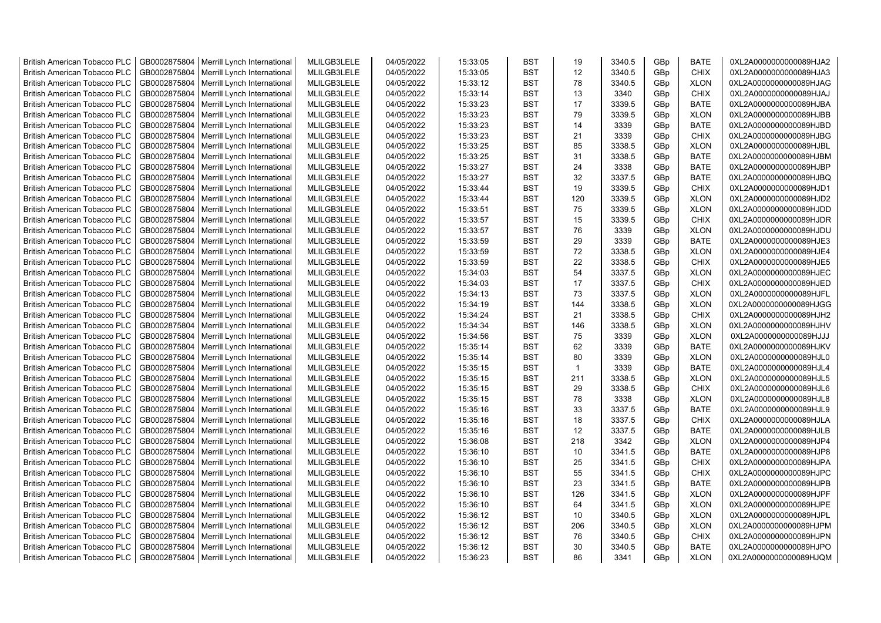| British American Tobacco PLC | GB0002875804 | Merrill Lynch International | MLILGB3LELE | 04/05/2022 | 15:33:05 | BST | 19 | 3340.5 | GBp | BATE | 0XL2A0000000000089HJA2 |
|---|---|---|---|---|---|---|---|---|---|---|---|
| British American Tobacco PLC | GB0002875804 | Merrill Lynch International | MLILGB3LELE | 04/05/2022 | 15:33:05 | BST | 12 | 3340.5 | GBp | CHIX | 0XL2A0000000000089HJA3 |
| British American Tobacco PLC | GB0002875804 | Merrill Lynch International | MLILGB3LELE | 04/05/2022 | 15:33:12 | BST | 78 | 3340.5 | GBp | XLON | 0XL2A0000000000089HJAG |
| British American Tobacco PLC | GB0002875804 | Merrill Lynch International | MLILGB3LELE | 04/05/2022 | 15:33:14 | BST | 13 | 3340 | GBp | CHIX | 0XL2A0000000000089HJAJ |
| British American Tobacco PLC | GB0002875804 | Merrill Lynch International | MLILGB3LELE | 04/05/2022 | 15:33:23 | BST | 17 | 3339.5 | GBp | BATE | 0XL2A0000000000089HJBA |
| British American Tobacco PLC | GB0002875804 | Merrill Lynch International | MLILGB3LELE | 04/05/2022 | 15:33:23 | BST | 79 | 3339.5 | GBp | XLON | 0XL2A0000000000089HJBB |
| British American Tobacco PLC | GB0002875804 | Merrill Lynch International | MLILGB3LELE | 04/05/2022 | 15:33:23 | BST | 14 | 3339 | GBp | BATE | 0XL2A0000000000089HJBD |
| British American Tobacco PLC | GB0002875804 | Merrill Lynch International | MLILGB3LELE | 04/05/2022 | 15:33:23 | BST | 21 | 3339 | GBp | CHIX | 0XL2A0000000000089HJBG |
| British American Tobacco PLC | GB0002875804 | Merrill Lynch International | MLILGB3LELE | 04/05/2022 | 15:33:25 | BST | 85 | 3338.5 | GBp | XLON | 0XL2A0000000000089HJBL |
| British American Tobacco PLC | GB0002875804 | Merrill Lynch International | MLILGB3LELE | 04/05/2022 | 15:33:25 | BST | 31 | 3338.5 | GBp | BATE | 0XL2A0000000000089HJBM |
| British American Tobacco PLC | GB0002875804 | Merrill Lynch International | MLILGB3LELE | 04/05/2022 | 15:33:27 | BST | 24 | 3338 | GBp | BATE | 0XL2A0000000000089HJBP |
| British American Tobacco PLC | GB0002875804 | Merrill Lynch International | MLILGB3LELE | 04/05/2022 | 15:33:27 | BST | 32 | 3337.5 | GBp | BATE | 0XL2A0000000000089HJBQ |
| British American Tobacco PLC | GB0002875804 | Merrill Lynch International | MLILGB3LELE | 04/05/2022 | 15:33:44 | BST | 19 | 3339.5 | GBp | CHIX | 0XL2A0000000000089HJD1 |
| British American Tobacco PLC | GB0002875804 | Merrill Lynch International | MLILGB3LELE | 04/05/2022 | 15:33:44 | BST | 120 | 3339.5 | GBp | XLON | 0XL2A0000000000089HJD2 |
| British American Tobacco PLC | GB0002875804 | Merrill Lynch International | MLILGB3LELE | 04/05/2022 | 15:33:51 | BST | 75 | 3339.5 | GBp | XLON | 0XL2A0000000000089HJDD |
| British American Tobacco PLC | GB0002875804 | Merrill Lynch International | MLILGB3LELE | 04/05/2022 | 15:33:57 | BST | 15 | 3339.5 | GBp | CHIX | 0XL2A0000000000089HJDR |
| British American Tobacco PLC | GB0002875804 | Merrill Lynch International | MLILGB3LELE | 04/05/2022 | 15:33:57 | BST | 76 | 3339 | GBp | XLON | 0XL2A0000000000089HJDU |
| British American Tobacco PLC | GB0002875804 | Merrill Lynch International | MLILGB3LELE | 04/05/2022 | 15:33:59 | BST | 29 | 3339 | GBp | BATE | 0XL2A0000000000089HJE3 |
| British American Tobacco PLC | GB0002875804 | Merrill Lynch International | MLILGB3LELE | 04/05/2022 | 15:33:59 | BST | 72 | 3338.5 | GBp | XLON | 0XL2A0000000000089HJE4 |
| British American Tobacco PLC | GB0002875804 | Merrill Lynch International | MLILGB3LELE | 04/05/2022 | 15:33:59 | BST | 22 | 3338.5 | GBp | CHIX | 0XL2A0000000000089HJE5 |
| British American Tobacco PLC | GB0002875804 | Merrill Lynch International | MLILGB3LELE | 04/05/2022 | 15:34:03 | BST | 54 | 3337.5 | GBp | XLON | 0XL2A0000000000089HJEC |
| British American Tobacco PLC | GB0002875804 | Merrill Lynch International | MLILGB3LELE | 04/05/2022 | 15:34:03 | BST | 17 | 3337.5 | GBp | CHIX | 0XL2A0000000000089HJED |
| British American Tobacco PLC | GB0002875804 | Merrill Lynch International | MLILGB3LELE | 04/05/2022 | 15:34:13 | BST | 73 | 3337.5 | GBp | XLON | 0XL2A0000000000089HJFL |
| British American Tobacco PLC | GB0002875804 | Merrill Lynch International | MLILGB3LELE | 04/05/2022 | 15:34:19 | BST | 144 | 3338.5 | GBp | XLON | 0XL2A0000000000089HJGG |
| British American Tobacco PLC | GB0002875804 | Merrill Lynch International | MLILGB3LELE | 04/05/2022 | 15:34:24 | BST | 21 | 3338.5 | GBp | CHIX | 0XL2A0000000000089HJH2 |
| British American Tobacco PLC | GB0002875804 | Merrill Lynch International | MLILGB3LELE | 04/05/2022 | 15:34:34 | BST | 146 | 3338.5 | GBp | XLON | 0XL2A0000000000089HJHV |
| British American Tobacco PLC | GB0002875804 | Merrill Lynch International | MLILGB3LELE | 04/05/2022 | 15:34:56 | BST | 75 | 3339 | GBp | XLON | 0XL2A0000000000089HJJJ |
| British American Tobacco PLC | GB0002875804 | Merrill Lynch International | MLILGB3LELE | 04/05/2022 | 15:35:14 | BST | 62 | 3339 | GBp | BATE | 0XL2A0000000000089HJKV |
| British American Tobacco PLC | GB0002875804 | Merrill Lynch International | MLILGB3LELE | 04/05/2022 | 15:35:14 | BST | 80 | 3339 | GBp | XLON | 0XL2A0000000000089HJL0 |
| British American Tobacco PLC | GB0002875804 | Merrill Lynch International | MLILGB3LELE | 04/05/2022 | 15:35:15 | BST | 1 | 3339 | GBp | BATE | 0XL2A0000000000089HJL4 |
| British American Tobacco PLC | GB0002875804 | Merrill Lynch International | MLILGB3LELE | 04/05/2022 | 15:35:15 | BST | 211 | 3338.5 | GBp | XLON | 0XL2A0000000000089HJL5 |
| British American Tobacco PLC | GB0002875804 | Merrill Lynch International | MLILGB3LELE | 04/05/2022 | 15:35:15 | BST | 29 | 3338.5 | GBp | CHIX | 0XL2A0000000000089HJL6 |
| British American Tobacco PLC | GB0002875804 | Merrill Lynch International | MLILGB3LELE | 04/05/2022 | 15:35:15 | BST | 78 | 3338 | GBp | XLON | 0XL2A0000000000089HJL8 |
| British American Tobacco PLC | GB0002875804 | Merrill Lynch International | MLILGB3LELE | 04/05/2022 | 15:35:16 | BST | 33 | 3337.5 | GBp | BATE | 0XL2A0000000000089HJL9 |
| British American Tobacco PLC | GB0002875804 | Merrill Lynch International | MLILGB3LELE | 04/05/2022 | 15:35:16 | BST | 18 | 3337.5 | GBp | CHIX | 0XL2A0000000000089HJLA |
| British American Tobacco PLC | GB0002875804 | Merrill Lynch International | MLILGB3LELE | 04/05/2022 | 15:35:16 | BST | 12 | 3337.5 | GBp | BATE | 0XL2A0000000000089HJLB |
| British American Tobacco PLC | GB0002875804 | Merrill Lynch International | MLILGB3LELE | 04/05/2022 | 15:36:08 | BST | 218 | 3342 | GBp | XLON | 0XL2A0000000000089HJP4 |
| British American Tobacco PLC | GB0002875804 | Merrill Lynch International | MLILGB3LELE | 04/05/2022 | 15:36:10 | BST | 10 | 3341.5 | GBp | BATE | 0XL2A0000000000089HJP8 |
| British American Tobacco PLC | GB0002875804 | Merrill Lynch International | MLILGB3LELE | 04/05/2022 | 15:36:10 | BST | 25 | 3341.5 | GBp | CHIX | 0XL2A0000000000089HJPA |
| British American Tobacco PLC | GB0002875804 | Merrill Lynch International | MLILGB3LELE | 04/05/2022 | 15:36:10 | BST | 55 | 3341.5 | GBp | CHIX | 0XL2A0000000000089HJPC |
| British American Tobacco PLC | GB0002875804 | Merrill Lynch International | MLILGB3LELE | 04/05/2022 | 15:36:10 | BST | 23 | 3341.5 | GBp | BATE | 0XL2A0000000000089HJPB |
| British American Tobacco PLC | GB0002875804 | Merrill Lynch International | MLILGB3LELE | 04/05/2022 | 15:36:10 | BST | 126 | 3341.5 | GBp | XLON | 0XL2A0000000000089HJPF |
| British American Tobacco PLC | GB0002875804 | Merrill Lynch International | MLILGB3LELE | 04/05/2022 | 15:36:10 | BST | 64 | 3341.5 | GBp | XLON | 0XL2A0000000000089HJPE |
| British American Tobacco PLC | GB0002875804 | Merrill Lynch International | MLILGB3LELE | 04/05/2022 | 15:36:12 | BST | 10 | 3340.5 | GBp | XLON | 0XL2A0000000000089HJPL |
| British American Tobacco PLC | GB0002875804 | Merrill Lynch International | MLILGB3LELE | 04/05/2022 | 15:36:12 | BST | 206 | 3340.5 | GBp | XLON | 0XL2A0000000000089HJPM |
| British American Tobacco PLC | GB0002875804 | Merrill Lynch International | MLILGB3LELE | 04/05/2022 | 15:36:12 | BST | 76 | 3340.5 | GBp | CHIX | 0XL2A0000000000089HJPN |
| British American Tobacco PLC | GB0002875804 | Merrill Lynch International | MLILGB3LELE | 04/05/2022 | 15:36:12 | BST | 30 | 3340.5 | GBp | BATE | 0XL2A0000000000089HJPO |
| British American Tobacco PLC | GB0002875804 | Merrill Lynch International | MLILGB3LELE | 04/05/2022 | 15:36:23 | BST | 86 | 3341 | GBp | XLON | 0XL2A0000000000089HJQM |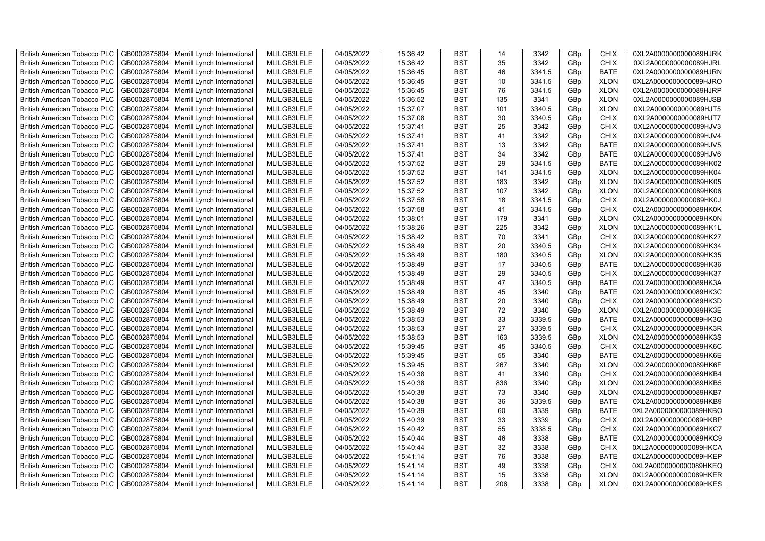| British American Tobacco PLC | GB0002875804 | Merrill Lynch International | MLILGB3LELE | 04/05/2022 | 15:36:42 | BST | 14 | 3342 | GBp | CHIX | 0XL2A0000000000089HJRK |
|---|---|---|---|---|---|---|---|---|---|---|---|
| British American Tobacco PLC | GB0002875804 | Merrill Lynch International | MLILGB3LELE | 04/05/2022 | 15:36:42 | BST | 35 | 3342 | GBp | CHIX | 0XL2A0000000000089HJRL |
| British American Tobacco PLC | GB0002875804 | Merrill Lynch International | MLILGB3LELE | 04/05/2022 | 15:36:45 | BST | 46 | 3341.5 | GBp | BATE | 0XL2A0000000000089HJRN |
| British American Tobacco PLC | GB0002875804 | Merrill Lynch International | MLILGB3LELE | 04/05/2022 | 15:36:45 | BST | 10 | 3341.5 | GBp | XLON | 0XL2A0000000000089HJRO |
| British American Tobacco PLC | GB0002875804 | Merrill Lynch International | MLILGB3LELE | 04/05/2022 | 15:36:45 | BST | 76 | 3341.5 | GBp | XLON | 0XL2A0000000000089HJRP |
| British American Tobacco PLC | GB0002875804 | Merrill Lynch International | MLILGB3LELE | 04/05/2022 | 15:36:52 | BST | 135 | 3341 | GBp | XLON | 0XL2A0000000000089HJSB |
| British American Tobacco PLC | GB0002875804 | Merrill Lynch International | MLILGB3LELE | 04/05/2022 | 15:37:07 | BST | 101 | 3340.5 | GBp | XLON | 0XL2A0000000000089HJT5 |
| British American Tobacco PLC | GB0002875804 | Merrill Lynch International | MLILGB3LELE | 04/05/2022 | 15:37:08 | BST | 30 | 3340.5 | GBp | CHIX | 0XL2A0000000000089HJT7 |
| British American Tobacco PLC | GB0002875804 | Merrill Lynch International | MLILGB3LELE | 04/05/2022 | 15:37:41 | BST | 25 | 3342 | GBp | CHIX | 0XL2A0000000000089HJV3 |
| British American Tobacco PLC | GB0002875804 | Merrill Lynch International | MLILGB3LELE | 04/05/2022 | 15:37:41 | BST | 41 | 3342 | GBp | CHIX | 0XL2A0000000000089HJV4 |
| British American Tobacco PLC | GB0002875804 | Merrill Lynch International | MLILGB3LELE | 04/05/2022 | 15:37:41 | BST | 13 | 3342 | GBp | BATE | 0XL2A0000000000089HJV5 |
| British American Tobacco PLC | GB0002875804 | Merrill Lynch International | MLILGB3LELE | 04/05/2022 | 15:37:41 | BST | 34 | 3342 | GBp | BATE | 0XL2A0000000000089HJV6 |
| British American Tobacco PLC | GB0002875804 | Merrill Lynch International | MLILGB3LELE | 04/05/2022 | 15:37:52 | BST | 29 | 3341.5 | GBp | BATE | 0XL2A0000000000089HK02 |
| British American Tobacco PLC | GB0002875804 | Merrill Lynch International | MLILGB3LELE | 04/05/2022 | 15:37:52 | BST | 141 | 3341.5 | GBp | XLON | 0XL2A0000000000089HK04 |
| British American Tobacco PLC | GB0002875804 | Merrill Lynch International | MLILGB3LELE | 04/05/2022 | 15:37:52 | BST | 183 | 3342 | GBp | XLON | 0XL2A0000000000089HK05 |
| British American Tobacco PLC | GB0002875804 | Merrill Lynch International | MLILGB3LELE | 04/05/2022 | 15:37:52 | BST | 107 | 3342 | GBp | XLON | 0XL2A0000000000089HK06 |
| British American Tobacco PLC | GB0002875804 | Merrill Lynch International | MLILGB3LELE | 04/05/2022 | 15:37:58 | BST | 18 | 3341.5 | GBp | CHIX | 0XL2A0000000000089HK0J |
| British American Tobacco PLC | GB0002875804 | Merrill Lynch International | MLILGB3LELE | 04/05/2022 | 15:37:58 | BST | 41 | 3341.5 | GBp | CHIX | 0XL2A0000000000089HK0K |
| British American Tobacco PLC | GB0002875804 | Merrill Lynch International | MLILGB3LELE | 04/05/2022 | 15:38:01 | BST | 179 | 3341 | GBp | XLON | 0XL2A0000000000089HK0N |
| British American Tobacco PLC | GB0002875804 | Merrill Lynch International | MLILGB3LELE | 04/05/2022 | 15:38:26 | BST | 225 | 3342 | GBp | XLON | 0XL2A0000000000089HK1L |
| British American Tobacco PLC | GB0002875804 | Merrill Lynch International | MLILGB3LELE | 04/05/2022 | 15:38:42 | BST | 70 | 3341 | GBp | CHIX | 0XL2A0000000000089HK27 |
| British American Tobacco PLC | GB0002875804 | Merrill Lynch International | MLILGB3LELE | 04/05/2022 | 15:38:49 | BST | 20 | 3340.5 | GBp | CHIX | 0XL2A0000000000089HK34 |
| British American Tobacco PLC | GB0002875804 | Merrill Lynch International | MLILGB3LELE | 04/05/2022 | 15:38:49 | BST | 180 | 3340.5 | GBp | XLON | 0XL2A0000000000089HK35 |
| British American Tobacco PLC | GB0002875804 | Merrill Lynch International | MLILGB3LELE | 04/05/2022 | 15:38:49 | BST | 17 | 3340.5 | GBp | BATE | 0XL2A0000000000089HK36 |
| British American Tobacco PLC | GB0002875804 | Merrill Lynch International | MLILGB3LELE | 04/05/2022 | 15:38:49 | BST | 29 | 3340.5 | GBp | CHIX | 0XL2A0000000000089HK37 |
| British American Tobacco PLC | GB0002875804 | Merrill Lynch International | MLILGB3LELE | 04/05/2022 | 15:38:49 | BST | 47 | 3340.5 | GBp | BATE | 0XL2A0000000000089HK3A |
| British American Tobacco PLC | GB0002875804 | Merrill Lynch International | MLILGB3LELE | 04/05/2022 | 15:38:49 | BST | 45 | 3340 | GBp | BATE | 0XL2A0000000000089HK3C |
| British American Tobacco PLC | GB0002875804 | Merrill Lynch International | MLILGB3LELE | 04/05/2022 | 15:38:49 | BST | 20 | 3340 | GBp | CHIX | 0XL2A0000000000089HK3D |
| British American Tobacco PLC | GB0002875804 | Merrill Lynch International | MLILGB3LELE | 04/05/2022 | 15:38:49 | BST | 72 | 3340 | GBp | XLON | 0XL2A0000000000089HK3E |
| British American Tobacco PLC | GB0002875804 | Merrill Lynch International | MLILGB3LELE | 04/05/2022 | 15:38:53 | BST | 33 | 3339.5 | GBp | BATE | 0XL2A0000000000089HK3Q |
| British American Tobacco PLC | GB0002875804 | Merrill Lynch International | MLILGB3LELE | 04/05/2022 | 15:38:53 | BST | 27 | 3339.5 | GBp | CHIX | 0XL2A0000000000089HK3R |
| British American Tobacco PLC | GB0002875804 | Merrill Lynch International | MLILGB3LELE | 04/05/2022 | 15:38:53 | BST | 163 | 3339.5 | GBp | XLON | 0XL2A0000000000089HK3S |
| British American Tobacco PLC | GB0002875804 | Merrill Lynch International | MLILGB3LELE | 04/05/2022 | 15:39:45 | BST | 45 | 3340.5 | GBp | CHIX | 0XL2A0000000000089HK6C |
| British American Tobacco PLC | GB0002875804 | Merrill Lynch International | MLILGB3LELE | 04/05/2022 | 15:39:45 | BST | 55 | 3340 | GBp | BATE | 0XL2A0000000000089HK6E |
| British American Tobacco PLC | GB0002875804 | Merrill Lynch International | MLILGB3LELE | 04/05/2022 | 15:39:45 | BST | 267 | 3340 | GBp | XLON | 0XL2A0000000000089HK6F |
| British American Tobacco PLC | GB0002875804 | Merrill Lynch International | MLILGB3LELE | 04/05/2022 | 15:40:38 | BST | 41 | 3340 | GBp | CHIX | 0XL2A0000000000089HKB4 |
| British American Tobacco PLC | GB0002875804 | Merrill Lynch International | MLILGB3LELE | 04/05/2022 | 15:40:38 | BST | 836 | 3340 | GBp | XLON | 0XL2A0000000000089HKB5 |
| British American Tobacco PLC | GB0002875804 | Merrill Lynch International | MLILGB3LELE | 04/05/2022 | 15:40:38 | BST | 73 | 3340 | GBp | XLON | 0XL2A0000000000089HKB7 |
| British American Tobacco PLC | GB0002875804 | Merrill Lynch International | MLILGB3LELE | 04/05/2022 | 15:40:38 | BST | 36 | 3339.5 | GBp | BATE | 0XL2A0000000000089HKB9 |
| British American Tobacco PLC | GB0002875804 | Merrill Lynch International | MLILGB3LELE | 04/05/2022 | 15:40:39 | BST | 60 | 3339 | GBp | BATE | 0XL2A0000000000089HKBO |
| British American Tobacco PLC | GB0002875804 | Merrill Lynch International | MLILGB3LELE | 04/05/2022 | 15:40:39 | BST | 33 | 3339 | GBp | CHIX | 0XL2A0000000000089HKBP |
| British American Tobacco PLC | GB0002875804 | Merrill Lynch International | MLILGB3LELE | 04/05/2022 | 15:40:42 | BST | 55 | 3338.5 | GBp | CHIX | 0XL2A0000000000089HKC7 |
| British American Tobacco PLC | GB0002875804 | Merrill Lynch International | MLILGB3LELE | 04/05/2022 | 15:40:44 | BST | 46 | 3338 | GBp | BATE | 0XL2A0000000000089HKC9 |
| British American Tobacco PLC | GB0002875804 | Merrill Lynch International | MLILGB3LELE | 04/05/2022 | 15:40:44 | BST | 32 | 3338 | GBp | CHIX | 0XL2A0000000000089HKCA |
| British American Tobacco PLC | GB0002875804 | Merrill Lynch International | MLILGB3LELE | 04/05/2022 | 15:41:14 | BST | 76 | 3338 | GBp | BATE | 0XL2A0000000000089HKEP |
| British American Tobacco PLC | GB0002875804 | Merrill Lynch International | MLILGB3LELE | 04/05/2022 | 15:41:14 | BST | 49 | 3338 | GBp | CHIX | 0XL2A0000000000089HKEQ |
| British American Tobacco PLC | GB0002875804 | Merrill Lynch International | MLILGB3LELE | 04/05/2022 | 15:41:14 | BST | 15 | 3338 | GBp | XLON | 0XL2A0000000000089HKER |
| British American Tobacco PLC | GB0002875804 | Merrill Lynch International | MLILGB3LELE | 04/05/2022 | 15:41:14 | BST | 206 | 3338 | GBp | XLON | 0XL2A0000000000089HKES |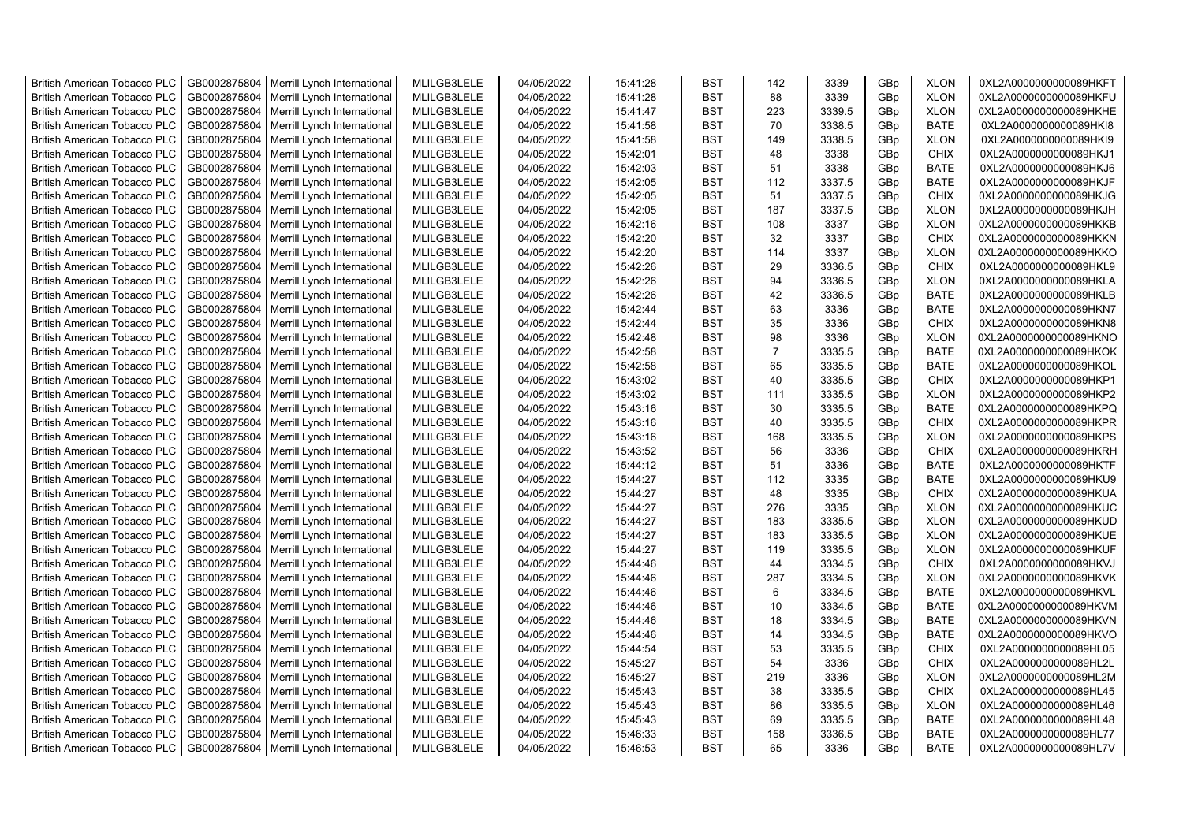| British American Tobacco PLC | GB0002875804 | Merrill Lynch International | MLILGB3LELE | 04/05/2022 | 15:41:28 | BST | 142 | 3339 | GBp | XLON | 0XL2A0000000000089HKFT |
|---|---|---|---|---|---|---|---|---|---|---|---|
| British American Tobacco PLC | GB0002875804 | Merrill Lynch International | MLILGB3LELE | 04/05/2022 | 15:41:28 | BST | 88 | 3339 | GBp | XLON | 0XL2A0000000000089HKFU |
| British American Tobacco PLC | GB0002875804 | Merrill Lynch International | MLILGB3LELE | 04/05/2022 | 15:41:47 | BST | 223 | 3339.5 | GBp | XLON | 0XL2A0000000000089HKHE |
| British American Tobacco PLC | GB0002875804 | Merrill Lynch International | MLILGB3LELE | 04/05/2022 | 15:41:58 | BST | 70 | 3338.5 | GBp | BATE | 0XL2A0000000000089HKI8 |
| British American Tobacco PLC | GB0002875804 | Merrill Lynch International | MLILGB3LELE | 04/05/2022 | 15:41:58 | BST | 149 | 3338.5 | GBp | XLON | 0XL2A0000000000089HKI9 |
| British American Tobacco PLC | GB0002875804 | Merrill Lynch International | MLILGB3LELE | 04/05/2022 | 15:42:01 | BST | 48 | 3338 | GBp | CHIX | 0XL2A0000000000089HKJ1 |
| British American Tobacco PLC | GB0002875804 | Merrill Lynch International | MLILGB3LELE | 04/05/2022 | 15:42:03 | BST | 51 | 3338 | GBp | BATE | 0XL2A0000000000089HKJ6 |
| British American Tobacco PLC | GB0002875804 | Merrill Lynch International | MLILGB3LELE | 04/05/2022 | 15:42:05 | BST | 112 | 3337.5 | GBp | BATE | 0XL2A0000000000089HKJF |
| British American Tobacco PLC | GB0002875804 | Merrill Lynch International | MLILGB3LELE | 04/05/2022 | 15:42:05 | BST | 51 | 3337.5 | GBp | CHIX | 0XL2A0000000000089HKJG |
| British American Tobacco PLC | GB0002875804 | Merrill Lynch International | MLILGB3LELE | 04/05/2022 | 15:42:05 | BST | 187 | 3337.5 | GBp | XLON | 0XL2A0000000000089HKJH |
| British American Tobacco PLC | GB0002875804 | Merrill Lynch International | MLILGB3LELE | 04/05/2022 | 15:42:16 | BST | 108 | 3337 | GBp | XLON | 0XL2A0000000000089HKKB |
| British American Tobacco PLC | GB0002875804 | Merrill Lynch International | MLILGB3LELE | 04/05/2022 | 15:42:20 | BST | 32 | 3337 | GBp | CHIX | 0XL2A0000000000089HKKN |
| British American Tobacco PLC | GB0002875804 | Merrill Lynch International | MLILGB3LELE | 04/05/2022 | 15:42:20 | BST | 114 | 3337 | GBp | XLON | 0XL2A0000000000089HKKO |
| British American Tobacco PLC | GB0002875804 | Merrill Lynch International | MLILGB3LELE | 04/05/2022 | 15:42:26 | BST | 29 | 3336.5 | GBp | CHIX | 0XL2A0000000000089HKL9 |
| British American Tobacco PLC | GB0002875804 | Merrill Lynch International | MLILGB3LELE | 04/05/2022 | 15:42:26 | BST | 94 | 3336.5 | GBp | XLON | 0XL2A0000000000089HKLA |
| British American Tobacco PLC | GB0002875804 | Merrill Lynch International | MLILGB3LELE | 04/05/2022 | 15:42:26 | BST | 42 | 3336.5 | GBp | BATE | 0XL2A0000000000089HKLB |
| British American Tobacco PLC | GB0002875804 | Merrill Lynch International | MLILGB3LELE | 04/05/2022 | 15:42:44 | BST | 63 | 3336 | GBp | BATE | 0XL2A0000000000089HKN7 |
| British American Tobacco PLC | GB0002875804 | Merrill Lynch International | MLILGB3LELE | 04/05/2022 | 15:42:44 | BST | 35 | 3336 | GBp | CHIX | 0XL2A0000000000089HKN8 |
| British American Tobacco PLC | GB0002875804 | Merrill Lynch International | MLILGB3LELE | 04/05/2022 | 15:42:48 | BST | 98 | 3336 | GBp | XLON | 0XL2A0000000000089HKNO |
| British American Tobacco PLC | GB0002875804 | Merrill Lynch International | MLILGB3LELE | 04/05/2022 | 15:42:58 | BST | 7 | 3335.5 | GBp | BATE | 0XL2A0000000000089HKOK |
| British American Tobacco PLC | GB0002875804 | Merrill Lynch International | MLILGB3LELE | 04/05/2022 | 15:42:58 | BST | 65 | 3335.5 | GBp | BATE | 0XL2A0000000000089HKOL |
| British American Tobacco PLC | GB0002875804 | Merrill Lynch International | MLILGB3LELE | 04/05/2022 | 15:43:02 | BST | 40 | 3335.5 | GBp | CHIX | 0XL2A0000000000089HKP1 |
| British American Tobacco PLC | GB0002875804 | Merrill Lynch International | MLILGB3LELE | 04/05/2022 | 15:43:02 | BST | 111 | 3335.5 | GBp | XLON | 0XL2A0000000000089HKP2 |
| British American Tobacco PLC | GB0002875804 | Merrill Lynch International | MLILGB3LELE | 04/05/2022 | 15:43:16 | BST | 30 | 3335.5 | GBp | BATE | 0XL2A0000000000089HKPQ |
| British American Tobacco PLC | GB0002875804 | Merrill Lynch International | MLILGB3LELE | 04/05/2022 | 15:43:16 | BST | 40 | 3335.5 | GBp | CHIX | 0XL2A0000000000089HKPR |
| British American Tobacco PLC | GB0002875804 | Merrill Lynch International | MLILGB3LELE | 04/05/2022 | 15:43:16 | BST | 168 | 3335.5 | GBp | XLON | 0XL2A0000000000089HKPS |
| British American Tobacco PLC | GB0002875804 | Merrill Lynch International | MLILGB3LELE | 04/05/2022 | 15:43:52 | BST | 56 | 3336 | GBp | CHIX | 0XL2A0000000000089HKRH |
| British American Tobacco PLC | GB0002875804 | Merrill Lynch International | MLILGB3LELE | 04/05/2022 | 15:44:12 | BST | 51 | 3336 | GBp | BATE | 0XL2A0000000000089HKTF |
| British American Tobacco PLC | GB0002875804 | Merrill Lynch International | MLILGB3LELE | 04/05/2022 | 15:44:27 | BST | 112 | 3335 | GBp | BATE | 0XL2A0000000000089HKU9 |
| British American Tobacco PLC | GB0002875804 | Merrill Lynch International | MLILGB3LELE | 04/05/2022 | 15:44:27 | BST | 48 | 3335 | GBp | CHIX | 0XL2A0000000000089HKUA |
| British American Tobacco PLC | GB0002875804 | Merrill Lynch International | MLILGB3LELE | 04/05/2022 | 15:44:27 | BST | 276 | 3335 | GBp | XLON | 0XL2A0000000000089HKUC |
| British American Tobacco PLC | GB0002875804 | Merrill Lynch International | MLILGB3LELE | 04/05/2022 | 15:44:27 | BST | 183 | 3335.5 | GBp | XLON | 0XL2A0000000000089HKUD |
| British American Tobacco PLC | GB0002875804 | Merrill Lynch International | MLILGB3LELE | 04/05/2022 | 15:44:27 | BST | 183 | 3335.5 | GBp | XLON | 0XL2A0000000000089HKUE |
| British American Tobacco PLC | GB0002875804 | Merrill Lynch International | MLILGB3LELE | 04/05/2022 | 15:44:27 | BST | 119 | 3335.5 | GBp | XLON | 0XL2A0000000000089HKUF |
| British American Tobacco PLC | GB0002875804 | Merrill Lynch International | MLILGB3LELE | 04/05/2022 | 15:44:46 | BST | 44 | 3334.5 | GBp | CHIX | 0XL2A0000000000089HKVJ |
| British American Tobacco PLC | GB0002875804 | Merrill Lynch International | MLILGB3LELE | 04/05/2022 | 15:44:46 | BST | 287 | 3334.5 | GBp | XLON | 0XL2A0000000000089HKVK |
| British American Tobacco PLC | GB0002875804 | Merrill Lynch International | MLILGB3LELE | 04/05/2022 | 15:44:46 | BST | 6 | 3334.5 | GBp | BATE | 0XL2A0000000000089HKVL |
| British American Tobacco PLC | GB0002875804 | Merrill Lynch International | MLILGB3LELE | 04/05/2022 | 15:44:46 | BST | 10 | 3334.5 | GBp | BATE | 0XL2A0000000000089HKVM |
| British American Tobacco PLC | GB0002875804 | Merrill Lynch International | MLILGB3LELE | 04/05/2022 | 15:44:46 | BST | 18 | 3334.5 | GBp | BATE | 0XL2A0000000000089HKVN |
| British American Tobacco PLC | GB0002875804 | Merrill Lynch International | MLILGB3LELE | 04/05/2022 | 15:44:46 | BST | 14 | 3334.5 | GBp | BATE | 0XL2A0000000000089HKVO |
| British American Tobacco PLC | GB0002875804 | Merrill Lynch International | MLILGB3LELE | 04/05/2022 | 15:44:54 | BST | 53 | 3335.5 | GBp | CHIX | 0XL2A0000000000089HL05 |
| British American Tobacco PLC | GB0002875804 | Merrill Lynch International | MLILGB3LELE | 04/05/2022 | 15:45:27 | BST | 54 | 3336 | GBp | CHIX | 0XL2A0000000000089HL2L |
| British American Tobacco PLC | GB0002875804 | Merrill Lynch International | MLILGB3LELE | 04/05/2022 | 15:45:27 | BST | 219 | 3336 | GBp | XLON | 0XL2A0000000000089HL2M |
| British American Tobacco PLC | GB0002875804 | Merrill Lynch International | MLILGB3LELE | 04/05/2022 | 15:45:43 | BST | 38 | 3335.5 | GBp | CHIX | 0XL2A0000000000089HL45 |
| British American Tobacco PLC | GB0002875804 | Merrill Lynch International | MLILGB3LELE | 04/05/2022 | 15:45:43 | BST | 86 | 3335.5 | GBp | XLON | 0XL2A0000000000089HL46 |
| British American Tobacco PLC | GB0002875804 | Merrill Lynch International | MLILGB3LELE | 04/05/2022 | 15:45:43 | BST | 69 | 3335.5 | GBp | BATE | 0XL2A0000000000089HL48 |
| British American Tobacco PLC | GB0002875804 | Merrill Lynch International | MLILGB3LELE | 04/05/2022 | 15:46:33 | BST | 158 | 3336.5 | GBp | BATE | 0XL2A0000000000089HL77 |
| British American Tobacco PLC | GB0002875804 | Merrill Lynch International | MLILGB3LELE | 04/05/2022 | 15:46:53 | BST | 65 | 3336 | GBp | BATE | 0XL2A0000000000089HL7V |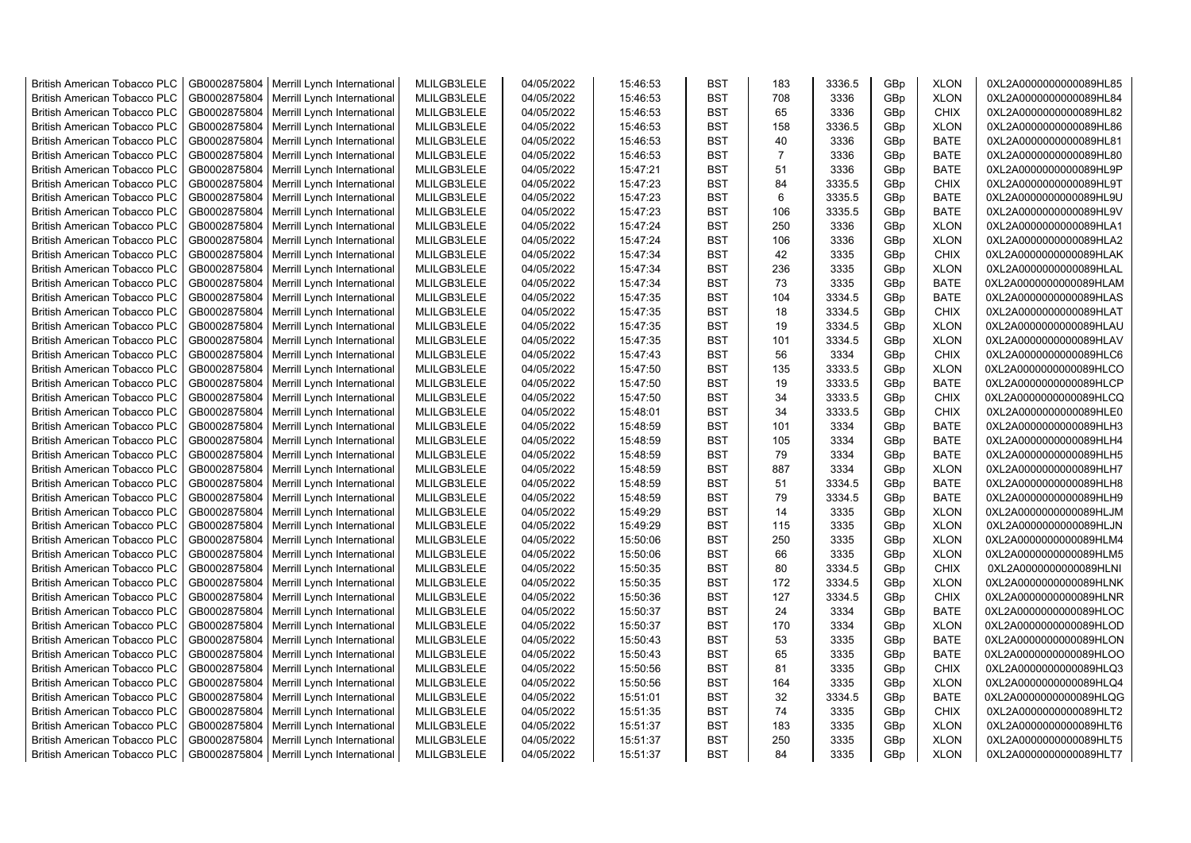| British American Tobacco PLC | GB0002875804 | Merrill Lynch International | MLILGB3LELE | 04/05/2022 | 15:46:53 | BST | 183 | 3336.5 | GBp | XLON | 0XL2A0000000000089HL85 |
|---|---|---|---|---|---|---|---|---|---|---|---|
| British American Tobacco PLC | GB0002875804 | Merrill Lynch International | MLILGB3LELE | 04/05/2022 | 15:46:53 | BST | 708 | 3336 | GBp | XLON | 0XL2A0000000000089HL84 |
| British American Tobacco PLC | GB0002875804 | Merrill Lynch International | MLILGB3LELE | 04/05/2022 | 15:46:53 | BST | 65 | 3336 | GBp | CHIX | 0XL2A0000000000089HL82 |
| British American Tobacco PLC | GB0002875804 | Merrill Lynch International | MLILGB3LELE | 04/05/2022 | 15:46:53 | BST | 158 | 3336.5 | GBp | XLON | 0XL2A0000000000089HL86 |
| British American Tobacco PLC | GB0002875804 | Merrill Lynch International | MLILGB3LELE | 04/05/2022 | 15:46:53 | BST | 40 | 3336 | GBp | BATE | 0XL2A0000000000089HL81 |
| British American Tobacco PLC | GB0002875804 | Merrill Lynch International | MLILGB3LELE | 04/05/2022 | 15:46:53 | BST | 7 | 3336 | GBp | BATE | 0XL2A0000000000089HL80 |
| British American Tobacco PLC | GB0002875804 | Merrill Lynch International | MLILGB3LELE | 04/05/2022 | 15:47:21 | BST | 51 | 3336 | GBp | BATE | 0XL2A0000000000089HL9P |
| British American Tobacco PLC | GB0002875804 | Merrill Lynch International | MLILGB3LELE | 04/05/2022 | 15:47:23 | BST | 84 | 3335.5 | GBp | CHIX | 0XL2A0000000000089HL9T |
| British American Tobacco PLC | GB0002875804 | Merrill Lynch International | MLILGB3LELE | 04/05/2022 | 15:47:23 | BST | 6 | 3335.5 | GBp | BATE | 0XL2A0000000000089HL9U |
| British American Tobacco PLC | GB0002875804 | Merrill Lynch International | MLILGB3LELE | 04/05/2022 | 15:47:23 | BST | 106 | 3335.5 | GBp | BATE | 0XL2A0000000000089HL9V |
| British American Tobacco PLC | GB0002875804 | Merrill Lynch International | MLILGB3LELE | 04/05/2022 | 15:47:24 | BST | 250 | 3336 | GBp | XLON | 0XL2A0000000000089HLA1 |
| British American Tobacco PLC | GB0002875804 | Merrill Lynch International | MLILGB3LELE | 04/05/2022 | 15:47:24 | BST | 106 | 3336 | GBp | XLON | 0XL2A0000000000089HLA2 |
| British American Tobacco PLC | GB0002875804 | Merrill Lynch International | MLILGB3LELE | 04/05/2022 | 15:47:34 | BST | 42 | 3335 | GBp | CHIX | 0XL2A0000000000089HLAK |
| British American Tobacco PLC | GB0002875804 | Merrill Lynch International | MLILGB3LELE | 04/05/2022 | 15:47:34 | BST | 236 | 3335 | GBp | XLON | 0XL2A0000000000089HLAL |
| British American Tobacco PLC | GB0002875804 | Merrill Lynch International | MLILGB3LELE | 04/05/2022 | 15:47:34 | BST | 73 | 3335 | GBp | BATE | 0XL2A0000000000089HLAM |
| British American Tobacco PLC | GB0002875804 | Merrill Lynch International | MLILGB3LELE | 04/05/2022 | 15:47:35 | BST | 104 | 3334.5 | GBp | BATE | 0XL2A0000000000089HLAS |
| British American Tobacco PLC | GB0002875804 | Merrill Lynch International | MLILGB3LELE | 04/05/2022 | 15:47:35 | BST | 18 | 3334.5 | GBp | CHIX | 0XL2A0000000000089HLAT |
| British American Tobacco PLC | GB0002875804 | Merrill Lynch International | MLILGB3LELE | 04/05/2022 | 15:47:35 | BST | 19 | 3334.5 | GBp | XLON | 0XL2A0000000000089HLAU |
| British American Tobacco PLC | GB0002875804 | Merrill Lynch International | MLILGB3LELE | 04/05/2022 | 15:47:35 | BST | 101 | 3334.5 | GBp | XLON | 0XL2A0000000000089HLAV |
| British American Tobacco PLC | GB0002875804 | Merrill Lynch International | MLILGB3LELE | 04/05/2022 | 15:47:43 | BST | 56 | 3334 | GBp | CHIX | 0XL2A0000000000089HLC6 |
| British American Tobacco PLC | GB0002875804 | Merrill Lynch International | MLILGB3LELE | 04/05/2022 | 15:47:50 | BST | 135 | 3333.5 | GBp | XLON | 0XL2A0000000000089HLCO |
| British American Tobacco PLC | GB0002875804 | Merrill Lynch International | MLILGB3LELE | 04/05/2022 | 15:47:50 | BST | 19 | 3333.5 | GBp | BATE | 0XL2A0000000000089HLCP |
| British American Tobacco PLC | GB0002875804 | Merrill Lynch International | MLILGB3LELE | 04/05/2022 | 15:47:50 | BST | 34 | 3333.5 | GBp | CHIX | 0XL2A0000000000089HLCQ |
| British American Tobacco PLC | GB0002875804 | Merrill Lynch International | MLILGB3LELE | 04/05/2022 | 15:48:01 | BST | 34 | 3333.5 | GBp | CHIX | 0XL2A0000000000089HLE0 |
| British American Tobacco PLC | GB0002875804 | Merrill Lynch International | MLILGB3LELE | 04/05/2022 | 15:48:59 | BST | 101 | 3334 | GBp | BATE | 0XL2A0000000000089HLH3 |
| British American Tobacco PLC | GB0002875804 | Merrill Lynch International | MLILGB3LELE | 04/05/2022 | 15:48:59 | BST | 105 | 3334 | GBp | BATE | 0XL2A0000000000089HLH4 |
| British American Tobacco PLC | GB0002875804 | Merrill Lynch International | MLILGB3LELE | 04/05/2022 | 15:48:59 | BST | 79 | 3334 | GBp | BATE | 0XL2A0000000000089HLH5 |
| British American Tobacco PLC | GB0002875804 | Merrill Lynch International | MLILGB3LELE | 04/05/2022 | 15:48:59 | BST | 887 | 3334 | GBp | XLON | 0XL2A0000000000089HLH7 |
| British American Tobacco PLC | GB0002875804 | Merrill Lynch International | MLILGB3LELE | 04/05/2022 | 15:48:59 | BST | 51 | 3334.5 | GBp | BATE | 0XL2A0000000000089HLH8 |
| British American Tobacco PLC | GB0002875804 | Merrill Lynch International | MLILGB3LELE | 04/05/2022 | 15:48:59 | BST | 79 | 3334.5 | GBp | BATE | 0XL2A0000000000089HLH9 |
| British American Tobacco PLC | GB0002875804 | Merrill Lynch International | MLILGB3LELE | 04/05/2022 | 15:49:29 | BST | 14 | 3335 | GBp | XLON | 0XL2A0000000000089HLJM |
| British American Tobacco PLC | GB0002875804 | Merrill Lynch International | MLILGB3LELE | 04/05/2022 | 15:49:29 | BST | 115 | 3335 | GBp | XLON | 0XL2A0000000000089HLJN |
| British American Tobacco PLC | GB0002875804 | Merrill Lynch International | MLILGB3LELE | 04/05/2022 | 15:50:06 | BST | 250 | 3335 | GBp | XLON | 0XL2A0000000000089HLM4 |
| British American Tobacco PLC | GB0002875804 | Merrill Lynch International | MLILGB3LELE | 04/05/2022 | 15:50:06 | BST | 66 | 3335 | GBp | XLON | 0XL2A0000000000089HLM5 |
| British American Tobacco PLC | GB0002875804 | Merrill Lynch International | MLILGB3LELE | 04/05/2022 | 15:50:35 | BST | 80 | 3334.5 | GBp | CHIX | 0XL2A0000000000089HLNI |
| British American Tobacco PLC | GB0002875804 | Merrill Lynch International | MLILGB3LELE | 04/05/2022 | 15:50:35 | BST | 172 | 3334.5 | GBp | XLON | 0XL2A0000000000089HLNK |
| British American Tobacco PLC | GB0002875804 | Merrill Lynch International | MLILGB3LELE | 04/05/2022 | 15:50:36 | BST | 127 | 3334.5 | GBp | CHIX | 0XL2A0000000000089HLNR |
| British American Tobacco PLC | GB0002875804 | Merrill Lynch International | MLILGB3LELE | 04/05/2022 | 15:50:37 | BST | 24 | 3334 | GBp | BATE | 0XL2A0000000000089HLOC |
| British American Tobacco PLC | GB0002875804 | Merrill Lynch International | MLILGB3LELE | 04/05/2022 | 15:50:37 | BST | 170 | 3334 | GBp | XLON | 0XL2A0000000000089HLOD |
| British American Tobacco PLC | GB0002875804 | Merrill Lynch International | MLILGB3LELE | 04/05/2022 | 15:50:43 | BST | 53 | 3335 | GBp | BATE | 0XL2A0000000000089HLON |
| British American Tobacco PLC | GB0002875804 | Merrill Lynch International | MLILGB3LELE | 04/05/2022 | 15:50:43 | BST | 65 | 3335 | GBp | BATE | 0XL2A0000000000089HLOO |
| British American Tobacco PLC | GB0002875804 | Merrill Lynch International | MLILGB3LELE | 04/05/2022 | 15:50:56 | BST | 81 | 3335 | GBp | CHIX | 0XL2A0000000000089HLQ3 |
| British American Tobacco PLC | GB0002875804 | Merrill Lynch International | MLILGB3LELE | 04/05/2022 | 15:50:56 | BST | 164 | 3335 | GBp | XLON | 0XL2A0000000000089HLQ4 |
| British American Tobacco PLC | GB0002875804 | Merrill Lynch International | MLILGB3LELE | 04/05/2022 | 15:51:01 | BST | 32 | 3334.5 | GBp | BATE | 0XL2A0000000000089HLQG |
| British American Tobacco PLC | GB0002875804 | Merrill Lynch International | MLILGB3LELE | 04/05/2022 | 15:51:35 | BST | 74 | 3335 | GBp | CHIX | 0XL2A0000000000089HLT2 |
| British American Tobacco PLC | GB0002875804 | Merrill Lynch International | MLILGB3LELE | 04/05/2022 | 15:51:37 | BST | 183 | 3335 | GBp | XLON | 0XL2A0000000000089HLT6 |
| British American Tobacco PLC | GB0002875804 | Merrill Lynch International | MLILGB3LELE | 04/05/2022 | 15:51:37 | BST | 250 | 3335 | GBp | XLON | 0XL2A0000000000089HLT5 |
| British American Tobacco PLC | GB0002875804 | Merrill Lynch International | MLILGB3LELE | 04/05/2022 | 15:51:37 | BST | 84 | 3335 | GBp | XLON | 0XL2A0000000000089HLT7 |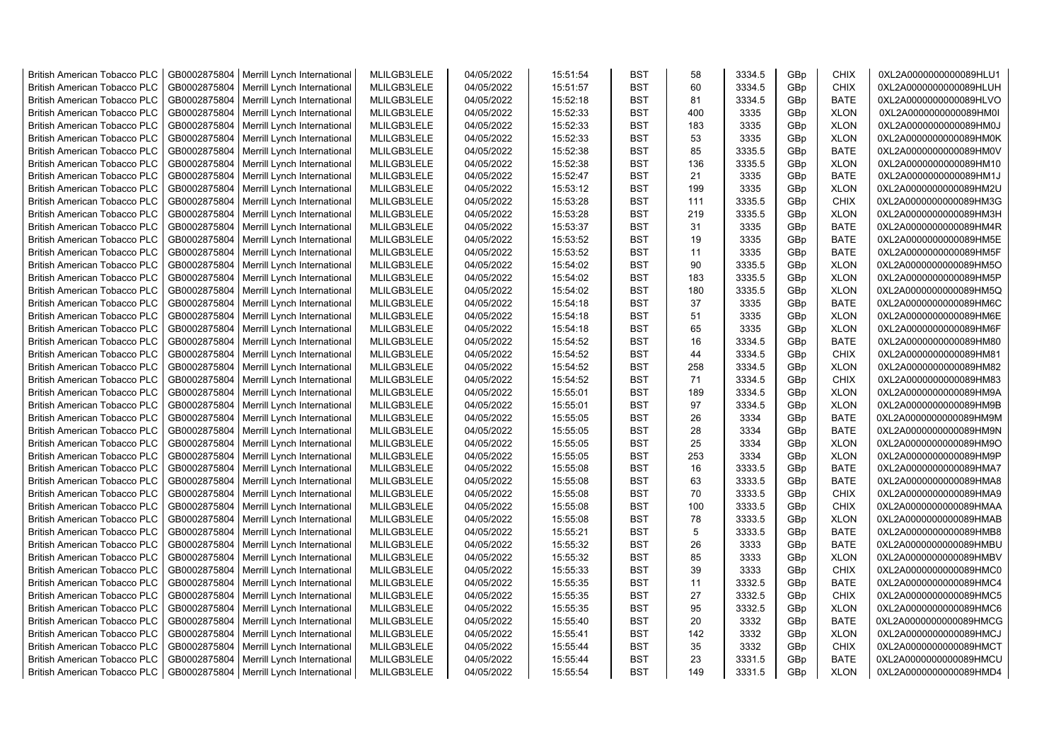| British American Tobacco PLC | GB0002875804 | Merrill Lynch International | MLILGB3LELE | 04/05/2022 | 15:51:54 | BST | 58 | 3334.5 | GBp | CHIX | 0XL2A0000000000089HLU1 |
|---|---|---|---|---|---|---|---|---|---|---|---|
| British American Tobacco PLC | GB0002875804 | Merrill Lynch International | MLILGB3LELE | 04/05/2022 | 15:51:57 | BST | 60 | 3334.5 | GBp | CHIX | 0XL2A0000000000089HLUH |
| British American Tobacco PLC | GB0002875804 | Merrill Lynch International | MLILGB3LELE | 04/05/2022 | 15:52:18 | BST | 81 | 3334.5 | GBp | BATE | 0XL2A0000000000089HLVO |
| British American Tobacco PLC | GB0002875804 | Merrill Lynch International | MLILGB3LELE | 04/05/2022 | 15:52:33 | BST | 400 | 3335 | GBp | XLON | 0XL2A0000000000089HM0I |
| British American Tobacco PLC | GB0002875804 | Merrill Lynch International | MLILGB3LELE | 04/05/2022 | 15:52:33 | BST | 183 | 3335 | GBp | XLON | 0XL2A0000000000089HM0J |
| British American Tobacco PLC | GB0002875804 | Merrill Lynch International | MLILGB3LELE | 04/05/2022 | 15:52:33 | BST | 53 | 3335 | GBp | XLON | 0XL2A0000000000089HM0K |
| British American Tobacco PLC | GB0002875804 | Merrill Lynch International | MLILGB3LELE | 04/05/2022 | 15:52:38 | BST | 85 | 3335.5 | GBp | BATE | 0XL2A0000000000089HM0V |
| British American Tobacco PLC | GB0002875804 | Merrill Lynch International | MLILGB3LELE | 04/05/2022 | 15:52:38 | BST | 136 | 3335.5 | GBp | XLON | 0XL2A0000000000089HM10 |
| British American Tobacco PLC | GB0002875804 | Merrill Lynch International | MLILGB3LELE | 04/05/2022 | 15:52:47 | BST | 21 | 3335 | GBp | BATE | 0XL2A0000000000089HM1J |
| British American Tobacco PLC | GB0002875804 | Merrill Lynch International | MLILGB3LELE | 04/05/2022 | 15:53:12 | BST | 199 | 3335 | GBp | XLON | 0XL2A0000000000089HM2U |
| British American Tobacco PLC | GB0002875804 | Merrill Lynch International | MLILGB3LELE | 04/05/2022 | 15:53:28 | BST | 111 | 3335.5 | GBp | CHIX | 0XL2A0000000000089HM3G |
| British American Tobacco PLC | GB0002875804 | Merrill Lynch International | MLILGB3LELE | 04/05/2022 | 15:53:28 | BST | 219 | 3335.5 | GBp | XLON | 0XL2A0000000000089HM3H |
| British American Tobacco PLC | GB0002875804 | Merrill Lynch International | MLILGB3LELE | 04/05/2022 | 15:53:37 | BST | 31 | 3335 | GBp | BATE | 0XL2A0000000000089HM4R |
| British American Tobacco PLC | GB0002875804 | Merrill Lynch International | MLILGB3LELE | 04/05/2022 | 15:53:52 | BST | 19 | 3335 | GBp | BATE | 0XL2A0000000000089HM5E |
| British American Tobacco PLC | GB0002875804 | Merrill Lynch International | MLILGB3LELE | 04/05/2022 | 15:53:52 | BST | 11 | 3335 | GBp | BATE | 0XL2A0000000000089HM5F |
| British American Tobacco PLC | GB0002875804 | Merrill Lynch International | MLILGB3LELE | 04/05/2022 | 15:54:02 | BST | 90 | 3335.5 | GBp | XLON | 0XL2A0000000000089HM5O |
| British American Tobacco PLC | GB0002875804 | Merrill Lynch International | MLILGB3LELE | 04/05/2022 | 15:54:02 | BST | 183 | 3335.5 | GBp | XLON | 0XL2A0000000000089HM5P |
| British American Tobacco PLC | GB0002875804 | Merrill Lynch International | MLILGB3LELE | 04/05/2022 | 15:54:02 | BST | 180 | 3335.5 | GBp | XLON | 0XL2A0000000000089HM5Q |
| British American Tobacco PLC | GB0002875804 | Merrill Lynch International | MLILGB3LELE | 04/05/2022 | 15:54:18 | BST | 37 | 3335 | GBp | BATE | 0XL2A0000000000089HM6C |
| British American Tobacco PLC | GB0002875804 | Merrill Lynch International | MLILGB3LELE | 04/05/2022 | 15:54:18 | BST | 51 | 3335 | GBp | XLON | 0XL2A0000000000089HM6E |
| British American Tobacco PLC | GB0002875804 | Merrill Lynch International | MLILGB3LELE | 04/05/2022 | 15:54:18 | BST | 65 | 3335 | GBp | XLON | 0XL2A0000000000089HM6F |
| British American Tobacco PLC | GB0002875804 | Merrill Lynch International | MLILGB3LELE | 04/05/2022 | 15:54:52 | BST | 16 | 3334.5 | GBp | BATE | 0XL2A0000000000089HM80 |
| British American Tobacco PLC | GB0002875804 | Merrill Lynch International | MLILGB3LELE | 04/05/2022 | 15:54:52 | BST | 44 | 3334.5 | GBp | CHIX | 0XL2A0000000000089HM81 |
| British American Tobacco PLC | GB0002875804 | Merrill Lynch International | MLILGB3LELE | 04/05/2022 | 15:54:52 | BST | 258 | 3334.5 | GBp | XLON | 0XL2A0000000000089HM82 |
| British American Tobacco PLC | GB0002875804 | Merrill Lynch International | MLILGB3LELE | 04/05/2022 | 15:54:52 | BST | 71 | 3334.5 | GBp | CHIX | 0XL2A0000000000089HM83 |
| British American Tobacco PLC | GB0002875804 | Merrill Lynch International | MLILGB3LELE | 04/05/2022 | 15:55:01 | BST | 189 | 3334.5 | GBp | XLON | 0XL2A0000000000089HM9A |
| British American Tobacco PLC | GB0002875804 | Merrill Lynch International | MLILGB3LELE | 04/05/2022 | 15:55:01 | BST | 97 | 3334.5 | GBp | XLON | 0XL2A0000000000089HM9B |
| British American Tobacco PLC | GB0002875804 | Merrill Lynch International | MLILGB3LELE | 04/05/2022 | 15:55:05 | BST | 26 | 3334 | GBp | BATE | 0XL2A0000000000089HM9M |
| British American Tobacco PLC | GB0002875804 | Merrill Lynch International | MLILGB3LELE | 04/05/2022 | 15:55:05 | BST | 28 | 3334 | GBp | BATE | 0XL2A0000000000089HM9N |
| British American Tobacco PLC | GB0002875804 | Merrill Lynch International | MLILGB3LELE | 04/05/2022 | 15:55:05 | BST | 25 | 3334 | GBp | XLON | 0XL2A0000000000089HM9O |
| British American Tobacco PLC | GB0002875804 | Merrill Lynch International | MLILGB3LELE | 04/05/2022 | 15:55:05 | BST | 253 | 3334 | GBp | XLON | 0XL2A0000000000089HM9P |
| British American Tobacco PLC | GB0002875804 | Merrill Lynch International | MLILGB3LELE | 04/05/2022 | 15:55:08 | BST | 16 | 3333.5 | GBp | BATE | 0XL2A0000000000089HMA7 |
| British American Tobacco PLC | GB0002875804 | Merrill Lynch International | MLILGB3LELE | 04/05/2022 | 15:55:08 | BST | 63 | 3333.5 | GBp | BATE | 0XL2A0000000000089HMA8 |
| British American Tobacco PLC | GB0002875804 | Merrill Lynch International | MLILGB3LELE | 04/05/2022 | 15:55:08 | BST | 70 | 3333.5 | GBp | CHIX | 0XL2A0000000000089HMA9 |
| British American Tobacco PLC | GB0002875804 | Merrill Lynch International | MLILGB3LELE | 04/05/2022 | 15:55:08 | BST | 100 | 3333.5 | GBp | CHIX | 0XL2A0000000000089HMAA |
| British American Tobacco PLC | GB0002875804 | Merrill Lynch International | MLILGB3LELE | 04/05/2022 | 15:55:08 | BST | 78 | 3333.5 | GBp | XLON | 0XL2A0000000000089HMAB |
| British American Tobacco PLC | GB0002875804 | Merrill Lynch International | MLILGB3LELE | 04/05/2022 | 15:55:21 | BST | 5 | 3333.5 | GBp | BATE | 0XL2A0000000000089HMB8 |
| British American Tobacco PLC | GB0002875804 | Merrill Lynch International | MLILGB3LELE | 04/05/2022 | 15:55:32 | BST | 26 | 3333 | GBp | BATE | 0XL2A0000000000089HMBU |
| British American Tobacco PLC | GB0002875804 | Merrill Lynch International | MLILGB3LELE | 04/05/2022 | 15:55:32 | BST | 85 | 3333 | GBp | XLON | 0XL2A0000000000089HMBV |
| British American Tobacco PLC | GB0002875804 | Merrill Lynch International | MLILGB3LELE | 04/05/2022 | 15:55:33 | BST | 39 | 3333 | GBp | CHIX | 0XL2A0000000000089HMC0 |
| British American Tobacco PLC | GB0002875804 | Merrill Lynch International | MLILGB3LELE | 04/05/2022 | 15:55:35 | BST | 11 | 3332.5 | GBp | BATE | 0XL2A0000000000089HMC4 |
| British American Tobacco PLC | GB0002875804 | Merrill Lynch International | MLILGB3LELE | 04/05/2022 | 15:55:35 | BST | 27 | 3332.5 | GBp | CHIX | 0XL2A0000000000089HMC5 |
| British American Tobacco PLC | GB0002875804 | Merrill Lynch International | MLILGB3LELE | 04/05/2022 | 15:55:35 | BST | 95 | 3332.5 | GBp | XLON | 0XL2A0000000000089HMC6 |
| British American Tobacco PLC | GB0002875804 | Merrill Lynch International | MLILGB3LELE | 04/05/2022 | 15:55:40 | BST | 20 | 3332 | GBp | BATE | 0XL2A0000000000089HMCG |
| British American Tobacco PLC | GB0002875804 | Merrill Lynch International | MLILGB3LELE | 04/05/2022 | 15:55:41 | BST | 142 | 3332 | GBp | XLON | 0XL2A0000000000089HMCJ |
| British American Tobacco PLC | GB0002875804 | Merrill Lynch International | MLILGB3LELE | 04/05/2022 | 15:55:44 | BST | 35 | 3332 | GBp | CHIX | 0XL2A0000000000089HMCT |
| British American Tobacco PLC | GB0002875804 | Merrill Lynch International | MLILGB3LELE | 04/05/2022 | 15:55:44 | BST | 23 | 3331.5 | GBp | BATE | 0XL2A0000000000089HMCU |
| British American Tobacco PLC | GB0002875804 | Merrill Lynch International | MLILGB3LELE | 04/05/2022 | 15:55:54 | BST | 149 | 3331.5 | GBp | XLON | 0XL2A0000000000089HMD4 |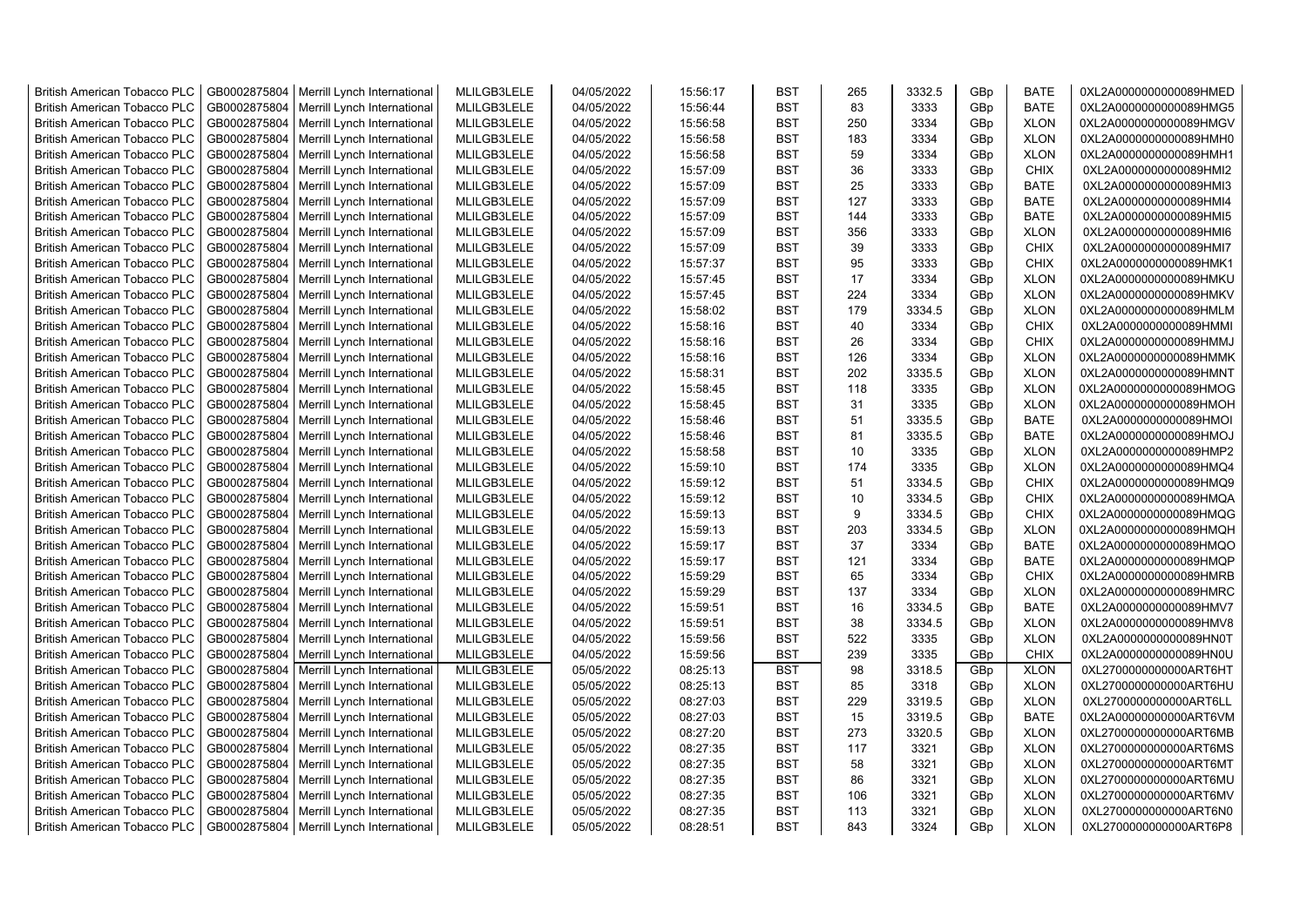| | | | | | | | | | | | |
|---|---|---|---|---|---|---|---|---|---|---|---|
| British American Tobacco PLC | GB0002875804 | Merrill Lynch International | MLILGB3LELE | 04/05/2022 | 15:56:17 | BST | 265 | 3332.5 | GBp | BATE | 0XL2A0000000000089HMED |
| British American Tobacco PLC | GB0002875804 | Merrill Lynch International | MLILGB3LELE | 04/05/2022 | 15:56:44 | BST | 83 | 3333 | GBp | BATE | 0XL2A0000000000089HMG5 |
| British American Tobacco PLC | GB0002875804 | Merrill Lynch International | MLILGB3LELE | 04/05/2022 | 15:56:58 | BST | 250 | 3334 | GBp | XLON | 0XL2A0000000000089HMGV |
| British American Tobacco PLC | GB0002875804 | Merrill Lynch International | MLILGB3LELE | 04/05/2022 | 15:56:58 | BST | 183 | 3334 | GBp | XLON | 0XL2A0000000000089HMH0 |
| British American Tobacco PLC | GB0002875804 | Merrill Lynch International | MLILGB3LELE | 04/05/2022 | 15:56:58 | BST | 59 | 3334 | GBp | XLON | 0XL2A0000000000089HMH1 |
| British American Tobacco PLC | GB0002875804 | Merrill Lynch International | MLILGB3LELE | 04/05/2022 | 15:57:09 | BST | 36 | 3333 | GBp | CHIX | 0XL2A0000000000089HMI2 |
| British American Tobacco PLC | GB0002875804 | Merrill Lynch International | MLILGB3LELE | 04/05/2022 | 15:57:09 | BST | 25 | 3333 | GBp | BATE | 0XL2A0000000000089HMI3 |
| British American Tobacco PLC | GB0002875804 | Merrill Lynch International | MLILGB3LELE | 04/05/2022 | 15:57:09 | BST | 127 | 3333 | GBp | BATE | 0XL2A0000000000089HMI4 |
| British American Tobacco PLC | GB0002875804 | Merrill Lynch International | MLILGB3LELE | 04/05/2022 | 15:57:09 | BST | 144 | 3333 | GBp | BATE | 0XL2A0000000000089HMI5 |
| British American Tobacco PLC | GB0002875804 | Merrill Lynch International | MLILGB3LELE | 04/05/2022 | 15:57:09 | BST | 356 | 3333 | GBp | XLON | 0XL2A0000000000089HMI6 |
| British American Tobacco PLC | GB0002875804 | Merrill Lynch International | MLILGB3LELE | 04/05/2022 | 15:57:09 | BST | 39 | 3333 | GBp | CHIX | 0XL2A0000000000089HMI7 |
| British American Tobacco PLC | GB0002875804 | Merrill Lynch International | MLILGB3LELE | 04/05/2022 | 15:57:37 | BST | 95 | 3333 | GBp | CHIX | 0XL2A0000000000089HMK1 |
| British American Tobacco PLC | GB0002875804 | Merrill Lynch International | MLILGB3LELE | 04/05/2022 | 15:57:45 | BST | 17 | 3334 | GBp | XLON | 0XL2A0000000000089HMKU |
| British American Tobacco PLC | GB0002875804 | Merrill Lynch International | MLILGB3LELE | 04/05/2022 | 15:57:45 | BST | 224 | 3334 | GBp | XLON | 0XL2A0000000000089HMKV |
| British American Tobacco PLC | GB0002875804 | Merrill Lynch International | MLILGB3LELE | 04/05/2022 | 15:58:02 | BST | 179 | 3334.5 | GBp | XLON | 0XL2A0000000000089HMLM |
| British American Tobacco PLC | GB0002875804 | Merrill Lynch International | MLILGB3LELE | 04/05/2022 | 15:58:16 | BST | 40 | 3334 | GBp | CHIX | 0XL2A0000000000089HMMI |
| British American Tobacco PLC | GB0002875804 | Merrill Lynch International | MLILGB3LELE | 04/05/2022 | 15:58:16 | BST | 26 | 3334 | GBp | CHIX | 0XL2A0000000000089HMMJ |
| British American Tobacco PLC | GB0002875804 | Merrill Lynch International | MLILGB3LELE | 04/05/2022 | 15:58:16 | BST | 126 | 3334 | GBp | XLON | 0XL2A0000000000089HMMK |
| British American Tobacco PLC | GB0002875804 | Merrill Lynch International | MLILGB3LELE | 04/05/2022 | 15:58:31 | BST | 202 | 3335.5 | GBp | XLON | 0XL2A0000000000089HMNT |
| British American Tobacco PLC | GB0002875804 | Merrill Lynch International | MLILGB3LELE | 04/05/2022 | 15:58:45 | BST | 118 | 3335 | GBp | XLON | 0XL2A0000000000089HMOG |
| British American Tobacco PLC | GB0002875804 | Merrill Lynch International | MLILGB3LELE | 04/05/2022 | 15:58:45 | BST | 31 | 3335 | GBp | XLON | 0XL2A0000000000089HMOH |
| British American Tobacco PLC | GB0002875804 | Merrill Lynch International | MLILGB3LELE | 04/05/2022 | 15:58:46 | BST | 51 | 3335.5 | GBp | BATE | 0XL2A0000000000089HMOI |
| British American Tobacco PLC | GB0002875804 | Merrill Lynch International | MLILGB3LELE | 04/05/2022 | 15:58:46 | BST | 81 | 3335.5 | GBp | BATE | 0XL2A0000000000089HMOJ |
| British American Tobacco PLC | GB0002875804 | Merrill Lynch International | MLILGB3LELE | 04/05/2022 | 15:58:58 | BST | 10 | 3335 | GBp | XLON | 0XL2A0000000000089HMP2 |
| British American Tobacco PLC | GB0002875804 | Merrill Lynch International | MLILGB3LELE | 04/05/2022 | 15:59:10 | BST | 174 | 3335 | GBp | XLON | 0XL2A0000000000089HMQ4 |
| British American Tobacco PLC | GB0002875804 | Merrill Lynch International | MLILGB3LELE | 04/05/2022 | 15:59:12 | BST | 51 | 3334.5 | GBp | CHIX | 0XL2A0000000000089HMQ9 |
| British American Tobacco PLC | GB0002875804 | Merrill Lynch International | MLILGB3LELE | 04/05/2022 | 15:59:12 | BST | 10 | 3334.5 | GBp | CHIX | 0XL2A0000000000089HMQA |
| British American Tobacco PLC | GB0002875804 | Merrill Lynch International | MLILGB3LELE | 04/05/2022 | 15:59:13 | BST | 9 | 3334.5 | GBp | CHIX | 0XL2A0000000000089HMQG |
| British American Tobacco PLC | GB0002875804 | Merrill Lynch International | MLILGB3LELE | 04/05/2022 | 15:59:13 | BST | 203 | 3334.5 | GBp | XLON | 0XL2A0000000000089HMQH |
| British American Tobacco PLC | GB0002875804 | Merrill Lynch International | MLILGB3LELE | 04/05/2022 | 15:59:17 | BST | 37 | 3334 | GBp | BATE | 0XL2A0000000000089HMQO |
| British American Tobacco PLC | GB0002875804 | Merrill Lynch International | MLILGB3LELE | 04/05/2022 | 15:59:17 | BST | 121 | 3334 | GBp | BATE | 0XL2A0000000000089HMQP |
| British American Tobacco PLC | GB0002875804 | Merrill Lynch International | MLILGB3LELE | 04/05/2022 | 15:59:29 | BST | 65 | 3334 | GBp | CHIX | 0XL2A0000000000089HMRB |
| British American Tobacco PLC | GB0002875804 | Merrill Lynch International | MLILGB3LELE | 04/05/2022 | 15:59:29 | BST | 137 | 3334 | GBp | XLON | 0XL2A0000000000089HMRC |
| British American Tobacco PLC | GB0002875804 | Merrill Lynch International | MLILGB3LELE | 04/05/2022 | 15:59:51 | BST | 16 | 3334.5 | GBp | BATE | 0XL2A0000000000089HMV7 |
| British American Tobacco PLC | GB0002875804 | Merrill Lynch International | MLILGB3LELE | 04/05/2022 | 15:59:51 | BST | 38 | 3334.5 | GBp | XLON | 0XL2A0000000000089HMV8 |
| British American Tobacco PLC | GB0002875804 | Merrill Lynch International | MLILGB3LELE | 04/05/2022 | 15:59:56 | BST | 522 | 3335 | GBp | XLON | 0XL2A0000000000089HN0T |
| British American Tobacco PLC | GB0002875804 | Merrill Lynch International | MLILGB3LELE | 04/05/2022 | 15:59:56 | BST | 239 | 3335 | GBp | CHIX | 0XL2A0000000000089HN0U |
| British American Tobacco PLC | GB0002875804 | Merrill Lynch International | MLILGB3LELE | 05/05/2022 | 08:25:13 | BST | 98 | 3318.5 | GBp | XLON | 0XL2700000000000ART6HT |
| British American Tobacco PLC | GB0002875804 | Merrill Lynch International | MLILGB3LELE | 05/05/2022 | 08:25:13 | BST | 85 | 3318 | GBp | XLON | 0XL2700000000000ART6HU |
| British American Tobacco PLC | GB0002875804 | Merrill Lynch International | MLILGB3LELE | 05/05/2022 | 08:27:03 | BST | 229 | 3319.5 | GBp | XLON | 0XL2700000000000ART6LL |
| British American Tobacco PLC | GB0002875804 | Merrill Lynch International | MLILGB3LELE | 05/05/2022 | 08:27:03 | BST | 15 | 3319.5 | GBp | BATE | 0XL2A00000000000ART6VM |
| British American Tobacco PLC | GB0002875804 | Merrill Lynch International | MLILGB3LELE | 05/05/2022 | 08:27:20 | BST | 273 | 3320.5 | GBp | XLON | 0XL2700000000000ART6MB |
| British American Tobacco PLC | GB0002875804 | Merrill Lynch International | MLILGB3LELE | 05/05/2022 | 08:27:35 | BST | 117 | 3321 | GBp | XLON | 0XL2700000000000ART6MS |
| British American Tobacco PLC | GB0002875804 | Merrill Lynch International | MLILGB3LELE | 05/05/2022 | 08:27:35 | BST | 58 | 3321 | GBp | XLON | 0XL2700000000000ART6MT |
| British American Tobacco PLC | GB0002875804 | Merrill Lynch International | MLILGB3LELE | 05/05/2022 | 08:27:35 | BST | 86 | 3321 | GBp | XLON | 0XL2700000000000ART6MU |
| British American Tobacco PLC | GB0002875804 | Merrill Lynch International | MLILGB3LELE | 05/05/2022 | 08:27:35 | BST | 106 | 3321 | GBp | XLON | 0XL2700000000000ART6MV |
| British American Tobacco PLC | GB0002875804 | Merrill Lynch International | MLILGB3LELE | 05/05/2022 | 08:27:35 | BST | 113 | 3321 | GBp | XLON | 0XL2700000000000ART6N0 |
| British American Tobacco PLC | GB0002875804 | Merrill Lynch International | MLILGB3LELE | 05/05/2022 | 08:28:51 | BST | 843 | 3324 | GBp | XLON | 0XL2700000000000ART6P8 |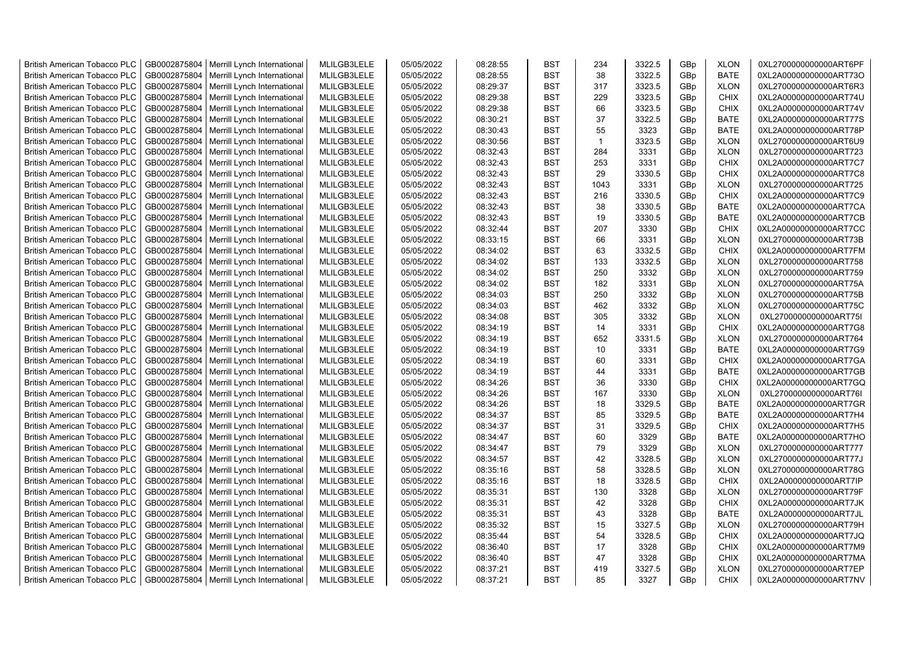| British American Tobacco PLC | GB0002875804 | Merrill Lynch International | MLILGB3LELE | 05/05/2022 | 08:28:55 | BST | 234 | 3322.5 | GBp | XLON | 0XL2700000000000ART6PF |
|---|---|---|---|---|---|---|---|---|---|---|---|
| British American Tobacco PLC | GB0002875804 | Merrill Lynch International | MLILGB3LELE | 05/05/2022 | 08:28:55 | BST | 38 | 3322.5 | GBp | BATE | 0XL2A00000000000ART73O |
| British American Tobacco PLC | GB0002875804 | Merrill Lynch International | MLILGB3LELE | 05/05/2022 | 08:29:37 | BST | 317 | 3323.5 | GBp | XLON | 0XL2700000000000ART6R3 |
| British American Tobacco PLC | GB0002875804 | Merrill Lynch International | MLILGB3LELE | 05/05/2022 | 08:29:38 | BST | 229 | 3323.5 | GBp | CHIX | 0XL2A00000000000ART74U |
| British American Tobacco PLC | GB0002875804 | Merrill Lynch International | MLILGB3LELE | 05/05/2022 | 08:29:38 | BST | 66 | 3323.5 | GBp | CHIX | 0XL2A00000000000ART74V |
| British American Tobacco PLC | GB0002875804 | Merrill Lynch International | MLILGB3LELE | 05/05/2022 | 08:30:21 | BST | 37 | 3322.5 | GBp | BATE | 0XL2A00000000000ART77S |
| British American Tobacco PLC | GB0002875804 | Merrill Lynch International | MLILGB3LELE | 05/05/2022 | 08:30:43 | BST | 55 | 3323 | GBp | BATE | 0XL2A00000000000ART78P |
| British American Tobacco PLC | GB0002875804 | Merrill Lynch International | MLILGB3LELE | 05/05/2022 | 08:30:56 | BST | 1 | 3323.5 | GBp | XLON | 0XL2700000000000ART6U9 |
| British American Tobacco PLC | GB0002875804 | Merrill Lynch International | MLILGB3LELE | 05/05/2022 | 08:32:43 | BST | 284 | 3331 | GBp | XLON | 0XL2700000000000ART723 |
| British American Tobacco PLC | GB0002875804 | Merrill Lynch International | MLILGB3LELE | 05/05/2022 | 08:32:43 | BST | 253 | 3331 | GBp | CHIX | 0XL2A00000000000ART7C7 |
| British American Tobacco PLC | GB0002875804 | Merrill Lynch International | MLILGB3LELE | 05/05/2022 | 08:32:43 | BST | 29 | 3330.5 | GBp | CHIX | 0XL2A00000000000ART7C8 |
| British American Tobacco PLC | GB0002875804 | Merrill Lynch International | MLILGB3LELE | 05/05/2022 | 08:32:43 | BST | 1043 | 3331 | GBp | XLON | 0XL2700000000000ART725 |
| British American Tobacco PLC | GB0002875804 | Merrill Lynch International | MLILGB3LELE | 05/05/2022 | 08:32:43 | BST | 216 | 3330.5 | GBp | CHIX | 0XL2A00000000000ART7C9 |
| British American Tobacco PLC | GB0002875804 | Merrill Lynch International | MLILGB3LELE | 05/05/2022 | 08:32:43 | BST | 38 | 3330.5 | GBp | BATE | 0XL2A00000000000ART7CA |
| British American Tobacco PLC | GB0002875804 | Merrill Lynch International | MLILGB3LELE | 05/05/2022 | 08:32:43 | BST | 19 | 3330.5 | GBp | BATE | 0XL2A00000000000ART7CB |
| British American Tobacco PLC | GB0002875804 | Merrill Lynch International | MLILGB3LELE | 05/05/2022 | 08:32:44 | BST | 207 | 3330 | GBp | CHIX | 0XL2A00000000000ART7CC |
| British American Tobacco PLC | GB0002875804 | Merrill Lynch International | MLILGB3LELE | 05/05/2022 | 08:33:15 | BST | 66 | 3331 | GBp | XLON | 0XL2700000000000ART73B |
| British American Tobacco PLC | GB0002875804 | Merrill Lynch International | MLILGB3LELE | 05/05/2022 | 08:34:02 | BST | 63 | 3332.5 | GBp | CHIX | 0XL2A00000000000ART7FM |
| British American Tobacco PLC | GB0002875804 | Merrill Lynch International | MLILGB3LELE | 05/05/2022 | 08:34:02 | BST | 133 | 3332.5 | GBp | XLON | 0XL2700000000000ART758 |
| British American Tobacco PLC | GB0002875804 | Merrill Lynch International | MLILGB3LELE | 05/05/2022 | 08:34:02 | BST | 250 | 3332 | GBp | XLON | 0XL2700000000000ART759 |
| British American Tobacco PLC | GB0002875804 | Merrill Lynch International | MLILGB3LELE | 05/05/2022 | 08:34:02 | BST | 182 | 3331 | GBp | XLON | 0XL2700000000000ART75A |
| British American Tobacco PLC | GB0002875804 | Merrill Lynch International | MLILGB3LELE | 05/05/2022 | 08:34:03 | BST | 250 | 3332 | GBp | XLON | 0XL2700000000000ART75B |
| British American Tobacco PLC | GB0002875804 | Merrill Lynch International | MLILGB3LELE | 05/05/2022 | 08:34:03 | BST | 462 | 3332 | GBp | XLON | 0XL2700000000000ART75C |
| British American Tobacco PLC | GB0002875804 | Merrill Lynch International | MLILGB3LELE | 05/05/2022 | 08:34:08 | BST | 305 | 3332 | GBp | XLON | 0XL2700000000000ART75I |
| British American Tobacco PLC | GB0002875804 | Merrill Lynch International | MLILGB3LELE | 05/05/2022 | 08:34:19 | BST | 14 | 3331 | GBp | CHIX | 0XL2A00000000000ART7G8 |
| British American Tobacco PLC | GB0002875804 | Merrill Lynch International | MLILGB3LELE | 05/05/2022 | 08:34:19 | BST | 652 | 3331.5 | GBp | XLON | 0XL2700000000000ART764 |
| British American Tobacco PLC | GB0002875804 | Merrill Lynch International | MLILGB3LELE | 05/05/2022 | 08:34:19 | BST | 10 | 3331 | GBp | BATE | 0XL2A00000000000ART7G9 |
| British American Tobacco PLC | GB0002875804 | Merrill Lynch International | MLILGB3LELE | 05/05/2022 | 08:34:19 | BST | 60 | 3331 | GBp | CHIX | 0XL2A00000000000ART7GA |
| British American Tobacco PLC | GB0002875804 | Merrill Lynch International | MLILGB3LELE | 05/05/2022 | 08:34:19 | BST | 44 | 3331 | GBp | BATE | 0XL2A00000000000ART7GB |
| British American Tobacco PLC | GB0002875804 | Merrill Lynch International | MLILGB3LELE | 05/05/2022 | 08:34:26 | BST | 36 | 3330 | GBp | CHIX | 0XL2A00000000000ART7GQ |
| British American Tobacco PLC | GB0002875804 | Merrill Lynch International | MLILGB3LELE | 05/05/2022 | 08:34:26 | BST | 167 | 3330 | GBp | XLON | 0XL2700000000000ART76I |
| British American Tobacco PLC | GB0002875804 | Merrill Lynch International | MLILGB3LELE | 05/05/2022 | 08:34:26 | BST | 18 | 3329.5 | GBp | BATE | 0XL2A00000000000ART7GR |
| British American Tobacco PLC | GB0002875804 | Merrill Lynch International | MLILGB3LELE | 05/05/2022 | 08:34:37 | BST | 85 | 3329.5 | GBp | BATE | 0XL2A00000000000ART7H4 |
| British American Tobacco PLC | GB0002875804 | Merrill Lynch International | MLILGB3LELE | 05/05/2022 | 08:34:37 | BST | 31 | 3329.5 | GBp | CHIX | 0XL2A00000000000ART7H5 |
| British American Tobacco PLC | GB0002875804 | Merrill Lynch International | MLILGB3LELE | 05/05/2022 | 08:34:47 | BST | 60 | 3329 | GBp | BATE | 0XL2A00000000000ART7HO |
| British American Tobacco PLC | GB0002875804 | Merrill Lynch International | MLILGB3LELE | 05/05/2022 | 08:34:47 | BST | 79 | 3329 | GBp | XLON | 0XL2700000000000ART777 |
| British American Tobacco PLC | GB0002875804 | Merrill Lynch International | MLILGB3LELE | 05/05/2022 | 08:34:57 | BST | 42 | 3328.5 | GBp | XLON | 0XL2700000000000ART77J |
| British American Tobacco PLC | GB0002875804 | Merrill Lynch International | MLILGB3LELE | 05/05/2022 | 08:35:16 | BST | 58 | 3328.5 | GBp | XLON | 0XL2700000000000ART78G |
| British American Tobacco PLC | GB0002875804 | Merrill Lynch International | MLILGB3LELE | 05/05/2022 | 08:35:16 | BST | 18 | 3328.5 | GBp | CHIX | 0XL2A00000000000ART7IP |
| British American Tobacco PLC | GB0002875804 | Merrill Lynch International | MLILGB3LELE | 05/05/2022 | 08:35:31 | BST | 130 | 3328 | GBp | XLON | 0XL2700000000000ART79F |
| British American Tobacco PLC | GB0002875804 | Merrill Lynch International | MLILGB3LELE | 05/05/2022 | 08:35:31 | BST | 42 | 3328 | GBp | CHIX | 0XL2A00000000000ART7JK |
| British American Tobacco PLC | GB0002875804 | Merrill Lynch International | MLILGB3LELE | 05/05/2022 | 08:35:31 | BST | 43 | 3328 | GBp | BATE | 0XL2A00000000000ART7JL |
| British American Tobacco PLC | GB0002875804 | Merrill Lynch International | MLILGB3LELE | 05/05/2022 | 08:35:32 | BST | 15 | 3327.5 | GBp | XLON | 0XL2700000000000ART79H |
| British American Tobacco PLC | GB0002875804 | Merrill Lynch International | MLILGB3LELE | 05/05/2022 | 08:35:44 | BST | 54 | 3328.5 | GBp | CHIX | 0XL2A00000000000ART7JQ |
| British American Tobacco PLC | GB0002875804 | Merrill Lynch International | MLILGB3LELE | 05/05/2022 | 08:36:40 | BST | 17 | 3328 | GBp | CHIX | 0XL2A00000000000ART7M9 |
| British American Tobacco PLC | GB0002875804 | Merrill Lynch International | MLILGB3LELE | 05/05/2022 | 08:36:40 | BST | 47 | 3328 | GBp | CHIX | 0XL2A00000000000ART7MA |
| British American Tobacco PLC | GB0002875804 | Merrill Lynch International | MLILGB3LELE | 05/05/2022 | 08:37:21 | BST | 419 | 3327.5 | GBp | XLON | 0XL2700000000000ART7EP |
| British American Tobacco PLC | GB0002875804 | Merrill Lynch International | MLILGB3LELE | 05/05/2022 | 08:37:21 | BST | 85 | 3327 | GBp | CHIX | 0XL2A00000000000ART7NV |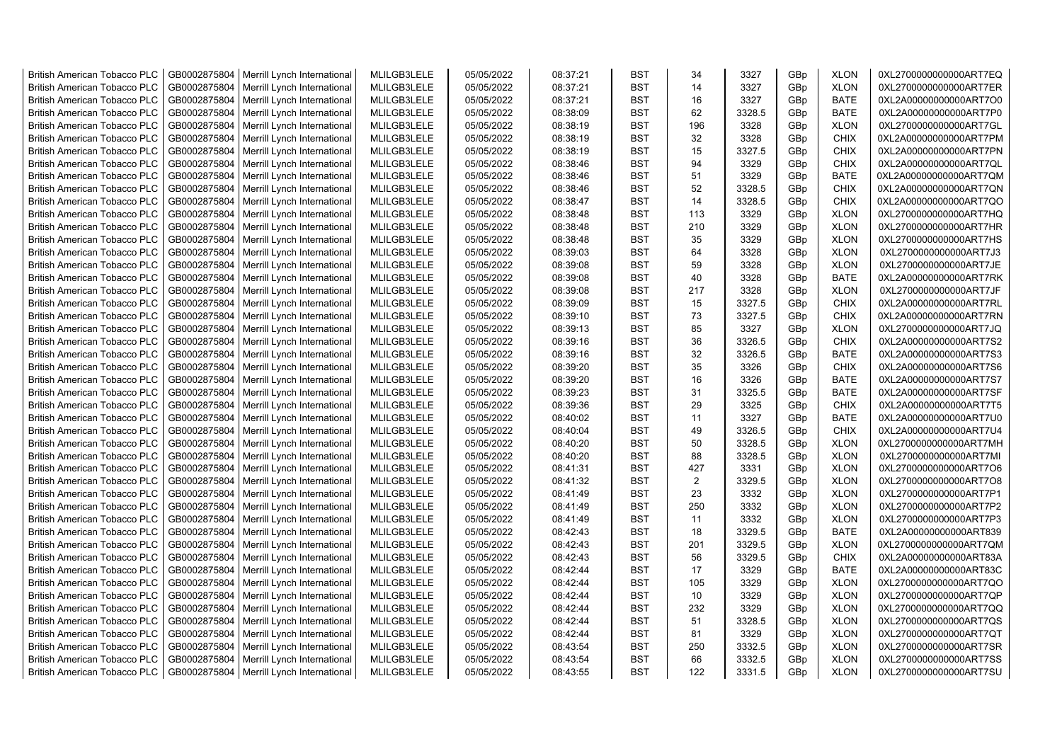| British American Tobacco PLC | GB0002875804 | Merrill Lynch International | MLILGB3LELE | 05/05/2022 | 08:37:21 | BST | 34 | 3327 | GBp | XLON | 0XL2700000000000ART7EQ |
|---|---|---|---|---|---|---|---|---|---|---|---|
| British American Tobacco PLC | GB0002875804 | Merrill Lynch International | MLILGB3LELE | 05/05/2022 | 08:37:21 | BST | 14 | 3327 | GBp | XLON | 0XL2700000000000ART7ER |
| British American Tobacco PLC | GB0002875804 | Merrill Lynch International | MLILGB3LELE | 05/05/2022 | 08:37:21 | BST | 16 | 3327 | GBp | BATE | 0XL2A00000000000ART7O0 |
| British American Tobacco PLC | GB0002875804 | Merrill Lynch International | MLILGB3LELE | 05/05/2022 | 08:38:09 | BST | 62 | 3328.5 | GBp | BATE | 0XL2A00000000000ART7P0 |
| British American Tobacco PLC | GB0002875804 | Merrill Lynch International | MLILGB3LELE | 05/05/2022 | 08:38:19 | BST | 196 | 3328 | GBp | XLON | 0XL2700000000000ART7GL |
| British American Tobacco PLC | GB0002875804 | Merrill Lynch International | MLILGB3LELE | 05/05/2022 | 08:38:19 | BST | 32 | 3328 | GBp | CHIX | 0XL2A00000000000ART7PM |
| British American Tobacco PLC | GB0002875804 | Merrill Lynch International | MLILGB3LELE | 05/05/2022 | 08:38:19 | BST | 15 | 3327.5 | GBp | CHIX | 0XL2A00000000000ART7PN |
| British American Tobacco PLC | GB0002875804 | Merrill Lynch International | MLILGB3LELE | 05/05/2022 | 08:38:46 | BST | 94 | 3329 | GBp | CHIX | 0XL2A00000000000ART7QL |
| British American Tobacco PLC | GB0002875804 | Merrill Lynch International | MLILGB3LELE | 05/05/2022 | 08:38:46 | BST | 51 | 3329 | GBp | BATE | 0XL2A00000000000ART7QM |
| British American Tobacco PLC | GB0002875804 | Merrill Lynch International | MLILGB3LELE | 05/05/2022 | 08:38:46 | BST | 52 | 3328.5 | GBp | CHIX | 0XL2A00000000000ART7QN |
| British American Tobacco PLC | GB0002875804 | Merrill Lynch International | MLILGB3LELE | 05/05/2022 | 08:38:47 | BST | 14 | 3328.5 | GBp | CHIX | 0XL2A00000000000ART7QO |
| British American Tobacco PLC | GB0002875804 | Merrill Lynch International | MLILGB3LELE | 05/05/2022 | 08:38:48 | BST | 113 | 3329 | GBp | XLON | 0XL2700000000000ART7HQ |
| British American Tobacco PLC | GB0002875804 | Merrill Lynch International | MLILGB3LELE | 05/05/2022 | 08:38:48 | BST | 210 | 3329 | GBp | XLON | 0XL2700000000000ART7HR |
| British American Tobacco PLC | GB0002875804 | Merrill Lynch International | MLILGB3LELE | 05/05/2022 | 08:38:48 | BST | 35 | 3329 | GBp | XLON | 0XL2700000000000ART7HS |
| British American Tobacco PLC | GB0002875804 | Merrill Lynch International | MLILGB3LELE | 05/05/2022 | 08:39:03 | BST | 64 | 3328 | GBp | XLON | 0XL2700000000000ART7J3 |
| British American Tobacco PLC | GB0002875804 | Merrill Lynch International | MLILGB3LELE | 05/05/2022 | 08:39:08 | BST | 59 | 3328 | GBp | XLON | 0XL2700000000000ART7JE |
| British American Tobacco PLC | GB0002875804 | Merrill Lynch International | MLILGB3LELE | 05/05/2022 | 08:39:08 | BST | 40 | 3328 | GBp | BATE | 0XL2A00000000000ART7RK |
| British American Tobacco PLC | GB0002875804 | Merrill Lynch International | MLILGB3LELE | 05/05/2022 | 08:39:08 | BST | 217 | 3328 | GBp | XLON | 0XL2700000000000ART7JF |
| British American Tobacco PLC | GB0002875804 | Merrill Lynch International | MLILGB3LELE | 05/05/2022 | 08:39:09 | BST | 15 | 3327.5 | GBp | CHIX | 0XL2A00000000000ART7RL |
| British American Tobacco PLC | GB0002875804 | Merrill Lynch International | MLILGB3LELE | 05/05/2022 | 08:39:10 | BST | 73 | 3327.5 | GBp | CHIX | 0XL2A00000000000ART7RN |
| British American Tobacco PLC | GB0002875804 | Merrill Lynch International | MLILGB3LELE | 05/05/2022 | 08:39:13 | BST | 85 | 3327 | GBp | XLON | 0XL2700000000000ART7JQ |
| British American Tobacco PLC | GB0002875804 | Merrill Lynch International | MLILGB3LELE | 05/05/2022 | 08:39:16 | BST | 36 | 3326.5 | GBp | CHIX | 0XL2A00000000000ART7S2 |
| British American Tobacco PLC | GB0002875804 | Merrill Lynch International | MLILGB3LELE | 05/05/2022 | 08:39:16 | BST | 32 | 3326.5 | GBp | BATE | 0XL2A00000000000ART7S3 |
| British American Tobacco PLC | GB0002875804 | Merrill Lynch International | MLILGB3LELE | 05/05/2022 | 08:39:20 | BST | 35 | 3326 | GBp | CHIX | 0XL2A00000000000ART7S6 |
| British American Tobacco PLC | GB0002875804 | Merrill Lynch International | MLILGB3LELE | 05/05/2022 | 08:39:20 | BST | 16 | 3326 | GBp | BATE | 0XL2A00000000000ART7S7 |
| British American Tobacco PLC | GB0002875804 | Merrill Lynch International | MLILGB3LELE | 05/05/2022 | 08:39:23 | BST | 31 | 3325.5 | GBp | BATE | 0XL2A00000000000ART7SF |
| British American Tobacco PLC | GB0002875804 | Merrill Lynch International | MLILGB3LELE | 05/05/2022 | 08:39:36 | BST | 29 | 3325 | GBp | CHIX | 0XL2A00000000000ART7T5 |
| British American Tobacco PLC | GB0002875804 | Merrill Lynch International | MLILGB3LELE | 05/05/2022 | 08:40:02 | BST | 11 | 3327 | GBp | BATE | 0XL2A00000000000ART7U0 |
| British American Tobacco PLC | GB0002875804 | Merrill Lynch International | MLILGB3LELE | 05/05/2022 | 08:40:04 | BST | 49 | 3326.5 | GBp | CHIX | 0XL2A00000000000ART7U4 |
| British American Tobacco PLC | GB0002875804 | Merrill Lynch International | MLILGB3LELE | 05/05/2022 | 08:40:20 | BST | 50 | 3328.5 | GBp | XLON | 0XL2700000000000ART7MH |
| British American Tobacco PLC | GB0002875804 | Merrill Lynch International | MLILGB3LELE | 05/05/2022 | 08:40:20 | BST | 88 | 3328.5 | GBp | XLON | 0XL2700000000000ART7MI |
| British American Tobacco PLC | GB0002875804 | Merrill Lynch International | MLILGB3LELE | 05/05/2022 | 08:41:31 | BST | 427 | 3331 | GBp | XLON | 0XL2700000000000ART7O6 |
| British American Tobacco PLC | GB0002875804 | Merrill Lynch International | MLILGB3LELE | 05/05/2022 | 08:41:32 | BST | 2 | 3329.5 | GBp | XLON | 0XL2700000000000ART7O8 |
| British American Tobacco PLC | GB0002875804 | Merrill Lynch International | MLILGB3LELE | 05/05/2022 | 08:41:49 | BST | 23 | 3332 | GBp | XLON | 0XL2700000000000ART7P1 |
| British American Tobacco PLC | GB0002875804 | Merrill Lynch International | MLILGB3LELE | 05/05/2022 | 08:41:49 | BST | 250 | 3332 | GBp | XLON | 0XL2700000000000ART7P2 |
| British American Tobacco PLC | GB0002875804 | Merrill Lynch International | MLILGB3LELE | 05/05/2022 | 08:41:49 | BST | 11 | 3332 | GBp | XLON | 0XL2700000000000ART7P3 |
| British American Tobacco PLC | GB0002875804 | Merrill Lynch International | MLILGB3LELE | 05/05/2022 | 08:42:43 | BST | 18 | 3329.5 | GBp | BATE | 0XL2A00000000000ART839 |
| British American Tobacco PLC | GB0002875804 | Merrill Lynch International | MLILGB3LELE | 05/05/2022 | 08:42:43 | BST | 201 | 3329.5 | GBp | XLON | 0XL2700000000000ART7QM |
| British American Tobacco PLC | GB0002875804 | Merrill Lynch International | MLILGB3LELE | 05/05/2022 | 08:42:43 | BST | 56 | 3329.5 | GBp | CHIX | 0XL2A00000000000ART83A |
| British American Tobacco PLC | GB0002875804 | Merrill Lynch International | MLILGB3LELE | 05/05/2022 | 08:42:44 | BST | 17 | 3329 | GBp | BATE | 0XL2A00000000000ART83C |
| British American Tobacco PLC | GB0002875804 | Merrill Lynch International | MLILGB3LELE | 05/05/2022 | 08:42:44 | BST | 105 | 3329 | GBp | XLON | 0XL2700000000000ART7QO |
| British American Tobacco PLC | GB0002875804 | Merrill Lynch International | MLILGB3LELE | 05/05/2022 | 08:42:44 | BST | 10 | 3329 | GBp | XLON | 0XL2700000000000ART7QP |
| British American Tobacco PLC | GB0002875804 | Merrill Lynch International | MLILGB3LELE | 05/05/2022 | 08:42:44 | BST | 232 | 3329 | GBp | XLON | 0XL2700000000000ART7QQ |
| British American Tobacco PLC | GB0002875804 | Merrill Lynch International | MLILGB3LELE | 05/05/2022 | 08:42:44 | BST | 51 | 3328.5 | GBp | XLON | 0XL2700000000000ART7QS |
| British American Tobacco PLC | GB0002875804 | Merrill Lynch International | MLILGB3LELE | 05/05/2022 | 08:42:44 | BST | 81 | 3329 | GBp | XLON | 0XL2700000000000ART7QT |
| British American Tobacco PLC | GB0002875804 | Merrill Lynch International | MLILGB3LELE | 05/05/2022 | 08:43:54 | BST | 250 | 3332.5 | GBp | XLON | 0XL2700000000000ART7SR |
| British American Tobacco PLC | GB0002875804 | Merrill Lynch International | MLILGB3LELE | 05/05/2022 | 08:43:54 | BST | 66 | 3332.5 | GBp | XLON | 0XL2700000000000ART7SS |
| British American Tobacco PLC | GB0002875804 | Merrill Lynch International | MLILGB3LELE | 05/05/2022 | 08:43:55 | BST | 122 | 3331.5 | GBp | XLON | 0XL2700000000000ART7SU |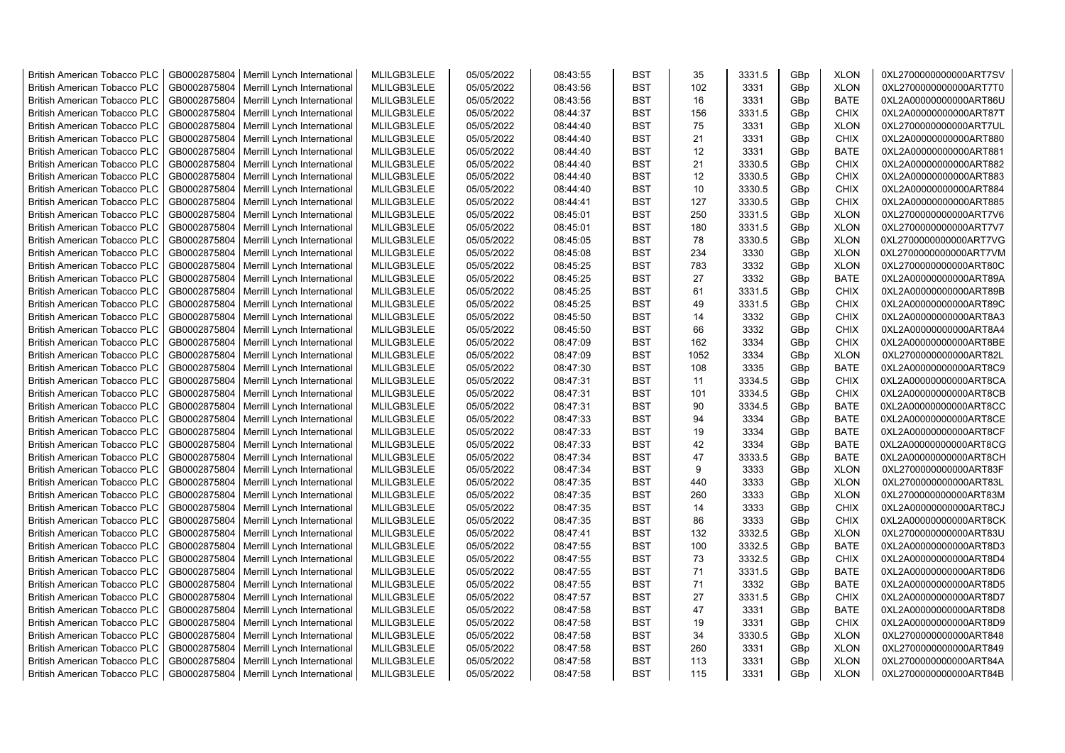| British American Tobacco PLC | GB0002875804 | Merrill Lynch International | MLILGB3LELE | 05/05/2022 | 08:43:55 | BST | 35 | 3331.5 | GBp | XLON | 0XL2700000000000ART7SV |
|---|---|---|---|---|---|---|---|---|---|---|---|
| British American Tobacco PLC | GB0002875804 | Merrill Lynch International | MLILGB3LELE | 05/05/2022 | 08:43:56 | BST | 102 | 3331 | GBp | XLON | 0XL2700000000000ART7T0 |
| British American Tobacco PLC | GB0002875804 | Merrill Lynch International | MLILGB3LELE | 05/05/2022 | 08:43:56 | BST | 16 | 3331 | GBp | BATE | 0XL2A00000000000ART86U |
| British American Tobacco PLC | GB0002875804 | Merrill Lynch International | MLILGB3LELE | 05/05/2022 | 08:44:37 | BST | 156 | 3331.5 | GBp | CHIX | 0XL2A00000000000ART87T |
| British American Tobacco PLC | GB0002875804 | Merrill Lynch International | MLILGB3LELE | 05/05/2022 | 08:44:40 | BST | 75 | 3331 | GBp | XLON | 0XL2700000000000ART7UL |
| British American Tobacco PLC | GB0002875804 | Merrill Lynch International | MLILGB3LELE | 05/05/2022 | 08:44:40 | BST | 21 | 3331 | GBp | CHIX | 0XL2A00000000000ART880 |
| British American Tobacco PLC | GB0002875804 | Merrill Lynch International | MLILGB3LELE | 05/05/2022 | 08:44:40 | BST | 12 | 3331 | GBp | BATE | 0XL2A00000000000ART881 |
| British American Tobacco PLC | GB0002875804 | Merrill Lynch International | MLILGB3LELE | 05/05/2022 | 08:44:40 | BST | 21 | 3330.5 | GBp | CHIX | 0XL2A00000000000ART882 |
| British American Tobacco PLC | GB0002875804 | Merrill Lynch International | MLILGB3LELE | 05/05/2022 | 08:44:40 | BST | 12 | 3330.5 | GBp | CHIX | 0XL2A00000000000ART883 |
| British American Tobacco PLC | GB0002875804 | Merrill Lynch International | MLILGB3LELE | 05/05/2022 | 08:44:40 | BST | 10 | 3330.5 | GBp | CHIX | 0XL2A00000000000ART884 |
| British American Tobacco PLC | GB0002875804 | Merrill Lynch International | MLILGB3LELE | 05/05/2022 | 08:44:41 | BST | 127 | 3330.5 | GBp | CHIX | 0XL2A00000000000ART885 |
| British American Tobacco PLC | GB0002875804 | Merrill Lynch International | MLILGB3LELE | 05/05/2022 | 08:45:01 | BST | 250 | 3331.5 | GBp | XLON | 0XL2700000000000ART7V6 |
| British American Tobacco PLC | GB0002875804 | Merrill Lynch International | MLILGB3LELE | 05/05/2022 | 08:45:01 | BST | 180 | 3331.5 | GBp | XLON | 0XL2700000000000ART7V7 |
| British American Tobacco PLC | GB0002875804 | Merrill Lynch International | MLILGB3LELE | 05/05/2022 | 08:45:05 | BST | 78 | 3330.5 | GBp | XLON | 0XL2700000000000ART7VG |
| British American Tobacco PLC | GB0002875804 | Merrill Lynch International | MLILGB3LELE | 05/05/2022 | 08:45:08 | BST | 234 | 3330 | GBp | XLON | 0XL2700000000000ART7VM |
| British American Tobacco PLC | GB0002875804 | Merrill Lynch International | MLILGB3LELE | 05/05/2022 | 08:45:25 | BST | 783 | 3332 | GBp | XLON | 0XL2700000000000ART80C |
| British American Tobacco PLC | GB0002875804 | Merrill Lynch International | MLILGB3LELE | 05/05/2022 | 08:45:25 | BST | 27 | 3332 | GBp | BATE | 0XL2A00000000000ART89A |
| British American Tobacco PLC | GB0002875804 | Merrill Lynch International | MLILGB3LELE | 05/05/2022 | 08:45:25 | BST | 61 | 3331.5 | GBp | CHIX | 0XL2A00000000000ART89B |
| British American Tobacco PLC | GB0002875804 | Merrill Lynch International | MLILGB3LELE | 05/05/2022 | 08:45:25 | BST | 49 | 3331.5 | GBp | CHIX | 0XL2A00000000000ART89C |
| British American Tobacco PLC | GB0002875804 | Merrill Lynch International | MLILGB3LELE | 05/05/2022 | 08:45:50 | BST | 14 | 3332 | GBp | CHIX | 0XL2A00000000000ART8A3 |
| British American Tobacco PLC | GB0002875804 | Merrill Lynch International | MLILGB3LELE | 05/05/2022 | 08:45:50 | BST | 66 | 3332 | GBp | CHIX | 0XL2A00000000000ART8A4 |
| British American Tobacco PLC | GB0002875804 | Merrill Lynch International | MLILGB3LELE | 05/05/2022 | 08:47:09 | BST | 162 | 3334 | GBp | CHIX | 0XL2A00000000000ART8BE |
| British American Tobacco PLC | GB0002875804 | Merrill Lynch International | MLILGB3LELE | 05/05/2022 | 08:47:09 | BST | 1052 | 3334 | GBp | XLON | 0XL2700000000000ART82L |
| British American Tobacco PLC | GB0002875804 | Merrill Lynch International | MLILGB3LELE | 05/05/2022 | 08:47:30 | BST | 108 | 3335 | GBp | BATE | 0XL2A00000000000ART8C9 |
| British American Tobacco PLC | GB0002875804 | Merrill Lynch International | MLILGB3LELE | 05/05/2022 | 08:47:31 | BST | 11 | 3334.5 | GBp | CHIX | 0XL2A00000000000ART8CA |
| British American Tobacco PLC | GB0002875804 | Merrill Lynch International | MLILGB3LELE | 05/05/2022 | 08:47:31 | BST | 101 | 3334.5 | GBp | CHIX | 0XL2A00000000000ART8CB |
| British American Tobacco PLC | GB0002875804 | Merrill Lynch International | MLILGB3LELE | 05/05/2022 | 08:47:31 | BST | 90 | 3334.5 | GBp | BATE | 0XL2A00000000000ART8CC |
| British American Tobacco PLC | GB0002875804 | Merrill Lynch International | MLILGB3LELE | 05/05/2022 | 08:47:33 | BST | 94 | 3334 | GBp | BATE | 0XL2A00000000000ART8CE |
| British American Tobacco PLC | GB0002875804 | Merrill Lynch International | MLILGB3LELE | 05/05/2022 | 08:47:33 | BST | 19 | 3334 | GBp | BATE | 0XL2A00000000000ART8CF |
| British American Tobacco PLC | GB0002875804 | Merrill Lynch International | MLILGB3LELE | 05/05/2022 | 08:47:33 | BST | 42 | 3334 | GBp | BATE | 0XL2A00000000000ART8CG |
| British American Tobacco PLC | GB0002875804 | Merrill Lynch International | MLILGB3LELE | 05/05/2022 | 08:47:34 | BST | 47 | 3333.5 | GBp | BATE | 0XL2A00000000000ART8CH |
| British American Tobacco PLC | GB0002875804 | Merrill Lynch International | MLILGB3LELE | 05/05/2022 | 08:47:34 | BST | 9 | 3333 | GBp | XLON | 0XL2700000000000ART83F |
| British American Tobacco PLC | GB0002875804 | Merrill Lynch International | MLILGB3LELE | 05/05/2022 | 08:47:35 | BST | 440 | 3333 | GBp | XLON | 0XL2700000000000ART83L |
| British American Tobacco PLC | GB0002875804 | Merrill Lynch International | MLILGB3LELE | 05/05/2022 | 08:47:35 | BST | 260 | 3333 | GBp | XLON | 0XL2700000000000ART83M |
| British American Tobacco PLC | GB0002875804 | Merrill Lynch International | MLILGB3LELE | 05/05/2022 | 08:47:35 | BST | 14 | 3333 | GBp | CHIX | 0XL2A00000000000ART8CJ |
| British American Tobacco PLC | GB0002875804 | Merrill Lynch International | MLILGB3LELE | 05/05/2022 | 08:47:35 | BST | 86 | 3333 | GBp | CHIX | 0XL2A00000000000ART8CK |
| British American Tobacco PLC | GB0002875804 | Merrill Lynch International | MLILGB3LELE | 05/05/2022 | 08:47:41 | BST | 132 | 3332.5 | GBp | XLON | 0XL2700000000000ART83U |
| British American Tobacco PLC | GB0002875804 | Merrill Lynch International | MLILGB3LELE | 05/05/2022 | 08:47:55 | BST | 100 | 3332.5 | GBp | BATE | 0XL2A00000000000ART8D3 |
| British American Tobacco PLC | GB0002875804 | Merrill Lynch International | MLILGB3LELE | 05/05/2022 | 08:47:55 | BST | 73 | 3332.5 | GBp | CHIX | 0XL2A00000000000ART8D4 |
| British American Tobacco PLC | GB0002875804 | Merrill Lynch International | MLILGB3LELE | 05/05/2022 | 08:47:55 | BST | 71 | 3331.5 | GBp | BATE | 0XL2A00000000000ART8D6 |
| British American Tobacco PLC | GB0002875804 | Merrill Lynch International | MLILGB3LELE | 05/05/2022 | 08:47:55 | BST | 71 | 3332 | GBp | BATE | 0XL2A00000000000ART8D5 |
| British American Tobacco PLC | GB0002875804 | Merrill Lynch International | MLILGB3LELE | 05/05/2022 | 08:47:57 | BST | 27 | 3331.5 | GBp | CHIX | 0XL2A00000000000ART8D7 |
| British American Tobacco PLC | GB0002875804 | Merrill Lynch International | MLILGB3LELE | 05/05/2022 | 08:47:58 | BST | 47 | 3331 | GBp | BATE | 0XL2A00000000000ART8D8 |
| British American Tobacco PLC | GB0002875804 | Merrill Lynch International | MLILGB3LELE | 05/05/2022 | 08:47:58 | BST | 19 | 3331 | GBp | CHIX | 0XL2A00000000000ART8D9 |
| British American Tobacco PLC | GB0002875804 | Merrill Lynch International | MLILGB3LELE | 05/05/2022 | 08:47:58 | BST | 34 | 3330.5 | GBp | XLON | 0XL2700000000000ART848 |
| British American Tobacco PLC | GB0002875804 | Merrill Lynch International | MLILGB3LELE | 05/05/2022 | 08:47:58 | BST | 260 | 3331 | GBp | XLON | 0XL2700000000000ART849 |
| British American Tobacco PLC | GB0002875804 | Merrill Lynch International | MLILGB3LELE | 05/05/2022 | 08:47:58 | BST | 113 | 3331 | GBp | XLON | 0XL2700000000000ART84A |
| British American Tobacco PLC | GB0002875804 | Merrill Lynch International | MLILGB3LELE | 05/05/2022 | 08:47:58 | BST | 115 | 3331 | GBp | XLON | 0XL2700000000000ART84B |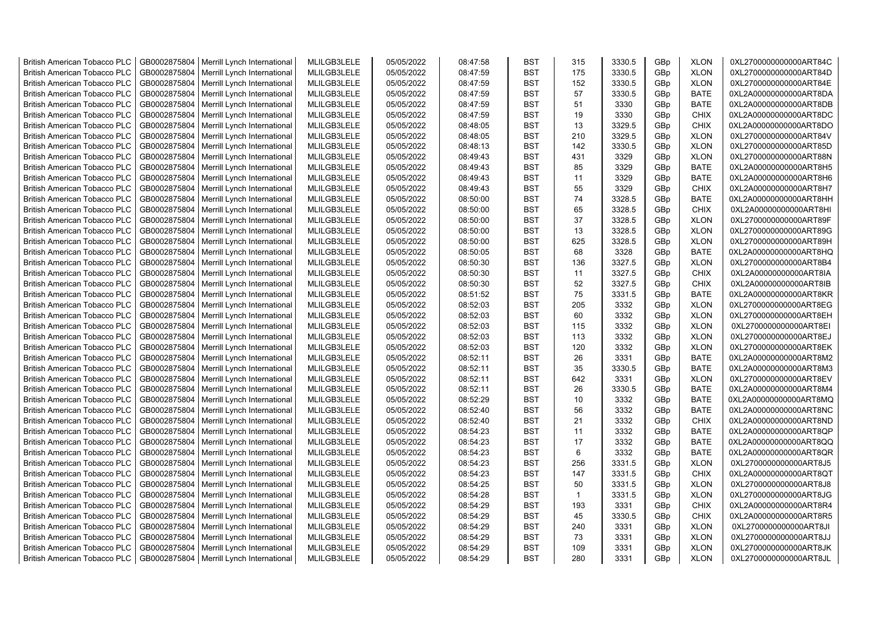| British American Tobacco PLC | GB0002875804 | Merrill Lynch International | MLILGB3LELE | 05/05/2022 | 08:47:58 | BST | 315 | 3330.5 | GBp | XLON | 0XL2700000000000ART84C |
|---|---|---|---|---|---|---|---|---|---|---|---|
| British American Tobacco PLC | GB0002875804 | Merrill Lynch International | MLILGB3LELE | 05/05/2022 | 08:47:59 | BST | 175 | 3330.5 | GBp | XLON | 0XL2700000000000ART84D |
| British American Tobacco PLC | GB0002875804 | Merrill Lynch International | MLILGB3LELE | 05/05/2022 | 08:47:59 | BST | 152 | 3330.5 | GBp | XLON | 0XL2700000000000ART84E |
| British American Tobacco PLC | GB0002875804 | Merrill Lynch International | MLILGB3LELE | 05/05/2022 | 08:47:59 | BST | 57 | 3330.5 | GBp | BATE | 0XL2A00000000000ART8DA |
| British American Tobacco PLC | GB0002875804 | Merrill Lynch International | MLILGB3LELE | 05/05/2022 | 08:47:59 | BST | 51 | 3330 | GBp | BATE | 0XL2A00000000000ART8DB |
| British American Tobacco PLC | GB0002875804 | Merrill Lynch International | MLILGB3LELE | 05/05/2022 | 08:47:59 | BST | 19 | 3330 | GBp | CHIX | 0XL2A00000000000ART8DC |
| British American Tobacco PLC | GB0002875804 | Merrill Lynch International | MLILGB3LELE | 05/05/2022 | 08:48:05 | BST | 13 | 3329.5 | GBp | CHIX | 0XL2A00000000000ART8DO |
| British American Tobacco PLC | GB0002875804 | Merrill Lynch International | MLILGB3LELE | 05/05/2022 | 08:48:05 | BST | 210 | 3329.5 | GBp | XLON | 0XL2700000000000ART84V |
| British American Tobacco PLC | GB0002875804 | Merrill Lynch International | MLILGB3LELE | 05/05/2022 | 08:48:13 | BST | 142 | 3330.5 | GBp | XLON | 0XL2700000000000ART85D |
| British American Tobacco PLC | GB0002875804 | Merrill Lynch International | MLILGB3LELE | 05/05/2022 | 08:49:43 | BST | 431 | 3329 | GBp | XLON | 0XL2700000000000ART88N |
| British American Tobacco PLC | GB0002875804 | Merrill Lynch International | MLILGB3LELE | 05/05/2022 | 08:49:43 | BST | 85 | 3329 | GBp | BATE | 0XL2A00000000000ART8H5 |
| British American Tobacco PLC | GB0002875804 | Merrill Lynch International | MLILGB3LELE | 05/05/2022 | 08:49:43 | BST | 11 | 3329 | GBp | BATE | 0XL2A00000000000ART8H6 |
| British American Tobacco PLC | GB0002875804 | Merrill Lynch International | MLILGB3LELE | 05/05/2022 | 08:49:43 | BST | 55 | 3329 | GBp | CHIX | 0XL2A00000000000ART8H7 |
| British American Tobacco PLC | GB0002875804 | Merrill Lynch International | MLILGB3LELE | 05/05/2022 | 08:50:00 | BST | 74 | 3328.5 | GBp | BATE | 0XL2A00000000000ART8HH |
| British American Tobacco PLC | GB0002875804 | Merrill Lynch International | MLILGB3LELE | 05/05/2022 | 08:50:00 | BST | 65 | 3328.5 | GBp | CHIX | 0XL2A00000000000ART8HI |
| British American Tobacco PLC | GB0002875804 | Merrill Lynch International | MLILGB3LELE | 05/05/2022 | 08:50:00 | BST | 37 | 3328.5 | GBp | XLON | 0XL2700000000000ART89F |
| British American Tobacco PLC | GB0002875804 | Merrill Lynch International | MLILGB3LELE | 05/05/2022 | 08:50:00 | BST | 13 | 3328.5 | GBp | XLON | 0XL2700000000000ART89G |
| British American Tobacco PLC | GB0002875804 | Merrill Lynch International | MLILGB3LELE | 05/05/2022 | 08:50:00 | BST | 625 | 3328.5 | GBp | XLON | 0XL2700000000000ART89H |
| British American Tobacco PLC | GB0002875804 | Merrill Lynch International | MLILGB3LELE | 05/05/2022 | 08:50:05 | BST | 68 | 3328 | GBp | BATE | 0XL2A00000000000ART8HQ |
| British American Tobacco PLC | GB0002875804 | Merrill Lynch International | MLILGB3LELE | 05/05/2022 | 08:50:30 | BST | 136 | 3327.5 | GBp | XLON | 0XL2700000000000ART8B4 |
| British American Tobacco PLC | GB0002875804 | Merrill Lynch International | MLILGB3LELE | 05/05/2022 | 08:50:30 | BST | 11 | 3327.5 | GBp | CHIX | 0XL2A00000000000ART8IA |
| British American Tobacco PLC | GB0002875804 | Merrill Lynch International | MLILGB3LELE | 05/05/2022 | 08:50:30 | BST | 52 | 3327.5 | GBp | CHIX | 0XL2A00000000000ART8IB |
| British American Tobacco PLC | GB0002875804 | Merrill Lynch International | MLILGB3LELE | 05/05/2022 | 08:51:52 | BST | 75 | 3331.5 | GBp | BATE | 0XL2A00000000000ART8KR |
| British American Tobacco PLC | GB0002875804 | Merrill Lynch International | MLILGB3LELE | 05/05/2022 | 08:52:03 | BST | 205 | 3332 | GBp | XLON | 0XL2700000000000ART8EG |
| British American Tobacco PLC | GB0002875804 | Merrill Lynch International | MLILGB3LELE | 05/05/2022 | 08:52:03 | BST | 60 | 3332 | GBp | XLON | 0XL2700000000000ART8EH |
| British American Tobacco PLC | GB0002875804 | Merrill Lynch International | MLILGB3LELE | 05/05/2022 | 08:52:03 | BST | 115 | 3332 | GBp | XLON | 0XL2700000000000ART8EI |
| British American Tobacco PLC | GB0002875804 | Merrill Lynch International | MLILGB3LELE | 05/05/2022 | 08:52:03 | BST | 113 | 3332 | GBp | XLON | 0XL2700000000000ART8EJ |
| British American Tobacco PLC | GB0002875804 | Merrill Lynch International | MLILGB3LELE | 05/05/2022 | 08:52:03 | BST | 120 | 3332 | GBp | XLON | 0XL2700000000000ART8EK |
| British American Tobacco PLC | GB0002875804 | Merrill Lynch International | MLILGB3LELE | 05/05/2022 | 08:52:11 | BST | 26 | 3331 | GBp | BATE | 0XL2A00000000000ART8M2 |
| British American Tobacco PLC | GB0002875804 | Merrill Lynch International | MLILGB3LELE | 05/05/2022 | 08:52:11 | BST | 35 | 3330.5 | GBp | BATE | 0XL2A00000000000ART8M3 |
| British American Tobacco PLC | GB0002875804 | Merrill Lynch International | MLILGB3LELE | 05/05/2022 | 08:52:11 | BST | 642 | 3331 | GBp | XLON | 0XL2700000000000ART8EV |
| British American Tobacco PLC | GB0002875804 | Merrill Lynch International | MLILGB3LELE | 05/05/2022 | 08:52:11 | BST | 26 | 3330.5 | GBp | BATE | 0XL2A00000000000ART8M4 |
| British American Tobacco PLC | GB0002875804 | Merrill Lynch International | MLILGB3LELE | 05/05/2022 | 08:52:29 | BST | 10 | 3332 | GBp | BATE | 0XL2A00000000000ART8MQ |
| British American Tobacco PLC | GB0002875804 | Merrill Lynch International | MLILGB3LELE | 05/05/2022 | 08:52:40 | BST | 56 | 3332 | GBp | BATE | 0XL2A00000000000ART8NC |
| British American Tobacco PLC | GB0002875804 | Merrill Lynch International | MLILGB3LELE | 05/05/2022 | 08:52:40 | BST | 21 | 3332 | GBp | CHIX | 0XL2A00000000000ART8ND |
| British American Tobacco PLC | GB0002875804 | Merrill Lynch International | MLILGB3LELE | 05/05/2022 | 08:54:23 | BST | 11 | 3332 | GBp | BATE | 0XL2A00000000000ART8QP |
| British American Tobacco PLC | GB0002875804 | Merrill Lynch International | MLILGB3LELE | 05/05/2022 | 08:54:23 | BST | 17 | 3332 | GBp | BATE | 0XL2A00000000000ART8QQ |
| British American Tobacco PLC | GB0002875804 | Merrill Lynch International | MLILGB3LELE | 05/05/2022 | 08:54:23 | BST | 6 | 3332 | GBp | BATE | 0XL2A00000000000ART8QR |
| British American Tobacco PLC | GB0002875804 | Merrill Lynch International | MLILGB3LELE | 05/05/2022 | 08:54:23 | BST | 256 | 3331.5 | GBp | XLON | 0XL2700000000000ART8J5 |
| British American Tobacco PLC | GB0002875804 | Merrill Lynch International | MLILGB3LELE | 05/05/2022 | 08:54:23 | BST | 147 | 3331.5 | GBp | CHIX | 0XL2A00000000000ART8QT |
| British American Tobacco PLC | GB0002875804 | Merrill Lynch International | MLILGB3LELE | 05/05/2022 | 08:54:25 | BST | 50 | 3331.5 | GBp | XLON | 0XL2700000000000ART8J8 |
| British American Tobacco PLC | GB0002875804 | Merrill Lynch International | MLILGB3LELE | 05/05/2022 | 08:54:28 | BST | 1 | 3331.5 | GBp | XLON | 0XL2700000000000ART8JG |
| British American Tobacco PLC | GB0002875804 | Merrill Lynch International | MLILGB3LELE | 05/05/2022 | 08:54:29 | BST | 193 | 3331 | GBp | CHIX | 0XL2A00000000000ART8R4 |
| British American Tobacco PLC | GB0002875804 | Merrill Lynch International | MLILGB3LELE | 05/05/2022 | 08:54:29 | BST | 45 | 3330.5 | GBp | CHIX | 0XL2A00000000000ART8R5 |
| British American Tobacco PLC | GB0002875804 | Merrill Lynch International | MLILGB3LELE | 05/05/2022 | 08:54:29 | BST | 240 | 3331 | GBp | XLON | 0XL2700000000000ART8JI |
| British American Tobacco PLC | GB0002875804 | Merrill Lynch International | MLILGB3LELE | 05/05/2022 | 08:54:29 | BST | 73 | 3331 | GBp | XLON | 0XL2700000000000ART8JJ |
| British American Tobacco PLC | GB0002875804 | Merrill Lynch International | MLILGB3LELE | 05/05/2022 | 08:54:29 | BST | 109 | 3331 | GBp | XLON | 0XL2700000000000ART8JK |
| British American Tobacco PLC | GB0002875804 | Merrill Lynch International | MLILGB3LELE | 05/05/2022 | 08:54:29 | BST | 280 | 3331 | GBp | XLON | 0XL2700000000000ART8JL |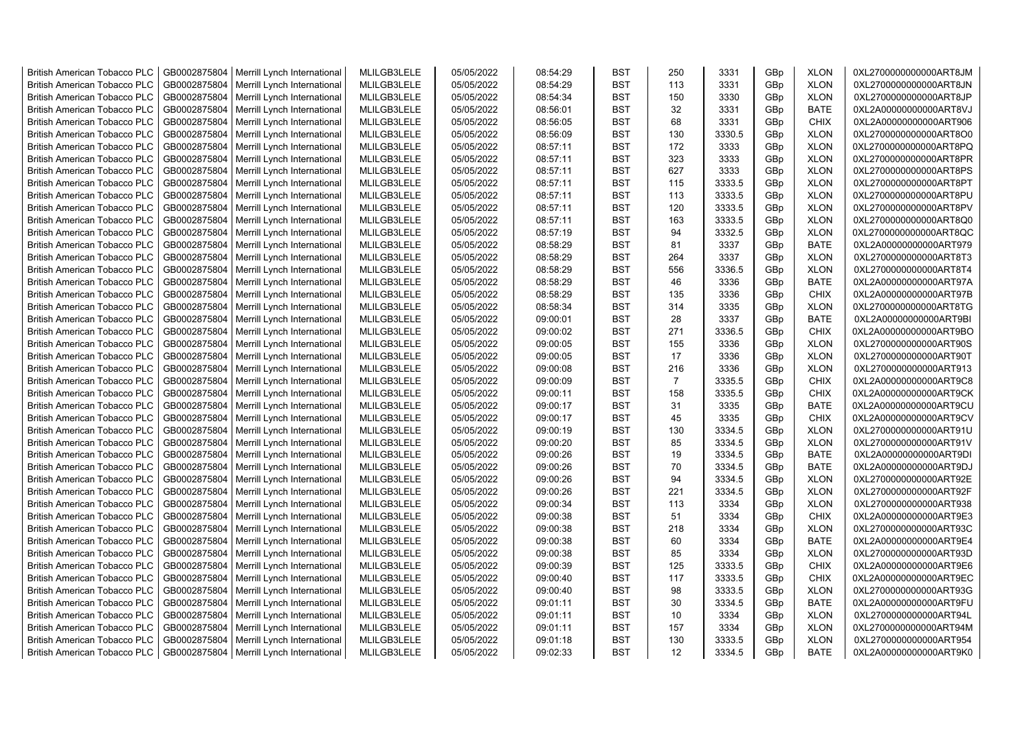| British American Tobacco PLC | GB0002875804 | Merrill Lynch International | MLILGB3LELE | 05/05/2022 | 08:54:29 | BST | 250 | 3331 | GBp | XLON | 0XL2700000000000ART8JM |
|---|---|---|---|---|---|---|---|---|---|---|---|
| British American Tobacco PLC | GB0002875804 | Merrill Lynch International | MLILGB3LELE | 05/05/2022 | 08:54:29 | BST | 113 | 3331 | GBp | XLON | 0XL2700000000000ART8JN |
| British American Tobacco PLC | GB0002875804 | Merrill Lynch International | MLILGB3LELE | 05/05/2022 | 08:54:34 | BST | 150 | 3330 | GBp | XLON | 0XL2700000000000ART8JP |
| British American Tobacco PLC | GB0002875804 | Merrill Lynch International | MLILGB3LELE | 05/05/2022 | 08:56:01 | BST | 32 | 3331 | GBp | BATE | 0XL2A00000000000ART8VJ |
| British American Tobacco PLC | GB0002875804 | Merrill Lynch International | MLILGB3LELE | 05/05/2022 | 08:56:05 | BST | 68 | 3331 | GBp | CHIX | 0XL2A00000000000ART906 |
| British American Tobacco PLC | GB0002875804 | Merrill Lynch International | MLILGB3LELE | 05/05/2022 | 08:56:09 | BST | 130 | 3330.5 | GBp | XLON | 0XL2700000000000ART8O0 |
| British American Tobacco PLC | GB0002875804 | Merrill Lynch International | MLILGB3LELE | 05/05/2022 | 08:57:11 | BST | 172 | 3333 | GBp | XLON | 0XL2700000000000ART8PQ |
| British American Tobacco PLC | GB0002875804 | Merrill Lynch International | MLILGB3LELE | 05/05/2022 | 08:57:11 | BST | 323 | 3333 | GBp | XLON | 0XL2700000000000ART8PR |
| British American Tobacco PLC | GB0002875804 | Merrill Lynch International | MLILGB3LELE | 05/05/2022 | 08:57:11 | BST | 627 | 3333 | GBp | XLON | 0XL2700000000000ART8PS |
| British American Tobacco PLC | GB0002875804 | Merrill Lynch International | MLILGB3LELE | 05/05/2022 | 08:57:11 | BST | 115 | 3333.5 | GBp | XLON | 0XL2700000000000ART8PT |
| British American Tobacco PLC | GB0002875804 | Merrill Lynch International | MLILGB3LELE | 05/05/2022 | 08:57:11 | BST | 113 | 3333.5 | GBp | XLON | 0XL2700000000000ART8PU |
| British American Tobacco PLC | GB0002875804 | Merrill Lynch International | MLILGB3LELE | 05/05/2022 | 08:57:11 | BST | 120 | 3333.5 | GBp | XLON | 0XL2700000000000ART8PV |
| British American Tobacco PLC | GB0002875804 | Merrill Lynch International | MLILGB3LELE | 05/05/2022 | 08:57:11 | BST | 163 | 3333.5 | GBp | XLON | 0XL2700000000000ART8Q0 |
| British American Tobacco PLC | GB0002875804 | Merrill Lynch International | MLILGB3LELE | 05/05/2022 | 08:57:19 | BST | 94 | 3332.5 | GBp | XLON | 0XL2700000000000ART8QC |
| British American Tobacco PLC | GB0002875804 | Merrill Lynch International | MLILGB3LELE | 05/05/2022 | 08:58:29 | BST | 81 | 3337 | GBp | BATE | 0XL2A00000000000ART979 |
| British American Tobacco PLC | GB0002875804 | Merrill Lynch International | MLILGB3LELE | 05/05/2022 | 08:58:29 | BST | 264 | 3337 | GBp | XLON | 0XL2700000000000ART8T3 |
| British American Tobacco PLC | GB0002875804 | Merrill Lynch International | MLILGB3LELE | 05/05/2022 | 08:58:29 | BST | 556 | 3336.5 | GBp | XLON | 0XL2700000000000ART8T4 |
| British American Tobacco PLC | GB0002875804 | Merrill Lynch International | MLILGB3LELE | 05/05/2022 | 08:58:29 | BST | 46 | 3336 | GBp | BATE | 0XL2A00000000000ART97A |
| British American Tobacco PLC | GB0002875804 | Merrill Lynch International | MLILGB3LELE | 05/05/2022 | 08:58:29 | BST | 135 | 3336 | GBp | CHIX | 0XL2A00000000000ART97B |
| British American Tobacco PLC | GB0002875804 | Merrill Lynch International | MLILGB3LELE | 05/05/2022 | 08:58:34 | BST | 314 | 3335 | GBp | XLON | 0XL2700000000000ART8TG |
| British American Tobacco PLC | GB0002875804 | Merrill Lynch International | MLILGB3LELE | 05/05/2022 | 09:00:01 | BST | 28 | 3337 | GBp | BATE | 0XL2A00000000000ART9BI |
| British American Tobacco PLC | GB0002875804 | Merrill Lynch International | MLILGB3LELE | 05/05/2022 | 09:00:02 | BST | 271 | 3336.5 | GBp | CHIX | 0XL2A00000000000ART9BO |
| British American Tobacco PLC | GB0002875804 | Merrill Lynch International | MLILGB3LELE | 05/05/2022 | 09:00:05 | BST | 155 | 3336 | GBp | XLON | 0XL2700000000000ART90S |
| British American Tobacco PLC | GB0002875804 | Merrill Lynch International | MLILGB3LELE | 05/05/2022 | 09:00:05 | BST | 17 | 3336 | GBp | XLON | 0XL2700000000000ART90T |
| British American Tobacco PLC | GB0002875804 | Merrill Lynch International | MLILGB3LELE | 05/05/2022 | 09:00:08 | BST | 216 | 3336 | GBp | XLON | 0XL2700000000000ART913 |
| British American Tobacco PLC | GB0002875804 | Merrill Lynch International | MLILGB3LELE | 05/05/2022 | 09:00:09 | BST | 7 | 3335.5 | GBp | CHIX | 0XL2A00000000000ART9C8 |
| British American Tobacco PLC | GB0002875804 | Merrill Lynch International | MLILGB3LELE | 05/05/2022 | 09:00:11 | BST | 158 | 3335.5 | GBp | CHIX | 0XL2A00000000000ART9CK |
| British American Tobacco PLC | GB0002875804 | Merrill Lynch International | MLILGB3LELE | 05/05/2022 | 09:00:17 | BST | 31 | 3335 | GBp | BATE | 0XL2A00000000000ART9CU |
| British American Tobacco PLC | GB0002875804 | Merrill Lynch International | MLILGB3LELE | 05/05/2022 | 09:00:17 | BST | 45 | 3335 | GBp | CHIX | 0XL2A00000000000ART9CV |
| British American Tobacco PLC | GB0002875804 | Merrill Lynch International | MLILGB3LELE | 05/05/2022 | 09:00:19 | BST | 130 | 3334.5 | GBp | XLON | 0XL2700000000000ART91U |
| British American Tobacco PLC | GB0002875804 | Merrill Lynch International | MLILGB3LELE | 05/05/2022 | 09:00:20 | BST | 85 | 3334.5 | GBp | XLON | 0XL2700000000000ART91V |
| British American Tobacco PLC | GB0002875804 | Merrill Lynch International | MLILGB3LELE | 05/05/2022 | 09:00:26 | BST | 19 | 3334.5 | GBp | BATE | 0XL2A00000000000ART9DI |
| British American Tobacco PLC | GB0002875804 | Merrill Lynch International | MLILGB3LELE | 05/05/2022 | 09:00:26 | BST | 70 | 3334.5 | GBp | BATE | 0XL2A00000000000ART9DJ |
| British American Tobacco PLC | GB0002875804 | Merrill Lynch International | MLILGB3LELE | 05/05/2022 | 09:00:26 | BST | 94 | 3334.5 | GBp | XLON | 0XL2700000000000ART92E |
| British American Tobacco PLC | GB0002875804 | Merrill Lynch International | MLILGB3LELE | 05/05/2022 | 09:00:26 | BST | 221 | 3334.5 | GBp | XLON | 0XL2700000000000ART92F |
| British American Tobacco PLC | GB0002875804 | Merrill Lynch International | MLILGB3LELE | 05/05/2022 | 09:00:34 | BST | 113 | 3334 | GBp | XLON | 0XL2700000000000ART938 |
| British American Tobacco PLC | GB0002875804 | Merrill Lynch International | MLILGB3LELE | 05/05/2022 | 09:00:38 | BST | 51 | 3334 | GBp | CHIX | 0XL2A00000000000ART9E3 |
| British American Tobacco PLC | GB0002875804 | Merrill Lynch International | MLILGB3LELE | 05/05/2022 | 09:00:38 | BST | 218 | 3334 | GBp | XLON | 0XL2700000000000ART93C |
| British American Tobacco PLC | GB0002875804 | Merrill Lynch International | MLILGB3LELE | 05/05/2022 | 09:00:38 | BST | 60 | 3334 | GBp | BATE | 0XL2A00000000000ART9E4 |
| British American Tobacco PLC | GB0002875804 | Merrill Lynch International | MLILGB3LELE | 05/05/2022 | 09:00:38 | BST | 85 | 3334 | GBp | XLON | 0XL2700000000000ART93D |
| British American Tobacco PLC | GB0002875804 | Merrill Lynch International | MLILGB3LELE | 05/05/2022 | 09:00:39 | BST | 125 | 3333.5 | GBp | CHIX | 0XL2A00000000000ART9E6 |
| British American Tobacco PLC | GB0002875804 | Merrill Lynch International | MLILGB3LELE | 05/05/2022 | 09:00:40 | BST | 117 | 3333.5 | GBp | CHIX | 0XL2A00000000000ART9EC |
| British American Tobacco PLC | GB0002875804 | Merrill Lynch International | MLILGB3LELE | 05/05/2022 | 09:00:40 | BST | 98 | 3333.5 | GBp | XLON | 0XL2700000000000ART93G |
| British American Tobacco PLC | GB0002875804 | Merrill Lynch International | MLILGB3LELE | 05/05/2022 | 09:01:11 | BST | 30 | 3334.5 | GBp | BATE | 0XL2A00000000000ART9FU |
| British American Tobacco PLC | GB0002875804 | Merrill Lynch International | MLILGB3LELE | 05/05/2022 | 09:01:11 | BST | 10 | 3334 | GBp | XLON | 0XL2700000000000ART94L |
| British American Tobacco PLC | GB0002875804 | Merrill Lynch International | MLILGB3LELE | 05/05/2022 | 09:01:11 | BST | 157 | 3334 | GBp | XLON | 0XL2700000000000ART94M |
| British American Tobacco PLC | GB0002875804 | Merrill Lynch International | MLILGB3LELE | 05/05/2022 | 09:01:18 | BST | 130 | 3333.5 | GBp | XLON | 0XL2700000000000ART954 |
| British American Tobacco PLC | GB0002875804 | Merrill Lynch International | MLILGB3LELE | 05/05/2022 | 09:02:33 | BST | 12 | 3334.5 | GBp | BATE | 0XL2A00000000000ART9K0 |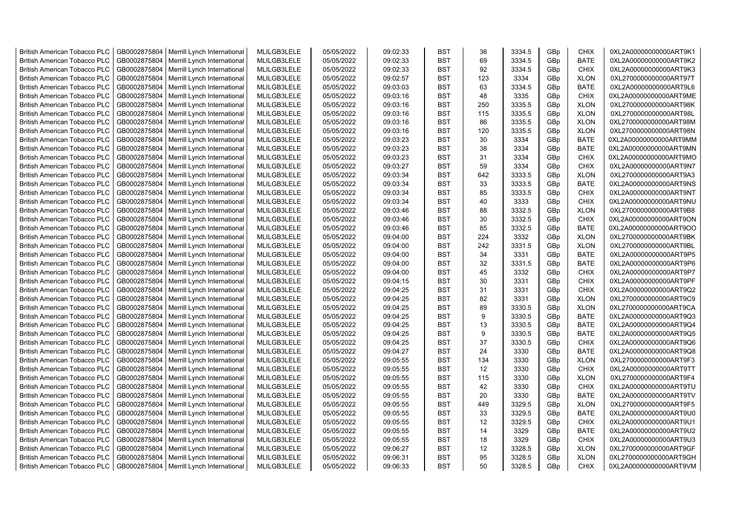| British American Tobacco PLC | GB0002875804 | Merrill Lynch International | MLILGB3LELE | 05/05/2022 | 09:02:33 | BST | 36 | 3334.5 | GBp | CHIX | 0XL2A00000000000ART9K1 |
|---|---|---|---|---|---|---|---|---|---|---|---|
| British American Tobacco PLC | GB0002875804 | Merrill Lynch International | MLILGB3LELE | 05/05/2022 | 09:02:33 | BST | 69 | 3334.5 | GBp | BATE | 0XL2A00000000000ART9K2 |
| British American Tobacco PLC | GB0002875804 | Merrill Lynch International | MLILGB3LELE | 05/05/2022 | 09:02:33 | BST | 92 | 3334.5 | GBp | CHIX | 0XL2A00000000000ART9K3 |
| British American Tobacco PLC | GB0002875804 | Merrill Lynch International | MLILGB3LELE | 05/05/2022 | 09:02:57 | BST | 123 | 3334 | GBp | XLON | 0XL2700000000000ART97T |
| British American Tobacco PLC | GB0002875804 | Merrill Lynch International | MLILGB3LELE | 05/05/2022 | 09:03:03 | BST | 63 | 3334.5 | GBp | BATE | 0XL2A00000000000ART9L6 |
| British American Tobacco PLC | GB0002875804 | Merrill Lynch International | MLILGB3LELE | 05/05/2022 | 09:03:16 | BST | 48 | 3335 | GBp | CHIX | 0XL2A00000000000ART9ME |
| British American Tobacco PLC | GB0002875804 | Merrill Lynch International | MLILGB3LELE | 05/05/2022 | 09:03:16 | BST | 250 | 3335.5 | GBp | XLON | 0XL2700000000000ART98K |
| British American Tobacco PLC | GB0002875804 | Merrill Lynch International | MLILGB3LELE | 05/05/2022 | 09:03:16 | BST | 115 | 3335.5 | GBp | XLON | 0XL2700000000000ART98L |
| British American Tobacco PLC | GB0002875804 | Merrill Lynch International | MLILGB3LELE | 05/05/2022 | 09:03:16 | BST | 86 | 3335.5 | GBp | XLON | 0XL2700000000000ART98M |
| British American Tobacco PLC | GB0002875804 | Merrill Lynch International | MLILGB3LELE | 05/05/2022 | 09:03:16 | BST | 120 | 3335.5 | GBp | XLON | 0XL2700000000000ART98N |
| British American Tobacco PLC | GB0002875804 | Merrill Lynch International | MLILGB3LELE | 05/05/2022 | 09:03:23 | BST | 30 | 3334 | GBp | BATE | 0XL2A00000000000ART9MM |
| British American Tobacco PLC | GB0002875804 | Merrill Lynch International | MLILGB3LELE | 05/05/2022 | 09:03:23 | BST | 38 | 3334 | GBp | BATE | 0XL2A00000000000ART9MN |
| British American Tobacco PLC | GB0002875804 | Merrill Lynch International | MLILGB3LELE | 05/05/2022 | 09:03:23 | BST | 31 | 3334 | GBp | CHIX | 0XL2A00000000000ART9MO |
| British American Tobacco PLC | GB0002875804 | Merrill Lynch International | MLILGB3LELE | 05/05/2022 | 09:03:27 | BST | 59 | 3334 | GBp | CHIX | 0XL2A00000000000ART9N7 |
| British American Tobacco PLC | GB0002875804 | Merrill Lynch International | MLILGB3LELE | 05/05/2022 | 09:03:34 | BST | 642 | 3333.5 | GBp | XLON | 0XL2700000000000ART9A3 |
| British American Tobacco PLC | GB0002875804 | Merrill Lynch International | MLILGB3LELE | 05/05/2022 | 09:03:34 | BST | 33 | 3333.5 | GBp | BATE | 0XL2A00000000000ART9NS |
| British American Tobacco PLC | GB0002875804 | Merrill Lynch International | MLILGB3LELE | 05/05/2022 | 09:03:34 | BST | 85 | 3333.5 | GBp | CHIX | 0XL2A00000000000ART9NT |
| British American Tobacco PLC | GB0002875804 | Merrill Lynch International | MLILGB3LELE | 05/05/2022 | 09:03:34 | BST | 40 | 3333 | GBp | CHIX | 0XL2A00000000000ART9NU |
| British American Tobacco PLC | GB0002875804 | Merrill Lynch International | MLILGB3LELE | 05/05/2022 | 09:03:46 | BST | 88 | 3332.5 | GBp | XLON | 0XL2700000000000ART9B8 |
| British American Tobacco PLC | GB0002875804 | Merrill Lynch International | MLILGB3LELE | 05/05/2022 | 09:03:46 | BST | 30 | 3332.5 | GBp | CHIX | 0XL2A00000000000ART9ON |
| British American Tobacco PLC | GB0002875804 | Merrill Lynch International | MLILGB3LELE | 05/05/2022 | 09:03:46 | BST | 85 | 3332.5 | GBp | BATE | 0XL2A00000000000ART9OO |
| British American Tobacco PLC | GB0002875804 | Merrill Lynch International | MLILGB3LELE | 05/05/2022 | 09:04:00 | BST | 224 | 3332 | GBp | XLON | 0XL2700000000000ART9BK |
| British American Tobacco PLC | GB0002875804 | Merrill Lynch International | MLILGB3LELE | 05/05/2022 | 09:04:00 | BST | 242 | 3331.5 | GBp | XLON | 0XL2700000000000ART9BL |
| British American Tobacco PLC | GB0002875804 | Merrill Lynch International | MLILGB3LELE | 05/05/2022 | 09:04:00 | BST | 34 | 3331 | GBp | BATE | 0XL2A00000000000ART9P5 |
| British American Tobacco PLC | GB0002875804 | Merrill Lynch International | MLILGB3LELE | 05/05/2022 | 09:04:00 | BST | 32 | 3331.5 | GBp | BATE | 0XL2A00000000000ART9P6 |
| British American Tobacco PLC | GB0002875804 | Merrill Lynch International | MLILGB3LELE | 05/05/2022 | 09:04:00 | BST | 45 | 3332 | GBp | CHIX | 0XL2A00000000000ART9P7 |
| British American Tobacco PLC | GB0002875804 | Merrill Lynch International | MLILGB3LELE | 05/05/2022 | 09:04:15 | BST | 30 | 3331 | GBp | CHIX | 0XL2A00000000000ART9PF |
| British American Tobacco PLC | GB0002875804 | Merrill Lynch International | MLILGB3LELE | 05/05/2022 | 09:04:25 | BST | 31 | 3331 | GBp | CHIX | 0XL2A00000000000ART9Q2 |
| British American Tobacco PLC | GB0002875804 | Merrill Lynch International | MLILGB3LELE | 05/05/2022 | 09:04:25 | BST | 82 | 3331 | GBp | XLON | 0XL2700000000000ART9C9 |
| British American Tobacco PLC | GB0002875804 | Merrill Lynch International | MLILGB3LELE | 05/05/2022 | 09:04:25 | BST | 89 | 3330.5 | GBp | XLON | 0XL2700000000000ART9CA |
| British American Tobacco PLC | GB0002875804 | Merrill Lynch International | MLILGB3LELE | 05/05/2022 | 09:04:25 | BST | 9 | 3330.5 | GBp | BATE | 0XL2A00000000000ART9Q3 |
| British American Tobacco PLC | GB0002875804 | Merrill Lynch International | MLILGB3LELE | 05/05/2022 | 09:04:25 | BST | 13 | 3330.5 | GBp | BATE | 0XL2A00000000000ART9Q4 |
| British American Tobacco PLC | GB0002875804 | Merrill Lynch International | MLILGB3LELE | 05/05/2022 | 09:04:25 | BST | 9 | 3330.5 | GBp | BATE | 0XL2A00000000000ART9Q5 |
| British American Tobacco PLC | GB0002875804 | Merrill Lynch International | MLILGB3LELE | 05/05/2022 | 09:04:25 | BST | 37 | 3330.5 | GBp | CHIX | 0XL2A00000000000ART9Q6 |
| British American Tobacco PLC | GB0002875804 | Merrill Lynch International | MLILGB3LELE | 05/05/2022 | 09:04:27 | BST | 24 | 3330 | GBp | BATE | 0XL2A00000000000ART9Q8 |
| British American Tobacco PLC | GB0002875804 | Merrill Lynch International | MLILGB3LELE | 05/05/2022 | 09:05:55 | BST | 134 | 3330 | GBp | XLON | 0XL2700000000000ART9F3 |
| British American Tobacco PLC | GB0002875804 | Merrill Lynch International | MLILGB3LELE | 05/05/2022 | 09:05:55 | BST | 12 | 3330 | GBp | CHIX | 0XL2A00000000000ART9TT |
| British American Tobacco PLC | GB0002875804 | Merrill Lynch International | MLILGB3LELE | 05/05/2022 | 09:05:55 | BST | 115 | 3330 | GBp | XLON | 0XL2700000000000ART9F4 |
| British American Tobacco PLC | GB0002875804 | Merrill Lynch International | MLILGB3LELE | 05/05/2022 | 09:05:55 | BST | 42 | 3330 | GBp | CHIX | 0XL2A00000000000ART9TU |
| British American Tobacco PLC | GB0002875804 | Merrill Lynch International | MLILGB3LELE | 05/05/2022 | 09:05:55 | BST | 20 | 3330 | GBp | BATE | 0XL2A00000000000ART9TV |
| British American Tobacco PLC | GB0002875804 | Merrill Lynch International | MLILGB3LELE | 05/05/2022 | 09:05:55 | BST | 449 | 3329.5 | GBp | XLON | 0XL2700000000000ART9F5 |
| British American Tobacco PLC | GB0002875804 | Merrill Lynch International | MLILGB3LELE | 05/05/2022 | 09:05:55 | BST | 33 | 3329.5 | GBp | BATE | 0XL2A00000000000ART9U0 |
| British American Tobacco PLC | GB0002875804 | Merrill Lynch International | MLILGB3LELE | 05/05/2022 | 09:05:55 | BST | 12 | 3329.5 | GBp | CHIX | 0XL2A00000000000ART9U1 |
| British American Tobacco PLC | GB0002875804 | Merrill Lynch International | MLILGB3LELE | 05/05/2022 | 09:05:55 | BST | 14 | 3329 | GBp | BATE | 0XL2A00000000000ART9U2 |
| British American Tobacco PLC | GB0002875804 | Merrill Lynch International | MLILGB3LELE | 05/05/2022 | 09:05:55 | BST | 18 | 3329 | GBp | CHIX | 0XL2A00000000000ART9U3 |
| British American Tobacco PLC | GB0002875804 | Merrill Lynch International | MLILGB3LELE | 05/05/2022 | 09:06:27 | BST | 12 | 3328.5 | GBp | XLON | 0XL2700000000000ART9GF |
| British American Tobacco PLC | GB0002875804 | Merrill Lynch International | MLILGB3LELE | 05/05/2022 | 09:06:31 | BST | 95 | 3328.5 | GBp | XLON | 0XL2700000000000ART9GH |
| British American Tobacco PLC | GB0002875804 | Merrill Lynch International | MLILGB3LELE | 05/05/2022 | 09:06:33 | BST | 50 | 3328.5 | GBp | CHIX | 0XL2A00000000000ART9VM |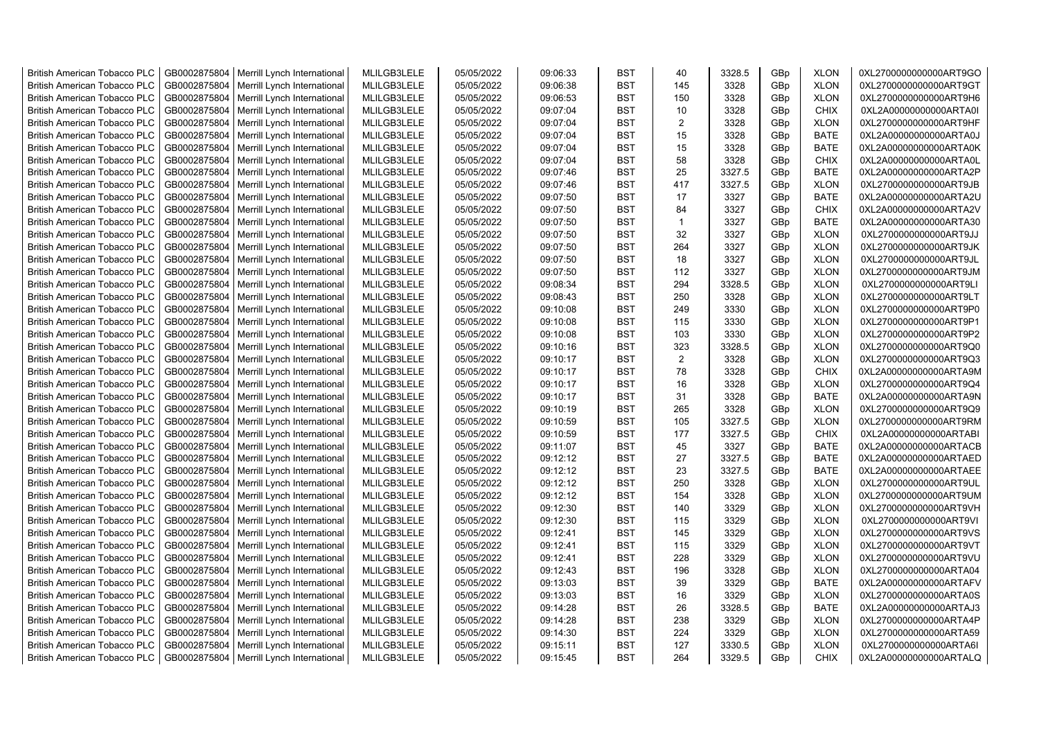| British American Tobacco PLC | GB0002875804 | Merrill Lynch International | MLILGB3LELE | 05/05/2022 | 09:06:33 | BST | 40 | 3328.5 | GBp | XLON | 0XL2700000000000ART9GO |
|---|---|---|---|---|---|---|---|---|---|---|---|
| British American Tobacco PLC | GB0002875804 | Merrill Lynch International | MLILGB3LELE | 05/05/2022 | 09:06:38 | BST | 145 | 3328 | GBp | XLON | 0XL2700000000000ART9GT |
| British American Tobacco PLC | GB0002875804 | Merrill Lynch International | MLILGB3LELE | 05/05/2022 | 09:06:53 | BST | 150 | 3328 | GBp | XLON | 0XL2700000000000ART9H6 |
| British American Tobacco PLC | GB0002875804 | Merrill Lynch International | MLILGB3LELE | 05/05/2022 | 09:07:04 | BST | 10 | 3328 | GBp | CHIX | 0XL2A00000000000ARTA0I |
| British American Tobacco PLC | GB0002875804 | Merrill Lynch International | MLILGB3LELE | 05/05/2022 | 09:07:04 | BST | 2 | 3328 | GBp | XLON | 0XL2700000000000ART9HF |
| British American Tobacco PLC | GB0002875804 | Merrill Lynch International | MLILGB3LELE | 05/05/2022 | 09:07:04 | BST | 15 | 3328 | GBp | BATE | 0XL2A00000000000ARTA0J |
| British American Tobacco PLC | GB0002875804 | Merrill Lynch International | MLILGB3LELE | 05/05/2022 | 09:07:04 | BST | 15 | 3328 | GBp | BATE | 0XL2A00000000000ARTA0K |
| British American Tobacco PLC | GB0002875804 | Merrill Lynch International | MLILGB3LELE | 05/05/2022 | 09:07:04 | BST | 58 | 3328 | GBp | CHIX | 0XL2A00000000000ARTA0L |
| British American Tobacco PLC | GB0002875804 | Merrill Lynch International | MLILGB3LELE | 05/05/2022 | 09:07:46 | BST | 25 | 3327.5 | GBp | BATE | 0XL2A00000000000ARTA2P |
| British American Tobacco PLC | GB0002875804 | Merrill Lynch International | MLILGB3LELE | 05/05/2022 | 09:07:46 | BST | 417 | 3327.5 | GBp | XLON | 0XL2700000000000ART9JB |
| British American Tobacco PLC | GB0002875804 | Merrill Lynch International | MLILGB3LELE | 05/05/2022 | 09:07:50 | BST | 17 | 3327 | GBp | BATE | 0XL2A00000000000ARTA2U |
| British American Tobacco PLC | GB0002875804 | Merrill Lynch International | MLILGB3LELE | 05/05/2022 | 09:07:50 | BST | 84 | 3327 | GBp | CHIX | 0XL2A00000000000ARTA2V |
| British American Tobacco PLC | GB0002875804 | Merrill Lynch International | MLILGB3LELE | 05/05/2022 | 09:07:50 | BST | 1 | 3327 | GBp | BATE | 0XL2A00000000000ARTA30 |
| British American Tobacco PLC | GB0002875804 | Merrill Lynch International | MLILGB3LELE | 05/05/2022 | 09:07:50 | BST | 32 | 3327 | GBp | XLON | 0XL2700000000000ART9JJ |
| British American Tobacco PLC | GB0002875804 | Merrill Lynch International | MLILGB3LELE | 05/05/2022 | 09:07:50 | BST | 264 | 3327 | GBp | XLON | 0XL2700000000000ART9JK |
| British American Tobacco PLC | GB0002875804 | Merrill Lynch International | MLILGB3LELE | 05/05/2022 | 09:07:50 | BST | 18 | 3327 | GBp | XLON | 0XL2700000000000ART9JL |
| British American Tobacco PLC | GB0002875804 | Merrill Lynch International | MLILGB3LELE | 05/05/2022 | 09:07:50 | BST | 112 | 3327 | GBp | XLON | 0XL2700000000000ART9JM |
| British American Tobacco PLC | GB0002875804 | Merrill Lynch International | MLILGB3LELE | 05/05/2022 | 09:08:34 | BST | 294 | 3328.5 | GBp | XLON | 0XL2700000000000ART9LI |
| British American Tobacco PLC | GB0002875804 | Merrill Lynch International | MLILGB3LELE | 05/05/2022 | 09:08:43 | BST | 250 | 3328 | GBp | XLON | 0XL2700000000000ART9LT |
| British American Tobacco PLC | GB0002875804 | Merrill Lynch International | MLILGB3LELE | 05/05/2022 | 09:10:08 | BST | 249 | 3330 | GBp | XLON | 0XL2700000000000ART9P0 |
| British American Tobacco PLC | GB0002875804 | Merrill Lynch International | MLILGB3LELE | 05/05/2022 | 09:10:08 | BST | 115 | 3330 | GBp | XLON | 0XL2700000000000ART9P1 |
| British American Tobacco PLC | GB0002875804 | Merrill Lynch International | MLILGB3LELE | 05/05/2022 | 09:10:08 | BST | 103 | 3330 | GBp | XLON | 0XL2700000000000ART9P2 |
| British American Tobacco PLC | GB0002875804 | Merrill Lynch International | MLILGB3LELE | 05/05/2022 | 09:10:16 | BST | 323 | 3328.5 | GBp | XLON | 0XL2700000000000ART9Q0 |
| British American Tobacco PLC | GB0002875804 | Merrill Lynch International | MLILGB3LELE | 05/05/2022 | 09:10:17 | BST | 2 | 3328 | GBp | XLON | 0XL2700000000000ART9Q3 |
| British American Tobacco PLC | GB0002875804 | Merrill Lynch International | MLILGB3LELE | 05/05/2022 | 09:10:17 | BST | 78 | 3328 | GBp | CHIX | 0XL2A00000000000ARTA9M |
| British American Tobacco PLC | GB0002875804 | Merrill Lynch International | MLILGB3LELE | 05/05/2022 | 09:10:17 | BST | 16 | 3328 | GBp | XLON | 0XL2700000000000ART9Q4 |
| British American Tobacco PLC | GB0002875804 | Merrill Lynch International | MLILGB3LELE | 05/05/2022 | 09:10:17 | BST | 31 | 3328 | GBp | BATE | 0XL2A00000000000ARTA9N |
| British American Tobacco PLC | GB0002875804 | Merrill Lynch International | MLILGB3LELE | 05/05/2022 | 09:10:19 | BST | 265 | 3328 | GBp | XLON | 0XL2700000000000ART9Q9 |
| British American Tobacco PLC | GB0002875804 | Merrill Lynch International | MLILGB3LELE | 05/05/2022 | 09:10:59 | BST | 105 | 3327.5 | GBp | XLON | 0XL2700000000000ART9RM |
| British American Tobacco PLC | GB0002875804 | Merrill Lynch International | MLILGB3LELE | 05/05/2022 | 09:10:59 | BST | 177 | 3327.5 | GBp | CHIX | 0XL2A00000000000ARTABI |
| British American Tobacco PLC | GB0002875804 | Merrill Lynch International | MLILGB3LELE | 05/05/2022 | 09:11:07 | BST | 45 | 3327 | GBp | BATE | 0XL2A00000000000ARTACB |
| British American Tobacco PLC | GB0002875804 | Merrill Lynch International | MLILGB3LELE | 05/05/2022 | 09:12:12 | BST | 27 | 3327.5 | GBp | BATE | 0XL2A00000000000ARTAED |
| British American Tobacco PLC | GB0002875804 | Merrill Lynch International | MLILGB3LELE | 05/05/2022 | 09:12:12 | BST | 23 | 3327.5 | GBp | BATE | 0XL2A00000000000ARTAEE |
| British American Tobacco PLC | GB0002875804 | Merrill Lynch International | MLILGB3LELE | 05/05/2022 | 09:12:12 | BST | 250 | 3328 | GBp | XLON | 0XL2700000000000ART9UL |
| British American Tobacco PLC | GB0002875804 | Merrill Lynch International | MLILGB3LELE | 05/05/2022 | 09:12:12 | BST | 154 | 3328 | GBp | XLON | 0XL2700000000000ART9UM |
| British American Tobacco PLC | GB0002875804 | Merrill Lynch International | MLILGB3LELE | 05/05/2022 | 09:12:30 | BST | 140 | 3329 | GBp | XLON | 0XL2700000000000ART9VH |
| British American Tobacco PLC | GB0002875804 | Merrill Lynch International | MLILGB3LELE | 05/05/2022 | 09:12:30 | BST | 115 | 3329 | GBp | XLON | 0XL2700000000000ART9VI |
| British American Tobacco PLC | GB0002875804 | Merrill Lynch International | MLILGB3LELE | 05/05/2022 | 09:12:41 | BST | 145 | 3329 | GBp | XLON | 0XL2700000000000ART9VS |
| British American Tobacco PLC | GB0002875804 | Merrill Lynch International | MLILGB3LELE | 05/05/2022 | 09:12:41 | BST | 115 | 3329 | GBp | XLON | 0XL2700000000000ART9VT |
| British American Tobacco PLC | GB0002875804 | Merrill Lynch International | MLILGB3LELE | 05/05/2022 | 09:12:41 | BST | 228 | 3329 | GBp | XLON | 0XL2700000000000ART9VU |
| British American Tobacco PLC | GB0002875804 | Merrill Lynch International | MLILGB3LELE | 05/05/2022 | 09:12:43 | BST | 196 | 3328 | GBp | XLON | 0XL2700000000000ARTA04 |
| British American Tobacco PLC | GB0002875804 | Merrill Lynch International | MLILGB3LELE | 05/05/2022 | 09:13:03 | BST | 39 | 3329 | GBp | BATE | 0XL2A00000000000ARTAFV |
| British American Tobacco PLC | GB0002875804 | Merrill Lynch International | MLILGB3LELE | 05/05/2022 | 09:13:03 | BST | 16 | 3329 | GBp | XLON | 0XL2700000000000ARTA0S |
| British American Tobacco PLC | GB0002875804 | Merrill Lynch International | MLILGB3LELE | 05/05/2022 | 09:14:28 | BST | 26 | 3328.5 | GBp | BATE | 0XL2A00000000000ARTAJ3 |
| British American Tobacco PLC | GB0002875804 | Merrill Lynch International | MLILGB3LELE | 05/05/2022 | 09:14:28 | BST | 238 | 3329 | GBp | XLON | 0XL2700000000000ARTA4P |
| British American Tobacco PLC | GB0002875804 | Merrill Lynch International | MLILGB3LELE | 05/05/2022 | 09:14:30 | BST | 224 | 3329 | GBp | XLON | 0XL2700000000000ARTA59 |
| British American Tobacco PLC | GB0002875804 | Merrill Lynch International | MLILGB3LELE | 05/05/2022 | 09:15:11 | BST | 127 | 3330.5 | GBp | XLON | 0XL2700000000000ARTA6I |
| British American Tobacco PLC | GB0002875804 | Merrill Lynch International | MLILGB3LELE | 05/05/2022 | 09:15:45 | BST | 264 | 3329.5 | GBp | CHIX | 0XL2A00000000000ARTALQ |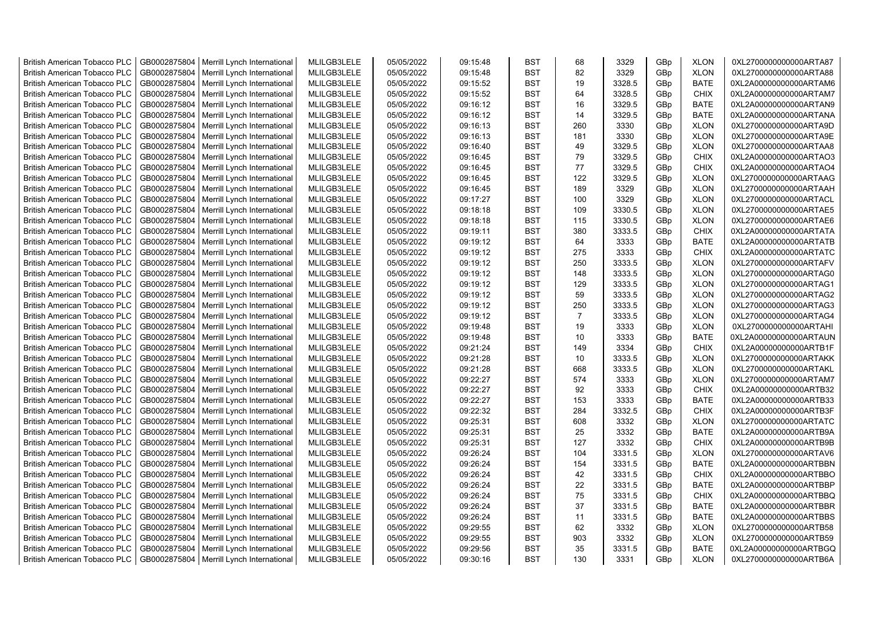| British American Tobacco PLC | GB0002875804 | Merrill Lynch International | MLILGB3LELE | 05/05/2022 | 09:15:48 | BST | 68 | 3329 | GBp | XLON | 0XL2700000000000ARTA87 |
|---|---|---|---|---|---|---|---|---|---|---|---|
| British American Tobacco PLC | GB0002875804 | Merrill Lynch International | MLILGB3LELE | 05/05/2022 | 09:15:48 | BST | 82 | 3329 | GBp | XLON | 0XL2700000000000ARTA88 |
| British American Tobacco PLC | GB0002875804 | Merrill Lynch International | MLILGB3LELE | 05/05/2022 | 09:15:52 | BST | 19 | 3328.5 | GBp | BATE | 0XL2A00000000000ARTAM6 |
| British American Tobacco PLC | GB0002875804 | Merrill Lynch International | MLILGB3LELE | 05/05/2022 | 09:15:52 | BST | 64 | 3328.5 | GBp | CHIX | 0XL2A00000000000ARTAM7 |
| British American Tobacco PLC | GB0002875804 | Merrill Lynch International | MLILGB3LELE | 05/05/2022 | 09:16:12 | BST | 16 | 3329.5 | GBp | BATE | 0XL2A00000000000ARTAN9 |
| British American Tobacco PLC | GB0002875804 | Merrill Lynch International | MLILGB3LELE | 05/05/2022 | 09:16:12 | BST | 14 | 3329.5 | GBp | BATE | 0XL2A00000000000ARTANA |
| British American Tobacco PLC | GB0002875804 | Merrill Lynch International | MLILGB3LELE | 05/05/2022 | 09:16:13 | BST | 260 | 3330 | GBp | XLON | 0XL2700000000000ARTA9D |
| British American Tobacco PLC | GB0002875804 | Merrill Lynch International | MLILGB3LELE | 05/05/2022 | 09:16:13 | BST | 181 | 3330 | GBp | XLON | 0XL2700000000000ARTA9E |
| British American Tobacco PLC | GB0002875804 | Merrill Lynch International | MLILGB3LELE | 05/05/2022 | 09:16:40 | BST | 49 | 3329.5 | GBp | XLON | 0XL2700000000000ARTAA8 |
| British American Tobacco PLC | GB0002875804 | Merrill Lynch International | MLILGB3LELE | 05/05/2022 | 09:16:45 | BST | 79 | 3329.5 | GBp | CHIX | 0XL2A00000000000ARTAO3 |
| British American Tobacco PLC | GB0002875804 | Merrill Lynch International | MLILGB3LELE | 05/05/2022 | 09:16:45 | BST | 77 | 3329.5 | GBp | CHIX | 0XL2A00000000000ARTAO4 |
| British American Tobacco PLC | GB0002875804 | Merrill Lynch International | MLILGB3LELE | 05/05/2022 | 09:16:45 | BST | 122 | 3329.5 | GBp | XLON | 0XL2700000000000ARTAAG |
| British American Tobacco PLC | GB0002875804 | Merrill Lynch International | MLILGB3LELE | 05/05/2022 | 09:16:45 | BST | 189 | 3329 | GBp | XLON | 0XL2700000000000ARTAAH |
| British American Tobacco PLC | GB0002875804 | Merrill Lynch International | MLILGB3LELE | 05/05/2022 | 09:17:27 | BST | 100 | 3329 | GBp | XLON | 0XL2700000000000ARTACL |
| British American Tobacco PLC | GB0002875804 | Merrill Lynch International | MLILGB3LELE | 05/05/2022 | 09:18:18 | BST | 109 | 3330.5 | GBp | XLON | 0XL2700000000000ARTAE5 |
| British American Tobacco PLC | GB0002875804 | Merrill Lynch International | MLILGB3LELE | 05/05/2022 | 09:18:18 | BST | 115 | 3330.5 | GBp | XLON | 0XL2700000000000ARTAE6 |
| British American Tobacco PLC | GB0002875804 | Merrill Lynch International | MLILGB3LELE | 05/05/2022 | 09:19:11 | BST | 380 | 3333.5 | GBp | CHIX | 0XL2A00000000000ARTATA |
| British American Tobacco PLC | GB0002875804 | Merrill Lynch International | MLILGB3LELE | 05/05/2022 | 09:19:12 | BST | 64 | 3333 | GBp | BATE | 0XL2A00000000000ARTATB |
| British American Tobacco PLC | GB0002875804 | Merrill Lynch International | MLILGB3LELE | 05/05/2022 | 09:19:12 | BST | 275 | 3333 | GBp | CHIX | 0XL2A00000000000ARTATC |
| British American Tobacco PLC | GB0002875804 | Merrill Lynch International | MLILGB3LELE | 05/05/2022 | 09:19:12 | BST | 250 | 3333.5 | GBp | XLON | 0XL2700000000000ARTAFV |
| British American Tobacco PLC | GB0002875804 | Merrill Lynch International | MLILGB3LELE | 05/05/2022 | 09:19:12 | BST | 148 | 3333.5 | GBp | XLON | 0XL2700000000000ARTAG0 |
| British American Tobacco PLC | GB0002875804 | Merrill Lynch International | MLILGB3LELE | 05/05/2022 | 09:19:12 | BST | 129 | 3333.5 | GBp | XLON | 0XL2700000000000ARTAG1 |
| British American Tobacco PLC | GB0002875804 | Merrill Lynch International | MLILGB3LELE | 05/05/2022 | 09:19:12 | BST | 59 | 3333.5 | GBp | XLON | 0XL2700000000000ARTAG2 |
| British American Tobacco PLC | GB0002875804 | Merrill Lynch International | MLILGB3LELE | 05/05/2022 | 09:19:12 | BST | 250 | 3333.5 | GBp | XLON | 0XL2700000000000ARTAG3 |
| British American Tobacco PLC | GB0002875804 | Merrill Lynch International | MLILGB3LELE | 05/05/2022 | 09:19:12 | BST | 7 | 3333.5 | GBp | XLON | 0XL2700000000000ARTAG4 |
| British American Tobacco PLC | GB0002875804 | Merrill Lynch International | MLILGB3LELE | 05/05/2022 | 09:19:48 | BST | 19 | 3333 | GBp | XLON | 0XL2700000000000ARTAHI |
| British American Tobacco PLC | GB0002875804 | Merrill Lynch International | MLILGB3LELE | 05/05/2022 | 09:19:48 | BST | 10 | 3333 | GBp | BATE | 0XL2A00000000000ARTAUN |
| British American Tobacco PLC | GB0002875804 | Merrill Lynch International | MLILGB3LELE | 05/05/2022 | 09:21:24 | BST | 149 | 3334 | GBp | CHIX | 0XL2A00000000000ARTB1F |
| British American Tobacco PLC | GB0002875804 | Merrill Lynch International | MLILGB3LELE | 05/05/2022 | 09:21:28 | BST | 10 | 3333.5 | GBp | XLON | 0XL2700000000000ARTAKK |
| British American Tobacco PLC | GB0002875804 | Merrill Lynch International | MLILGB3LELE | 05/05/2022 | 09:21:28 | BST | 668 | 3333.5 | GBp | XLON | 0XL2700000000000ARTAKL |
| British American Tobacco PLC | GB0002875804 | Merrill Lynch International | MLILGB3LELE | 05/05/2022 | 09:22:27 | BST | 574 | 3333 | GBp | XLON | 0XL2700000000000ARTAM7 |
| British American Tobacco PLC | GB0002875804 | Merrill Lynch International | MLILGB3LELE | 05/05/2022 | 09:22:27 | BST | 92 | 3333 | GBp | CHIX | 0XL2A00000000000ARTB32 |
| British American Tobacco PLC | GB0002875804 | Merrill Lynch International | MLILGB3LELE | 05/05/2022 | 09:22:27 | BST | 153 | 3333 | GBp | BATE | 0XL2A00000000000ARTB33 |
| British American Tobacco PLC | GB0002875804 | Merrill Lynch International | MLILGB3LELE | 05/05/2022 | 09:22:32 | BST | 284 | 3332.5 | GBp | CHIX | 0XL2A00000000000ARTB3F |
| British American Tobacco PLC | GB0002875804 | Merrill Lynch International | MLILGB3LELE | 05/05/2022 | 09:25:31 | BST | 608 | 3332 | GBp | XLON | 0XL2700000000000ARTATC |
| British American Tobacco PLC | GB0002875804 | Merrill Lynch International | MLILGB3LELE | 05/05/2022 | 09:25:31 | BST | 25 | 3332 | GBp | BATE | 0XL2A00000000000ARTB9A |
| British American Tobacco PLC | GB0002875804 | Merrill Lynch International | MLILGB3LELE | 05/05/2022 | 09:25:31 | BST | 127 | 3332 | GBp | CHIX | 0XL2A00000000000ARTB9B |
| British American Tobacco PLC | GB0002875804 | Merrill Lynch International | MLILGB3LELE | 05/05/2022 | 09:26:24 | BST | 104 | 3331.5 | GBp | XLON | 0XL2700000000000ARTAV6 |
| British American Tobacco PLC | GB0002875804 | Merrill Lynch International | MLILGB3LELE | 05/05/2022 | 09:26:24 | BST | 154 | 3331.5 | GBp | BATE | 0XL2A00000000000ARTBBN |
| British American Tobacco PLC | GB0002875804 | Merrill Lynch International | MLILGB3LELE | 05/05/2022 | 09:26:24 | BST | 42 | 3331.5 | GBp | CHIX | 0XL2A00000000000ARTBBO |
| British American Tobacco PLC | GB0002875804 | Merrill Lynch International | MLILGB3LELE | 05/05/2022 | 09:26:24 | BST | 22 | 3331.5 | GBp | BATE | 0XL2A00000000000ARTBBP |
| British American Tobacco PLC | GB0002875804 | Merrill Lynch International | MLILGB3LELE | 05/05/2022 | 09:26:24 | BST | 75 | 3331.5 | GBp | CHIX | 0XL2A00000000000ARTBBQ |
| British American Tobacco PLC | GB0002875804 | Merrill Lynch International | MLILGB3LELE | 05/05/2022 | 09:26:24 | BST | 37 | 3331.5 | GBp | BATE | 0XL2A00000000000ARTBBR |
| British American Tobacco PLC | GB0002875804 | Merrill Lynch International | MLILGB3LELE | 05/05/2022 | 09:26:24 | BST | 11 | 3331.5 | GBp | BATE | 0XL2A00000000000ARTBBS |
| British American Tobacco PLC | GB0002875804 | Merrill Lynch International | MLILGB3LELE | 05/05/2022 | 09:29:55 | BST | 62 | 3332 | GBp | XLON | 0XL2700000000000ARTB58 |
| British American Tobacco PLC | GB0002875804 | Merrill Lynch International | MLILGB3LELE | 05/05/2022 | 09:29:55 | BST | 903 | 3332 | GBp | XLON | 0XL2700000000000ARTB59 |
| British American Tobacco PLC | GB0002875804 | Merrill Lynch International | MLILGB3LELE | 05/05/2022 | 09:29:56 | BST | 35 | 3331.5 | GBp | BATE | 0XL2A00000000000ARTBGQ |
| British American Tobacco PLC | GB0002875804 | Merrill Lynch International | MLILGB3LELE | 05/05/2022 | 09:30:16 | BST | 130 | 3331 | GBp | XLON | 0XL2700000000000ARTB6A |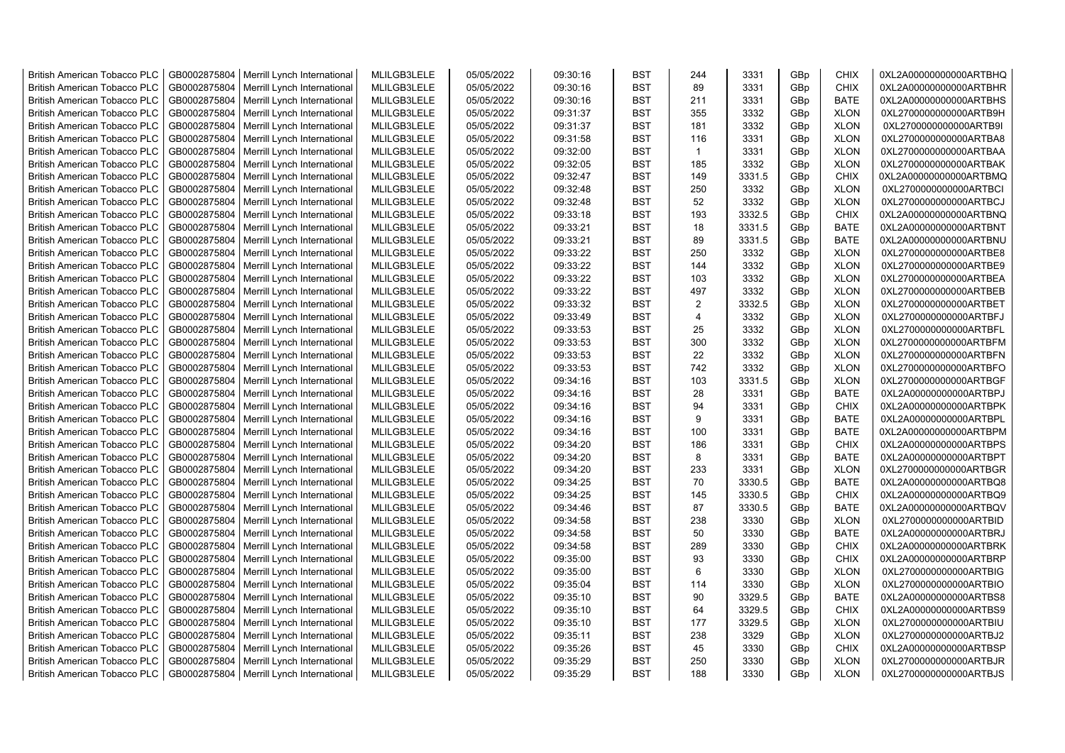| British American Tobacco PLC | GB0002875804 | Merrill Lynch International | MLILGB3LELE | 05/05/2022 | 09:30:16 | BST | 244 | 3331 | GBp | CHIX | 0XL2A00000000000ARTBHQ |
|---|---|---|---|---|---|---|---|---|---|---|---|
| British American Tobacco PLC | GB0002875804 | Merrill Lynch International | MLILGB3LELE | 05/05/2022 | 09:30:16 | BST | 89 | 3331 | GBp | CHIX | 0XL2A00000000000ARTBHR |
| British American Tobacco PLC | GB0002875804 | Merrill Lynch International | MLILGB3LELE | 05/05/2022 | 09:30:16 | BST | 211 | 3331 | GBp | BATE | 0XL2A00000000000ARTBHS |
| British American Tobacco PLC | GB0002875804 | Merrill Lynch International | MLILGB3LELE | 05/05/2022 | 09:31:37 | BST | 355 | 3332 | GBp | XLON | 0XL2700000000000ARTB9H |
| British American Tobacco PLC | GB0002875804 | Merrill Lynch International | MLILGB3LELE | 05/05/2022 | 09:31:37 | BST | 181 | 3332 | GBp | XLON | 0XL2700000000000ARTB9I |
| British American Tobacco PLC | GB0002875804 | Merrill Lynch International | MLILGB3LELE | 05/05/2022 | 09:31:58 | BST | 116 | 3331 | GBp | XLON | 0XL2700000000000ARTBA8 |
| British American Tobacco PLC | GB0002875804 | Merrill Lynch International | MLILGB3LELE | 05/05/2022 | 09:32:00 | BST | 1 | 3331 | GBp | XLON | 0XL2700000000000ARTBAA |
| British American Tobacco PLC | GB0002875804 | Merrill Lynch International | MLILGB3LELE | 05/05/2022 | 09:32:05 | BST | 185 | 3332 | GBp | XLON | 0XL2700000000000ARTBAK |
| British American Tobacco PLC | GB0002875804 | Merrill Lynch International | MLILGB3LELE | 05/05/2022 | 09:32:47 | BST | 149 | 3331.5 | GBp | CHIX | 0XL2A00000000000ARTBMQ |
| British American Tobacco PLC | GB0002875804 | Merrill Lynch International | MLILGB3LELE | 05/05/2022 | 09:32:48 | BST | 250 | 3332 | GBp | XLON | 0XL2700000000000ARTBCI |
| British American Tobacco PLC | GB0002875804 | Merrill Lynch International | MLILGB3LELE | 05/05/2022 | 09:32:48 | BST | 52 | 3332 | GBp | XLON | 0XL2700000000000ARTBCJ |
| British American Tobacco PLC | GB0002875804 | Merrill Lynch International | MLILGB3LELE | 05/05/2022 | 09:33:18 | BST | 193 | 3332.5 | GBp | CHIX | 0XL2A00000000000ARTBNQ |
| British American Tobacco PLC | GB0002875804 | Merrill Lynch International | MLILGB3LELE | 05/05/2022 | 09:33:21 | BST | 18 | 3331.5 | GBp | BATE | 0XL2A00000000000ARTBNT |
| British American Tobacco PLC | GB0002875804 | Merrill Lynch International | MLILGB3LELE | 05/05/2022 | 09:33:21 | BST | 89 | 3331.5 | GBp | BATE | 0XL2A00000000000ARTBNU |
| British American Tobacco PLC | GB0002875804 | Merrill Lynch International | MLILGB3LELE | 05/05/2022 | 09:33:22 | BST | 250 | 3332 | GBp | XLON | 0XL2700000000000ARTBE8 |
| British American Tobacco PLC | GB0002875804 | Merrill Lynch International | MLILGB3LELE | 05/05/2022 | 09:33:22 | BST | 144 | 3332 | GBp | XLON | 0XL2700000000000ARTBE9 |
| British American Tobacco PLC | GB0002875804 | Merrill Lynch International | MLILGB3LELE | 05/05/2022 | 09:33:22 | BST | 103 | 3332 | GBp | XLON | 0XL2700000000000ARTBEA |
| British American Tobacco PLC | GB0002875804 | Merrill Lynch International | MLILGB3LELE | 05/05/2022 | 09:33:22 | BST | 497 | 3332 | GBp | XLON | 0XL2700000000000ARTBEB |
| British American Tobacco PLC | GB0002875804 | Merrill Lynch International | MLILGB3LELE | 05/05/2022 | 09:33:32 | BST | 2 | 3332.5 | GBp | XLON | 0XL2700000000000ARTBET |
| British American Tobacco PLC | GB0002875804 | Merrill Lynch International | MLILGB3LELE | 05/05/2022 | 09:33:49 | BST | 4 | 3332 | GBp | XLON | 0XL2700000000000ARTBFJ |
| British American Tobacco PLC | GB0002875804 | Merrill Lynch International | MLILGB3LELE | 05/05/2022 | 09:33:53 | BST | 25 | 3332 | GBp | XLON | 0XL2700000000000ARTBFL |
| British American Tobacco PLC | GB0002875804 | Merrill Lynch International | MLILGB3LELE | 05/05/2022 | 09:33:53 | BST | 300 | 3332 | GBp | XLON | 0XL2700000000000ARTBFM |
| British American Tobacco PLC | GB0002875804 | Merrill Lynch International | MLILGB3LELE | 05/05/2022 | 09:33:53 | BST | 22 | 3332 | GBp | XLON | 0XL2700000000000ARTBFN |
| British American Tobacco PLC | GB0002875804 | Merrill Lynch International | MLILGB3LELE | 05/05/2022 | 09:33:53 | BST | 742 | 3332 | GBp | XLON | 0XL2700000000000ARTBFO |
| British American Tobacco PLC | GB0002875804 | Merrill Lynch International | MLILGB3LELE | 05/05/2022 | 09:34:16 | BST | 103 | 3331.5 | GBp | XLON | 0XL2700000000000ARTBGF |
| British American Tobacco PLC | GB0002875804 | Merrill Lynch International | MLILGB3LELE | 05/05/2022 | 09:34:16 | BST | 28 | 3331 | GBp | BATE | 0XL2A00000000000ARTBPJ |
| British American Tobacco PLC | GB0002875804 | Merrill Lynch International | MLILGB3LELE | 05/05/2022 | 09:34:16 | BST | 94 | 3331 | GBp | CHIX | 0XL2A00000000000ARTBPK |
| British American Tobacco PLC | GB0002875804 | Merrill Lynch International | MLILGB3LELE | 05/05/2022 | 09:34:16 | BST | 9 | 3331 | GBp | BATE | 0XL2A00000000000ARTBPL |
| British American Tobacco PLC | GB0002875804 | Merrill Lynch International | MLILGB3LELE | 05/05/2022 | 09:34:16 | BST | 100 | 3331 | GBp | BATE | 0XL2A00000000000ARTBPM |
| British American Tobacco PLC | GB0002875804 | Merrill Lynch International | MLILGB3LELE | 05/05/2022 | 09:34:20 | BST | 186 | 3331 | GBp | CHIX | 0XL2A00000000000ARTBPS |
| British American Tobacco PLC | GB0002875804 | Merrill Lynch International | MLILGB3LELE | 05/05/2022 | 09:34:20 | BST | 8 | 3331 | GBp | BATE | 0XL2A00000000000ARTBPT |
| British American Tobacco PLC | GB0002875804 | Merrill Lynch International | MLILGB3LELE | 05/05/2022 | 09:34:20 | BST | 233 | 3331 | GBp | XLON | 0XL2700000000000ARTBGR |
| British American Tobacco PLC | GB0002875804 | Merrill Lynch International | MLILGB3LELE | 05/05/2022 | 09:34:25 | BST | 70 | 3330.5 | GBp | BATE | 0XL2A00000000000ARTBQ8 |
| British American Tobacco PLC | GB0002875804 | Merrill Lynch International | MLILGB3LELE | 05/05/2022 | 09:34:25 | BST | 145 | 3330.5 | GBp | CHIX | 0XL2A00000000000ARTBQ9 |
| British American Tobacco PLC | GB0002875804 | Merrill Lynch International | MLILGB3LELE | 05/05/2022 | 09:34:46 | BST | 87 | 3330.5 | GBp | BATE | 0XL2A00000000000ARTBQV |
| British American Tobacco PLC | GB0002875804 | Merrill Lynch International | MLILGB3LELE | 05/05/2022 | 09:34:58 | BST | 238 | 3330 | GBp | XLON | 0XL2700000000000ARTBID |
| British American Tobacco PLC | GB0002875804 | Merrill Lynch International | MLILGB3LELE | 05/05/2022 | 09:34:58 | BST | 50 | 3330 | GBp | BATE | 0XL2A00000000000ARTBRJ |
| British American Tobacco PLC | GB0002875804 | Merrill Lynch International | MLILGB3LELE | 05/05/2022 | 09:34:58 | BST | 289 | 3330 | GBp | CHIX | 0XL2A00000000000ARTBRK |
| British American Tobacco PLC | GB0002875804 | Merrill Lynch International | MLILGB3LELE | 05/05/2022 | 09:35:00 | BST | 93 | 3330 | GBp | CHIX | 0XL2A00000000000ARTBRP |
| British American Tobacco PLC | GB0002875804 | Merrill Lynch International | MLILGB3LELE | 05/05/2022 | 09:35:00 | BST | 6 | 3330 | GBp | XLON | 0XL2700000000000ARTBIG |
| British American Tobacco PLC | GB0002875804 | Merrill Lynch International | MLILGB3LELE | 05/05/2022 | 09:35:04 | BST | 114 | 3330 | GBp | XLON | 0XL2700000000000ARTBIO |
| British American Tobacco PLC | GB0002875804 | Merrill Lynch International | MLILGB3LELE | 05/05/2022 | 09:35:10 | BST | 90 | 3329.5 | GBp | BATE | 0XL2A00000000000ARTBS8 |
| British American Tobacco PLC | GB0002875804 | Merrill Lynch International | MLILGB3LELE | 05/05/2022 | 09:35:10 | BST | 64 | 3329.5 | GBp | CHIX | 0XL2A00000000000ARTBS9 |
| British American Tobacco PLC | GB0002875804 | Merrill Lynch International | MLILGB3LELE | 05/05/2022 | 09:35:10 | BST | 177 | 3329.5 | GBp | XLON | 0XL2700000000000ARTBIU |
| British American Tobacco PLC | GB0002875804 | Merrill Lynch International | MLILGB3LELE | 05/05/2022 | 09:35:11 | BST | 238 | 3329 | GBp | XLON | 0XL2700000000000ARTBJ2 |
| British American Tobacco PLC | GB0002875804 | Merrill Lynch International | MLILGB3LELE | 05/05/2022 | 09:35:26 | BST | 45 | 3330 | GBp | CHIX | 0XL2A00000000000ARTBSP |
| British American Tobacco PLC | GB0002875804 | Merrill Lynch International | MLILGB3LELE | 05/05/2022 | 09:35:29 | BST | 250 | 3330 | GBp | XLON | 0XL2700000000000ARTBJR |
| British American Tobacco PLC | GB0002875804 | Merrill Lynch International | MLILGB3LELE | 05/05/2022 | 09:35:29 | BST | 188 | 3330 | GBp | XLON | 0XL2700000000000ARTBJS |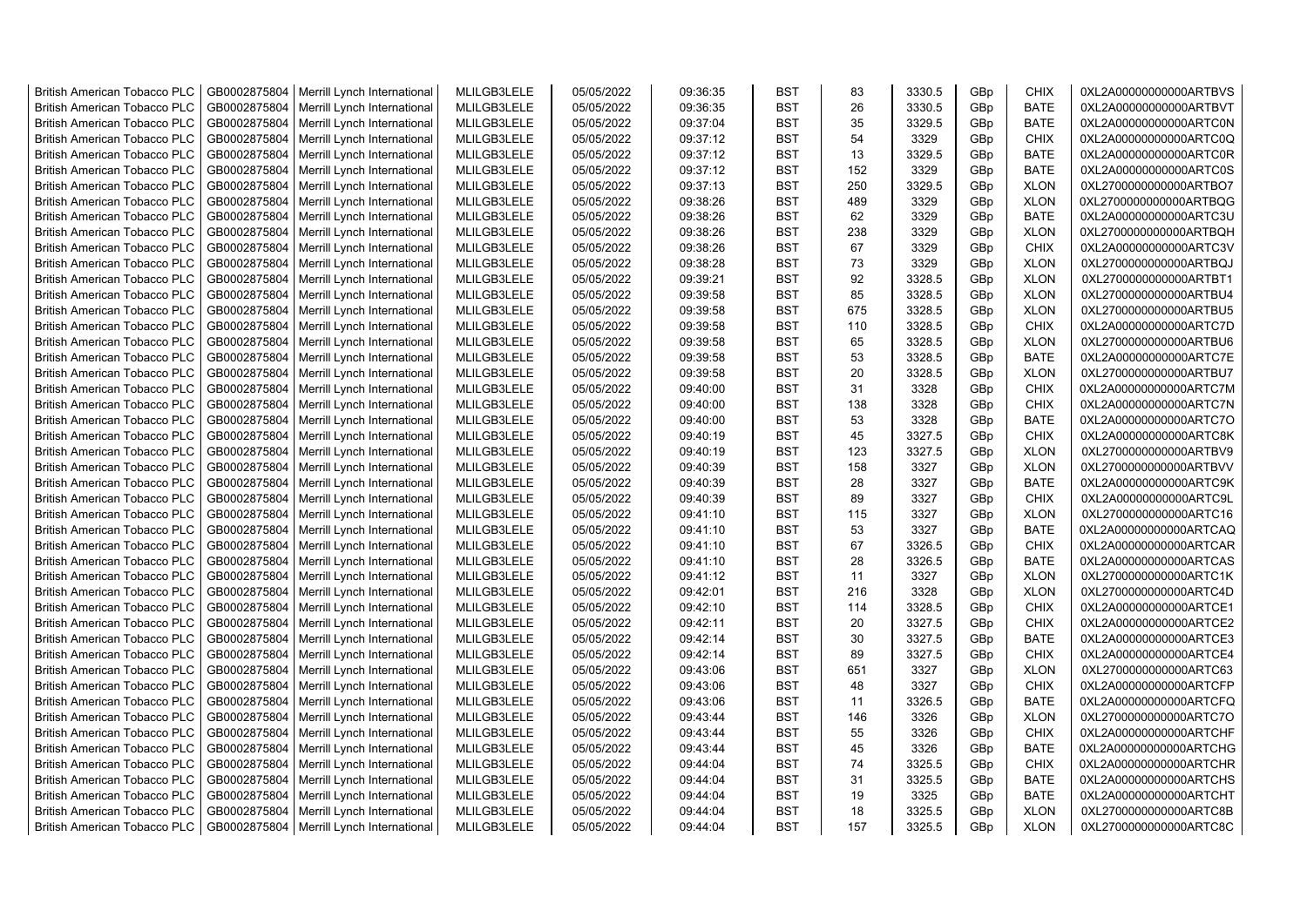| British American Tobacco PLC | GB0002875804 | Merrill Lynch International | MLILGB3LELE | 05/05/2022 | 09:36:35 | BST | 83 | 3330.5 | GBp | CHIX | 0XL2A00000000000ARTBVS |
|---|---|---|---|---|---|---|---|---|---|---|---|
| British American Tobacco PLC | GB0002875804 | Merrill Lynch International | MLILGB3LELE | 05/05/2022 | 09:36:35 | BST | 26 | 3330.5 | GBp | BATE | 0XL2A00000000000ARTBVT |
| British American Tobacco PLC | GB0002875804 | Merrill Lynch International | MLILGB3LELE | 05/05/2022 | 09:37:04 | BST | 35 | 3329.5 | GBp | BATE | 0XL2A00000000000ARTC0N |
| British American Tobacco PLC | GB0002875804 | Merrill Lynch International | MLILGB3LELE | 05/05/2022 | 09:37:12 | BST | 54 | 3329 | GBp | CHIX | 0XL2A00000000000ARTC0Q |
| British American Tobacco PLC | GB0002875804 | Merrill Lynch International | MLILGB3LELE | 05/05/2022 | 09:37:12 | BST | 13 | 3329.5 | GBp | BATE | 0XL2A00000000000ARTC0R |
| British American Tobacco PLC | GB0002875804 | Merrill Lynch International | MLILGB3LELE | 05/05/2022 | 09:37:12 | BST | 152 | 3329 | GBp | BATE | 0XL2A00000000000ARTC0S |
| British American Tobacco PLC | GB0002875804 | Merrill Lynch International | MLILGB3LELE | 05/05/2022 | 09:37:13 | BST | 250 | 3329.5 | GBp | XLON | 0XL2700000000000ARTBO7 |
| British American Tobacco PLC | GB0002875804 | Merrill Lynch International | MLILGB3LELE | 05/05/2022 | 09:38:26 | BST | 489 | 3329 | GBp | XLON | 0XL2700000000000ARTBQG |
| British American Tobacco PLC | GB0002875804 | Merrill Lynch International | MLILGB3LELE | 05/05/2022 | 09:38:26 | BST | 62 | 3329 | GBp | BATE | 0XL2A00000000000ARTC3U |
| British American Tobacco PLC | GB0002875804 | Merrill Lynch International | MLILGB3LELE | 05/05/2022 | 09:38:26 | BST | 238 | 3329 | GBp | XLON | 0XL2700000000000ARTBQH |
| British American Tobacco PLC | GB0002875804 | Merrill Lynch International | MLILGB3LELE | 05/05/2022 | 09:38:26 | BST | 67 | 3329 | GBp | CHIX | 0XL2A00000000000ARTC3V |
| British American Tobacco PLC | GB0002875804 | Merrill Lynch International | MLILGB3LELE | 05/05/2022 | 09:38:28 | BST | 73 | 3329 | GBp | XLON | 0XL2700000000000ARTBQJ |
| British American Tobacco PLC | GB0002875804 | Merrill Lynch International | MLILGB3LELE | 05/05/2022 | 09:39:21 | BST | 92 | 3328.5 | GBp | XLON | 0XL2700000000000ARTBT1 |
| British American Tobacco PLC | GB0002875804 | Merrill Lynch International | MLILGB3LELE | 05/05/2022 | 09:39:58 | BST | 85 | 3328.5 | GBp | XLON | 0XL2700000000000ARTBU4 |
| British American Tobacco PLC | GB0002875804 | Merrill Lynch International | MLILGB3LELE | 05/05/2022 | 09:39:58 | BST | 675 | 3328.5 | GBp | XLON | 0XL2700000000000ARTBU5 |
| British American Tobacco PLC | GB0002875804 | Merrill Lynch International | MLILGB3LELE | 05/05/2022 | 09:39:58 | BST | 110 | 3328.5 | GBp | CHIX | 0XL2A00000000000ARTC7D |
| British American Tobacco PLC | GB0002875804 | Merrill Lynch International | MLILGB3LELE | 05/05/2022 | 09:39:58 | BST | 65 | 3328.5 | GBp | XLON | 0XL2700000000000ARTBU6 |
| British American Tobacco PLC | GB0002875804 | Merrill Lynch International | MLILGB3LELE | 05/05/2022 | 09:39:58 | BST | 53 | 3328.5 | GBp | BATE | 0XL2A00000000000ARTC7E |
| British American Tobacco PLC | GB0002875804 | Merrill Lynch International | MLILGB3LELE | 05/05/2022 | 09:39:58 | BST | 20 | 3328.5 | GBp | XLON | 0XL2700000000000ARTBU7 |
| British American Tobacco PLC | GB0002875804 | Merrill Lynch International | MLILGB3LELE | 05/05/2022 | 09:40:00 | BST | 31 | 3328 | GBp | CHIX | 0XL2A00000000000ARTC7M |
| British American Tobacco PLC | GB0002875804 | Merrill Lynch International | MLILGB3LELE | 05/05/2022 | 09:40:00 | BST | 138 | 3328 | GBp | CHIX | 0XL2A00000000000ARTC7N |
| British American Tobacco PLC | GB0002875804 | Merrill Lynch International | MLILGB3LELE | 05/05/2022 | 09:40:00 | BST | 53 | 3328 | GBp | BATE | 0XL2A00000000000ARTC7O |
| British American Tobacco PLC | GB0002875804 | Merrill Lynch International | MLILGB3LELE | 05/05/2022 | 09:40:19 | BST | 45 | 3327.5 | GBp | CHIX | 0XL2A00000000000ARTC8K |
| British American Tobacco PLC | GB0002875804 | Merrill Lynch International | MLILGB3LELE | 05/05/2022 | 09:40:19 | BST | 123 | 3327.5 | GBp | XLON | 0XL2700000000000ARTBV9 |
| British American Tobacco PLC | GB0002875804 | Merrill Lynch International | MLILGB3LELE | 05/05/2022 | 09:40:39 | BST | 158 | 3327 | GBp | XLON | 0XL2700000000000ARTBVV |
| British American Tobacco PLC | GB0002875804 | Merrill Lynch International | MLILGB3LELE | 05/05/2022 | 09:40:39 | BST | 28 | 3327 | GBp | BATE | 0XL2A00000000000ARTC9K |
| British American Tobacco PLC | GB0002875804 | Merrill Lynch International | MLILGB3LELE | 05/05/2022 | 09:40:39 | BST | 89 | 3327 | GBp | CHIX | 0XL2A00000000000ARTC9L |
| British American Tobacco PLC | GB0002875804 | Merrill Lynch International | MLILGB3LELE | 05/05/2022 | 09:41:10 | BST | 115 | 3327 | GBp | XLON | 0XL2700000000000ARTC16 |
| British American Tobacco PLC | GB0002875804 | Merrill Lynch International | MLILGB3LELE | 05/05/2022 | 09:41:10 | BST | 53 | 3327 | GBp | BATE | 0XL2A00000000000ARTCAQ |
| British American Tobacco PLC | GB0002875804 | Merrill Lynch International | MLILGB3LELE | 05/05/2022 | 09:41:10 | BST | 67 | 3326.5 | GBp | CHIX | 0XL2A00000000000ARTCAR |
| British American Tobacco PLC | GB0002875804 | Merrill Lynch International | MLILGB3LELE | 05/05/2022 | 09:41:10 | BST | 28 | 3326.5 | GBp | BATE | 0XL2A00000000000ARTCAS |
| British American Tobacco PLC | GB0002875804 | Merrill Lynch International | MLILGB3LELE | 05/05/2022 | 09:41:12 | BST | 11 | 3327 | GBp | XLON | 0XL2700000000000ARTC1K |
| British American Tobacco PLC | GB0002875804 | Merrill Lynch International | MLILGB3LELE | 05/05/2022 | 09:42:01 | BST | 216 | 3328 | GBp | XLON | 0XL2700000000000ARTC4D |
| British American Tobacco PLC | GB0002875804 | Merrill Lynch International | MLILGB3LELE | 05/05/2022 | 09:42:10 | BST | 114 | 3328.5 | GBp | CHIX | 0XL2A00000000000ARTCE1 |
| British American Tobacco PLC | GB0002875804 | Merrill Lynch International | MLILGB3LELE | 05/05/2022 | 09:42:11 | BST | 20 | 3327.5 | GBp | CHIX | 0XL2A00000000000ARTCE2 |
| British American Tobacco PLC | GB0002875804 | Merrill Lynch International | MLILGB3LELE | 05/05/2022 | 09:42:14 | BST | 30 | 3327.5 | GBp | BATE | 0XL2A00000000000ARTCE3 |
| British American Tobacco PLC | GB0002875804 | Merrill Lynch International | MLILGB3LELE | 05/05/2022 | 09:42:14 | BST | 89 | 3327.5 | GBp | CHIX | 0XL2A00000000000ARTCE4 |
| British American Tobacco PLC | GB0002875804 | Merrill Lynch International | MLILGB3LELE | 05/05/2022 | 09:43:06 | BST | 651 | 3327 | GBp | XLON | 0XL2700000000000ARTC63 |
| British American Tobacco PLC | GB0002875804 | Merrill Lynch International | MLILGB3LELE | 05/05/2022 | 09:43:06 | BST | 48 | 3327 | GBp | CHIX | 0XL2A00000000000ARTCFP |
| British American Tobacco PLC | GB0002875804 | Merrill Lynch International | MLILGB3LELE | 05/05/2022 | 09:43:06 | BST | 11 | 3326.5 | GBp | BATE | 0XL2A00000000000ARTCFQ |
| British American Tobacco PLC | GB0002875804 | Merrill Lynch International | MLILGB3LELE | 05/05/2022 | 09:43:44 | BST | 146 | 3326 | GBp | XLON | 0XL2700000000000ARTC7O |
| British American Tobacco PLC | GB0002875804 | Merrill Lynch International | MLILGB3LELE | 05/05/2022 | 09:43:44 | BST | 55 | 3326 | GBp | CHIX | 0XL2A00000000000ARTCHF |
| British American Tobacco PLC | GB0002875804 | Merrill Lynch International | MLILGB3LELE | 05/05/2022 | 09:43:44 | BST | 45 | 3326 | GBp | BATE | 0XL2A00000000000ARTCHG |
| British American Tobacco PLC | GB0002875804 | Merrill Lynch International | MLILGB3LELE | 05/05/2022 | 09:44:04 | BST | 74 | 3325.5 | GBp | CHIX | 0XL2A00000000000ARTCHR |
| British American Tobacco PLC | GB0002875804 | Merrill Lynch International | MLILGB3LELE | 05/05/2022 | 09:44:04 | BST | 31 | 3325.5 | GBp | BATE | 0XL2A00000000000ARTCHS |
| British American Tobacco PLC | GB0002875804 | Merrill Lynch International | MLILGB3LELE | 05/05/2022 | 09:44:04 | BST | 19 | 3325 | GBp | BATE | 0XL2A00000000000ARTCHT |
| British American Tobacco PLC | GB0002875804 | Merrill Lynch International | MLILGB3LELE | 05/05/2022 | 09:44:04 | BST | 18 | 3325.5 | GBp | XLON | 0XL2700000000000ARTC8B |
| British American Tobacco PLC | GB0002875804 | Merrill Lynch International | MLILGB3LELE | 05/05/2022 | 09:44:04 | BST | 157 | 3325.5 | GBp | XLON | 0XL2700000000000ARTC8C |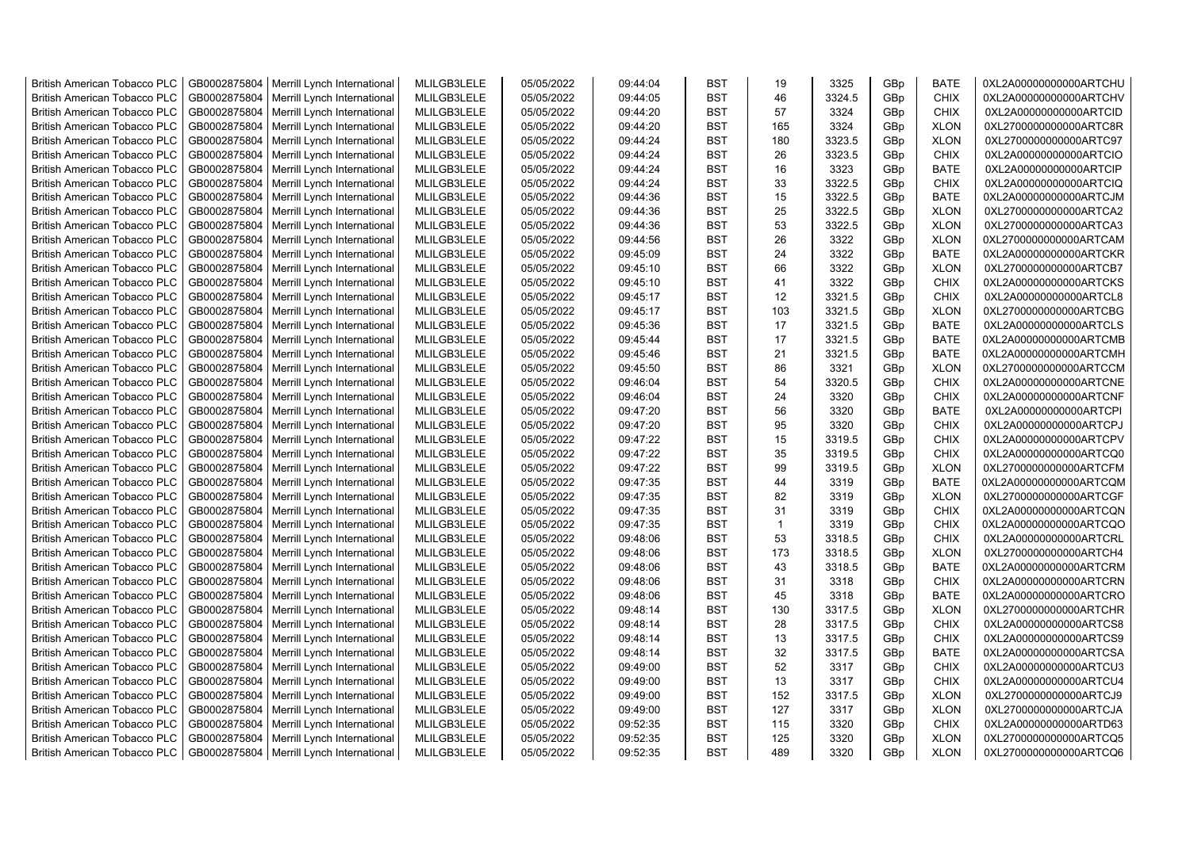| British American Tobacco PLC | GB0002875804 | Merrill Lynch International | MLILGB3LELE | 05/05/2022 | 09:44:04 | BST | 19 | 3325 | GBp | BATE | 0XL2A00000000000ARTCHU |
|---|---|---|---|---|---|---|---|---|---|---|---|
| British American Tobacco PLC | GB0002875804 | Merrill Lynch International | MLILGB3LELE | 05/05/2022 | 09:44:05 | BST | 46 | 3324.5 | GBp | CHIX | 0XL2A00000000000ARTCHV |
| British American Tobacco PLC | GB0002875804 | Merrill Lynch International | MLILGB3LELE | 05/05/2022 | 09:44:20 | BST | 57 | 3324 | GBp | CHIX | 0XL2A00000000000ARTCID |
| British American Tobacco PLC | GB0002875804 | Merrill Lynch International | MLILGB3LELE | 05/05/2022 | 09:44:20 | BST | 165 | 3324 | GBp | XLON | 0XL2700000000000ARTC8R |
| British American Tobacco PLC | GB0002875804 | Merrill Lynch International | MLILGB3LELE | 05/05/2022 | 09:44:24 | BST | 180 | 3323.5 | GBp | XLON | 0XL2700000000000ARTC97 |
| British American Tobacco PLC | GB0002875804 | Merrill Lynch International | MLILGB3LELE | 05/05/2022 | 09:44:24 | BST | 26 | 3323.5 | GBp | CHIX | 0XL2A00000000000ARTCIO |
| British American Tobacco PLC | GB0002875804 | Merrill Lynch International | MLILGB3LELE | 05/05/2022 | 09:44:24 | BST | 16 | 3323 | GBp | BATE | 0XL2A00000000000ARTCIP |
| British American Tobacco PLC | GB0002875804 | Merrill Lynch International | MLILGB3LELE | 05/05/2022 | 09:44:24 | BST | 33 | 3322.5 | GBp | CHIX | 0XL2A00000000000ARTCIQ |
| British American Tobacco PLC | GB0002875804 | Merrill Lynch International | MLILGB3LELE | 05/05/2022 | 09:44:36 | BST | 15 | 3322.5 | GBp | BATE | 0XL2A00000000000ARTCJM |
| British American Tobacco PLC | GB0002875804 | Merrill Lynch International | MLILGB3LELE | 05/05/2022 | 09:44:36 | BST | 25 | 3322.5 | GBp | XLON | 0XL2700000000000ARTCA2 |
| British American Tobacco PLC | GB0002875804 | Merrill Lynch International | MLILGB3LELE | 05/05/2022 | 09:44:36 | BST | 53 | 3322.5 | GBp | XLON | 0XL2700000000000ARTCA3 |
| British American Tobacco PLC | GB0002875804 | Merrill Lynch International | MLILGB3LELE | 05/05/2022 | 09:44:56 | BST | 26 | 3322 | GBp | XLON | 0XL2700000000000ARTCAM |
| British American Tobacco PLC | GB0002875804 | Merrill Lynch International | MLILGB3LELE | 05/05/2022 | 09:45:09 | BST | 24 | 3322 | GBp | BATE | 0XL2A00000000000ARTCKR |
| British American Tobacco PLC | GB0002875804 | Merrill Lynch International | MLILGB3LELE | 05/05/2022 | 09:45:10 | BST | 66 | 3322 | GBp | XLON | 0XL2700000000000ARTCB7 |
| British American Tobacco PLC | GB0002875804 | Merrill Lynch International | MLILGB3LELE | 05/05/2022 | 09:45:10 | BST | 41 | 3322 | GBp | CHIX | 0XL2A00000000000ARTCKS |
| British American Tobacco PLC | GB0002875804 | Merrill Lynch International | MLILGB3LELE | 05/05/2022 | 09:45:17 | BST | 12 | 3321.5 | GBp | CHIX | 0XL2A00000000000ARTCL8 |
| British American Tobacco PLC | GB0002875804 | Merrill Lynch International | MLILGB3LELE | 05/05/2022 | 09:45:17 | BST | 103 | 3321.5 | GBp | XLON | 0XL2700000000000ARTCBG |
| British American Tobacco PLC | GB0002875804 | Merrill Lynch International | MLILGB3LELE | 05/05/2022 | 09:45:36 | BST | 17 | 3321.5 | GBp | BATE | 0XL2A00000000000ARTCLS |
| British American Tobacco PLC | GB0002875804 | Merrill Lynch International | MLILGB3LELE | 05/05/2022 | 09:45:44 | BST | 17 | 3321.5 | GBp | BATE | 0XL2A00000000000ARTCMB |
| British American Tobacco PLC | GB0002875804 | Merrill Lynch International | MLILGB3LELE | 05/05/2022 | 09:45:46 | BST | 21 | 3321.5 | GBp | BATE | 0XL2A00000000000ARTCMH |
| British American Tobacco PLC | GB0002875804 | Merrill Lynch International | MLILGB3LELE | 05/05/2022 | 09:45:50 | BST | 86 | 3321 | GBp | XLON | 0XL2700000000000ARTCCM |
| British American Tobacco PLC | GB0002875804 | Merrill Lynch International | MLILGB3LELE | 05/05/2022 | 09:46:04 | BST | 54 | 3320.5 | GBp | CHIX | 0XL2A00000000000ARTCNE |
| British American Tobacco PLC | GB0002875804 | Merrill Lynch International | MLILGB3LELE | 05/05/2022 | 09:46:04 | BST | 24 | 3320 | GBp | CHIX | 0XL2A00000000000ARTCNF |
| British American Tobacco PLC | GB0002875804 | Merrill Lynch International | MLILGB3LELE | 05/05/2022 | 09:47:20 | BST | 56 | 3320 | GBp | BATE | 0XL2A00000000000ARTCPI |
| British American Tobacco PLC | GB0002875804 | Merrill Lynch International | MLILGB3LELE | 05/05/2022 | 09:47:20 | BST | 95 | 3320 | GBp | CHIX | 0XL2A00000000000ARTCPJ |
| British American Tobacco PLC | GB0002875804 | Merrill Lynch International | MLILGB3LELE | 05/05/2022 | 09:47:22 | BST | 15 | 3319.5 | GBp | CHIX | 0XL2A00000000000ARTCPV |
| British American Tobacco PLC | GB0002875804 | Merrill Lynch International | MLILGB3LELE | 05/05/2022 | 09:47:22 | BST | 35 | 3319.5 | GBp | CHIX | 0XL2A00000000000ARTCQ0 |
| British American Tobacco PLC | GB0002875804 | Merrill Lynch International | MLILGB3LELE | 05/05/2022 | 09:47:22 | BST | 99 | 3319.5 | GBp | XLON | 0XL2700000000000ARTCFM |
| British American Tobacco PLC | GB0002875804 | Merrill Lynch International | MLILGB3LELE | 05/05/2022 | 09:47:35 | BST | 44 | 3319 | GBp | BATE | 0XL2A00000000000ARTCQM |
| British American Tobacco PLC | GB0002875804 | Merrill Lynch International | MLILGB3LELE | 05/05/2022 | 09:47:35 | BST | 82 | 3319 | GBp | XLON | 0XL2700000000000ARTCGF |
| British American Tobacco PLC | GB0002875804 | Merrill Lynch International | MLILGB3LELE | 05/05/2022 | 09:47:35 | BST | 31 | 3319 | GBp | CHIX | 0XL2A00000000000ARTCQN |
| British American Tobacco PLC | GB0002875804 | Merrill Lynch International | MLILGB3LELE | 05/05/2022 | 09:47:35 | BST | 1 | 3319 | GBp | CHIX | 0XL2A00000000000ARTCQO |
| British American Tobacco PLC | GB0002875804 | Merrill Lynch International | MLILGB3LELE | 05/05/2022 | 09:48:06 | BST | 53 | 3318.5 | GBp | CHIX | 0XL2A00000000000ARTCRL |
| British American Tobacco PLC | GB0002875804 | Merrill Lynch International | MLILGB3LELE | 05/05/2022 | 09:48:06 | BST | 173 | 3318.5 | GBp | XLON | 0XL2700000000000ARTCH4 |
| British American Tobacco PLC | GB0002875804 | Merrill Lynch International | MLILGB3LELE | 05/05/2022 | 09:48:06 | BST | 43 | 3318.5 | GBp | BATE | 0XL2A00000000000ARTCRM |
| British American Tobacco PLC | GB0002875804 | Merrill Lynch International | MLILGB3LELE | 05/05/2022 | 09:48:06 | BST | 31 | 3318 | GBp | CHIX | 0XL2A00000000000ARTCRN |
| British American Tobacco PLC | GB0002875804 | Merrill Lynch International | MLILGB3LELE | 05/05/2022 | 09:48:06 | BST | 45 | 3318 | GBp | BATE | 0XL2A00000000000ARTCRO |
| British American Tobacco PLC | GB0002875804 | Merrill Lynch International | MLILGB3LELE | 05/05/2022 | 09:48:14 | BST | 130 | 3317.5 | GBp | XLON | 0XL2700000000000ARTCHR |
| British American Tobacco PLC | GB0002875804 | Merrill Lynch International | MLILGB3LELE | 05/05/2022 | 09:48:14 | BST | 28 | 3317.5 | GBp | CHIX | 0XL2A00000000000ARTCS8 |
| British American Tobacco PLC | GB0002875804 | Merrill Lynch International | MLILGB3LELE | 05/05/2022 | 09:48:14 | BST | 13 | 3317.5 | GBp | CHIX | 0XL2A00000000000ARTCS9 |
| British American Tobacco PLC | GB0002875804 | Merrill Lynch International | MLILGB3LELE | 05/05/2022 | 09:48:14 | BST | 32 | 3317.5 | GBp | BATE | 0XL2A00000000000ARTCSA |
| British American Tobacco PLC | GB0002875804 | Merrill Lynch International | MLILGB3LELE | 05/05/2022 | 09:49:00 | BST | 52 | 3317 | GBp | CHIX | 0XL2A00000000000ARTCU3 |
| British American Tobacco PLC | GB0002875804 | Merrill Lynch International | MLILGB3LELE | 05/05/2022 | 09:49:00 | BST | 13 | 3317 | GBp | CHIX | 0XL2A00000000000ARTCU4 |
| British American Tobacco PLC | GB0002875804 | Merrill Lynch International | MLILGB3LELE | 05/05/2022 | 09:49:00 | BST | 152 | 3317.5 | GBp | XLON | 0XL2700000000000ARTCJ9 |
| British American Tobacco PLC | GB0002875804 | Merrill Lynch International | MLILGB3LELE | 05/05/2022 | 09:49:00 | BST | 127 | 3317 | GBp | XLON | 0XL2700000000000ARTCJA |
| British American Tobacco PLC | GB0002875804 | Merrill Lynch International | MLILGB3LELE | 05/05/2022 | 09:52:35 | BST | 115 | 3320 | GBp | CHIX | 0XL2A00000000000ARTD63 |
| British American Tobacco PLC | GB0002875804 | Merrill Lynch International | MLILGB3LELE | 05/05/2022 | 09:52:35 | BST | 125 | 3320 | GBp | XLON | 0XL2700000000000ARTCQ5 |
| British American Tobacco PLC | GB0002875804 | Merrill Lynch International | MLILGB3LELE | 05/05/2022 | 09:52:35 | BST | 489 | 3320 | GBp | XLON | 0XL2700000000000ARTCQ6 |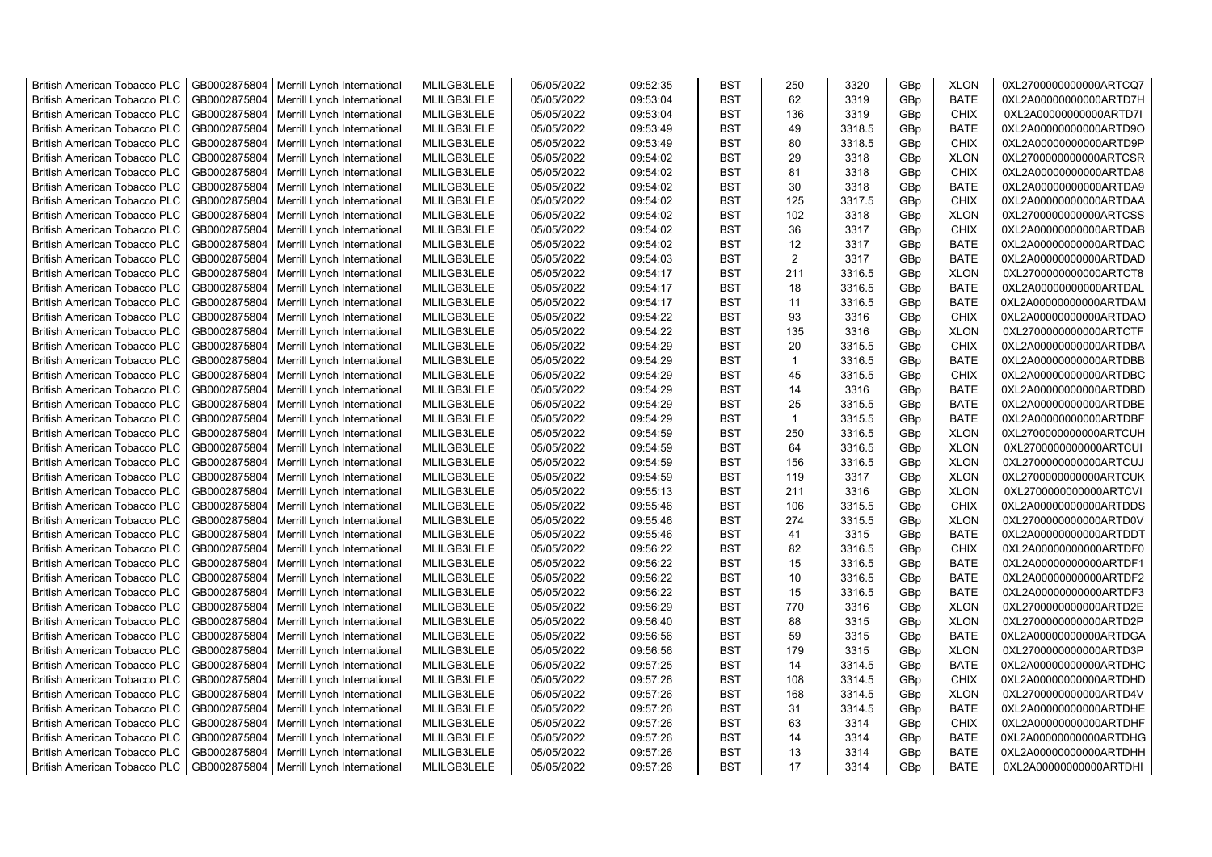| | | | | | | | | | | | |
|---|---|---|---|---|---|---|---|---|---|---|---|
| British American Tobacco PLC | GB0002875804 | Merrill Lynch International | MLILGB3LELE | 05/05/2022 | 09:52:35 | BST | 250 | 3320 | GBp | XLON | 0XL2700000000000ARTCQ7 |
| British American Tobacco PLC | GB0002875804 | Merrill Lynch International | MLILGB3LELE | 05/05/2022 | 09:53:04 | BST | 62 | 3319 | GBp | BATE | 0XL2A00000000000ARTD7H |
| British American Tobacco PLC | GB0002875804 | Merrill Lynch International | MLILGB3LELE | 05/05/2022 | 09:53:04 | BST | 136 | 3319 | GBp | CHIX | 0XL2A00000000000ARTD7I |
| British American Tobacco PLC | GB0002875804 | Merrill Lynch International | MLILGB3LELE | 05/05/2022 | 09:53:49 | BST | 49 | 3318.5 | GBp | BATE | 0XL2A00000000000ARTD9O |
| British American Tobacco PLC | GB0002875804 | Merrill Lynch International | MLILGB3LELE | 05/05/2022 | 09:53:49 | BST | 80 | 3318.5 | GBp | CHIX | 0XL2A00000000000ARTD9P |
| British American Tobacco PLC | GB0002875804 | Merrill Lynch International | MLILGB3LELE | 05/05/2022 | 09:54:02 | BST | 29 | 3318 | GBp | XLON | 0XL2700000000000ARTCSR |
| British American Tobacco PLC | GB0002875804 | Merrill Lynch International | MLILGB3LELE | 05/05/2022 | 09:54:02 | BST | 81 | 3318 | GBp | CHIX | 0XL2A00000000000ARTDA8 |
| British American Tobacco PLC | GB0002875804 | Merrill Lynch International | MLILGB3LELE | 05/05/2022 | 09:54:02 | BST | 30 | 3318 | GBp | BATE | 0XL2A00000000000ARTDA9 |
| British American Tobacco PLC | GB0002875804 | Merrill Lynch International | MLILGB3LELE | 05/05/2022 | 09:54:02 | BST | 125 | 3317.5 | GBp | CHIX | 0XL2A00000000000ARTDAA |
| British American Tobacco PLC | GB0002875804 | Merrill Lynch International | MLILGB3LELE | 05/05/2022 | 09:54:02 | BST | 102 | 3318 | GBp | XLON | 0XL2700000000000ARTCSS |
| British American Tobacco PLC | GB0002875804 | Merrill Lynch International | MLILGB3LELE | 05/05/2022 | 09:54:02 | BST | 36 | 3317 | GBp | CHIX | 0XL2A00000000000ARTDAB |
| British American Tobacco PLC | GB0002875804 | Merrill Lynch International | MLILGB3LELE | 05/05/2022 | 09:54:02 | BST | 12 | 3317 | GBp | BATE | 0XL2A00000000000ARTDAC |
| British American Tobacco PLC | GB0002875804 | Merrill Lynch International | MLILGB3LELE | 05/05/2022 | 09:54:03 | BST | 2 | 3317 | GBp | BATE | 0XL2A00000000000ARTDAD |
| British American Tobacco PLC | GB0002875804 | Merrill Lynch International | MLILGB3LELE | 05/05/2022 | 09:54:17 | BST | 211 | 3316.5 | GBp | XLON | 0XL2700000000000ARTCT8 |
| British American Tobacco PLC | GB0002875804 | Merrill Lynch International | MLILGB3LELE | 05/05/2022 | 09:54:17 | BST | 18 | 3316.5 | GBp | BATE | 0XL2A00000000000ARTDAL |
| British American Tobacco PLC | GB0002875804 | Merrill Lynch International | MLILGB3LELE | 05/05/2022 | 09:54:17 | BST | 11 | 3316.5 | GBp | BATE | 0XL2A00000000000ARTDAM |
| British American Tobacco PLC | GB0002875804 | Merrill Lynch International | MLILGB3LELE | 05/05/2022 | 09:54:22 | BST | 93 | 3316 | GBp | CHIX | 0XL2A00000000000ARTDAO |
| British American Tobacco PLC | GB0002875804 | Merrill Lynch International | MLILGB3LELE | 05/05/2022 | 09:54:22 | BST | 135 | 3316 | GBp | XLON | 0XL2700000000000ARTCTF |
| British American Tobacco PLC | GB0002875804 | Merrill Lynch International | MLILGB3LELE | 05/05/2022 | 09:54:29 | BST | 20 | 3315.5 | GBp | CHIX | 0XL2A00000000000ARTDBA |
| British American Tobacco PLC | GB0002875804 | Merrill Lynch International | MLILGB3LELE | 05/05/2022 | 09:54:29 | BST | 1 | 3316.5 | GBp | BATE | 0XL2A00000000000ARTDBB |
| British American Tobacco PLC | GB0002875804 | Merrill Lynch International | MLILGB3LELE | 05/05/2022 | 09:54:29 | BST | 45 | 3315.5 | GBp | CHIX | 0XL2A00000000000ARTDBC |
| British American Tobacco PLC | GB0002875804 | Merrill Lynch International | MLILGB3LELE | 05/05/2022 | 09:54:29 | BST | 14 | 3316 | GBp | BATE | 0XL2A00000000000ARTDBD |
| British American Tobacco PLC | GB0002875804 | Merrill Lynch International | MLILGB3LELE | 05/05/2022 | 09:54:29 | BST | 25 | 3315.5 | GBp | BATE | 0XL2A00000000000ARTDBE |
| British American Tobacco PLC | GB0002875804 | Merrill Lynch International | MLILGB3LELE | 05/05/2022 | 09:54:29 | BST | 1 | 3315.5 | GBp | BATE | 0XL2A00000000000ARTDBF |
| British American Tobacco PLC | GB0002875804 | Merrill Lynch International | MLILGB3LELE | 05/05/2022 | 09:54:59 | BST | 250 | 3316.5 | GBp | XLON | 0XL2700000000000ARTCUH |
| British American Tobacco PLC | GB0002875804 | Merrill Lynch International | MLILGB3LELE | 05/05/2022 | 09:54:59 | BST | 64 | 3316.5 | GBp | XLON | 0XL2700000000000ARTCUI |
| British American Tobacco PLC | GB0002875804 | Merrill Lynch International | MLILGB3LELE | 05/05/2022 | 09:54:59 | BST | 156 | 3316.5 | GBp | XLON | 0XL2700000000000ARTCUJ |
| British American Tobacco PLC | GB0002875804 | Merrill Lynch International | MLILGB3LELE | 05/05/2022 | 09:54:59 | BST | 119 | 3317 | GBp | XLON | 0XL2700000000000ARTCUK |
| British American Tobacco PLC | GB0002875804 | Merrill Lynch International | MLILGB3LELE | 05/05/2022 | 09:55:13 | BST | 211 | 3316 | GBp | XLON | 0XL2700000000000ARTCVI |
| British American Tobacco PLC | GB0002875804 | Merrill Lynch International | MLILGB3LELE | 05/05/2022 | 09:55:46 | BST | 106 | 3315.5 | GBp | CHIX | 0XL2A00000000000ARTDDS |
| British American Tobacco PLC | GB0002875804 | Merrill Lynch International | MLILGB3LELE | 05/05/2022 | 09:55:46 | BST | 274 | 3315.5 | GBp | XLON | 0XL2700000000000ARTD0V |
| British American Tobacco PLC | GB0002875804 | Merrill Lynch International | MLILGB3LELE | 05/05/2022 | 09:55:46 | BST | 41 | 3315 | GBp | BATE | 0XL2A00000000000ARTDDT |
| British American Tobacco PLC | GB0002875804 | Merrill Lynch International | MLILGB3LELE | 05/05/2022 | 09:56:22 | BST | 82 | 3316.5 | GBp | CHIX | 0XL2A00000000000ARTDF0 |
| British American Tobacco PLC | GB0002875804 | Merrill Lynch International | MLILGB3LELE | 05/05/2022 | 09:56:22 | BST | 15 | 3316.5 | GBp | BATE | 0XL2A00000000000ARTDF1 |
| British American Tobacco PLC | GB0002875804 | Merrill Lynch International | MLILGB3LELE | 05/05/2022 | 09:56:22 | BST | 10 | 3316.5 | GBp | BATE | 0XL2A00000000000ARTDF2 |
| British American Tobacco PLC | GB0002875804 | Merrill Lynch International | MLILGB3LELE | 05/05/2022 | 09:56:22 | BST | 15 | 3316.5 | GBp | BATE | 0XL2A00000000000ARTDF3 |
| British American Tobacco PLC | GB0002875804 | Merrill Lynch International | MLILGB3LELE | 05/05/2022 | 09:56:29 | BST | 770 | 3316 | GBp | XLON | 0XL2700000000000ARTD2E |
| British American Tobacco PLC | GB0002875804 | Merrill Lynch International | MLILGB3LELE | 05/05/2022 | 09:56:40 | BST | 88 | 3315 | GBp | XLON | 0XL2700000000000ARTD2P |
| British American Tobacco PLC | GB0002875804 | Merrill Lynch International | MLILGB3LELE | 05/05/2022 | 09:56:56 | BST | 59 | 3315 | GBp | BATE | 0XL2A00000000000ARTDGA |
| British American Tobacco PLC | GB0002875804 | Merrill Lynch International | MLILGB3LELE | 05/05/2022 | 09:56:56 | BST | 179 | 3315 | GBp | XLON | 0XL2700000000000ARTD3P |
| British American Tobacco PLC | GB0002875804 | Merrill Lynch International | MLILGB3LELE | 05/05/2022 | 09:57:25 | BST | 14 | 3314.5 | GBp | BATE | 0XL2A00000000000ARTDHC |
| British American Tobacco PLC | GB0002875804 | Merrill Lynch International | MLILGB3LELE | 05/05/2022 | 09:57:26 | BST | 108 | 3314.5 | GBp | CHIX | 0XL2A00000000000ARTDHD |
| British American Tobacco PLC | GB0002875804 | Merrill Lynch International | MLILGB3LELE | 05/05/2022 | 09:57:26 | BST | 168 | 3314.5 | GBp | XLON | 0XL2700000000000ARTD4V |
| British American Tobacco PLC | GB0002875804 | Merrill Lynch International | MLILGB3LELE | 05/05/2022 | 09:57:26 | BST | 31 | 3314.5 | GBp | BATE | 0XL2A00000000000ARTDHE |
| British American Tobacco PLC | GB0002875804 | Merrill Lynch International | MLILGB3LELE | 05/05/2022 | 09:57:26 | BST | 63 | 3314 | GBp | CHIX | 0XL2A00000000000ARTDHF |
| British American Tobacco PLC | GB0002875804 | Merrill Lynch International | MLILGB3LELE | 05/05/2022 | 09:57:26 | BST | 14 | 3314 | GBp | BATE | 0XL2A00000000000ARTDHG |
| British American Tobacco PLC | GB0002875804 | Merrill Lynch International | MLILGB3LELE | 05/05/2022 | 09:57:26 | BST | 13 | 3314 | GBp | BATE | 0XL2A00000000000ARTDHH |
| British American Tobacco PLC | GB0002875804 | Merrill Lynch International | MLILGB3LELE | 05/05/2022 | 09:57:26 | BST | 17 | 3314 | GBp | BATE | 0XL2A00000000000ARTDHI |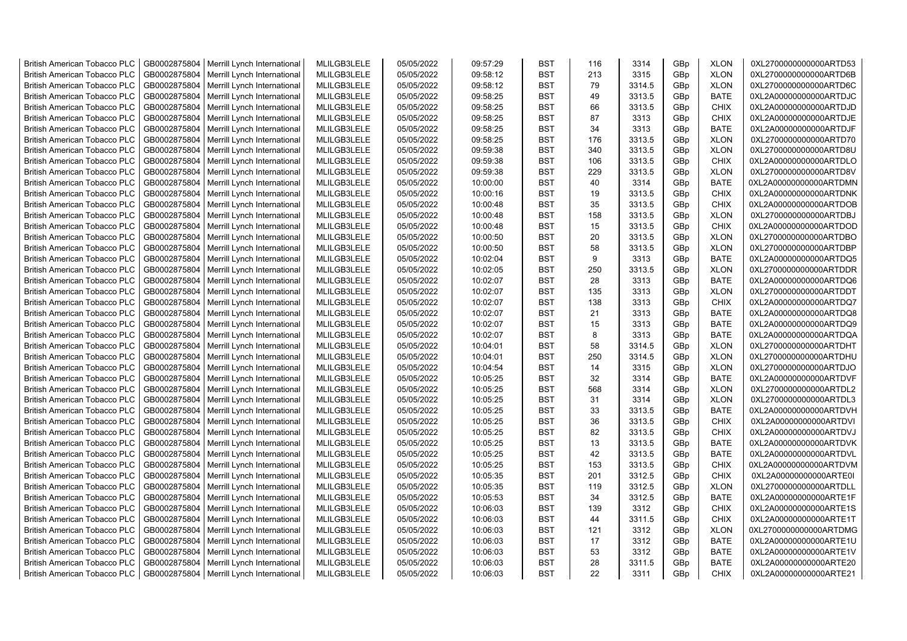| British American Tobacco PLC | GB0002875804 | Merrill Lynch International | MLILGB3LELE | 05/05/2022 | 09:57:29 | BST | 116 | 3314 | GBp | XLON | 0XL2700000000000ARTD53 |
|---|---|---|---|---|---|---|---|---|---|---|---|
| British American Tobacco PLC | GB0002875804 | Merrill Lynch International | MLILGB3LELE | 05/05/2022 | 09:58:12 | BST | 213 | 3315 | GBp | XLON | 0XL2700000000000ARTD6B |
| British American Tobacco PLC | GB0002875804 | Merrill Lynch International | MLILGB3LELE | 05/05/2022 | 09:58:12 | BST | 79 | 3314.5 | GBp | XLON | 0XL2700000000000ARTD6C |
| British American Tobacco PLC | GB0002875804 | Merrill Lynch International | MLILGB3LELE | 05/05/2022 | 09:58:25 | BST | 49 | 3313.5 | GBp | BATE | 0XL2A00000000000ARTDJC |
| British American Tobacco PLC | GB0002875804 | Merrill Lynch International | MLILGB3LELE | 05/05/2022 | 09:58:25 | BST | 66 | 3313.5 | GBp | CHIX | 0XL2A00000000000ARTDJD |
| British American Tobacco PLC | GB0002875804 | Merrill Lynch International | MLILGB3LELE | 05/05/2022 | 09:58:25 | BST | 87 | 3313 | GBp | CHIX | 0XL2A00000000000ARTDJE |
| British American Tobacco PLC | GB0002875804 | Merrill Lynch International | MLILGB3LELE | 05/05/2022 | 09:58:25 | BST | 34 | 3313 | GBp | BATE | 0XL2A00000000000ARTDJF |
| British American Tobacco PLC | GB0002875804 | Merrill Lynch International | MLILGB3LELE | 05/05/2022 | 09:58:25 | BST | 176 | 3313.5 | GBp | XLON | 0XL2700000000000ARTD70 |
| British American Tobacco PLC | GB0002875804 | Merrill Lynch International | MLILGB3LELE | 05/05/2022 | 09:59:38 | BST | 340 | 3313.5 | GBp | XLON | 0XL2700000000000ARTD8U |
| British American Tobacco PLC | GB0002875804 | Merrill Lynch International | MLILGB3LELE | 05/05/2022 | 09:59:38 | BST | 106 | 3313.5 | GBp | CHIX | 0XL2A00000000000ARTDLO |
| British American Tobacco PLC | GB0002875804 | Merrill Lynch International | MLILGB3LELE | 05/05/2022 | 09:59:38 | BST | 229 | 3313.5 | GBp | XLON | 0XL2700000000000ARTD8V |
| British American Tobacco PLC | GB0002875804 | Merrill Lynch International | MLILGB3LELE | 05/05/2022 | 10:00:00 | BST | 40 | 3314 | GBp | BATE | 0XL2A00000000000ARTDMN |
| British American Tobacco PLC | GB0002875804 | Merrill Lynch International | MLILGB3LELE | 05/05/2022 | 10:00:16 | BST | 19 | 3313.5 | GBp | CHIX | 0XL2A00000000000ARTDNK |
| British American Tobacco PLC | GB0002875804 | Merrill Lynch International | MLILGB3LELE | 05/05/2022 | 10:00:48 | BST | 35 | 3313.5 | GBp | CHIX | 0XL2A00000000000ARTDOB |
| British American Tobacco PLC | GB0002875804 | Merrill Lynch International | MLILGB3LELE | 05/05/2022 | 10:00:48 | BST | 158 | 3313.5 | GBp | XLON | 0XL2700000000000ARTDBJ |
| British American Tobacco PLC | GB0002875804 | Merrill Lynch International | MLILGB3LELE | 05/05/2022 | 10:00:48 | BST | 15 | 3313.5 | GBp | CHIX | 0XL2A00000000000ARTDOD |
| British American Tobacco PLC | GB0002875804 | Merrill Lynch International | MLILGB3LELE | 05/05/2022 | 10:00:50 | BST | 20 | 3313.5 | GBp | XLON | 0XL2700000000000ARTDBO |
| British American Tobacco PLC | GB0002875804 | Merrill Lynch International | MLILGB3LELE | 05/05/2022 | 10:00:50 | BST | 58 | 3313.5 | GBp | XLON | 0XL2700000000000ARTDBP |
| British American Tobacco PLC | GB0002875804 | Merrill Lynch International | MLILGB3LELE | 05/05/2022 | 10:02:04 | BST | 9 | 3313 | GBp | BATE | 0XL2A00000000000ARTDQ5 |
| British American Tobacco PLC | GB0002875804 | Merrill Lynch International | MLILGB3LELE | 05/05/2022 | 10:02:05 | BST | 250 | 3313.5 | GBp | XLON | 0XL2700000000000ARTDDR |
| British American Tobacco PLC | GB0002875804 | Merrill Lynch International | MLILGB3LELE | 05/05/2022 | 10:02:07 | BST | 28 | 3313 | GBp | BATE | 0XL2A00000000000ARTDQ6 |
| British American Tobacco PLC | GB0002875804 | Merrill Lynch International | MLILGB3LELE | 05/05/2022 | 10:02:07 | BST | 135 | 3313 | GBp | XLON | 0XL2700000000000ARTDDT |
| British American Tobacco PLC | GB0002875804 | Merrill Lynch International | MLILGB3LELE | 05/05/2022 | 10:02:07 | BST | 138 | 3313 | GBp | CHIX | 0XL2A00000000000ARTDQ7 |
| British American Tobacco PLC | GB0002875804 | Merrill Lynch International | MLILGB3LELE | 05/05/2022 | 10:02:07 | BST | 21 | 3313 | GBp | BATE | 0XL2A00000000000ARTDQ8 |
| British American Tobacco PLC | GB0002875804 | Merrill Lynch International | MLILGB3LELE | 05/05/2022 | 10:02:07 | BST | 15 | 3313 | GBp | BATE | 0XL2A00000000000ARTDQ9 |
| British American Tobacco PLC | GB0002875804 | Merrill Lynch International | MLILGB3LELE | 05/05/2022 | 10:02:07 | BST | 8 | 3313 | GBp | BATE | 0XL2A00000000000ARTDQA |
| British American Tobacco PLC | GB0002875804 | Merrill Lynch International | MLILGB3LELE | 05/05/2022 | 10:04:01 | BST | 58 | 3314.5 | GBp | XLON | 0XL2700000000000ARTDHT |
| British American Tobacco PLC | GB0002875804 | Merrill Lynch International | MLILGB3LELE | 05/05/2022 | 10:04:01 | BST | 250 | 3314.5 | GBp | XLON | 0XL2700000000000ARTDHU |
| British American Tobacco PLC | GB0002875804 | Merrill Lynch International | MLILGB3LELE | 05/05/2022 | 10:04:54 | BST | 14 | 3315 | GBp | XLON | 0XL2700000000000ARTDJO |
| British American Tobacco PLC | GB0002875804 | Merrill Lynch International | MLILGB3LELE | 05/05/2022 | 10:05:25 | BST | 32 | 3314 | GBp | BATE | 0XL2A00000000000ARTDVF |
| British American Tobacco PLC | GB0002875804 | Merrill Lynch International | MLILGB3LELE | 05/05/2022 | 10:05:25 | BST | 568 | 3314 | GBp | XLON | 0XL2700000000000ARTDL2 |
| British American Tobacco PLC | GB0002875804 | Merrill Lynch International | MLILGB3LELE | 05/05/2022 | 10:05:25 | BST | 31 | 3314 | GBp | XLON | 0XL2700000000000ARTDL3 |
| British American Tobacco PLC | GB0002875804 | Merrill Lynch International | MLILGB3LELE | 05/05/2022 | 10:05:25 | BST | 33 | 3313.5 | GBp | BATE | 0XL2A00000000000ARTDVH |
| British American Tobacco PLC | GB0002875804 | Merrill Lynch International | MLILGB3LELE | 05/05/2022 | 10:05:25 | BST | 36 | 3313.5 | GBp | CHIX | 0XL2A00000000000ARTDVI |
| British American Tobacco PLC | GB0002875804 | Merrill Lynch International | MLILGB3LELE | 05/05/2022 | 10:05:25 | BST | 82 | 3313.5 | GBp | CHIX | 0XL2A00000000000ARTDVJ |
| British American Tobacco PLC | GB0002875804 | Merrill Lynch International | MLILGB3LELE | 05/05/2022 | 10:05:25 | BST | 13 | 3313.5 | GBp | BATE | 0XL2A00000000000ARTDVK |
| British American Tobacco PLC | GB0002875804 | Merrill Lynch International | MLILGB3LELE | 05/05/2022 | 10:05:25 | BST | 42 | 3313.5 | GBp | BATE | 0XL2A00000000000ARTDVL |
| British American Tobacco PLC | GB0002875804 | Merrill Lynch International | MLILGB3LELE | 05/05/2022 | 10:05:25 | BST | 153 | 3313.5 | GBp | CHIX | 0XL2A00000000000ARTDVM |
| British American Tobacco PLC | GB0002875804 | Merrill Lynch International | MLILGB3LELE | 05/05/2022 | 10:05:35 | BST | 201 | 3312.5 | GBp | CHIX | 0XL2A00000000000ARTE0I |
| British American Tobacco PLC | GB0002875804 | Merrill Lynch International | MLILGB3LELE | 05/05/2022 | 10:05:35 | BST | 119 | 3312.5 | GBp | XLON | 0XL2700000000000ARTDLL |
| British American Tobacco PLC | GB0002875804 | Merrill Lynch International | MLILGB3LELE | 05/05/2022 | 10:05:53 | BST | 34 | 3312.5 | GBp | BATE | 0XL2A00000000000ARTE1F |
| British American Tobacco PLC | GB0002875804 | Merrill Lynch International | MLILGB3LELE | 05/05/2022 | 10:06:03 | BST | 139 | 3312 | GBp | CHIX | 0XL2A00000000000ARTE1S |
| British American Tobacco PLC | GB0002875804 | Merrill Lynch International | MLILGB3LELE | 05/05/2022 | 10:06:03 | BST | 44 | 3311.5 | GBp | CHIX | 0XL2A00000000000ARTE1T |
| British American Tobacco PLC | GB0002875804 | Merrill Lynch International | MLILGB3LELE | 05/05/2022 | 10:06:03 | BST | 121 | 3312 | GBp | XLON | 0XL2700000000000ARTDMG |
| British American Tobacco PLC | GB0002875804 | Merrill Lynch International | MLILGB3LELE | 05/05/2022 | 10:06:03 | BST | 17 | 3312 | GBp | BATE | 0XL2A00000000000ARTE1U |
| British American Tobacco PLC | GB0002875804 | Merrill Lynch International | MLILGB3LELE | 05/05/2022 | 10:06:03 | BST | 53 | 3312 | GBp | BATE | 0XL2A00000000000ARTE1V |
| British American Tobacco PLC | GB0002875804 | Merrill Lynch International | MLILGB3LELE | 05/05/2022 | 10:06:03 | BST | 28 | 3311.5 | GBp | BATE | 0XL2A00000000000ARTE20 |
| British American Tobacco PLC | GB0002875804 | Merrill Lynch International | MLILGB3LELE | 05/05/2022 | 10:06:03 | BST | 22 | 3311 | GBp | CHIX | 0XL2A00000000000ARTE21 |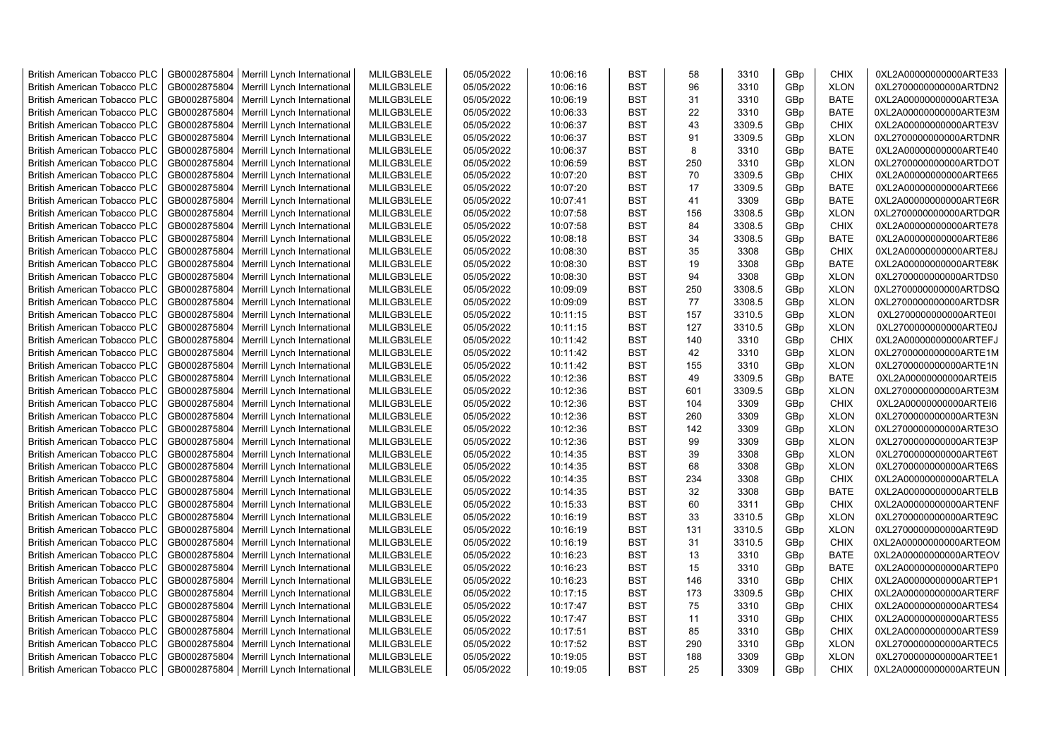| | | | | | | | | | | | |
|---|---|---|---|---|---|---|---|---|---|---|---|
| British American Tobacco PLC | GB0002875804 | Merrill Lynch International | MLILGB3LELE | 05/05/2022 | 10:06:16 | BST | 58 | 3310 | GBp | CHIX | 0XL2A00000000000ARTE33 |
| British American Tobacco PLC | GB0002875804 | Merrill Lynch International | MLILGB3LELE | 05/05/2022 | 10:06:16 | BST | 96 | 3310 | GBp | XLON | 0XL2700000000000ARTDN2 |
| British American Tobacco PLC | GB0002875804 | Merrill Lynch International | MLILGB3LELE | 05/05/2022 | 10:06:19 | BST | 31 | 3310 | GBp | BATE | 0XL2A00000000000ARTE3A |
| British American Tobacco PLC | GB0002875804 | Merrill Lynch International | MLILGB3LELE | 05/05/2022 | 10:06:33 | BST | 22 | 3310 | GBp | BATE | 0XL2A00000000000ARTE3M |
| British American Tobacco PLC | GB0002875804 | Merrill Lynch International | MLILGB3LELE | 05/05/2022 | 10:06:37 | BST | 43 | 3309.5 | GBp | CHIX | 0XL2A00000000000ARTE3V |
| British American Tobacco PLC | GB0002875804 | Merrill Lynch International | MLILGB3LELE | 05/05/2022 | 10:06:37 | BST | 91 | 3309.5 | GBp | XLON | 0XL2700000000000ARTDNR |
| British American Tobacco PLC | GB0002875804 | Merrill Lynch International | MLILGB3LELE | 05/05/2022 | 10:06:37 | BST | 8 | 3310 | GBp | BATE | 0XL2A00000000000ARTE40 |
| British American Tobacco PLC | GB0002875804 | Merrill Lynch International | MLILGB3LELE | 05/05/2022 | 10:06:59 | BST | 250 | 3310 | GBp | XLON | 0XL2700000000000ARTDOT |
| British American Tobacco PLC | GB0002875804 | Merrill Lynch International | MLILGB3LELE | 05/05/2022 | 10:07:20 | BST | 70 | 3309.5 | GBp | CHIX | 0XL2A00000000000ARTE65 |
| British American Tobacco PLC | GB0002875804 | Merrill Lynch International | MLILGB3LELE | 05/05/2022 | 10:07:20 | BST | 17 | 3309.5 | GBp | BATE | 0XL2A00000000000ARTE66 |
| British American Tobacco PLC | GB0002875804 | Merrill Lynch International | MLILGB3LELE | 05/05/2022 | 10:07:41 | BST | 41 | 3309 | GBp | BATE | 0XL2A00000000000ARTE6R |
| British American Tobacco PLC | GB0002875804 | Merrill Lynch International | MLILGB3LELE | 05/05/2022 | 10:07:58 | BST | 156 | 3308.5 | GBp | XLON | 0XL2700000000000ARTDQR |
| British American Tobacco PLC | GB0002875804 | Merrill Lynch International | MLILGB3LELE | 05/05/2022 | 10:07:58 | BST | 84 | 3308.5 | GBp | CHIX | 0XL2A00000000000ARTE78 |
| British American Tobacco PLC | GB0002875804 | Merrill Lynch International | MLILGB3LELE | 05/05/2022 | 10:08:18 | BST | 34 | 3308.5 | GBp | BATE | 0XL2A00000000000ARTE86 |
| British American Tobacco PLC | GB0002875804 | Merrill Lynch International | MLILGB3LELE | 05/05/2022 | 10:08:30 | BST | 35 | 3308 | GBp | CHIX | 0XL2A00000000000ARTE8J |
| British American Tobacco PLC | GB0002875804 | Merrill Lynch International | MLILGB3LELE | 05/05/2022 | 10:08:30 | BST | 19 | 3308 | GBp | BATE | 0XL2A00000000000ARTE8K |
| British American Tobacco PLC | GB0002875804 | Merrill Lynch International | MLILGB3LELE | 05/05/2022 | 10:08:30 | BST | 94 | 3308 | GBp | XLON | 0XL2700000000000ARTDS0 |
| British American Tobacco PLC | GB0002875804 | Merrill Lynch International | MLILGB3LELE | 05/05/2022 | 10:09:09 | BST | 250 | 3308.5 | GBp | XLON | 0XL2700000000000ARTDSQ |
| British American Tobacco PLC | GB0002875804 | Merrill Lynch International | MLILGB3LELE | 05/05/2022 | 10:09:09 | BST | 77 | 3308.5 | GBp | XLON | 0XL2700000000000ARTDSR |
| British American Tobacco PLC | GB0002875804 | Merrill Lynch International | MLILGB3LELE | 05/05/2022 | 10:11:15 | BST | 157 | 3310.5 | GBp | XLON | 0XL2700000000000ARTE0I |
| British American Tobacco PLC | GB0002875804 | Merrill Lynch International | MLILGB3LELE | 05/05/2022 | 10:11:15 | BST | 127 | 3310.5 | GBp | XLON | 0XL2700000000000ARTE0J |
| British American Tobacco PLC | GB0002875804 | Merrill Lynch International | MLILGB3LELE | 05/05/2022 | 10:11:42 | BST | 140 | 3310 | GBp | CHIX | 0XL2A00000000000ARTEFJ |
| British American Tobacco PLC | GB0002875804 | Merrill Lynch International | MLILGB3LELE | 05/05/2022 | 10:11:42 | BST | 42 | 3310 | GBp | XLON | 0XL2700000000000ARTE1M |
| British American Tobacco PLC | GB0002875804 | Merrill Lynch International | MLILGB3LELE | 05/05/2022 | 10:11:42 | BST | 155 | 3310 | GBp | XLON | 0XL2700000000000ARTE1N |
| British American Tobacco PLC | GB0002875804 | Merrill Lynch International | MLILGB3LELE | 05/05/2022 | 10:12:36 | BST | 49 | 3309.5 | GBp | BATE | 0XL2A00000000000ARTEI5 |
| British American Tobacco PLC | GB0002875804 | Merrill Lynch International | MLILGB3LELE | 05/05/2022 | 10:12:36 | BST | 601 | 3309.5 | GBp | XLON | 0XL2700000000000ARTE3M |
| British American Tobacco PLC | GB0002875804 | Merrill Lynch International | MLILGB3LELE | 05/05/2022 | 10:12:36 | BST | 104 | 3309 | GBp | CHIX | 0XL2A00000000000ARTEI6 |
| British American Tobacco PLC | GB0002875804 | Merrill Lynch International | MLILGB3LELE | 05/05/2022 | 10:12:36 | BST | 260 | 3309 | GBp | XLON | 0XL2700000000000ARTE3N |
| British American Tobacco PLC | GB0002875804 | Merrill Lynch International | MLILGB3LELE | 05/05/2022 | 10:12:36 | BST | 142 | 3309 | GBp | XLON | 0XL2700000000000ARTE3O |
| British American Tobacco PLC | GB0002875804 | Merrill Lynch International | MLILGB3LELE | 05/05/2022 | 10:12:36 | BST | 99 | 3309 | GBp | XLON | 0XL2700000000000ARTE3P |
| British American Tobacco PLC | GB0002875804 | Merrill Lynch International | MLILGB3LELE | 05/05/2022 | 10:14:35 | BST | 39 | 3308 | GBp | XLON | 0XL2700000000000ARTE6T |
| British American Tobacco PLC | GB0002875804 | Merrill Lynch International | MLILGB3LELE | 05/05/2022 | 10:14:35 | BST | 68 | 3308 | GBp | XLON | 0XL2700000000000ARTE6S |
| British American Tobacco PLC | GB0002875804 | Merrill Lynch International | MLILGB3LELE | 05/05/2022 | 10:14:35 | BST | 234 | 3308 | GBp | CHIX | 0XL2A00000000000ARTELA |
| British American Tobacco PLC | GB0002875804 | Merrill Lynch International | MLILGB3LELE | 05/05/2022 | 10:14:35 | BST | 32 | 3308 | GBp | BATE | 0XL2A00000000000ARTELB |
| British American Tobacco PLC | GB0002875804 | Merrill Lynch International | MLILGB3LELE | 05/05/2022 | 10:15:33 | BST | 60 | 3311 | GBp | CHIX | 0XL2A00000000000ARTENF |
| British American Tobacco PLC | GB0002875804 | Merrill Lynch International | MLILGB3LELE | 05/05/2022 | 10:16:19 | BST | 33 | 3310.5 | GBp | XLON | 0XL2700000000000ARTE9C |
| British American Tobacco PLC | GB0002875804 | Merrill Lynch International | MLILGB3LELE | 05/05/2022 | 10:16:19 | BST | 131 | 3310.5 | GBp | XLON | 0XL2700000000000ARTE9D |
| British American Tobacco PLC | GB0002875804 | Merrill Lynch International | MLILGB3LELE | 05/05/2022 | 10:16:19 | BST | 31 | 3310.5 | GBp | CHIX | 0XL2A00000000000ARTEOM |
| British American Tobacco PLC | GB0002875804 | Merrill Lynch International | MLILGB3LELE | 05/05/2022 | 10:16:23 | BST | 13 | 3310 | GBp | BATE | 0XL2A00000000000ARTEOV |
| British American Tobacco PLC | GB0002875804 | Merrill Lynch International | MLILGB3LELE | 05/05/2022 | 10:16:23 | BST | 15 | 3310 | GBp | BATE | 0XL2A00000000000ARTEP0 |
| British American Tobacco PLC | GB0002875804 | Merrill Lynch International | MLILGB3LELE | 05/05/2022 | 10:16:23 | BST | 146 | 3310 | GBp | CHIX | 0XL2A00000000000ARTEP1 |
| British American Tobacco PLC | GB0002875804 | Merrill Lynch International | MLILGB3LELE | 05/05/2022 | 10:17:15 | BST | 173 | 3309.5 | GBp | CHIX | 0XL2A00000000000ARTERF |
| British American Tobacco PLC | GB0002875804 | Merrill Lynch International | MLILGB3LELE | 05/05/2022 | 10:17:47 | BST | 75 | 3310 | GBp | CHIX | 0XL2A00000000000ARTES4 |
| British American Tobacco PLC | GB0002875804 | Merrill Lynch International | MLILGB3LELE | 05/05/2022 | 10:17:47 | BST | 11 | 3310 | GBp | CHIX | 0XL2A00000000000ARTES5 |
| British American Tobacco PLC | GB0002875804 | Merrill Lynch International | MLILGB3LELE | 05/05/2022 | 10:17:51 | BST | 85 | 3310 | GBp | CHIX | 0XL2A00000000000ARTES9 |
| British American Tobacco PLC | GB0002875804 | Merrill Lynch International | MLILGB3LELE | 05/05/2022 | 10:17:52 | BST | 290 | 3310 | GBp | XLON | 0XL2700000000000ARTEC5 |
| British American Tobacco PLC | GB0002875804 | Merrill Lynch International | MLILGB3LELE | 05/05/2022 | 10:19:05 | BST | 188 | 3309 | GBp | XLON | 0XL2700000000000ARTEE1 |
| British American Tobacco PLC | GB0002875804 | Merrill Lynch International | MLILGB3LELE | 05/05/2022 | 10:19:05 | BST | 25 | 3309 | GBp | CHIX | 0XL2A00000000000ARTEUN |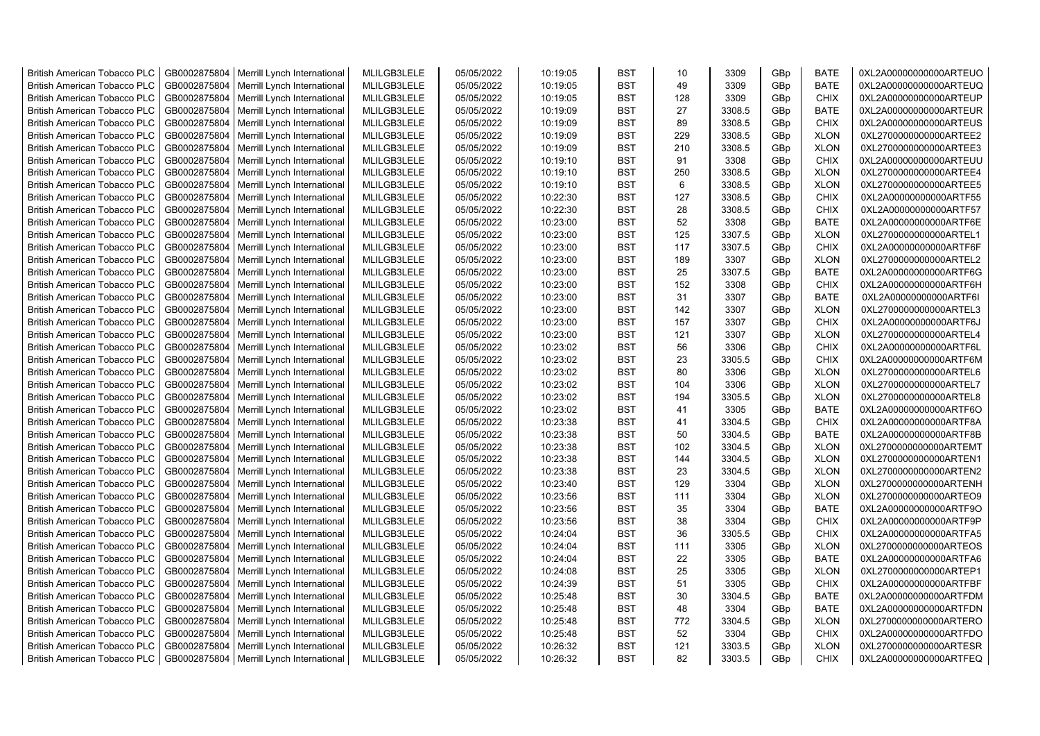| British American Tobacco PLC | GB0002875804 | Merrill Lynch International | MLILGB3LELE | 05/05/2022 | 10:19:05 | BST | 10 | 3309 | GBp | BATE | 0XL2A00000000000ARTEUO |
|---|---|---|---|---|---|---|---|---|---|---|---|
| British American Tobacco PLC | GB0002875804 | Merrill Lynch International | MLILGB3LELE | 05/05/2022 | 10:19:05 | BST | 49 | 3309 | GBp | BATE | 0XL2A00000000000ARTEUQ |
| British American Tobacco PLC | GB0002875804 | Merrill Lynch International | MLILGB3LELE | 05/05/2022 | 10:19:05 | BST | 128 | 3309 | GBp | CHIX | 0XL2A00000000000ARTEUP |
| British American Tobacco PLC | GB0002875804 | Merrill Lynch International | MLILGB3LELE | 05/05/2022 | 10:19:09 | BST | 27 | 3308.5 | GBp | BATE | 0XL2A00000000000ARTEUR |
| British American Tobacco PLC | GB0002875804 | Merrill Lynch International | MLILGB3LELE | 05/05/2022 | 10:19:09 | BST | 89 | 3308.5 | GBp | CHIX | 0XL2A00000000000ARTEUS |
| British American Tobacco PLC | GB0002875804 | Merrill Lynch International | MLILGB3LELE | 05/05/2022 | 10:19:09 | BST | 229 | 3308.5 | GBp | XLON | 0XL2700000000000ARTEE2 |
| British American Tobacco PLC | GB0002875804 | Merrill Lynch International | MLILGB3LELE | 05/05/2022 | 10:19:09 | BST | 210 | 3308.5 | GBp | XLON | 0XL2700000000000ARTEE3 |
| British American Tobacco PLC | GB0002875804 | Merrill Lynch International | MLILGB3LELE | 05/05/2022 | 10:19:10 | BST | 91 | 3308 | GBp | CHIX | 0XL2A00000000000ARTEUU |
| British American Tobacco PLC | GB0002875804 | Merrill Lynch International | MLILGB3LELE | 05/05/2022 | 10:19:10 | BST | 250 | 3308.5 | GBp | XLON | 0XL2700000000000ARTEE4 |
| British American Tobacco PLC | GB0002875804 | Merrill Lynch International | MLILGB3LELE | 05/05/2022 | 10:19:10 | BST | 6 | 3308.5 | GBp | XLON | 0XL2700000000000ARTEE5 |
| British American Tobacco PLC | GB0002875804 | Merrill Lynch International | MLILGB3LELE | 05/05/2022 | 10:22:30 | BST | 127 | 3308.5 | GBp | CHIX | 0XL2A00000000000ARTF55 |
| British American Tobacco PLC | GB0002875804 | Merrill Lynch International | MLILGB3LELE | 05/05/2022 | 10:22:30 | BST | 28 | 3308.5 | GBp | CHIX | 0XL2A00000000000ARTF57 |
| British American Tobacco PLC | GB0002875804 | Merrill Lynch International | MLILGB3LELE | 05/05/2022 | 10:23:00 | BST | 52 | 3308 | GBp | BATE | 0XL2A00000000000ARTF6E |
| British American Tobacco PLC | GB0002875804 | Merrill Lynch International | MLILGB3LELE | 05/05/2022 | 10:23:00 | BST | 125 | 3307.5 | GBp | XLON | 0XL2700000000000ARTEL1 |
| British American Tobacco PLC | GB0002875804 | Merrill Lynch International | MLILGB3LELE | 05/05/2022 | 10:23:00 | BST | 117 | 3307.5 | GBp | CHIX | 0XL2A00000000000ARTF6F |
| British American Tobacco PLC | GB0002875804 | Merrill Lynch International | MLILGB3LELE | 05/05/2022 | 10:23:00 | BST | 189 | 3307 | GBp | XLON | 0XL2700000000000ARTEL2 |
| British American Tobacco PLC | GB0002875804 | Merrill Lynch International | MLILGB3LELE | 05/05/2022 | 10:23:00 | BST | 25 | 3307.5 | GBp | BATE | 0XL2A00000000000ARTF6G |
| British American Tobacco PLC | GB0002875804 | Merrill Lynch International | MLILGB3LELE | 05/05/2022 | 10:23:00 | BST | 152 | 3308 | GBp | CHIX | 0XL2A00000000000ARTF6H |
| British American Tobacco PLC | GB0002875804 | Merrill Lynch International | MLILGB3LELE | 05/05/2022 | 10:23:00 | BST | 31 | 3307 | GBp | BATE | 0XL2A00000000000ARTF6I |
| British American Tobacco PLC | GB0002875804 | Merrill Lynch International | MLILGB3LELE | 05/05/2022 | 10:23:00 | BST | 142 | 3307 | GBp | XLON | 0XL2700000000000ARTEL3 |
| British American Tobacco PLC | GB0002875804 | Merrill Lynch International | MLILGB3LELE | 05/05/2022 | 10:23:00 | BST | 157 | 3307 | GBp | CHIX | 0XL2A00000000000ARTF6J |
| British American Tobacco PLC | GB0002875804 | Merrill Lynch International | MLILGB3LELE | 05/05/2022 | 10:23:00 | BST | 121 | 3307 | GBp | XLON | 0XL2700000000000ARTEL4 |
| British American Tobacco PLC | GB0002875804 | Merrill Lynch International | MLILGB3LELE | 05/05/2022 | 10:23:02 | BST | 56 | 3306 | GBp | CHIX | 0XL2A00000000000ARTF6L |
| British American Tobacco PLC | GB0002875804 | Merrill Lynch International | MLILGB3LELE | 05/05/2022 | 10:23:02 | BST | 23 | 3305.5 | GBp | CHIX | 0XL2A00000000000ARTF6M |
| British American Tobacco PLC | GB0002875804 | Merrill Lynch International | MLILGB3LELE | 05/05/2022 | 10:23:02 | BST | 80 | 3306 | GBp | XLON | 0XL2700000000000ARTEL6 |
| British American Tobacco PLC | GB0002875804 | Merrill Lynch International | MLILGB3LELE | 05/05/2022 | 10:23:02 | BST | 104 | 3306 | GBp | XLON | 0XL2700000000000ARTEL7 |
| British American Tobacco PLC | GB0002875804 | Merrill Lynch International | MLILGB3LELE | 05/05/2022 | 10:23:02 | BST | 194 | 3305.5 | GBp | XLON | 0XL2700000000000ARTEL8 |
| British American Tobacco PLC | GB0002875804 | Merrill Lynch International | MLILGB3LELE | 05/05/2022 | 10:23:02 | BST | 41 | 3305 | GBp | BATE | 0XL2A00000000000ARTF6O |
| British American Tobacco PLC | GB0002875804 | Merrill Lynch International | MLILGB3LELE | 05/05/2022 | 10:23:38 | BST | 41 | 3304.5 | GBp | CHIX | 0XL2A00000000000ARTF8A |
| British American Tobacco PLC | GB0002875804 | Merrill Lynch International | MLILGB3LELE | 05/05/2022 | 10:23:38 | BST | 50 | 3304.5 | GBp | BATE | 0XL2A00000000000ARTF8B |
| British American Tobacco PLC | GB0002875804 | Merrill Lynch International | MLILGB3LELE | 05/05/2022 | 10:23:38 | BST | 102 | 3304.5 | GBp | XLON | 0XL2700000000000ARTEMT |
| British American Tobacco PLC | GB0002875804 | Merrill Lynch International | MLILGB3LELE | 05/05/2022 | 10:23:38 | BST | 144 | 3304.5 | GBp | XLON | 0XL2700000000000ARTEN1 |
| British American Tobacco PLC | GB0002875804 | Merrill Lynch International | MLILGB3LELE | 05/05/2022 | 10:23:38 | BST | 23 | 3304.5 | GBp | XLON | 0XL2700000000000ARTEN2 |
| British American Tobacco PLC | GB0002875804 | Merrill Lynch International | MLILGB3LELE | 05/05/2022 | 10:23:40 | BST | 129 | 3304 | GBp | XLON | 0XL2700000000000ARTENH |
| British American Tobacco PLC | GB0002875804 | Merrill Lynch International | MLILGB3LELE | 05/05/2022 | 10:23:56 | BST | 111 | 3304 | GBp | XLON | 0XL2700000000000ARTEO9 |
| British American Tobacco PLC | GB0002875804 | Merrill Lynch International | MLILGB3LELE | 05/05/2022 | 10:23:56 | BST | 35 | 3304 | GBp | BATE | 0XL2A00000000000ARTF9O |
| British American Tobacco PLC | GB0002875804 | Merrill Lynch International | MLILGB3LELE | 05/05/2022 | 10:23:56 | BST | 38 | 3304 | GBp | CHIX | 0XL2A00000000000ARTF9P |
| British American Tobacco PLC | GB0002875804 | Merrill Lynch International | MLILGB3LELE | 05/05/2022 | 10:24:04 | BST | 36 | 3305.5 | GBp | CHIX | 0XL2A00000000000ARTFA5 |
| British American Tobacco PLC | GB0002875804 | Merrill Lynch International | MLILGB3LELE | 05/05/2022 | 10:24:04 | BST | 111 | 3305 | GBp | XLON | 0XL2700000000000ARTEOS |
| British American Tobacco PLC | GB0002875804 | Merrill Lynch International | MLILGB3LELE | 05/05/2022 | 10:24:04 | BST | 22 | 3305 | GBp | BATE | 0XL2A00000000000ARTFA6 |
| British American Tobacco PLC | GB0002875804 | Merrill Lynch International | MLILGB3LELE | 05/05/2022 | 10:24:08 | BST | 25 | 3305 | GBp | XLON | 0XL2700000000000ARTEP1 |
| British American Tobacco PLC | GB0002875804 | Merrill Lynch International | MLILGB3LELE | 05/05/2022 | 10:24:39 | BST | 51 | 3305 | GBp | CHIX | 0XL2A00000000000ARTFBF |
| British American Tobacco PLC | GB0002875804 | Merrill Lynch International | MLILGB3LELE | 05/05/2022 | 10:25:48 | BST | 30 | 3304.5 | GBp | BATE | 0XL2A00000000000ARTFDM |
| British American Tobacco PLC | GB0002875804 | Merrill Lynch International | MLILGB3LELE | 05/05/2022 | 10:25:48 | BST | 48 | 3304 | GBp | BATE | 0XL2A00000000000ARTFDN |
| British American Tobacco PLC | GB0002875804 | Merrill Lynch International | MLILGB3LELE | 05/05/2022 | 10:25:48 | BST | 772 | 3304.5 | GBp | XLON | 0XL2700000000000ARTERO |
| British American Tobacco PLC | GB0002875804 | Merrill Lynch International | MLILGB3LELE | 05/05/2022 | 10:25:48 | BST | 52 | 3304 | GBp | CHIX | 0XL2A00000000000ARTFDO |
| British American Tobacco PLC | GB0002875804 | Merrill Lynch International | MLILGB3LELE | 05/05/2022 | 10:26:32 | BST | 121 | 3303.5 | GBp | XLON | 0XL2700000000000ARTESR |
| British American Tobacco PLC | GB0002875804 | Merrill Lynch International | MLILGB3LELE | 05/05/2022 | 10:26:32 | BST | 82 | 3303.5 | GBp | CHIX | 0XL2A00000000000ARTFEQ |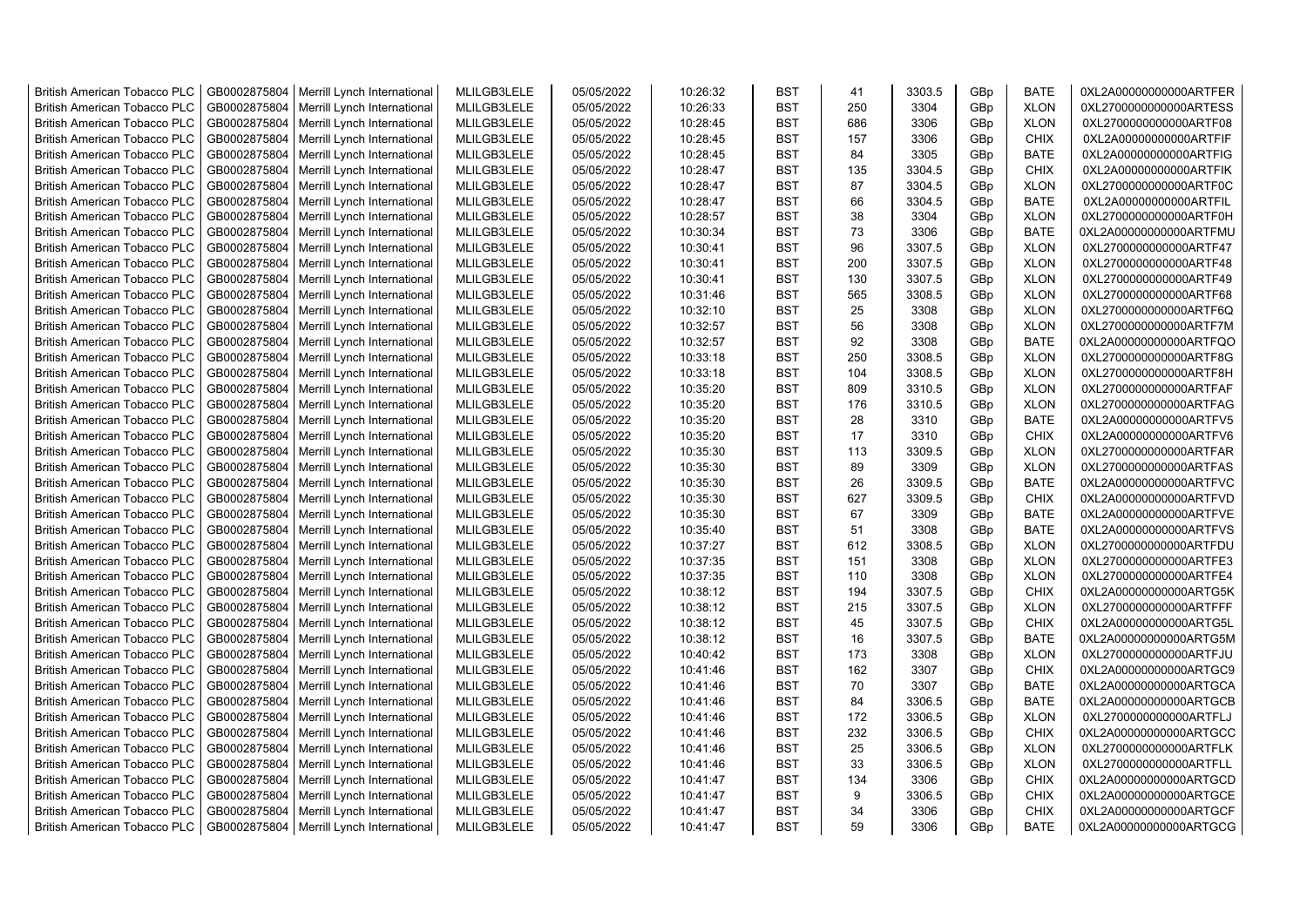| British American Tobacco PLC | GB0002875804 | Merrill Lynch International | MLILGB3LELE | 05/05/2022 | 10:26:32 | BST | 41 | 3303.5 | GBp | BATE | 0XL2A00000000000ARTFER |
|---|---|---|---|---|---|---|---|---|---|---|---|
| British American Tobacco PLC | GB0002875804 | Merrill Lynch International | MLILGB3LELE | 05/05/2022 | 10:26:33 | BST | 250 | 3304 | GBp | XLON | 0XL2700000000000ARTESS |
| British American Tobacco PLC | GB0002875804 | Merrill Lynch International | MLILGB3LELE | 05/05/2022 | 10:28:45 | BST | 686 | 3306 | GBp | XLON | 0XL2700000000000ARTF08 |
| British American Tobacco PLC | GB0002875804 | Merrill Lynch International | MLILGB3LELE | 05/05/2022 | 10:28:45 | BST | 157 | 3306 | GBp | CHIX | 0XL2A00000000000ARTFIF |
| British American Tobacco PLC | GB0002875804 | Merrill Lynch International | MLILGB3LELE | 05/05/2022 | 10:28:45 | BST | 84 | 3305 | GBp | BATE | 0XL2A00000000000ARTFIG |
| British American Tobacco PLC | GB0002875804 | Merrill Lynch International | MLILGB3LELE | 05/05/2022 | 10:28:47 | BST | 135 | 3304.5 | GBp | CHIX | 0XL2A00000000000ARTFIK |
| British American Tobacco PLC | GB0002875804 | Merrill Lynch International | MLILGB3LELE | 05/05/2022 | 10:28:47 | BST | 87 | 3304.5 | GBp | XLON | 0XL2700000000000ARTF0C |
| British American Tobacco PLC | GB0002875804 | Merrill Lynch International | MLILGB3LELE | 05/05/2022 | 10:28:47 | BST | 66 | 3304.5 | GBp | BATE | 0XL2A00000000000ARTFIL |
| British American Tobacco PLC | GB0002875804 | Merrill Lynch International | MLILGB3LELE | 05/05/2022 | 10:28:57 | BST | 38 | 3304 | GBp | XLON | 0XL2700000000000ARTF0H |
| British American Tobacco PLC | GB0002875804 | Merrill Lynch International | MLILGB3LELE | 05/05/2022 | 10:30:34 | BST | 73 | 3306 | GBp | BATE | 0XL2A00000000000ARTFMU |
| British American Tobacco PLC | GB0002875804 | Merrill Lynch International | MLILGB3LELE | 05/05/2022 | 10:30:41 | BST | 96 | 3307.5 | GBp | XLON | 0XL2700000000000ARTF47 |
| British American Tobacco PLC | GB0002875804 | Merrill Lynch International | MLILGB3LELE | 05/05/2022 | 10:30:41 | BST | 200 | 3307.5 | GBp | XLON | 0XL2700000000000ARTF48 |
| British American Tobacco PLC | GB0002875804 | Merrill Lynch International | MLILGB3LELE | 05/05/2022 | 10:30:41 | BST | 130 | 3307.5 | GBp | XLON | 0XL2700000000000ARTF49 |
| British American Tobacco PLC | GB0002875804 | Merrill Lynch International | MLILGB3LELE | 05/05/2022 | 10:31:46 | BST | 565 | 3308.5 | GBp | XLON | 0XL2700000000000ARTF68 |
| British American Tobacco PLC | GB0002875804 | Merrill Lynch International | MLILGB3LELE | 05/05/2022 | 10:32:10 | BST | 25 | 3308 | GBp | XLON | 0XL2700000000000ARTF6Q |
| British American Tobacco PLC | GB0002875804 | Merrill Lynch International | MLILGB3LELE | 05/05/2022 | 10:32:57 | BST | 56 | 3308 | GBp | XLON | 0XL2700000000000ARTF7M |
| British American Tobacco PLC | GB0002875804 | Merrill Lynch International | MLILGB3LELE | 05/05/2022 | 10:32:57 | BST | 92 | 3308 | GBp | BATE | 0XL2A00000000000ARTFQO |
| British American Tobacco PLC | GB0002875804 | Merrill Lynch International | MLILGB3LELE | 05/05/2022 | 10:33:18 | BST | 250 | 3308.5 | GBp | XLON | 0XL2700000000000ARTF8G |
| British American Tobacco PLC | GB0002875804 | Merrill Lynch International | MLILGB3LELE | 05/05/2022 | 10:33:18 | BST | 104 | 3308.5 | GBp | XLON | 0XL2700000000000ARTF8H |
| British American Tobacco PLC | GB0002875804 | Merrill Lynch International | MLILGB3LELE | 05/05/2022 | 10:35:20 | BST | 809 | 3310.5 | GBp | XLON | 0XL2700000000000ARTFAF |
| British American Tobacco PLC | GB0002875804 | Merrill Lynch International | MLILGB3LELE | 05/05/2022 | 10:35:20 | BST | 176 | 3310.5 | GBp | XLON | 0XL2700000000000ARTFAG |
| British American Tobacco PLC | GB0002875804 | Merrill Lynch International | MLILGB3LELE | 05/05/2022 | 10:35:20 | BST | 28 | 3310 | GBp | BATE | 0XL2A00000000000ARTFV5 |
| British American Tobacco PLC | GB0002875804 | Merrill Lynch International | MLILGB3LELE | 05/05/2022 | 10:35:20 | BST | 17 | 3310 | GBp | CHIX | 0XL2A00000000000ARTFV6 |
| British American Tobacco PLC | GB0002875804 | Merrill Lynch International | MLILGB3LELE | 05/05/2022 | 10:35:30 | BST | 113 | 3309.5 | GBp | XLON | 0XL2700000000000ARTFAR |
| British American Tobacco PLC | GB0002875804 | Merrill Lynch International | MLILGB3LELE | 05/05/2022 | 10:35:30 | BST | 89 | 3309 | GBp | XLON | 0XL2700000000000ARTFAS |
| British American Tobacco PLC | GB0002875804 | Merrill Lynch International | MLILGB3LELE | 05/05/2022 | 10:35:30 | BST | 26 | 3309.5 | GBp | BATE | 0XL2A00000000000ARTFVC |
| British American Tobacco PLC | GB0002875804 | Merrill Lynch International | MLILGB3LELE | 05/05/2022 | 10:35:30 | BST | 627 | 3309.5 | GBp | CHIX | 0XL2A00000000000ARTFVD |
| British American Tobacco PLC | GB0002875804 | Merrill Lynch International | MLILGB3LELE | 05/05/2022 | 10:35:30 | BST | 67 | 3309 | GBp | BATE | 0XL2A00000000000ARTFVE |
| British American Tobacco PLC | GB0002875804 | Merrill Lynch International | MLILGB3LELE | 05/05/2022 | 10:35:40 | BST | 51 | 3308 | GBp | BATE | 0XL2A00000000000ARTFVS |
| British American Tobacco PLC | GB0002875804 | Merrill Lynch International | MLILGB3LELE | 05/05/2022 | 10:37:27 | BST | 612 | 3308.5 | GBp | XLON | 0XL2700000000000ARTFDU |
| British American Tobacco PLC | GB0002875804 | Merrill Lynch International | MLILGB3LELE | 05/05/2022 | 10:37:35 | BST | 151 | 3308 | GBp | XLON | 0XL2700000000000ARTFE3 |
| British American Tobacco PLC | GB0002875804 | Merrill Lynch International | MLILGB3LELE | 05/05/2022 | 10:37:35 | BST | 110 | 3308 | GBp | XLON | 0XL2700000000000ARTFE4 |
| British American Tobacco PLC | GB0002875804 | Merrill Lynch International | MLILGB3LELE | 05/05/2022 | 10:38:12 | BST | 194 | 3307.5 | GBp | CHIX | 0XL2A00000000000ARTG5K |
| British American Tobacco PLC | GB0002875804 | Merrill Lynch International | MLILGB3LELE | 05/05/2022 | 10:38:12 | BST | 215 | 3307.5 | GBp | XLON | 0XL2700000000000ARTFFF |
| British American Tobacco PLC | GB0002875804 | Merrill Lynch International | MLILGB3LELE | 05/05/2022 | 10:38:12 | BST | 45 | 3307.5 | GBp | CHIX | 0XL2A00000000000ARTG5L |
| British American Tobacco PLC | GB0002875804 | Merrill Lynch International | MLILGB3LELE | 05/05/2022 | 10:38:12 | BST | 16 | 3307.5 | GBp | BATE | 0XL2A00000000000ARTG5M |
| British American Tobacco PLC | GB0002875804 | Merrill Lynch International | MLILGB3LELE | 05/05/2022 | 10:40:42 | BST | 173 | 3308 | GBp | XLON | 0XL2700000000000ARTFJU |
| British American Tobacco PLC | GB0002875804 | Merrill Lynch International | MLILGB3LELE | 05/05/2022 | 10:41:46 | BST | 162 | 3307 | GBp | CHIX | 0XL2A00000000000ARTGC9 |
| British American Tobacco PLC | GB0002875804 | Merrill Lynch International | MLILGB3LELE | 05/05/2022 | 10:41:46 | BST | 70 | 3307 | GBp | BATE | 0XL2A00000000000ARTGCA |
| British American Tobacco PLC | GB0002875804 | Merrill Lynch International | MLILGB3LELE | 05/05/2022 | 10:41:46 | BST | 84 | 3306.5 | GBp | BATE | 0XL2A00000000000ARTGCB |
| British American Tobacco PLC | GB0002875804 | Merrill Lynch International | MLILGB3LELE | 05/05/2022 | 10:41:46 | BST | 172 | 3306.5 | GBp | XLON | 0XL2700000000000ARTFLJ |
| British American Tobacco PLC | GB0002875804 | Merrill Lynch International | MLILGB3LELE | 05/05/2022 | 10:41:46 | BST | 232 | 3306.5 | GBp | CHIX | 0XL2A00000000000ARTGCC |
| British American Tobacco PLC | GB0002875804 | Merrill Lynch International | MLILGB3LELE | 05/05/2022 | 10:41:46 | BST | 25 | 3306.5 | GBp | XLON | 0XL2700000000000ARTFLK |
| British American Tobacco PLC | GB0002875804 | Merrill Lynch International | MLILGB3LELE | 05/05/2022 | 10:41:46 | BST | 33 | 3306.5 | GBp | XLON | 0XL2700000000000ARTFLL |
| British American Tobacco PLC | GB0002875804 | Merrill Lynch International | MLILGB3LELE | 05/05/2022 | 10:41:47 | BST | 134 | 3306 | GBp | CHIX | 0XL2A00000000000ARTGCD |
| British American Tobacco PLC | GB0002875804 | Merrill Lynch International | MLILGB3LELE | 05/05/2022 | 10:41:47 | BST | 9 | 3306.5 | GBp | CHIX | 0XL2A00000000000ARTGCE |
| British American Tobacco PLC | GB0002875804 | Merrill Lynch International | MLILGB3LELE | 05/05/2022 | 10:41:47 | BST | 34 | 3306 | GBp | CHIX | 0XL2A00000000000ARTGCF |
| British American Tobacco PLC | GB0002875804 | Merrill Lynch International | MLILGB3LELE | 05/05/2022 | 10:41:47 | BST | 59 | 3306 | GBp | BATE | 0XL2A00000000000ARTGCG |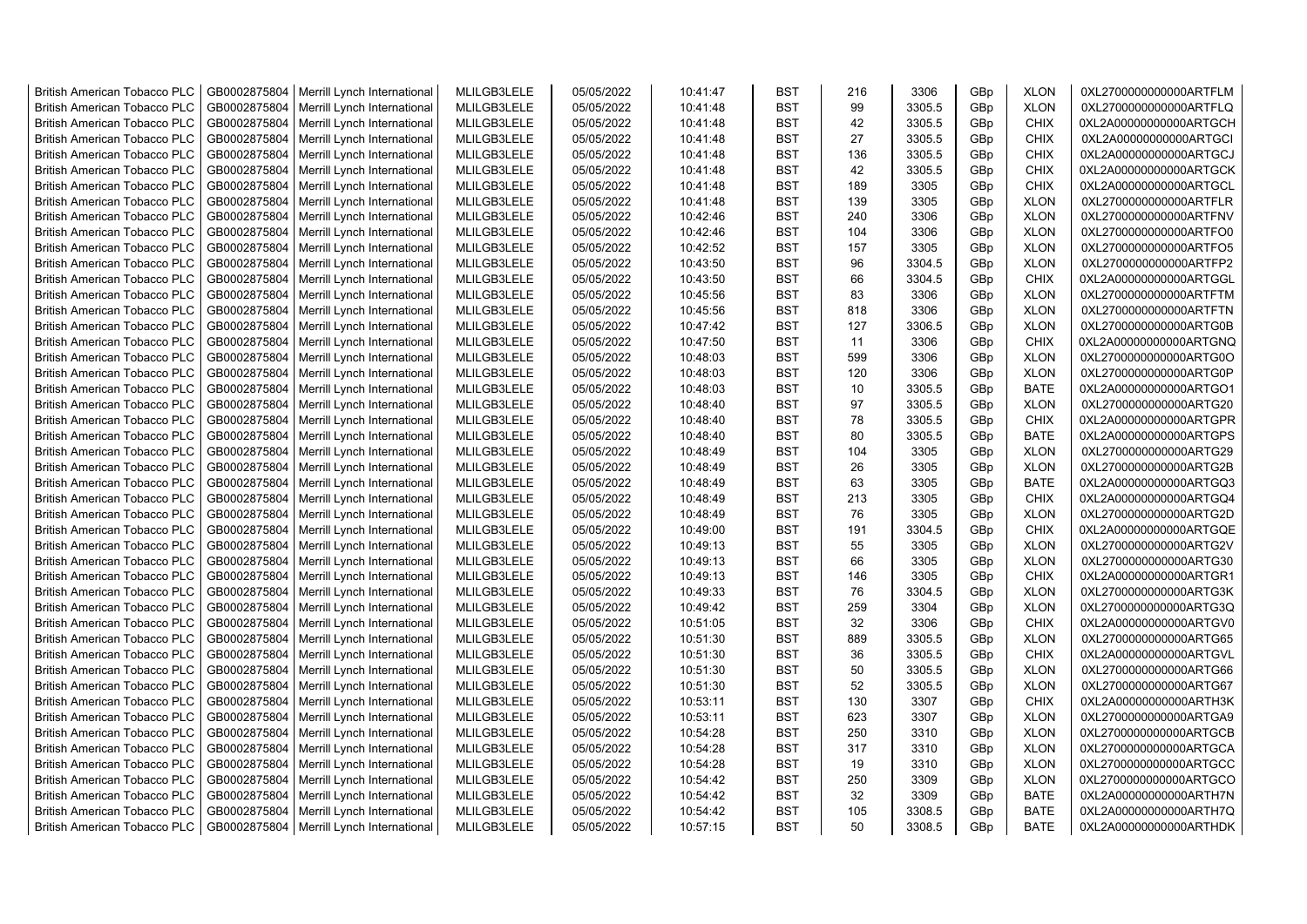| British American Tobacco PLC | GB0002875804 | Merrill Lynch International | MLILGB3LELE | 05/05/2022 | 10:41:47 | BST | 216 | 3306 | GBp | XLON | 0XL2700000000000ARTFLM |
|---|---|---|---|---|---|---|---|---|---|---|---|
| British American Tobacco PLC | GB0002875804 | Merrill Lynch International | MLILGB3LELE | 05/05/2022 | 10:41:48 | BST | 99 | 3305.5 | GBp | XLON | 0XL2700000000000ARTFLQ |
| British American Tobacco PLC | GB0002875804 | Merrill Lynch International | MLILGB3LELE | 05/05/2022 | 10:41:48 | BST | 42 | 3305.5 | GBp | CHIX | 0XL2A00000000000ARTGCH |
| British American Tobacco PLC | GB0002875804 | Merrill Lynch International | MLILGB3LELE | 05/05/2022 | 10:41:48 | BST | 27 | 3305.5 | GBp | CHIX | 0XL2A00000000000ARTGCI |
| British American Tobacco PLC | GB0002875804 | Merrill Lynch International | MLILGB3LELE | 05/05/2022 | 10:41:48 | BST | 136 | 3305.5 | GBp | CHIX | 0XL2A00000000000ARTGCJ |
| British American Tobacco PLC | GB0002875804 | Merrill Lynch International | MLILGB3LELE | 05/05/2022 | 10:41:48 | BST | 42 | 3305.5 | GBp | CHIX | 0XL2A00000000000ARTGCK |
| British American Tobacco PLC | GB0002875804 | Merrill Lynch International | MLILGB3LELE | 05/05/2022 | 10:41:48 | BST | 189 | 3305 | GBp | CHIX | 0XL2A00000000000ARTGCL |
| British American Tobacco PLC | GB0002875804 | Merrill Lynch International | MLILGB3LELE | 05/05/2022 | 10:41:48 | BST | 139 | 3305 | GBp | XLON | 0XL2700000000000ARTFLR |
| British American Tobacco PLC | GB0002875804 | Merrill Lynch International | MLILGB3LELE | 05/05/2022 | 10:42:46 | BST | 240 | 3306 | GBp | XLON | 0XL2700000000000ARTFNV |
| British American Tobacco PLC | GB0002875804 | Merrill Lynch International | MLILGB3LELE | 05/05/2022 | 10:42:46 | BST | 104 | 3306 | GBp | XLON | 0XL2700000000000ARTFO0 |
| British American Tobacco PLC | GB0002875804 | Merrill Lynch International | MLILGB3LELE | 05/05/2022 | 10:42:52 | BST | 157 | 3305 | GBp | XLON | 0XL2700000000000ARTFO5 |
| British American Tobacco PLC | GB0002875804 | Merrill Lynch International | MLILGB3LELE | 05/05/2022 | 10:43:50 | BST | 96 | 3304.5 | GBp | XLON | 0XL2700000000000ARTFP2 |
| British American Tobacco PLC | GB0002875804 | Merrill Lynch International | MLILGB3LELE | 05/05/2022 | 10:43:50 | BST | 66 | 3304.5 | GBp | CHIX | 0XL2A00000000000ARTGGL |
| British American Tobacco PLC | GB0002875804 | Merrill Lynch International | MLILGB3LELE | 05/05/2022 | 10:45:56 | BST | 83 | 3306 | GBp | XLON | 0XL2700000000000ARTFTM |
| British American Tobacco PLC | GB0002875804 | Merrill Lynch International | MLILGB3LELE | 05/05/2022 | 10:45:56 | BST | 818 | 3306 | GBp | XLON | 0XL2700000000000ARTFTN |
| British American Tobacco PLC | GB0002875804 | Merrill Lynch International | MLILGB3LELE | 05/05/2022 | 10:47:42 | BST | 127 | 3306.5 | GBp | XLON | 0XL2700000000000ARTG0B |
| British American Tobacco PLC | GB0002875804 | Merrill Lynch International | MLILGB3LELE | 05/05/2022 | 10:47:50 | BST | 11 | 3306 | GBp | CHIX | 0XL2A00000000000ARTGNQ |
| British American Tobacco PLC | GB0002875804 | Merrill Lynch International | MLILGB3LELE | 05/05/2022 | 10:48:03 | BST | 599 | 3306 | GBp | XLON | 0XL2700000000000ARTG0O |
| British American Tobacco PLC | GB0002875804 | Merrill Lynch International | MLILGB3LELE | 05/05/2022 | 10:48:03 | BST | 120 | 3306 | GBp | XLON | 0XL2700000000000ARTG0P |
| British American Tobacco PLC | GB0002875804 | Merrill Lynch International | MLILGB3LELE | 05/05/2022 | 10:48:03 | BST | 10 | 3305.5 | GBp | BATE | 0XL2A00000000000ARTGO1 |
| British American Tobacco PLC | GB0002875804 | Merrill Lynch International | MLILGB3LELE | 05/05/2022 | 10:48:40 | BST | 97 | 3305.5 | GBp | XLON | 0XL2700000000000ARTG20 |
| British American Tobacco PLC | GB0002875804 | Merrill Lynch International | MLILGB3LELE | 05/05/2022 | 10:48:40 | BST | 78 | 3305.5 | GBp | CHIX | 0XL2A00000000000ARTGPR |
| British American Tobacco PLC | GB0002875804 | Merrill Lynch International | MLILGB3LELE | 05/05/2022 | 10:48:40 | BST | 80 | 3305.5 | GBp | BATE | 0XL2A00000000000ARTGPS |
| British American Tobacco PLC | GB0002875804 | Merrill Lynch International | MLILGB3LELE | 05/05/2022 | 10:48:49 | BST | 104 | 3305 | GBp | XLON | 0XL2700000000000ARTG29 |
| British American Tobacco PLC | GB0002875804 | Merrill Lynch International | MLILGB3LELE | 05/05/2022 | 10:48:49 | BST | 26 | 3305 | GBp | XLON | 0XL2700000000000ARTG2B |
| British American Tobacco PLC | GB0002875804 | Merrill Lynch International | MLILGB3LELE | 05/05/2022 | 10:48:49 | BST | 63 | 3305 | GBp | BATE | 0XL2A00000000000ARTGQ3 |
| British American Tobacco PLC | GB0002875804 | Merrill Lynch International | MLILGB3LELE | 05/05/2022 | 10:48:49 | BST | 213 | 3305 | GBp | CHIX | 0XL2A00000000000ARTGQ4 |
| British American Tobacco PLC | GB0002875804 | Merrill Lynch International | MLILGB3LELE | 05/05/2022 | 10:48:49 | BST | 76 | 3305 | GBp | XLON | 0XL2700000000000ARTG2D |
| British American Tobacco PLC | GB0002875804 | Merrill Lynch International | MLILGB3LELE | 05/05/2022 | 10:49:00 | BST | 191 | 3304.5 | GBp | CHIX | 0XL2A00000000000ARTGQE |
| British American Tobacco PLC | GB0002875804 | Merrill Lynch International | MLILGB3LELE | 05/05/2022 | 10:49:13 | BST | 55 | 3305 | GBp | XLON | 0XL2700000000000ARTG2V |
| British American Tobacco PLC | GB0002875804 | Merrill Lynch International | MLILGB3LELE | 05/05/2022 | 10:49:13 | BST | 66 | 3305 | GBp | XLON | 0XL2700000000000ARTG30 |
| British American Tobacco PLC | GB0002875804 | Merrill Lynch International | MLILGB3LELE | 05/05/2022 | 10:49:13 | BST | 146 | 3305 | GBp | CHIX | 0XL2A00000000000ARTGR1 |
| British American Tobacco PLC | GB0002875804 | Merrill Lynch International | MLILGB3LELE | 05/05/2022 | 10:49:33 | BST | 76 | 3304.5 | GBp | XLON | 0XL2700000000000ARTG3K |
| British American Tobacco PLC | GB0002875804 | Merrill Lynch International | MLILGB3LELE | 05/05/2022 | 10:49:42 | BST | 259 | 3304 | GBp | XLON | 0XL2700000000000ARTG3Q |
| British American Tobacco PLC | GB0002875804 | Merrill Lynch International | MLILGB3LELE | 05/05/2022 | 10:51:05 | BST | 32 | 3306 | GBp | CHIX | 0XL2A00000000000ARTGV0 |
| British American Tobacco PLC | GB0002875804 | Merrill Lynch International | MLILGB3LELE | 05/05/2022 | 10:51:30 | BST | 889 | 3305.5 | GBp | XLON | 0XL2700000000000ARTG65 |
| British American Tobacco PLC | GB0002875804 | Merrill Lynch International | MLILGB3LELE | 05/05/2022 | 10:51:30 | BST | 36 | 3305.5 | GBp | CHIX | 0XL2A00000000000ARTGVL |
| British American Tobacco PLC | GB0002875804 | Merrill Lynch International | MLILGB3LELE | 05/05/2022 | 10:51:30 | BST | 50 | 3305.5 | GBp | XLON | 0XL2700000000000ARTG66 |
| British American Tobacco PLC | GB0002875804 | Merrill Lynch International | MLILGB3LELE | 05/05/2022 | 10:51:30 | BST | 52 | 3305.5 | GBp | XLON | 0XL2700000000000ARTG67 |
| British American Tobacco PLC | GB0002875804 | Merrill Lynch International | MLILGB3LELE | 05/05/2022 | 10:53:11 | BST | 130 | 3307 | GBp | CHIX | 0XL2A00000000000ARTH3K |
| British American Tobacco PLC | GB0002875804 | Merrill Lynch International | MLILGB3LELE | 05/05/2022 | 10:53:11 | BST | 623 | 3307 | GBp | XLON | 0XL2700000000000ARTGA9 |
| British American Tobacco PLC | GB0002875804 | Merrill Lynch International | MLILGB3LELE | 05/05/2022 | 10:54:28 | BST | 250 | 3310 | GBp | XLON | 0XL2700000000000ARTGCB |
| British American Tobacco PLC | GB0002875804 | Merrill Lynch International | MLILGB3LELE | 05/05/2022 | 10:54:28 | BST | 317 | 3310 | GBp | XLON | 0XL2700000000000ARTGCA |
| British American Tobacco PLC | GB0002875804 | Merrill Lynch International | MLILGB3LELE | 05/05/2022 | 10:54:28 | BST | 19 | 3310 | GBp | XLON | 0XL2700000000000ARTGCC |
| British American Tobacco PLC | GB0002875804 | Merrill Lynch International | MLILGB3LELE | 05/05/2022 | 10:54:42 | BST | 250 | 3309 | GBp | XLON | 0XL2700000000000ARTGCO |
| British American Tobacco PLC | GB0002875804 | Merrill Lynch International | MLILGB3LELE | 05/05/2022 | 10:54:42 | BST | 32 | 3309 | GBp | BATE | 0XL2A00000000000ARTH7N |
| British American Tobacco PLC | GB0002875804 | Merrill Lynch International | MLILGB3LELE | 05/05/2022 | 10:54:42 | BST | 105 | 3308.5 | GBp | BATE | 0XL2A00000000000ARTH7Q |
| British American Tobacco PLC | GB0002875804 | Merrill Lynch International | MLILGB3LELE | 05/05/2022 | 10:57:15 | BST | 50 | 3308.5 | GBp | BATE | 0XL2A00000000000ARTHDK |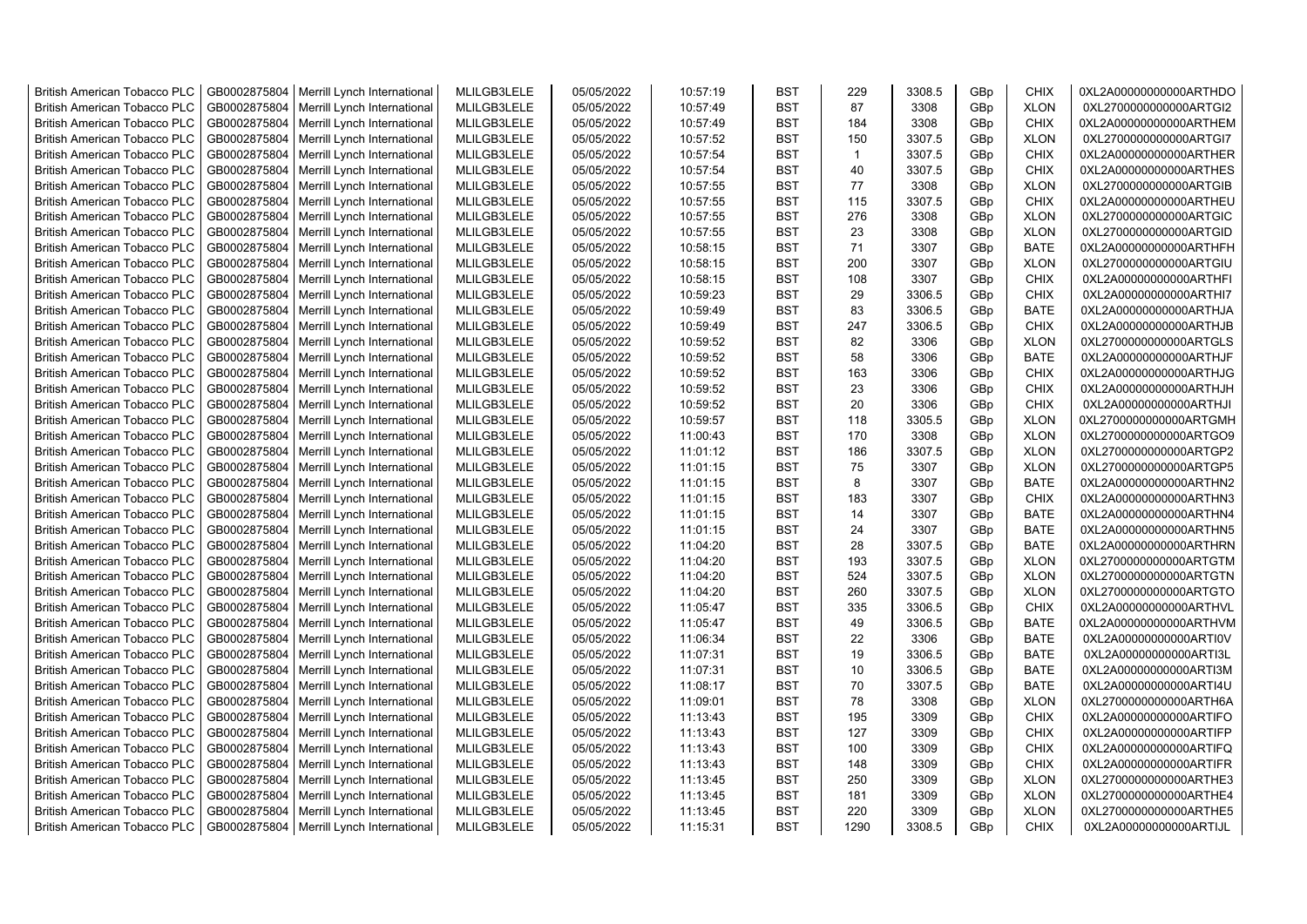| British American Tobacco PLC | GB0002875804 | Merrill Lynch International | MLILGB3LELE | 05/05/2022 | 10:57:19 | BST | 229 | 3308.5 | GBp | CHIX | 0XL2A00000000000ARTHDO |
|---|---|---|---|---|---|---|---|---|---|---|---|
| British American Tobacco PLC | GB0002875804 | Merrill Lynch International | MLILGB3LELE | 05/05/2022 | 10:57:49 | BST | 87 | 3308 | GBp | XLON | 0XL2700000000000ARTGI2 |
| British American Tobacco PLC | GB0002875804 | Merrill Lynch International | MLILGB3LELE | 05/05/2022 | 10:57:49 | BST | 184 | 3308 | GBp | CHIX | 0XL2A00000000000ARTHEM |
| British American Tobacco PLC | GB0002875804 | Merrill Lynch International | MLILGB3LELE | 05/05/2022 | 10:57:52 | BST | 150 | 3307.5 | GBp | XLON | 0XL2700000000000ARTGI7 |
| British American Tobacco PLC | GB0002875804 | Merrill Lynch International | MLILGB3LELE | 05/05/2022 | 10:57:54 | BST | 1 | 3307.5 | GBp | CHIX | 0XL2A00000000000ARTHER |
| British American Tobacco PLC | GB0002875804 | Merrill Lynch International | MLILGB3LELE | 05/05/2022 | 10:57:54 | BST | 40 | 3307.5 | GBp | CHIX | 0XL2A00000000000ARTHES |
| British American Tobacco PLC | GB0002875804 | Merrill Lynch International | MLILGB3LELE | 05/05/2022 | 10:57:55 | BST | 77 | 3308 | GBp | XLON | 0XL2700000000000ARTGIB |
| British American Tobacco PLC | GB0002875804 | Merrill Lynch International | MLILGB3LELE | 05/05/2022 | 10:57:55 | BST | 115 | 3307.5 | GBp | CHIX | 0XL2A00000000000ARTHEU |
| British American Tobacco PLC | GB0002875804 | Merrill Lynch International | MLILGB3LELE | 05/05/2022 | 10:57:55 | BST | 276 | 3308 | GBp | XLON | 0XL2700000000000ARTGIC |
| British American Tobacco PLC | GB0002875804 | Merrill Lynch International | MLILGB3LELE | 05/05/2022 | 10:57:55 | BST | 23 | 3308 | GBp | XLON | 0XL2700000000000ARTGID |
| British American Tobacco PLC | GB0002875804 | Merrill Lynch International | MLILGB3LELE | 05/05/2022 | 10:58:15 | BST | 71 | 3307 | GBp | BATE | 0XL2A00000000000ARTHFH |
| British American Tobacco PLC | GB0002875804 | Merrill Lynch International | MLILGB3LELE | 05/05/2022 | 10:58:15 | BST | 200 | 3307 | GBp | XLON | 0XL2700000000000ARTGIU |
| British American Tobacco PLC | GB0002875804 | Merrill Lynch International | MLILGB3LELE | 05/05/2022 | 10:58:15 | BST | 108 | 3307 | GBp | CHIX | 0XL2A00000000000ARTHFI |
| British American Tobacco PLC | GB0002875804 | Merrill Lynch International | MLILGB3LELE | 05/05/2022 | 10:59:23 | BST | 29 | 3306.5 | GBp | CHIX | 0XL2A00000000000ARTHI7 |
| British American Tobacco PLC | GB0002875804 | Merrill Lynch International | MLILGB3LELE | 05/05/2022 | 10:59:49 | BST | 83 | 3306.5 | GBp | BATE | 0XL2A00000000000ARTHJA |
| British American Tobacco PLC | GB0002875804 | Merrill Lynch International | MLILGB3LELE | 05/05/2022 | 10:59:49 | BST | 247 | 3306.5 | GBp | CHIX | 0XL2A00000000000ARTHJB |
| British American Tobacco PLC | GB0002875804 | Merrill Lynch International | MLILGB3LELE | 05/05/2022 | 10:59:52 | BST | 82 | 3306 | GBp | XLON | 0XL2700000000000ARTGLS |
| British American Tobacco PLC | GB0002875804 | Merrill Lynch International | MLILGB3LELE | 05/05/2022 | 10:59:52 | BST | 58 | 3306 | GBp | BATE | 0XL2A00000000000ARTHJF |
| British American Tobacco PLC | GB0002875804 | Merrill Lynch International | MLILGB3LELE | 05/05/2022 | 10:59:52 | BST | 163 | 3306 | GBp | CHIX | 0XL2A00000000000ARTHJG |
| British American Tobacco PLC | GB0002875804 | Merrill Lynch International | MLILGB3LELE | 05/05/2022 | 10:59:52 | BST | 23 | 3306 | GBp | CHIX | 0XL2A00000000000ARTHJH |
| British American Tobacco PLC | GB0002875804 | Merrill Lynch International | MLILGB3LELE | 05/05/2022 | 10:59:52 | BST | 20 | 3306 | GBp | CHIX | 0XL2A00000000000ARTHJI |
| British American Tobacco PLC | GB0002875804 | Merrill Lynch International | MLILGB3LELE | 05/05/2022 | 10:59:57 | BST | 118 | 3305.5 | GBp | XLON | 0XL2700000000000ARTGMH |
| British American Tobacco PLC | GB0002875804 | Merrill Lynch International | MLILGB3LELE | 05/05/2022 | 11:00:43 | BST | 170 | 3308 | GBp | XLON | 0XL2700000000000ARTGO9 |
| British American Tobacco PLC | GB0002875804 | Merrill Lynch International | MLILGB3LELE | 05/05/2022 | 11:01:12 | BST | 186 | 3307.5 | GBp | XLON | 0XL2700000000000ARTGP2 |
| British American Tobacco PLC | GB0002875804 | Merrill Lynch International | MLILGB3LELE | 05/05/2022 | 11:01:15 | BST | 75 | 3307 | GBp | XLON | 0XL2700000000000ARTGP5 |
| British American Tobacco PLC | GB0002875804 | Merrill Lynch International | MLILGB3LELE | 05/05/2022 | 11:01:15 | BST | 8 | 3307 | GBp | BATE | 0XL2A00000000000ARTHN2 |
| British American Tobacco PLC | GB0002875804 | Merrill Lynch International | MLILGB3LELE | 05/05/2022 | 11:01:15 | BST | 183 | 3307 | GBp | CHIX | 0XL2A00000000000ARTHN3 |
| British American Tobacco PLC | GB0002875804 | Merrill Lynch International | MLILGB3LELE | 05/05/2022 | 11:01:15 | BST | 14 | 3307 | GBp | BATE | 0XL2A00000000000ARTHN4 |
| British American Tobacco PLC | GB0002875804 | Merrill Lynch International | MLILGB3LELE | 05/05/2022 | 11:01:15 | BST | 24 | 3307 | GBp | BATE | 0XL2A00000000000ARTHN5 |
| British American Tobacco PLC | GB0002875804 | Merrill Lynch International | MLILGB3LELE | 05/05/2022 | 11:04:20 | BST | 28 | 3307.5 | GBp | BATE | 0XL2A00000000000ARTHRN |
| British American Tobacco PLC | GB0002875804 | Merrill Lynch International | MLILGB3LELE | 05/05/2022 | 11:04:20 | BST | 193 | 3307.5 | GBp | XLON | 0XL2700000000000ARTGTM |
| British American Tobacco PLC | GB0002875804 | Merrill Lynch International | MLILGB3LELE | 05/05/2022 | 11:04:20 | BST | 524 | 3307.5 | GBp | XLON | 0XL2700000000000ARTGTN |
| British American Tobacco PLC | GB0002875804 | Merrill Lynch International | MLILGB3LELE | 05/05/2022 | 11:04:20 | BST | 260 | 3307.5 | GBp | XLON | 0XL2700000000000ARTGTO |
| British American Tobacco PLC | GB0002875804 | Merrill Lynch International | MLILGB3LELE | 05/05/2022 | 11:05:47 | BST | 335 | 3306.5 | GBp | CHIX | 0XL2A00000000000ARTHVL |
| British American Tobacco PLC | GB0002875804 | Merrill Lynch International | MLILGB3LELE | 05/05/2022 | 11:05:47 | BST | 49 | 3306.5 | GBp | BATE | 0XL2A00000000000ARTHVM |
| British American Tobacco PLC | GB0002875804 | Merrill Lynch International | MLILGB3LELE | 05/05/2022 | 11:06:34 | BST | 22 | 3306 | GBp | BATE | 0XL2A00000000000ARTI0V |
| British American Tobacco PLC | GB0002875804 | Merrill Lynch International | MLILGB3LELE | 05/05/2022 | 11:07:31 | BST | 19 | 3306.5 | GBp | BATE | 0XL2A00000000000ARTI3L |
| British American Tobacco PLC | GB0002875804 | Merrill Lynch International | MLILGB3LELE | 05/05/2022 | 11:07:31 | BST | 10 | 3306.5 | GBp | BATE | 0XL2A00000000000ARTI3M |
| British American Tobacco PLC | GB0002875804 | Merrill Lynch International | MLILGB3LELE | 05/05/2022 | 11:08:17 | BST | 70 | 3307.5 | GBp | BATE | 0XL2A00000000000ARTI4U |
| British American Tobacco PLC | GB0002875804 | Merrill Lynch International | MLILGB3LELE | 05/05/2022 | 11:09:01 | BST | 78 | 3308 | GBp | XLON | 0XL2700000000000ARTH6A |
| British American Tobacco PLC | GB0002875804 | Merrill Lynch International | MLILGB3LELE | 05/05/2022 | 11:13:43 | BST | 195 | 3309 | GBp | CHIX | 0XL2A00000000000ARTIFO |
| British American Tobacco PLC | GB0002875804 | Merrill Lynch International | MLILGB3LELE | 05/05/2022 | 11:13:43 | BST | 127 | 3309 | GBp | CHIX | 0XL2A00000000000ARTIFP |
| British American Tobacco PLC | GB0002875804 | Merrill Lynch International | MLILGB3LELE | 05/05/2022 | 11:13:43 | BST | 100 | 3309 | GBp | CHIX | 0XL2A00000000000ARTIFQ |
| British American Tobacco PLC | GB0002875804 | Merrill Lynch International | MLILGB3LELE | 05/05/2022 | 11:13:43 | BST | 148 | 3309 | GBp | CHIX | 0XL2A00000000000ARTIFR |
| British American Tobacco PLC | GB0002875804 | Merrill Lynch International | MLILGB3LELE | 05/05/2022 | 11:13:45 | BST | 250 | 3309 | GBp | XLON | 0XL2700000000000ARTHE3 |
| British American Tobacco PLC | GB0002875804 | Merrill Lynch International | MLILGB3LELE | 05/05/2022 | 11:13:45 | BST | 181 | 3309 | GBp | XLON | 0XL2700000000000ARTHE4 |
| British American Tobacco PLC | GB0002875804 | Merrill Lynch International | MLILGB3LELE | 05/05/2022 | 11:13:45 | BST | 220 | 3309 | GBp | XLON | 0XL2700000000000ARTHE5 |
| British American Tobacco PLC | GB0002875804 | Merrill Lynch International | MLILGB3LELE | 05/05/2022 | 11:15:31 | BST | 1290 | 3308.5 | GBp | CHIX | 0XL2A00000000000ARTIJL |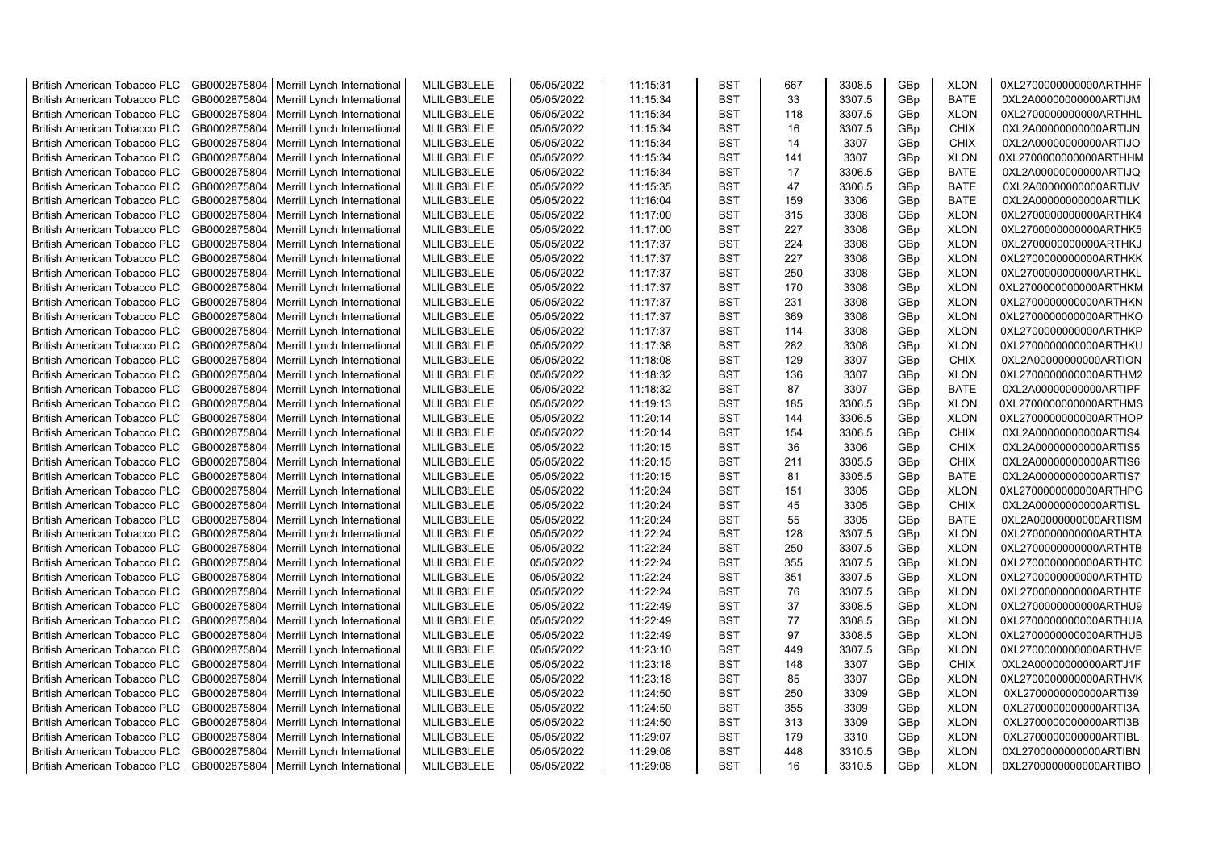| British American Tobacco PLC | GB0002875804 | Merrill Lynch International | MLILGB3LELE | 05/05/2022 | 11:15:31 | BST | 667 | 3308.5 | GBp | XLON | 0XL2700000000000ARTHHF |
|---|---|---|---|---|---|---|---|---|---|---|---|
| British American Tobacco PLC | GB0002875804 | Merrill Lynch International | MLILGB3LELE | 05/05/2022 | 11:15:34 | BST | 33 | 3307.5 | GBp | BATE | 0XL2A00000000000ARTIJM |
| British American Tobacco PLC | GB0002875804 | Merrill Lynch International | MLILGB3LELE | 05/05/2022 | 11:15:34 | BST | 118 | 3307.5 | GBp | XLON | 0XL2700000000000ARTHHL |
| British American Tobacco PLC | GB0002875804 | Merrill Lynch International | MLILGB3LELE | 05/05/2022 | 11:15:34 | BST | 16 | 3307.5 | GBp | CHIX | 0XL2A00000000000ARTIJN |
| British American Tobacco PLC | GB0002875804 | Merrill Lynch International | MLILGB3LELE | 05/05/2022 | 11:15:34 | BST | 14 | 3307 | GBp | CHIX | 0XL2A00000000000ARTIJO |
| British American Tobacco PLC | GB0002875804 | Merrill Lynch International | MLILGB3LELE | 05/05/2022 | 11:15:34 | BST | 141 | 3307 | GBp | XLON | 0XL2700000000000ARTHHM |
| British American Tobacco PLC | GB0002875804 | Merrill Lynch International | MLILGB3LELE | 05/05/2022 | 11:15:34 | BST | 17 | 3306.5 | GBp | BATE | 0XL2A00000000000ARTIJQ |
| British American Tobacco PLC | GB0002875804 | Merrill Lynch International | MLILGB3LELE | 05/05/2022 | 11:15:35 | BST | 47 | 3306.5 | GBp | BATE | 0XL2A00000000000ARTIJV |
| British American Tobacco PLC | GB0002875804 | Merrill Lynch International | MLILGB3LELE | 05/05/2022 | 11:16:04 | BST | 159 | 3306 | GBp | BATE | 0XL2A00000000000ARTILK |
| British American Tobacco PLC | GB0002875804 | Merrill Lynch International | MLILGB3LELE | 05/05/2022 | 11:17:00 | BST | 315 | 3308 | GBp | XLON | 0XL2700000000000ARTHK4 |
| British American Tobacco PLC | GB0002875804 | Merrill Lynch International | MLILGB3LELE | 05/05/2022 | 11:17:00 | BST | 227 | 3308 | GBp | XLON | 0XL2700000000000ARTHK5 |
| British American Tobacco PLC | GB0002875804 | Merrill Lynch International | MLILGB3LELE | 05/05/2022 | 11:17:37 | BST | 224 | 3308 | GBp | XLON | 0XL2700000000000ARTHKJ |
| British American Tobacco PLC | GB0002875804 | Merrill Lynch International | MLILGB3LELE | 05/05/2022 | 11:17:37 | BST | 227 | 3308 | GBp | XLON | 0XL2700000000000ARTHKK |
| British American Tobacco PLC | GB0002875804 | Merrill Lynch International | MLILGB3LELE | 05/05/2022 | 11:17:37 | BST | 250 | 3308 | GBp | XLON | 0XL2700000000000ARTHKL |
| British American Tobacco PLC | GB0002875804 | Merrill Lynch International | MLILGB3LELE | 05/05/2022 | 11:17:37 | BST | 170 | 3308 | GBp | XLON | 0XL2700000000000ARTHKM |
| British American Tobacco PLC | GB0002875804 | Merrill Lynch International | MLILGB3LELE | 05/05/2022 | 11:17:37 | BST | 231 | 3308 | GBp | XLON | 0XL2700000000000ARTHKN |
| British American Tobacco PLC | GB0002875804 | Merrill Lynch International | MLILGB3LELE | 05/05/2022 | 11:17:37 | BST | 369 | 3308 | GBp | XLON | 0XL2700000000000ARTHKO |
| British American Tobacco PLC | GB0002875804 | Merrill Lynch International | MLILGB3LELE | 05/05/2022 | 11:17:37 | BST | 114 | 3308 | GBp | XLON | 0XL2700000000000ARTHKP |
| British American Tobacco PLC | GB0002875804 | Merrill Lynch International | MLILGB3LELE | 05/05/2022 | 11:17:38 | BST | 282 | 3308 | GBp | XLON | 0XL2700000000000ARTHKU |
| British American Tobacco PLC | GB0002875804 | Merrill Lynch International | MLILGB3LELE | 05/05/2022 | 11:18:08 | BST | 129 | 3307 | GBp | CHIX | 0XL2A00000000000ARTION |
| British American Tobacco PLC | GB0002875804 | Merrill Lynch International | MLILGB3LELE | 05/05/2022 | 11:18:32 | BST | 136 | 3307 | GBp | XLON | 0XL2700000000000ARTHM2 |
| British American Tobacco PLC | GB0002875804 | Merrill Lynch International | MLILGB3LELE | 05/05/2022 | 11:18:32 | BST | 87 | 3307 | GBp | BATE | 0XL2A00000000000ARTIPF |
| British American Tobacco PLC | GB0002875804 | Merrill Lynch International | MLILGB3LELE | 05/05/2022 | 11:19:13 | BST | 185 | 3306.5 | GBp | XLON | 0XL2700000000000ARTHMS |
| British American Tobacco PLC | GB0002875804 | Merrill Lynch International | MLILGB3LELE | 05/05/2022 | 11:20:14 | BST | 144 | 3306.5 | GBp | XLON | 0XL2700000000000ARTHOP |
| British American Tobacco PLC | GB0002875804 | Merrill Lynch International | MLILGB3LELE | 05/05/2022 | 11:20:14 | BST | 154 | 3306.5 | GBp | CHIX | 0XL2A00000000000ARTIS4 |
| British American Tobacco PLC | GB0002875804 | Merrill Lynch International | MLILGB3LELE | 05/05/2022 | 11:20:15 | BST | 36 | 3306 | GBp | CHIX | 0XL2A00000000000ARTIS5 |
| British American Tobacco PLC | GB0002875804 | Merrill Lynch International | MLILGB3LELE | 05/05/2022 | 11:20:15 | BST | 211 | 3305.5 | GBp | CHIX | 0XL2A00000000000ARTIS6 |
| British American Tobacco PLC | GB0002875804 | Merrill Lynch International | MLILGB3LELE | 05/05/2022 | 11:20:15 | BST | 81 | 3305.5 | GBp | BATE | 0XL2A00000000000ARTIS7 |
| British American Tobacco PLC | GB0002875804 | Merrill Lynch International | MLILGB3LELE | 05/05/2022 | 11:20:24 | BST | 151 | 3305 | GBp | XLON | 0XL2700000000000ARTHPG |
| British American Tobacco PLC | GB0002875804 | Merrill Lynch International | MLILGB3LELE | 05/05/2022 | 11:20:24 | BST | 45 | 3305 | GBp | CHIX | 0XL2A00000000000ARTISL |
| British American Tobacco PLC | GB0002875804 | Merrill Lynch International | MLILGB3LELE | 05/05/2022 | 11:20:24 | BST | 55 | 3305 | GBp | BATE | 0XL2A00000000000ARTISM |
| British American Tobacco PLC | GB0002875804 | Merrill Lynch International | MLILGB3LELE | 05/05/2022 | 11:22:24 | BST | 128 | 3307.5 | GBp | XLON | 0XL2700000000000ARTHTA |
| British American Tobacco PLC | GB0002875804 | Merrill Lynch International | MLILGB3LELE | 05/05/2022 | 11:22:24 | BST | 250 | 3307.5 | GBp | XLON | 0XL2700000000000ARTHTB |
| British American Tobacco PLC | GB0002875804 | Merrill Lynch International | MLILGB3LELE | 05/05/2022 | 11:22:24 | BST | 355 | 3307.5 | GBp | XLON | 0XL2700000000000ARTHTC |
| British American Tobacco PLC | GB0002875804 | Merrill Lynch International | MLILGB3LELE | 05/05/2022 | 11:22:24 | BST | 351 | 3307.5 | GBp | XLON | 0XL2700000000000ARTHTD |
| British American Tobacco PLC | GB0002875804 | Merrill Lynch International | MLILGB3LELE | 05/05/2022 | 11:22:24 | BST | 76 | 3307.5 | GBp | XLON | 0XL2700000000000ARTHTE |
| British American Tobacco PLC | GB0002875804 | Merrill Lynch International | MLILGB3LELE | 05/05/2022 | 11:22:49 | BST | 37 | 3308.5 | GBp | XLON | 0XL2700000000000ARTHU9 |
| British American Tobacco PLC | GB0002875804 | Merrill Lynch International | MLILGB3LELE | 05/05/2022 | 11:22:49 | BST | 77 | 3308.5 | GBp | XLON | 0XL2700000000000ARTHUA |
| British American Tobacco PLC | GB0002875804 | Merrill Lynch International | MLILGB3LELE | 05/05/2022 | 11:22:49 | BST | 97 | 3308.5 | GBp | XLON | 0XL2700000000000ARTHUB |
| British American Tobacco PLC | GB0002875804 | Merrill Lynch International | MLILGB3LELE | 05/05/2022 | 11:23:10 | BST | 449 | 3307.5 | GBp | XLON | 0XL2700000000000ARTHVE |
| British American Tobacco PLC | GB0002875804 | Merrill Lynch International | MLILGB3LELE | 05/05/2022 | 11:23:18 | BST | 148 | 3307 | GBp | CHIX | 0XL2A00000000000ARTJ1F |
| British American Tobacco PLC | GB0002875804 | Merrill Lynch International | MLILGB3LELE | 05/05/2022 | 11:23:18 | BST | 85 | 3307 | GBp | XLON | 0XL2700000000000ARTHVK |
| British American Tobacco PLC | GB0002875804 | Merrill Lynch International | MLILGB3LELE | 05/05/2022 | 11:24:50 | BST | 250 | 3309 | GBp | XLON | 0XL2700000000000ARTI39 |
| British American Tobacco PLC | GB0002875804 | Merrill Lynch International | MLILGB3LELE | 05/05/2022 | 11:24:50 | BST | 355 | 3309 | GBp | XLON | 0XL2700000000000ARTI3A |
| British American Tobacco PLC | GB0002875804 | Merrill Lynch International | MLILGB3LELE | 05/05/2022 | 11:24:50 | BST | 313 | 3309 | GBp | XLON | 0XL2700000000000ARTI3B |
| British American Tobacco PLC | GB0002875804 | Merrill Lynch International | MLILGB3LELE | 05/05/2022 | 11:29:07 | BST | 179 | 3310 | GBp | XLON | 0XL2700000000000ARTIBL |
| British American Tobacco PLC | GB0002875804 | Merrill Lynch International | MLILGB3LELE | 05/05/2022 | 11:29:08 | BST | 448 | 3310.5 | GBp | XLON | 0XL2700000000000ARTIBN |
| British American Tobacco PLC | GB0002875804 | Merrill Lynch International | MLILGB3LELE | 05/05/2022 | 11:29:08 | BST | 16 | 3310.5 | GBp | XLON | 0XL2700000000000ARTIBO |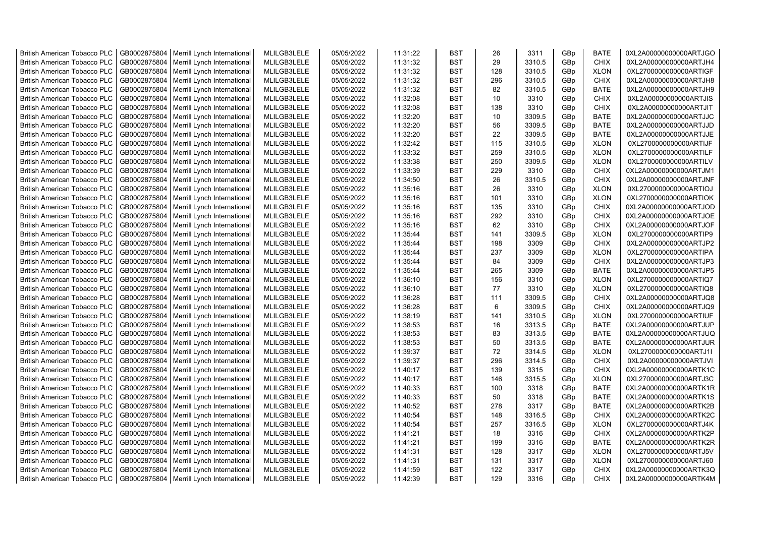| British American Tobacco PLC | GB0002875804 | Merrill Lynch International | MLILGB3LELE | 05/05/2022 | 11:31:22 | BST | 26 | 3311 | GBp | BATE | 0XL2A00000000000ARTJGO |
|---|---|---|---|---|---|---|---|---|---|---|---|
| British American Tobacco PLC | GB0002875804 | Merrill Lynch International | MLILGB3LELE | 05/05/2022 | 11:31:32 | BST | 29 | 3310.5 | GBp | CHIX | 0XL2A00000000000ARTJH4 |
| British American Tobacco PLC | GB0002875804 | Merrill Lynch International | MLILGB3LELE | 05/05/2022 | 11:31:32 | BST | 128 | 3310.5 | GBp | XLON | 0XL2700000000000ARTIGF |
| British American Tobacco PLC | GB0002875804 | Merrill Lynch International | MLILGB3LELE | 05/05/2022 | 11:31:32 | BST | 296 | 3310.5 | GBp | CHIX | 0XL2A00000000000ARTJH8 |
| British American Tobacco PLC | GB0002875804 | Merrill Lynch International | MLILGB3LELE | 05/05/2022 | 11:31:32 | BST | 82 | 3310.5 | GBp | BATE | 0XL2A00000000000ARTJH9 |
| British American Tobacco PLC | GB0002875804 | Merrill Lynch International | MLILGB3LELE | 05/05/2022 | 11:32:08 | BST | 10 | 3310 | GBp | CHIX | 0XL2A00000000000ARTJIS |
| British American Tobacco PLC | GB0002875804 | Merrill Lynch International | MLILGB3LELE | 05/05/2022 | 11:32:08 | BST | 138 | 3310 | GBp | CHIX | 0XL2A00000000000ARTJIT |
| British American Tobacco PLC | GB0002875804 | Merrill Lynch International | MLILGB3LELE | 05/05/2022 | 11:32:20 | BST | 10 | 3309.5 | GBp | BATE | 0XL2A00000000000ARTJJC |
| British American Tobacco PLC | GB0002875804 | Merrill Lynch International | MLILGB3LELE | 05/05/2022 | 11:32:20 | BST | 56 | 3309.5 | GBp | BATE | 0XL2A00000000000ARTJJD |
| British American Tobacco PLC | GB0002875804 | Merrill Lynch International | MLILGB3LELE | 05/05/2022 | 11:32:20 | BST | 22 | 3309.5 | GBp | BATE | 0XL2A00000000000ARTJJE |
| British American Tobacco PLC | GB0002875804 | Merrill Lynch International | MLILGB3LELE | 05/05/2022 | 11:32:42 | BST | 115 | 3310.5 | GBp | XLON | 0XL2700000000000ARTIJF |
| British American Tobacco PLC | GB0002875804 | Merrill Lynch International | MLILGB3LELE | 05/05/2022 | 11:33:32 | BST | 259 | 3310.5 | GBp | XLON | 0XL2700000000000ARTILF |
| British American Tobacco PLC | GB0002875804 | Merrill Lynch International | MLILGB3LELE | 05/05/2022 | 11:33:38 | BST | 250 | 3309.5 | GBp | XLON | 0XL2700000000000ARTILV |
| British American Tobacco PLC | GB0002875804 | Merrill Lynch International | MLILGB3LELE | 05/05/2022 | 11:33:39 | BST | 229 | 3310 | GBp | CHIX | 0XL2A00000000000ARTJM1 |
| British American Tobacco PLC | GB0002875804 | Merrill Lynch International | MLILGB3LELE | 05/05/2022 | 11:34:50 | BST | 26 | 3310.5 | GBp | CHIX | 0XL2A00000000000ARTJNF |
| British American Tobacco PLC | GB0002875804 | Merrill Lynch International | MLILGB3LELE | 05/05/2022 | 11:35:16 | BST | 26 | 3310 | GBp | XLON | 0XL2700000000000ARTIOJ |
| British American Tobacco PLC | GB0002875804 | Merrill Lynch International | MLILGB3LELE | 05/05/2022 | 11:35:16 | BST | 101 | 3310 | GBp | XLON | 0XL2700000000000ARTIOK |
| British American Tobacco PLC | GB0002875804 | Merrill Lynch International | MLILGB3LELE | 05/05/2022 | 11:35:16 | BST | 135 | 3310 | GBp | CHIX | 0XL2A00000000000ARTJOD |
| British American Tobacco PLC | GB0002875804 | Merrill Lynch International | MLILGB3LELE | 05/05/2022 | 11:35:16 | BST | 292 | 3310 | GBp | CHIX | 0XL2A00000000000ARTJOE |
| British American Tobacco PLC | GB0002875804 | Merrill Lynch International | MLILGB3LELE | 05/05/2022 | 11:35:16 | BST | 62 | 3310 | GBp | CHIX | 0XL2A00000000000ARTJOF |
| British American Tobacco PLC | GB0002875804 | Merrill Lynch International | MLILGB3LELE | 05/05/2022 | 11:35:44 | BST | 141 | 3309.5 | GBp | XLON | 0XL2700000000000ARTIP9 |
| British American Tobacco PLC | GB0002875804 | Merrill Lynch International | MLILGB3LELE | 05/05/2022 | 11:35:44 | BST | 198 | 3309 | GBp | CHIX | 0XL2A00000000000ARTJP2 |
| British American Tobacco PLC | GB0002875804 | Merrill Lynch International | MLILGB3LELE | 05/05/2022 | 11:35:44 | BST | 237 | 3309 | GBp | XLON | 0XL2700000000000ARTIPA |
| British American Tobacco PLC | GB0002875804 | Merrill Lynch International | MLILGB3LELE | 05/05/2022 | 11:35:44 | BST | 84 | 3309 | GBp | CHIX | 0XL2A00000000000ARTJP3 |
| British American Tobacco PLC | GB0002875804 | Merrill Lynch International | MLILGB3LELE | 05/05/2022 | 11:35:44 | BST | 265 | 3309 | GBp | BATE | 0XL2A00000000000ARTJP5 |
| British American Tobacco PLC | GB0002875804 | Merrill Lynch International | MLILGB3LELE | 05/05/2022 | 11:36:10 | BST | 156 | 3310 | GBp | XLON | 0XL2700000000000ARTIQ7 |
| British American Tobacco PLC | GB0002875804 | Merrill Lynch International | MLILGB3LELE | 05/05/2022 | 11:36:10 | BST | 77 | 3310 | GBp | XLON | 0XL2700000000000ARTIQ8 |
| British American Tobacco PLC | GB0002875804 | Merrill Lynch International | MLILGB3LELE | 05/05/2022 | 11:36:28 | BST | 111 | 3309.5 | GBp | CHIX | 0XL2A00000000000ARTJQ8 |
| British American Tobacco PLC | GB0002875804 | Merrill Lynch International | MLILGB3LELE | 05/05/2022 | 11:36:28 | BST | 6 | 3309.5 | GBp | CHIX | 0XL2A00000000000ARTJQ9 |
| British American Tobacco PLC | GB0002875804 | Merrill Lynch International | MLILGB3LELE | 05/05/2022 | 11:38:19 | BST | 141 | 3310.5 | GBp | XLON | 0XL2700000000000ARTIUF |
| British American Tobacco PLC | GB0002875804 | Merrill Lynch International | MLILGB3LELE | 05/05/2022 | 11:38:53 | BST | 16 | 3313.5 | GBp | BATE | 0XL2A00000000000ARTJUP |
| British American Tobacco PLC | GB0002875804 | Merrill Lynch International | MLILGB3LELE | 05/05/2022 | 11:38:53 | BST | 83 | 3313.5 | GBp | BATE | 0XL2A00000000000ARTJUQ |
| British American Tobacco PLC | GB0002875804 | Merrill Lynch International | MLILGB3LELE | 05/05/2022 | 11:38:53 | BST | 50 | 3313.5 | GBp | BATE | 0XL2A00000000000ARTJUR |
| British American Tobacco PLC | GB0002875804 | Merrill Lynch International | MLILGB3LELE | 05/05/2022 | 11:39:37 | BST | 72 | 3314.5 | GBp | XLON | 0XL2700000000000ARTJ1I |
| British American Tobacco PLC | GB0002875804 | Merrill Lynch International | MLILGB3LELE | 05/05/2022 | 11:39:37 | BST | 296 | 3314.5 | GBp | CHIX | 0XL2A00000000000ARTJVI |
| British American Tobacco PLC | GB0002875804 | Merrill Lynch International | MLILGB3LELE | 05/05/2022 | 11:40:17 | BST | 139 | 3315 | GBp | CHIX | 0XL2A00000000000ARTK1C |
| British American Tobacco PLC | GB0002875804 | Merrill Lynch International | MLILGB3LELE | 05/05/2022 | 11:40:17 | BST | 146 | 3315.5 | GBp | XLON | 0XL2700000000000ARTJ3C |
| British American Tobacco PLC | GB0002875804 | Merrill Lynch International | MLILGB3LELE | 05/05/2022 | 11:40:33 | BST | 100 | 3318 | GBp | BATE | 0XL2A00000000000ARTK1R |
| British American Tobacco PLC | GB0002875804 | Merrill Lynch International | MLILGB3LELE | 05/05/2022 | 11:40:33 | BST | 50 | 3318 | GBp | BATE | 0XL2A00000000000ARTK1S |
| British American Tobacco PLC | GB0002875804 | Merrill Lynch International | MLILGB3LELE | 05/05/2022 | 11:40:52 | BST | 278 | 3317 | GBp | BATE | 0XL2A00000000000ARTK2B |
| British American Tobacco PLC | GB0002875804 | Merrill Lynch International | MLILGB3LELE | 05/05/2022 | 11:40:54 | BST | 148 | 3316.5 | GBp | CHIX | 0XL2A00000000000ARTK2C |
| British American Tobacco PLC | GB0002875804 | Merrill Lynch International | MLILGB3LELE | 05/05/2022 | 11:40:54 | BST | 257 | 3316.5 | GBp | XLON | 0XL2700000000000ARTJ4K |
| British American Tobacco PLC | GB0002875804 | Merrill Lynch International | MLILGB3LELE | 05/05/2022 | 11:41:21 | BST | 18 | 3316 | GBp | CHIX | 0XL2A00000000000ARTK2P |
| British American Tobacco PLC | GB0002875804 | Merrill Lynch International | MLILGB3LELE | 05/05/2022 | 11:41:21 | BST | 199 | 3316 | GBp | BATE | 0XL2A00000000000ARTK2R |
| British American Tobacco PLC | GB0002875804 | Merrill Lynch International | MLILGB3LELE | 05/05/2022 | 11:41:31 | BST | 128 | 3317 | GBp | XLON | 0XL2700000000000ARTJ5V |
| British American Tobacco PLC | GB0002875804 | Merrill Lynch International | MLILGB3LELE | 05/05/2022 | 11:41:31 | BST | 131 | 3317 | GBp | XLON | 0XL2700000000000ARTJ60 |
| British American Tobacco PLC | GB0002875804 | Merrill Lynch International | MLILGB3LELE | 05/05/2022 | 11:41:59 | BST | 122 | 3317 | GBp | CHIX | 0XL2A00000000000ARTK3Q |
| British American Tobacco PLC | GB0002875804 | Merrill Lynch International | MLILGB3LELE | 05/05/2022 | 11:42:39 | BST | 129 | 3316 | GBp | CHIX | 0XL2A00000000000ARTK4M |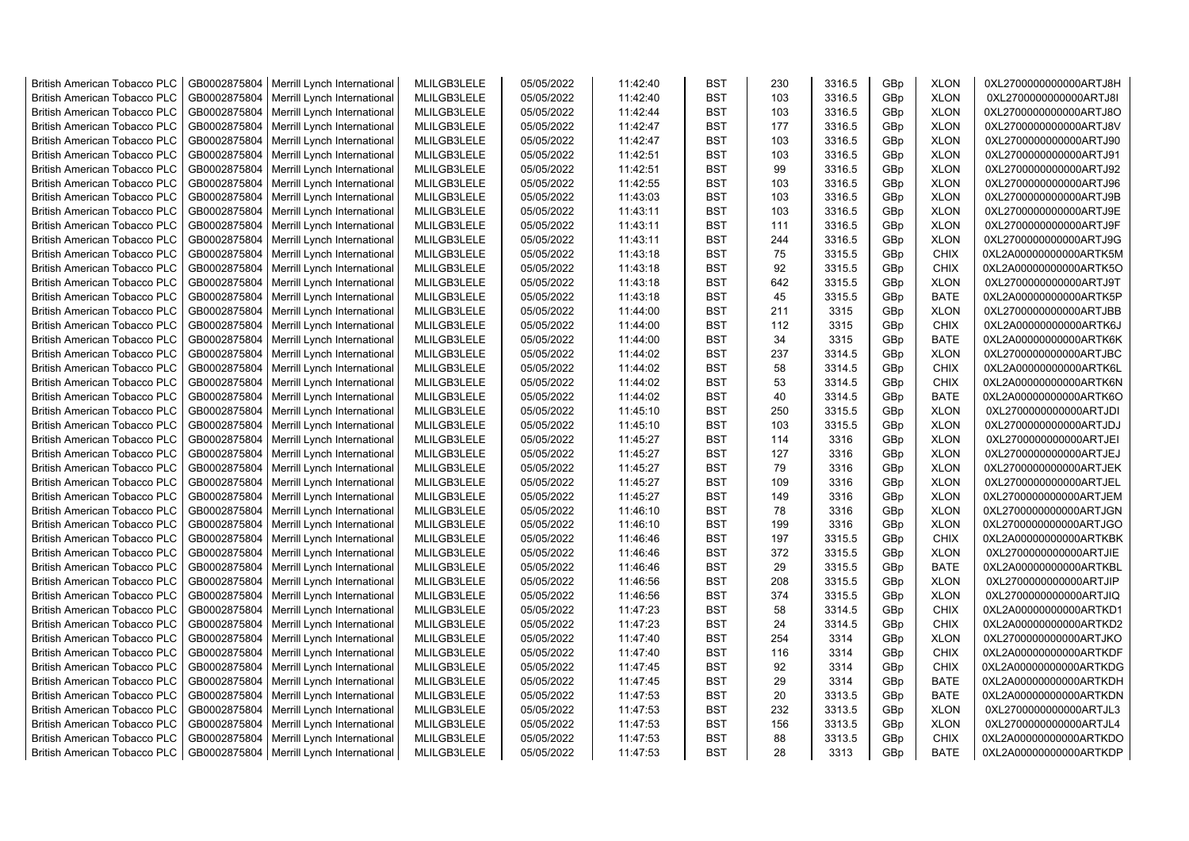| British American Tobacco PLC | GB0002875804 | Merrill Lynch International | MLILGB3LELE | 05/05/2022 | 11:42:40 | BST | 230 | 3316.5 | GBp | XLON | 0XL2700000000000ARTJ8H |
|---|---|---|---|---|---|---|---|---|---|---|---|
| British American Tobacco PLC | GB0002875804 | Merrill Lynch International | MLILGB3LELE | 05/05/2022 | 11:42:40 | BST | 103 | 3316.5 | GBp | XLON | 0XL2700000000000ARTJ8I |
| British American Tobacco PLC | GB0002875804 | Merrill Lynch International | MLILGB3LELE | 05/05/2022 | 11:42:44 | BST | 103 | 3316.5 | GBp | XLON | 0XL2700000000000ARTJ8O |
| British American Tobacco PLC | GB0002875804 | Merrill Lynch International | MLILGB3LELE | 05/05/2022 | 11:42:47 | BST | 177 | 3316.5 | GBp | XLON | 0XL2700000000000ARTJ8V |
| British American Tobacco PLC | GB0002875804 | Merrill Lynch International | MLILGB3LELE | 05/05/2022 | 11:42:47 | BST | 103 | 3316.5 | GBp | XLON | 0XL2700000000000ARTJ90 |
| British American Tobacco PLC | GB0002875804 | Merrill Lynch International | MLILGB3LELE | 05/05/2022 | 11:42:51 | BST | 103 | 3316.5 | GBp | XLON | 0XL2700000000000ARTJ91 |
| British American Tobacco PLC | GB0002875804 | Merrill Lynch International | MLILGB3LELE | 05/05/2022 | 11:42:51 | BST | 99 | 3316.5 | GBp | XLON | 0XL2700000000000ARTJ92 |
| British American Tobacco PLC | GB0002875804 | Merrill Lynch International | MLILGB3LELE | 05/05/2022 | 11:42:55 | BST | 103 | 3316.5 | GBp | XLON | 0XL2700000000000ARTJ96 |
| British American Tobacco PLC | GB0002875804 | Merrill Lynch International | MLILGB3LELE | 05/05/2022 | 11:43:03 | BST | 103 | 3316.5 | GBp | XLON | 0XL2700000000000ARTJ9B |
| British American Tobacco PLC | GB0002875804 | Merrill Lynch International | MLILGB3LELE | 05/05/2022 | 11:43:11 | BST | 103 | 3316.5 | GBp | XLON | 0XL2700000000000ARTJ9E |
| British American Tobacco PLC | GB0002875804 | Merrill Lynch International | MLILGB3LELE | 05/05/2022 | 11:43:11 | BST | 111 | 3316.5 | GBp | XLON | 0XL2700000000000ARTJ9F |
| British American Tobacco PLC | GB0002875804 | Merrill Lynch International | MLILGB3LELE | 05/05/2022 | 11:43:11 | BST | 244 | 3316.5 | GBp | XLON | 0XL2700000000000ARTJ9G |
| British American Tobacco PLC | GB0002875804 | Merrill Lynch International | MLILGB3LELE | 05/05/2022 | 11:43:18 | BST | 75 | 3315.5 | GBp | CHIX | 0XL2A00000000000ARTK5M |
| British American Tobacco PLC | GB0002875804 | Merrill Lynch International | MLILGB3LELE | 05/05/2022 | 11:43:18 | BST | 92 | 3315.5 | GBp | CHIX | 0XL2A00000000000ARTK5O |
| British American Tobacco PLC | GB0002875804 | Merrill Lynch International | MLILGB3LELE | 05/05/2022 | 11:43:18 | BST | 642 | 3315.5 | GBp | XLON | 0XL2700000000000ARTJ9T |
| British American Tobacco PLC | GB0002875804 | Merrill Lynch International | MLILGB3LELE | 05/05/2022 | 11:43:18 | BST | 45 | 3315.5 | GBp | BATE | 0XL2A00000000000ARTK5P |
| British American Tobacco PLC | GB0002875804 | Merrill Lynch International | MLILGB3LELE | 05/05/2022 | 11:44:00 | BST | 211 | 3315 | GBp | XLON | 0XL2700000000000ARTJBB |
| British American Tobacco PLC | GB0002875804 | Merrill Lynch International | MLILGB3LELE | 05/05/2022 | 11:44:00 | BST | 112 | 3315 | GBp | CHIX | 0XL2A00000000000ARTK6J |
| British American Tobacco PLC | GB0002875804 | Merrill Lynch International | MLILGB3LELE | 05/05/2022 | 11:44:00 | BST | 34 | 3315 | GBp | BATE | 0XL2A00000000000ARTK6K |
| British American Tobacco PLC | GB0002875804 | Merrill Lynch International | MLILGB3LELE | 05/05/2022 | 11:44:02 | BST | 237 | 3314.5 | GBp | XLON | 0XL2700000000000ARTJBC |
| British American Tobacco PLC | GB0002875804 | Merrill Lynch International | MLILGB3LELE | 05/05/2022 | 11:44:02 | BST | 58 | 3314.5 | GBp | CHIX | 0XL2A00000000000ARTK6L |
| British American Tobacco PLC | GB0002875804 | Merrill Lynch International | MLILGB3LELE | 05/05/2022 | 11:44:02 | BST | 53 | 3314.5 | GBp | CHIX | 0XL2A00000000000ARTK6N |
| British American Tobacco PLC | GB0002875804 | Merrill Lynch International | MLILGB3LELE | 05/05/2022 | 11:44:02 | BST | 40 | 3314.5 | GBp | BATE | 0XL2A00000000000ARTK6O |
| British American Tobacco PLC | GB0002875804 | Merrill Lynch International | MLILGB3LELE | 05/05/2022 | 11:45:10 | BST | 250 | 3315.5 | GBp | XLON | 0XL2700000000000ARTJDI |
| British American Tobacco PLC | GB0002875804 | Merrill Lynch International | MLILGB3LELE | 05/05/2022 | 11:45:10 | BST | 103 | 3315.5 | GBp | XLON | 0XL2700000000000ARTJDJ |
| British American Tobacco PLC | GB0002875804 | Merrill Lynch International | MLILGB3LELE | 05/05/2022 | 11:45:27 | BST | 114 | 3316 | GBp | XLON | 0XL2700000000000ARTJEI |
| British American Tobacco PLC | GB0002875804 | Merrill Lynch International | MLILGB3LELE | 05/05/2022 | 11:45:27 | BST | 127 | 3316 | GBp | XLON | 0XL2700000000000ARTJEJ |
| British American Tobacco PLC | GB0002875804 | Merrill Lynch International | MLILGB3LELE | 05/05/2022 | 11:45:27 | BST | 79 | 3316 | GBp | XLON | 0XL2700000000000ARTJEK |
| British American Tobacco PLC | GB0002875804 | Merrill Lynch International | MLILGB3LELE | 05/05/2022 | 11:45:27 | BST | 109 | 3316 | GBp | XLON | 0XL2700000000000ARTJEL |
| British American Tobacco PLC | GB0002875804 | Merrill Lynch International | MLILGB3LELE | 05/05/2022 | 11:45:27 | BST | 149 | 3316 | GBp | XLON | 0XL2700000000000ARTJEM |
| British American Tobacco PLC | GB0002875804 | Merrill Lynch International | MLILGB3LELE | 05/05/2022 | 11:46:10 | BST | 78 | 3316 | GBp | XLON | 0XL2700000000000ARTJGN |
| British American Tobacco PLC | GB0002875804 | Merrill Lynch International | MLILGB3LELE | 05/05/2022 | 11:46:10 | BST | 199 | 3316 | GBp | XLON | 0XL2700000000000ARTJGO |
| British American Tobacco PLC | GB0002875804 | Merrill Lynch International | MLILGB3LELE | 05/05/2022 | 11:46:46 | BST | 197 | 3315.5 | GBp | CHIX | 0XL2A00000000000ARTKBK |
| British American Tobacco PLC | GB0002875804 | Merrill Lynch International | MLILGB3LELE | 05/05/2022 | 11:46:46 | BST | 372 | 3315.5 | GBp | XLON | 0XL2700000000000ARTJIE |
| British American Tobacco PLC | GB0002875804 | Merrill Lynch International | MLILGB3LELE | 05/05/2022 | 11:46:46 | BST | 29 | 3315.5 | GBp | BATE | 0XL2A00000000000ARTKBL |
| British American Tobacco PLC | GB0002875804 | Merrill Lynch International | MLILGB3LELE | 05/05/2022 | 11:46:56 | BST | 208 | 3315.5 | GBp | XLON | 0XL2700000000000ARTJIP |
| British American Tobacco PLC | GB0002875804 | Merrill Lynch International | MLILGB3LELE | 05/05/2022 | 11:46:56 | BST | 374 | 3315.5 | GBp | XLON | 0XL2700000000000ARTJIQ |
| British American Tobacco PLC | GB0002875804 | Merrill Lynch International | MLILGB3LELE | 05/05/2022 | 11:47:23 | BST | 58 | 3314.5 | GBp | CHIX | 0XL2A00000000000ARTKD1 |
| British American Tobacco PLC | GB0002875804 | Merrill Lynch International | MLILGB3LELE | 05/05/2022 | 11:47:23 | BST | 24 | 3314.5 | GBp | CHIX | 0XL2A00000000000ARTKD2 |
| British American Tobacco PLC | GB0002875804 | Merrill Lynch International | MLILGB3LELE | 05/05/2022 | 11:47:40 | BST | 254 | 3314 | GBp | XLON | 0XL2700000000000ARTJKO |
| British American Tobacco PLC | GB0002875804 | Merrill Lynch International | MLILGB3LELE | 05/05/2022 | 11:47:40 | BST | 116 | 3314 | GBp | CHIX | 0XL2A00000000000ARTKDF |
| British American Tobacco PLC | GB0002875804 | Merrill Lynch International | MLILGB3LELE | 05/05/2022 | 11:47:45 | BST | 92 | 3314 | GBp | CHIX | 0XL2A00000000000ARTKDG |
| British American Tobacco PLC | GB0002875804 | Merrill Lynch International | MLILGB3LELE | 05/05/2022 | 11:47:45 | BST | 29 | 3314 | GBp | BATE | 0XL2A00000000000ARTKDH |
| British American Tobacco PLC | GB0002875804 | Merrill Lynch International | MLILGB3LELE | 05/05/2022 | 11:47:53 | BST | 20 | 3313.5 | GBp | BATE | 0XL2A00000000000ARTKDN |
| British American Tobacco PLC | GB0002875804 | Merrill Lynch International | MLILGB3LELE | 05/05/2022 | 11:47:53 | BST | 232 | 3313.5 | GBp | XLON | 0XL2700000000000ARTJL3 |
| British American Tobacco PLC | GB0002875804 | Merrill Lynch International | MLILGB3LELE | 05/05/2022 | 11:47:53 | BST | 156 | 3313.5 | GBp | XLON | 0XL2700000000000ARTJL4 |
| British American Tobacco PLC | GB0002875804 | Merrill Lynch International | MLILGB3LELE | 05/05/2022 | 11:47:53 | BST | 88 | 3313.5 | GBp | CHIX | 0XL2A00000000000ARTKDO |
| British American Tobacco PLC | GB0002875804 | Merrill Lynch International | MLILGB3LELE | 05/05/2022 | 11:47:53 | BST | 28 | 3313 | GBp | BATE | 0XL2A00000000000ARTKDP |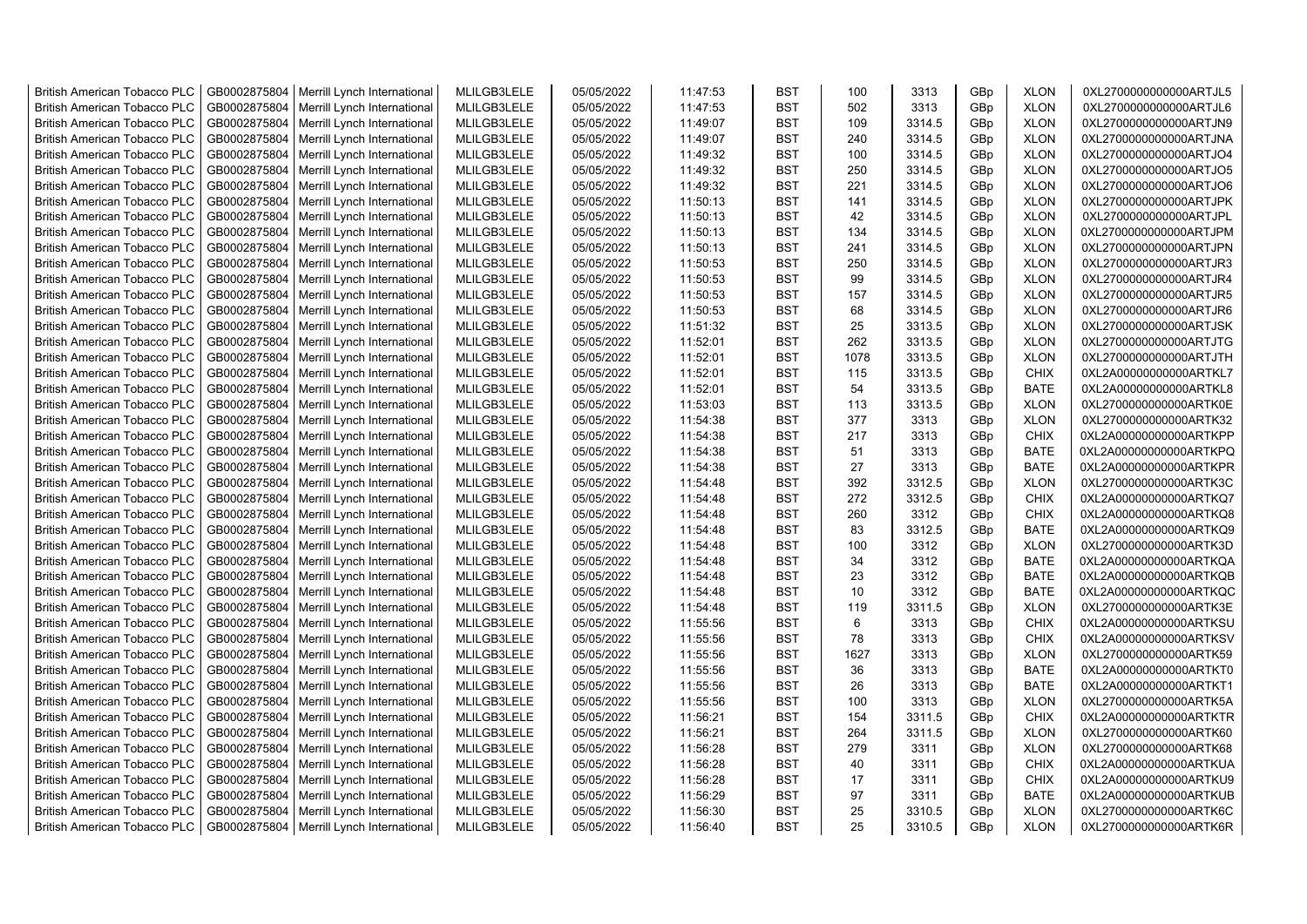| British American Tobacco PLC | GB0002875804 | Merrill Lynch International | MLILGB3LELE | 05/05/2022 | 11:47:53 | BST | 100 | 3313 | GBp | XLON | 0XL2700000000000ARTJL5 |
|---|---|---|---|---|---|---|---|---|---|---|---|
| British American Tobacco PLC | GB0002875804 | Merrill Lynch International | MLILGB3LELE | 05/05/2022 | 11:47:53 | BST | 502 | 3313 | GBp | XLON | 0XL2700000000000ARTJL6 |
| British American Tobacco PLC | GB0002875804 | Merrill Lynch International | MLILGB3LELE | 05/05/2022 | 11:49:07 | BST | 109 | 3314.5 | GBp | XLON | 0XL2700000000000ARTJN9 |
| British American Tobacco PLC | GB0002875804 | Merrill Lynch International | MLILGB3LELE | 05/05/2022 | 11:49:07 | BST | 240 | 3314.5 | GBp | XLON | 0XL2700000000000ARTJNA |
| British American Tobacco PLC | GB0002875804 | Merrill Lynch International | MLILGB3LELE | 05/05/2022 | 11:49:32 | BST | 100 | 3314.5 | GBp | XLON | 0XL2700000000000ARTJO4 |
| British American Tobacco PLC | GB0002875804 | Merrill Lynch International | MLILGB3LELE | 05/05/2022 | 11:49:32 | BST | 250 | 3314.5 | GBp | XLON | 0XL2700000000000ARTJO5 |
| British American Tobacco PLC | GB0002875804 | Merrill Lynch International | MLILGB3LELE | 05/05/2022 | 11:49:32 | BST | 221 | 3314.5 | GBp | XLON | 0XL2700000000000ARTJO6 |
| British American Tobacco PLC | GB0002875804 | Merrill Lynch International | MLILGB3LELE | 05/05/2022 | 11:50:13 | BST | 141 | 3314.5 | GBp | XLON | 0XL2700000000000ARTJPK |
| British American Tobacco PLC | GB0002875804 | Merrill Lynch International | MLILGB3LELE | 05/05/2022 | 11:50:13 | BST | 42 | 3314.5 | GBp | XLON | 0XL2700000000000ARTJPL |
| British American Tobacco PLC | GB0002875804 | Merrill Lynch International | MLILGB3LELE | 05/05/2022 | 11:50:13 | BST | 134 | 3314.5 | GBp | XLON | 0XL2700000000000ARTJPM |
| British American Tobacco PLC | GB0002875804 | Merrill Lynch International | MLILGB3LELE | 05/05/2022 | 11:50:13 | BST | 241 | 3314.5 | GBp | XLON | 0XL2700000000000ARTJPN |
| British American Tobacco PLC | GB0002875804 | Merrill Lynch International | MLILGB3LELE | 05/05/2022 | 11:50:53 | BST | 250 | 3314.5 | GBp | XLON | 0XL2700000000000ARTJR3 |
| British American Tobacco PLC | GB0002875804 | Merrill Lynch International | MLILGB3LELE | 05/05/2022 | 11:50:53 | BST | 99 | 3314.5 | GBp | XLON | 0XL2700000000000ARTJR4 |
| British American Tobacco PLC | GB0002875804 | Merrill Lynch International | MLILGB3LELE | 05/05/2022 | 11:50:53 | BST | 157 | 3314.5 | GBp | XLON | 0XL2700000000000ARTJR5 |
| British American Tobacco PLC | GB0002875804 | Merrill Lynch International | MLILGB3LELE | 05/05/2022 | 11:50:53 | BST | 68 | 3314.5 | GBp | XLON | 0XL2700000000000ARTJR6 |
| British American Tobacco PLC | GB0002875804 | Merrill Lynch International | MLILGB3LELE | 05/05/2022 | 11:51:32 | BST | 25 | 3313.5 | GBp | XLON | 0XL2700000000000ARTJSK |
| British American Tobacco PLC | GB0002875804 | Merrill Lynch International | MLILGB3LELE | 05/05/2022 | 11:52:01 | BST | 262 | 3313.5 | GBp | XLON | 0XL2700000000000ARTJTG |
| British American Tobacco PLC | GB0002875804 | Merrill Lynch International | MLILGB3LELE | 05/05/2022 | 11:52:01 | BST | 1078 | 3313.5 | GBp | XLON | 0XL2700000000000ARTJTH |
| British American Tobacco PLC | GB0002875804 | Merrill Lynch International | MLILGB3LELE | 05/05/2022 | 11:52:01 | BST | 115 | 3313.5 | GBp | CHIX | 0XL2A00000000000ARTKL7 |
| British American Tobacco PLC | GB0002875804 | Merrill Lynch International | MLILGB3LELE | 05/05/2022 | 11:52:01 | BST | 54 | 3313.5 | GBp | BATE | 0XL2A00000000000ARTKL8 |
| British American Tobacco PLC | GB0002875804 | Merrill Lynch International | MLILGB3LELE | 05/05/2022 | 11:53:03 | BST | 113 | 3313.5 | GBp | XLON | 0XL2700000000000ARTK0E |
| British American Tobacco PLC | GB0002875804 | Merrill Lynch International | MLILGB3LELE | 05/05/2022 | 11:54:38 | BST | 377 | 3313 | GBp | XLON | 0XL2700000000000ARTK32 |
| British American Tobacco PLC | GB0002875804 | Merrill Lynch International | MLILGB3LELE | 05/05/2022 | 11:54:38 | BST | 217 | 3313 | GBp | CHIX | 0XL2A00000000000ARTKPP |
| British American Tobacco PLC | GB0002875804 | Merrill Lynch International | MLILGB3LELE | 05/05/2022 | 11:54:38 | BST | 51 | 3313 | GBp | BATE | 0XL2A00000000000ARTKPQ |
| British American Tobacco PLC | GB0002875804 | Merrill Lynch International | MLILGB3LELE | 05/05/2022 | 11:54:38 | BST | 27 | 3313 | GBp | BATE | 0XL2A00000000000ARTKPR |
| British American Tobacco PLC | GB0002875804 | Merrill Lynch International | MLILGB3LELE | 05/05/2022 | 11:54:48 | BST | 392 | 3312.5 | GBp | XLON | 0XL2700000000000ARTK3C |
| British American Tobacco PLC | GB0002875804 | Merrill Lynch International | MLILGB3LELE | 05/05/2022 | 11:54:48 | BST | 272 | 3312.5 | GBp | CHIX | 0XL2A00000000000ARTKQ7 |
| British American Tobacco PLC | GB0002875804 | Merrill Lynch International | MLILGB3LELE | 05/05/2022 | 11:54:48 | BST | 260 | 3312 | GBp | CHIX | 0XL2A00000000000ARTKQ8 |
| British American Tobacco PLC | GB0002875804 | Merrill Lynch International | MLILGB3LELE | 05/05/2022 | 11:54:48 | BST | 83 | 3312.5 | GBp | BATE | 0XL2A00000000000ARTKQ9 |
| British American Tobacco PLC | GB0002875804 | Merrill Lynch International | MLILGB3LELE | 05/05/2022 | 11:54:48 | BST | 100 | 3312 | GBp | XLON | 0XL2700000000000ARTK3D |
| British American Tobacco PLC | GB0002875804 | Merrill Lynch International | MLILGB3LELE | 05/05/2022 | 11:54:48 | BST | 34 | 3312 | GBp | BATE | 0XL2A00000000000ARTKQA |
| British American Tobacco PLC | GB0002875804 | Merrill Lynch International | MLILGB3LELE | 05/05/2022 | 11:54:48 | BST | 23 | 3312 | GBp | BATE | 0XL2A00000000000ARTKQB |
| British American Tobacco PLC | GB0002875804 | Merrill Lynch International | MLILGB3LELE | 05/05/2022 | 11:54:48 | BST | 10 | 3312 | GBp | BATE | 0XL2A00000000000ARTKQC |
| British American Tobacco PLC | GB0002875804 | Merrill Lynch International | MLILGB3LELE | 05/05/2022 | 11:54:48 | BST | 119 | 3311.5 | GBp | XLON | 0XL2700000000000ARTK3E |
| British American Tobacco PLC | GB0002875804 | Merrill Lynch International | MLILGB3LELE | 05/05/2022 | 11:55:56 | BST | 6 | 3313 | GBp | CHIX | 0XL2A00000000000ARTKSU |
| British American Tobacco PLC | GB0002875804 | Merrill Lynch International | MLILGB3LELE | 05/05/2022 | 11:55:56 | BST | 78 | 3313 | GBp | CHIX | 0XL2A00000000000ARTKSV |
| British American Tobacco PLC | GB0002875804 | Merrill Lynch International | MLILGB3LELE | 05/05/2022 | 11:55:56 | BST | 1627 | 3313 | GBp | XLON | 0XL2700000000000ARTK59 |
| British American Tobacco PLC | GB0002875804 | Merrill Lynch International | MLILGB3LELE | 05/05/2022 | 11:55:56 | BST | 36 | 3313 | GBp | BATE | 0XL2A00000000000ARTKT0 |
| British American Tobacco PLC | GB0002875804 | Merrill Lynch International | MLILGB3LELE | 05/05/2022 | 11:55:56 | BST | 26 | 3313 | GBp | BATE | 0XL2A00000000000ARTKT1 |
| British American Tobacco PLC | GB0002875804 | Merrill Lynch International | MLILGB3LELE | 05/05/2022 | 11:55:56 | BST | 100 | 3313 | GBp | XLON | 0XL2700000000000ARTK5A |
| British American Tobacco PLC | GB0002875804 | Merrill Lynch International | MLILGB3LELE | 05/05/2022 | 11:56:21 | BST | 154 | 3311.5 | GBp | CHIX | 0XL2A00000000000ARTKTR |
| British American Tobacco PLC | GB0002875804 | Merrill Lynch International | MLILGB3LELE | 05/05/2022 | 11:56:21 | BST | 264 | 3311.5 | GBp | XLON | 0XL2700000000000ARTK60 |
| British American Tobacco PLC | GB0002875804 | Merrill Lynch International | MLILGB3LELE | 05/05/2022 | 11:56:28 | BST | 279 | 3311 | GBp | XLON | 0XL2700000000000ARTK68 |
| British American Tobacco PLC | GB0002875804 | Merrill Lynch International | MLILGB3LELE | 05/05/2022 | 11:56:28 | BST | 40 | 3311 | GBp | CHIX | 0XL2A00000000000ARTKUA |
| British American Tobacco PLC | GB0002875804 | Merrill Lynch International | MLILGB3LELE | 05/05/2022 | 11:56:28 | BST | 17 | 3311 | GBp | CHIX | 0XL2A00000000000ARTKU9 |
| British American Tobacco PLC | GB0002875804 | Merrill Lynch International | MLILGB3LELE | 05/05/2022 | 11:56:29 | BST | 97 | 3311 | GBp | BATE | 0XL2A00000000000ARTKUB |
| British American Tobacco PLC | GB0002875804 | Merrill Lynch International | MLILGB3LELE | 05/05/2022 | 11:56:30 | BST | 25 | 3310.5 | GBp | XLON | 0XL2700000000000ARTK6C |
| British American Tobacco PLC | GB0002875804 | Merrill Lynch International | MLILGB3LELE | 05/05/2022 | 11:56:40 | BST | 25 | 3310.5 | GBp | XLON | 0XL2700000000000ARTK6R |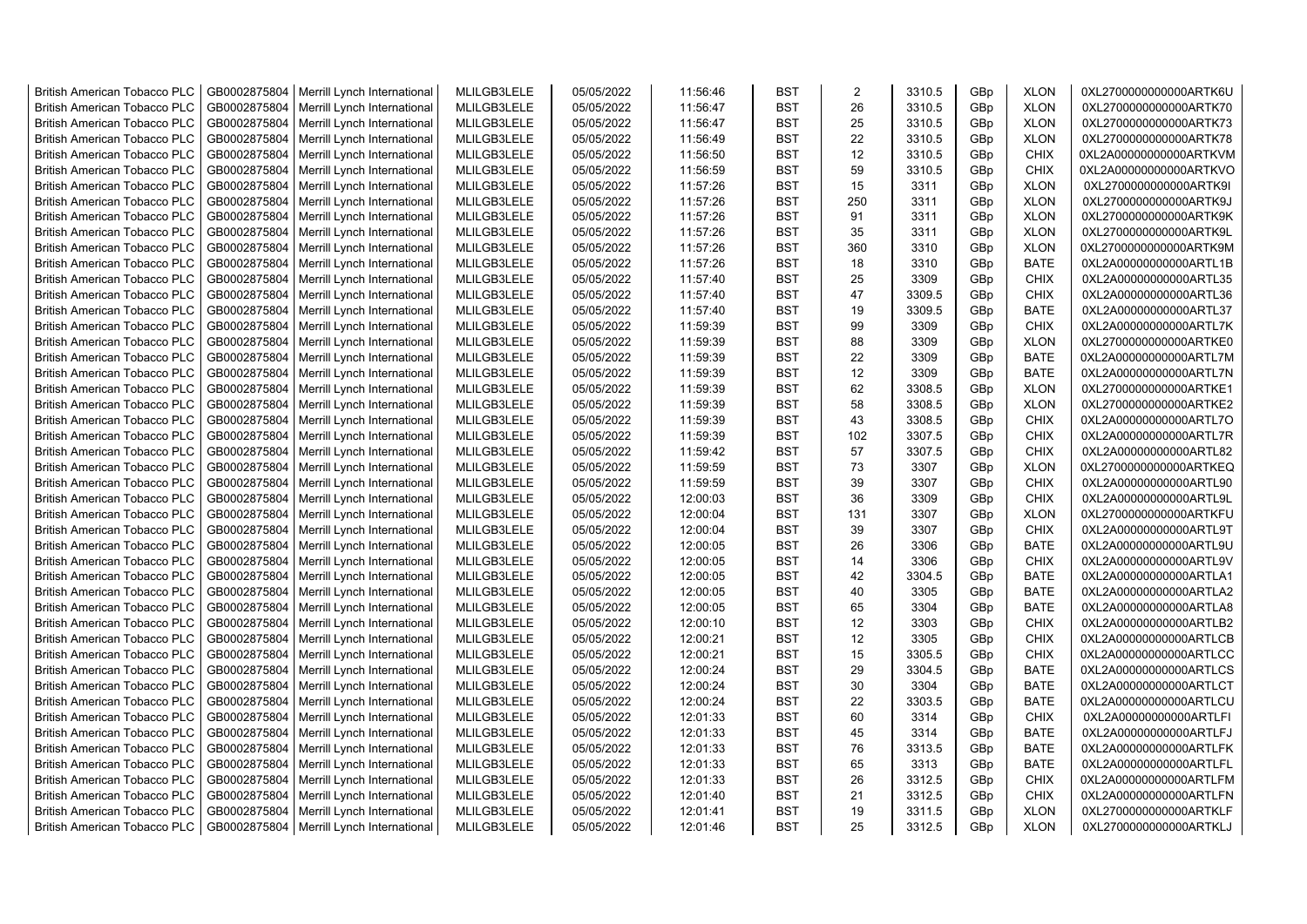| | | | | | | | | | | | |
|---|---|---|---|---|---|---|---|---|---|---|---|
| British American Tobacco PLC | GB0002875804 | Merrill Lynch International | MLILGB3LELE | 05/05/2022 | 11:56:46 | BST | 2 | 3310.5 | GBp | XLON | 0XL2700000000000ARTK6U |
| British American Tobacco PLC | GB0002875804 | Merrill Lynch International | MLILGB3LELE | 05/05/2022 | 11:56:47 | BST | 26 | 3310.5 | GBp | XLON | 0XL2700000000000ARTK70 |
| British American Tobacco PLC | GB0002875804 | Merrill Lynch International | MLILGB3LELE | 05/05/2022 | 11:56:47 | BST | 25 | 3310.5 | GBp | XLON | 0XL2700000000000ARTK73 |
| British American Tobacco PLC | GB0002875804 | Merrill Lynch International | MLILGB3LELE | 05/05/2022 | 11:56:49 | BST | 22 | 3310.5 | GBp | XLON | 0XL2700000000000ARTK78 |
| British American Tobacco PLC | GB0002875804 | Merrill Lynch International | MLILGB3LELE | 05/05/2022 | 11:56:50 | BST | 12 | 3310.5 | GBp | CHIX | 0XL2A00000000000ARTKVM |
| British American Tobacco PLC | GB0002875804 | Merrill Lynch International | MLILGB3LELE | 05/05/2022 | 11:56:59 | BST | 59 | 3310.5 | GBp | CHIX | 0XL2A00000000000ARTKVO |
| British American Tobacco PLC | GB0002875804 | Merrill Lynch International | MLILGB3LELE | 05/05/2022 | 11:57:26 | BST | 15 | 3311 | GBp | XLON | 0XL2700000000000ARTK9I |
| British American Tobacco PLC | GB0002875804 | Merrill Lynch International | MLILGB3LELE | 05/05/2022 | 11:57:26 | BST | 250 | 3311 | GBp | XLON | 0XL2700000000000ARTK9J |
| British American Tobacco PLC | GB0002875804 | Merrill Lynch International | MLILGB3LELE | 05/05/2022 | 11:57:26 | BST | 91 | 3311 | GBp | XLON | 0XL2700000000000ARTK9K |
| British American Tobacco PLC | GB0002875804 | Merrill Lynch International | MLILGB3LELE | 05/05/2022 | 11:57:26 | BST | 35 | 3311 | GBp | XLON | 0XL2700000000000ARTK9L |
| British American Tobacco PLC | GB0002875804 | Merrill Lynch International | MLILGB3LELE | 05/05/2022 | 11:57:26 | BST | 360 | 3310 | GBp | XLON | 0XL2700000000000ARTK9M |
| British American Tobacco PLC | GB0002875804 | Merrill Lynch International | MLILGB3LELE | 05/05/2022 | 11:57:26 | BST | 18 | 3310 | GBp | BATE | 0XL2A00000000000ARTL1B |
| British American Tobacco PLC | GB0002875804 | Merrill Lynch International | MLILGB3LELE | 05/05/2022 | 11:57:40 | BST | 25 | 3309 | GBp | CHIX | 0XL2A00000000000ARTL35 |
| British American Tobacco PLC | GB0002875804 | Merrill Lynch International | MLILGB3LELE | 05/05/2022 | 11:57:40 | BST | 47 | 3309.5 | GBp | CHIX | 0XL2A00000000000ARTL36 |
| British American Tobacco PLC | GB0002875804 | Merrill Lynch International | MLILGB3LELE | 05/05/2022 | 11:57:40 | BST | 19 | 3309.5 | GBp | BATE | 0XL2A00000000000ARTL37 |
| British American Tobacco PLC | GB0002875804 | Merrill Lynch International | MLILGB3LELE | 05/05/2022 | 11:59:39 | BST | 99 | 3309 | GBp | CHIX | 0XL2A00000000000ARTL7K |
| British American Tobacco PLC | GB0002875804 | Merrill Lynch International | MLILGB3LELE | 05/05/2022 | 11:59:39 | BST | 88 | 3309 | GBp | XLON | 0XL2700000000000ARTKE0 |
| British American Tobacco PLC | GB0002875804 | Merrill Lynch International | MLILGB3LELE | 05/05/2022 | 11:59:39 | BST | 22 | 3309 | GBp | BATE | 0XL2A00000000000ARTL7M |
| British American Tobacco PLC | GB0002875804 | Merrill Lynch International | MLILGB3LELE | 05/05/2022 | 11:59:39 | BST | 12 | 3309 | GBp | BATE | 0XL2A00000000000ARTL7N |
| British American Tobacco PLC | GB0002875804 | Merrill Lynch International | MLILGB3LELE | 05/05/2022 | 11:59:39 | BST | 62 | 3308.5 | GBp | XLON | 0XL2700000000000ARTKE1 |
| British American Tobacco PLC | GB0002875804 | Merrill Lynch International | MLILGB3LELE | 05/05/2022 | 11:59:39 | BST | 58 | 3308.5 | GBp | XLON | 0XL2700000000000ARTKE2 |
| British American Tobacco PLC | GB0002875804 | Merrill Lynch International | MLILGB3LELE | 05/05/2022 | 11:59:39 | BST | 43 | 3308.5 | GBp | CHIX | 0XL2A00000000000ARTL7O |
| British American Tobacco PLC | GB0002875804 | Merrill Lynch International | MLILGB3LELE | 05/05/2022 | 11:59:39 | BST | 102 | 3307.5 | GBp | CHIX | 0XL2A00000000000ARTL7R |
| British American Tobacco PLC | GB0002875804 | Merrill Lynch International | MLILGB3LELE | 05/05/2022 | 11:59:42 | BST | 57 | 3307.5 | GBp | CHIX | 0XL2A00000000000ARTL82 |
| British American Tobacco PLC | GB0002875804 | Merrill Lynch International | MLILGB3LELE | 05/05/2022 | 11:59:59 | BST | 73 | 3307 | GBp | XLON | 0XL2700000000000ARTKEQ |
| British American Tobacco PLC | GB0002875804 | Merrill Lynch International | MLILGB3LELE | 05/05/2022 | 11:59:59 | BST | 39 | 3307 | GBp | CHIX | 0XL2A00000000000ARTL90 |
| British American Tobacco PLC | GB0002875804 | Merrill Lynch International | MLILGB3LELE | 05/05/2022 | 12:00:03 | BST | 36 | 3309 | GBp | CHIX | 0XL2A00000000000ARTL9L |
| British American Tobacco PLC | GB0002875804 | Merrill Lynch International | MLILGB3LELE | 05/05/2022 | 12:00:04 | BST | 131 | 3307 | GBp | XLON | 0XL2700000000000ARTKFU |
| British American Tobacco PLC | GB0002875804 | Merrill Lynch International | MLILGB3LELE | 05/05/2022 | 12:00:04 | BST | 39 | 3307 | GBp | CHIX | 0XL2A00000000000ARTL9T |
| British American Tobacco PLC | GB0002875804 | Merrill Lynch International | MLILGB3LELE | 05/05/2022 | 12:00:05 | BST | 26 | 3306 | GBp | BATE | 0XL2A00000000000ARTL9U |
| British American Tobacco PLC | GB0002875804 | Merrill Lynch International | MLILGB3LELE | 05/05/2022 | 12:00:05 | BST | 14 | 3306 | GBp | CHIX | 0XL2A00000000000ARTL9V |
| British American Tobacco PLC | GB0002875804 | Merrill Lynch International | MLILGB3LELE | 05/05/2022 | 12:00:05 | BST | 42 | 3304.5 | GBp | BATE | 0XL2A00000000000ARTLA1 |
| British American Tobacco PLC | GB0002875804 | Merrill Lynch International | MLILGB3LELE | 05/05/2022 | 12:00:05 | BST | 40 | 3305 | GBp | BATE | 0XL2A00000000000ARTLA2 |
| British American Tobacco PLC | GB0002875804 | Merrill Lynch International | MLILGB3LELE | 05/05/2022 | 12:00:05 | BST | 65 | 3304 | GBp | BATE | 0XL2A00000000000ARTLA8 |
| British American Tobacco PLC | GB0002875804 | Merrill Lynch International | MLILGB3LELE | 05/05/2022 | 12:00:10 | BST | 12 | 3303 | GBp | CHIX | 0XL2A00000000000ARTLB2 |
| British American Tobacco PLC | GB0002875804 | Merrill Lynch International | MLILGB3LELE | 05/05/2022 | 12:00:21 | BST | 12 | 3305 | GBp | CHIX | 0XL2A00000000000ARTLCB |
| British American Tobacco PLC | GB0002875804 | Merrill Lynch International | MLILGB3LELE | 05/05/2022 | 12:00:21 | BST | 15 | 3305.5 | GBp | CHIX | 0XL2A00000000000ARTLCC |
| British American Tobacco PLC | GB0002875804 | Merrill Lynch International | MLILGB3LELE | 05/05/2022 | 12:00:24 | BST | 29 | 3304.5 | GBp | BATE | 0XL2A00000000000ARTLCS |
| British American Tobacco PLC | GB0002875804 | Merrill Lynch International | MLILGB3LELE | 05/05/2022 | 12:00:24 | BST | 30 | 3304 | GBp | BATE | 0XL2A00000000000ARTLCT |
| British American Tobacco PLC | GB0002875804 | Merrill Lynch International | MLILGB3LELE | 05/05/2022 | 12:00:24 | BST | 22 | 3303.5 | GBp | BATE | 0XL2A00000000000ARTLCU |
| British American Tobacco PLC | GB0002875804 | Merrill Lynch International | MLILGB3LELE | 05/05/2022 | 12:01:33 | BST | 60 | 3314 | GBp | CHIX | 0XL2A00000000000ARTLFI |
| British American Tobacco PLC | GB0002875804 | Merrill Lynch International | MLILGB3LELE | 05/05/2022 | 12:01:33 | BST | 45 | 3314 | GBp | BATE | 0XL2A00000000000ARTLFJ |
| British American Tobacco PLC | GB0002875804 | Merrill Lynch International | MLILGB3LELE | 05/05/2022 | 12:01:33 | BST | 76 | 3313.5 | GBp | BATE | 0XL2A00000000000ARTLFK |
| British American Tobacco PLC | GB0002875804 | Merrill Lynch International | MLILGB3LELE | 05/05/2022 | 12:01:33 | BST | 65 | 3313 | GBp | BATE | 0XL2A00000000000ARTLFL |
| British American Tobacco PLC | GB0002875804 | Merrill Lynch International | MLILGB3LELE | 05/05/2022 | 12:01:33 | BST | 26 | 3312.5 | GBp | CHIX | 0XL2A00000000000ARTLFM |
| British American Tobacco PLC | GB0002875804 | Merrill Lynch International | MLILGB3LELE | 05/05/2022 | 12:01:40 | BST | 21 | 3312.5 | GBp | CHIX | 0XL2A00000000000ARTLFN |
| British American Tobacco PLC | GB0002875804 | Merrill Lynch International | MLILGB3LELE | 05/05/2022 | 12:01:41 | BST | 19 | 3311.5 | GBp | XLON | 0XL2700000000000ARTKLF |
| British American Tobacco PLC | GB0002875804 | Merrill Lynch International | MLILGB3LELE | 05/05/2022 | 12:01:46 | BST | 25 | 3312.5 | GBp | XLON | 0XL2700000000000ARTKLJ |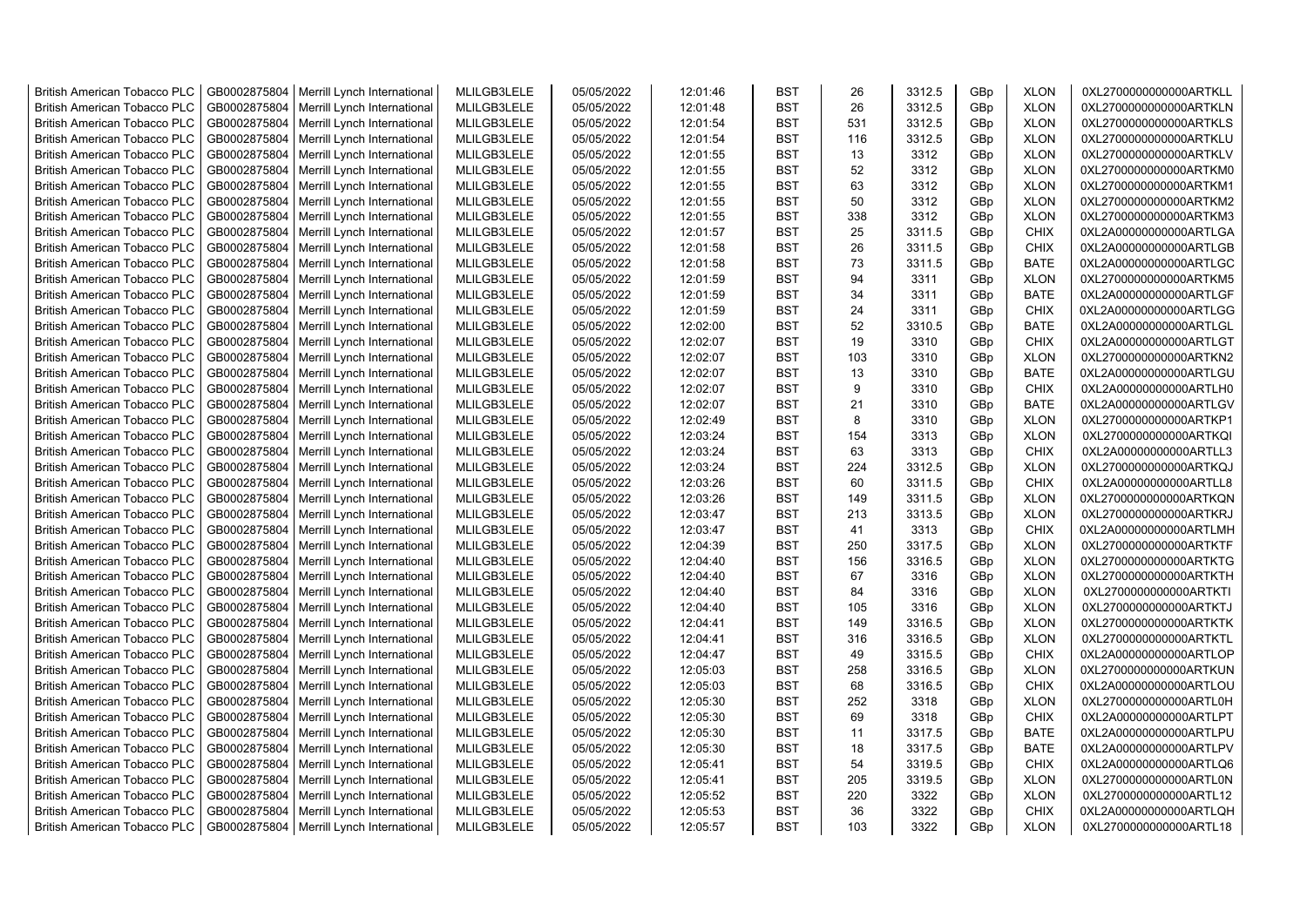| British American Tobacco PLC | GB0002875804 | Merrill Lynch International | MLILGB3LELE | 05/05/2022 | 12:01:46 | BST | 26 | 3312.5 | GBp | XLON | 0XL2700000000000ARTKLL |
|---|---|---|---|---|---|---|---|---|---|---|---|
| British American Tobacco PLC | GB0002875804 | Merrill Lynch International | MLILGB3LELE | 05/05/2022 | 12:01:48 | BST | 26 | 3312.5 | GBp | XLON | 0XL2700000000000ARTKLN |
| British American Tobacco PLC | GB0002875804 | Merrill Lynch International | MLILGB3LELE | 05/05/2022 | 12:01:54 | BST | 531 | 3312.5 | GBp | XLON | 0XL2700000000000ARTKLS |
| British American Tobacco PLC | GB0002875804 | Merrill Lynch International | MLILGB3LELE | 05/05/2022 | 12:01:54 | BST | 116 | 3312.5 | GBp | XLON | 0XL2700000000000ARTKLU |
| British American Tobacco PLC | GB0002875804 | Merrill Lynch International | MLILGB3LELE | 05/05/2022 | 12:01:55 | BST | 13 | 3312 | GBp | XLON | 0XL2700000000000ARTKLV |
| British American Tobacco PLC | GB0002875804 | Merrill Lynch International | MLILGB3LELE | 05/05/2022 | 12:01:55 | BST | 52 | 3312 | GBp | XLON | 0XL2700000000000ARTKM0 |
| British American Tobacco PLC | GB0002875804 | Merrill Lynch International | MLILGB3LELE | 05/05/2022 | 12:01:55 | BST | 63 | 3312 | GBp | XLON | 0XL2700000000000ARTKM1 |
| British American Tobacco PLC | GB0002875804 | Merrill Lynch International | MLILGB3LELE | 05/05/2022 | 12:01:55 | BST | 50 | 3312 | GBp | XLON | 0XL2700000000000ARTKM2 |
| British American Tobacco PLC | GB0002875804 | Merrill Lynch International | MLILGB3LELE | 05/05/2022 | 12:01:55 | BST | 338 | 3312 | GBp | XLON | 0XL2700000000000ARTKM3 |
| British American Tobacco PLC | GB0002875804 | Merrill Lynch International | MLILGB3LELE | 05/05/2022 | 12:01:57 | BST | 25 | 3311.5 | GBp | CHIX | 0XL2A00000000000ARTLGA |
| British American Tobacco PLC | GB0002875804 | Merrill Lynch International | MLILGB3LELE | 05/05/2022 | 12:01:58 | BST | 26 | 3311.5 | GBp | CHIX | 0XL2A00000000000ARTLGB |
| British American Tobacco PLC | GB0002875804 | Merrill Lynch International | MLILGB3LELE | 05/05/2022 | 12:01:58 | BST | 73 | 3311.5 | GBp | BATE | 0XL2A00000000000ARTLGC |
| British American Tobacco PLC | GB0002875804 | Merrill Lynch International | MLILGB3LELE | 05/05/2022 | 12:01:59 | BST | 94 | 3311 | GBp | XLON | 0XL2700000000000ARTKM5 |
| British American Tobacco PLC | GB0002875804 | Merrill Lynch International | MLILGB3LELE | 05/05/2022 | 12:01:59 | BST | 34 | 3311 | GBp | BATE | 0XL2A00000000000ARTLGF |
| British American Tobacco PLC | GB0002875804 | Merrill Lynch International | MLILGB3LELE | 05/05/2022 | 12:01:59 | BST | 24 | 3311 | GBp | CHIX | 0XL2A00000000000ARTLGG |
| British American Tobacco PLC | GB0002875804 | Merrill Lynch International | MLILGB3LELE | 05/05/2022 | 12:02:00 | BST | 52 | 3310.5 | GBp | BATE | 0XL2A00000000000ARTLGL |
| British American Tobacco PLC | GB0002875804 | Merrill Lynch International | MLILGB3LELE | 05/05/2022 | 12:02:07 | BST | 19 | 3310 | GBp | CHIX | 0XL2A00000000000ARTLGT |
| British American Tobacco PLC | GB0002875804 | Merrill Lynch International | MLILGB3LELE | 05/05/2022 | 12:02:07 | BST | 103 | 3310 | GBp | XLON | 0XL2700000000000ARTKN2 |
| British American Tobacco PLC | GB0002875804 | Merrill Lynch International | MLILGB3LELE | 05/05/2022 | 12:02:07 | BST | 13 | 3310 | GBp | BATE | 0XL2A00000000000ARTLGU |
| British American Tobacco PLC | GB0002875804 | Merrill Lynch International | MLILGB3LELE | 05/05/2022 | 12:02:07 | BST | 9 | 3310 | GBp | CHIX | 0XL2A00000000000ARTLH0 |
| British American Tobacco PLC | GB0002875804 | Merrill Lynch International | MLILGB3LELE | 05/05/2022 | 12:02:07 | BST | 21 | 3310 | GBp | BATE | 0XL2A00000000000ARTLGV |
| British American Tobacco PLC | GB0002875804 | Merrill Lynch International | MLILGB3LELE | 05/05/2022 | 12:02:49 | BST | 8 | 3310 | GBp | XLON | 0XL2700000000000ARTKP1 |
| British American Tobacco PLC | GB0002875804 | Merrill Lynch International | MLILGB3LELE | 05/05/2022 | 12:03:24 | BST | 154 | 3313 | GBp | XLON | 0XL2700000000000ARTKQI |
| British American Tobacco PLC | GB0002875804 | Merrill Lynch International | MLILGB3LELE | 05/05/2022 | 12:03:24 | BST | 63 | 3313 | GBp | CHIX | 0XL2A00000000000ARTLL3 |
| British American Tobacco PLC | GB0002875804 | Merrill Lynch International | MLILGB3LELE | 05/05/2022 | 12:03:24 | BST | 224 | 3312.5 | GBp | XLON | 0XL2700000000000ARTKQJ |
| British American Tobacco PLC | GB0002875804 | Merrill Lynch International | MLILGB3LELE | 05/05/2022 | 12:03:26 | BST | 60 | 3311.5 | GBp | CHIX | 0XL2A00000000000ARTLL8 |
| British American Tobacco PLC | GB0002875804 | Merrill Lynch International | MLILGB3LELE | 05/05/2022 | 12:03:26 | BST | 149 | 3311.5 | GBp | XLON | 0XL2700000000000ARTKQN |
| British American Tobacco PLC | GB0002875804 | Merrill Lynch International | MLILGB3LELE | 05/05/2022 | 12:03:47 | BST | 213 | 3313.5 | GBp | XLON | 0XL2700000000000ARTKRJ |
| British American Tobacco PLC | GB0002875804 | Merrill Lynch International | MLILGB3LELE | 05/05/2022 | 12:03:47 | BST | 41 | 3313 | GBp | CHIX | 0XL2A00000000000ARTLMH |
| British American Tobacco PLC | GB0002875804 | Merrill Lynch International | MLILGB3LELE | 05/05/2022 | 12:04:39 | BST | 250 | 3317.5 | GBp | XLON | 0XL2700000000000ARTKTF |
| British American Tobacco PLC | GB0002875804 | Merrill Lynch International | MLILGB3LELE | 05/05/2022 | 12:04:40 | BST | 156 | 3316.5 | GBp | XLON | 0XL2700000000000ARTKTG |
| British American Tobacco PLC | GB0002875804 | Merrill Lynch International | MLILGB3LELE | 05/05/2022 | 12:04:40 | BST | 67 | 3316 | GBp | XLON | 0XL2700000000000ARTKTH |
| British American Tobacco PLC | GB0002875804 | Merrill Lynch International | MLILGB3LELE | 05/05/2022 | 12:04:40 | BST | 84 | 3316 | GBp | XLON | 0XL2700000000000ARTKTI |
| British American Tobacco PLC | GB0002875804 | Merrill Lynch International | MLILGB3LELE | 05/05/2022 | 12:04:40 | BST | 105 | 3316 | GBp | XLON | 0XL2700000000000ARTKTJ |
| British American Tobacco PLC | GB0002875804 | Merrill Lynch International | MLILGB3LELE | 05/05/2022 | 12:04:41 | BST | 149 | 3316.5 | GBp | XLON | 0XL2700000000000ARTKTK |
| British American Tobacco PLC | GB0002875804 | Merrill Lynch International | MLILGB3LELE | 05/05/2022 | 12:04:41 | BST | 316 | 3316.5 | GBp | XLON | 0XL2700000000000ARTKTL |
| British American Tobacco PLC | GB0002875804 | Merrill Lynch International | MLILGB3LELE | 05/05/2022 | 12:04:47 | BST | 49 | 3315.5 | GBp | CHIX | 0XL2A00000000000ARTLOP |
| British American Tobacco PLC | GB0002875804 | Merrill Lynch International | MLILGB3LELE | 05/05/2022 | 12:05:03 | BST | 258 | 3316.5 | GBp | XLON | 0XL2700000000000ARTKUN |
| British American Tobacco PLC | GB0002875804 | Merrill Lynch International | MLILGB3LELE | 05/05/2022 | 12:05:03 | BST | 68 | 3316.5 | GBp | CHIX | 0XL2A00000000000ARTLOU |
| British American Tobacco PLC | GB0002875804 | Merrill Lynch International | MLILGB3LELE | 05/05/2022 | 12:05:30 | BST | 252 | 3318 | GBp | XLON | 0XL2700000000000ARTL0H |
| British American Tobacco PLC | GB0002875804 | Merrill Lynch International | MLILGB3LELE | 05/05/2022 | 12:05:30 | BST | 69 | 3318 | GBp | CHIX | 0XL2A00000000000ARTLPT |
| British American Tobacco PLC | GB0002875804 | Merrill Lynch International | MLILGB3LELE | 05/05/2022 | 12:05:30 | BST | 11 | 3317.5 | GBp | BATE | 0XL2A00000000000ARTLPU |
| British American Tobacco PLC | GB0002875804 | Merrill Lynch International | MLILGB3LELE | 05/05/2022 | 12:05:30 | BST | 18 | 3317.5 | GBp | BATE | 0XL2A00000000000ARTLPV |
| British American Tobacco PLC | GB0002875804 | Merrill Lynch International | MLILGB3LELE | 05/05/2022 | 12:05:41 | BST | 54 | 3319.5 | GBp | CHIX | 0XL2A00000000000ARTLQ6 |
| British American Tobacco PLC | GB0002875804 | Merrill Lynch International | MLILGB3LELE | 05/05/2022 | 12:05:41 | BST | 205 | 3319.5 | GBp | XLON | 0XL2700000000000ARTL0N |
| British American Tobacco PLC | GB0002875804 | Merrill Lynch International | MLILGB3LELE | 05/05/2022 | 12:05:52 | BST | 220 | 3322 | GBp | XLON | 0XL2700000000000ARTL12 |
| British American Tobacco PLC | GB0002875804 | Merrill Lynch International | MLILGB3LELE | 05/05/2022 | 12:05:53 | BST | 36 | 3322 | GBp | CHIX | 0XL2A00000000000ARTLQH |
| British American Tobacco PLC | GB0002875804 | Merrill Lynch International | MLILGB3LELE | 05/05/2022 | 12:05:57 | BST | 103 | 3322 | GBp | XLON | 0XL2700000000000ARTL18 |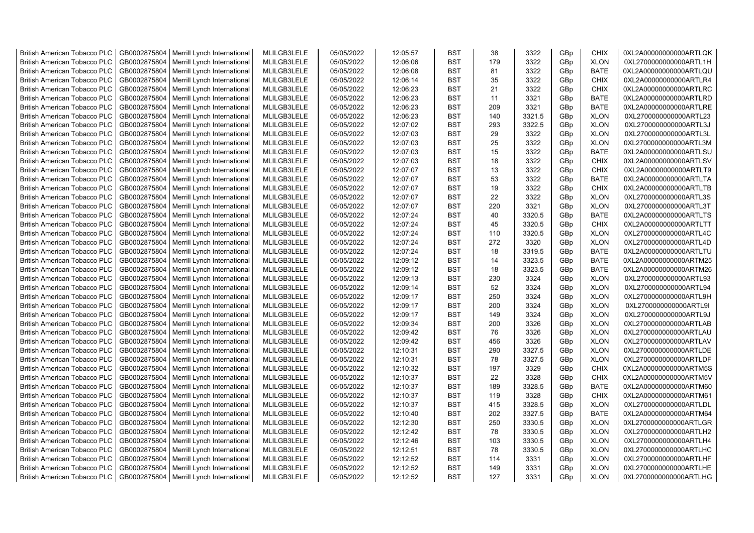| British American Tobacco PLC | GB0002875804 | Merrill Lynch International | MLILGB3LELE | 05/05/2022 | 12:05:57 | BST | 38 | 3322 | GBp | CHIX | 0XL2A00000000000ARTLQK |
|---|---|---|---|---|---|---|---|---|---|---|---|
| British American Tobacco PLC | GB0002875804 | Merrill Lynch International | MLILGB3LELE | 05/05/2022 | 12:06:06 | BST | 179 | 3322 | GBp | XLON | 0XL2700000000000ARTL1H |
| British American Tobacco PLC | GB0002875804 | Merrill Lynch International | MLILGB3LELE | 05/05/2022 | 12:06:08 | BST | 81 | 3322 | GBp | BATE | 0XL2A00000000000ARTLQU |
| British American Tobacco PLC | GB0002875804 | Merrill Lynch International | MLILGB3LELE | 05/05/2022 | 12:06:14 | BST | 35 | 3322 | GBp | CHIX | 0XL2A00000000000ARTLR4 |
| British American Tobacco PLC | GB0002875804 | Merrill Lynch International | MLILGB3LELE | 05/05/2022 | 12:06:23 | BST | 21 | 3322 | GBp | CHIX | 0XL2A00000000000ARTLRC |
| British American Tobacco PLC | GB0002875804 | Merrill Lynch International | MLILGB3LELE | 05/05/2022 | 12:06:23 | BST | 11 | 3321 | GBp | BATE | 0XL2A00000000000ARTLRD |
| British American Tobacco PLC | GB0002875804 | Merrill Lynch International | MLILGB3LELE | 05/05/2022 | 12:06:23 | BST | 209 | 3321 | GBp | BATE | 0XL2A00000000000ARTLRE |
| British American Tobacco PLC | GB0002875804 | Merrill Lynch International | MLILGB3LELE | 05/05/2022 | 12:06:23 | BST | 140 | 3321.5 | GBp | XLON | 0XL2700000000000ARTL23 |
| British American Tobacco PLC | GB0002875804 | Merrill Lynch International | MLILGB3LELE | 05/05/2022 | 12:07:02 | BST | 293 | 3322.5 | GBp | XLON | 0XL2700000000000ARTL3J |
| British American Tobacco PLC | GB0002875804 | Merrill Lynch International | MLILGB3LELE | 05/05/2022 | 12:07:03 | BST | 29 | 3322 | GBp | XLON | 0XL2700000000000ARTL3L |
| British American Tobacco PLC | GB0002875804 | Merrill Lynch International | MLILGB3LELE | 05/05/2022 | 12:07:03 | BST | 25 | 3322 | GBp | XLON | 0XL2700000000000ARTL3M |
| British American Tobacco PLC | GB0002875804 | Merrill Lynch International | MLILGB3LELE | 05/05/2022 | 12:07:03 | BST | 15 | 3322 | GBp | BATE | 0XL2A00000000000ARTLSU |
| British American Tobacco PLC | GB0002875804 | Merrill Lynch International | MLILGB3LELE | 05/05/2022 | 12:07:03 | BST | 18 | 3322 | GBp | CHIX | 0XL2A00000000000ARTLSV |
| British American Tobacco PLC | GB0002875804 | Merrill Lynch International | MLILGB3LELE | 05/05/2022 | 12:07:07 | BST | 13 | 3322 | GBp | CHIX | 0XL2A00000000000ARTLT9 |
| British American Tobacco PLC | GB0002875804 | Merrill Lynch International | MLILGB3LELE | 05/05/2022 | 12:07:07 | BST | 53 | 3322 | GBp | BATE | 0XL2A00000000000ARTLTA |
| British American Tobacco PLC | GB0002875804 | Merrill Lynch International | MLILGB3LELE | 05/05/2022 | 12:07:07 | BST | 19 | 3322 | GBp | CHIX | 0XL2A00000000000ARTLTB |
| British American Tobacco PLC | GB0002875804 | Merrill Lynch International | MLILGB3LELE | 05/05/2022 | 12:07:07 | BST | 22 | 3322 | GBp | XLON | 0XL2700000000000ARTL3S |
| British American Tobacco PLC | GB0002875804 | Merrill Lynch International | MLILGB3LELE | 05/05/2022 | 12:07:07 | BST | 220 | 3321 | GBp | XLON | 0XL2700000000000ARTL3T |
| British American Tobacco PLC | GB0002875804 | Merrill Lynch International | MLILGB3LELE | 05/05/2022 | 12:07:24 | BST | 40 | 3320.5 | GBp | BATE | 0XL2A00000000000ARTLTS |
| British American Tobacco PLC | GB0002875804 | Merrill Lynch International | MLILGB3LELE | 05/05/2022 | 12:07:24 | BST | 45 | 3320.5 | GBp | CHIX | 0XL2A00000000000ARTLTT |
| British American Tobacco PLC | GB0002875804 | Merrill Lynch International | MLILGB3LELE | 05/05/2022 | 12:07:24 | BST | 110 | 3320.5 | GBp | XLON | 0XL2700000000000ARTL4C |
| British American Tobacco PLC | GB0002875804 | Merrill Lynch International | MLILGB3LELE | 05/05/2022 | 12:07:24 | BST | 272 | 3320 | GBp | XLON | 0XL2700000000000ARTL4D |
| British American Tobacco PLC | GB0002875804 | Merrill Lynch International | MLILGB3LELE | 05/05/2022 | 12:07:24 | BST | 18 | 3319.5 | GBp | BATE | 0XL2A00000000000ARTLTU |
| British American Tobacco PLC | GB0002875804 | Merrill Lynch International | MLILGB3LELE | 05/05/2022 | 12:09:12 | BST | 14 | 3323.5 | GBp | BATE | 0XL2A00000000000ARTM25 |
| British American Tobacco PLC | GB0002875804 | Merrill Lynch International | MLILGB3LELE | 05/05/2022 | 12:09:12 | BST | 18 | 3323.5 | GBp | BATE | 0XL2A00000000000ARTM26 |
| British American Tobacco PLC | GB0002875804 | Merrill Lynch International | MLILGB3LELE | 05/05/2022 | 12:09:13 | BST | 230 | 3324 | GBp | XLON | 0XL2700000000000ARTL93 |
| British American Tobacco PLC | GB0002875804 | Merrill Lynch International | MLILGB3LELE | 05/05/2022 | 12:09:14 | BST | 52 | 3324 | GBp | XLON | 0XL2700000000000ARTL94 |
| British American Tobacco PLC | GB0002875804 | Merrill Lynch International | MLILGB3LELE | 05/05/2022 | 12:09:17 | BST | 250 | 3324 | GBp | XLON | 0XL2700000000000ARTL9H |
| British American Tobacco PLC | GB0002875804 | Merrill Lynch International | MLILGB3LELE | 05/05/2022 | 12:09:17 | BST | 200 | 3324 | GBp | XLON | 0XL2700000000000ARTL9I |
| British American Tobacco PLC | GB0002875804 | Merrill Lynch International | MLILGB3LELE | 05/05/2022 | 12:09:17 | BST | 149 | 3324 | GBp | XLON | 0XL2700000000000ARTL9J |
| British American Tobacco PLC | GB0002875804 | Merrill Lynch International | MLILGB3LELE | 05/05/2022 | 12:09:34 | BST | 200 | 3326 | GBp | XLON | 0XL2700000000000ARTLAB |
| British American Tobacco PLC | GB0002875804 | Merrill Lynch International | MLILGB3LELE | 05/05/2022 | 12:09:42 | BST | 76 | 3326 | GBp | XLON | 0XL2700000000000ARTLAU |
| British American Tobacco PLC | GB0002875804 | Merrill Lynch International | MLILGB3LELE | 05/05/2022 | 12:09:42 | BST | 456 | 3326 | GBp | XLON | 0XL2700000000000ARTLAV |
| British American Tobacco PLC | GB0002875804 | Merrill Lynch International | MLILGB3LELE | 05/05/2022 | 12:10:31 | BST | 290 | 3327.5 | GBp | XLON | 0XL2700000000000ARTLDE |
| British American Tobacco PLC | GB0002875804 | Merrill Lynch International | MLILGB3LELE | 05/05/2022 | 12:10:31 | BST | 78 | 3327.5 | GBp | XLON | 0XL2700000000000ARTLDF |
| British American Tobacco PLC | GB0002875804 | Merrill Lynch International | MLILGB3LELE | 05/05/2022 | 12:10:32 | BST | 197 | 3329 | GBp | CHIX | 0XL2A00000000000ARTM5S |
| British American Tobacco PLC | GB0002875804 | Merrill Lynch International | MLILGB3LELE | 05/05/2022 | 12:10:37 | BST | 22 | 3328 | GBp | CHIX | 0XL2A00000000000ARTM5V |
| British American Tobacco PLC | GB0002875804 | Merrill Lynch International | MLILGB3LELE | 05/05/2022 | 12:10:37 | BST | 189 | 3328.5 | GBp | BATE | 0XL2A00000000000ARTM60 |
| British American Tobacco PLC | GB0002875804 | Merrill Lynch International | MLILGB3LELE | 05/05/2022 | 12:10:37 | BST | 119 | 3328 | GBp | CHIX | 0XL2A00000000000ARTM61 |
| British American Tobacco PLC | GB0002875804 | Merrill Lynch International | MLILGB3LELE | 05/05/2022 | 12:10:37 | BST | 415 | 3328.5 | GBp | XLON | 0XL2700000000000ARTLDL |
| British American Tobacco PLC | GB0002875804 | Merrill Lynch International | MLILGB3LELE | 05/05/2022 | 12:10:40 | BST | 202 | 3327.5 | GBp | BATE | 0XL2A00000000000ARTM64 |
| British American Tobacco PLC | GB0002875804 | Merrill Lynch International | MLILGB3LELE | 05/05/2022 | 12:12:30 | BST | 250 | 3330.5 | GBp | XLON | 0XL2700000000000ARTLGR |
| British American Tobacco PLC | GB0002875804 | Merrill Lynch International | MLILGB3LELE | 05/05/2022 | 12:12:42 | BST | 78 | 3330.5 | GBp | XLON | 0XL2700000000000ARTLH2 |
| British American Tobacco PLC | GB0002875804 | Merrill Lynch International | MLILGB3LELE | 05/05/2022 | 12:12:46 | BST | 103 | 3330.5 | GBp | XLON | 0XL2700000000000ARTLH4 |
| British American Tobacco PLC | GB0002875804 | Merrill Lynch International | MLILGB3LELE | 05/05/2022 | 12:12:51 | BST | 78 | 3330.5 | GBp | XLON | 0XL2700000000000ARTLHC |
| British American Tobacco PLC | GB0002875804 | Merrill Lynch International | MLILGB3LELE | 05/05/2022 | 12:12:52 | BST | 114 | 3331 | GBp | XLON | 0XL2700000000000ARTLHF |
| British American Tobacco PLC | GB0002875804 | Merrill Lynch International | MLILGB3LELE | 05/05/2022 | 12:12:52 | BST | 149 | 3331 | GBp | XLON | 0XL2700000000000ARTLHE |
| British American Tobacco PLC | GB0002875804 | Merrill Lynch International | MLILGB3LELE | 05/05/2022 | 12:12:52 | BST | 127 | 3331 | GBp | XLON | 0XL2700000000000ARTLHG |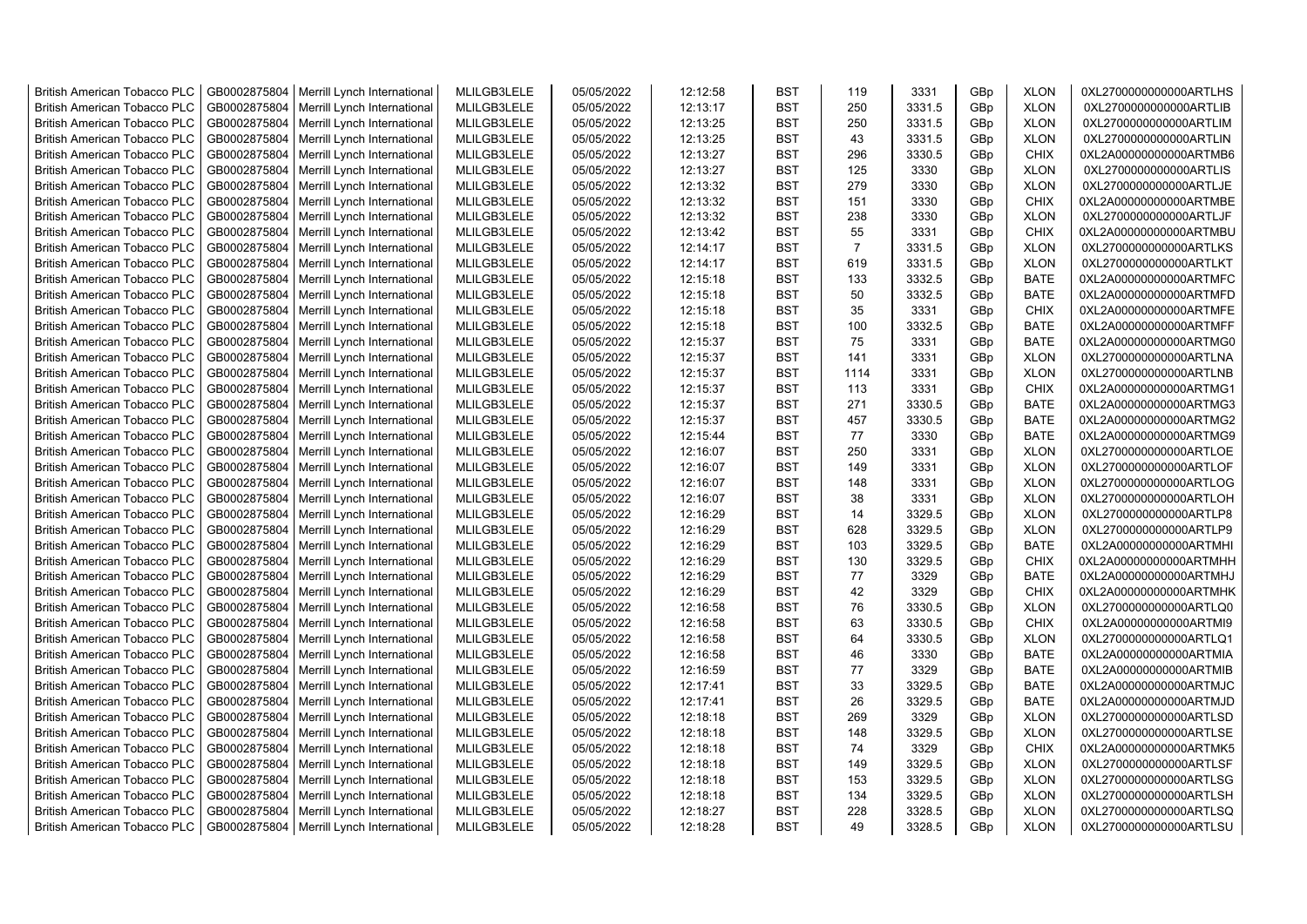| British American Tobacco PLC | GB0002875804 | Merrill Lynch International | MLILGB3LELE | 05/05/2022 | 12:12:58 | BST | 119 | 3331 | GBp | XLON | 0XL2700000000000ARTLHS |
|---|---|---|---|---|---|---|---|---|---|---|---|
| British American Tobacco PLC | GB0002875804 | Merrill Lynch International | MLILGB3LELE | 05/05/2022 | 12:13:17 | BST | 250 | 3331.5 | GBp | XLON | 0XL2700000000000ARTLIB |
| British American Tobacco PLC | GB0002875804 | Merrill Lynch International | MLILGB3LELE | 05/05/2022 | 12:13:25 | BST | 250 | 3331.5 | GBp | XLON | 0XL2700000000000ARTLIM |
| British American Tobacco PLC | GB0002875804 | Merrill Lynch International | MLILGB3LELE | 05/05/2022 | 12:13:25 | BST | 43 | 3331.5 | GBp | XLON | 0XL2700000000000ARTLIN |
| British American Tobacco PLC | GB0002875804 | Merrill Lynch International | MLILGB3LELE | 05/05/2022 | 12:13:27 | BST | 296 | 3330.5 | GBp | CHIX | 0XL2A00000000000ARTMB6 |
| British American Tobacco PLC | GB0002875804 | Merrill Lynch International | MLILGB3LELE | 05/05/2022 | 12:13:27 | BST | 125 | 3330 | GBp | XLON | 0XL2700000000000ARTLIS |
| British American Tobacco PLC | GB0002875804 | Merrill Lynch International | MLILGB3LELE | 05/05/2022 | 12:13:32 | BST | 279 | 3330 | GBp | XLON | 0XL2700000000000ARTLJE |
| British American Tobacco PLC | GB0002875804 | Merrill Lynch International | MLILGB3LELE | 05/05/2022 | 12:13:32 | BST | 151 | 3330 | GBp | CHIX | 0XL2A00000000000ARTMBE |
| British American Tobacco PLC | GB0002875804 | Merrill Lynch International | MLILGB3LELE | 05/05/2022 | 12:13:32 | BST | 238 | 3330 | GBp | XLON | 0XL2700000000000ARTLJF |
| British American Tobacco PLC | GB0002875804 | Merrill Lynch International | MLILGB3LELE | 05/05/2022 | 12:13:42 | BST | 55 | 3331 | GBp | CHIX | 0XL2A00000000000ARTMBU |
| British American Tobacco PLC | GB0002875804 | Merrill Lynch International | MLILGB3LELE | 05/05/2022 | 12:14:17 | BST | 7 | 3331.5 | GBp | XLON | 0XL2700000000000ARTLKS |
| British American Tobacco PLC | GB0002875804 | Merrill Lynch International | MLILGB3LELE | 05/05/2022 | 12:14:17 | BST | 619 | 3331.5 | GBp | XLON | 0XL2700000000000ARTLKT |
| British American Tobacco PLC | GB0002875804 | Merrill Lynch International | MLILGB3LELE | 05/05/2022 | 12:15:18 | BST | 133 | 3332.5 | GBp | BATE | 0XL2A00000000000ARTMFC |
| British American Tobacco PLC | GB0002875804 | Merrill Lynch International | MLILGB3LELE | 05/05/2022 | 12:15:18 | BST | 50 | 3332.5 | GBp | BATE | 0XL2A00000000000ARTMFD |
| British American Tobacco PLC | GB0002875804 | Merrill Lynch International | MLILGB3LELE | 05/05/2022 | 12:15:18 | BST | 35 | 3331 | GBp | CHIX | 0XL2A00000000000ARTMFE |
| British American Tobacco PLC | GB0002875804 | Merrill Lynch International | MLILGB3LELE | 05/05/2022 | 12:15:18 | BST | 100 | 3332.5 | GBp | BATE | 0XL2A00000000000ARTMFF |
| British American Tobacco PLC | GB0002875804 | Merrill Lynch International | MLILGB3LELE | 05/05/2022 | 12:15:37 | BST | 75 | 3331 | GBp | BATE | 0XL2A00000000000ARTMG0 |
| British American Tobacco PLC | GB0002875804 | Merrill Lynch International | MLILGB3LELE | 05/05/2022 | 12:15:37 | BST | 141 | 3331 | GBp | XLON | 0XL2700000000000ARTLNA |
| British American Tobacco PLC | GB0002875804 | Merrill Lynch International | MLILGB3LELE | 05/05/2022 | 12:15:37 | BST | 1114 | 3331 | GBp | XLON | 0XL2700000000000ARTLNB |
| British American Tobacco PLC | GB0002875804 | Merrill Lynch International | MLILGB3LELE | 05/05/2022 | 12:15:37 | BST | 113 | 3331 | GBp | CHIX | 0XL2A00000000000ARTMG1 |
| British American Tobacco PLC | GB0002875804 | Merrill Lynch International | MLILGB3LELE | 05/05/2022 | 12:15:37 | BST | 271 | 3330.5 | GBp | BATE | 0XL2A00000000000ARTMG3 |
| British American Tobacco PLC | GB0002875804 | Merrill Lynch International | MLILGB3LELE | 05/05/2022 | 12:15:37 | BST | 457 | 3330.5 | GBp | BATE | 0XL2A00000000000ARTMG2 |
| British American Tobacco PLC | GB0002875804 | Merrill Lynch International | MLILGB3LELE | 05/05/2022 | 12:15:44 | BST | 77 | 3330 | GBp | BATE | 0XL2A00000000000ARTMG9 |
| British American Tobacco PLC | GB0002875804 | Merrill Lynch International | MLILGB3LELE | 05/05/2022 | 12:16:07 | BST | 250 | 3331 | GBp | XLON | 0XL2700000000000ARTLOE |
| British American Tobacco PLC | GB0002875804 | Merrill Lynch International | MLILGB3LELE | 05/05/2022 | 12:16:07 | BST | 149 | 3331 | GBp | XLON | 0XL2700000000000ARTLOF |
| British American Tobacco PLC | GB0002875804 | Merrill Lynch International | MLILGB3LELE | 05/05/2022 | 12:16:07 | BST | 148 | 3331 | GBp | XLON | 0XL2700000000000ARTLOG |
| British American Tobacco PLC | GB0002875804 | Merrill Lynch International | MLILGB3LELE | 05/05/2022 | 12:16:07 | BST | 38 | 3331 | GBp | XLON | 0XL2700000000000ARTLOH |
| British American Tobacco PLC | GB0002875804 | Merrill Lynch International | MLILGB3LELE | 05/05/2022 | 12:16:29 | BST | 14 | 3329.5 | GBp | XLON | 0XL2700000000000ARTLP8 |
| British American Tobacco PLC | GB0002875804 | Merrill Lynch International | MLILGB3LELE | 05/05/2022 | 12:16:29 | BST | 628 | 3329.5 | GBp | XLON | 0XL2700000000000ARTLP9 |
| British American Tobacco PLC | GB0002875804 | Merrill Lynch International | MLILGB3LELE | 05/05/2022 | 12:16:29 | BST | 103 | 3329.5 | GBp | BATE | 0XL2A00000000000ARTMHI |
| British American Tobacco PLC | GB0002875804 | Merrill Lynch International | MLILGB3LELE | 05/05/2022 | 12:16:29 | BST | 130 | 3329.5 | GBp | CHIX | 0XL2A00000000000ARTMHH |
| British American Tobacco PLC | GB0002875804 | Merrill Lynch International | MLILGB3LELE | 05/05/2022 | 12:16:29 | BST | 77 | 3329 | GBp | BATE | 0XL2A00000000000ARTMHJ |
| British American Tobacco PLC | GB0002875804 | Merrill Lynch International | MLILGB3LELE | 05/05/2022 | 12:16:29 | BST | 42 | 3329 | GBp | CHIX | 0XL2A00000000000ARTMHK |
| British American Tobacco PLC | GB0002875804 | Merrill Lynch International | MLILGB3LELE | 05/05/2022 | 12:16:58 | BST | 76 | 3330.5 | GBp | XLON | 0XL2700000000000ARTLQ0 |
| British American Tobacco PLC | GB0002875804 | Merrill Lynch International | MLILGB3LELE | 05/05/2022 | 12:16:58 | BST | 63 | 3330.5 | GBp | CHIX | 0XL2A00000000000ARTMI9 |
| British American Tobacco PLC | GB0002875804 | Merrill Lynch International | MLILGB3LELE | 05/05/2022 | 12:16:58 | BST | 64 | 3330.5 | GBp | XLON | 0XL2700000000000ARTLQ1 |
| British American Tobacco PLC | GB0002875804 | Merrill Lynch International | MLILGB3LELE | 05/05/2022 | 12:16:58 | BST | 46 | 3330 | GBp | BATE | 0XL2A00000000000ARTMIA |
| British American Tobacco PLC | GB0002875804 | Merrill Lynch International | MLILGB3LELE | 05/05/2022 | 12:16:59 | BST | 77 | 3329 | GBp | BATE | 0XL2A00000000000ARTMIB |
| British American Tobacco PLC | GB0002875804 | Merrill Lynch International | MLILGB3LELE | 05/05/2022 | 12:17:41 | BST | 33 | 3329.5 | GBp | BATE | 0XL2A00000000000ARTMJC |
| British American Tobacco PLC | GB0002875804 | Merrill Lynch International | MLILGB3LELE | 05/05/2022 | 12:17:41 | BST | 26 | 3329.5 | GBp | BATE | 0XL2A00000000000ARTMJD |
| British American Tobacco PLC | GB0002875804 | Merrill Lynch International | MLILGB3LELE | 05/05/2022 | 12:18:18 | BST | 269 | 3329 | GBp | XLON | 0XL2700000000000ARTLSD |
| British American Tobacco PLC | GB0002875804 | Merrill Lynch International | MLILGB3LELE | 05/05/2022 | 12:18:18 | BST | 148 | 3329.5 | GBp | XLON | 0XL2700000000000ARTLSE |
| British American Tobacco PLC | GB0002875804 | Merrill Lynch International | MLILGB3LELE | 05/05/2022 | 12:18:18 | BST | 74 | 3329 | GBp | CHIX | 0XL2A00000000000ARTMK5 |
| British American Tobacco PLC | GB0002875804 | Merrill Lynch International | MLILGB3LELE | 05/05/2022 | 12:18:18 | BST | 149 | 3329.5 | GBp | XLON | 0XL2700000000000ARTLSF |
| British American Tobacco PLC | GB0002875804 | Merrill Lynch International | MLILGB3LELE | 05/05/2022 | 12:18:18 | BST | 153 | 3329.5 | GBp | XLON | 0XL2700000000000ARTLSG |
| British American Tobacco PLC | GB0002875804 | Merrill Lynch International | MLILGB3LELE | 05/05/2022 | 12:18:18 | BST | 134 | 3329.5 | GBp | XLON | 0XL2700000000000ARTLSH |
| British American Tobacco PLC | GB0002875804 | Merrill Lynch International | MLILGB3LELE | 05/05/2022 | 12:18:27 | BST | 228 | 3328.5 | GBp | XLON | 0XL2700000000000ARTLSQ |
| British American Tobacco PLC | GB0002875804 | Merrill Lynch International | MLILGB3LELE | 05/05/2022 | 12:18:28 | BST | 49 | 3328.5 | GBp | XLON | 0XL2700000000000ARTLSU |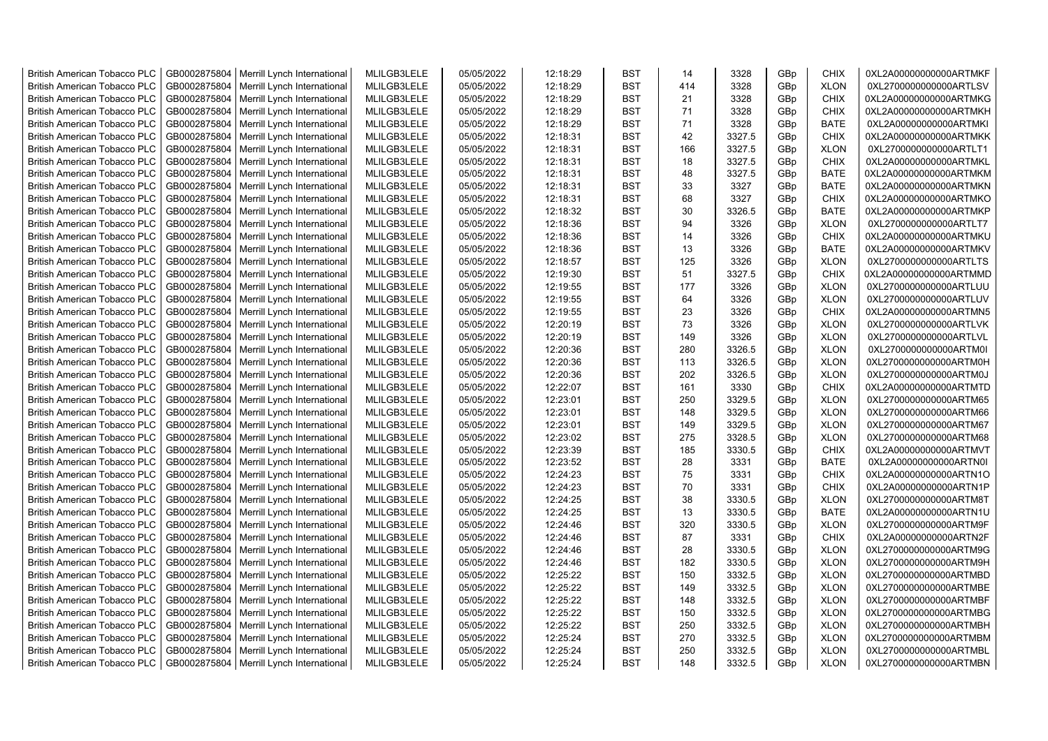| | | | | | | | | | | | |
|---|---|---|---|---|---|---|---|---|---|---|---|
| British American Tobacco PLC | GB0002875804 | Merrill Lynch International | MLILGB3LELE | 05/05/2022 | 12:18:29 | BST | 14 | 3328 | GBp | CHIX | 0XL2A00000000000ARTMKF |
| British American Tobacco PLC | GB0002875804 | Merrill Lynch International | MLILGB3LELE | 05/05/2022 | 12:18:29 | BST | 414 | 3328 | GBp | XLON | 0XL2700000000000ARTLSV |
| British American Tobacco PLC | GB0002875804 | Merrill Lynch International | MLILGB3LELE | 05/05/2022 | 12:18:29 | BST | 21 | 3328 | GBp | CHIX | 0XL2A00000000000ARTMKG |
| British American Tobacco PLC | GB0002875804 | Merrill Lynch International | MLILGB3LELE | 05/05/2022 | 12:18:29 | BST | 71 | 3328 | GBp | CHIX | 0XL2A00000000000ARTMKH |
| British American Tobacco PLC | GB0002875804 | Merrill Lynch International | MLILGB3LELE | 05/05/2022 | 12:18:29 | BST | 71 | 3328 | GBp | BATE | 0XL2A00000000000ARTMKI |
| British American Tobacco PLC | GB0002875804 | Merrill Lynch International | MLILGB3LELE | 05/05/2022 | 12:18:31 | BST | 42 | 3327.5 | GBp | CHIX | 0XL2A00000000000ARTMKK |
| British American Tobacco PLC | GB0002875804 | Merrill Lynch International | MLILGB3LELE | 05/05/2022 | 12:18:31 | BST | 166 | 3327.5 | GBp | XLON | 0XL2700000000000ARTLT1 |
| British American Tobacco PLC | GB0002875804 | Merrill Lynch International | MLILGB3LELE | 05/05/2022 | 12:18:31 | BST | 18 | 3327.5 | GBp | CHIX | 0XL2A00000000000ARTMKL |
| British American Tobacco PLC | GB0002875804 | Merrill Lynch International | MLILGB3LELE | 05/05/2022 | 12:18:31 | BST | 48 | 3327.5 | GBp | BATE | 0XL2A00000000000ARTMKM |
| British American Tobacco PLC | GB0002875804 | Merrill Lynch International | MLILGB3LELE | 05/05/2022 | 12:18:31 | BST | 33 | 3327 | GBp | BATE | 0XL2A00000000000ARTMKN |
| British American Tobacco PLC | GB0002875804 | Merrill Lynch International | MLILGB3LELE | 05/05/2022 | 12:18:31 | BST | 68 | 3327 | GBp | CHIX | 0XL2A00000000000ARTMKO |
| British American Tobacco PLC | GB0002875804 | Merrill Lynch International | MLILGB3LELE | 05/05/2022 | 12:18:32 | BST | 30 | 3326.5 | GBp | BATE | 0XL2A00000000000ARTMKP |
| British American Tobacco PLC | GB0002875804 | Merrill Lynch International | MLILGB3LELE | 05/05/2022 | 12:18:36 | BST | 94 | 3326 | GBp | XLON | 0XL2700000000000ARTLT7 |
| British American Tobacco PLC | GB0002875804 | Merrill Lynch International | MLILGB3LELE | 05/05/2022 | 12:18:36 | BST | 14 | 3326 | GBp | CHIX | 0XL2A00000000000ARTMKU |
| British American Tobacco PLC | GB0002875804 | Merrill Lynch International | MLILGB3LELE | 05/05/2022 | 12:18:36 | BST | 13 | 3326 | GBp | BATE | 0XL2A00000000000ARTMKV |
| British American Tobacco PLC | GB0002875804 | Merrill Lynch International | MLILGB3LELE | 05/05/2022 | 12:18:57 | BST | 125 | 3326 | GBp | XLON | 0XL2700000000000ARTLTS |
| British American Tobacco PLC | GB0002875804 | Merrill Lynch International | MLILGB3LELE | 05/05/2022 | 12:19:30 | BST | 51 | 3327.5 | GBp | CHIX | 0XL2A00000000000ARTMMD |
| British American Tobacco PLC | GB0002875804 | Merrill Lynch International | MLILGB3LELE | 05/05/2022 | 12:19:55 | BST | 177 | 3326 | GBp | XLON | 0XL2700000000000ARTLUU |
| British American Tobacco PLC | GB0002875804 | Merrill Lynch International | MLILGB3LELE | 05/05/2022 | 12:19:55 | BST | 64 | 3326 | GBp | XLON | 0XL2700000000000ARTLUV |
| British American Tobacco PLC | GB0002875804 | Merrill Lynch International | MLILGB3LELE | 05/05/2022 | 12:19:55 | BST | 23 | 3326 | GBp | CHIX | 0XL2A00000000000ARTMN5 |
| British American Tobacco PLC | GB0002875804 | Merrill Lynch International | MLILGB3LELE | 05/05/2022 | 12:20:19 | BST | 73 | 3326 | GBp | XLON | 0XL2700000000000ARTLVK |
| British American Tobacco PLC | GB0002875804 | Merrill Lynch International | MLILGB3LELE | 05/05/2022 | 12:20:19 | BST | 149 | 3326 | GBp | XLON | 0XL2700000000000ARTLVL |
| British American Tobacco PLC | GB0002875804 | Merrill Lynch International | MLILGB3LELE | 05/05/2022 | 12:20:36 | BST | 280 | 3326.5 | GBp | XLON | 0XL2700000000000ARTM0I |
| British American Tobacco PLC | GB0002875804 | Merrill Lynch International | MLILGB3LELE | 05/05/2022 | 12:20:36 | BST | 113 | 3326.5 | GBp | XLON | 0XL2700000000000ARTM0H |
| British American Tobacco PLC | GB0002875804 | Merrill Lynch International | MLILGB3LELE | 05/05/2022 | 12:20:36 | BST | 202 | 3326.5 | GBp | XLON | 0XL2700000000000ARTM0J |
| British American Tobacco PLC | GB0002875804 | Merrill Lynch International | MLILGB3LELE | 05/05/2022 | 12:22:07 | BST | 161 | 3330 | GBp | CHIX | 0XL2A00000000000ARTMTD |
| British American Tobacco PLC | GB0002875804 | Merrill Lynch International | MLILGB3LELE | 05/05/2022 | 12:23:01 | BST | 250 | 3329.5 | GBp | XLON | 0XL2700000000000ARTM65 |
| British American Tobacco PLC | GB0002875804 | Merrill Lynch International | MLILGB3LELE | 05/05/2022 | 12:23:01 | BST | 148 | 3329.5 | GBp | XLON | 0XL2700000000000ARTM66 |
| British American Tobacco PLC | GB0002875804 | Merrill Lynch International | MLILGB3LELE | 05/05/2022 | 12:23:01 | BST | 149 | 3329.5 | GBp | XLON | 0XL2700000000000ARTM67 |
| British American Tobacco PLC | GB0002875804 | Merrill Lynch International | MLILGB3LELE | 05/05/2022 | 12:23:02 | BST | 275 | 3328.5 | GBp | XLON | 0XL2700000000000ARTM68 |
| British American Tobacco PLC | GB0002875804 | Merrill Lynch International | MLILGB3LELE | 05/05/2022 | 12:23:39 | BST | 185 | 3330.5 | GBp | CHIX | 0XL2A00000000000ARTMVT |
| British American Tobacco PLC | GB0002875804 | Merrill Lynch International | MLILGB3LELE | 05/05/2022 | 12:23:52 | BST | 28 | 3331 | GBp | BATE | 0XL2A00000000000ARTN0I |
| British American Tobacco PLC | GB0002875804 | Merrill Lynch International | MLILGB3LELE | 05/05/2022 | 12:24:23 | BST | 75 | 3331 | GBp | CHIX | 0XL2A00000000000ARTN1O |
| British American Tobacco PLC | GB0002875804 | Merrill Lynch International | MLILGB3LELE | 05/05/2022 | 12:24:23 | BST | 70 | 3331 | GBp | CHIX | 0XL2A00000000000ARTN1P |
| British American Tobacco PLC | GB0002875804 | Merrill Lynch International | MLILGB3LELE | 05/05/2022 | 12:24:25 | BST | 38 | 3330.5 | GBp | XLON | 0XL2700000000000ARTM8T |
| British American Tobacco PLC | GB0002875804 | Merrill Lynch International | MLILGB3LELE | 05/05/2022 | 12:24:25 | BST | 13 | 3330.5 | GBp | BATE | 0XL2A00000000000ARTN1U |
| British American Tobacco PLC | GB0002875804 | Merrill Lynch International | MLILGB3LELE | 05/05/2022 | 12:24:46 | BST | 320 | 3330.5 | GBp | XLON | 0XL2700000000000ARTM9F |
| British American Tobacco PLC | GB0002875804 | Merrill Lynch International | MLILGB3LELE | 05/05/2022 | 12:24:46 | BST | 87 | 3331 | GBp | CHIX | 0XL2A00000000000ARTN2F |
| British American Tobacco PLC | GB0002875804 | Merrill Lynch International | MLILGB3LELE | 05/05/2022 | 12:24:46 | BST | 28 | 3330.5 | GBp | XLON | 0XL2700000000000ARTM9G |
| British American Tobacco PLC | GB0002875804 | Merrill Lynch International | MLILGB3LELE | 05/05/2022 | 12:24:46 | BST | 182 | 3330.5 | GBp | XLON | 0XL2700000000000ARTM9H |
| British American Tobacco PLC | GB0002875804 | Merrill Lynch International | MLILGB3LELE | 05/05/2022 | 12:25:22 | BST | 150 | 3332.5 | GBp | XLON | 0XL2700000000000ARTMBD |
| British American Tobacco PLC | GB0002875804 | Merrill Lynch International | MLILGB3LELE | 05/05/2022 | 12:25:22 | BST | 149 | 3332.5 | GBp | XLON | 0XL2700000000000ARTMBE |
| British American Tobacco PLC | GB0002875804 | Merrill Lynch International | MLILGB3LELE | 05/05/2022 | 12:25:22 | BST | 148 | 3332.5 | GBp | XLON | 0XL2700000000000ARTMBF |
| British American Tobacco PLC | GB0002875804 | Merrill Lynch International | MLILGB3LELE | 05/05/2022 | 12:25:22 | BST | 150 | 3332.5 | GBp | XLON | 0XL2700000000000ARTMBG |
| British American Tobacco PLC | GB0002875804 | Merrill Lynch International | MLILGB3LELE | 05/05/2022 | 12:25:22 | BST | 250 | 3332.5 | GBp | XLON | 0XL2700000000000ARTMBH |
| British American Tobacco PLC | GB0002875804 | Merrill Lynch International | MLILGB3LELE | 05/05/2022 | 12:25:24 | BST | 270 | 3332.5 | GBp | XLON | 0XL2700000000000ARTMBM |
| British American Tobacco PLC | GB0002875804 | Merrill Lynch International | MLILGB3LELE | 05/05/2022 | 12:25:24 | BST | 250 | 3332.5 | GBp | XLON | 0XL2700000000000ARTMBL |
| British American Tobacco PLC | GB0002875804 | Merrill Lynch International | MLILGB3LELE | 05/05/2022 | 12:25:24 | BST | 148 | 3332.5 | GBp | XLON | 0XL2700000000000ARTMBN |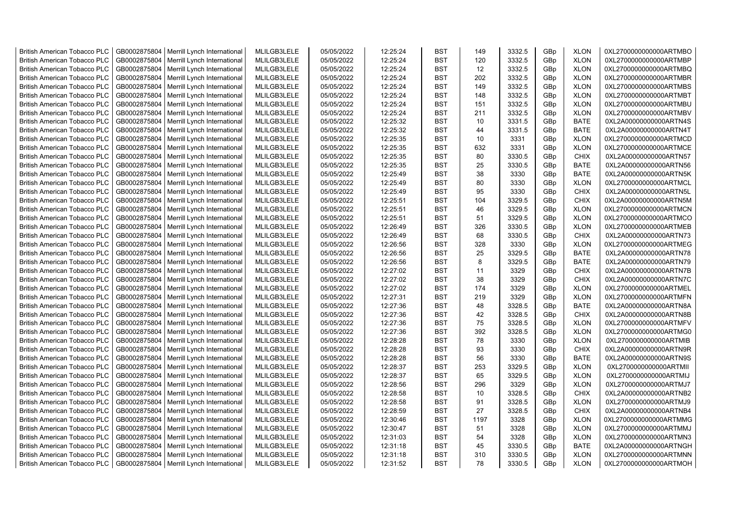| British American Tobacco PLC | GB0002875804 | Merrill Lynch International | MLILGB3LELE | 05/05/2022 | 12:25:24 | BST | 149 | 3332.5 | GBp | XLON | 0XL2700000000000ARTMBO |
|---|---|---|---|---|---|---|---|---|---|---|---|
| British American Tobacco PLC | GB0002875804 | Merrill Lynch International | MLILGB3LELE | 05/05/2022 | 12:25:24 | BST | 120 | 3332.5 | GBp | XLON | 0XL2700000000000ARTMBP |
| British American Tobacco PLC | GB0002875804 | Merrill Lynch International | MLILGB3LELE | 05/05/2022 | 12:25:24 | BST | 12 | 3332.5 | GBp | XLON | 0XL2700000000000ARTMBQ |
| British American Tobacco PLC | GB0002875804 | Merrill Lynch International | MLILGB3LELE | 05/05/2022 | 12:25:24 | BST | 202 | 3332.5 | GBp | XLON | 0XL2700000000000ARTMBR |
| British American Tobacco PLC | GB0002875804 | Merrill Lynch International | MLILGB3LELE | 05/05/2022 | 12:25:24 | BST | 149 | 3332.5 | GBp | XLON | 0XL2700000000000ARTMBS |
| British American Tobacco PLC | GB0002875804 | Merrill Lynch International | MLILGB3LELE | 05/05/2022 | 12:25:24 | BST | 148 | 3332.5 | GBp | XLON | 0XL2700000000000ARTMBT |
| British American Tobacco PLC | GB0002875804 | Merrill Lynch International | MLILGB3LELE | 05/05/2022 | 12:25:24 | BST | 151 | 3332.5 | GBp | XLON | 0XL2700000000000ARTMBU |
| British American Tobacco PLC | GB0002875804 | Merrill Lynch International | MLILGB3LELE | 05/05/2022 | 12:25:24 | BST | 211 | 3332.5 | GBp | XLON | 0XL2700000000000ARTMBV |
| British American Tobacco PLC | GB0002875804 | Merrill Lynch International | MLILGB3LELE | 05/05/2022 | 12:25:32 | BST | 10 | 3331.5 | GBp | BATE | 0XL2A00000000000ARTN4S |
| British American Tobacco PLC | GB0002875804 | Merrill Lynch International | MLILGB3LELE | 05/05/2022 | 12:25:32 | BST | 44 | 3331.5 | GBp | BATE | 0XL2A00000000000ARTN4T |
| British American Tobacco PLC | GB0002875804 | Merrill Lynch International | MLILGB3LELE | 05/05/2022 | 12:25:35 | BST | 10 | 3331 | GBp | XLON | 0XL2700000000000ARTMCD |
| British American Tobacco PLC | GB0002875804 | Merrill Lynch International | MLILGB3LELE | 05/05/2022 | 12:25:35 | BST | 632 | 3331 | GBp | XLON | 0XL2700000000000ARTMCE |
| British American Tobacco PLC | GB0002875804 | Merrill Lynch International | MLILGB3LELE | 05/05/2022 | 12:25:35 | BST | 80 | 3330.5 | GBp | CHIX | 0XL2A00000000000ARTN57 |
| British American Tobacco PLC | GB0002875804 | Merrill Lynch International | MLILGB3LELE | 05/05/2022 | 12:25:35 | BST | 25 | 3330.5 | GBp | BATE | 0XL2A00000000000ARTN56 |
| British American Tobacco PLC | GB0002875804 | Merrill Lynch International | MLILGB3LELE | 05/05/2022 | 12:25:49 | BST | 38 | 3330 | GBp | BATE | 0XL2A00000000000ARTN5K |
| British American Tobacco PLC | GB0002875804 | Merrill Lynch International | MLILGB3LELE | 05/05/2022 | 12:25:49 | BST | 80 | 3330 | GBp | XLON | 0XL2700000000000ARTMCL |
| British American Tobacco PLC | GB0002875804 | Merrill Lynch International | MLILGB3LELE | 05/05/2022 | 12:25:49 | BST | 95 | 3330 | GBp | CHIX | 0XL2A00000000000ARTN5L |
| British American Tobacco PLC | GB0002875804 | Merrill Lynch International | MLILGB3LELE | 05/05/2022 | 12:25:51 | BST | 104 | 3329.5 | GBp | CHIX | 0XL2A00000000000ARTN5M |
| British American Tobacco PLC | GB0002875804 | Merrill Lynch International | MLILGB3LELE | 05/05/2022 | 12:25:51 | BST | 46 | 3329.5 | GBp | XLON | 0XL2700000000000ARTMCN |
| British American Tobacco PLC | GB0002875804 | Merrill Lynch International | MLILGB3LELE | 05/05/2022 | 12:25:51 | BST | 51 | 3329.5 | GBp | XLON | 0XL2700000000000ARTMCO |
| British American Tobacco PLC | GB0002875804 | Merrill Lynch International | MLILGB3LELE | 05/05/2022 | 12:26:49 | BST | 326 | 3330.5 | GBp | XLON | 0XL2700000000000ARTMEB |
| British American Tobacco PLC | GB0002875804 | Merrill Lynch International | MLILGB3LELE | 05/05/2022 | 12:26:49 | BST | 68 | 3330.5 | GBp | CHIX | 0XL2A00000000000ARTN73 |
| British American Tobacco PLC | GB0002875804 | Merrill Lynch International | MLILGB3LELE | 05/05/2022 | 12:26:56 | BST | 328 | 3330 | GBp | XLON | 0XL2700000000000ARTMEG |
| British American Tobacco PLC | GB0002875804 | Merrill Lynch International | MLILGB3LELE | 05/05/2022 | 12:26:56 | BST | 25 | 3329.5 | GBp | BATE | 0XL2A00000000000ARTN78 |
| British American Tobacco PLC | GB0002875804 | Merrill Lynch International | MLILGB3LELE | 05/05/2022 | 12:26:56 | BST | 8 | 3329.5 | GBp | BATE | 0XL2A00000000000ARTN79 |
| British American Tobacco PLC | GB0002875804 | Merrill Lynch International | MLILGB3LELE | 05/05/2022 | 12:27:02 | BST | 11 | 3329 | GBp | CHIX | 0XL2A00000000000ARTN7B |
| British American Tobacco PLC | GB0002875804 | Merrill Lynch International | MLILGB3LELE | 05/05/2022 | 12:27:02 | BST | 38 | 3329 | GBp | CHIX | 0XL2A00000000000ARTN7C |
| British American Tobacco PLC | GB0002875804 | Merrill Lynch International | MLILGB3LELE | 05/05/2022 | 12:27:02 | BST | 174 | 3329 | GBp | XLON | 0XL2700000000000ARTMEL |
| British American Tobacco PLC | GB0002875804 | Merrill Lynch International | MLILGB3LELE | 05/05/2022 | 12:27:31 | BST | 219 | 3329 | GBp | XLON | 0XL2700000000000ARTMFN |
| British American Tobacco PLC | GB0002875804 | Merrill Lynch International | MLILGB3LELE | 05/05/2022 | 12:27:36 | BST | 48 | 3328.5 | GBp | BATE | 0XL2A00000000000ARTN8A |
| British American Tobacco PLC | GB0002875804 | Merrill Lynch International | MLILGB3LELE | 05/05/2022 | 12:27:36 | BST | 42 | 3328.5 | GBp | CHIX | 0XL2A00000000000ARTN8B |
| British American Tobacco PLC | GB0002875804 | Merrill Lynch International | MLILGB3LELE | 05/05/2022 | 12:27:36 | BST | 75 | 3328.5 | GBp | XLON | 0XL2700000000000ARTMFV |
| British American Tobacco PLC | GB0002875804 | Merrill Lynch International | MLILGB3LELE | 05/05/2022 | 12:27:36 | BST | 392 | 3328.5 | GBp | XLON | 0XL2700000000000ARTMG0 |
| British American Tobacco PLC | GB0002875804 | Merrill Lynch International | MLILGB3LELE | 05/05/2022 | 12:28:28 | BST | 78 | 3330 | GBp | XLON | 0XL2700000000000ARTMIB |
| British American Tobacco PLC | GB0002875804 | Merrill Lynch International | MLILGB3LELE | 05/05/2022 | 12:28:28 | BST | 93 | 3330 | GBp | CHIX | 0XL2A00000000000ARTN9R |
| British American Tobacco PLC | GB0002875804 | Merrill Lynch International | MLILGB3LELE | 05/05/2022 | 12:28:28 | BST | 56 | 3330 | GBp | BATE | 0XL2A00000000000ARTN9S |
| British American Tobacco PLC | GB0002875804 | Merrill Lynch International | MLILGB3LELE | 05/05/2022 | 12:28:37 | BST | 253 | 3329.5 | GBp | XLON | 0XL2700000000000ARTMII |
| British American Tobacco PLC | GB0002875804 | Merrill Lynch International | MLILGB3LELE | 05/05/2022 | 12:28:37 | BST | 65 | 3329.5 | GBp | XLON | 0XL2700000000000ARTMIJ |
| British American Tobacco PLC | GB0002875804 | Merrill Lynch International | MLILGB3LELE | 05/05/2022 | 12:28:56 | BST | 296 | 3329 | GBp | XLON | 0XL2700000000000ARTMJ7 |
| British American Tobacco PLC | GB0002875804 | Merrill Lynch International | MLILGB3LELE | 05/05/2022 | 12:28:58 | BST | 10 | 3328.5 | GBp | CHIX | 0XL2A00000000000ARTNB2 |
| British American Tobacco PLC | GB0002875804 | Merrill Lynch International | MLILGB3LELE | 05/05/2022 | 12:28:58 | BST | 91 | 3328.5 | GBp | XLON | 0XL2700000000000ARTMJ9 |
| British American Tobacco PLC | GB0002875804 | Merrill Lynch International | MLILGB3LELE | 05/05/2022 | 12:28:59 | BST | 27 | 3328.5 | GBp | CHIX | 0XL2A00000000000ARTNB4 |
| British American Tobacco PLC | GB0002875804 | Merrill Lynch International | MLILGB3LELE | 05/05/2022 | 12:30:46 | BST | 1197 | 3328 | GBp | XLON | 0XL2700000000000ARTMMG |
| British American Tobacco PLC | GB0002875804 | Merrill Lynch International | MLILGB3LELE | 05/05/2022 | 12:30:47 | BST | 51 | 3328 | GBp | XLON | 0XL2700000000000ARTMMJ |
| British American Tobacco PLC | GB0002875804 | Merrill Lynch International | MLILGB3LELE | 05/05/2022 | 12:31:03 | BST | 54 | 3328 | GBp | XLON | 0XL2700000000000ARTMN3 |
| British American Tobacco PLC | GB0002875804 | Merrill Lynch International | MLILGB3LELE | 05/05/2022 | 12:31:18 | BST | 45 | 3330.5 | GBp | BATE | 0XL2A00000000000ARTNGH |
| British American Tobacco PLC | GB0002875804 | Merrill Lynch International | MLILGB3LELE | 05/05/2022 | 12:31:18 | BST | 310 | 3330.5 | GBp | XLON | 0XL2700000000000ARTMNN |
| British American Tobacco PLC | GB0002875804 | Merrill Lynch International | MLILGB3LELE | 05/05/2022 | 12:31:52 | BST | 78 | 3330.5 | GBp | XLON | 0XL2700000000000ARTMOH |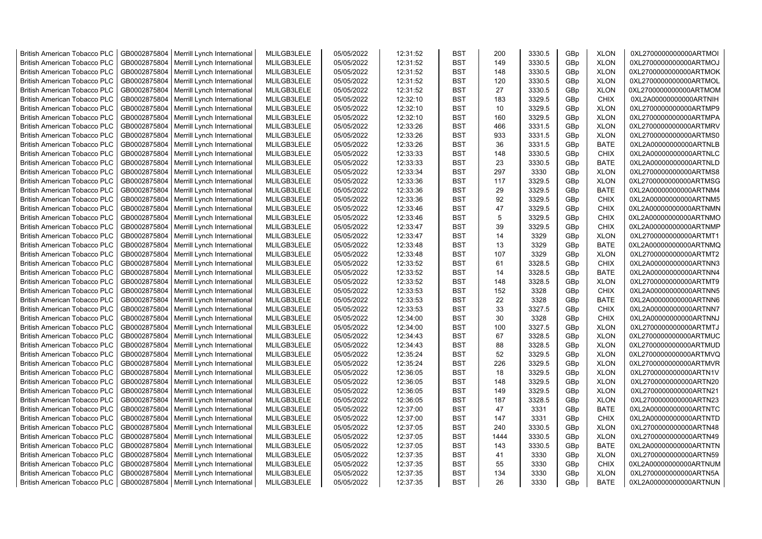| British American Tobacco PLC | GB0002875804 | Merrill Lynch International | MLILGB3LELE | 05/05/2022 | 12:31:52 | BST | 200 | 3330.5 | GBp | XLON | 0XL2700000000000ARTMOI |
|---|---|---|---|---|---|---|---|---|---|---|---|
| British American Tobacco PLC | GB0002875804 | Merrill Lynch International | MLILGB3LELE | 05/05/2022 | 12:31:52 | BST | 149 | 3330.5 | GBp | XLON | 0XL2700000000000ARTMOJ |
| British American Tobacco PLC | GB0002875804 | Merrill Lynch International | MLILGB3LELE | 05/05/2022 | 12:31:52 | BST | 148 | 3330.5 | GBp | XLON | 0XL2700000000000ARTMOK |
| British American Tobacco PLC | GB0002875804 | Merrill Lynch International | MLILGB3LELE | 05/05/2022 | 12:31:52 | BST | 120 | 3330.5 | GBp | XLON | 0XL2700000000000ARTMOL |
| British American Tobacco PLC | GB0002875804 | Merrill Lynch International | MLILGB3LELE | 05/05/2022 | 12:31:52 | BST | 27 | 3330.5 | GBp | XLON | 0XL2700000000000ARTMOM |
| British American Tobacco PLC | GB0002875804 | Merrill Lynch International | MLILGB3LELE | 05/05/2022 | 12:32:10 | BST | 183 | 3329.5 | GBp | CHIX | 0XL2A00000000000ARTNIH |
| British American Tobacco PLC | GB0002875804 | Merrill Lynch International | MLILGB3LELE | 05/05/2022 | 12:32:10 | BST | 10 | 3329.5 | GBp | XLON | 0XL2700000000000ARTMP9 |
| British American Tobacco PLC | GB0002875804 | Merrill Lynch International | MLILGB3LELE | 05/05/2022 | 12:32:10 | BST | 160 | 3329.5 | GBp | XLON | 0XL2700000000000ARTMPA |
| British American Tobacco PLC | GB0002875804 | Merrill Lynch International | MLILGB3LELE | 05/05/2022 | 12:33:26 | BST | 466 | 3331.5 | GBp | XLON | 0XL2700000000000ARTMRV |
| British American Tobacco PLC | GB0002875804 | Merrill Lynch International | MLILGB3LELE | 05/05/2022 | 12:33:26 | BST | 933 | 3331.5 | GBp | XLON | 0XL2700000000000ARTMS0 |
| British American Tobacco PLC | GB0002875804 | Merrill Lynch International | MLILGB3LELE | 05/05/2022 | 12:33:26 | BST | 36 | 3331.5 | GBp | BATE | 0XL2A00000000000ARTNLB |
| British American Tobacco PLC | GB0002875804 | Merrill Lynch International | MLILGB3LELE | 05/05/2022 | 12:33:33 | BST | 148 | 3330.5 | GBp | CHIX | 0XL2A00000000000ARTNLC |
| British American Tobacco PLC | GB0002875804 | Merrill Lynch International | MLILGB3LELE | 05/05/2022 | 12:33:33 | BST | 23 | 3330.5 | GBp | BATE | 0XL2A00000000000ARTNLD |
| British American Tobacco PLC | GB0002875804 | Merrill Lynch International | MLILGB3LELE | 05/05/2022 | 12:33:34 | BST | 297 | 3330 | GBp | XLON | 0XL2700000000000ARTMS8 |
| British American Tobacco PLC | GB0002875804 | Merrill Lynch International | MLILGB3LELE | 05/05/2022 | 12:33:36 | BST | 117 | 3329.5 | GBp | XLON | 0XL2700000000000ARTMSG |
| British American Tobacco PLC | GB0002875804 | Merrill Lynch International | MLILGB3LELE | 05/05/2022 | 12:33:36 | BST | 29 | 3329.5 | GBp | BATE | 0XL2A00000000000ARTNM4 |
| British American Tobacco PLC | GB0002875804 | Merrill Lynch International | MLILGB3LELE | 05/05/2022 | 12:33:36 | BST | 92 | 3329.5 | GBp | CHIX | 0XL2A00000000000ARTNM5 |
| British American Tobacco PLC | GB0002875804 | Merrill Lynch International | MLILGB3LELE | 05/05/2022 | 12:33:46 | BST | 47 | 3329.5 | GBp | CHIX | 0XL2A00000000000ARTNMN |
| British American Tobacco PLC | GB0002875804 | Merrill Lynch International | MLILGB3LELE | 05/05/2022 | 12:33:46 | BST | 5 | 3329.5 | GBp | CHIX | 0XL2A00000000000ARTNMO |
| British American Tobacco PLC | GB0002875804 | Merrill Lynch International | MLILGB3LELE | 05/05/2022 | 12:33:47 | BST | 39 | 3329.5 | GBp | CHIX | 0XL2A00000000000ARTNMP |
| British American Tobacco PLC | GB0002875804 | Merrill Lynch International | MLILGB3LELE | 05/05/2022 | 12:33:47 | BST | 14 | 3329 | GBp | XLON | 0XL2700000000000ARTMT1 |
| British American Tobacco PLC | GB0002875804 | Merrill Lynch International | MLILGB3LELE | 05/05/2022 | 12:33:48 | BST | 13 | 3329 | GBp | BATE | 0XL2A00000000000ARTNMQ |
| British American Tobacco PLC | GB0002875804 | Merrill Lynch International | MLILGB3LELE | 05/05/2022 | 12:33:48 | BST | 107 | 3329 | GBp | XLON | 0XL2700000000000ARTMT2 |
| British American Tobacco PLC | GB0002875804 | Merrill Lynch International | MLILGB3LELE | 05/05/2022 | 12:33:52 | BST | 61 | 3328.5 | GBp | CHIX | 0XL2A00000000000ARTNN3 |
| British American Tobacco PLC | GB0002875804 | Merrill Lynch International | MLILGB3LELE | 05/05/2022 | 12:33:52 | BST | 14 | 3328.5 | GBp | BATE | 0XL2A00000000000ARTNN4 |
| British American Tobacco PLC | GB0002875804 | Merrill Lynch International | MLILGB3LELE | 05/05/2022 | 12:33:52 | BST | 148 | 3328.5 | GBp | XLON | 0XL2700000000000ARTMT9 |
| British American Tobacco PLC | GB0002875804 | Merrill Lynch International | MLILGB3LELE | 05/05/2022 | 12:33:53 | BST | 152 | 3328 | GBp | CHIX | 0XL2A00000000000ARTNN5 |
| British American Tobacco PLC | GB0002875804 | Merrill Lynch International | MLILGB3LELE | 05/05/2022 | 12:33:53 | BST | 22 | 3328 | GBp | BATE | 0XL2A00000000000ARTNN6 |
| British American Tobacco PLC | GB0002875804 | Merrill Lynch International | MLILGB3LELE | 05/05/2022 | 12:33:53 | BST | 33 | 3327.5 | GBp | CHIX | 0XL2A00000000000ARTNN7 |
| British American Tobacco PLC | GB0002875804 | Merrill Lynch International | MLILGB3LELE | 05/05/2022 | 12:34:00 | BST | 30 | 3328 | GBp | CHIX | 0XL2A00000000000ARTNNJ |
| British American Tobacco PLC | GB0002875804 | Merrill Lynch International | MLILGB3LELE | 05/05/2022 | 12:34:00 | BST | 100 | 3327.5 | GBp | XLON | 0XL2700000000000ARTMTJ |
| British American Tobacco PLC | GB0002875804 | Merrill Lynch International | MLILGB3LELE | 05/05/2022 | 12:34:43 | BST | 67 | 3328.5 | GBp | XLON | 0XL2700000000000ARTMUC |
| British American Tobacco PLC | GB0002875804 | Merrill Lynch International | MLILGB3LELE | 05/05/2022 | 12:34:43 | BST | 88 | 3328.5 | GBp | XLON | 0XL2700000000000ARTMUD |
| British American Tobacco PLC | GB0002875804 | Merrill Lynch International | MLILGB3LELE | 05/05/2022 | 12:35:24 | BST | 52 | 3329.5 | GBp | XLON | 0XL2700000000000ARTMVQ |
| British American Tobacco PLC | GB0002875804 | Merrill Lynch International | MLILGB3LELE | 05/05/2022 | 12:35:24 | BST | 226 | 3329.5 | GBp | XLON | 0XL2700000000000ARTMVR |
| British American Tobacco PLC | GB0002875804 | Merrill Lynch International | MLILGB3LELE | 05/05/2022 | 12:36:05 | BST | 18 | 3329.5 | GBp | XLON | 0XL2700000000000ARTN1V |
| British American Tobacco PLC | GB0002875804 | Merrill Lynch International | MLILGB3LELE | 05/05/2022 | 12:36:05 | BST | 148 | 3329.5 | GBp | XLON | 0XL2700000000000ARTN20 |
| British American Tobacco PLC | GB0002875804 | Merrill Lynch International | MLILGB3LELE | 05/05/2022 | 12:36:05 | BST | 149 | 3329.5 | GBp | XLON | 0XL2700000000000ARTN21 |
| British American Tobacco PLC | GB0002875804 | Merrill Lynch International | MLILGB3LELE | 05/05/2022 | 12:36:05 | BST | 187 | 3328.5 | GBp | XLON | 0XL2700000000000ARTN23 |
| British American Tobacco PLC | GB0002875804 | Merrill Lynch International | MLILGB3LELE | 05/05/2022 | 12:37:00 | BST | 47 | 3331 | GBp | BATE | 0XL2A00000000000ARTNTC |
| British American Tobacco PLC | GB0002875804 | Merrill Lynch International | MLILGB3LELE | 05/05/2022 | 12:37:00 | BST | 147 | 3331 | GBp | CHIX | 0XL2A00000000000ARTNTD |
| British American Tobacco PLC | GB0002875804 | Merrill Lynch International | MLILGB3LELE | 05/05/2022 | 12:37:05 | BST | 240 | 3330.5 | GBp | XLON | 0XL2700000000000ARTN48 |
| British American Tobacco PLC | GB0002875804 | Merrill Lynch International | MLILGB3LELE | 05/05/2022 | 12:37:05 | BST | 1444 | 3330.5 | GBp | XLON | 0XL2700000000000ARTN49 |
| British American Tobacco PLC | GB0002875804 | Merrill Lynch International | MLILGB3LELE | 05/05/2022 | 12:37:05 | BST | 143 | 3330.5 | GBp | BATE | 0XL2A00000000000ARTNTN |
| British American Tobacco PLC | GB0002875804 | Merrill Lynch International | MLILGB3LELE | 05/05/2022 | 12:37:35 | BST | 41 | 3330 | GBp | XLON | 0XL2700000000000ARTN59 |
| British American Tobacco PLC | GB0002875804 | Merrill Lynch International | MLILGB3LELE | 05/05/2022 | 12:37:35 | BST | 55 | 3330 | GBp | CHIX | 0XL2A00000000000ARTNUM |
| British American Tobacco PLC | GB0002875804 | Merrill Lynch International | MLILGB3LELE | 05/05/2022 | 12:37:35 | BST | 134 | 3330 | GBp | XLON | 0XL2700000000000ARTN5A |
| British American Tobacco PLC | GB0002875804 | Merrill Lynch International | MLILGB3LELE | 05/05/2022 | 12:37:35 | BST | 26 | 3330 | GBp | BATE | 0XL2A00000000000ARTNUN |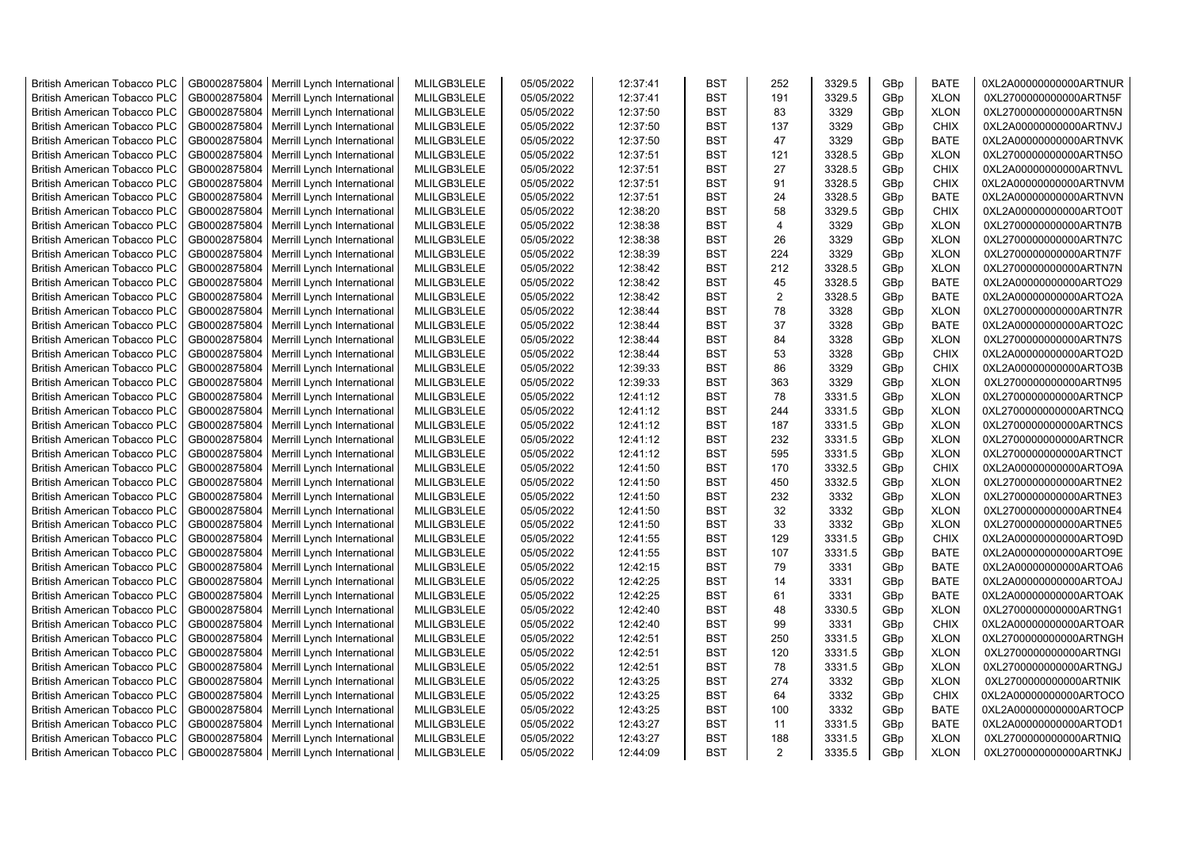| British American Tobacco PLC | GB0002875804 | Merrill Lynch International | MLILGB3LELE | 05/05/2022 | 12:37:41 | BST | 252 | 3329.5 | GBp | BATE | 0XL2A00000000000ARTNUR |
|---|---|---|---|---|---|---|---|---|---|---|---|
| British American Tobacco PLC | GB0002875804 | Merrill Lynch International | MLILGB3LELE | 05/05/2022 | 12:37:41 | BST | 191 | 3329.5 | GBp | XLON | 0XL2700000000000ARTN5F |
| British American Tobacco PLC | GB0002875804 | Merrill Lynch International | MLILGB3LELE | 05/05/2022 | 12:37:50 | BST | 83 | 3329 | GBp | XLON | 0XL2700000000000ARTN5N |
| British American Tobacco PLC | GB0002875804 | Merrill Lynch International | MLILGB3LELE | 05/05/2022 | 12:37:50 | BST | 137 | 3329 | GBp | CHIX | 0XL2A00000000000ARTNVJ |
| British American Tobacco PLC | GB0002875804 | Merrill Lynch International | MLILGB3LELE | 05/05/2022 | 12:37:50 | BST | 47 | 3329 | GBp | BATE | 0XL2A00000000000ARTNVK |
| British American Tobacco PLC | GB0002875804 | Merrill Lynch International | MLILGB3LELE | 05/05/2022 | 12:37:51 | BST | 121 | 3328.5 | GBp | XLON | 0XL2700000000000ARTN5O |
| British American Tobacco PLC | GB0002875804 | Merrill Lynch International | MLILGB3LELE | 05/05/2022 | 12:37:51 | BST | 27 | 3328.5 | GBp | CHIX | 0XL2A00000000000ARTNVL |
| British American Tobacco PLC | GB0002875804 | Merrill Lynch International | MLILGB3LELE | 05/05/2022 | 12:37:51 | BST | 91 | 3328.5 | GBp | CHIX | 0XL2A00000000000ARTNVM |
| British American Tobacco PLC | GB0002875804 | Merrill Lynch International | MLILGB3LELE | 05/05/2022 | 12:37:51 | BST | 24 | 3328.5 | GBp | BATE | 0XL2A00000000000ARTNVN |
| British American Tobacco PLC | GB0002875804 | Merrill Lynch International | MLILGB3LELE | 05/05/2022 | 12:38:20 | BST | 58 | 3329.5 | GBp | CHIX | 0XL2A00000000000ARTO0T |
| British American Tobacco PLC | GB0002875804 | Merrill Lynch International | MLILGB3LELE | 05/05/2022 | 12:38:38 | BST | 4 | 3329 | GBp | XLON | 0XL2700000000000ARTN7B |
| British American Tobacco PLC | GB0002875804 | Merrill Lynch International | MLILGB3LELE | 05/05/2022 | 12:38:38 | BST | 26 | 3329 | GBp | XLON | 0XL2700000000000ARTN7C |
| British American Tobacco PLC | GB0002875804 | Merrill Lynch International | MLILGB3LELE | 05/05/2022 | 12:38:39 | BST | 224 | 3329 | GBp | XLON | 0XL2700000000000ARTN7F |
| British American Tobacco PLC | GB0002875804 | Merrill Lynch International | MLILGB3LELE | 05/05/2022 | 12:38:42 | BST | 212 | 3328.5 | GBp | XLON | 0XL2700000000000ARTN7N |
| British American Tobacco PLC | GB0002875804 | Merrill Lynch International | MLILGB3LELE | 05/05/2022 | 12:38:42 | BST | 45 | 3328.5 | GBp | BATE | 0XL2A00000000000ARTO29 |
| British American Tobacco PLC | GB0002875804 | Merrill Lynch International | MLILGB3LELE | 05/05/2022 | 12:38:42 | BST | 2 | 3328.5 | GBp | BATE | 0XL2A00000000000ARTO2A |
| British American Tobacco PLC | GB0002875804 | Merrill Lynch International | MLILGB3LELE | 05/05/2022 | 12:38:44 | BST | 78 | 3328 | GBp | XLON | 0XL2700000000000ARTN7R |
| British American Tobacco PLC | GB0002875804 | Merrill Lynch International | MLILGB3LELE | 05/05/2022 | 12:38:44 | BST | 37 | 3328 | GBp | BATE | 0XL2A00000000000ARTO2C |
| British American Tobacco PLC | GB0002875804 | Merrill Lynch International | MLILGB3LELE | 05/05/2022 | 12:38:44 | BST | 84 | 3328 | GBp | XLON | 0XL2700000000000ARTN7S |
| British American Tobacco PLC | GB0002875804 | Merrill Lynch International | MLILGB3LELE | 05/05/2022 | 12:38:44 | BST | 53 | 3328 | GBp | CHIX | 0XL2A00000000000ARTO2D |
| British American Tobacco PLC | GB0002875804 | Merrill Lynch International | MLILGB3LELE | 05/05/2022 | 12:39:33 | BST | 86 | 3329 | GBp | CHIX | 0XL2A00000000000ARTO3B |
| British American Tobacco PLC | GB0002875804 | Merrill Lynch International | MLILGB3LELE | 05/05/2022 | 12:39:33 | BST | 363 | 3329 | GBp | XLON | 0XL2700000000000ARTN95 |
| British American Tobacco PLC | GB0002875804 | Merrill Lynch International | MLILGB3LELE | 05/05/2022 | 12:41:12 | BST | 78 | 3331.5 | GBp | XLON | 0XL2700000000000ARTNCP |
| British American Tobacco PLC | GB0002875804 | Merrill Lynch International | MLILGB3LELE | 05/05/2022 | 12:41:12 | BST | 244 | 3331.5 | GBp | XLON | 0XL2700000000000ARTNCQ |
| British American Tobacco PLC | GB0002875804 | Merrill Lynch International | MLILGB3LELE | 05/05/2022 | 12:41:12 | BST | 187 | 3331.5 | GBp | XLON | 0XL2700000000000ARTNCS |
| British American Tobacco PLC | GB0002875804 | Merrill Lynch International | MLILGB3LELE | 05/05/2022 | 12:41:12 | BST | 232 | 3331.5 | GBp | XLON | 0XL2700000000000ARTNCR |
| British American Tobacco PLC | GB0002875804 | Merrill Lynch International | MLILGB3LELE | 05/05/2022 | 12:41:12 | BST | 595 | 3331.5 | GBp | XLON | 0XL2700000000000ARTNCT |
| British American Tobacco PLC | GB0002875804 | Merrill Lynch International | MLILGB3LELE | 05/05/2022 | 12:41:50 | BST | 170 | 3332.5 | GBp | CHIX | 0XL2A00000000000ARTO9A |
| British American Tobacco PLC | GB0002875804 | Merrill Lynch International | MLILGB3LELE | 05/05/2022 | 12:41:50 | BST | 450 | 3332.5 | GBp | XLON | 0XL2700000000000ARTNE2 |
| British American Tobacco PLC | GB0002875804 | Merrill Lynch International | MLILGB3LELE | 05/05/2022 | 12:41:50 | BST | 232 | 3332 | GBp | XLON | 0XL2700000000000ARTNE3 |
| British American Tobacco PLC | GB0002875804 | Merrill Lynch International | MLILGB3LELE | 05/05/2022 | 12:41:50 | BST | 32 | 3332 | GBp | XLON | 0XL2700000000000ARTNE4 |
| British American Tobacco PLC | GB0002875804 | Merrill Lynch International | MLILGB3LELE | 05/05/2022 | 12:41:50 | BST | 33 | 3332 | GBp | XLON | 0XL2700000000000ARTNE5 |
| British American Tobacco PLC | GB0002875804 | Merrill Lynch International | MLILGB3LELE | 05/05/2022 | 12:41:55 | BST | 129 | 3331.5 | GBp | CHIX | 0XL2A00000000000ARTO9D |
| British American Tobacco PLC | GB0002875804 | Merrill Lynch International | MLILGB3LELE | 05/05/2022 | 12:41:55 | BST | 107 | 3331.5 | GBp | BATE | 0XL2A00000000000ARTO9E |
| British American Tobacco PLC | GB0002875804 | Merrill Lynch International | MLILGB3LELE | 05/05/2022 | 12:42:15 | BST | 79 | 3331 | GBp | BATE | 0XL2A00000000000ARTOA6 |
| British American Tobacco PLC | GB0002875804 | Merrill Lynch International | MLILGB3LELE | 05/05/2022 | 12:42:25 | BST | 14 | 3331 | GBp | BATE | 0XL2A00000000000ARTOAJ |
| British American Tobacco PLC | GB0002875804 | Merrill Lynch International | MLILGB3LELE | 05/05/2022 | 12:42:25 | BST | 61 | 3331 | GBp | BATE | 0XL2A00000000000ARTOAK |
| British American Tobacco PLC | GB0002875804 | Merrill Lynch International | MLILGB3LELE | 05/05/2022 | 12:42:40 | BST | 48 | 3330.5 | GBp | XLON | 0XL2700000000000ARTNG1 |
| British American Tobacco PLC | GB0002875804 | Merrill Lynch International | MLILGB3LELE | 05/05/2022 | 12:42:40 | BST | 99 | 3331 | GBp | CHIX | 0XL2A00000000000ARTOAR |
| British American Tobacco PLC | GB0002875804 | Merrill Lynch International | MLILGB3LELE | 05/05/2022 | 12:42:51 | BST | 250 | 3331.5 | GBp | XLON | 0XL2700000000000ARTNGH |
| British American Tobacco PLC | GB0002875804 | Merrill Lynch International | MLILGB3LELE | 05/05/2022 | 12:42:51 | BST | 120 | 3331.5 | GBp | XLON | 0XL2700000000000ARTNGI |
| British American Tobacco PLC | GB0002875804 | Merrill Lynch International | MLILGB3LELE | 05/05/2022 | 12:42:51 | BST | 78 | 3331.5 | GBp | XLON | 0XL2700000000000ARTNGJ |
| British American Tobacco PLC | GB0002875804 | Merrill Lynch International | MLILGB3LELE | 05/05/2022 | 12:43:25 | BST | 274 | 3332 | GBp | XLON | 0XL2700000000000ARTNIK |
| British American Tobacco PLC | GB0002875804 | Merrill Lynch International | MLILGB3LELE | 05/05/2022 | 12:43:25 | BST | 64 | 3332 | GBp | CHIX | 0XL2A00000000000ARTOCO |
| British American Tobacco PLC | GB0002875804 | Merrill Lynch International | MLILGB3LELE | 05/05/2022 | 12:43:25 | BST | 100 | 3332 | GBp | BATE | 0XL2A00000000000ARTOCP |
| British American Tobacco PLC | GB0002875804 | Merrill Lynch International | MLILGB3LELE | 05/05/2022 | 12:43:27 | BST | 11 | 3331.5 | GBp | BATE | 0XL2A00000000000ARTOD1 |
| British American Tobacco PLC | GB0002875804 | Merrill Lynch International | MLILGB3LELE | 05/05/2022 | 12:43:27 | BST | 188 | 3331.5 | GBp | XLON | 0XL2700000000000ARTNIQ |
| British American Tobacco PLC | GB0002875804 | Merrill Lynch International | MLILGB3LELE | 05/05/2022 | 12:44:09 | BST | 2 | 3335.5 | GBp | XLON | 0XL2700000000000ARTNKJ |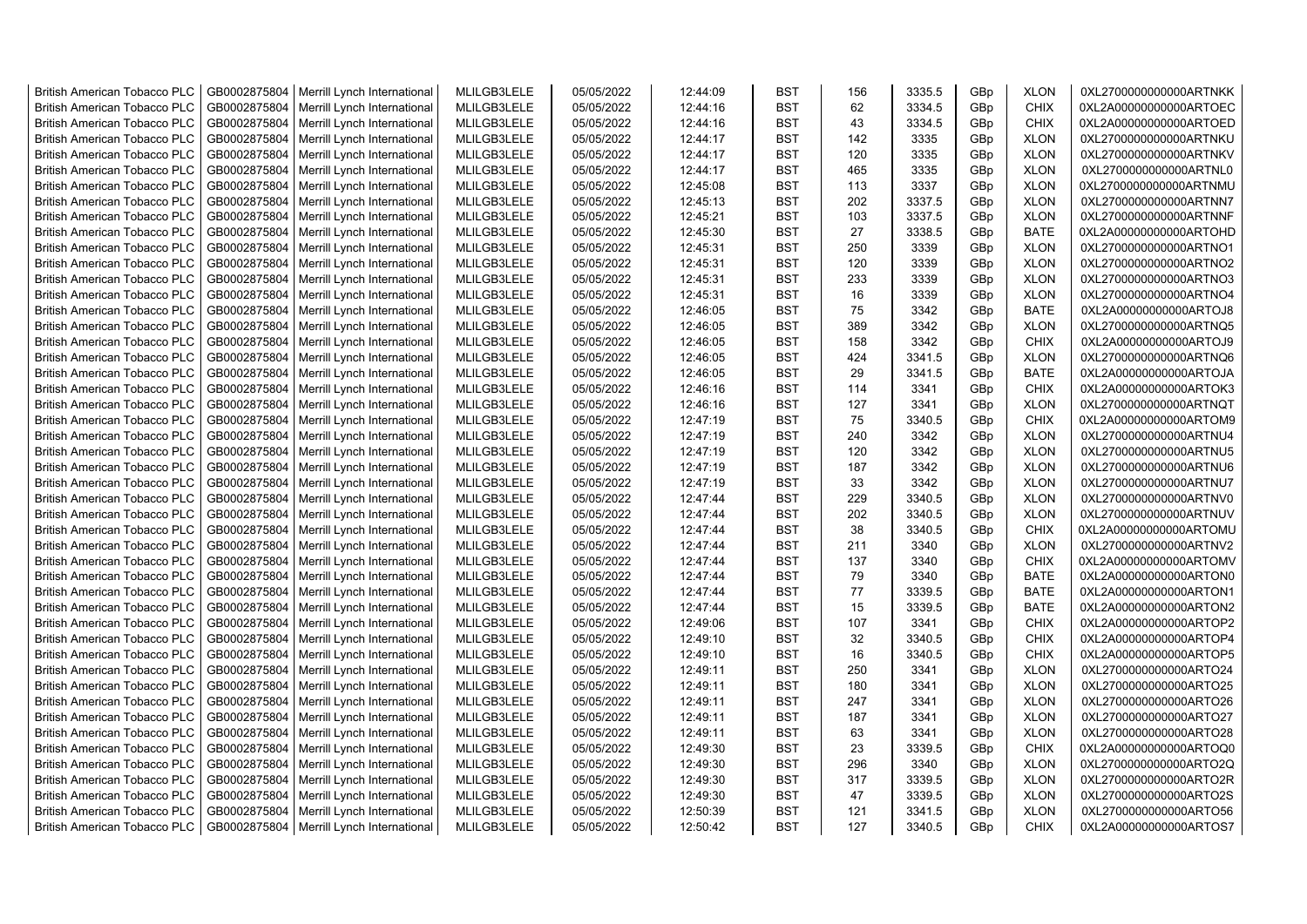| | | | | | | | | | | | |
|---|---|---|---|---|---|---|---|---|---|---|---|
| British American Tobacco PLC | GB0002875804 | Merrill Lynch International | MLILGB3LELE | 05/05/2022 | 12:44:09 | BST | 156 | 3335.5 | GBp | XLON | 0XL2700000000000ARTNKK |
| British American Tobacco PLC | GB0002875804 | Merrill Lynch International | MLILGB3LELE | 05/05/2022 | 12:44:16 | BST | 62 | 3334.5 | GBp | CHIX | 0XL2A00000000000ARTOEC |
| British American Tobacco PLC | GB0002875804 | Merrill Lynch International | MLILGB3LELE | 05/05/2022 | 12:44:16 | BST | 43 | 3334.5 | GBp | CHIX | 0XL2A00000000000ARTOED |
| British American Tobacco PLC | GB0002875804 | Merrill Lynch International | MLILGB3LELE | 05/05/2022 | 12:44:17 | BST | 142 | 3335 | GBp | XLON | 0XL2700000000000ARTNKU |
| British American Tobacco PLC | GB0002875804 | Merrill Lynch International | MLILGB3LELE | 05/05/2022 | 12:44:17 | BST | 120 | 3335 | GBp | XLON | 0XL2700000000000ARTNKV |
| British American Tobacco PLC | GB0002875804 | Merrill Lynch International | MLILGB3LELE | 05/05/2022 | 12:44:17 | BST | 465 | 3335 | GBp | XLON | 0XL2700000000000ARTNL0 |
| British American Tobacco PLC | GB0002875804 | Merrill Lynch International | MLILGB3LELE | 05/05/2022 | 12:45:08 | BST | 113 | 3337 | GBp | XLON | 0XL2700000000000ARTNMU |
| British American Tobacco PLC | GB0002875804 | Merrill Lynch International | MLILGB3LELE | 05/05/2022 | 12:45:13 | BST | 202 | 3337.5 | GBp | XLON | 0XL2700000000000ARTNN7 |
| British American Tobacco PLC | GB0002875804 | Merrill Lynch International | MLILGB3LELE | 05/05/2022 | 12:45:21 | BST | 103 | 3337.5 | GBp | XLON | 0XL2700000000000ARTNNF |
| British American Tobacco PLC | GB0002875804 | Merrill Lynch International | MLILGB3LELE | 05/05/2022 | 12:45:30 | BST | 27 | 3338.5 | GBp | BATE | 0XL2A00000000000ARTOHD |
| British American Tobacco PLC | GB0002875804 | Merrill Lynch International | MLILGB3LELE | 05/05/2022 | 12:45:31 | BST | 250 | 3339 | GBp | XLON | 0XL2700000000000ARTNO1 |
| British American Tobacco PLC | GB0002875804 | Merrill Lynch International | MLILGB3LELE | 05/05/2022 | 12:45:31 | BST | 120 | 3339 | GBp | XLON | 0XL2700000000000ARTNO2 |
| British American Tobacco PLC | GB0002875804 | Merrill Lynch International | MLILGB3LELE | 05/05/2022 | 12:45:31 | BST | 233 | 3339 | GBp | XLON | 0XL2700000000000ARTNO3 |
| British American Tobacco PLC | GB0002875804 | Merrill Lynch International | MLILGB3LELE | 05/05/2022 | 12:45:31 | BST | 16 | 3339 | GBp | XLON | 0XL2700000000000ARTNO4 |
| British American Tobacco PLC | GB0002875804 | Merrill Lynch International | MLILGB3LELE | 05/05/2022 | 12:46:05 | BST | 75 | 3342 | GBp | BATE | 0XL2A00000000000ARTOJ8 |
| British American Tobacco PLC | GB0002875804 | Merrill Lynch International | MLILGB3LELE | 05/05/2022 | 12:46:05 | BST | 389 | 3342 | GBp | XLON | 0XL2700000000000ARTNQ5 |
| British American Tobacco PLC | GB0002875804 | Merrill Lynch International | MLILGB3LELE | 05/05/2022 | 12:46:05 | BST | 158 | 3342 | GBp | CHIX | 0XL2A00000000000ARTOJ9 |
| British American Tobacco PLC | GB0002875804 | Merrill Lynch International | MLILGB3LELE | 05/05/2022 | 12:46:05 | BST | 424 | 3341.5 | GBp | XLON | 0XL2700000000000ARTNQ6 |
| British American Tobacco PLC | GB0002875804 | Merrill Lynch International | MLILGB3LELE | 05/05/2022 | 12:46:05 | BST | 29 | 3341.5 | GBp | BATE | 0XL2A00000000000ARTOJA |
| British American Tobacco PLC | GB0002875804 | Merrill Lynch International | MLILGB3LELE | 05/05/2022 | 12:46:16 | BST | 114 | 3341 | GBp | CHIX | 0XL2A00000000000ARTOK3 |
| British American Tobacco PLC | GB0002875804 | Merrill Lynch International | MLILGB3LELE | 05/05/2022 | 12:46:16 | BST | 127 | 3341 | GBp | XLON | 0XL2700000000000ARTNQT |
| British American Tobacco PLC | GB0002875804 | Merrill Lynch International | MLILGB3LELE | 05/05/2022 | 12:47:19 | BST | 75 | 3340.5 | GBp | CHIX | 0XL2A00000000000ARTOM9 |
| British American Tobacco PLC | GB0002875804 | Merrill Lynch International | MLILGB3LELE | 05/05/2022 | 12:47:19 | BST | 240 | 3342 | GBp | XLON | 0XL2700000000000ARTNU4 |
| British American Tobacco PLC | GB0002875804 | Merrill Lynch International | MLILGB3LELE | 05/05/2022 | 12:47:19 | BST | 120 | 3342 | GBp | XLON | 0XL2700000000000ARTNU5 |
| British American Tobacco PLC | GB0002875804 | Merrill Lynch International | MLILGB3LELE | 05/05/2022 | 12:47:19 | BST | 187 | 3342 | GBp | XLON | 0XL2700000000000ARTNU6 |
| British American Tobacco PLC | GB0002875804 | Merrill Lynch International | MLILGB3LELE | 05/05/2022 | 12:47:19 | BST | 33 | 3342 | GBp | XLON | 0XL2700000000000ARTNU7 |
| British American Tobacco PLC | GB0002875804 | Merrill Lynch International | MLILGB3LELE | 05/05/2022 | 12:47:44 | BST | 229 | 3340.5 | GBp | XLON | 0XL2700000000000ARTNV0 |
| British American Tobacco PLC | GB0002875804 | Merrill Lynch International | MLILGB3LELE | 05/05/2022 | 12:47:44 | BST | 202 | 3340.5 | GBp | XLON | 0XL2700000000000ARTNUV |
| British American Tobacco PLC | GB0002875804 | Merrill Lynch International | MLILGB3LELE | 05/05/2022 | 12:47:44 | BST | 38 | 3340.5 | GBp | CHIX | 0XL2A00000000000ARTOMU |
| British American Tobacco PLC | GB0002875804 | Merrill Lynch International | MLILGB3LELE | 05/05/2022 | 12:47:44 | BST | 211 | 3340 | GBp | XLON | 0XL2700000000000ARTNV2 |
| British American Tobacco PLC | GB0002875804 | Merrill Lynch International | MLILGB3LELE | 05/05/2022 | 12:47:44 | BST | 137 | 3340 | GBp | CHIX | 0XL2A00000000000ARTOMV |
| British American Tobacco PLC | GB0002875804 | Merrill Lynch International | MLILGB3LELE | 05/05/2022 | 12:47:44 | BST | 79 | 3340 | GBp | BATE | 0XL2A00000000000ARTON0 |
| British American Tobacco PLC | GB0002875804 | Merrill Lynch International | MLILGB3LELE | 05/05/2022 | 12:47:44 | BST | 77 | 3339.5 | GBp | BATE | 0XL2A00000000000ARTON1 |
| British American Tobacco PLC | GB0002875804 | Merrill Lynch International | MLILGB3LELE | 05/05/2022 | 12:47:44 | BST | 15 | 3339.5 | GBp | BATE | 0XL2A00000000000ARTON2 |
| British American Tobacco PLC | GB0002875804 | Merrill Lynch International | MLILGB3LELE | 05/05/2022 | 12:49:06 | BST | 107 | 3341 | GBp | CHIX | 0XL2A00000000000ARTOP2 |
| British American Tobacco PLC | GB0002875804 | Merrill Lynch International | MLILGB3LELE | 05/05/2022 | 12:49:10 | BST | 32 | 3340.5 | GBp | CHIX | 0XL2A00000000000ARTOP4 |
| British American Tobacco PLC | GB0002875804 | Merrill Lynch International | MLILGB3LELE | 05/05/2022 | 12:49:10 | BST | 16 | 3340.5 | GBp | CHIX | 0XL2A00000000000ARTOP5 |
| British American Tobacco PLC | GB0002875804 | Merrill Lynch International | MLILGB3LELE | 05/05/2022 | 12:49:11 | BST | 250 | 3341 | GBp | XLON | 0XL2700000000000ARTO24 |
| British American Tobacco PLC | GB0002875804 | Merrill Lynch International | MLILGB3LELE | 05/05/2022 | 12:49:11 | BST | 180 | 3341 | GBp | XLON | 0XL2700000000000ARTO25 |
| British American Tobacco PLC | GB0002875804 | Merrill Lynch International | MLILGB3LELE | 05/05/2022 | 12:49:11 | BST | 247 | 3341 | GBp | XLON | 0XL2700000000000ARTO26 |
| British American Tobacco PLC | GB0002875804 | Merrill Lynch International | MLILGB3LELE | 05/05/2022 | 12:49:11 | BST | 187 | 3341 | GBp | XLON | 0XL2700000000000ARTO27 |
| British American Tobacco PLC | GB0002875804 | Merrill Lynch International | MLILGB3LELE | 05/05/2022 | 12:49:11 | BST | 63 | 3341 | GBp | XLON | 0XL2700000000000ARTO28 |
| British American Tobacco PLC | GB0002875804 | Merrill Lynch International | MLILGB3LELE | 05/05/2022 | 12:49:30 | BST | 23 | 3339.5 | GBp | CHIX | 0XL2A00000000000ARTOQ0 |
| British American Tobacco PLC | GB0002875804 | Merrill Lynch International | MLILGB3LELE | 05/05/2022 | 12:49:30 | BST | 296 | 3340 | GBp | XLON | 0XL2700000000000ARTO2Q |
| British American Tobacco PLC | GB0002875804 | Merrill Lynch International | MLILGB3LELE | 05/05/2022 | 12:49:30 | BST | 317 | 3339.5 | GBp | XLON | 0XL2700000000000ARTO2R |
| British American Tobacco PLC | GB0002875804 | Merrill Lynch International | MLILGB3LELE | 05/05/2022 | 12:49:30 | BST | 47 | 3339.5 | GBp | XLON | 0XL2700000000000ARTO2S |
| British American Tobacco PLC | GB0002875804 | Merrill Lynch International | MLILGB3LELE | 05/05/2022 | 12:50:39 | BST | 121 | 3341.5 | GBp | XLON | 0XL2700000000000ARTO56 |
| British American Tobacco PLC | GB0002875804 | Merrill Lynch International | MLILGB3LELE | 05/05/2022 | 12:50:42 | BST | 127 | 3340.5 | GBp | CHIX | 0XL2A00000000000ARTOS7 |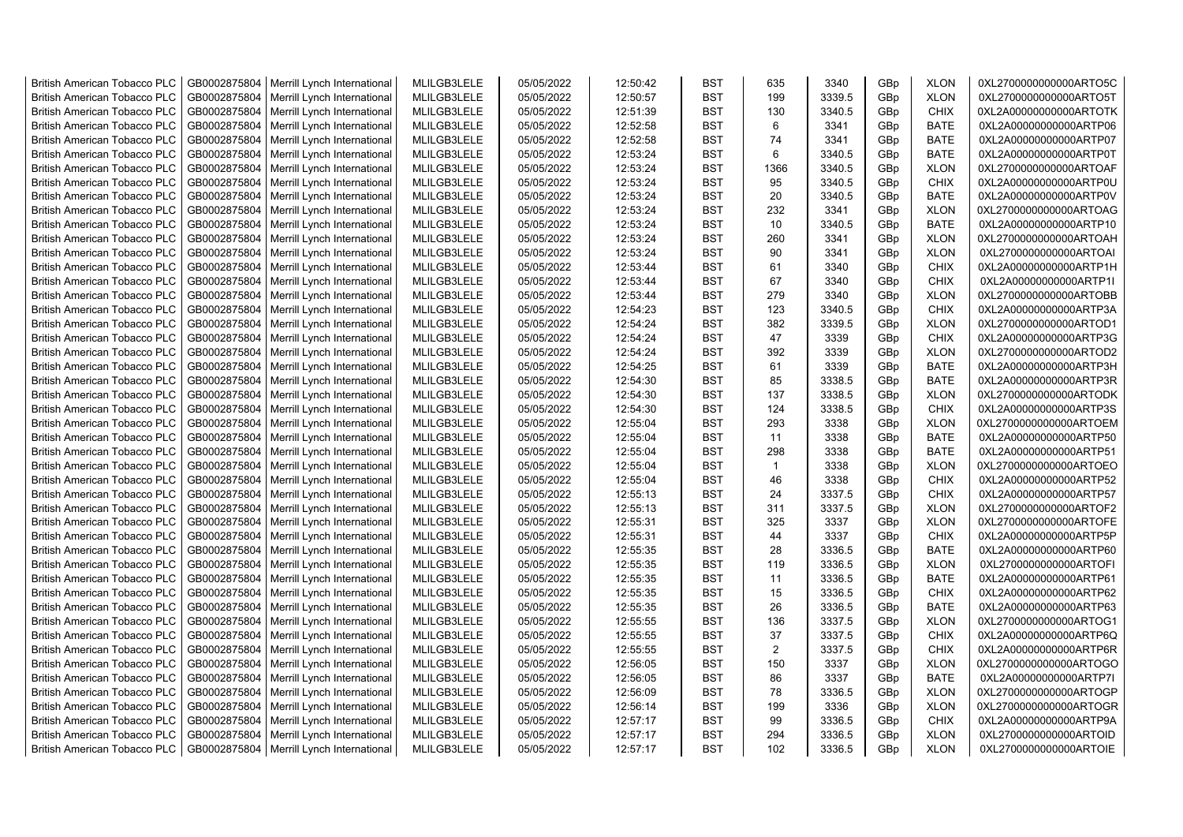| British American Tobacco PLC | GB0002875804 | Merrill Lynch International | MLILGB3LELE | 05/05/2022 | 12:50:42 | BST | 635 | 3340 | GBp | XLON | 0XL2700000000000ARTO5C |
|---|---|---|---|---|---|---|---|---|---|---|---|
| British American Tobacco PLC | GB0002875804 | Merrill Lynch International | MLILGB3LELE | 05/05/2022 | 12:50:57 | BST | 199 | 3339.5 | GBp | XLON | 0XL2700000000000ARTO5T |
| British American Tobacco PLC | GB0002875804 | Merrill Lynch International | MLILGB3LELE | 05/05/2022 | 12:51:39 | BST | 130 | 3340.5 | GBp | CHIX | 0XL2A00000000000ARTOTK |
| British American Tobacco PLC | GB0002875804 | Merrill Lynch International | MLILGB3LELE | 05/05/2022 | 12:52:58 | BST | 6 | 3341 | GBp | BATE | 0XL2A00000000000ARTP06 |
| British American Tobacco PLC | GB0002875804 | Merrill Lynch International | MLILGB3LELE | 05/05/2022 | 12:52:58 | BST | 74 | 3341 | GBp | BATE | 0XL2A00000000000ARTP07 |
| British American Tobacco PLC | GB0002875804 | Merrill Lynch International | MLILGB3LELE | 05/05/2022 | 12:53:24 | BST | 6 | 3340.5 | GBp | BATE | 0XL2A00000000000ARTP0T |
| British American Tobacco PLC | GB0002875804 | Merrill Lynch International | MLILGB3LELE | 05/05/2022 | 12:53:24 | BST | 1366 | 3340.5 | GBp | XLON | 0XL2700000000000ARTOAF |
| British American Tobacco PLC | GB0002875804 | Merrill Lynch International | MLILGB3LELE | 05/05/2022 | 12:53:24 | BST | 95 | 3340.5 | GBp | CHIX | 0XL2A00000000000ARTP0U |
| British American Tobacco PLC | GB0002875804 | Merrill Lynch International | MLILGB3LELE | 05/05/2022 | 12:53:24 | BST | 20 | 3340.5 | GBp | BATE | 0XL2A00000000000ARTP0V |
| British American Tobacco PLC | GB0002875804 | Merrill Lynch International | MLILGB3LELE | 05/05/2022 | 12:53:24 | BST | 232 | 3341 | GBp | XLON | 0XL2700000000000ARTOAG |
| British American Tobacco PLC | GB0002875804 | Merrill Lynch International | MLILGB3LELE | 05/05/2022 | 12:53:24 | BST | 10 | 3340.5 | GBp | BATE | 0XL2A00000000000ARTP10 |
| British American Tobacco PLC | GB0002875804 | Merrill Lynch International | MLILGB3LELE | 05/05/2022 | 12:53:24 | BST | 260 | 3341 | GBp | XLON | 0XL2700000000000ARTOAH |
| British American Tobacco PLC | GB0002875804 | Merrill Lynch International | MLILGB3LELE | 05/05/2022 | 12:53:24 | BST | 90 | 3341 | GBp | XLON | 0XL2700000000000ARTOAI |
| British American Tobacco PLC | GB0002875804 | Merrill Lynch International | MLILGB3LELE | 05/05/2022 | 12:53:44 | BST | 61 | 3340 | GBp | CHIX | 0XL2A00000000000ARTP1H |
| British American Tobacco PLC | GB0002875804 | Merrill Lynch International | MLILGB3LELE | 05/05/2022 | 12:53:44 | BST | 67 | 3340 | GBp | CHIX | 0XL2A00000000000ARTP1I |
| British American Tobacco PLC | GB0002875804 | Merrill Lynch International | MLILGB3LELE | 05/05/2022 | 12:53:44 | BST | 279 | 3340 | GBp | XLON | 0XL2700000000000ARTOBB |
| British American Tobacco PLC | GB0002875804 | Merrill Lynch International | MLILGB3LELE | 05/05/2022 | 12:54:23 | BST | 123 | 3340.5 | GBp | CHIX | 0XL2A00000000000ARTP3A |
| British American Tobacco PLC | GB0002875804 | Merrill Lynch International | MLILGB3LELE | 05/05/2022 | 12:54:24 | BST | 382 | 3339.5 | GBp | XLON | 0XL2700000000000ARTOD1 |
| British American Tobacco PLC | GB0002875804 | Merrill Lynch International | MLILGB3LELE | 05/05/2022 | 12:54:24 | BST | 47 | 3339 | GBp | CHIX | 0XL2A00000000000ARTP3G |
| British American Tobacco PLC | GB0002875804 | Merrill Lynch International | MLILGB3LELE | 05/05/2022 | 12:54:24 | BST | 392 | 3339 | GBp | XLON | 0XL2700000000000ARTOD2 |
| British American Tobacco PLC | GB0002875804 | Merrill Lynch International | MLILGB3LELE | 05/05/2022 | 12:54:25 | BST | 61 | 3339 | GBp | BATE | 0XL2A00000000000ARTP3H |
| British American Tobacco PLC | GB0002875804 | Merrill Lynch International | MLILGB3LELE | 05/05/2022 | 12:54:30 | BST | 85 | 3338.5 | GBp | BATE | 0XL2A00000000000ARTP3R |
| British American Tobacco PLC | GB0002875804 | Merrill Lynch International | MLILGB3LELE | 05/05/2022 | 12:54:30 | BST | 137 | 3338.5 | GBp | XLON | 0XL2700000000000ARTODK |
| British American Tobacco PLC | GB0002875804 | Merrill Lynch International | MLILGB3LELE | 05/05/2022 | 12:54:30 | BST | 124 | 3338.5 | GBp | CHIX | 0XL2A00000000000ARTP3S |
| British American Tobacco PLC | GB0002875804 | Merrill Lynch International | MLILGB3LELE | 05/05/2022 | 12:55:04 | BST | 293 | 3338 | GBp | XLON | 0XL2700000000000ARTOEM |
| British American Tobacco PLC | GB0002875804 | Merrill Lynch International | MLILGB3LELE | 05/05/2022 | 12:55:04 | BST | 11 | 3338 | GBp | BATE | 0XL2A00000000000ARTP50 |
| British American Tobacco PLC | GB0002875804 | Merrill Lynch International | MLILGB3LELE | 05/05/2022 | 12:55:04 | BST | 298 | 3338 | GBp | BATE | 0XL2A00000000000ARTP51 |
| British American Tobacco PLC | GB0002875804 | Merrill Lynch International | MLILGB3LELE | 05/05/2022 | 12:55:04 | BST | 1 | 3338 | GBp | XLON | 0XL2700000000000ARTOEO |
| British American Tobacco PLC | GB0002875804 | Merrill Lynch International | MLILGB3LELE | 05/05/2022 | 12:55:04 | BST | 46 | 3338 | GBp | CHIX | 0XL2A00000000000ARTP52 |
| British American Tobacco PLC | GB0002875804 | Merrill Lynch International | MLILGB3LELE | 05/05/2022 | 12:55:13 | BST | 24 | 3337.5 | GBp | CHIX | 0XL2A00000000000ARTP57 |
| British American Tobacco PLC | GB0002875804 | Merrill Lynch International | MLILGB3LELE | 05/05/2022 | 12:55:13 | BST | 311 | 3337.5 | GBp | XLON | 0XL2700000000000ARTOF2 |
| British American Tobacco PLC | GB0002875804 | Merrill Lynch International | MLILGB3LELE | 05/05/2022 | 12:55:31 | BST | 325 | 3337 | GBp | XLON | 0XL2700000000000ARTOFE |
| British American Tobacco PLC | GB0002875804 | Merrill Lynch International | MLILGB3LELE | 05/05/2022 | 12:55:31 | BST | 44 | 3337 | GBp | CHIX | 0XL2A00000000000ARTP5P |
| British American Tobacco PLC | GB0002875804 | Merrill Lynch International | MLILGB3LELE | 05/05/2022 | 12:55:35 | BST | 28 | 3336.5 | GBp | BATE | 0XL2A00000000000ARTP60 |
| British American Tobacco PLC | GB0002875804 | Merrill Lynch International | MLILGB3LELE | 05/05/2022 | 12:55:35 | BST | 119 | 3336.5 | GBp | XLON | 0XL2700000000000ARTOFI |
| British American Tobacco PLC | GB0002875804 | Merrill Lynch International | MLILGB3LELE | 05/05/2022 | 12:55:35 | BST | 11 | 3336.5 | GBp | BATE | 0XL2A00000000000ARTP61 |
| British American Tobacco PLC | GB0002875804 | Merrill Lynch International | MLILGB3LELE | 05/05/2022 | 12:55:35 | BST | 15 | 3336.5 | GBp | CHIX | 0XL2A00000000000ARTP62 |
| British American Tobacco PLC | GB0002875804 | Merrill Lynch International | MLILGB3LELE | 05/05/2022 | 12:55:35 | BST | 26 | 3336.5 | GBp | BATE | 0XL2A00000000000ARTP63 |
| British American Tobacco PLC | GB0002875804 | Merrill Lynch International | MLILGB3LELE | 05/05/2022 | 12:55:55 | BST | 136 | 3337.5 | GBp | XLON | 0XL2700000000000ARTOG1 |
| British American Tobacco PLC | GB0002875804 | Merrill Lynch International | MLILGB3LELE | 05/05/2022 | 12:55:55 | BST | 37 | 3337.5 | GBp | CHIX | 0XL2A00000000000ARTP6Q |
| British American Tobacco PLC | GB0002875804 | Merrill Lynch International | MLILGB3LELE | 05/05/2022 | 12:55:55 | BST | 2 | 3337.5 | GBp | CHIX | 0XL2A00000000000ARTP6R |
| British American Tobacco PLC | GB0002875804 | Merrill Lynch International | MLILGB3LELE | 05/05/2022 | 12:56:05 | BST | 150 | 3337 | GBp | XLON | 0XL2700000000000ARTOGO |
| British American Tobacco PLC | GB0002875804 | Merrill Lynch International | MLILGB3LELE | 05/05/2022 | 12:56:05 | BST | 86 | 3337 | GBp | BATE | 0XL2A00000000000ARTP7I |
| British American Tobacco PLC | GB0002875804 | Merrill Lynch International | MLILGB3LELE | 05/05/2022 | 12:56:09 | BST | 78 | 3336.5 | GBp | XLON | 0XL2700000000000ARTOGP |
| British American Tobacco PLC | GB0002875804 | Merrill Lynch International | MLILGB3LELE | 05/05/2022 | 12:56:14 | BST | 199 | 3336 | GBp | XLON | 0XL2700000000000ARTOGR |
| British American Tobacco PLC | GB0002875804 | Merrill Lynch International | MLILGB3LELE | 05/05/2022 | 12:57:17 | BST | 99 | 3336.5 | GBp | CHIX | 0XL2A00000000000ARTP9A |
| British American Tobacco PLC | GB0002875804 | Merrill Lynch International | MLILGB3LELE | 05/05/2022 | 12:57:17 | BST | 294 | 3336.5 | GBp | XLON | 0XL2700000000000ARTOID |
| British American Tobacco PLC | GB0002875804 | Merrill Lynch International | MLILGB3LELE | 05/05/2022 | 12:57:17 | BST | 102 | 3336.5 | GBp | XLON | 0XL2700000000000ARTOIE |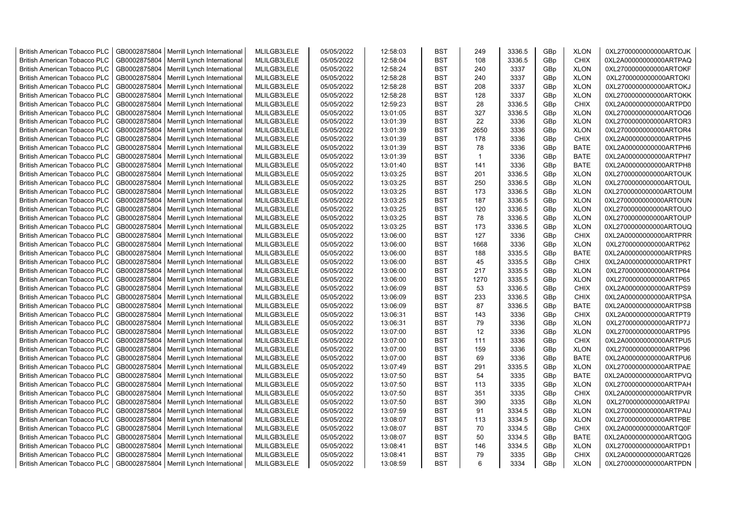| British American Tobacco PLC | GB0002875804 | Merrill Lynch International | MLILGB3LELE | 05/05/2022 | 12:58:03 | BST | 249 | 3336.5 | GBp | XLON | 0XL2700000000000ARTOJK |
|---|---|---|---|---|---|---|---|---|---|---|---|
| British American Tobacco PLC | GB0002875804 | Merrill Lynch International | MLILGB3LELE | 05/05/2022 | 12:58:04 | BST | 108 | 3336.5 | GBp | CHIX | 0XL2A00000000000ARTPAQ |
| British American Tobacco PLC | GB0002875804 | Merrill Lynch International | MLILGB3LELE | 05/05/2022 | 12:58:24 | BST | 240 | 3337 | GBp | XLON | 0XL2700000000000ARTOKF |
| British American Tobacco PLC | GB0002875804 | Merrill Lynch International | MLILGB3LELE | 05/05/2022 | 12:58:28 | BST | 240 | 3337 | GBp | XLON | 0XL2700000000000ARTOKI |
| British American Tobacco PLC | GB0002875804 | Merrill Lynch International | MLILGB3LELE | 05/05/2022 | 12:58:28 | BST | 208 | 3337 | GBp | XLON | 0XL2700000000000ARTOKJ |
| British American Tobacco PLC | GB0002875804 | Merrill Lynch International | MLILGB3LELE | 05/05/2022 | 12:58:28 | BST | 128 | 3337 | GBp | XLON | 0XL2700000000000ARTOKK |
| British American Tobacco PLC | GB0002875804 | Merrill Lynch International | MLILGB3LELE | 05/05/2022 | 12:59:23 | BST | 28 | 3336.5 | GBp | CHIX | 0XL2A00000000000ARTPD0 |
| British American Tobacco PLC | GB0002875804 | Merrill Lynch International | MLILGB3LELE | 05/05/2022 | 13:01:05 | BST | 327 | 3336.5 | GBp | XLON | 0XL2700000000000ARTOQ6 |
| British American Tobacco PLC | GB0002875804 | Merrill Lynch International | MLILGB3LELE | 05/05/2022 | 13:01:39 | BST | 22 | 3336 | GBp | XLON | 0XL2700000000000ARTOR3 |
| British American Tobacco PLC | GB0002875804 | Merrill Lynch International | MLILGB3LELE | 05/05/2022 | 13:01:39 | BST | 2650 | 3336 | GBp | XLON | 0XL2700000000000ARTOR4 |
| British American Tobacco PLC | GB0002875804 | Merrill Lynch International | MLILGB3LELE | 05/05/2022 | 13:01:39 | BST | 178 | 3336 | GBp | CHIX | 0XL2A00000000000ARTPH5 |
| British American Tobacco PLC | GB0002875804 | Merrill Lynch International | MLILGB3LELE | 05/05/2022 | 13:01:39 | BST | 78 | 3336 | GBp | BATE | 0XL2A00000000000ARTPH6 |
| British American Tobacco PLC | GB0002875804 | Merrill Lynch International | MLILGB3LELE | 05/05/2022 | 13:01:39 | BST | 1 | 3336 | GBp | BATE | 0XL2A00000000000ARTPH7 |
| British American Tobacco PLC | GB0002875804 | Merrill Lynch International | MLILGB3LELE | 05/05/2022 | 13:01:40 | BST | 141 | 3336 | GBp | BATE | 0XL2A00000000000ARTPH8 |
| British American Tobacco PLC | GB0002875804 | Merrill Lynch International | MLILGB3LELE | 05/05/2022 | 13:03:25 | BST | 201 | 3336.5 | GBp | XLON | 0XL2700000000000ARTOUK |
| British American Tobacco PLC | GB0002875804 | Merrill Lynch International | MLILGB3LELE | 05/05/2022 | 13:03:25 | BST | 250 | 3336.5 | GBp | XLON | 0XL2700000000000ARTOUL |
| British American Tobacco PLC | GB0002875804 | Merrill Lynch International | MLILGB3LELE | 05/05/2022 | 13:03:25 | BST | 173 | 3336.5 | GBp | XLON | 0XL2700000000000ARTOUM |
| British American Tobacco PLC | GB0002875804 | Merrill Lynch International | MLILGB3LELE | 05/05/2022 | 13:03:25 | BST | 187 | 3336.5 | GBp | XLON | 0XL2700000000000ARTOUN |
| British American Tobacco PLC | GB0002875804 | Merrill Lynch International | MLILGB3LELE | 05/05/2022 | 13:03:25 | BST | 120 | 3336.5 | GBp | XLON | 0XL2700000000000ARTOUO |
| British American Tobacco PLC | GB0002875804 | Merrill Lynch International | MLILGB3LELE | 05/05/2022 | 13:03:25 | BST | 78 | 3336.5 | GBp | XLON | 0XL2700000000000ARTOUP |
| British American Tobacco PLC | GB0002875804 | Merrill Lynch International | MLILGB3LELE | 05/05/2022 | 13:03:25 | BST | 173 | 3336.5 | GBp | XLON | 0XL2700000000000ARTOUQ |
| British American Tobacco PLC | GB0002875804 | Merrill Lynch International | MLILGB3LELE | 05/05/2022 | 13:06:00 | BST | 127 | 3336 | GBp | CHIX | 0XL2A00000000000ARTPRR |
| British American Tobacco PLC | GB0002875804 | Merrill Lynch International | MLILGB3LELE | 05/05/2022 | 13:06:00 | BST | 1668 | 3336 | GBp | XLON | 0XL2700000000000ARTP62 |
| British American Tobacco PLC | GB0002875804 | Merrill Lynch International | MLILGB3LELE | 05/05/2022 | 13:06:00 | BST | 188 | 3335.5 | GBp | BATE | 0XL2A00000000000ARTPRS |
| British American Tobacco PLC | GB0002875804 | Merrill Lynch International | MLILGB3LELE | 05/05/2022 | 13:06:00 | BST | 45 | 3335.5 | GBp | CHIX | 0XL2A00000000000ARTPRT |
| British American Tobacco PLC | GB0002875804 | Merrill Lynch International | MLILGB3LELE | 05/05/2022 | 13:06:00 | BST | 217 | 3335.5 | GBp | XLON | 0XL2700000000000ARTP64 |
| British American Tobacco PLC | GB0002875804 | Merrill Lynch International | MLILGB3LELE | 05/05/2022 | 13:06:00 | BST | 1270 | 3335.5 | GBp | XLON | 0XL2700000000000ARTP65 |
| British American Tobacco PLC | GB0002875804 | Merrill Lynch International | MLILGB3LELE | 05/05/2022 | 13:06:09 | BST | 53 | 3336.5 | GBp | CHIX | 0XL2A00000000000ARTPS9 |
| British American Tobacco PLC | GB0002875804 | Merrill Lynch International | MLILGB3LELE | 05/05/2022 | 13:06:09 | BST | 233 | 3336.5 | GBp | CHIX | 0XL2A00000000000ARTPSA |
| British American Tobacco PLC | GB0002875804 | Merrill Lynch International | MLILGB3LELE | 05/05/2022 | 13:06:09 | BST | 87 | 3336.5 | GBp | BATE | 0XL2A00000000000ARTPSB |
| British American Tobacco PLC | GB0002875804 | Merrill Lynch International | MLILGB3LELE | 05/05/2022 | 13:06:31 | BST | 143 | 3336 | GBp | CHIX | 0XL2A00000000000ARTPT9 |
| British American Tobacco PLC | GB0002875804 | Merrill Lynch International | MLILGB3LELE | 05/05/2022 | 13:06:31 | BST | 79 | 3336 | GBp | XLON | 0XL2700000000000ARTP7J |
| British American Tobacco PLC | GB0002875804 | Merrill Lynch International | MLILGB3LELE | 05/05/2022 | 13:07:00 | BST | 12 | 3336 | GBp | XLON | 0XL2700000000000ARTP95 |
| British American Tobacco PLC | GB0002875804 | Merrill Lynch International | MLILGB3LELE | 05/05/2022 | 13:07:00 | BST | 111 | 3336 | GBp | CHIX | 0XL2A00000000000ARTPU5 |
| British American Tobacco PLC | GB0002875804 | Merrill Lynch International | MLILGB3LELE | 05/05/2022 | 13:07:00 | BST | 159 | 3336 | GBp | XLON | 0XL2700000000000ARTP96 |
| British American Tobacco PLC | GB0002875804 | Merrill Lynch International | MLILGB3LELE | 05/05/2022 | 13:07:00 | BST | 69 | 3336 | GBp | BATE | 0XL2A00000000000ARTPU6 |
| British American Tobacco PLC | GB0002875804 | Merrill Lynch International | MLILGB3LELE | 05/05/2022 | 13:07:49 | BST | 291 | 3335.5 | GBp | XLON | 0XL2700000000000ARTPAE |
| British American Tobacco PLC | GB0002875804 | Merrill Lynch International | MLILGB3LELE | 05/05/2022 | 13:07:50 | BST | 54 | 3335 | GBp | BATE | 0XL2A00000000000ARTPVQ |
| British American Tobacco PLC | GB0002875804 | Merrill Lynch International | MLILGB3LELE | 05/05/2022 | 13:07:50 | BST | 113 | 3335 | GBp | XLON | 0XL2700000000000ARTPAH |
| British American Tobacco PLC | GB0002875804 | Merrill Lynch International | MLILGB3LELE | 05/05/2022 | 13:07:50 | BST | 351 | 3335 | GBp | CHIX | 0XL2A00000000000ARTPVR |
| British American Tobacco PLC | GB0002875804 | Merrill Lynch International | MLILGB3LELE | 05/05/2022 | 13:07:50 | BST | 390 | 3335 | GBp | XLON | 0XL2700000000000ARTPAI |
| British American Tobacco PLC | GB0002875804 | Merrill Lynch International | MLILGB3LELE | 05/05/2022 | 13:07:59 | BST | 91 | 3334.5 | GBp | XLON | 0XL2700000000000ARTPAU |
| British American Tobacco PLC | GB0002875804 | Merrill Lynch International | MLILGB3LELE | 05/05/2022 | 13:08:07 | BST | 113 | 3334.5 | GBp | XLON | 0XL2700000000000ARTPBE |
| British American Tobacco PLC | GB0002875804 | Merrill Lynch International | MLILGB3LELE | 05/05/2022 | 13:08:07 | BST | 70 | 3334.5 | GBp | CHIX | 0XL2A00000000000ARTQ0F |
| British American Tobacco PLC | GB0002875804 | Merrill Lynch International | MLILGB3LELE | 05/05/2022 | 13:08:07 | BST | 50 | 3334.5 | GBp | BATE | 0XL2A00000000000ARTQ0G |
| British American Tobacco PLC | GB0002875804 | Merrill Lynch International | MLILGB3LELE | 05/05/2022 | 13:08:41 | BST | 146 | 3334.5 | GBp | XLON | 0XL2700000000000ARTPD1 |
| British American Tobacco PLC | GB0002875804 | Merrill Lynch International | MLILGB3LELE | 05/05/2022 | 13:08:41 | BST | 79 | 3335 | GBp | CHIX | 0XL2A00000000000ARTQ26 |
| British American Tobacco PLC | GB0002875804 | Merrill Lynch International | MLILGB3LELE | 05/05/2022 | 13:08:59 | BST | 6 | 3334 | GBp | XLON | 0XL2700000000000ARTPDN |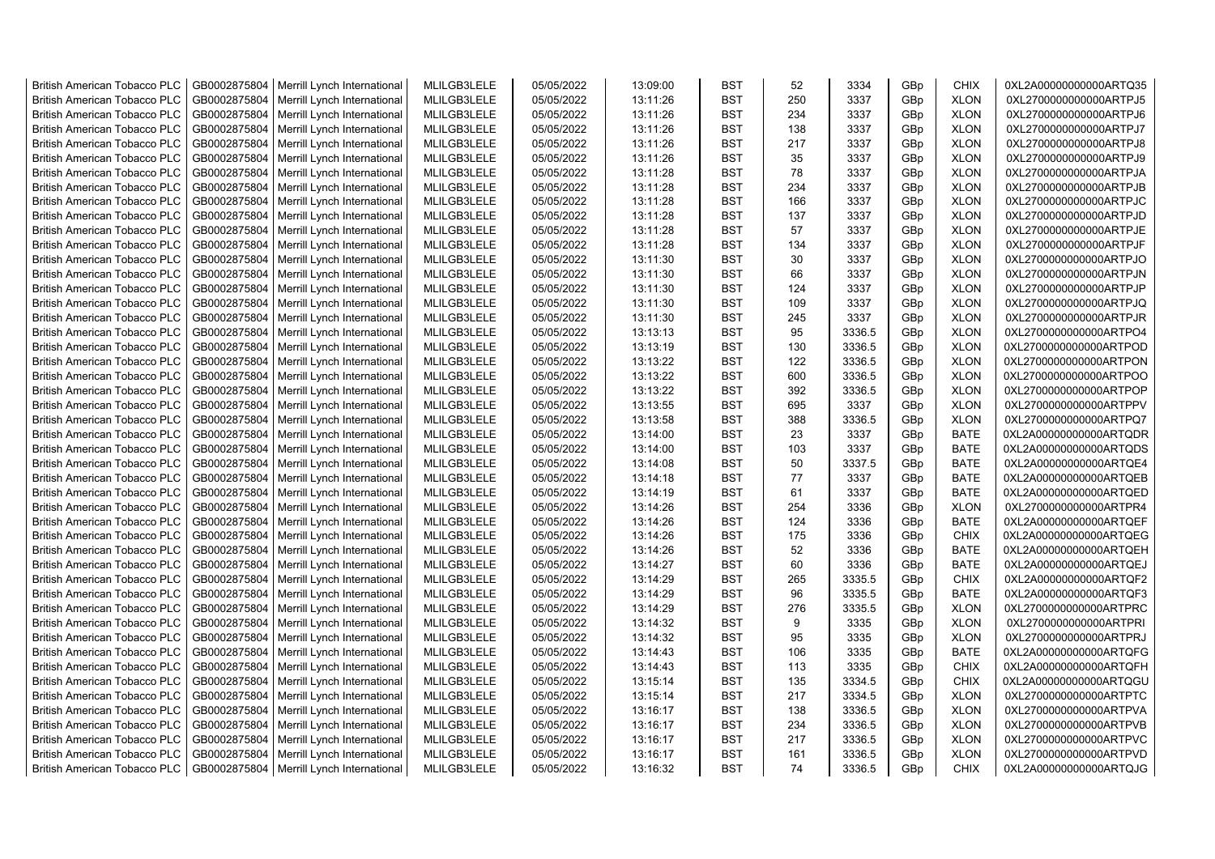| British American Tobacco PLC | GB0002875804 | Merrill Lynch International | MLILGB3LELE | 05/05/2022 | 13:09:00 | BST | 52 | 3334 | GBp | CHIX | 0XL2A00000000000ARTQ35 |
|---|---|---|---|---|---|---|---|---|---|---|---|
| British American Tobacco PLC | GB0002875804 | Merrill Lynch International | MLILGB3LELE | 05/05/2022 | 13:11:26 | BST | 250 | 3337 | GBp | XLON | 0XL2700000000000ARTPJ5 |
| British American Tobacco PLC | GB0002875804 | Merrill Lynch International | MLILGB3LELE | 05/05/2022 | 13:11:26 | BST | 234 | 3337 | GBp | XLON | 0XL2700000000000ARTPJ6 |
| British American Tobacco PLC | GB0002875804 | Merrill Lynch International | MLILGB3LELE | 05/05/2022 | 13:11:26 | BST | 138 | 3337 | GBp | XLON | 0XL2700000000000ARTPJ7 |
| British American Tobacco PLC | GB0002875804 | Merrill Lynch International | MLILGB3LELE | 05/05/2022 | 13:11:26 | BST | 217 | 3337 | GBp | XLON | 0XL2700000000000ARTPJ8 |
| British American Tobacco PLC | GB0002875804 | Merrill Lynch International | MLILGB3LELE | 05/05/2022 | 13:11:26 | BST | 35 | 3337 | GBp | XLON | 0XL2700000000000ARTPJ9 |
| British American Tobacco PLC | GB0002875804 | Merrill Lynch International | MLILGB3LELE | 05/05/2022 | 13:11:28 | BST | 78 | 3337 | GBp | XLON | 0XL2700000000000ARTPJA |
| British American Tobacco PLC | GB0002875804 | Merrill Lynch International | MLILGB3LELE | 05/05/2022 | 13:11:28 | BST | 234 | 3337 | GBp | XLON | 0XL2700000000000ARTPJB |
| British American Tobacco PLC | GB0002875804 | Merrill Lynch International | MLILGB3LELE | 05/05/2022 | 13:11:28 | BST | 166 | 3337 | GBp | XLON | 0XL2700000000000ARTPJC |
| British American Tobacco PLC | GB0002875804 | Merrill Lynch International | MLILGB3LELE | 05/05/2022 | 13:11:28 | BST | 137 | 3337 | GBp | XLON | 0XL2700000000000ARTPJD |
| British American Tobacco PLC | GB0002875804 | Merrill Lynch International | MLILGB3LELE | 05/05/2022 | 13:11:28 | BST | 57 | 3337 | GBp | XLON | 0XL2700000000000ARTPJE |
| British American Tobacco PLC | GB0002875804 | Merrill Lynch International | MLILGB3LELE | 05/05/2022 | 13:11:28 | BST | 134 | 3337 | GBp | XLON | 0XL2700000000000ARTPJF |
| British American Tobacco PLC | GB0002875804 | Merrill Lynch International | MLILGB3LELE | 05/05/2022 | 13:11:30 | BST | 30 | 3337 | GBp | XLON | 0XL2700000000000ARTPJO |
| British American Tobacco PLC | GB0002875804 | Merrill Lynch International | MLILGB3LELE | 05/05/2022 | 13:11:30 | BST | 66 | 3337 | GBp | XLON | 0XL2700000000000ARTPJN |
| British American Tobacco PLC | GB0002875804 | Merrill Lynch International | MLILGB3LELE | 05/05/2022 | 13:11:30 | BST | 124 | 3337 | GBp | XLON | 0XL2700000000000ARTPJP |
| British American Tobacco PLC | GB0002875804 | Merrill Lynch International | MLILGB3LELE | 05/05/2022 | 13:11:30 | BST | 109 | 3337 | GBp | XLON | 0XL2700000000000ARTPJQ |
| British American Tobacco PLC | GB0002875804 | Merrill Lynch International | MLILGB3LELE | 05/05/2022 | 13:11:30 | BST | 245 | 3337 | GBp | XLON | 0XL2700000000000ARTPJR |
| British American Tobacco PLC | GB0002875804 | Merrill Lynch International | MLILGB3LELE | 05/05/2022 | 13:13:13 | BST | 95 | 3336.5 | GBp | XLON | 0XL2700000000000ARTPO4 |
| British American Tobacco PLC | GB0002875804 | Merrill Lynch International | MLILGB3LELE | 05/05/2022 | 13:13:19 | BST | 130 | 3336.5 | GBp | XLON | 0XL2700000000000ARTPOD |
| British American Tobacco PLC | GB0002875804 | Merrill Lynch International | MLILGB3LELE | 05/05/2022 | 13:13:22 | BST | 122 | 3336.5 | GBp | XLON | 0XL2700000000000ARTPON |
| British American Tobacco PLC | GB0002875804 | Merrill Lynch International | MLILGB3LELE | 05/05/2022 | 13:13:22 | BST | 600 | 3336.5 | GBp | XLON | 0XL2700000000000ARTPOO |
| British American Tobacco PLC | GB0002875804 | Merrill Lynch International | MLILGB3LELE | 05/05/2022 | 13:13:22 | BST | 392 | 3336.5 | GBp | XLON | 0XL2700000000000ARTPOP |
| British American Tobacco PLC | GB0002875804 | Merrill Lynch International | MLILGB3LELE | 05/05/2022 | 13:13:55 | BST | 695 | 3337 | GBp | XLON | 0XL2700000000000ARTPPV |
| British American Tobacco PLC | GB0002875804 | Merrill Lynch International | MLILGB3LELE | 05/05/2022 | 13:13:58 | BST | 388 | 3336.5 | GBp | XLON | 0XL2700000000000ARTPQ7 |
| British American Tobacco PLC | GB0002875804 | Merrill Lynch International | MLILGB3LELE | 05/05/2022 | 13:14:00 | BST | 23 | 3337 | GBp | BATE | 0XL2A00000000000ARTQDR |
| British American Tobacco PLC | GB0002875804 | Merrill Lynch International | MLILGB3LELE | 05/05/2022 | 13:14:00 | BST | 103 | 3337 | GBp | BATE | 0XL2A00000000000ARTQDS |
| British American Tobacco PLC | GB0002875804 | Merrill Lynch International | MLILGB3LELE | 05/05/2022 | 13:14:08 | BST | 50 | 3337.5 | GBp | BATE | 0XL2A00000000000ARTQE4 |
| British American Tobacco PLC | GB0002875804 | Merrill Lynch International | MLILGB3LELE | 05/05/2022 | 13:14:18 | BST | 77 | 3337 | GBp | BATE | 0XL2A00000000000ARTQEB |
| British American Tobacco PLC | GB0002875804 | Merrill Lynch International | MLILGB3LELE | 05/05/2022 | 13:14:19 | BST | 61 | 3337 | GBp | BATE | 0XL2A00000000000ARTQED |
| British American Tobacco PLC | GB0002875804 | Merrill Lynch International | MLILGB3LELE | 05/05/2022 | 13:14:26 | BST | 254 | 3336 | GBp | XLON | 0XL2700000000000ARTPR4 |
| British American Tobacco PLC | GB0002875804 | Merrill Lynch International | MLILGB3LELE | 05/05/2022 | 13:14:26 | BST | 124 | 3336 | GBp | BATE | 0XL2A00000000000ARTQEF |
| British American Tobacco PLC | GB0002875804 | Merrill Lynch International | MLILGB3LELE | 05/05/2022 | 13:14:26 | BST | 175 | 3336 | GBp | CHIX | 0XL2A00000000000ARTQEG |
| British American Tobacco PLC | GB0002875804 | Merrill Lynch International | MLILGB3LELE | 05/05/2022 | 13:14:26 | BST | 52 | 3336 | GBp | BATE | 0XL2A00000000000ARTQEH |
| British American Tobacco PLC | GB0002875804 | Merrill Lynch International | MLILGB3LELE | 05/05/2022 | 13:14:27 | BST | 60 | 3336 | GBp | BATE | 0XL2A00000000000ARTQEJ |
| British American Tobacco PLC | GB0002875804 | Merrill Lynch International | MLILGB3LELE | 05/05/2022 | 13:14:29 | BST | 265 | 3335.5 | GBp | CHIX | 0XL2A00000000000ARTQF2 |
| British American Tobacco PLC | GB0002875804 | Merrill Lynch International | MLILGB3LELE | 05/05/2022 | 13:14:29 | BST | 96 | 3335.5 | GBp | BATE | 0XL2A00000000000ARTQF3 |
| British American Tobacco PLC | GB0002875804 | Merrill Lynch International | MLILGB3LELE | 05/05/2022 | 13:14:29 | BST | 276 | 3335.5 | GBp | XLON | 0XL2700000000000ARTPRC |
| British American Tobacco PLC | GB0002875804 | Merrill Lynch International | MLILGB3LELE | 05/05/2022 | 13:14:32 | BST | 9 | 3335 | GBp | XLON | 0XL2700000000000ARTPRI |
| British American Tobacco PLC | GB0002875804 | Merrill Lynch International | MLILGB3LELE | 05/05/2022 | 13:14:32 | BST | 95 | 3335 | GBp | XLON | 0XL2700000000000ARTPRJ |
| British American Tobacco PLC | GB0002875804 | Merrill Lynch International | MLILGB3LELE | 05/05/2022 | 13:14:43 | BST | 106 | 3335 | GBp | BATE | 0XL2A00000000000ARTQFG |
| British American Tobacco PLC | GB0002875804 | Merrill Lynch International | MLILGB3LELE | 05/05/2022 | 13:14:43 | BST | 113 | 3335 | GBp | CHIX | 0XL2A00000000000ARTQFH |
| British American Tobacco PLC | GB0002875804 | Merrill Lynch International | MLILGB3LELE | 05/05/2022 | 13:15:14 | BST | 135 | 3334.5 | GBp | CHIX | 0XL2A00000000000ARTQGU |
| British American Tobacco PLC | GB0002875804 | Merrill Lynch International | MLILGB3LELE | 05/05/2022 | 13:15:14 | BST | 217 | 3334.5 | GBp | XLON | 0XL2700000000000ARTPTC |
| British American Tobacco PLC | GB0002875804 | Merrill Lynch International | MLILGB3LELE | 05/05/2022 | 13:16:17 | BST | 138 | 3336.5 | GBp | XLON | 0XL2700000000000ARTPVA |
| British American Tobacco PLC | GB0002875804 | Merrill Lynch International | MLILGB3LELE | 05/05/2022 | 13:16:17 | BST | 234 | 3336.5 | GBp | XLON | 0XL2700000000000ARTPVB |
| British American Tobacco PLC | GB0002875804 | Merrill Lynch International | MLILGB3LELE | 05/05/2022 | 13:16:17 | BST | 217 | 3336.5 | GBp | XLON | 0XL2700000000000ARTPVC |
| British American Tobacco PLC | GB0002875804 | Merrill Lynch International | MLILGB3LELE | 05/05/2022 | 13:16:17 | BST | 161 | 3336.5 | GBp | XLON | 0XL2700000000000ARTPVD |
| British American Tobacco PLC | GB0002875804 | Merrill Lynch International | MLILGB3LELE | 05/05/2022 | 13:16:32 | BST | 74 | 3336.5 | GBp | CHIX | 0XL2A00000000000ARTQJG |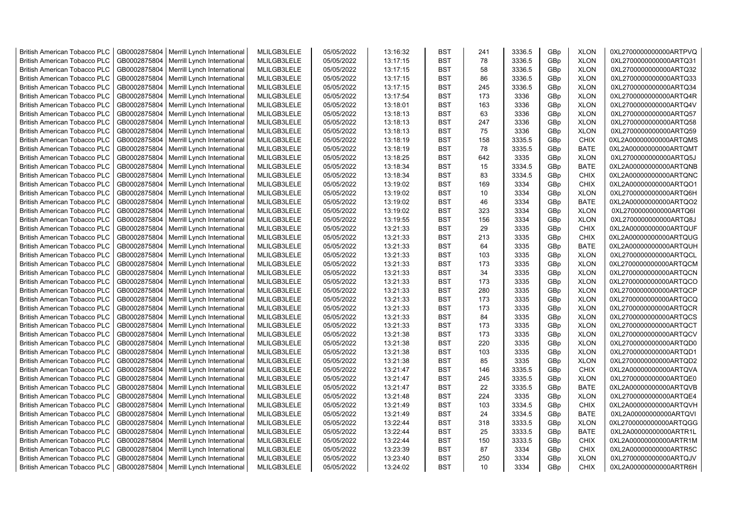| British American Tobacco PLC | GB0002875804 | Merrill Lynch International | MLILGB3LELE | 05/05/2022 | 13:16:32 | BST | 241 | 3336.5 | GBp | XLON | 0XL2700000000000ARTPVQ |
|---|---|---|---|---|---|---|---|---|---|---|---|
| British American Tobacco PLC | GB0002875804 | Merrill Lynch International | MLILGB3LELE | 05/05/2022 | 13:17:15 | BST | 78 | 3336.5 | GBp | XLON | 0XL2700000000000ARTQ31 |
| British American Tobacco PLC | GB0002875804 | Merrill Lynch International | MLILGB3LELE | 05/05/2022 | 13:17:15 | BST | 58 | 3336.5 | GBp | XLON | 0XL2700000000000ARTQ32 |
| British American Tobacco PLC | GB0002875804 | Merrill Lynch International | MLILGB3LELE | 05/05/2022 | 13:17:15 | BST | 86 | 3336.5 | GBp | XLON | 0XL2700000000000ARTQ33 |
| British American Tobacco PLC | GB0002875804 | Merrill Lynch International | MLILGB3LELE | 05/05/2022 | 13:17:15 | BST | 245 | 3336.5 | GBp | XLON | 0XL2700000000000ARTQ34 |
| British American Tobacco PLC | GB0002875804 | Merrill Lynch International | MLILGB3LELE | 05/05/2022 | 13:17:54 | BST | 173 | 3336 | GBp | XLON | 0XL2700000000000ARTQ4R |
| British American Tobacco PLC | GB0002875804 | Merrill Lynch International | MLILGB3LELE | 05/05/2022 | 13:18:01 | BST | 163 | 3336 | GBp | XLON | 0XL2700000000000ARTQ4V |
| British American Tobacco PLC | GB0002875804 | Merrill Lynch International | MLILGB3LELE | 05/05/2022 | 13:18:13 | BST | 63 | 3336 | GBp | XLON | 0XL2700000000000ARTQ57 |
| British American Tobacco PLC | GB0002875804 | Merrill Lynch International | MLILGB3LELE | 05/05/2022 | 13:18:13 | BST | 247 | 3336 | GBp | XLON | 0XL2700000000000ARTQ58 |
| British American Tobacco PLC | GB0002875804 | Merrill Lynch International | MLILGB3LELE | 05/05/2022 | 13:18:13 | BST | 75 | 3336 | GBp | XLON | 0XL2700000000000ARTQ59 |
| British American Tobacco PLC | GB0002875804 | Merrill Lynch International | MLILGB3LELE | 05/05/2022 | 13:18:19 | BST | 158 | 3335.5 | GBp | CHIX | 0XL2A00000000000ARTQMS |
| British American Tobacco PLC | GB0002875804 | Merrill Lynch International | MLILGB3LELE | 05/05/2022 | 13:18:19 | BST | 78 | 3335.5 | GBp | BATE | 0XL2A00000000000ARTQMT |
| British American Tobacco PLC | GB0002875804 | Merrill Lynch International | MLILGB3LELE | 05/05/2022 | 13:18:25 | BST | 642 | 3335 | GBp | XLON | 0XL2700000000000ARTQ5J |
| British American Tobacco PLC | GB0002875804 | Merrill Lynch International | MLILGB3LELE | 05/05/2022 | 13:18:34 | BST | 15 | 3334.5 | GBp | BATE | 0XL2A00000000000ARTQNB |
| British American Tobacco PLC | GB0002875804 | Merrill Lynch International | MLILGB3LELE | 05/05/2022 | 13:18:34 | BST | 83 | 3334.5 | GBp | CHIX | 0XL2A00000000000ARTQNC |
| British American Tobacco PLC | GB0002875804 | Merrill Lynch International | MLILGB3LELE | 05/05/2022 | 13:19:02 | BST | 169 | 3334 | GBp | CHIX | 0XL2A00000000000ARTQO1 |
| British American Tobacco PLC | GB0002875804 | Merrill Lynch International | MLILGB3LELE | 05/05/2022 | 13:19:02 | BST | 10 | 3334 | GBp | XLON | 0XL2700000000000ARTQ6H |
| British American Tobacco PLC | GB0002875804 | Merrill Lynch International | MLILGB3LELE | 05/05/2022 | 13:19:02 | BST | 46 | 3334 | GBp | BATE | 0XL2A00000000000ARTQO2 |
| British American Tobacco PLC | GB0002875804 | Merrill Lynch International | MLILGB3LELE | 05/05/2022 | 13:19:02 | BST | 323 | 3334 | GBp | XLON | 0XL2700000000000ARTQ6I |
| British American Tobacco PLC | GB0002875804 | Merrill Lynch International | MLILGB3LELE | 05/05/2022 | 13:19:55 | BST | 156 | 3334 | GBp | XLON | 0XL2700000000000ARTQ8J |
| British American Tobacco PLC | GB0002875804 | Merrill Lynch International | MLILGB3LELE | 05/05/2022 | 13:21:33 | BST | 29 | 3335 | GBp | CHIX | 0XL2A00000000000ARTQUF |
| British American Tobacco PLC | GB0002875804 | Merrill Lynch International | MLILGB3LELE | 05/05/2022 | 13:21:33 | BST | 213 | 3335 | GBp | CHIX | 0XL2A00000000000ARTQUG |
| British American Tobacco PLC | GB0002875804 | Merrill Lynch International | MLILGB3LELE | 05/05/2022 | 13:21:33 | BST | 64 | 3335 | GBp | BATE | 0XL2A00000000000ARTQUH |
| British American Tobacco PLC | GB0002875804 | Merrill Lynch International | MLILGB3LELE | 05/05/2022 | 13:21:33 | BST | 103 | 3335 | GBp | XLON | 0XL2700000000000ARTQCL |
| British American Tobacco PLC | GB0002875804 | Merrill Lynch International | MLILGB3LELE | 05/05/2022 | 13:21:33 | BST | 173 | 3335 | GBp | XLON | 0XL2700000000000ARTQCM |
| British American Tobacco PLC | GB0002875804 | Merrill Lynch International | MLILGB3LELE | 05/05/2022 | 13:21:33 | BST | 34 | 3335 | GBp | XLON | 0XL2700000000000ARTQCN |
| British American Tobacco PLC | GB0002875804 | Merrill Lynch International | MLILGB3LELE | 05/05/2022 | 13:21:33 | BST | 173 | 3335 | GBp | XLON | 0XL2700000000000ARTQCO |
| British American Tobacco PLC | GB0002875804 | Merrill Lynch International | MLILGB3LELE | 05/05/2022 | 13:21:33 | BST | 280 | 3335 | GBp | XLON | 0XL2700000000000ARTQCP |
| British American Tobacco PLC | GB0002875804 | Merrill Lynch International | MLILGB3LELE | 05/05/2022 | 13:21:33 | BST | 173 | 3335 | GBp | XLON | 0XL2700000000000ARTQCQ |
| British American Tobacco PLC | GB0002875804 | Merrill Lynch International | MLILGB3LELE | 05/05/2022 | 13:21:33 | BST | 173 | 3335 | GBp | XLON | 0XL2700000000000ARTQCR |
| British American Tobacco PLC | GB0002875804 | Merrill Lynch International | MLILGB3LELE | 05/05/2022 | 13:21:33 | BST | 84 | 3335 | GBp | XLON | 0XL2700000000000ARTQCS |
| British American Tobacco PLC | GB0002875804 | Merrill Lynch International | MLILGB3LELE | 05/05/2022 | 13:21:33 | BST | 173 | 3335 | GBp | XLON | 0XL2700000000000ARTQCT |
| British American Tobacco PLC | GB0002875804 | Merrill Lynch International | MLILGB3LELE | 05/05/2022 | 13:21:38 | BST | 173 | 3335 | GBp | XLON | 0XL2700000000000ARTQCV |
| British American Tobacco PLC | GB0002875804 | Merrill Lynch International | MLILGB3LELE | 05/05/2022 | 13:21:38 | BST | 220 | 3335 | GBp | XLON | 0XL2700000000000ARTQD0 |
| British American Tobacco PLC | GB0002875804 | Merrill Lynch International | MLILGB3LELE | 05/05/2022 | 13:21:38 | BST | 103 | 3335 | GBp | XLON | 0XL2700000000000ARTQD1 |
| British American Tobacco PLC | GB0002875804 | Merrill Lynch International | MLILGB3LELE | 05/05/2022 | 13:21:38 | BST | 85 | 3335 | GBp | XLON | 0XL2700000000000ARTQD2 |
| British American Tobacco PLC | GB0002875804 | Merrill Lynch International | MLILGB3LELE | 05/05/2022 | 13:21:47 | BST | 146 | 3335.5 | GBp | CHIX | 0XL2A00000000000ARTQVA |
| British American Tobacco PLC | GB0002875804 | Merrill Lynch International | MLILGB3LELE | 05/05/2022 | 13:21:47 | BST | 245 | 3335.5 | GBp | XLON | 0XL2700000000000ARTQE0 |
| British American Tobacco PLC | GB0002875804 | Merrill Lynch International | MLILGB3LELE | 05/05/2022 | 13:21:47 | BST | 22 | 3335.5 | GBp | BATE | 0XL2A00000000000ARTQVB |
| British American Tobacco PLC | GB0002875804 | Merrill Lynch International | MLILGB3LELE | 05/05/2022 | 13:21:48 | BST | 224 | 3335 | GBp | XLON | 0XL2700000000000ARTQE4 |
| British American Tobacco PLC | GB0002875804 | Merrill Lynch International | MLILGB3LELE | 05/05/2022 | 13:21:49 | BST | 103 | 3334.5 | GBp | CHIX | 0XL2A00000000000ARTQVH |
| British American Tobacco PLC | GB0002875804 | Merrill Lynch International | MLILGB3LELE | 05/05/2022 | 13:21:49 | BST | 24 | 3334.5 | GBp | BATE | 0XL2A00000000000ARTQVI |
| British American Tobacco PLC | GB0002875804 | Merrill Lynch International | MLILGB3LELE | 05/05/2022 | 13:22:44 | BST | 318 | 3333.5 | GBp | XLON | 0XL2700000000000ARTQGG |
| British American Tobacco PLC | GB0002875804 | Merrill Lynch International | MLILGB3LELE | 05/05/2022 | 13:22:44 | BST | 25 | 3333.5 | GBp | BATE | 0XL2A00000000000ARTR1L |
| British American Tobacco PLC | GB0002875804 | Merrill Lynch International | MLILGB3LELE | 05/05/2022 | 13:22:44 | BST | 150 | 3333.5 | GBp | CHIX | 0XL2A00000000000ARTR1M |
| British American Tobacco PLC | GB0002875804 | Merrill Lynch International | MLILGB3LELE | 05/05/2022 | 13:23:39 | BST | 87 | 3334 | GBp | CHIX | 0XL2A00000000000ARTR5C |
| British American Tobacco PLC | GB0002875804 | Merrill Lynch International | MLILGB3LELE | 05/05/2022 | 13:23:40 | BST | 250 | 3334 | GBp | XLON | 0XL2700000000000ARTQJV |
| British American Tobacco PLC | GB0002875804 | Merrill Lynch International | MLILGB3LELE | 05/05/2022 | 13:24:02 | BST | 10 | 3334 | GBp | CHIX | 0XL2A00000000000ARTR6H |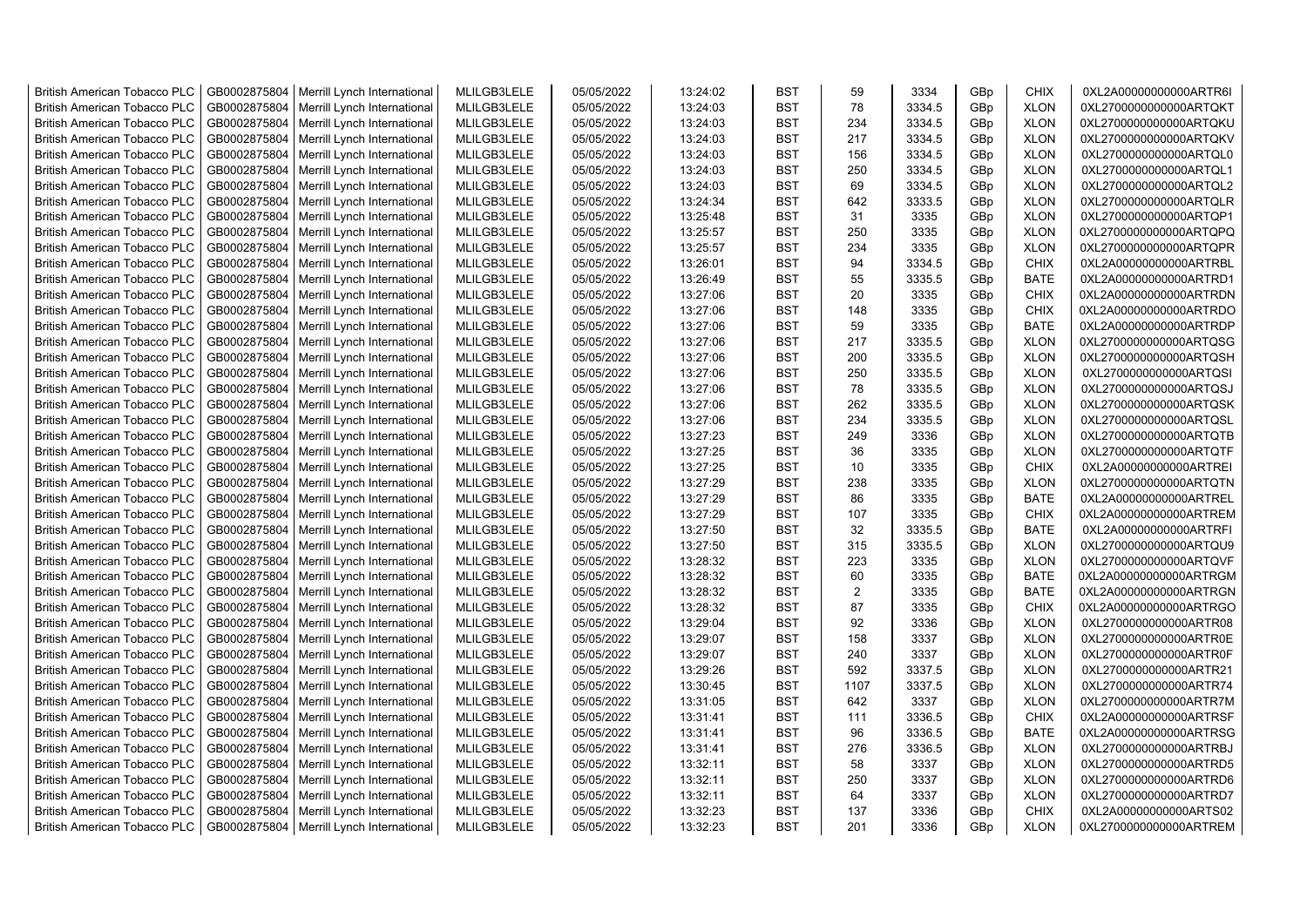| British American Tobacco PLC | GB0002875804 | Merrill Lynch International | MLILGB3LELE | 05/05/2022 | 13:24:02 | BST | 59 | 3334 | GBp | CHIX | 0XL2A00000000000ARTR6I |
|---|---|---|---|---|---|---|---|---|---|---|---|
| British American Tobacco PLC | GB0002875804 | Merrill Lynch International | MLILGB3LELE | 05/05/2022 | 13:24:03 | BST | 78 | 3334.5 | GBp | XLON | 0XL2700000000000ARTQKT |
| British American Tobacco PLC | GB0002875804 | Merrill Lynch International | MLILGB3LELE | 05/05/2022 | 13:24:03 | BST | 234 | 3334.5 | GBp | XLON | 0XL2700000000000ARTQKU |
| British American Tobacco PLC | GB0002875804 | Merrill Lynch International | MLILGB3LELE | 05/05/2022 | 13:24:03 | BST | 217 | 3334.5 | GBp | XLON | 0XL2700000000000ARTQKV |
| British American Tobacco PLC | GB0002875804 | Merrill Lynch International | MLILGB3LELE | 05/05/2022 | 13:24:03 | BST | 156 | 3334.5 | GBp | XLON | 0XL2700000000000ARTQL0 |
| British American Tobacco PLC | GB0002875804 | Merrill Lynch International | MLILGB3LELE | 05/05/2022 | 13:24:03 | BST | 250 | 3334.5 | GBp | XLON | 0XL2700000000000ARTQL1 |
| British American Tobacco PLC | GB0002875804 | Merrill Lynch International | MLILGB3LELE | 05/05/2022 | 13:24:03 | BST | 69 | 3334.5 | GBp | XLON | 0XL2700000000000ARTQL2 |
| British American Tobacco PLC | GB0002875804 | Merrill Lynch International | MLILGB3LELE | 05/05/2022 | 13:24:34 | BST | 642 | 3333.5 | GBp | XLON | 0XL2700000000000ARTQLR |
| British American Tobacco PLC | GB0002875804 | Merrill Lynch International | MLILGB3LELE | 05/05/2022 | 13:25:48 | BST | 31 | 3335 | GBp | XLON | 0XL2700000000000ARTQP1 |
| British American Tobacco PLC | GB0002875804 | Merrill Lynch International | MLILGB3LELE | 05/05/2022 | 13:25:57 | BST | 250 | 3335 | GBp | XLON | 0XL2700000000000ARTQPQ |
| British American Tobacco PLC | GB0002875804 | Merrill Lynch International | MLILGB3LELE | 05/05/2022 | 13:25:57 | BST | 234 | 3335 | GBp | XLON | 0XL2700000000000ARTQPR |
| British American Tobacco PLC | GB0002875804 | Merrill Lynch International | MLILGB3LELE | 05/05/2022 | 13:26:01 | BST | 94 | 3334.5 | GBp | CHIX | 0XL2A00000000000ARTRBL |
| British American Tobacco PLC | GB0002875804 | Merrill Lynch International | MLILGB3LELE | 05/05/2022 | 13:26:49 | BST | 55 | 3335.5 | GBp | BATE | 0XL2A00000000000ARTRD1 |
| British American Tobacco PLC | GB0002875804 | Merrill Lynch International | MLILGB3LELE | 05/05/2022 | 13:27:06 | BST | 20 | 3335 | GBp | CHIX | 0XL2A00000000000ARTRDN |
| British American Tobacco PLC | GB0002875804 | Merrill Lynch International | MLILGB3LELE | 05/05/2022 | 13:27:06 | BST | 148 | 3335 | GBp | CHIX | 0XL2A00000000000ARTRDO |
| British American Tobacco PLC | GB0002875804 | Merrill Lynch International | MLILGB3LELE | 05/05/2022 | 13:27:06 | BST | 59 | 3335 | GBp | BATE | 0XL2A00000000000ARTRDP |
| British American Tobacco PLC | GB0002875804 | Merrill Lynch International | MLILGB3LELE | 05/05/2022 | 13:27:06 | BST | 217 | 3335.5 | GBp | XLON | 0XL2700000000000ARTQSG |
| British American Tobacco PLC | GB0002875804 | Merrill Lynch International | MLILGB3LELE | 05/05/2022 | 13:27:06 | BST | 200 | 3335.5 | GBp | XLON | 0XL2700000000000ARTQSH |
| British American Tobacco PLC | GB0002875804 | Merrill Lynch International | MLILGB3LELE | 05/05/2022 | 13:27:06 | BST | 250 | 3335.5 | GBp | XLON | 0XL2700000000000ARTQSI |
| British American Tobacco PLC | GB0002875804 | Merrill Lynch International | MLILGB3LELE | 05/05/2022 | 13:27:06 | BST | 78 | 3335.5 | GBp | XLON | 0XL2700000000000ARTQSJ |
| British American Tobacco PLC | GB0002875804 | Merrill Lynch International | MLILGB3LELE | 05/05/2022 | 13:27:06 | BST | 262 | 3335.5 | GBp | XLON | 0XL2700000000000ARTQSK |
| British American Tobacco PLC | GB0002875804 | Merrill Lynch International | MLILGB3LELE | 05/05/2022 | 13:27:06 | BST | 234 | 3335.5 | GBp | XLON | 0XL2700000000000ARTQSL |
| British American Tobacco PLC | GB0002875804 | Merrill Lynch International | MLILGB3LELE | 05/05/2022 | 13:27:23 | BST | 249 | 3336 | GBp | XLON | 0XL2700000000000ARTQTB |
| British American Tobacco PLC | GB0002875804 | Merrill Lynch International | MLILGB3LELE | 05/05/2022 | 13:27:25 | BST | 36 | 3335 | GBp | XLON | 0XL2700000000000ARTQTF |
| British American Tobacco PLC | GB0002875804 | Merrill Lynch International | MLILGB3LELE | 05/05/2022 | 13:27:25 | BST | 10 | 3335 | GBp | CHIX | 0XL2A00000000000ARTREI |
| British American Tobacco PLC | GB0002875804 | Merrill Lynch International | MLILGB3LELE | 05/05/2022 | 13:27:29 | BST | 238 | 3335 | GBp | XLON | 0XL2700000000000ARTQTN |
| British American Tobacco PLC | GB0002875804 | Merrill Lynch International | MLILGB3LELE | 05/05/2022 | 13:27:29 | BST | 86 | 3335 | GBp | BATE | 0XL2A00000000000ARTREL |
| British American Tobacco PLC | GB0002875804 | Merrill Lynch International | MLILGB3LELE | 05/05/2022 | 13:27:29 | BST | 107 | 3335 | GBp | CHIX | 0XL2A00000000000ARTREM |
| British American Tobacco PLC | GB0002875804 | Merrill Lynch International | MLILGB3LELE | 05/05/2022 | 13:27:50 | BST | 32 | 3335.5 | GBp | BATE | 0XL2A00000000000ARTRFI |
| British American Tobacco PLC | GB0002875804 | Merrill Lynch International | MLILGB3LELE | 05/05/2022 | 13:27:50 | BST | 315 | 3335.5 | GBp | XLON | 0XL2700000000000ARTQU9 |
| British American Tobacco PLC | GB0002875804 | Merrill Lynch International | MLILGB3LELE | 05/05/2022 | 13:28:32 | BST | 223 | 3335 | GBp | XLON | 0XL2700000000000ARTQVF |
| British American Tobacco PLC | GB0002875804 | Merrill Lynch International | MLILGB3LELE | 05/05/2022 | 13:28:32 | BST | 60 | 3335 | GBp | BATE | 0XL2A00000000000ARTRGM |
| British American Tobacco PLC | GB0002875804 | Merrill Lynch International | MLILGB3LELE | 05/05/2022 | 13:28:32 | BST | 2 | 3335 | GBp | BATE | 0XL2A00000000000ARTRGN |
| British American Tobacco PLC | GB0002875804 | Merrill Lynch International | MLILGB3LELE | 05/05/2022 | 13:28:32 | BST | 87 | 3335 | GBp | CHIX | 0XL2A00000000000ARTRGO |
| British American Tobacco PLC | GB0002875804 | Merrill Lynch International | MLILGB3LELE | 05/05/2022 | 13:29:04 | BST | 92 | 3336 | GBp | XLON | 0XL2700000000000ARTR08 |
| British American Tobacco PLC | GB0002875804 | Merrill Lynch International | MLILGB3LELE | 05/05/2022 | 13:29:07 | BST | 158 | 3337 | GBp | XLON | 0XL2700000000000ARTR0E |
| British American Tobacco PLC | GB0002875804 | Merrill Lynch International | MLILGB3LELE | 05/05/2022 | 13:29:07 | BST | 240 | 3337 | GBp | XLON | 0XL2700000000000ARTR0F |
| British American Tobacco PLC | GB0002875804 | Merrill Lynch International | MLILGB3LELE | 05/05/2022 | 13:29:26 | BST | 592 | 3337.5 | GBp | XLON | 0XL2700000000000ARTR21 |
| British American Tobacco PLC | GB0002875804 | Merrill Lynch International | MLILGB3LELE | 05/05/2022 | 13:30:45 | BST | 1107 | 3337.5 | GBp | XLON | 0XL2700000000000ARTR74 |
| British American Tobacco PLC | GB0002875804 | Merrill Lynch International | MLILGB3LELE | 05/05/2022 | 13:31:05 | BST | 642 | 3337 | GBp | XLON | 0XL2700000000000ARTR7M |
| British American Tobacco PLC | GB0002875804 | Merrill Lynch International | MLILGB3LELE | 05/05/2022 | 13:31:41 | BST | 111 | 3336.5 | GBp | CHIX | 0XL2A00000000000ARTRSF |
| British American Tobacco PLC | GB0002875804 | Merrill Lynch International | MLILGB3LELE | 05/05/2022 | 13:31:41 | BST | 96 | 3336.5 | GBp | BATE | 0XL2A00000000000ARTRSG |
| British American Tobacco PLC | GB0002875804 | Merrill Lynch International | MLILGB3LELE | 05/05/2022 | 13:31:41 | BST | 276 | 3336.5 | GBp | XLON | 0XL2700000000000ARTRBJ |
| British American Tobacco PLC | GB0002875804 | Merrill Lynch International | MLILGB3LELE | 05/05/2022 | 13:32:11 | BST | 58 | 3337 | GBp | XLON | 0XL2700000000000ARTRD5 |
| British American Tobacco PLC | GB0002875804 | Merrill Lynch International | MLILGB3LELE | 05/05/2022 | 13:32:11 | BST | 250 | 3337 | GBp | XLON | 0XL2700000000000ARTRD6 |
| British American Tobacco PLC | GB0002875804 | Merrill Lynch International | MLILGB3LELE | 05/05/2022 | 13:32:11 | BST | 64 | 3337 | GBp | XLON | 0XL2700000000000ARTRD7 |
| British American Tobacco PLC | GB0002875804 | Merrill Lynch International | MLILGB3LELE | 05/05/2022 | 13:32:23 | BST | 137 | 3336 | GBp | CHIX | 0XL2A00000000000ARTS02 |
| British American Tobacco PLC | GB0002875804 | Merrill Lynch International | MLILGB3LELE | 05/05/2022 | 13:32:23 | BST | 201 | 3336 | GBp | XLON | 0XL2700000000000ARTREM |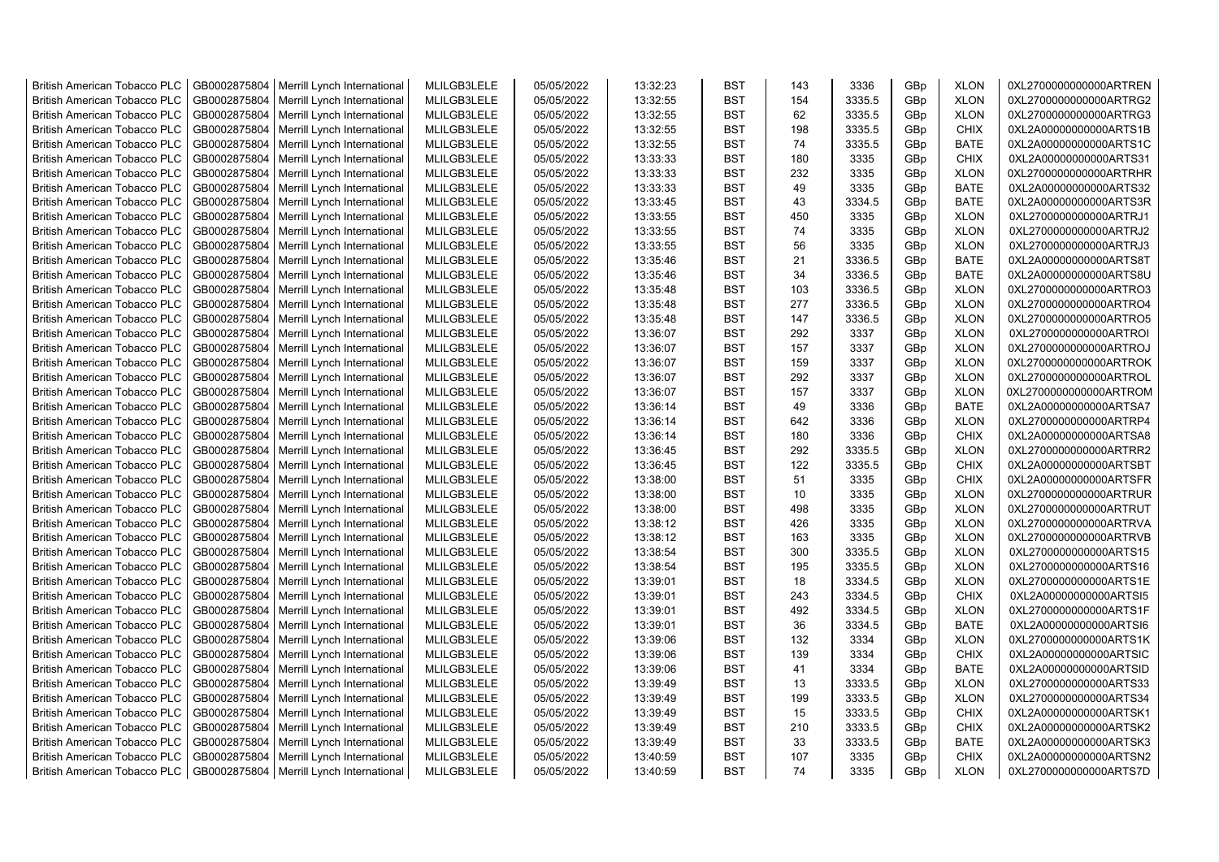| British American Tobacco PLC | GB0002875804 | Merrill Lynch International | MLILGB3LELE | 05/05/2022 | 13:32:23 | BST | 143 | 3336 | GBp | XLON | 0XL2700000000000ARTREN |
|---|---|---|---|---|---|---|---|---|---|---|---|
| British American Tobacco PLC | GB0002875804 | Merrill Lynch International | MLILGB3LELE | 05/05/2022 | 13:32:55 | BST | 154 | 3335.5 | GBp | XLON | 0XL2700000000000ARTRG2 |
| British American Tobacco PLC | GB0002875804 | Merrill Lynch International | MLILGB3LELE | 05/05/2022 | 13:32:55 | BST | 62 | 3335.5 | GBp | XLON | 0XL2700000000000ARTRG3 |
| British American Tobacco PLC | GB0002875804 | Merrill Lynch International | MLILGB3LELE | 05/05/2022 | 13:32:55 | BST | 198 | 3335.5 | GBp | CHIX | 0XL2A00000000000ARTS1B |
| British American Tobacco PLC | GB0002875804 | Merrill Lynch International | MLILGB3LELE | 05/05/2022 | 13:32:55 | BST | 74 | 3335.5 | GBp | BATE | 0XL2A00000000000ARTS1C |
| British American Tobacco PLC | GB0002875804 | Merrill Lynch International | MLILGB3LELE | 05/05/2022 | 13:33:33 | BST | 180 | 3335 | GBp | CHIX | 0XL2A00000000000ARTS31 |
| British American Tobacco PLC | GB0002875804 | Merrill Lynch International | MLILGB3LELE | 05/05/2022 | 13:33:33 | BST | 232 | 3335 | GBp | XLON | 0XL2700000000000ARTRHR |
| British American Tobacco PLC | GB0002875804 | Merrill Lynch International | MLILGB3LELE | 05/05/2022 | 13:33:33 | BST | 49 | 3335 | GBp | BATE | 0XL2A00000000000ARTS32 |
| British American Tobacco PLC | GB0002875804 | Merrill Lynch International | MLILGB3LELE | 05/05/2022 | 13:33:45 | BST | 43 | 3334.5 | GBp | BATE | 0XL2A00000000000ARTS3R |
| British American Tobacco PLC | GB0002875804 | Merrill Lynch International | MLILGB3LELE | 05/05/2022 | 13:33:55 | BST | 450 | 3335 | GBp | XLON | 0XL2700000000000ARTRJ1 |
| British American Tobacco PLC | GB0002875804 | Merrill Lynch International | MLILGB3LELE | 05/05/2022 | 13:33:55 | BST | 74 | 3335 | GBp | XLON | 0XL2700000000000ARTRJ2 |
| British American Tobacco PLC | GB0002875804 | Merrill Lynch International | MLILGB3LELE | 05/05/2022 | 13:33:55 | BST | 56 | 3335 | GBp | XLON | 0XL2700000000000ARTRJ3 |
| British American Tobacco PLC | GB0002875804 | Merrill Lynch International | MLILGB3LELE | 05/05/2022 | 13:35:46 | BST | 21 | 3336.5 | GBp | BATE | 0XL2A00000000000ARTS8T |
| British American Tobacco PLC | GB0002875804 | Merrill Lynch International | MLILGB3LELE | 05/05/2022 | 13:35:46 | BST | 34 | 3336.5 | GBp | BATE | 0XL2A00000000000ARTS8U |
| British American Tobacco PLC | GB0002875804 | Merrill Lynch International | MLILGB3LELE | 05/05/2022 | 13:35:48 | BST | 103 | 3336.5 | GBp | XLON | 0XL2700000000000ARTRO3 |
| British American Tobacco PLC | GB0002875804 | Merrill Lynch International | MLILGB3LELE | 05/05/2022 | 13:35:48 | BST | 277 | 3336.5 | GBp | XLON | 0XL2700000000000ARTRO4 |
| British American Tobacco PLC | GB0002875804 | Merrill Lynch International | MLILGB3LELE | 05/05/2022 | 13:35:48 | BST | 147 | 3336.5 | GBp | XLON | 0XL2700000000000ARTRO5 |
| British American Tobacco PLC | GB0002875804 | Merrill Lynch International | MLILGB3LELE | 05/05/2022 | 13:36:07 | BST | 292 | 3337 | GBp | XLON | 0XL2700000000000ARTROI |
| British American Tobacco PLC | GB0002875804 | Merrill Lynch International | MLILGB3LELE | 05/05/2022 | 13:36:07 | BST | 157 | 3337 | GBp | XLON | 0XL2700000000000ARTROJ |
| British American Tobacco PLC | GB0002875804 | Merrill Lynch International | MLILGB3LELE | 05/05/2022 | 13:36:07 | BST | 159 | 3337 | GBp | XLON | 0XL2700000000000ARTROK |
| British American Tobacco PLC | GB0002875804 | Merrill Lynch International | MLILGB3LELE | 05/05/2022 | 13:36:07 | BST | 292 | 3337 | GBp | XLON | 0XL2700000000000ARTROL |
| British American Tobacco PLC | GB0002875804 | Merrill Lynch International | MLILGB3LELE | 05/05/2022 | 13:36:07 | BST | 157 | 3337 | GBp | XLON | 0XL2700000000000ARTROM |
| British American Tobacco PLC | GB0002875804 | Merrill Lynch International | MLILGB3LELE | 05/05/2022 | 13:36:14 | BST | 49 | 3336 | GBp | BATE | 0XL2A00000000000ARTSA7 |
| British American Tobacco PLC | GB0002875804 | Merrill Lynch International | MLILGB3LELE | 05/05/2022 | 13:36:14 | BST | 642 | 3336 | GBp | XLON | 0XL2700000000000ARTRP4 |
| British American Tobacco PLC | GB0002875804 | Merrill Lynch International | MLILGB3LELE | 05/05/2022 | 13:36:14 | BST | 180 | 3336 | GBp | CHIX | 0XL2A00000000000ARTSA8 |
| British American Tobacco PLC | GB0002875804 | Merrill Lynch International | MLILGB3LELE | 05/05/2022 | 13:36:45 | BST | 292 | 3335.5 | GBp | XLON | 0XL2700000000000ARTRR2 |
| British American Tobacco PLC | GB0002875804 | Merrill Lynch International | MLILGB3LELE | 05/05/2022 | 13:36:45 | BST | 122 | 3335.5 | GBp | CHIX | 0XL2A00000000000ARTSBT |
| British American Tobacco PLC | GB0002875804 | Merrill Lynch International | MLILGB3LELE | 05/05/2022 | 13:38:00 | BST | 51 | 3335 | GBp | CHIX | 0XL2A00000000000ARTSFR |
| British American Tobacco PLC | GB0002875804 | Merrill Lynch International | MLILGB3LELE | 05/05/2022 | 13:38:00 | BST | 10 | 3335 | GBp | XLON | 0XL2700000000000ARTRUR |
| British American Tobacco PLC | GB0002875804 | Merrill Lynch International | MLILGB3LELE | 05/05/2022 | 13:38:00 | BST | 498 | 3335 | GBp | XLON | 0XL2700000000000ARTRUT |
| British American Tobacco PLC | GB0002875804 | Merrill Lynch International | MLILGB3LELE | 05/05/2022 | 13:38:12 | BST | 426 | 3335 | GBp | XLON | 0XL2700000000000ARTRVA |
| British American Tobacco PLC | GB0002875804 | Merrill Lynch International | MLILGB3LELE | 05/05/2022 | 13:38:12 | BST | 163 | 3335 | GBp | XLON | 0XL2700000000000ARTRVB |
| British American Tobacco PLC | GB0002875804 | Merrill Lynch International | MLILGB3LELE | 05/05/2022 | 13:38:54 | BST | 300 | 3335.5 | GBp | XLON | 0XL2700000000000ARTS15 |
| British American Tobacco PLC | GB0002875804 | Merrill Lynch International | MLILGB3LELE | 05/05/2022 | 13:38:54 | BST | 195 | 3335.5 | GBp | XLON | 0XL2700000000000ARTS16 |
| British American Tobacco PLC | GB0002875804 | Merrill Lynch International | MLILGB3LELE | 05/05/2022 | 13:39:01 | BST | 18 | 3334.5 | GBp | XLON | 0XL2700000000000ARTS1E |
| British American Tobacco PLC | GB0002875804 | Merrill Lynch International | MLILGB3LELE | 05/05/2022 | 13:39:01 | BST | 243 | 3334.5 | GBp | CHIX | 0XL2A00000000000ARTSI5 |
| British American Tobacco PLC | GB0002875804 | Merrill Lynch International | MLILGB3LELE | 05/05/2022 | 13:39:01 | BST | 492 | 3334.5 | GBp | XLON | 0XL2700000000000ARTS1F |
| British American Tobacco PLC | GB0002875804 | Merrill Lynch International | MLILGB3LELE | 05/05/2022 | 13:39:01 | BST | 36 | 3334.5 | GBp | BATE | 0XL2A00000000000ARTSI6 |
| British American Tobacco PLC | GB0002875804 | Merrill Lynch International | MLILGB3LELE | 05/05/2022 | 13:39:06 | BST | 132 | 3334 | GBp | XLON | 0XL2700000000000ARTS1K |
| British American Tobacco PLC | GB0002875804 | Merrill Lynch International | MLILGB3LELE | 05/05/2022 | 13:39:06 | BST | 139 | 3334 | GBp | CHIX | 0XL2A00000000000ARTSIC |
| British American Tobacco PLC | GB0002875804 | Merrill Lynch International | MLILGB3LELE | 05/05/2022 | 13:39:06 | BST | 41 | 3334 | GBp | BATE | 0XL2A00000000000ARTSID |
| British American Tobacco PLC | GB0002875804 | Merrill Lynch International | MLILGB3LELE | 05/05/2022 | 13:39:49 | BST | 13 | 3333.5 | GBp | XLON | 0XL2700000000000ARTS33 |
| British American Tobacco PLC | GB0002875804 | Merrill Lynch International | MLILGB3LELE | 05/05/2022 | 13:39:49 | BST | 199 | 3333.5 | GBp | XLON | 0XL2700000000000ARTS34 |
| British American Tobacco PLC | GB0002875804 | Merrill Lynch International | MLILGB3LELE | 05/05/2022 | 13:39:49 | BST | 15 | 3333.5 | GBp | CHIX | 0XL2A00000000000ARTSK1 |
| British American Tobacco PLC | GB0002875804 | Merrill Lynch International | MLILGB3LELE | 05/05/2022 | 13:39:49 | BST | 210 | 3333.5 | GBp | CHIX | 0XL2A00000000000ARTSK2 |
| British American Tobacco PLC | GB0002875804 | Merrill Lynch International | MLILGB3LELE | 05/05/2022 | 13:39:49 | BST | 33 | 3333.5 | GBp | BATE | 0XL2A00000000000ARTSK3 |
| British American Tobacco PLC | GB0002875804 | Merrill Lynch International | MLILGB3LELE | 05/05/2022 | 13:40:59 | BST | 107 | 3335 | GBp | CHIX | 0XL2A00000000000ARTSN2 |
| British American Tobacco PLC | GB0002875804 | Merrill Lynch International | MLILGB3LELE | 05/05/2022 | 13:40:59 | BST | 74 | 3335 | GBp | XLON | 0XL2700000000000ARTS7D |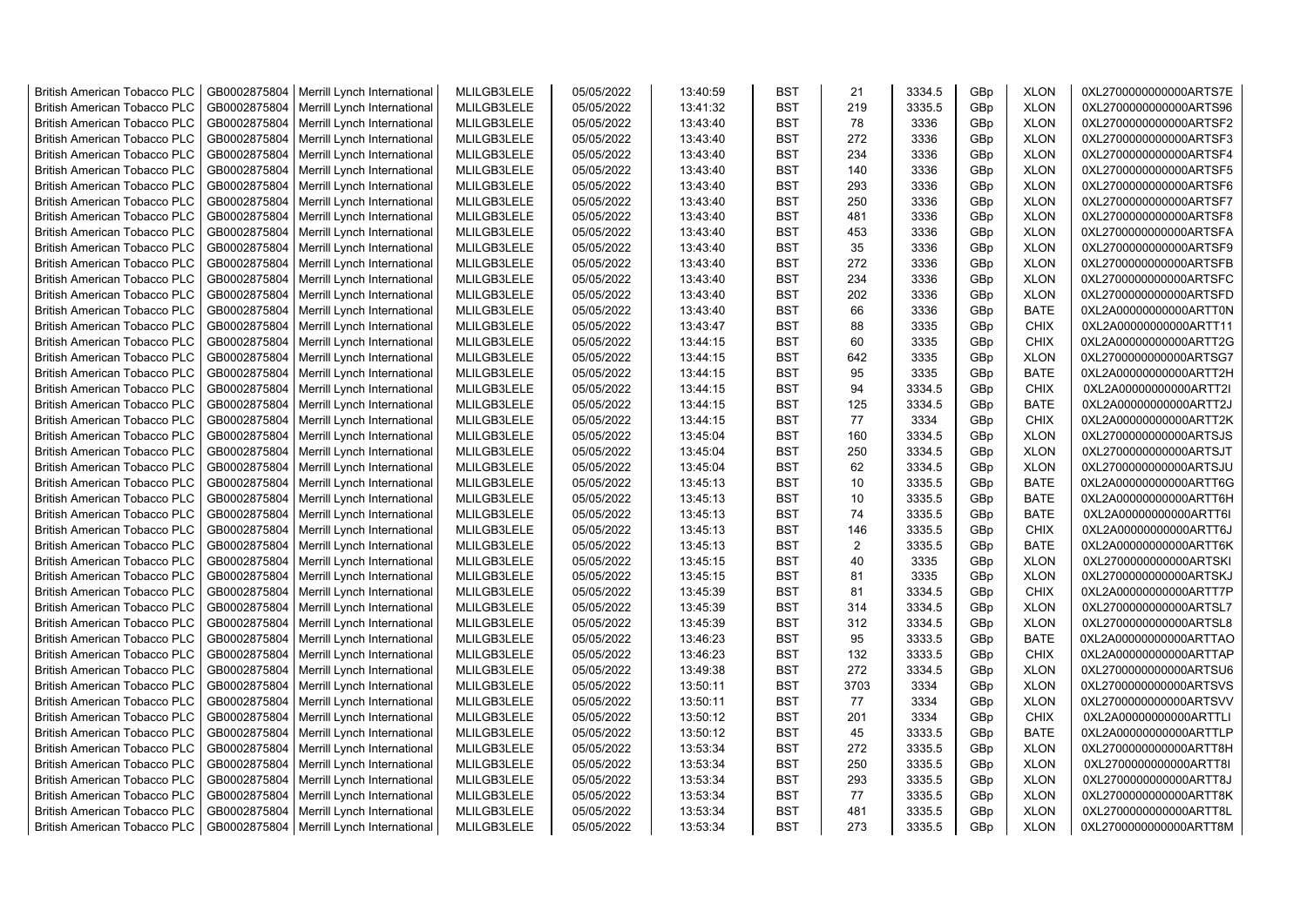| British American Tobacco PLC | GB0002875804 | Merrill Lynch International | MLILGB3LELE | 05/05/2022 | 13:40:59 | BST | 21 | 3334.5 | GBp | XLON | 0XL2700000000000ARTS7E |
|---|---|---|---|---|---|---|---|---|---|---|---|
| British American Tobacco PLC | GB0002875804 | Merrill Lynch International | MLILGB3LELE | 05/05/2022 | 13:41:32 | BST | 219 | 3335.5 | GBp | XLON | 0XL2700000000000ARTS96 |
| British American Tobacco PLC | GB0002875804 | Merrill Lynch International | MLILGB3LELE | 05/05/2022 | 13:43:40 | BST | 78 | 3336 | GBp | XLON | 0XL2700000000000ARTSF2 |
| British American Tobacco PLC | GB0002875804 | Merrill Lynch International | MLILGB3LELE | 05/05/2022 | 13:43:40 | BST | 272 | 3336 | GBp | XLON | 0XL2700000000000ARTSF3 |
| British American Tobacco PLC | GB0002875804 | Merrill Lynch International | MLILGB3LELE | 05/05/2022 | 13:43:40 | BST | 234 | 3336 | GBp | XLON | 0XL2700000000000ARTSF4 |
| British American Tobacco PLC | GB0002875804 | Merrill Lynch International | MLILGB3LELE | 05/05/2022 | 13:43:40 | BST | 140 | 3336 | GBp | XLON | 0XL2700000000000ARTSF5 |
| British American Tobacco PLC | GB0002875804 | Merrill Lynch International | MLILGB3LELE | 05/05/2022 | 13:43:40 | BST | 293 | 3336 | GBp | XLON | 0XL2700000000000ARTSF6 |
| British American Tobacco PLC | GB0002875804 | Merrill Lynch International | MLILGB3LELE | 05/05/2022 | 13:43:40 | BST | 250 | 3336 | GBp | XLON | 0XL2700000000000ARTSF7 |
| British American Tobacco PLC | GB0002875804 | Merrill Lynch International | MLILGB3LELE | 05/05/2022 | 13:43:40 | BST | 481 | 3336 | GBp | XLON | 0XL2700000000000ARTSF8 |
| British American Tobacco PLC | GB0002875804 | Merrill Lynch International | MLILGB3LELE | 05/05/2022 | 13:43:40 | BST | 453 | 3336 | GBp | XLON | 0XL2700000000000ARTSFA |
| British American Tobacco PLC | GB0002875804 | Merrill Lynch International | MLILGB3LELE | 05/05/2022 | 13:43:40 | BST | 35 | 3336 | GBp | XLON | 0XL2700000000000ARTSF9 |
| British American Tobacco PLC | GB0002875804 | Merrill Lynch International | MLILGB3LELE | 05/05/2022 | 13:43:40 | BST | 272 | 3336 | GBp | XLON | 0XL2700000000000ARTSFB |
| British American Tobacco PLC | GB0002875804 | Merrill Lynch International | MLILGB3LELE | 05/05/2022 | 13:43:40 | BST | 234 | 3336 | GBp | XLON | 0XL2700000000000ARTSFC |
| British American Tobacco PLC | GB0002875804 | Merrill Lynch International | MLILGB3LELE | 05/05/2022 | 13:43:40 | BST | 202 | 3336 | GBp | XLON | 0XL2700000000000ARTSFD |
| British American Tobacco PLC | GB0002875804 | Merrill Lynch International | MLILGB3LELE | 05/05/2022 | 13:43:40 | BST | 66 | 3336 | GBp | BATE | 0XL2A00000000000ARTT0N |
| British American Tobacco PLC | GB0002875804 | Merrill Lynch International | MLILGB3LELE | 05/05/2022 | 13:43:47 | BST | 88 | 3335 | GBp | CHIX | 0XL2A00000000000ARTT11 |
| British American Tobacco PLC | GB0002875804 | Merrill Lynch International | MLILGB3LELE | 05/05/2022 | 13:44:15 | BST | 60 | 3335 | GBp | CHIX | 0XL2A00000000000ARTT2G |
| British American Tobacco PLC | GB0002875804 | Merrill Lynch International | MLILGB3LELE | 05/05/2022 | 13:44:15 | BST | 642 | 3335 | GBp | XLON | 0XL2700000000000ARTSG7 |
| British American Tobacco PLC | GB0002875804 | Merrill Lynch International | MLILGB3LELE | 05/05/2022 | 13:44:15 | BST | 95 | 3335 | GBp | BATE | 0XL2A00000000000ARTT2H |
| British American Tobacco PLC | GB0002875804 | Merrill Lynch International | MLILGB3LELE | 05/05/2022 | 13:44:15 | BST | 94 | 3334.5 | GBp | CHIX | 0XL2A00000000000ARTT2I |
| British American Tobacco PLC | GB0002875804 | Merrill Lynch International | MLILGB3LELE | 05/05/2022 | 13:44:15 | BST | 125 | 3334.5 | GBp | BATE | 0XL2A00000000000ARTT2J |
| British American Tobacco PLC | GB0002875804 | Merrill Lynch International | MLILGB3LELE | 05/05/2022 | 13:44:15 | BST | 77 | 3334 | GBp | CHIX | 0XL2A00000000000ARTT2K |
| British American Tobacco PLC | GB0002875804 | Merrill Lynch International | MLILGB3LELE | 05/05/2022 | 13:45:04 | BST | 160 | 3334.5 | GBp | XLON | 0XL2700000000000ARTSJS |
| British American Tobacco PLC | GB0002875804 | Merrill Lynch International | MLILGB3LELE | 05/05/2022 | 13:45:04 | BST | 250 | 3334.5 | GBp | XLON | 0XL2700000000000ARTSJT |
| British American Tobacco PLC | GB0002875804 | Merrill Lynch International | MLILGB3LELE | 05/05/2022 | 13:45:04 | BST | 62 | 3334.5 | GBp | XLON | 0XL2700000000000ARTSJU |
| British American Tobacco PLC | GB0002875804 | Merrill Lynch International | MLILGB3LELE | 05/05/2022 | 13:45:13 | BST | 10 | 3335.5 | GBp | BATE | 0XL2A00000000000ARTT6G |
| British American Tobacco PLC | GB0002875804 | Merrill Lynch International | MLILGB3LELE | 05/05/2022 | 13:45:13 | BST | 10 | 3335.5 | GBp | BATE | 0XL2A00000000000ARTT6H |
| British American Tobacco PLC | GB0002875804 | Merrill Lynch International | MLILGB3LELE | 05/05/2022 | 13:45:13 | BST | 74 | 3335.5 | GBp | BATE | 0XL2A00000000000ARTT6I |
| British American Tobacco PLC | GB0002875804 | Merrill Lynch International | MLILGB3LELE | 05/05/2022 | 13:45:13 | BST | 146 | 3335.5 | GBp | CHIX | 0XL2A00000000000ARTT6J |
| British American Tobacco PLC | GB0002875804 | Merrill Lynch International | MLILGB3LELE | 05/05/2022 | 13:45:13 | BST | 2 | 3335.5 | GBp | BATE | 0XL2A00000000000ARTT6K |
| British American Tobacco PLC | GB0002875804 | Merrill Lynch International | MLILGB3LELE | 05/05/2022 | 13:45:15 | BST | 40 | 3335 | GBp | XLON | 0XL2700000000000ARTSKI |
| British American Tobacco PLC | GB0002875804 | Merrill Lynch International | MLILGB3LELE | 05/05/2022 | 13:45:15 | BST | 81 | 3335 | GBp | XLON | 0XL2700000000000ARTSKJ |
| British American Tobacco PLC | GB0002875804 | Merrill Lynch International | MLILGB3LELE | 05/05/2022 | 13:45:39 | BST | 81 | 3334.5 | GBp | CHIX | 0XL2A00000000000ARTT7P |
| British American Tobacco PLC | GB0002875804 | Merrill Lynch International | MLILGB3LELE | 05/05/2022 | 13:45:39 | BST | 314 | 3334.5 | GBp | XLON | 0XL2700000000000ARTSL7 |
| British American Tobacco PLC | GB0002875804 | Merrill Lynch International | MLILGB3LELE | 05/05/2022 | 13:45:39 | BST | 312 | 3334.5 | GBp | XLON | 0XL2700000000000ARTSL8 |
| British American Tobacco PLC | GB0002875804 | Merrill Lynch International | MLILGB3LELE | 05/05/2022 | 13:46:23 | BST | 95 | 3333.5 | GBp | BATE | 0XL2A00000000000ARTTAO |
| British American Tobacco PLC | GB0002875804 | Merrill Lynch International | MLILGB3LELE | 05/05/2022 | 13:46:23 | BST | 132 | 3333.5 | GBp | CHIX | 0XL2A00000000000ARTTAP |
| British American Tobacco PLC | GB0002875804 | Merrill Lynch International | MLILGB3LELE | 05/05/2022 | 13:49:38 | BST | 272 | 3334.5 | GBp | XLON | 0XL2700000000000ARTSU6 |
| British American Tobacco PLC | GB0002875804 | Merrill Lynch International | MLILGB3LELE | 05/05/2022 | 13:50:11 | BST | 3703 | 3334 | GBp | XLON | 0XL2700000000000ARTSVS |
| British American Tobacco PLC | GB0002875804 | Merrill Lynch International | MLILGB3LELE | 05/05/2022 | 13:50:11 | BST | 77 | 3334 | GBp | XLON | 0XL2700000000000ARTSVV |
| British American Tobacco PLC | GB0002875804 | Merrill Lynch International | MLILGB3LELE | 05/05/2022 | 13:50:12 | BST | 201 | 3334 | GBp | CHIX | 0XL2A00000000000ARTTLI |
| British American Tobacco PLC | GB0002875804 | Merrill Lynch International | MLILGB3LELE | 05/05/2022 | 13:50:12 | BST | 45 | 3333.5 | GBp | BATE | 0XL2A00000000000ARTTLP |
| British American Tobacco PLC | GB0002875804 | Merrill Lynch International | MLILGB3LELE | 05/05/2022 | 13:53:34 | BST | 272 | 3335.5 | GBp | XLON | 0XL2700000000000ARTT8H |
| British American Tobacco PLC | GB0002875804 | Merrill Lynch International | MLILGB3LELE | 05/05/2022 | 13:53:34 | BST | 250 | 3335.5 | GBp | XLON | 0XL2700000000000ARTT8I |
| British American Tobacco PLC | GB0002875804 | Merrill Lynch International | MLILGB3LELE | 05/05/2022 | 13:53:34 | BST | 293 | 3335.5 | GBp | XLON | 0XL2700000000000ARTT8J |
| British American Tobacco PLC | GB0002875804 | Merrill Lynch International | MLILGB3LELE | 05/05/2022 | 13:53:34 | BST | 77 | 3335.5 | GBp | XLON | 0XL2700000000000ARTT8K |
| British American Tobacco PLC | GB0002875804 | Merrill Lynch International | MLILGB3LELE | 05/05/2022 | 13:53:34 | BST | 481 | 3335.5 | GBp | XLON | 0XL2700000000000ARTT8L |
| British American Tobacco PLC | GB0002875804 | Merrill Lynch International | MLILGB3LELE | 05/05/2022 | 13:53:34 | BST | 273 | 3335.5 | GBp | XLON | 0XL2700000000000ARTT8M |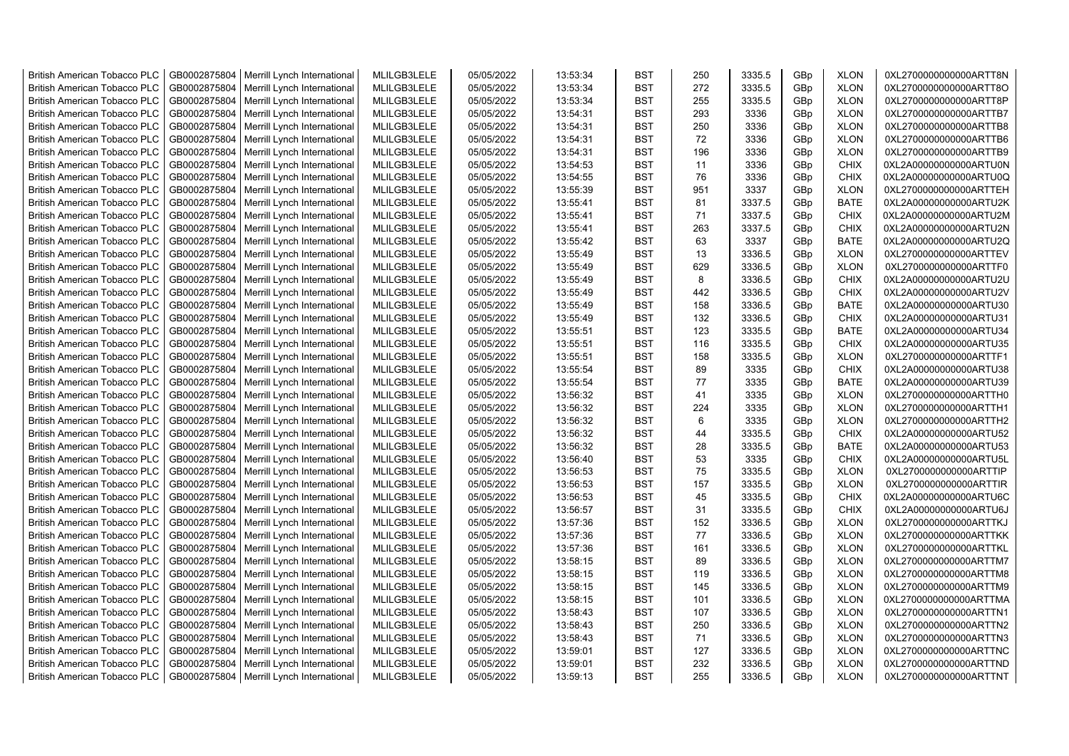| British American Tobacco PLC | GB0002875804 | Merrill Lynch International | MLILGB3LELE | 05/05/2022 | 13:53:34 | BST | 250 | 3335.5 | GBp | XLON | 0XL2700000000000ARTT8N |
|---|---|---|---|---|---|---|---|---|---|---|---|
| British American Tobacco PLC | GB0002875804 | Merrill Lynch International | MLILGB3LELE | 05/05/2022 | 13:53:34 | BST | 272 | 3335.5 | GBp | XLON | 0XL2700000000000ARTT8O |
| British American Tobacco PLC | GB0002875804 | Merrill Lynch International | MLILGB3LELE | 05/05/2022 | 13:53:34 | BST | 255 | 3335.5 | GBp | XLON | 0XL2700000000000ARTT8P |
| British American Tobacco PLC | GB0002875804 | Merrill Lynch International | MLILGB3LELE | 05/05/2022 | 13:54:31 | BST | 293 | 3336 | GBp | XLON | 0XL2700000000000ARTTB7 |
| British American Tobacco PLC | GB0002875804 | Merrill Lynch International | MLILGB3LELE | 05/05/2022 | 13:54:31 | BST | 250 | 3336 | GBp | XLON | 0XL2700000000000ARTTB8 |
| British American Tobacco PLC | GB0002875804 | Merrill Lynch International | MLILGB3LELE | 05/05/2022 | 13:54:31 | BST | 72 | 3336 | GBp | XLON | 0XL2700000000000ARTTB6 |
| British American Tobacco PLC | GB0002875804 | Merrill Lynch International | MLILGB3LELE | 05/05/2022 | 13:54:31 | BST | 196 | 3336 | GBp | XLON | 0XL2700000000000ARTTB9 |
| British American Tobacco PLC | GB0002875804 | Merrill Lynch International | MLILGB3LELE | 05/05/2022 | 13:54:53 | BST | 11 | 3336 | GBp | CHIX | 0XL2A00000000000ARTU0N |
| British American Tobacco PLC | GB0002875804 | Merrill Lynch International | MLILGB3LELE | 05/05/2022 | 13:54:55 | BST | 76 | 3336 | GBp | CHIX | 0XL2A00000000000ARTU0Q |
| British American Tobacco PLC | GB0002875804 | Merrill Lynch International | MLILGB3LELE | 05/05/2022 | 13:55:39 | BST | 951 | 3337 | GBp | XLON | 0XL2700000000000ARTTEH |
| British American Tobacco PLC | GB0002875804 | Merrill Lynch International | MLILGB3LELE | 05/05/2022 | 13:55:41 | BST | 81 | 3337.5 | GBp | BATE | 0XL2A00000000000ARTU2K |
| British American Tobacco PLC | GB0002875804 | Merrill Lynch International | MLILGB3LELE | 05/05/2022 | 13:55:41 | BST | 71 | 3337.5 | GBp | CHIX | 0XL2A00000000000ARTU2M |
| British American Tobacco PLC | GB0002875804 | Merrill Lynch International | MLILGB3LELE | 05/05/2022 | 13:55:41 | BST | 263 | 3337.5 | GBp | CHIX | 0XL2A00000000000ARTU2N |
| British American Tobacco PLC | GB0002875804 | Merrill Lynch International | MLILGB3LELE | 05/05/2022 | 13:55:42 | BST | 63 | 3337 | GBp | BATE | 0XL2A00000000000ARTU2Q |
| British American Tobacco PLC | GB0002875804 | Merrill Lynch International | MLILGB3LELE | 05/05/2022 | 13:55:49 | BST | 13 | 3336.5 | GBp | XLON | 0XL2700000000000ARTTEV |
| British American Tobacco PLC | GB0002875804 | Merrill Lynch International | MLILGB3LELE | 05/05/2022 | 13:55:49 | BST | 629 | 3336.5 | GBp | XLON | 0XL2700000000000ARTTF0 |
| British American Tobacco PLC | GB0002875804 | Merrill Lynch International | MLILGB3LELE | 05/05/2022 | 13:55:49 | BST | 8 | 3336.5 | GBp | CHIX | 0XL2A00000000000ARTU2U |
| British American Tobacco PLC | GB0002875804 | Merrill Lynch International | MLILGB3LELE | 05/05/2022 | 13:55:49 | BST | 442 | 3336.5 | GBp | CHIX | 0XL2A00000000000ARTU2V |
| British American Tobacco PLC | GB0002875804 | Merrill Lynch International | MLILGB3LELE | 05/05/2022 | 13:55:49 | BST | 158 | 3336.5 | GBp | BATE | 0XL2A00000000000ARTU30 |
| British American Tobacco PLC | GB0002875804 | Merrill Lynch International | MLILGB3LELE | 05/05/2022 | 13:55:49 | BST | 132 | 3336.5 | GBp | CHIX | 0XL2A00000000000ARTU31 |
| British American Tobacco PLC | GB0002875804 | Merrill Lynch International | MLILGB3LELE | 05/05/2022 | 13:55:51 | BST | 123 | 3335.5 | GBp | BATE | 0XL2A00000000000ARTU34 |
| British American Tobacco PLC | GB0002875804 | Merrill Lynch International | MLILGB3LELE | 05/05/2022 | 13:55:51 | BST | 116 | 3335.5 | GBp | CHIX | 0XL2A00000000000ARTU35 |
| British American Tobacco PLC | GB0002875804 | Merrill Lynch International | MLILGB3LELE | 05/05/2022 | 13:55:51 | BST | 158 | 3335.5 | GBp | XLON | 0XL2700000000000ARTTF1 |
| British American Tobacco PLC | GB0002875804 | Merrill Lynch International | MLILGB3LELE | 05/05/2022 | 13:55:54 | BST | 89 | 3335 | GBp | CHIX | 0XL2A00000000000ARTU38 |
| British American Tobacco PLC | GB0002875804 | Merrill Lynch International | MLILGB3LELE | 05/05/2022 | 13:55:54 | BST | 77 | 3335 | GBp | BATE | 0XL2A00000000000ARTU39 |
| British American Tobacco PLC | GB0002875804 | Merrill Lynch International | MLILGB3LELE | 05/05/2022 | 13:56:32 | BST | 41 | 3335 | GBp | XLON | 0XL2700000000000ARTTH0 |
| British American Tobacco PLC | GB0002875804 | Merrill Lynch International | MLILGB3LELE | 05/05/2022 | 13:56:32 | BST | 224 | 3335 | GBp | XLON | 0XL2700000000000ARTTH1 |
| British American Tobacco PLC | GB0002875804 | Merrill Lynch International | MLILGB3LELE | 05/05/2022 | 13:56:32 | BST | 6 | 3335 | GBp | XLON | 0XL2700000000000ARTTH2 |
| British American Tobacco PLC | GB0002875804 | Merrill Lynch International | MLILGB3LELE | 05/05/2022 | 13:56:32 | BST | 44 | 3335.5 | GBp | CHIX | 0XL2A00000000000ARTU52 |
| British American Tobacco PLC | GB0002875804 | Merrill Lynch International | MLILGB3LELE | 05/05/2022 | 13:56:32 | BST | 28 | 3335.5 | GBp | BATE | 0XL2A00000000000ARTU53 |
| British American Tobacco PLC | GB0002875804 | Merrill Lynch International | MLILGB3LELE | 05/05/2022 | 13:56:40 | BST | 53 | 3335 | GBp | CHIX | 0XL2A00000000000ARTU5L |
| British American Tobacco PLC | GB0002875804 | Merrill Lynch International | MLILGB3LELE | 05/05/2022 | 13:56:53 | BST | 75 | 3335.5 | GBp | XLON | 0XL2700000000000ARTTIP |
| British American Tobacco PLC | GB0002875804 | Merrill Lynch International | MLILGB3LELE | 05/05/2022 | 13:56:53 | BST | 157 | 3335.5 | GBp | XLON | 0XL2700000000000ARTTIR |
| British American Tobacco PLC | GB0002875804 | Merrill Lynch International | MLILGB3LELE | 05/05/2022 | 13:56:53 | BST | 45 | 3335.5 | GBp | CHIX | 0XL2A00000000000ARTU6C |
| British American Tobacco PLC | GB0002875804 | Merrill Lynch International | MLILGB3LELE | 05/05/2022 | 13:56:57 | BST | 31 | 3335.5 | GBp | CHIX | 0XL2A00000000000ARTU6J |
| British American Tobacco PLC | GB0002875804 | Merrill Lynch International | MLILGB3LELE | 05/05/2022 | 13:57:36 | BST | 152 | 3336.5 | GBp | XLON | 0XL2700000000000ARTTKJ |
| British American Tobacco PLC | GB0002875804 | Merrill Lynch International | MLILGB3LELE | 05/05/2022 | 13:57:36 | BST | 77 | 3336.5 | GBp | XLON | 0XL2700000000000ARTTKK |
| British American Tobacco PLC | GB0002875804 | Merrill Lynch International | MLILGB3LELE | 05/05/2022 | 13:57:36 | BST | 161 | 3336.5 | GBp | XLON | 0XL2700000000000ARTTKL |
| British American Tobacco PLC | GB0002875804 | Merrill Lynch International | MLILGB3LELE | 05/05/2022 | 13:58:15 | BST | 89 | 3336.5 | GBp | XLON | 0XL2700000000000ARTTM7 |
| British American Tobacco PLC | GB0002875804 | Merrill Lynch International | MLILGB3LELE | 05/05/2022 | 13:58:15 | BST | 119 | 3336.5 | GBp | XLON | 0XL2700000000000ARTTM8 |
| British American Tobacco PLC | GB0002875804 | Merrill Lynch International | MLILGB3LELE | 05/05/2022 | 13:58:15 | BST | 145 | 3336.5 | GBp | XLON | 0XL2700000000000ARTTM9 |
| British American Tobacco PLC | GB0002875804 | Merrill Lynch International | MLILGB3LELE | 05/05/2022 | 13:58:15 | BST | 101 | 3336.5 | GBp | XLON | 0XL2700000000000ARTTMA |
| British American Tobacco PLC | GB0002875804 | Merrill Lynch International | MLILGB3LELE | 05/05/2022 | 13:58:43 | BST | 107 | 3336.5 | GBp | XLON | 0XL2700000000000ARTTN1 |
| British American Tobacco PLC | GB0002875804 | Merrill Lynch International | MLILGB3LELE | 05/05/2022 | 13:58:43 | BST | 250 | 3336.5 | GBp | XLON | 0XL2700000000000ARTTN2 |
| British American Tobacco PLC | GB0002875804 | Merrill Lynch International | MLILGB3LELE | 05/05/2022 | 13:58:43 | BST | 71 | 3336.5 | GBp | XLON | 0XL2700000000000ARTTN3 |
| British American Tobacco PLC | GB0002875804 | Merrill Lynch International | MLILGB3LELE | 05/05/2022 | 13:59:01 | BST | 127 | 3336.5 | GBp | XLON | 0XL2700000000000ARTTNC |
| British American Tobacco PLC | GB0002875804 | Merrill Lynch International | MLILGB3LELE | 05/05/2022 | 13:59:01 | BST | 232 | 3336.5 | GBp | XLON | 0XL2700000000000ARTTND |
| British American Tobacco PLC | GB0002875804 | Merrill Lynch International | MLILGB3LELE | 05/05/2022 | 13:59:13 | BST | 255 | 3336.5 | GBp | XLON | 0XL2700000000000ARTTNT |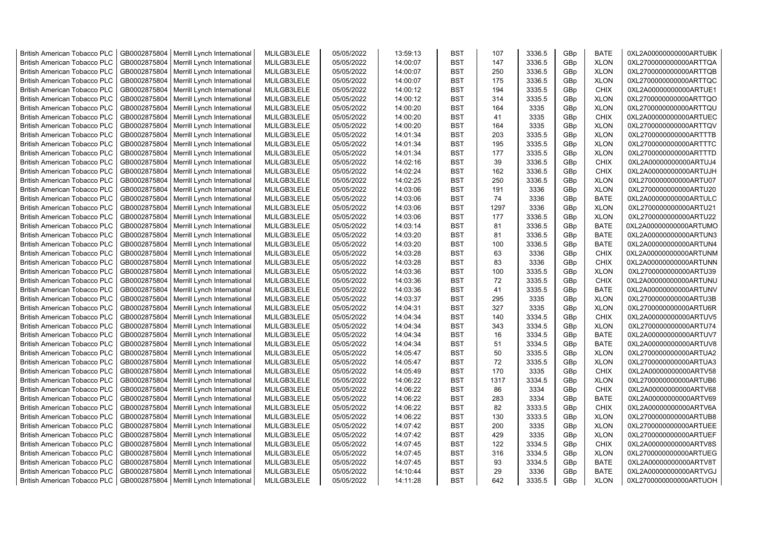| | | | | | | | | | | | |
|---|---|---|---|---|---|---|---|---|---|---|---|
| British American Tobacco PLC | GB0002875804 | Merrill Lynch International | MLILGB3LELE | 05/05/2022 | 13:59:13 | BST | 107 | 3336.5 | GBp | BATE | 0XL2A00000000000ARTUBK |
| British American Tobacco PLC | GB0002875804 | Merrill Lynch International | MLILGB3LELE | 05/05/2022 | 14:00:07 | BST | 147 | 3336.5 | GBp | XLON | 0XL2700000000000ARTTQA |
| British American Tobacco PLC | GB0002875804 | Merrill Lynch International | MLILGB3LELE | 05/05/2022 | 14:00:07 | BST | 250 | 3336.5 | GBp | XLON | 0XL2700000000000ARTTQB |
| British American Tobacco PLC | GB0002875804 | Merrill Lynch International | MLILGB3LELE | 05/05/2022 | 14:00:07 | BST | 175 | 3336.5 | GBp | XLON | 0XL2700000000000ARTTQC |
| British American Tobacco PLC | GB0002875804 | Merrill Lynch International | MLILGB3LELE | 05/05/2022 | 14:00:12 | BST | 194 | 3335.5 | GBp | CHIX | 0XL2A00000000000ARTUE1 |
| British American Tobacco PLC | GB0002875804 | Merrill Lynch International | MLILGB3LELE | 05/05/2022 | 14:00:12 | BST | 314 | 3335.5 | GBp | XLON | 0XL2700000000000ARTTQO |
| British American Tobacco PLC | GB0002875804 | Merrill Lynch International | MLILGB3LELE | 05/05/2022 | 14:00:20 | BST | 164 | 3335 | GBp | XLON | 0XL2700000000000ARTTQU |
| British American Tobacco PLC | GB0002875804 | Merrill Lynch International | MLILGB3LELE | 05/05/2022 | 14:00:20 | BST | 41 | 3335 | GBp | CHIX | 0XL2A00000000000ARTUEC |
| British American Tobacco PLC | GB0002875804 | Merrill Lynch International | MLILGB3LELE | 05/05/2022 | 14:00:20 | BST | 164 | 3335 | GBp | XLON | 0XL2700000000000ARTTQV |
| British American Tobacco PLC | GB0002875804 | Merrill Lynch International | MLILGB3LELE | 05/05/2022 | 14:01:34 | BST | 203 | 3335.5 | GBp | XLON | 0XL2700000000000ARTTTB |
| British American Tobacco PLC | GB0002875804 | Merrill Lynch International | MLILGB3LELE | 05/05/2022 | 14:01:34 | BST | 195 | 3335.5 | GBp | XLON | 0XL2700000000000ARTTTC |
| British American Tobacco PLC | GB0002875804 | Merrill Lynch International | MLILGB3LELE | 05/05/2022 | 14:01:34 | BST | 177 | 3335.5 | GBp | XLON | 0XL2700000000000ARTTTD |
| British American Tobacco PLC | GB0002875804 | Merrill Lynch International | MLILGB3LELE | 05/05/2022 | 14:02:16 | BST | 39 | 3336.5 | GBp | CHIX | 0XL2A00000000000ARTUJ4 |
| British American Tobacco PLC | GB0002875804 | Merrill Lynch International | MLILGB3LELE | 05/05/2022 | 14:02:24 | BST | 162 | 3336.5 | GBp | CHIX | 0XL2A00000000000ARTUJH |
| British American Tobacco PLC | GB0002875804 | Merrill Lynch International | MLILGB3LELE | 05/05/2022 | 14:02:25 | BST | 250 | 3336.5 | GBp | XLON | 0XL2700000000000ARTU07 |
| British American Tobacco PLC | GB0002875804 | Merrill Lynch International | MLILGB3LELE | 05/05/2022 | 14:03:06 | BST | 191 | 3336 | GBp | XLON | 0XL2700000000000ARTU20 |
| British American Tobacco PLC | GB0002875804 | Merrill Lynch International | MLILGB3LELE | 05/05/2022 | 14:03:06 | BST | 74 | 3336 | GBp | BATE | 0XL2A00000000000ARTULC |
| British American Tobacco PLC | GB0002875804 | Merrill Lynch International | MLILGB3LELE | 05/05/2022 | 14:03:06 | BST | 1297 | 3336 | GBp | XLON | 0XL2700000000000ARTU21 |
| British American Tobacco PLC | GB0002875804 | Merrill Lynch International | MLILGB3LELE | 05/05/2022 | 14:03:06 | BST | 177 | 3336.5 | GBp | XLON | 0XL2700000000000ARTU22 |
| British American Tobacco PLC | GB0002875804 | Merrill Lynch International | MLILGB3LELE | 05/05/2022 | 14:03:14 | BST | 81 | 3336.5 | GBp | BATE | 0XL2A00000000000ARTUMO |
| British American Tobacco PLC | GB0002875804 | Merrill Lynch International | MLILGB3LELE | 05/05/2022 | 14:03:20 | BST | 81 | 3336.5 | GBp | BATE | 0XL2A00000000000ARTUN3 |
| British American Tobacco PLC | GB0002875804 | Merrill Lynch International | MLILGB3LELE | 05/05/2022 | 14:03:20 | BST | 100 | 3336.5 | GBp | BATE | 0XL2A00000000000ARTUN4 |
| British American Tobacco PLC | GB0002875804 | Merrill Lynch International | MLILGB3LELE | 05/05/2022 | 14:03:28 | BST | 63 | 3336 | GBp | CHIX | 0XL2A00000000000ARTUNM |
| British American Tobacco PLC | GB0002875804 | Merrill Lynch International | MLILGB3LELE | 05/05/2022 | 14:03:28 | BST | 83 | 3336 | GBp | CHIX | 0XL2A00000000000ARTUNN |
| British American Tobacco PLC | GB0002875804 | Merrill Lynch International | MLILGB3LELE | 05/05/2022 | 14:03:36 | BST | 100 | 3335.5 | GBp | XLON | 0XL2700000000000ARTU39 |
| British American Tobacco PLC | GB0002875804 | Merrill Lynch International | MLILGB3LELE | 05/05/2022 | 14:03:36 | BST | 72 | 3335.5 | GBp | CHIX | 0XL2A00000000000ARTUNU |
| British American Tobacco PLC | GB0002875804 | Merrill Lynch International | MLILGB3LELE | 05/05/2022 | 14:03:36 | BST | 41 | 3335.5 | GBp | BATE | 0XL2A00000000000ARTUNV |
| British American Tobacco PLC | GB0002875804 | Merrill Lynch International | MLILGB3LELE | 05/05/2022 | 14:03:37 | BST | 295 | 3335 | GBp | XLON | 0XL2700000000000ARTU3B |
| British American Tobacco PLC | GB0002875804 | Merrill Lynch International | MLILGB3LELE | 05/05/2022 | 14:04:31 | BST | 327 | 3335 | GBp | XLON | 0XL2700000000000ARTU6R |
| British American Tobacco PLC | GB0002875804 | Merrill Lynch International | MLILGB3LELE | 05/05/2022 | 14:04:34 | BST | 140 | 3334.5 | GBp | CHIX | 0XL2A00000000000ARTUV5 |
| British American Tobacco PLC | GB0002875804 | Merrill Lynch International | MLILGB3LELE | 05/05/2022 | 14:04:34 | BST | 343 | 3334.5 | GBp | XLON | 0XL2700000000000ARTU74 |
| British American Tobacco PLC | GB0002875804 | Merrill Lynch International | MLILGB3LELE | 05/05/2022 | 14:04:34 | BST | 16 | 3334.5 | GBp | BATE | 0XL2A00000000000ARTUV7 |
| British American Tobacco PLC | GB0002875804 | Merrill Lynch International | MLILGB3LELE | 05/05/2022 | 14:04:34 | BST | 51 | 3334.5 | GBp | BATE | 0XL2A00000000000ARTUV8 |
| British American Tobacco PLC | GB0002875804 | Merrill Lynch International | MLILGB3LELE | 05/05/2022 | 14:05:47 | BST | 50 | 3335.5 | GBp | XLON | 0XL2700000000000ARTUA2 |
| British American Tobacco PLC | GB0002875804 | Merrill Lynch International | MLILGB3LELE | 05/05/2022 | 14:05:47 | BST | 72 | 3335.5 | GBp | XLON | 0XL2700000000000ARTUA3 |
| British American Tobacco PLC | GB0002875804 | Merrill Lynch International | MLILGB3LELE | 05/05/2022 | 14:05:49 | BST | 170 | 3335 | GBp | CHIX | 0XL2A00000000000ARTV58 |
| British American Tobacco PLC | GB0002875804 | Merrill Lynch International | MLILGB3LELE | 05/05/2022 | 14:06:22 | BST | 1317 | 3334.5 | GBp | XLON | 0XL2700000000000ARTUB6 |
| British American Tobacco PLC | GB0002875804 | Merrill Lynch International | MLILGB3LELE | 05/05/2022 | 14:06:22 | BST | 86 | 3334 | GBp | CHIX | 0XL2A00000000000ARTV68 |
| British American Tobacco PLC | GB0002875804 | Merrill Lynch International | MLILGB3LELE | 05/05/2022 | 14:06:22 | BST | 283 | 3334 | GBp | BATE | 0XL2A00000000000ARTV69 |
| British American Tobacco PLC | GB0002875804 | Merrill Lynch International | MLILGB3LELE | 05/05/2022 | 14:06:22 | BST | 82 | 3333.5 | GBp | CHIX | 0XL2A00000000000ARTV6A |
| British American Tobacco PLC | GB0002875804 | Merrill Lynch International | MLILGB3LELE | 05/05/2022 | 14:06:22 | BST | 130 | 3333.5 | GBp | XLON | 0XL2700000000000ARTUB8 |
| British American Tobacco PLC | GB0002875804 | Merrill Lynch International | MLILGB3LELE | 05/05/2022 | 14:07:42 | BST | 200 | 3335 | GBp | XLON | 0XL2700000000000ARTUEE |
| British American Tobacco PLC | GB0002875804 | Merrill Lynch International | MLILGB3LELE | 05/05/2022 | 14:07:42 | BST | 429 | 3335 | GBp | XLON | 0XL2700000000000ARTUEF |
| British American Tobacco PLC | GB0002875804 | Merrill Lynch International | MLILGB3LELE | 05/05/2022 | 14:07:45 | BST | 122 | 3334.5 | GBp | CHIX | 0XL2A00000000000ARTV8S |
| British American Tobacco PLC | GB0002875804 | Merrill Lynch International | MLILGB3LELE | 05/05/2022 | 14:07:45 | BST | 316 | 3334.5 | GBp | XLON | 0XL2700000000000ARTUEG |
| British American Tobacco PLC | GB0002875804 | Merrill Lynch International | MLILGB3LELE | 05/05/2022 | 14:07:45 | BST | 93 | 3334.5 | GBp | BATE | 0XL2A00000000000ARTV8T |
| British American Tobacco PLC | GB0002875804 | Merrill Lynch International | MLILGB3LELE | 05/05/2022 | 14:10:44 | BST | 29 | 3336 | GBp | BATE | 0XL2A00000000000ARTVGJ |
| British American Tobacco PLC | GB0002875804 | Merrill Lynch International | MLILGB3LELE | 05/05/2022 | 14:11:28 | BST | 642 | 3335.5 | GBp | XLON | 0XL2700000000000ARTUOH |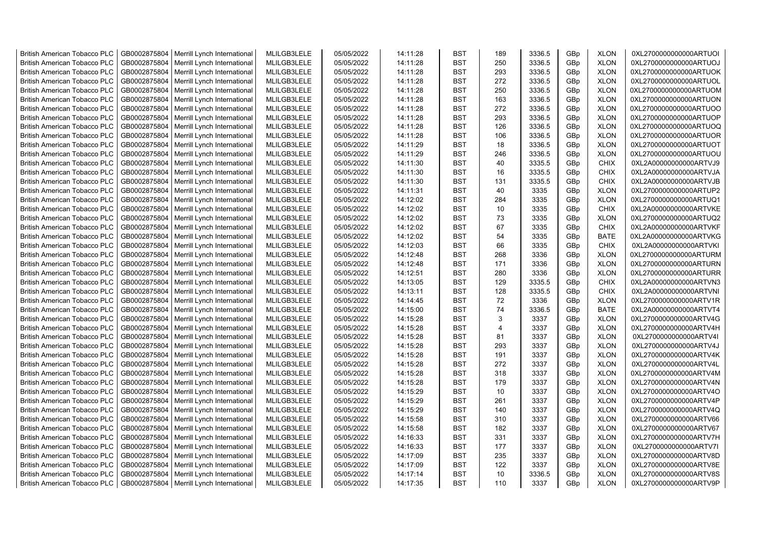| British American Tobacco PLC | GB0002875804 | Merrill Lynch International | MLILGB3LELE | 05/05/2022 | 14:11:28 | BST | 189 | 3336.5 | GBp | XLON | 0XL2700000000000ARTUOI |
|---|---|---|---|---|---|---|---|---|---|---|---|
| British American Tobacco PLC | GB0002875804 | Merrill Lynch International | MLILGB3LELE | 05/05/2022 | 14:11:28 | BST | 250 | 3336.5 | GBp | XLON | 0XL2700000000000ARTUOJ |
| British American Tobacco PLC | GB0002875804 | Merrill Lynch International | MLILGB3LELE | 05/05/2022 | 14:11:28 | BST | 293 | 3336.5 | GBp | XLON | 0XL2700000000000ARTUOK |
| British American Tobacco PLC | GB0002875804 | Merrill Lynch International | MLILGB3LELE | 05/05/2022 | 14:11:28 | BST | 272 | 3336.5 | GBp | XLON | 0XL2700000000000ARTUOL |
| British American Tobacco PLC | GB0002875804 | Merrill Lynch International | MLILGB3LELE | 05/05/2022 | 14:11:28 | BST | 250 | 3336.5 | GBp | XLON | 0XL2700000000000ARTUOM |
| British American Tobacco PLC | GB0002875804 | Merrill Lynch International | MLILGB3LELE | 05/05/2022 | 14:11:28 | BST | 163 | 3336.5 | GBp | XLON | 0XL2700000000000ARTUON |
| British American Tobacco PLC | GB0002875804 | Merrill Lynch International | MLILGB3LELE | 05/05/2022 | 14:11:28 | BST | 272 | 3336.5 | GBp | XLON | 0XL2700000000000ARTUOO |
| British American Tobacco PLC | GB0002875804 | Merrill Lynch International | MLILGB3LELE | 05/05/2022 | 14:11:28 | BST | 293 | 3336.5 | GBp | XLON | 0XL2700000000000ARTUOP |
| British American Tobacco PLC | GB0002875804 | Merrill Lynch International | MLILGB3LELE | 05/05/2022 | 14:11:28 | BST | 126 | 3336.5 | GBp | XLON | 0XL2700000000000ARTUOQ |
| British American Tobacco PLC | GB0002875804 | Merrill Lynch International | MLILGB3LELE | 05/05/2022 | 14:11:28 | BST | 106 | 3336.5 | GBp | XLON | 0XL2700000000000ARTUOR |
| British American Tobacco PLC | GB0002875804 | Merrill Lynch International | MLILGB3LELE | 05/05/2022 | 14:11:29 | BST | 18 | 3336.5 | GBp | XLON | 0XL2700000000000ARTUOT |
| British American Tobacco PLC | GB0002875804 | Merrill Lynch International | MLILGB3LELE | 05/05/2022 | 14:11:29 | BST | 246 | 3336.5 | GBp | XLON | 0XL2700000000000ARTUOU |
| British American Tobacco PLC | GB0002875804 | Merrill Lynch International | MLILGB3LELE | 05/05/2022 | 14:11:30 | BST | 40 | 3335.5 | GBp | CHIX | 0XL2A00000000000ARTVJ9 |
| British American Tobacco PLC | GB0002875804 | Merrill Lynch International | MLILGB3LELE | 05/05/2022 | 14:11:30 | BST | 16 | 3335.5 | GBp | CHIX | 0XL2A00000000000ARTVJA |
| British American Tobacco PLC | GB0002875804 | Merrill Lynch International | MLILGB3LELE | 05/05/2022 | 14:11:30 | BST | 131 | 3335.5 | GBp | CHIX | 0XL2A00000000000ARTVJB |
| British American Tobacco PLC | GB0002875804 | Merrill Lynch International | MLILGB3LELE | 05/05/2022 | 14:11:31 | BST | 40 | 3335 | GBp | XLON | 0XL2700000000000ARTUP2 |
| British American Tobacco PLC | GB0002875804 | Merrill Lynch International | MLILGB3LELE | 05/05/2022 | 14:12:02 | BST | 284 | 3335 | GBp | XLON | 0XL2700000000000ARTUQ1 |
| British American Tobacco PLC | GB0002875804 | Merrill Lynch International | MLILGB3LELE | 05/05/2022 | 14:12:02 | BST | 10 | 3335 | GBp | CHIX | 0XL2A00000000000ARTVKE |
| British American Tobacco PLC | GB0002875804 | Merrill Lynch International | MLILGB3LELE | 05/05/2022 | 14:12:02 | BST | 73 | 3335 | GBp | XLON | 0XL2700000000000ARTUQ2 |
| British American Tobacco PLC | GB0002875804 | Merrill Lynch International | MLILGB3LELE | 05/05/2022 | 14:12:02 | BST | 67 | 3335 | GBp | CHIX | 0XL2A00000000000ARTVKF |
| British American Tobacco PLC | GB0002875804 | Merrill Lynch International | MLILGB3LELE | 05/05/2022 | 14:12:02 | BST | 54 | 3335 | GBp | BATE | 0XL2A00000000000ARTVKG |
| British American Tobacco PLC | GB0002875804 | Merrill Lynch International | MLILGB3LELE | 05/05/2022 | 14:12:03 | BST | 66 | 3335 | GBp | CHIX | 0XL2A00000000000ARTVKI |
| British American Tobacco PLC | GB0002875804 | Merrill Lynch International | MLILGB3LELE | 05/05/2022 | 14:12:48 | BST | 268 | 3336 | GBp | XLON | 0XL2700000000000ARTURM |
| British American Tobacco PLC | GB0002875804 | Merrill Lynch International | MLILGB3LELE | 05/05/2022 | 14:12:48 | BST | 171 | 3336 | GBp | XLON | 0XL2700000000000ARTURN |
| British American Tobacco PLC | GB0002875804 | Merrill Lynch International | MLILGB3LELE | 05/05/2022 | 14:12:51 | BST | 280 | 3336 | GBp | XLON | 0XL2700000000000ARTURR |
| British American Tobacco PLC | GB0002875804 | Merrill Lynch International | MLILGB3LELE | 05/05/2022 | 14:13:05 | BST | 129 | 3335.5 | GBp | CHIX | 0XL2A00000000000ARTVN3 |
| British American Tobacco PLC | GB0002875804 | Merrill Lynch International | MLILGB3LELE | 05/05/2022 | 14:13:11 | BST | 128 | 3335.5 | GBp | CHIX | 0XL2A00000000000ARTVNI |
| British American Tobacco PLC | GB0002875804 | Merrill Lynch International | MLILGB3LELE | 05/05/2022 | 14:14:45 | BST | 72 | 3336 | GBp | XLON | 0XL2700000000000ARTV1R |
| British American Tobacco PLC | GB0002875804 | Merrill Lynch International | MLILGB3LELE | 05/05/2022 | 14:15:00 | BST | 74 | 3336.5 | GBp | BATE | 0XL2A00000000000ARTVT4 |
| British American Tobacco PLC | GB0002875804 | Merrill Lynch International | MLILGB3LELE | 05/05/2022 | 14:15:28 | BST | 3 | 3337 | GBp | XLON | 0XL2700000000000ARTV4G |
| British American Tobacco PLC | GB0002875804 | Merrill Lynch International | MLILGB3LELE | 05/05/2022 | 14:15:28 | BST | 4 | 3337 | GBp | XLON | 0XL2700000000000ARTV4H |
| British American Tobacco PLC | GB0002875804 | Merrill Lynch International | MLILGB3LELE | 05/05/2022 | 14:15:28 | BST | 81 | 3337 | GBp | XLON | 0XL2700000000000ARTV4I |
| British American Tobacco PLC | GB0002875804 | Merrill Lynch International | MLILGB3LELE | 05/05/2022 | 14:15:28 | BST | 293 | 3337 | GBp | XLON | 0XL2700000000000ARTV4J |
| British American Tobacco PLC | GB0002875804 | Merrill Lynch International | MLILGB3LELE | 05/05/2022 | 14:15:28 | BST | 191 | 3337 | GBp | XLON | 0XL2700000000000ARTV4K |
| British American Tobacco PLC | GB0002875804 | Merrill Lynch International | MLILGB3LELE | 05/05/2022 | 14:15:28 | BST | 272 | 3337 | GBp | XLON | 0XL2700000000000ARTV4L |
| British American Tobacco PLC | GB0002875804 | Merrill Lynch International | MLILGB3LELE | 05/05/2022 | 14:15:28 | BST | 318 | 3337 | GBp | XLON | 0XL2700000000000ARTV4M |
| British American Tobacco PLC | GB0002875804 | Merrill Lynch International | MLILGB3LELE | 05/05/2022 | 14:15:28 | BST | 179 | 3337 | GBp | XLON | 0XL2700000000000ARTV4N |
| British American Tobacco PLC | GB0002875804 | Merrill Lynch International | MLILGB3LELE | 05/05/2022 | 14:15:29 | BST | 10 | 3337 | GBp | XLON | 0XL2700000000000ARTV4O |
| British American Tobacco PLC | GB0002875804 | Merrill Lynch International | MLILGB3LELE | 05/05/2022 | 14:15:29 | BST | 261 | 3337 | GBp | XLON | 0XL2700000000000ARTV4P |
| British American Tobacco PLC | GB0002875804 | Merrill Lynch International | MLILGB3LELE | 05/05/2022 | 14:15:29 | BST | 140 | 3337 | GBp | XLON | 0XL2700000000000ARTV4Q |
| British American Tobacco PLC | GB0002875804 | Merrill Lynch International | MLILGB3LELE | 05/05/2022 | 14:15:58 | BST | 310 | 3337 | GBp | XLON | 0XL2700000000000ARTV66 |
| British American Tobacco PLC | GB0002875804 | Merrill Lynch International | MLILGB3LELE | 05/05/2022 | 14:15:58 | BST | 182 | 3337 | GBp | XLON | 0XL2700000000000ARTV67 |
| British American Tobacco PLC | GB0002875804 | Merrill Lynch International | MLILGB3LELE | 05/05/2022 | 14:16:33 | BST | 331 | 3337 | GBp | XLON | 0XL2700000000000ARTV7H |
| British American Tobacco PLC | GB0002875804 | Merrill Lynch International | MLILGB3LELE | 05/05/2022 | 14:16:33 | BST | 177 | 3337 | GBp | XLON | 0XL2700000000000ARTV7I |
| British American Tobacco PLC | GB0002875804 | Merrill Lynch International | MLILGB3LELE | 05/05/2022 | 14:17:09 | BST | 235 | 3337 | GBp | XLON | 0XL2700000000000ARTV8D |
| British American Tobacco PLC | GB0002875804 | Merrill Lynch International | MLILGB3LELE | 05/05/2022 | 14:17:09 | BST | 122 | 3337 | GBp | XLON | 0XL2700000000000ARTV8E |
| British American Tobacco PLC | GB0002875804 | Merrill Lynch International | MLILGB3LELE | 05/05/2022 | 14:17:14 | BST | 10 | 3336.5 | GBp | XLON | 0XL2700000000000ARTV8S |
| British American Tobacco PLC | GB0002875804 | Merrill Lynch International | MLILGB3LELE | 05/05/2022 | 14:17:35 | BST | 110 | 3337 | GBp | XLON | 0XL2700000000000ARTV9P |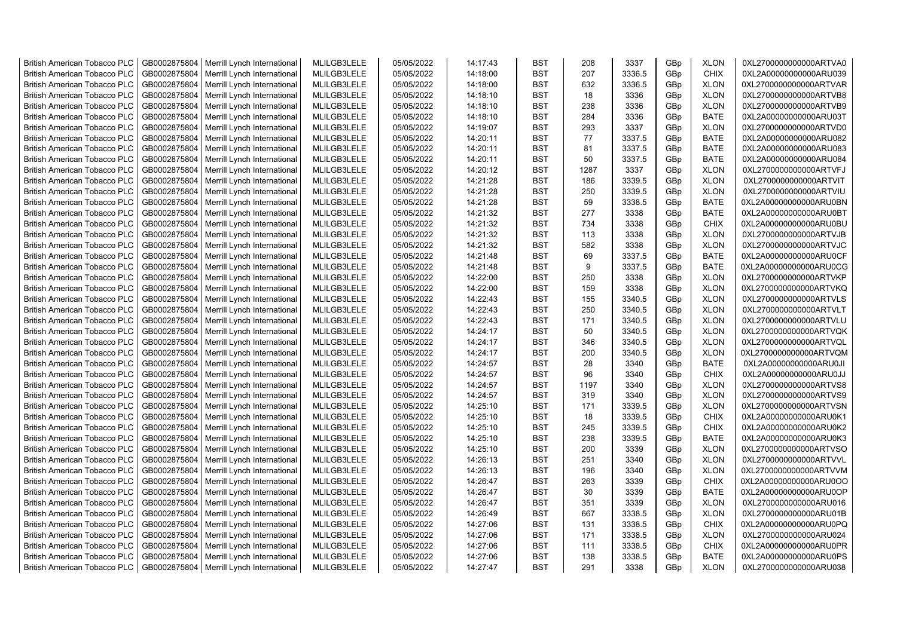| | | | | | | | | | | | |
|---|---|---|---|---|---|---|---|---|---|---|---|
| British American Tobacco PLC | GB0002875804 | Merrill Lynch International | MLILGB3LELE | 05/05/2022 | 14:17:43 | BST | 208 | 3337 | GBp | XLON | 0XL2700000000000ARTVA0 |
| British American Tobacco PLC | GB0002875804 | Merrill Lynch International | MLILGB3LELE | 05/05/2022 | 14:18:00 | BST | 207 | 3336.5 | GBp | CHIX | 0XL2A00000000000ARU039 |
| British American Tobacco PLC | GB0002875804 | Merrill Lynch International | MLILGB3LELE | 05/05/2022 | 14:18:00 | BST | 632 | 3336.5 | GBp | XLON | 0XL2700000000000ARTVAR |
| British American Tobacco PLC | GB0002875804 | Merrill Lynch International | MLILGB3LELE | 05/05/2022 | 14:18:10 | BST | 18 | 3336 | GBp | XLON | 0XL2700000000000ARTVB8 |
| British American Tobacco PLC | GB0002875804 | Merrill Lynch International | MLILGB3LELE | 05/05/2022 | 14:18:10 | BST | 238 | 3336 | GBp | XLON | 0XL2700000000000ARTVB9 |
| British American Tobacco PLC | GB0002875804 | Merrill Lynch International | MLILGB3LELE | 05/05/2022 | 14:18:10 | BST | 284 | 3336 | GBp | BATE | 0XL2A00000000000ARU03T |
| British American Tobacco PLC | GB0002875804 | Merrill Lynch International | MLILGB3LELE | 05/05/2022 | 14:19:07 | BST | 293 | 3337 | GBp | XLON | 0XL2700000000000ARTVD0 |
| British American Tobacco PLC | GB0002875804 | Merrill Lynch International | MLILGB3LELE | 05/05/2022 | 14:20:11 | BST | 77 | 3337.5 | GBp | BATE | 0XL2A00000000000ARU082 |
| British American Tobacco PLC | GB0002875804 | Merrill Lynch International | MLILGB3LELE | 05/05/2022 | 14:20:11 | BST | 81 | 3337.5 | GBp | BATE | 0XL2A00000000000ARU083 |
| British American Tobacco PLC | GB0002875804 | Merrill Lynch International | MLILGB3LELE | 05/05/2022 | 14:20:11 | BST | 50 | 3337.5 | GBp | BATE | 0XL2A00000000000ARU084 |
| British American Tobacco PLC | GB0002875804 | Merrill Lynch International | MLILGB3LELE | 05/05/2022 | 14:20:12 | BST | 1287 | 3337 | GBp | XLON | 0XL2700000000000ARTVFJ |
| British American Tobacco PLC | GB0002875804 | Merrill Lynch International | MLILGB3LELE | 05/05/2022 | 14:21:28 | BST | 186 | 3339.5 | GBp | XLON | 0XL2700000000000ARTVIT |
| British American Tobacco PLC | GB0002875804 | Merrill Lynch International | MLILGB3LELE | 05/05/2022 | 14:21:28 | BST | 250 | 3339.5 | GBp | XLON | 0XL2700000000000ARTVIU |
| British American Tobacco PLC | GB0002875804 | Merrill Lynch International | MLILGB3LELE | 05/05/2022 | 14:21:28 | BST | 59 | 3338.5 | GBp | BATE | 0XL2A00000000000ARU0BN |
| British American Tobacco PLC | GB0002875804 | Merrill Lynch International | MLILGB3LELE | 05/05/2022 | 14:21:32 | BST | 277 | 3338 | GBp | BATE | 0XL2A00000000000ARU0BT |
| British American Tobacco PLC | GB0002875804 | Merrill Lynch International | MLILGB3LELE | 05/05/2022 | 14:21:32 | BST | 734 | 3338 | GBp | CHIX | 0XL2A00000000000ARU0BU |
| British American Tobacco PLC | GB0002875804 | Merrill Lynch International | MLILGB3LELE | 05/05/2022 | 14:21:32 | BST | 113 | 3338 | GBp | XLON | 0XL2700000000000ARTVJB |
| British American Tobacco PLC | GB0002875804 | Merrill Lynch International | MLILGB3LELE | 05/05/2022 | 14:21:32 | BST | 582 | 3338 | GBp | XLON | 0XL2700000000000ARTVJC |
| British American Tobacco PLC | GB0002875804 | Merrill Lynch International | MLILGB3LELE | 05/05/2022 | 14:21:48 | BST | 69 | 3337.5 | GBp | BATE | 0XL2A00000000000ARU0CF |
| British American Tobacco PLC | GB0002875804 | Merrill Lynch International | MLILGB3LELE | 05/05/2022 | 14:21:48 | BST | 9 | 3337.5 | GBp | BATE | 0XL2A00000000000ARU0CG |
| British American Tobacco PLC | GB0002875804 | Merrill Lynch International | MLILGB3LELE | 05/05/2022 | 14:22:00 | BST | 250 | 3338 | GBp | XLON | 0XL2700000000000ARTVKP |
| British American Tobacco PLC | GB0002875804 | Merrill Lynch International | MLILGB3LELE | 05/05/2022 | 14:22:00 | BST | 159 | 3338 | GBp | XLON | 0XL2700000000000ARTVKQ |
| British American Tobacco PLC | GB0002875804 | Merrill Lynch International | MLILGB3LELE | 05/05/2022 | 14:22:43 | BST | 155 | 3340.5 | GBp | XLON | 0XL2700000000000ARTVLS |
| British American Tobacco PLC | GB0002875804 | Merrill Lynch International | MLILGB3LELE | 05/05/2022 | 14:22:43 | BST | 250 | 3340.5 | GBp | XLON | 0XL2700000000000ARTVLT |
| British American Tobacco PLC | GB0002875804 | Merrill Lynch International | MLILGB3LELE | 05/05/2022 | 14:22:43 | BST | 171 | 3340.5 | GBp | XLON | 0XL2700000000000ARTVLU |
| British American Tobacco PLC | GB0002875804 | Merrill Lynch International | MLILGB3LELE | 05/05/2022 | 14:24:17 | BST | 50 | 3340.5 | GBp | XLON | 0XL2700000000000ARTVQK |
| British American Tobacco PLC | GB0002875804 | Merrill Lynch International | MLILGB3LELE | 05/05/2022 | 14:24:17 | BST | 346 | 3340.5 | GBp | XLON | 0XL2700000000000ARTVQL |
| British American Tobacco PLC | GB0002875804 | Merrill Lynch International | MLILGB3LELE | 05/05/2022 | 14:24:17 | BST | 200 | 3340.5 | GBp | XLON | 0XL2700000000000ARTVQM |
| British American Tobacco PLC | GB0002875804 | Merrill Lynch International | MLILGB3LELE | 05/05/2022 | 14:24:57 | BST | 28 | 3340 | GBp | BATE | 0XL2A00000000000ARU0JI |
| British American Tobacco PLC | GB0002875804 | Merrill Lynch International | MLILGB3LELE | 05/05/2022 | 14:24:57 | BST | 96 | 3340 | GBp | CHIX | 0XL2A00000000000ARU0JJ |
| British American Tobacco PLC | GB0002875804 | Merrill Lynch International | MLILGB3LELE | 05/05/2022 | 14:24:57 | BST | 1197 | 3340 | GBp | XLON | 0XL2700000000000ARTVS8 |
| British American Tobacco PLC | GB0002875804 | Merrill Lynch International | MLILGB3LELE | 05/05/2022 | 14:24:57 | BST | 319 | 3340 | GBp | XLON | 0XL2700000000000ARTVS9 |
| British American Tobacco PLC | GB0002875804 | Merrill Lynch International | MLILGB3LELE | 05/05/2022 | 14:25:10 | BST | 171 | 3339.5 | GBp | XLON | 0XL2700000000000ARTVSN |
| British American Tobacco PLC | GB0002875804 | Merrill Lynch International | MLILGB3LELE | 05/05/2022 | 14:25:10 | BST | 18 | 3339.5 | GBp | CHIX | 0XL2A00000000000ARU0K1 |
| British American Tobacco PLC | GB0002875804 | Merrill Lynch International | MLILGB3LELE | 05/05/2022 | 14:25:10 | BST | 245 | 3339.5 | GBp | CHIX | 0XL2A00000000000ARU0K2 |
| British American Tobacco PLC | GB0002875804 | Merrill Lynch International | MLILGB3LELE | 05/05/2022 | 14:25:10 | BST | 238 | 3339.5 | GBp | BATE | 0XL2A00000000000ARU0K3 |
| British American Tobacco PLC | GB0002875804 | Merrill Lynch International | MLILGB3LELE | 05/05/2022 | 14:25:10 | BST | 200 | 3339 | GBp | XLON | 0XL2700000000000ARTVSO |
| British American Tobacco PLC | GB0002875804 | Merrill Lynch International | MLILGB3LELE | 05/05/2022 | 14:26:13 | BST | 251 | 3340 | GBp | XLON | 0XL2700000000000ARTVVL |
| British American Tobacco PLC | GB0002875804 | Merrill Lynch International | MLILGB3LELE | 05/05/2022 | 14:26:13 | BST | 196 | 3340 | GBp | XLON | 0XL2700000000000ARTVVM |
| British American Tobacco PLC | GB0002875804 | Merrill Lynch International | MLILGB3LELE | 05/05/2022 | 14:26:47 | BST | 263 | 3339 | GBp | CHIX | 0XL2A00000000000ARU0OO |
| British American Tobacco PLC | GB0002875804 | Merrill Lynch International | MLILGB3LELE | 05/05/2022 | 14:26:47 | BST | 30 | 3339 | GBp | BATE | 0XL2A00000000000ARU0OP |
| British American Tobacco PLC | GB0002875804 | Merrill Lynch International | MLILGB3LELE | 05/05/2022 | 14:26:47 | BST | 351 | 3339 | GBp | XLON | 0XL2700000000000ARU016 |
| British American Tobacco PLC | GB0002875804 | Merrill Lynch International | MLILGB3LELE | 05/05/2022 | 14:26:49 | BST | 667 | 3338.5 | GBp | XLON | 0XL2700000000000ARU01B |
| British American Tobacco PLC | GB0002875804 | Merrill Lynch International | MLILGB3LELE | 05/05/2022 | 14:27:06 | BST | 131 | 3338.5 | GBp | CHIX | 0XL2A00000000000ARU0PQ |
| British American Tobacco PLC | GB0002875804 | Merrill Lynch International | MLILGB3LELE | 05/05/2022 | 14:27:06 | BST | 171 | 3338.5 | GBp | XLON | 0XL2700000000000ARU024 |
| British American Tobacco PLC | GB0002875804 | Merrill Lynch International | MLILGB3LELE | 05/05/2022 | 14:27:06 | BST | 111 | 3338.5 | GBp | CHIX | 0XL2A00000000000ARU0PR |
| British American Tobacco PLC | GB0002875804 | Merrill Lynch International | MLILGB3LELE | 05/05/2022 | 14:27:06 | BST | 138 | 3338.5 | GBp | BATE | 0XL2A00000000000ARU0PS |
| British American Tobacco PLC | GB0002875804 | Merrill Lynch International | MLILGB3LELE | 05/05/2022 | 14:27:47 | BST | 291 | 3338 | GBp | XLON | 0XL2700000000000ARU038 |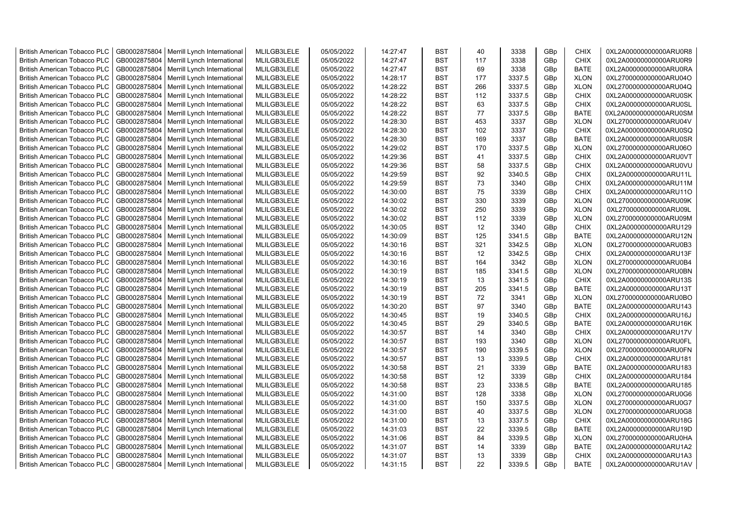| British American Tobacco PLC | GB0002875804 | Merrill Lynch International | MLILGB3LELE | 05/05/2022 | 14:27:47 | BST | 40 | 3338 | GBp | CHIX | 0XL2A00000000000ARU0R8 |
|---|---|---|---|---|---|---|---|---|---|---|---|
| British American Tobacco PLC | GB0002875804 | Merrill Lynch International | MLILGB3LELE | 05/05/2022 | 14:27:47 | BST | 117 | 3338 | GBp | CHIX | 0XL2A00000000000ARU0R9 |
| British American Tobacco PLC | GB0002875804 | Merrill Lynch International | MLILGB3LELE | 05/05/2022 | 14:27:47 | BST | 69 | 3338 | GBp | BATE | 0XL2A00000000000ARU0RA |
| British American Tobacco PLC | GB0002875804 | Merrill Lynch International | MLILGB3LELE | 05/05/2022 | 14:28:17 | BST | 177 | 3337.5 | GBp | XLON | 0XL2700000000000ARU04O |
| British American Tobacco PLC | GB0002875804 | Merrill Lynch International | MLILGB3LELE | 05/05/2022 | 14:28:22 | BST | 266 | 3337.5 | GBp | XLON | 0XL2700000000000ARU04Q |
| British American Tobacco PLC | GB0002875804 | Merrill Lynch International | MLILGB3LELE | 05/05/2022 | 14:28:22 | BST | 112 | 3337.5 | GBp | CHIX | 0XL2A00000000000ARU0SK |
| British American Tobacco PLC | GB0002875804 | Merrill Lynch International | MLILGB3LELE | 05/05/2022 | 14:28:22 | BST | 63 | 3337.5 | GBp | CHIX | 0XL2A00000000000ARU0SL |
| British American Tobacco PLC | GB0002875804 | Merrill Lynch International | MLILGB3LELE | 05/05/2022 | 14:28:22 | BST | 77 | 3337.5 | GBp | BATE | 0XL2A00000000000ARU0SM |
| British American Tobacco PLC | GB0002875804 | Merrill Lynch International | MLILGB3LELE | 05/05/2022 | 14:28:30 | BST | 453 | 3337 | GBp | XLON | 0XL2700000000000ARU04V |
| British American Tobacco PLC | GB0002875804 | Merrill Lynch International | MLILGB3LELE | 05/05/2022 | 14:28:30 | BST | 102 | 3337 | GBp | CHIX | 0XL2A00000000000ARU0SQ |
| British American Tobacco PLC | GB0002875804 | Merrill Lynch International | MLILGB3LELE | 05/05/2022 | 14:28:30 | BST | 169 | 3337 | GBp | BATE | 0XL2A00000000000ARU0SR |
| British American Tobacco PLC | GB0002875804 | Merrill Lynch International | MLILGB3LELE | 05/05/2022 | 14:29:02 | BST | 170 | 3337.5 | GBp | XLON | 0XL2700000000000ARU06O |
| British American Tobacco PLC | GB0002875804 | Merrill Lynch International | MLILGB3LELE | 05/05/2022 | 14:29:36 | BST | 41 | 3337.5 | GBp | CHIX | 0XL2A00000000000ARU0VT |
| British American Tobacco PLC | GB0002875804 | Merrill Lynch International | MLILGB3LELE | 05/05/2022 | 14:29:36 | BST | 58 | 3337.5 | GBp | CHIX | 0XL2A00000000000ARU0VU |
| British American Tobacco PLC | GB0002875804 | Merrill Lynch International | MLILGB3LELE | 05/05/2022 | 14:29:59 | BST | 92 | 3340.5 | GBp | CHIX | 0XL2A00000000000ARU11L |
| British American Tobacco PLC | GB0002875804 | Merrill Lynch International | MLILGB3LELE | 05/05/2022 | 14:29:59 | BST | 73 | 3340 | GBp | CHIX | 0XL2A00000000000ARU11M |
| British American Tobacco PLC | GB0002875804 | Merrill Lynch International | MLILGB3LELE | 05/05/2022 | 14:30:00 | BST | 75 | 3339 | GBp | CHIX | 0XL2A00000000000ARU11O |
| British American Tobacco PLC | GB0002875804 | Merrill Lynch International | MLILGB3LELE | 05/05/2022 | 14:30:02 | BST | 330 | 3339 | GBp | XLON | 0XL2700000000000ARU09K |
| British American Tobacco PLC | GB0002875804 | Merrill Lynch International | MLILGB3LELE | 05/05/2022 | 14:30:02 | BST | 250 | 3339 | GBp | XLON | 0XL2700000000000ARU09L |
| British American Tobacco PLC | GB0002875804 | Merrill Lynch International | MLILGB3LELE | 05/05/2022 | 14:30:02 | BST | 112 | 3339 | GBp | XLON | 0XL2700000000000ARU09M |
| British American Tobacco PLC | GB0002875804 | Merrill Lynch International | MLILGB3LELE | 05/05/2022 | 14:30:05 | BST | 12 | 3340 | GBp | CHIX | 0XL2A00000000000ARU129 |
| British American Tobacco PLC | GB0002875804 | Merrill Lynch International | MLILGB3LELE | 05/05/2022 | 14:30:09 | BST | 125 | 3341.5 | GBp | BATE | 0XL2A00000000000ARU12N |
| British American Tobacco PLC | GB0002875804 | Merrill Lynch International | MLILGB3LELE | 05/05/2022 | 14:30:16 | BST | 321 | 3342.5 | GBp | XLON | 0XL2700000000000ARU0B3 |
| British American Tobacco PLC | GB0002875804 | Merrill Lynch International | MLILGB3LELE | 05/05/2022 | 14:30:16 | BST | 12 | 3342.5 | GBp | CHIX | 0XL2A00000000000ARU13F |
| British American Tobacco PLC | GB0002875804 | Merrill Lynch International | MLILGB3LELE | 05/05/2022 | 14:30:16 | BST | 164 | 3342 | GBp | XLON | 0XL2700000000000ARU0B4 |
| British American Tobacco PLC | GB0002875804 | Merrill Lynch International | MLILGB3LELE | 05/05/2022 | 14:30:19 | BST | 185 | 3341.5 | GBp | XLON | 0XL2700000000000ARU0BN |
| British American Tobacco PLC | GB0002875804 | Merrill Lynch International | MLILGB3LELE | 05/05/2022 | 14:30:19 | BST | 13 | 3341.5 | GBp | CHIX | 0XL2A00000000000ARU13S |
| British American Tobacco PLC | GB0002875804 | Merrill Lynch International | MLILGB3LELE | 05/05/2022 | 14:30:19 | BST | 205 | 3341.5 | GBp | BATE | 0XL2A00000000000ARU13T |
| British American Tobacco PLC | GB0002875804 | Merrill Lynch International | MLILGB3LELE | 05/05/2022 | 14:30:19 | BST | 72 | 3341 | GBp | XLON | 0XL2700000000000ARU0BO |
| British American Tobacco PLC | GB0002875804 | Merrill Lynch International | MLILGB3LELE | 05/05/2022 | 14:30:20 | BST | 97 | 3340 | GBp | BATE | 0XL2A00000000000ARU143 |
| British American Tobacco PLC | GB0002875804 | Merrill Lynch International | MLILGB3LELE | 05/05/2022 | 14:30:45 | BST | 19 | 3340.5 | GBp | CHIX | 0XL2A00000000000ARU16J |
| British American Tobacco PLC | GB0002875804 | Merrill Lynch International | MLILGB3LELE | 05/05/2022 | 14:30:45 | BST | 29 | 3340.5 | GBp | BATE | 0XL2A00000000000ARU16K |
| British American Tobacco PLC | GB0002875804 | Merrill Lynch International | MLILGB3LELE | 05/05/2022 | 14:30:57 | BST | 14 | 3340 | GBp | CHIX | 0XL2A00000000000ARU17V |
| British American Tobacco PLC | GB0002875804 | Merrill Lynch International | MLILGB3LELE | 05/05/2022 | 14:30:57 | BST | 193 | 3340 | GBp | XLON | 0XL2700000000000ARU0FL |
| British American Tobacco PLC | GB0002875804 | Merrill Lynch International | MLILGB3LELE | 05/05/2022 | 14:30:57 | BST | 190 | 3339.5 | GBp | XLON | 0XL2700000000000ARU0FN |
| British American Tobacco PLC | GB0002875804 | Merrill Lynch International | MLILGB3LELE | 05/05/2022 | 14:30:57 | BST | 13 | 3339.5 | GBp | CHIX | 0XL2A00000000000ARU181 |
| British American Tobacco PLC | GB0002875804 | Merrill Lynch International | MLILGB3LELE | 05/05/2022 | 14:30:58 | BST | 21 | 3339 | GBp | BATE | 0XL2A00000000000ARU183 |
| British American Tobacco PLC | GB0002875804 | Merrill Lynch International | MLILGB3LELE | 05/05/2022 | 14:30:58 | BST | 12 | 3339 | GBp | CHIX | 0XL2A00000000000ARU184 |
| British American Tobacco PLC | GB0002875804 | Merrill Lynch International | MLILGB3LELE | 05/05/2022 | 14:30:58 | BST | 23 | 3338.5 | GBp | BATE | 0XL2A00000000000ARU185 |
| British American Tobacco PLC | GB0002875804 | Merrill Lynch International | MLILGB3LELE | 05/05/2022 | 14:31:00 | BST | 128 | 3338 | GBp | XLON | 0XL2700000000000ARU0G6 |
| British American Tobacco PLC | GB0002875804 | Merrill Lynch International | MLILGB3LELE | 05/05/2022 | 14:31:00 | BST | 150 | 3337.5 | GBp | XLON | 0XL2700000000000ARU0G7 |
| British American Tobacco PLC | GB0002875804 | Merrill Lynch International | MLILGB3LELE | 05/05/2022 | 14:31:00 | BST | 40 | 3337.5 | GBp | XLON | 0XL2700000000000ARU0G8 |
| British American Tobacco PLC | GB0002875804 | Merrill Lynch International | MLILGB3LELE | 05/05/2022 | 14:31:00 | BST | 13 | 3337.5 | GBp | CHIX | 0XL2A00000000000ARU18G |
| British American Tobacco PLC | GB0002875804 | Merrill Lynch International | MLILGB3LELE | 05/05/2022 | 14:31:03 | BST | 22 | 3339.5 | GBp | BATE | 0XL2A00000000000ARU19D |
| British American Tobacco PLC | GB0002875804 | Merrill Lynch International | MLILGB3LELE | 05/05/2022 | 14:31:06 | BST | 84 | 3339.5 | GBp | XLON | 0XL2700000000000ARU0HA |
| British American Tobacco PLC | GB0002875804 | Merrill Lynch International | MLILGB3LELE | 05/05/2022 | 14:31:07 | BST | 14 | 3339 | GBp | BATE | 0XL2A00000000000ARU1A2 |
| British American Tobacco PLC | GB0002875804 | Merrill Lynch International | MLILGB3LELE | 05/05/2022 | 14:31:07 | BST | 13 | 3339 | GBp | CHIX | 0XL2A00000000000ARU1A3 |
| British American Tobacco PLC | GB0002875804 | Merrill Lynch International | MLILGB3LELE | 05/05/2022 | 14:31:15 | BST | 22 | 3339.5 | GBp | BATE | 0XL2A00000000000ARU1AV |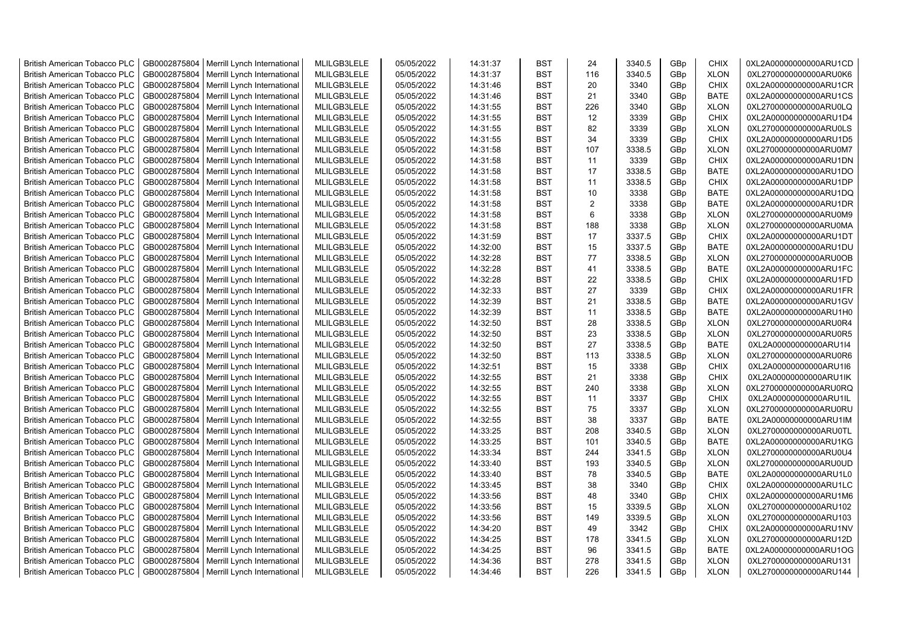| British American Tobacco PLC | GB0002875804 | Merrill Lynch International | MLILGB3LELE | 05/05/2022 | 14:31:37 | BST | 24 | 3340.5 | GBp | CHIX | 0XL2A00000000000ARU1CD |
|---|---|---|---|---|---|---|---|---|---|---|---|
| British American Tobacco PLC | GB0002875804 | Merrill Lynch International | MLILGB3LELE | 05/05/2022 | 14:31:37 | BST | 116 | 3340.5 | GBp | XLON | 0XL2700000000000ARU0K6 |
| British American Tobacco PLC | GB0002875804 | Merrill Lynch International | MLILGB3LELE | 05/05/2022 | 14:31:46 | BST | 20 | 3340 | GBp | CHIX | 0XL2A00000000000ARU1CR |
| British American Tobacco PLC | GB0002875804 | Merrill Lynch International | MLILGB3LELE | 05/05/2022 | 14:31:46 | BST | 21 | 3340 | GBp | BATE | 0XL2A00000000000ARU1CS |
| British American Tobacco PLC | GB0002875804 | Merrill Lynch International | MLILGB3LELE | 05/05/2022 | 14:31:55 | BST | 226 | 3340 | GBp | XLON | 0XL2700000000000ARU0LQ |
| British American Tobacco PLC | GB0002875804 | Merrill Lynch International | MLILGB3LELE | 05/05/2022 | 14:31:55 | BST | 12 | 3339 | GBp | CHIX | 0XL2A00000000000ARU1D4 |
| British American Tobacco PLC | GB0002875804 | Merrill Lynch International | MLILGB3LELE | 05/05/2022 | 14:31:55 | BST | 82 | 3339 | GBp | XLON | 0XL2700000000000ARU0LS |
| British American Tobacco PLC | GB0002875804 | Merrill Lynch International | MLILGB3LELE | 05/05/2022 | 14:31:55 | BST | 34 | 3339 | GBp | CHIX | 0XL2A00000000000ARU1D5 |
| British American Tobacco PLC | GB0002875804 | Merrill Lynch International | MLILGB3LELE | 05/05/2022 | 14:31:58 | BST | 107 | 3338.5 | GBp | XLON | 0XL2700000000000ARU0M7 |
| British American Tobacco PLC | GB0002875804 | Merrill Lynch International | MLILGB3LELE | 05/05/2022 | 14:31:58 | BST | 11 | 3339 | GBp | CHIX | 0XL2A00000000000ARU1DN |
| British American Tobacco PLC | GB0002875804 | Merrill Lynch International | MLILGB3LELE | 05/05/2022 | 14:31:58 | BST | 17 | 3338.5 | GBp | BATE | 0XL2A00000000000ARU1DO |
| British American Tobacco PLC | GB0002875804 | Merrill Lynch International | MLILGB3LELE | 05/05/2022 | 14:31:58 | BST | 11 | 3338.5 | GBp | CHIX | 0XL2A00000000000ARU1DP |
| British American Tobacco PLC | GB0002875804 | Merrill Lynch International | MLILGB3LELE | 05/05/2022 | 14:31:58 | BST | 10 | 3338 | GBp | BATE | 0XL2A00000000000ARU1DQ |
| British American Tobacco PLC | GB0002875804 | Merrill Lynch International | MLILGB3LELE | 05/05/2022 | 14:31:58 | BST | 2 | 3338 | GBp | BATE | 0XL2A00000000000ARU1DR |
| British American Tobacco PLC | GB0002875804 | Merrill Lynch International | MLILGB3LELE | 05/05/2022 | 14:31:58 | BST | 6 | 3338 | GBp | XLON | 0XL2700000000000ARU0M9 |
| British American Tobacco PLC | GB0002875804 | Merrill Lynch International | MLILGB3LELE | 05/05/2022 | 14:31:58 | BST | 188 | 3338 | GBp | XLON | 0XL2700000000000ARU0MA |
| British American Tobacco PLC | GB0002875804 | Merrill Lynch International | MLILGB3LELE | 05/05/2022 | 14:31:59 | BST | 17 | 3337.5 | GBp | CHIX | 0XL2A00000000000ARU1DT |
| British American Tobacco PLC | GB0002875804 | Merrill Lynch International | MLILGB3LELE | 05/05/2022 | 14:32:00 | BST | 15 | 3337.5 | GBp | BATE | 0XL2A00000000000ARU1DU |
| British American Tobacco PLC | GB0002875804 | Merrill Lynch International | MLILGB3LELE | 05/05/2022 | 14:32:28 | BST | 77 | 3338.5 | GBp | XLON | 0XL2700000000000ARU0OB |
| British American Tobacco PLC | GB0002875804 | Merrill Lynch International | MLILGB3LELE | 05/05/2022 | 14:32:28 | BST | 41 | 3338.5 | GBp | BATE | 0XL2A00000000000ARU1FC |
| British American Tobacco PLC | GB0002875804 | Merrill Lynch International | MLILGB3LELE | 05/05/2022 | 14:32:28 | BST | 22 | 3338.5 | GBp | CHIX | 0XL2A00000000000ARU1FD |
| British American Tobacco PLC | GB0002875804 | Merrill Lynch International | MLILGB3LELE | 05/05/2022 | 14:32:33 | BST | 27 | 3339 | GBp | CHIX | 0XL2A00000000000ARU1FR |
| British American Tobacco PLC | GB0002875804 | Merrill Lynch International | MLILGB3LELE | 05/05/2022 | 14:32:39 | BST | 21 | 3338.5 | GBp | BATE | 0XL2A00000000000ARU1GV |
| British American Tobacco PLC | GB0002875804 | Merrill Lynch International | MLILGB3LELE | 05/05/2022 | 14:32:39 | BST | 11 | 3338.5 | GBp | BATE | 0XL2A00000000000ARU1H0 |
| British American Tobacco PLC | GB0002875804 | Merrill Lynch International | MLILGB3LELE | 05/05/2022 | 14:32:50 | BST | 28 | 3338.5 | GBp | XLON | 0XL2700000000000ARU0R4 |
| British American Tobacco PLC | GB0002875804 | Merrill Lynch International | MLILGB3LELE | 05/05/2022 | 14:32:50 | BST | 23 | 3338.5 | GBp | XLON | 0XL2700000000000ARU0R5 |
| British American Tobacco PLC | GB0002875804 | Merrill Lynch International | MLILGB3LELE | 05/05/2022 | 14:32:50 | BST | 27 | 3338.5 | GBp | BATE | 0XL2A00000000000ARU1I4 |
| British American Tobacco PLC | GB0002875804 | Merrill Lynch International | MLILGB3LELE | 05/05/2022 | 14:32:50 | BST | 113 | 3338.5 | GBp | XLON | 0XL2700000000000ARU0R6 |
| British American Tobacco PLC | GB0002875804 | Merrill Lynch International | MLILGB3LELE | 05/05/2022 | 14:32:51 | BST | 15 | 3338 | GBp | CHIX | 0XL2A00000000000ARU1I6 |
| British American Tobacco PLC | GB0002875804 | Merrill Lynch International | MLILGB3LELE | 05/05/2022 | 14:32:55 | BST | 21 | 3338 | GBp | CHIX | 0XL2A00000000000ARU1IK |
| British American Tobacco PLC | GB0002875804 | Merrill Lynch International | MLILGB3LELE | 05/05/2022 | 14:32:55 | BST | 240 | 3338 | GBp | XLON | 0XL2700000000000ARU0RQ |
| British American Tobacco PLC | GB0002875804 | Merrill Lynch International | MLILGB3LELE | 05/05/2022 | 14:32:55 | BST | 11 | 3337 | GBp | CHIX | 0XL2A00000000000ARU1IL |
| British American Tobacco PLC | GB0002875804 | Merrill Lynch International | MLILGB3LELE | 05/05/2022 | 14:32:55 | BST | 75 | 3337 | GBp | XLON | 0XL2700000000000ARU0RU |
| British American Tobacco PLC | GB0002875804 | Merrill Lynch International | MLILGB3LELE | 05/05/2022 | 14:32:55 | BST | 38 | 3337 | GBp | BATE | 0XL2A00000000000ARU1IM |
| British American Tobacco PLC | GB0002875804 | Merrill Lynch International | MLILGB3LELE | 05/05/2022 | 14:33:25 | BST | 208 | 3340.5 | GBp | XLON | 0XL2700000000000ARU0TL |
| British American Tobacco PLC | GB0002875804 | Merrill Lynch International | MLILGB3LELE | 05/05/2022 | 14:33:25 | BST | 101 | 3340.5 | GBp | BATE | 0XL2A00000000000ARU1KG |
| British American Tobacco PLC | GB0002875804 | Merrill Lynch International | MLILGB3LELE | 05/05/2022 | 14:33:34 | BST | 244 | 3341.5 | GBp | XLON | 0XL2700000000000ARU0U4 |
| British American Tobacco PLC | GB0002875804 | Merrill Lynch International | MLILGB3LELE | 05/05/2022 | 14:33:40 | BST | 193 | 3340.5 | GBp | XLON | 0XL2700000000000ARU0UD |
| British American Tobacco PLC | GB0002875804 | Merrill Lynch International | MLILGB3LELE | 05/05/2022 | 14:33:40 | BST | 78 | 3340.5 | GBp | BATE | 0XL2A00000000000ARU1L0 |
| British American Tobacco PLC | GB0002875804 | Merrill Lynch International | MLILGB3LELE | 05/05/2022 | 14:33:45 | BST | 38 | 3340 | GBp | CHIX | 0XL2A00000000000ARU1LC |
| British American Tobacco PLC | GB0002875804 | Merrill Lynch International | MLILGB3LELE | 05/05/2022 | 14:33:56 | BST | 48 | 3340 | GBp | CHIX | 0XL2A00000000000ARU1M6 |
| British American Tobacco PLC | GB0002875804 | Merrill Lynch International | MLILGB3LELE | 05/05/2022 | 14:33:56 | BST | 15 | 3339.5 | GBp | XLON | 0XL2700000000000ARU102 |
| British American Tobacco PLC | GB0002875804 | Merrill Lynch International | MLILGB3LELE | 05/05/2022 | 14:33:56 | BST | 149 | 3339.5 | GBp | XLON | 0XL2700000000000ARU103 |
| British American Tobacco PLC | GB0002875804 | Merrill Lynch International | MLILGB3LELE | 05/05/2022 | 14:34:20 | BST | 49 | 3342 | GBp | CHIX | 0XL2A00000000000ARU1NV |
| British American Tobacco PLC | GB0002875804 | Merrill Lynch International | MLILGB3LELE | 05/05/2022 | 14:34:25 | BST | 178 | 3341.5 | GBp | XLON | 0XL2700000000000ARU12D |
| British American Tobacco PLC | GB0002875804 | Merrill Lynch International | MLILGB3LELE | 05/05/2022 | 14:34:25 | BST | 96 | 3341.5 | GBp | BATE | 0XL2A00000000000ARU1OG |
| British American Tobacco PLC | GB0002875804 | Merrill Lynch International | MLILGB3LELE | 05/05/2022 | 14:34:36 | BST | 278 | 3341.5 | GBp | XLON | 0XL2700000000000ARU131 |
| British American Tobacco PLC | GB0002875804 | Merrill Lynch International | MLILGB3LELE | 05/05/2022 | 14:34:46 | BST | 226 | 3341.5 | GBp | XLON | 0XL2700000000000ARU144 |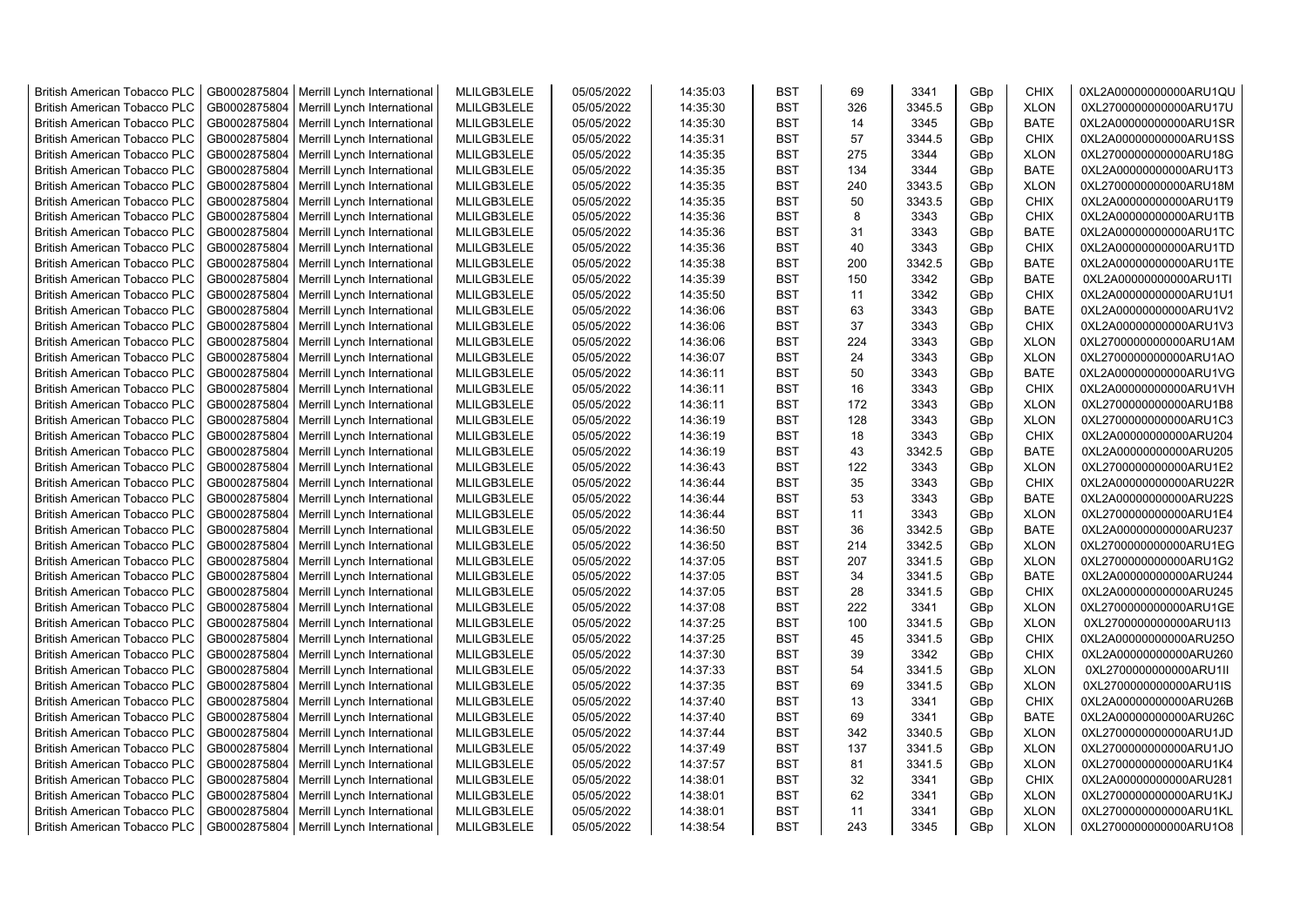| British American Tobacco PLC | GB0002875804 | Merrill Lynch International | MLILGB3LELE | 05/05/2022 | 14:35:03 | BST | 69 | 3341 | GBp | CHIX | 0XL2A00000000000ARU1QU |
|---|---|---|---|---|---|---|---|---|---|---|---|
| British American Tobacco PLC | GB0002875804 | Merrill Lynch International | MLILGB3LELE | 05/05/2022 | 14:35:30 | BST | 326 | 3345.5 | GBp | XLON | 0XL2700000000000ARU17U |
| British American Tobacco PLC | GB0002875804 | Merrill Lynch International | MLILGB3LELE | 05/05/2022 | 14:35:30 | BST | 14 | 3345 | GBp | BATE | 0XL2A00000000000ARU1SR |
| British American Tobacco PLC | GB0002875804 | Merrill Lynch International | MLILGB3LELE | 05/05/2022 | 14:35:31 | BST | 57 | 3344.5 | GBp | CHIX | 0XL2A00000000000ARU1SS |
| British American Tobacco PLC | GB0002875804 | Merrill Lynch International | MLILGB3LELE | 05/05/2022 | 14:35:35 | BST | 275 | 3344 | GBp | XLON | 0XL2700000000000ARU18G |
| British American Tobacco PLC | GB0002875804 | Merrill Lynch International | MLILGB3LELE | 05/05/2022 | 14:35:35 | BST | 134 | 3344 | GBp | BATE | 0XL2A00000000000ARU1T3 |
| British American Tobacco PLC | GB0002875804 | Merrill Lynch International | MLILGB3LELE | 05/05/2022 | 14:35:35 | BST | 240 | 3343.5 | GBp | XLON | 0XL2700000000000ARU18M |
| British American Tobacco PLC | GB0002875804 | Merrill Lynch International | MLILGB3LELE | 05/05/2022 | 14:35:35 | BST | 50 | 3343.5 | GBp | CHIX | 0XL2A00000000000ARU1T9 |
| British American Tobacco PLC | GB0002875804 | Merrill Lynch International | MLILGB3LELE | 05/05/2022 | 14:35:36 | BST | 8 | 3343 | GBp | CHIX | 0XL2A00000000000ARU1TB |
| British American Tobacco PLC | GB0002875804 | Merrill Lynch International | MLILGB3LELE | 05/05/2022 | 14:35:36 | BST | 31 | 3343 | GBp | BATE | 0XL2A00000000000ARU1TC |
| British American Tobacco PLC | GB0002875804 | Merrill Lynch International | MLILGB3LELE | 05/05/2022 | 14:35:36 | BST | 40 | 3343 | GBp | CHIX | 0XL2A00000000000ARU1TD |
| British American Tobacco PLC | GB0002875804 | Merrill Lynch International | MLILGB3LELE | 05/05/2022 | 14:35:38 | BST | 200 | 3342.5 | GBp | BATE | 0XL2A00000000000ARU1TE |
| British American Tobacco PLC | GB0002875804 | Merrill Lynch International | MLILGB3LELE | 05/05/2022 | 14:35:39 | BST | 150 | 3342 | GBp | BATE | 0XL2A00000000000ARU1TI |
| British American Tobacco PLC | GB0002875804 | Merrill Lynch International | MLILGB3LELE | 05/05/2022 | 14:35:50 | BST | 11 | 3342 | GBp | CHIX | 0XL2A00000000000ARU1U1 |
| British American Tobacco PLC | GB0002875804 | Merrill Lynch International | MLILGB3LELE | 05/05/2022 | 14:36:06 | BST | 63 | 3343 | GBp | BATE | 0XL2A00000000000ARU1V2 |
| British American Tobacco PLC | GB0002875804 | Merrill Lynch International | MLILGB3LELE | 05/05/2022 | 14:36:06 | BST | 37 | 3343 | GBp | CHIX | 0XL2A00000000000ARU1V3 |
| British American Tobacco PLC | GB0002875804 | Merrill Lynch International | MLILGB3LELE | 05/05/2022 | 14:36:06 | BST | 224 | 3343 | GBp | XLON | 0XL2700000000000ARU1AM |
| British American Tobacco PLC | GB0002875804 | Merrill Lynch International | MLILGB3LELE | 05/05/2022 | 14:36:07 | BST | 24 | 3343 | GBp | XLON | 0XL2700000000000ARU1AO |
| British American Tobacco PLC | GB0002875804 | Merrill Lynch International | MLILGB3LELE | 05/05/2022 | 14:36:11 | BST | 50 | 3343 | GBp | BATE | 0XL2A00000000000ARU1VG |
| British American Tobacco PLC | GB0002875804 | Merrill Lynch International | MLILGB3LELE | 05/05/2022 | 14:36:11 | BST | 16 | 3343 | GBp | CHIX | 0XL2A00000000000ARU1VH |
| British American Tobacco PLC | GB0002875804 | Merrill Lynch International | MLILGB3LELE | 05/05/2022 | 14:36:11 | BST | 172 | 3343 | GBp | XLON | 0XL2700000000000ARU1B8 |
| British American Tobacco PLC | GB0002875804 | Merrill Lynch International | MLILGB3LELE | 05/05/2022 | 14:36:19 | BST | 128 | 3343 | GBp | XLON | 0XL2700000000000ARU1C3 |
| British American Tobacco PLC | GB0002875804 | Merrill Lynch International | MLILGB3LELE | 05/05/2022 | 14:36:19 | BST | 18 | 3343 | GBp | CHIX | 0XL2A00000000000ARU204 |
| British American Tobacco PLC | GB0002875804 | Merrill Lynch International | MLILGB3LELE | 05/05/2022 | 14:36:19 | BST | 43 | 3342.5 | GBp | BATE | 0XL2A00000000000ARU205 |
| British American Tobacco PLC | GB0002875804 | Merrill Lynch International | MLILGB3LELE | 05/05/2022 | 14:36:43 | BST | 122 | 3343 | GBp | XLON | 0XL2700000000000ARU1E2 |
| British American Tobacco PLC | GB0002875804 | Merrill Lynch International | MLILGB3LELE | 05/05/2022 | 14:36:44 | BST | 35 | 3343 | GBp | CHIX | 0XL2A00000000000ARU22R |
| British American Tobacco PLC | GB0002875804 | Merrill Lynch International | MLILGB3LELE | 05/05/2022 | 14:36:44 | BST | 53 | 3343 | GBp | BATE | 0XL2A00000000000ARU22S |
| British American Tobacco PLC | GB0002875804 | Merrill Lynch International | MLILGB3LELE | 05/05/2022 | 14:36:44 | BST | 11 | 3343 | GBp | XLON | 0XL2700000000000ARU1E4 |
| British American Tobacco PLC | GB0002875804 | Merrill Lynch International | MLILGB3LELE | 05/05/2022 | 14:36:50 | BST | 36 | 3342.5 | GBp | BATE | 0XL2A00000000000ARU237 |
| British American Tobacco PLC | GB0002875804 | Merrill Lynch International | MLILGB3LELE | 05/05/2022 | 14:36:50 | BST | 214 | 3342.5 | GBp | XLON | 0XL2700000000000ARU1EG |
| British American Tobacco PLC | GB0002875804 | Merrill Lynch International | MLILGB3LELE | 05/05/2022 | 14:37:05 | BST | 207 | 3341.5 | GBp | XLON | 0XL2700000000000ARU1G2 |
| British American Tobacco PLC | GB0002875804 | Merrill Lynch International | MLILGB3LELE | 05/05/2022 | 14:37:05 | BST | 34 | 3341.5 | GBp | BATE | 0XL2A00000000000ARU244 |
| British American Tobacco PLC | GB0002875804 | Merrill Lynch International | MLILGB3LELE | 05/05/2022 | 14:37:05 | BST | 28 | 3341.5 | GBp | CHIX | 0XL2A00000000000ARU245 |
| British American Tobacco PLC | GB0002875804 | Merrill Lynch International | MLILGB3LELE | 05/05/2022 | 14:37:08 | BST | 222 | 3341 | GBp | XLON | 0XL2700000000000ARU1GE |
| British American Tobacco PLC | GB0002875804 | Merrill Lynch International | MLILGB3LELE | 05/05/2022 | 14:37:25 | BST | 100 | 3341.5 | GBp | XLON | 0XL2700000000000ARU1I3 |
| British American Tobacco PLC | GB0002875804 | Merrill Lynch International | MLILGB3LELE | 05/05/2022 | 14:37:25 | BST | 45 | 3341.5 | GBp | CHIX | 0XL2A00000000000ARU25O |
| British American Tobacco PLC | GB0002875804 | Merrill Lynch International | MLILGB3LELE | 05/05/2022 | 14:37:30 | BST | 39 | 3342 | GBp | CHIX | 0XL2A00000000000ARU260 |
| British American Tobacco PLC | GB0002875804 | Merrill Lynch International | MLILGB3LELE | 05/05/2022 | 14:37:33 | BST | 54 | 3341.5 | GBp | XLON | 0XL2700000000000ARU1II |
| British American Tobacco PLC | GB0002875804 | Merrill Lynch International | MLILGB3LELE | 05/05/2022 | 14:37:35 | BST | 69 | 3341.5 | GBp | XLON | 0XL2700000000000ARU1IS |
| British American Tobacco PLC | GB0002875804 | Merrill Lynch International | MLILGB3LELE | 05/05/2022 | 14:37:40 | BST | 13 | 3341 | GBp | CHIX | 0XL2A00000000000ARU26B |
| British American Tobacco PLC | GB0002875804 | Merrill Lynch International | MLILGB3LELE | 05/05/2022 | 14:37:40 | BST | 69 | 3341 | GBp | BATE | 0XL2A00000000000ARU26C |
| British American Tobacco PLC | GB0002875804 | Merrill Lynch International | MLILGB3LELE | 05/05/2022 | 14:37:44 | BST | 342 | 3340.5 | GBp | XLON | 0XL2700000000000ARU1JD |
| British American Tobacco PLC | GB0002875804 | Merrill Lynch International | MLILGB3LELE | 05/05/2022 | 14:37:49 | BST | 137 | 3341.5 | GBp | XLON | 0XL2700000000000ARU1JO |
| British American Tobacco PLC | GB0002875804 | Merrill Lynch International | MLILGB3LELE | 05/05/2022 | 14:37:57 | BST | 81 | 3341.5 | GBp | XLON | 0XL2700000000000ARU1K4 |
| British American Tobacco PLC | GB0002875804 | Merrill Lynch International | MLILGB3LELE | 05/05/2022 | 14:38:01 | BST | 32 | 3341 | GBp | CHIX | 0XL2A00000000000ARU281 |
| British American Tobacco PLC | GB0002875804 | Merrill Lynch International | MLILGB3LELE | 05/05/2022 | 14:38:01 | BST | 62 | 3341 | GBp | XLON | 0XL2700000000000ARU1KJ |
| British American Tobacco PLC | GB0002875804 | Merrill Lynch International | MLILGB3LELE | 05/05/2022 | 14:38:01 | BST | 11 | 3341 | GBp | XLON | 0XL2700000000000ARU1KL |
| British American Tobacco PLC | GB0002875804 | Merrill Lynch International | MLILGB3LELE | 05/05/2022 | 14:38:54 | BST | 243 | 3345 | GBp | XLON | 0XL2700000000000ARU1O8 |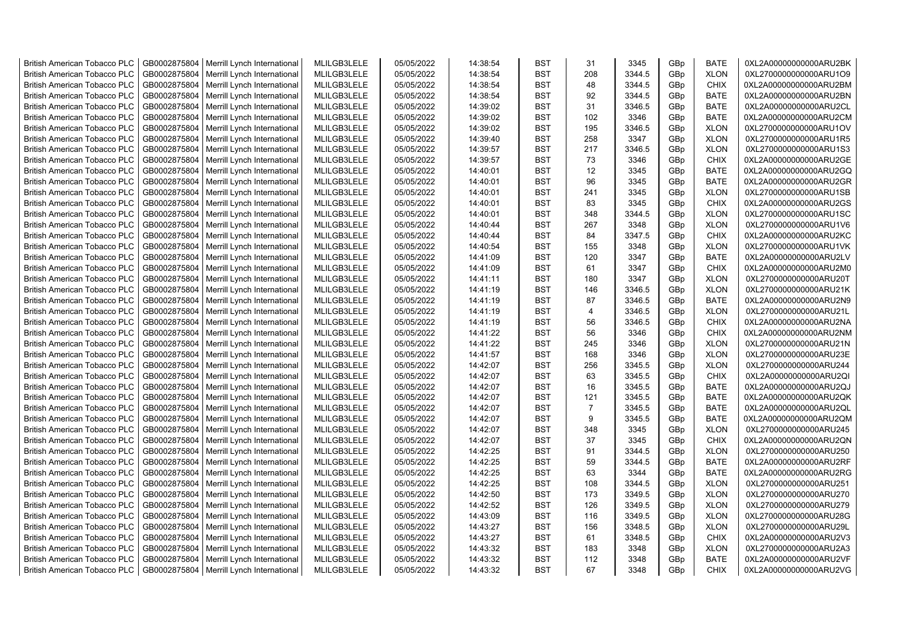| British American Tobacco PLC | GB0002875804 | Merrill Lynch International | MLILGB3LELE | 05/05/2022 | 14:38:54 | BST | 31 | 3345 | GBp | BATE | 0XL2A00000000000ARU2BK |
|---|---|---|---|---|---|---|---|---|---|---|---|
| British American Tobacco PLC | GB0002875804 | Merrill Lynch International | MLILGB3LELE | 05/05/2022 | 14:38:54 | BST | 208 | 3344.5 | GBp | XLON | 0XL2700000000000ARU1O9 |
| British American Tobacco PLC | GB0002875804 | Merrill Lynch International | MLILGB3LELE | 05/05/2022 | 14:38:54 | BST | 48 | 3344.5 | GBp | CHIX | 0XL2A00000000000ARU2BM |
| British American Tobacco PLC | GB0002875804 | Merrill Lynch International | MLILGB3LELE | 05/05/2022 | 14:38:54 | BST | 92 | 3344.5 | GBp | BATE | 0XL2A00000000000ARU2BN |
| British American Tobacco PLC | GB0002875804 | Merrill Lynch International | MLILGB3LELE | 05/05/2022 | 14:39:02 | BST | 31 | 3346.5 | GBp | BATE | 0XL2A00000000000ARU2CL |
| British American Tobacco PLC | GB0002875804 | Merrill Lynch International | MLILGB3LELE | 05/05/2022 | 14:39:02 | BST | 102 | 3346 | GBp | BATE | 0XL2A00000000000ARU2CM |
| British American Tobacco PLC | GB0002875804 | Merrill Lynch International | MLILGB3LELE | 05/05/2022 | 14:39:02 | BST | 195 | 3346.5 | GBp | XLON | 0XL2700000000000ARU1OV |
| British American Tobacco PLC | GB0002875804 | Merrill Lynch International | MLILGB3LELE | 05/05/2022 | 14:39:40 | BST | 258 | 3347 | GBp | XLON | 0XL2700000000000ARU1R5 |
| British American Tobacco PLC | GB0002875804 | Merrill Lynch International | MLILGB3LELE | 05/05/2022 | 14:39:57 | BST | 217 | 3346.5 | GBp | XLON | 0XL2700000000000ARU1S3 |
| British American Tobacco PLC | GB0002875804 | Merrill Lynch International | MLILGB3LELE | 05/05/2022 | 14:39:57 | BST | 73 | 3346 | GBp | CHIX | 0XL2A00000000000ARU2GE |
| British American Tobacco PLC | GB0002875804 | Merrill Lynch International | MLILGB3LELE | 05/05/2022 | 14:40:01 | BST | 12 | 3345 | GBp | BATE | 0XL2A00000000000ARU2GQ |
| British American Tobacco PLC | GB0002875804 | Merrill Lynch International | MLILGB3LELE | 05/05/2022 | 14:40:01 | BST | 96 | 3345 | GBp | BATE | 0XL2A00000000000ARU2GR |
| British American Tobacco PLC | GB0002875804 | Merrill Lynch International | MLILGB3LELE | 05/05/2022 | 14:40:01 | BST | 241 | 3345 | GBp | XLON | 0XL2700000000000ARU1SB |
| British American Tobacco PLC | GB0002875804 | Merrill Lynch International | MLILGB3LELE | 05/05/2022 | 14:40:01 | BST | 83 | 3345 | GBp | CHIX | 0XL2A00000000000ARU2GS |
| British American Tobacco PLC | GB0002875804 | Merrill Lynch International | MLILGB3LELE | 05/05/2022 | 14:40:01 | BST | 348 | 3344.5 | GBp | XLON | 0XL2700000000000ARU1SC |
| British American Tobacco PLC | GB0002875804 | Merrill Lynch International | MLILGB3LELE | 05/05/2022 | 14:40:44 | BST | 267 | 3348 | GBp | XLON | 0XL2700000000000ARU1V6 |
| British American Tobacco PLC | GB0002875804 | Merrill Lynch International | MLILGB3LELE | 05/05/2022 | 14:40:44 | BST | 84 | 3347.5 | GBp | CHIX | 0XL2A00000000000ARU2KC |
| British American Tobacco PLC | GB0002875804 | Merrill Lynch International | MLILGB3LELE | 05/05/2022 | 14:40:54 | BST | 155 | 3348 | GBp | XLON | 0XL2700000000000ARU1VK |
| British American Tobacco PLC | GB0002875804 | Merrill Lynch International | MLILGB3LELE | 05/05/2022 | 14:41:09 | BST | 120 | 3347 | GBp | BATE | 0XL2A00000000000ARU2LV |
| British American Tobacco PLC | GB0002875804 | Merrill Lynch International | MLILGB3LELE | 05/05/2022 | 14:41:09 | BST | 61 | 3347 | GBp | CHIX | 0XL2A00000000000ARU2M0 |
| British American Tobacco PLC | GB0002875804 | Merrill Lynch International | MLILGB3LELE | 05/05/2022 | 14:41:11 | BST | 180 | 3347 | GBp | XLON | 0XL2700000000000ARU20T |
| British American Tobacco PLC | GB0002875804 | Merrill Lynch International | MLILGB3LELE | 05/05/2022 | 14:41:19 | BST | 146 | 3346.5 | GBp | XLON | 0XL2700000000000ARU21K |
| British American Tobacco PLC | GB0002875804 | Merrill Lynch International | MLILGB3LELE | 05/05/2022 | 14:41:19 | BST | 87 | 3346.5 | GBp | BATE | 0XL2A00000000000ARU2N9 |
| British American Tobacco PLC | GB0002875804 | Merrill Lynch International | MLILGB3LELE | 05/05/2022 | 14:41:19 | BST | 4 | 3346.5 | GBp | XLON | 0XL2700000000000ARU21L |
| British American Tobacco PLC | GB0002875804 | Merrill Lynch International | MLILGB3LELE | 05/05/2022 | 14:41:19 | BST | 56 | 3346.5 | GBp | CHIX | 0XL2A00000000000ARU2NA |
| British American Tobacco PLC | GB0002875804 | Merrill Lynch International | MLILGB3LELE | 05/05/2022 | 14:41:22 | BST | 56 | 3346 | GBp | CHIX | 0XL2A00000000000ARU2NM |
| British American Tobacco PLC | GB0002875804 | Merrill Lynch International | MLILGB3LELE | 05/05/2022 | 14:41:22 | BST | 245 | 3346 | GBp | XLON | 0XL2700000000000ARU21N |
| British American Tobacco PLC | GB0002875804 | Merrill Lynch International | MLILGB3LELE | 05/05/2022 | 14:41:57 | BST | 168 | 3346 | GBp | XLON | 0XL2700000000000ARU23E |
| British American Tobacco PLC | GB0002875804 | Merrill Lynch International | MLILGB3LELE | 05/05/2022 | 14:42:07 | BST | 256 | 3345.5 | GBp | XLON | 0XL2700000000000ARU244 |
| British American Tobacco PLC | GB0002875804 | Merrill Lynch International | MLILGB3LELE | 05/05/2022 | 14:42:07 | BST | 63 | 3345.5 | GBp | CHIX | 0XL2A00000000000ARU2QI |
| British American Tobacco PLC | GB0002875804 | Merrill Lynch International | MLILGB3LELE | 05/05/2022 | 14:42:07 | BST | 16 | 3345.5 | GBp | BATE | 0XL2A00000000000ARU2QJ |
| British American Tobacco PLC | GB0002875804 | Merrill Lynch International | MLILGB3LELE | 05/05/2022 | 14:42:07 | BST | 121 | 3345.5 | GBp | BATE | 0XL2A00000000000ARU2QK |
| British American Tobacco PLC | GB0002875804 | Merrill Lynch International | MLILGB3LELE | 05/05/2022 | 14:42:07 | BST | 7 | 3345.5 | GBp | BATE | 0XL2A00000000000ARU2QL |
| British American Tobacco PLC | GB0002875804 | Merrill Lynch International | MLILGB3LELE | 05/05/2022 | 14:42:07 | BST | 9 | 3345.5 | GBp | BATE | 0XL2A00000000000ARU2QM |
| British American Tobacco PLC | GB0002875804 | Merrill Lynch International | MLILGB3LELE | 05/05/2022 | 14:42:07 | BST | 348 | 3345 | GBp | XLON | 0XL2700000000000ARU245 |
| British American Tobacco PLC | GB0002875804 | Merrill Lynch International | MLILGB3LELE | 05/05/2022 | 14:42:07 | BST | 37 | 3345 | GBp | CHIX | 0XL2A00000000000ARU2QN |
| British American Tobacco PLC | GB0002875804 | Merrill Lynch International | MLILGB3LELE | 05/05/2022 | 14:42:25 | BST | 91 | 3344.5 | GBp | XLON | 0XL2700000000000ARU250 |
| British American Tobacco PLC | GB0002875804 | Merrill Lynch International | MLILGB3LELE | 05/05/2022 | 14:42:25 | BST | 59 | 3344.5 | GBp | BATE | 0XL2A00000000000ARU2RF |
| British American Tobacco PLC | GB0002875804 | Merrill Lynch International | MLILGB3LELE | 05/05/2022 | 14:42:25 | BST | 63 | 3344 | GBp | BATE | 0XL2A00000000000ARU2RG |
| British American Tobacco PLC | GB0002875804 | Merrill Lynch International | MLILGB3LELE | 05/05/2022 | 14:42:25 | BST | 108 | 3344.5 | GBp | XLON | 0XL2700000000000ARU251 |
| British American Tobacco PLC | GB0002875804 | Merrill Lynch International | MLILGB3LELE | 05/05/2022 | 14:42:50 | BST | 173 | 3349.5 | GBp | XLON | 0XL2700000000000ARU270 |
| British American Tobacco PLC | GB0002875804 | Merrill Lynch International | MLILGB3LELE | 05/05/2022 | 14:42:52 | BST | 126 | 3349.5 | GBp | XLON | 0XL2700000000000ARU279 |
| British American Tobacco PLC | GB0002875804 | Merrill Lynch International | MLILGB3LELE | 05/05/2022 | 14:43:09 | BST | 116 | 3349.5 | GBp | XLON | 0XL2700000000000ARU28G |
| British American Tobacco PLC | GB0002875804 | Merrill Lynch International | MLILGB3LELE | 05/05/2022 | 14:43:27 | BST | 156 | 3348.5 | GBp | XLON | 0XL2700000000000ARU29L |
| British American Tobacco PLC | GB0002875804 | Merrill Lynch International | MLILGB3LELE | 05/05/2022 | 14:43:27 | BST | 61 | 3348.5 | GBp | CHIX | 0XL2A00000000000ARU2V3 |
| British American Tobacco PLC | GB0002875804 | Merrill Lynch International | MLILGB3LELE | 05/05/2022 | 14:43:32 | BST | 183 | 3348 | GBp | XLON | 0XL2700000000000ARU2A3 |
| British American Tobacco PLC | GB0002875804 | Merrill Lynch International | MLILGB3LELE | 05/05/2022 | 14:43:32 | BST | 112 | 3348 | GBp | BATE | 0XL2A00000000000ARU2VF |
| British American Tobacco PLC | GB0002875804 | Merrill Lynch International | MLILGB3LELE | 05/05/2022 | 14:43:32 | BST | 67 | 3348 | GBp | CHIX | 0XL2A00000000000ARU2VG |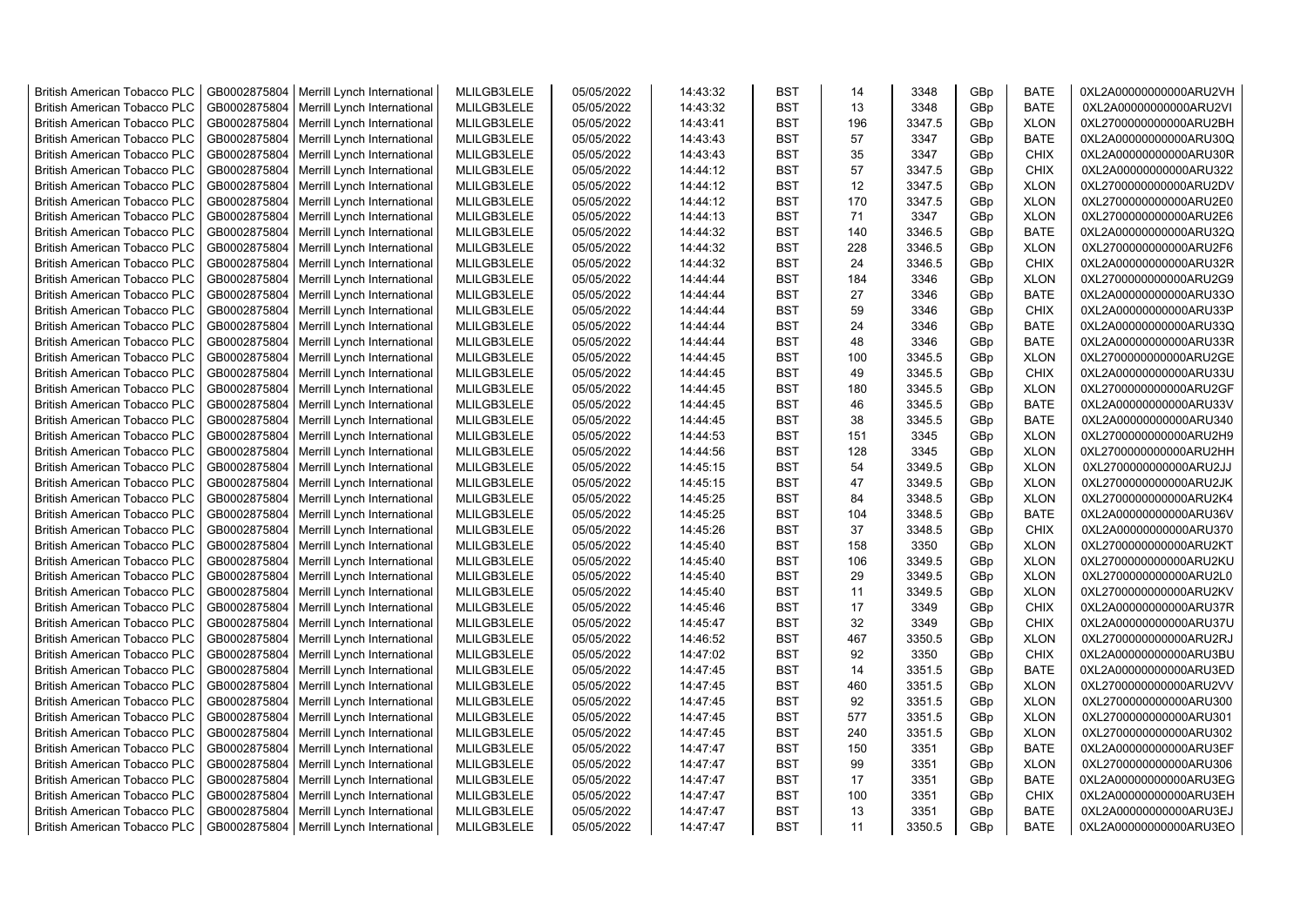| British American Tobacco PLC | GB0002875804 | Merrill Lynch International | MLILGB3LELE | 05/05/2022 | 14:43:32 | BST | 14 | 3348 | GBp | BATE | 0XL2A00000000000ARU2VH |
|---|---|---|---|---|---|---|---|---|---|---|---|
| British American Tobacco PLC | GB0002875804 | Merrill Lynch International | MLILGB3LELE | 05/05/2022 | 14:43:32 | BST | 13 | 3348 | GBp | BATE | 0XL2A00000000000ARU2VI |
| British American Tobacco PLC | GB0002875804 | Merrill Lynch International | MLILGB3LELE | 05/05/2022 | 14:43:41 | BST | 196 | 3347.5 | GBp | XLON | 0XL2700000000000ARU2BH |
| British American Tobacco PLC | GB0002875804 | Merrill Lynch International | MLILGB3LELE | 05/05/2022 | 14:43:43 | BST | 57 | 3347 | GBp | BATE | 0XL2A00000000000ARU30Q |
| British American Tobacco PLC | GB0002875804 | Merrill Lynch International | MLILGB3LELE | 05/05/2022 | 14:43:43 | BST | 35 | 3347 | GBp | CHIX | 0XL2A00000000000ARU30R |
| British American Tobacco PLC | GB0002875804 | Merrill Lynch International | MLILGB3LELE | 05/05/2022 | 14:44:12 | BST | 57 | 3347.5 | GBp | CHIX | 0XL2A00000000000ARU322 |
| British American Tobacco PLC | GB0002875804 | Merrill Lynch International | MLILGB3LELE | 05/05/2022 | 14:44:12 | BST | 12 | 3347.5 | GBp | XLON | 0XL2700000000000ARU2DV |
| British American Tobacco PLC | GB0002875804 | Merrill Lynch International | MLILGB3LELE | 05/05/2022 | 14:44:12 | BST | 170 | 3347.5 | GBp | XLON | 0XL2700000000000ARU2E0 |
| British American Tobacco PLC | GB0002875804 | Merrill Lynch International | MLILGB3LELE | 05/05/2022 | 14:44:13 | BST | 71 | 3347 | GBp | XLON | 0XL2700000000000ARU2E6 |
| British American Tobacco PLC | GB0002875804 | Merrill Lynch International | MLILGB3LELE | 05/05/2022 | 14:44:32 | BST | 140 | 3346.5 | GBp | BATE | 0XL2A00000000000ARU32Q |
| British American Tobacco PLC | GB0002875804 | Merrill Lynch International | MLILGB3LELE | 05/05/2022 | 14:44:32 | BST | 228 | 3346.5 | GBp | XLON | 0XL2700000000000ARU2F6 |
| British American Tobacco PLC | GB0002875804 | Merrill Lynch International | MLILGB3LELE | 05/05/2022 | 14:44:32 | BST | 24 | 3346.5 | GBp | CHIX | 0XL2A00000000000ARU32R |
| British American Tobacco PLC | GB0002875804 | Merrill Lynch International | MLILGB3LELE | 05/05/2022 | 14:44:44 | BST | 184 | 3346 | GBp | XLON | 0XL2700000000000ARU2G9 |
| British American Tobacco PLC | GB0002875804 | Merrill Lynch International | MLILGB3LELE | 05/05/2022 | 14:44:44 | BST | 27 | 3346 | GBp | BATE | 0XL2A00000000000ARU33O |
| British American Tobacco PLC | GB0002875804 | Merrill Lynch International | MLILGB3LELE | 05/05/2022 | 14:44:44 | BST | 59 | 3346 | GBp | CHIX | 0XL2A00000000000ARU33P |
| British American Tobacco PLC | GB0002875804 | Merrill Lynch International | MLILGB3LELE | 05/05/2022 | 14:44:44 | BST | 24 | 3346 | GBp | BATE | 0XL2A00000000000ARU33Q |
| British American Tobacco PLC | GB0002875804 | Merrill Lynch International | MLILGB3LELE | 05/05/2022 | 14:44:44 | BST | 48 | 3346 | GBp | BATE | 0XL2A00000000000ARU33R |
| British American Tobacco PLC | GB0002875804 | Merrill Lynch International | MLILGB3LELE | 05/05/2022 | 14:44:45 | BST | 100 | 3345.5 | GBp | XLON | 0XL2700000000000ARU2GE |
| British American Tobacco PLC | GB0002875804 | Merrill Lynch International | MLILGB3LELE | 05/05/2022 | 14:44:45 | BST | 49 | 3345.5 | GBp | CHIX | 0XL2A00000000000ARU33U |
| British American Tobacco PLC | GB0002875804 | Merrill Lynch International | MLILGB3LELE | 05/05/2022 | 14:44:45 | BST | 180 | 3345.5 | GBp | XLON | 0XL2700000000000ARU2GF |
| British American Tobacco PLC | GB0002875804 | Merrill Lynch International | MLILGB3LELE | 05/05/2022 | 14:44:45 | BST | 46 | 3345.5 | GBp | BATE | 0XL2A00000000000ARU33V |
| British American Tobacco PLC | GB0002875804 | Merrill Lynch International | MLILGB3LELE | 05/05/2022 | 14:44:45 | BST | 38 | 3345.5 | GBp | BATE | 0XL2A00000000000ARU340 |
| British American Tobacco PLC | GB0002875804 | Merrill Lynch International | MLILGB3LELE | 05/05/2022 | 14:44:53 | BST | 151 | 3345 | GBp | XLON | 0XL2700000000000ARU2H9 |
| British American Tobacco PLC | GB0002875804 | Merrill Lynch International | MLILGB3LELE | 05/05/2022 | 14:44:56 | BST | 128 | 3345 | GBp | XLON | 0XL2700000000000ARU2HH |
| British American Tobacco PLC | GB0002875804 | Merrill Lynch International | MLILGB3LELE | 05/05/2022 | 14:45:15 | BST | 54 | 3349.5 | GBp | XLON | 0XL2700000000000ARU2JJ |
| British American Tobacco PLC | GB0002875804 | Merrill Lynch International | MLILGB3LELE | 05/05/2022 | 14:45:15 | BST | 47 | 3349.5 | GBp | XLON | 0XL2700000000000ARU2JK |
| British American Tobacco PLC | GB0002875804 | Merrill Lynch International | MLILGB3LELE | 05/05/2022 | 14:45:25 | BST | 84 | 3348.5 | GBp | XLON | 0XL2700000000000ARU2K4 |
| British American Tobacco PLC | GB0002875804 | Merrill Lynch International | MLILGB3LELE | 05/05/2022 | 14:45:25 | BST | 104 | 3348.5 | GBp | BATE | 0XL2A00000000000ARU36V |
| British American Tobacco PLC | GB0002875804 | Merrill Lynch International | MLILGB3LELE | 05/05/2022 | 14:45:26 | BST | 37 | 3348.5 | GBp | CHIX | 0XL2A00000000000ARU370 |
| British American Tobacco PLC | GB0002875804 | Merrill Lynch International | MLILGB3LELE | 05/05/2022 | 14:45:40 | BST | 158 | 3350 | GBp | XLON | 0XL2700000000000ARU2KT |
| British American Tobacco PLC | GB0002875804 | Merrill Lynch International | MLILGB3LELE | 05/05/2022 | 14:45:40 | BST | 106 | 3349.5 | GBp | XLON | 0XL2700000000000ARU2KU |
| British American Tobacco PLC | GB0002875804 | Merrill Lynch International | MLILGB3LELE | 05/05/2022 | 14:45:40 | BST | 29 | 3349.5 | GBp | XLON | 0XL2700000000000ARU2L0 |
| British American Tobacco PLC | GB0002875804 | Merrill Lynch International | MLILGB3LELE | 05/05/2022 | 14:45:40 | BST | 11 | 3349.5 | GBp | XLON | 0XL2700000000000ARU2KV |
| British American Tobacco PLC | GB0002875804 | Merrill Lynch International | MLILGB3LELE | 05/05/2022 | 14:45:46 | BST | 17 | 3349 | GBp | CHIX | 0XL2A00000000000ARU37R |
| British American Tobacco PLC | GB0002875804 | Merrill Lynch International | MLILGB3LELE | 05/05/2022 | 14:45:47 | BST | 32 | 3349 | GBp | CHIX | 0XL2A00000000000ARU37U |
| British American Tobacco PLC | GB0002875804 | Merrill Lynch International | MLILGB3LELE | 05/05/2022 | 14:46:52 | BST | 467 | 3350.5 | GBp | XLON | 0XL2700000000000ARU2RJ |
| British American Tobacco PLC | GB0002875804 | Merrill Lynch International | MLILGB3LELE | 05/05/2022 | 14:47:02 | BST | 92 | 3350 | GBp | CHIX | 0XL2A00000000000ARU3BU |
| British American Tobacco PLC | GB0002875804 | Merrill Lynch International | MLILGB3LELE | 05/05/2022 | 14:47:45 | BST | 14 | 3351.5 | GBp | BATE | 0XL2A00000000000ARU3ED |
| British American Tobacco PLC | GB0002875804 | Merrill Lynch International | MLILGB3LELE | 05/05/2022 | 14:47:45 | BST | 460 | 3351.5 | GBp | XLON | 0XL2700000000000ARU2VV |
| British American Tobacco PLC | GB0002875804 | Merrill Lynch International | MLILGB3LELE | 05/05/2022 | 14:47:45 | BST | 92 | 3351.5 | GBp | XLON | 0XL2700000000000ARU300 |
| British American Tobacco PLC | GB0002875804 | Merrill Lynch International | MLILGB3LELE | 05/05/2022 | 14:47:45 | BST | 577 | 3351.5 | GBp | XLON | 0XL2700000000000ARU301 |
| British American Tobacco PLC | GB0002875804 | Merrill Lynch International | MLILGB3LELE | 05/05/2022 | 14:47:45 | BST | 240 | 3351.5 | GBp | XLON | 0XL2700000000000ARU302 |
| British American Tobacco PLC | GB0002875804 | Merrill Lynch International | MLILGB3LELE | 05/05/2022 | 14:47:47 | BST | 150 | 3351 | GBp | BATE | 0XL2A00000000000ARU3EF |
| British American Tobacco PLC | GB0002875804 | Merrill Lynch International | MLILGB3LELE | 05/05/2022 | 14:47:47 | BST | 99 | 3351 | GBp | XLON | 0XL2700000000000ARU306 |
| British American Tobacco PLC | GB0002875804 | Merrill Lynch International | MLILGB3LELE | 05/05/2022 | 14:47:47 | BST | 17 | 3351 | GBp | BATE | 0XL2A00000000000ARU3EG |
| British American Tobacco PLC | GB0002875804 | Merrill Lynch International | MLILGB3LELE | 05/05/2022 | 14:47:47 | BST | 100 | 3351 | GBp | CHIX | 0XL2A00000000000ARU3EH |
| British American Tobacco PLC | GB0002875804 | Merrill Lynch International | MLILGB3LELE | 05/05/2022 | 14:47:47 | BST | 13 | 3351 | GBp | BATE | 0XL2A00000000000ARU3EJ |
| British American Tobacco PLC | GB0002875804 | Merrill Lynch International | MLILGB3LELE | 05/05/2022 | 14:47:47 | BST | 11 | 3350.5 | GBp | BATE | 0XL2A00000000000ARU3EO |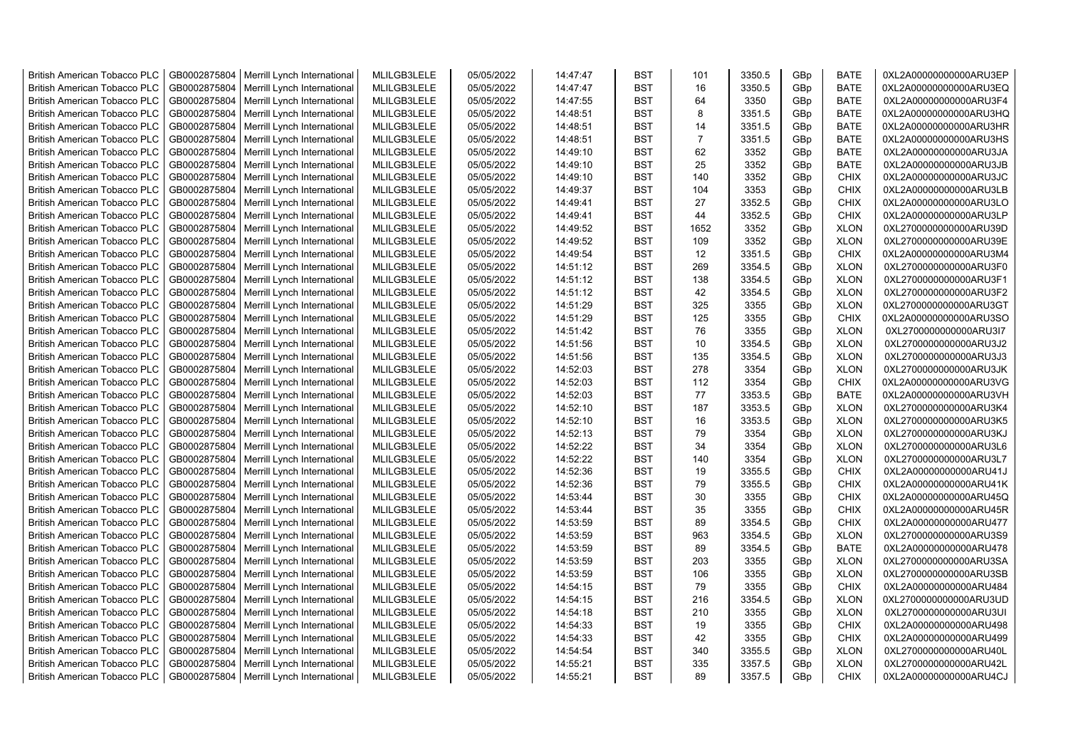| British American Tobacco PLC | GB0002875804 | Merrill Lynch International | MLILGB3LELE | 05/05/2022 | 14:47:47 | BST | 101 | 3350.5 | GBp | BATE | 0XL2A00000000000ARU3EP |
|---|---|---|---|---|---|---|---|---|---|---|---|
| British American Tobacco PLC | GB0002875804 | Merrill Lynch International | MLILGB3LELE | 05/05/2022 | 14:47:47 | BST | 16 | 3350.5 | GBp | BATE | 0XL2A00000000000ARU3EQ |
| British American Tobacco PLC | GB0002875804 | Merrill Lynch International | MLILGB3LELE | 05/05/2022 | 14:47:55 | BST | 64 | 3350 | GBp | BATE | 0XL2A00000000000ARU3F4 |
| British American Tobacco PLC | GB0002875804 | Merrill Lynch International | MLILGB3LELE | 05/05/2022 | 14:48:51 | BST | 8 | 3351.5 | GBp | BATE | 0XL2A00000000000ARU3HQ |
| British American Tobacco PLC | GB0002875804 | Merrill Lynch International | MLILGB3LELE | 05/05/2022 | 14:48:51 | BST | 14 | 3351.5 | GBp | BATE | 0XL2A00000000000ARU3HR |
| British American Tobacco PLC | GB0002875804 | Merrill Lynch International | MLILGB3LELE | 05/05/2022 | 14:48:51 | BST | 7 | 3351.5 | GBp | BATE | 0XL2A00000000000ARU3HS |
| British American Tobacco PLC | GB0002875804 | Merrill Lynch International | MLILGB3LELE | 05/05/2022 | 14:49:10 | BST | 62 | 3352 | GBp | BATE | 0XL2A00000000000ARU3JA |
| British American Tobacco PLC | GB0002875804 | Merrill Lynch International | MLILGB3LELE | 05/05/2022 | 14:49:10 | BST | 25 | 3352 | GBp | BATE | 0XL2A00000000000ARU3JB |
| British American Tobacco PLC | GB0002875804 | Merrill Lynch International | MLILGB3LELE | 05/05/2022 | 14:49:10 | BST | 140 | 3352 | GBp | CHIX | 0XL2A00000000000ARU3JC |
| British American Tobacco PLC | GB0002875804 | Merrill Lynch International | MLILGB3LELE | 05/05/2022 | 14:49:37 | BST | 104 | 3353 | GBp | CHIX | 0XL2A00000000000ARU3LB |
| British American Tobacco PLC | GB0002875804 | Merrill Lynch International | MLILGB3LELE | 05/05/2022 | 14:49:41 | BST | 27 | 3352.5 | GBp | CHIX | 0XL2A00000000000ARU3LO |
| British American Tobacco PLC | GB0002875804 | Merrill Lynch International | MLILGB3LELE | 05/05/2022 | 14:49:41 | BST | 44 | 3352.5 | GBp | CHIX | 0XL2A00000000000ARU3LP |
| British American Tobacco PLC | GB0002875804 | Merrill Lynch International | MLILGB3LELE | 05/05/2022 | 14:49:52 | BST | 1652 | 3352 | GBp | XLON | 0XL2700000000000ARU39D |
| British American Tobacco PLC | GB0002875804 | Merrill Lynch International | MLILGB3LELE | 05/05/2022 | 14:49:52 | BST | 109 | 3352 | GBp | XLON | 0XL2700000000000ARU39E |
| British American Tobacco PLC | GB0002875804 | Merrill Lynch International | MLILGB3LELE | 05/05/2022 | 14:49:54 | BST | 12 | 3351.5 | GBp | CHIX | 0XL2A00000000000ARU3M4 |
| British American Tobacco PLC | GB0002875804 | Merrill Lynch International | MLILGB3LELE | 05/05/2022 | 14:51:12 | BST | 269 | 3354.5 | GBp | XLON | 0XL2700000000000ARU3F0 |
| British American Tobacco PLC | GB0002875804 | Merrill Lynch International | MLILGB3LELE | 05/05/2022 | 14:51:12 | BST | 138 | 3354.5 | GBp | XLON | 0XL2700000000000ARU3F1 |
| British American Tobacco PLC | GB0002875804 | Merrill Lynch International | MLILGB3LELE | 05/05/2022 | 14:51:12 | BST | 42 | 3354.5 | GBp | XLON | 0XL2700000000000ARU3F2 |
| British American Tobacco PLC | GB0002875804 | Merrill Lynch International | MLILGB3LELE | 05/05/2022 | 14:51:29 | BST | 325 | 3355 | GBp | XLON | 0XL2700000000000ARU3GT |
| British American Tobacco PLC | GB0002875804 | Merrill Lynch International | MLILGB3LELE | 05/05/2022 | 14:51:29 | BST | 125 | 3355 | GBp | CHIX | 0XL2A00000000000ARU3SO |
| British American Tobacco PLC | GB0002875804 | Merrill Lynch International | MLILGB3LELE | 05/05/2022 | 14:51:42 | BST | 76 | 3355 | GBp | XLON | 0XL2700000000000ARU3I7 |
| British American Tobacco PLC | GB0002875804 | Merrill Lynch International | MLILGB3LELE | 05/05/2022 | 14:51:56 | BST | 10 | 3354.5 | GBp | XLON | 0XL2700000000000ARU3J2 |
| British American Tobacco PLC | GB0002875804 | Merrill Lynch International | MLILGB3LELE | 05/05/2022 | 14:51:56 | BST | 135 | 3354.5 | GBp | XLON | 0XL2700000000000ARU3J3 |
| British American Tobacco PLC | GB0002875804 | Merrill Lynch International | MLILGB3LELE | 05/05/2022 | 14:52:03 | BST | 278 | 3354 | GBp | XLON | 0XL2700000000000ARU3JK |
| British American Tobacco PLC | GB0002875804 | Merrill Lynch International | MLILGB3LELE | 05/05/2022 | 14:52:03 | BST | 112 | 3354 | GBp | CHIX | 0XL2A00000000000ARU3VG |
| British American Tobacco PLC | GB0002875804 | Merrill Lynch International | MLILGB3LELE | 05/05/2022 | 14:52:03 | BST | 77 | 3353.5 | GBp | BATE | 0XL2A00000000000ARU3VH |
| British American Tobacco PLC | GB0002875804 | Merrill Lynch International | MLILGB3LELE | 05/05/2022 | 14:52:10 | BST | 187 | 3353.5 | GBp | XLON | 0XL2700000000000ARU3K4 |
| British American Tobacco PLC | GB0002875804 | Merrill Lynch International | MLILGB3LELE | 05/05/2022 | 14:52:10 | BST | 16 | 3353.5 | GBp | XLON | 0XL2700000000000ARU3K5 |
| British American Tobacco PLC | GB0002875804 | Merrill Lynch International | MLILGB3LELE | 05/05/2022 | 14:52:13 | BST | 79 | 3354 | GBp | XLON | 0XL2700000000000ARU3KJ |
| British American Tobacco PLC | GB0002875804 | Merrill Lynch International | MLILGB3LELE | 05/05/2022 | 14:52:22 | BST | 34 | 3354 | GBp | XLON | 0XL2700000000000ARU3L6 |
| British American Tobacco PLC | GB0002875804 | Merrill Lynch International | MLILGB3LELE | 05/05/2022 | 14:52:22 | BST | 140 | 3354 | GBp | XLON | 0XL2700000000000ARU3L7 |
| British American Tobacco PLC | GB0002875804 | Merrill Lynch International | MLILGB3LELE | 05/05/2022 | 14:52:36 | BST | 19 | 3355.5 | GBp | CHIX | 0XL2A00000000000ARU41J |
| British American Tobacco PLC | GB0002875804 | Merrill Lynch International | MLILGB3LELE | 05/05/2022 | 14:52:36 | BST | 79 | 3355.5 | GBp | CHIX | 0XL2A00000000000ARU41K |
| British American Tobacco PLC | GB0002875804 | Merrill Lynch International | MLILGB3LELE | 05/05/2022 | 14:53:44 | BST | 30 | 3355 | GBp | CHIX | 0XL2A00000000000ARU45Q |
| British American Tobacco PLC | GB0002875804 | Merrill Lynch International | MLILGB3LELE | 05/05/2022 | 14:53:44 | BST | 35 | 3355 | GBp | CHIX | 0XL2A00000000000ARU45R |
| British American Tobacco PLC | GB0002875804 | Merrill Lynch International | MLILGB3LELE | 05/05/2022 | 14:53:59 | BST | 89 | 3354.5 | GBp | CHIX | 0XL2A00000000000ARU477 |
| British American Tobacco PLC | GB0002875804 | Merrill Lynch International | MLILGB3LELE | 05/05/2022 | 14:53:59 | BST | 963 | 3354.5 | GBp | XLON | 0XL2700000000000ARU3S9 |
| British American Tobacco PLC | GB0002875804 | Merrill Lynch International | MLILGB3LELE | 05/05/2022 | 14:53:59 | BST | 89 | 3354.5 | GBp | BATE | 0XL2A00000000000ARU478 |
| British American Tobacco PLC | GB0002875804 | Merrill Lynch International | MLILGB3LELE | 05/05/2022 | 14:53:59 | BST | 203 | 3355 | GBp | XLON | 0XL2700000000000ARU3SA |
| British American Tobacco PLC | GB0002875804 | Merrill Lynch International | MLILGB3LELE | 05/05/2022 | 14:53:59 | BST | 106 | 3355 | GBp | XLON | 0XL2700000000000ARU3SB |
| British American Tobacco PLC | GB0002875804 | Merrill Lynch International | MLILGB3LELE | 05/05/2022 | 14:54:15 | BST | 79 | 3355 | GBp | CHIX | 0XL2A00000000000ARU484 |
| British American Tobacco PLC | GB0002875804 | Merrill Lynch International | MLILGB3LELE | 05/05/2022 | 14:54:15 | BST | 216 | 3354.5 | GBp | XLON | 0XL2700000000000ARU3UD |
| British American Tobacco PLC | GB0002875804 | Merrill Lynch International | MLILGB3LELE | 05/05/2022 | 14:54:18 | BST | 210 | 3355 | GBp | XLON | 0XL2700000000000ARU3UI |
| British American Tobacco PLC | GB0002875804 | Merrill Lynch International | MLILGB3LELE | 05/05/2022 | 14:54:33 | BST | 19 | 3355 | GBp | CHIX | 0XL2A00000000000ARU498 |
| British American Tobacco PLC | GB0002875804 | Merrill Lynch International | MLILGB3LELE | 05/05/2022 | 14:54:33 | BST | 42 | 3355 | GBp | CHIX | 0XL2A00000000000ARU499 |
| British American Tobacco PLC | GB0002875804 | Merrill Lynch International | MLILGB3LELE | 05/05/2022 | 14:54:54 | BST | 340 | 3355.5 | GBp | XLON | 0XL2700000000000ARU40L |
| British American Tobacco PLC | GB0002875804 | Merrill Lynch International | MLILGB3LELE | 05/05/2022 | 14:55:21 | BST | 335 | 3357.5 | GBp | XLON | 0XL2700000000000ARU42L |
| British American Tobacco PLC | GB0002875804 | Merrill Lynch International | MLILGB3LELE | 05/05/2022 | 14:55:21 | BST | 89 | 3357.5 | GBp | CHIX | 0XL2A00000000000ARU4CJ |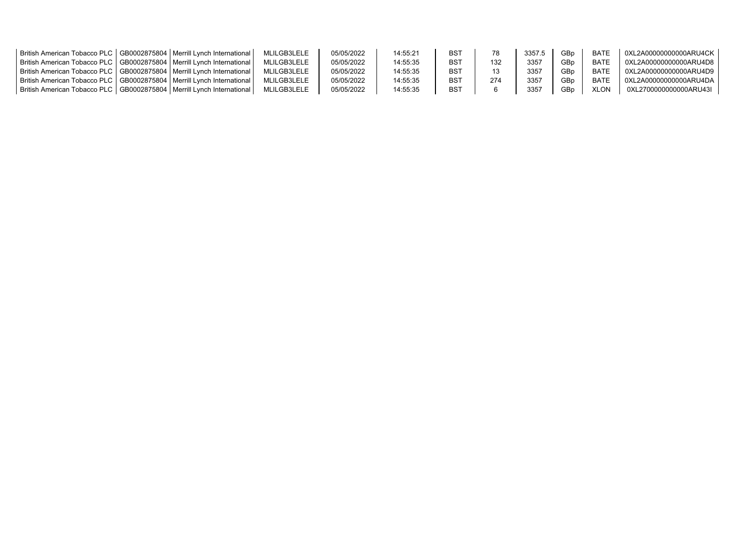| | | | | | | | | | | | |
|---|---|---|---|---|---|---|---|---|---|---|---|
| British American Tobacco PLC | GB0002875804 | Merrill Lynch International | MLILGB3LELE | 05/05/2022 | 14:55:21 | BST | 78 | 3357.5 | GBp | BATE | 0XL2A00000000000ARU4CK |
| British American Tobacco PLC | GB0002875804 | Merrill Lynch International | MLILGB3LELE | 05/05/2022 | 14:55:35 | BST | 132 | 3357 | GBp | BATE | 0XL2A00000000000ARU4D8 |
| British American Tobacco PLC | GB0002875804 | Merrill Lynch International | MLILGB3LELE | 05/05/2022 | 14:55:35 | BST | 13 | 3357 | GBp | BATE | 0XL2A00000000000ARU4D9 |
| British American Tobacco PLC | GB0002875804 | Merrill Lynch International | MLILGB3LELE | 05/05/2022 | 14:55:35 | BST | 274 | 3357 | GBp | BATE | 0XL2A00000000000ARU4DA |
| British American Tobacco PLC | GB0002875804 | Merrill Lynch International | MLILGB3LELE | 05/05/2022 | 14:55:35 | BST | 6 | 3357 | GBp | XLON | 0XL2700000000000ARU43I |